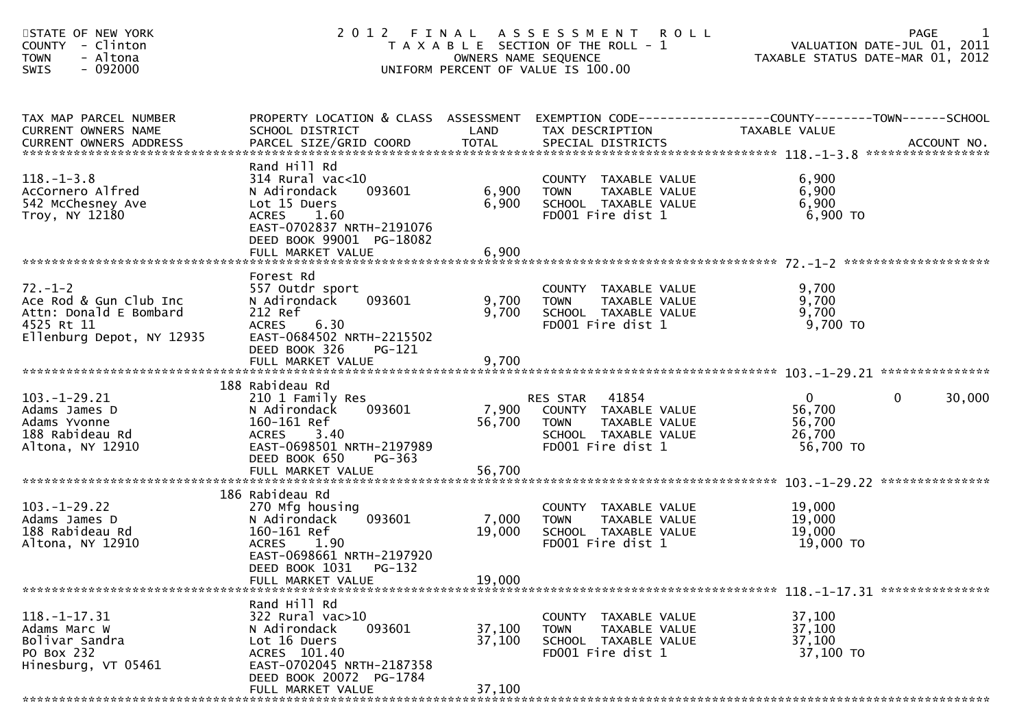STATE OF NEW YORK
COUNTY - Clinton
TOWN - Altona
SWIS - 092000

# 2012 FINAL ASSESSMENT ROLL

TAXABLE SECTION OF THE ROLL - 1
OWNERS NAME SEQUENCE
UNIFORM PERCENT OF VALUE IS 100.00

VALUATION DATE-JUL 01, 2011
TAXABLE STATUS DATE-MAR 01, 2012

| TAX MAP PARCEL NUMBER / CURRENT OWNERS NAME / CURRENT OWNERS ADDRESS | PROPERTY LOCATION & CLASS / SCHOOL DISTRICT / PARCEL SIZE/GRID COORD | ASSESSMENT LAND / TOTAL | EXEMPTION CODE / TAX DESCRIPTION / SPECIAL DISTRICTS | COUNTY TAXABLE VALUE | TOWN | SCHOOL | ACCOUNT NO. |
|---|---|---|---|---|---|---|---|
| **118.-1-3.8** | Rand Hill Rd | | | | | | |
| 118.-1-3.8 | 314 Rural vac<10 | | COUNTY TAXABLE VALUE | 6,900 | | | |
| AcCornero Alfred | N Adirondack 093601 | 6,900 | TOWN TAXABLE VALUE | 6,900 | | | |
| 542 McChesney Ave | Lot 15 Duers | 6,900 | SCHOOL TAXABLE VALUE | 6,900 | | | |
| Troy, NY 12180 | ACRES 1.60 | | FD001 Fire dist 1 | 6,900 TO | | | |
| | EAST-0702837 NRTH-2191076 | | | | | | |
| | DEED BOOK 99001 PG-18082 | | | | | | |
| | FULL MARKET VALUE | 6,900 | | | | | |
| **72.-1-2** | Forest Rd | | | | | | |
| 72.-1-2 | 557 Outdr sport | | COUNTY TAXABLE VALUE | 9,700 | | | |
| Ace Rod & Gun Club Inc | N Adirondack 093601 | 9,700 | TOWN TAXABLE VALUE | 9,700 | | | |
| Attn: Donald E Bombard | 212 Ref | 9,700 | SCHOOL TAXABLE VALUE | 9,700 | | | |
| 4525 Rt 11 | ACRES 6.30 | | FD001 Fire dist 1 | 9,700 TO | | | |
| Ellenburg Depot, NY 12935 | EAST-0684502 NRTH-2215502 | | | | | | |
| | DEED BOOK 326 PG-121 | | | | | | |
| | FULL MARKET VALUE | 9,700 | | | | | |
| **103.-1-29.21** | 188 Rabideau Rd | | | | | | |
| 103.-1-29.21 | 210 1 Family Res | | RES STAR 41854 | 0 | 0 | 30,000 | |
| Adams James D | N Adirondack 093601 | 7,900 | COUNTY TAXABLE VALUE | 56,700 | | | |
| Adams Yvonne | 160-161 Ref | 56,700 | TOWN TAXABLE VALUE | 56,700 | | | |
| 188 Rabideau Rd | ACRES 3.40 | | SCHOOL TAXABLE VALUE | 26,700 | | | |
| Altona, NY 12910 | EAST-0698501 NRTH-2197989 | | FD001 Fire dist 1 | 56,700 TO | | | |
| | DEED BOOK 650 PG-363 | | | | | | |
| | FULL MARKET VALUE | 56,700 | | | | | |
| **103.-1-29.22** | 186 Rabideau Rd | | | | | | |
| 103.-1-29.22 | 270 Mfg housing | | COUNTY TAXABLE VALUE | 19,000 | | | |
| Adams James D | N Adirondack 093601 | 7,000 | TOWN TAXABLE VALUE | 19,000 | | | |
| 188 Rabideau Rd | 160-161 Ref | 19,000 | SCHOOL TAXABLE VALUE | 19,000 | | | |
| Altona, NY 12910 | ACRES 1.90 | | FD001 Fire dist 1 | 19,000 TO | | | |
| | EAST-0698661 NRTH-2197920 | | | | | | |
| | DEED BOOK 1031 PG-132 | | | | | | |
| | FULL MARKET VALUE | 19,000 | | | | | |
| **118.-1-17.31** | Rand Hill Rd | | | | | | |
| 118.-1-17.31 | 322 Rural vac>10 | | COUNTY TAXABLE VALUE | 37,100 | | | |
| Adams Marc W | N Adirondack 093601 | 37,100 | TOWN TAXABLE VALUE | 37,100 | | | |
| Bolivar Sandra | Lot 16 Duers | 37,100 | SCHOOL TAXABLE VALUE | 37,100 | | | |
| PO Box 232 | ACRES 101.40 | | FD001 Fire dist 1 | 37,100 TO | | | |
| Hinesburg, VT 05461 | EAST-0702045 NRTH-2187358 | | | | | | |
| | DEED BOOK 20072 PG-1784 | | | | | | |
| | FULL MARKET VALUE | 37,100 | | | | | |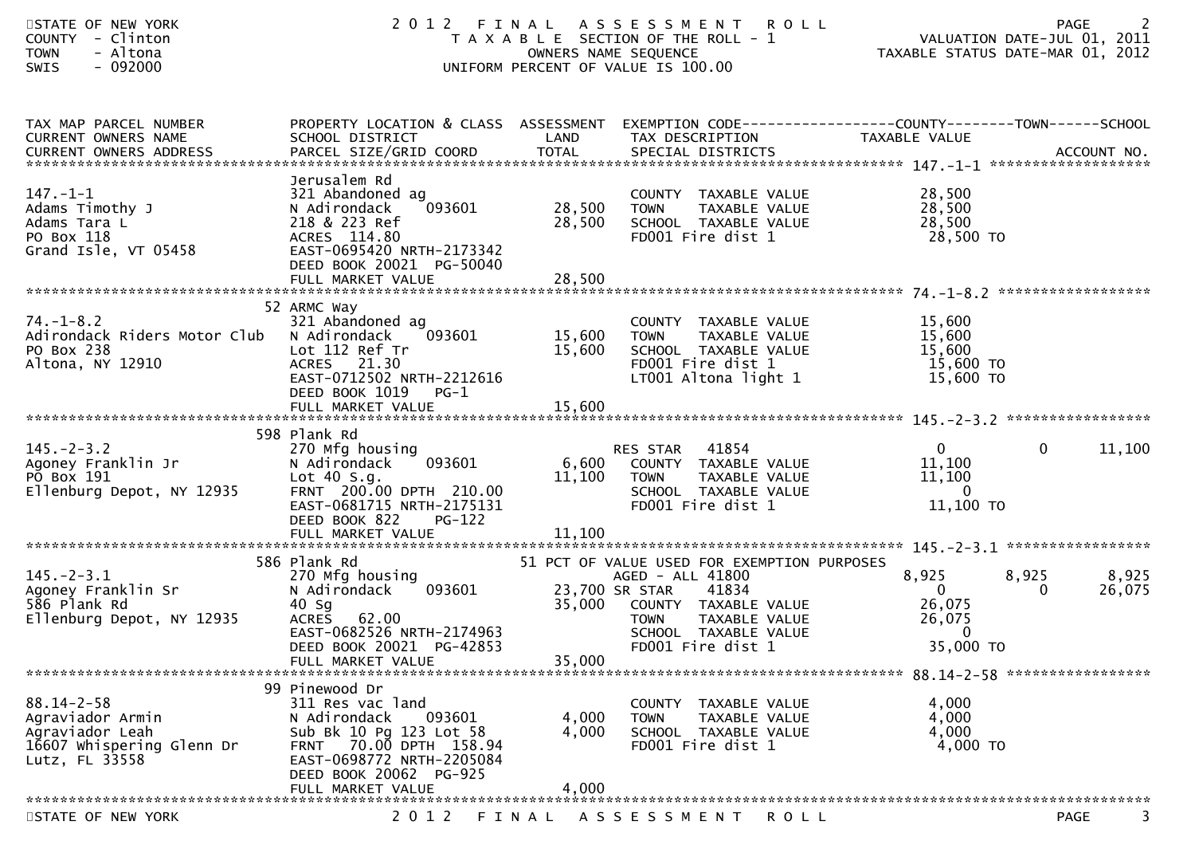STATE OF NEW YORK
COUNTY - Clinton
TOWN - Altona
SWIS - 092000

# 2012 FINAL ASSESSMENT ROLL

TAXABLE SECTION OF THE ROLL - 1
OWNERS NAME SEQUENCE
UNIFORM PERCENT OF VALUE IS 100.00

VALUATION DATE-JUL 01, 2011
TAXABLE STATUS DATE-MAR 01, 2012

| TAX MAP PARCEL NUMBER / CURRENT OWNERS NAME / CURRENT OWNERS ADDRESS | PROPERTY LOCATION & CLASS / SCHOOL DISTRICT / PARCEL SIZE/GRID COORD | ASSESSMENT LAND / TOTAL | EXEMPTION CODE / TAX DESCRIPTION / SPECIAL DISTRICTS | COUNTY TAXABLE VALUE | TOWN | SCHOOL / ACCOUNT NO. |
|---|---|---|---|---|---|---|
| **147.-1-1** | Jerusalem Rd | | | | | |
| 147.-1-1 | 321 Abandoned ag | | COUNTY TAXABLE VALUE | 28,500 | | |
| Adams Timothy J | N Adirondack 093601 | 28,500 | TOWN TAXABLE VALUE | 28,500 | | |
| Adams Tara L | 218 & 223 Ref | 28,500 | SCHOOL TAXABLE VALUE | 28,500 | | |
| PO Box 118 | ACRES 114.80 | | FD001 Fire dist 1 | 28,500 TO | | |
| Grand Isle, VT 05458 | EAST-0695420 NRTH-2173342 | | | | | |
| | DEED BOOK 20021 PG-50040 | | | | | |
| | FULL MARKET VALUE | 28,500 | | | | |
| **74.-1-8.2** | 52 ARMC Way | | | | | |
| 74.-1-8.2 | 321 Abandoned ag | | COUNTY TAXABLE VALUE | 15,600 | | |
| Adirondack Riders Motor Club | N Adirondack 093601 | 15,600 | TOWN TAXABLE VALUE | 15,600 | | |
| PO Box 238 | Lot 112 Ref Tr | 15,600 | SCHOOL TAXABLE VALUE | 15,600 | | |
| Altona, NY 12910 | ACRES 21.30 | | FD001 Fire dist 1 | 15,600 TO | | |
| | EAST-0712502 NRTH-2212616 | | LT001 Altona light 1 | 15,600 TO | | |
| | DEED BOOK 1019 PG-1 | | | | | |
| | FULL MARKET VALUE | 15,600 | | | | |
| **145.-2-3.2** | 598 Plank Rd | | | | | |
| 145.-2-3.2 | 270 Mfg housing | | RES STAR 41854 | 0 | 0 | 11,100 |
| Agoney Franklin Jr | N Adirondack 093601 | 6,600 | COUNTY TAXABLE VALUE | 11,100 | | |
| PO Box 191 | Lot 40 S.g. | 11,100 | TOWN TAXABLE VALUE | 11,100 | | |
| Ellenburg Depot, NY 12935 | FRNT 200.00 DPTH 210.00 | | SCHOOL TAXABLE VALUE | 0 | | |
| | EAST-0681715 NRTH-2175131 | | FD001 Fire dist 1 | 11,100 TO | | |
| | DEED BOOK 822 PG-122 | | | | | |
| | FULL MARKET VALUE | 11,100 | | | | |
| **145.-2-3.1** | 586 Plank Rd | | 51 PCT OF VALUE USED FOR EXEMPTION PURPOSES | | | |
| 145.-2-3.1 | 270 Mfg housing | | AGED - ALL 41800 | 8,925 | 8,925 | 8,925 |
| Agoney Franklin Sr | N Adirondack 093601 | 23,700 | SR STAR 41834 | 0 | 0 | 26,075 |
| 586 Plank Rd | 40 Sg | 35,000 | COUNTY TAXABLE VALUE | 26,075 | | |
| Ellenburg Depot, NY 12935 | ACRES 62.00 | | TOWN TAXABLE VALUE | 26,075 | | |
| | EAST-0682526 NRTH-2174963 | | SCHOOL TAXABLE VALUE | 0 | | |
| | DEED BOOK 20021 PG-42853 | | FD001 Fire dist 1 | 35,000 TO | | |
| | FULL MARKET VALUE | 35,000 | | | | |
| **88.14-2-58** | 99 Pinewood Dr | | | | | |
| 88.14-2-58 | 311 Res vac land | | COUNTY TAXABLE VALUE | 4,000 | | |
| Agraviador Armin | N Adirondack 093601 | 4,000 | TOWN TAXABLE VALUE | 4,000 | | |
| Agraviador Leah | Sub Bk 10 Pg 123 Lot 58 | 4,000 | SCHOOL TAXABLE VALUE | 4,000 | | |
| 16607 Whispering Glenn Dr | FRNT 70.00 DPTH 158.94 | | FD001 Fire dist 1 | 4,000 TO | | |
| Lutz, FL 33558 | EAST-0698772 NRTH-2205084 | | | | | |
| | DEED BOOK 20062 PG-925 | | | | | |
| | FULL MARKET VALUE | 4,000 | | | | |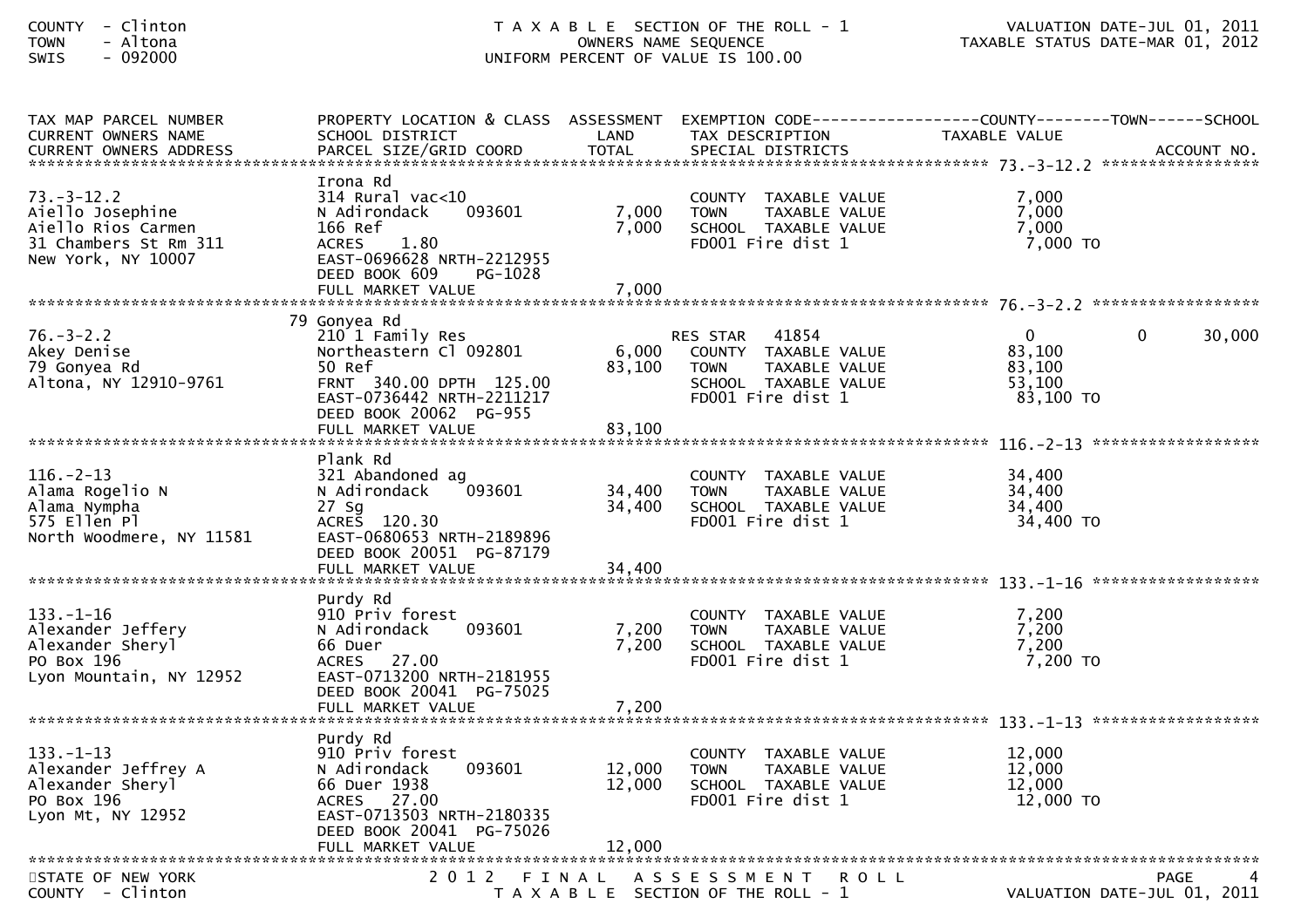COUNTY - Clinton
TOWN - Altona
SWIS - 092000

TAXABLE SECTION OF THE ROLL - 1
OWNERS NAME SEQUENCE
UNIFORM PERCENT OF VALUE IS 100.00

VALUATION DATE-JUL 01, 2011
TAXABLE STATUS DATE-MAR 01, 2012

| TAX MAP PARCEL NUMBER / CURRENT OWNERS NAME / CURRENT OWNERS ADDRESS | PROPERTY LOCATION & CLASS / SCHOOL DISTRICT / PARCEL SIZE/GRID COORD | ASSESSMENT LAND / TOTAL | EXEMPTION CODE / TAX DESCRIPTION / SPECIAL DISTRICTS | COUNTY TAXABLE VALUE | TOWN | SCHOOL | ACCOUNT NO. |
|---|---|---|---|---|---|---|---|
| 73.-3-12.2 | Irona Rd | | | | | | |
| | 314 Rural vac<10 | | COUNTY TAXABLE VALUE | 7,000 | | | |
| Aiello Josephine | N Adirondack 093601 | 7,000 | TOWN TAXABLE VALUE | 7,000 | | | |
| Aiello Rios Carmen | 166 Ref | 7,000 | SCHOOL TAXABLE VALUE | 7,000 | | | |
| 31 Chambers St Rm 311 | ACRES 1.80 | | FD001 Fire dist 1 | 7,000 TO | | | |
| New York, NY 10007 | EAST-0696628 NRTH-2212955 | | | | | | |
| | DEED BOOK 609 PG-1028 | | | | | | |
| | FULL MARKET VALUE | 7,000 | | | | | |
| 76.-3-2.2 | 79 Gonyea Rd | | | | | | |
| | 210 1 Family Res | | RES STAR 41854 | 0 | 0 | 30,000 | |
| Akey Denise | Northeastern Cl 092801 | 6,000 | COUNTY TAXABLE VALUE | 83,100 | | | |
| 79 Gonyea Rd | 50 Ref | 83,100 | TOWN TAXABLE VALUE | 83,100 | | | |
| Altona, NY 12910-9761 | FRNT 340.00 DPTH 125.00 | | SCHOOL TAXABLE VALUE | 53,100 | | | |
| | EAST-0736442 NRTH-2211217 | | FD001 Fire dist 1 | 83,100 TO | | | |
| | DEED BOOK 20062 PG-955 | | | | | | |
| | FULL MARKET VALUE | 83,100 | | | | | |
| 116.-2-13 | Plank Rd | | | | | | |
| | 321 Abandoned ag | | COUNTY TAXABLE VALUE | 34,400 | | | |
| Alama Rogelio N | N Adirondack 093601 | 34,400 | TOWN TAXABLE VALUE | 34,400 | | | |
| Alama Nympha | 27 Sg | 34,400 | SCHOOL TAXABLE VALUE | 34,400 | | | |
| 575 Ellen Pl | ACRES 120.30 | | FD001 Fire dist 1 | 34,400 TO | | | |
| North Woodmere, NY 11581 | EAST-0680653 NRTH-2189896 | | | | | | |
| | DEED BOOK 20051 PG-87179 | | | | | | |
| | FULL MARKET VALUE | 34,400 | | | | | |
| 133.-1-16 | Purdy Rd | | | | | | |
| | 910 Priv forest | | COUNTY TAXABLE VALUE | 7,200 | | | |
| Alexander Jeffery | N Adirondack 093601 | 7,200 | TOWN TAXABLE VALUE | 7,200 | | | |
| Alexander Sheryl | 66 Duer | 7,200 | SCHOOL TAXABLE VALUE | 7,200 | | | |
| PO Box 196 | ACRES 27.00 | | FD001 Fire dist 1 | 7,200 TO | | | |
| Lyon Mountain, NY 12952 | EAST-0713200 NRTH-2181955 | | | | | | |
| | DEED BOOK 20041 PG-75025 | | | | | | |
| | FULL MARKET VALUE | 7,200 | | | | | |
| 133.-1-13 | Purdy Rd | | | | | | |
| | 910 Priv forest | | COUNTY TAXABLE VALUE | 12,000 | | | |
| Alexander Jeffrey A | N Adirondack 093601 | 12,000 | TOWN TAXABLE VALUE | 12,000 | | | |
| Alexander Sheryl | 66 Duer 1938 | 12,000 | SCHOOL TAXABLE VALUE | 12,000 | | | |
| PO Box 196 | ACRES 27.00 | | FD001 Fire dist 1 | 12,000 TO | | | |
| Lyon Mt, NY 12952 | EAST-0713503 NRTH-2180335 | | | | | | |
| | DEED BOOK 20041 PG-75026 | | | | | | |
| | FULL MARKET VALUE | 12,000 | | | | | |

STATE OF NEW YORK
COUNTY - Clinton

2012 FINAL ASSESSMENT ROLL
TAXABLE SECTION OF THE ROLL - 1

VALUATION DATE-JUL 01, 2011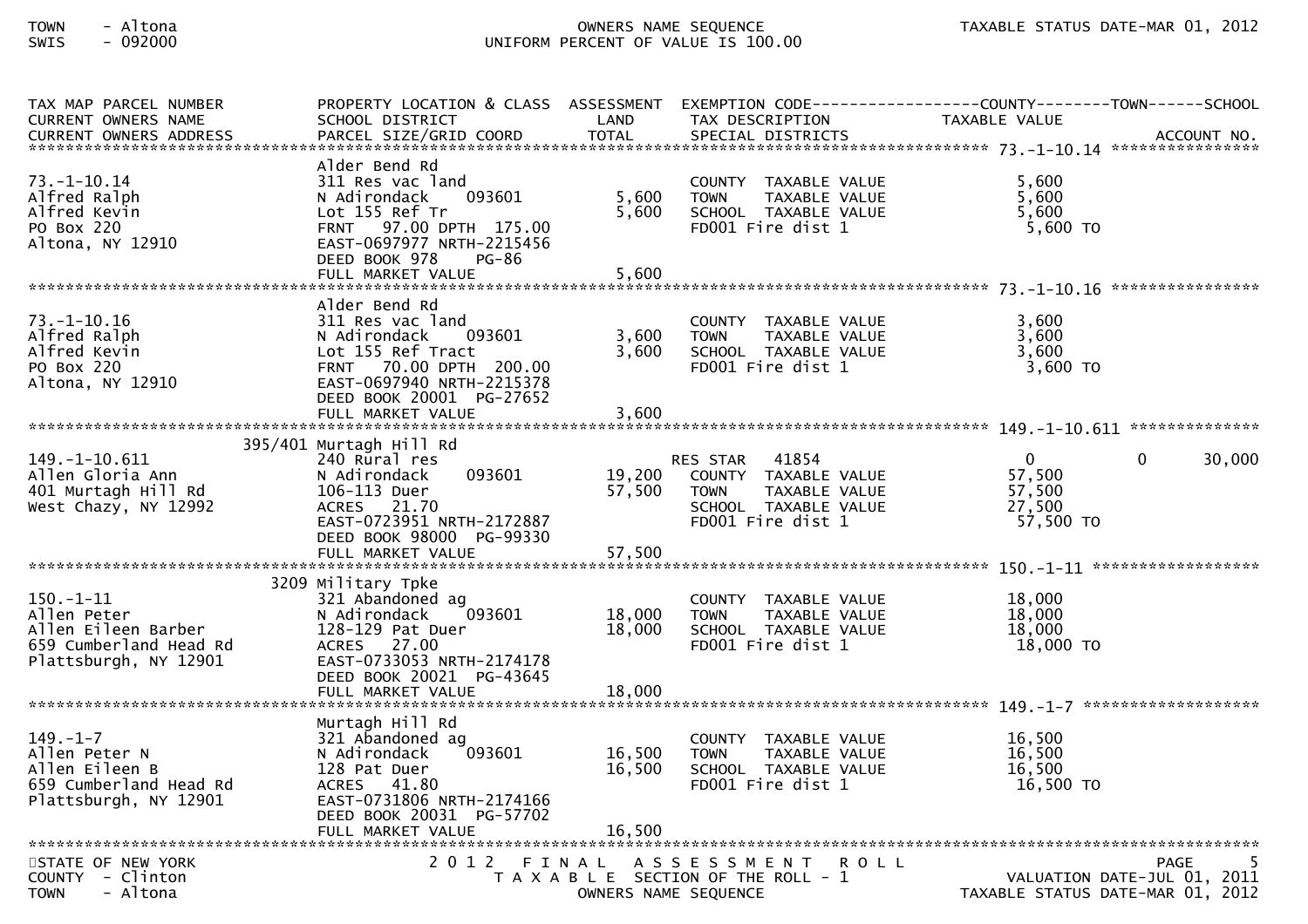TAX MAP PARCEL NUMBER / CURRENT OWNERS NAME / CURRENT OWNERS ADDRESS | PROPERTY LOCATION & CLASS / SCHOOL DISTRICT / PARCEL SIZE/GRID COORD | ASSESSMENT LAND / TOTAL | EXEMPTION CODE / TAX DESCRIPTION / SPECIAL DISTRICTS | COUNTY / TAXABLE VALUE | TOWN | SCHOOL | ACCOUNT NO.

| TAX MAP PARCEL NUMBER / CURRENT OWNERS NAME / CURRENT OWNERS ADDRESS | PROPERTY LOCATION & CLASS / SCHOOL DISTRICT / PARCEL SIZE/GRID COORD | ASSESSMENT LAND / TOTAL | EXEMPTION CODE / TAX DESCRIPTION / SPECIAL DISTRICTS | COUNTY TAXABLE VALUE | TOWN | SCHOOL |
|---|---|---|---|---|---|---|
| **73.-1-10.14** | Alder Bend Rd | | | | | |
| 73.-1-10.14 | 311 Res vac land | | COUNTY TAXABLE VALUE | 5,600 | | |
| Alfred Ralph | N Adirondack 093601 | 5,600 | TOWN TAXABLE VALUE | 5,600 | | |
| Alfred Kevin | Lot 155 Ref Tr | 5,600 | SCHOOL TAXABLE VALUE | 5,600 | | |
| PO Box 220 | FRNT 97.00 DPTH 175.00 | | FD001 Fire dist 1 | 5,600 TO | | |
| Altona, NY 12910 | EAST-0697977 NRTH-2215456 | | | | | |
| | DEED BOOK 978 PG-86 | | | | | |
| | FULL MARKET VALUE | 5,600 | | | | |
| **73.-1-10.16** | Alder Bend Rd | | | | | |
| 73.-1-10.16 | 311 Res vac land | | COUNTY TAXABLE VALUE | 3,600 | | |
| Alfred Ralph | N Adirondack 093601 | 3,600 | TOWN TAXABLE VALUE | 3,600 | | |
| Alfred Kevin | Lot 155 Ref Tract | 3,600 | SCHOOL TAXABLE VALUE | 3,600 | | |
| PO Box 220 | FRNT 70.00 DPTH 200.00 | | FD001 Fire dist 1 | 3,600 TO | | |
| Altona, NY 12910 | EAST-0697940 NRTH-2215378 | | | | | |
| | DEED BOOK 20001 PG-27652 | | | | | |
| | FULL MARKET VALUE | 3,600 | | | | |
| **149.-1-10.611** | 395/401 Murtagh Hill Rd | | | | | |
| 149.-1-10.611 | 240 Rural res | | RES STAR 41854 | 0 | 0 | 30,000 |
| Allen Gloria Ann | N Adirondack 093601 | 19,200 | COUNTY TAXABLE VALUE | 57,500 | | |
| 401 Murtagh Hill Rd | 106-113 Duer | 57,500 | TOWN TAXABLE VALUE | 57,500 | | |
| West Chazy, NY 12992 | ACRES 21.70 | | SCHOOL TAXABLE VALUE | 27,500 | | |
| | EAST-0723951 NRTH-2172887 | | FD001 Fire dist 1 | 57,500 TO | | |
| | DEED BOOK 98000 PG-99330 | | | | | |
| | FULL MARKET VALUE | 57,500 | | | | |
| **150.-1-11** | 3209 Military Tpke | | | | | |
| 150.-1-11 | 321 Abandoned ag | | COUNTY TAXABLE VALUE | 18,000 | | |
| Allen Peter | N Adirondack 093601 | 18,000 | TOWN TAXABLE VALUE | 18,000 | | |
| Allen Eileen Barber | 128-129 Pat Duer | 18,000 | SCHOOL TAXABLE VALUE | 18,000 | | |
| 659 Cumberland Head Rd | ACRES 27.00 | | FD001 Fire dist 1 | 18,000 TO | | |
| Plattsburgh, NY 12901 | EAST-0733053 NRTH-2174178 | | | | | |
| | DEED BOOK 20021 PG-43645 | | | | | |
| | FULL MARKET VALUE | 18,000 | | | | |
| **149.-1-7** | Murtagh Hill Rd | | | | | |
| 149.-1-7 | 321 Abandoned ag | | COUNTY TAXABLE VALUE | 16,500 | | |
| Allen Peter N | N Adirondack 093601 | 16,500 | TOWN TAXABLE VALUE | 16,500 | | |
| Allen Eileen B | 128 Pat Duer | 16,500 | SCHOOL TAXABLE VALUE | 16,500 | | |
| 659 Cumberland Head Rd | ACRES 41.80 | | FD001 Fire dist 1 | 16,500 TO | | |
| Plattsburgh, NY 12901 | EAST-0731806 NRTH-2174166 | | | | | |
| | DEED BOOK 20031 PG-57702 | | | | | |
| | FULL MARKET VALUE | 16,500 | | | | |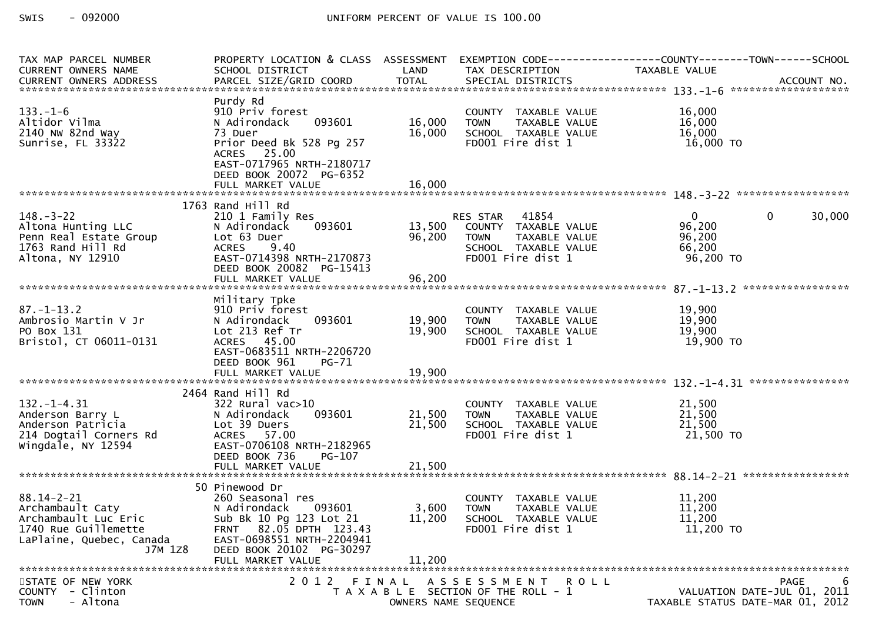SWIS - 092000 UNIFORM PERCENT OF VALUE IS 100.00

| TAX MAP PARCEL NUMBER / CURRENT OWNERS NAME / CURRENT OWNERS ADDRESS | PROPERTY LOCATION & CLASS / SCHOOL DISTRICT / PARCEL SIZE/GRID COORD | ASSESSMENT LAND | TOTAL | EXEMPTION CODE / TAX DESCRIPTION / SPECIAL DISTRICTS | COUNTY TAXABLE VALUE | TOWN | SCHOOL | ACCOUNT NO. |
|---|---|---|---|---|---|---|---|---|
| **133.-1-6** | | | | | | | | |
| 133.-1-6 | Purdy Rd | | | | | | | |
| Altidor Vilma | 910 Priv forest | | | COUNTY TAXABLE VALUE | 16,000 | | | |
| 2140 NW 82nd Way | N Adirondack 093601 | 16,000 | | TOWN TAXABLE VALUE | 16,000 | | | |
| Sunrise, FL 33322 | 73 Duer | | 16,000 | SCHOOL TAXABLE VALUE | 16,000 | | | |
| | Prior Deed Bk 528 Pg 257 | | | FD001 Fire dist 1 | 16,000 TO | | | |
| | ACRES 25.00 | | | | | | | |
| | EAST-0717965 NRTH-2180717 | | | | | | | |
| | DEED BOOK 20072 PG-6352 | | | | | | | |
| | FULL MARKET VALUE | | 16,000 | | | | | |
| **148.-3-22** | | | | | | | | |
| 148.-3-22 | 1763 Rand Hill Rd | | | | | | | |
| Altona Hunting LLC | 210 1 Family Res | | | RES STAR 41854 | 0 | 0 | 30,000 | |
| Penn Real Estate Group | N Adirondack 093601 | 13,500 | | COUNTY TAXABLE VALUE | 96,200 | | | |
| 1763 Rand Hill Rd | Lot 63 Duer | | 96,200 | TOWN TAXABLE VALUE | 96,200 | | | |
| Altona, NY 12910 | ACRES 9.40 | | | SCHOOL TAXABLE VALUE | 66,200 | | | |
| | EAST-0714398 NRTH-2170873 | | | FD001 Fire dist 1 | 96,200 TO | | | |
| | DEED BOOK 20082 PG-15413 | | | | | | | |
| | FULL MARKET VALUE | | 96,200 | | | | | |
| **87.-1-13.2** | | | | | | | | |
| 87.-1-13.2 | Military Tpke | | | | | | | |
| Ambrosio Martin V Jr | 910 Priv forest | | | COUNTY TAXABLE VALUE | 19,900 | | | |
| PO Box 131 | N Adirondack 093601 | 19,900 | | TOWN TAXABLE VALUE | 19,900 | | | |
| Bristol, CT 06011-0131 | Lot 213 Ref Tr | | 19,900 | SCHOOL TAXABLE VALUE | 19,900 | | | |
| | ACRES 45.00 | | | FD001 Fire dist 1 | 19,900 TO | | | |
| | EAST-0683511 NRTH-2206720 | | | | | | | |
| | DEED BOOK 961 PG-71 | | | | | | | |
| | FULL MARKET VALUE | | 19,900 | | | | | |
| **132.-1-4.31** | | | | | | | | |
| 132.-1-4.31 | 2464 Rand Hill Rd | | | | | | | |
| Anderson Barry L | 322 Rural vac>10 | | | COUNTY TAXABLE VALUE | 21,500 | | | |
| Anderson Patricia | N Adirondack 093601 | 21,500 | | TOWN TAXABLE VALUE | 21,500 | | | |
| 214 Dogtail Corners Rd | Lot 39 Duers | | 21,500 | SCHOOL TAXABLE VALUE | 21,500 | | | |
| Wingdale, NY 12594 | ACRES 57.00 | | | FD001 Fire dist 1 | 21,500 TO | | | |
| | EAST-0706108 NRTH-2182965 | | | | | | | |
| | DEED BOOK 736 PG-107 | | | | | | | |
| | FULL MARKET VALUE | | 21,500 | | | | | |
| **88.14-2-21** | | | | | | | | |
| 88.14-2-21 | 50 Pinewood Dr | | | | | | | |
| Archambault Caty | 260 Seasonal res | | | COUNTY TAXABLE VALUE | 11,200 | | | |
| Archambault Luc Eric | N Adirondack 093601 | 3,600 | | TOWN TAXABLE VALUE | 11,200 | | | |
| 1740 Rue Guillemette | Sub Bk 10 Pg 123 Lot 21 | | 11,200 | SCHOOL TAXABLE VALUE | 11,200 | | | |
| LaPlaine, Quebec, Canada J7M 1Z8 | FRNT 82.05 DPTH 123.43 | | | FD001 Fire dist 1 | 11,200 TO | | | |
| | EAST-0698551 NRTH-2204941 | | | | | | | |
| | DEED BOOK 20102 PG-30297 | | | | | | | |
| | FULL MARKET VALUE | | 11,200 | | | | | |

STATE OF NEW YORK
COUNTY - Clinton
TOWN - Altona

2012 FINAL ASSESSMENT ROLL
TAXABLE SECTION OF THE ROLL - 1
OWNERS NAME SEQUENCE

VALUATION DATE-JUL 01, 2011
TAXABLE STATUS DATE-MAR 01, 2012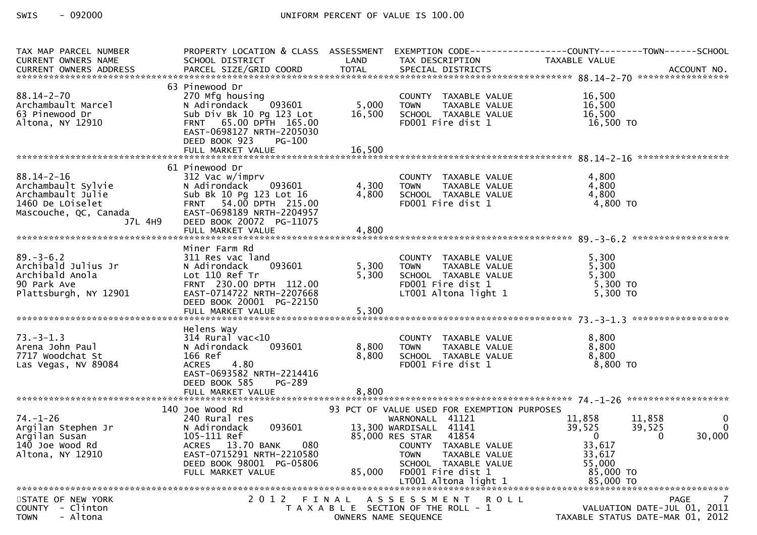SWIS - 092000 UNIFORM PERCENT OF VALUE IS 100.00

| TAX MAP PARCEL NUMBER / CURRENT OWNERS NAME / CURRENT OWNERS ADDRESS | PROPERTY LOCATION & CLASS / SCHOOL DISTRICT / PARCEL SIZE/GRID COORD | ASSESSMENT LAND / TOTAL | EXEMPTION CODE / TAX DESCRIPTION / SPECIAL DISTRICTS | COUNTY TAXABLE VALUE | TOWN | SCHOOL / ACCOUNT NO. |
|---|---|---|---|---|---|---|
| **88.14-2-70** | 63 Pinewood Dr | | | | | |
| 88.14-2-70 | 270 Mfg housing | | COUNTY TAXABLE VALUE | 16,500 | | |
| Archambault Marcel | N Adirondack 093601 | 5,000 | TOWN TAXABLE VALUE | 16,500 | | |
| 63 Pinewood Dr | Sub Div Bk 10 Pg 123 Lot | 16,500 | SCHOOL TAXABLE VALUE | 16,500 | | |
| Altona, NY 12910 | FRNT 65.00 DPTH 165.00 | | FD001 Fire dist 1 | 16,500 TO | | |
| | EAST-0698127 NRTH-2205030 | | | | | |
| | DEED BOOK 923 PG-100 | | | | | |
| | FULL MARKET VALUE | 16,500 | | | | |
| **88.14-2-16** | 61 Pinewood Dr | | | | | |
| 88.14-2-16 | 312 Vac w/imprv | | COUNTY TAXABLE VALUE | 4,800 | | |
| Archambault Sylvie | N Adirondack 093601 | 4,300 | TOWN TAXABLE VALUE | 4,800 | | |
| Archambault Julie | Sub Bk 10 Pg 123 Lot 16 | 4,800 | SCHOOL TAXABLE VALUE | 4,800 | | |
| 1460 De LOiselet | FRNT 54.00 DPTH 215.00 | | FD001 Fire dist 1 | 4,800 TO | | |
| Mascouche, QC, Canada | EAST-0698189 NRTH-2204957 | | | | | |
| J7L 4H9 | DEED BOOK 20072 PG-11075 | | | | | |
| | FULL MARKET VALUE | 4,800 | | | | |
| **89.-3-6.2** | Miner Farm Rd | | | | | |
| 89.-3-6.2 | 311 Res vac land | | COUNTY TAXABLE VALUE | 5,300 | | |
| Archibald Julius Jr | N Adirondack 093601 | 5,300 | TOWN TAXABLE VALUE | 5,300 | | |
| Archibald Anola | Lot 110 Ref Tr | 5,300 | SCHOOL TAXABLE VALUE | 5,300 | | |
| 90 Park Ave | FRNT 230.00 DPTH 112.00 | | FD001 Fire dist 1 | 5,300 TO | | |
| Plattsburgh, NY 12901 | EAST-0714722 NRTH-2207668 | | LT001 Altona light 1 | 5,300 TO | | |
| | DEED BOOK 20001 PG-22150 | | | | | |
| | FULL MARKET VALUE | 5,300 | | | | |
| **73.-3-1.3** | Helens Way | | | | | |
| 73.-3-1.3 | 314 Rural vac<10 | | COUNTY TAXABLE VALUE | 8,800 | | |
| Arena John Paul | N Adirondack 093601 | 8,800 | TOWN TAXABLE VALUE | 8,800 | | |
| 7717 Woodchat St | 166 Ref | 8,800 | SCHOOL TAXABLE VALUE | 8,800 | | |
| Las Vegas, NV 89084 | ACRES 4.80 | | FD001 Fire dist 1 | 8,800 TO | | |
| | EAST-0693582 NRTH-2214416 | | | | | |
| | DEED BOOK 585 PG-289 | | | | | |
| | FULL MARKET VALUE | 8,800 | | | | |
| **74.-1-26** | 140 Joe Wood Rd | | 93 PCT OF VALUE USED FOR EXEMPTION PURPOSES | | | |
| 74.-1-26 | 240 Rural res | | WARNONALL 41121 | 11,858 | 11,858 | 0 |
| Argilan Stephen Jr | N Adirondack 093601 | 13,300 | WARDISALL 41141 | 39,525 | 39,525 | 0 |
| Argilan Susan | 105-111 Ref | 85,000 | RES STAR 41854 | 0 | 0 | 30,000 |
| 140 Joe Wood Rd | ACRES 13.70 BANK 080 | | COUNTY TAXABLE VALUE | 33,617 | | |
| Altona, NY 12910 | EAST-0715291 NRTH-2210580 | | TOWN TAXABLE VALUE | 33,617 | | |
| | DEED BOOK 98001 PG-05806 | | SCHOOL TAXABLE VALUE | 55,000 | | |
| | FULL MARKET VALUE | 85,000 | FD001 Fire dist 1 | 85,000 TO | | |
| | | | LT001 Altona light 1 | 85,000 TO | | |

STATE OF NEW YORK 2012 FINAL ASSESSMENT ROLL PAGE 7
COUNTY - Clinton TAXABLE SECTION OF THE ROLL - 1 VALUATION DATE-JUL 01, 2011
TOWN - Altona OWNERS NAME SEQUENCE TAXABLE STATUS DATE-MAR 01, 2012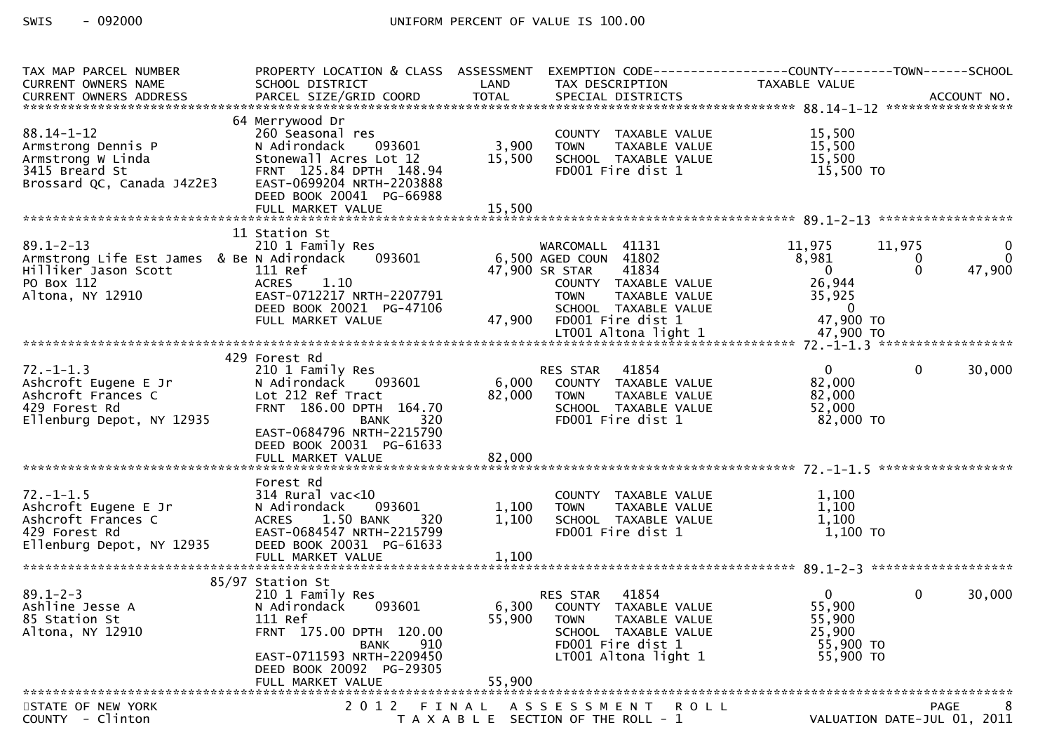SWIS - 092000 UNIFORM PERCENT OF VALUE IS 100.00

| TAX MAP PARCEL NUMBER / CURRENT OWNERS NAME / CURRENT OWNERS ADDRESS | PROPERTY LOCATION & CLASS / SCHOOL DISTRICT / PARCEL SIZE/GRID COORD | ASSESSMENT LAND | TOTAL | EXEMPTION CODE / TAX DESCRIPTION / SPECIAL DISTRICTS | COUNTY TAXABLE VALUE | TOWN | SCHOOL | ACCOUNT NO. |
|---|---|---|---|---|---|---|---|---|
| **88.14-1-12** | 64 Merrywood Dr | | | | | | | |
| 88.14-1-12 | 260 Seasonal res | | | COUNTY TAXABLE VALUE | 15,500 | | | |
| Armstrong Dennis P | N Adirondack 093601 | 3,900 | | TOWN TAXABLE VALUE | 15,500 | | | |
| Armstrong W Linda | Stonewall Acres Lot 12 | | 15,500 | SCHOOL TAXABLE VALUE | 15,500 | | | |
| 3415 Breard St | FRNT 125.84 DPTH 148.94 | | | FD001 Fire dist 1 | 15,500 TO | | | |
| Brossard QC, Canada J4Z2E3 | EAST-0699204 NRTH-2203888 | | | | | | | |
| | DEED BOOK 20041 PG-66988 | | | | | | | |
| | FULL MARKET VALUE | | 15,500 | | | | | |
| **89.1-2-13** | 11 Station St | | | | | | | |
| 89.1-2-13 | 210 1 Family Res | | | WARCOMALL 41131 | 11,975 | 11,975 | 0 | |
| Armstrong Life Est James & Be | N Adirondack 093601 | 6,500 | | AGED COUN 41802 | 8,981 | 0 | 0 | |
| Hilliker Jason Scott | 111 Ref | | 47,900 | SR STAR 41834 | 0 | 0 | 47,900 | |
| PO Box 112 | ACRES 1.10 | | | COUNTY TAXABLE VALUE | 26,944 | | | |
| Altona, NY 12910 | EAST-0712217 NRTH-2207791 | | | TOWN TAXABLE VALUE | 35,925 | | | |
| | DEED BOOK 20021 PG-47106 | | | SCHOOL TAXABLE VALUE | 0 | | | |
| | FULL MARKET VALUE | | 47,900 | FD001 Fire dist 1 | 47,900 TO | | | |
| | | | | LT001 Altona light 1 | 47,900 TO | | | |
| **72.-1-1.3** | 429 Forest Rd | | | | | | | |
| 72.-1-1.3 | 210 1 Family Res | | | RES STAR 41854 | 0 | 0 | 30,000 | |
| Ashcroft Eugene E Jr | N Adirondack 093601 | 6,000 | | COUNTY TAXABLE VALUE | 82,000 | | | |
| Ashcroft Frances C | Lot 212 Ref Tract | | 82,000 | TOWN TAXABLE VALUE | 82,000 | | | |
| 429 Forest Rd | FRNT 186.00 DPTH 164.70 | | | SCHOOL TAXABLE VALUE | 52,000 | | | |
| Ellenburg Depot, NY 12935 | BANK 320 | | | FD001 Fire dist 1 | 82,000 TO | | | |
| | EAST-0684796 NRTH-2215790 | | | | | | | |
| | DEED BOOK 20031 PG-61633 | | | | | | | |
| | FULL MARKET VALUE | | 82,000 | | | | | |
| **72.-1-1.5** | Forest Rd | | | | | | | |
| 72.-1-1.5 | 314 Rural vac<10 | | | COUNTY TAXABLE VALUE | 1,100 | | | |
| Ashcroft Eugene E Jr | N Adirondack 093601 | 1,100 | | TOWN TAXABLE VALUE | 1,100 | | | |
| Ashcroft Frances C | ACRES 1.50 BANK 320 | | 1,100 | SCHOOL TAXABLE VALUE | 1,100 | | | |
| 429 Forest Rd | EAST-0684547 NRTH-2215799 | | | FD001 Fire dist 1 | 1,100 TO | | | |
| Ellenburg Depot, NY 12935 | DEED BOOK 20031 PG-61633 | | | | | | | |
| | FULL MARKET VALUE | | 1,100 | | | | | |
| **89.1-2-3** | 85/97 Station St | | | | | | | |
| 89.1-2-3 | 210 1 Family Res | | | RES STAR 41854 | 0 | 0 | 30,000 | |
| Ashline Jesse A | N Adirondack 093601 | 6,300 | | COUNTY TAXABLE VALUE | 55,900 | | | |
| 85 Station St | 111 Ref | | 55,900 | TOWN TAXABLE VALUE | 55,900 | | | |
| Altona, NY 12910 | FRNT 175.00 DPTH 120.00 | | | SCHOOL TAXABLE VALUE | 25,900 | | | |
| | BANK 910 | | | FD001 Fire dist 1 | 55,900 TO | | | |
| | EAST-0711593 NRTH-2209450 | | | LT001 Altona light 1 | 55,900 TO | | | |
| | DEED BOOK 20092 PG-29305 | | | | | | | |
| | FULL MARKET VALUE | | 55,900 | | | | | |

STATE OF NEW YORK — 2012 FINAL ASSESSMENT ROLL — PAGE 8
COUNTY - Clinton — TAXABLE SECTION OF THE ROLL - 1 — VALUATION DATE-JUL 01, 2011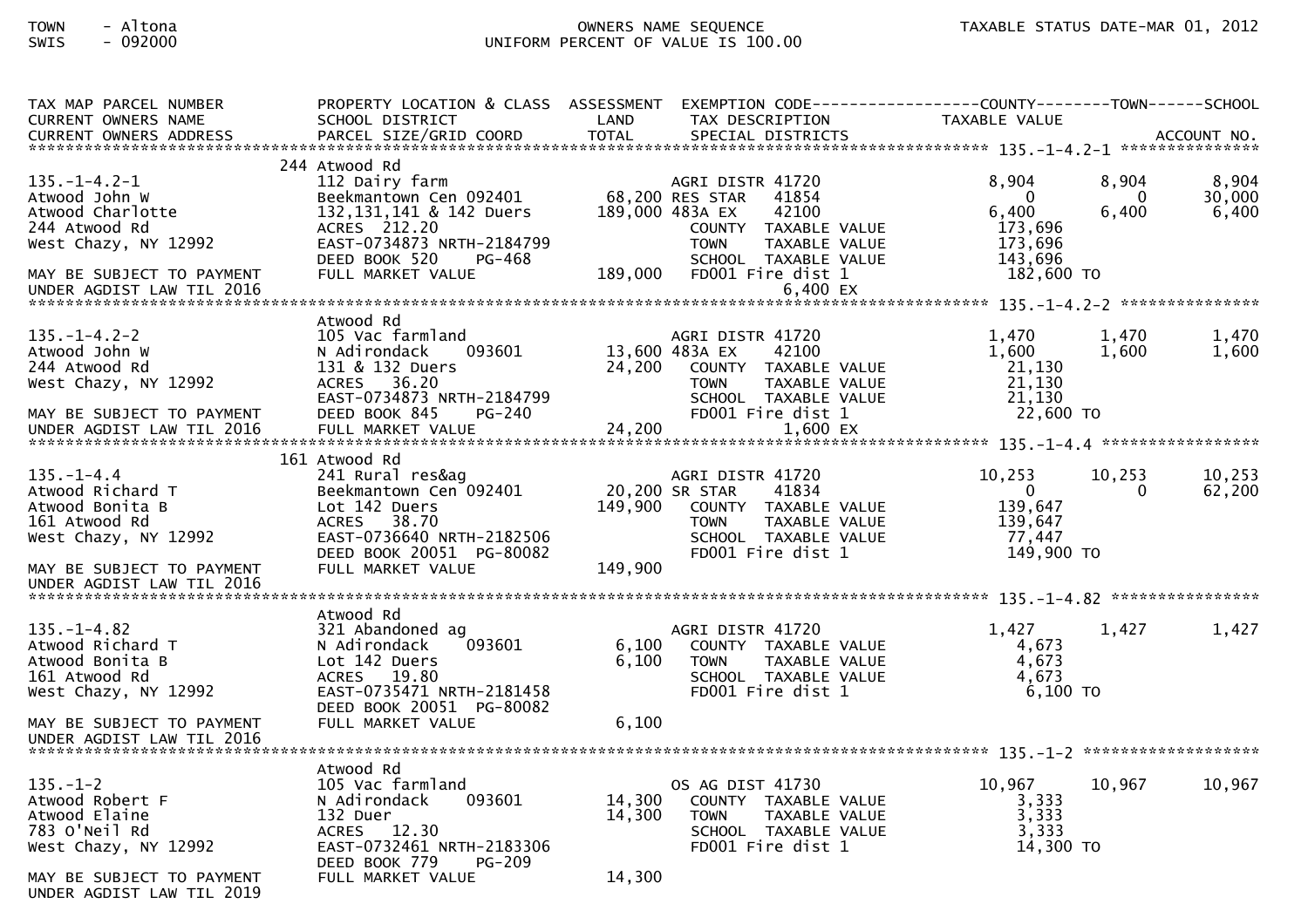TOWN - Altona
SWIS - 092000

OWNERS NAME SEQUENCE
UNIFORM PERCENT OF VALUE IS 100.00

TAXABLE STATUS DATE-MAR 01, 2012

| TAX MAP PARCEL NUMBER<br>CURRENT OWNERS NAME<br>CURRENT OWNERS ADDRESS | PROPERTY LOCATION & CLASS<br>SCHOOL DISTRICT<br>PARCEL SIZE/GRID COORD | ASSESSMENT<br>LAND<br>TOTAL | EXEMPTION CODE<br>TAX DESCRIPTION<br>SPECIAL DISTRICTS | COUNTY<br>TAXABLE VALUE | TOWN | SCHOOL<br>ACCOUNT NO. |
|---|---|---|---|---|---|---|
| **135.-1-4.2-1** | 244 Atwood Rd | | | | | |
| 135.-1-4.2-1 | 112 Dairy farm | | AGRI DISTR 41720 | 8,904 | 8,904 | 8,904 |
| Atwood John W | Beekmantown Cen 092401 | 68,200 | RES STAR 41854 | 0 | 0 | 30,000 |
| Atwood Charlotte | 132,131,141 & 142 Duers | 189,000 | 483A EX 42100 | 6,400 | 6,400 | 6,400 |
| 244 Atwood Rd | ACRES 212.20 | | COUNTY TAXABLE VALUE | 173,696 | | |
| West Chazy, NY 12992 | EAST-0734873 NRTH-2184799 | | TOWN TAXABLE VALUE | 173,696 | | |
| | DEED BOOK 520 PG-468 | | SCHOOL TAXABLE VALUE | 143,696 | | |
| MAY BE SUBJECT TO PAYMENT | FULL MARKET VALUE | 189,000 | FD001 Fire dist 1 | 182,600 TO | | |
| UNDER AGDIST LAW TIL 2016 | | | 6,400 EX | | | |
| **135.-1-4.2-2** | Atwood Rd | | | | | |
| 135.-1-4.2-2 | 105 Vac farmland | | AGRI DISTR 41720 | 1,470 | 1,470 | 1,470 |
| Atwood John W | N Adirondack 093601 | 13,600 | 483A EX 42100 | 1,600 | 1,600 | 1,600 |
| 244 Atwood Rd | 131 & 132 Duers | 24,200 | COUNTY TAXABLE VALUE | 21,130 | | |
| West Chazy, NY 12992 | ACRES 36.20 | | TOWN TAXABLE VALUE | 21,130 | | |
| | EAST-0734873 NRTH-2184799 | | SCHOOL TAXABLE VALUE | 21,130 | | |
| MAY BE SUBJECT TO PAYMENT | DEED BOOK 845 PG-240 | | FD001 Fire dist 1 | 22,600 TO | | |
| UNDER AGDIST LAW TIL 2016 | FULL MARKET VALUE | 24,200 | 1,600 EX | | | |
| **135.-1-4.4** | 161 Atwood Rd | | | | | |
| 135.-1-4.4 | 241 Rural res&ag | | AGRI DISTR 41720 | 10,253 | 10,253 | 10,253 |
| Atwood Richard T | Beekmantown Cen 092401 | 20,200 | SR STAR 41834 | 0 | 0 | 62,200 |
| Atwood Bonita B | Lot 142 Duers | 149,900 | COUNTY TAXABLE VALUE | 139,647 | | |
| 161 Atwood Rd | ACRES 38.70 | | TOWN TAXABLE VALUE | 139,647 | | |
| West Chazy, NY 12992 | EAST-0736640 NRTH-2182506 | | SCHOOL TAXABLE VALUE | 77,447 | | |
| | DEED BOOK 20051 PG-80082 | | FD001 Fire dist 1 | 149,900 TO | | |
| MAY BE SUBJECT TO PAYMENT | FULL MARKET VALUE | 149,900 | | | | |
| UNDER AGDIST LAW TIL 2016 | | | | | | |
| **135.-1-4.82** | Atwood Rd | | | | | |
| 135.-1-4.82 | 321 Abandoned ag | | AGRI DISTR 41720 | 1,427 | 1,427 | 1,427 |
| Atwood Richard T | N Adirondack 093601 | 6,100 | COUNTY TAXABLE VALUE | 4,673 | | |
| Atwood Bonita B | Lot 142 Duers | 6,100 | TOWN TAXABLE VALUE | 4,673 | | |
| 161 Atwood Rd | ACRES 19.80 | | SCHOOL TAXABLE VALUE | 4,673 | | |
| West Chazy, NY 12992 | EAST-0735471 NRTH-2181458 | | FD001 Fire dist 1 | 6,100 TO | | |
| | DEED BOOK 20051 PG-80082 | | | | | |
| MAY BE SUBJECT TO PAYMENT | FULL MARKET VALUE | 6,100 | | | | |
| UNDER AGDIST LAW TIL 2016 | | | | | | |
| **135.-1-2** | Atwood Rd | | | | | |
| 135.-1-2 | 105 Vac farmland | | OS AG DIST 41730 | 10,967 | 10,967 | 10,967 |
| Atwood Robert F | N Adirondack 093601 | 14,300 | COUNTY TAXABLE VALUE | 3,333 | | |
| Atwood Elaine | 132 Duer | 14,300 | TOWN TAXABLE VALUE | 3,333 | | |
| 783 O'Neil Rd | ACRES 12.30 | | SCHOOL TAXABLE VALUE | 3,333 | | |
| West Chazy, NY 12992 | EAST-0732461 NRTH-2183306 | | FD001 Fire dist 1 | 14,300 TO | | |
| | DEED BOOK 779 PG-209 | | | | | |
| MAY BE SUBJECT TO PAYMENT | FULL MARKET VALUE | 14,300 | | | | |
| UNDER AGDIST LAW TIL 2019 | | | | | | |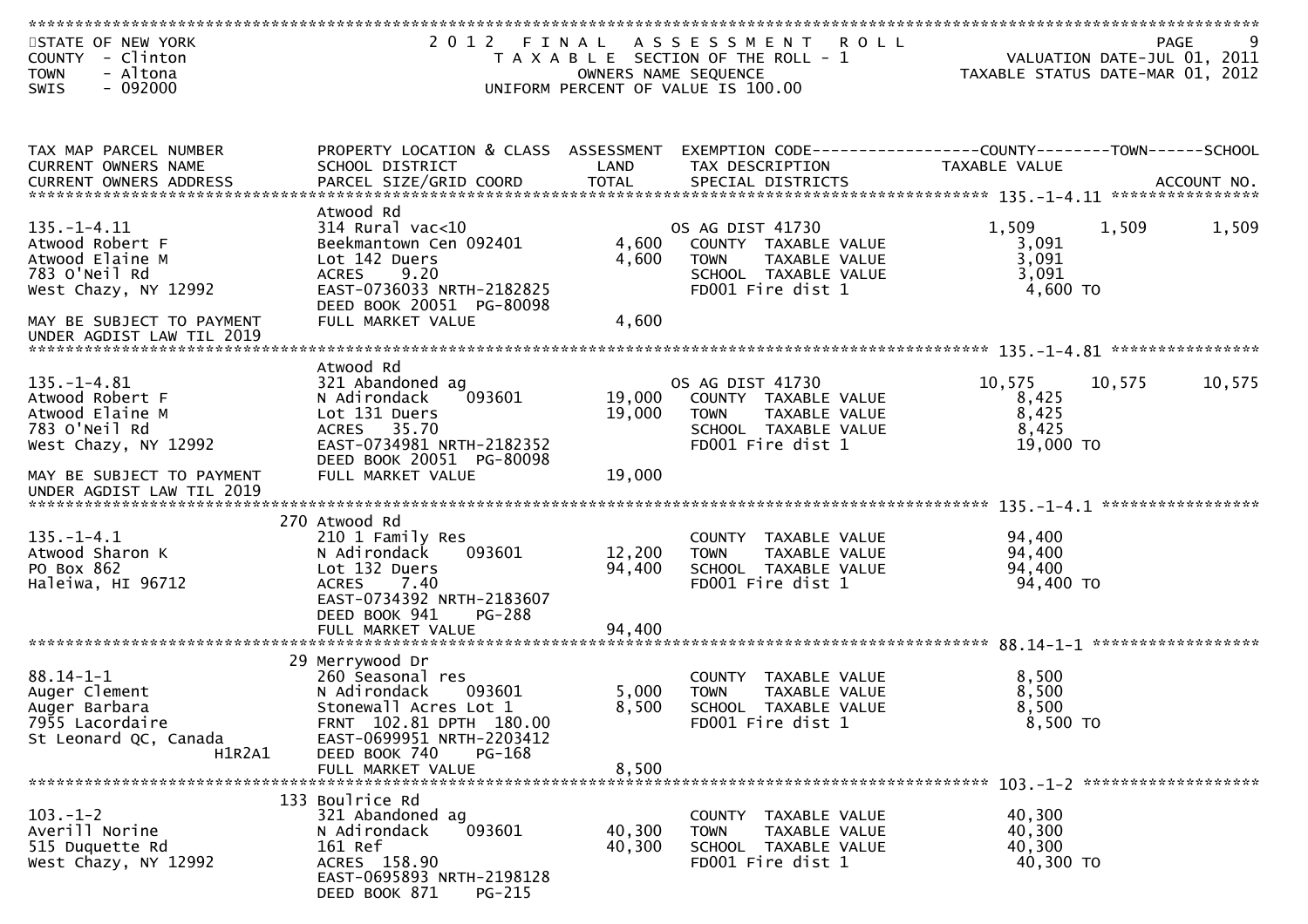STATE OF NEW YORK
COUNTY - Clinton
TOWN - Altona
SWIS - 092000

2 0 1 2 F I N A L A S S E S S M E N T R O L L
T A X A B L E SECTION OF THE ROLL - 1
OWNERS NAME SEQUENCE
UNIFORM PERCENT OF VALUE IS 100.00

VALUATION DATE-JUL 01, 2011
TAXABLE STATUS DATE-MAR 01, 2012

| TAX MAP PARCEL NUMBER<br>CURRENT OWNERS NAME<br>CURRENT OWNERS ADDRESS | PROPERTY LOCATION & CLASS<br>SCHOOL DISTRICT<br>PARCEL SIZE/GRID COORD | ASSESSMENT<br>LAND<br>TOTAL | EXEMPTION CODE<br>TAX DESCRIPTION<br>SPECIAL DISTRICTS | COUNTY<br>TAXABLE VALUE | TOWN | SCHOOL<br>ACCOUNT NO. |
|---|---|---|---|---|---|---|
| **135.-1-4.11** | Atwood Rd | | | | | |
| 135.-1-4.11 | 314 Rural vac<10 | | OS AG DIST 41730 | 1,509 | 1,509 | 1,509 |
| Atwood Robert F | Beekmantown Cen 092401 | 4,600 | COUNTY TAXABLE VALUE | 3,091 | | |
| Atwood Elaine M | Lot 142 Duers | 4,600 | TOWN TAXABLE VALUE | 3,091 | | |
| 783 O'Neil Rd | ACRES 9.20 | | SCHOOL TAXABLE VALUE | 3,091 | | |
| West Chazy, NY 12992 | EAST-0736033 NRTH-2182825 | | FD001 Fire dist 1 | 4,600 TO | | |
| | DEED BOOK 20051 PG-80098 | | | | | |
| MAY BE SUBJECT TO PAYMENT | FULL MARKET VALUE | 4,600 | | | | |
| UNDER AGDIST LAW TIL 2019 | | | | | | |
| **135.-1-4.81** | Atwood Rd | | | | | |
| 135.-1-4.81 | 321 Abandoned ag | | OS AG DIST 41730 | 10,575 | 10,575 | 10,575 |
| Atwood Robert F | N Adirondack 093601 | 19,000 | COUNTY TAXABLE VALUE | 8,425 | | |
| Atwood Elaine M | Lot 131 Duers | 19,000 | TOWN TAXABLE VALUE | 8,425 | | |
| 783 O'Neil Rd | ACRES 35.70 | | SCHOOL TAXABLE VALUE | 8,425 | | |
| West Chazy, NY 12992 | EAST-0734981 NRTH-2182352 | | FD001 Fire dist 1 | 19,000 TO | | |
| | DEED BOOK 20051 PG-80098 | | | | | |
| MAY BE SUBJECT TO PAYMENT | FULL MARKET VALUE | 19,000 | | | | |
| UNDER AGDIST LAW TIL 2019 | | | | | | |
| **135.-1-4.1** | 270 Atwood Rd | | | | | |
| 135.-1-4.1 | 210 1 Family Res | | COUNTY TAXABLE VALUE | 94,400 | | |
| Atwood Sharon K | N Adirondack 093601 | 12,200 | TOWN TAXABLE VALUE | 94,400 | | |
| PO Box 862 | Lot 132 Duers | 94,400 | SCHOOL TAXABLE VALUE | 94,400 | | |
| Haleiwa, HI 96712 | ACRES 7.40 | | FD001 Fire dist 1 | 94,400 TO | | |
| | EAST-0734392 NRTH-2183607 | | | | | |
| | DEED BOOK 941 PG-288 | | | | | |
| | FULL MARKET VALUE | 94,400 | | | | |
| **88.14-1-1** | 29 Merrywood Dr | | | | | |
| 88.14-1-1 | 260 Seasonal res | | COUNTY TAXABLE VALUE | 8,500 | | |
| Auger Clement | N Adirondack 093601 | 5,000 | TOWN TAXABLE VALUE | 8,500 | | |
| Auger Barbara | Stonewall Acres Lot 1 | 8,500 | SCHOOL TAXABLE VALUE | 8,500 | | |
| 7955 Lacordaire | FRNT 102.81 DPTH 180.00 | | FD001 Fire dist 1 | 8,500 TO | | |
| St Leonard QC, Canada | EAST-0699951 NRTH-2203412 | | | | | |
| H1R2A1 | DEED BOOK 740 PG-168 | | | | | |
| | FULL MARKET VALUE | 8,500 | | | | |
| **103.-1-2** | 133 Boulrice Rd | | | | | |
| 103.-1-2 | 321 Abandoned ag | | COUNTY TAXABLE VALUE | 40,300 | | |
| Averill Norine | N Adirondack 093601 | 40,300 | TOWN TAXABLE VALUE | 40,300 | | |
| 515 Duquette Rd | 161 Ref | 40,300 | SCHOOL TAXABLE VALUE | 40,300 | | |
| West Chazy, NY 12992 | ACRES 158.90 | | FD001 Fire dist 1 | 40,300 TO | | |
| | EAST-0695893 NRTH-2198128 | | | | | |
| | DEED BOOK 871 PG-215 | | | | | |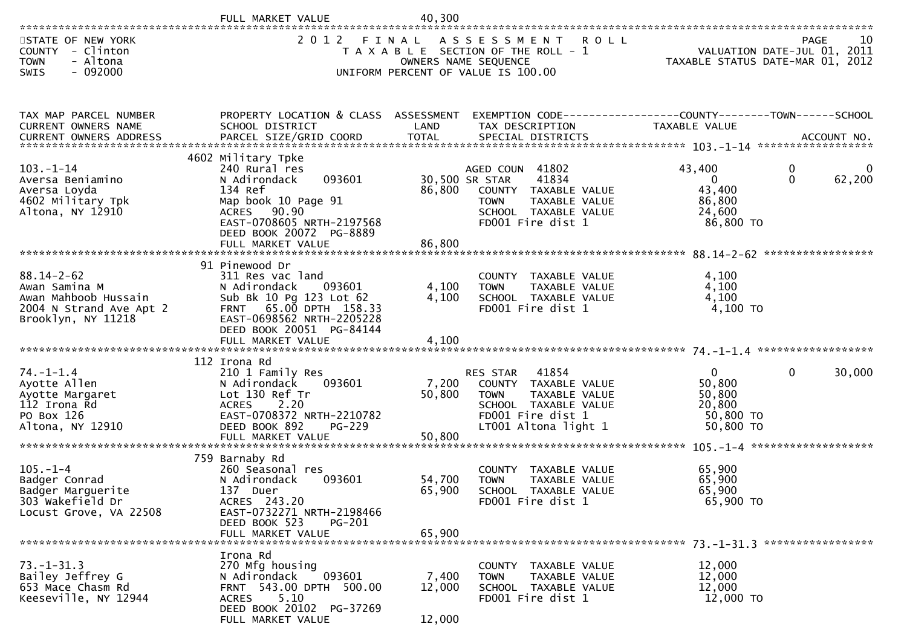FULL MARKET VALUE 40,300

STATE OF NEW YORK
COUNTY - Clinton
TOWN - Altona
SWIS - 092000

2 0 1 2 F I N A L A S S E S S M E N T R O L L
T A X A B L E SECTION OF THE ROLL - 1
OWNERS NAME SEQUENCE
UNIFORM PERCENT OF VALUE IS 100.00

VALUATION DATE-JUL 01, 2011
TAXABLE STATUS DATE-MAR 01, 2012

| TAX MAP PARCEL NUMBER / CURRENT OWNERS NAME / CURRENT OWNERS ADDRESS | PROPERTY LOCATION & CLASS / SCHOOL DISTRICT / PARCEL SIZE/GRID COORD | ASSESSMENT LAND | ASSESSMENT TOTAL | EXEMPTION CODE / TAX DESCRIPTION / SPECIAL DISTRICTS | COUNTY TAXABLE VALUE | TOWN | SCHOOL / ACCOUNT NO. |
|---|---|---|---|---|---|---|---|
| 103.-1-14 | 4602 Military Tpke | | | | | | |
| | 240 Rural res | | | AGED COUN 41802 | 43,400 | 0 | 0 |
| Aversa Beniamino | N Adirondack 093601 | 30,500 | | SR STAR 41834 | 0 | 0 | 62,200 |
| Aversa Loyda | 134 Ref | | 86,800 | COUNTY TAXABLE VALUE | 43,400 | | |
| 4602 Military Tpk | Map book 10 Page 91 | | | TOWN TAXABLE VALUE | 86,800 | | |
| Altona, NY 12910 | ACRES 90.90 | | | SCHOOL TAXABLE VALUE | 24,600 | | |
| | EAST-0708605 NRTH-2197568 | | | FD001 Fire dist 1 | 86,800 TO | | |
| | DEED BOOK 20072 PG-8889 | | | | | | |
| | FULL MARKET VALUE | | 86,800 | | | | |
| 88.14-2-62 | 91 Pinewood Dr | | | | | | |
| | 311 Res vac land | | | COUNTY TAXABLE VALUE | 4,100 | | |
| Awan Samina M | N Adirondack 093601 | 4,100 | | TOWN TAXABLE VALUE | 4,100 | | |
| Awan Mahboob Hussain | Sub Bk 10 Pg 123 Lot 62 | | 4,100 | SCHOOL TAXABLE VALUE | 4,100 | | |
| 2004 N Strand Ave Apt 2 | FRNT 65.00 DPTH 158.33 | | | FD001 Fire dist 1 | 4,100 TO | | |
| Brooklyn, NY 11218 | EAST-0698562 NRTH-2205228 | | | | | | |
| | DEED BOOK 20051 PG-84144 | | | | | | |
| | FULL MARKET VALUE | | 4,100 | | | | |
| 74.-1-1.4 | 112 Irona Rd | | | | | | |
| | 210 1 Family Res | | | RES STAR 41854 | 0 | 0 | 30,000 |
| Ayotte Allen | N Adirondack 093601 | 7,200 | | COUNTY TAXABLE VALUE | 50,800 | | |
| Ayotte Margaret | Lot 130 Ref Tr | | 50,800 | TOWN TAXABLE VALUE | 50,800 | | |
| 112 Irona Rd | ACRES 2.20 | | | SCHOOL TAXABLE VALUE | 20,800 | | |
| PO Box 126 | EAST-0708372 NRTH-2210782 | | | FD001 Fire dist 1 | 50,800 TO | | |
| Altona, NY 12910 | DEED BOOK 892 PG-229 | | | LT001 Altona light 1 | 50,800 TO | | |
| | FULL MARKET VALUE | | 50,800 | | | | |
| 105.-1-4 | 759 Barnaby Rd | | | | | | |
| | 260 Seasonal res | | | COUNTY TAXABLE VALUE | 65,900 | | |
| Badger Conrad | N Adirondack 093601 | 54,700 | | TOWN TAXABLE VALUE | 65,900 | | |
| Badger Marguerite | 137 Duer | | 65,900 | SCHOOL TAXABLE VALUE | 65,900 | | |
| 303 Wakefield Dr | ACRES 243.20 | | | FD001 Fire dist 1 | 65,900 TO | | |
| Locust Grove, VA 22508 | EAST-0732271 NRTH-2198466 | | | | | | |
| | DEED BOOK 523 PG-201 | | | | | | |
| | FULL MARKET VALUE | | 65,900 | | | | |
| 73.-1-31.3 | Irona Rd | | | | | | |
| | 270 Mfg housing | | | COUNTY TAXABLE VALUE | 12,000 | | |
| Bailey Jeffrey G | N Adirondack 093601 | 7,400 | | TOWN TAXABLE VALUE | 12,000 | | |
| 653 Mace Chasm Rd | FRNT 543.00 DPTH 500.00 | | 12,000 | SCHOOL TAXABLE VALUE | 12,000 | | |
| Keeseville, NY 12944 | ACRES 5.10 | | | FD001 Fire dist 1 | 12,000 TO | | |
| | DEED BOOK 20102 PG-37269 | | | | | | |
| | FULL MARKET VALUE | | 12,000 | | | | |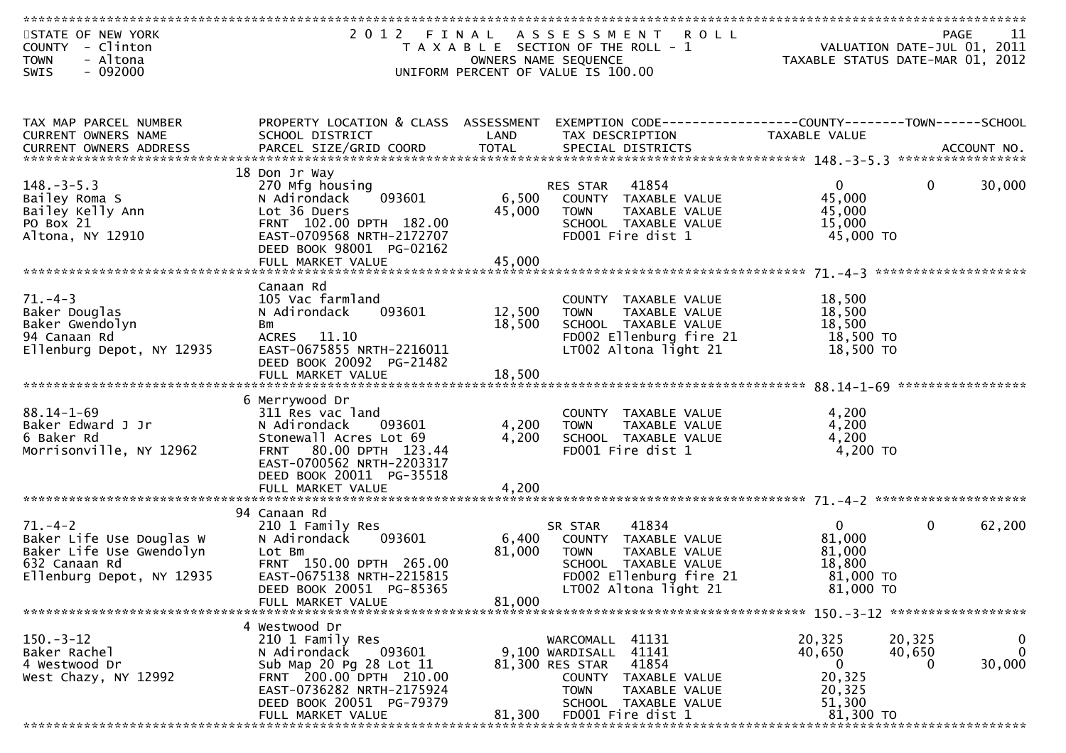STATE OF NEW YORK
COUNTY - Clinton
TOWN - Altona
SWIS - 092000

# 2012 FINAL ASSESSMENT ROLL

TAXABLE SECTION OF THE ROLL - 1
OWNERS NAME SEQUENCE
UNIFORM PERCENT OF VALUE IS 100.00

VALUATION DATE-JUL 01, 2011
TAXABLE STATUS DATE-MAR 01, 2012

| TAX MAP PARCEL NUMBER / CURRENT OWNERS NAME / CURRENT OWNERS ADDRESS | PROPERTY LOCATION & CLASS / SCHOOL DISTRICT / PARCEL SIZE/GRID COORD | ASSESSMENT LAND / TOTAL | EXEMPTION CODE / TAX DESCRIPTION / SPECIAL DISTRICTS | COUNTY TAXABLE VALUE | TOWN | SCHOOL / ACCOUNT NO. |
|---|---|---|---|---|---|---|
| 148.-3-5.3 | 18 Don Jr Way | | | | | |
| | 270 Mfg housing | | RES STAR 41854 | 0 | 0 | 30,000 |
| Bailey Roma S | N Adirondack 093601 | 6,500 | COUNTY TAXABLE VALUE | 45,000 | | |
| Bailey Kelly Ann | Lot 36 Duers | 45,000 | TOWN TAXABLE VALUE | 45,000 | | |
| PO Box 21 | FRNT 102.00 DPTH 182.00 | | SCHOOL TAXABLE VALUE | 15,000 | | |
| Altona, NY 12910 | EAST-0709568 NRTH-2172707 | | FD001 Fire dist 1 | 45,000 TO | | |
| | DEED BOOK 98001 PG-02162 | | | | | |
| | FULL MARKET VALUE | 45,000 | | | | |
| 71.-4-3 | Canaan Rd | | | | | |
| | 105 Vac farmland | | COUNTY TAXABLE VALUE | 18,500 | | |
| Baker Douglas | N Adirondack 093601 | 12,500 | TOWN TAXABLE VALUE | 18,500 | | |
| Baker Gwendolyn | Bm | 18,500 | SCHOOL TAXABLE VALUE | 18,500 | | |
| 94 Canaan Rd | ACRES 11.10 | | FD002 Ellenburg fire 21 | 18,500 TO | | |
| Ellenburg Depot, NY 12935 | EAST-0675855 NRTH-2216011 | | LT002 Altona light 21 | 18,500 TO | | |
| | DEED BOOK 20092 PG-21482 | | | | | |
| | FULL MARKET VALUE | 18,500 | | | | |
| 88.14-1-69 | 6 Merrywood Dr | | | | | |
| | 311 Res vac land | | COUNTY TAXABLE VALUE | 4,200 | | |
| Baker Edward J Jr | N Adirondack 093601 | 4,200 | TOWN TAXABLE VALUE | 4,200 | | |
| 6 Baker Rd | Stonewall Acres Lot 69 | 4,200 | SCHOOL TAXABLE VALUE | 4,200 | | |
| Morrisonville, NY 12962 | FRNT 80.00 DPTH 123.44 | | FD001 Fire dist 1 | 4,200 TO | | |
| | EAST-0700562 NRTH-2203317 | | | | | |
| | DEED BOOK 20011 PG-35518 | | | | | |
| | FULL MARKET VALUE | 4,200 | | | | |
| 71.-4-2 | 94 Canaan Rd | | | | | |
| | 210 1 Family Res | | SR STAR 41834 | 0 | 0 | 62,200 |
| Baker Life Use Douglas W | N Adirondack 093601 | 6,400 | COUNTY TAXABLE VALUE | 81,000 | | |
| Baker Life Use Gwendolyn | Lot Bm | 81,000 | TOWN TAXABLE VALUE | 81,000 | | |
| 632 Canaan Rd | FRNT 150.00 DPTH 265.00 | | SCHOOL TAXABLE VALUE | 18,800 | | |
| Ellenburg Depot, NY 12935 | EAST-0675138 NRTH-2215815 | | FD002 Ellenburg fire 21 | 81,000 TO | | |
| | DEED BOOK 20051 PG-85365 | | LT002 Altona light 21 | 81,000 TO | | |
| | FULL MARKET VALUE | 81,000 | | | | |
| 150.-3-12 | 4 Westwood Dr | | | | | |
| | 210 1 Family Res | | WARCOMALL 41131 | 20,325 | 20,325 | 0 |
| Baker Rachel | N Adirondack 093601 | 9,100 | WARDISALL 41141 | 40,650 | 40,650 | 0 |
| 4 Westwood Dr | Sub Map 20 Pg 28 Lot 11 | 81,300 | RES STAR 41854 | 0 | 0 | 30,000 |
| West Chazy, NY 12992 | FRNT 200.00 DPTH 210.00 | | COUNTY TAXABLE VALUE | 20,325 | | |
| | EAST-0736282 NRTH-2175924 | | TOWN TAXABLE VALUE | 20,325 | | |
| | DEED BOOK 20051 PG-79379 | | SCHOOL TAXABLE VALUE | 51,300 | | |
| | FULL MARKET VALUE | 81,300 | FD001 Fire dist 1 | 81,300 TO | | |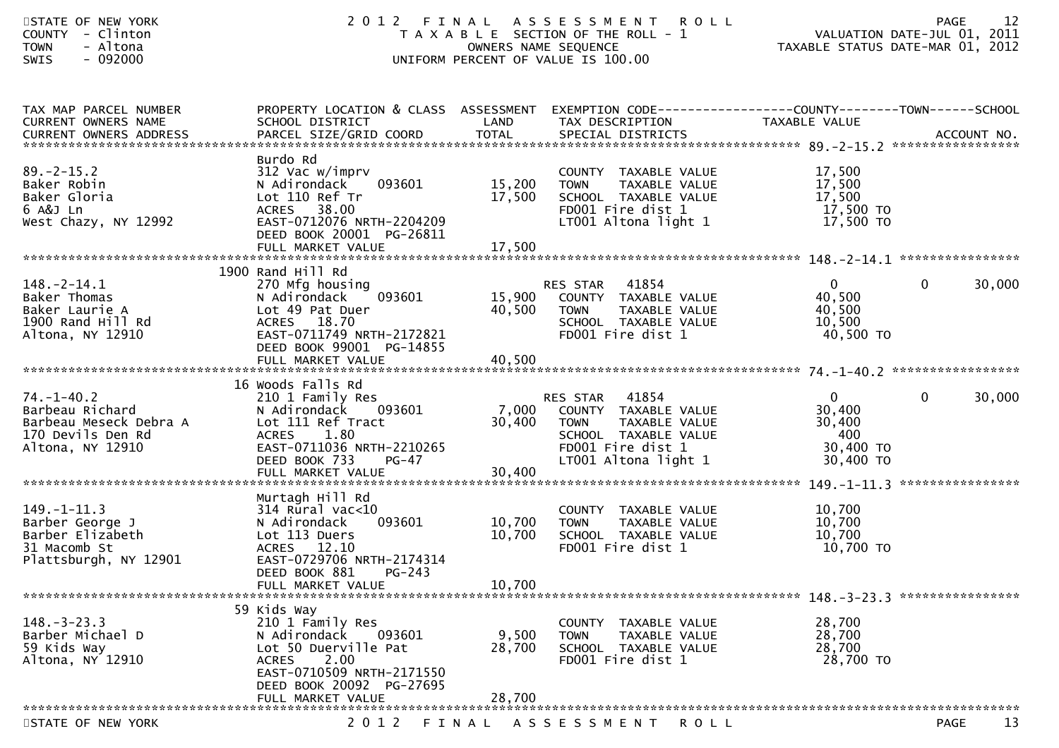STATE OF NEW YORK
COUNTY - Clinton
TOWN - Altona
SWIS - 092000

# 2012 FINAL ASSESSMENT ROLL

TAXABLE SECTION OF THE ROLL - 1
OWNERS NAME SEQUENCE
UNIFORM PERCENT OF VALUE IS 100.00

VALUATION DATE-JUL 01, 2011
TAXABLE STATUS DATE-MAR 01, 2012

| TAX MAP PARCEL NUMBER / CURRENT OWNERS NAME / CURRENT OWNERS ADDRESS | PROPERTY LOCATION & CLASS / SCHOOL DISTRICT / PARCEL SIZE/GRID COORD | ASSESSMENT LAND | ASSESSMENT TOTAL | EXEMPTION CODE / TAX DESCRIPTION / SPECIAL DISTRICTS | COUNTY TAXABLE VALUE | TOWN | SCHOOL | ACCOUNT NO. |
|---|---|---|---|---|---|---|---|---|
| 89.-2-15.2 | Burdo Rd | | | | | | | |
| | 312 Vac w/imprv | | | COUNTY TAXABLE VALUE | 17,500 | | | |
| Baker Robin | N Adirondack 093601 | 15,200 | | TOWN TAXABLE VALUE | 17,500 | | | |
| Baker Gloria | Lot 110 Ref Tr | | 17,500 | SCHOOL TAXABLE VALUE | 17,500 | | | |
| 6 A&J Ln | ACRES 38.00 | | | FD001 Fire dist 1 | 17,500 TO | | | |
| West Chazy, NY 12992 | EAST-0712076 NRTH-2204209 | | | LT001 Altona light 1 | 17,500 TO | | | |
| | DEED BOOK 20001 PG-26811 | | | | | | | |
| | FULL MARKET VALUE | | 17,500 | | | | | |
| 148.-2-14.1 | 1900 Rand Hill Rd | | | | | | | |
| | 270 Mfg housing | | | RES STAR 41854 | 0 | 0 | 30,000 | |
| Baker Thomas | N Adirondack 093601 | 15,900 | | COUNTY TAXABLE VALUE | 40,500 | | | |
| Baker Laurie A | Lot 49 Pat Duer | | 40,500 | TOWN TAXABLE VALUE | 40,500 | | | |
| 1900 Rand Hill Rd | ACRES 18.70 | | | SCHOOL TAXABLE VALUE | 10,500 | | | |
| Altona, NY 12910 | EAST-0711749 NRTH-2172821 | | | FD001 Fire dist 1 | 40,500 TO | | | |
| | DEED BOOK 99001 PG-14855 | | | | | | | |
| | FULL MARKET VALUE | | 40,500 | | | | | |
| 74.-1-40.2 | 16 Woods Falls Rd | | | | | | | |
| | 210 1 Family Res | | | RES STAR 41854 | 0 | 0 | 30,000 | |
| Barbeau Richard | N Adirondack 093601 | 7,000 | | COUNTY TAXABLE VALUE | 30,400 | | | |
| Barbeau Meseck Debra A | Lot 111 Ref Tract | | 30,400 | TOWN TAXABLE VALUE | 30,400 | | | |
| 170 Devils Den Rd | ACRES 1.80 | | | SCHOOL TAXABLE VALUE | 400 | | | |
| Altona, NY 12910 | EAST-0711036 NRTH-2210265 | | | FD001 Fire dist 1 | 30,400 TO | | | |
| | DEED BOOK 733 PG-47 | | | LT001 Altona light 1 | 30,400 TO | | | |
| | FULL MARKET VALUE | | 30,400 | | | | | |
| 149.-1-11.3 | Murtagh Hill Rd | | | | | | | |
| | 314 Rural vac<10 | | | COUNTY TAXABLE VALUE | 10,700 | | | |
| Barber George J | N Adirondack 093601 | 10,700 | | TOWN TAXABLE VALUE | 10,700 | | | |
| Barber Elizabeth | Lot 113 Duers | | 10,700 | SCHOOL TAXABLE VALUE | 10,700 | | | |
| 31 Macomb St | ACRES 12.10 | | | FD001 Fire dist 1 | 10,700 TO | | | |
| Plattsburgh, NY 12901 | EAST-0729706 NRTH-2174314 | | | | | | | |
| | DEED BOOK 881 PG-243 | | | | | | | |
| | FULL MARKET VALUE | | 10,700 | | | | | |
| 148.-3-23.3 | 59 Kids Way | | | | | | | |
| | 210 1 Family Res | | | COUNTY TAXABLE VALUE | 28,700 | | | |
| Barber Michael D | N Adirondack 093601 | 9,500 | | TOWN TAXABLE VALUE | 28,700 | | | |
| 59 Kids Way | Lot 50 Duerville Pat | | 28,700 | SCHOOL TAXABLE VALUE | 28,700 | | | |
| Altona, NY 12910 | ACRES 2.00 | | | FD001 Fire dist 1 | 28,700 TO | | | |
| | EAST-0710509 NRTH-2171550 | | | | | | | |
| | DEED BOOK 20092 PG-27695 | | | | | | | |
| | FULL MARKET VALUE | | 28,700 | | | | | |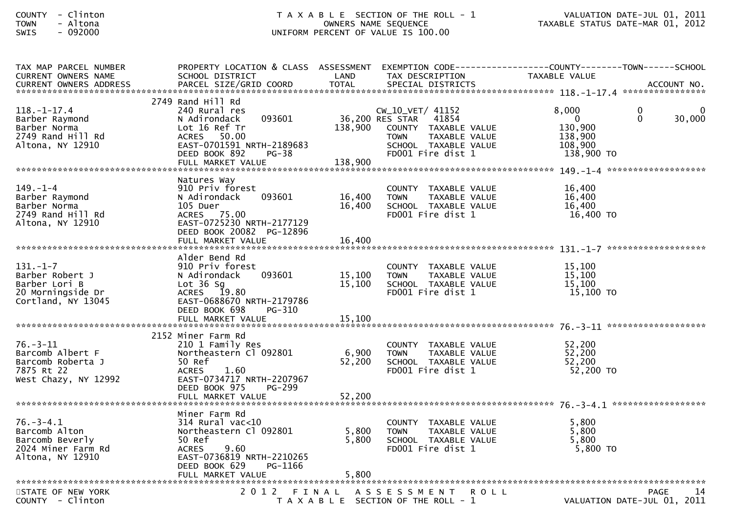COUNTY - Clinton
TOWN - Altona
SWIS - 092000

T A X A B L E SECTION OF THE ROLL - 1
OWNERS NAME SEQUENCE
UNIFORM PERCENT OF VALUE IS 100.00

VALUATION DATE-JUL 01, 2011
TAXABLE STATUS DATE-MAR 01, 2012

| TAX MAP PARCEL NUMBER / CURRENT OWNERS NAME / CURRENT OWNERS ADDRESS | PROPERTY LOCATION & CLASS / SCHOOL DISTRICT / PARCEL SIZE/GRID COORD | ASSESSMENT LAND / TOTAL | EXEMPTION CODE / TAX DESCRIPTION / SPECIAL DISTRICTS | COUNTY TAXABLE VALUE | TOWN | SCHOOL | ACCOUNT NO. |
|---|---|---|---|---|---|---|---|
| **118.-1-17.4** | | | | | | | |
| | 2749 Rand Hill Rd | | | | | | |
| 118.-1-17.4 | 240 Rural res | | CW_10_VET/ 41152 | 8,000 | 0 | 0 | |
| Barber Raymond | N Adirondack 093601 | 36,200 | RES STAR 41854 | 0 | 0 | 30,000 | |
| Barber Norma | Lot 16 Ref Tr | 138,900 | COUNTY TAXABLE VALUE | 130,900 | | | |
| 2749 Rand Hill Rd | ACRES 50.00 | | TOWN TAXABLE VALUE | 138,900 | | | |
| Altona, NY 12910 | EAST-0701591 NRTH-2189683 | | SCHOOL TAXABLE VALUE | 108,900 | | | |
| | DEED BOOK 892 PG-38 | | FD001 Fire dist 1 | 138,900 TO | | | |
| | FULL MARKET VALUE | 138,900 | | | | | |
| **149.-1-4** | | | | | | | |
| | Natures Way | | | | | | |
| 149.-1-4 | 910 Priv forest | | COUNTY TAXABLE VALUE | 16,400 | | | |
| Barber Raymond | N Adirondack 093601 | 16,400 | TOWN TAXABLE VALUE | 16,400 | | | |
| Barber Norma | 105 Duer | 16,400 | SCHOOL TAXABLE VALUE | 16,400 | | | |
| 2749 Rand Hill Rd | ACRES 75.00 | | FD001 Fire dist 1 | 16,400 TO | | | |
| Altona, NY 12910 | EAST-0725230 NRTH-2177129 | | | | | | |
| | DEED BOOK 20082 PG-12896 | | | | | | |
| | FULL MARKET VALUE | 16,400 | | | | | |
| **131.-1-7** | | | | | | | |
| | Alder Bend Rd | | | | | | |
| 131.-1-7 | 910 Priv forest | | COUNTY TAXABLE VALUE | 15,100 | | | |
| Barber Robert J | N Adirondack 093601 | 15,100 | TOWN TAXABLE VALUE | 15,100 | | | |
| Barber Lori B | Lot 36 Sg | 15,100 | SCHOOL TAXABLE VALUE | 15,100 | | | |
| 20 Morningside Dr | ACRES 19.80 | | FD001 Fire dist 1 | 15,100 TO | | | |
| Cortland, NY 13045 | EAST-0688670 NRTH-2179786 | | | | | | |
| | DEED BOOK 698 PG-310 | | | | | | |
| | FULL MARKET VALUE | 15,100 | | | | | |
| **76.-3-11** | | | | | | | |
| | 2152 Miner Farm Rd | | | | | | |
| 76.-3-11 | 210 1 Family Res | | COUNTY TAXABLE VALUE | 52,200 | | | |
| Barcomb Albert F | Northeastern Cl 092801 | 6,900 | TOWN TAXABLE VALUE | 52,200 | | | |
| Barcomb Roberta J | 50 Ref | 52,200 | SCHOOL TAXABLE VALUE | 52,200 | | | |
| 7875 Rt 22 | ACRES 1.60 | | FD001 Fire dist 1 | 52,200 TO | | | |
| West Chazy, NY 12992 | EAST-0734717 NRTH-2207967 | | | | | | |
| | DEED BOOK 975 PG-299 | | | | | | |
| | FULL MARKET VALUE | 52,200 | | | | | |
| **76.-3-4.1** | | | | | | | |
| | Miner Farm Rd | | | | | | |
| 76.-3-4.1 | 314 Rural vac<10 | | COUNTY TAXABLE VALUE | 5,800 | | | |
| Barcomb Alton | Northeastern Cl 092801 | 5,800 | TOWN TAXABLE VALUE | 5,800 | | | |
| Barcomb Beverly | 50 Ref | 5,800 | SCHOOL TAXABLE VALUE | 5,800 | | | |
| 2024 Miner Farm Rd | ACRES 9.60 | | FD001 Fire dist 1 | 5,800 TO | | | |
| Altona, NY 12910 | EAST-0736819 NRTH-2210265 | | | | | | |
| | DEED BOOK 629 PG-1166 | | | | | | |
| | FULL MARKET VALUE | 5,800 | | | | | |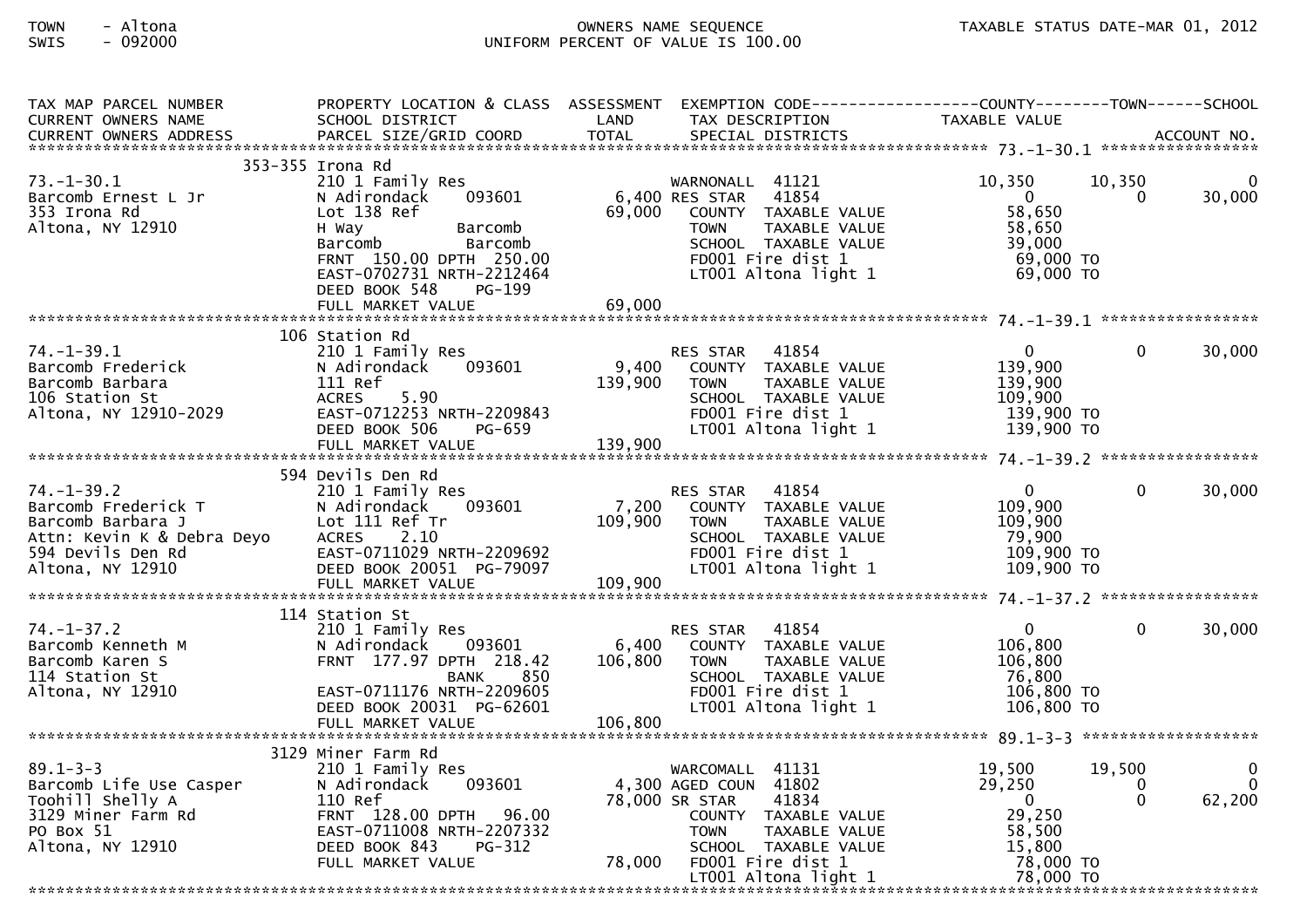TOWN - Altona
SWIS - 092000

OWNERS NAME SEQUENCE
UNIFORM PERCENT OF VALUE IS 100.00

TAXABLE STATUS DATE-MAR 01, 2012

| TAX MAP PARCEL NUMBER / CURRENT OWNERS NAME / CURRENT OWNERS ADDRESS | PROPERTY LOCATION & CLASS / SCHOOL DISTRICT / PARCEL SIZE/GRID COORD | ASSESSMENT LAND / TOTAL | EXEMPTION CODE / TAX DESCRIPTION / SPECIAL DISTRICTS | COUNTY TAXABLE VALUE | TOWN | SCHOOL / ACCOUNT NO. |
|---|---|---|---|---|---|---|
| **73.-1-30.1** | 353-355 Irona Rd | | | | | |
| 73.-1-30.1 | 210 1 Family Res | | WARNONALL 41121 | 10,350 | 10,350 | 0 |
| Barcomb Ernest L Jr | N Adirondack 093601 | 6,400 | RES STAR 41854 | 0 | 0 | 30,000 |
| 353 Irona Rd | Lot 138 Ref | 69,000 | COUNTY TAXABLE VALUE | 58,650 | | |
| Altona, NY 12910 | H Way Barcomb | | TOWN TAXABLE VALUE | 58,650 | | |
| | Barcomb Barcomb | | SCHOOL TAXABLE VALUE | 39,000 | | |
| | FRNT 150.00 DPTH 250.00 | | FD001 Fire dist 1 | 69,000 TO | | |
| | EAST-0702731 NRTH-2212464 | | LT001 Altona light 1 | 69,000 TO | | |
| | DEED BOOK 548 PG-199 | | | | | |
| | FULL MARKET VALUE | 69,000 | | | | |
| **74.-1-39.1** | 106 Station Rd | | | | | |
| 74.-1-39.1 | 210 1 Family Res | | RES STAR 41854 | 0 | 0 | 30,000 |
| Barcomb Frederick | N Adirondack 093601 | 9,400 | COUNTY TAXABLE VALUE | 139,900 | | |
| Barcomb Barbara | 111 Ref | 139,900 | TOWN TAXABLE VALUE | 139,900 | | |
| 106 Station St | ACRES 5.90 | | SCHOOL TAXABLE VALUE | 109,900 | | |
| Altona, NY 12910-2029 | EAST-0712253 NRTH-2209843 | | FD001 Fire dist 1 | 139,900 TO | | |
| | DEED BOOK 506 PG-659 | | LT001 Altona light 1 | 139,900 TO | | |
| | FULL MARKET VALUE | 139,900 | | | | |
| **74.-1-39.2** | 594 Devils Den Rd | | | | | |
| 74.-1-39.2 | 210 1 Family Res | | RES STAR 41854 | 0 | 0 | 30,000 |
| Barcomb Frederick T | N Adirondack 093601 | 7,200 | COUNTY TAXABLE VALUE | 109,900 | | |
| Barcomb Barbara J | Lot 111 Ref Tr | 109,900 | TOWN TAXABLE VALUE | 109,900 | | |
| Attn: Kevin K & Debra Deyo | ACRES 2.10 | | SCHOOL TAXABLE VALUE | 79,900 | | |
| 594 Devils Den Rd | EAST-0711029 NRTH-2209692 | | FD001 Fire dist 1 | 109,900 TO | | |
| Altona, NY 12910 | DEED BOOK 20051 PG-79097 | | LT001 Altona light 1 | 109,900 TO | | |
| | FULL MARKET VALUE | 109,900 | | | | |
| **74.-1-37.2** | 114 Station St | | | | | |
| 74.-1-37.2 | 210 1 Family Res | | RES STAR 41854 | 0 | 0 | 30,000 |
| Barcomb Kenneth M | N Adirondack 093601 | 6,400 | COUNTY TAXABLE VALUE | 106,800 | | |
| Barcomb Karen S | FRNT 177.97 DPTH 218.42 | 106,800 | TOWN TAXABLE VALUE | 106,800 | | |
| 114 Station St | BANK 850 | | SCHOOL TAXABLE VALUE | 76,800 | | |
| Altona, NY 12910 | EAST-0711176 NRTH-2209605 | | FD001 Fire dist 1 | 106,800 TO | | |
| | DEED BOOK 20031 PG-62601 | | LT001 Altona light 1 | 106,800 TO | | |
| | FULL MARKET VALUE | 106,800 | | | | |
| **89.1-3-3** | 3129 Miner Farm Rd | | | | | |
| 89.1-3-3 | 210 1 Family Res | | WARCOMALL 41131 | 19,500 | 19,500 | 0 |
| Barcomb Life Use Casper | N Adirondack 093601 | 4,300 | AGED COUN 41802 | 29,250 | 0 | 0 |
| Toohill Shelly A | 110 Ref | 78,000 | SR STAR 41834 | 0 | 0 | 62,200 |
| 3129 Miner Farm Rd | FRNT 128.00 DPTH 96.00 | | COUNTY TAXABLE VALUE | 29,250 | | |
| PO Box 51 | EAST-0711008 NRTH-2207332 | | TOWN TAXABLE VALUE | 58,500 | | |
| Altona, NY 12910 | DEED BOOK 843 PG-312 | | SCHOOL TAXABLE VALUE | 15,800 | | |
| | FULL MARKET VALUE | 78,000 | FD001 Fire dist 1 | 78,000 TO | | |
| | | | LT001 Altona light 1 | 78,000 TO | | |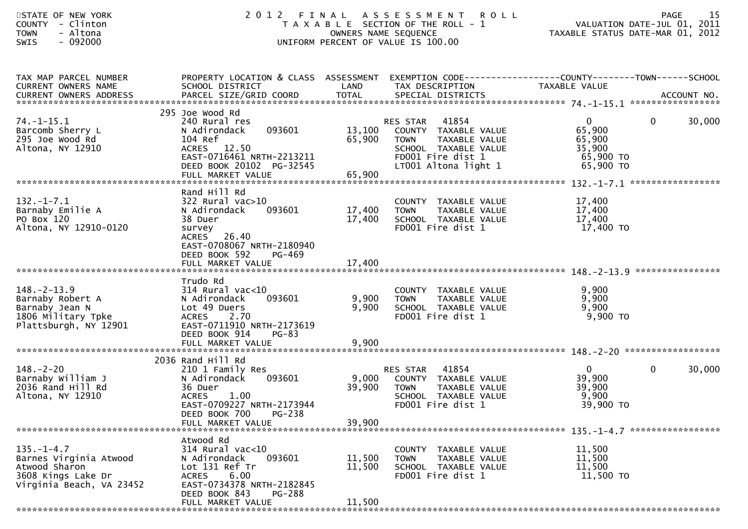STATE OF NEW YORK
COUNTY - Clinton
TOWN - Altona
SWIS - 092000

# 2012 FINAL ASSESSMENT ROLL

TAXABLE SECTION OF THE ROLL - 1
OWNERS NAME SEQUENCE
UNIFORM PERCENT OF VALUE IS 100.00

VALUATION DATE-JUL 01, 2011
TAXABLE STATUS DATE-MAR 01, 2012

| TAX MAP PARCEL NUMBER / CURRENT OWNERS NAME / CURRENT OWNERS ADDRESS | PROPERTY LOCATION & CLASS / SCHOOL DISTRICT / PARCEL SIZE/GRID COORD | ASSESSMENT LAND / TOTAL | EXEMPTION CODE / TAX DESCRIPTION / SPECIAL DISTRICTS | COUNTY / TAXABLE VALUE | TOWN | SCHOOL / ACCOUNT NO. |
|---|---|---|---|---|---|---|
| **74.-1-15.1** | 295 Joe Wood Rd | | | | | |
| | 240 Rural res | | RES STAR 41854 | 0 | 0 | 30,000 |
| Barcomb Sherry L | N Adirondack 093601 | 13,100 | COUNTY TAXABLE VALUE | 65,900 | | |
| 295 Joe Wood Rd | 104 Ref | 65,900 | TOWN TAXABLE VALUE | 65,900 | | |
| Altona, NY 12910 | ACRES 12.50 | | SCHOOL TAXABLE VALUE | 35,900 | | |
| | EAST-0716461 NRTH-2213211 | | FD001 Fire dist 1 | 65,900 TO | | |
| | DEED BOOK 20102 PG-32545 | | LT001 Altona light 1 | 65,900 TO | | |
| | FULL MARKET VALUE | 65,900 | | | | |
| **132.-1-7.1** | Rand Hill Rd | | | | | |
| | 322 Rural vac>10 | | COUNTY TAXABLE VALUE | 17,400 | | |
| Barnaby Emilie A | N Adirondack 093601 | 17,400 | TOWN TAXABLE VALUE | 17,400 | | |
| PO Box 120 | 38 Duer | 17,400 | SCHOOL TAXABLE VALUE | 17,400 | | |
| Altona, NY 12910-0120 | survey | | FD001 Fire dist 1 | 17,400 TO | | |
| | ACRES 26.40 | | | | | |
| | EAST-0708067 NRTH-2180940 | | | | | |
| | DEED BOOK 592 PG-469 | | | | | |
| | FULL MARKET VALUE | 17,400 | | | | |
| **148.-2-13.9** | Trudo Rd | | | | | |
| | 314 Rural vac<10 | | COUNTY TAXABLE VALUE | 9,900 | | |
| Barnaby Robert A | N Adirondack 093601 | 9,900 | TOWN TAXABLE VALUE | 9,900 | | |
| Barnaby Jean N | Lot 49 Duers | 9,900 | SCHOOL TAXABLE VALUE | 9,900 | | |
| 1806 Military Tpke | ACRES 2.70 | | FD001 Fire dist 1 | 9,900 TO | | |
| Plattsburgh, NY 12901 | EAST-0711910 NRTH-2173619 | | | | | |
| | DEED BOOK 914 PG-83 | | | | | |
| | FULL MARKET VALUE | 9,900 | | | | |
| **148.-2-20** | 2036 Rand Hill Rd | | | | | |
| | 210 1 Family Res | | RES STAR 41854 | 0 | 0 | 30,000 |
| Barnaby William J | N Adirondack 093601 | 9,000 | COUNTY TAXABLE VALUE | 39,900 | | |
| 2036 Rand Hill Rd | 36 Duer | 39,900 | TOWN TAXABLE VALUE | 39,900 | | |
| Altona, NY 12910 | ACRES 1.00 | | SCHOOL TAXABLE VALUE | 9,900 | | |
| | EAST-0709227 NRTH-2173944 | | FD001 Fire dist 1 | 39,900 TO | | |
| | DEED BOOK 700 PG-238 | | | | | |
| | FULL MARKET VALUE | 39,900 | | | | |
| **135.-1-4.7** | Atwood Rd | | | | | |
| | 314 Rural vac<10 | | COUNTY TAXABLE VALUE | 11,500 | | |
| Barnes Virginia Atwood | N Adirondack 093601 | 11,500 | TOWN TAXABLE VALUE | 11,500 | | |
| Atwood Sharon | Lot 131 Ref Tr | 11,500 | SCHOOL TAXABLE VALUE | 11,500 | | |
| 3608 Kings Lake Dr | ACRES 6.00 | | FD001 Fire dist 1 | 11,500 TO | | |
| Virginia Beach, VA 23452 | EAST-0734378 NRTH-2182845 | | | | | |
| | DEED BOOK 843 PG-288 | | | | | |
| | FULL MARKET VALUE | 11,500 | | | | |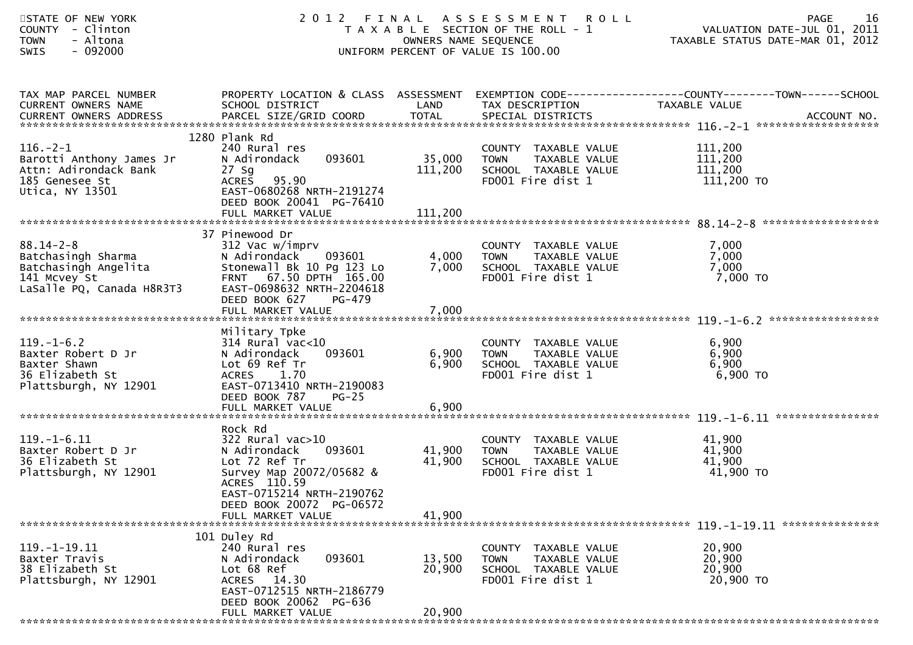STATE OF NEW YORK
COUNTY - Clinton
TOWN - Altona
SWIS - 092000

# 2012 FINAL ASSESSMENT ROLL

TAXABLE SECTION OF THE ROLL - 1
OWNERS NAME SEQUENCE
UNIFORM PERCENT OF VALUE IS 100.00

VALUATION DATE-JUL 01, 2011
TAXABLE STATUS DATE-MAR 01, 2012

| TAX MAP PARCEL NUMBER / CURRENT OWNERS NAME / CURRENT OWNERS ADDRESS | PROPERTY LOCATION & CLASS / SCHOOL DISTRICT / PARCEL SIZE/GRID COORD | ASSESSMENT LAND / TOTAL | EXEMPTION CODE / TAX DESCRIPTION / SPECIAL DISTRICTS | COUNTY--------TOWN------SCHOOL TAXABLE VALUE | ACCOUNT NO. |
|---|---|---|---|---|---|
| 116.-2-1 | 1280 Plank Rd | | | | |
| 116.-2-1 | 240 Rural res | | COUNTY TAXABLE VALUE | 111,200 | |
| Barotti Anthony James Jr | N Adirondack 093601 | 35,000 | TOWN TAXABLE VALUE | 111,200 | |
| Attn: Adirondack Bank | 27 Sg | 111,200 | SCHOOL TAXABLE VALUE | 111,200 | |
| 185 Genesee St | ACRES 95.90 | | FD001 Fire dist 1 | 111,200 TO | |
| Utica, NY 13501 | EAST-0680268 NRTH-2191274 | | | | |
| | DEED BOOK 20041 PG-76410 | | | | |
| | FULL MARKET VALUE | 111,200 | | | |
| 88.14-2-8 | 37 Pinewood Dr | | | | |
| 88.14-2-8 | 312 Vac w/imprv | | COUNTY TAXABLE VALUE | 7,000 | |
| Batchasingh Sharma | N Adirondack 093601 | 4,000 | TOWN TAXABLE VALUE | 7,000 | |
| Batchasingh Angelita | Stonewall Bk 10 Pg 123 Lo | 7,000 | SCHOOL TAXABLE VALUE | 7,000 | |
| 141 Mcvey St | FRNT 67.50 DPTH 165.00 | | FD001 Fire dist 1 | 7,000 TO | |
| LaSalle PQ, Canada H8R3T3 | EAST-0698632 NRTH-2204618 | | | | |
| | DEED BOOK 627 PG-479 | | | | |
| | FULL MARKET VALUE | 7,000 | | | |
| 119.-1-6.2 | Military Tpke | | | | |
| 119.-1-6.2 | 314 Rural vac<10 | | COUNTY TAXABLE VALUE | 6,900 | |
| Baxter Robert D Jr | N Adirondack 093601 | 6,900 | TOWN TAXABLE VALUE | 6,900 | |
| Baxter Shawn | Lot 69 Ref Tr | 6,900 | SCHOOL TAXABLE VALUE | 6,900 | |
| 36 Elizabeth St | ACRES 1.70 | | FD001 Fire dist 1 | 6,900 TO | |
| Plattsburgh, NY 12901 | EAST-0713410 NRTH-2190083 | | | | |
| | DEED BOOK 787 PG-25 | | | | |
| | FULL MARKET VALUE | 6,900 | | | |
| 119.-1-6.11 | Rock Rd | | | | |
| 119.-1-6.11 | 322 Rural vac>10 | | COUNTY TAXABLE VALUE | 41,900 | |
| Baxter Robert D Jr | N Adirondack 093601 | 41,900 | TOWN TAXABLE VALUE | 41,900 | |
| 36 Elizabeth St | Lot 72 Ref Tr | 41,900 | SCHOOL TAXABLE VALUE | 41,900 | |
| Plattsburgh, NY 12901 | Survey Map 20072/05682 & | | FD001 Fire dist 1 | 41,900 TO | |
| | ACRES 110.59 | | | | |
| | EAST-0715214 NRTH-2190762 | | | | |
| | DEED BOOK 20072 PG-06572 | | | | |
| | FULL MARKET VALUE | 41,900 | | | |
| 119.-1-19.11 | 101 Duley Rd | | | | |
| 119.-1-19.11 | 240 Rural res | | COUNTY TAXABLE VALUE | 20,900 | |
| Baxter Travis | N Adirondack 093601 | 13,500 | TOWN TAXABLE VALUE | 20,900 | |
| 38 Elizabeth St | Lot 68 Ref | 20,900 | SCHOOL TAXABLE VALUE | 20,900 | |
| Plattsburgh, NY 12901 | ACRES 14.30 | | FD001 Fire dist 1 | 20,900 TO | |
| | EAST-0712515 NRTH-2186779 | | | | |
| | DEED BOOK 20062 PG-636 | | | | |
| | FULL MARKET VALUE | 20,900 | | | |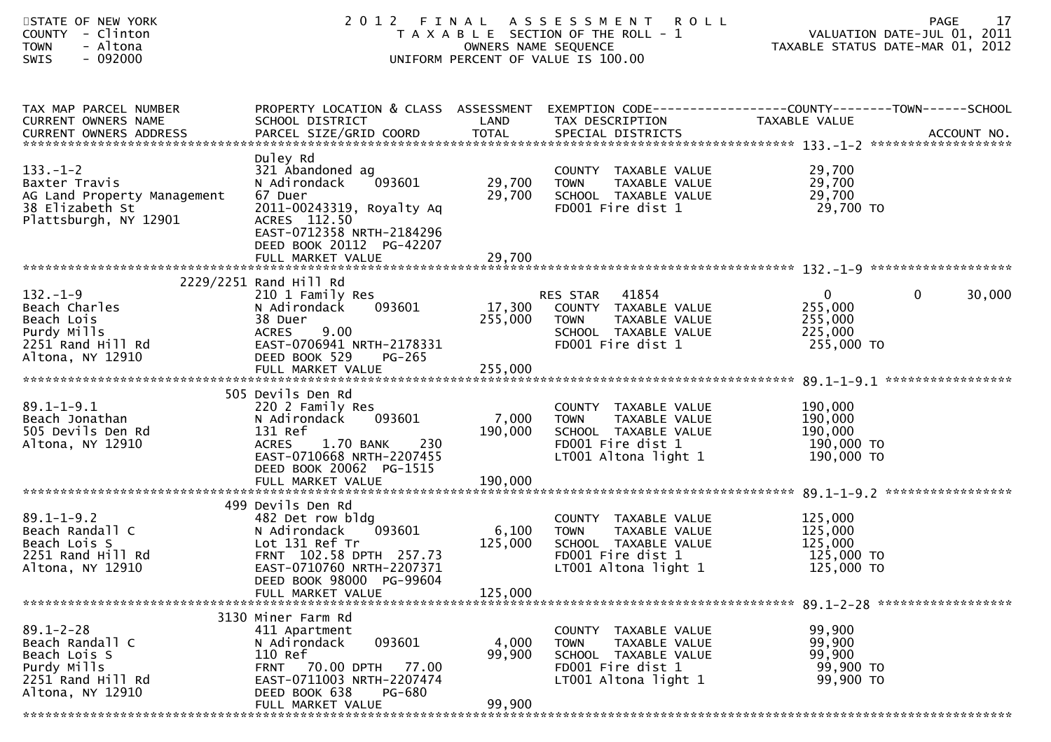STATE OF NEW YORK
COUNTY - Clinton
TOWN - Altona
SWIS - 092000

# 2012 FINAL ASSESSMENT ROLL

TAXABLE SECTION OF THE ROLL - 1
OWNERS NAME SEQUENCE
UNIFORM PERCENT OF VALUE IS 100.00

VALUATION DATE-JUL 01, 2011
TAXABLE STATUS DATE-MAR 01, 2012

| TAX MAP PARCEL NUMBER / CURRENT OWNERS NAME / CURRENT OWNERS ADDRESS | PROPERTY LOCATION & CLASS / SCHOOL DISTRICT / PARCEL SIZE/GRID COORD | ASSESSMENT LAND / TOTAL | EXEMPTION CODE / TAX DESCRIPTION / SPECIAL DISTRICTS | COUNTY TAXABLE VALUE | TOWN | SCHOOL |
|---|---|---|---|---|---|---|
| **133.-1-2** | Duley Rd | | | | | |
| 133.-1-2 | 321 Abandoned ag | | COUNTY TAXABLE VALUE | 29,700 | | |
| Baxter Travis | N Adirondack 093601 | 29,700 | TOWN TAXABLE VALUE | 29,700 | | |
| AG Land Property Management | 67 Duer | 29,700 | SCHOOL TAXABLE VALUE | 29,700 | | |
| 38 Elizabeth St | 2011-00243319, Royalty Aq | | FD001 Fire dist 1 | 29,700 TO | | |
| Plattsburgh, NY 12901 | ACRES 112.50 | | | | | |
| | EAST-0712358 NRTH-2184296 | | | | | |
| | DEED BOOK 20112 PG-42207 | | | | | |
| | FULL MARKET VALUE | 29,700 | | | | |
| **132.-1-9** | 2229/2251 Rand Hill Rd | | | | | |
| 132.-1-9 | 210 1 Family Res | | RES STAR 41854 | 0 | 0 | 30,000 |
| Beach Charles | N Adirondack 093601 | 17,300 | COUNTY TAXABLE VALUE | 255,000 | | |
| Beach Lois | 38 Duer | 255,000 | TOWN TAXABLE VALUE | 255,000 | | |
| Purdy Mills | ACRES 9.00 | | SCHOOL TAXABLE VALUE | 225,000 | | |
| 2251 Rand Hill Rd | EAST-0706941 NRTH-2178331 | | FD001 Fire dist 1 | 255,000 TO | | |
| Altona, NY 12910 | DEED BOOK 529 PG-265 | | | | | |
| | FULL MARKET VALUE | 255,000 | | | | |
| **89.1-1-9.1** | 505 Devils Den Rd | | | | | |
| 89.1-1-9.1 | 220 2 Family Res | | COUNTY TAXABLE VALUE | 190,000 | | |
| Beach Jonathan | N Adirondack 093601 | 7,000 | TOWN TAXABLE VALUE | 190,000 | | |
| 505 Devils Den Rd | 131 Ref | 190,000 | SCHOOL TAXABLE VALUE | 190,000 | | |
| Altona, NY 12910 | ACRES 1.70 BANK 230 | | FD001 Fire dist 1 | 190,000 TO | | |
| | EAST-0710668 NRTH-2207455 | | LT001 Altona light 1 | 190,000 TO | | |
| | DEED BOOK 20062 PG-1515 | | | | | |
| | FULL MARKET VALUE | 190,000 | | | | |
| **89.1-1-9.2** | 499 Devils Den Rd | | | | | |
| 89.1-1-9.2 | 482 Det row bldg | | COUNTY TAXABLE VALUE | 125,000 | | |
| Beach Randall C | N Adirondack 093601 | 6,100 | TOWN TAXABLE VALUE | 125,000 | | |
| Beach Lois S | Lot 131 Ref Tr | 125,000 | SCHOOL TAXABLE VALUE | 125,000 | | |
| 2251 Rand Hill Rd | FRNT 102.58 DPTH 257.73 | | FD001 Fire dist 1 | 125,000 TO | | |
| Altona, NY 12910 | EAST-0710760 NRTH-2207371 | | LT001 Altona light 1 | 125,000 TO | | |
| | DEED BOOK 98000 PG-99604 | | | | | |
| | FULL MARKET VALUE | 125,000 | | | | |
| **89.1-2-28** | 3130 Miner Farm Rd | | | | | |
| 89.1-2-28 | 411 Apartment | | COUNTY TAXABLE VALUE | 99,900 | | |
| Beach Randall C | N Adirondack 093601 | 4,000 | TOWN TAXABLE VALUE | 99,900 | | |
| Beach Lois S | 110 Ref | 99,900 | SCHOOL TAXABLE VALUE | 99,900 | | |
| Purdy Mills | FRNT 70.00 DPTH 77.00 | | FD001 Fire dist 1 | 99,900 TO | | |
| 2251 Rand Hill Rd | EAST-0711003 NRTH-2207474 | | LT001 Altona light 1 | 99,900 TO | | |
| Altona, NY 12910 | DEED BOOK 638 PG-680 | | | | | |
| | FULL MARKET VALUE | 99,900 | | | | |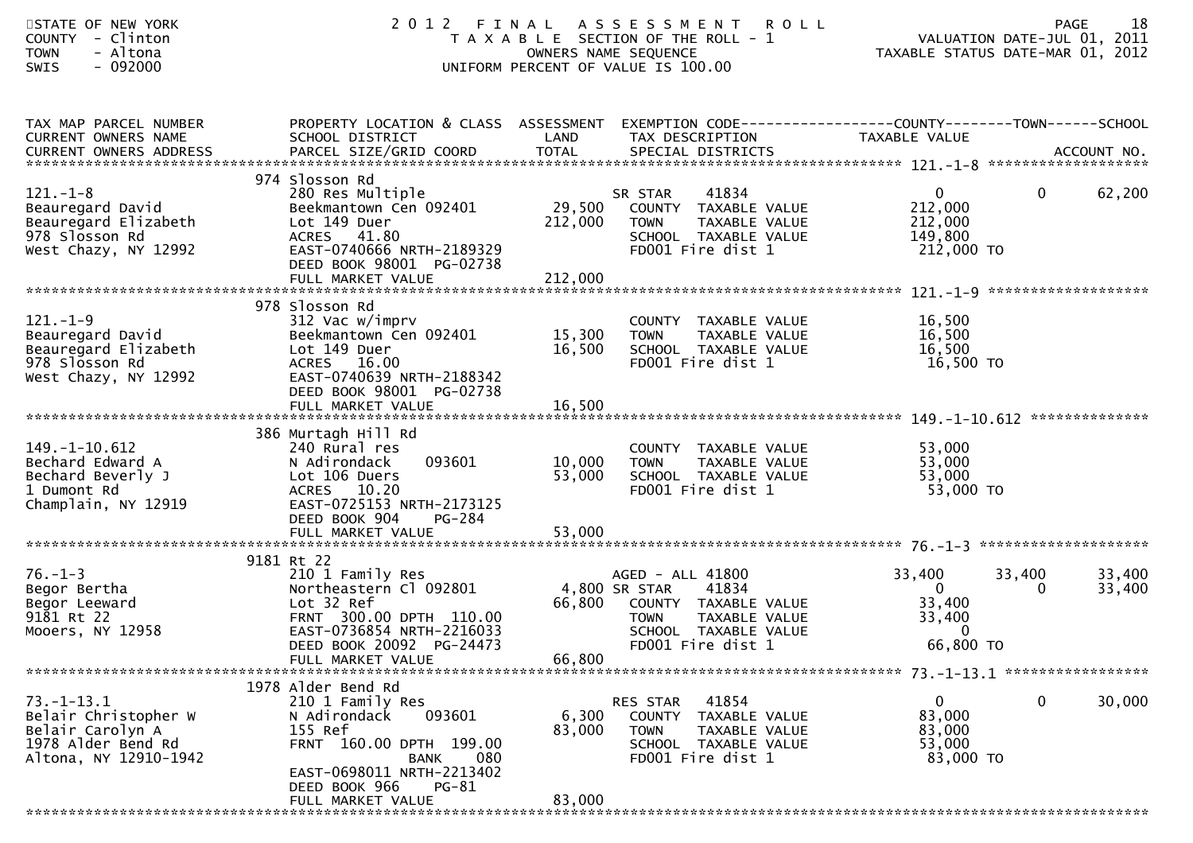STATE OF NEW YORK
COUNTY - Clinton
TOWN - Altona
SWIS - 092000

# 2012 FINAL ASSESSMENT ROLL

TAXABLE SECTION OF THE ROLL - 1
OWNERS NAME SEQUENCE
UNIFORM PERCENT OF VALUE IS 100.00

VALUATION DATE-JUL 01, 2011
TAXABLE STATUS DATE-MAR 01, 2012

| TAX MAP PARCEL NUMBER / CURRENT OWNERS NAME / CURRENT OWNERS ADDRESS | PROPERTY LOCATION & CLASS / SCHOOL DISTRICT / PARCEL SIZE/GRID COORD | ASSESSMENT LAND / TOTAL | EXEMPTION CODE / TAX DESCRIPTION / SPECIAL DISTRICTS | COUNTY TAXABLE VALUE | TOWN | SCHOOL / ACCOUNT NO. |
|---|---|---|---|---|---|---|
| **121.-1-8** | 974 Slosson Rd | | | | | |
| 121.-1-8 | 280 Res Multiple | | SR STAR 41834 | 0 | 0 | 62,200 |
| Beauregard David | Beekmantown Cen 092401 | 29,500 | COUNTY TAXABLE VALUE | 212,000 | | |
| Beauregard Elizabeth | Lot 149 Duer | 212,000 | TOWN TAXABLE VALUE | 212,000 | | |
| 978 Slosson Rd | ACRES 41.80 | | SCHOOL TAXABLE VALUE | 149,800 | | |
| West Chazy, NY 12992 | EAST-0740666 NRTH-2189329 | | FD001 Fire dist 1 | 212,000 TO | | |
| | DEED BOOK 98001 PG-02738 | | | | | |
| | FULL MARKET VALUE | 212,000 | | | | |
| **121.-1-9** | 978 Slosson Rd | | | | | |
| 121.-1-9 | 312 Vac w/imprv | | COUNTY TAXABLE VALUE | 16,500 | | |
| Beauregard David | Beekmantown Cen 092401 | 15,300 | TOWN TAXABLE VALUE | 16,500 | | |
| Beauregard Elizabeth | Lot 149 Duer | 16,500 | SCHOOL TAXABLE VALUE | 16,500 | | |
| 978 Slosson Rd | ACRES 16.00 | | FD001 Fire dist 1 | 16,500 TO | | |
| West Chazy, NY 12992 | EAST-0740639 NRTH-2188342 | | | | | |
| | DEED BOOK 98001 PG-02738 | | | | | |
| | FULL MARKET VALUE | 16,500 | | | | |
| **149.-1-10.612** | 386 Murtagh Hill Rd | | | | | |
| 149.-1-10.612 | 240 Rural res | | COUNTY TAXABLE VALUE | 53,000 | | |
| Bechard Edward A | N Adirondack 093601 | 10,000 | TOWN TAXABLE VALUE | 53,000 | | |
| Bechard Beverly J | Lot 106 Duers | 53,000 | SCHOOL TAXABLE VALUE | 53,000 | | |
| 1 Dumont Rd | ACRES 10.20 | | FD001 Fire dist 1 | 53,000 TO | | |
| Champlain, NY 12919 | EAST-0725153 NRTH-2173125 | | | | | |
| | DEED BOOK 904 PG-284 | | | | | |
| | FULL MARKET VALUE | 53,000 | | | | |
| **76.-1-3** | 9181 Rt 22 | | | | | |
| 76.-1-3 | 210 1 Family Res | | AGED - ALL 41800 | 33,400 | 33,400 | 33,400 |
| Begor Bertha | Northeastern Cl 092801 | 4,800 | SR STAR 41834 | 0 | 0 | 33,400 |
| Begor Leeward | Lot 32 Ref | 66,800 | COUNTY TAXABLE VALUE | 33,400 | | |
| 9181 Rt 22 | FRNT 300.00 DPTH 110.00 | | TOWN TAXABLE VALUE | 33,400 | | |
| Mooers, NY 12958 | EAST-0736854 NRTH-2216033 | | SCHOOL TAXABLE VALUE | 0 | | |
| | DEED BOOK 20092 PG-24473 | | FD001 Fire dist 1 | 66,800 TO | | |
| | FULL MARKET VALUE | 66,800 | | | | |
| **73.-1-13.1** | 1978 Alder Bend Rd | | | | | |
| 73.-1-13.1 | 210 1 Family Res | | RES STAR 41854 | 0 | 0 | 30,000 |
| Belair Christopher W | N Adirondack 093601 | 6,300 | COUNTY TAXABLE VALUE | 83,000 | | |
| Belair Carolyn A | 155 Ref | 83,000 | TOWN TAXABLE VALUE | 83,000 | | |
| 1978 Alder Bend Rd | FRNT 160.00 DPTH 199.00 | | SCHOOL TAXABLE VALUE | 53,000 | | |
| Altona, NY 12910-1942 | BANK 080 | | FD001 Fire dist 1 | 83,000 TO | | |
| | EAST-0698011 NRTH-2213402 | | | | | |
| | DEED BOOK 966 PG-81 | | | | | |
| | FULL MARKET VALUE | 83,000 | | | | |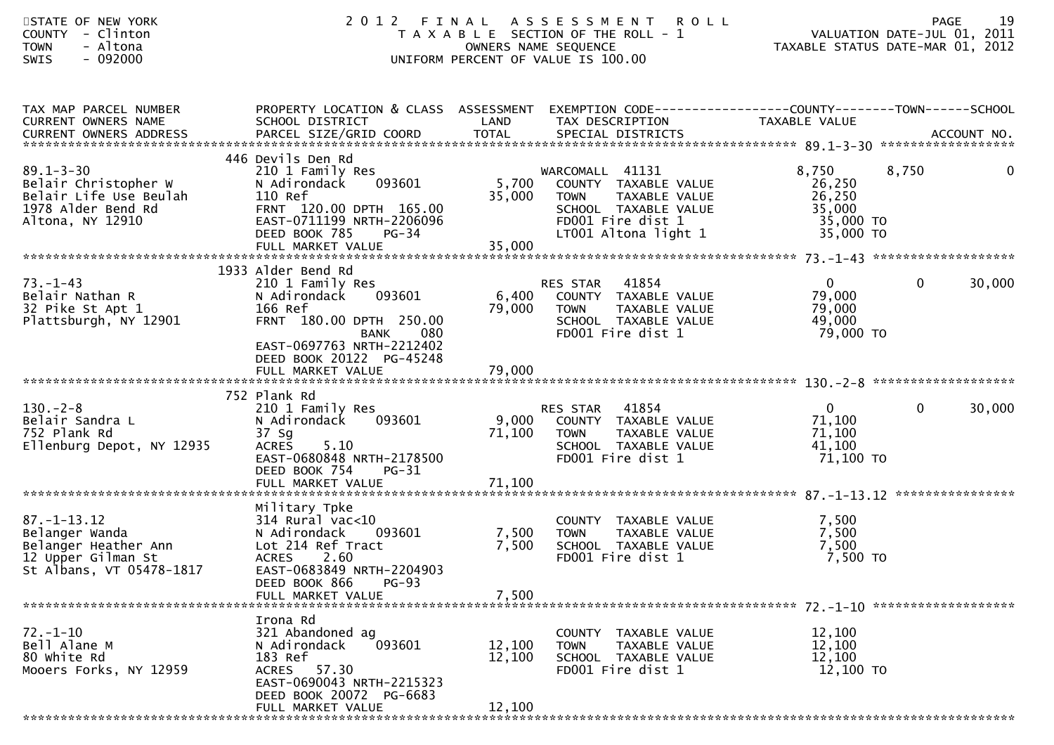STATE OF NEW YORK
COUNTY - Clinton
TOWN - Altona
SWIS - 092000

# 2012 FINAL ASSESSMENT ROLL

TAXABLE SECTION OF THE ROLL - 1
OWNERS NAME SEQUENCE
UNIFORM PERCENT OF VALUE IS 100.00

VALUATION DATE-JUL 01, 2011
TAXABLE STATUS DATE-MAR 01, 2012

| TAX MAP PARCEL NUMBER / CURRENT OWNERS NAME / CURRENT OWNERS ADDRESS | PROPERTY LOCATION & CLASS / SCHOOL DISTRICT / PARCEL SIZE/GRID COORD | ASSESSMENT LAND / TOTAL | EXEMPTION CODE / TAX DESCRIPTION / SPECIAL DISTRICTS | COUNTY TAXABLE VALUE | TOWN | SCHOOL / ACCOUNT NO. |
|---|---|---|---|---|---|---|
| **89.1-3-30** | 446 Devils Den Rd | | | | | |
| 89.1-3-30 | 210 1 Family Res | | WARCOMALL 41131 | 8,750 | 8,750 | 0 |
| Belair Christopher W | N Adirondack 093601 | 5,700 | COUNTY TAXABLE VALUE | 26,250 | | |
| Belair Life Use Beulah | 110 Ref | 35,000 | TOWN TAXABLE VALUE | 26,250 | | |
| 1978 Alder Bend Rd | FRNT 120.00 DPTH 165.00 | | SCHOOL TAXABLE VALUE | 35,000 | | |
| Altona, NY 12910 | EAST-0711199 NRTH-2206096 | | FD001 Fire dist 1 | 35,000 TO | | |
| | DEED BOOK 785 PG-34 | | LT001 Altona light 1 | 35,000 TO | | |
| | FULL MARKET VALUE | 35,000 | | | | |
| **73.-1-43** | 1933 Alder Bend Rd | | | | | |
| 73.-1-43 | 210 1 Family Res | | RES STAR 41854 | 0 | 0 | 30,000 |
| Belair Nathan R | N Adirondack 093601 | 6,400 | COUNTY TAXABLE VALUE | 79,000 | | |
| 32 Pike St Apt 1 | 166 Ref | 79,000 | TOWN TAXABLE VALUE | 79,000 | | |
| Plattsburgh, NY 12901 | FRNT 180.00 DPTH 250.00 | | SCHOOL TAXABLE VALUE | 49,000 | | |
| | BANK 080 | | FD001 Fire dist 1 | 79,000 TO | | |
| | EAST-0697763 NRTH-2212402 | | | | | |
| | DEED BOOK 20122 PG-45248 | | | | | |
| | FULL MARKET VALUE | 79,000 | | | | |
| **130.-2-8** | 752 Plank Rd | | | | | |
| 130.-2-8 | 210 1 Family Res | | RES STAR 41854 | 0 | 0 | 30,000 |
| Belair Sandra L | N Adirondack 093601 | 9,000 | COUNTY TAXABLE VALUE | 71,100 | | |
| 752 Plank Rd | 37 Sg | 71,100 | TOWN TAXABLE VALUE | 71,100 | | |
| Ellenburg Depot, NY 12935 | ACRES 5.10 | | SCHOOL TAXABLE VALUE | 41,100 | | |
| | EAST-0680848 NRTH-2178500 | | FD001 Fire dist 1 | 71,100 TO | | |
| | DEED BOOK 754 PG-31 | | | | | |
| | FULL MARKET VALUE | 71,100 | | | | |
| **87.-1-13.12** | Military Tpke | | | | | |
| 87.-1-13.12 | 314 Rural vac<10 | | COUNTY TAXABLE VALUE | 7,500 | | |
| Belanger Wanda | N Adirondack 093601 | 7,500 | TOWN TAXABLE VALUE | 7,500 | | |
| Belanger Heather Ann | Lot 214 Ref Tract | 7,500 | SCHOOL TAXABLE VALUE | 7,500 | | |
| 12 Upper Gilman St | ACRES 2.60 | | FD001 Fire dist 1 | 7,500 TO | | |
| St Albans, VT 05478-1817 | EAST-0683849 NRTH-2204903 | | | | | |
| | DEED BOOK 866 PG-93 | | | | | |
| | FULL MARKET VALUE | 7,500 | | | | |
| **72.-1-10** | Irona Rd | | | | | |
| 72.-1-10 | 321 Abandoned ag | | COUNTY TAXABLE VALUE | 12,100 | | |
| Bell Alane M | N Adirondack 093601 | 12,100 | TOWN TAXABLE VALUE | 12,100 | | |
| 80 White Rd | 183 Ref | 12,100 | SCHOOL TAXABLE VALUE | 12,100 | | |
| Mooers Forks, NY 12959 | ACRES 57.30 | | FD001 Fire dist 1 | 12,100 TO | | |
| | EAST-0690043 NRTH-2215323 | | | | | |
| | DEED BOOK 20072 PG-6683 | | | | | |
| | FULL MARKET VALUE | 12,100 | | | | |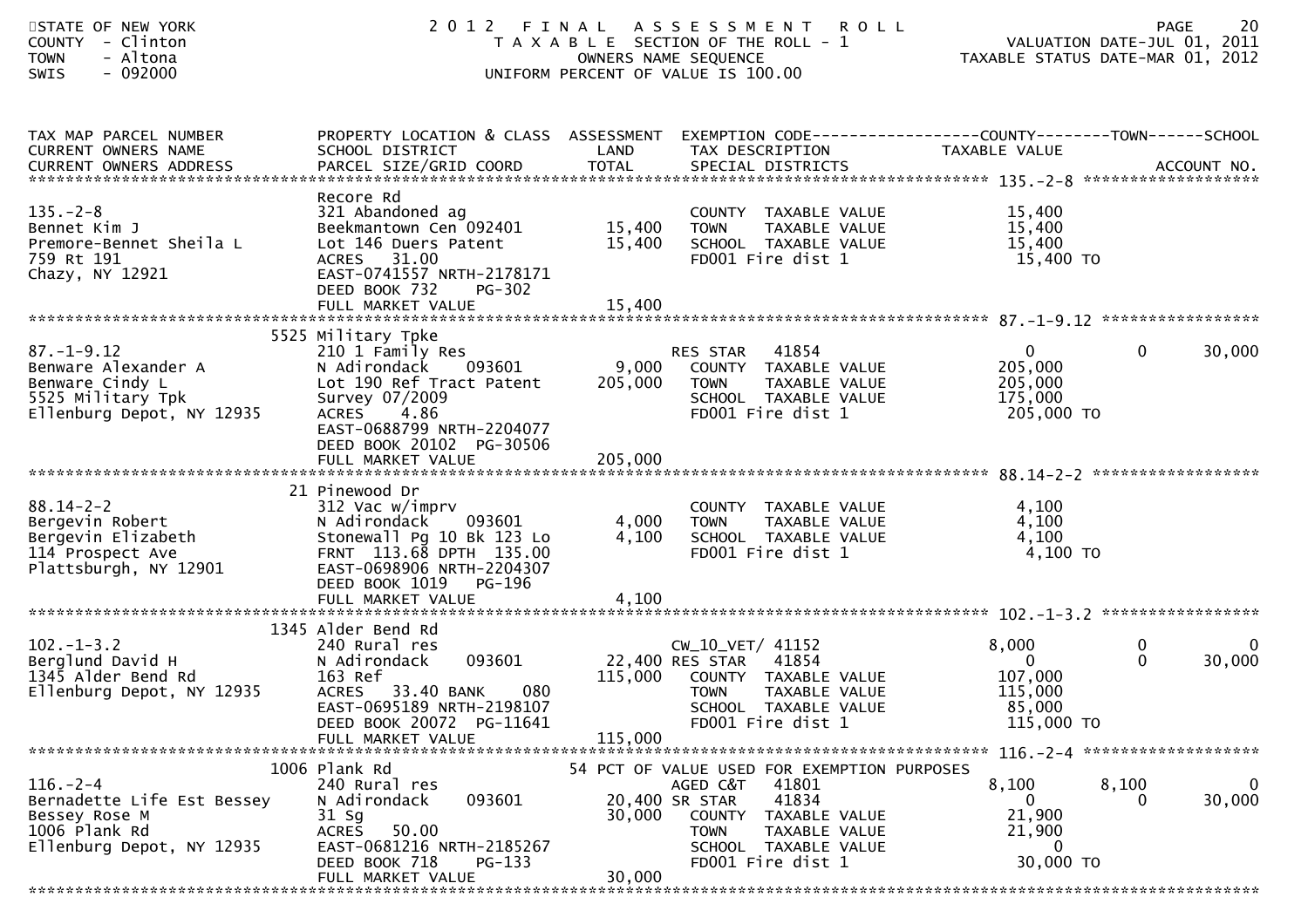STATE OF NEW YORK
COUNTY - Clinton
TOWN - Altona
SWIS - 092000

# 2012 FINAL ASSESSMENT ROLL

TAXABLE SECTION OF THE ROLL - 1
OWNERS NAME SEQUENCE
UNIFORM PERCENT OF VALUE IS 100.00

VALUATION DATE-JUL 01, 2011
TAXABLE STATUS DATE-MAR 01, 2012

| TAX MAP PARCEL NUMBER / CURRENT OWNERS NAME / CURRENT OWNERS ADDRESS | PROPERTY LOCATION & CLASS / SCHOOL DISTRICT / PARCEL SIZE/GRID COORD | ASSESSMENT LAND / TOTAL | EXEMPTION CODE / TAX DESCRIPTION / SPECIAL DISTRICTS | COUNTY TAXABLE VALUE | TOWN | SCHOOL / ACCOUNT NO. |
|---|---|---|---|---|---|---|
| **135.-2-8** | Recore Rd | | | | | |
| 135.-2-8 | 321 Abandoned ag | | COUNTY TAXABLE VALUE | 15,400 | | |
| Bennet Kim J | Beekmantown Cen 092401 | 15,400 | TOWN TAXABLE VALUE | 15,400 | | |
| Premore-Bennet Sheila L | Lot 146 Duers Patent | 15,400 | SCHOOL TAXABLE VALUE | 15,400 | | |
| 759 Rt 191 | ACRES 31.00 | | FD001 Fire dist 1 | 15,400 TO | | |
| Chazy, NY 12921 | EAST-0741557 NRTH-2178171 | | | | | |
| | DEED BOOK 732 PG-302 | | | | | |
| | FULL MARKET VALUE | 15,400 | | | | |
| **87.-1-9.12** | 5525 Military Tpke | | | | | |
| 87.-1-9.12 | 210 1 Family Res | | RES STAR 41854 | 0 | 0 | 30,000 |
| Benware Alexander A | N Adirondack 093601 | 9,000 | COUNTY TAXABLE VALUE | 205,000 | | |
| Benware Cindy L | Lot 190 Ref Tract Patent | 205,000 | TOWN TAXABLE VALUE | 205,000 | | |
| 5525 Military Tpk | Survey 07/2009 | | SCHOOL TAXABLE VALUE | 175,000 | | |
| Ellenburg Depot, NY 12935 | ACRES 4.86 | | FD001 Fire dist 1 | 205,000 TO | | |
| | EAST-0688799 NRTH-2204077 | | | | | |
| | DEED BOOK 20102 PG-30506 | | | | | |
| | FULL MARKET VALUE | 205,000 | | | | |
| **88.14-2-2** | 21 Pinewood Dr | | | | | |
| 88.14-2-2 | 312 Vac w/imprv | | COUNTY TAXABLE VALUE | 4,100 | | |
| Bergevin Robert | N Adirondack 093601 | 4,000 | TOWN TAXABLE VALUE | 4,100 | | |
| Bergevin Elizabeth | Stonewall Pg 10 Bk 123 Lo | 4,100 | SCHOOL TAXABLE VALUE | 4,100 | | |
| 114 Prospect Ave | FRNT 113.68 DPTH 135.00 | | FD001 Fire dist 1 | 4,100 TO | | |
| Plattsburgh, NY 12901 | EAST-0698906 NRTH-2204307 | | | | | |
| | DEED BOOK 1019 PG-196 | | | | | |
| | FULL MARKET VALUE | 4,100 | | | | |
| **102.-1-3.2** | 1345 Alder Bend Rd | | | | | |
| 102.-1-3.2 | 240 Rural res | | CW_10_VET/ 41152 | 8,000 | 0 | 0 |
| Berglund David H | N Adirondack 093601 | 22,400 | RES STAR 41854 | 0 | 0 | 30,000 |
| 1345 Alder Bend Rd | 163 Ref | 115,000 | COUNTY TAXABLE VALUE | 107,000 | | |
| Ellenburg Depot, NY 12935 | ACRES 33.40 BANK 080 | | TOWN TAXABLE VALUE | 115,000 | | |
| | EAST-0695189 NRTH-2198107 | | SCHOOL TAXABLE VALUE | 85,000 | | |
| | DEED BOOK 20072 PG-11641 | | FD001 Fire dist 1 | 115,000 TO | | |
| | FULL MARKET VALUE | 115,000 | | | | |
| **116.-2-4** | 1006 Plank Rd | | 54 PCT OF VALUE USED FOR EXEMPTION PURPOSES | | | |
| 116.-2-4 | 240 Rural res | | AGED C&T 41801 | 8,100 | 8,100 | 0 |
| Bernadette Life Est Bessey | N Adirondack 093601 | 20,400 | SR STAR 41834 | 0 | 0 | 30,000 |
| Bessey Rose M | 31 Sg | 30,000 | COUNTY TAXABLE VALUE | 21,900 | | |
| 1006 Plank Rd | ACRES 50.00 | | TOWN TAXABLE VALUE | 21,900 | | |
| Ellenburg Depot, NY 12935 | EAST-0681216 NRTH-2185267 | | SCHOOL TAXABLE VALUE | 0 | | |
| | DEED BOOK 718 PG-133 | | FD001 Fire dist 1 | 30,000 TO | | |
| | FULL MARKET VALUE | 30,000 | | | | |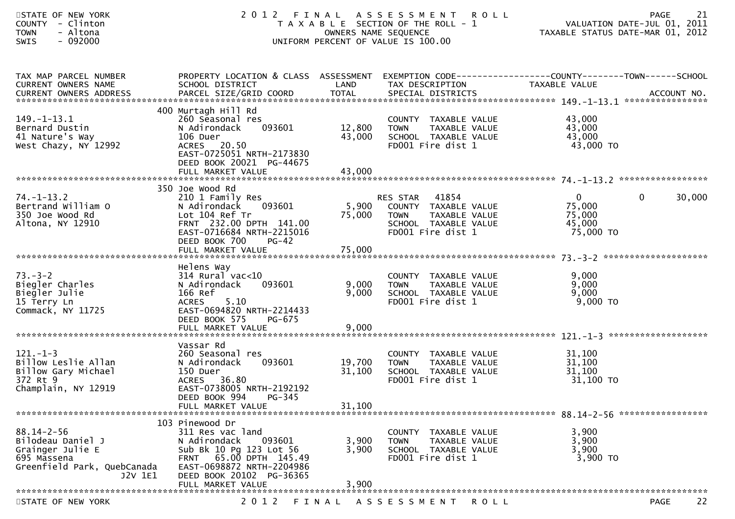STATE OF NEW YORK | COUNTY - Clinton | TOWN - Altona | SWIS - 092000

# 2012 FINAL ASSESSMENT ROLL

TAXABLE SECTION OF THE ROLL - 1
OWNERS NAME SEQUENCE
UNIFORM PERCENT OF VALUE IS 100.00

VALUATION DATE-JUL 01, 2011
TAXABLE STATUS DATE-MAR 01, 2012

| TAX MAP PARCEL NUMBER / CURRENT OWNERS NAME / CURRENT OWNERS ADDRESS | PROPERTY LOCATION & CLASS / SCHOOL DISTRICT / PARCEL SIZE/GRID COORD | ASSESSMENT LAND / TOTAL | EXEMPTION CODE / TAX DESCRIPTION / SPECIAL DISTRICTS | COUNTY TAXABLE VALUE | TOWN | SCHOOL / ACCOUNT NO. |
|---|---|---|---|---|---|---|
| 149.-1-13.1 | 400 Murtagh Hill Rd | | | | | |
| 149.-1-13.1 | 260 Seasonal res | | COUNTY TAXABLE VALUE | 43,000 | | |
| Bernard Dustin | N Adirondack 093601 | 12,800 | TOWN TAXABLE VALUE | 43,000 | | |
| 41 Nature's Way | 106 Duer | 43,000 | SCHOOL TAXABLE VALUE | 43,000 | | |
| West Chazy, NY 12992 | ACRES 20.50 | | FD001 Fire dist 1 | 43,000 TO | | |
| | EAST-0725051 NRTH-2173830 | | | | | |
| | DEED BOOK 20021 PG-44675 | | | | | |
| | FULL MARKET VALUE | 43,000 | | | | |
| 74.-1-13.2 | 350 Joe Wood Rd | | | | | |
| 74.-1-13.2 | 210 1 Family Res | | RES STAR 41854 | 0 | 0 | 30,000 |
| Bertrand William O | N Adirondack 093601 | 5,900 | COUNTY TAXABLE VALUE | 75,000 | | |
| 350 Joe Wood Rd | Lot 104 Ref Tr | 75,000 | TOWN TAXABLE VALUE | 75,000 | | |
| Altona, NY 12910 | FRNT 232.00 DPTH 141.00 | | SCHOOL TAXABLE VALUE | 45,000 | | |
| | EAST-0716684 NRTH-2215016 | | FD001 Fire dist 1 | 75,000 TO | | |
| | DEED BOOK 700 PG-42 | | | | | |
| | FULL MARKET VALUE | 75,000 | | | | |
| 73.-3-2 | Helens Way | | | | | |
| 73.-3-2 | 314 Rural vac<10 | | COUNTY TAXABLE VALUE | 9,000 | | |
| Biegler Charles | N Adirondack 093601 | 9,000 | TOWN TAXABLE VALUE | 9,000 | | |
| Biegler Julie | 166 Ref | 9,000 | SCHOOL TAXABLE VALUE | 9,000 | | |
| 15 Terry Ln | ACRES 5.10 | | FD001 Fire dist 1 | 9,000 TO | | |
| Commack, NY 11725 | EAST-0694820 NRTH-2214433 | | | | | |
| | DEED BOOK 575 PG-675 | | | | | |
| | FULL MARKET VALUE | 9,000 | | | | |
| 121.-1-3 | Vassar Rd | | | | | |
| 121.-1-3 | 260 Seasonal res | | COUNTY TAXABLE VALUE | 31,100 | | |
| Billow Leslie Allan | N Adirondack 093601 | 19,700 | TOWN TAXABLE VALUE | 31,100 | | |
| Billow Gary Michael | 150 Duer | 31,100 | SCHOOL TAXABLE VALUE | 31,100 | | |
| 372 Rt 9 | ACRES 36.80 | | FD001 Fire dist 1 | 31,100 TO | | |
| Champlain, NY 12919 | EAST-0738005 NRTH-2192192 | | | | | |
| | DEED BOOK 994 PG-345 | | | | | |
| | FULL MARKET VALUE | 31,100 | | | | |
| 88.14-2-56 | 103 Pinewood Dr | | | | | |
| 88.14-2-56 | 311 Res vac land | | COUNTY TAXABLE VALUE | 3,900 | | |
| Bilodeau Daniel J | N Adirondack 093601 | 3,900 | TOWN TAXABLE VALUE | 3,900 | | |
| Grainger Julie E | Sub Bk 10 Pg 123 Lot 56 | 3,900 | SCHOOL TAXABLE VALUE | 3,900 | | |
| 695 Massena | FRNT 65.00 DPTH 145.49 | | FD001 Fire dist 1 | 3,900 TO | | |
| Greenfield Park, QuebCanada J2V 1E1 | EAST-0698872 NRTH-2204986 | | | | | |
| | DEED BOOK 20102 PG-36365 | | | | | |
| | FULL MARKET VALUE | 3,900 | | | | |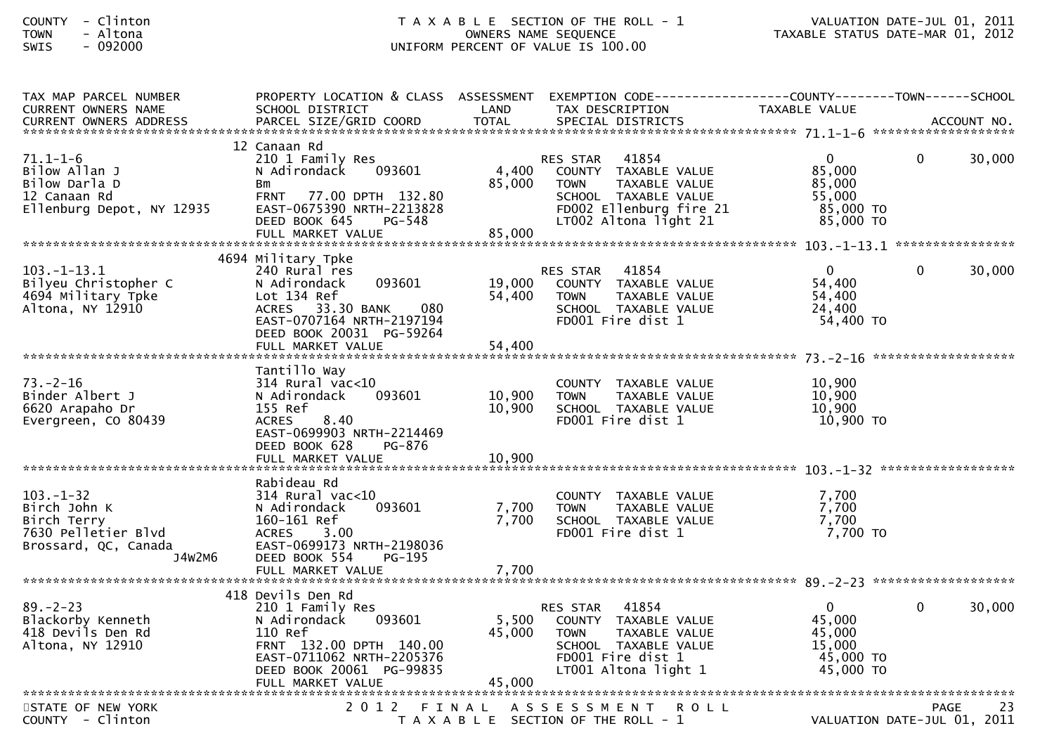COUNTY - Clinton
TOWN - Altona
SWIS - 092000

T A X A B L E SECTION OF THE ROLL - 1
OWNERS NAME SEQUENCE
UNIFORM PERCENT OF VALUE IS 100.00

VALUATION DATE-JUL 01, 2011
TAXABLE STATUS DATE-MAR 01, 2012

| TAX MAP PARCEL NUMBER / CURRENT OWNERS NAME / CURRENT OWNERS ADDRESS | PROPERTY LOCATION & CLASS / SCHOOL DISTRICT / PARCEL SIZE/GRID COORD | ASSESSMENT LAND / TOTAL | EXEMPTION CODE / TAX DESCRIPTION / SPECIAL DISTRICTS | COUNTY TAXABLE VALUE | TOWN | SCHOOL / ACCOUNT NO. |
|---|---|---|---|---|---|---|
| **71.1-1-6** | 12 Canaan Rd | | | | | |
| 71.1-1-6 | 210 1 Family Res | | RES STAR 41854 | 0 | 0 | 30,000 |
| Bilow Allan J | N Adirondack 093601 | 4,400 | COUNTY TAXABLE VALUE | 85,000 | | |
| Bilow Darla D | Bm | 85,000 | TOWN TAXABLE VALUE | 85,000 | | |
| 12 Canaan Rd | FRNT 77.00 DPTH 132.80 | | SCHOOL TAXABLE VALUE | 55,000 | | |
| Ellenburg Depot, NY 12935 | EAST-0675390 NRTH-2213828 | | FD002 Ellenburg fire 21 | 85,000 TO | | |
| | DEED BOOK 645 PG-548 | | LT002 Altona light 21 | 85,000 TO | | |
| | FULL MARKET VALUE | 85,000 | | | | |
| **103.-1-13.1** | 4694 Military Tpke | | | | | |
| 103.-1-13.1 | 240 Rural res | | RES STAR 41854 | 0 | 0 | 30,000 |
| Bilyeu Christopher C | N Adirondack 093601 | 19,000 | COUNTY TAXABLE VALUE | 54,400 | | |
| 4694 Military Tpke | Lot 134 Ref | 54,400 | TOWN TAXABLE VALUE | 54,400 | | |
| Altona, NY 12910 | ACRES 33.30 BANK 080 | | SCHOOL TAXABLE VALUE | 24,400 | | |
| | EAST-0707164 NRTH-2197194 | | FD001 Fire dist 1 | 54,400 TO | | |
| | DEED BOOK 20031 PG-59264 | | | | | |
| | FULL MARKET VALUE | 54,400 | | | | |
| **73.-2-16** | Tantillo Way | | | | | |
| 73.-2-16 | 314 Rural vac<10 | | COUNTY TAXABLE VALUE | 10,900 | | |
| Binder Albert J | N Adirondack 093601 | 10,900 | TOWN TAXABLE VALUE | 10,900 | | |
| 6620 Arapaho Dr | 155 Ref | 10,900 | SCHOOL TAXABLE VALUE | 10,900 | | |
| Evergreen, CO 80439 | ACRES 8.40 | | FD001 Fire dist 1 | 10,900 TO | | |
| | EAST-0699903 NRTH-2214469 | | | | | |
| | DEED BOOK 628 PG-876 | | | | | |
| | FULL MARKET VALUE | 10,900 | | | | |
| **103.-1-32** | Rabideau Rd | | | | | |
| 103.-1-32 | 314 Rural vac<10 | | COUNTY TAXABLE VALUE | 7,700 | | |
| Birch John K | N Adirondack 093601 | 7,700 | TOWN TAXABLE VALUE | 7,700 | | |
| Birch Terry | 160-161 Ref | 7,700 | SCHOOL TAXABLE VALUE | 7,700 | | |
| 7630 Pelletier Blvd | ACRES 3.00 | | FD001 Fire dist 1 | 7,700 TO | | |
| Brossard, QC, Canada J4W2M6 | EAST-0699173 NRTH-2198036 | | | | | |
| | DEED BOOK 554 PG-195 | | | | | |
| | FULL MARKET VALUE | 7,700 | | | | |
| **89.-2-23** | 418 Devils Den Rd | | | | | |
| 89.-2-23 | 210 1 Family Res | | RES STAR 41854 | 0 | 0 | 30,000 |
| Blackorby Kenneth | N Adirondack 093601 | 5,500 | COUNTY TAXABLE VALUE | 45,000 | | |
| 418 Devils Den Rd | 110 Ref | 45,000 | TOWN TAXABLE VALUE | 45,000 | | |
| Altona, NY 12910 | FRNT 132.00 DPTH 140.00 | | SCHOOL TAXABLE VALUE | 15,000 | | |
| | EAST-0711062 NRTH-2205376 | | FD001 Fire dist 1 | 45,000 TO | | |
| | DEED BOOK 20061 PG-99835 | | LT001 Altona light 1 | 45,000 TO | | |
| | FULL MARKET VALUE | 45,000 | | | | |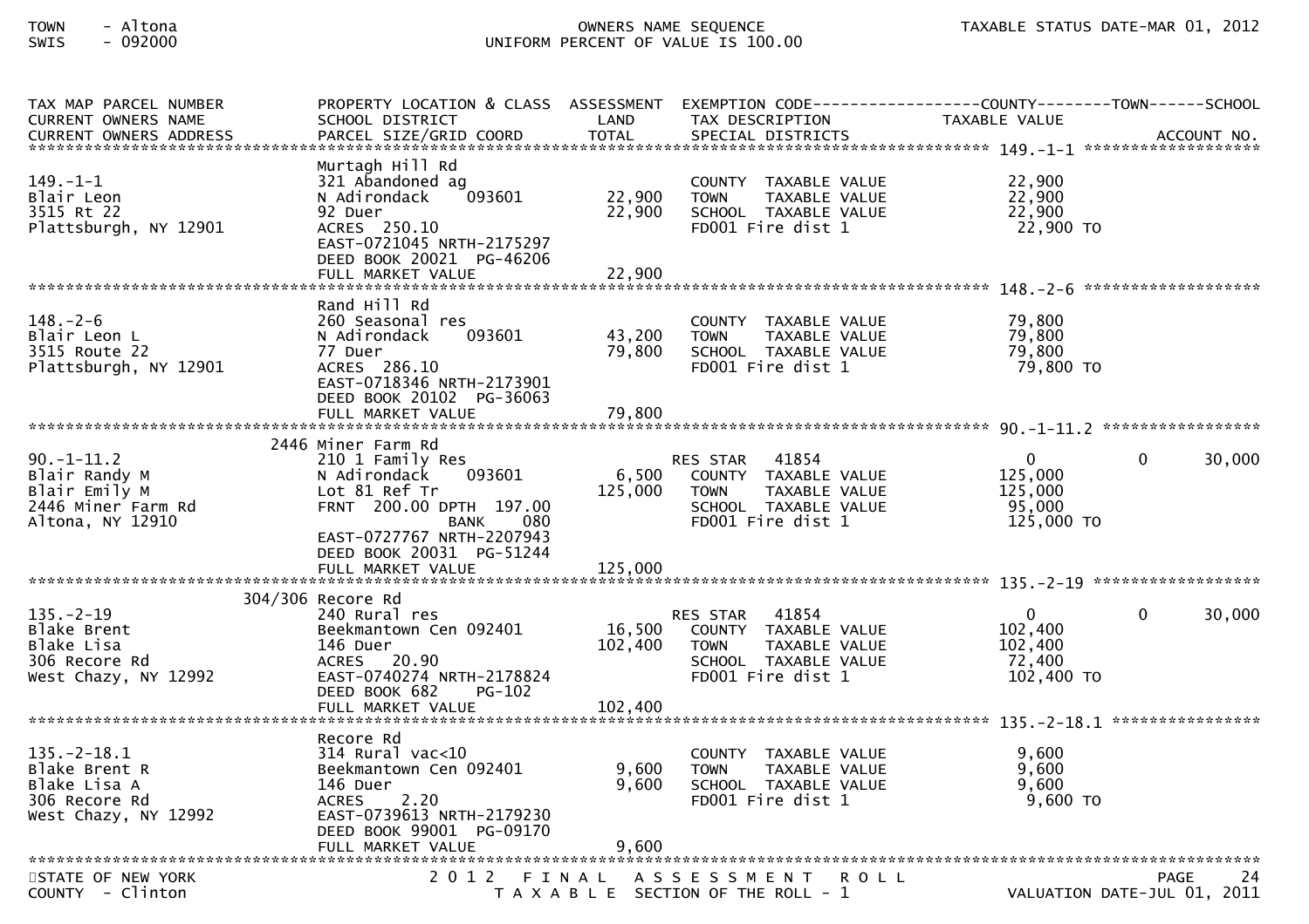| TAX MAP PARCEL NUMBER<br>CURRENT OWNERS NAME<br>CURRENT OWNERS ADDRESS | PROPERTY LOCATION & CLASS<br>SCHOOL DISTRICT<br>PARCEL SIZE/GRID COORD | ASSESSMENT<br>LAND<br>TOTAL | EXEMPTION CODE<br>TAX DESCRIPTION<br>SPECIAL DISTRICTS | COUNTY<br>TAXABLE VALUE | TOWN | SCHOOL<br>ACCOUNT NO. |
|---|---|---|---|---|---|---|
| **149.-1-1** | | | | | | |
| 149.-1-1<br>Blair Leon<br>3515 Rt 22<br>Plattsburgh, NY 12901 | Murtagh Hill Rd<br>321 Abandoned ag<br>N Adirondack 093601<br>92 Duer<br>ACRES 250.10<br>EAST-0721045 NRTH-2175297<br>DEED BOOK 20021 PG-46206<br>FULL MARKET VALUE | <br><br>22,900<br>22,900<br><br><br><br>22,900 | <br><br>COUNTY TAXABLE VALUE<br>TOWN TAXABLE VALUE<br>SCHOOL TAXABLE VALUE<br>FD001 Fire dist 1 | <br><br>22,900<br>22,900<br>22,900<br>22,900 TO | | |
| **148.-2-6** | | | | | | |
| 148.-2-6<br>Blair Leon L<br>3515 Route 22<br>Plattsburgh, NY 12901 | Rand Hill Rd<br>260 Seasonal res<br>N Adirondack 093601<br>77 Duer<br>ACRES 286.10<br>EAST-0718346 NRTH-2173901<br>DEED BOOK 20102 PG-36063<br>FULL MARKET VALUE | <br><br>43,200<br>79,800<br><br><br><br>79,800 | <br><br>COUNTY TAXABLE VALUE<br>TOWN TAXABLE VALUE<br>SCHOOL TAXABLE VALUE<br>FD001 Fire dist 1 | <br><br>79,800<br>79,800<br>79,800<br>79,800 TO | | |
| **90.-1-11.2** | | | | | | |
| 90.-1-11.2<br>Blair Randy M<br>Blair Emily M<br>2446 Miner Farm Rd<br>Altona, NY 12910 | 2446 Miner Farm Rd<br>210 1 Family Res<br>N Adirondack 093601<br>Lot 81 Ref Tr<br>FRNT 200.00 DPTH 197.00<br>BANK 080<br>EAST-0727767 NRTH-2207943<br>DEED BOOK 20031 PG-51244<br>FULL MARKET VALUE | <br><br>6,500<br>125,000<br><br><br><br><br>125,000 | <br>RES STAR 41854<br>COUNTY TAXABLE VALUE<br>TOWN TAXABLE VALUE<br>SCHOOL TAXABLE VALUE<br>FD001 Fire dist 1 | <br>0<br>125,000<br>125,000<br>95,000<br>125,000 TO | <br>0 | <br>30,000 |
| **135.-2-19** | | | | | | |
| 135.-2-19<br>Blake Brent<br>Blake Lisa<br>306 Recore Rd<br>West Chazy, NY 12992 | 304/306 Recore Rd<br>240 Rural res<br>Beekmantown Cen 092401<br>146 Duer<br>ACRES 20.90<br>EAST-0740274 NRTH-2178824<br>DEED BOOK 682 PG-102<br>FULL MARKET VALUE | <br><br>16,500<br>102,400<br><br><br><br>102,400 | <br>RES STAR 41854<br>COUNTY TAXABLE VALUE<br>TOWN TAXABLE VALUE<br>SCHOOL TAXABLE VALUE<br>FD001 Fire dist 1 | <br>0<br>102,400<br>102,400<br>72,400<br>102,400 TO | <br>0 | <br>30,000 |
| **135.-2-18.1** | | | | | | |
| 135.-2-18.1<br>Blake Brent R<br>Blake Lisa A<br>306 Recore Rd<br>West Chazy, NY 12992 | Recore Rd<br>314 Rural vac<10<br>Beekmantown Cen 092401<br>146 Duer<br>ACRES 2.20<br>EAST-0739613 NRTH-2179230<br>DEED BOOK 99001 PG-09170<br>FULL MARKET VALUE | <br><br>9,600<br>9,600<br><br><br><br>9,600 | <br><br>COUNTY TAXABLE VALUE<br>TOWN TAXABLE VALUE<br>SCHOOL TAXABLE VALUE<br>FD001 Fire dist 1 | <br><br>9,600<br>9,600<br>9,600<br>9,600 TO | | |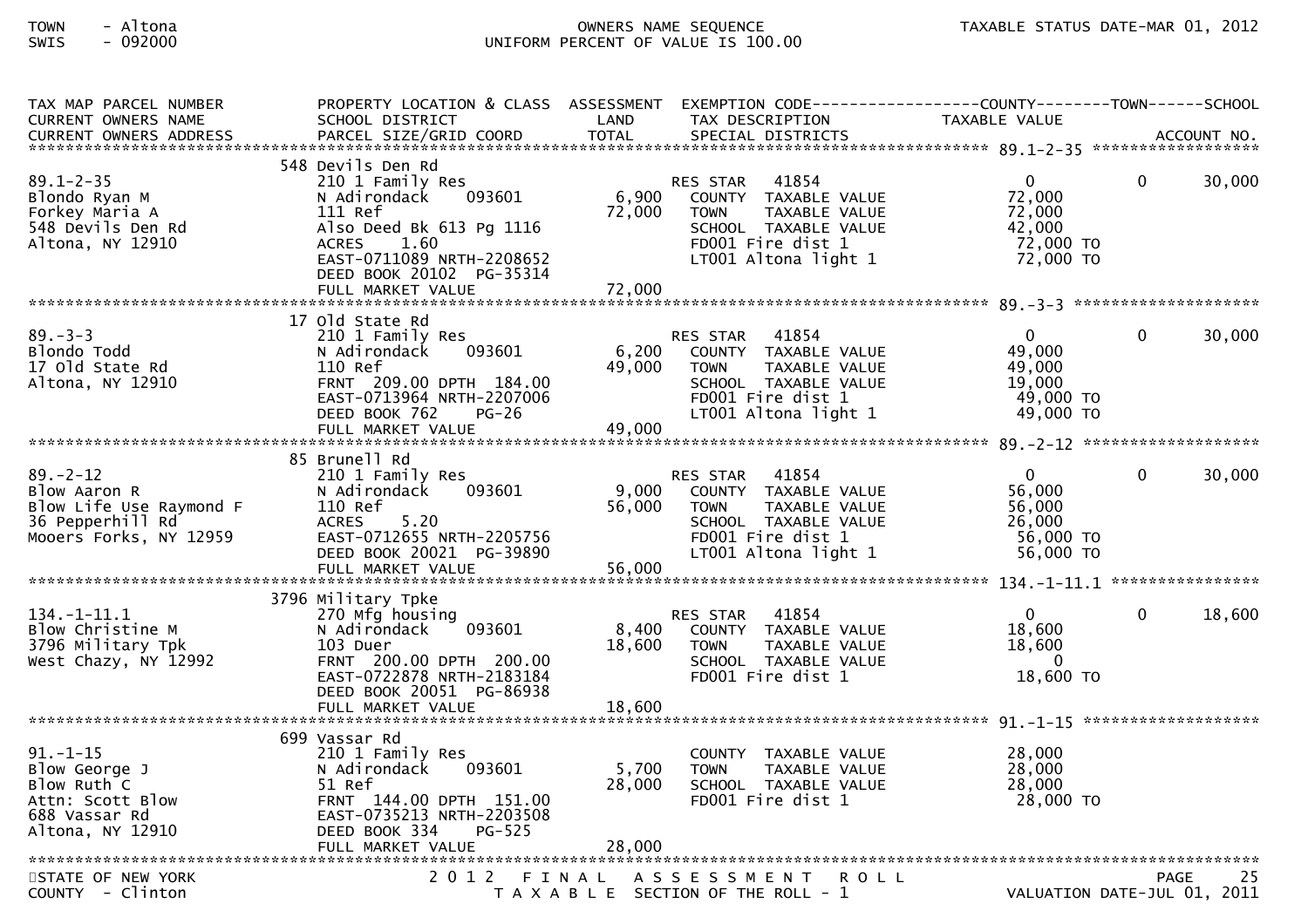TOWN - Altona
SWIS - 092000

OWNERS NAME SEQUENCE
UNIFORM PERCENT OF VALUE IS 100.00

TAXABLE STATUS DATE-MAR 01, 2012

| TAX MAP PARCEL NUMBER / CURRENT OWNERS NAME / CURRENT OWNERS ADDRESS | PROPERTY LOCATION & CLASS / SCHOOL DISTRICT / PARCEL SIZE/GRID COORD | ASSESSMENT LAND / TOTAL | EXEMPTION CODE / TAX DESCRIPTION / SPECIAL DISTRICTS | COUNTY TAXABLE VALUE | TOWN | SCHOOL / ACCOUNT NO. |
|---|---|---|---|---|---|---|
| 89.1-2-35 | 548 Devils Den Rd | | | | | |
| 89.1-2-35 | 210 1 Family Res | | RES STAR 41854 | 0 | 0 | 30,000 |
| Blondo Ryan M | N Adirondack 093601 | 6,900 | COUNTY TAXABLE VALUE | 72,000 | | |
| Forkey Maria A | 111 Ref | 72,000 | TOWN TAXABLE VALUE | 72,000 | | |
| 548 Devils Den Rd | Also Deed Bk 613 Pg 1116 | | SCHOOL TAXABLE VALUE | 42,000 | | |
| Altona, NY 12910 | ACRES 1.60 | | FD001 Fire dist 1 | 72,000 TO | | |
| | EAST-0711089 NRTH-2208652 | | LT001 Altona light 1 | 72,000 TO | | |
| | DEED BOOK 20102 PG-35314 | | | | | |
| | FULL MARKET VALUE | 72,000 | | | | |
| 89.-3-3 | 17 Old State Rd | | | | | |
| 89.-3-3 | 210 1 Family Res | | RES STAR 41854 | 0 | 0 | 30,000 |
| Blondo Todd | N Adirondack 093601 | 6,200 | COUNTY TAXABLE VALUE | 49,000 | | |
| 17 Old State Rd | 110 Ref | 49,000 | TOWN TAXABLE VALUE | 49,000 | | |
| Altona, NY 12910 | FRNT 209.00 DPTH 184.00 | | SCHOOL TAXABLE VALUE | 19,000 | | |
| | EAST-0713964 NRTH-2207006 | | FD001 Fire dist 1 | 49,000 TO | | |
| | DEED BOOK 762 PG-26 | | LT001 Altona light 1 | 49,000 TO | | |
| | FULL MARKET VALUE | 49,000 | | | | |
| 89.-2-12 | 85 Brunell Rd | | | | | |
| 89.-2-12 | 210 1 Family Res | | RES STAR 41854 | 0 | 0 | 30,000 |
| Blow Aaron R | N Adirondack 093601 | 9,000 | COUNTY TAXABLE VALUE | 56,000 | | |
| Blow Life Use Raymond F | 110 Ref | 56,000 | TOWN TAXABLE VALUE | 56,000 | | |
| 36 Pepperhill Rd | ACRES 5.20 | | SCHOOL TAXABLE VALUE | 26,000 | | |
| Mooers Forks, NY 12959 | EAST-0712655 NRTH-2205756 | | FD001 Fire dist 1 | 56,000 TO | | |
| | DEED BOOK 20021 PG-39890 | | LT001 Altona light 1 | 56,000 TO | | |
| | FULL MARKET VALUE | 56,000 | | | | |
| 134.-1-11.1 | 3796 Military Tpke | | | | | |
| 134.-1-11.1 | 270 Mfg housing | | RES STAR 41854 | 0 | 0 | 18,600 |
| Blow Christine M | N Adirondack 093601 | 8,400 | COUNTY TAXABLE VALUE | 18,600 | | |
| 3796 Military Tpk | 103 Duer | 18,600 | TOWN TAXABLE VALUE | 18,600 | | |
| West Chazy, NY 12992 | FRNT 200.00 DPTH 200.00 | | SCHOOL TAXABLE VALUE | 0 | | |
| | EAST-0722878 NRTH-2183184 | | FD001 Fire dist 1 | 18,600 TO | | |
| | DEED BOOK 20051 PG-86938 | | | | | |
| | FULL MARKET VALUE | 18,600 | | | | |
| 91.-1-15 | 699 Vassar Rd | | | | | |
| 91.-1-15 | 210 1 Family Res | | COUNTY TAXABLE VALUE | 28,000 | | |
| Blow George J | N Adirondack 093601 | 5,700 | TOWN TAXABLE VALUE | 28,000 | | |
| Blow Ruth C | 51 Ref | 28,000 | SCHOOL TAXABLE VALUE | 28,000 | | |
| Attn: Scott Blow | FRNT 144.00 DPTH 151.00 | | FD001 Fire dist 1 | 28,000 TO | | |
| 688 Vassar Rd | EAST-0735213 NRTH-2203508 | | | | | |
| Altona, NY 12910 | DEED BOOK 334 PG-525 | | | | | |
| | FULL MARKET VALUE | 28,000 | | | | |

STATE OF NEW YORK
COUNTY - Clinton

2012 FINAL ASSESSMENT ROLL
TAXABLE SECTION OF THE ROLL - 1

VALUATION DATE-JUL 01, 2011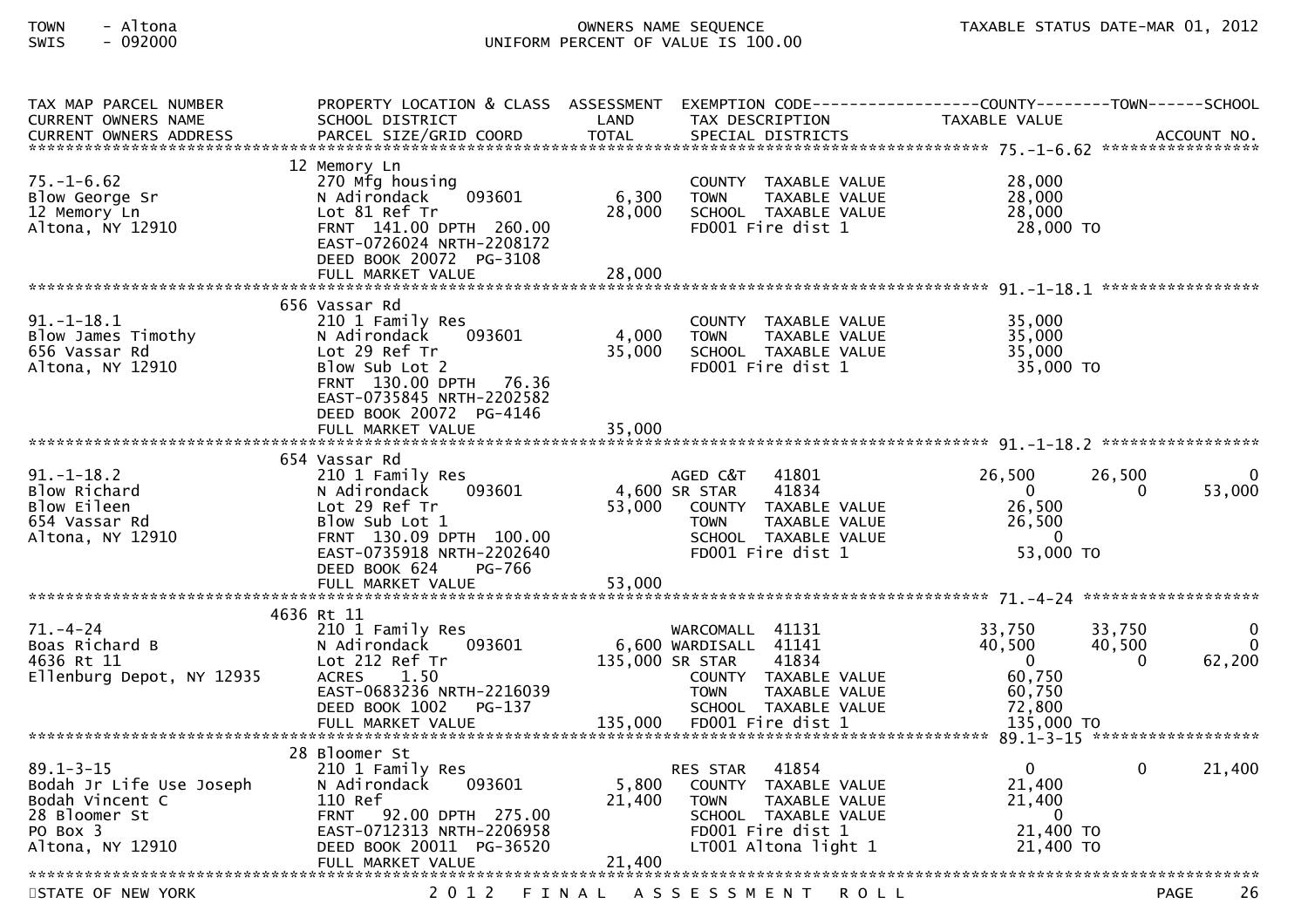TOWN - Altona
SWIS - 092000

OWNERS NAME SEQUENCE
UNIFORM PERCENT OF VALUE IS 100.00

TAXABLE STATUS DATE-MAR 01, 2012

| TAX MAP PARCEL NUMBER / CURRENT OWNERS NAME / CURRENT OWNERS ADDRESS | PROPERTY LOCATION & CLASS / SCHOOL DISTRICT / PARCEL SIZE/GRID COORD | ASSESSMENT LAND / TOTAL | EXEMPTION CODE / TAX DESCRIPTION / SPECIAL DISTRICTS | COUNTY TAXABLE VALUE | TOWN | SCHOOL / ACCOUNT NO. |
|---|---|---|---|---|---|---|
| 75.-1-6.62 | 12 Memory Ln | | | | | |
| 75.-1-6.62 | 270 Mfg housing | | COUNTY TAXABLE VALUE | 28,000 | | |
| Blow George Sr | N Adirondack 093601 | 6,300 | TOWN TAXABLE VALUE | 28,000 | | |
| 12 Memory Ln | Lot 81 Ref Tr | 28,000 | SCHOOL TAXABLE VALUE | 28,000 | | |
| Altona, NY 12910 | FRNT 141.00 DPTH 260.00 | | FD001 Fire dist 1 | 28,000 TO | | |
| | EAST-0726024 NRTH-2208172 | | | | | |
| | DEED BOOK 20072 PG-3108 | | | | | |
| | FULL MARKET VALUE | 28,000 | | | | |
| 91.-1-18.1 | 656 Vassar Rd | | | | | |
| 91.-1-18.1 | 210 1 Family Res | | COUNTY TAXABLE VALUE | 35,000 | | |
| Blow James Timothy | N Adirondack 093601 | 4,000 | TOWN TAXABLE VALUE | 35,000 | | |
| 656 Vassar Rd | Lot 29 Ref Tr | 35,000 | SCHOOL TAXABLE VALUE | 35,000 | | |
| Altona, NY 12910 | Blow Sub Lot 2 | | FD001 Fire dist 1 | 35,000 TO | | |
| | FRNT 130.00 DPTH 76.36 | | | | | |
| | EAST-0735845 NRTH-2202582 | | | | | |
| | DEED BOOK 20072 PG-4146 | | | | | |
| | FULL MARKET VALUE | 35,000 | | | | |
| 91.-1-18.2 | 654 Vassar Rd | | | | | |
| 91.-1-18.2 | 210 1 Family Res | | AGED C&T 41801 | 26,500 | 26,500 | 0 |
| Blow Richard | N Adirondack 093601 | 4,600 | SR STAR 41834 | 0 | 0 | 53,000 |
| Blow Eileen | Lot 29 Ref Tr | 53,000 | COUNTY TAXABLE VALUE | 26,500 | | |
| 654 Vassar Rd | Blow Sub Lot 1 | | TOWN TAXABLE VALUE | 26,500 | | |
| Altona, NY 12910 | FRNT 130.09 DPTH 100.00 | | SCHOOL TAXABLE VALUE | 0 | | |
| | EAST-0735918 NRTH-2202640 | | FD001 Fire dist 1 | 53,000 TO | | |
| | DEED BOOK 624 PG-766 | | | | | |
| | FULL MARKET VALUE | 53,000 | | | | |
| 71.-4-24 | 4636 Rt 11 | | | | | |
| 71.-4-24 | 210 1 Family Res | | WARCOMALL 41131 | 33,750 | 33,750 | 0 |
| Boas Richard B | N Adirondack 093601 | 6,600 | WARDISALL 41141 | 40,500 | 40,500 | 0 |
| 4636 Rt 11 | Lot 212 Ref Tr | 135,000 | SR STAR 41834 | 0 | 0 | 62,200 |
| Ellenburg Depot, NY 12935 | ACRES 1.50 | | COUNTY TAXABLE VALUE | 60,750 | | |
| | EAST-0683236 NRTH-2216039 | | TOWN TAXABLE VALUE | 60,750 | | |
| | DEED BOOK 1002 PG-137 | | SCHOOL TAXABLE VALUE | 72,800 | | |
| | FULL MARKET VALUE | 135,000 | FD001 Fire dist 1 | 135,000 TO | | |
| 89.1-3-15 | 28 Bloomer St | | | | | |
| 89.1-3-15 | 210 1 Family Res | | RES STAR 41854 | 0 | 0 | 21,400 |
| Bodah Jr Life Use Joseph | N Adirondack 093601 | 5,800 | COUNTY TAXABLE VALUE | 21,400 | | |
| Bodah Vincent C | 110 Ref | 21,400 | TOWN TAXABLE VALUE | 21,400 | | |
| 28 Bloomer St | FRNT 92.00 DPTH 275.00 | | SCHOOL TAXABLE VALUE | 0 | | |
| PO Box 3 | EAST-0712313 NRTH-2206958 | | FD001 Fire dist 1 | 21,400 TO | | |
| Altona, NY 12910 | DEED BOOK 20011 PG-36520 | | LT001 Altona light 1 | 21,400 TO | | |
| | FULL MARKET VALUE | 21,400 | | | | |

STATE OF NEW YORK — 2012 FINAL ASSESSMENT ROLL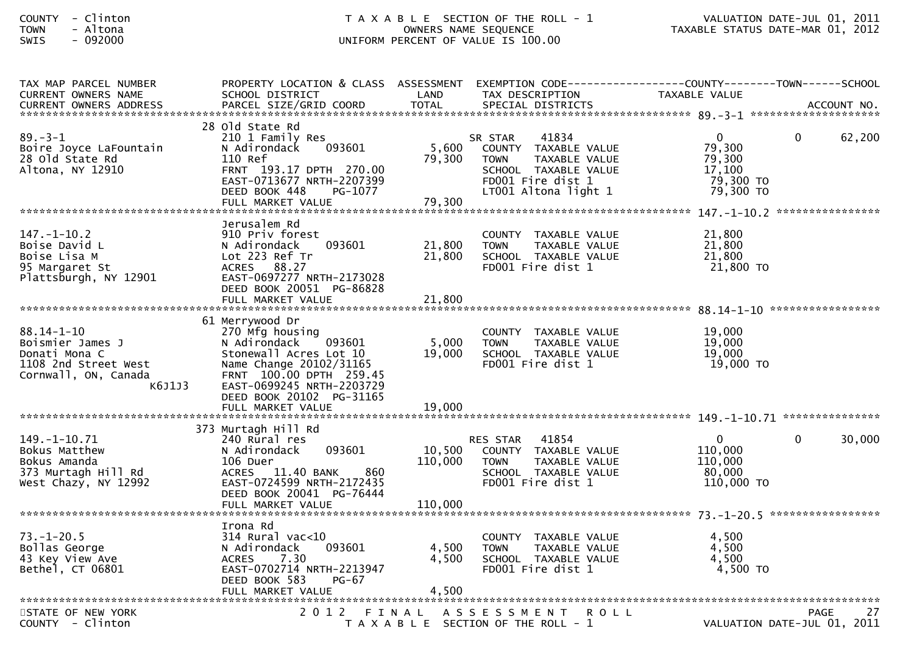COUNTY - Clinton
TOWN - Altona
SWIS - 092000

TAXABLE SECTION OF THE ROLL - 1
OWNERS NAME SEQUENCE
UNIFORM PERCENT OF VALUE IS 100.00

VALUATION DATE-JUL 01, 2011
TAXABLE STATUS DATE-MAR 01, 2012

| TAX MAP PARCEL NUMBER / CURRENT OWNERS NAME / CURRENT OWNERS ADDRESS | PROPERTY LOCATION & CLASS / SCHOOL DISTRICT / PARCEL SIZE/GRID COORD | ASSESSMENT LAND / TOTAL | EXEMPTION CODE / TAX DESCRIPTION / SPECIAL DISTRICTS | COUNTY TAXABLE VALUE | TOWN | SCHOOL / ACCOUNT NO. |
|---|---|---|---|---|---|---|
| **89.-3-1** | 28 Old State Rd | | | | | |
| 89.-3-1 | 210 1 Family Res | | SR STAR 41834 | 0 | 0 | 62,200 |
| Boire Joyce LaFountain | N Adirondack 093601 | 5,600 | COUNTY TAXABLE VALUE | 79,300 | | |
| 28 Old State Rd | 110 Ref | 79,300 | TOWN TAXABLE VALUE | 79,300 | | |
| Altona, NY 12910 | FRNT 193.17 DPTH 270.00 | | SCHOOL TAXABLE VALUE | 17,100 | | |
| | EAST-0713677 NRTH-2207399 | | FD001 Fire dist 1 | 79,300 TO | | |
| | DEED BOOK 448 PG-1077 | | LT001 Altona light 1 | 79,300 TO | | |
| | FULL MARKET VALUE | 79,300 | | | | |
| **147.-1-10.2** | Jerusalem Rd | | | | | |
| 147.-1-10.2 | 910 Priv forest | | COUNTY TAXABLE VALUE | 21,800 | | |
| Boise David L | N Adirondack 093601 | 21,800 | TOWN TAXABLE VALUE | 21,800 | | |
| Boise Lisa M | Lot 223 Ref Tr | 21,800 | SCHOOL TAXABLE VALUE | 21,800 | | |
| 95 Margaret St | ACRES 88.27 | | FD001 Fire dist 1 | 21,800 TO | | |
| Plattsburgh, NY 12901 | EAST-0697277 NRTH-2173028 | | | | | |
| | DEED BOOK 20051 PG-86828 | | | | | |
| | FULL MARKET VALUE | 21,800 | | | | |
| **88.14-1-10** | 61 Merrywood Dr | | | | | |
| 88.14-1-10 | 270 Mfg housing | | COUNTY TAXABLE VALUE | 19,000 | | |
| Boismier James J | N Adirondack 093601 | 5,000 | TOWN TAXABLE VALUE | 19,000 | | |
| Donati Mona C | Stonewall Acres Lot 10 | 19,000 | SCHOOL TAXABLE VALUE | 19,000 | | |
| 1108 2nd Street West | Name Change 20102/31165 | | FD001 Fire dist 1 | 19,000 TO | | |
| Cornwall, ON, Canada K6J1J3 | FRNT 100.00 DPTH 259.45 | | | | | |
| | EAST-0699245 NRTH-2203729 | | | | | |
| | DEED BOOK 20102 PG-31165 | | | | | |
| | FULL MARKET VALUE | 19,000 | | | | |
| **149.-1-10.71** | 373 Murtagh Hill Rd | | | | | |
| 149.-1-10.71 | 240 Rural res | | RES STAR 41854 | 0 | 0 | 30,000 |
| Bokus Matthew | N Adirondack 093601 | 10,500 | COUNTY TAXABLE VALUE | 110,000 | | |
| Bokus Amanda | 106 Duer | 110,000 | TOWN TAXABLE VALUE | 110,000 | | |
| 373 Murtagh Hill Rd | ACRES 11.40 BANK 860 | | SCHOOL TAXABLE VALUE | 80,000 | | |
| West Chazy, NY 12992 | EAST-0724599 NRTH-2172435 | | FD001 Fire dist 1 | 110,000 TO | | |
| | DEED BOOK 20041 PG-76444 | | | | | |
| | FULL MARKET VALUE | 110,000 | | | | |
| **73.-1-20.5** | Irona Rd | | | | | |
| 73.-1-20.5 | 314 Rural vac<10 | | COUNTY TAXABLE VALUE | 4,500 | | |
| Bollas George | N Adirondack 093601 | 4,500 | TOWN TAXABLE VALUE | 4,500 | | |
| 43 Key View Ave | ACRES 7.30 | 4,500 | SCHOOL TAXABLE VALUE | 4,500 | | |
| Bethel, CT 06801 | EAST-0702714 NRTH-2213947 | | FD001 Fire dist 1 | 4,500 TO | | |
| | DEED BOOK 583 PG-67 | | | | | |
| | FULL MARKET VALUE | 4,500 | | | | |

STATE OF NEW YORK
COUNTY - Clinton

2012 FINAL ASSESSMENT ROLL
TAXABLE SECTION OF THE ROLL - 1

VALUATION DATE-JUL 01, 2011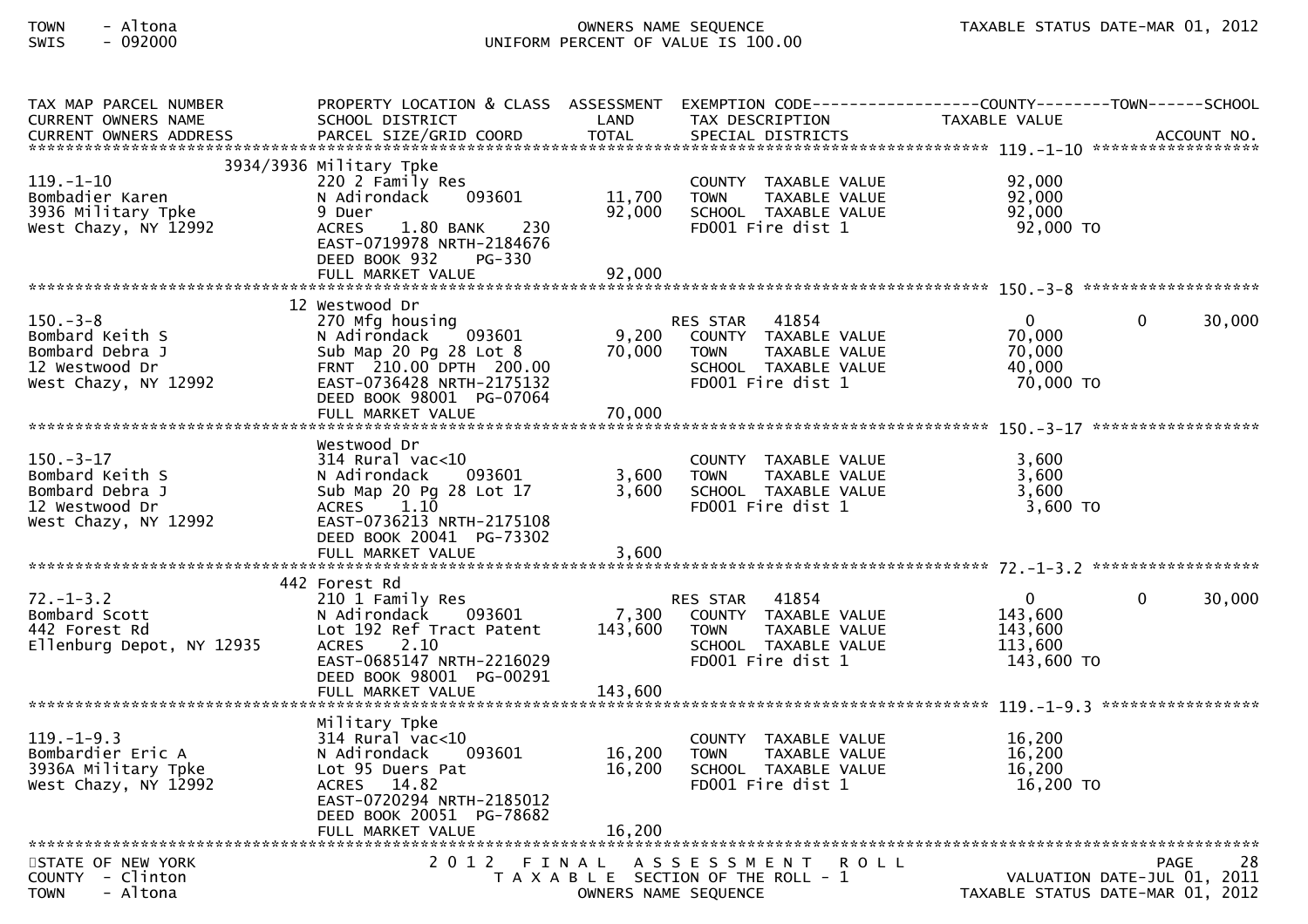| TAX MAP PARCEL NUMBER / CURRENT OWNERS NAME / CURRENT OWNERS ADDRESS | PROPERTY LOCATION & CLASS / SCHOOL DISTRICT / PARCEL SIZE/GRID COORD | ASSESSMENT LAND / TOTAL | EXEMPTION CODE / TAX DESCRIPTION / SPECIAL DISTRICTS | COUNTY TAXABLE VALUE | TOWN | SCHOOL / ACCOUNT NO. |
|---|---|---|---|---|---|---|
| **119.-1-10** | 3934/3936 Military Tpke | | | | | |
| 119.-1-10 | 220 2 Family Res | | COUNTY TAXABLE VALUE | 92,000 | | |
| Bombadier Karen | N Adirondack 093601 | 11,700 | TOWN TAXABLE VALUE | 92,000 | | |
| 3936 Military Tpke | 9 Duer | 92,000 | SCHOOL TAXABLE VALUE | 92,000 | | |
| West Chazy, NY 12992 | ACRES 1.80 BANK 230 | | FD001 Fire dist 1 | 92,000 TO | | |
| | EAST-0719978 NRTH-2184676 | | | | | |
| | DEED BOOK 932 PG-330 | | | | | |
| | FULL MARKET VALUE | 92,000 | | | | |
| **150.-3-8** | 12 Westwood Dr | | | | | |
| 150.-3-8 | 270 Mfg housing | | RES STAR 41854 | 0 | 0 | 30,000 |
| Bombard Keith S | N Adirondack 093601 | 9,200 | COUNTY TAXABLE VALUE | 70,000 | | |
| Bombard Debra J | Sub Map 20 Pg 28 Lot 8 | 70,000 | TOWN TAXABLE VALUE | 70,000 | | |
| 12 Westwood Dr | FRNT 210.00 DPTH 200.00 | | SCHOOL TAXABLE VALUE | 40,000 | | |
| West Chazy, NY 12992 | EAST-0736428 NRTH-2175132 | | FD001 Fire dist 1 | 70,000 TO | | |
| | DEED BOOK 98001 PG-07064 | | | | | |
| | FULL MARKET VALUE | 70,000 | | | | |
| **150.-3-17** | Westwood Dr | | | | | |
| 150.-3-17 | 314 Rural vac<10 | | COUNTY TAXABLE VALUE | 3,600 | | |
| Bombard Keith S | N Adirondack 093601 | 3,600 | TOWN TAXABLE VALUE | 3,600 | | |
| Bombard Debra J | Sub Map 20 Pg 28 Lot 17 | 3,600 | SCHOOL TAXABLE VALUE | 3,600 | | |
| 12 Westwood Dr | ACRES 1.10 | | FD001 Fire dist 1 | 3,600 TO | | |
| West Chazy, NY 12992 | EAST-0736213 NRTH-2175108 | | | | | |
| | DEED BOOK 20041 PG-73302 | | | | | |
| | FULL MARKET VALUE | 3,600 | | | | |
| **72.-1-3.2** | 442 Forest Rd | | | | | |
| 72.-1-3.2 | 210 1 Family Res | | RES STAR 41854 | 0 | 0 | 30,000 |
| Bombard Scott | N Adirondack 093601 | 7,300 | COUNTY TAXABLE VALUE | 143,600 | | |
| 442 Forest Rd | Lot 192 Ref Tract Patent | 143,600 | TOWN TAXABLE VALUE | 143,600 | | |
| Ellenburg Depot, NY 12935 | ACRES 2.10 | | SCHOOL TAXABLE VALUE | 113,600 | | |
| | EAST-0685147 NRTH-2216029 | | FD001 Fire dist 1 | 143,600 TO | | |
| | DEED BOOK 98001 PG-00291 | | | | | |
| | FULL MARKET VALUE | 143,600 | | | | |
| **119.-1-9.3** | Military Tpke | | | | | |
| 119.-1-9.3 | 314 Rural vac<10 | | COUNTY TAXABLE VALUE | 16,200 | | |
| Bombardier Eric A | N Adirondack 093601 | 16,200 | TOWN TAXABLE VALUE | 16,200 | | |
| 3936A Military Tpke | Lot 95 Duers Pat | 16,200 | SCHOOL TAXABLE VALUE | 16,200 | | |
| West Chazy, NY 12992 | ACRES 14.82 | | FD001 Fire dist 1 | 16,200 TO | | |
| | EAST-0720294 NRTH-2185012 | | | | | |
| | DEED BOOK 20051 PG-78682 | | | | | |
| | FULL MARKET VALUE | 16,200 | | | | |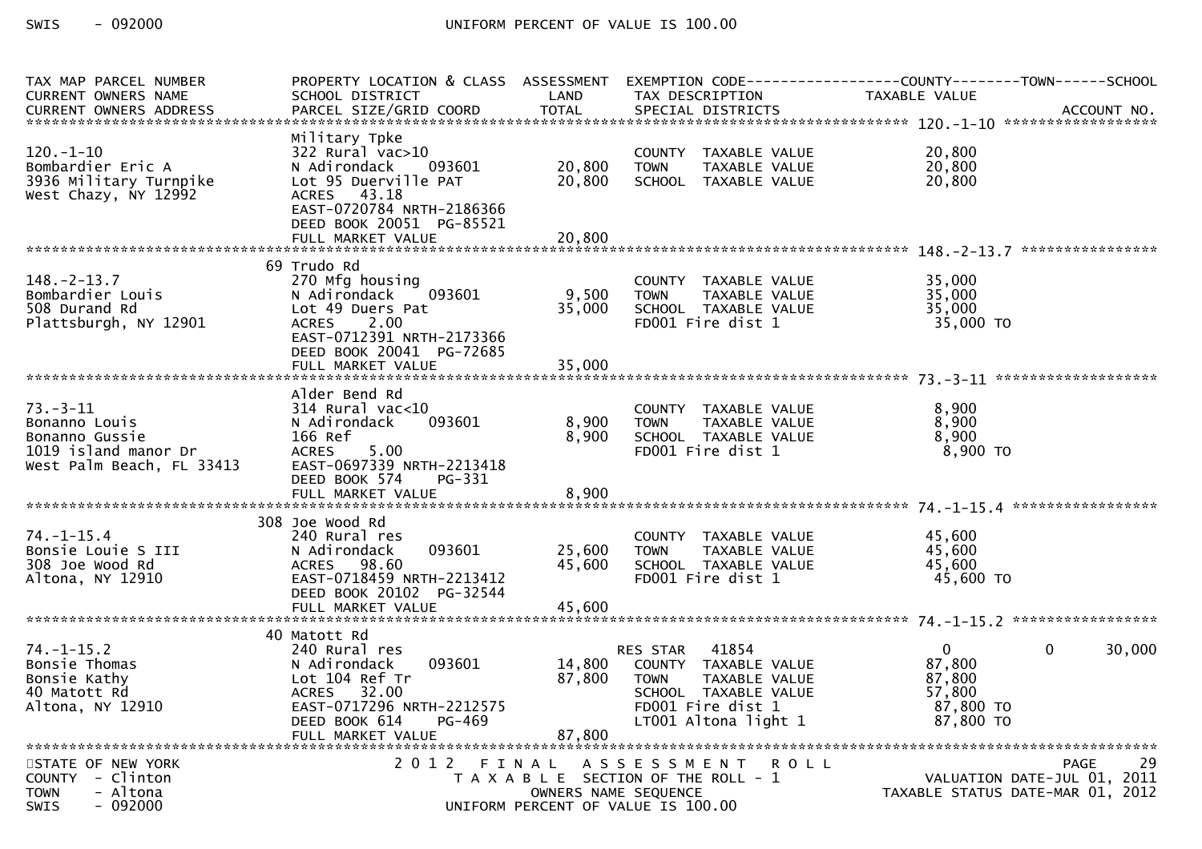| TAX MAP PARCEL NUMBER<br>CURRENT OWNERS NAME<br>CURRENT OWNERS ADDRESS | PROPERTY LOCATION & CLASS<br>SCHOOL DISTRICT<br>PARCEL SIZE/GRID COORD | ASSESSMENT<br>LAND<br>TOTAL | EXEMPTION CODE<br>TAX DESCRIPTION<br>SPECIAL DISTRICTS | COUNTY<br>TAXABLE VALUE | TOWN | SCHOOL<br><br>ACCOUNT NO. |
|---|---|---|---|---|---|---|
| **120.-1-10** | | | | | | |
| | Military Tpke | | | | | |
| 120.-1-10 | 322 Rural vac>10 | | COUNTY TAXABLE VALUE | 20,800 | | |
| Bombardier Eric A | N Adirondack 093601 | 20,800 | TOWN TAXABLE VALUE | 20,800 | | |
| 3936 Military Turnpike | Lot 95 Duerville PAT | 20,800 | SCHOOL TAXABLE VALUE | 20,800 | | |
| West Chazy, NY 12992 | ACRES 43.18 | | | | | |
| | EAST-0720784 NRTH-2186366 | | | | | |
| | DEED BOOK 20051 PG-85521 | | | | | |
| | FULL MARKET VALUE | 20,800 | | | | |
| **148.-2-13.7** | | | | | | |
| | 69 Trudo Rd | | | | | |
| 148.-2-13.7 | 270 Mfg housing | | COUNTY TAXABLE VALUE | 35,000 | | |
| Bombardier Louis | N Adirondack 093601 | 9,500 | TOWN TAXABLE VALUE | 35,000 | | |
| 508 Durand Rd | Lot 49 Duers Pat | 35,000 | SCHOOL TAXABLE VALUE | 35,000 | | |
| Plattsburgh, NY 12901 | ACRES 2.00 | | FD001 Fire dist 1 | 35,000 TO | | |
| | EAST-0712391 NRTH-2173366 | | | | | |
| | DEED BOOK 20041 PG-72685 | | | | | |
| | FULL MARKET VALUE | 35,000 | | | | |
| **73.-3-11** | | | | | | |
| | Alder Bend Rd | | | | | |
| 73.-3-11 | 314 Rural vac<10 | | COUNTY TAXABLE VALUE | 8,900 | | |
| Bonanno Louis | N Adirondack 093601 | 8,900 | TOWN TAXABLE VALUE | 8,900 | | |
| Bonanno Gussie | 166 Ref | 8,900 | SCHOOL TAXABLE VALUE | 8,900 | | |
| 1019 island manor Dr | ACRES 5.00 | | FD001 Fire dist 1 | 8,900 TO | | |
| West Palm Beach, FL 33413 | EAST-0697339 NRTH-2213418 | | | | | |
| | DEED BOOK 574 PG-331 | | | | | |
| | FULL MARKET VALUE | 8,900 | | | | |
| **74.-1-15.4** | | | | | | |
| | 308 Joe Wood Rd | | | | | |
| 74.-1-15.4 | 240 Rural res | | COUNTY TAXABLE VALUE | 45,600 | | |
| Bonsie Louie S III | N Adirondack 093601 | 25,600 | TOWN TAXABLE VALUE | 45,600 | | |
| 308 Joe Wood Rd | ACRES 98.60 | 45,600 | SCHOOL TAXABLE VALUE | 45,600 | | |
| Altona, NY 12910 | EAST-0718459 NRTH-2213412 | | FD001 Fire dist 1 | 45,600 TO | | |
| | DEED BOOK 20102 PG-32544 | | | | | |
| | FULL MARKET VALUE | 45,600 | | | | |
| **74.-1-15.2** | | | | | | |
| | 40 Matott Rd | | | | | |
| 74.-1-15.2 | 240 Rural res | | RES STAR 41854 | 0 | 0 | 30,000 |
| Bonsie Thomas | N Adirondack 093601 | 14,800 | COUNTY TAXABLE VALUE | 87,800 | | |
| Bonsie Kathy | Lot 104 Ref Tr | 87,800 | TOWN TAXABLE VALUE | 87,800 | | |
| 40 Matott Rd | ACRES 32.00 | | SCHOOL TAXABLE VALUE | 57,800 | | |
| Altona, NY 12910 | EAST-0717296 NRTH-2212575 | | FD001 Fire dist 1 | 87,800 TO | | |
| | DEED BOOK 614 PG-469 | | LT001 Altona light 1 | 87,800 TO | | |
| | FULL MARKET VALUE | 87,800 | | | | |

STATE OF NEW YORK
COUNTY - Clinton
TOWN - Altona
SWIS - 092000

2012 FINAL ASSESSMENT ROLL
TAXABLE SECTION OF THE ROLL - 1
OWNERS NAME SEQUENCE
UNIFORM PERCENT OF VALUE IS 100.00

VALUATION DATE-JUL 01, 2011
TAXABLE STATUS DATE-MAR 01, 2012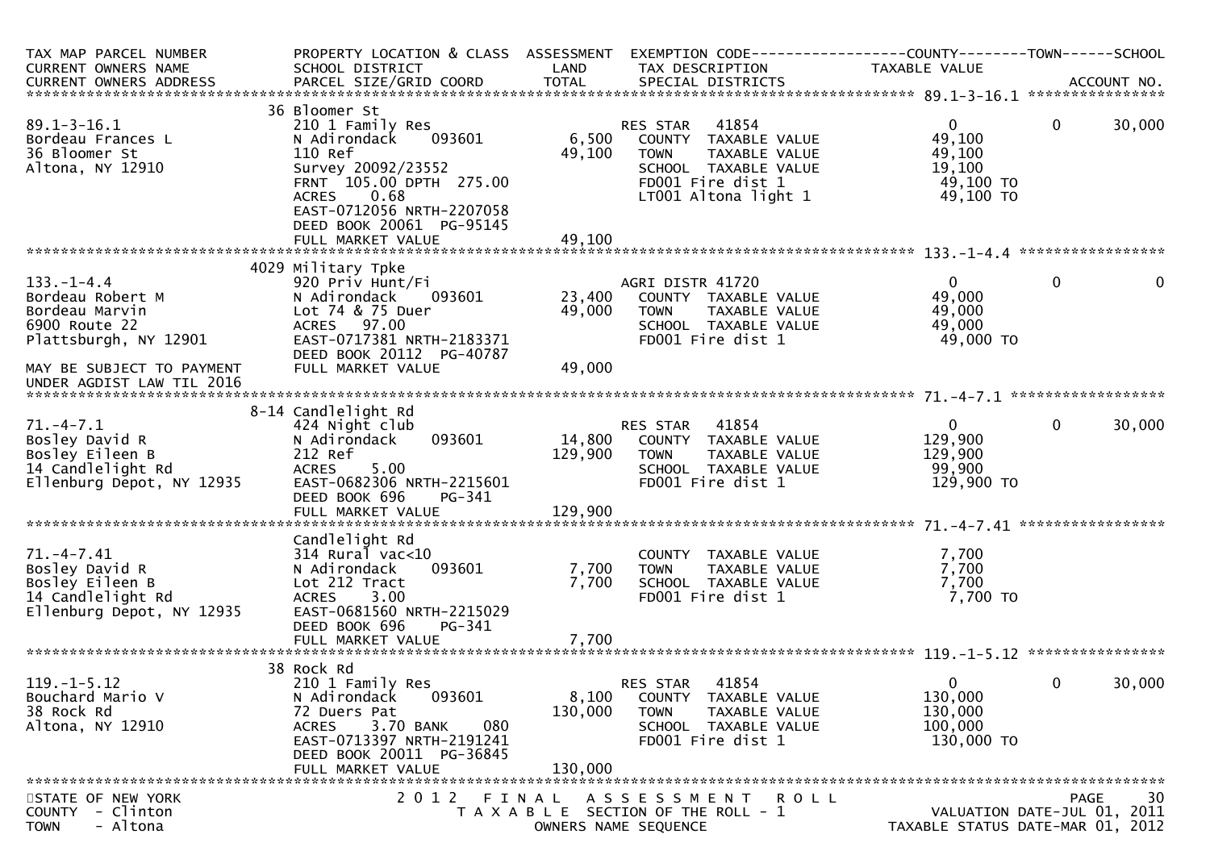| TAX MAP PARCEL NUMBER<br>CURRENT OWNERS NAME<br>CURRENT OWNERS ADDRESS | PROPERTY LOCATION & CLASS<br>SCHOOL DISTRICT<br>PARCEL SIZE/GRID COORD | ASSESSMENT<br>LAND<br>TOTAL | EXEMPTION CODE<br>TAX DESCRIPTION<br>SPECIAL DISTRICTS | COUNTY<br>TAXABLE VALUE | TOWN | SCHOOL<br>ACCOUNT NO. |
|---|---|---|---|---|---|---|
| **89.1-3-16.1** | 36 Bloomer St | | | | | |
| 89.1-3-16.1 | 210 1 Family Res | | RES STAR 41854 | 0 | 0 | 30,000 |
| Bordeau Frances L | N Adirondack 093601 | 6,500 | COUNTY TAXABLE VALUE | 49,100 | | |
| 36 Bloomer St | 110 Ref | 49,100 | TOWN TAXABLE VALUE | 49,100 | | |
| Altona, NY 12910 | Survey 20092/23552 | | SCHOOL TAXABLE VALUE | 19,100 | | |
| | FRNT 105.00 DPTH 275.00 | | FD001 Fire dist 1 | 49,100 TO | | |
| | ACRES 0.68 | | LT001 Altona light 1 | 49,100 TO | | |
| | EAST-0712056 NRTH-2207058 | | | | | |
| | DEED BOOK 20061 PG-95145 | | | | | |
| | FULL MARKET VALUE | 49,100 | | | | |
| **133.-1-4.4** | 4029 Military Tpke | | | | | |
| 133.-1-4.4 | 920 Priv Hunt/Fi | | AGRI DISTR 41720 | 0 | 0 | 0 |
| Bordeau Robert M | N Adirondack 093601 | 23,400 | COUNTY TAXABLE VALUE | 49,000 | | |
| Bordeau Marvin | Lot 74 & 75 Duer | 49,000 | TOWN TAXABLE VALUE | 49,000 | | |
| 6900 Route 22 | ACRES 97.00 | | SCHOOL TAXABLE VALUE | 49,000 | | |
| Plattsburgh, NY 12901 | EAST-0717381 NRTH-2183371 | | FD001 Fire dist 1 | 49,000 TO | | |
| | DEED BOOK 20112 PG-40787 | | | | | |
| MAY BE SUBJECT TO PAYMENT | FULL MARKET VALUE | 49,000 | | | | |
| UNDER AGDIST LAW TIL 2016 | | | | | | |
| **71.-4-7.1** | 8-14 Candlelight Rd | | | | | |
| 71.-4-7.1 | 424 Night club | | RES STAR 41854 | 0 | 0 | 30,000 |
| Bosley David R | N Adirondack 093601 | 14,800 | COUNTY TAXABLE VALUE | 129,900 | | |
| Bosley Eileen B | 212 Ref | 129,900 | TOWN TAXABLE VALUE | 129,900 | | |
| 14 Candlelight Rd | ACRES 5.00 | | SCHOOL TAXABLE VALUE | 99,900 | | |
| Ellenburg Depot, NY 12935 | EAST-0682306 NRTH-2215601 | | FD001 Fire dist 1 | 129,900 TO | | |
| | DEED BOOK 696 PG-341 | | | | | |
| | FULL MARKET VALUE | 129,900 | | | | |
| **71.-4-7.41** | Candlelight Rd | | | | | |
| 71.-4-7.41 | 314 Rural vac<10 | | COUNTY TAXABLE VALUE | 7,700 | | |
| Bosley David R | N Adirondack 093601 | 7,700 | TOWN TAXABLE VALUE | 7,700 | | |
| Bosley Eileen B | Lot 212 Tract | 7,700 | SCHOOL TAXABLE VALUE | 7,700 | | |
| 14 Candlelight Rd | ACRES 3.00 | | FD001 Fire dist 1 | 7,700 TO | | |
| Ellenburg Depot, NY 12935 | EAST-0681560 NRTH-2215029 | | | | | |
| | DEED BOOK 696 PG-341 | | | | | |
| | FULL MARKET VALUE | 7,700 | | | | |
| **119.-1-5.12** | 38 Rock Rd | | | | | |
| 119.-1-5.12 | 210 1 Family Res | | RES STAR 41854 | 0 | 0 | 30,000 |
| Bouchard Mario V | N Adirondack 093601 | 8,100 | COUNTY TAXABLE VALUE | 130,000 | | |
| 38 Rock Rd | 72 Duers Pat | 130,000 | TOWN TAXABLE VALUE | 130,000 | | |
| Altona, NY 12910 | ACRES 3.70 BANK 080 | | SCHOOL TAXABLE VALUE | 100,000 | | |
| | EAST-0713397 NRTH-2191241 | | FD001 Fire dist 1 | 130,000 TO | | |
| | DEED BOOK 20011 PG-36845 | | | | | |
| | FULL MARKET VALUE | 130,000 | | | | |

STATE OF NEW YORK — 2012 FINAL ASSESSMENT ROLL
COUNTY - Clinton — TAXABLE SECTION OF THE ROLL - 1 — VALUATION DATE-JUL 01, 2011
TOWN - Altona — OWNERS NAME SEQUENCE — TAXABLE STATUS DATE-MAR 01, 2012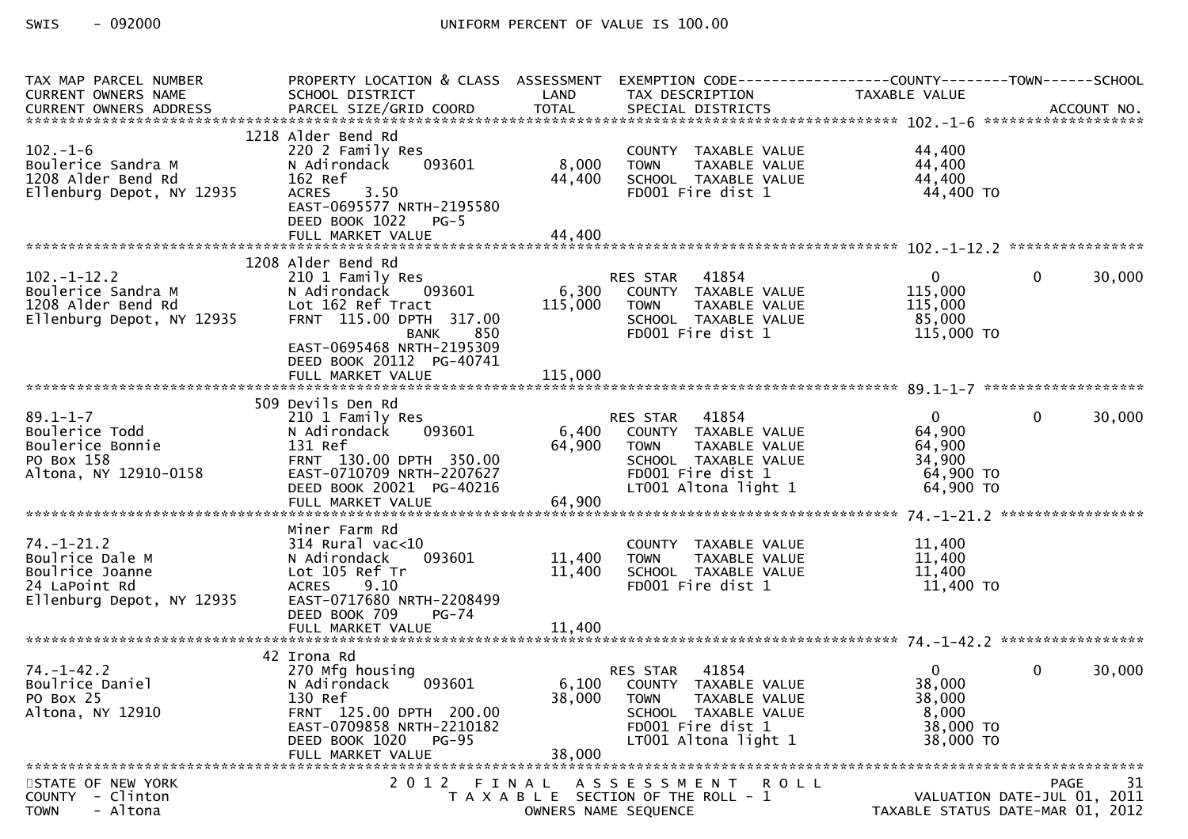SWIS - 092000 UNIFORM PERCENT OF VALUE IS 100.00

| TAX MAP PARCEL NUMBER / CURRENT OWNERS NAME / CURRENT OWNERS ADDRESS | PROPERTY LOCATION & CLASS / SCHOOL DISTRICT / PARCEL SIZE/GRID COORD | ASSESSMENT LAND | TOTAL | EXEMPTION CODE / TAX DESCRIPTION / SPECIAL DISTRICTS | COUNTY TAXABLE VALUE | TOWN | SCHOOL / ACCOUNT NO. |
|---|---|---|---|---|---|---|---|
| **102.-1-6** | 1218 Alder Bend Rd | | | | | | |
| 102.-1-6 | 220 2 Family Res | | | COUNTY TAXABLE VALUE | 44,400 | | |
| Boulerice Sandra M | N Adirondack 093601 | 8,000 | | TOWN TAXABLE VALUE | 44,400 | | |
| 1208 Alder Bend Rd | 162 Ref | | 44,400 | SCHOOL TAXABLE VALUE | 44,400 | | |
| Ellenburg Depot, NY 12935 | ACRES 3.50 | | | FD001 Fire dist 1 | 44,400 TO | | |
| | EAST-0695577 NRTH-2195580 | | | | | | |
| | DEED BOOK 1022 PG-5 | | | | | | |
| | FULL MARKET VALUE | | 44,400 | | | | |
| **102.-1-12.2** | 1208 Alder Bend Rd | | | | | | |
| 102.-1-12.2 | 210 1 Family Res | | | RES STAR 41854 | 0 | 0 | 30,000 |
| Boulerice Sandra M | N Adirondack 093601 | 6,300 | | COUNTY TAXABLE VALUE | 115,000 | | |
| 1208 Alder Bend Rd | Lot 162 Ref Tract | | 115,000 | TOWN TAXABLE VALUE | 115,000 | | |
| Ellenburg Depot, NY 12935 | FRNT 115.00 DPTH 317.00 | | | SCHOOL TAXABLE VALUE | 85,000 | | |
| | BANK 850 | | | FD001 Fire dist 1 | 115,000 TO | | |
| | EAST-0695468 NRTH-2195309 | | | | | | |
| | DEED BOOK 20112 PG-40741 | | | | | | |
| | FULL MARKET VALUE | | 115,000 | | | | |
| **89.1-1-7** | 509 Devils Den Rd | | | | | | |
| 89.1-1-7 | 210 1 Family Res | | | RES STAR 41854 | 0 | 0 | 30,000 |
| Boulerice Todd | N Adirondack 093601 | 6,400 | | COUNTY TAXABLE VALUE | 64,900 | | |
| Boulerice Bonnie | 131 Ref | | 64,900 | TOWN TAXABLE VALUE | 64,900 | | |
| PO Box 158 | FRNT 130.00 DPTH 350.00 | | | SCHOOL TAXABLE VALUE | 34,900 | | |
| Altona, NY 12910-0158 | EAST-0710709 NRTH-2207627 | | | FD001 Fire dist 1 | 64,900 TO | | |
| | DEED BOOK 20021 PG-40216 | | | LT001 Altona light 1 | 64,900 TO | | |
| | FULL MARKET VALUE | | 64,900 | | | | |
| **74.-1-21.2** | Miner Farm Rd | | | | | | |
| 74.-1-21.2 | 314 Rural vac<10 | | | COUNTY TAXABLE VALUE | 11,400 | | |
| Boulrice Dale M | N Adirondack 093601 | 11,400 | | TOWN TAXABLE VALUE | 11,400 | | |
| Boulrice Joanne | Lot 105 Ref Tr | | 11,400 | SCHOOL TAXABLE VALUE | 11,400 | | |
| 24 LaPoint Rd | ACRES 9.10 | | | FD001 Fire dist 1 | 11,400 TO | | |
| Ellenburg Depot, NY 12935 | EAST-0717680 NRTH-2208499 | | | | | | |
| | DEED BOOK 709 PG-74 | | | | | | |
| | FULL MARKET VALUE | | 11,400 | | | | |
| **74.-1-42.2** | 42 Irona Rd | | | | | | |
| 74.-1-42.2 | 270 Mfg housing | | | RES STAR 41854 | 0 | 0 | 30,000 |
| Boulrice Daniel | N Adirondack 093601 | 6,100 | | COUNTY TAXABLE VALUE | 38,000 | | |
| PO Box 25 | 130 Ref | | 38,000 | TOWN TAXABLE VALUE | 38,000 | | |
| Altona, NY 12910 | FRNT 125.00 DPTH 200.00 | | | SCHOOL TAXABLE VALUE | 8,000 | | |
| | EAST-0709858 NRTH-2210182 | | | FD001 Fire dist 1 | 38,000 TO | | |
| | DEED BOOK 1020 PG-95 | | | LT001 Altona light 1 | 38,000 TO | | |
| | FULL MARKET VALUE | | 38,000 | | | | |

STATE OF NEW YORK — 2012 FINAL ASSESSMENT ROLL — PAGE 31
COUNTY - Clinton — TAXABLE SECTION OF THE ROLL - 1 — VALUATION DATE-JUL 01, 2011
TOWN - Altona — OWNERS NAME SEQUENCE — TAXABLE STATUS DATE-MAR 01, 2012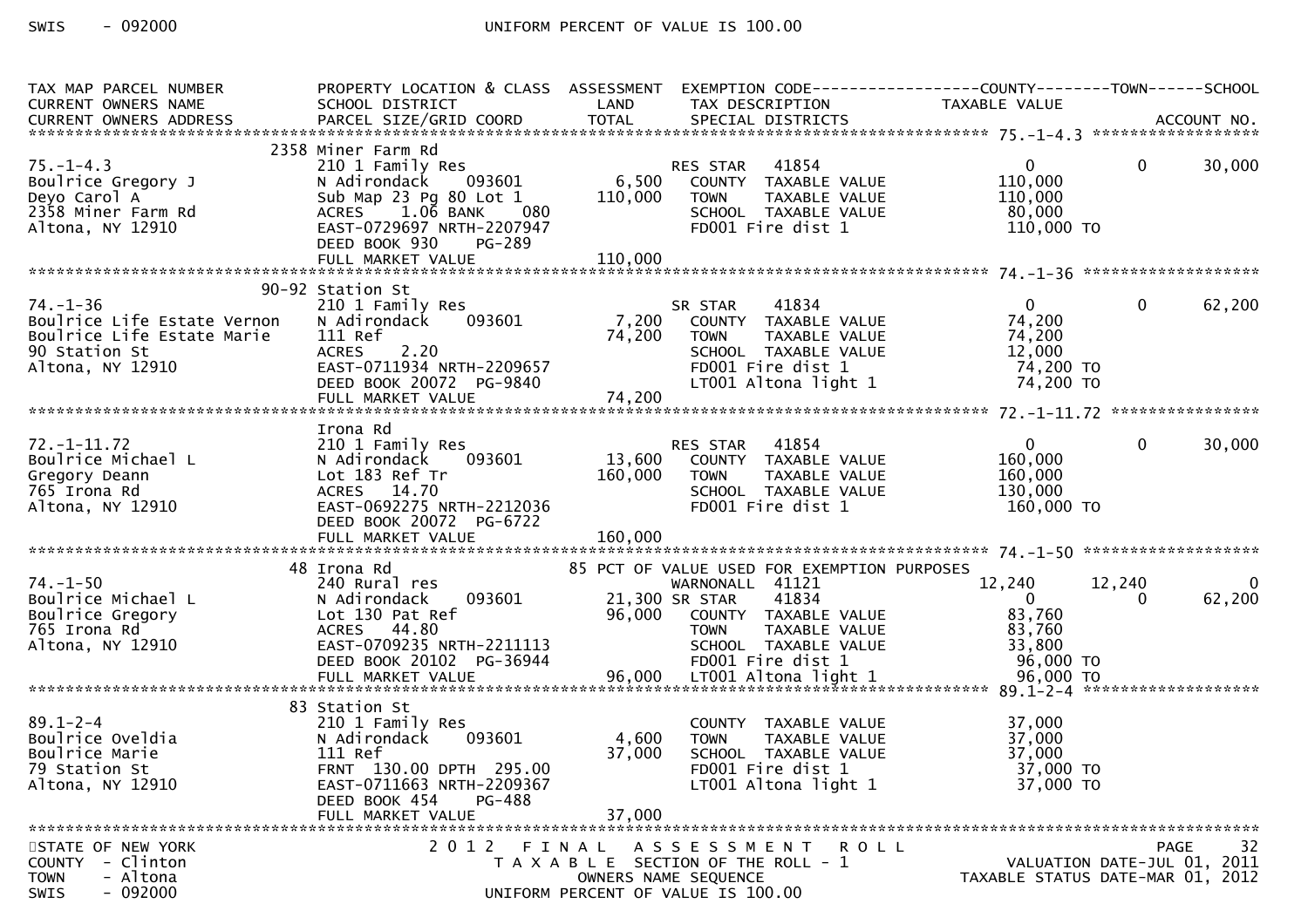| TAX MAP PARCEL NUMBER<br>CURRENT OWNERS NAME<br>CURRENT OWNERS ADDRESS | PROPERTY LOCATION & CLASS<br>SCHOOL DISTRICT<br>PARCEL SIZE/GRID COORD | ASSESSMENT<br>LAND<br>TOTAL | EXEMPTION CODE<br>TAX DESCRIPTION<br>SPECIAL DISTRICTS | COUNTY<br>TAXABLE VALUE | TOWN | SCHOOL<br>ACCOUNT NO. |
|---|---|---|---|---|---|---|
| **75.-1-4.3** | | | | | | |
| | 2358 Miner Farm Rd | | | | | |
| 75.-1-4.3 | 210 1 Family Res | | RES STAR 41854 | 0 | 0 | 30,000 |
| Boulrice Gregory J | N Adirondack 093601 | 6,500 | COUNTY TAXABLE VALUE | 110,000 | | |
| Deyo Carol A | Sub Map 23 Pg 80 Lot 1 | 110,000 | TOWN TAXABLE VALUE | 110,000 | | |
| 2358 Miner Farm Rd | ACRES 1.06 BANK 080 | | SCHOOL TAXABLE VALUE | 80,000 | | |
| Altona, NY 12910 | EAST-0729697 NRTH-2207947 | | FD001 Fire dist 1 | 110,000 TO | | |
| | DEED BOOK 930 PG-289 | | | | | |
| | FULL MARKET VALUE | 110,000 | | | | |
| **74.-1-36** | | | | | | |
| | 90-92 Station St | | | | | |
| 74.-1-36 | 210 1 Family Res | | SR STAR 41834 | 0 | 0 | 62,200 |
| Boulrice Life Estate Vernon | N Adirondack 093601 | 7,200 | COUNTY TAXABLE VALUE | 74,200 | | |
| Boulrice Life Estate Marie | 111 Ref | 74,200 | TOWN TAXABLE VALUE | 74,200 | | |
| 90 Station St | ACRES 2.20 | | SCHOOL TAXABLE VALUE | 12,000 | | |
| Altona, NY 12910 | EAST-0711934 NRTH-2209657 | | FD001 Fire dist 1 | 74,200 TO | | |
| | DEED BOOK 20072 PG-9840 | | LT001 Altona light 1 | 74,200 TO | | |
| | FULL MARKET VALUE | 74,200 | | | | |
| **72.-1-11.72** | | | | | | |
| | Irona Rd | | | | | |
| 72.-1-11.72 | 210 1 Family Res | | RES STAR 41854 | 0 | 0 | 30,000 |
| Boulrice Michael L | N Adirondack 093601 | 13,600 | COUNTY TAXABLE VALUE | 160,000 | | |
| Gregory Deann | Lot 183 Ref Tr | 160,000 | TOWN TAXABLE VALUE | 160,000 | | |
| 765 Irona Rd | ACRES 14.70 | | SCHOOL TAXABLE VALUE | 130,000 | | |
| Altona, NY 12910 | EAST-0692275 NRTH-2212036 | | FD001 Fire dist 1 | 160,000 TO | | |
| | DEED BOOK 20072 PG-6722 | | | | | |
| | FULL MARKET VALUE | 160,000 | | | | |
| **74.-1-50** | | | | | | |
| | 48 Irona Rd | | 85 PCT OF VALUE USED FOR EXEMPTION PURPOSES | | | |
| 74.-1-50 | 240 Rural res | | WARNONALL 41121 | 12,240 | 12,240 | 0 |
| Boulrice Michael L | N Adirondack 093601 | 21,300 | SR STAR 41834 | 0 | 0 | 62,200 |
| Boulrice Gregory | Lot 130 Pat Ref | 96,000 | COUNTY TAXABLE VALUE | 83,760 | | |
| 765 Irona Rd | ACRES 44.80 | | TOWN TAXABLE VALUE | 83,760 | | |
| Altona, NY 12910 | EAST-0709235 NRTH-2211113 | | SCHOOL TAXABLE VALUE | 33,800 | | |
| | DEED BOOK 20102 PG-36944 | | FD001 Fire dist 1 | 96,000 TO | | |
| | FULL MARKET VALUE | 96,000 | LT001 Altona light 1 | 96,000 TO | | |
| **89.1-2-4** | | | | | | |
| | 83 Station St | | | | | |
| 89.1-2-4 | 210 1 Family Res | | COUNTY TAXABLE VALUE | 37,000 | | |
| Boulrice Oveldia | N Adirondack 093601 | 4,600 | TOWN TAXABLE VALUE | 37,000 | | |
| Boulrice Marie | 111 Ref | 37,000 | SCHOOL TAXABLE VALUE | 37,000 | | |
| 79 Station St | FRNT 130.00 DPTH 295.00 | | FD001 Fire dist 1 | 37,000 TO | | |
| Altona, NY 12910 | EAST-0711663 NRTH-2209367 | | LT001 Altona light 1 | 37,000 TO | | |
| | DEED BOOK 454 PG-488 | | | | | |
| | FULL MARKET VALUE | 37,000 | | | | |

STATE OF NEW YORK
COUNTY - Clinton
TOWN - Altona
SWIS - 092000

2012 FINAL ASSESSMENT ROLL
TAXABLE SECTION OF THE ROLL - 1
OWNERS NAME SEQUENCE
UNIFORM PERCENT OF VALUE IS 100.00

VALUATION DATE-JUL 01, 2011
TAXABLE STATUS DATE-MAR 01, 2012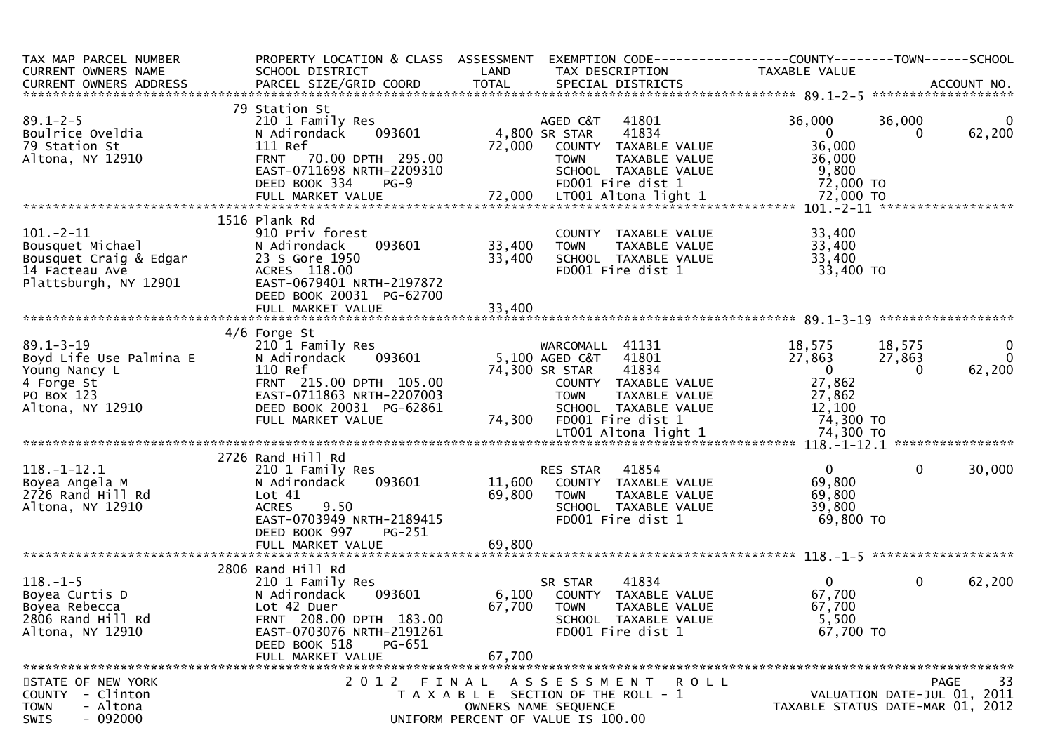| TAX MAP PARCEL NUMBER<br>CURRENT OWNERS NAME<br>CURRENT OWNERS ADDRESS | PROPERTY LOCATION & CLASS<br>SCHOOL DISTRICT<br>PARCEL SIZE/GRID COORD | ASSESSMENT<br>LAND<br>TOTAL | EXEMPTION CODE<br>TAX DESCRIPTION<br>SPECIAL DISTRICTS | COUNTY<br>TAXABLE VALUE | TOWN | SCHOOL<br>ACCOUNT NO. |
|---|---|---|---|---|---|---|
| **89.1-2-5** | 79 Station St | | | | | |
| 89.1-2-5 | 210 1 Family Res | | AGED C&T 41801 | 36,000 | 36,000 | 0 |
| Boulrice Oveldia | N Adirondack 093601 | 4,800 | SR STAR 41834 | 0 | 0 | 62,200 |
| 79 Station St | 111 Ref | 72,000 | COUNTY TAXABLE VALUE | 36,000 | | |
| Altona, NY 12910 | FRNT 70.00 DPTH 295.00 | | TOWN TAXABLE VALUE | 36,000 | | |
| | EAST-0711698 NRTH-2209310 | | SCHOOL TAXABLE VALUE | 9,800 | | |
| | DEED BOOK 334 PG-9 | | FD001 Fire dist 1 | 72,000 TO | | |
| | FULL MARKET VALUE | 72,000 | LT001 Altona light 1 | 72,000 TO | | |
| **101.-2-11** | 1516 Plank Rd | | | | | |
| 101.-2-11 | 910 Priv forest | | COUNTY TAXABLE VALUE | 33,400 | | |
| Bousquet Michael | N Adirondack 093601 | 33,400 | TOWN TAXABLE VALUE | 33,400 | | |
| Bousquet Craig & Edgar | 23 S Gore 1950 | 33,400 | SCHOOL TAXABLE VALUE | 33,400 | | |
| 14 Facteau Ave | ACRES 118.00 | | FD001 Fire dist 1 | 33,400 TO | | |
| Plattsburgh, NY 12901 | EAST-0679401 NRTH-2197872 | | | | | |
| | DEED BOOK 20031 PG-62700 | | | | | |
| | FULL MARKET VALUE | 33,400 | | | | |
| **89.1-3-19** | 4/6 Forge St | | | | | |
| 89.1-3-19 | 210 1 Family Res | | WARCOMALL 41131 | 18,575 | 18,575 | 0 |
| Boyd Life Use Palmina E | N Adirondack 093601 | 5,100 | AGED C&T 41801 | 27,863 | 27,863 | 0 |
| Young Nancy L | 110 Ref | 74,300 | SR STAR 41834 | 0 | 0 | 62,200 |
| 4 Forge St | FRNT 215.00 DPTH 105.00 | | COUNTY TAXABLE VALUE | 27,862 | | |
| PO Box 123 | EAST-0711863 NRTH-2207003 | | TOWN TAXABLE VALUE | 27,862 | | |
| Altona, NY 12910 | DEED BOOK 20031 PG-62861 | | SCHOOL TAXABLE VALUE | 12,100 | | |
| | FULL MARKET VALUE | 74,300 | FD001 Fire dist 1 | 74,300 TO | | |
| | | | LT001 Altona light 1 | 74,300 TO | | |
| **118.-1-12.1** | 2726 Rand Hill Rd | | | | | |
| 118.-1-12.1 | 210 1 Family Res | | RES STAR 41854 | 0 | 0 | 30,000 |
| Boyea Angela M | N Adirondack 093601 | 11,600 | COUNTY TAXABLE VALUE | 69,800 | | |
| 2726 Rand Hill Rd | Lot 41 | 69,800 | TOWN TAXABLE VALUE | 69,800 | | |
| Altona, NY 12910 | ACRES 9.50 | | SCHOOL TAXABLE VALUE | 39,800 | | |
| | EAST-0703949 NRTH-2189415 | | FD001 Fire dist 1 | 69,800 TO | | |
| | DEED BOOK 997 PG-251 | | | | | |
| | FULL MARKET VALUE | 69,800 | | | | |
| **118.-1-5** | 2806 Rand Hill Rd | | | | | |
| 118.-1-5 | 210 1 Family Res | | SR STAR 41834 | 0 | 0 | 62,200 |
| Boyea Curtis D | N Adirondack 093601 | 6,100 | COUNTY TAXABLE VALUE | 67,700 | | |
| Boyea Rebecca | Lot 42 Duer | 67,700 | TOWN TAXABLE VALUE | 67,700 | | |
| 2806 Rand Hill Rd | FRNT 208.00 DPTH 183.00 | | SCHOOL TAXABLE VALUE | 5,500 | | |
| Altona, NY 12910 | EAST-0703076 NRTH-2191261 | | FD001 Fire dist 1 | 67,700 TO | | |
| | DEED BOOK 518 PG-651 | | | | | |
| | FULL MARKET VALUE | 67,700 | | | | |

STATE OF NEW YORK
COUNTY - Clinton
TOWN - Altona
SWIS - 092000

2012 FINAL ASSESSMENT ROLL
TAXABLE SECTION OF THE ROLL - 1
OWNERS NAME SEQUENCE
UNIFORM PERCENT OF VALUE IS 100.00

VALUATION DATE-JUL 01, 2011
TAXABLE STATUS DATE-MAR 01, 2012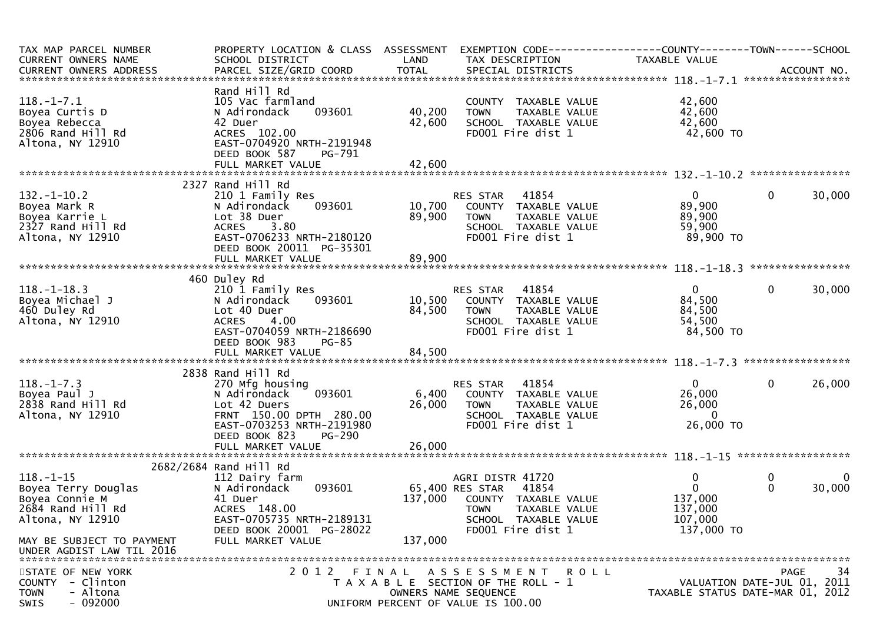| TAX MAP PARCEL NUMBER<br>CURRENT OWNERS NAME<br>CURRENT OWNERS ADDRESS | PROPERTY LOCATION & CLASS<br>SCHOOL DISTRICT<br>PARCEL SIZE/GRID COORD | ASSESSMENT<br>LAND<br>TOTAL | EXEMPTION CODE<br>TAX DESCRIPTION<br>SPECIAL DISTRICTS | COUNTY<br>TAXABLE VALUE | TOWN | SCHOOL<br>ACCOUNT NO. |
|---|---|---|---|---|---|---|
| **118.-1-7.1** | | | | | | |
| 118.-1-7.1 | Rand Hill Rd | | | | | |
| Boyea Curtis D | 105 Vac farmland | | COUNTY TAXABLE VALUE | 42,600 | | |
| Boyea Rebecca | N Adirondack 093601 | 40,200 | TOWN TAXABLE VALUE | 42,600 | | |
| 2806 Rand Hill Rd | 42 Duer | 42,600 | SCHOOL TAXABLE VALUE | 42,600 | | |
| Altona, NY 12910 | ACRES 102.00 | | FD001 Fire dist 1 | 42,600 TO | | |
| | EAST-0704920 NRTH-2191948 | | | | | |
| | DEED BOOK 587 PG-791 | | | | | |
| | FULL MARKET VALUE | 42,600 | | | | |
| **132.-1-10.2** | | | | | | |
| 132.-1-10.2 | 2327 Rand Hill Rd | | | | | |
| Boyea Mark R | 210 1 Family Res | | RES STAR 41854 | 0 | 0 | 30,000 |
| Boyea Karrie L | N Adirondack 093601 | 10,700 | COUNTY TAXABLE VALUE | 89,900 | | |
| 2327 Rand Hill Rd | Lot 38 Duer | 89,900 | TOWN TAXABLE VALUE | 89,900 | | |
| Altona, NY 12910 | ACRES 3.80 | | SCHOOL TAXABLE VALUE | 59,900 | | |
| | EAST-0706233 NRTH-2180120 | | FD001 Fire dist 1 | 89,900 TO | | |
| | DEED BOOK 20011 PG-35301 | | | | | |
| | FULL MARKET VALUE | 89,900 | | | | |
| **118.-1-18.3** | | | | | | |
| 118.-1-18.3 | 460 Duley Rd | | | | | |
| Boyea Michael J | 210 1 Family Res | | RES STAR 41854 | 0 | 0 | 30,000 |
| 460 Duley Rd | N Adirondack 093601 | 10,500 | COUNTY TAXABLE VALUE | 84,500 | | |
| Altona, NY 12910 | Lot 40 Duer | 84,500 | TOWN TAXABLE VALUE | 84,500 | | |
| | ACRES 4.00 | | SCHOOL TAXABLE VALUE | 54,500 | | |
| | EAST-0704059 NRTH-2186690 | | FD001 Fire dist 1 | 84,500 TO | | |
| | DEED BOOK 983 PG-85 | | | | | |
| | FULL MARKET VALUE | 84,500 | | | | |
| **118.-1-7.3** | | | | | | |
| 118.-1-7.3 | 2838 Rand Hill Rd | | | | | |
| Boyea Paul J | 270 Mfg housing | | RES STAR 41854 | 0 | 0 | 26,000 |
| 2838 Rand Hill Rd | N Adirondack 093601 | 6,400 | COUNTY TAXABLE VALUE | 26,000 | | |
| Altona, NY 12910 | Lot 42 Duers | 26,000 | TOWN TAXABLE VALUE | 26,000 | | |
| | FRNT 150.00 DPTH 280.00 | | SCHOOL TAXABLE VALUE | 0 | | |
| | EAST-0703253 NRTH-2191980 | | FD001 Fire dist 1 | 26,000 TO | | |
| | DEED BOOK 823 PG-290 | | | | | |
| | FULL MARKET VALUE | 26,000 | | | | |
| **118.-1-15** | | | | | | |
| 118.-1-15 | 2682/2684 Rand Hill Rd | | | | | |
| Boyea Terry Douglas | 112 Dairy farm | | AGRI DISTR 41720 | 0 | 0 | 0 |
| Boyea Connie M | N Adirondack 093601 | 65,400 | RES STAR 41854 | 0 | 0 | 30,000 |
| 2684 Rand Hill Rd | 41 Duer | 137,000 | COUNTY TAXABLE VALUE | 137,000 | | |
| Altona, NY 12910 | ACRES 148.00 | | TOWN TAXABLE VALUE | 137,000 | | |
| | EAST-0705735 NRTH-2189131 | | SCHOOL TAXABLE VALUE | 107,000 | | |
| | DEED BOOK 20001 PG-28022 | | FD001 Fire dist 1 | 137,000 TO | | |
| MAY BE SUBJECT TO PAYMENT | FULL MARKET VALUE | 137,000 | | | | |
| UNDER AGDIST LAW TIL 2016 | | | | | | |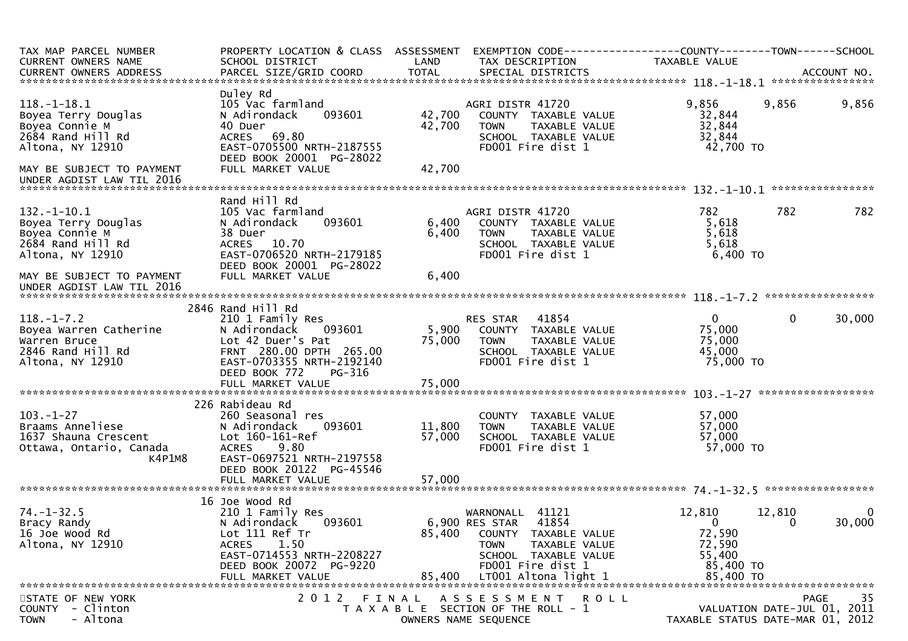| TAX MAP PARCEL NUMBER<br>CURRENT OWNERS NAME<br>CURRENT OWNERS ADDRESS | PROPERTY LOCATION & CLASS<br>SCHOOL DISTRICT<br>PARCEL SIZE/GRID COORD | ASSESSMENT<br>LAND<br>TOTAL | EXEMPTION CODE<br>TAX DESCRIPTION<br>SPECIAL DISTRICTS | COUNTY<br>TAXABLE VALUE | TOWN | SCHOOL<br>ACCOUNT NO. |
|---|---|---|---|---|---|---|
| **118.-1-18.1** | Duley Rd | | | | | |
| 118.-1-18.1 | 105 Vac farmland | | AGRI DISTR 41720 | 9,856 | 9,856 | 9,856 |
| Boyea Terry Douglas | N Adirondack 093601 | 42,700 | COUNTY TAXABLE VALUE | 32,844 | | |
| Boyea Connie M | 40 Duer | 42,700 | TOWN TAXABLE VALUE | 32,844 | | |
| 2684 Rand Hill Rd | ACRES 69.80 | | SCHOOL TAXABLE VALUE | 32,844 | | |
| Altona, NY 12910 | EAST-0705500 NRTH-2187555 | | FD001 Fire dist 1 | 42,700 TO | | |
| | DEED BOOK 20001 PG-28022 | | | | | |
| MAY BE SUBJECT TO PAYMENT | FULL MARKET VALUE | 42,700 | | | | |
| UNDER AGDIST LAW TIL 2016 | | | | | | |
| **132.-1-10.1** | Rand Hill Rd | | | | | |
| 132.-1-10.1 | 105 Vac farmland | | AGRI DISTR 41720 | 782 | 782 | 782 |
| Boyea Terry Douglas | N Adirondack 093601 | 6,400 | COUNTY TAXABLE VALUE | 5,618 | | |
| Boyea Connie M | 38 Duer | 6,400 | TOWN TAXABLE VALUE | 5,618 | | |
| 2684 Rand Hill Rd | ACRES 10.70 | | SCHOOL TAXABLE VALUE | 5,618 | | |
| Altona, NY 12910 | EAST-0706520 NRTH-2179185 | | FD001 Fire dist 1 | 6,400 TO | | |
| | DEED BOOK 20001 PG-28022 | | | | | |
| MAY BE SUBJECT TO PAYMENT | FULL MARKET VALUE | 6,400 | | | | |
| UNDER AGDIST LAW TIL 2016 | | | | | | |
| **118.-1-7.2** | 2846 Rand Hill Rd | | | | | |
| 118.-1-7.2 | 210 1 Family Res | | RES STAR 41854 | 0 | 0 | 30,000 |
| Boyea Warren Catherine | N Adirondack 093601 | 5,900 | COUNTY TAXABLE VALUE | 75,000 | | |
| Warren Bruce | Lot 42 Duer's Pat | 75,000 | TOWN TAXABLE VALUE | 75,000 | | |
| 2846 Rand Hill Rd | FRNT 280.00 DPTH 265.00 | | SCHOOL TAXABLE VALUE | 45,000 | | |
| Altona, NY 12910 | EAST-0703355 NRTH-2192140 | | FD001 Fire dist 1 | 75,000 TO | | |
| | DEED BOOK 772 PG-316 | | | | | |
| | FULL MARKET VALUE | 75,000 | | | | |
| **103.-1-27** | 226 Rabideau Rd | | | | | |
| 103.-1-27 | 260 Seasonal res | | COUNTY TAXABLE VALUE | 57,000 | | |
| Braams Anneliese | N Adirondack 093601 | 11,800 | TOWN TAXABLE VALUE | 57,000 | | |
| 1637 Shauna Crescent | Lot 160-161-Ref | 57,000 | SCHOOL TAXABLE VALUE | 57,000 | | |
| Ottawa, Ontario, Canada | ACRES 9.80 | | FD001 Fire dist 1 | 57,000 TO | | |
| K4P1M8 | EAST-0697521 NRTH-2197558 | | | | | |
| | DEED BOOK 20122 PG-45546 | | | | | |
| | FULL MARKET VALUE | 57,000 | | | | |
| **74.-1-32.5** | 16 Joe Wood Rd | | | | | |
| 74.-1-32.5 | 210 1 Family Res | | WARNONALL 41121 | 12,810 | 12,810 | 0 |
| Bracy Randy | N Adirondack 093601 | 6,900 | RES STAR 41854 | 0 | 0 | 30,000 |
| 16 Joe Wood Rd | Lot 111 Ref Tr | 85,400 | COUNTY TAXABLE VALUE | 72,590 | | |
| Altona, NY 12910 | ACRES 1.50 | | TOWN TAXABLE VALUE | 72,590 | | |
| | EAST-0714553 NRTH-2208227 | | SCHOOL TAXABLE VALUE | 55,400 | | |
| | DEED BOOK 20072 PG-9220 | | FD001 Fire dist 1 | 85,400 TO | | |
| | FULL MARKET VALUE | 85,400 | LT001 Altona light 1 | 85,400 TO | | |

STATE OF NEW YORK — 2012 FINAL ASSESSMENT ROLL
COUNTY - Clinton — TAXABLE SECTION OF THE ROLL - 1 — VALUATION DATE-JUL 01, 2011
TOWN - Altona — OWNERS NAME SEQUENCE — TAXABLE STATUS DATE-MAR 01, 2012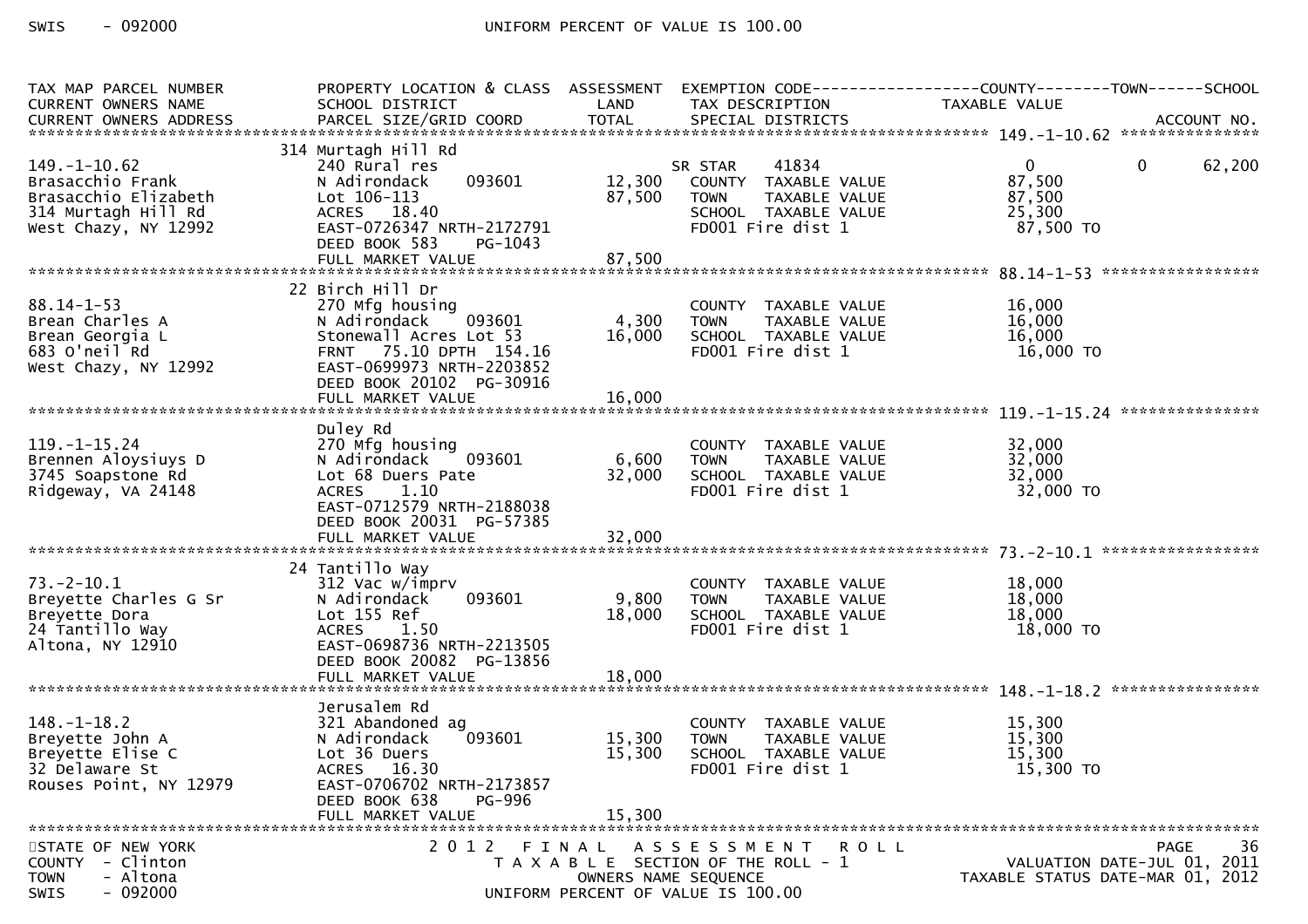| TAX MAP PARCEL NUMBER<br>CURRENT OWNERS NAME<br>CURRENT OWNERS ADDRESS | PROPERTY LOCATION & CLASS<br>SCHOOL DISTRICT<br>PARCEL SIZE/GRID COORD | ASSESSMENT<br>LAND<br>TOTAL | EXEMPTION CODE<br>TAX DESCRIPTION<br>SPECIAL DISTRICTS | COUNTY<br>TAXABLE VALUE | TOWN | SCHOOL<br>ACCOUNT NO. |
|---|---|---|---|---|---|---|
| **149.-1-10.62** | 314 Murtagh Hill Rd | | | | | |
| 149.-1-10.62 | 240 Rural res | | SR STAR 41834 | 0 | 0 | 62,200 |
| Brasacchio Frank | N Adirondack 093601 | 12,300 | COUNTY TAXABLE VALUE | 87,500 | | |
| Brasacchio Elizabeth | Lot 106-113 | 87,500 | TOWN TAXABLE VALUE | 87,500 | | |
| 314 Murtagh Hill Rd | ACRES 18.40 | | SCHOOL TAXABLE VALUE | 25,300 | | |
| West Chazy, NY 12992 | EAST-0726347 NRTH-2172791 | | FD001 Fire dist 1 | 87,500 TO | | |
| | DEED BOOK 583 PG-1043 | | | | | |
| | FULL MARKET VALUE | 87,500 | | | | |
| **88.14-1-53** | 22 Birch Hill Dr | | | | | |
| 88.14-1-53 | 270 Mfg housing | | COUNTY TAXABLE VALUE | 16,000 | | |
| Brean Charles A | N Adirondack 093601 | 4,300 | TOWN TAXABLE VALUE | 16,000 | | |
| Brean Georgia L | Stonewall Acres Lot 53 | 16,000 | SCHOOL TAXABLE VALUE | 16,000 | | |
| 683 O'neil Rd | FRNT 75.10 DPTH 154.16 | | FD001 Fire dist 1 | 16,000 TO | | |
| West Chazy, NY 12992 | EAST-0699973 NRTH-2203852 | | | | | |
| | DEED BOOK 20102 PG-30916 | | | | | |
| | FULL MARKET VALUE | 16,000 | | | | |
| **119.-1-15.24** | Duley Rd | | | | | |
| 119.-1-15.24 | 270 Mfg housing | | COUNTY TAXABLE VALUE | 32,000 | | |
| Brennen Aloysiuys D | N Adirondack 093601 | 6,600 | TOWN TAXABLE VALUE | 32,000 | | |
| 3745 Soapstone Rd | Lot 68 Duers Pate | 32,000 | SCHOOL TAXABLE VALUE | 32,000 | | |
| Ridgeway, VA 24148 | ACRES 1.10 | | FD001 Fire dist 1 | 32,000 TO | | |
| | EAST-0712579 NRTH-2188038 | | | | | |
| | DEED BOOK 20031 PG-57385 | | | | | |
| | FULL MARKET VALUE | 32,000 | | | | |
| **73.-2-10.1** | 24 Tantillo Way | | | | | |
| 73.-2-10.1 | 312 Vac w/imprv | | COUNTY TAXABLE VALUE | 18,000 | | |
| Breyette Charles G Sr | N Adirondack 093601 | 9,800 | TOWN TAXABLE VALUE | 18,000 | | |
| Breyette Dora | Lot 155 Ref | 18,000 | SCHOOL TAXABLE VALUE | 18,000 | | |
| 24 Tantillo Way | ACRES 1.50 | | FD001 Fire dist 1 | 18,000 TO | | |
| Altona, NY 12910 | EAST-0698736 NRTH-2213505 | | | | | |
| | DEED BOOK 20082 PG-13856 | | | | | |
| | FULL MARKET VALUE | 18,000 | | | | |
| **148.-1-18.2** | Jerusalem Rd | | | | | |
| 148.-1-18.2 | 321 Abandoned ag | | COUNTY TAXABLE VALUE | 15,300 | | |
| Breyette John A | N Adirondack 093601 | 15,300 | TOWN TAXABLE VALUE | 15,300 | | |
| Breyette Elise C | Lot 36 Duers | 15,300 | SCHOOL TAXABLE VALUE | 15,300 | | |
| 32 Delaware St | ACRES 16.30 | | FD001 Fire dist 1 | 15,300 TO | | |
| Rouses Point, NY 12979 | EAST-0706702 NRTH-2173857 | | | | | |
| | DEED BOOK 638 PG-996 | | | | | |
| | FULL MARKET VALUE | 15,300 | | | | |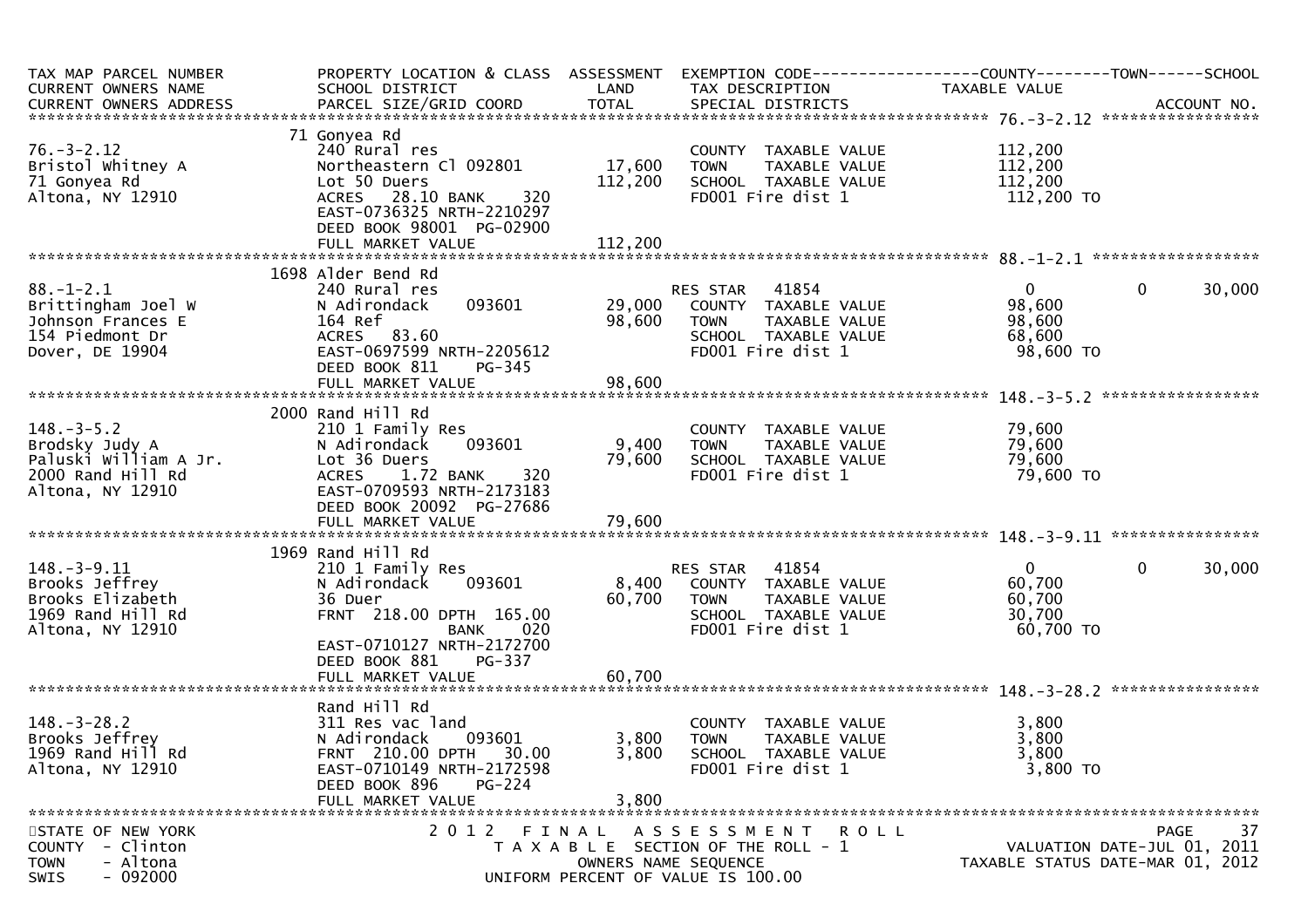| TAX MAP PARCEL NUMBER<br>CURRENT OWNERS NAME<br>CURRENT OWNERS ADDRESS | PROPERTY LOCATION & CLASS<br>SCHOOL DISTRICT<br>PARCEL SIZE/GRID COORD | ASSESSMENT<br>LAND<br>TOTAL | EXEMPTION CODE<br>TAX DESCRIPTION<br>SPECIAL DISTRICTS | COUNTY<br>TAXABLE VALUE | TOWN | SCHOOL<br>ACCOUNT NO. |
|---|---|---|---|---|---|---|
| **76.-3-2.12** | 71 Gonyea Rd | | | | | |
| 76.-3-2.12 | 240 Rural res | | COUNTY TAXABLE VALUE | 112,200 | | |
| Bristol Whitney A | Northeastern Cl 092801 | 17,600 | TOWN TAXABLE VALUE | 112,200 | | |
| 71 Gonyea Rd | Lot 50 Duers | 112,200 | SCHOOL TAXABLE VALUE | 112,200 | | |
| Altona, NY 12910 | ACRES 28.10 BANK 320 | | FD001 Fire dist 1 | 112,200 TO | | |
| | EAST-0736325 NRTH-2210297 | | | | | |
| | DEED BOOK 98001 PG-02900 | | | | | |
| | FULL MARKET VALUE | 112,200 | | | | |
| **88.-1-2.1** | 1698 Alder Bend Rd | | | | | |
| 88.-1-2.1 | 240 Rural res | | RES STAR 41854 | 0 | 0 | 30,000 |
| Brittingham Joel W | N Adirondack 093601 | 29,000 | COUNTY TAXABLE VALUE | 98,600 | | |
| Johnson Frances E | 164 Ref | 98,600 | TOWN TAXABLE VALUE | 98,600 | | |
| 154 Piedmont Dr | ACRES 83.60 | | SCHOOL TAXABLE VALUE | 68,600 | | |
| Dover, DE 19904 | EAST-0697599 NRTH-2205612 | | FD001 Fire dist 1 | 98,600 TO | | |
| | DEED BOOK 811 PG-345 | | | | | |
| | FULL MARKET VALUE | 98,600 | | | | |
| **148.-3-5.2** | 2000 Rand Hill Rd | | | | | |
| 148.-3-5.2 | 210 1 Family Res | | COUNTY TAXABLE VALUE | 79,600 | | |
| Brodsky Judy A | N Adirondack 093601 | 9,400 | TOWN TAXABLE VALUE | 79,600 | | |
| Paluski William A Jr. | Lot 36 Duers | 79,600 | SCHOOL TAXABLE VALUE | 79,600 | | |
| 2000 Rand Hill Rd | ACRES 1.72 BANK 320 | | FD001 Fire dist 1 | 79,600 TO | | |
| Altona, NY 12910 | EAST-0709593 NRTH-2173183 | | | | | |
| | DEED BOOK 20092 PG-27686 | | | | | |
| | FULL MARKET VALUE | 79,600 | | | | |
| **148.-3-9.11** | 1969 Rand Hill Rd | | | | | |
| 148.-3-9.11 | 210 1 Family Res | | RES STAR 41854 | 0 | 0 | 30,000 |
| Brooks Jeffrey | N Adirondack 093601 | 8,400 | COUNTY TAXABLE VALUE | 60,700 | | |
| Brooks Elizabeth | 36 Duer | 60,700 | TOWN TAXABLE VALUE | 60,700 | | |
| 1969 Rand Hill Rd | FRNT 218.00 DPTH 165.00 | | SCHOOL TAXABLE VALUE | 30,700 | | |
| Altona, NY 12910 | BANK 020 | | FD001 Fire dist 1 | 60,700 TO | | |
| | EAST-0710127 NRTH-2172700 | | | | | |
| | DEED BOOK 881 PG-337 | | | | | |
| | FULL MARKET VALUE | 60,700 | | | | |
| **148.-3-28.2** | Rand Hill Rd | | | | | |
| 148.-3-28.2 | 311 Res vac land | | COUNTY TAXABLE VALUE | 3,800 | | |
| Brooks Jeffrey | N Adirondack 093601 | 3,800 | TOWN TAXABLE VALUE | 3,800 | | |
| 1969 Rand Hill Rd | FRNT 210.00 DPTH 30.00 | 3,800 | SCHOOL TAXABLE VALUE | 3,800 | | |
| Altona, NY 12910 | EAST-0710149 NRTH-2172598 | | FD001 Fire dist 1 | 3,800 TO | | |
| | DEED BOOK 896 PG-224 | | | | | |
| | FULL MARKET VALUE | 3,800 | | | | |

STATE OF NEW YORK — 2012 FINAL ASSESSMENT ROLL
COUNTY - Clinton — TAXABLE SECTION OF THE ROLL - 1 — VALUATION DATE-JUL 01, 2011
TOWN - Altona — OWNERS NAME SEQUENCE — TAXABLE STATUS DATE-MAR 01, 2012
SWIS - 092000 — UNIFORM PERCENT OF VALUE IS 100.00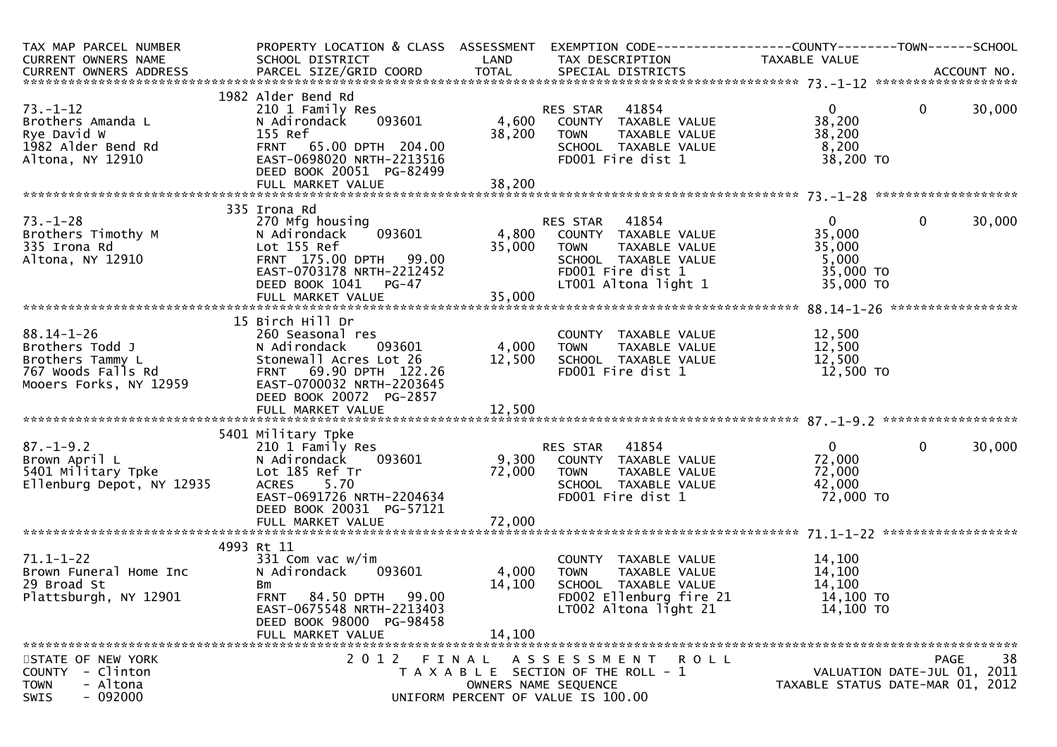```
TAX MAP PARCEL NUMBER          PROPERTY LOCATION & CLASS  ASSESSMENT  EXEMPTION CODE------------------COUNTY--------TOWN------SCHOOL
CURRENT OWNERS NAME            SCHOOL DISTRICT              LAND      TAX DESCRIPTION             TAXABLE VALUE
CURRENT OWNERS ADDRESS         PARCEL SIZE/GRID COORD       TOTAL     SPECIAL DISTRICTS                                  ACCOUNT NO.
******************************************************************************************************* 73.-1-12 ******************
                               1982 Alder Bend Rd
73.-1-12                       210 1 Family Res                      RES STAR   41854                 0            0       30,000
Brothers Amanda L              N Adirondack    093601       4,600    COUNTY  TAXABLE VALUE          38,200
Rye David W                    155 Ref                     38,200    TOWN    TAXABLE VALUE          38,200
1982 Alder Bend Rd             FRNT   65.00 DPTH  204.00             SCHOOL  TAXABLE VALUE           8,200
Altona, NY 12910               EAST-0698020 NRTH-2213516             FD001 Fire dist 1              38,200 TO
                               DEED BOOK 20051  PG-82499
                               FULL MARKET VALUE           38,200
******************************************************************************************************* 73.-1-28 ******************
                               335 Irona Rd
73.-1-28                       270 Mfg housing                       RES STAR   41854                 0            0       30,000
Brothers Timothy M             N Adirondack    093601       4,800    COUNTY  TAXABLE VALUE          35,000
335 Irona Rd                   Lot 155 Ref                 35,000    TOWN    TAXABLE VALUE          35,000
Altona, NY 12910               FRNT  175.00 DPTH   99.00             SCHOOL  TAXABLE VALUE           5,000
                               EAST-0703178 NRTH-2212452             FD001 Fire dist 1              35,000 TO
                               DEED BOOK 1041   PG-47                LT001 Altona light 1           35,000 TO
                               FULL MARKET VALUE           35,000
******************************************************************************************************* 88.14-1-26 ****************
                               15 Birch Hill Dr
88.14-1-26                     260 Seasonal res                      COUNTY  TAXABLE VALUE          12,500
Brothers Todd J                N Adirondack    093601       4,000    TOWN    TAXABLE VALUE          12,500
Brothers Tammy L               Stonewall Acres Lot 26      12,500    SCHOOL  TAXABLE VALUE          12,500
767 Woods Falls Rd             FRNT   69.90 DPTH  122.26             FD001 Fire dist 1              12,500 TO
Mooers Forks, NY 12959         EAST-0700032 NRTH-2203645
                               DEED BOOK 20072  PG-2857
                               FULL MARKET VALUE           12,500
******************************************************************************************************* 87.-1-9.2 *****************
                               5401 Military Tpke
87.-1-9.2                      210 1 Family Res                      RES STAR   41854                 0            0       30,000
Brown April L                  N Adirondack    093601       9,300    COUNTY  TAXABLE VALUE          72,000
5401 Military Tpke             Lot 185 Ref Tr              72,000    TOWN    TAXABLE VALUE          72,000
Ellenburg Depot, NY 12935      ACRES    5.70                         SCHOOL  TAXABLE VALUE          42,000
                               EAST-0691726 NRTH-2204634             FD001 Fire dist 1              72,000 TO
                               DEED BOOK 20031  PG-57121
                               FULL MARKET VALUE           72,000
******************************************************************************************************* 71.1-1-22 *****************
                               4993 Rt 11
71.1-1-22                      331 Com vac w/im                      COUNTY  TAXABLE VALUE          14,100
Brown Funeral Home Inc         N Adirondack    093601       4,000    TOWN    TAXABLE VALUE          14,100
29 Broad St                    Bm                          14,100    SCHOOL  TAXABLE VALUE          14,100
Plattsburgh, NY 12901          FRNT   84.50 DPTH   99.00             FD002 Ellenburg fire 21        14,100 TO
                               EAST-0675548 NRTH-2213403             LT002 Altona light 21          14,100 TO
                               DEED BOOK 98000  PG-98458
                               FULL MARKET VALUE           14,100
************************************************************************************************************************************
STATE OF NEW YORK                     2 0 1 2   F I N A L   A S S E S S M E N T   R O L L
COUNTY  - Clinton                        T A X A B L E  SECTION OF THE ROLL - 1                       VALUATION DATE-JUL 01, 2011
TOWN    - Altona                                 OWNERS NAME SEQUENCE                             TAXABLE STATUS DATE-MAR 01, 2012
SWIS    - 092000                         UNIFORM PERCENT OF VALUE IS 100.00
```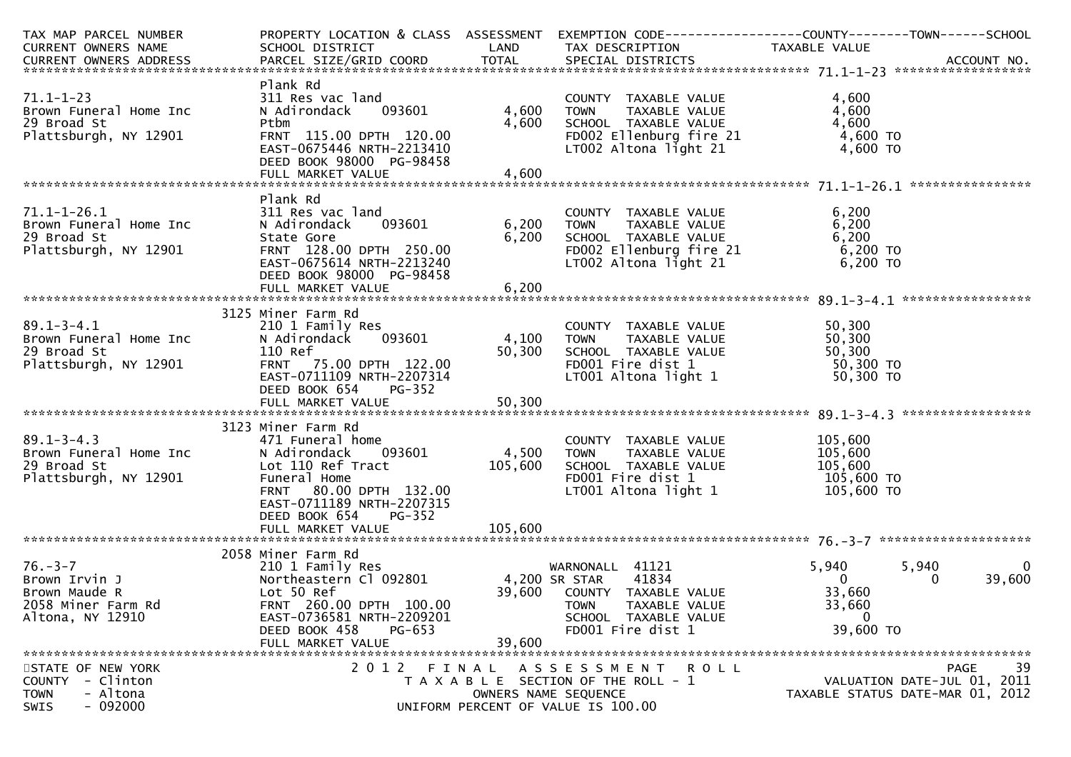| TAX MAP PARCEL NUMBER<br>CURRENT OWNERS NAME<br>CURRENT OWNERS ADDRESS | PROPERTY LOCATION & CLASS<br>SCHOOL DISTRICT<br>PARCEL SIZE/GRID COORD | ASSESSMENT<br>LAND<br>TOTAL | EXEMPTION CODE<br>TAX DESCRIPTION<br>SPECIAL DISTRICTS | COUNTY<br>TAXABLE VALUE | TOWN | SCHOOL<br>ACCOUNT NO. |
|---|---|---|---|---|---|---|
| **71.1-1-23** | | | | | | |
| 71.1-1-23<br>Brown Funeral Home Inc<br>29 Broad St<br>Plattsburgh, NY 12901 | Plank Rd<br>311 Res vac land<br>N Adirondack 093601<br>Ptbm<br>FRNT 115.00 DPTH 120.00<br>EAST-0675446 NRTH-2213410<br>DEED BOOK 98000 PG-98458<br>FULL MARKET VALUE | <br><br>4,600<br>4,600<br><br><br><br>4,600 | COUNTY TAXABLE VALUE<br>TOWN TAXABLE VALUE<br>SCHOOL TAXABLE VALUE<br>FD002 Ellenburg fire 21<br>LT002 Altona light 21 | 4,600<br>4,600<br>4,600<br>4,600 TO<br>4,600 TO | | |
| **71.1-1-26.1** | | | | | | |
| 71.1-1-26.1<br>Brown Funeral Home Inc<br>29 Broad St<br>Plattsburgh, NY 12901 | Plank Rd<br>311 Res vac land<br>N Adirondack 093601<br>State Gore<br>FRNT 128.00 DPTH 250.00<br>EAST-0675614 NRTH-2213240<br>DEED BOOK 98000 PG-98458<br>FULL MARKET VALUE | <br><br>6,200<br>6,200<br><br><br><br>6,200 | COUNTY TAXABLE VALUE<br>TOWN TAXABLE VALUE<br>SCHOOL TAXABLE VALUE<br>FD002 Ellenburg fire 21<br>LT002 Altona light 21 | 6,200<br>6,200<br>6,200<br>6,200 TO<br>6,200 TO | | |
| **89.1-3-4.1** | | | | | | |
| 89.1-3-4.1<br>Brown Funeral Home Inc<br>29 Broad St<br>Plattsburgh, NY 12901 | 3125 Miner Farm Rd<br>210 1 Family Res<br>N Adirondack 093601<br>110 Ref<br>FRNT 75.00 DPTH 122.00<br>EAST-0711109 NRTH-2207314<br>DEED BOOK 654 PG-352<br>FULL MARKET VALUE | <br><br>4,100<br>50,300<br><br><br><br>50,300 | COUNTY TAXABLE VALUE<br>TOWN TAXABLE VALUE<br>SCHOOL TAXABLE VALUE<br>FD001 Fire dist 1<br>LT001 Altona light 1 | 50,300<br>50,300<br>50,300<br>50,300 TO<br>50,300 TO | | |
| **89.1-3-4.3** | | | | | | |
| 89.1-3-4.3<br>Brown Funeral Home Inc<br>29 Broad St<br>Plattsburgh, NY 12901 | 3123 Miner Farm Rd<br>471 Funeral home<br>N Adirondack 093601<br>Lot 110 Ref Tract<br>Funeral Home<br>FRNT 80.00 DPTH 132.00<br>EAST-0711189 NRTH-2207315<br>DEED BOOK 654 PG-352<br>FULL MARKET VALUE | <br><br>4,500<br>105,600<br><br><br><br><br>105,600 | COUNTY TAXABLE VALUE<br>TOWN TAXABLE VALUE<br>SCHOOL TAXABLE VALUE<br>FD001 Fire dist 1<br>LT001 Altona light 1 | 105,600<br>105,600<br>105,600<br>105,600 TO<br>105,600 TO | | |
| **76.-3-7** | | | | | | |
| 76.-3-7<br>Brown Irvin J<br>Brown Maude R<br>2058 Miner Farm Rd<br>Altona, NY 12910 | 2058 Miner Farm Rd<br>210 1 Family Res<br>Northeastern Cl 092801<br>Lot 50 Ref<br>FRNT 260.00 DPTH 100.00<br>EAST-0736581 NRTH-2209201<br>DEED BOOK 458 PG-653<br>FULL MARKET VALUE | <br><br>4,200<br>39,600<br><br><br><br>39,600 | WARNONALL 41121<br>SR STAR 41834<br>COUNTY TAXABLE VALUE<br>TOWN TAXABLE VALUE<br>SCHOOL TAXABLE VALUE<br>FD001 Fire dist 1 | 5,940<br>0<br>33,660<br>33,660<br>0<br>39,600 TO | 5,940<br>0 | 0<br>39,600 |

STATE OF NEW YORK
COUNTY - Clinton
TOWN - Altona
SWIS - 092000

2012 FINAL ASSESSMENT ROLL
TAXABLE SECTION OF THE ROLL - 1
OWNERS NAME SEQUENCE
UNIFORM PERCENT OF VALUE IS 100.00

VALUATION DATE-JUL 01, 2011
TAXABLE STATUS DATE-MAR 01, 2012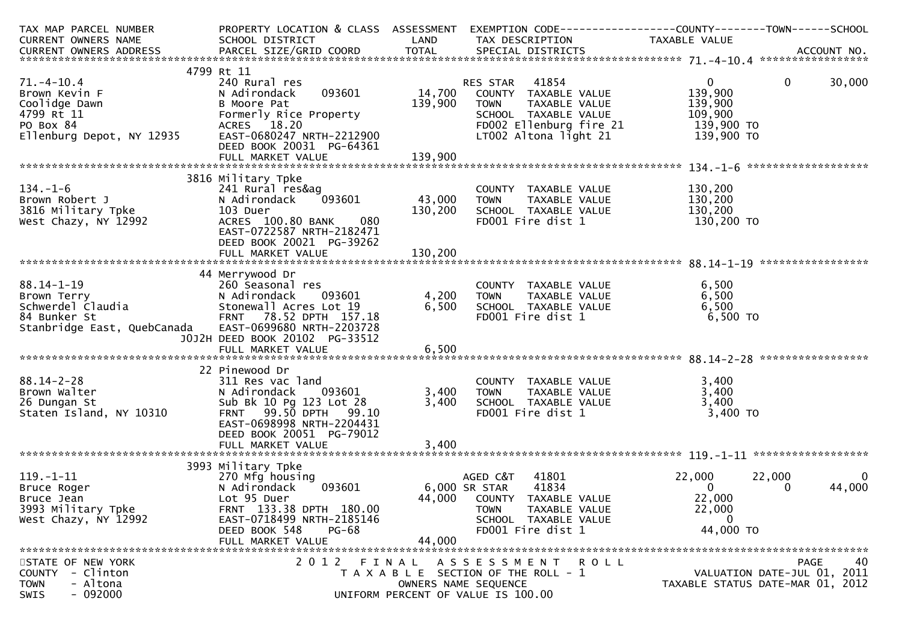| TAX MAP PARCEL NUMBER<br>CURRENT OWNERS NAME<br>CURRENT OWNERS ADDRESS | PROPERTY LOCATION & CLASS<br>SCHOOL DISTRICT<br>PARCEL SIZE/GRID COORD | ASSESSMENT<br>LAND<br>TOTAL | EXEMPTION CODE<br>TAX DESCRIPTION<br>SPECIAL DISTRICTS | COUNTY<br>TAXABLE VALUE | TOWN | SCHOOL<br><br>ACCOUNT NO. |
|---|---|---|---|---|---|---|
| **71.-4-10.4** | 4799 Rt 11 | | | | | |
| 71.-4-10.4 | 240 Rural res | | RES STAR 41854 | 0 | 0 | 30,000 |
| Brown Kevin F | N Adirondack 093601 | 14,700 | COUNTY TAXABLE VALUE | 139,900 | | |
| Coolidge Dawn | B Moore Pat | 139,900 | TOWN TAXABLE VALUE | 139,900 | | |
| 4799 Rt 11 | Formerly Rice Property | | SCHOOL TAXABLE VALUE | 109,900 | | |
| PO Box 84 | ACRES 18.20 | | FD002 Ellenburg fire 21 | 139,900 TO | | |
| Ellenburg Depot, NY 12935 | EAST-0680247 NRTH-2212900 | | LT002 Altona light 21 | 139,900 TO | | |
| | DEED BOOK 20031 PG-64361 | | | | | |
| | FULL MARKET VALUE | 139,900 | | | | |
| **134.-1-6** | 3816 Military Tpke | | | | | |
| 134.-1-6 | 241 Rural res&ag | | COUNTY TAXABLE VALUE | 130,200 | | |
| Brown Robert J | N Adirondack 093601 | 43,000 | TOWN TAXABLE VALUE | 130,200 | | |
| 3816 Military Tpke | 103 Duer | 130,200 | SCHOOL TAXABLE VALUE | 130,200 | | |
| West Chazy, NY 12992 | ACRES 100.80 BANK 080 | | FD001 Fire dist 1 | 130,200 TO | | |
| | EAST-0722587 NRTH-2182471 | | | | | |
| | DEED BOOK 20021 PG-39262 | | | | | |
| | FULL MARKET VALUE | 130,200 | | | | |
| **88.14-1-19** | 44 Merrywood Dr | | | | | |
| 88.14-1-19 | 260 Seasonal res | | COUNTY TAXABLE VALUE | 6,500 | | |
| Brown Terry | N Adirondack 093601 | 4,200 | TOWN TAXABLE VALUE | 6,500 | | |
| Schwerdel Claudia | Stonewall Acres Lot 19 | 6,500 | SCHOOL TAXABLE VALUE | 6,500 | | |
| 84 Bunker St | FRNT 78.52 DPTH 157.18 | | FD001 Fire dist 1 | 6,500 TO | | |
| Stanbridge East, QuebCanada | EAST-0699680 NRTH-2203728 | | | | | |
| J0J2H | DEED BOOK 20102 PG-33512 | | | | | |
| | FULL MARKET VALUE | 6,500 | | | | |
| **88.14-2-28** | 22 Pinewood Dr | | | | | |
| 88.14-2-28 | 311 Res vac land | | COUNTY TAXABLE VALUE | 3,400 | | |
| Brown Walter | N Adirondack 093601 | 3,400 | TOWN TAXABLE VALUE | 3,400 | | |
| 26 Dungan St | Sub Bk 10 Pg 123 Lot 28 | 3,400 | SCHOOL TAXABLE VALUE | 3,400 | | |
| Staten Island, NY 10310 | FRNT 99.50 DPTH 99.10 | | FD001 Fire dist 1 | 3,400 TO | | |
| | EAST-0698998 NRTH-2204431 | | | | | |
| | DEED BOOK 20051 PG-79012 | | | | | |
| | FULL MARKET VALUE | 3,400 | | | | |
| **119.-1-11** | 3993 Military Tpke | | | | | |
| 119.-1-11 | 270 Mfg housing | | AGED C&T 41801 | 22,000 | 22,000 | 0 |
| Bruce Roger | N Adirondack 093601 | 6,000 | SR STAR 41834 | 0 | 0 | 44,000 |
| Bruce Jean | Lot 95 Duer | 44,000 | COUNTY TAXABLE VALUE | 22,000 | | |
| 3993 Military Tpke | FRNT 133.38 DPTH 180.00 | | TOWN TAXABLE VALUE | 22,000 | | |
| West Chazy, NY 12992 | EAST-0718499 NRTH-2185146 | | SCHOOL TAXABLE VALUE | 0 | | |
| | DEED BOOK 548 PG-68 | | FD001 Fire dist 1 | 44,000 TO | | |
| | FULL MARKET VALUE | 44,000 | | | | |

STATE OF NEW YORK — 2012 FINAL ASSESSMENT ROLL
COUNTY - Clinton — TAXABLE SECTION OF THE ROLL - 1 — VALUATION DATE-JUL 01, 2011
TOWN - Altona — OWNERS NAME SEQUENCE — TAXABLE STATUS DATE-MAR 01, 2012
SWIS - 092000 — UNIFORM PERCENT OF VALUE IS 100.00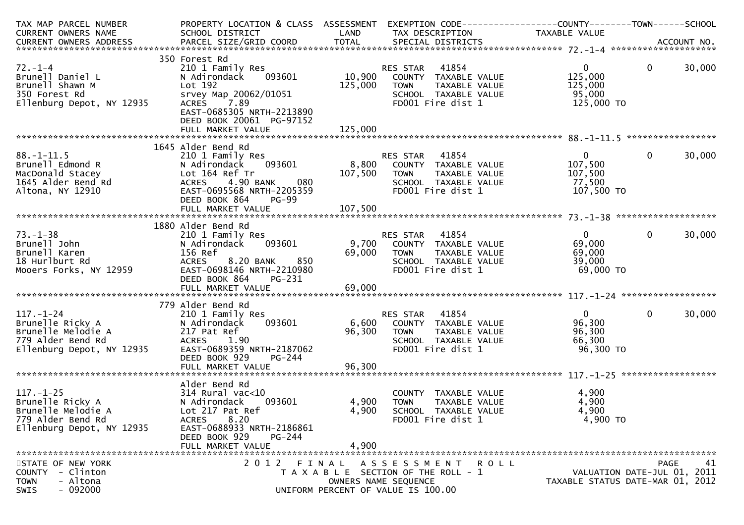| TAX MAP PARCEL NUMBER<br>CURRENT OWNERS NAME<br>CURRENT OWNERS ADDRESS | PROPERTY LOCATION & CLASS<br>SCHOOL DISTRICT<br>PARCEL SIZE/GRID COORD | ASSESSMENT<br>LAND<br>TOTAL | EXEMPTION CODE<br>TAX DESCRIPTION<br>SPECIAL DISTRICTS | COUNTY<br>TAXABLE VALUE | TOWN | SCHOOL<br>ACCOUNT NO. |
|---|---|---|---|---|---|---|
| **72.-1-4** | 350 Forest Rd | | | | | |
| 72.-1-4 | 210 1 Family Res | | RES STAR 41854 | 0 | 0 | 30,000 |
| Brunell Daniel L | N Adirondack 093601 | 10,900 | COUNTY TAXABLE VALUE | 125,000 | | |
| Brunell Shawn M | Lot 192 | 125,000 | TOWN TAXABLE VALUE | 125,000 | | |
| 350 Forest Rd | srvey Map 20062/01051 | | SCHOOL TAXABLE VALUE | 95,000 | | |
| Ellenburg Depot, NY 12935 | ACRES 7.89 | | FD001 Fire dist 1 | 125,000 TO | | |
| | EAST-0685305 NRTH-2213890 | | | | | |
| | DEED BOOK 20061 PG-97152 | | | | | |
| | FULL MARKET VALUE | 125,000 | | | | |
| **88.-1-11.5** | 1645 Alder Bend Rd | | | | | |
| 88.-1-11.5 | 210 1 Family Res | | RES STAR 41854 | 0 | 0 | 30,000 |
| Brunell Edmond R | N Adirondack 093601 | 8,800 | COUNTY TAXABLE VALUE | 107,500 | | |
| MacDonald Stacey | Lot 164 Ref Tr | 107,500 | TOWN TAXABLE VALUE | 107,500 | | |
| 1645 Alder Bend Rd | ACRES 4.90 BANK 080 | | SCHOOL TAXABLE VALUE | 77,500 | | |
| Altona, NY 12910 | EAST-0695568 NRTH-2205359 | | FD001 Fire dist 1 | 107,500 TO | | |
| | DEED BOOK 864 PG-99 | | | | | |
| | FULL MARKET VALUE | 107,500 | | | | |
| **73.-1-38** | 1880 Alder Bend Rd | | | | | |
| 73.-1-38 | 210 1 Family Res | | RES STAR 41854 | 0 | 0 | 30,000 |
| Brunell John | N Adirondack 093601 | 9,700 | COUNTY TAXABLE VALUE | 69,000 | | |
| Brunell Karen | 156 Ref | 69,000 | TOWN TAXABLE VALUE | 69,000 | | |
| 18 Hurlburt Rd | ACRES 8.20 BANK 850 | | SCHOOL TAXABLE VALUE | 39,000 | | |
| Mooers Forks, NY 12959 | EAST-0698146 NRTH-2210980 | | FD001 Fire dist 1 | 69,000 TO | | |
| | DEED BOOK 864 PG-231 | | | | | |
| | FULL MARKET VALUE | 69,000 | | | | |
| **117.-1-24** | 779 Alder Bend Rd | | | | | |
| 117.-1-24 | 210 1 Family Res | | RES STAR 41854 | 0 | 0 | 30,000 |
| Brunelle Ricky A | N Adirondack 093601 | 6,600 | COUNTY TAXABLE VALUE | 96,300 | | |
| Brunelle Melodie A | 217 Pat Ref | 96,300 | TOWN TAXABLE VALUE | 96,300 | | |
| 779 Alder Bend Rd | ACRES 1.90 | | SCHOOL TAXABLE VALUE | 66,300 | | |
| Ellenburg Depot, NY 12935 | EAST-0689359 NRTH-2187062 | | FD001 Fire dist 1 | 96,300 TO | | |
| | DEED BOOK 929 PG-244 | | | | | |
| | FULL MARKET VALUE | 96,300 | | | | |
| **117.-1-25** | Alder Bend Rd | | | | | |
| 117.-1-25 | 314 Rural vac<10 | | COUNTY TAXABLE VALUE | 4,900 | | |
| Brunelle Ricky A | N Adirondack 093601 | 4,900 | TOWN TAXABLE VALUE | 4,900 | | |
| Brunelle Melodie A | Lot 217 Pat Ref | 4,900 | SCHOOL TAXABLE VALUE | 4,900 | | |
| 779 Alder Bend Rd | ACRES 8.20 | | FD001 Fire dist 1 | 4,900 TO | | |
| Ellenburg Depot, NY 12935 | EAST-0688933 NRTH-2186861 | | | | | |
| | DEED BOOK 929 PG-244 | | | | | |
| | FULL MARKET VALUE | 4,900 | | | | |

STATE OF NEW YORK
COUNTY - Clinton
TOWN - Altona
SWIS - 092000

2012 FINAL ASSESSMENT ROLL
TAXABLE SECTION OF THE ROLL - 1
OWNERS NAME SEQUENCE
UNIFORM PERCENT OF VALUE IS 100.00

VALUATION DATE-JUL 01, 2011
TAXABLE STATUS DATE-MAR 01, 2012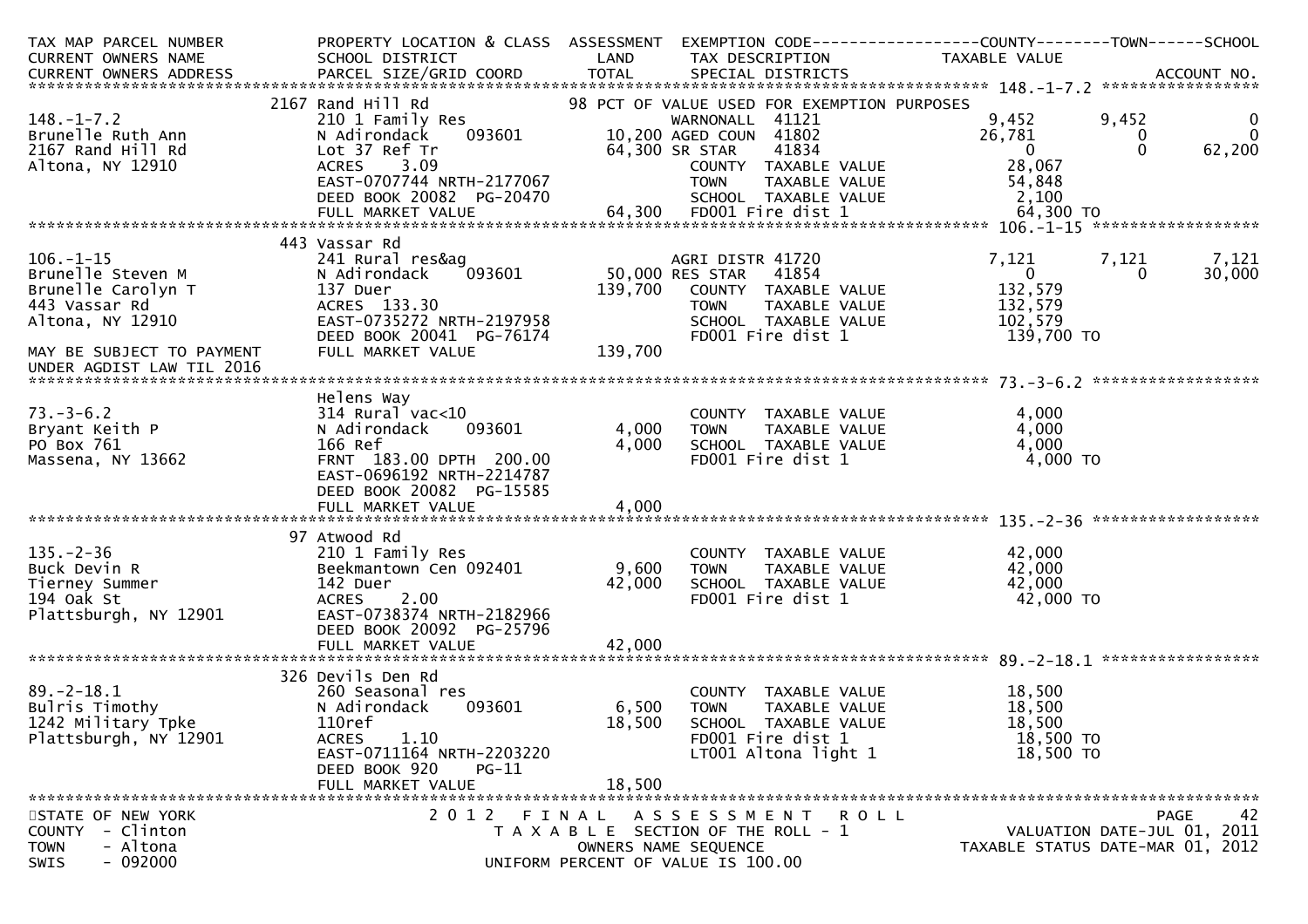| TAX MAP PARCEL NUMBER<br>CURRENT OWNERS NAME<br>CURRENT OWNERS ADDRESS | PROPERTY LOCATION & CLASS<br>SCHOOL DISTRICT<br>PARCEL SIZE/GRID COORD | ASSESSMENT<br>LAND<br>TOTAL | EXEMPTION CODE<br>TAX DESCRIPTION<br>SPECIAL DISTRICTS | COUNTY<br>TAXABLE VALUE | TOWN | SCHOOL<br><br>ACCOUNT NO. |
|---|---|---|---|---|---|---|
| | 2167 Rand Hill Rd | | 98 PCT OF VALUE USED FOR EXEMPTION PURPOSES | | | |
| 148.-1-7.2 | 210 1 Family Res | | WARNONALL 41121 | 9,452 | 9,452 | 0 |
| Brunelle Ruth Ann | N Adirondack 093601 | 10,200 | AGED COUN 41802 | 26,781 | 0 | 0 |
| 2167 Rand Hill Rd | Lot 37 Ref Tr | 64,300 | SR STAR 41834 | 0 | 0 | 62,200 |
| Altona, NY 12910 | ACRES 3.09 | | COUNTY TAXABLE VALUE | 28,067 | | |
| | EAST-0707744 NRTH-2177067 | | TOWN TAXABLE VALUE | 54,848 | | |
| | DEED BOOK 20082 PG-20470 | | SCHOOL TAXABLE VALUE | 2,100 | | |
| | FULL MARKET VALUE | 64,300 | FD001 Fire dist 1 | 64,300 TO | | |
| | 443 Vassar Rd | | | | | |
| 106.-1-15 | 241 Rural res&ag | | AGRI DISTR 41720 | 7,121 | 7,121 | 7,121 |
| Brunelle Steven M | N Adirondack 093601 | 50,000 | RES STAR 41854 | 0 | 0 | 30,000 |
| Brunelle Carolyn T | 137 Duer | 139,700 | COUNTY TAXABLE VALUE | 132,579 | | |
| 443 Vassar Rd | ACRES 133.30 | | TOWN TAXABLE VALUE | 132,579 | | |
| Altona, NY 12910 | EAST-0735272 NRTH-2197958 | | SCHOOL TAXABLE VALUE | 102,579 | | |
| | DEED BOOK 20041 PG-76174 | | FD001 Fire dist 1 | 139,700 TO | | |
| MAY BE SUBJECT TO PAYMENT<br>UNDER AGDIST LAW TIL 2016 | FULL MARKET VALUE | 139,700 | | | | |
| | Helens Way | | | | | |
| 73.-3-6.2 | 314 Rural vac<10 | | COUNTY TAXABLE VALUE | 4,000 | | |
| Bryant Keith P | N Adirondack 093601 | 4,000 | TOWN TAXABLE VALUE | 4,000 | | |
| PO Box 761 | 166 Ref | 4,000 | SCHOOL TAXABLE VALUE | 4,000 | | |
| Massena, NY 13662 | FRNT 183.00 DPTH 200.00 | | FD001 Fire dist 1 | 4,000 TO | | |
| | EAST-0696192 NRTH-2214787 | | | | | |
| | DEED BOOK 20082 PG-15585 | | | | | |
| | FULL MARKET VALUE | 4,000 | | | | |
| | 97 Atwood Rd | | | | | |
| 135.-2-36 | 210 1 Family Res | | COUNTY TAXABLE VALUE | 42,000 | | |
| Buck Devin R | Beekmantown Cen 092401 | 9,600 | TOWN TAXABLE VALUE | 42,000 | | |
| Tierney Summer | 142 Duer | 42,000 | SCHOOL TAXABLE VALUE | 42,000 | | |
| 194 Oak St | ACRES 2.00 | | FD001 Fire dist 1 | 42,000 TO | | |
| Plattsburgh, NY 12901 | EAST-0738374 NRTH-2182966 | | | | | |
| | DEED BOOK 20092 PG-25796 | | | | | |
| | FULL MARKET VALUE | 42,000 | | | | |
| | 326 Devils Den Rd | | | | | |
| 89.-2-18.1 | 260 Seasonal res | | COUNTY TAXABLE VALUE | 18,500 | | |
| Bulris Timothy | N Adirondack 093601 | 6,500 | TOWN TAXABLE VALUE | 18,500 | | |
| 1242 Military Tpke | 110ref | 18,500 | SCHOOL TAXABLE VALUE | 18,500 | | |
| Plattsburgh, NY 12901 | ACRES 1.10 | | FD001 Fire dist 1 | 18,500 TO | | |
| | EAST-0711164 NRTH-2203220 | | LT001 Altona light 1 | 18,500 TO | | |
| | DEED BOOK 920 PG-11 | | | | | |
| | FULL MARKET VALUE | 18,500 | | | | |

STATE OF NEW YORK
COUNTY - Clinton
TOWN - Altona
SWIS - 092000

2012 FINAL ASSESSMENT ROLL
TAXABLE SECTION OF THE ROLL - 1
OWNERS NAME SEQUENCE
UNIFORM PERCENT OF VALUE IS 100.00

VALUATION DATE-JUL 01, 2011
TAXABLE STATUS DATE-MAR 01, 2012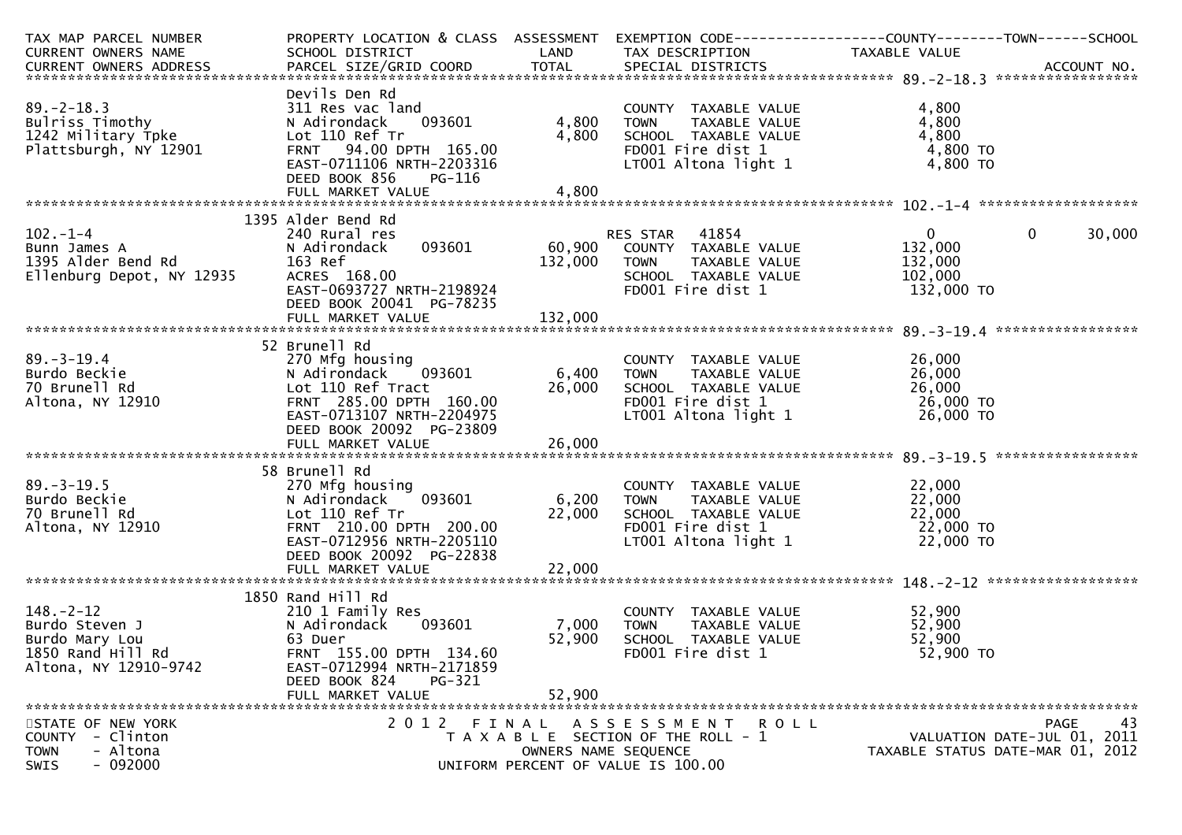| TAX MAP PARCEL NUMBER<br>CURRENT OWNERS NAME<br>CURRENT OWNERS ADDRESS | PROPERTY LOCATION & CLASS<br>SCHOOL DISTRICT<br>PARCEL SIZE/GRID COORD | ASSESSMENT<br>LAND<br>TOTAL | EXEMPTION CODE<br>TAX DESCRIPTION<br>SPECIAL DISTRICTS | COUNTY<br>TAXABLE VALUE | TOWN | SCHOOL<br>ACCOUNT NO. |
|---|---|---|---|---|---|---|
| **89.-2-18.3** | Devils Den Rd | | | | | |
| 89.-2-18.3 | 311 Res vac land | | COUNTY TAXABLE VALUE | 4,800 | | |
| Bulriss Timothy | N Adirondack 093601 | 4,800 | TOWN TAXABLE VALUE | 4,800 | | |
| 1242 Military Tpke | Lot 110 Ref Tr | 4,800 | SCHOOL TAXABLE VALUE | 4,800 | | |
| Plattsburgh, NY 12901 | FRNT 94.00 DPTH 165.00 | | FD001 Fire dist 1 | 4,800 TO | | |
| | EAST-0711106 NRTH-2203316 | | LT001 Altona light 1 | 4,800 TO | | |
| | DEED BOOK 856 PG-116 | | | | | |
| | FULL MARKET VALUE | 4,800 | | | | |
| **102.-1-4** | 1395 Alder Bend Rd | | | | | |
| 102.-1-4 | 240 Rural res | | RES STAR 41854 | 0 | 0 | 30,000 |
| Bunn James A | N Adirondack 093601 | 60,900 | COUNTY TAXABLE VALUE | 132,000 | | |
| 1395 Alder Bend Rd | 163 Ref | 132,000 | TOWN TAXABLE VALUE | 132,000 | | |
| Ellenburg Depot, NY 12935 | ACRES 168.00 | | SCHOOL TAXABLE VALUE | 102,000 | | |
| | EAST-0693727 NRTH-2198924 | | FD001 Fire dist 1 | 132,000 TO | | |
| | DEED BOOK 20041 PG-78235 | | | | | |
| | FULL MARKET VALUE | 132,000 | | | | |
| **89.-3-19.4** | 52 Brunell Rd | | | | | |
| 89.-3-19.4 | 270 Mfg housing | | COUNTY TAXABLE VALUE | 26,000 | | |
| Burdo Beckie | N Adirondack 093601 | 6,400 | TOWN TAXABLE VALUE | 26,000 | | |
| 70 Brunell Rd | Lot 110 Ref Tract | 26,000 | SCHOOL TAXABLE VALUE | 26,000 | | |
| Altona, NY 12910 | FRNT 285.00 DPTH 160.00 | | FD001 Fire dist 1 | 26,000 TO | | |
| | EAST-0713107 NRTH-2204975 | | LT001 Altona light 1 | 26,000 TO | | |
| | DEED BOOK 20092 PG-23809 | | | | | |
| | FULL MARKET VALUE | 26,000 | | | | |
| **89.-3-19.5** | 58 Brunell Rd | | | | | |
| 89.-3-19.5 | 270 Mfg housing | | COUNTY TAXABLE VALUE | 22,000 | | |
| Burdo Beckie | N Adirondack 093601 | 6,200 | TOWN TAXABLE VALUE | 22,000 | | |
| 70 Brunell Rd | Lot 110 Ref Tr | 22,000 | SCHOOL TAXABLE VALUE | 22,000 | | |
| Altona, NY 12910 | FRNT 210.00 DPTH 200.00 | | FD001 Fire dist 1 | 22,000 TO | | |
| | EAST-0712956 NRTH-2205110 | | LT001 Altona light 1 | 22,000 TO | | |
| | DEED BOOK 20092 PG-22838 | | | | | |
| | FULL MARKET VALUE | 22,000 | | | | |
| **148.-2-12** | 1850 Rand Hill Rd | | | | | |
| 148.-2-12 | 210 1 Family Res | | COUNTY TAXABLE VALUE | 52,900 | | |
| Burdo Steven J | N Adirondack 093601 | 7,000 | TOWN TAXABLE VALUE | 52,900 | | |
| Burdo Mary Lou | 63 Duer | 52,900 | SCHOOL TAXABLE VALUE | 52,900 | | |
| 1850 Rand Hill Rd | FRNT 155.00 DPTH 134.60 | | FD001 Fire dist 1 | 52,900 TO | | |
| Altona, NY 12910-9742 | EAST-0712994 NRTH-2171859 | | | | | |
| | DEED BOOK 824 PG-321 | | | | | |
| | FULL MARKET VALUE | 52,900 | | | | |

STATE OF NEW YORK
COUNTY - Clinton
TOWN - Altona
SWIS - 092000

2012 FINAL ASSESSMENT ROLL
TAXABLE SECTION OF THE ROLL - 1
OWNERS NAME SEQUENCE
UNIFORM PERCENT OF VALUE IS 100.00

VALUATION DATE-JUL 01, 2011
TAXABLE STATUS DATE-MAR 01, 2012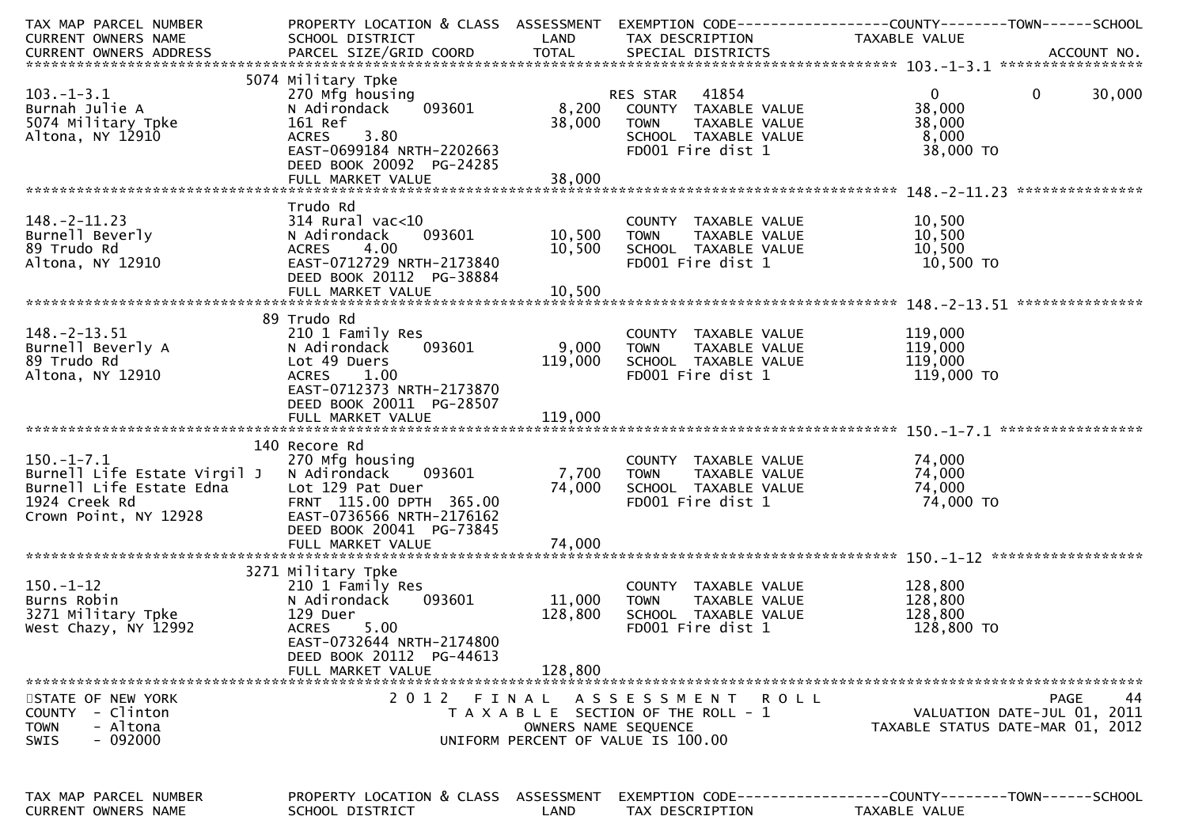| TAX MAP PARCEL NUMBER<br>CURRENT OWNERS NAME<br>CURRENT OWNERS ADDRESS | PROPERTY LOCATION & CLASS<br>SCHOOL DISTRICT<br>PARCEL SIZE/GRID COORD | ASSESSMENT<br>LAND<br>TOTAL | EXEMPTION CODE<br>TAX DESCRIPTION<br>SPECIAL DISTRICTS | COUNTY<br>TAXABLE VALUE | TOWN | SCHOOL<br>ACCOUNT NO. |
|---|---|---|---|---|---|---|
| **103.-1-3.1** | | | | | | |
| 103.-1-3.1 | 5074 Military Tpke<br>270 Mfg housing | | RES STAR 41854 | 0 | 0 | 30,000 |
| Burnah Julie A | N Adirondack 093601 | 8,200 | COUNTY TAXABLE VALUE | 38,000 | | |
| 5074 Military Tpke | 161 Ref | 38,000 | TOWN TAXABLE VALUE | 38,000 | | |
| Altona, NY 12910 | ACRES 3.80 | | SCHOOL TAXABLE VALUE | 8,000 | | |
| | EAST-0699184 NRTH-2202663 | | FD001 Fire dist 1 | 38,000 TO | | |
| | DEED BOOK 20092 PG-24285 | | | | | |
| | FULL MARKET VALUE | 38,000 | | | | |
| **148.-2-11.23** | | | | | | |
| 148.-2-11.23 | Trudo Rd<br>314 Rural vac<10 | | COUNTY TAXABLE VALUE | 10,500 | | |
| Burnell Beverly | N Adirondack 093601 | 10,500 | TOWN TAXABLE VALUE | 10,500 | | |
| 89 Trudo Rd | ACRES 4.00 | 10,500 | SCHOOL TAXABLE VALUE | 10,500 | | |
| Altona, NY 12910 | EAST-0712729 NRTH-2173840 | | FD001 Fire dist 1 | 10,500 TO | | |
| | DEED BOOK 20112 PG-38884 | | | | | |
| | FULL MARKET VALUE | 10,500 | | | | |
| **148.-2-13.51** | | | | | | |
| 148.-2-13.51 | 89 Trudo Rd<br>210 1 Family Res | | COUNTY TAXABLE VALUE | 119,000 | | |
| Burnell Beverly A | N Adirondack 093601 | 9,000 | TOWN TAXABLE VALUE | 119,000 | | |
| 89 Trudo Rd | Lot 49 Duers | 119,000 | SCHOOL TAXABLE VALUE | 119,000 | | |
| Altona, NY 12910 | ACRES 1.00 | | FD001 Fire dist 1 | 119,000 TO | | |
| | EAST-0712373 NRTH-2173870 | | | | | |
| | DEED BOOK 20011 PG-28507 | | | | | |
| | FULL MARKET VALUE | 119,000 | | | | |
| **150.-1-7.1** | | | | | | |
| 150.-1-7.1 | 140 Recore Rd<br>270 Mfg housing | | COUNTY TAXABLE VALUE | 74,000 | | |
| Burnell Life Estate Virgil J | N Adirondack 093601 | 7,700 | TOWN TAXABLE VALUE | 74,000 | | |
| Burnell Life Estate Edna | Lot 129 Pat Duer | 74,000 | SCHOOL TAXABLE VALUE | 74,000 | | |
| 1924 Creek Rd | FRNT 115.00 DPTH 365.00 | | FD001 Fire dist 1 | 74,000 TO | | |
| Crown Point, NY 12928 | EAST-0736566 NRTH-2176162 | | | | | |
| | DEED BOOK 20041 PG-73845 | | | | | |
| | FULL MARKET VALUE | 74,000 | | | | |
| **150.-1-12** | | | | | | |
| 150.-1-12 | 3271 Military Tpke<br>210 1 Family Res | | COUNTY TAXABLE VALUE | 128,800 | | |
| Burns Robin | N Adirondack 093601 | 11,000 | TOWN TAXABLE VALUE | 128,800 | | |
| 3271 Military Tpke | 129 Duer | 128,800 | SCHOOL TAXABLE VALUE | 128,800 | | |
| West Chazy, NY 12992 | ACRES 5.00 | | FD001 Fire dist 1 | 128,800 TO | | |
| | EAST-0732644 NRTH-2174800 | | | | | |
| | DEED BOOK 20112 PG-44613 | | | | | |
| | FULL MARKET VALUE | 128,800 | | | | |

STATE OF NEW YORK
COUNTY - Clinton
TOWN - Altona
SWIS - 092000

2012 FINAL ASSESSMENT ROLL
TAXABLE SECTION OF THE ROLL - 1
OWNERS NAME SEQUENCE
UNIFORM PERCENT OF VALUE IS 100.00

VALUATION DATE-JUL 01, 2011
TAXABLE STATUS DATE-MAR 01, 2012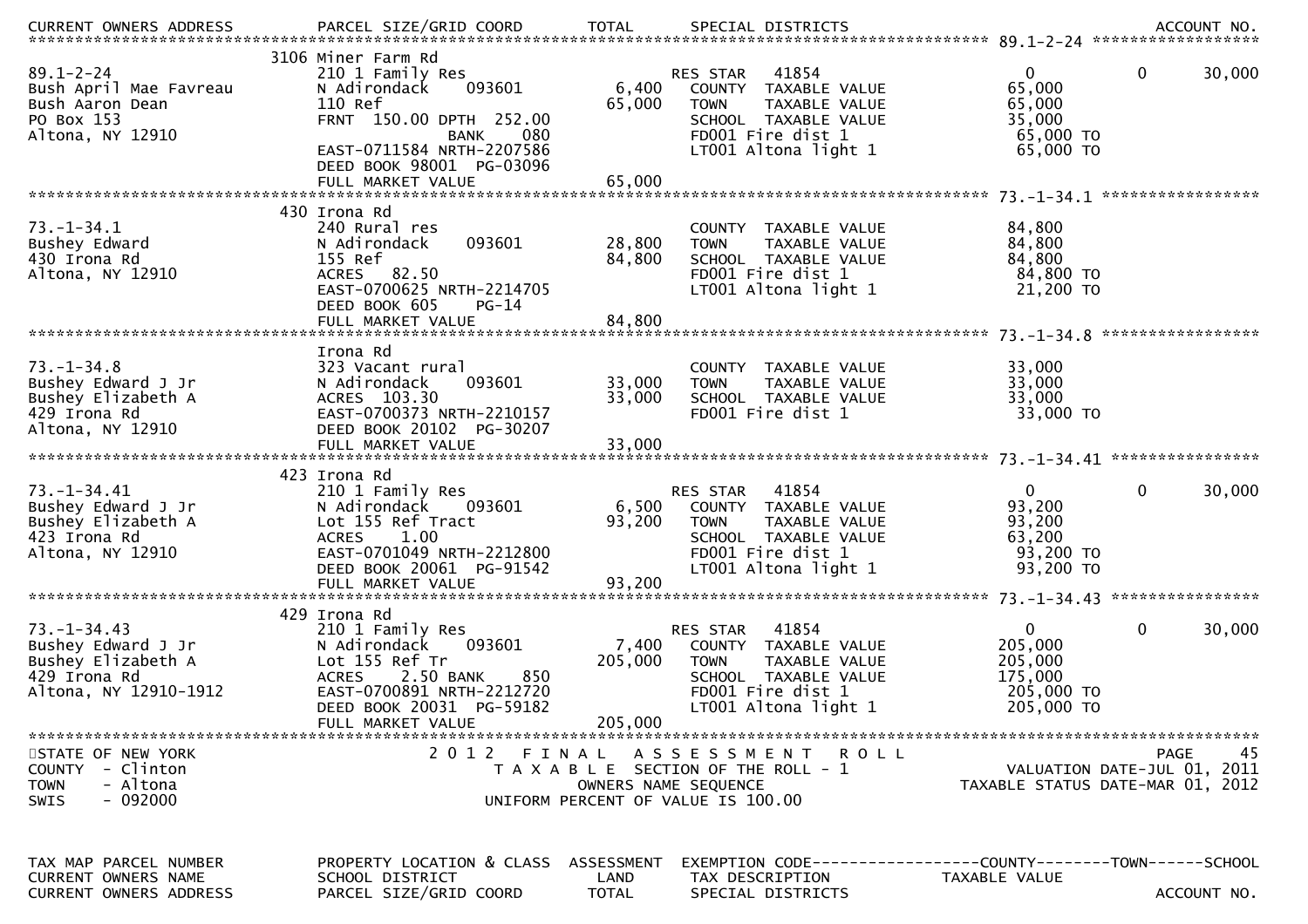| TAX MAP PARCEL NUMBER / CURRENT OWNERS NAME / CURRENT OWNERS ADDRESS | PROPERTY LOCATION & CLASS / SCHOOL DISTRICT / PARCEL SIZE/GRID COORD | ASSESSMENT LAND / TOTAL | EXEMPTION CODE / TAX DESCRIPTION / SPECIAL DISTRICTS | COUNTY TAXABLE VALUE | TOWN | SCHOOL / ACCOUNT NO. |
|---|---|---|---|---|---|---|
| **89.1-2-24** | 3106 Miner Farm Rd | | | | | |
| 89.1-2-24 | 210 1 Family Res | | RES STAR 41854 | 0 | 0 | 30,000 |
| Bush April Mae Favreau | N Adirondack 093601 | 6,400 | COUNTY TAXABLE VALUE | 65,000 | | |
| Bush Aaron Dean | 110 Ref | 65,000 | TOWN TAXABLE VALUE | 65,000 | | |
| PO Box 153 | FRNT 150.00 DPTH 252.00 | | SCHOOL TAXABLE VALUE | 35,000 | | |
| Altona, NY 12910 | BANK 080 | | FD001 Fire dist 1 | 65,000 TO | | |
| | EAST-0711584 NRTH-2207586 | | LT001 Altona light 1 | 65,000 TO | | |
| | DEED BOOK 98001 PG-03096 | | | | | |
| | FULL MARKET VALUE | 65,000 | | | | |
| **73.-1-34.1** | 430 Irona Rd | | | | | |
| 73.-1-34.1 | 240 Rural res | | COUNTY TAXABLE VALUE | 84,800 | | |
| Bushey Edward | N Adirondack 093601 | 28,800 | TOWN TAXABLE VALUE | 84,800 | | |
| 430 Irona Rd | 155 Ref | 84,800 | SCHOOL TAXABLE VALUE | 84,800 | | |
| Altona, NY 12910 | ACRES 82.50 | | FD001 Fire dist 1 | 84,800 TO | | |
| | EAST-0700625 NRTH-2214705 | | LT001 Altona light 1 | 21,200 TO | | |
| | DEED BOOK 605 PG-14 | | | | | |
| | FULL MARKET VALUE | 84,800 | | | | |
| **73.-1-34.8** | Irona Rd | | | | | |
| 73.-1-34.8 | 323 Vacant rural | | COUNTY TAXABLE VALUE | 33,000 | | |
| Bushey Edward J Jr | N Adirondack 093601 | 33,000 | TOWN TAXABLE VALUE | 33,000 | | |
| Bushey Elizabeth A | ACRES 103.30 | 33,000 | SCHOOL TAXABLE VALUE | 33,000 | | |
| 429 Irona Rd | EAST-0700373 NRTH-2210157 | | FD001 Fire dist 1 | 33,000 TO | | |
| Altona, NY 12910 | DEED BOOK 20102 PG-30207 | | | | | |
| | FULL MARKET VALUE | 33,000 | | | | |
| **73.-1-34.41** | 423 Irona Rd | | | | | |
| 73.-1-34.41 | 210 1 Family Res | | RES STAR 41854 | 0 | 0 | 30,000 |
| Bushey Edward J Jr | N Adirondack 093601 | 6,500 | COUNTY TAXABLE VALUE | 93,200 | | |
| Bushey Elizabeth A | Lot 155 Ref Tract | 93,200 | TOWN TAXABLE VALUE | 93,200 | | |
| 423 Irona Rd | ACRES 1.00 | | SCHOOL TAXABLE VALUE | 63,200 | | |
| Altona, NY 12910 | EAST-0701049 NRTH-2212800 | | FD001 Fire dist 1 | 93,200 TO | | |
| | DEED BOOK 20061 PG-91542 | | LT001 Altona light 1 | 93,200 TO | | |
| | FULL MARKET VALUE | 93,200 | | | | |
| **73.-1-34.43** | 429 Irona Rd | | | | | |
| 73.-1-34.43 | 210 1 Family Res | | RES STAR 41854 | 0 | 0 | 30,000 |
| Bushey Edward J Jr | N Adirondack 093601 | 7,400 | COUNTY TAXABLE VALUE | 205,000 | | |
| Bushey Elizabeth A | Lot 155 Ref Tr | 205,000 | TOWN TAXABLE VALUE | 205,000 | | |
| 429 Irona Rd | ACRES 2.50 BANK 850 | | SCHOOL TAXABLE VALUE | 175,000 | | |
| Altona, NY 12910-1912 | EAST-0700891 NRTH-2212720 | | FD001 Fire dist 1 | 205,000 TO | | |
| | DEED BOOK 20031 PG-59182 | | LT001 Altona light 1 | 205,000 TO | | |
| | FULL MARKET VALUE | 205,000 | | | | |

STATE OF NEW YORK
COUNTY - Clinton
TOWN - Altona
SWIS - 092000

2012 FINAL ASSESSMENT ROLL
TAXABLE SECTION OF THE ROLL - 1
OWNERS NAME SEQUENCE
UNIFORM PERCENT OF VALUE IS 100.00

VALUATION DATE-JUL 01, 2011
TAXABLE STATUS DATE-MAR 01, 2012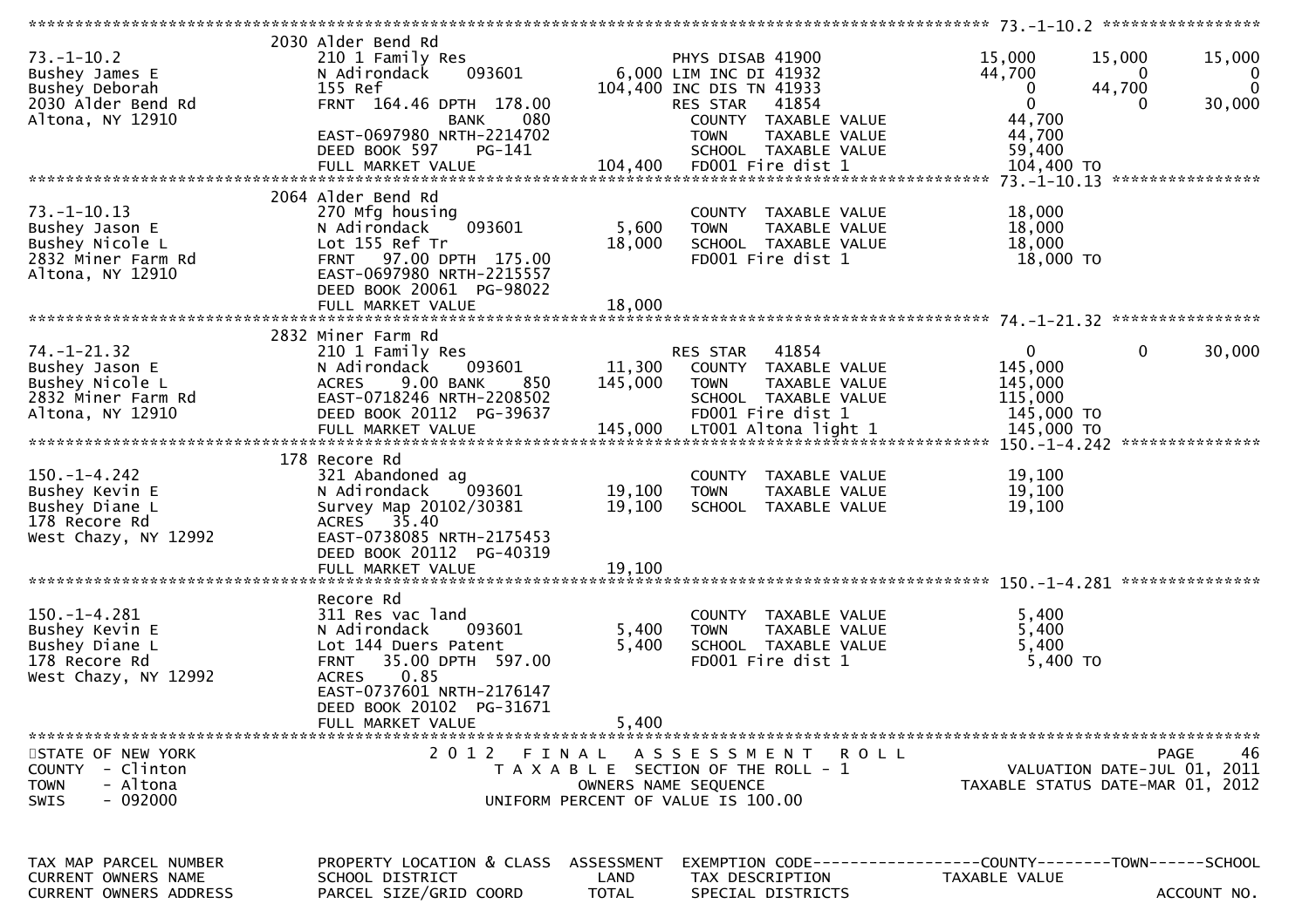| TAX MAP PARCEL NUMBER / CURRENT OWNERS NAME / CURRENT OWNERS ADDRESS | PROPERTY LOCATION & CLASS / SCHOOL DISTRICT / PARCEL SIZE/GRID COORD | ASSESSMENT LAND / TOTAL | EXEMPTION CODE / TAX DESCRIPTION / SPECIAL DISTRICTS | COUNTY TAXABLE VALUE | TOWN | SCHOOL / ACCOUNT NO. |
|---|---|---|---|---|---|---|
| **73.-1-10.2** | 2030 Alder Bend Rd | | | | | |
| 73.-1-10.2 | 210 1 Family Res | | PHYS DISAB 41900 | 15,000 | 15,000 | 15,000 |
| Bushey James E | N Adirondack 093601 | 6,000 | LIM INC DI 41932 | 44,700 | 0 | 0 |
| Bushey Deborah | 155 Ref | 104,400 | INC DIS TN 41933 | 0 | 44,700 | 0 |
| 2030 Alder Bend Rd | FRNT 164.46 DPTH 178.00 | | RES STAR 41854 | 0 | 0 | 30,000 |
| Altona, NY 12910 | BANK 080 | | COUNTY TAXABLE VALUE | 44,700 | | |
| | EAST-0697980 NRTH-2214702 | | TOWN TAXABLE VALUE | 44,700 | | |
| | DEED BOOK 597 PG-141 | | SCHOOL TAXABLE VALUE | 59,400 | | |
| | FULL MARKET VALUE | 104,400 | FD001 Fire dist 1 | 104,400 TO | | |
| **73.-1-10.13** | 2064 Alder Bend Rd | | | | | |
| 73.-1-10.13 | 270 Mfg housing | | COUNTY TAXABLE VALUE | 18,000 | | |
| Bushey Jason E | N Adirondack 093601 | 5,600 | TOWN TAXABLE VALUE | 18,000 | | |
| Bushey Nicole L | Lot 155 Ref Tr | 18,000 | SCHOOL TAXABLE VALUE | 18,000 | | |
| 2832 Miner Farm Rd | FRNT 97.00 DPTH 175.00 | | FD001 Fire dist 1 | 18,000 TO | | |
| Altona, NY 12910 | EAST-0697980 NRTH-2215557 | | | | | |
| | DEED BOOK 20061 PG-98022 | | | | | |
| | FULL MARKET VALUE | 18,000 | | | | |
| **74.-1-21.32** | 2832 Miner Farm Rd | | | | | |
| 74.-1-21.32 | 210 1 Family Res | | RES STAR 41854 | 0 | 0 | 30,000 |
| Bushey Jason E | N Adirondack 093601 | 11,300 | COUNTY TAXABLE VALUE | 145,000 | | |
| Bushey Nicole L | ACRES 9.00 BANK 850 | 145,000 | TOWN TAXABLE VALUE | 145,000 | | |
| 2832 Miner Farm Rd | EAST-0718246 NRTH-2208502 | | SCHOOL TAXABLE VALUE | 115,000 | | |
| Altona, NY 12910 | DEED BOOK 20112 PG-39637 | | FD001 Fire dist 1 | 145,000 TO | | |
| | FULL MARKET VALUE | 145,000 | LT001 Altona light 1 | 145,000 TO | | |
| **150.-1-4.242** | 178 Recore Rd | | | | | |
| 150.-1-4.242 | 321 Abandoned ag | | COUNTY TAXABLE VALUE | 19,100 | | |
| Bushey Kevin E | N Adirondack 093601 | 19,100 | TOWN TAXABLE VALUE | 19,100 | | |
| Bushey Diane L | Survey Map 20102/30381 | 19,100 | SCHOOL TAXABLE VALUE | 19,100 | | |
| 178 Recore Rd | ACRES 35.40 | | | | | |
| West Chazy, NY 12992 | EAST-0738085 NRTH-2175453 | | | | | |
| | DEED BOOK 20112 PG-40319 | | | | | |
| | FULL MARKET VALUE | 19,100 | | | | |
| **150.-1-4.281** | Recore Rd | | | | | |
| 150.-1-4.281 | 311 Res vac land | | COUNTY TAXABLE VALUE | 5,400 | | |
| Bushey Kevin E | N Adirondack 093601 | 5,400 | TOWN TAXABLE VALUE | 5,400 | | |
| Bushey Diane L | Lot 144 Duers Patent | 5,400 | SCHOOL TAXABLE VALUE | 5,400 | | |
| 178 Recore Rd | FRNT 35.00 DPTH 597.00 | | FD001 Fire dist 1 | 5,400 TO | | |
| West Chazy, NY 12992 | ACRES 0.85 | | | | | |
| | EAST-0737601 NRTH-2176147 | | | | | |
| | DEED BOOK 20102 PG-31671 | | | | | |
| | FULL MARKET VALUE | 5,400 | | | | |

STATE OF NEW YORK — 2012 FINAL ASSESSMENT ROLL
COUNTY - Clinton — TAXABLE SECTION OF THE ROLL - 1 — VALUATION DATE-JUL 01, 2011
TOWN - Altona — OWNERS NAME SEQUENCE — TAXABLE STATUS DATE-MAR 01, 2012
SWIS - 092000 — UNIFORM PERCENT OF VALUE IS 100.00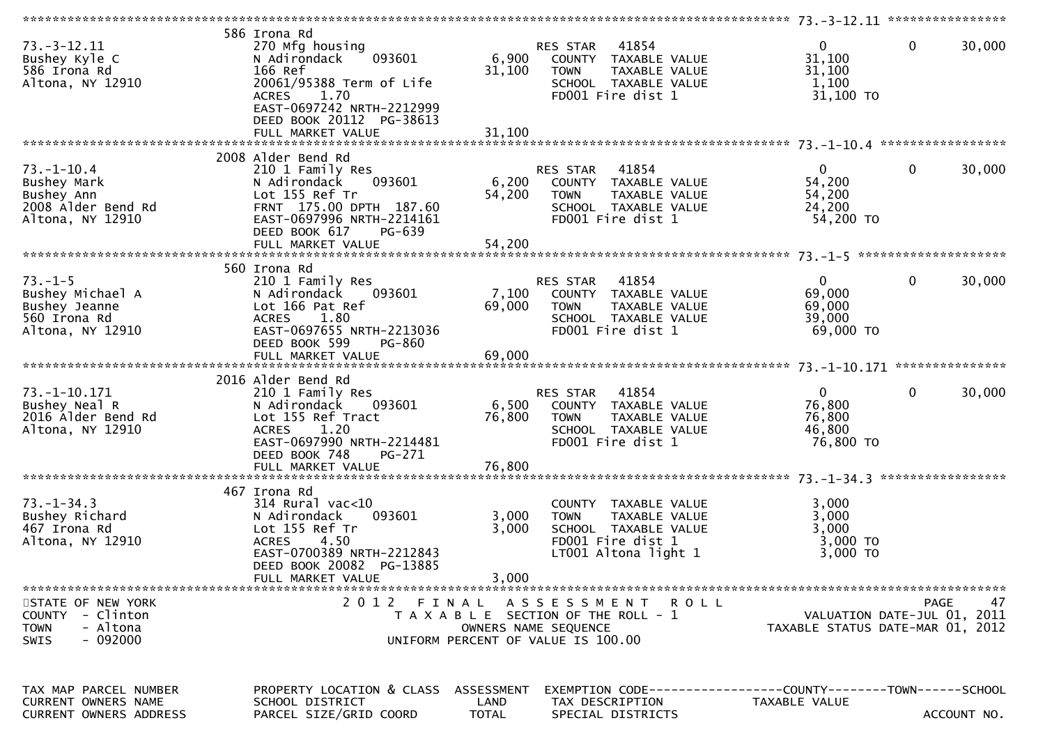| TAX MAP PARCEL NUMBER<br>CURRENT OWNERS NAME<br>CURRENT OWNERS ADDRESS | PROPERTY LOCATION & CLASS<br>SCHOOL DISTRICT<br>PARCEL SIZE/GRID COORD | ASSESSMENT<br>LAND<br>TOTAL | EXEMPTION CODE<br>TAX DESCRIPTION<br>SPECIAL DISTRICTS | COUNTY<br>TAXABLE VALUE | TOWN | SCHOOL<br>ACCOUNT NO. |
|---|---|---|---|---|---|---|
| **73.-3-12.11** | 586 Irona Rd | | | | | |
| 73.-3-12.11 | 270 Mfg housing | | RES STAR 41854 | 0 | 0 | 30,000 |
| Bushey Kyle C | N Adirondack 093601 | 6,900 | COUNTY TAXABLE VALUE | 31,100 | | |
| 586 Irona Rd | 166 Ref | 31,100 | TOWN TAXABLE VALUE | 31,100 | | |
| Altona, NY 12910 | 20061/95388 Term of Life | | SCHOOL TAXABLE VALUE | 1,100 | | |
| | ACRES 1.70 | | FD001 Fire dist 1 | 31,100 TO | | |
| | EAST-0697242 NRTH-2212999 | | | | | |
| | DEED BOOK 20112 PG-38613 | | | | | |
| | FULL MARKET VALUE | 31,100 | | | | |
| **73.-1-10.4** | 2008 Alder Bend Rd | | | | | |
| 73.-1-10.4 | 210 1 Family Res | | RES STAR 41854 | 0 | 0 | 30,000 |
| Bushey Mark | N Adirondack 093601 | 6,200 | COUNTY TAXABLE VALUE | 54,200 | | |
| Bushey Ann | Lot 155 Ref Tr | 54,200 | TOWN TAXABLE VALUE | 54,200 | | |
| 2008 Alder Bend Rd | FRNT 175.00 DPTH 187.60 | | SCHOOL TAXABLE VALUE | 24,200 | | |
| Altona, NY 12910 | EAST-0697996 NRTH-2214161 | | FD001 Fire dist 1 | 54,200 TO | | |
| | DEED BOOK 617 PG-639 | | | | | |
| | FULL MARKET VALUE | 54,200 | | | | |
| **73.-1-5** | 560 Irona Rd | | | | | |
| 73.-1-5 | 210 1 Family Res | | RES STAR 41854 | 0 | 0 | 30,000 |
| Bushey Michael A | N Adirondack 093601 | 7,100 | COUNTY TAXABLE VALUE | 69,000 | | |
| Bushey Jeanne | Lot 166 Pat Ref | 69,000 | TOWN TAXABLE VALUE | 69,000 | | |
| 560 Irona Rd | ACRES 1.80 | | SCHOOL TAXABLE VALUE | 39,000 | | |
| Altona, NY 12910 | EAST-0697655 NRTH-2213036 | | FD001 Fire dist 1 | 69,000 TO | | |
| | DEED BOOK 599 PG-860 | | | | | |
| | FULL MARKET VALUE | 69,000 | | | | |
| **73.-1-10.171** | 2016 Alder Bend Rd | | | | | |
| 73.-1-10.171 | 210 1 Family Res | | RES STAR 41854 | 0 | 0 | 30,000 |
| Bushey Neal R | N Adirondack 093601 | 6,500 | COUNTY TAXABLE VALUE | 76,800 | | |
| 2016 Alder Bend Rd | Lot 155 Ref Tract | 76,800 | TOWN TAXABLE VALUE | 76,800 | | |
| Altona, NY 12910 | ACRES 1.20 | | SCHOOL TAXABLE VALUE | 46,800 | | |
| | EAST-0697990 NRTH-2214481 | | FD001 Fire dist 1 | 76,800 TO | | |
| | DEED BOOK 748 PG-271 | | | | | |
| | FULL MARKET VALUE | 76,800 | | | | |
| **73.-1-34.3** | 467 Irona Rd | | | | | |
| 73.-1-34.3 | 314 Rural vac<10 | | COUNTY TAXABLE VALUE | 3,000 | | |
| Bushey Richard | N Adirondack 093601 | 3,000 | TOWN TAXABLE VALUE | 3,000 | | |
| 467 Irona Rd | Lot 155 Ref Tr | 3,000 | SCHOOL TAXABLE VALUE | 3,000 | | |
| Altona, NY 12910 | ACRES 4.50 | | FD001 Fire dist 1 | 3,000 TO | | |
| | EAST-0700389 NRTH-2212843 | | LT001 Altona light 1 | 3,000 TO | | |
| | DEED BOOK 20082 PG-13885 | | | | | |
| | FULL MARKET VALUE | 3,000 | | | | |

STATE OF NEW YORK
COUNTY - Clinton
TOWN - Altona
SWIS - 092000

2012 FINAL ASSESSMENT ROLL
TAXABLE SECTION OF THE ROLL - 1
OWNERS NAME SEQUENCE
UNIFORM PERCENT OF VALUE IS 100.00

VALUATION DATE-JUL 01, 2011
TAXABLE STATUS DATE-MAR 01, 2012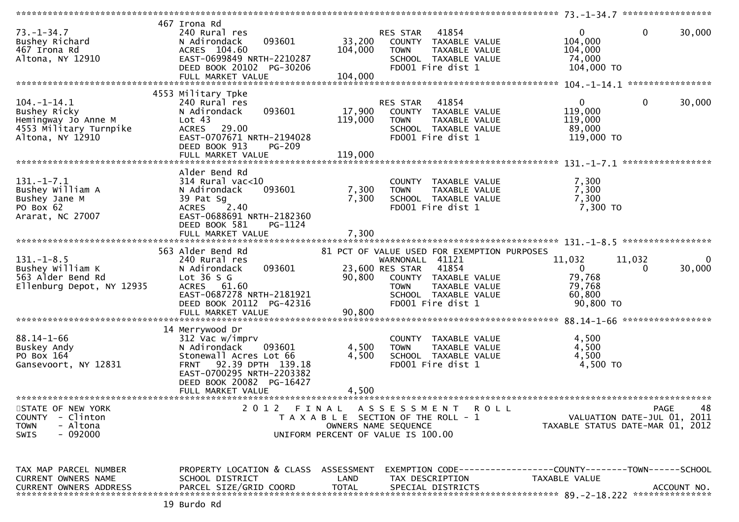```
******************************************************************************************************* 73.-1-34.7 *****************
                     467 Irona Rd
73.-1-34.7           240 Rural res                          RES STAR   41854                    0            0        30,000
Bushey Richard       N Adirondack     093601      33,200    COUNTY  TAXABLE VALUE          104,000
467 Irona Rd         ACRES 104.60                104,000    TOWN    TAXABLE VALUE          104,000
Altona, NY 12910     EAST-0699849 NRTH-2210287              SCHOOL  TAXABLE VALUE           74,000
                     DEED BOOK 20102  PG-30206              FD001 Fire dist 1              104,000 TO
                     FULL MARKET VALUE           104,000
******************************************************************************************************* 104.-1-14.1 ****************
                     4553 Military Tpke
104.-1-14.1          240 Rural res                          RES STAR   41854                    0            0        30,000
Bushey Ricky         N Adirondack     093601      17,900    COUNTY  TAXABLE VALUE          119,000
Hemingway Jo Anne M  Lot 43                      119,000    TOWN    TAXABLE VALUE          119,000
4553 Military Turnpike ACRES  29.00                         SCHOOL  TAXABLE VALUE           89,000
Altona, NY 12910     EAST-0707671 NRTH-2194028              FD001 Fire dist 1              119,000 TO
                     DEED BOOK 913    PG-209
                     FULL MARKET VALUE           119,000
******************************************************************************************************* 131.-1-7.1 *****************
                     Alder Bend Rd
131.-1-7.1           314 Rural vac<10                       COUNTY  TAXABLE VALUE            7,300
Bushey William A     N Adirondack     093601       7,300    TOWN    TAXABLE VALUE            7,300
Bushey Jane M        39 Pat Sg                     7,300    SCHOOL  TAXABLE VALUE            7,300
PO Box 62            ACRES   2.40                           FD001 Fire dist 1                7,300 TO
Ararat, NC 27007     EAST-0688691 NRTH-2182360
                     DEED BOOK 581    PG-1124
                     FULL MARKET VALUE             7,300
******************************************************************************************************* 131.-1-8.5 *****************
                     563 Alder Bend Rd           81 PCT OF VALUE USED FOR EXEMPTION PURPOSES
131.-1-8.5           240 Rural res                          WARNONALL  41121           11,032       11,032             0
Bushey William K     N Adirondack     093601      23,600 RES STAR  41854                    0            0        30,000
563 Alder Bend Rd    Lot 36 S G                   90,800    COUNTY  TAXABLE VALUE           79,768
Ellenburg Depot, NY 12935 ACRES  61.60                      TOWN    TAXABLE VALUE           79,768
                     EAST-0687278 NRTH-2181921              SCHOOL  TAXABLE VALUE           60,800
                     DEED BOOK 20112  PG-42316              FD001 Fire dist 1               90,800 TO
                     FULL MARKET VALUE            90,800
******************************************************************************************************* 88.14-1-66 *****************
                     14 Merrywood Dr
88.14-1-66           312 Vac w/imprv                        COUNTY  TAXABLE VALUE            4,500
Buskey Andy          N Adirondack     093601       4,500    TOWN    TAXABLE VALUE            4,500
PO Box 164           Stonewall Acres Lot 66        4,500    SCHOOL  TAXABLE VALUE            4,500
Gansevoort, NY 12831 FRNT  92.39 DPTH 139.18                FD001 Fire dist 1                4,500 TO
                     EAST-0700295 NRTH-2203382
                     DEED BOOK 20082  PG-16427
                     FULL MARKET VALUE             4,500
************************************************************************************************************************************
STATE OF NEW YORK               2 0 1 2   F I N A L   A S S E S S M E N T   R O L L                                  PAGE    48
COUNTY  - Clinton                   T A X A B L E  SECTION OF THE ROLL - 1                     VALUATION DATE-JUL 01, 2011
TOWN    - Altona                          OWNERS NAME SEQUENCE                         TAXABLE STATUS DATE-MAR 01, 2012
SWIS    - 092000                   UNIFORM PERCENT OF VALUE IS 100.00


TAX MAP PARCEL NUMBER    PROPERTY LOCATION & CLASS  ASSESSMENT  EXEMPTION CODE------------------COUNTY--------TOWN------SCHOOL
CURRENT OWNERS NAME      SCHOOL DISTRICT               LAND     TAX DESCRIPTION              TAXABLE VALUE
CURRENT OWNERS ADDRESS   PARCEL SIZE/GRID COORD        TOTAL    SPECIAL DISTRICTS                                     ACCOUNT NO.
******************************************************************************************************* 89.-2-18.222 ***************
                     19 Burdo Rd
```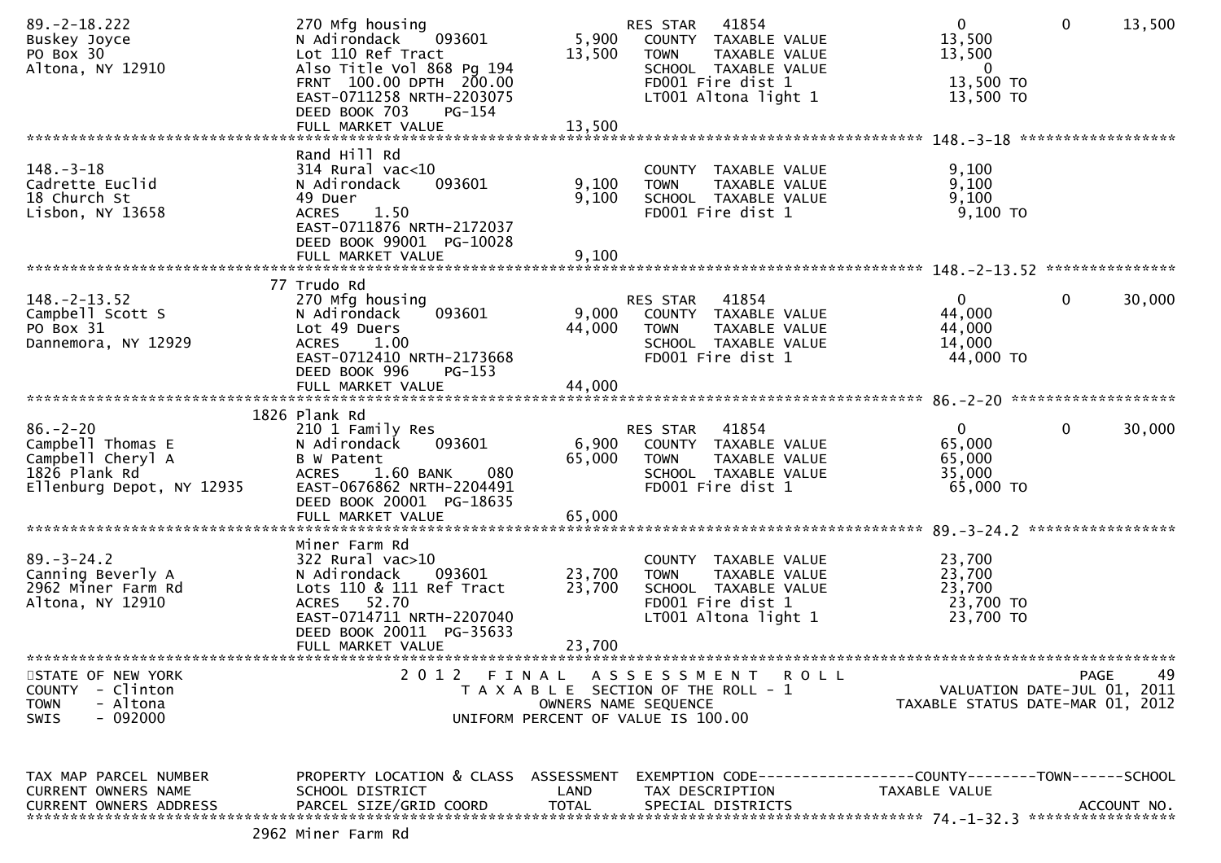```
89.-2-18.222                    270 Mfg housing                      RES STAR   41854                   0             0         13,500
Buskey Joyce                    N Adirondack     093601        5,900   COUNTY  TAXABLE VALUE          13,500
PO Box 30                       Lot 110 Ref Tract             13,500   TOWN    TAXABLE VALUE          13,500
Altona, NY 12910                Also Title Vol 868 Pg 194              SCHOOL  TAXABLE VALUE               0
                                FRNT 100.00 DPTH 200.00                FD001 Fire dist 1               13,500 TO
                                EAST-0711258 NRTH-2203075              LT001 Altona light 1            13,500 TO
                                DEED BOOK 703     PG-154
                                FULL MARKET VALUE             13,500
******************************************************************************************************* 148.-3-18 ******************
                                Rand Hill Rd
148.-3-18                       314 Rural vac<10                       COUNTY  TAXABLE VALUE           9,100
Cadrette Euclid                 N Adirondack     093601        9,100   TOWN    TAXABLE VALUE           9,100
18 Church St                    49 Duer                        9,100   SCHOOL  TAXABLE VALUE           9,100
Lisbon, NY 13658                ACRES     1.50                         FD001 Fire dist 1                9,100 TO
                                EAST-0711876 NRTH-2172037
                                DEED BOOK 99001  PG-10028
                                FULL MARKET VALUE              9,100
******************************************************************************************************* 148.-2-13.52 ***************
                             77 Trudo Rd
148.-2-13.52                    270 Mfg housing                      RES STAR   41854                   0             0         30,000
Campbell Scott S                N Adirondack     093601        9,000   COUNTY  TAXABLE VALUE          44,000
PO Box 31                       Lot 49 Duers                  44,000   TOWN    TAXABLE VALUE          44,000
Dannemora, NY 12929             ACRES     1.00                         SCHOOL  TAXABLE VALUE          14,000
                                EAST-0712410 NRTH-2173668              FD001 Fire dist 1               44,000 TO
                                DEED BOOK 996     PG-153
                                FULL MARKET VALUE             44,000
******************************************************************************************************* 86.-2-20 *******************
                           1826 Plank Rd
86.-2-20                        210 1 Family Res                     RES STAR   41854                   0             0         30,000
Campbell Thomas E               N Adirondack     093601        6,900   COUNTY  TAXABLE VALUE          65,000
Campbell Cheryl A               B W Patent                    65,000   TOWN    TAXABLE VALUE          65,000
1826 Plank Rd                   ACRES     1.60 BANK     080            SCHOOL  TAXABLE VALUE          35,000
Ellenburg Depot, NY 12935       EAST-0676862 NRTH-2204491              FD001 Fire dist 1               65,000 TO
                                DEED BOOK 20001  PG-18635
                                FULL MARKET VALUE             65,000
******************************************************************************************************* 89.-3-24.2 *****************
                                Miner Farm Rd
89.-3-24.2                      322 Rural vac>10                       COUNTY  TAXABLE VALUE          23,700
Canning Beverly A               N Adirondack     093601       23,700   TOWN    TAXABLE VALUE          23,700
2962 Miner Farm Rd              Lots 110 & 111 Ref Tract      23,700   SCHOOL  TAXABLE VALUE          23,700
Altona, NY 12910                ACRES    52.70                         FD001 Fire dist 1               23,700 TO
                                EAST-0714711 NRTH-2207040              LT001 Altona light 1            23,700 TO
                                DEED BOOK 20011  PG-35633
                                FULL MARKET VALUE             23,700
************************************************************************************************************************************
STATE OF NEW YORK                   2 0 1 2   F I N A L   A S S E S S M E N T   R O L L                                  PAGE     49
COUNTY  - Clinton                        T A X A B L E  SECTION OF THE ROLL - 1                      VALUATION DATE-JUL 01, 2011
TOWN    - Altona                                 OWNERS NAME SEQUENCE                           TAXABLE STATUS DATE-MAR 01, 2012
SWIS    - 092000                        UNIFORM PERCENT OF VALUE IS 100.00


TAX MAP PARCEL NUMBER           PROPERTY LOCATION & CLASS  ASSESSMENT  EXEMPTION CODE------------------COUNTY--------TOWN------SCHOOL
CURRENT OWNERS NAME             SCHOOL DISTRICT               LAND      TAX DESCRIPTION             TAXABLE VALUE
CURRENT OWNERS ADDRESS          PARCEL SIZE/GRID COORD        TOTAL     SPECIAL DISTRICTS                                 ACCOUNT NO.
******************************************************************************************************* 74.-1-32.3 *****************
                           2962 Miner Farm Rd
```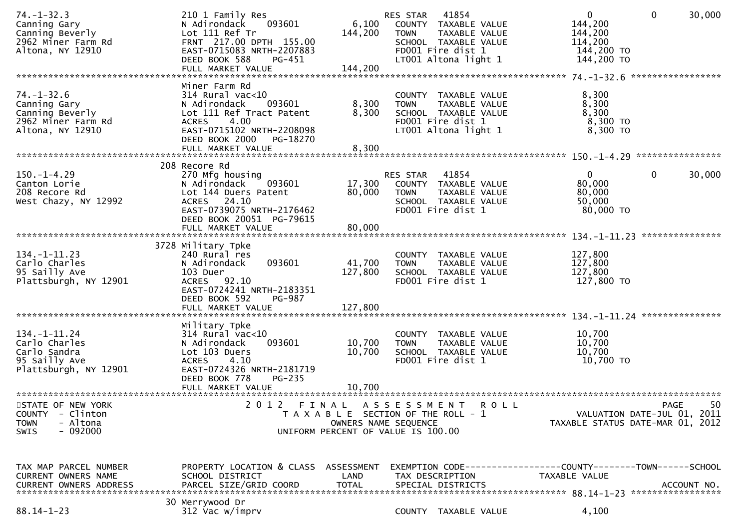```
74.-1-32.3                      210 1 Family Res                     RES STAR   41854                    0            0       30,000
Canning Gary                    N Adirondack    093601         6,100   COUNTY  TAXABLE VALUE           144,200
Canning Beverly                 Lot 111 Ref Tr               144,200   TOWN    TAXABLE VALUE           144,200
2962 Miner Farm Rd              FRNT 217.00 DPTH 155.00                SCHOOL  TAXABLE VALUE           114,200
Altona, NY 12910                EAST-0715083 NRTH-2207883              FD001 Fire dist 1                144,200 TO
                                DEED BOOK 588    PG-451                LT001 Altona light 1             144,200 TO
                                FULL MARKET VALUE            144,200
******************************************************************************************************* 74.-1-32.6 *****************
                                Miner Farm Rd
74.-1-32.6                      314 Rural vac<10                       COUNTY  TAXABLE VALUE             8,300
Canning Gary                    N Adirondack    093601         8,300   TOWN    TAXABLE VALUE             8,300
Canning Beverly                 Lot 111 Ref Tract Patent       8,300   SCHOOL  TAXABLE VALUE             8,300
2962 Miner Farm Rd              ACRES    4.00                          FD001 Fire dist 1                  8,300 TO
Altona, NY 12910                EAST-0715102 NRTH-2208098              LT001 Altona light 1               8,300 TO
                                DEED BOOK 2000   PG-18270
                                FULL MARKET VALUE              8,300
******************************************************************************************************* 150.-1-4.29 ****************
                            208 Recore Rd
150.-1-4.29                     270 Mfg housing                      RES STAR   41854                    0            0       30,000
Canton Lorie                    N Adirondack    093601        17,300   COUNTY  TAXABLE VALUE            80,000
208 Recore Rd                   Lot 144 Duers Patent          80,000   TOWN    TAXABLE VALUE            80,000
West Chazy, NY 12992            ACRES   24.10                          SCHOOL  TAXABLE VALUE            50,000
                                EAST-0739075 NRTH-2176462              FD001 Fire dist 1                 80,000 TO
                                DEED BOOK 20051  PG-79615
                                FULL MARKET VALUE             80,000
******************************************************************************************************* 134.-1-11.23 ***************
                           3728 Military Tpke
134.-1-11.23                    240 Rural res                          COUNTY  TAXABLE VALUE           127,800
Carlo Charles                   N Adirondack    093601        41,700   TOWN    TAXABLE VALUE           127,800
95 Sailly Ave                   103 Duer                     127,800   SCHOOL  TAXABLE VALUE           127,800
Plattsburgh, NY 12901           ACRES   92.10                          FD001 Fire dist 1                127,800 TO
                                EAST-0724241 NRTH-2183351
                                DEED BOOK 592    PG-987
                                FULL MARKET VALUE            127,800
******************************************************************************************************* 134.-1-11.24 ***************
                                Military Tpke
134.-1-11.24                    314 Rural vac<10                       COUNTY  TAXABLE VALUE            10,700
Carlo Charles                   N Adirondack    093601        10,700   TOWN    TAXABLE VALUE            10,700
Carlo Sandra                    Lot 103 Duers                 10,700   SCHOOL  TAXABLE VALUE            10,700
95 Sailly Ave                   ACRES    4.10                          FD001 Fire dist 1                 10,700 TO
Plattsburgh, NY 12901           EAST-0724326 NRTH-2181719
                                DEED BOOK 778    PG-235
                                FULL MARKET VALUE             10,700
************************************************************************************************************************************
STATE OF NEW YORK                    2 0 1 2   F I N A L   A S S E S S M E N T   R O L L                                 PAGE    50
COUNTY  - Clinton                       T A X A B L E  SECTION OF THE ROLL - 1                       VALUATION DATE-JUL 01, 2011
TOWN    - Altona                               OWNERS NAME SEQUENCE                              TAXABLE STATUS DATE-MAR 01, 2012
SWIS    - 092000                        UNIFORM PERCENT OF VALUE IS 100.00


TAX MAP PARCEL NUMBER           PROPERTY LOCATION & CLASS  ASSESSMENT  EXEMPTION CODE------------------COUNTY--------TOWN------SCHOOL
CURRENT OWNERS NAME             SCHOOL DISTRICT               LAND     TAX DESCRIPTION              TAXABLE VALUE
CURRENT OWNERS ADDRESS          PARCEL SIZE/GRID COORD        TOTAL    SPECIAL DISTRICTS                                  ACCOUNT NO.
******************************************************************************************************* 88.14-1-23 *****************
                             30 Merrywood Dr
88.14-1-23                      312 Vac w/imprv                        COUNTY  TAXABLE VALUE             4,100
```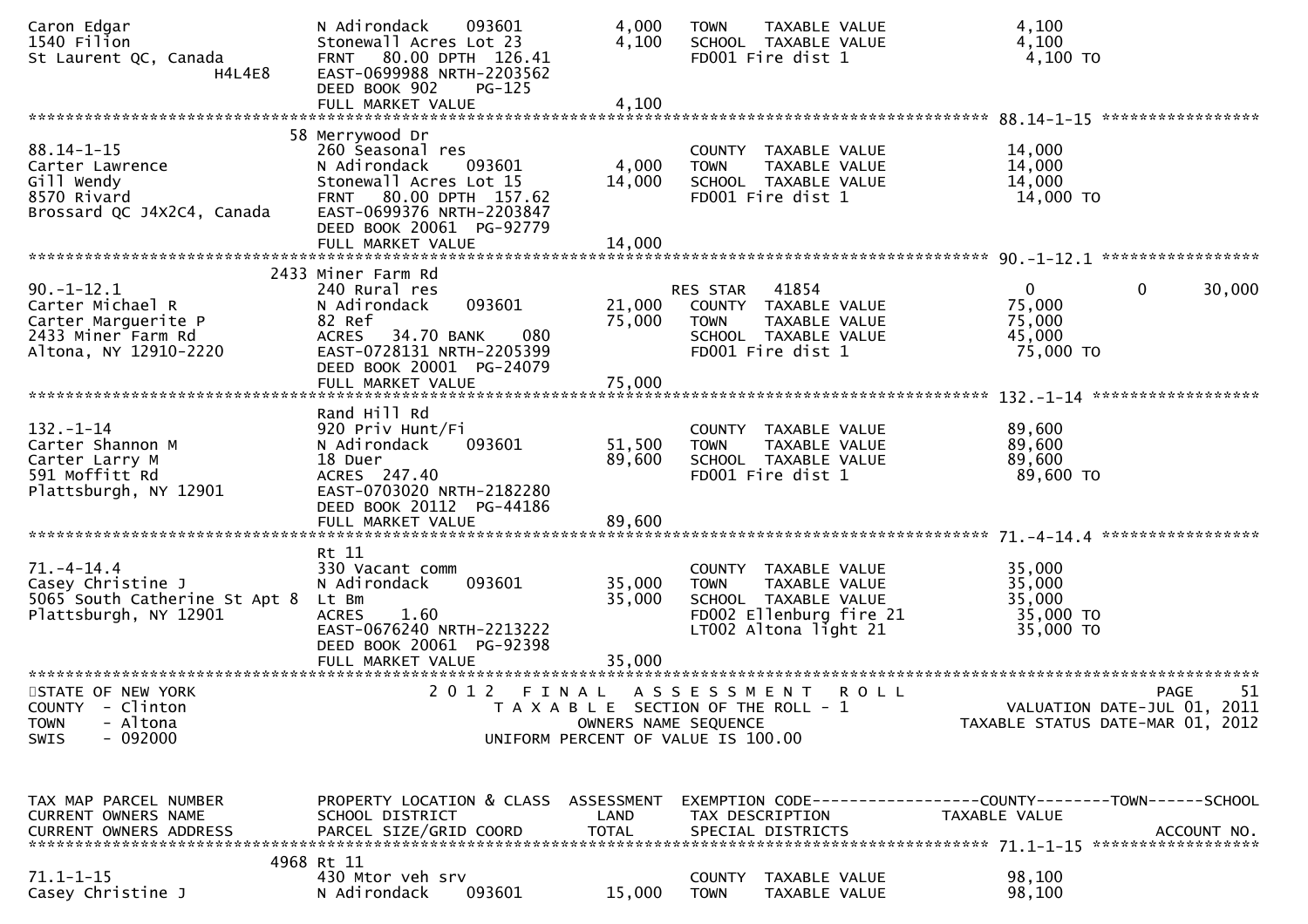```
Caron Edgar                    N Adirondack    093601         4,000   TOWN    TAXABLE VALUE              4,100
1540 Filion                    Stonewall Acres Lot 23         4,100   SCHOOL  TAXABLE VALUE              4,100
St Laurent QC, Canada          FRNT   80.00 DPTH 126.41               FD001 Fire dist 1                   4,100 TO
                   H4L4E8      EAST-0699988 NRTH-2203562
                               DEED BOOK 902     PG-125
                               FULL MARKET VALUE              4,100
******************************************************************************************************* 88.14-1-15 *****************
                            58 Merrywood Dr
88.14-1-15                     260 Seasonal res                       COUNTY  TAXABLE VALUE             14,000
Carter Lawrence                N Adirondack    093601         4,000   TOWN    TAXABLE VALUE             14,000
Gill Wendy                     Stonewall Acres Lot 15        14,000   SCHOOL  TAXABLE VALUE             14,000
8570 Rivard                    FRNT   80.00 DPTH 157.62               FD001 Fire dist 1                  14,000 TO
Brossard QC J4X2C4, Canada     EAST-0699376 NRTH-2203847
                               DEED BOOK 20061  PG-92779
                               FULL MARKET VALUE             14,000
******************************************************************************************************* 90.-1-12.1 *****************
                          2433 Miner Farm Rd
90.-1-12.1                     240 Rural res                          RES STAR   41854                      0            0      30,000
Carter Michael R               N Adirondack    093601        21,000   COUNTY  TAXABLE VALUE             75,000
Carter Marguerite P            82 Ref                        75,000   TOWN    TAXABLE VALUE             75,000
2433 Miner Farm Rd             ACRES   34.70 BANK     080             SCHOOL  TAXABLE VALUE             45,000
Altona, NY 12910-2220          EAST-0728131 NRTH-2205399              FD001 Fire dist 1                  75,000 TO
                               DEED BOOK 20001  PG-24079
                               FULL MARKET VALUE             75,000
******************************************************************************************************* 132.-1-14 ******************
                               Rand Hill Rd
132.-1-14                      920 Priv Hunt/Fi                       COUNTY  TAXABLE VALUE             89,600
Carter Shannon M               N Adirondack    093601        51,500   TOWN    TAXABLE VALUE             89,600
Carter Larry M                 18 Duer                       89,600   SCHOOL  TAXABLE VALUE             89,600
591 Moffitt Rd                 ACRES  247.40                          FD001 Fire dist 1                  89,600 TO
Plattsburgh, NY 12901          EAST-0703020 NRTH-2182280
                               DEED BOOK 20112  PG-44186
                               FULL MARKET VALUE             89,600
******************************************************************************************************* 71.-4-14.4 *****************
                               Rt 11
71.-4-14.4                     330 Vacant comm                        COUNTY  TAXABLE VALUE             35,000
Casey Christine J              N Adirondack    093601        35,000   TOWN    TAXABLE VALUE             35,000
5065 South Catherine St Apt 8  Lt Bm                         35,000   SCHOOL  TAXABLE VALUE             35,000
Plattsburgh, NY 12901          ACRES    1.60                          FD002 Ellenburg fire 21            35,000 TO
                               EAST-0676240 NRTH-2213222              LT002 Altona light 21              35,000 TO
                               DEED BOOK 20061  PG-92398
                               FULL MARKET VALUE             35,000
************************************************************************************************************************************
STATE OF NEW YORK                     2 0 1 2   F I N A L   A S S E S S M E N T   R O L L                                PAGE    51
COUNTY  - Clinton                        T A X A B L E  SECTION OF THE ROLL - 1                      VALUATION DATE-JUL 01, 2011
TOWN    - Altona                                 OWNERS NAME SEQUENCE                               TAXABLE STATUS DATE-MAR 01, 2012
SWIS    - 092000                          UNIFORM PERCENT OF VALUE IS 100.00


TAX MAP PARCEL NUMBER          PROPERTY LOCATION & CLASS  ASSESSMENT  EXEMPTION CODE------------------COUNTY--------TOWN------SCHOOL
CURRENT OWNERS NAME            SCHOOL DISTRICT               LAND      TAX DESCRIPTION            TAXABLE VALUE
CURRENT OWNERS ADDRESS         PARCEL SIZE/GRID COORD        TOTAL     SPECIAL DISTRICTS                                 ACCOUNT NO.
******************************************************************************************************* 71.1-1-15 ******************
                          4968 Rt 11
71.1-1-15                      430 Mtor veh srv                       COUNTY  TAXABLE VALUE             98,100
Casey Christine J              N Adirondack    093601        15,000   TOWN    TAXABLE VALUE             98,100
```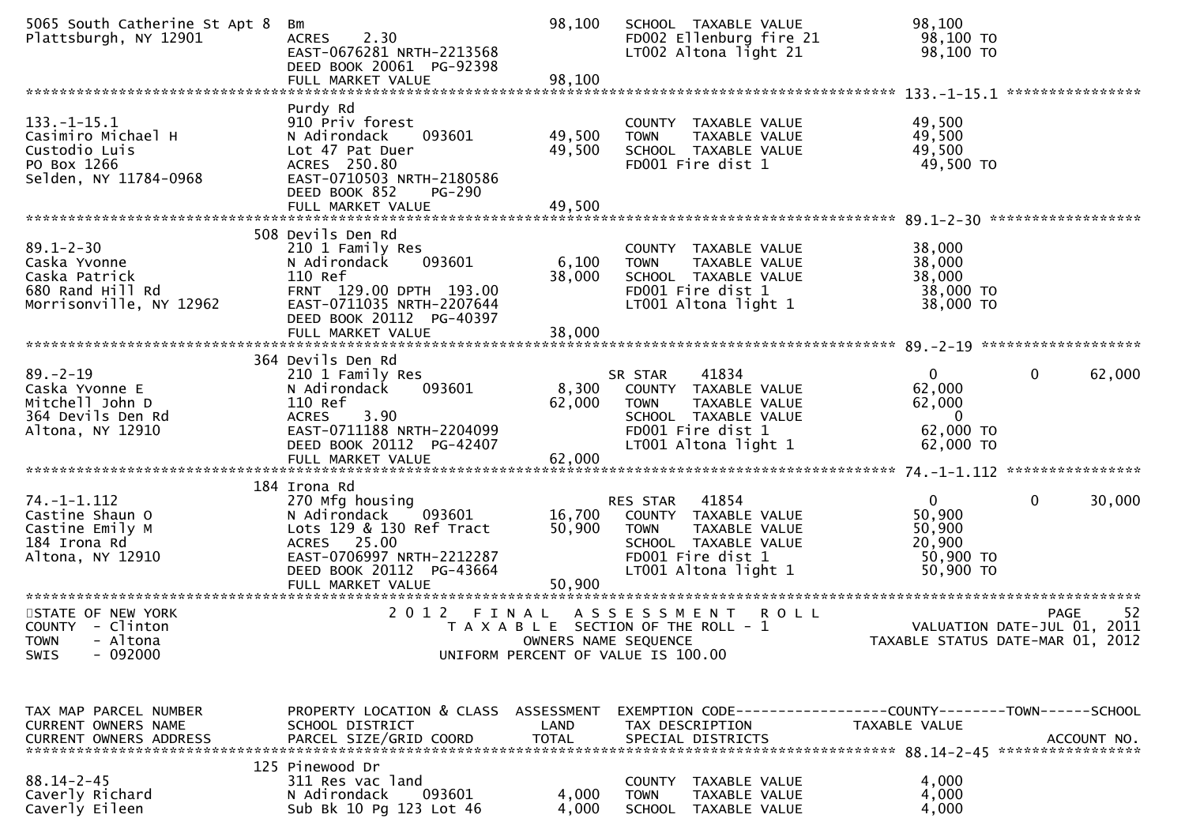```
5065 South Catherine St Apt 8  Bm                                   98,100   SCHOOL  TAXABLE VALUE            98,100
Plattsburgh, NY 12901          ACRES    2.30                                 FD002 Ellenburg fire 21           98,100 TO
                               EAST-0676281 NRTH-2213568                     LT002 Altona light 21             98,100 TO
                               DEED BOOK 20061  PG-92398
                               FULL MARKET VALUE                    98,100
******************************************************************************************************* 133.-1-15.1 ****************
                               Purdy Rd
133.-1-15.1                    910 Priv forest                               COUNTY  TAXABLE VALUE            49,500
Casimiro Michael H             N Adirondack      093601     49,500   TOWN    TAXABLE VALUE            49,500
Custodio Luis                  Lot 47 Pat Duer                      49,500   SCHOOL  TAXABLE VALUE            49,500
PO Box 1266                    ACRES  250.80                                 FD001 Fire dist 1                 49,500 TO
Selden, NY 11784-0968          EAST-0710503 NRTH-2180586
                               DEED BOOK 852     PG-290
                               FULL MARKET VALUE                    49,500
******************************************************************************************************* 89.1-2-30 ******************
                               508 Devils Den Rd
89.1-2-30                      210 1 Family Res                              COUNTY  TAXABLE VALUE            38,000
Caska Yvonne                   N Adirondack      093601      6,100   TOWN    TAXABLE VALUE            38,000
Caska Patrick                  110 Ref                              38,000   SCHOOL  TAXABLE VALUE            38,000
680 Rand Hill Rd               FRNT  129.00 DPTH  193.00                     FD001 Fire dist 1                 38,000 TO
Morrisonville, NY 12962        EAST-0711035 NRTH-2207644                     LT001 Altona light 1              38,000 TO
                               DEED BOOK 20112  PG-40397
                               FULL MARKET VALUE                    38,000
******************************************************************************************************* 89.-2-19 *******************
                               364 Devils Den Rd
89.-2-19                       210 1 Family Res                     SR STAR     41834                        0           0     62,000
Caska Yvonne E                 N Adirondack      093601      8,300   COUNTY  TAXABLE VALUE            62,000
Mitchell John D                110 Ref                              62,000   TOWN    TAXABLE VALUE            62,000
364 Devils Den Rd              ACRES    3.90                                 SCHOOL  TAXABLE VALUE                 0
Altona, NY 12910               EAST-0711188 NRTH-2204099                     FD001 Fire dist 1                 62,000 TO
                               DEED BOOK 20112  PG-42407                     LT001 Altona light 1              62,000 TO
                               FULL MARKET VALUE                    62,000
******************************************************************************************************* 74.-1-1.112 ****************
                               184 Irona Rd
74.-1-1.112                    270 Mfg housing                      RES STAR    41854                        0           0     30,000
Castine Shaun O                N Adirondack      093601     16,700   COUNTY  TAXABLE VALUE            50,900
Castine Emily M                Lots 129 & 130 Ref Tract             50,900   TOWN    TAXABLE VALUE            50,900
184 Irona Rd                   ACRES   25.00                                 SCHOOL  TAXABLE VALUE            20,900
Altona, NY 12910               EAST-0706997 NRTH-2212287                     FD001 Fire dist 1                 50,900 TO
                               DEED BOOK 20112  PG-43664                     LT001 Altona light 1              50,900 TO
                               FULL MARKET VALUE                    50,900
************************************************************************************************************************************
STATE OF NEW YORK                       2 0 1 2   F I N A L   A S S E S S M E N T   R O L L                                PAGE    52
COUNTY  - Clinton                            T A X A B L E  SECTION OF THE ROLL - 1                    VALUATION DATE-JUL 01, 2011
TOWN    - Altona                                   OWNERS NAME SEQUENCE                          TAXABLE STATUS DATE-MAR 01, 2012
SWIS    - 092000                            UNIFORM PERCENT OF VALUE IS 100.00


TAX MAP PARCEL NUMBER          PROPERTY LOCATION & CLASS  ASSESSMENT  EXEMPTION CODE------------------COUNTY--------TOWN------SCHOOL
CURRENT OWNERS NAME            SCHOOL DISTRICT               LAND      TAX DESCRIPTION            TAXABLE VALUE
CURRENT OWNERS ADDRESS         PARCEL SIZE/GRID COORD       TOTAL      SPECIAL DISTRICTS                                  ACCOUNT NO.
******************************************************************************************************* 88.14-2-45 *****************
                               125 Pinewood Dr
88.14-2-45                     311 Res vac land                              COUNTY  TAXABLE VALUE             4,000
Caverly Richard                N Adirondack      093601      4,000   TOWN    TAXABLE VALUE             4,000
Caverly Eileen                 Sub Bk 10 Pg 123 Lot 46               4,000   SCHOOL  TAXABLE VALUE             4,000
```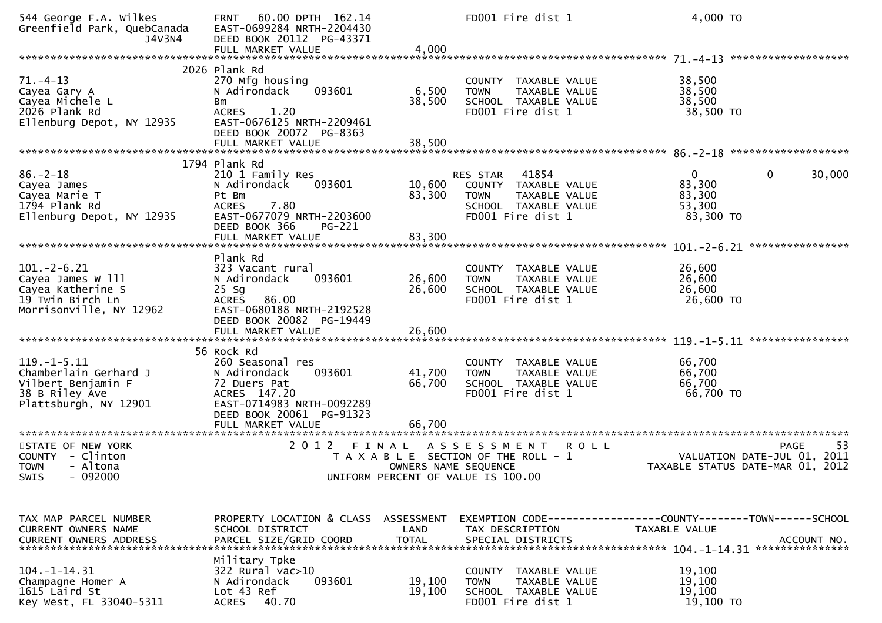```
544 George F.A. Wilkes         FRNT   60.00 DPTH  162.14                FD001 Fire dist 1                 4,000 TO
Greenfield Park, QuebCanada    EAST-0699284 NRTH-2204430
                 J4V3N4        DEED BOOK 20112  PG-43371
                               FULL MARKET VALUE              4,000
******************************************************************************************************* 71.-4-13 *******************
                          2026 Plank Rd
71.-4-13                       270 Mfg housing                         COUNTY  TAXABLE VALUE             38,500
Cayea Gary A                   N Adirondack     093601        6,500    TOWN    TAXABLE VALUE             38,500
Cayea Michele L                Bm                            38,500    SCHOOL  TAXABLE VALUE             38,500
2026 Plank Rd                  ACRES    1.20                           FD001 Fire dist 1                 38,500 TO
Ellenburg Depot, NY 12935      EAST-0676125 NRTH-2209461
                               DEED BOOK 20072  PG-8363
                               FULL MARKET VALUE             38,500
******************************************************************************************************* 86.-2-18 *******************
                          1794 Plank Rd
86.-2-18                       210 1 Family Res                        RES STAR   41854                  0             0      30,000
Cayea James                    N Adirondack     093601       10,600    COUNTY  TAXABLE VALUE             83,300
Cayea Marie T                  Pt Bm                         83,300    TOWN    TAXABLE VALUE             83,300
1794 Plank Rd                  ACRES    7.80                           SCHOOL  TAXABLE VALUE             53,300
Ellenburg Depot, NY 12935      EAST-0677079 NRTH-2203600               FD001 Fire dist 1                 83,300 TO
                               DEED BOOK 366     PG-221
                               FULL MARKET VALUE             83,300
******************************************************************************************************* 101.-2-6.21 ****************
                               Plank Rd
101.-2-6.21                    323 Vacant rural                        COUNTY  TAXABLE VALUE             26,600
Cayea James W lll              N Adirondack     093601       26,600    TOWN    TAXABLE VALUE             26,600
Cayea Katherine S              25 Sg                         26,600    SCHOOL  TAXABLE VALUE             26,600
19 Twin Birch Ln               ACRES   86.00                           FD001 Fire dist 1                 26,600 TO
Morrisonville, NY 12962        EAST-0680188 NRTH-2192528
                               DEED BOOK 20082  PG-19449
                               FULL MARKET VALUE             26,600
******************************************************************************************************* 119.-1-5.11 ****************
                          56 Rock Rd
119.-1-5.11                    260 Seasonal res                        COUNTY  TAXABLE VALUE             66,700
Chamberlain Gerhard J          N Adirondack     093601       41,700    TOWN    TAXABLE VALUE             66,700
Vilbert Benjamin F             72 Duers Pat                  66,700    SCHOOL  TAXABLE VALUE             66,700
38 B Riley Ave                 ACRES  147.20                           FD001 Fire dist 1                 66,700 TO
Plattsburgh, NY 12901          EAST-0714983 NRTH-0092289
                               DEED BOOK 20061  PG-91323
                               FULL MARKET VALUE             66,700
************************************************************************************************************************************
STATE OF NEW YORK                     2 0 1 2   F I N A L   A S S E S S M E N T   R O L L                                  PAGE     53
COUNTY  - Clinton                          T A X A B L E  SECTION OF THE ROLL - 1                          VALUATION DATE-JUL 01, 2011
TOWN    - Altona                                    OWNERS NAME SEQUENCE                              TAXABLE STATUS DATE-MAR 01, 2012
SWIS    - 092000                              UNIFORM PERCENT OF VALUE IS 100.00


TAX MAP PARCEL NUMBER          PROPERTY LOCATION & CLASS  ASSESSMENT  EXEMPTION CODE------------------COUNTY--------TOWN------SCHOOL
CURRENT OWNERS NAME            SCHOOL DISTRICT               LAND      TAX DESCRIPTION                TAXABLE VALUE
CURRENT OWNERS ADDRESS         PARCEL SIZE/GRID COORD        TOTAL     SPECIAL DISTRICTS                                   ACCOUNT NO.
******************************************************************************************************* 104.-1-14.31 ***************
                               Military Tpke
104.-1-14.31                   322 Rural vac>10                        COUNTY  TAXABLE VALUE             19,100
Champagne Homer A              N Adirondack     093601       19,100    TOWN    TAXABLE VALUE             19,100
1615 Laird St                  Lot 43 Ref                    19,100    SCHOOL  TAXABLE VALUE             19,100
Key West, FL 33040-5311        ACRES   40.70                           FD001 Fire dist 1                 19,100 TO
```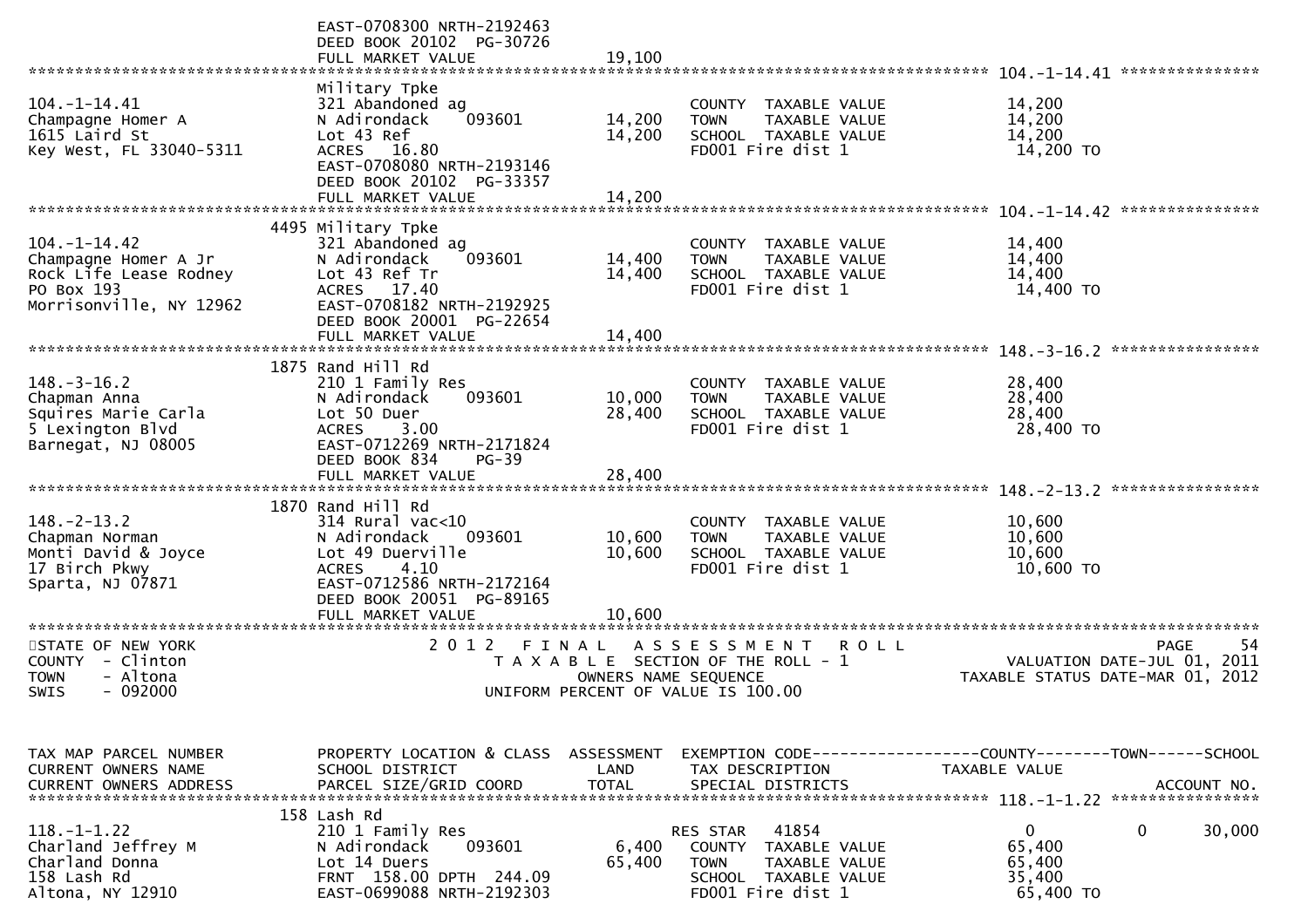```
                              EAST-0708300 NRTH-2192463
                              DEED BOOK 20102  PG-30726
                              FULL MARKET VALUE              19,100
******************************************************************************************************* 104.-1-14.41 ***************
                              Military Tpke
104.-1-14.41                  321 Abandoned ag                          COUNTY  TAXABLE VALUE           14,200
Champagne Homer A             N Adirondack    093601        14,200      TOWN    TAXABLE VALUE           14,200
1615 Laird St                 Lot 43 Ref                    14,200      SCHOOL  TAXABLE VALUE           14,200
Key West, FL 33040-5311       ACRES   16.80                             FD001 Fire dist 1                14,200 TO
                              EAST-0708080 NRTH-2193146
                              DEED BOOK 20102  PG-33357
                              FULL MARKET VALUE              14,200
******************************************************************************************************* 104.-1-14.42 ***************
                         4495 Military Tpke
104.-1-14.42                  321 Abandoned ag                          COUNTY  TAXABLE VALUE           14,400
Champagne Homer A Jr          N Adirondack    093601        14,400      TOWN    TAXABLE VALUE           14,400
Rock Life Lease Rodney        Lot 43 Ref Tr                 14,400      SCHOOL  TAXABLE VALUE           14,400
PO Box 193                    ACRES   17.40                             FD001 Fire dist 1                14,400 TO
Morrisonville, NY 12962       EAST-0708182 NRTH-2192925
                              DEED BOOK 20001  PG-22654
                              FULL MARKET VALUE              14,400
******************************************************************************************************* 148.-3-16.2 ****************
                         1875 Rand Hill Rd
148.-3-16.2                   210 1 Family Res                          COUNTY  TAXABLE VALUE           28,400
Chapman Anna                  N Adirondack    093601        10,000      TOWN    TAXABLE VALUE           28,400
Squires Marie Carla           Lot 50 Duer                   28,400      SCHOOL  TAXABLE VALUE           28,400
5 Lexington Blvd              ACRES    3.00                             FD001 Fire dist 1                28,400 TO
Barnegat, NJ 08005            EAST-0712269 NRTH-2171824
                              DEED BOOK 834    PG-39
                              FULL MARKET VALUE              28,400
******************************************************************************************************* 148.-2-13.2 ****************
                         1870 Rand Hill Rd
148.-2-13.2                   314 Rural vac<10                          COUNTY  TAXABLE VALUE           10,600
Chapman Norman                N Adirondack    093601        10,600      TOWN    TAXABLE VALUE           10,600
Monti David & Joyce           Lot 49 Duerville              10,600      SCHOOL  TAXABLE VALUE           10,600
17 Birch Pkwy                 ACRES    4.10                             FD001 Fire dist 1                10,600 TO
Sparta, NJ 07871              EAST-0712586 NRTH-2172164
                              DEED BOOK 20051  PG-89165
                              FULL MARKET VALUE              10,600
************************************************************************************************************************************
STATE OF NEW YORK                  2 0 1 2   F I N A L   A S S E S S M E N T   R O L L                                 PAGE    54
COUNTY  - Clinton                        T A X A B L E  SECTION OF THE ROLL - 1                    VALUATION DATE-JUL 01, 2011
TOWN    - Altona                                OWNERS NAME SEQUENCE                           TAXABLE STATUS DATE-MAR 01, 2012
SWIS    - 092000                         UNIFORM PERCENT OF VALUE IS 100.00


TAX MAP PARCEL NUMBER         PROPERTY LOCATION & CLASS  ASSESSMENT  EXEMPTION CODE------------------COUNTY--------TOWN------SCHOOL
CURRENT OWNERS NAME           SCHOOL DISTRICT               LAND      TAX DESCRIPTION            TAXABLE VALUE
CURRENT OWNERS ADDRESS        PARCEL SIZE/GRID COORD        TOTAL     SPECIAL DISTRICTS                                  ACCOUNT NO.
******************************************************************************************************* 118.-1-1.22 ****************
                          158 Lash Rd
118.-1-1.22                   210 1 Family Res                          RES STAR   41854                 0           0       30,000
Charland Jeffrey M            N Adirondack    093601         6,400      COUNTY  TAXABLE VALUE           65,400
Charland Donna                Lot 14 Duers                  65,400      TOWN    TAXABLE VALUE           65,400
158 Lash Rd                   FRNT 158.00 DPTH 244.09                   SCHOOL  TAXABLE VALUE           35,400
Altona, NY 12910              EAST-0699088 NRTH-2192303                 FD001 Fire dist 1                65,400 TO
```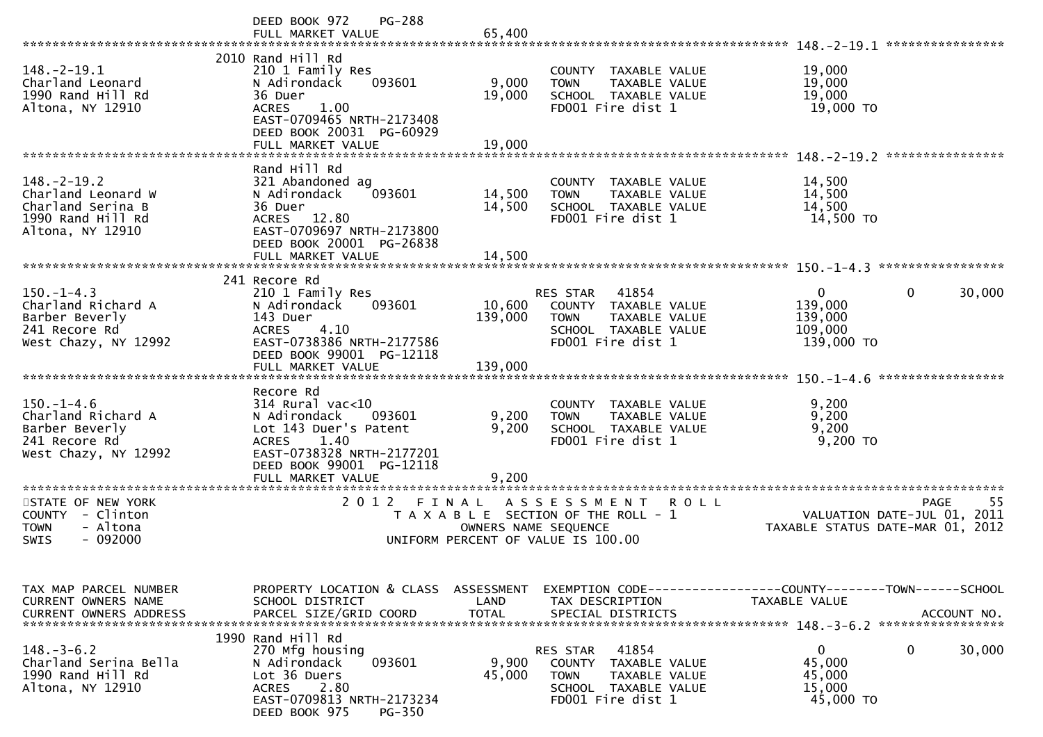DEED BOOK 972 PG-288
FULL MARKET VALUE 65,400

******************************************************************************************************* 148.-2-19.1 ****************

| TAX MAP PARCEL NUMBER / CURRENT OWNERS NAME / CURRENT OWNERS ADDRESS | PROPERTY LOCATION & CLASS / SCHOOL DISTRICT / PARCEL SIZE/GRID COORD | ASSESSMENT LAND | ASSESSMENT TOTAL | EXEMPTION CODE / TAX DESCRIPTION / SPECIAL DISTRICTS | COUNTY TAXABLE VALUE | TOWN | SCHOOL |
|---|---|---|---|---|---|---|---|
| 148.-2-19.1 | 2010 Rand Hill Rd | | | | | | |
| Charland Leonard | 210 1 Family Res | | | COUNTY TAXABLE VALUE | 19,000 | | |
| 1990 Rand Hill Rd | N Adirondack 093601 | 9,000 | | TOWN TAXABLE VALUE | 19,000 | | |
| Altona, NY 12910 | 36 Duer | | 19,000 | SCHOOL TAXABLE VALUE | 19,000 | | |
| | ACRES 1.00 | | | FD001 Fire dist 1 | 19,000 TO | | |
| | EAST-0709465 NRTH-2173408 | | | | | | |
| | DEED BOOK 20031 PG-60929 | | | | | | |
| | FULL MARKET VALUE | | 19,000 | | | | |

******************************************************************************************************* 148.-2-19.2 ****************

| TAX MAP PARCEL NUMBER / CURRENT OWNERS NAME / CURRENT OWNERS ADDRESS | PROPERTY LOCATION & CLASS / SCHOOL DISTRICT / PARCEL SIZE/GRID COORD | ASSESSMENT LAND | ASSESSMENT TOTAL | EXEMPTION CODE / TAX DESCRIPTION / SPECIAL DISTRICTS | COUNTY TAXABLE VALUE | TOWN | SCHOOL |
|---|---|---|---|---|---|---|---|
| 148.-2-19.2 | Rand Hill Rd | | | | | | |
| Charland Leonard W | 321 Abandoned ag | | | COUNTY TAXABLE VALUE | 14,500 | | |
| Charland Serina B | N Adirondack 093601 | 14,500 | | TOWN TAXABLE VALUE | 14,500 | | |
| 1990 Rand Hill Rd | 36 Duer | | 14,500 | SCHOOL TAXABLE VALUE | 14,500 | | |
| Altona, NY 12910 | ACRES 12.80 | | | FD001 Fire dist 1 | 14,500 TO | | |
| | EAST-0709697 NRTH-2173800 | | | | | | |
| | DEED BOOK 20001 PG-26838 | | | | | | |
| | FULL MARKET VALUE | | 14,500 | | | | |

******************************************************************************************************* 150.-1-4.3 *****************

| TAX MAP PARCEL NUMBER / CURRENT OWNERS NAME / CURRENT OWNERS ADDRESS | PROPERTY LOCATION & CLASS / SCHOOL DISTRICT / PARCEL SIZE/GRID COORD | ASSESSMENT LAND | ASSESSMENT TOTAL | EXEMPTION CODE / TAX DESCRIPTION / SPECIAL DISTRICTS | COUNTY TAXABLE VALUE | TOWN | SCHOOL |
|---|---|---|---|---|---|---|---|
| 150.-1-4.3 | 241 Recore Rd | | | | | | |
| Charland Richard A | 210 1 Family Res | | | RES STAR 41854 | 0 | 0 | 30,000 |
| Barber Beverly | N Adirondack 093601 | 10,600 | | COUNTY TAXABLE VALUE | 139,000 | | |
| 241 Recore Rd | 143 Duer | | 139,000 | TOWN TAXABLE VALUE | 139,000 | | |
| West Chazy, NY 12992 | ACRES 4.10 | | | SCHOOL TAXABLE VALUE | 109,000 | | |
| | EAST-0738386 NRTH-2177586 | | | FD001 Fire dist 1 | 139,000 TO | | |
| | DEED BOOK 99001 PG-12118 | | | | | | |
| | FULL MARKET VALUE | | 139,000 | | | | |

******************************************************************************************************* 150.-1-4.6 *****************

| TAX MAP PARCEL NUMBER / CURRENT OWNERS NAME / CURRENT OWNERS ADDRESS | PROPERTY LOCATION & CLASS / SCHOOL DISTRICT / PARCEL SIZE/GRID COORD | ASSESSMENT LAND | ASSESSMENT TOTAL | EXEMPTION CODE / TAX DESCRIPTION / SPECIAL DISTRICTS | COUNTY TAXABLE VALUE | TOWN | SCHOOL |
|---|---|---|---|---|---|---|---|
| 150.-1-4.6 | Recore Rd | | | | | | |
| Charland Richard A | 314 Rural vac<10 | | | COUNTY TAXABLE VALUE | 9,200 | | |
| Barber Beverly | N Adirondack 093601 | 9,200 | | TOWN TAXABLE VALUE | 9,200 | | |
| 241 Recore Rd | Lot 143 Duer's Patent | | 9,200 | SCHOOL TAXABLE VALUE | 9,200 | | |
| West Chazy, NY 12992 | ACRES 1.40 | | | FD001 Fire dist 1 | 9,200 TO | | |
| | EAST-0738328 NRTH-2177201 | | | | | | |
| | DEED BOOK 99001 PG-12118 | | | | | | |
| | FULL MARKET VALUE | | 9,200 | | | | |

*******************************************************************************************************************************

STATE OF NEW YORK — COUNTY - Clinton — TOWN - Altona — SWIS - 092000

**2012 FINAL ASSESSMENT ROLL**
TAXABLE SECTION OF THE ROLL - 1
OWNERS NAME SEQUENCE
UNIFORM PERCENT OF VALUE IS 100.00

PAGE 55
VALUATION DATE-JUL 01, 2011
TAXABLE STATUS DATE-MAR 01, 2012

******************************************************************************************************* 148.-3-6.2 *****************

| TAX MAP PARCEL NUMBER / CURRENT OWNERS NAME / CURRENT OWNERS ADDRESS | PROPERTY LOCATION & CLASS / SCHOOL DISTRICT / PARCEL SIZE/GRID COORD | ASSESSMENT LAND | ASSESSMENT TOTAL | EXEMPTION CODE / TAX DESCRIPTION / SPECIAL DISTRICTS | COUNTY TAXABLE VALUE | TOWN | SCHOOL |
|---|---|---|---|---|---|---|---|
| 148.-3-6.2 | 1990 Rand Hill Rd | | | | | | |
| Charland Serina Bella | 270 Mfg housing | | | RES STAR 41854 | 0 | 0 | 30,000 |
| 1990 Rand Hill Rd | N Adirondack 093601 | 9,900 | | COUNTY TAXABLE VALUE | 45,000 | | |
| Altona, NY 12910 | Lot 36 Duers | | 45,000 | TOWN TAXABLE VALUE | 45,000 | | |
| | ACRES 2.80 | | | SCHOOL TAXABLE VALUE | 15,000 | | |
| | EAST-0709813 NRTH-2173234 | | | FD001 Fire dist 1 | 45,000 TO | | |
| | DEED BOOK 975 PG-350 | | | | | | |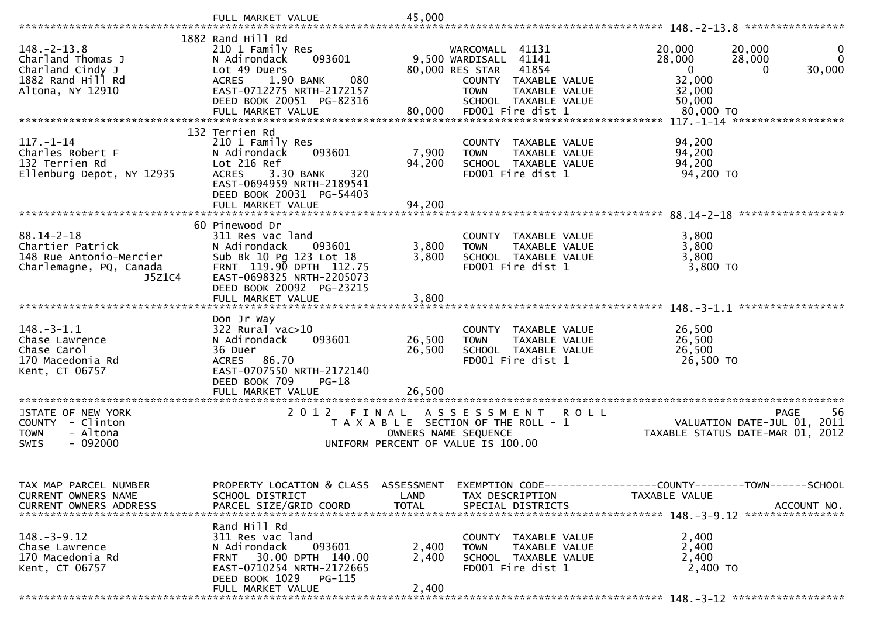```
                              FULL MARKET VALUE            45,000
******************************************************************************************************* 148.-2-13.8 *****************
                              1882 Rand Hill Rd
148.-2-13.8                   210 1 Family Res                      WARCOMALL  41131              20,000      20,000           0
Charland Thomas J             N Adirondack     093601        9,500 WARDISALL  41141              28,000      28,000           0
Charland Cindy J              Lot 49 Duers                  80,000 RES STAR   41854                   0           0      30,000
1882 Rand Hill Rd             ACRES    1.90 BANK    080             COUNTY  TAXABLE VALUE          32,000
Altona, NY 12910              EAST-0712275 NRTH-2172157             TOWN    TAXABLE VALUE          32,000
                              DEED BOOK 20051  PG-82316             SCHOOL  TAXABLE VALUE          50,000
                              FULL MARKET VALUE            80,000   FD001 Fire dist 1               80,000 TO
******************************************************************************************************* 117.-1-14 *******************
                              132 Terrien Rd
117.-1-14                     210 1 Family Res                      COUNTY  TAXABLE VALUE          94,200
Charles Robert F              N Adirondack     093601        7,900  TOWN    TAXABLE VALUE          94,200
132 Terrien Rd                Lot 216 Ref                   94,200  SCHOOL  TAXABLE VALUE          94,200
Ellenburg Depot, NY 12935     ACRES    3.30 BANK    320             FD001 Fire dist 1               94,200 TO
                              EAST-0694959 NRTH-2189541
                              DEED BOOK 20031  PG-54403
                              FULL MARKET VALUE            94,200
******************************************************************************************************* 88.14-2-18 ******************
                              60 Pinewood Dr
88.14-2-18                    311 Res vac land                      COUNTY  TAXABLE VALUE           3,800
Chartier Patrick              N Adirondack     093601        3,800  TOWN    TAXABLE VALUE           3,800
148 Rue Antonio-Mercier       Sub Bk 10 Pg 123 Lot 18        3,800  SCHOOL  TAXABLE VALUE           3,800
Charlemagne, PQ, Canada       FRNT 119.90 DPTH 112.75               FD001 Fire dist 1                3,800 TO
                    J5Z1C4    EAST-0698325 NRTH-2205073
                              DEED BOOK 20092  PG-23215
                              FULL MARKET VALUE             3,800
******************************************************************************************************* 148.-3-1.1 ******************
                              Don Jr Way
148.-3-1.1                    322 Rural vac>10                      COUNTY  TAXABLE VALUE          26,500
Chase Lawrence                N Adirondack     093601       26,500  TOWN    TAXABLE VALUE          26,500
Chase Carol                   36 Duer                       26,500  SCHOOL  TAXABLE VALUE          26,500
170 Macedonia Rd              ACRES   86.70                         FD001 Fire dist 1               26,500 TO
Kent, CT 06757                EAST-0707550 NRTH-2172140
                              DEED BOOK 709    PG-18
                              FULL MARKET VALUE            26,500
*************************************************************************************************************************************
STATE OF NEW YORK                     2 0 1 2   F I N A L   A S S E S S M E N T   R O L L                                 PAGE    56
COUNTY  - Clinton                          T A X A B L E  SECTION OF THE ROLL - 1                   VALUATION DATE-JUL 01, 2011
TOWN    - Altona                                  OWNERS NAME SEQUENCE                            TAXABLE STATUS DATE-MAR 01, 2012
SWIS    - 092000                          UNIFORM PERCENT OF VALUE IS 100.00



TAX MAP PARCEL NUMBER         PROPERTY LOCATION & CLASS  ASSESSMENT  EXEMPTION CODE------------------COUNTY--------TOWN------SCHOOL
CURRENT OWNERS NAME           SCHOOL DISTRICT               LAND     TAX DESCRIPTION             TAXABLE VALUE
CURRENT OWNERS ADDRESS        PARCEL SIZE/GRID COORD        TOTAL    SPECIAL DISTRICTS                                 ACCOUNT NO.
******************************************************************************************************* 148.-3-9.12 *****************
                              Rand Hill Rd
148.-3-9.12                   311 Res vac land                      COUNTY  TAXABLE VALUE           2,400
Chase Lawrence                N Adirondack     093601        2,400  TOWN    TAXABLE VALUE           2,400
170 Macedonia Rd              FRNT  30.00 DPTH 140.00        2,400  SCHOOL  TAXABLE VALUE           2,400
Kent, CT 06757                EAST-0710254 NRTH-2172665             FD001 Fire dist 1                2,400 TO
                              DEED BOOK 1029   PG-115
                              FULL MARKET VALUE             2,400
******************************************************************************************************* 148.-3-12 *******************
```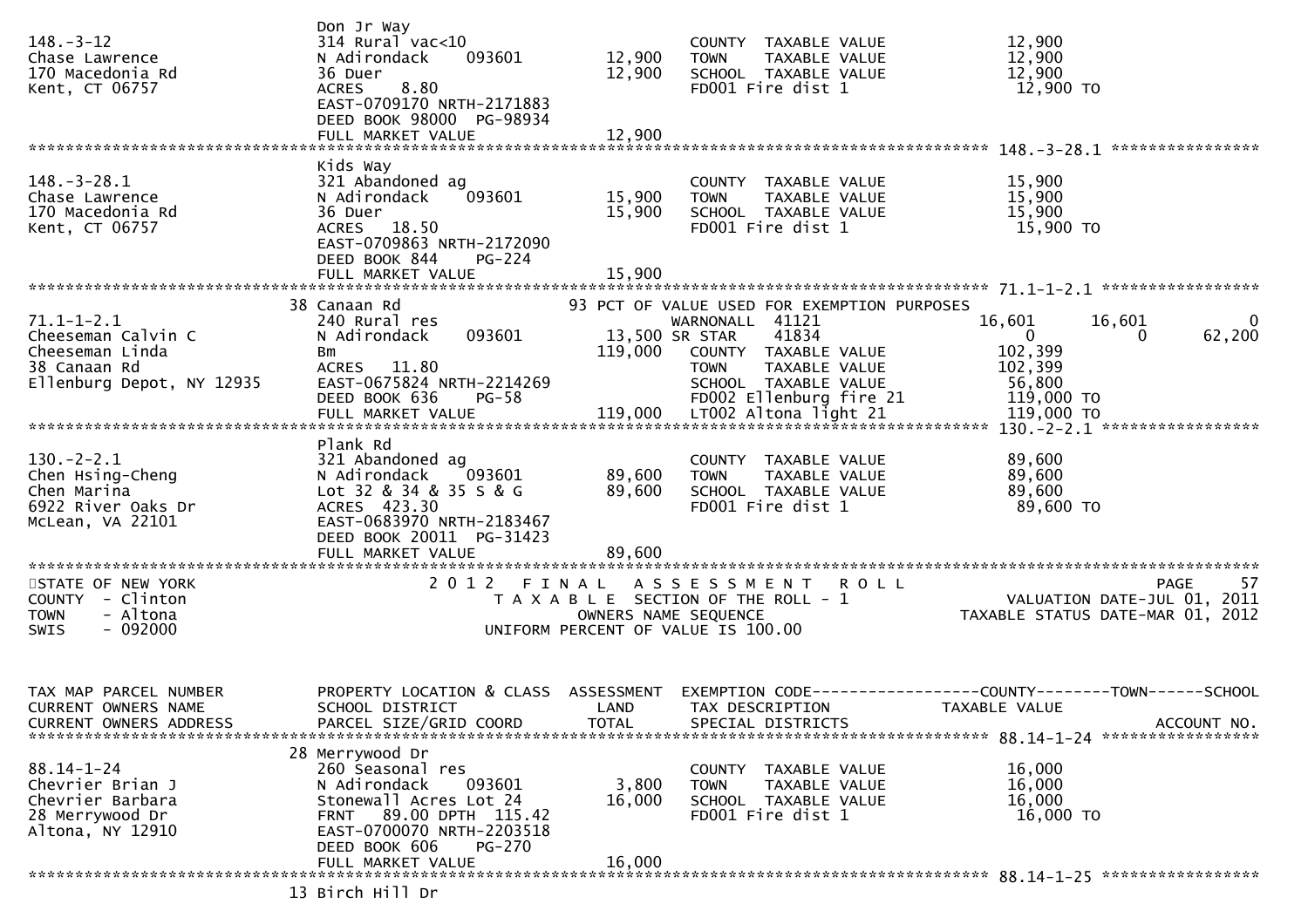```
                                 Don Jr Way
148.-3-12                        314 Rural vac<10                            COUNTY  TAXABLE VALUE              12,900
Chase Lawrence                   N Adirondack    093601        12,900        TOWN    TAXABLE VALUE              12,900
170 Macedonia Rd                 36 Duer                       12,900        SCHOOL  TAXABLE VALUE              12,900
Kent, CT 06757                   ACRES    8.80                               FD001 Fire dist 1                   12,900 TO
                                 EAST-0709170 NRTH-2171883
                                 DEED BOOK 98000  PG-98934
                                 FULL MARKET VALUE             12,900
******************************************************************************************************* 148.-3-28.1 ****************
                                 Kids Way
148.-3-28.1                      321 Abandoned ag                            COUNTY  TAXABLE VALUE              15,900
Chase Lawrence                   N Adirondack    093601        15,900        TOWN    TAXABLE VALUE              15,900
170 Macedonia Rd                 36 Duer                       15,900        SCHOOL  TAXABLE VALUE              15,900
Kent, CT 06757                   ACRES   18.50                               FD001 Fire dist 1                   15,900 TO
                                 EAST-0709863 NRTH-2172090
                                 DEED BOOK 844     PG-224
                                 FULL MARKET VALUE             15,900
******************************************************************************************************* 71.1-1-2.1 *****************
                               38 Canaan Rd                       93 PCT OF VALUE USED FOR EXEMPTION PURPOSES
71.1-1-2.1                       240 Rural res                          WARNONALL  41121                 16,601       16,601            0
Cheeseman Calvin C               N Adirondack    093601        13,500 SR STAR     41834                      0            0       62,200
Cheeseman Linda                  Bm                           119,000   COUNTY  TAXABLE VALUE             102,399
38 Canaan Rd                     ACRES   11.80                          TOWN    TAXABLE VALUE             102,399
Ellenburg Depot, NY 12935        EAST-0675824 NRTH-2214269              SCHOOL  TAXABLE VALUE              56,800
                                 DEED BOOK 636     PG-58                FD002 Ellenburg fire 21            119,000 TO
                                 FULL MARKET VALUE            119,000   LT002 Altona light 21              119,000 TO
******************************************************************************************************* 130.-2-2.1 *****************
                                 Plank Rd
130.-2-2.1                       321 Abandoned ag                            COUNTY  TAXABLE VALUE              89,600
Chen Hsing-Cheng                 N Adirondack    093601        89,600        TOWN    TAXABLE VALUE              89,600
Chen Marina                      Lot 32 & 34 & 35 S & G        89,600        SCHOOL  TAXABLE VALUE              89,600
6922 River Oaks Dr               ACRES  423.30                               FD001 Fire dist 1                   89,600 TO
McLean, VA 22101                 EAST-0683970 NRTH-2183467
                                 DEED BOOK 20011  PG-31423
                                 FULL MARKET VALUE             89,600
************************************************************************************************************************************
STATE OF NEW YORK                          2 0 1 2   F I N A L   A S S E S S M E N T   R O L L                                PAGE    57
COUNTY  - Clinton                             T A X A B L E  SECTION OF THE ROLL - 1                     VALUATION DATE-JUL 01, 2011
TOWN    - Altona                                     OWNERS NAME SEQUENCE                              TAXABLE STATUS DATE-MAR 01, 2012
SWIS    - 092000                               UNIFORM PERCENT OF VALUE IS 100.00


TAX MAP PARCEL NUMBER            PROPERTY LOCATION & CLASS  ASSESSMENT  EXEMPTION CODE------------------COUNTY--------TOWN------SCHOOL
CURRENT OWNERS NAME              SCHOOL DISTRICT               LAND      TAX DESCRIPTION                TAXABLE VALUE
CURRENT OWNERS ADDRESS           PARCEL SIZE/GRID COORD        TOTAL     SPECIAL DISTRICTS                                  ACCOUNT NO.
******************************************************************************************************* 88.14-1-24 *****************
                               28 Merrywood Dr
88.14-1-24                       260 Seasonal res                            COUNTY  TAXABLE VALUE              16,000
Chevrier Brian J                 N Adirondack    093601         3,800        TOWN    TAXABLE VALUE              16,000
Chevrier Barbara                 Stonewall Acres Lot 24        16,000        SCHOOL  TAXABLE VALUE              16,000
28 Merrywood Dr                  FRNT    89.00 DPTH 115.42                   FD001 Fire dist 1                   16,000 TO
Altona, NY 12910                 EAST-0700070 NRTH-2203518
                                 DEED BOOK 606     PG-270
                                 FULL MARKET VALUE             16,000
******************************************************************************************************* 88.14-1-25 *****************
                               13 Birch Hill Dr
```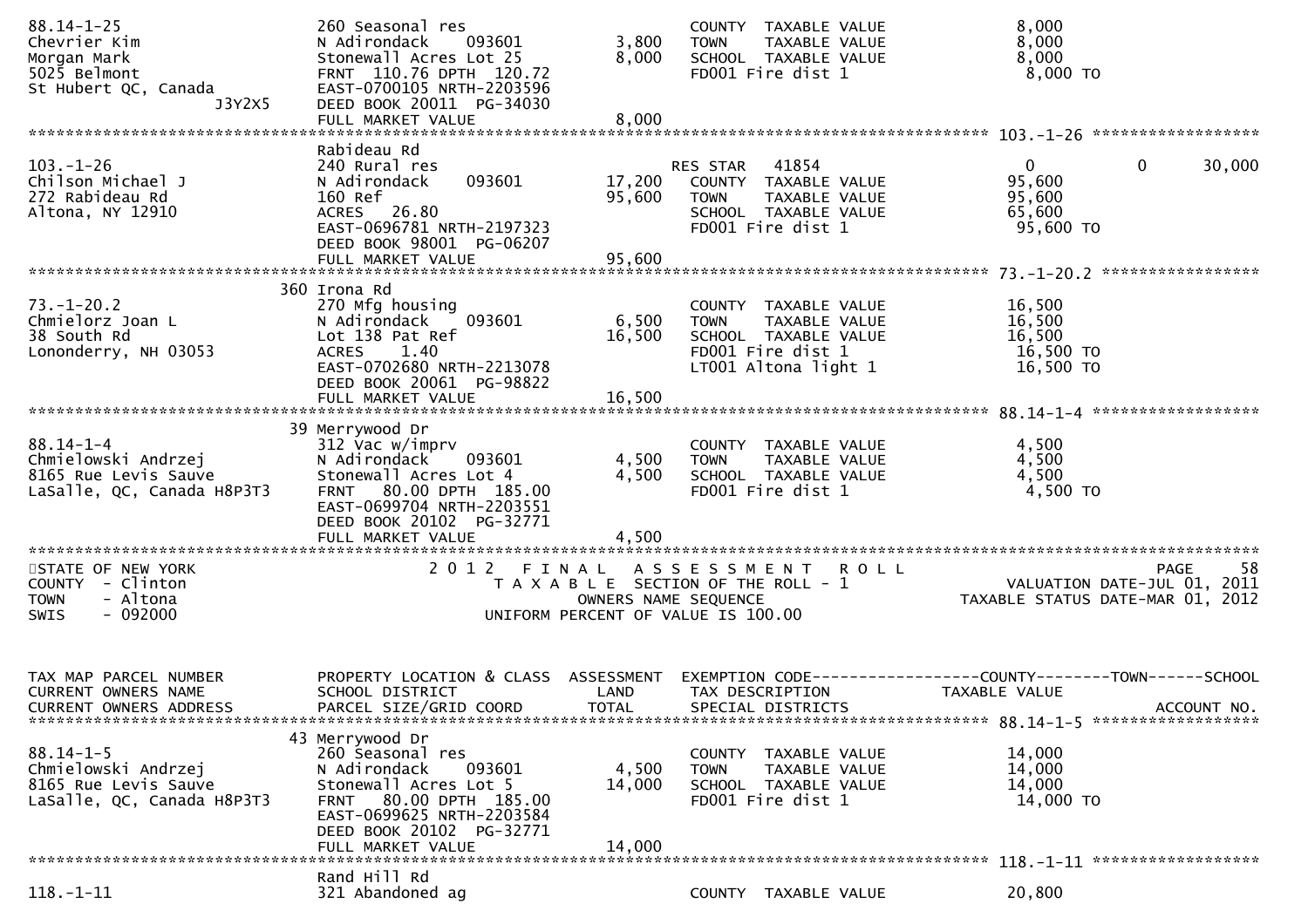```
88.14-1-25                     260 Seasonal res                     COUNTY  TAXABLE VALUE            8,000
Chevrier Kim                   N Adirondack    093601        3,800   TOWN    TAXABLE VALUE            8,000
Morgan Mark                    Stonewall Acres Lot 25        8,000   SCHOOL  TAXABLE VALUE            8,000
5025 Belmont                   FRNT  110.76 DPTH  120.72              FD001 Fire dist 1                8,000 TO
St Hubert QC, Canada           EAST-0700105 NRTH-2203596
                  J3Y2X5       DEED BOOK 20011  PG-34030
                               FULL MARKET VALUE             8,000
******************************************************************************************************* 103.-1-26 ******************
                               Rabideau Rd
103.-1-26                      240 Rural res                       RES STAR   41854                 0             0        30,000
Chilson Michael J              N Adirondack    093601       17,200   COUNTY  TAXABLE VALUE           95,600
272 Rabideau Rd                160 Ref                      95,600   TOWN    TAXABLE VALUE           95,600
Altona, NY 12910               ACRES   26.80                          SCHOOL  TAXABLE VALUE           65,600
                               EAST-0696781 NRTH-2197323              FD001 Fire dist 1               95,600 TO
                               DEED BOOK 98001  PG-06207
                               FULL MARKET VALUE            95,600
******************************************************************************************************* 73.-1-20.2 *****************
                           360 Irona Rd
73.-1-20.2                     270 Mfg housing                      COUNTY  TAXABLE VALUE           16,500
Chmielorz Joan L               N Adirondack    093601        6,500   TOWN    TAXABLE VALUE           16,500
38 South Rd                    Lot 138 Pat Ref              16,500   SCHOOL  TAXABLE VALUE           16,500
Lononderry, NH 03053           ACRES    1.40                          FD001 Fire dist 1               16,500 TO
                               EAST-0702680 NRTH-2213078              LT001 Altona light 1            16,500 TO
                               DEED BOOK 20061  PG-98822
                               FULL MARKET VALUE            16,500
******************************************************************************************************* 88.14-1-4 ******************
                            39 Merrywood Dr
88.14-1-4                      312 Vac w/imprv                      COUNTY  TAXABLE VALUE            4,500
Chmielowski Andrzej            N Adirondack    093601        4,500   TOWN    TAXABLE VALUE            4,500
8165 Rue Levis Sauve           Stonewall Acres Lot 4         4,500   SCHOOL  TAXABLE VALUE            4,500
LaSalle, QC, Canada H8P3T3     FRNT   80.00 DPTH  185.00              FD001 Fire dist 1                4,500 TO
                               EAST-0699704 NRTH-2203551
                               DEED BOOK 20102  PG-32771
                               FULL MARKET VALUE             4,500
************************************************************************************************************************************
STATE OF NEW YORK                  2 0 1 2   F I N A L   A S S E S S M E N T   R O L L                          PAGE     58
COUNTY  - Clinton                     T A X A B L E  SECTION OF THE ROLL - 1                      VALUATION DATE-JUL 01, 2011
TOWN    - Altona                              OWNERS NAME SEQUENCE                              TAXABLE STATUS DATE-MAR 01, 2012
SWIS    - 092000                         UNIFORM PERCENT OF VALUE IS 100.00


TAX MAP PARCEL NUMBER          PROPERTY LOCATION & CLASS  ASSESSMENT  EXEMPTION CODE------------------COUNTY--------TOWN------SCHOOL
CURRENT OWNERS NAME            SCHOOL DISTRICT               LAND      TAX DESCRIPTION              TAXABLE VALUE
CURRENT OWNERS ADDRESS         PARCEL SIZE/GRID COORD        TOTAL     SPECIAL DISTRICTS                                  ACCOUNT NO.
******************************************************************************************************* 88.14-1-5 ******************
                            43 Merrywood Dr
88.14-1-5                      260 Seasonal res                     COUNTY  TAXABLE VALUE           14,000
Chmielowski Andrzej            N Adirondack    093601        4,500   TOWN    TAXABLE VALUE           14,000
8165 Rue Levis Sauve           Stonewall Acres Lot 5        14,000   SCHOOL  TAXABLE VALUE           14,000
LaSalle, QC, Canada H8P3T3     FRNT   80.00 DPTH  185.00              FD001 Fire dist 1               14,000 TO
                               EAST-0699625 NRTH-2203584
                               DEED BOOK 20102  PG-32771
                               FULL MARKET VALUE            14,000
******************************************************************************************************* 118.-1-11 ******************
                               Rand Hill Rd
118.-1-11                      321 Abandoned ag                     COUNTY  TAXABLE VALUE           20,800
```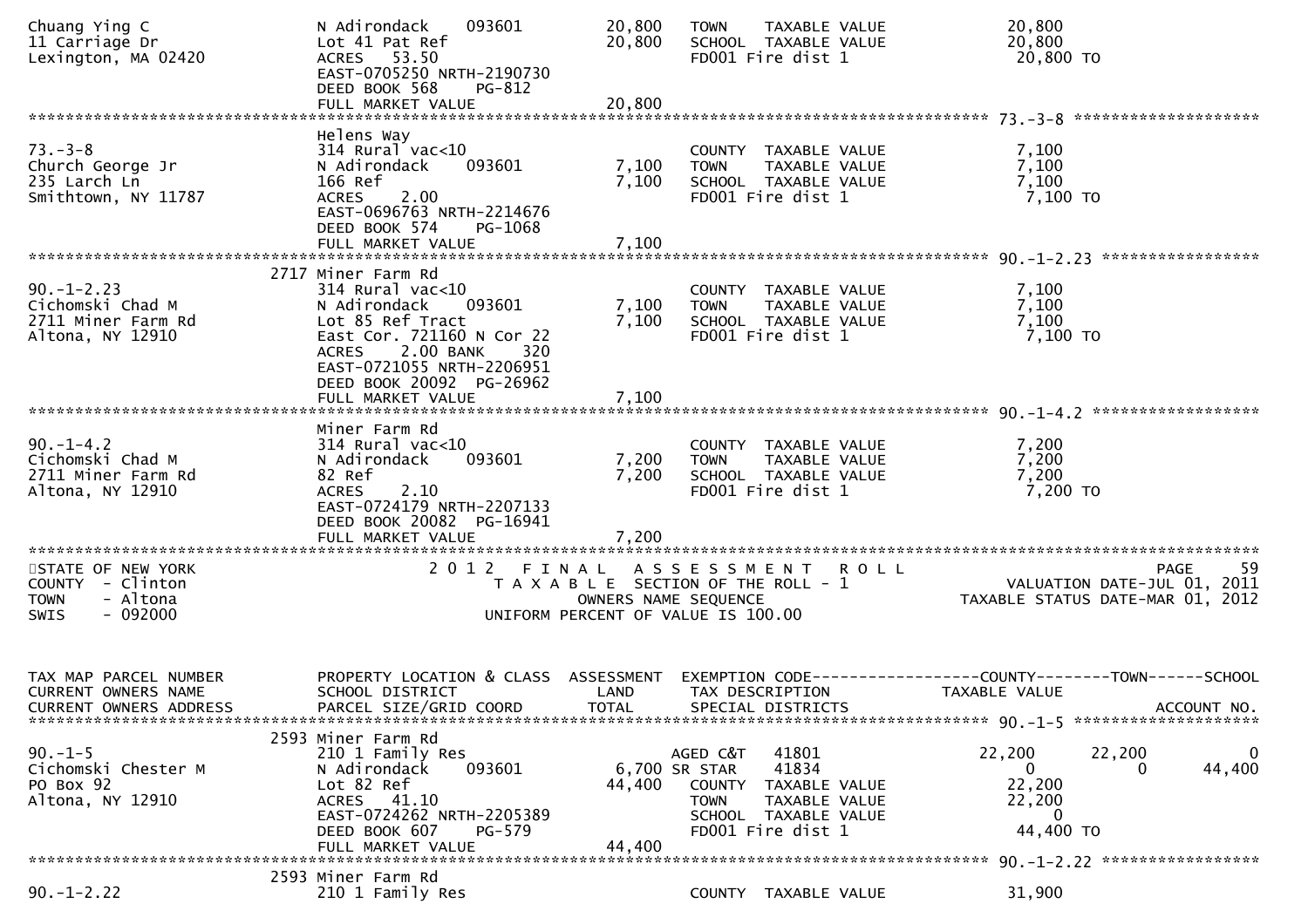```
Chuang Ying C                  N Adirondack    093601          20,800   TOWN     TAXABLE VALUE               20,800
11 Carriage Dr                 Lot 41 Pat Ref                  20,800   SCHOOL   TAXABLE VALUE               20,800
Lexington, MA 02420            ACRES    53.50                           FD001 Fire dist 1                     20,800 TO
                               EAST-0705250 NRTH-2190730
                               DEED BOOK 568     PG-812
                               FULL MARKET VALUE               20,800
******************************************************************************************************* 73.-3-8 ********************
                               Helens Way
73.-3-8                        314 Rural vac<10                         COUNTY   TAXABLE VALUE                7,100
Church George Jr               N Adirondack    093601           7,100   TOWN     TAXABLE VALUE                7,100
235 Larch Ln                   166 Ref                          7,100   SCHOOL   TAXABLE VALUE                7,100
Smithtown, NY 11787            ACRES     2.00                           FD001 Fire dist 1                      7,100 TO
                               EAST-0696763 NRTH-2214676
                               DEED BOOK 574     PG-1068
                               FULL MARKET VALUE                7,100
******************************************************************************************************* 90.-1-2.23 *****************
                          2717 Miner Farm Rd
90.-1-2.23                     314 Rural vac<10                         COUNTY   TAXABLE VALUE                7,100
Cichomski Chad M               N Adirondack    093601           7,100   TOWN     TAXABLE VALUE                7,100
2711 Miner Farm Rd             Lot 85 Ref Tract                 7,100   SCHOOL   TAXABLE VALUE                7,100
Altona, NY 12910               East Cor. 721160 N Cor 22                FD001 Fire dist 1                      7,100 TO
                               ACRES     2.00 BANK     320
                               EAST-0721055 NRTH-2206951
                               DEED BOOK 20092  PG-26962
                               FULL MARKET VALUE                7,100
******************************************************************************************************* 90.-1-4.2 ******************
                               Miner Farm Rd
90.-1-4.2                      314 Rural vac<10                         COUNTY   TAXABLE VALUE                7,200
Cichomski Chad M               N Adirondack    093601           7,200   TOWN     TAXABLE VALUE                7,200
2711 Miner Farm Rd             82 Ref                           7,200   SCHOOL   TAXABLE VALUE                7,200
Altona, NY 12910               ACRES     2.10                           FD001 Fire dist 1                      7,200 TO
                               EAST-0724179 NRTH-2207133
                               DEED BOOK 20082  PG-16941
                               FULL MARKET VALUE                7,200
************************************************************************************************************************************
STATE OF NEW YORK                           2 0 1 2   F I N A L   A S S E S S M E N T   R O L L                              PAGE    59
COUNTY  - Clinton                              T A X A B L E  SECTION OF THE ROLL - 1                       VALUATION DATE-JUL 01, 2011
TOWN    - Altona                                      OWNERS NAME SEQUENCE                            TAXABLE STATUS DATE-MAR 01, 2012
SWIS    - 092000                               UNIFORM PERCENT OF VALUE IS 100.00


TAX MAP PARCEL NUMBER          PROPERTY LOCATION & CLASS  ASSESSMENT  EXEMPTION CODE------------------COUNTY--------TOWN------SCHOOL
CURRENT OWNERS NAME            SCHOOL DISTRICT               LAND      TAX DESCRIPTION             TAXABLE VALUE
CURRENT OWNERS ADDRESS         PARCEL SIZE/GRID COORD        TOTAL     SPECIAL DISTRICTS                                  ACCOUNT NO.
******************************************************************************************************* 90.-1-5 ********************
                          2593 Miner Farm Rd
90.-1-5                        210 1 Family Res                         AGED C&T    41801               22,200      22,200          0
Cichomski Chester M            N Adirondack    093601           6,700 SR STAR     41834                    0           0       44,400
PO Box 92                      Lot 82 Ref                      44,400   COUNTY   TAXABLE VALUE               22,200
Altona, NY 12910               ACRES    41.10                           TOWN     TAXABLE VALUE               22,200
                               EAST-0724262 NRTH-2205389                SCHOOL   TAXABLE VALUE                    0
                               DEED BOOK 607     PG-579                 FD001 Fire dist 1                     44,400 TO
                               FULL MARKET VALUE               44,400
******************************************************************************************************* 90.-1-2.22 *****************
                          2593 Miner Farm Rd
90.-1-2.22                     210 1 Family Res                         COUNTY   TAXABLE VALUE               31,900
```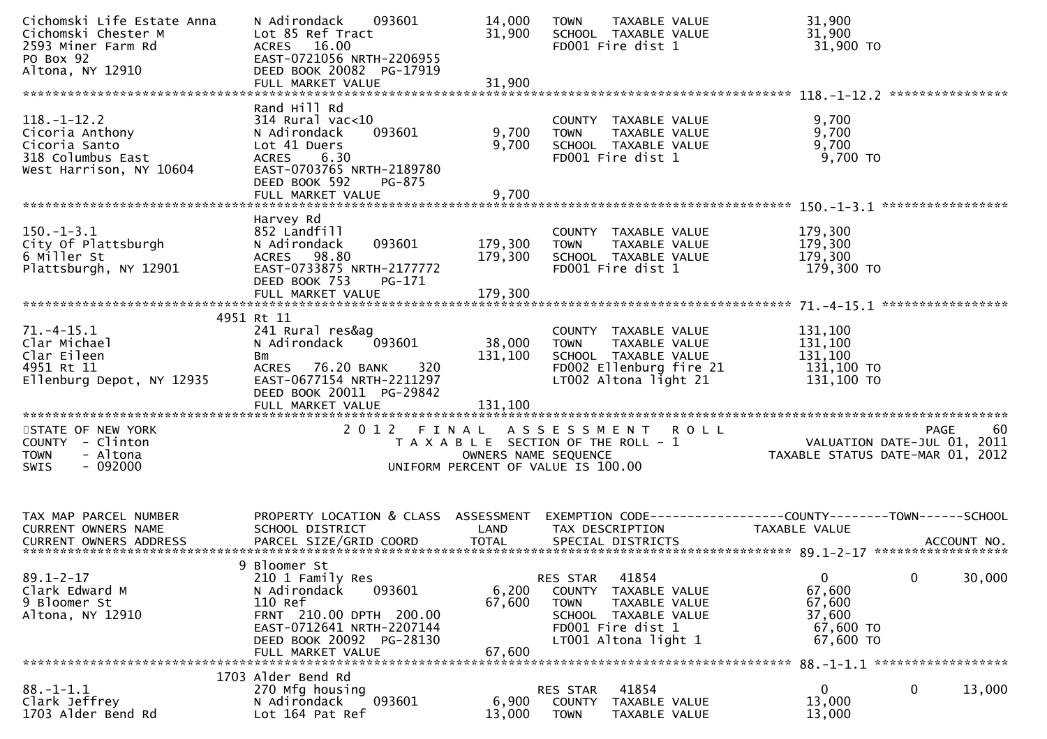```
Cichomski Life Estate Anna     N Adirondack     093601          14,000    TOWN     TAXABLE VALUE                31,900
Cichomski Chester M            Lot 85 Ref Tract                 31,900    SCHOOL  TAXABLE VALUE                31,900
2593 Miner Farm Rd             ACRES   16.00                              FD001 Fire dist 1                     31,900 TO
PO Box 92                      EAST-0721056 NRTH-2206955
Altona, NY 12910               DEED BOOK 20082  PG-17919
                               FULL MARKET VALUE                31,900
******************************************************************************************************* 118.-1-12.2 ****************
                               Rand Hill Rd
118.-1-12.2                    314 Rural vac<10                           COUNTY  TAXABLE VALUE                 9,700
Cicoria Anthony                N Adirondack     093601           9,700    TOWN     TAXABLE VALUE                 9,700
Cicoria Santo                  Lot 41 Duers                      9,700    SCHOOL  TAXABLE VALUE                 9,700
318 Columbus East              ACRES    6.30                              FD001 Fire dist 1                      9,700 TO
West Harrison, NY 10604        EAST-0703765 NRTH-2189780
                               DEED BOOK 592    PG-875
                               FULL MARKET VALUE                 9,700
******************************************************************************************************* 150.-1-3.1 *****************
                               Harvey Rd
150.-1-3.1                     852 Landfill                               COUNTY  TAXABLE VALUE               179,300
City Of Plattsburgh            N Adirondack     093601         179,300    TOWN     TAXABLE VALUE              179,300
6 Miller St                    ACRES   98.80                   179,300    SCHOOL  TAXABLE VALUE               179,300
Plattsburgh, NY 12901          EAST-0733875 NRTH-2177772                  FD001 Fire dist 1                    179,300 TO
                               DEED BOOK 753    PG-171
                               FULL MARKET VALUE               179,300
******************************************************************************************************* 71.-4-15.1 *****************
                     4951 Rt 11
71.-4-15.1                     241 Rural res&ag                           COUNTY  TAXABLE VALUE               131,100
Clar Michael                   N Adirondack     093601          38,000    TOWN     TAXABLE VALUE              131,100
Clar Eileen                    Bm                              131,100    SCHOOL  TAXABLE VALUE               131,100
4951 Rt 11                     ACRES   76.20 BANK     320                 FD002 Ellenburg fire 21              131,100 TO
Ellenburg Depot, NY 12935      EAST-0677154 NRTH-2211297                  LT002 Altona light 21                131,100 TO
                               DEED BOOK 20011  PG-29842
                               FULL MARKET VALUE               131,100
************************************************************************************************************************************
STATE OF NEW YORK                 2 0 1 2   F I N A L   A S S E S S M E N T   R O L L                                  PAGE    60
COUNTY  - Clinton                     T A X A B L E  SECTION OF THE ROLL - 1                          VALUATION DATE-JUL 01, 2011
TOWN    - Altona                               OWNERS NAME SEQUENCE                                 TAXABLE STATUS DATE-MAR 01, 2012
SWIS    - 092000                          UNIFORM PERCENT OF VALUE IS 100.00


TAX MAP PARCEL NUMBER          PROPERTY LOCATION & CLASS  ASSESSMENT  EXEMPTION CODE------------------COUNTY--------TOWN------SCHOOL
CURRENT OWNERS NAME            SCHOOL DISTRICT               LAND     TAX DESCRIPTION            TAXABLE VALUE
CURRENT OWNERS ADDRESS         PARCEL SIZE/GRID COORD        TOTAL    SPECIAL DISTRICTS                                 ACCOUNT NO.
******************************************************************************************************* 89.1-2-17 ******************
                             9 Bloomer St
89.1-2-17                      210 1 Family Res                         RES STAR   41854                    0            0       30,000
Clark Edward M                 N Adirondack     093601           6,200    COUNTY  TAXABLE VALUE                67,600
9 Bloomer St                   110 Ref                          67,600    TOWN     TAXABLE VALUE               67,600
Altona, NY 12910               FRNT  210.00 DPTH  200.00                  SCHOOL  TAXABLE VALUE                37,600
                               EAST-0712641 NRTH-2207144                  FD001 Fire dist 1                     67,600 TO
                               DEED BOOK 20092  PG-28130                  LT001 Altona light 1                  67,600 TO
                               FULL MARKET VALUE                67,600
******************************************************************************************************* 88.-1-1.1 ******************
                          1703 Alder Bend Rd
88.-1-1.1                      270 Mfg housing                          RES STAR   41854                    0            0       13,000
Clark Jeffrey                  N Adirondack     093601           6,900    COUNTY  TAXABLE VALUE                13,000
1703 Alder Bend Rd             Lot 164 Pat Ref                  13,000    TOWN     TAXABLE VALUE               13,000
```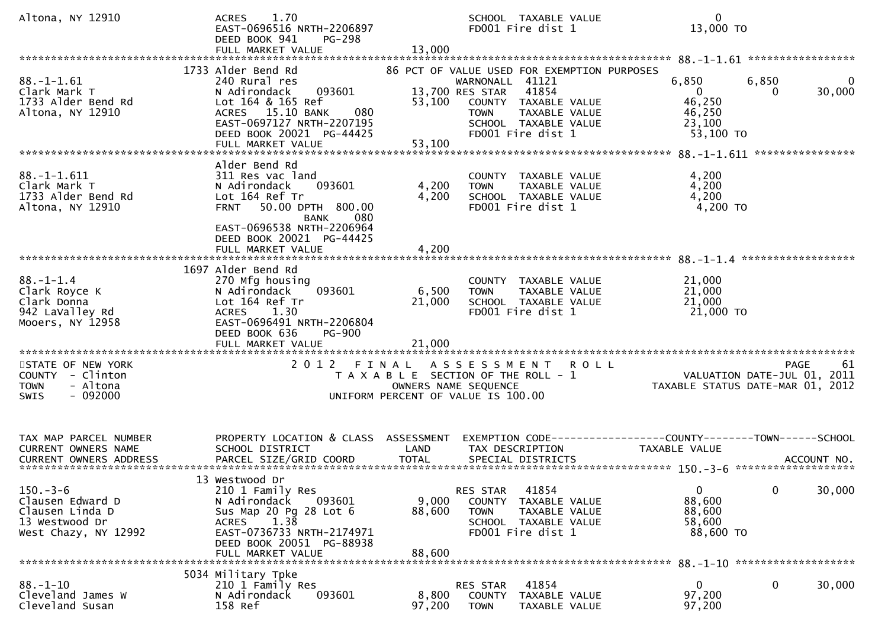```
Altona, NY 12910              ACRES    1.70                                  SCHOOL  TAXABLE VALUE                  0
                              EAST-0696516 NRTH-2206897                      FD001 Fire dist 1                 13,000 TO
                              DEED BOOK 941     PG-298
                              FULL MARKET VALUE                   13,000
******************************************************************************************************* 88.-1-1.61 *****************
                        1733 Alder Bend Rd                86 PCT OF VALUE USED FOR EXEMPTION PURPOSES
88.-1-1.61                    240 Rural res                       WARNONALL  41121                  6,850        6,850            0
Clark Mark T                  N Adirondack     093601         13,700 RES STAR   41854                      0            0       30,000
1733 Alder Bend Rd            Lot 164 & 165 Ref               53,100   COUNTY  TAXABLE VALUE           46,250
Altona, NY 12910              ACRES   15.10 BANK     080                TOWN    TAXABLE VALUE           46,250
                              EAST-0697127 NRTH-2207195                SCHOOL  TAXABLE VALUE           23,100
                              DEED BOOK 20021  PG-44425                FD001 Fire dist 1                 53,100 TO
                              FULL MARKET VALUE                   53,100
******************************************************************************************************* 88.-1-1.611 ****************
                              Alder Bend Rd
88.-1-1.611                   311 Res vac land                         COUNTY  TAXABLE VALUE            4,200
Clark Mark T                  N Adirondack     093601          4,200   TOWN    TAXABLE VALUE            4,200
1733 Alder Bend Rd            Lot 164 Ref Tr                   4,200   SCHOOL  TAXABLE VALUE            4,200
Altona, NY 12910              FRNT    50.00 DPTH  800.00               FD001 Fire dist 1                  4,200 TO
                                          BANK     080
                              EAST-0696538 NRTH-2206964
                              DEED BOOK 20021  PG-44425
                              FULL MARKET VALUE                    4,200
******************************************************************************************************* 88.-1-1.4 ******************
                        1697 Alder Bend Rd
88.-1-1.4                     270 Mfg housing                          COUNTY  TAXABLE VALUE           21,000
Clark Royce K                 N Adirondack     093601          6,500   TOWN    TAXABLE VALUE           21,000
Clark Donna                   Lot 164 Ref Tr                  21,000   SCHOOL  TAXABLE VALUE           21,000
942 LaValley Rd               ACRES    1.30                            FD001 Fire dist 1                 21,000 TO
Mooers, NY 12958              EAST-0696491 NRTH-2206804
                              DEED BOOK 636     PG-900
                              FULL MARKET VALUE                   21,000
************************************************************************************************************************************
STATE OF NEW YORK                 2 0 1 2   F I N A L   A S S E S S M E N T   R O L L                              PAGE     61
COUNTY  - Clinton                     T A X A B L E  SECTION OF THE ROLL - 1                     VALUATION DATE-JUL 01, 2011
TOWN    - Altona                                 OWNERS NAME SEQUENCE                       TAXABLE STATUS DATE-MAR 01, 2012
SWIS    - 092000                          UNIFORM PERCENT OF VALUE IS 100.00


TAX MAP PARCEL NUMBER         PROPERTY LOCATION & CLASS  ASSESSMENT  EXEMPTION CODE------------------COUNTY--------TOWN------SCHOOL
CURRENT OWNERS NAME           SCHOOL DISTRICT               LAND      TAX DESCRIPTION             TAXABLE VALUE
CURRENT OWNERS ADDRESS        PARCEL SIZE/GRID COORD        TOTAL     SPECIAL DISTRICTS                                  ACCOUNT NO.
******************************************************************************************************* 150.-3-6 *******************
                          13 Westwood Dr
150.-3-6                      210 1 Family Res                         RES STAR   41854                    0            0       30,000
Clausen Edward D              N Adirondack     093601          9,000   COUNTY  TAXABLE VALUE           88,600
Clausen Linda D               Sus Map 20 Pg 28 Lot 6          88,600   TOWN    TAXABLE VALUE           88,600
13 Westwood Dr                ACRES    1.38                            SCHOOL  TAXABLE VALUE           58,600
West Chazy, NY 12992          EAST-0736733 NRTH-2174971                FD001 Fire dist 1                 88,600 TO
                              DEED BOOK 20051  PG-88938
                              FULL MARKET VALUE                   88,600
******************************************************************************************************* 88.-1-10 *******************
                        5034 Military Tpke
88.-1-10                      210 1 Family Res                         RES STAR   41854                    0            0       30,000
Cleveland James W             N Adirondack     093601          8,800   COUNTY  TAXABLE VALUE           97,200
Cleveland Susan               158 Ref                         97,200   TOWN    TAXABLE VALUE           97,200
```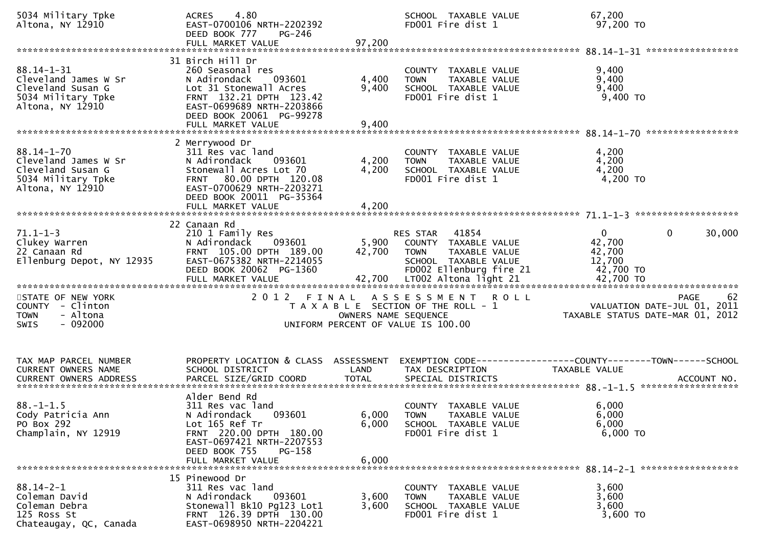```
5034 Military Tpke            ACRES    4.80                                  SCHOOL  TAXABLE VALUE           67,200
Altona, NY 12910              EAST-0700106 NRTH-2202392                      FD001 Fire dist 1                97,200 TO
                              DEED BOOK 777    PG-246
                              FULL MARKET VALUE              97,200
******************************************************************************************************* 88.14-1-31 *****************
                              31 Birch Hill Dr
88.14-1-31                    260 Seasonal res                              COUNTY  TAXABLE VALUE            9,400
Cleveland James W Sr          N Adirondack     093601         4,400         TOWN    TAXABLE VALUE            9,400
Cleveland Susan G             Lot 31 Stonewall Acres          9,400         SCHOOL  TAXABLE VALUE            9,400
5034 Military Tpke            FRNT  132.21 DPTH  123.42                     FD001 Fire dist 1                 9,400 TO
Altona, NY 12910              EAST-0699689 NRTH-2203866
                              DEED BOOK 20061  PG-99278
                              FULL MARKET VALUE               9,400
******************************************************************************************************* 88.14-1-70 *****************
                              2 Merrywood Dr
88.14-1-70                    311 Res vac land                              COUNTY  TAXABLE VALUE            4,200
Cleveland James W Sr          N Adirondack     093601         4,200         TOWN    TAXABLE VALUE            4,200
Cleveland Susan G             Stonewall Acres Lot 70          4,200         SCHOOL  TAXABLE VALUE            4,200
5034 Military Tpke            FRNT   80.00 DPTH  120.08                     FD001 Fire dist 1                 4,200 TO
Altona, NY 12910              EAST-0700629 NRTH-2203271
                              DEED BOOK 20011  PG-35364
                              FULL MARKET VALUE               4,200
******************************************************************************************************* 71.1-1-3 *******************
                              22 Canaan Rd
71.1-1-3                      210 1 Family Res                              RES STAR   41854                  0             0        30,000
Clukey Warren                 N Adirondack     093601         5,900         COUNTY  TAXABLE VALUE           42,700
22 Canaan Rd                  FRNT  105.00 DPTH  189.00      42,700         TOWN    TAXABLE VALUE           42,700
Ellenburg Depot, NY 12935     EAST-0675382 NRTH-2214055                     SCHOOL  TAXABLE VALUE           12,700
                              DEED BOOK 20062  PG-1360                      FD002 Ellenburg fire 21          42,700 TO
                              FULL MARKET VALUE              42,700         LT002 Altona light 21            42,700 TO
************************************************************************************************************************************
STATE OF NEW YORK                   2 0 1 2   F I N A L   A S S E S S M E N T   R O L L                                  PAGE    62
COUNTY  - Clinton                        T A X A B L E  SECTION OF THE ROLL - 1                          VALUATION DATE-JUL 01, 2011
TOWN    - Altona                               OWNERS NAME SEQUENCE                                  TAXABLE STATUS DATE-MAR 01, 2012
SWIS    - 092000                         UNIFORM PERCENT OF VALUE IS 100.00


TAX MAP PARCEL NUMBER         PROPERTY LOCATION & CLASS  ASSESSMENT  EXEMPTION CODE------------------COUNTY--------TOWN------SCHOOL
CURRENT OWNERS NAME           SCHOOL DISTRICT               LAND     TAX DESCRIPTION               TAXABLE VALUE
CURRENT OWNERS ADDRESS        PARCEL SIZE/GRID COORD        TOTAL    SPECIAL DISTRICTS                                   ACCOUNT NO.
******************************************************************************************************* 88.-1-1.5 ******************
                              Alder Bend Rd
88.-1-1.5                     311 Res vac land                              COUNTY  TAXABLE VALUE            6,000
Cody Patricia Ann             N Adirondack     093601         6,000         TOWN    TAXABLE VALUE            6,000
PO Box 292                    Lot 165 Ref Tr                  6,000         SCHOOL  TAXABLE VALUE            6,000
Champlain, NY 12919           FRNT  220.00 DPTH  180.00                     FD001 Fire dist 1                 6,000 TO
                              EAST-0697421 NRTH-2207553
                              DEED BOOK 755    PG-158
                              FULL MARKET VALUE               6,000
******************************************************************************************************* 88.14-2-1 ******************
                              15 Pinewood Dr
88.14-2-1                     311 Res vac land                              COUNTY  TAXABLE VALUE            3,600
Coleman David                 N Adirondack     093601         3,600         TOWN    TAXABLE VALUE            3,600
Coleman Debra                 Stonewall Bk10 Pg123 Lot1       3,600         SCHOOL  TAXABLE VALUE            3,600
125 Ross St                   FRNT  126.39 DPTH  130.00                     FD001 Fire dist 1                 3,600 TO
Chateaugay, QC, Canada        EAST-0698950 NRTH-2204221
```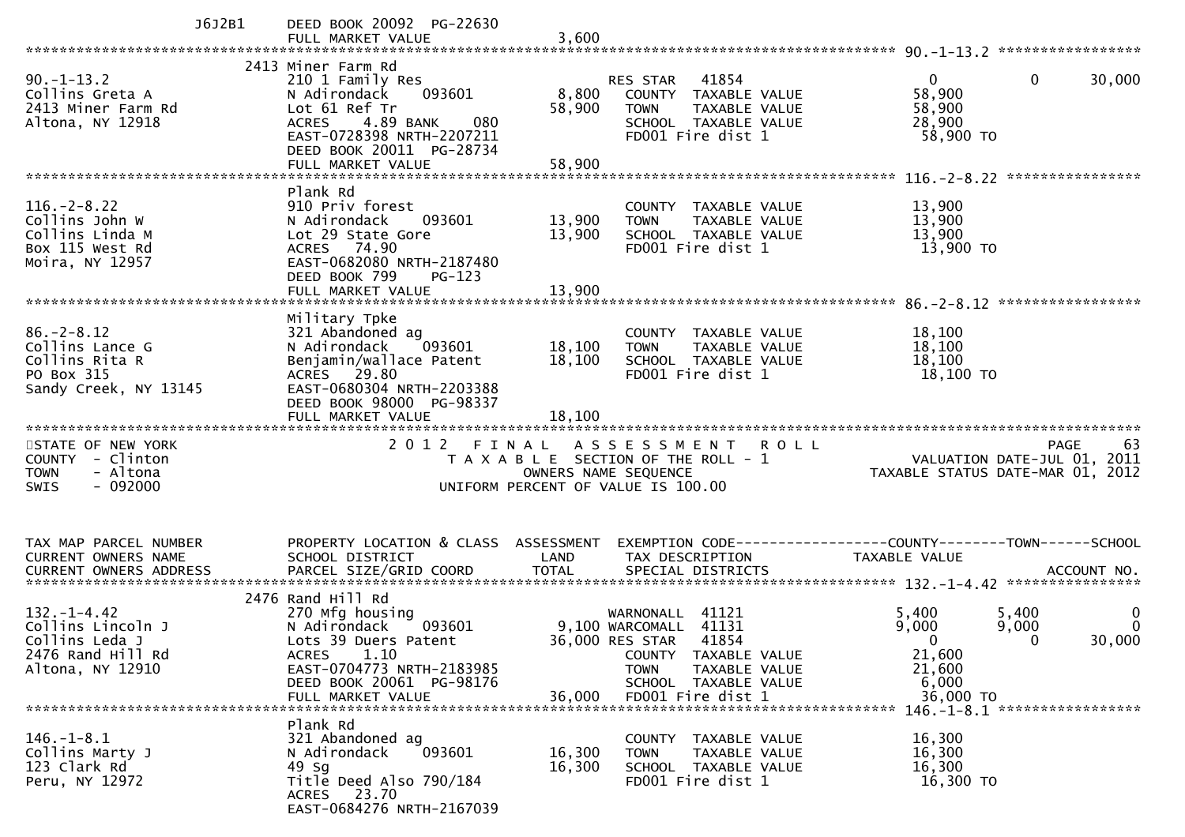```
                J6J2B1     DEED BOOK 20092  PG-22630
                           FULL MARKET VALUE                3,600
******************************************************************************************************* 90.-1-13.2 *****************
                           2413 Miner Farm Rd
90.-1-13.2                 210 1 Family Res                       RES STAR   41854                    0             0      30,000
Collins Greta A            N Adirondack     093601        8,800    COUNTY  TAXABLE VALUE          58,900
2413 Miner Farm Rd         Lot 61 Ref Tr                 58,900    TOWN    TAXABLE VALUE          58,900
Altona, NY 12918           ACRES    4.89 BANK     080               SCHOOL  TAXABLE VALUE          28,900
                           EAST-0728398 NRTH-2207211                FD001 Fire dist 1               58,900 TO
                           DEED BOOK 20011  PG-28734
                           FULL MARKET VALUE               58,900
******************************************************************************************************* 116.-2-8.22 ****************
                           Plank Rd
116.-2-8.22                910 Priv forest                          COUNTY  TAXABLE VALUE          13,900
Collins John W             N Adirondack     093601       13,900    TOWN    TAXABLE VALUE          13,900
Collins Linda M            Lot 29 State Gore             13,900    SCHOOL  TAXABLE VALUE          13,900
Box 115 West Rd            ACRES   74.90                            FD001 Fire dist 1               13,900 TO
Moira, NY 12957            EAST-0682080 NRTH-2187480
                           DEED BOOK 799     PG-123
                           FULL MARKET VALUE               13,900
******************************************************************************************************* 86.-2-8.12 *****************
                           Military Tpke
86.-2-8.12                 321 Abandoned ag                         COUNTY  TAXABLE VALUE          18,100
Collins Lance G            N Adirondack     093601       18,100    TOWN    TAXABLE VALUE          18,100
Collins Rita R             Benjamin/wallace Patent       18,100    SCHOOL  TAXABLE VALUE          18,100
PO Box 315                 ACRES   29.80                            FD001 Fire dist 1               18,100 TO
Sandy Creek, NY 13145      EAST-0680304 NRTH-2203388
                           DEED BOOK 98000  PG-98337
                           FULL MARKET VALUE               18,100
*******************************************************************************************************************************************
STATE OF NEW YORK                   2 0 1 2   F I N A L   A S S E S S M E N T   R O L L                              PAGE     63
COUNTY  - Clinton                        T A X A B L E  SECTION OF THE ROLL - 1                      VALUATION DATE-JUL 01, 2011
TOWN    - Altona                                OWNERS NAME SEQUENCE                            TAXABLE STATUS DATE-MAR 01, 2012
SWIS    - 092000                          UNIFORM PERCENT OF VALUE IS 100.00


TAX MAP PARCEL NUMBER      PROPERTY LOCATION & CLASS  ASSESSMENT  EXEMPTION CODE------------------COUNTY--------TOWN------SCHOOL
CURRENT OWNERS NAME        SCHOOL DISTRICT               LAND      TAX DESCRIPTION              TAXABLE VALUE
CURRENT OWNERS ADDRESS     PARCEL SIZE/GRID COORD        TOTAL     SPECIAL DISTRICTS                                  ACCOUNT NO.
******************************************************************************************************* 132.-1-4.42 ****************
                           2476 Rand Hill Rd
132.-1-4.42                270 Mfg housing                          WARNONALL  41121                5,400         5,400           0
Collins Lincoln J          N Adirondack     093601        9,100 WARCOMALL  41131                9,000         9,000           0
Collins Leda J             Lots 39 Duers Patent          36,000 RES STAR   41854                    0             0      30,000
2476 Rand Hill Rd          ACRES    1.10                            COUNTY  TAXABLE VALUE          21,600
Altona, NY 12910           EAST-0704773 NRTH-2183985                TOWN    TAXABLE VALUE          21,600
                           DEED BOOK 20061  PG-98176                SCHOOL  TAXABLE VALUE           6,000
                           FULL MARKET VALUE               36,000   FD001 Fire dist 1               36,000 TO
******************************************************************************************************* 146.-1-8.1 *****************
                           Plank Rd
146.-1-8.1                 321 Abandoned ag                         COUNTY  TAXABLE VALUE          16,300
Collins Marty J            N Adirondack     093601       16,300    TOWN    TAXABLE VALUE          16,300
123 Clark Rd               49 Sg                         16,300    SCHOOL  TAXABLE VALUE          16,300
Peru, NY 12972             Title Deed Also 790/184                  FD001 Fire dist 1               16,300 TO
                           ACRES   23.70
                           EAST-0684276 NRTH-2167039
```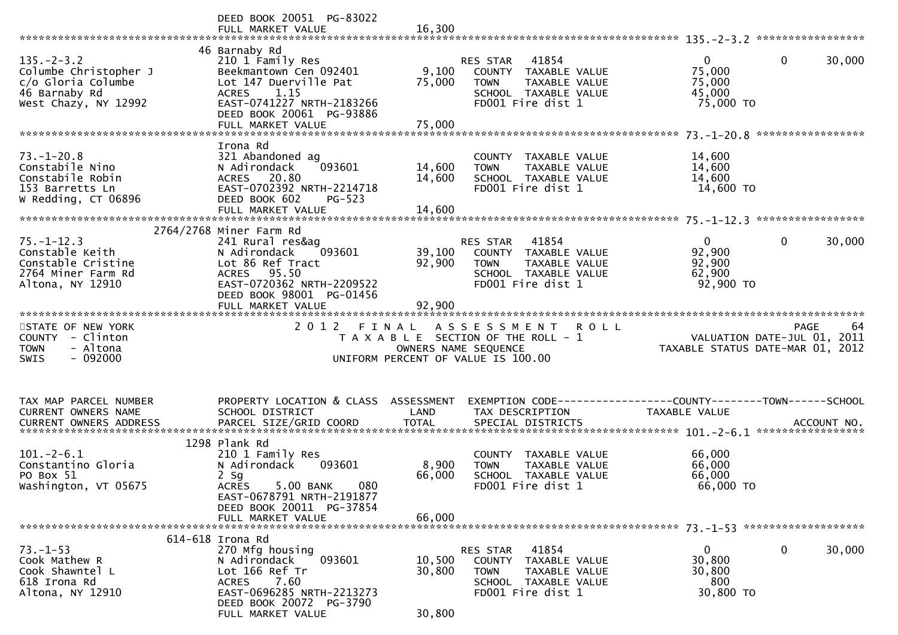DEED BOOK 20051 PG-83022
FULL MARKET VALUE 16,300

---

**135.-2-3.2**

| Parcel | Property Location & Class | Assessment | Exemption / Tax Description | Taxable Value |
|---|---|---|---|---|
| 135.-2-3.2 | 46 Barnaby Rd | | | |
| Columbe Christopher J | 210 1 Family Res | | RES STAR 41854 | 0 / 0 / 30,000 |
| c/o Gloria Columbe | Beekmantown Cen 092401 | 9,100 | COUNTY TAXABLE VALUE | 75,000 |
| 46 Barnaby Rd | Lot 147 Duerville Pat | 75,000 | TOWN TAXABLE VALUE | 75,000 |
| West Chazy, NY 12992 | ACRES 1.15 | | SCHOOL TAXABLE VALUE | 45,000 |
| | EAST-0741227 NRTH-2183266 | | FD001 Fire dist 1 | 75,000 TO |
| | DEED BOOK 20061 PG-93886 | | | |
| | FULL MARKET VALUE | 75,000 | | |

**73.-1-20.8**

| Parcel | Property Location & Class | Assessment | Exemption / Tax Description | Taxable Value |
|---|---|---|---|---|
| 73.-1-20.8 | Irona Rd | | | |
| Constabile Nino | 321 Abandoned ag | | COUNTY TAXABLE VALUE | 14,600 |
| Constabile Robin | N Adirondack 093601 | 14,600 | TOWN TAXABLE VALUE | 14,600 |
| 153 Barretts Ln | ACRES 20.80 | 14,600 | SCHOOL TAXABLE VALUE | 14,600 |
| W Redding, CT 06896 | EAST-0702392 NRTH-2214718 | | FD001 Fire dist 1 | 14,600 TO |
| | DEED BOOK 602 PG-523 | | | |
| | FULL MARKET VALUE | 14,600 | | |

**75.-1-12.3**

| Parcel | Property Location & Class | Assessment | Exemption / Tax Description | Taxable Value |
|---|---|---|---|---|
| 75.-1-12.3 | 2764/2768 Miner Farm Rd | | | |
| Constable Keith | 241 Rural res&ag | | RES STAR 41854 | 0 / 0 / 30,000 |
| Constable Cristine | N Adirondack 093601 | 39,100 | COUNTY TAXABLE VALUE | 92,900 |
| 2764 Miner Farm Rd | Lot 86 Ref Tract | 92,900 | TOWN TAXABLE VALUE | 92,900 |
| Altona, NY 12910 | ACRES 95.50 | | SCHOOL TAXABLE VALUE | 62,900 |
| | EAST-0720362 NRTH-2209522 | | FD001 Fire dist 1 | 92,900 TO |
| | DEED BOOK 98001 PG-01456 | | | |
| | FULL MARKET VALUE | 92,900 | | |

---

STATE OF NEW YORK — 2012 FINAL ASSESSMENT ROLL — PAGE 64
COUNTY - Clinton — TAXABLE SECTION OF THE ROLL - 1 — VALUATION DATE-JUL 01, 2011
TOWN - Altona — OWNERS NAME SEQUENCE — TAXABLE STATUS DATE-MAR 01, 2012
SWIS - 092000 — UNIFORM PERCENT OF VALUE IS 100.00

| TAX MAP PARCEL NUMBER / CURRENT OWNERS NAME / CURRENT OWNERS ADDRESS | PROPERTY LOCATION & CLASS / SCHOOL DISTRICT / PARCEL SIZE/GRID COORD | ASSESSMENT LAND / TOTAL | EXEMPTION CODE / TAX DESCRIPTION / SPECIAL DISTRICTS | COUNTY / TOWN / SCHOOL TAXABLE VALUE / ACCOUNT NO. |
|---|---|---|---|---|
| **101.-2-6.1** | 1298 Plank Rd | | | |
| Constantino Gloria | 210 1 Family Res | | COUNTY TAXABLE VALUE | 66,000 |
| PO Box 51 | N Adirondack 093601 | 8,900 | TOWN TAXABLE VALUE | 66,000 |
| Washington, VT 05675 | 2 Sg | 66,000 | SCHOOL TAXABLE VALUE | 66,000 |
| | ACRES 5.00 BANK 080 | | FD001 Fire dist 1 | 66,000 TO |
| | EAST-0678791 NRTH-2191877 | | | |
| | DEED BOOK 20011 PG-37854 | | | |
| | FULL MARKET VALUE | 66,000 | | |
| **73.-1-53** | 614-618 Irona Rd | | | |
| Cook Mathew R | 270 Mfg housing | | RES STAR 41854 | 0 / 0 / 30,000 |
| Cook Shawntel L | N Adirondack 093601 | 10,500 | COUNTY TAXABLE VALUE | 30,800 |
| 618 Irona Rd | Lot 166 Ref Tr | 30,800 | TOWN TAXABLE VALUE | 30,800 |
| Altona, NY 12910 | ACRES 7.60 | | SCHOOL TAXABLE VALUE | 800 |
| | EAST-0696285 NRTH-2213273 | | FD001 Fire dist 1 | 30,800 TO |
| | DEED BOOK 20072 PG-3790 | | | |
| | FULL MARKET VALUE | 30,800 | | |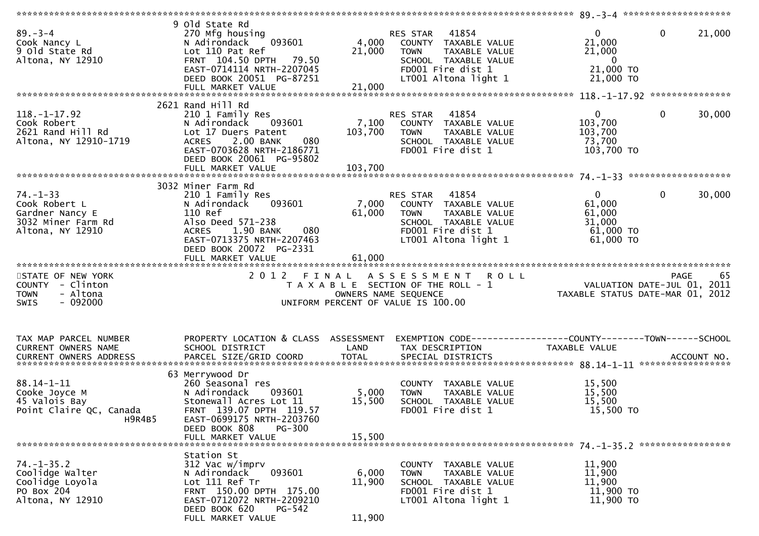| TAX MAP PARCEL NUMBER / CURRENT OWNERS NAME / CURRENT OWNERS ADDRESS | PROPERTY LOCATION & CLASS / SCHOOL DISTRICT / PARCEL SIZE/GRID COORD | ASSESSMENT LAND | ASSESSMENT TOTAL | EXEMPTION CODE / TAX DESCRIPTION / SPECIAL DISTRICTS | COUNTY TAXABLE VALUE | TOWN | SCHOOL / ACCOUNT NO. |
|---|---|---|---|---|---|---|---|
| **89.-3-4** | 9 Old State Rd | | | | | | |
| 89.-3-4 | 270 Mfg housing | | | RES STAR 41854 | 0 | 0 | 21,000 |
| Cook Nancy L | N Adirondack 093601 | 4,000 | | COUNTY TAXABLE VALUE | 21,000 | | |
| 9 Old State Rd | Lot 110 Pat Ref | | 21,000 | TOWN TAXABLE VALUE | 21,000 | | |
| Altona, NY 12910 | FRNT 104.50 DPTH 79.50 | | | SCHOOL TAXABLE VALUE | 0 | | |
| | EAST-0714114 NRTH-2207045 | | | FD001 Fire dist 1 | 21,000 TO | | |
| | DEED BOOK 20051 PG-87251 | | | LT001 Altona light 1 | 21,000 TO | | |
| | FULL MARKET VALUE | | 21,000 | | | | |
| **118.-1-17.92** | 2621 Rand Hill Rd | | | | | | |
| 118.-1-17.92 | 210 1 Family Res | | | RES STAR 41854 | 0 | 0 | 30,000 |
| Cook Robert | N Adirondack 093601 | 7,100 | | COUNTY TAXABLE VALUE | 103,700 | | |
| 2621 Rand Hill Rd | Lot 17 Duers Patent | | 103,700 | TOWN TAXABLE VALUE | 103,700 | | |
| Altona, NY 12910-1719 | ACRES 2.00 BANK 080 | | | SCHOOL TAXABLE VALUE | 73,700 | | |
| | EAST-0703628 NRTH-2186771 | | | FD001 Fire dist 1 | 103,700 TO | | |
| | DEED BOOK 20061 PG-95802 | | | | | | |
| | FULL MARKET VALUE | | 103,700 | | | | |
| **74.-1-33** | 3032 Miner Farm Rd | | | | | | |
| 74.-1-33 | 210 1 Family Res | | | RES STAR 41854 | 0 | 0 | 30,000 |
| Cook Robert L | N Adirondack 093601 | 7,000 | | COUNTY TAXABLE VALUE | 61,000 | | |
| Gardner Nancy E | 110 Ref | | 61,000 | TOWN TAXABLE VALUE | 61,000 | | |
| 3032 Miner Farm Rd | Also Deed 571-238 | | | SCHOOL TAXABLE VALUE | 31,000 | | |
| Altona, NY 12910 | ACRES 1.90 BANK 080 | | | FD001 Fire dist 1 | 61,000 TO | | |
| | EAST-0713375 NRTH-2207463 | | | LT001 Altona light 1 | 61,000 TO | | |
| | DEED BOOK 20072 PG-2331 | | | | | | |
| | FULL MARKET VALUE | | 61,000 | | | | |

STATE OF NEW YORK — 2012 FINAL ASSESSMENT ROLL — PAGE 65
COUNTY - Clinton — TAXABLE SECTION OF THE ROLL - 1 — VALUATION DATE-JUL 01, 2011
TOWN - Altona — OWNERS NAME SEQUENCE — TAXABLE STATUS DATE-MAR 01, 2012
SWIS - 092000 — UNIFORM PERCENT OF VALUE IS 100.00

| TAX MAP PARCEL NUMBER / CURRENT OWNERS NAME / CURRENT OWNERS ADDRESS | PROPERTY LOCATION & CLASS / SCHOOL DISTRICT / PARCEL SIZE/GRID COORD | ASSESSMENT LAND | ASSESSMENT TOTAL | EXEMPTION CODE / TAX DESCRIPTION / SPECIAL DISTRICTS | COUNTY TAXABLE VALUE | TOWN | SCHOOL / ACCOUNT NO. |
|---|---|---|---|---|---|---|---|
| **88.14-1-11** | 63 Merrywood Dr | | | | | | |
| 88.14-1-11 | 260 Seasonal res | | | COUNTY TAXABLE VALUE | 15,500 | | |
| Cooke Joyce M | N Adirondack 093601 | 5,000 | | TOWN TAXABLE VALUE | 15,500 | | |
| 45 Valois Bay | Stonewall Acres Lot 11 | | 15,500 | SCHOOL TAXABLE VALUE | 15,500 | | |
| Point Claire QC, Canada H9R4B5 | FRNT 139.07 DPTH 119.57 | | | FD001 Fire dist 1 | 15,500 TO | | |
| | EAST-0699175 NRTH-2203760 | | | | | | |
| | DEED BOOK 808 PG-300 | | | | | | |
| | FULL MARKET VALUE | | 15,500 | | | | |
| **74.-1-35.2** | Station St | | | | | | |
| 74.-1-35.2 | 312 Vac w/imprv | | | COUNTY TAXABLE VALUE | 11,900 | | |
| Coolidge Walter | N Adirondack 093601 | 6,000 | | TOWN TAXABLE VALUE | 11,900 | | |
| Coolidge Loyola | Lot 111 Ref Tr | | 11,900 | SCHOOL TAXABLE VALUE | 11,900 | | |
| PO Box 204 | FRNT 150.00 DPTH 175.00 | | | FD001 Fire dist 1 | 11,900 TO | | |
| Altona, NY 12910 | EAST-0712072 NRTH-2209210 | | | LT001 Altona light 1 | 11,900 TO | | |
| | DEED BOOK 620 PG-542 | | | | | | |
| | FULL MARKET VALUE | | 11,900 | | | | |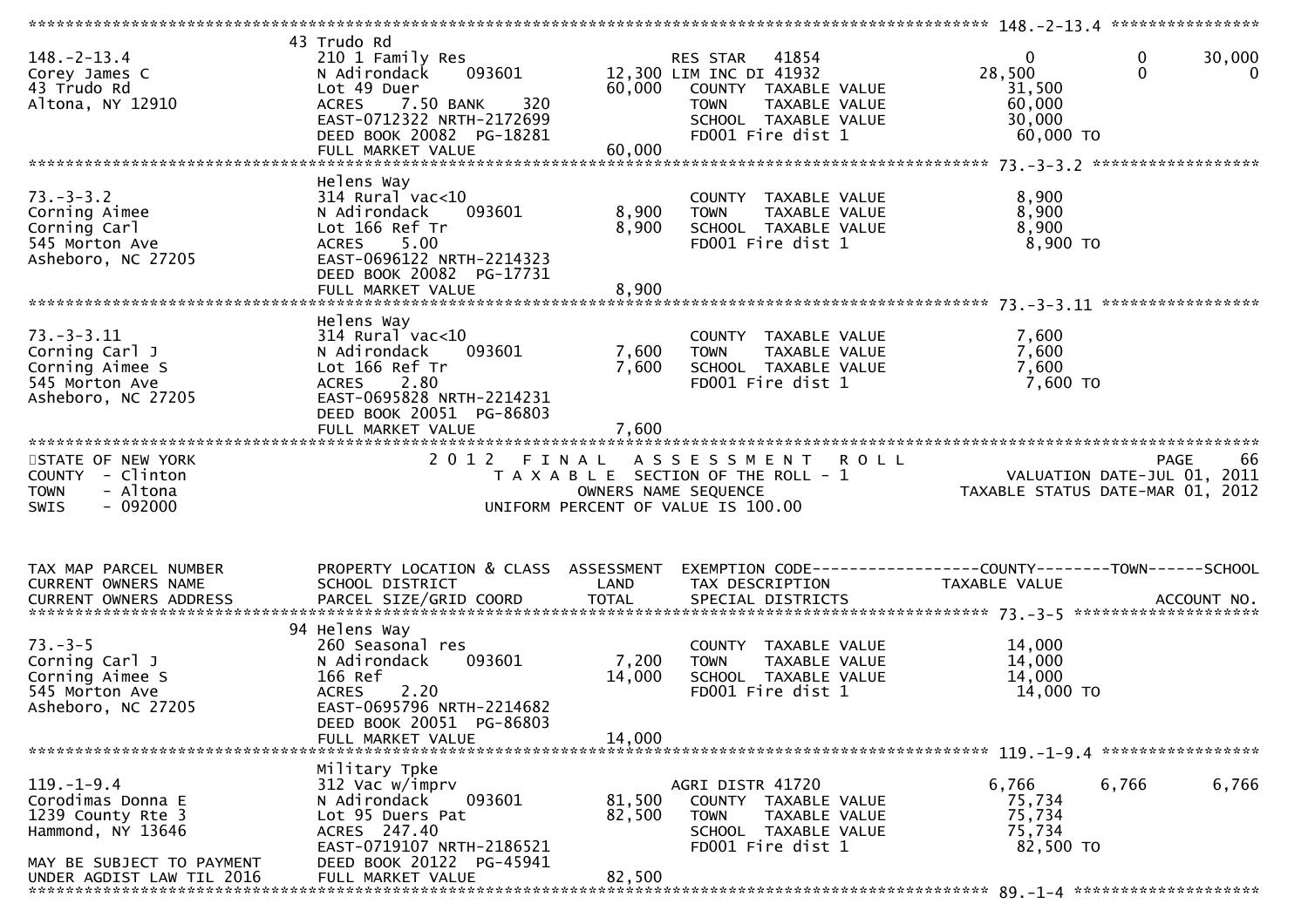```
******************************************************************************************************* 148.-2-13.4 ****************
                        43 Trudo Rd
148.-2-13.4             210 1 Family Res                     RES STAR   41854               0            0       30,000
Corey James C           N Adirondack    093601       12,300 LIM INC DI 41932           28,500            0            0
43 Trudo Rd             Lot 49 Duer                  60,000   COUNTY  TAXABLE VALUE         31,500
Altona, NY 12910        ACRES    7.50 BANK    320             TOWN    TAXABLE VALUE         60,000
                        EAST-0712322 NRTH-2172699             SCHOOL  TAXABLE VALUE         30,000
                        DEED BOOK 20082  PG-18281             FD001 Fire dist 1              60,000 TO
                        FULL MARKET VALUE            60,000
******************************************************************************************************* 73.-3-3.2 ******************
                        Helens Way
73.-3-3.2               314 Rural vac<10                      COUNTY  TAXABLE VALUE          8,900
Corning Aimee           N Adirondack    093601        8,900   TOWN    TAXABLE VALUE          8,900
Corning Carl            Lot 166 Ref Tr                8,900   SCHOOL  TAXABLE VALUE          8,900
545 Morton Ave          ACRES    5.00                         FD001 Fire dist 1               8,900 TO
Asheboro, NC 27205      EAST-0696122 NRTH-2214323
                        DEED BOOK 20082  PG-17731
                        FULL MARKET VALUE             8,900
******************************************************************************************************* 73.-3-3.11 *****************
                        Helens Way
73.-3-3.11              314 Rural vac<10                      COUNTY  TAXABLE VALUE          7,600
Corning Carl J          N Adirondack    093601        7,600   TOWN    TAXABLE VALUE          7,600
Corning Aimee S         Lot 166 Ref Tr                7,600   SCHOOL  TAXABLE VALUE          7,600
545 Morton Ave          ACRES    2.80                         FD001 Fire dist 1               7,600 TO
Asheboro, NC 27205      EAST-0695828 NRTH-2214231
                        DEED BOOK 20051  PG-86803
                        FULL MARKET VALUE             7,600
************************************************************************************************************************************
STATE OF NEW YORK                    2 0 1 2   F I N A L   A S S E S S M E N T   R O L L                              PAGE    66
COUNTY  - Clinton                       T A X A B L E  SECTION OF THE ROLL - 1                     VALUATION DATE-JUL 01, 2011
TOWN    - Altona                             OWNERS NAME SEQUENCE                             TAXABLE STATUS DATE-MAR 01, 2012
SWIS    - 092000                       UNIFORM PERCENT OF VALUE IS 100.00


TAX MAP PARCEL NUMBER   PROPERTY LOCATION & CLASS  ASSESSMENT  EXEMPTION CODE------------------COUNTY--------TOWN------SCHOOL
CURRENT OWNERS NAME     SCHOOL DISTRICT               LAND      TAX DESCRIPTION             TAXABLE VALUE
CURRENT OWNERS ADDRESS  PARCEL SIZE/GRID COORD        TOTAL     SPECIAL DISTRICTS                                  ACCOUNT NO.
******************************************************************************************************* 73.-3-5 ********************
                        94 Helens Way
73.-3-5                 260 Seasonal res                      COUNTY  TAXABLE VALUE         14,000
Corning Carl J          N Adirondack    093601        7,200   TOWN    TAXABLE VALUE         14,000
Corning Aimee S         166 Ref                      14,000   SCHOOL  TAXABLE VALUE         14,000
545 Morton Ave          ACRES    2.20                         FD001 Fire dist 1              14,000 TO
Asheboro, NC 27205      EAST-0695796 NRTH-2214682
                        DEED BOOK 20051  PG-86803
                        FULL MARKET VALUE            14,000
******************************************************************************************************* 119.-1-9.4 *****************
                        Military Tpke
119.-1-9.4              312 Vac w/imprv                      AGRI DISTR 41720             6,766        6,766        6,766
Corodimas Donna E       N Adirondack    093601       81,500   COUNTY  TAXABLE VALUE         75,734
1239 County Rte 3       Lot 95 Duers Pat             82,500   TOWN    TAXABLE VALUE         75,734
Hammond, NY 13646       ACRES  247.40                         SCHOOL  TAXABLE VALUE         75,734
                        EAST-0719107 NRTH-2186521             FD001 Fire dist 1              82,500 TO
MAY BE SUBJECT TO PAYMENT DEED BOOK 20122  PG-45941
UNDER AGDIST LAW TIL 2016 FULL MARKET VALUE          82,500
******************************************************************************************************* 89.-1-4 ********************
```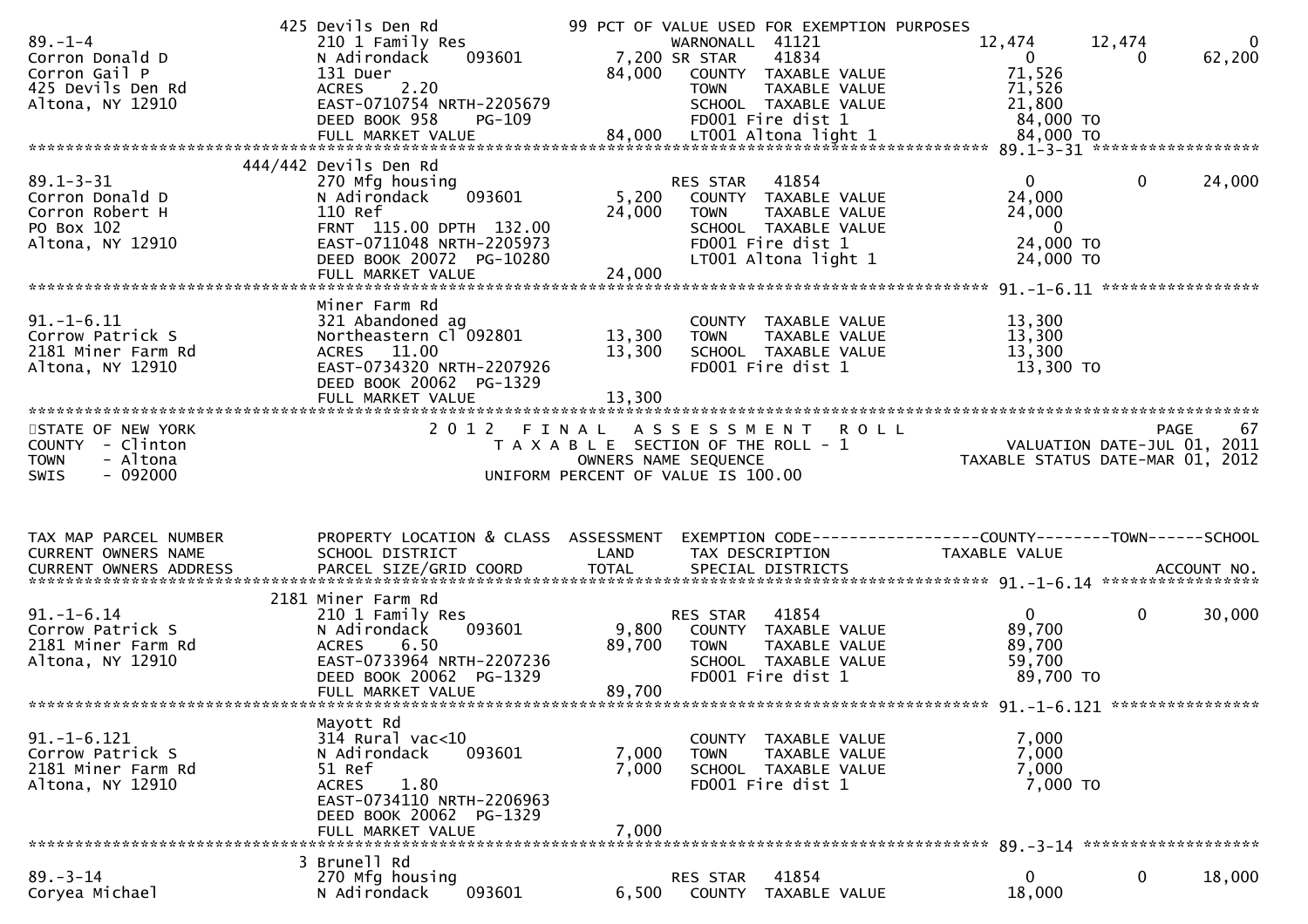| | | | | | | |
|---|---|---|---|---|---|---|
| | 425 Devils Den Rd | | 99 PCT OF VALUE USED FOR EXEMPTION PURPOSES | | | |
| 89.-1-4 | 210 1 Family Res | | WARNONALL 41121 | 12,474 | 12,474 | 0 |
| Corron Donald D | N Adirondack 093601 | 7,200 | SR STAR 41834 | 0 | 0 | 62,200 |
| Corron Gail P | 131 Duer | 84,000 | COUNTY TAXABLE VALUE | 71,526 | | |
| 425 Devils Den Rd | ACRES 2.20 | | TOWN TAXABLE VALUE | 71,526 | | |
| Altona, NY 12910 | EAST-0710754 NRTH-2205679 | | SCHOOL TAXABLE VALUE | 21,800 | | |
| | DEED BOOK 958 PG-109 | | FD001 Fire dist 1 | 84,000 TO | | |
| | FULL MARKET VALUE | 84,000 | LT001 Altona light 1 | 84,000 TO | | |
| | 444/442 Devils Den Rd | | | | | |
| 89.1-3-31 | 270 Mfg housing | | RES STAR 41854 | 0 | 0 | 24,000 |
| Corron Donald D | N Adirondack 093601 | 5,200 | COUNTY TAXABLE VALUE | 24,000 | | |
| Corron Robert H | 110 Ref | 24,000 | TOWN TAXABLE VALUE | 24,000 | | |
| PO Box 102 | FRNT 115.00 DPTH 132.00 | | SCHOOL TAXABLE VALUE | 0 | | |
| Altona, NY 12910 | EAST-0711048 NRTH-2205973 | | FD001 Fire dist 1 | 24,000 TO | | |
| | DEED BOOK 20072 PG-10280 | | LT001 Altona light 1 | 24,000 TO | | |
| | FULL MARKET VALUE | 24,000 | | | | |
| | Miner Farm Rd | | | | | |
| 91.-1-6.11 | 321 Abandoned ag | | COUNTY TAXABLE VALUE | 13,300 | | |
| Corrow Patrick S | Northeastern Cl 092801 | 13,300 | TOWN TAXABLE VALUE | 13,300 | | |
| 2181 Miner Farm Rd | ACRES 11.00 | 13,300 | SCHOOL TAXABLE VALUE | 13,300 | | |
| Altona, NY 12910 | EAST-0734320 NRTH-2207926 | | FD001 Fire dist 1 | 13,300 TO | | |
| | DEED BOOK 20062 PG-1329 | | | | | |
| | FULL MARKET VALUE | 13,300 | | | | |

STATE OF NEW YORK
COUNTY - Clinton
TOWN - Altona
SWIS - 092000

2012 FINAL ASSESSMENT ROLL
TAXABLE SECTION OF THE ROLL - 1
OWNERS NAME SEQUENCE
UNIFORM PERCENT OF VALUE IS 100.00

VALUATION DATE-JUL 01, 2011
TAXABLE STATUS DATE-MAR 01, 2012

| TAX MAP PARCEL NUMBER / CURRENT OWNERS NAME / CURRENT OWNERS ADDRESS | PROPERTY LOCATION & CLASS / SCHOOL DISTRICT / PARCEL SIZE/GRID COORD | ASSESSMENT LAND / TOTAL | EXEMPTION CODE / TAX DESCRIPTION / SPECIAL DISTRICTS | COUNTY TAXABLE VALUE | TOWN | SCHOOL / ACCOUNT NO. |
|---|---|---|---|---|---|---|
| | 2181 Miner Farm Rd | | | | | |
| 91.-1-6.14 | 210 1 Family Res | | RES STAR 41854 | 0 | 0 | 30,000 |
| Corrow Patrick S | N Adirondack 093601 | 9,800 | COUNTY TAXABLE VALUE | 89,700 | | |
| 2181 Miner Farm Rd | ACRES 6.50 | 89,700 | TOWN TAXABLE VALUE | 89,700 | | |
| Altona, NY 12910 | EAST-0733964 NRTH-2207236 | | SCHOOL TAXABLE VALUE | 59,700 | | |
| | DEED BOOK 20062 PG-1329 | | FD001 Fire dist 1 | 89,700 TO | | |
| | FULL MARKET VALUE | 89,700 | | | | |
| | Mayott Rd | | | | | |
| 91.-1-6.121 | 314 Rural vac<10 | | COUNTY TAXABLE VALUE | 7,000 | | |
| Corrow Patrick S | N Adirondack 093601 | 7,000 | TOWN TAXABLE VALUE | 7,000 | | |
| 2181 Miner Farm Rd | 51 Ref | 7,000 | SCHOOL TAXABLE VALUE | 7,000 | | |
| Altona, NY 12910 | ACRES 1.80 | | FD001 Fire dist 1 | 7,000 TO | | |
| | EAST-0734110 NRTH-2206963 | | | | | |
| | DEED BOOK 20062 PG-1329 | | | | | |
| | FULL MARKET VALUE | 7,000 | | | | |
| | 3 Brunell Rd | | | | | |
| 89.-3-14 | 270 Mfg housing | | RES STAR 41854 | 0 | 0 | 18,000 |
| Coryea Michael | N Adirondack 093601 | 6,500 | COUNTY TAXABLE VALUE | 18,000 | | |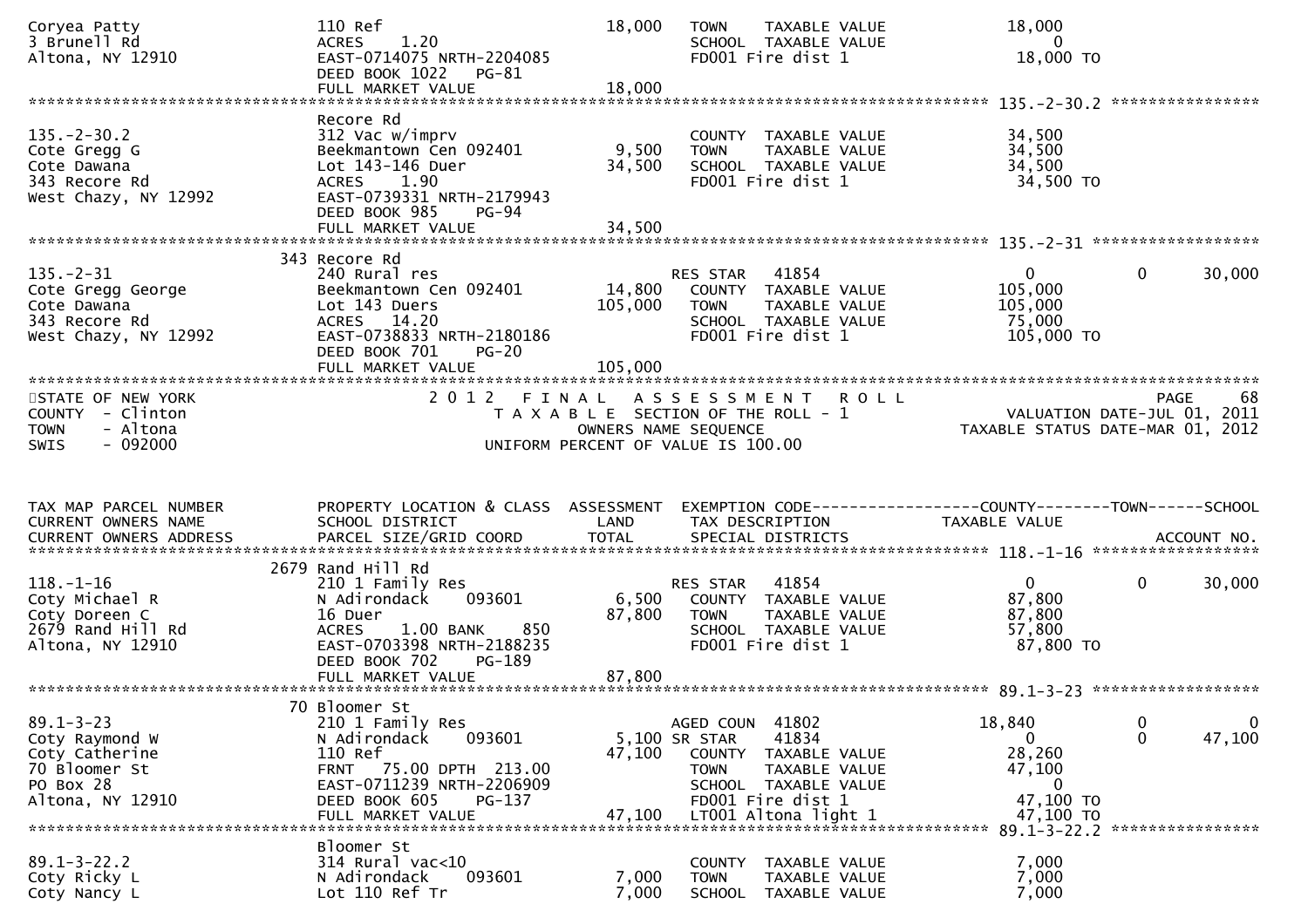```
Coryea Patty                   110 Ref                              18,000    TOWN     TAXABLE VALUE               18,000
3 Brunell Rd                   ACRES     1.20                                 SCHOOL   TAXABLE VALUE                    0
Altona, NY 12910               EAST-0714075 NRTH-2204085                      FD001 Fire dist 1                 18,000 TO
                               DEED BOOK 1022    PG-81
                               FULL MARKET VALUE                    18,000
******************************************************************************************************* 135.-2-30.2 ****************
                               Recore Rd
135.-2-30.2                    312 Vac w/imprv                               COUNTY   TAXABLE VALUE               34,500
Cote Gregg G                   Beekmantown Cen 092401                9,500    TOWN     TAXABLE VALUE               34,500
Cote Dawana                    Lot 143-146 Duer                     34,500    SCHOOL   TAXABLE VALUE               34,500
343 Recore Rd                  ACRES     1.90                                 FD001 Fire dist 1                 34,500 TO
West Chazy, NY 12992           EAST-0739331 NRTH-2179943
                               DEED BOOK 985     PG-94
                               FULL MARKET VALUE                    34,500
******************************************************************************************************* 135.-2-31 ******************
                           343 Recore Rd
135.-2-31                      240 Rural res                                 RES STAR    41854                  0            0        30,000
Cote Gregg George              Beekmantown Cen 092401               14,800    COUNTY   TAXABLE VALUE              105,000
Cote Dawana                    Lot 143 Duers                       105,000    TOWN     TAXABLE VALUE              105,000
343 Recore Rd                  ACRES    14.20                                 SCHOOL   TAXABLE VALUE               75,000
West Chazy, NY 12992           EAST-0738833 NRTH-2180186                      FD001 Fire dist 1                105,000 TO
                               DEED BOOK 701     PG-20
                               FULL MARKET VALUE                   105,000
************************************************************************************************************************************
STATE OF NEW YORK                          2 0 1 2   F I N A L   A S S E S S M E N T   R O L L                                PAGE    68
COUNTY  - Clinton                             T A X A B L E  SECTION OF THE ROLL - 1                    VALUATION DATE-JUL 01, 2011
TOWN    - Altona                                    OWNERS NAME SEQUENCE                              TAXABLE STATUS DATE-MAR 01, 2012
SWIS    - 092000                              UNIFORM PERCENT OF VALUE IS 100.00


TAX MAP PARCEL NUMBER          PROPERTY LOCATION & CLASS  ASSESSMENT  EXEMPTION CODE------------------COUNTY--------TOWN------SCHOOL
CURRENT OWNERS NAME            SCHOOL DISTRICT               LAND      TAX DESCRIPTION              TAXABLE VALUE
CURRENT OWNERS ADDRESS         PARCEL SIZE/GRID COORD        TOTAL     SPECIAL DISTRICTS                                  ACCOUNT NO.
******************************************************************************************************* 118.-1-16 ******************
                          2679 Rand Hill Rd
118.-1-16                      210 1 Family Res                              RES STAR    41854                  0            0        30,000
Coty Michael R                 N Adirondack    093601                6,500    COUNTY   TAXABLE VALUE               87,800
Coty Doreen C                  16 Duer                              87,800    TOWN     TAXABLE VALUE               87,800
2679 Rand Hill Rd              ACRES     1.00 BANK     850                    SCHOOL   TAXABLE VALUE               57,800
Altona, NY 12910               EAST-0703398 NRTH-2188235                      FD001 Fire dist 1                 87,800 TO
                               DEED BOOK 702     PG-189
                               FULL MARKET VALUE                    87,800
******************************************************************************************************* 89.1-3-23 ******************
                            70 Bloomer St
89.1-3-23                      210 1 Family Res                              AGED COUN  41802              18,840            0             0
Coty Raymond W                 N Adirondack    093601                5,100 SR STAR     41834                  0            0        47,100
Coty Catherine                 110 Ref                              47,100    COUNTY   TAXABLE VALUE               28,260
70 Bloomer St                  FRNT    75.00 DPTH  213.00                     TOWN     TAXABLE VALUE               47,100
PO Box 28                      EAST-0711239 NRTH-2206909                      SCHOOL   TAXABLE VALUE                    0
Altona, NY 12910               DEED BOOK 605     PG-137                       FD001 Fire dist 1                 47,100 TO
                               FULL MARKET VALUE                    47,100    LT001 Altona light 1              47,100 TO
******************************************************************************************************* 89.1-3-22.2 ****************
                               Bloomer St
89.1-3-22.2                    314 Rural vac<10                              COUNTY   TAXABLE VALUE                7,000
Coty Ricky L                   N Adirondack    093601                7,000    TOWN     TAXABLE VALUE                7,000
Coty Nancy L                   Lot 110 Ref Tr                        7,000    SCHOOL   TAXABLE VALUE                7,000
```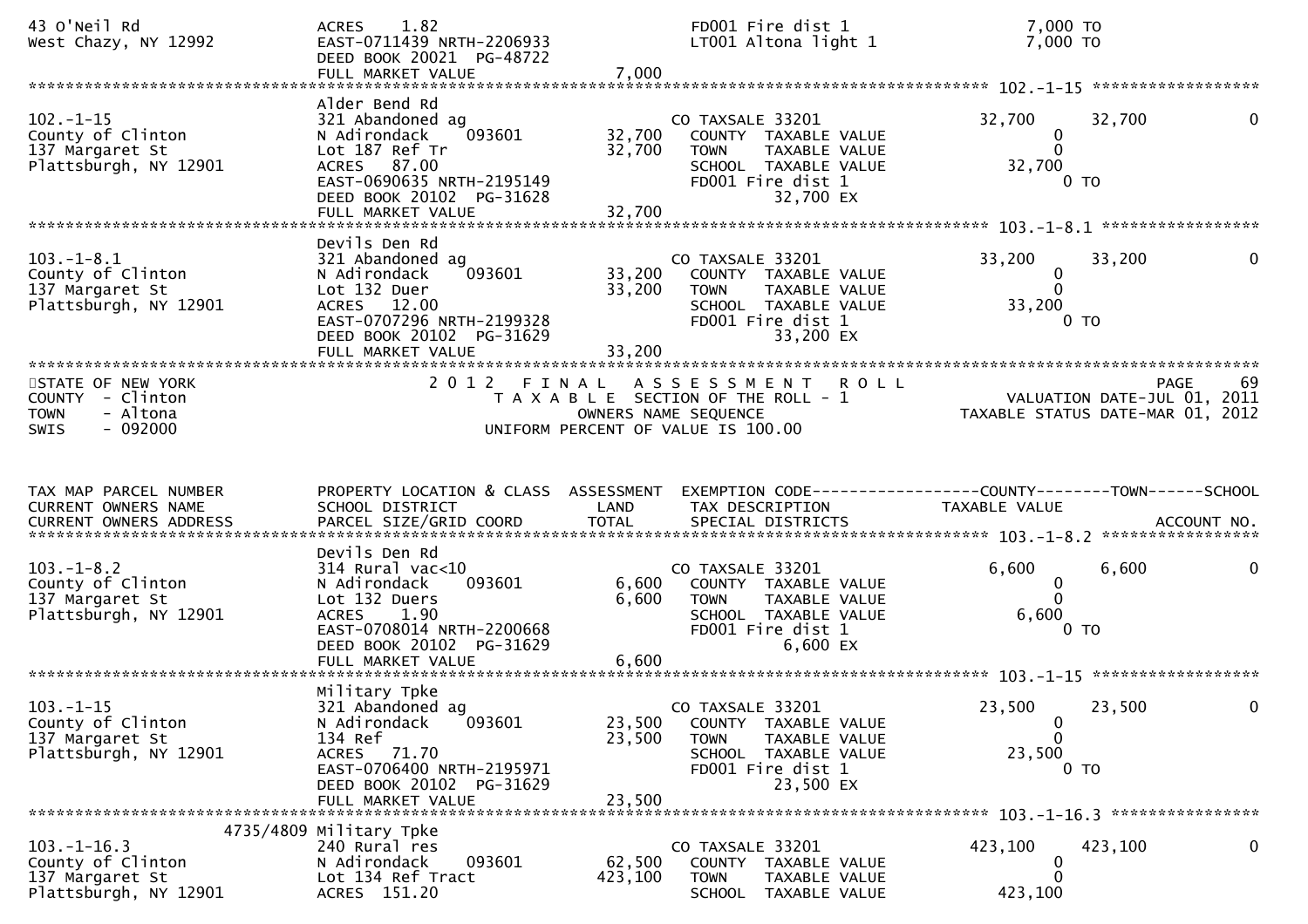```
43 O'Neil Rd                        ACRES    1.82                                  FD001 Fire dist 1                        7,000 TO
West Chazy, NY 12992                EAST-0711439 NRTH-2206933                      LT001 Altona light 1                     7,000 TO
                                    DEED BOOK 20021  PG-48722
                                    FULL MARKET VALUE                 7,000
******************************************************************************************************* 102.-1-15 ******************
                                    Alder Bend Rd
102.-1-15                           321 Abandoned ag                               CO TAXSALE 33201                        32,700      32,700           0
County of Clinton                   N Adirondack     093601          32,700        COUNTY  TAXABLE VALUE                        0
137 Margaret St                     Lot 187 Ref Tr                   32,700        TOWN    TAXABLE VALUE                        0
Plattsburgh, NY 12901               ACRES   87.00                                  SCHOOL  TAXABLE VALUE                   32,700
                                    EAST-0690635 NRTH-2195149                      FD001 Fire dist 1                            0 TO
                                    DEED BOOK 20102  PG-31628                               32,700 EX
                                    FULL MARKET VALUE                32,700
******************************************************************************************************* 103.-1-8.1 *****************
                                    Devils Den Rd
103.-1-8.1                          321 Abandoned ag                               CO TAXSALE 33201                        33,200      33,200           0
County of Clinton                   N Adirondack     093601          33,200        COUNTY  TAXABLE VALUE                        0
137 Margaret St                     Lot 132 Duer                     33,200        TOWN    TAXABLE VALUE                        0
Plattsburgh, NY 12901               ACRES   12.00                                  SCHOOL  TAXABLE VALUE                   33,200
                                    EAST-0707296 NRTH-2199328                      FD001 Fire dist 1                            0 TO
                                    DEED BOOK 20102  PG-31629                               33,200 EX
                                    FULL MARKET VALUE                33,200
************************************************************************************************************************************
STATE OF NEW YORK                        2 0 1 2   F I N A L   A S S E S S M E N T   R O L L                                  PAGE    69
COUNTY  - Clinton                           T A X A B L E  SECTION OF THE ROLL - 1                          VALUATION DATE-JUL 01, 2011
TOWN    - Altona                                     OWNERS NAME SEQUENCE                              TAXABLE STATUS DATE-MAR 01, 2012
SWIS    - 092000                              UNIFORM PERCENT OF VALUE IS 100.00


TAX MAP PARCEL NUMBER               PROPERTY LOCATION & CLASS  ASSESSMENT  EXEMPTION CODE------------------COUNTY--------TOWN------SCHOOL
CURRENT OWNERS NAME                 SCHOOL DISTRICT               LAND      TAX DESCRIPTION                TAXABLE VALUE
CURRENT OWNERS ADDRESS              PARCEL SIZE/GRID COORD        TOTAL     SPECIAL DISTRICTS                                    ACCOUNT NO.
******************************************************************************************************* 103.-1-8.2 *****************
                                    Devils Den Rd
103.-1-8.2                          314 Rural vac<10                               CO TAXSALE 33201                         6,600       6,600           0
County of Clinton                   N Adirondack     093601           6,600        COUNTY  TAXABLE VALUE                        0
137 Margaret St                     Lot 132 Duers                     6,600        TOWN    TAXABLE VALUE                        0
Plattsburgh, NY 12901               ACRES    1.90                                  SCHOOL  TAXABLE VALUE                    6,600
                                    EAST-0708014 NRTH-2200668                      FD001 Fire dist 1                            0 TO
                                    DEED BOOK 20102  PG-31629                                6,600 EX
                                    FULL MARKET VALUE                 6,600
******************************************************************************************************* 103.-1-15 ******************
                                    Military Tpke
103.-1-15                           321 Abandoned ag                               CO TAXSALE 33201                        23,500      23,500           0
County of Clinton                   N Adirondack     093601          23,500        COUNTY  TAXABLE VALUE                        0
137 Margaret St                     134 Ref                          23,500        TOWN    TAXABLE VALUE                        0
Plattsburgh, NY 12901               ACRES   71.70                                  SCHOOL  TAXABLE VALUE                   23,500
                                    EAST-0706400 NRTH-2195971                      FD001 Fire dist 1                            0 TO
                                    DEED BOOK 20102  PG-31629                               23,500 EX
                                    FULL MARKET VALUE                23,500
******************************************************************************************************* 103.-1-16.3 ****************
                          4735/4809 Military Tpke
103.-1-16.3                         240 Rural res                                  CO TAXSALE 33201                       423,100     423,100           0
County of Clinton                   N Adirondack     093601          62,500        COUNTY  TAXABLE VALUE                        0
137 Margaret St                     Lot 134 Ref Tract               423,100        TOWN    TAXABLE VALUE                        0
Plattsburgh, NY 12901               ACRES  151.20                                  SCHOOL  TAXABLE VALUE                  423,100
```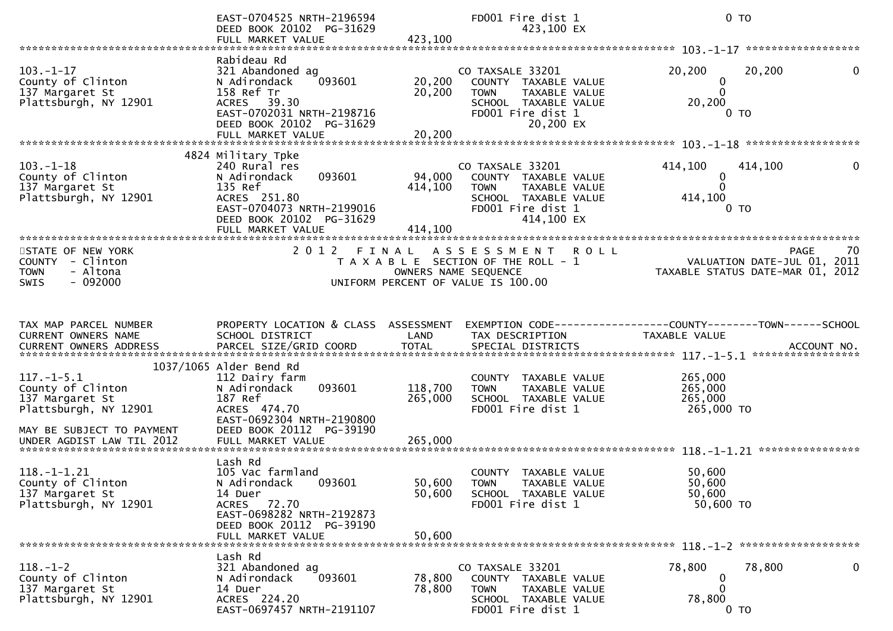| | | | | |
|---|---|---|---|---|
| | EAST-0704525 NRTH-2196594 | | FD001 Fire dist 1 | 0 TO |
| | DEED BOOK 20102 PG-31629 | | 423,100 EX | |
| | FULL MARKET VALUE | 423,100 | | |

************************************************************************************************************ 103.-1-17 ******************

| | | | | | | |
|---|---|---|---|---|---|---|
| | Rabideau Rd | | | | | |
| 103.-1-17 | 321 Abandoned ag | | CO TAXSALE 33201 | 20,200 | 20,200 | 0 |
| County of Clinton | N Adirondack 093601 | 20,200 | COUNTY TAXABLE VALUE | 0 | | |
| 137 Margaret St | 158 Ref Tr | 20,200 | TOWN TAXABLE VALUE | 0 | | |
| Plattsburgh, NY 12901 | ACRES 39.30 | | SCHOOL TAXABLE VALUE | 20,200 | | |
| | EAST-0702031 NRTH-2198716 | | FD001 Fire dist 1 | 0 TO | | |
| | DEED BOOK 20102 PG-31629 | | 20,200 EX | | | |
| | FULL MARKET VALUE | 20,200 | | | | |

************************************************************************************************************ 103.-1-18 ******************

| | | | | | | |
|---|---|---|---|---|---|---|
| | 4824 Military Tpke | | | | | |
| 103.-1-18 | 240 Rural res | | CO TAXSALE 33201 | 414,100 | 414,100 | 0 |
| County of Clinton | N Adirondack 093601 | 94,000 | COUNTY TAXABLE VALUE | 0 | | |
| 137 Margaret St | 135 Ref | 414,100 | TOWN TAXABLE VALUE | 0 | | |
| Plattsburgh, NY 12901 | ACRES 251.80 | | SCHOOL TAXABLE VALUE | 414,100 | | |
| | EAST-0704073 NRTH-2199016 | | FD001 Fire dist 1 | 0 TO | | |
| | DEED BOOK 20102 PG-31629 | | 414,100 EX | | | |
| | FULL MARKET VALUE | 414,100 | | | | |

************************************************************************************************************************************************

STATE OF NEW YORK
COUNTY - Clinton
TOWN - Altona
SWIS - 092000

2 0 1 2 F I N A L A S S E S S M E N T R O L L
T A X A B L E SECTION OF THE ROLL - 1
OWNERS NAME SEQUENCE
UNIFORM PERCENT OF VALUE IS 100.00

PAGE 70
VALUATION DATE-JUL 01, 2011
TAXABLE STATUS DATE-MAR 01, 2012

| TAX MAP PARCEL NUMBER / CURRENT OWNERS NAME / CURRENT OWNERS ADDRESS | PROPERTY LOCATION & CLASS / SCHOOL DISTRICT / PARCEL SIZE/GRID COORD | ASSESSMENT LAND / TOTAL | EXEMPTION CODE / TAX DESCRIPTION / SPECIAL DISTRICTS | COUNTY / TAXABLE VALUE | TOWN | SCHOOL / ACCOUNT NO. |
|---|---|---|---|---|---|---|

************************************************************************************************************ 117.-1-5.1 *****************

| | | | | |
|---|---|---|---|---|
| | 1037/1065 Alder Bend Rd | | | |
| 117.-1-5.1 | 112 Dairy farm | | COUNTY TAXABLE VALUE | 265,000 |
| County of Clinton | N Adirondack 093601 | 118,700 | TOWN TAXABLE VALUE | 265,000 |
| 137 Margaret St | 187 Ref | 265,000 | SCHOOL TAXABLE VALUE | 265,000 |
| Plattsburgh, NY 12901 | ACRES 474.70 | | FD001 Fire dist 1 | 265,000 TO |
| | EAST-0692304 NRTH-2190800 | | | |
| MAY BE SUBJECT TO PAYMENT | DEED BOOK 20112 PG-39190 | | | |
| UNDER AGDIST LAW TIL 2012 | FULL MARKET VALUE | 265,000 | | |

************************************************************************************************************ 118.-1-1.21 ****************

| | | | | |
|---|---|---|---|---|
| | Lash Rd | | | |
| 118.-1-1.21 | 105 Vac farmland | | COUNTY TAXABLE VALUE | 50,600 |
| County of Clinton | N Adirondack 093601 | 50,600 | TOWN TAXABLE VALUE | 50,600 |
| 137 Margaret St | 14 Duer | 50,600 | SCHOOL TAXABLE VALUE | 50,600 |
| Plattsburgh, NY 12901 | ACRES 72.70 | | FD001 Fire dist 1 | 50,600 TO |
| | EAST-0698282 NRTH-2192873 | | | |
| | DEED BOOK 20112 PG-39190 | | | |
| | FULL MARKET VALUE | 50,600 | | |

************************************************************************************************************ 118.-1-2 *******************

| | | | | | | |
|---|---|---|---|---|---|---|
| | Lash Rd | | | | | |
| 118.-1-2 | 321 Abandoned ag | | CO TAXSALE 33201 | 78,800 | 78,800 | 0 |
| County of Clinton | N Adirondack 093601 | 78,800 | COUNTY TAXABLE VALUE | 0 | | |
| 137 Margaret St | 14 Duer | 78,800 | TOWN TAXABLE VALUE | 0 | | |
| Plattsburgh, NY 12901 | ACRES 224.20 | | SCHOOL TAXABLE VALUE | 78,800 | | |
| | EAST-0697457 NRTH-2191107 | | FD001 Fire dist 1 | 0 TO | | |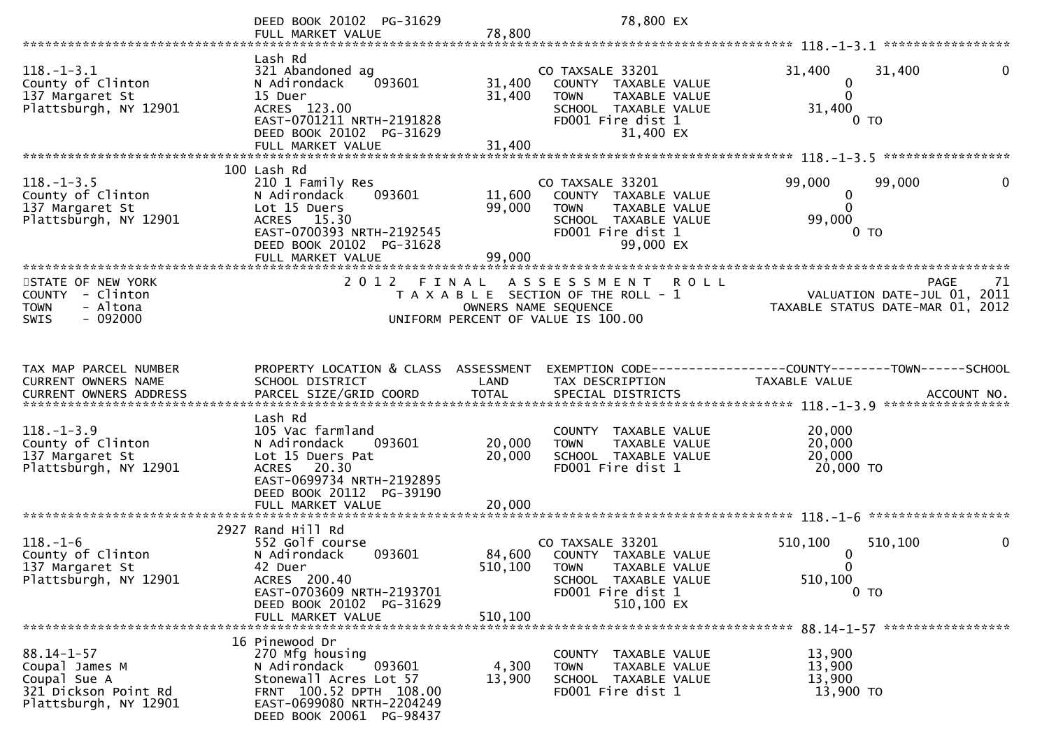| | | | | |
|---|---|---|---|---|
| | DEED BOOK 20102 PG-31629 | | 78,800 EX | |
| | FULL MARKET VALUE | 78,800 | | |

******************************************************************************************************* 118.-1-3.1 *****************

| | | | | |
|---|---|---|---|---|
| | Lash Rd | | | |
| 118.-1-3.1 | 321 Abandoned ag | | CO TAXSALE 33201 | 31,400 31,400 0 |
| County of Clinton | N Adirondack 093601 | 31,400 | COUNTY TAXABLE VALUE | 0 |
| 137 Margaret St | 15 Duer | 31,400 | TOWN TAXABLE VALUE | 0 |
| Plattsburgh, NY 12901 | ACRES 123.00 | | SCHOOL TAXABLE VALUE | 31,400 |
| | EAST-0701211 NRTH-2191828 | | FD001 Fire dist 1 | 0 TO |
| | DEED BOOK 20102 PG-31629 | | 31,400 EX | |
| | FULL MARKET VALUE | 31,400 | | |

******************************************************************************************************* 118.-1-3.5 *****************

| | | | | |
|---|---|---|---|---|
| | 100 Lash Rd | | | |
| 118.-1-3.5 | 210 1 Family Res | | CO TAXSALE 33201 | 99,000 99,000 0 |
| County of Clinton | N Adirondack 093601 | 11,600 | COUNTY TAXABLE VALUE | 0 |
| 137 Margaret St | Lot 15 Duers | 99,000 | TOWN TAXABLE VALUE | 0 |
| Plattsburgh, NY 12901 | ACRES 15.30 | | SCHOOL TAXABLE VALUE | 99,000 |
| | EAST-0700393 NRTH-2192545 | | FD001 Fire dist 1 | 0 TO |
| | DEED BOOK 20102 PG-31628 | | 99,000 EX | |
| | FULL MARKET VALUE | 99,000 | | |

STATE OF NEW YORK
COUNTY - Clinton
TOWN - Altona
SWIS - 092000

2 0 1 2 F I N A L A S S E S S M E N T R O L L
T A X A B L E SECTION OF THE ROLL - 1
OWNERS NAME SEQUENCE
UNIFORM PERCENT OF VALUE IS 100.00

PAGE 71
VALUATION DATE-JUL 01, 2011
TAXABLE STATUS DATE-MAR 01, 2012

| TAX MAP PARCEL NUMBER / CURRENT OWNERS NAME / CURRENT OWNERS ADDRESS | PROPERTY LOCATION & CLASS / SCHOOL DISTRICT / PARCEL SIZE/GRID COORD | ASSESSMENT LAND / TOTAL | EXEMPTION CODE / TAX DESCRIPTION / SPECIAL DISTRICTS | COUNTY--------TOWN------SCHOOL / TAXABLE VALUE / ACCOUNT NO. |
|---|---|---|---|---|

******************************************************************************************************* 118.-1-3.9 *****************

| | | | | |
|---|---|---|---|---|
| | Lash Rd | | | |
| 118.-1-3.9 | 105 Vac farmland | | COUNTY TAXABLE VALUE | 20,000 |
| County of Clinton | N Adirondack 093601 | 20,000 | TOWN TAXABLE VALUE | 20,000 |
| 137 Margaret St | Lot 15 Duers Pat | 20,000 | SCHOOL TAXABLE VALUE | 20,000 |
| Plattsburgh, NY 12901 | ACRES 20.30 | | FD001 Fire dist 1 | 20,000 TO |
| | EAST-0699734 NRTH-2192895 | | | |
| | DEED BOOK 20112 PG-39190 | | | |
| | FULL MARKET VALUE | 20,000 | | |

******************************************************************************************************* 118.-1-6 *******************

| | | | | |
|---|---|---|---|---|
| | 2927 Rand Hill Rd | | | |
| 118.-1-6 | 552 Golf course | | CO TAXSALE 33201 | 510,100 510,100 0 |
| County of Clinton | N Adirondack 093601 | 84,600 | COUNTY TAXABLE VALUE | 0 |
| 137 Margaret St | 42 Duer | 510,100 | TOWN TAXABLE VALUE | 0 |
| Plattsburgh, NY 12901 | ACRES 200.40 | | SCHOOL TAXABLE VALUE | 510,100 |
| | EAST-0703609 NRTH-2193701 | | FD001 Fire dist 1 | 0 TO |
| | DEED BOOK 20102 PG-31629 | | 510,100 EX | |
| | FULL MARKET VALUE | 510,100 | | |

******************************************************************************************************* 88.14-1-57 *****************

| | | | | |
|---|---|---|---|---|
| | 16 Pinewood Dr | | | |
| 88.14-1-57 | 270 Mfg housing | | COUNTY TAXABLE VALUE | 13,900 |
| Coupal James M | N Adirondack 093601 | 4,300 | TOWN TAXABLE VALUE | 13,900 |
| Coupal Sue A | Stonewall Acres Lot 57 | 13,900 | SCHOOL TAXABLE VALUE | 13,900 |
| 321 Dickson Point Rd | FRNT 100.52 DPTH 108.00 | | FD001 Fire dist 1 | 13,900 TO |
| Plattsburgh, NY 12901 | EAST-0699080 NRTH-2204249 | | | |
| | DEED BOOK 20061 PG-98437 | | | |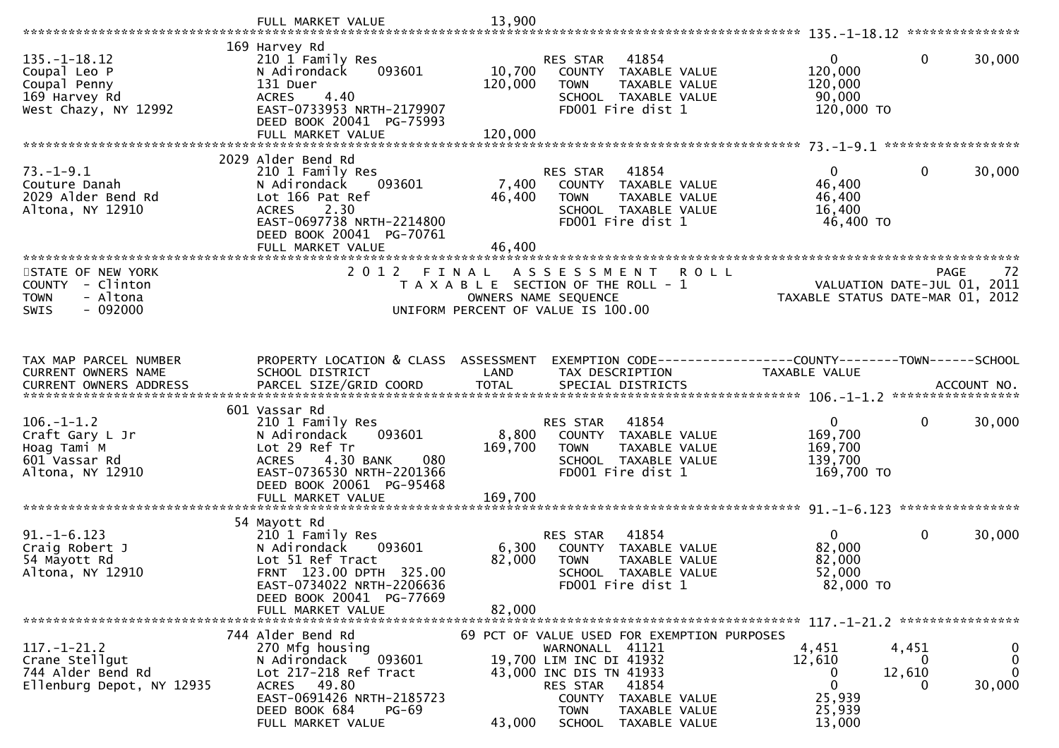FULL MARKET VALUE 13,900

******************************************** 135.-1-18.12 ***************

| Parcel / Owner | Property Location & Class / School District / Parcel Size | Land / Total | Exemption Code / Tax Description | County | Town | School |
|---|---|---|---|---|---|---|
| 135.-1-18.12 | 169 Harvey Rd | | | | | |
| Coupal Leo P | 210 1 Family Res | | RES STAR 41854 | 0 | 0 | 30,000 |
| Coupal Penny | N Adirondack 093601 | 10,700 | COUNTY TAXABLE VALUE | 120,000 | | |
| 169 Harvey Rd | 131 Duer | 120,000 | TOWN TAXABLE VALUE | 120,000 | | |
| West Chazy, NY 12992 | ACRES 4.40 | | SCHOOL TAXABLE VALUE | 90,000 | | |
| | EAST-0733953 NRTH-2179907 | | FD001 Fire dist 1 | 120,000 TO | | |
| | DEED BOOK 20041 PG-75993 | | | | | |
| | FULL MARKET VALUE | 120,000 | | | | |

******************************************** 73.-1-9.1 ******************

| Parcel / Owner | Property Location & Class / School District / Parcel Size | Land / Total | Exemption Code / Tax Description | County | Town | School |
|---|---|---|---|---|---|---|
| 73.-1-9.1 | 2029 Alder Bend Rd | | | | | |
| Couture Danah | 210 1 Family Res | | RES STAR 41854 | 0 | 0 | 30,000 |
| 2029 Alder Bend Rd | N Adirondack 093601 | 7,400 | COUNTY TAXABLE VALUE | 46,400 | | |
| Altona, NY 12910 | Lot 166 Pat Ref | 46,400 | TOWN TAXABLE VALUE | 46,400 | | |
| | ACRES 2.30 | | SCHOOL TAXABLE VALUE | 16,400 | | |
| | EAST-0697738 NRTH-2214800 | | FD001 Fire dist 1 | 46,400 TO | | |
| | DEED BOOK 20041 PG-70761 | | | | | |
| | FULL MARKET VALUE | 46,400 | | | | |

STATE OF NEW YORK
COUNTY - Clinton
TOWN - Altona
SWIS - 092000

2012 FINAL ASSESSMENT ROLL
TAXABLE SECTION OF THE ROLL - 1
OWNERS NAME SEQUENCE
UNIFORM PERCENT OF VALUE IS 100.00

PAGE 72
VALUATION DATE-JUL 01, 2011
TAXABLE STATUS DATE-MAR 01, 2012

| TAX MAP PARCEL NUMBER / CURRENT OWNERS NAME / CURRENT OWNERS ADDRESS | PROPERTY LOCATION & CLASS / SCHOOL DISTRICT / PARCEL SIZE/GRID COORD | ASSESSMENT LAND / TOTAL | EXEMPTION CODE / TAX DESCRIPTION / SPECIAL DISTRICTS | COUNTY TAXABLE VALUE | TOWN | SCHOOL / ACCOUNT NO. |
|---|---|---|---|---|---|---|
| **106.-1-1.2** | 601 Vassar Rd | | | | | |
| 106.-1-1.2 | 210 1 Family Res | | RES STAR 41854 | 0 | 0 | 30,000 |
| Craft Gary L Jr | N Adirondack 093601 | 8,800 | COUNTY TAXABLE VALUE | 169,700 | | |
| Hoag Tami M | Lot 29 Ref Tr | 169,700 | TOWN TAXABLE VALUE | 169,700 | | |
| 601 Vassar Rd | ACRES 4.30 BANK 080 | | SCHOOL TAXABLE VALUE | 139,700 | | |
| Altona, NY 12910 | EAST-0736530 NRTH-2201366 | | FD001 Fire dist 1 | 169,700 TO | | |
| | DEED BOOK 20061 PG-95468 | | | | | |
| | FULL MARKET VALUE | 169,700 | | | | |
| **91.-1-6.123** | 54 Mayott Rd | | | | | |
| 91.-1-6.123 | 210 1 Family Res | | RES STAR 41854 | 0 | 0 | 30,000 |
| Craig Robert J | N Adirondack 093601 | 6,300 | COUNTY TAXABLE VALUE | 82,000 | | |
| 54 Mayott Rd | Lot 51 Ref Tract | 82,000 | TOWN TAXABLE VALUE | 82,000 | | |
| Altona, NY 12910 | FRNT 123.00 DPTH 325.00 | | SCHOOL TAXABLE VALUE | 52,000 | | |
| | EAST-0734022 NRTH-2206636 | | FD001 Fire dist 1 | 82,000 TO | | |
| | DEED BOOK 20041 PG-77669 | | | | | |
| | FULL MARKET VALUE | 82,000 | | | | |
| **117.-1-21.2** | 744 Alder Bend Rd | | 69 PCT OF VALUE USED FOR EXEMPTION PURPOSES | | | |
| 117.-1-21.2 | 270 Mfg housing | | WARNONALL 41121 | 4,451 | 4,451 | 0 |
| Crane Stellgut | N Adirondack 093601 | 19,700 | LIM INC DI 41932 | 12,610 | 0 | 0 |
| 744 Alder Bend Rd | Lot 217-218 Ref Tract | 43,000 | INC DIS TN 41933 | 0 | 12,610 | 0 |
| Ellenburg Depot, NY 12935 | ACRES 49.80 | | RES STAR 41854 | 0 | 0 | 30,000 |
| | EAST-0691426 NRTH-2185723 | | COUNTY TAXABLE VALUE | 25,939 | | |
| | DEED BOOK 684 PG-69 | | TOWN TAXABLE VALUE | 25,939 | | |
| | FULL MARKET VALUE | 43,000 | SCHOOL TAXABLE VALUE | 13,000 | | |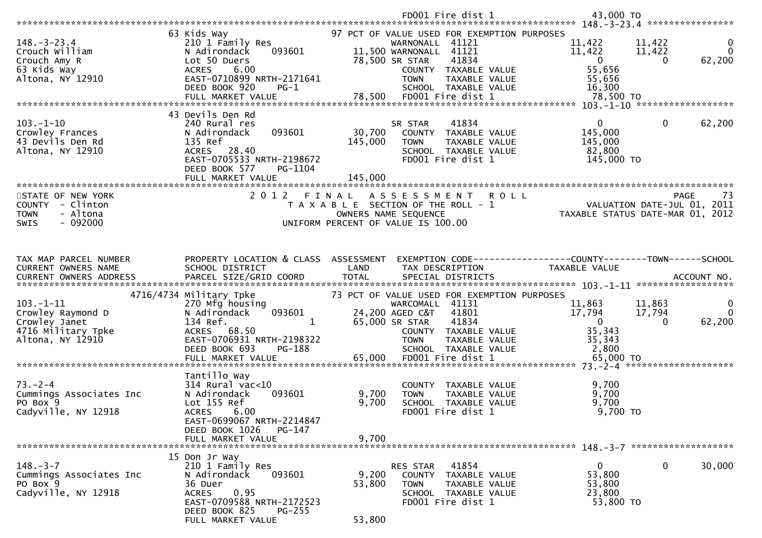```
                                                                FD001 Fire dist 1                  43,000 TO
******************************************************************************************************* 148.-3-23.4 ****************
                           63 Kids Way                          97 PCT OF VALUE USED FOR EXEMPTION PURPOSES
148.-3-23.4                210 1 Family Res                        WARNONALL  41121                11,422       11,422            0
Crouch William             N Adirondack      093601        11,500 WARNONALL  41121                11,422       11,422            0
Crouch Amy R               Lot 50 Duers                    78,500 SR STAR    41834                     0            0       62,200
63 Kids Way                ACRES     6.00                          COUNTY  TAXABLE VALUE           55,656
Altona, NY 12910           EAST-0710899 NRTH-2171641               TOWN    TAXABLE VALUE           55,656
                           DEED BOOK 920     PG-1                  SCHOOL  TAXABLE VALUE           16,300
                           FULL MARKET VALUE               78,500  FD001 Fire dist 1               78,500 TO
******************************************************************************************************* 103.-1-10 ******************
                           43 Devils Den Rd
103.-1-10                  240 Rural res                           SR STAR    41834                     0            0       62,200
Crowley Frances            N Adirondack      093601        30,700  COUNTY  TAXABLE VALUE          145,000
43 Devils Den Rd           135 Ref                        145,000  TOWN    TAXABLE VALUE          145,000
Altona, NY 12910           ACRES    28.40                          SCHOOL  TAXABLE VALUE           82,800
                           EAST-0705533 NRTH-2198672               FD001 Fire dist 1              145,000 TO
                           DEED BOOK 577     PG-1104
                           FULL MARKET VALUE              145,000
************************************************************************************************************************************
STATE OF NEW YORK                        2 0 1 2   F I N A L   A S S E S S M E N T   R O L L                              PAGE     73
COUNTY  - Clinton                          T A X A B L E  SECTION OF THE ROLL - 1                          VALUATION DATE-JUL 01, 2011
TOWN    - Altona                                  OWNERS NAME SEQUENCE                                 TAXABLE STATUS DATE-MAR 01, 2012
SWIS    - 092000                            UNIFORM PERCENT OF VALUE IS 100.00


TAX MAP PARCEL NUMBER          PROPERTY LOCATION & CLASS  ASSESSMENT  EXEMPTION CODE------------------COUNTY--------TOWN------SCHOOL
CURRENT OWNERS NAME            SCHOOL DISTRICT               LAND      TAX DESCRIPTION              TAXABLE VALUE
CURRENT OWNERS ADDRESS         PARCEL SIZE/GRID COORD       TOTAL      SPECIAL DISTRICTS                                 ACCOUNT NO.
******************************************************************************************************* 103.-1-11 ******************
                      4716/4734 Military Tpke                   73 PCT OF VALUE USED FOR EXEMPTION PURPOSES
103.-1-11                  270 Mfg housing                         WARCOMALL  41131                11,863       11,863            0
Crowley Raymond D          N Adirondack      093601        24,200 AGED C&T   41801                17,794       17,794            0
Crowley Janet              134 Ref.                 1      65,000 SR STAR    41834                     0            0       62,200
4716 Military Tpke         ACRES    68.50                          COUNTY  TAXABLE VALUE           35,343
Altona, NY 12910           EAST-0706931 NRTH-2198322               TOWN    TAXABLE VALUE           35,343
                           DEED BOOK 693     PG-188                SCHOOL  TAXABLE VALUE            2,800
                           FULL MARKET VALUE               65,000  FD001 Fire dist 1               65,000 TO
******************************************************************************************************* 73.-2-4 ********************
                           Tantillo Way
73.-2-4                    314 Rural vac<10                        COUNTY  TAXABLE VALUE            9,700
Cummings Associates Inc    N Adirondack      093601         9,700  TOWN    TAXABLE VALUE            9,700
PO Box 9                   Lot 155 Ref                      9,700  SCHOOL  TAXABLE VALUE            9,700
Cadyville, NY 12918        ACRES     6.00                          FD001 Fire dist 1                9,700 TO
                           EAST-0699067 NRTH-2214847
                           DEED BOOK 1026    PG-147
                           FULL MARKET VALUE                9,700
******************************************************************************************************* 148.-3-7 *******************
                           15 Don Jr Way
148.-3-7                   210 1 Family Res                        RES STAR   41854                     0            0       30,000
Cummings Associates Inc    N Adirondack      093601         9,200  COUNTY  TAXABLE VALUE           53,800
PO Box 9                   36 Duer                         53,800  TOWN    TAXABLE VALUE           53,800
Cadyville, NY 12918        ACRES     0.95                          SCHOOL  TAXABLE VALUE           23,800
                           EAST-0709588 NRTH-2172523               FD001 Fire dist 1               53,800 TO
                           DEED BOOK 825     PG-255
                           FULL MARKET VALUE               53,800
```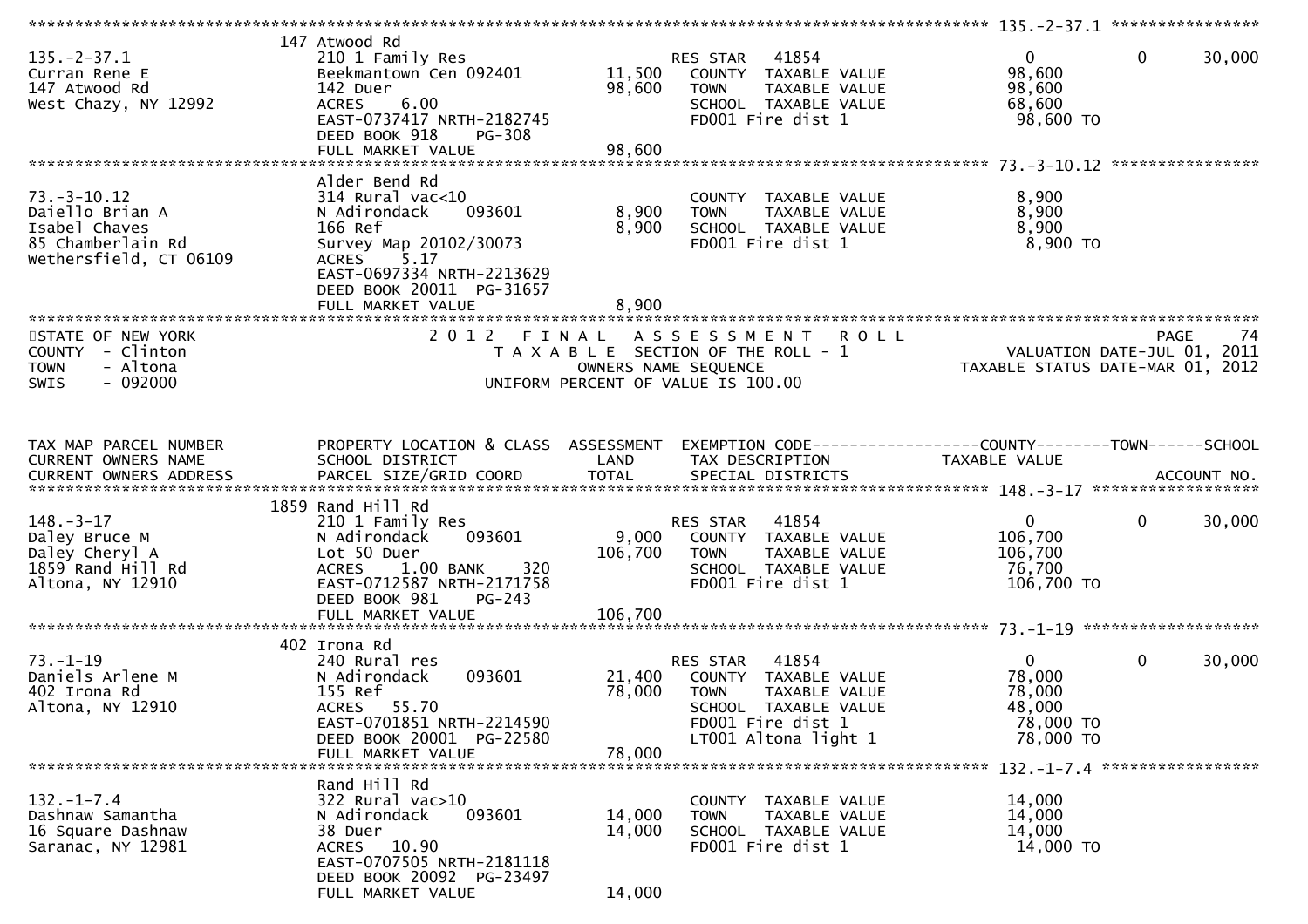| TAX MAP PARCEL NUMBER | PROPERTY LOCATION & CLASS | ASSESSMENT | EXEMPTION CODE | COUNTY | TOWN | SCHOOL |
|---|---|---|---|---|---|---|
| CURRENT OWNERS NAME | SCHOOL DISTRICT | LAND | TAX DESCRIPTION | TAXABLE VALUE | | |
| CURRENT OWNERS ADDRESS | PARCEL SIZE/GRID COORD | TOTAL | SPECIAL DISTRICTS | | | ACCOUNT NO. |
| **135.-2-37.1** | 147 Atwood Rd | | | | | |
| 135.-2-37.1 | 210 1 Family Res | | RES STAR 41854 | 0 | 0 | 30,000 |
| Curran Rene E | Beekmantown Cen 092401 | 11,500 | COUNTY TAXABLE VALUE | 98,600 | | |
| 147 Atwood Rd | 142 Duer | 98,600 | TOWN TAXABLE VALUE | 98,600 | | |
| West Chazy, NY 12992 | ACRES 6.00 | | SCHOOL TAXABLE VALUE | 68,600 | | |
| | EAST-0737417 NRTH-2182745 | | FD001 Fire dist 1 | 98,600 TO | | |
| | DEED BOOK 918 PG-308 | | | | | |
| | FULL MARKET VALUE | 98,600 | | | | |
| **73.-3-10.12** | Alder Bend Rd | | | | | |
| 73.-3-10.12 | 314 Rural vac<10 | | COUNTY TAXABLE VALUE | 8,900 | | |
| Daiello Brian A | N Adirondack 093601 | 8,900 | TOWN TAXABLE VALUE | 8,900 | | |
| Isabel Chaves | 166 Ref | 8,900 | SCHOOL TAXABLE VALUE | 8,900 | | |
| 85 Chamberlain Rd | Survey Map 20102/30073 | | FD001 Fire dist 1 | 8,900 TO | | |
| Wethersfield, CT 06109 | ACRES 5.17 | | | | | |
| | EAST-0697334 NRTH-2213629 | | | | | |
| | DEED BOOK 20011 PG-31657 | | | | | |
| | FULL MARKET VALUE | 8,900 | | | | |

STATE OF NEW YORK
COUNTY - Clinton
TOWN - Altona
SWIS - 092000

2012 FINAL ASSESSMENT ROLL
TAXABLE SECTION OF THE ROLL - 1
OWNERS NAME SEQUENCE
UNIFORM PERCENT OF VALUE IS 100.00

PAGE 74
VALUATION DATE-JUL 01, 2011
TAXABLE STATUS DATE-MAR 01, 2012

| TAX MAP PARCEL NUMBER | PROPERTY LOCATION & CLASS | ASSESSMENT | EXEMPTION CODE | COUNTY | TOWN | SCHOOL |
|---|---|---|---|---|---|---|
| CURRENT OWNERS NAME | SCHOOL DISTRICT | LAND | TAX DESCRIPTION | TAXABLE VALUE | | |
| CURRENT OWNERS ADDRESS | PARCEL SIZE/GRID COORD | TOTAL | SPECIAL DISTRICTS | | | ACCOUNT NO. |
| **148.-3-17** | 1859 Rand Hill Rd | | | | | |
| 148.-3-17 | 210 1 Family Res | | RES STAR 41854 | 0 | 0 | 30,000 |
| Daley Bruce M | N Adirondack 093601 | 9,000 | COUNTY TAXABLE VALUE | 106,700 | | |
| Daley Cheryl A | Lot 50 Duer | 106,700 | TOWN TAXABLE VALUE | 106,700 | | |
| 1859 Rand Hill Rd | ACRES 1.00 BANK 320 | | SCHOOL TAXABLE VALUE | 76,700 | | |
| Altona, NY 12910 | EAST-0712587 NRTH-2171758 | | FD001 Fire dist 1 | 106,700 TO | | |
| | DEED BOOK 981 PG-243 | | | | | |
| | FULL MARKET VALUE | 106,700 | | | | |
| **73.-1-19** | 402 Irona Rd | | | | | |
| 73.-1-19 | 240 Rural res | | RES STAR 41854 | 0 | 0 | 30,000 |
| Daniels Arlene M | N Adirondack 093601 | 21,400 | COUNTY TAXABLE VALUE | 78,000 | | |
| 402 Irona Rd | 155 Ref | 78,000 | TOWN TAXABLE VALUE | 78,000 | | |
| Altona, NY 12910 | ACRES 55.70 | | SCHOOL TAXABLE VALUE | 48,000 | | |
| | EAST-0701851 NRTH-2214590 | | FD001 Fire dist 1 | 78,000 TO | | |
| | DEED BOOK 20001 PG-22580 | | LT001 Altona light 1 | 78,000 TO | | |
| | FULL MARKET VALUE | 78,000 | | | | |
| **132.-1-7.4** | Rand Hill Rd | | | | | |
| 132.-1-7.4 | 322 Rural vac>10 | | COUNTY TAXABLE VALUE | 14,000 | | |
| Dashnaw Samantha | N Adirondack 093601 | 14,000 | TOWN TAXABLE VALUE | 14,000 | | |
| 16 Square Dashnaw | 38 Duer | 14,000 | SCHOOL TAXABLE VALUE | 14,000 | | |
| Saranac, NY 12981 | ACRES 10.90 | | FD001 Fire dist 1 | 14,000 TO | | |
| | EAST-0707505 NRTH-2181118 | | | | | |
| | DEED BOOK 20092 PG-23497 | | | | | |
| | FULL MARKET VALUE | 14,000 | | | | |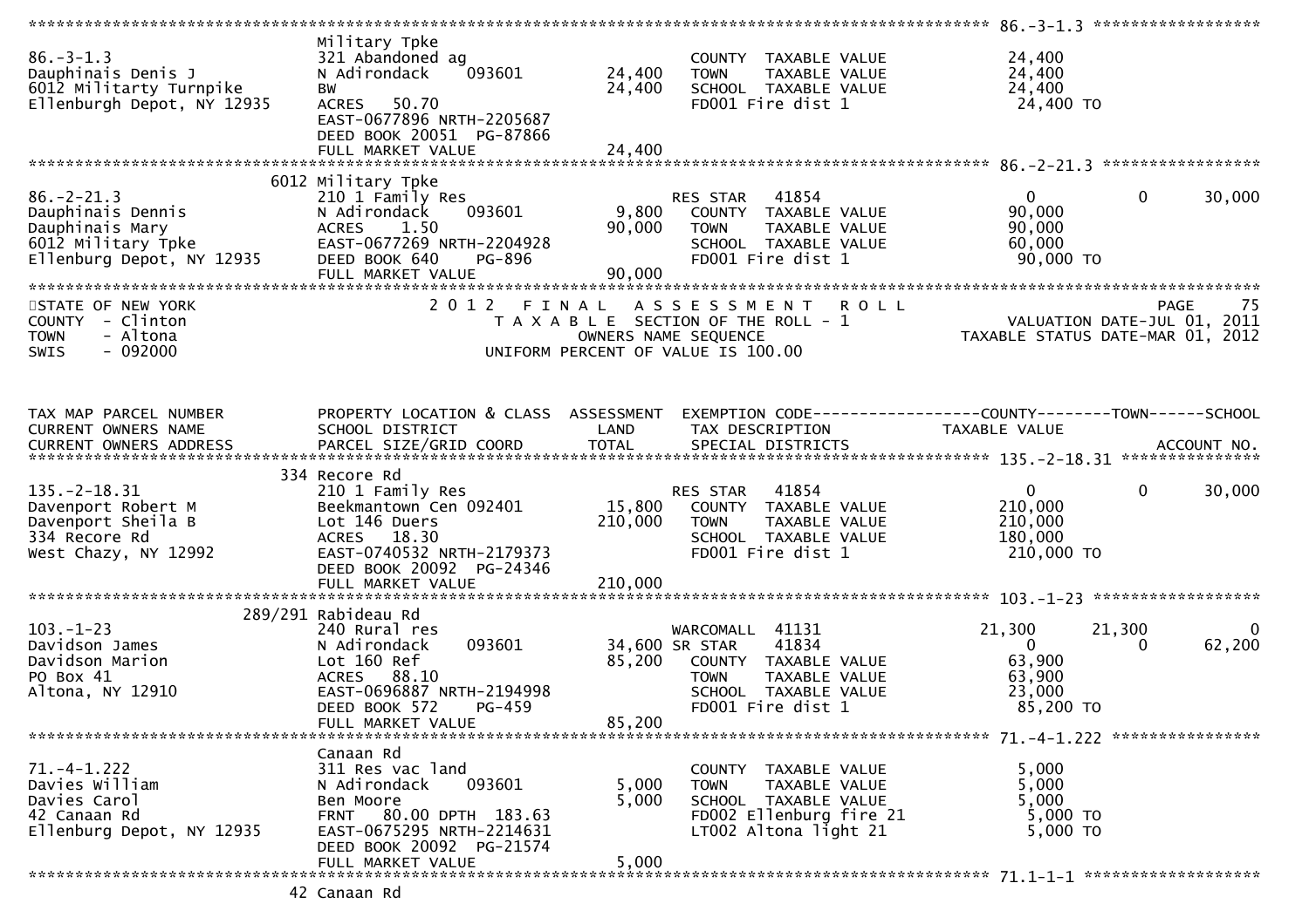```
******************************************************************************************************* 86.-3-1.3 ******************
                              Military Tpke
86.-3-1.3                     321 Abandoned ag                         COUNTY  TAXABLE VALUE             24,400
Dauphinais Denis J            N Adirondack    093601        24,400    TOWN    TAXABLE VALUE             24,400
6012 Militarty Turnpike       BW                            24,400    SCHOOL  TAXABLE VALUE             24,400
Ellenburgh Depot, NY 12935    ACRES   50.70                           FD001 Fire dist 1                   24,400 TO
                              EAST-0677896 NRTH-2205687
                              DEED BOOK 20051  PG-87866
                              FULL MARKET VALUE             24,400
******************************************************************************************************* 86.-2-21.3 *****************
                          6012 Military Tpke
86.-2-21.3                    210 1 Family Res                        RES STAR   41854                  0             0      30,000
Dauphinais Dennis             N Adirondack    093601         9,800    COUNTY  TAXABLE VALUE             90,000
Dauphinais Mary               ACRES    1.50                 90,000    TOWN    TAXABLE VALUE             90,000
6012 Military Tpke            EAST-0677269 NRTH-2204928                SCHOOL  TAXABLE VALUE             60,000
Ellenburg Depot, NY 12935     DEED BOOK 640    PG-896                 FD001 Fire dist 1                   90,000 TO
                              FULL MARKET VALUE             90,000
************************************************************************************************************************************
STATE OF NEW YORK                          2 0 1 2   F I N A L   A S S E S S M E N T   R O L L                              PAGE    75
COUNTY  - Clinton                             T A X A B L E  SECTION OF THE ROLL - 1                     VALUATION DATE-JUL 01, 2011
TOWN    - Altona                                   OWNERS NAME SEQUENCE                          TAXABLE STATUS DATE-MAR 01, 2012
SWIS    - 092000                             UNIFORM PERCENT OF VALUE IS 100.00


TAX MAP PARCEL NUMBER         PROPERTY LOCATION & CLASS  ASSESSMENT  EXEMPTION CODE------------------COUNTY--------TOWN------SCHOOL
CURRENT OWNERS NAME           SCHOOL DISTRICT               LAND      TAX DESCRIPTION             TAXABLE VALUE
CURRENT OWNERS ADDRESS        PARCEL SIZE/GRID COORD        TOTAL     SPECIAL DISTRICTS                                ACCOUNT NO.
******************************************************************************************************* 135.-2-18.31 ***************
                          334 Recore Rd
135.-2-18.31                  210 1 Family Res                        RES STAR   41854                  0             0      30,000
Davenport Robert M            Beekmantown Cen 092401        15,800    COUNTY  TAXABLE VALUE            210,000
Davenport Sheila B            Lot 146 Duers                210,000    TOWN    TAXABLE VALUE            210,000
334 Recore Rd                 ACRES   18.30                           SCHOOL  TAXABLE VALUE            180,000
West Chazy, NY 12992          EAST-0740532 NRTH-2179373                FD001 Fire dist 1                  210,000 TO
                              DEED BOOK 20092  PG-24346
                              FULL MARKET VALUE            210,000
******************************************************************************************************* 103.-1-23 ******************
                          289/291 Rabideau Rd
103.-1-23                     240 Rural res                           WARCOMALL  41131             21,300        21,300           0
Davidson James                N Adirondack    093601        34,600 SR STAR     41834                  0             0      62,200
Davidson Marion               Lot 160 Ref                   85,200    COUNTY  TAXABLE VALUE             63,900
PO Box 41                     ACRES   88.10                           TOWN    TAXABLE VALUE             63,900
Altona, NY 12910              EAST-0696887 NRTH-2194998                SCHOOL  TAXABLE VALUE             23,000
                              DEED BOOK 572    PG-459                 FD001 Fire dist 1                   85,200 TO
                              FULL MARKET VALUE             85,200
******************************************************************************************************* 71.-4-1.222 ****************
                              Canaan Rd
71.-4-1.222                   311 Res vac land                        COUNTY  TAXABLE VALUE              5,000
Davies William                N Adirondack    093601         5,000    TOWN    TAXABLE VALUE              5,000
Davies Carol                  Ben Moore                      5,000    SCHOOL  TAXABLE VALUE              5,000
42 Canaan Rd                  FRNT    80.00 DPTH 183.63               FD002 Ellenburg fire 21              5,000 TO
Ellenburg Depot, NY 12935     EAST-0675295 NRTH-2214631                LT002 Altona light 21                5,000 TO
                              DEED BOOK 20092  PG-21574
                              FULL MARKET VALUE              5,000
******************************************************************************************************* 71.1-1-1 *******************
                          42 Canaan Rd
```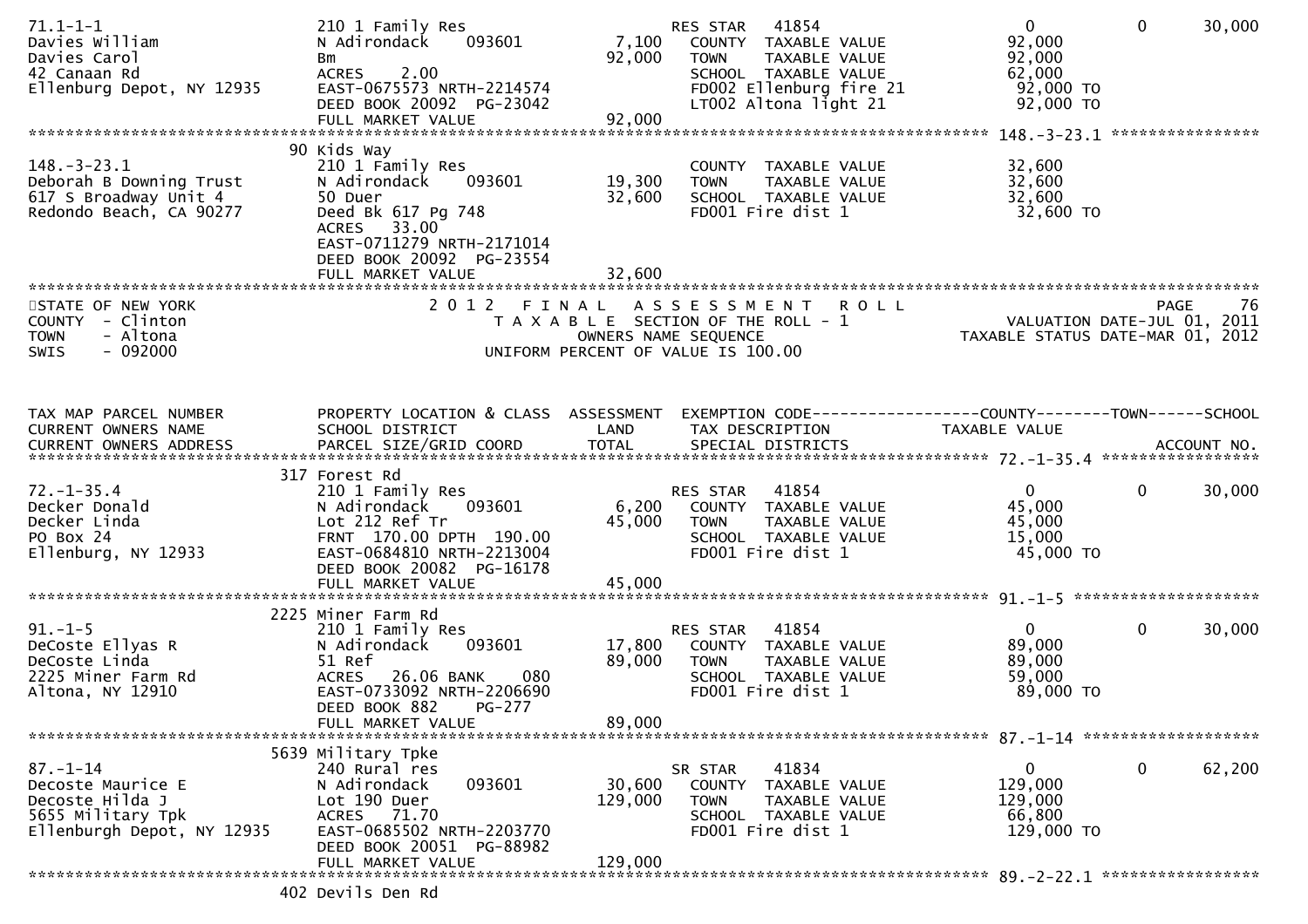```
71.1-1-1                       210 1 Family Res                      RES STAR    41854                    0           0        30,000
Davies William                 N Adirondack      093601        7,100    COUNTY  TAXABLE VALUE            92,000
Davies Carol                   Bm                             92,000    TOWN    TAXABLE VALUE            92,000
42 Canaan Rd                   ACRES    2.00                            SCHOOL  TAXABLE VALUE            62,000
Ellenburg Depot, NY 12935      EAST-0675573 NRTH-2214574                FD002 Ellenburg fire 21          92,000 TO
                               DEED BOOK 20092  PG-23042                LT002 Altona light 21            92,000 TO
                               FULL MARKET VALUE              92,000
******************************************************************************************************* 148.-3-23.1 ****************
                            90 Kids Way
148.-3-23.1                    210 1 Family Res                         COUNTY  TAXABLE VALUE            32,600
Deborah B Downing Trust        N Adirondack      093601       19,300    TOWN    TAXABLE VALUE            32,600
617 S Broadway Unit 4          50 Duer                        32,600    SCHOOL  TAXABLE VALUE            32,600
Redondo Beach, CA 90277        Deed Bk 617 Pg 748                       FD001 Fire dist 1                32,600 TO
                               ACRES   33.00
                               EAST-0711279 NRTH-2171014
                               DEED BOOK 20092  PG-23554
                               FULL MARKET VALUE              32,600
************************************************************************************************************************************
STATE OF NEW YORK                  2 0 1 2   F I N A L   A S S E S S M E N T   R O L L                              PAGE    76
COUNTY  - Clinton                     T A X A B L E  SECTION OF THE ROLL - 1                        VALUATION DATE-JUL 01, 2011
TOWN    - Altona                               OWNERS NAME SEQUENCE                            TAXABLE STATUS DATE-MAR 01, 2012
SWIS    - 092000                          UNIFORM PERCENT OF VALUE IS 100.00


TAX MAP PARCEL NUMBER          PROPERTY LOCATION & CLASS  ASSESSMENT  EXEMPTION CODE------------------COUNTY--------TOWN------SCHOOL
CURRENT OWNERS NAME            SCHOOL DISTRICT               LAND      TAX DESCRIPTION              TAXABLE VALUE
CURRENT OWNERS ADDRESS         PARCEL SIZE/GRID COORD        TOTAL     SPECIAL DISTRICTS                                  ACCOUNT NO.
******************************************************************************************************* 72.-1-35.4 *****************
                           317 Forest Rd
72.-1-35.4                     210 1 Family Res                      RES STAR    41854                    0           0        30,000
Decker Donald                  N Adirondack      093601        6,200    COUNTY  TAXABLE VALUE            45,000
Decker Linda                   Lot 212 Ref Tr                 45,000    TOWN    TAXABLE VALUE            45,000
PO Box 24                      FRNT  170.00 DPTH  190.00                SCHOOL  TAXABLE VALUE            15,000
Ellenburg, NY 12933            EAST-0684810 NRTH-2213004                FD001 Fire dist 1                45,000 TO
                               DEED BOOK 20082  PG-16178
                               FULL MARKET VALUE              45,000
******************************************************************************************************* 91.-1-5 ********************
                          2225 Miner Farm Rd
91.-1-5                        210 1 Family Res                      RES STAR    41854                    0           0        30,000
DeCoste Ellyas R               N Adirondack      093601       17,800    COUNTY  TAXABLE VALUE            89,000
DeCoste Linda                  51 Ref                         89,000    TOWN    TAXABLE VALUE            89,000
2225 Miner Farm Rd             ACRES   26.06 BANK     080               SCHOOL  TAXABLE VALUE            59,000
Altona, NY 12910               EAST-0733092 NRTH-2206690                FD001 Fire dist 1                89,000 TO
                               DEED BOOK 882     PG-277
                               FULL MARKET VALUE              89,000
******************************************************************************************************* 87.-1-14 *******************
                          5639 Military Tpke
87.-1-14                       240 Rural res                         SR STAR     41834                    0           0        62,200
Decoste Maurice E              N Adirondack      093601       30,600    COUNTY  TAXABLE VALUE           129,000
Decoste Hilda J                Lot 190 Duer                  129,000    TOWN    TAXABLE VALUE           129,000
5655 Military Tpk              ACRES   71.70                            SCHOOL  TAXABLE VALUE            66,800
Ellenburgh Depot, NY 12935     EAST-0685502 NRTH-2203770                FD001 Fire dist 1               129,000 TO
                               DEED BOOK 20051  PG-88982
                               FULL MARKET VALUE             129,000
******************************************************************************************************* 89.-2-22.1 *****************
                           402 Devils Den Rd
```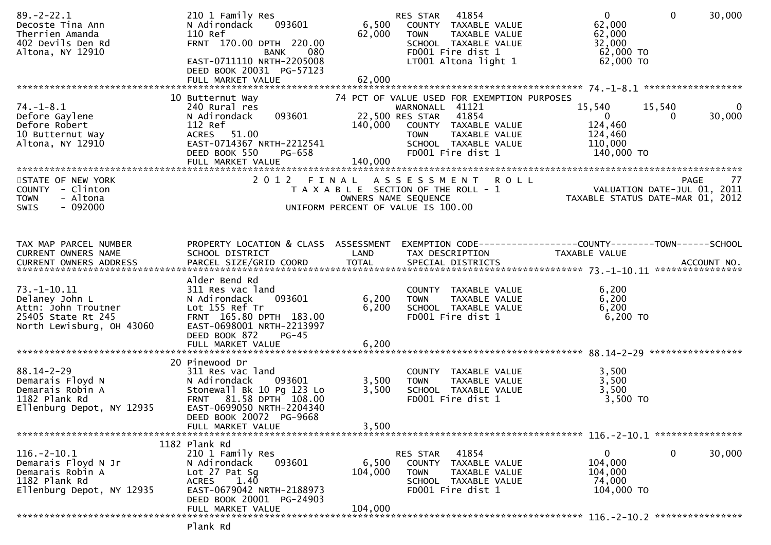```
89.-2-22.1                    210 1 Family Res                    RES STAR   41854                      0            0       30,000
Decoste Tina Ann              N Adirondack     093601      6,500    COUNTY  TAXABLE VALUE            62,000
Therrien Amanda               110 Ref                     62,000    TOWN    TAXABLE VALUE            62,000
402 Devils Den Rd             FRNT 170.00 DPTH 220.00               SCHOOL  TAXABLE VALUE            32,000
Altona, NY 12910                             BANK    080            FD001 Fire dist 1                 62,000 TO
                              EAST-0711110 NRTH-2205008             LT001 Altona light 1              62,000 TO
                              DEED BOOK 20031  PG-57123
                              FULL MARKET VALUE           62,000
******************************************************************************************************* 74.-1-8.1 ******************
                           10 Butternut Way               74 PCT OF VALUE USED FOR EXEMPTION PURPOSES
74.-1-8.1                     240 Rural res                       WARNONALL  41121                 15,540       15,540            0
Defore Gaylene                N Adirondack     093601     22,500 RES STAR   41854                      0            0       30,000
Defore Robert                 112 Ref                    140,000    COUNTY  TAXABLE VALUE           124,460
10 Butternut Way              ACRES   51.00                         TOWN    TAXABLE VALUE           124,460
Altona, NY 12910              EAST-0714367 NRTH-2212541             SCHOOL  TAXABLE VALUE           110,000
                              DEED BOOK 550    PG-658               FD001 Fire dist 1                140,000 TO
                              FULL MARKET VALUE          140,000
************************************************************************************************************************************
STATE OF NEW YORK                  2 0 1 2   F I N A L   A S S E S S M E N T   R O L L                            PAGE     77
COUNTY  - Clinton                        T A X A B L E  SECTION OF THE ROLL - 1                      VALUATION DATE-JUL 01, 2011
TOWN    - Altona                                OWNERS NAME SEQUENCE                           TAXABLE STATUS DATE-MAR 01, 2012
SWIS    - 092000                          UNIFORM PERCENT OF VALUE IS 100.00


TAX MAP PARCEL NUMBER         PROPERTY LOCATION & CLASS  ASSESSMENT  EXEMPTION CODE------------------COUNTY--------TOWN------SCHOOL
CURRENT OWNERS NAME           SCHOOL DISTRICT               LAND      TAX DESCRIPTION            TAXABLE VALUE
CURRENT OWNERS ADDRESS        PARCEL SIZE/GRID COORD       TOTAL      SPECIAL DISTRICTS                                 ACCOUNT NO.
******************************************************************************************************* 73.-1-10.11 ****************
                              Alder Bend Rd
73.-1-10.11                   311 Res vac land                      COUNTY  TAXABLE VALUE             6,200
Delaney John L                N Adirondack     093601      6,200    TOWN    TAXABLE VALUE             6,200
Attn: John Troutner           Lot 155 Ref Tr               6,200    SCHOOL  TAXABLE VALUE             6,200
25405 State Rt 245            FRNT 165.80 DPTH 183.00               FD001 Fire dist 1                  6,200 TO
North Lewisburg, OH 43060     EAST-0698001 NRTH-2213997
                              DEED BOOK 872    PG-45
                              FULL MARKET VALUE            6,200
******************************************************************************************************* 88.14-2-29 *****************
                           20 Pinewood Dr
88.14-2-29                    311 Res vac land                      COUNTY  TAXABLE VALUE             3,500
Demarais Floyd N              N Adirondack     093601      3,500    TOWN    TAXABLE VALUE             3,500
Demarais Robin A              Stonewall Bk 10 Pg 123 Lo    3,500    SCHOOL  TAXABLE VALUE             3,500
1182 Plank Rd                 FRNT  81.58 DPTH 108.00               FD001 Fire dist 1                  3,500 TO
Ellenburg Depot, NY 12935     EAST-0699050 NRTH-2204340
                              DEED BOOK 20072  PG-9668
                              FULL MARKET VALUE            3,500
******************************************************************************************************* 116.-2-10.1 ****************
                         1182 Plank Rd
116.-2-10.1                   210 1 Family Res                    RES STAR   41854                      0            0       30,000
Demarais Floyd N Jr           N Adirondack     093601      6,500    COUNTY  TAXABLE VALUE           104,000
Demarais Robin A              Lot 27 Pat Sg              104,000    TOWN    TAXABLE VALUE           104,000
1182 Plank Rd                 ACRES    1.40                         SCHOOL  TAXABLE VALUE            74,000
Ellenburg Depot, NY 12935     EAST-0679042 NRTH-2188973             FD001 Fire dist 1                104,000 TO
                              DEED BOOK 20001  PG-24903
                              FULL MARKET VALUE          104,000
******************************************************************************************************* 116.-2-10.2 ****************
                              Plank Rd
```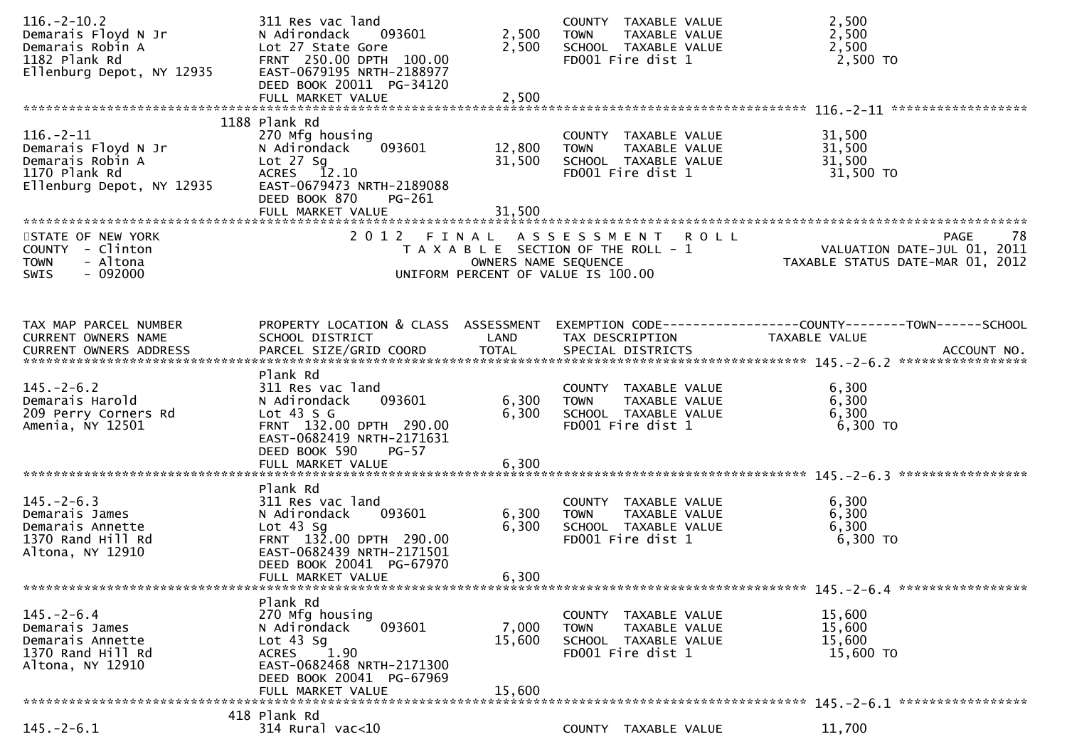```
116.-2-10.2                   311 Res vac land                    COUNTY  TAXABLE VALUE             2,500
Demarais Floyd N Jr           N Adirondack    093601       2,500   TOWN    TAXABLE VALUE             2,500
Demarais Robin A              Lot 27 State Gore            2,500   SCHOOL  TAXABLE VALUE             2,500
1182 Plank Rd                 FRNT 250.00 DPTH 100.00              FD001 Fire dist 1                  2,500 TO
Ellenburg Depot, NY 12935     EAST-0679195 NRTH-2188977
                              DEED BOOK 20011  PG-34120
                              FULL MARKET VALUE            2,500
******************************************************************************************************* 116.-2-11 *****************
                         1188 Plank Rd
116.-2-11                     270 Mfg housing                     COUNTY  TAXABLE VALUE            31,500
Demarais Floyd N Jr           N Adirondack    093601      12,800   TOWN    TAXABLE VALUE            31,500
Demarais Robin A              Lot 27 Sg                   31,500   SCHOOL  TAXABLE VALUE            31,500
1170 Plank Rd                 ACRES  12.10                         FD001 Fire dist 1                 31,500 TO
Ellenburg Depot, NY 12935     EAST-0679473 NRTH-2189088
                              DEED BOOK 870    PG-261
                              FULL MARKET VALUE           31,500
```

```
STATE OF NEW YORK                2 0 1 2   F I N A L   A S S E S S M E N T   R O L L                              PAGE     78
COUNTY  - Clinton                   T A X A B L E  SECTION OF THE ROLL - 1                         VALUATION DATE-JUL 01, 2011
TOWN    - Altona                             OWNERS NAME SEQUENCE                              TAXABLE STATUS DATE-MAR 01, 2012
SWIS    - 092000                      UNIFORM PERCENT OF VALUE IS 100.00

TAX MAP PARCEL NUMBER         PROPERTY LOCATION & CLASS  ASSESSMENT  EXEMPTION CODE------------------COUNTY--------TOWN------SCHOOL
CURRENT OWNERS NAME           SCHOOL DISTRICT               LAND      TAX DESCRIPTION                 TAXABLE VALUE
CURRENT OWNERS ADDRESS        PARCEL SIZE/GRID COORD        TOTAL     SPECIAL DISTRICTS                                    ACCOUNT NO.
******************************************************************************************************* 145.-2-6.2 *****************
                              Plank Rd
145.-2-6.2                    311 Res vac land                    COUNTY  TAXABLE VALUE             6,300
Demarais Harold               N Adirondack    093601       6,300   TOWN    TAXABLE VALUE             6,300
209 Perry Corners Rd          Lot 43 S G                   6,300   SCHOOL  TAXABLE VALUE             6,300
Amenia, NY 12501              FRNT 132.00 DPTH 290.00              FD001 Fire dist 1                  6,300 TO
                              EAST-0682419 NRTH-2171631
                              DEED BOOK 590    PG-57
                              FULL MARKET VALUE            6,300
******************************************************************************************************* 145.-2-6.3 *****************
                              Plank Rd
145.-2-6.3                    311 Res vac land                    COUNTY  TAXABLE VALUE             6,300
Demarais James                N Adirondack    093601       6,300   TOWN    TAXABLE VALUE             6,300
Demarais Annette              Lot 43 Sg                    6,300   SCHOOL  TAXABLE VALUE             6,300
1370 Rand Hill Rd             FRNT 132.00 DPTH 290.00              FD001 Fire dist 1                  6,300 TO
Altona, NY 12910              EAST-0682439 NRTH-2171501
                              DEED BOOK 20041  PG-67970
                              FULL MARKET VALUE            6,300
******************************************************************************************************* 145.-2-6.4 *****************
                              Plank Rd
145.-2-6.4                    270 Mfg housing                     COUNTY  TAXABLE VALUE            15,600
Demarais James                N Adirondack    093601       7,000   TOWN    TAXABLE VALUE            15,600
Demarais Annette              Lot 43 Sg                   15,600   SCHOOL  TAXABLE VALUE            15,600
1370 Rand Hill Rd             ACRES   1.90                         FD001 Fire dist 1                 15,600 TO
Altona, NY 12910              EAST-0682468 NRTH-2171300
                              DEED BOOK 20041  PG-67969
                              FULL MARKET VALUE           15,600
******************************************************************************************************* 145.-2-6.1 *****************
                          418 Plank Rd
145.-2-6.1                    314 Rural vac<10                    COUNTY  TAXABLE VALUE            11,700
```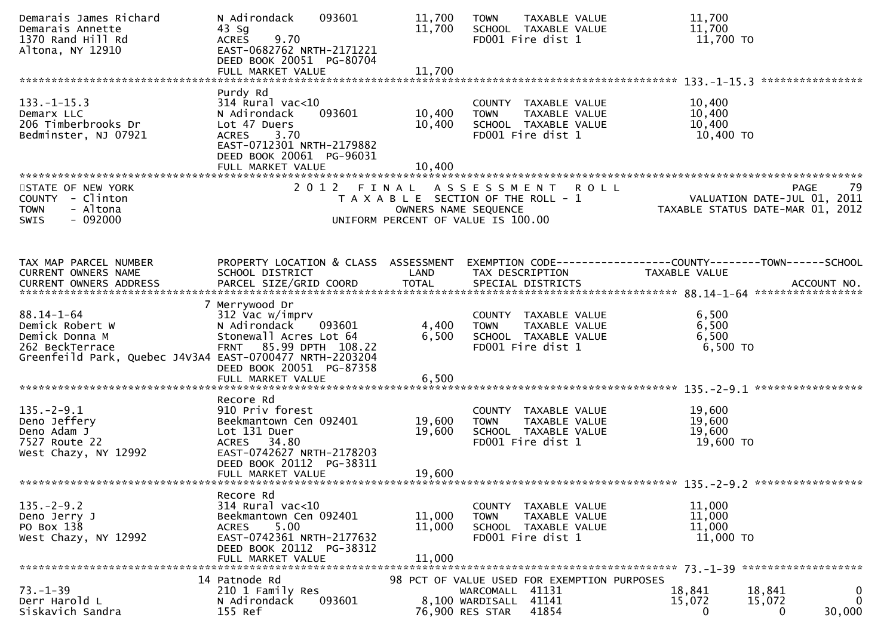| | | | | |
|---|---|---|---|---|
| Demarais James Richard<br>Demarais Annette<br>1370 Rand Hill Rd<br>Altona, NY 12910 | N Adirondack 093601<br>43 Sg<br>ACRES 9.70<br>EAST-0682762 NRTH-2171221<br>DEED BOOK 20051 PG-80704<br>FULL MARKET VALUE | 11,700<br>11,700<br><br><br><br>11,700 | TOWN TAXABLE VALUE<br>SCHOOL TAXABLE VALUE<br>FD001 Fire dist 1 | 11,700<br>11,700<br>11,700 TO |

************************************************************************************************ 133.-1-15.3 ****************

| | | | | |
|---|---|---|---|---|
| 133.-1-15.3<br>Demarx LLC<br>206 Timberbrooks Dr<br>Bedminster, NJ 07921 | Purdy Rd<br>314 Rural vac<10<br>N Adirondack 093601<br>Lot 47 Duers<br>ACRES 3.70<br>EAST-0712301 NRTH-2179882<br>DEED BOOK 20061 PG-96031<br>FULL MARKET VALUE | <br><br>10,400<br>10,400<br><br><br><br>10,400 | COUNTY TAXABLE VALUE<br>TOWN TAXABLE VALUE<br>SCHOOL TAXABLE VALUE<br>FD001 Fire dist 1 | 10,400<br>10,400<br>10,400<br>10,400 TO |

STATE OF NEW YORK — 2012 FINAL ASSESSMENT ROLL — PAGE 79
COUNTY - Clinton — TAXABLE SECTION OF THE ROLL - 1 — VALUATION DATE-JUL 01, 2011
TOWN - Altona — OWNERS NAME SEQUENCE — TAXABLE STATUS DATE-MAR 01, 2012
SWIS - 092000 — UNIFORM PERCENT OF VALUE IS 100.00

| TAX MAP PARCEL NUMBER<br>CURRENT OWNERS NAME<br>CURRENT OWNERS ADDRESS | PROPERTY LOCATION & CLASS<br>SCHOOL DISTRICT<br>PARCEL SIZE/GRID COORD | ASSESSMENT<br>LAND<br>TOTAL | EXEMPTION CODE------------------COUNTY--------TOWN------SCHOOL<br>TAX DESCRIPTION<br>SPECIAL DISTRICTS | TAXABLE VALUE<br><br>ACCOUNT NO. |
|---|---|---|---|---|
| **88.14-1-64** | | | | |
| 88.14-1-64<br>Demick Robert W<br>Demick Donna M<br>262 BeckTerrace<br>Greenfeild Park, Quebec J4V3A4 | 7 Merrywood Dr<br>312 Vac w/imprv<br>N Adirondack 093601<br>Stonewall Acres Lot 64<br>FRNT 85.99 DPTH 108.22<br>EAST-0700477 NRTH-2203204<br>DEED BOOK 20051 PG-87358<br>FULL MARKET VALUE | <br><br>4,400<br>6,500<br><br><br><br>6,500 | COUNTY TAXABLE VALUE<br>TOWN TAXABLE VALUE<br>SCHOOL TAXABLE VALUE<br>FD001 Fire dist 1 | 6,500<br>6,500<br>6,500<br>6,500 TO |
| **135.-2-9.1** | | | | |
| 135.-2-9.1<br>Deno Jeffery<br>Deno Adam J<br>7527 Route 22<br>West Chazy, NY 12992 | Recore Rd<br>910 Priv forest<br>Beekmantown Cen 092401<br>Lot 131 Duer<br>ACRES 34.80<br>EAST-0742627 NRTH-2178203<br>DEED BOOK 20112 PG-38311<br>FULL MARKET VALUE | <br><br>19,600<br>19,600<br><br><br><br>19,600 | COUNTY TAXABLE VALUE<br>TOWN TAXABLE VALUE<br>SCHOOL TAXABLE VALUE<br>FD001 Fire dist 1 | 19,600<br>19,600<br>19,600<br>19,600 TO |
| **135.-2-9.2** | | | | |
| 135.-2-9.2<br>Deno Jerry J<br>PO Box 138<br>West Chazy, NY 12992 | Recore Rd<br>314 Rural vac<10<br>Beekmantown Cen 092401<br>ACRES 5.00<br>EAST-0742361 NRTH-2177632<br>DEED BOOK 20112 PG-38312<br>FULL MARKET VALUE | <br><br>11,000<br>11,000<br><br><br>11,000 | COUNTY TAXABLE VALUE<br>TOWN TAXABLE VALUE<br>SCHOOL TAXABLE VALUE<br>FD001 Fire dist 1 | 11,000<br>11,000<br>11,000<br>11,000 TO |
| **73.-1-39** | | | | |
| 73.-1-39<br>Derr Harold L<br>Siskavich Sandra | 14 Patnode Rd<br>210 1 Family Res<br>N Adirondack 093601<br>155 Ref | <br><br>8,100<br>76,900 | 98 PCT OF VALUE USED FOR EXEMPTION PURPOSES<br>WARCOMALL 41131<br>WARDISALL 41141<br>RES STAR 41854 | <br>18,841 18,841 0<br>15,072 15,072 0<br>0 0 30,000 |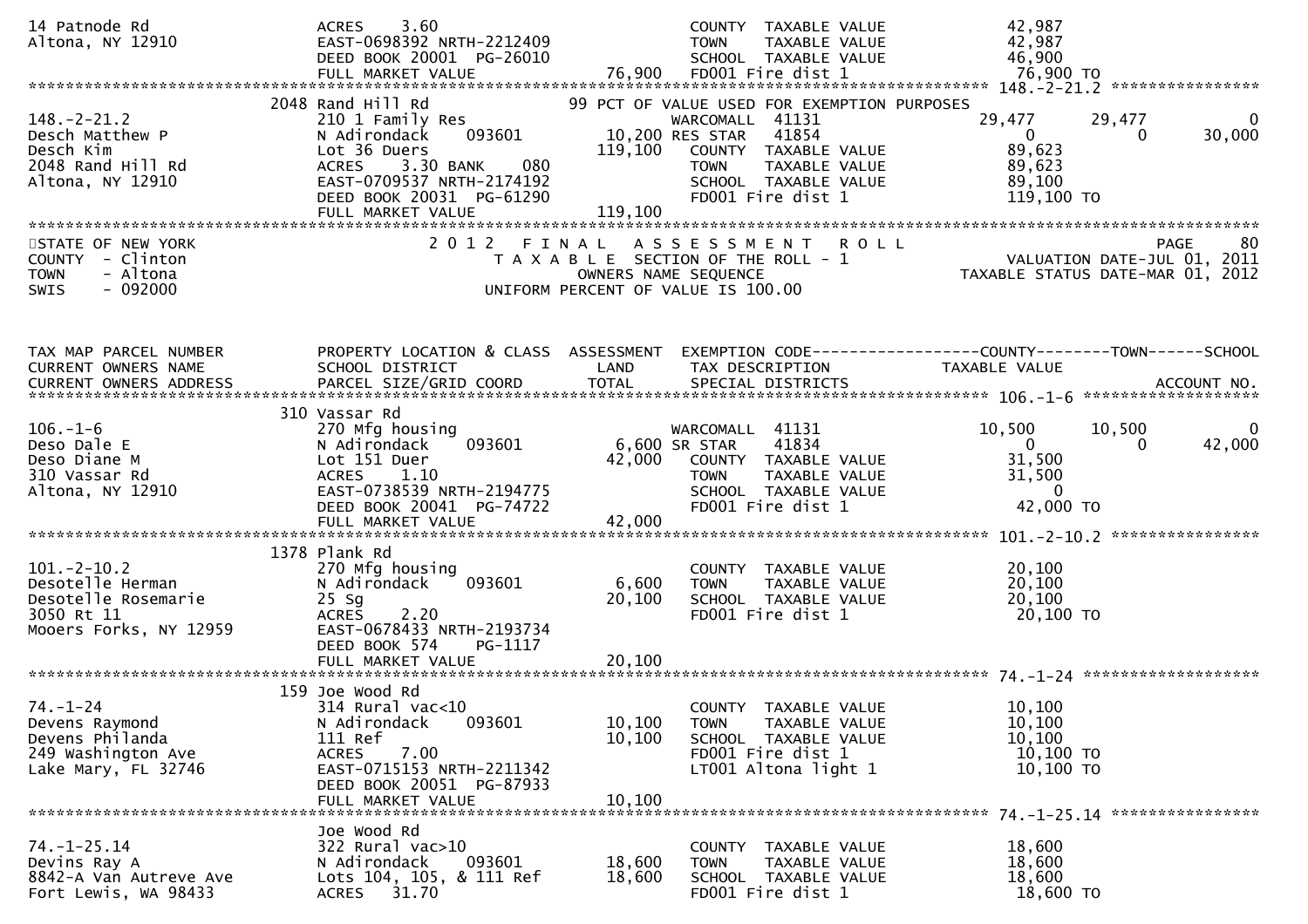```
14 Patnode Rd                       ACRES     3.60                                   COUNTY  TAXABLE VALUE              42,987
Altona, NY 12910                    EAST-0698392 NRTH-2212409                        TOWN    TAXABLE VALUE              42,987
                                    DEED BOOK 20001  PG-26010                        SCHOOL  TAXABLE VALUE              46,900
                                    FULL MARKET VALUE                 76,900         FD001 Fire dist 1                  76,900 TO
******************************************************************************************************* 148.-2-21.2 ****************
                                2048 Rand Hill Rd                        99 PCT OF VALUE USED FOR EXEMPTION PURPOSES
148.-2-21.2                         210 1 Family Res                             WARCOMALL  41131                    29,477       29,477            0
Desch Matthew P                     N Adirondack     093601        10,200 RES STAR     41854                          0            0        30,000
Desch Kim                           Lot 36 Duers                  119,100   COUNTY  TAXABLE VALUE                    89,623
2048 Rand Hill Rd                   ACRES     3.30 BANK     080             TOWN    TAXABLE VALUE                    89,623
Altona, NY 12910                    EAST-0709537 NRTH-2174192               SCHOOL  TAXABLE VALUE                    89,100
                                    DEED BOOK 20031  PG-61290               FD001 Fire dist 1                       119,100 TO
                                    FULL MARKET VALUE                 119,100
************************************************************************************************************************************
STATE OF NEW YORK                        2 0 1 2   F I N A L   A S S E S S M E N T   R O L L                                  PAGE     80
COUNTY  - Clinton                            T A X A B L E  SECTION OF THE ROLL - 1                           VALUATION DATE-JUL 01, 2011
TOWN    - Altona                                  OWNERS NAME SEQUENCE                                    TAXABLE STATUS DATE-MAR 01, 2012
SWIS    - 092000                             UNIFORM PERCENT OF VALUE IS 100.00



TAX MAP PARCEL NUMBER           PROPERTY LOCATION & CLASS  ASSESSMENT  EXEMPTION CODE------------------COUNTY--------TOWN------SCHOOL
CURRENT OWNERS NAME             SCHOOL DISTRICT               LAND     TAX DESCRIPTION                 TAXABLE VALUE
CURRENT OWNERS ADDRESS          PARCEL SIZE/GRID COORD        TOTAL    SPECIAL DISTRICTS                                        ACCOUNT NO.
******************************************************************************************************* 106.-1-6 *******************
                                310 Vassar Rd
106.-1-6                        270 Mfg housing                         WARCOMALL  41131                  10,500       10,500            0
Deso Dale E                     N Adirondack     093601       6,600 SR STAR     41834                        0            0        42,000
Deso Diane M                    Lot 151 Duer                    42,000   COUNTY  TAXABLE VALUE              31,500
310 Vassar Rd                   ACRES     1.10                           TOWN    TAXABLE VALUE              31,500
Altona, NY 12910                EAST-0738539 NRTH-2194775                SCHOOL  TAXABLE VALUE                   0
                                DEED BOOK 20041  PG-74722                FD001 Fire dist 1                  42,000 TO
                                FULL MARKET VALUE               42,000
******************************************************************************************************* 101.-2-10.2 ****************
                                1378 Plank Rd
101.-2-10.2                     270 Mfg housing                          COUNTY  TAXABLE VALUE              20,100
Desotelle Herman                N Adirondack     093601         6,600    TOWN    TAXABLE VALUE              20,100
Desotelle Rosemarie             25 Sg                          20,100    SCHOOL  TAXABLE VALUE              20,100
3050 Rt 11                      ACRES     2.20                           FD001 Fire dist 1                  20,100 TO
Mooers Forks, NY 12959          EAST-0678433 NRTH-2193734
                                DEED BOOK 574    PG-1117
                                FULL MARKET VALUE               20,100
******************************************************************************************************* 74.-1-24 *******************
                                159 Joe Wood Rd
74.-1-24                        314 Rural vac<10                         COUNTY  TAXABLE VALUE              10,100
Devens Raymond                  N Adirondack     093601        10,100    TOWN    TAXABLE VALUE              10,100
Devens Philanda                 111 Ref                        10,100    SCHOOL  TAXABLE VALUE              10,100
249 Washington Ave              ACRES     7.00                           FD001 Fire dist 1                  10,100 TO
Lake Mary, FL 32746             EAST-0715153 NRTH-2211342                LT001 Altona light 1               10,100 TO
                                DEED BOOK 20051  PG-87933
                                FULL MARKET VALUE               10,100
******************************************************************************************************* 74.-1-25.14 ****************
                                Joe Wood Rd
74.-1-25.14                     322 Rural vac>10                         COUNTY  TAXABLE VALUE              18,600
Devins Ray A                    N Adirondack     093601        18,600    TOWN    TAXABLE VALUE              18,600
8842-A Van Autreve Ave          Lots 104, 105, & 111 Ref       18,600    SCHOOL  TAXABLE VALUE              18,600
Fort Lewis, WA 98433            ACRES    31.70                           FD001 Fire dist 1                  18,600 TO
```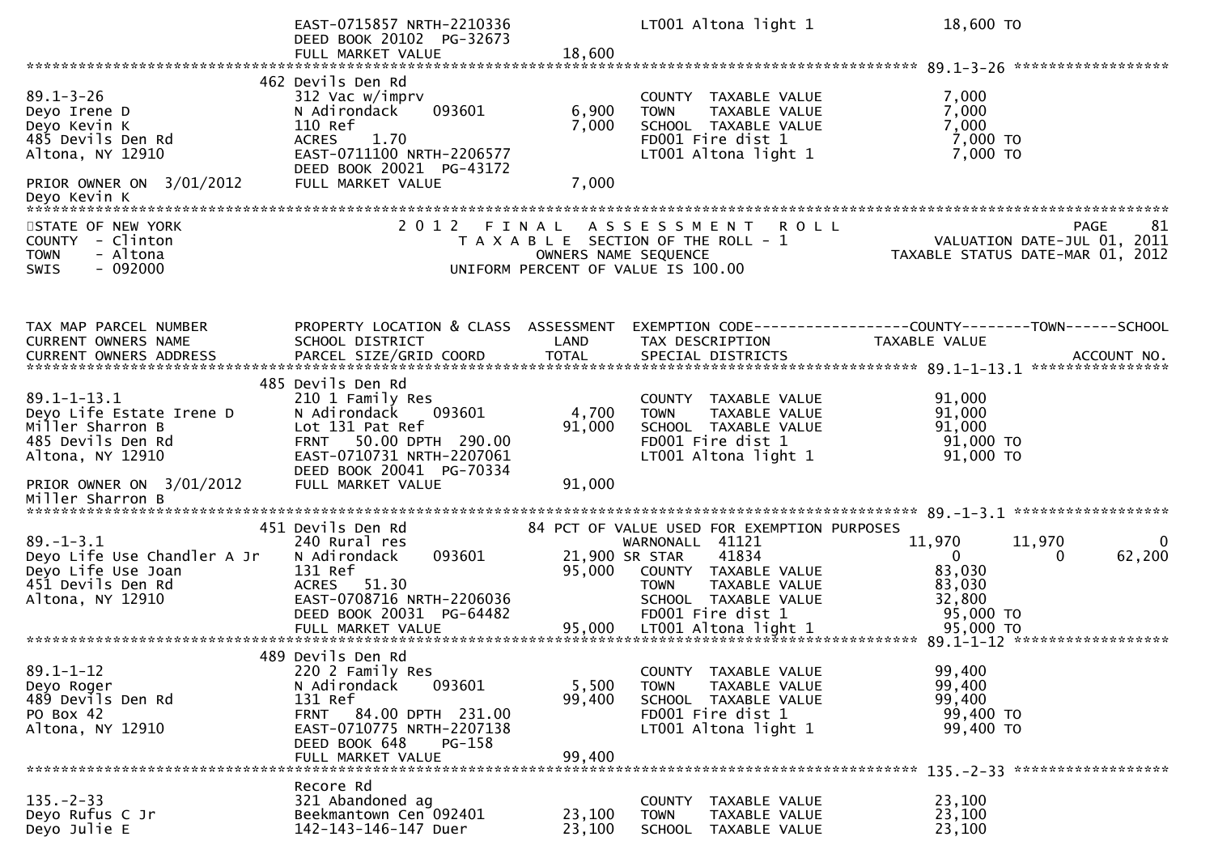```
                              EAST-0715857 NRTH-2210336                LT001 Altona light 1              18,600 TO
                              DEED BOOK 20102  PG-32673
                              FULL MARKET VALUE              18,600
******************************************************************************************************* 89.1-3-26 ******************
                              462 Devils Den Rd
89.1-3-26                     312 Vac w/imprv                          COUNTY  TAXABLE VALUE              7,000
Deyo Irene D                  N Adirondack      093601        6,900    TOWN    TAXABLE VALUE              7,000
Deyo Kevin K                  110 Ref                         7,000    SCHOOL  TAXABLE VALUE              7,000
485 Devils Den Rd             ACRES    1.70                            FD001 Fire dist 1                  7,000 TO
Altona, NY 12910              EAST-0711100 NRTH-2206577                LT001 Altona light 1               7,000 TO
                              DEED BOOK 20021  PG-43172
PRIOR OWNER ON  3/01/2012     FULL MARKET VALUE               7,000
Deyo Kevin K
************************************************************************************************************************************
STATE OF NEW YORK                    2 0 1 2   F I N A L   A S S E S S M E N T   R O L L                              PAGE     81
COUNTY  - Clinton                      T A X A B L E  SECTION OF THE ROLL - 1                        VALUATION DATE-JUL 01, 2011
TOWN    - Altona                                 OWNERS NAME SEQUENCE                             TAXABLE STATUS DATE-MAR 01, 2012
SWIS    - 092000                          UNIFORM PERCENT OF VALUE IS 100.00


TAX MAP PARCEL NUMBER         PROPERTY LOCATION & CLASS  ASSESSMENT  EXEMPTION CODE------------------COUNTY--------TOWN------SCHOOL
CURRENT OWNERS NAME           SCHOOL DISTRICT               LAND     TAX DESCRIPTION              TAXABLE VALUE
CURRENT OWNERS ADDRESS        PARCEL SIZE/GRID COORD        TOTAL    SPECIAL DISTRICTS                                 ACCOUNT NO.
******************************************************************************************************* 89.1-1-13.1 ****************
                              485 Devils Den Rd
89.1-1-13.1                   210 1 Family Res                         COUNTY  TAXABLE VALUE             91,000
Deyo Life Estate Irene D      N Adirondack      093601        4,700    TOWN    TAXABLE VALUE             91,000
Miller Sharron B              Lot 131 Pat Ref                91,000    SCHOOL  TAXABLE VALUE             91,000
485 Devils Den Rd             FRNT    50.00 DPTH  290.00               FD001 Fire dist 1                 91,000 TO
Altona, NY 12910              EAST-0710731 NRTH-2207061                LT001 Altona light 1              91,000 TO
                              DEED BOOK 20041  PG-70334
PRIOR OWNER ON  3/01/2012     FULL MARKET VALUE              91,000
Miller Sharron B
******************************************************************************************************* 89.-1-3.1 ******************
                              451 Devils Den Rd               84 PCT OF VALUE USED FOR EXEMPTION PURPOSES
89.-1-3.1                     240 Rural res                          WARNONALL  41121              11,970       11,970           0
Deyo Life Use Chandler A Jr   N Adirondack      093601       21,900 SR STAR     41834                   0            0      62,200
Deyo Life Use Joan            131 Ref                        95,000    COUNTY  TAXABLE VALUE             83,030
451 Devils Den Rd             ACRES   51.30                            TOWN    TAXABLE VALUE             83,030
Altona, NY 12910              EAST-0708716 NRTH-2206036                SCHOOL  TAXABLE VALUE             32,800
                              DEED BOOK 20031  PG-64482                FD001 Fire dist 1                 95,000 TO
                              FULL MARKET VALUE              95,000    LT001 Altona light 1              95,000 TO
******************************************************************************************************* 89.1-1-12 ******************
                              489 Devils Den Rd
89.1-1-12                     220 2 Family Res                         COUNTY  TAXABLE VALUE             99,400
Deyo Roger                    N Adirondack      093601        5,500    TOWN    TAXABLE VALUE             99,400
489 Devils Den Rd             131 Ref                        99,400    SCHOOL  TAXABLE VALUE             99,400
PO Box 42                     FRNT    84.00 DPTH  231.00               FD001 Fire dist 1                 99,400 TO
Altona, NY 12910              EAST-0710775 NRTH-2207138                LT001 Altona light 1              99,400 TO
                              DEED BOOK 648     PG-158
                              FULL MARKET VALUE              99,400
******************************************************************************************************* 135.-2-33 ******************
                              Recore Rd
135.-2-33                     321 Abandoned ag                         COUNTY  TAXABLE VALUE             23,100
Deyo Rufus C Jr               Beekmantown Cen 092401         23,100    TOWN    TAXABLE VALUE             23,100
Deyo Julie E                  142-143-146-147 Duer           23,100    SCHOOL  TAXABLE VALUE             23,100
```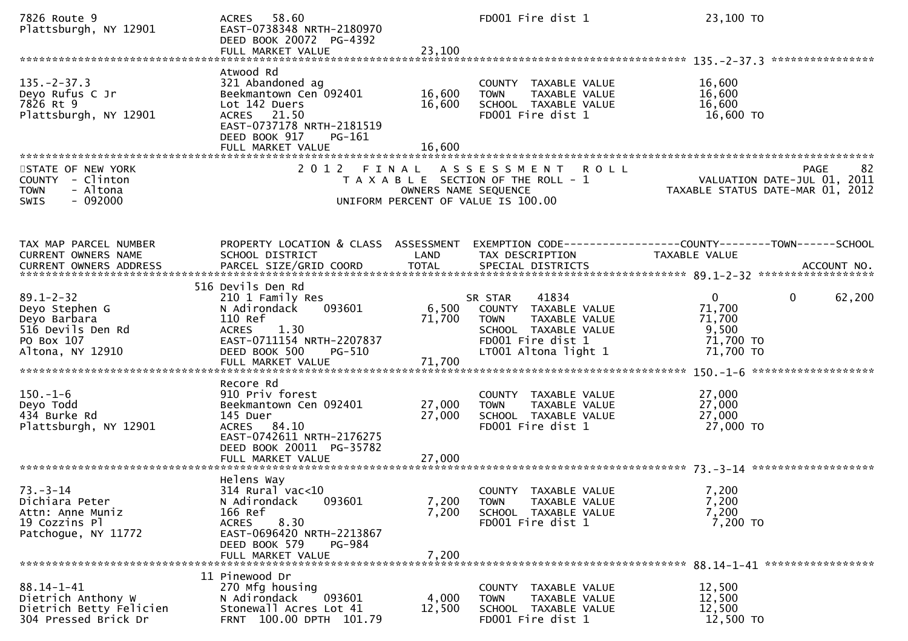```
7826 Route 9                   ACRES   58.60                           FD001 Fire dist 1                   23,100 TO
Plattsburgh, NY 12901          EAST-0738348 NRTH-2180970
                               DEED BOOK 20072  PG-4392
                               FULL MARKET VALUE                23,100
******************************************************************************************************* 135.-2-37.3 ****************
                               Atwood Rd
135.-2-37.3                    321 Abandoned ag                        COUNTY  TAXABLE VALUE               16,600
Deyo Rufus C Jr                Beekmantown Cen 092401        16,600   TOWN    TAXABLE VALUE               16,600
7826 Rt 9                      Lot 142 Duers                  16,600   SCHOOL  TAXABLE VALUE               16,600
Plattsburgh, NY 12901          ACRES   21.50                           FD001 Fire dist 1                   16,600 TO
                               EAST-0737178 NRTH-2181519
                               DEED BOOK 917    PG-161
                               FULL MARKET VALUE                16,600
************************************************************************************************************************************
STATE OF NEW YORK                    2 0 1 2   F I N A L   A S S E S S M E N T   R O L L                                 PAGE     82
COUNTY  - Clinton                        T A X A B L E  SECTION OF THE ROLL - 1                     VALUATION DATE-JUL 01, 2011
TOWN    - Altona                              OWNERS NAME SEQUENCE                               TAXABLE STATUS DATE-MAR 01, 2012
SWIS    - 092000                         UNIFORM PERCENT OF VALUE IS 100.00



TAX MAP PARCEL NUMBER          PROPERTY LOCATION & CLASS  ASSESSMENT  EXEMPTION CODE------------------COUNTY--------TOWN------SCHOOL
CURRENT OWNERS NAME            SCHOOL DISTRICT               LAND      TAX DESCRIPTION              TAXABLE VALUE
CURRENT OWNERS ADDRESS         PARCEL SIZE/GRID COORD        TOTAL     SPECIAL DISTRICTS                                  ACCOUNT NO.
******************************************************************************************************* 89.1-2-32 ******************
                               516 Devils Den Rd
89.1-2-32                      210 1 Family Res                        SR STAR     41834                   0            0     62,200
Deyo Stephen G                 N Adirondack     093601        6,500   COUNTY  TAXABLE VALUE               71,700
Deyo Barbara                   110 Ref                        71,700   TOWN    TAXABLE VALUE               71,700
516 Devils Den Rd              ACRES    1.30                           SCHOOL  TAXABLE VALUE                9,500
PO Box 107                     EAST-0711154 NRTH-2207837               FD001 Fire dist 1                   71,700 TO
Altona, NY 12910               DEED BOOK 500    PG-510                 LT001 Altona light 1                71,700 TO
                               FULL MARKET VALUE                71,700
******************************************************************************************************* 150.-1-6 *******************
                               Recore Rd
150.-1-6                       910 Priv forest                         COUNTY  TAXABLE VALUE               27,000
Deyo Todd                      Beekmantown Cen 092401        27,000   TOWN    TAXABLE VALUE               27,000
434 Burke Rd                   145 Duer                       27,000   SCHOOL  TAXABLE VALUE               27,000
Plattsburgh, NY 12901          ACRES   84.10                           FD001 Fire dist 1                   27,000 TO
                               EAST-0742611 NRTH-2176275
                               DEED BOOK 20011  PG-35782
                               FULL MARKET VALUE                27,000
******************************************************************************************************* 73.-3-14 *******************
                               Helens Way
73.-3-14                       314 Rural vac<10                        COUNTY  TAXABLE VALUE                7,200
Dichiara Peter                 N Adirondack     093601        7,200   TOWN    TAXABLE VALUE                7,200
Attn: Anne Muniz               166 Ref                         7,200   SCHOOL  TAXABLE VALUE                7,200
19 Cozzins Pl                  ACRES    8.30                           FD001 Fire dist 1                    7,200 TO
Patchogue, NY 11772            EAST-0696420 NRTH-2213867
                               DEED BOOK 579    PG-984
                               FULL MARKET VALUE                 7,200
******************************************************************************************************* 88.14-1-41 *****************
                               11 Pinewood Dr
88.14-1-41                     270 Mfg housing                         COUNTY  TAXABLE VALUE               12,500
Dietrich Anthony W             N Adirondack     093601        4,000   TOWN    TAXABLE VALUE               12,500
Dietrich Betty Felicien        Stonewall Acres Lot 41         12,500   SCHOOL  TAXABLE VALUE               12,500
304 Pressed Brick Dr           FRNT  100.00 DPTH  101.79               FD001 Fire dist 1                   12,500 TO
```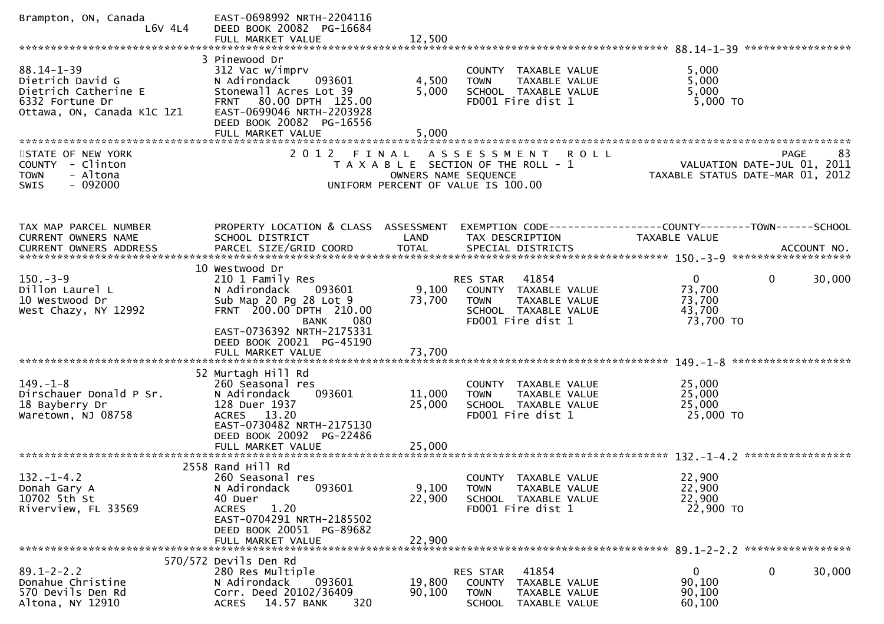```
Brampton, ON, Canada         EAST-0698992 NRTH-2204116
              L6V 4L4        DEED BOOK 20082  PG-16684
                             FULL MARKET VALUE              12,500
******************************************************************************************************* 88.14-1-39 *****************
                            3 Pinewood Dr
88.14-1-39                   312 Vac w/imprv                       COUNTY  TAXABLE VALUE              5,000
Dietrich David G             N Adirondack     093601        4,500  TOWN    TAXABLE VALUE              5,000
Dietrich Catherine E         Stonewall Acres Lot 39         5,000  SCHOOL  TAXABLE VALUE              5,000
6332 Fortune Dr              FRNT   80.00 DPTH  125.00             FD001 Fire dist 1                   5,000 TO
Ottawa, ON, Canada K1C 1Z1   EAST-0699046 NRTH-2203928
                             DEED BOOK 20082  PG-16556
                             FULL MARKET VALUE               5,000
************************************************************************************************************************************
STATE OF NEW YORK                    2 0 1 2   F I N A L   A S S E S S M E N T   R O L L                               PAGE    83
COUNTY  - Clinton                       T A X A B L E  SECTION OF THE ROLL - 1                      VALUATION DATE-JUL 01, 2011
TOWN    - Altona                                OWNERS NAME SEQUENCE                               TAXABLE STATUS DATE-MAR 01, 2012
SWIS    - 092000                       UNIFORM PERCENT OF VALUE IS 100.00


TAX MAP PARCEL NUMBER          PROPERTY LOCATION & CLASS  ASSESSMENT  EXEMPTION CODE------------------COUNTY--------TOWN------SCHOOL
CURRENT OWNERS NAME            SCHOOL DISTRICT               LAND      TAX DESCRIPTION            TAXABLE VALUE
CURRENT OWNERS ADDRESS         PARCEL SIZE/GRID COORD        TOTAL     SPECIAL DISTRICTS                                  ACCOUNT NO.
******************************************************************************************************* 150.-3-9 *******************
                            10 Westwood Dr
150.-3-9                     210 1 Family Res                      RES STAR   41854                   0           0       30,000
Dillon Laurel L              N Adirondack     093601        9,100  COUNTY  TAXABLE VALUE             73,700
10 Westwood Dr               Sub Map 20 Pg 28 Lot 9        73,700  TOWN    TAXABLE VALUE             73,700
West Chazy, NY 12992         FRNT  200.00 DPTH  210.00             SCHOOL  TAXABLE VALUE             43,700
                                        BANK     080               FD001 Fire dist 1                  73,700 TO
                             EAST-0736392 NRTH-2175331
                             DEED BOOK 20021  PG-45190
                             FULL MARKET VALUE              73,700
******************************************************************************************************* 149.-1-8 *******************
                            52 Murtagh Hill Rd
149.-1-8                     260 Seasonal res                      COUNTY  TAXABLE VALUE             25,000
Dirschauer Donald P Sr.      N Adirondack     093601       11,000  TOWN    TAXABLE VALUE             25,000
18 Bayberry Dr               128 Duer 1937                 25,000  SCHOOL  TAXABLE VALUE             25,000
Waretown, NJ 08758           ACRES   13.20                         FD001 Fire dist 1                  25,000 TO
                             EAST-0730482 NRTH-2175130
                             DEED BOOK 20092  PG-22486
                             FULL MARKET VALUE              25,000
******************************************************************************************************* 132.-1-4.2 *****************
                          2558 Rand Hill Rd
132.-1-4.2                   260 Seasonal res                      COUNTY  TAXABLE VALUE             22,900
Donah Gary A                 N Adirondack     093601        9,100  TOWN    TAXABLE VALUE             22,900
10702 5th St                 40 Duer                       22,900  SCHOOL  TAXABLE VALUE             22,900
Riverview, FL 33569          ACRES    1.20                         FD001 Fire dist 1                  22,900 TO
                             EAST-0704291 NRTH-2185502
                             DEED BOOK 20051  PG-89682
                             FULL MARKET VALUE              22,900
******************************************************************************************************* 89.1-2-2.2 *****************
                       570/572 Devils Den Rd
89.1-2-2.2                   280 Res Multiple                      RES STAR   41854                   0           0       30,000
Donahue Christine            N Adirondack     093601       19,800  COUNTY  TAXABLE VALUE             90,100
570 Devils Den Rd            Corr. Deed 20102/36409        90,100  TOWN    TAXABLE VALUE             90,100
Altona, NY 12910             ACRES   14.57 BANK     320            SCHOOL  TAXABLE VALUE             60,100
```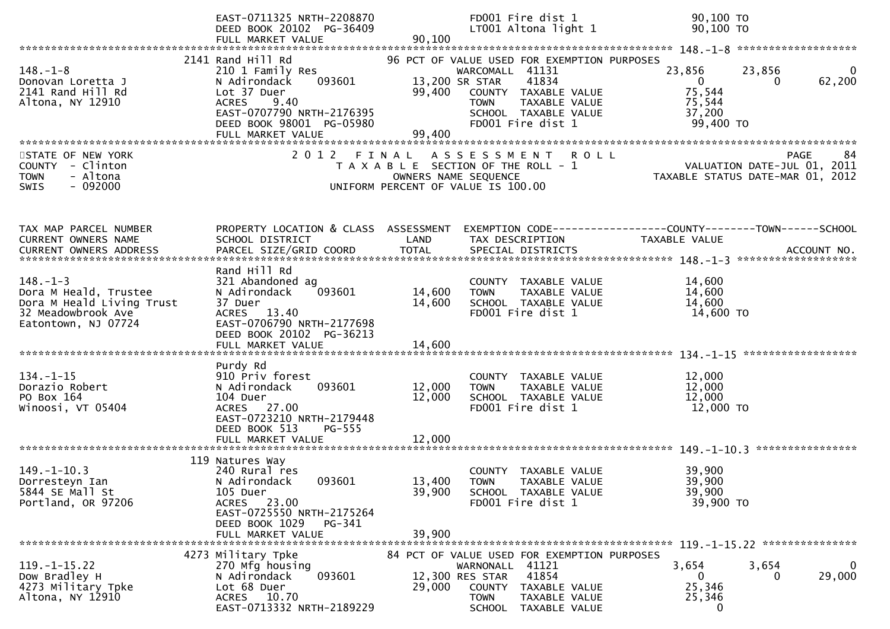```
                              EAST-0711325 NRTH-2208870                FD001 Fire dist 1                  90,100 TO
                              DEED BOOK 20102  PG-36409                LT001 Altona light 1               90,100 TO
                              FULL MARKET VALUE              90,100
******************************************************************************************************* 148.-1-8 ******************
                            2141 Rand Hill Rd                96 PCT OF VALUE USED FOR EXEMPTION PURPOSES
148.-1-8                      210 1 Family Res                    WARCOMALL  41131                23,856      23,856          0
Donovan Loretta J             N Adirondack    093601       13,200 SR STAR    41834                     0           0     62,200
2141 Rand Hill Rd             Lot 37 Duer                  99,400   COUNTY  TAXABLE VALUE          75,544
Altona, NY 12910              ACRES    9.40                         TOWN    TAXABLE VALUE          75,544
                              EAST-0707790 NRTH-2176395             SCHOOL  TAXABLE VALUE          37,200
                              DEED BOOK 98001  PG-05980             FD001 Fire dist 1               99,400 TO
                              FULL MARKET VALUE              99,400
************************************************************************************************************************************
STATE OF NEW YORK                      2 0 1 2   F I N A L   A S S E S S M E N T   R O L L                                PAGE    84
COUNTY  - Clinton                         T A X A B L E  SECTION OF THE ROLL - 1                     VALUATION DATE-JUL 01, 2011
TOWN    - Altona                                 OWNERS NAME SEQUENCE                            TAXABLE STATUS DATE-MAR 01, 2012
SWIS    - 092000                          UNIFORM PERCENT OF VALUE IS 100.00


TAX MAP PARCEL NUMBER          PROPERTY LOCATION & CLASS  ASSESSMENT  EXEMPTION CODE------------------COUNTY--------TOWN------SCHOOL
CURRENT OWNERS NAME            SCHOOL DISTRICT               LAND      TAX DESCRIPTION              TAXABLE VALUE
CURRENT OWNERS ADDRESS         PARCEL SIZE/GRID COORD       TOTAL      SPECIAL DISTRICTS                                  ACCOUNT NO.
******************************************************************************************************* 148.-1-3 ******************
                              Rand Hill Rd
148.-1-3                      321 Abandoned ag                         COUNTY  TAXABLE VALUE          14,600
Dora M Heald, Trustee         N Adirondack    093601       14,600      TOWN    TAXABLE VALUE          14,600
Dora M Heald Living Trust     37 Duer                      14,600      SCHOOL  TAXABLE VALUE          14,600
32 Meadowbrook Ave            ACRES   13.40                            FD001 Fire dist 1               14,600 TO
Eatontown, NJ 07724           EAST-0706790 NRTH-2177698
                              DEED BOOK 20102  PG-36213
                              FULL MARKET VALUE              14,600
******************************************************************************************************* 134.-1-15 *****************
                              Purdy Rd
134.-1-15                     910 Priv forest                          COUNTY  TAXABLE VALUE          12,000
Dorazio Robert                N Adirondack    093601       12,000      TOWN    TAXABLE VALUE          12,000
PO Box 164                    104 Duer                     12,000      SCHOOL  TAXABLE VALUE          12,000
Winoosi, VT 05404             ACRES   27.00                            FD001 Fire dist 1               12,000 TO
                              EAST-0723210 NRTH-2179448
                              DEED BOOK 513    PG-555
                              FULL MARKET VALUE              12,000
******************************************************************************************************* 149.-1-10.3 ***************
                            119 Natures Way
149.-1-10.3                   240 Rural res                            COUNTY  TAXABLE VALUE          39,900
Dorresteyn Ian                N Adirondack    093601       13,400      TOWN    TAXABLE VALUE          39,900
5844 SE Mall St               105 Duer                     39,900      SCHOOL  TAXABLE VALUE          39,900
Portland, OR 97206            ACRES   23.00                            FD001 Fire dist 1               39,900 TO
                              EAST-0725550 NRTH-2175264
                              DEED BOOK 1029   PG-341
                              FULL MARKET VALUE              39,900
******************************************************************************************************* 119.-1-15.22 **************
                           4273 Military Tpke                84 PCT OF VALUE USED FOR EXEMPTION PURPOSES
119.-1-15.22                  270 Mfg housing                     WARNONALL  41121                 3,654       3,654          0
Dow Bradley H                 N Adirondack    093601       12,300 RES STAR   41854                     0           0     29,000
4273 Military Tpke            Lot 68 Duer                  29,000   COUNTY  TAXABLE VALUE          25,346
Altona, NY 12910              ACRES   10.70                         TOWN    TAXABLE VALUE          25,346
                              EAST-0713332 NRTH-2189229             SCHOOL  TAXABLE VALUE               0
```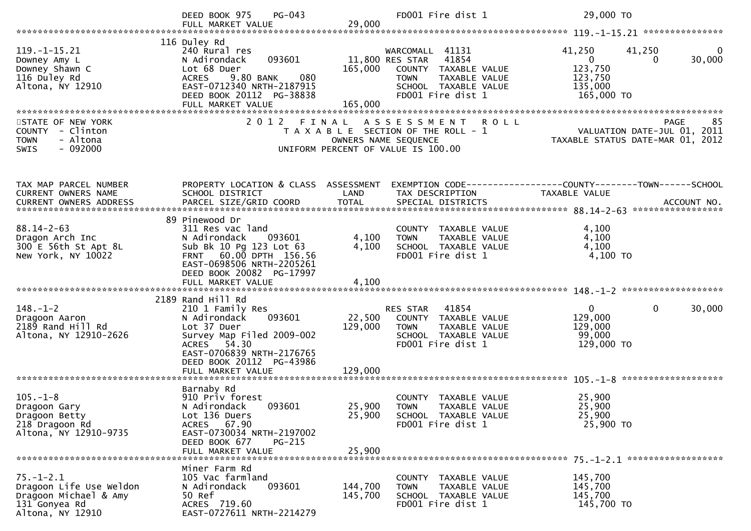| | | | | |
|---|---|---|---|---|
| | DEED BOOK 975 PG-043 | | FD001 Fire dist 1 | 29,000 TO |
| | FULL MARKET VALUE | 29,000 | | |

**119.-1-15.21**

| | | | | | | |
|---|---|---|---|---|---|---|
| 119.-1-15.21 | 116 Duley Rd | | | | | |
| Downey Amy L | 240 Rural res | | WARCOMALL 41131 | 41,250 | 41,250 | 0 |
| Downey Shawn C | N Adirondack 093601 | 11,800 | RES STAR 41854 | 0 | 0 | 30,000 |
| 116 Duley Rd | Lot 68 Duer | 165,000 | COUNTY TAXABLE VALUE | 123,750 | | |
| Altona, NY 12910 | ACRES 9.80 BANK 080 | | TOWN TAXABLE VALUE | 123,750 | | |
| | EAST-0712340 NRTH-2187915 | | SCHOOL TAXABLE VALUE | 135,000 | | |
| | DEED BOOK 20112 PG-38838 | | FD001 Fire dist 1 | 165,000 TO | | |
| | FULL MARKET VALUE | 165,000 | | | | |

STATE OF NEW YORK
COUNTY - Clinton
TOWN - Altona
SWIS - 092000

2 0 1 2 F I N A L A S S E S S M E N T R O L L
T A X A B L E SECTION OF THE ROLL - 1
OWNERS NAME SEQUENCE
UNIFORM PERCENT OF VALUE IS 100.00

PAGE 85
VALUATION DATE-JUL 01, 2011
TAXABLE STATUS DATE-MAR 01, 2012

| TAX MAP PARCEL NUMBER / CURRENT OWNERS NAME / CURRENT OWNERS ADDRESS | PROPERTY LOCATION & CLASS / SCHOOL DISTRICT / PARCEL SIZE/GRID COORD | ASSESSMENT LAND / TOTAL | EXEMPTION CODE / TAX DESCRIPTION / SPECIAL DISTRICTS | COUNTY TAXABLE VALUE | TOWN | SCHOOL / ACCOUNT NO. |
|---|---|---|---|---|---|---|
| **88.14-2-63** | | | | | | |
| 88.14-2-63 | 89 Pinewood Dr | | | | | |
| Dragon Arch Inc | 311 Res vac land | | COUNTY TAXABLE VALUE | 4,100 | | |
| 300 E 56th St Apt 8L | N Adirondack 093601 | 4,100 | TOWN TAXABLE VALUE | 4,100 | | |
| New York, NY 10022 | Sub Bk 10 Pg 123 Lot 63 | 4,100 | SCHOOL TAXABLE VALUE | 4,100 | | |
| | FRNT 60.00 DPTH 156.56 | | FD001 Fire dist 1 | 4,100 TO | | |
| | EAST-0698506 NRTH-2205261 | | | | | |
| | DEED BOOK 20082 PG-17997 | | | | | |
| | FULL MARKET VALUE | 4,100 | | | | |
| **148.-1-2** | | | | | | |
| 148.-1-2 | 2189 Rand Hill Rd | | | | | |
| Dragoon Aaron | 210 1 Family Res | | RES STAR 41854 | 0 | 0 | 30,000 |
| 2189 Rand Hill Rd | N Adirondack 093601 | 22,500 | COUNTY TAXABLE VALUE | 129,000 | | |
| Altona, NY 12910-2626 | Lot 37 Duer | 129,000 | TOWN TAXABLE VALUE | 129,000 | | |
| | Survey Map Filed 2009-002 | | SCHOOL TAXABLE VALUE | 99,000 | | |
| | ACRES 54.30 | | FD001 Fire dist 1 | 129,000 TO | | |
| | EAST-0706839 NRTH-2176765 | | | | | |
| | DEED BOOK 20112 PG-43986 | | | | | |
| | FULL MARKET VALUE | 129,000 | | | | |
| **105.-1-8** | | | | | | |
| 105.-1-8 | Barnaby Rd | | | | | |
| Dragoon Gary | 910 Priv forest | | COUNTY TAXABLE VALUE | 25,900 | | |
| Dragoon Betty | N Adirondack 093601 | 25,900 | TOWN TAXABLE VALUE | 25,900 | | |
| 218 Dragoon Rd | Lot 136 Duers | 25,900 | SCHOOL TAXABLE VALUE | 25,900 | | |
| Altona, NY 12910-9735 | ACRES 67.90 | | FD001 Fire dist 1 | 25,900 TO | | |
| | EAST-0730034 NRTH-2197002 | | | | | |
| | DEED BOOK 677 PG-215 | | | | | |
| | FULL MARKET VALUE | 25,900 | | | | |
| **75.-1-2.1** | | | | | | |
| 75.-1-2.1 | Miner Farm Rd | | | | | |
| Dragoon Life Use Weldon | 105 Vac farmland | | COUNTY TAXABLE VALUE | 145,700 | | |
| Dragoon Michael & Amy | N Adirondack 093601 | 144,700 | TOWN TAXABLE VALUE | 145,700 | | |
| 131 Gonyea Rd | 50 Ref | 145,700 | SCHOOL TAXABLE VALUE | 145,700 | | |
| Altona, NY 12910 | ACRES 719.60 | | FD001 Fire dist 1 | 145,700 TO | | |
| | EAST-0727611 NRTH-2214279 | | | | | |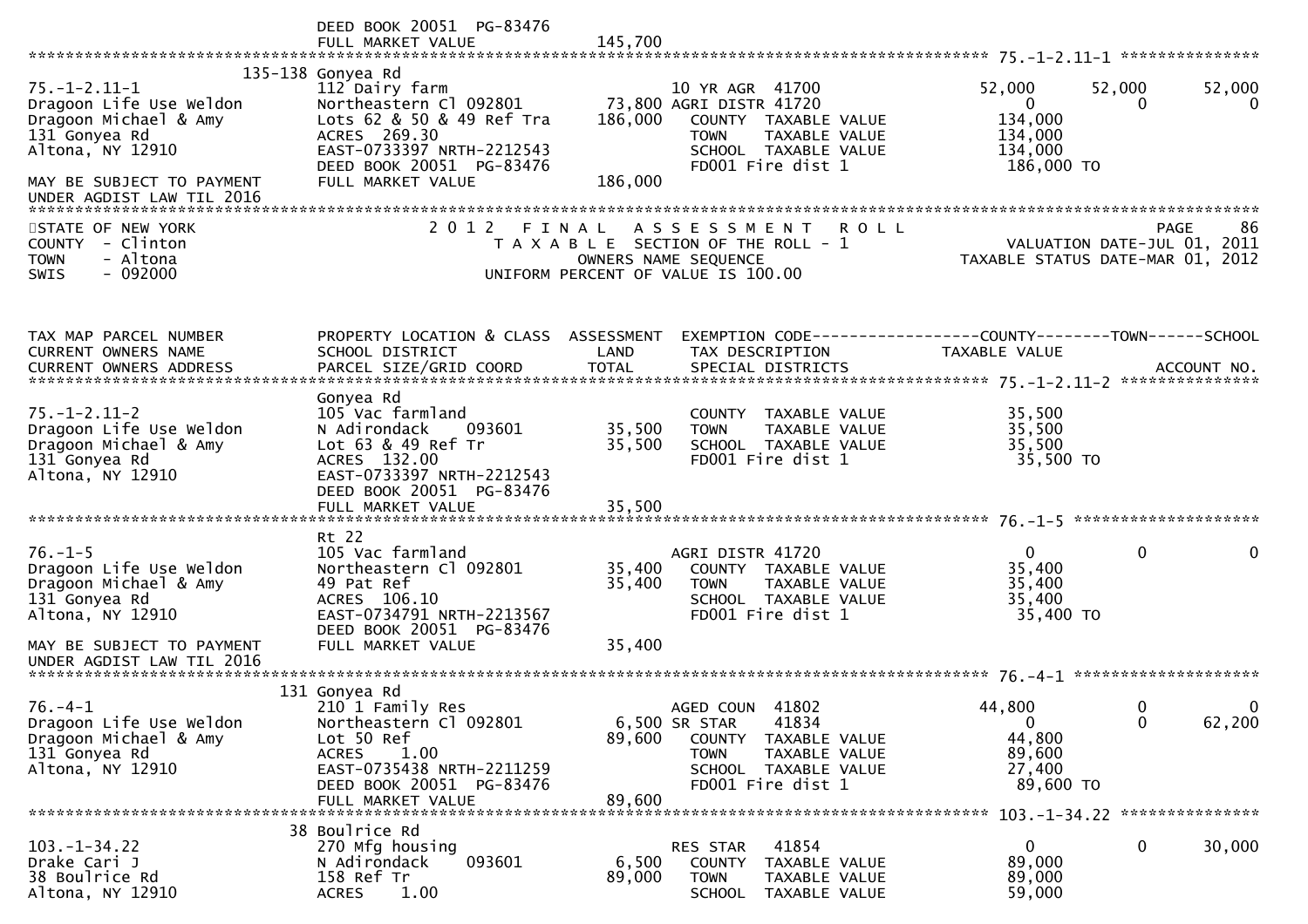DEED BOOK 20051 PG-83476
FULL MARKET VALUE 145,700

******************************************************************************************************* 75.-1-2.11-1 ***************

| TAX MAP PARCEL NUMBER / CURRENT OWNERS NAME / CURRENT OWNERS ADDRESS | PROPERTY LOCATION & CLASS / SCHOOL DISTRICT / PARCEL SIZE/GRID COORD | ASSESSMENT LAND / TOTAL | EXEMPTION CODE / TAX DESCRIPTION / SPECIAL DISTRICTS | COUNTY TAXABLE VALUE | TOWN | SCHOOL |
|---|---|---|---|---|---|---|
| | 135-138 Gonyea Rd | | | | | |
| 75.-1-2.11-1 | 112 Dairy farm | | 10 YR AGR 41700 | 52,000 | 52,000 | 52,000 |
| Dragoon Life Use Weldon | Northeastern Cl 092801 | 73,800 | AGRI DISTR 41720 | 0 | 0 | 0 |
| Dragoon Michael & Amy | Lots 62 & 50 & 49 Ref Tra | 186,000 | COUNTY TAXABLE VALUE | 134,000 | | |
| 131 Gonyea Rd | ACRES 269.30 | | TOWN TAXABLE VALUE | 134,000 | | |
| Altona, NY 12910 | EAST-0733397 NRTH-2212543 | | SCHOOL TAXABLE VALUE | 134,000 | | |
| | DEED BOOK 20051 PG-83476 | | FD001 Fire dist 1 | 186,000 TO | | |
| MAY BE SUBJECT TO PAYMENT | FULL MARKET VALUE | 186,000 | | | | |
| UNDER AGDIST LAW TIL 2016 | | | | | | |

STATE OF NEW YORK — 2012 FINAL ASSESSMENT ROLL — PAGE 86
COUNTY - Clinton — TAXABLE SECTION OF THE ROLL - 1 — VALUATION DATE-JUL 01, 2011
TOWN - Altona — OWNERS NAME SEQUENCE — TAXABLE STATUS DATE-MAR 01, 2012
SWIS - 092000 — UNIFORM PERCENT OF VALUE IS 100.00

| TAX MAP PARCEL NUMBER / CURRENT OWNERS NAME / CURRENT OWNERS ADDRESS | PROPERTY LOCATION & CLASS / SCHOOL DISTRICT / PARCEL SIZE/GRID COORD | ASSESSMENT LAND / TOTAL | EXEMPTION CODE / TAX DESCRIPTION / SPECIAL DISTRICTS | COUNTY TAXABLE VALUE | TOWN | SCHOOL / ACCOUNT NO. |
|---|---|---|---|---|---|---|
| **75.-1-2.11-2** | | | | | | |
| | Gonyea Rd | | | | | |
| 75.-1-2.11-2 | 105 Vac farmland | | COUNTY TAXABLE VALUE | 35,500 | | |
| Dragoon Life Use Weldon | N Adirondack 093601 | 35,500 | TOWN TAXABLE VALUE | 35,500 | | |
| Dragoon Michael & Amy | Lot 63 & 49 Ref Tr | 35,500 | SCHOOL TAXABLE VALUE | 35,500 | | |
| 131 Gonyea Rd | ACRES 132.00 | | FD001 Fire dist 1 | 35,500 TO | | |
| Altona, NY 12910 | EAST-0733397 NRTH-2212543 | | | | | |
| | DEED BOOK 20051 PG-83476 | | | | | |
| | FULL MARKET VALUE | 35,500 | | | | |
| **76.-1-5** | | | | | | |
| | Rt 22 | | | | | |
| 76.-1-5 | 105 Vac farmland | | AGRI DISTR 41720 | 0 | 0 | 0 |
| Dragoon Life Use Weldon | Northeastern Cl 092801 | 35,400 | COUNTY TAXABLE VALUE | 35,400 | | |
| Dragoon Michael & Amy | 49 Pat Ref | 35,400 | TOWN TAXABLE VALUE | 35,400 | | |
| 131 Gonyea Rd | ACRES 106.10 | | SCHOOL TAXABLE VALUE | 35,400 | | |
| Altona, NY 12910 | EAST-0734791 NRTH-2213567 | | FD001 Fire dist 1 | 35,400 TO | | |
| | DEED BOOK 20051 PG-83476 | | | | | |
| MAY BE SUBJECT TO PAYMENT | FULL MARKET VALUE | 35,400 | | | | |
| UNDER AGDIST LAW TIL 2016 | | | | | | |
| **76.-4-1** | | | | | | |
| | 131 Gonyea Rd | | | | | |
| 76.-4-1 | 210 1 Family Res | | AGED COUN 41802 | 44,800 | 0 | 0 |
| Dragoon Life Use Weldon | Northeastern Cl 092801 | 6,500 | SR STAR 41834 | 0 | 0 | 62,200 |
| Dragoon Michael & Amy | Lot 50 Ref | 89,600 | COUNTY TAXABLE VALUE | 44,800 | | |
| 131 Gonyea Rd | ACRES 1.00 | | TOWN TAXABLE VALUE | 89,600 | | |
| Altona, NY 12910 | EAST-0735438 NRTH-2211259 | | SCHOOL TAXABLE VALUE | 27,400 | | |
| | DEED BOOK 20051 PG-83476 | | FD001 Fire dist 1 | 89,600 TO | | |
| | FULL MARKET VALUE | 89,600 | | | | |
| **103.-1-34.22** | | | | | | |
| | 38 Boulrice Rd | | | | | |
| 103.-1-34.22 | 270 Mfg housing | | RES STAR 41854 | 0 | 0 | 30,000 |
| Drake Cari J | N Adirondack 093601 | 6,500 | COUNTY TAXABLE VALUE | 89,000 | | |
| 38 Boulrice Rd | 158 Ref Tr | 89,000 | TOWN TAXABLE VALUE | 89,000 | | |
| Altona, NY 12910 | ACRES 1.00 | | SCHOOL TAXABLE VALUE | 59,000 | | |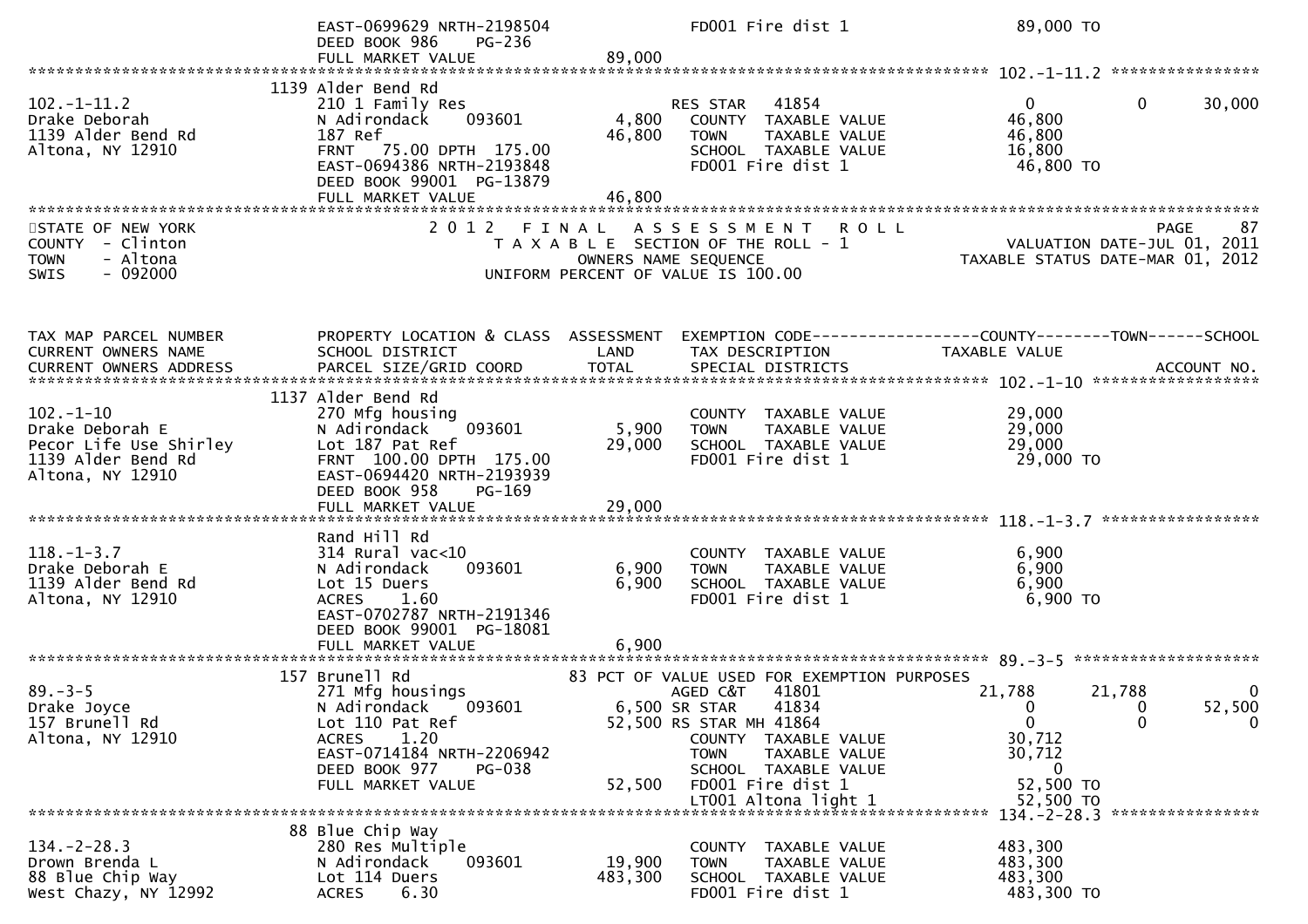```
                           EAST-0699629 NRTH-2198504                    FD001 Fire dist 1                    89,000 TO
                           DEED BOOK 986    PG-236
                           FULL MARKET VALUE                89,000
****************************************************************************************************** 102.-1-11.2 ****************
                      1139 Alder Bend Rd
102.-1-11.2                210 1 Family Res                        RES STAR   41854                      0             0        30,000
Drake Deborah              N Adirondack     093601       4,800    COUNTY  TAXABLE VALUE            46,800
1139 Alder Bend Rd         187 Ref                      46,800    TOWN    TAXABLE VALUE            46,800
Altona, NY 12910           FRNT   75.00 DPTH  175.00              SCHOOL  TAXABLE VALUE            16,800
                           EAST-0694386 NRTH-2193848              FD001 Fire dist 1                 46,800 TO
                           DEED BOOK 99001  PG-13879
                           FULL MARKET VALUE                46,800
******************************************************************************************************************************
STATE OF NEW YORK                    2 0 1 2   F I N A L   A S S E S S M E N T   R O L L                                PAGE     87
COUNTY  - Clinton                       T A X A B L E  SECTION OF THE ROLL - 1                       VALUATION DATE-JUL 01, 2011
TOWN    - Altona                              OWNERS NAME SEQUENCE                                TAXABLE STATUS DATE-MAR 01, 2012
SWIS    - 092000                        UNIFORM PERCENT OF VALUE IS 100.00



TAX MAP PARCEL NUMBER          PROPERTY LOCATION & CLASS  ASSESSMENT  EXEMPTION CODE------------------COUNTY--------TOWN------SCHOOL
CURRENT OWNERS NAME            SCHOOL DISTRICT               LAND      TAX DESCRIPTION              TAXABLE VALUE
CURRENT OWNERS ADDRESS         PARCEL SIZE/GRID COORD        TOTAL     SPECIAL DISTRICTS                                  ACCOUNT NO.
****************************************************************************************************** 102.-1-10 ******************
                      1137 Alder Bend Rd
102.-1-10                  270 Mfg housing                          COUNTY  TAXABLE VALUE            29,000
Drake Deborah E            N Adirondack     093601       5,900    TOWN    TAXABLE VALUE            29,000
Pecor Life Use Shirley     Lot 187 Pat Ref              29,000    SCHOOL  TAXABLE VALUE            29,000
1139 Alder Bend Rd         FRNT  100.00 DPTH  175.00              FD001 Fire dist 1                 29,000 TO
Altona, NY 12910           EAST-0694420 NRTH-2193939
                           DEED BOOK 958    PG-169
                           FULL MARKET VALUE                29,000
****************************************************************************************************** 118.-1-3.7 *****************
                           Rand Hill Rd
118.-1-3.7                 314 Rural vac<10                         COUNTY  TAXABLE VALUE             6,900
Drake Deborah E            N Adirondack     093601       6,900    TOWN    TAXABLE VALUE             6,900
1139 Alder Bend Rd         Lot 15 Duers                  6,900    SCHOOL  TAXABLE VALUE             6,900
Altona, NY 12910           ACRES     1.60                            FD001 Fire dist 1                  6,900 TO
                           EAST-0702787 NRTH-2191346
                           DEED BOOK 99001  PG-18081
                           FULL MARKET VALUE                 6,900
****************************************************************************************************** 89.-3-5 ********************
                       157 Brunell Rd                   83 PCT OF VALUE USED FOR EXEMPTION PURPOSES
89.-3-5                    271 Mfg housings                        AGED C&T   41801                 21,788        21,788             0
Drake Joyce                N Adirondack     093601       6,500 SR STAR    41834                      0             0        52,500
157 Brunell Rd             Lot 110 Pat Ref              52,500 RS STAR MH 41864                      0             0             0
Altona, NY 12910           ACRES     1.20                           COUNTY  TAXABLE VALUE            30,712
                           EAST-0714184 NRTH-2206942              TOWN    TAXABLE VALUE            30,712
                           DEED BOOK 977    PG-038                SCHOOL  TAXABLE VALUE                 0
                           FULL MARKET VALUE                52,500  FD001 Fire dist 1                 52,500 TO
                                                                   LT001 Altona light 1              52,500 TO
****************************************************************************************************** 134.-2-28.3 ****************
                        88 Blue Chip Way
134.-2-28.3                280 Res Multiple                         COUNTY  TAXABLE VALUE           483,300
Drown Brenda L             N Adirondack     093601      19,900    TOWN    TAXABLE VALUE           483,300
88 Blue Chip Way           Lot 114 Duers               483,300    SCHOOL  TAXABLE VALUE           483,300
West Chazy, NY 12992       ACRES     6.30                            FD001 Fire dist 1                483,300 TO
```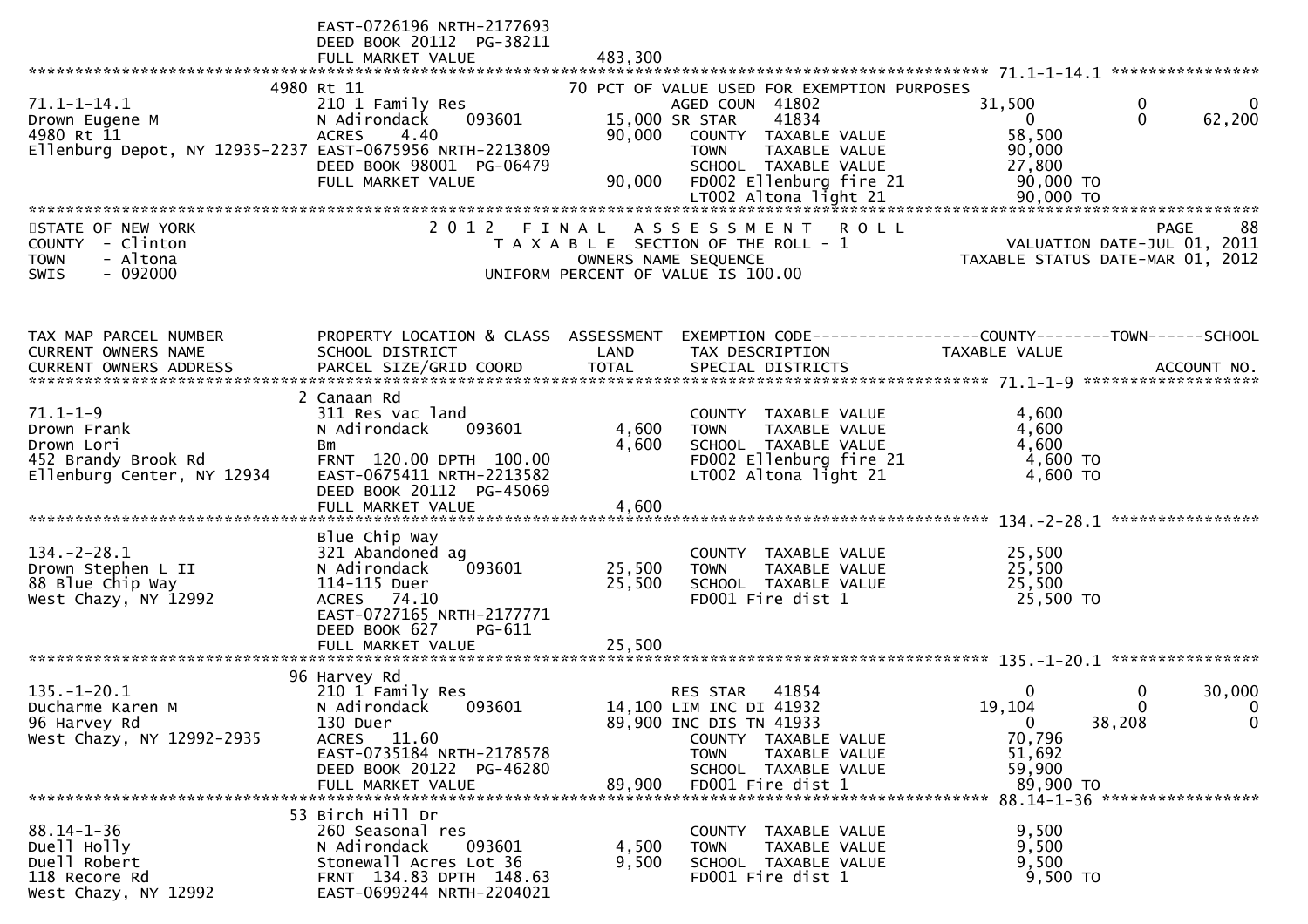```
                              EAST-0726196 NRTH-2177693
                              DEED BOOK 20112  PG-38211
                              FULL MARKET VALUE              483,300
************************************************************************************************ 71.1-1-14.1 ****************
                         4980 Rt 11                           70 PCT OF VALUE USED FOR EXEMPTION PURPOSES
71.1-1-14.1                   210 1 Family Res                   AGED COUN  41802             31,500          0            0
Drown Eugene M                N Adirondack      093601      15,000 SR STAR    41834                 0          0       62,200
4980 Rt 11                    ACRES    4.40                 90,000   COUNTY  TAXABLE VALUE         58,500
Ellenburg Depot, NY 12935-2237 EAST-0675956 NRTH-2213809              TOWN    TAXABLE VALUE         90,000
                              DEED BOOK 98001  PG-06479               SCHOOL  TAXABLE VALUE         27,800
                              FULL MARKET VALUE              90,000   FD002 Ellenburg fire 21       90,000 TO
                                                                      LT002 Altona light 21         90,000 TO
************************************************************************************************************************************
STATE OF NEW YORK                  2 0 1 2   F I N A L   A S S E S S M E N T   R O L L                              PAGE    88
COUNTY  - Clinton                    T A X A B L E  SECTION OF THE ROLL - 1                      VALUATION DATE-JUL 01, 2011
TOWN    - Altona                           OWNERS NAME SEQUENCE                               TAXABLE STATUS DATE-MAR 01, 2012
SWIS    - 092000                      UNIFORM PERCENT OF VALUE IS 100.00



TAX MAP PARCEL NUMBER          PROPERTY LOCATION & CLASS  ASSESSMENT  EXEMPTION CODE------------------COUNTY--------TOWN------SCHOOL
CURRENT OWNERS NAME            SCHOOL DISTRICT               LAND      TAX DESCRIPTION              TAXABLE VALUE
CURRENT OWNERS ADDRESS         PARCEL SIZE/GRID COORD        TOTAL     SPECIAL DISTRICTS                                  ACCOUNT NO.
************************************************************************************************ 71.1-1-9 ********************
                           2 Canaan Rd
71.1-1-9                       311 Res vac land                       COUNTY  TAXABLE VALUE          4,600
Drown Frank                    N Adirondack      093601       4,600   TOWN    TAXABLE VALUE          4,600
Drown Lori                     Bm                             4,600   SCHOOL  TAXABLE VALUE          4,600
452 Brandy Brook Rd            FRNT  120.00 DPTH  100.00              FD002 Ellenburg fire 21        4,600 TO
Ellenburg Center, NY 12934     EAST-0675411 NRTH-2213582              LT002 Altona light 21          4,600 TO
                               DEED BOOK 20112  PG-45069
                               FULL MARKET VALUE              4,600
************************************************************************************************ 134.-2-28.1 ****************
                               Blue Chip Way
134.-2-28.1                    321 Abandoned ag                       COUNTY  TAXABLE VALUE         25,500
Drown Stephen L II             N Adirondack      093601      25,500   TOWN    TAXABLE VALUE         25,500
88 Blue Chip Way               114-115 Duer                  25,500   SCHOOL  TAXABLE VALUE         25,500
West Chazy, NY 12992           ACRES   74.10                          FD001 Fire dist 1             25,500 TO
                               EAST-0727165 NRTH-2177771
                               DEED BOOK 627     PG-611
                               FULL MARKET VALUE             25,500
************************************************************************************************ 135.-1-20.1 ****************
                            96 Harvey Rd
135.-1-20.1                    210 1 Family Res                  RES STAR   41854                  0          0       30,000
Ducharme Karen M               N Adirondack      093601      14,100 LIM INC DI 41932           19,104          0            0
96 Harvey Rd                   130 Duer                      89,900 INC DIS TN 41933                0     38,208            0
West Chazy, NY 12992-2935      ACRES   11.60                          COUNTY  TAXABLE VALUE         70,796
                               EAST-0735184 NRTH-2178578              TOWN    TAXABLE VALUE         51,692
                               DEED BOOK 20122  PG-46280              SCHOOL  TAXABLE VALUE         59,900
                               FULL MARKET VALUE             89,900   FD001 Fire dist 1             89,900 TO
************************************************************************************************ 88.14-1-36 *****************
                            53 Birch Hill Dr
88.14-1-36                     260 Seasonal res                       COUNTY  TAXABLE VALUE          9,500
Duell Holly                    N Adirondack      093601       4,500   TOWN    TAXABLE VALUE          9,500
Duell Robert                   Stonewall Acres Lot 36         9,500   SCHOOL  TAXABLE VALUE          9,500
118 Recore Rd                  FRNT  134.83 DPTH  148.63              FD001 Fire dist 1              9,500 TO
West Chazy, NY 12992           EAST-0699244 NRTH-2204021
```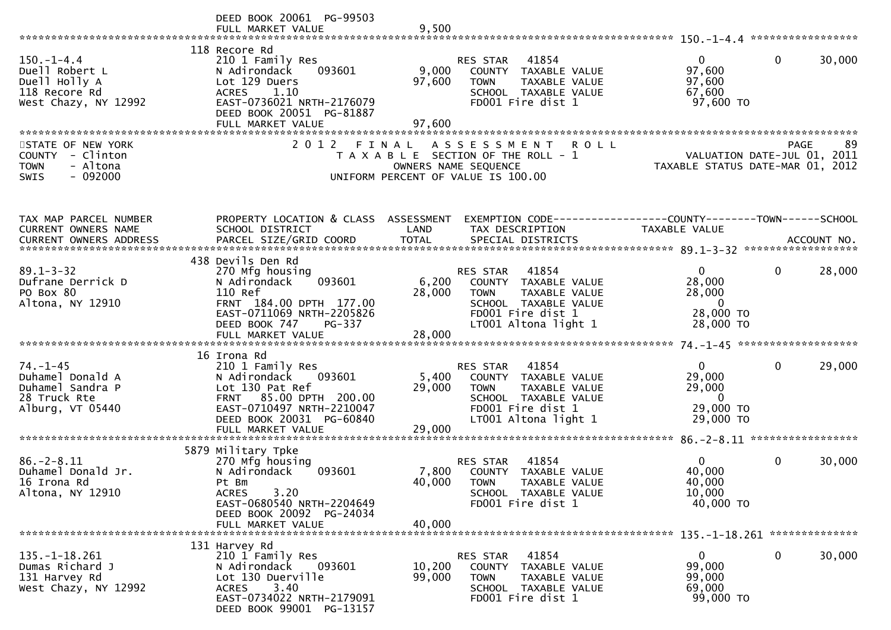```
                              DEED BOOK 20061  PG-99503
                              FULL MARKET VALUE              9,500
******************************************************************************************************* 150.-1-4.4 *****************
                           118 Recore Rd
150.-1-4.4                 210 1 Family Res                         RES STAR   41854                  0          0      30,000
Duell Robert L             N Adirondack     093601          9,000   COUNTY  TAXABLE VALUE           97,600
Duell Holly A              Lot 129 Duers                   97,600   TOWN    TAXABLE VALUE           97,600
118 Recore Rd              ACRES    1.10                            SCHOOL  TAXABLE VALUE           67,600
West Chazy, NY 12992       EAST-0736021 NRTH-2176079                FD001 Fire dist 1                97,600 TO
                           DEED BOOK 20051  PG-81887
                           FULL MARKET VALUE               97,600
********************************************************************************************************************************
STATE OF NEW YORK                  2 0 1 2   F I N A L   A S S E S S M E N T   R O L L                                 PAGE    89
COUNTY  - Clinton                     T A X A B L E  SECTION OF THE ROLL - 1                     VALUATION DATE-JUL 01, 2011
TOWN    - Altona                            OWNERS NAME SEQUENCE                            TAXABLE STATUS DATE-MAR 01, 2012
SWIS    - 092000                    UNIFORM PERCENT OF VALUE IS 100.00


TAX MAP PARCEL NUMBER      PROPERTY LOCATION & CLASS  ASSESSMENT  EXEMPTION CODE------------------COUNTY--------TOWN------SCHOOL
CURRENT OWNERS NAME        SCHOOL DISTRICT               LAND      TAX DESCRIPTION             TAXABLE VALUE
CURRENT OWNERS ADDRESS     PARCEL SIZE/GRID COORD        TOTAL     SPECIAL DISTRICTS                                  ACCOUNT NO.
******************************************************************************************************* 89.1-3-32 ******************
                           438 Devils Den Rd
89.1-3-32                  270 Mfg housing                          RES STAR   41854                  0          0      28,000
Dufrane Derrick D          N Adirondack     093601          6,200   COUNTY  TAXABLE VALUE           28,000
PO Box 80                  110 Ref                         28,000   TOWN    TAXABLE VALUE           28,000
Altona, NY 12910           FRNT  184.00 DPTH  177.00                SCHOOL  TAXABLE VALUE                0
                           EAST-0711069 NRTH-2205826                FD001 Fire dist 1                28,000 TO
                           DEED BOOK 747    PG-337                  LT001 Altona light 1             28,000 TO
                           FULL MARKET VALUE               28,000
******************************************************************************************************* 74.-1-45 *******************
                           16 Irona Rd
74.-1-45                   210 1 Family Res                         RES STAR   41854                  0          0      29,000
Duhamel Donald A           N Adirondack     093601          5,400   COUNTY  TAXABLE VALUE           29,000
Duhamel Sandra P           Lot 130 Pat Ref                 29,000   TOWN    TAXABLE VALUE           29,000
28 Truck Rte               FRNT   85.00 DPTH  200.00                SCHOOL  TAXABLE VALUE                0
Alburg, VT 05440           EAST-0710497 NRTH-2210047                FD001 Fire dist 1                29,000 TO
                           DEED BOOK 20031  PG-60840                LT001 Altona light 1             29,000 TO
                           FULL MARKET VALUE               29,000
******************************************************************************************************* 86.-2-8.11 *****************
                           5879 Military Tpke
86.-2-8.11                 270 Mfg housing                          RES STAR   41854                  0          0      30,000
Duhamel Donald Jr.         N Adirondack     093601          7,800   COUNTY  TAXABLE VALUE           40,000
16 Irona Rd                Pt Bm                           40,000   TOWN    TAXABLE VALUE           40,000
Altona, NY 12910           ACRES    3.20                            SCHOOL  TAXABLE VALUE           10,000
                           EAST-0680540 NRTH-2204649                FD001 Fire dist 1                40,000 TO
                           DEED BOOK 20092  PG-24034
                           FULL MARKET VALUE               40,000
******************************************************************************************************* 135.-1-18.261 **************
                           131 Harvey Rd
135.-1-18.261              210 1 Family Res                         RES STAR   41854                  0          0      30,000
Dumas Richard J            N Adirondack     093601         10,200   COUNTY  TAXABLE VALUE           99,000
131 Harvey Rd              Lot 130 Duerville               99,000   TOWN    TAXABLE VALUE           99,000
West Chazy, NY 12992       ACRES    3.40                            SCHOOL  TAXABLE VALUE           69,000
                           EAST-0734022 NRTH-2179091                FD001 Fire dist 1                99,000 TO
                           DEED BOOK 99001  PG-13157
```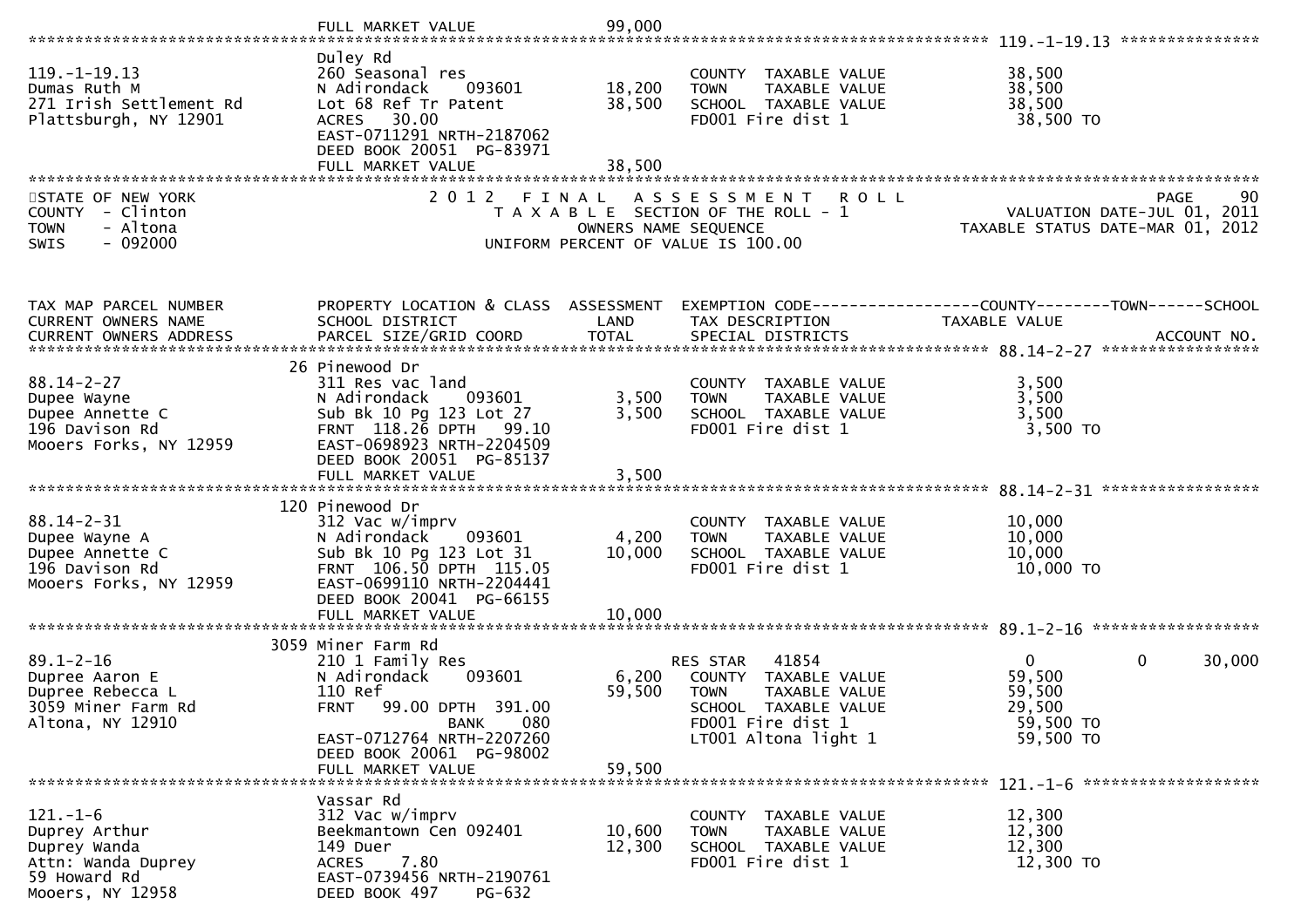FULL MARKET VALUE 99,000

119.-1-19.13

| | | | | |
|---|---|---|---|---|
| 119.-1-19.13 | Duley Rd | | | |
| Dumas Ruth M | 260 Seasonal res | | COUNTY TAXABLE VALUE | 38,500 |
| 271 Irish Settlement Rd | N Adirondack 093601 | 18,200 | TOWN TAXABLE VALUE | 38,500 |
| Plattsburgh, NY 12901 | Lot 68 Ref Tr Patent | 38,500 | SCHOOL TAXABLE VALUE | 38,500 |
| | ACRES 30.00 | | FD001 Fire dist 1 | 38,500 TO |
| | EAST-0711291 NRTH-2187062 | | | |
| | DEED BOOK 20051 PG-83971 | | | |
| | FULL MARKET VALUE | 38,500 | | |

STATE OF NEW YORK
COUNTY - Clinton
TOWN - Altona
SWIS - 092000

2012 FINAL ASSESSMENT ROLL
TAXABLE SECTION OF THE ROLL - 1
OWNERS NAME SEQUENCE
UNIFORM PERCENT OF VALUE IS 100.00

VALUATION DATE-JUL 01, 2011
TAXABLE STATUS DATE-MAR 01, 2012

| TAX MAP PARCEL NUMBER / CURRENT OWNERS NAME / CURRENT OWNERS ADDRESS | PROPERTY LOCATION & CLASS / SCHOOL DISTRICT / PARCEL SIZE/GRID COORD | ASSESSMENT LAND / TOTAL | EXEMPTION CODE / TAX DESCRIPTION / SPECIAL DISTRICTS | COUNTY / TAXABLE VALUE | TOWN | SCHOOL / ACCOUNT NO. |
|---|---|---|---|---|---|---|
| **88.14-2-27** | 26 Pinewood Dr | | | | | |
| Dupee Wayne | 311 Res vac land | | COUNTY TAXABLE VALUE | 3,500 | | |
| Dupee Annette C | N Adirondack 093601 | 3,500 | TOWN TAXABLE VALUE | 3,500 | | |
| 196 Davison Rd | Sub Bk 10 Pg 123 Lot 27 | 3,500 | SCHOOL TAXABLE VALUE | 3,500 | | |
| Mooers Forks, NY 12959 | FRNT 118.26 DPTH 99.10 | | FD001 Fire dist 1 | 3,500 TO | | |
| | EAST-0698923 NRTH-2204509 | | | | | |
| | DEED BOOK 20051 PG-85137 | | | | | |
| | FULL MARKET VALUE | 3,500 | | | | |
| **88.14-2-31** | 120 Pinewood Dr | | | | | |
| Dupee Wayne A | 312 Vac w/imprv | | COUNTY TAXABLE VALUE | 10,000 | | |
| Dupee Annette C | N Adirondack 093601 | 4,200 | TOWN TAXABLE VALUE | 10,000 | | |
| 196 Davison Rd | Sub Bk 10 Pg 123 Lot 31 | 10,000 | SCHOOL TAXABLE VALUE | 10,000 | | |
| Mooers Forks, NY 12959 | FRNT 106.50 DPTH 115.05 | | FD001 Fire dist 1 | 10,000 TO | | |
| | EAST-0699110 NRTH-2204441 | | | | | |
| | DEED BOOK 20041 PG-66155 | | | | | |
| | FULL MARKET VALUE | 10,000 | | | | |
| **89.1-2-16** | 3059 Miner Farm Rd | | | | | |
| Dupree Aaron E | 210 1 Family Res | | RES STAR 41854 | 0 | 0 | 30,000 |
| Dupree Rebecca L | N Adirondack 093601 | 6,200 | COUNTY TAXABLE VALUE | 59,500 | | |
| 3059 Miner Farm Rd | 110 Ref | 59,500 | TOWN TAXABLE VALUE | 59,500 | | |
| Altona, NY 12910 | FRNT 99.00 DPTH 391.00 | | SCHOOL TAXABLE VALUE | 29,500 | | |
| | BANK 080 | | FD001 Fire dist 1 | 59,500 TO | | |
| | EAST-0712764 NRTH-2207260 | | LT001 Altona light 1 | 59,500 TO | | |
| | DEED BOOK 20061 PG-98002 | | | | | |
| | FULL MARKET VALUE | 59,500 | | | | |
| **121.-1-6** | Vassar Rd | | | | | |
| Duprey Arthur | 312 Vac w/imprv | | COUNTY TAXABLE VALUE | 12,300 | | |
| Duprey Wanda | Beekmantown Cen 092401 | 10,600 | TOWN TAXABLE VALUE | 12,300 | | |
| Attn: Wanda Duprey | 149 Duer | 12,300 | SCHOOL TAXABLE VALUE | 12,300 | | |
| 59 Howard Rd | ACRES 7.80 | | FD001 Fire dist 1 | 12,300 TO | | |
| Mooers, NY 12958 | EAST-0739456 NRTH-2190761 | | | | | |
| | DEED BOOK 497 PG-632 | | | | | |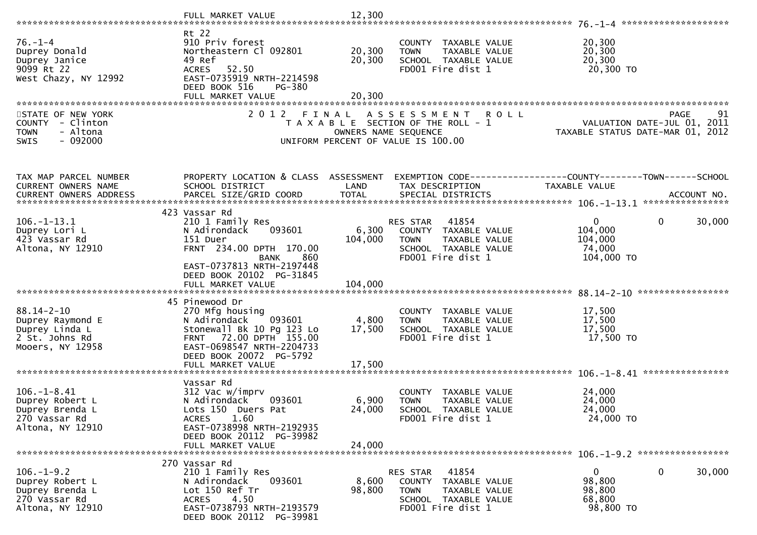FULL MARKET VALUE 12,300

******************************************************************************************************* 76.-1-4 ********************

```
76.-1-4                        Rt 22
Duprey Donald                  910 Priv forest                          COUNTY  TAXABLE VALUE            20,300
Duprey Janice                  Northeastern Cl 092801      20,300       TOWN    TAXABLE VALUE            20,300
9099 Rt 22                     49 Ref                      20,300       SCHOOL  TAXABLE VALUE            20,300
West Chazy, NY 12992           ACRES  52.50                             FD001 Fire dist 1                 20,300 TO
                               EAST-0735919 NRTH-2214598
                               DEED BOOK 516    PG-380
                               FULL MARKET VALUE           20,300
```

STATE OF NEW YORK
COUNTY - Clinton
TOWN - Altona
SWIS - 092000

2012 FINAL ASSESSMENT ROLL
TAXABLE SECTION OF THE ROLL - 1
OWNERS NAME SEQUENCE
UNIFORM PERCENT OF VALUE IS 100.00

PAGE 91
VALUATION DATE-JUL 01, 2011
TAXABLE STATUS DATE-MAR 01, 2012

```
TAX MAP PARCEL NUMBER          PROPERTY LOCATION & CLASS  ASSESSMENT  EXEMPTION CODE------------------COUNTY--------TOWN------SCHOOL
CURRENT OWNERS NAME            SCHOOL DISTRICT              LAND      TAX DESCRIPTION              TAXABLE VALUE
CURRENT OWNERS ADDRESS         PARCEL SIZE/GRID COORD       TOTAL     SPECIAL DISTRICTS                                   ACCOUNT NO.
******************************************************************************************************* 106.-1-13.1 ****************
                               423 Vassar Rd
106.-1-13.1                    210 1 Family Res                         RES STAR    41854                0            0        30,000
Duprey Lori L                  N Adirondack    093601       6,300       COUNTY  TAXABLE VALUE          104,000
423 Vassar Rd                  151 Duer                   104,000       TOWN    TAXABLE VALUE          104,000
Altona, NY 12910               FRNT 234.00 DPTH 170.00                  SCHOOL  TAXABLE VALUE           74,000
                                            BANK    860                 FD001 Fire dist 1              104,000 TO
                               EAST-0737813 NRTH-2197448
                               DEED BOOK 20102  PG-31845
                               FULL MARKET VALUE          104,000
******************************************************************************************************* 88.14-2-10 *****************
                               45 Pinewood Dr
88.14-2-10                     270 Mfg housing                          COUNTY  TAXABLE VALUE           17,500
Duprey Raymond E               N Adirondack    093601       4,800       TOWN    TAXABLE VALUE           17,500
Duprey Linda L                 Stonewall Bk 10 Pg 123 Lo   17,500       SCHOOL  TAXABLE VALUE           17,500
2 St. Johns Rd                 FRNT  72.00 DPTH 155.00                  FD001 Fire dist 1               17,500 TO
Mooers, NY 12958               EAST-0698547 NRTH-2204733
                               DEED BOOK 20072  PG-5792
                               FULL MARKET VALUE           17,500
******************************************************************************************************* 106.-1-8.41 ****************
                               Vassar Rd
106.-1-8.41                    312 Vac w/imprv                          COUNTY  TAXABLE VALUE           24,000
Duprey Robert L                N Adirondack    093601       6,900       TOWN    TAXABLE VALUE           24,000
Duprey Brenda L                Lots 150  Duers Pat         24,000       SCHOOL  TAXABLE VALUE           24,000
270 Vassar Rd                  ACRES    1.60                            FD001 Fire dist 1               24,000 TO
Altona, NY 12910               EAST-0738998 NRTH-2192935
                               DEED BOOK 20112  PG-39982
                               FULL MARKET VALUE           24,000
******************************************************************************************************* 106.-1-9.2 *****************
                               270 Vassar Rd
106.-1-9.2                     210 1 Family Res                         RES STAR    41854                0            0        30,000
Duprey Robert L                N Adirondack    093601       8,600       COUNTY  TAXABLE VALUE           98,800
Duprey Brenda L                Lot 150 Ref Tr              98,800       TOWN    TAXABLE VALUE           98,800
270 Vassar Rd                  ACRES    4.50                            SCHOOL  TAXABLE VALUE           68,800
Altona, NY 12910               EAST-0738793 NRTH-2193579                FD001 Fire dist 1               98,800 TO
                               DEED BOOK 20112  PG-39981
```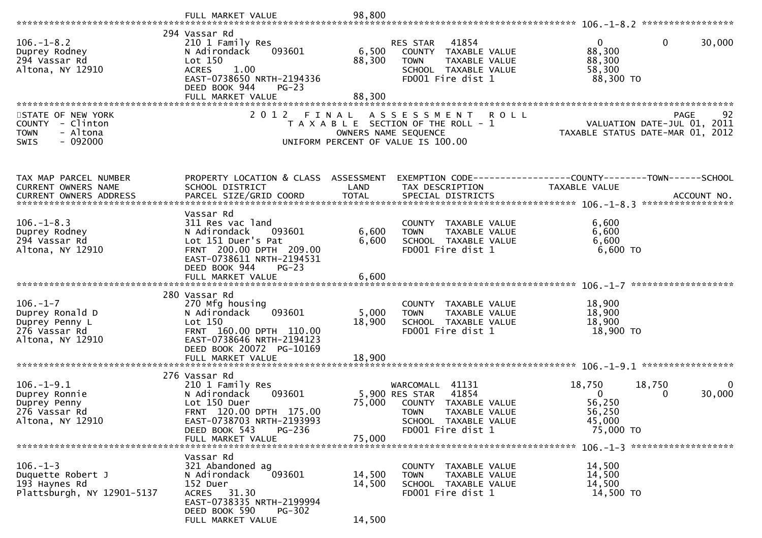FULL MARKET VALUE 98,800

******************************************************************************************************* 106.-1-8.2 *****************

```
                              294 Vassar Rd
106.-1-8.2                    210 1 Family Res                     RES STAR   41854                  0             0        30,000
Duprey Rodney                 N Adirondack     093601        6,500    COUNTY  TAXABLE VALUE         88,300
294 Vassar Rd                 Lot 150                       88,300    TOWN    TAXABLE VALUE         88,300
Altona, NY 12910              ACRES    1.00                           SCHOOL  TAXABLE VALUE         58,300
                              EAST-0738650 NRTH-2194336               FD001 Fire dist 1              88,300 TO
                              DEED BOOK 944    PG-23
                              FULL MARKET VALUE             88,300
```

STATE OF NEW YORK — 2 0 1 2 F I N A L A S S E S S M E N T R O L L — PAGE 92
COUNTY - Clinton — T A X A B L E SECTION OF THE ROLL - 1 — VALUATION DATE-JUL 01, 2011
TOWN - Altona — OWNERS NAME SEQUENCE — TAXABLE STATUS DATE-MAR 01, 2012
SWIS - 092000 — UNIFORM PERCENT OF VALUE IS 100.00

```
TAX MAP PARCEL NUMBER          PROPERTY LOCATION & CLASS  ASSESSMENT  EXEMPTION CODE------------------COUNTY--------TOWN------SCHOOL
CURRENT OWNERS NAME            SCHOOL DISTRICT               LAND      TAX DESCRIPTION              TAXABLE VALUE
CURRENT OWNERS ADDRESS         PARCEL SIZE/GRID COORD        TOTAL     SPECIAL DISTRICTS                                    ACCOUNT NO.
******************************************************************************************************* 106.-1-8.3 *****************
                              Vassar Rd
106.-1-8.3                    311 Res vac land                        COUNTY  TAXABLE VALUE          6,600
Duprey Rodney                 N Adirondack     093601        6,600    TOWN    TAXABLE VALUE          6,600
294 Vassar Rd                 Lot 151 Duer's Pat             6,600    SCHOOL  TAXABLE VALUE          6,600
Altona, NY 12910              FRNT  200.00 DPTH  209.00               FD001 Fire dist 1               6,600 TO
                              EAST-0738611 NRTH-2194531
                              DEED BOOK 944    PG-23
                              FULL MARKET VALUE              6,600
******************************************************************************************************* 106.-1-7 *******************
                              280 Vassar Rd
106.-1-7                      270 Mfg housing                         COUNTY  TAXABLE VALUE         18,900
Duprey Ronald D               N Adirondack     093601        5,000    TOWN    TAXABLE VALUE         18,900
Duprey Penny L                Lot 150                       18,900    SCHOOL  TAXABLE VALUE         18,900
276 Vassar Rd                 FRNT  160.00 DPTH  110.00               FD001 Fire dist 1              18,900 TO
Altona, NY 12910              EAST-0738646 NRTH-2194123
                              DEED BOOK 20072  PG-10169
                              FULL MARKET VALUE             18,900
******************************************************************************************************* 106.-1-9.1 *****************
                              276 Vassar Rd
106.-1-9.1                    210 1 Family Res                     WARCOMALL  41131             18,750        18,750             0
Duprey Ronnie                 N Adirondack     093601        5,900 RES STAR   41854                  0             0        30,000
Duprey Penny                  Lot 150 Duer                  75,000    COUNTY  TAXABLE VALUE         56,250
276 Vassar Rd                 FRNT  120.00 DPTH  175.00               TOWN    TAXABLE VALUE         56,250
Altona, NY 12910              EAST-0738703 NRTH-2193993               SCHOOL  TAXABLE VALUE         45,000
                              DEED BOOK 543    PG-236                 FD001 Fire dist 1              75,000 TO
                              FULL MARKET VALUE             75,000
******************************************************************************************************* 106.-1-3 *******************
                              Vassar Rd
106.-1-3                      321 Abandoned ag                        COUNTY  TAXABLE VALUE         14,500
Duquette Robert J             N Adirondack     093601       14,500    TOWN    TAXABLE VALUE         14,500
193 Haynes Rd                 152 Duer                      14,500    SCHOOL  TAXABLE VALUE         14,500
Plattsburgh, NY 12901-5137    ACRES   31.30                           FD001 Fire dist 1              14,500 TO
                              EAST-0738335 NRTH-2199994
                              DEED BOOK 590    PG-302
                              FULL MARKET VALUE             14,500
```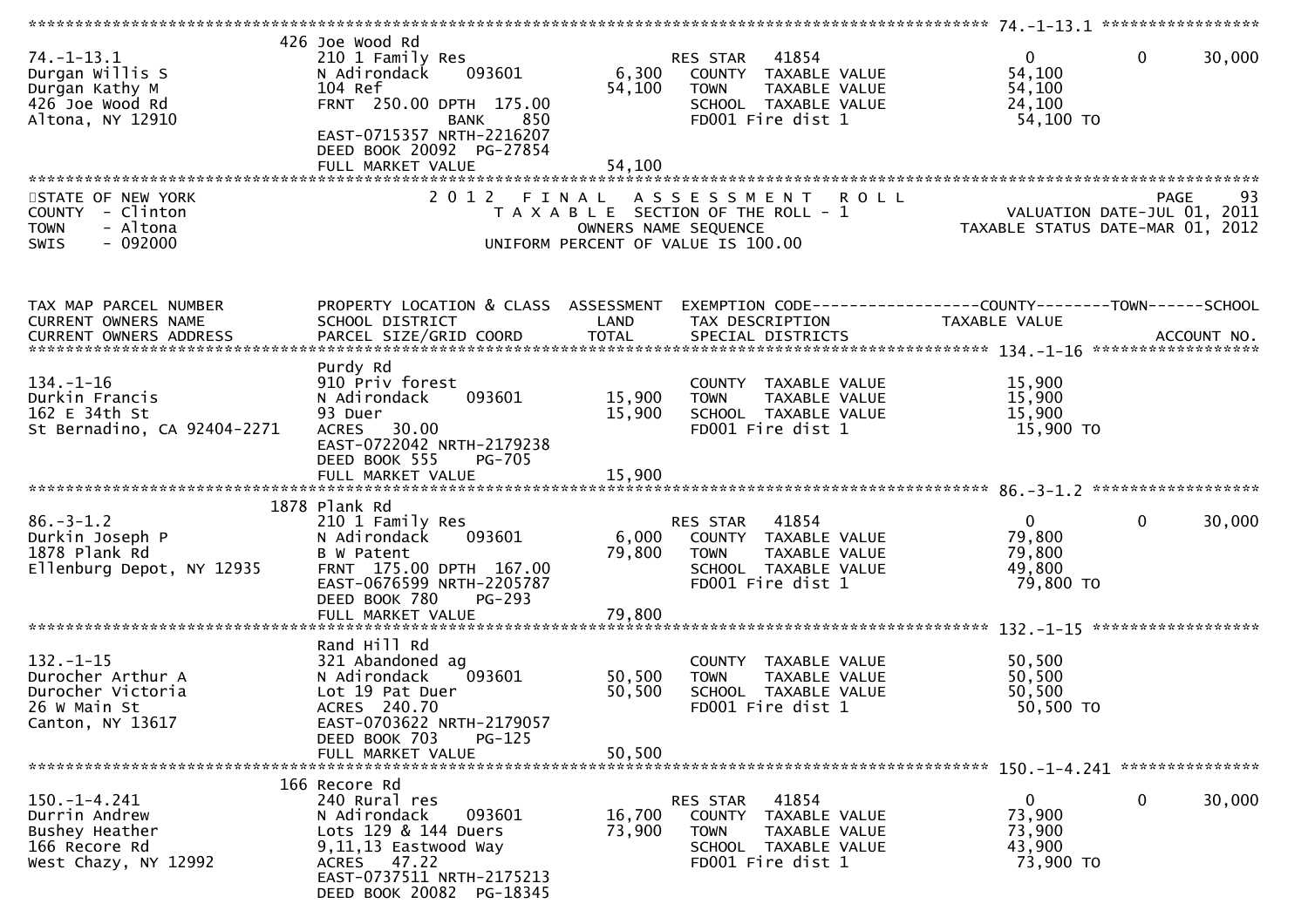74.-1-13.1

| | | | | |
|---|---|---|---|---|
| 74.-1-13.1 | 426 Joe Wood Rd | | | |
| Durgan Willis S | 210 1 Family Res | | RES STAR 41854 | 0 0 30,000 |
| Durgan Kathy M | N Adirondack 093601 | 6,300 | COUNTY TAXABLE VALUE | 54,100 |
| 426 Joe Wood Rd | 104 Ref | 54,100 | TOWN TAXABLE VALUE | 54,100 |
| Altona, NY 12910 | FRNT 250.00 DPTH 175.00 | | SCHOOL TAXABLE VALUE | 24,100 |
| | BANK 850 | | FD001 Fire dist 1 | 54,100 TO |
| | EAST-0715357 NRTH-2216207 | | | |
| | DEED BOOK 20092 PG-27854 | | | |
| | FULL MARKET VALUE | 54,100 | | |

STATE OF NEW YORK — 2012 FINAL ASSESSMENT ROLL — PAGE 93
COUNTY - Clinton — TAXABLE SECTION OF THE ROLL - 1 — VALUATION DATE-JUL 01, 2011
TOWN - Altona — OWNERS NAME SEQUENCE — TAXABLE STATUS DATE-MAR 01, 2012
SWIS - 092000 — UNIFORM PERCENT OF VALUE IS 100.00

| TAX MAP PARCEL NUMBER / CURRENT OWNERS NAME / CURRENT OWNERS ADDRESS | PROPERTY LOCATION & CLASS / SCHOOL DISTRICT / PARCEL SIZE/GRID COORD | ASSESSMENT LAND / TOTAL | EXEMPTION CODE / TAX DESCRIPTION / SPECIAL DISTRICTS | COUNTY / TOWN / SCHOOL TAXABLE VALUE / ACCOUNT NO. |
|---|---|---|---|---|
| **134.-1-16** | Purdy Rd | | | |
| 134.-1-16 | 910 Priv forest | | COUNTY TAXABLE VALUE | 15,900 |
| Durkin Francis | N Adirondack 093601 | 15,900 | TOWN TAXABLE VALUE | 15,900 |
| 162 E 34th St | 93 Duer | 15,900 | SCHOOL TAXABLE VALUE | 15,900 |
| St Bernadino, CA 92404-2271 | ACRES 30.00 | | FD001 Fire dist 1 | 15,900 TO |
| | EAST-0722042 NRTH-2179238 | | | |
| | DEED BOOK 555 PG-705 | | | |
| | FULL MARKET VALUE | 15,900 | | |
| **86.-3-1.2** | 1878 Plank Rd | | | |
| 86.-3-1.2 | 210 1 Family Res | | RES STAR 41854 | 0 0 30,000 |
| Durkin Joseph P | N Adirondack 093601 | 6,000 | COUNTY TAXABLE VALUE | 79,800 |
| 1878 Plank Rd | B W Patent | 79,800 | TOWN TAXABLE VALUE | 79,800 |
| Ellenburg Depot, NY 12935 | FRNT 175.00 DPTH 167.00 | | SCHOOL TAXABLE VALUE | 49,800 |
| | EAST-0676599 NRTH-2205787 | | FD001 Fire dist 1 | 79,800 TO |
| | DEED BOOK 780 PG-293 | | | |
| | FULL MARKET VALUE | 79,800 | | |
| **132.-1-15** | Rand Hill Rd | | | |
| 132.-1-15 | 321 Abandoned ag | | COUNTY TAXABLE VALUE | 50,500 |
| Durocher Arthur A | N Adirondack 093601 | 50,500 | TOWN TAXABLE VALUE | 50,500 |
| Durocher Victoria | Lot 19 Pat Duer | 50,500 | SCHOOL TAXABLE VALUE | 50,500 |
| 26 W Main St | ACRES 240.70 | | FD001 Fire dist 1 | 50,500 TO |
| Canton, NY 13617 | EAST-0703622 NRTH-2179057 | | | |
| | DEED BOOK 703 PG-125 | | | |
| | FULL MARKET VALUE | 50,500 | | |
| **150.-1-4.241** | 166 Recore Rd | | | |
| 150.-1-4.241 | 240 Rural res | | RES STAR 41854 | 0 0 30,000 |
| Durrin Andrew | N Adirondack 093601 | 16,700 | COUNTY TAXABLE VALUE | 73,900 |
| Bushey Heather | Lots 129 & 144 Duers | 73,900 | TOWN TAXABLE VALUE | 73,900 |
| 166 Recore Rd | 9,11,13 Eastwood Way | | SCHOOL TAXABLE VALUE | 43,900 |
| West Chazy, NY 12992 | ACRES 47.22 | | FD001 Fire dist 1 | 73,900 TO |
| | EAST-0737511 NRTH-2175213 | | | |
| | DEED BOOK 20082 PG-18345 | | | |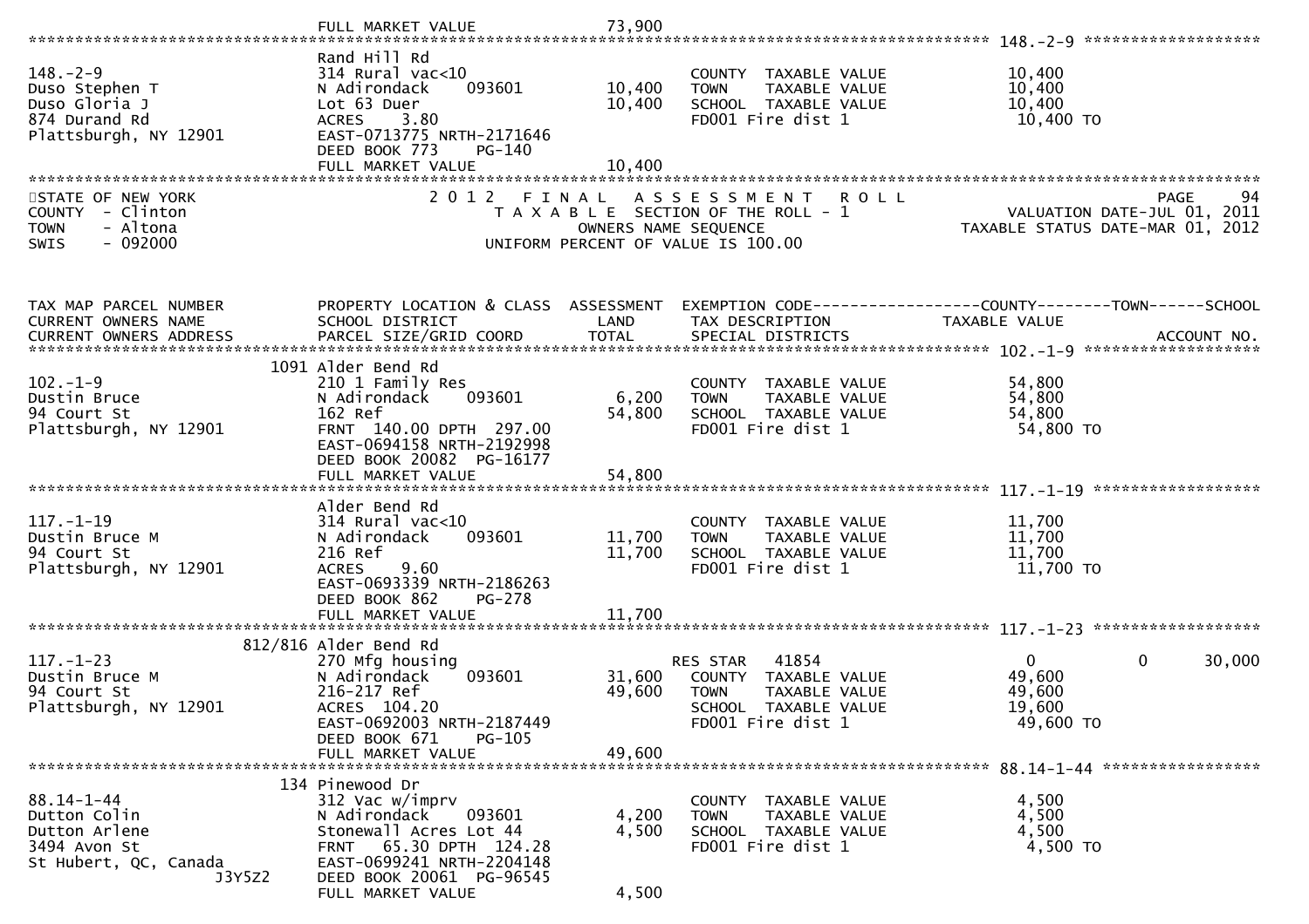FULL MARKET VALUE 73,900

| TAX MAP PARCEL NUMBER / CURRENT OWNERS NAME / CURRENT OWNERS ADDRESS | PROPERTY LOCATION & CLASS / SCHOOL DISTRICT / PARCEL SIZE/GRID COORD | ASSESSMENT LAND | ASSESSMENT TOTAL | EXEMPTION CODE / TAX DESCRIPTION / SPECIAL DISTRICTS | COUNTY TAXABLE VALUE | TOWN | SCHOOL | ACCOUNT NO. |
|---|---|---|---|---|---|---|---|---|
| 148.-2-9<br>Duso Stephen T<br>Duso Gloria J<br>874 Durand Rd<br>Plattsburgh, NY 12901 | Rand Hill Rd<br>314 Rural vac<10<br>N Adirondack 093601<br>Lot 63 Duer<br>ACRES 3.80<br>EAST-0713775 NRTH-2171646<br>DEED BOOK 773 PG-140<br>FULL MARKET VALUE 10,400 | 10,400 | 10,400 | COUNTY TAXABLE VALUE<br>TOWN TAXABLE VALUE<br>SCHOOL TAXABLE VALUE<br>FD001 Fire dist 1 | 10,400<br>10,400<br>10,400<br>10,400 TO | | | |

STATE OF NEW YORK
COUNTY - Clinton
TOWN - Altona
SWIS - 092000

2 0 1 2 F I N A L A S S E S S M E N T R O L L
T A X A B L E SECTION OF THE ROLL - 1
OWNERS NAME SEQUENCE
UNIFORM PERCENT OF VALUE IS 100.00

PAGE 94
VALUATION DATE-JUL 01, 2011
TAXABLE STATUS DATE-MAR 01, 2012

| TAX MAP PARCEL NUMBER / CURRENT OWNERS NAME / CURRENT OWNERS ADDRESS | PROPERTY LOCATION & CLASS / SCHOOL DISTRICT / PARCEL SIZE/GRID COORD | ASSESSMENT LAND | ASSESSMENT TOTAL | EXEMPTION CODE / TAX DESCRIPTION / SPECIAL DISTRICTS | COUNTY TAXABLE VALUE | TOWN | SCHOOL | ACCOUNT NO. |
|---|---|---|---|---|---|---|---|---|
| 102.-1-9<br>Dustin Bruce<br>94 Court St<br>Plattsburgh, NY 12901 | 1091 Alder Bend Rd<br>210 1 Family Res<br>N Adirondack 093601<br>162 Ref<br>FRNT 140.00 DPTH 297.00<br>EAST-0694158 NRTH-2192998<br>DEED BOOK 20082 PG-16177<br>FULL MARKET VALUE 54,800 | 6,200 | 54,800 | COUNTY TAXABLE VALUE<br>TOWN TAXABLE VALUE<br>SCHOOL TAXABLE VALUE<br>FD001 Fire dist 1 | 54,800<br>54,800<br>54,800<br>54,800 TO | | | |
| 117.-1-19<br>Dustin Bruce M<br>94 Court St<br>Plattsburgh, NY 12901 | Alder Bend Rd<br>314 Rural vac<10<br>N Adirondack 093601<br>216 Ref<br>ACRES 9.60<br>EAST-0693339 NRTH-2186263<br>DEED BOOK 862 PG-278<br>FULL MARKET VALUE 11,700 | 11,700 | 11,700 | COUNTY TAXABLE VALUE<br>TOWN TAXABLE VALUE<br>SCHOOL TAXABLE VALUE<br>FD001 Fire dist 1 | 11,700<br>11,700<br>11,700<br>11,700 TO | | | |
| 117.-1-23<br>Dustin Bruce M<br>94 Court St<br>Plattsburgh, NY 12901 | 812/816 Alder Bend Rd<br>270 Mfg housing<br>N Adirondack 093601<br>216-217 Ref<br>ACRES 104.20<br>EAST-0692003 NRTH-2187449<br>DEED BOOK 671 PG-105<br>FULL MARKET VALUE 49,600 | 31,600 | 49,600 | RES STAR 41854<br>COUNTY TAXABLE VALUE<br>TOWN TAXABLE VALUE<br>SCHOOL TAXABLE VALUE<br>FD001 Fire dist 1 | 0<br>49,600<br>49,600<br>19,600<br>49,600 TO | 0 | 30,000 | |
| 88.14-1-44<br>Dutton Colin<br>Dutton Arlene<br>3494 Avon St<br>St Hubert, QC, Canada<br>J3Y5Z2 | 134 Pinewood Dr<br>312 Vac w/imprv<br>N Adirondack 093601<br>Stonewall Acres Lot 44<br>FRNT 65.30 DPTH 124.28<br>EAST-0699241 NRTH-2204148<br>DEED BOOK 20061 PG-96545<br>FULL MARKET VALUE 4,500 | 4,200 | 4,500 | COUNTY TAXABLE VALUE<br>TOWN TAXABLE VALUE<br>SCHOOL TAXABLE VALUE<br>FD001 Fire dist 1 | 4,500<br>4,500<br>4,500<br>4,500 TO | | | |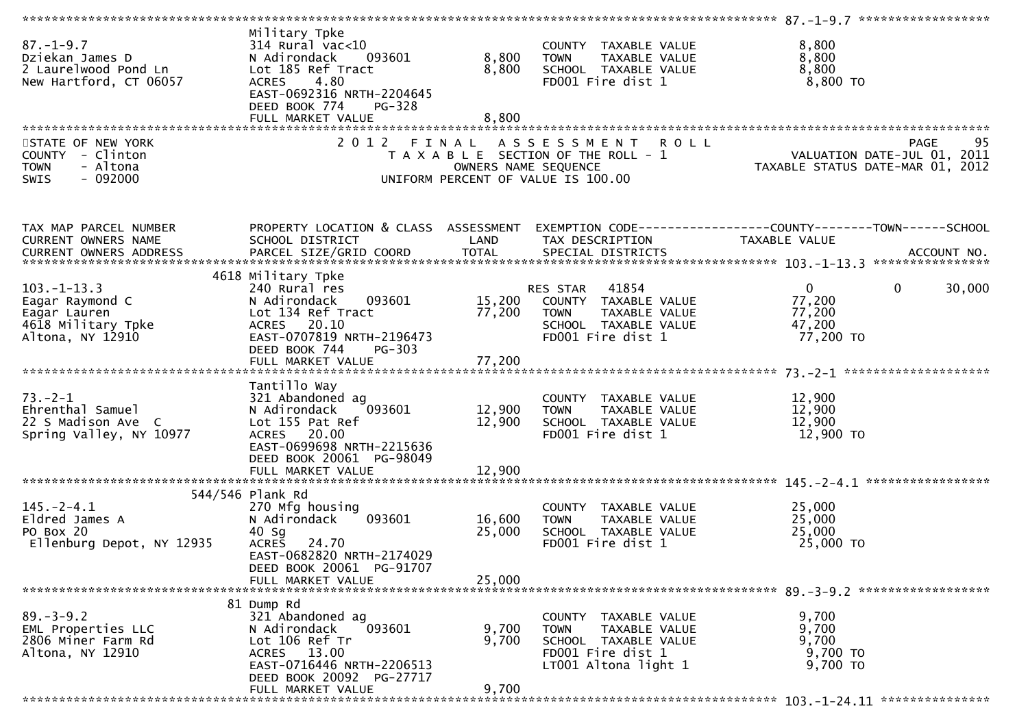```
******************************************************************************************************* 87.-1-9.7 ******************
                               Military Tpke
87.-1-9.7                      314 Rural vac<10                         COUNTY  TAXABLE VALUE             8,800
Dziekan James D                N Adirondack    093601        8,800      TOWN    TAXABLE VALUE             8,800
2 Laurelwood Pond Ln           Lot 185 Ref Tract             8,800      SCHOOL  TAXABLE VALUE             8,800
New Hartford, CT 06057         ACRES    4.80                            FD001 Fire dist 1                  8,800 TO
                               EAST-0692316 NRTH-2204645
                               DEED BOOK 774    PG-328
                               FULL MARKET VALUE             8,800
************************************************************************************************************************************
STATE OF NEW YORK                  2 0 1 2   F I N A L   A S S E S S M E N T   R O L L                                   PAGE    95
COUNTY  - Clinton                     T A X A B L E SECTION OF THE ROLL - 1                          VALUATION DATE-JUL 01, 2011
TOWN    - Altona                          OWNERS NAME SEQUENCE                                   TAXABLE STATUS DATE-MAR 01, 2012
SWIS    - 092000                    UNIFORM PERCENT OF VALUE IS 100.00



TAX MAP PARCEL NUMBER          PROPERTY LOCATION & CLASS  ASSESSMENT  EXEMPTION CODE------------------COUNTY--------TOWN------SCHOOL
CURRENT OWNERS NAME            SCHOOL DISTRICT               LAND      TAX DESCRIPTION            TAXABLE VALUE
CURRENT OWNERS ADDRESS         PARCEL SIZE/GRID COORD        TOTAL     SPECIAL DISTRICTS                                 ACCOUNT NO.
******************************************************************************************************* 103.-1-13.3 ****************
                          4618 Military Tpke
103.-1-13.3                    240 Rural res                            RES STAR    41854                 0            0      30,000
Eagar Raymond C                N Adirondack    093601       15,200      COUNTY  TAXABLE VALUE            77,200
Eagar Lauren                   Lot 134 Ref Tract            77,200      TOWN    TAXABLE VALUE            77,200
4618 Military Tpke             ACRES   20.10                            SCHOOL  TAXABLE VALUE            47,200
Altona, NY 12910               EAST-0707819 NRTH-2196473                FD001 Fire dist 1                 77,200 TO
                               DEED BOOK 744    PG-303
                               FULL MARKET VALUE            77,200
******************************************************************************************************* 73.-2-1 ********************
                               Tantillo Way
73.-2-1                        321 Abandoned ag                         COUNTY  TAXABLE VALUE            12,900
Ehrenthal Samuel               N Adirondack    093601       12,900      TOWN    TAXABLE VALUE            12,900
22 S Madison Ave  C            Lot 155 Pat Ref              12,900      SCHOOL  TAXABLE VALUE            12,900
Spring Valley, NY 10977        ACRES   20.00                            FD001 Fire dist 1                 12,900 TO
                               EAST-0699698 NRTH-2215636
                               DEED BOOK 20061  PG-98049
                               FULL MARKET VALUE            12,900
******************************************************************************************************* 145.-2-4.1 *****************
                       544/546 Plank Rd
145.-2-4.1                     270 Mfg housing                          COUNTY  TAXABLE VALUE            25,000
Eldred James A                 N Adirondack    093601       16,600      TOWN    TAXABLE VALUE            25,000
PO Box 20                      40 Sg                        25,000      SCHOOL  TAXABLE VALUE            25,000
 Ellenburg Depot, NY 12935     ACRES   24.70                            FD001 Fire dist 1                 25,000 TO
                               EAST-0682820 NRTH-2174029
                               DEED BOOK 20061  PG-91707
                               FULL MARKET VALUE            25,000
******************************************************************************************************* 89.-3-9.2 ******************
                            81 Dump Rd
89.-3-9.2                      321 Abandoned ag                         COUNTY  TAXABLE VALUE             9,700
EML Properties LLC             N Adirondack    093601        9,700      TOWN    TAXABLE VALUE             9,700
2806 Miner Farm Rd             Lot 106 Ref Tr                9,700      SCHOOL  TAXABLE VALUE             9,700
Altona, NY 12910               ACRES   13.00                            FD001 Fire dist 1                  9,700 TO
                               EAST-0716446 NRTH-2206513                LT001 Altona light 1               9,700 TO
                               DEED BOOK 20092  PG-27717
                               FULL MARKET VALUE             9,700
******************************************************************************************************* 103.-1-24.11 ***************
```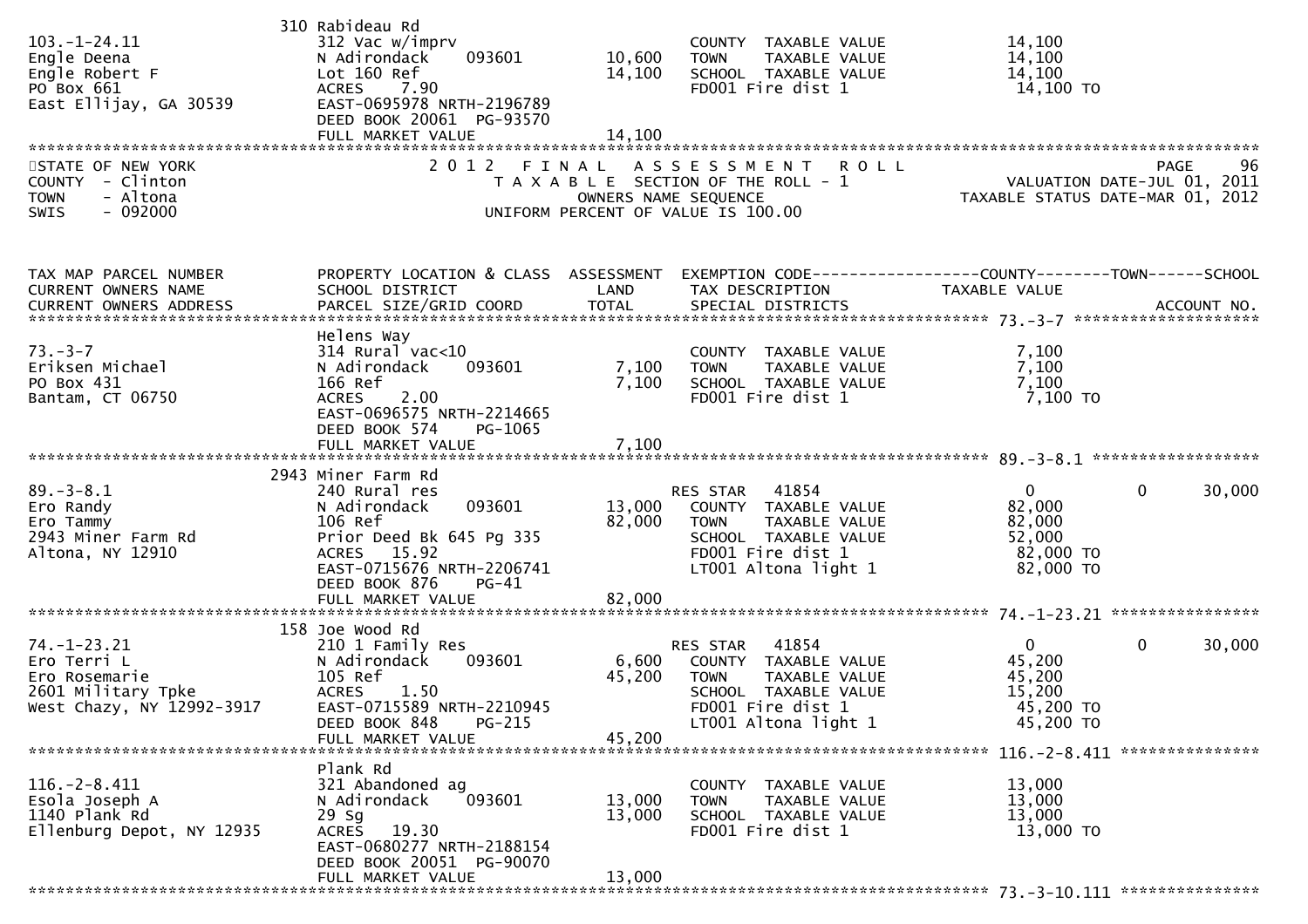| | | | | |
|---|---|---|---|---|
| 103.-1-24.11 | 310 Rabideau Rd | | | |
| Engle Deena | 312 Vac w/imprv | | COUNTY TAXABLE VALUE | 14,100 |
| Engle Robert F | N Adirondack 093601 | 10,600 | TOWN TAXABLE VALUE | 14,100 |
| PO Box 661 | Lot 160 Ref | 14,100 | SCHOOL TAXABLE VALUE | 14,100 |
| East Ellijay, GA 30539 | ACRES 7.90 | | FD001 Fire dist 1 | 14,100 TO |
| | EAST-0695978 NRTH-2196789 | | | |
| | DEED BOOK 20061 PG-93570 | | | |
| | FULL MARKET VALUE | 14,100 | | |

STATE OF NEW YORK
COUNTY - Clinton
TOWN - Altona
SWIS - 092000

2 0 1 2 F I N A L A S S E S S M E N T R O L L
T A X A B L E SECTION OF THE ROLL - 1
OWNERS NAME SEQUENCE
UNIFORM PERCENT OF VALUE IS 100.00

VALUATION DATE-JUL 01, 2011
TAXABLE STATUS DATE-MAR 01, 2012

| TAX MAP PARCEL NUMBER / CURRENT OWNERS NAME / CURRENT OWNERS ADDRESS | PROPERTY LOCATION & CLASS / SCHOOL DISTRICT / PARCEL SIZE/GRID COORD | ASSESSMENT LAND / TOTAL | EXEMPTION CODE / TAX DESCRIPTION / SPECIAL DISTRICTS | COUNTY TAXABLE VALUE | TOWN | SCHOOL / ACCOUNT NO. |
|---|---|---|---|---|---|---|
| 73.-3-7 | Helens Way | | | | | |
| Eriksen Michael | 314 Rural vac<10 | | COUNTY TAXABLE VALUE | 7,100 | | |
| PO Box 431 | N Adirondack 093601 | 7,100 | TOWN TAXABLE VALUE | 7,100 | | |
| Bantam, CT 06750 | 166 Ref | 7,100 | SCHOOL TAXABLE VALUE | 7,100 | | |
| | ACRES 2.00 | | FD001 Fire dist 1 | 7,100 TO | | |
| | EAST-0696575 NRTH-2214665 | | | | | |
| | DEED BOOK 574 PG-1065 | | | | | |
| | FULL MARKET VALUE | 7,100 | | | | |
| 89.-3-8.1 | 2943 Miner Farm Rd | | | | | |
| Ero Randy | 240 Rural res | | RES STAR 41854 | 0 | 0 | 30,000 |
| Ero Tammy | N Adirondack 093601 | 13,000 | COUNTY TAXABLE VALUE | 82,000 | | |
| 2943 Miner Farm Rd | 106 Ref | 82,000 | TOWN TAXABLE VALUE | 82,000 | | |
| Altona, NY 12910 | Prior Deed Bk 645 Pg 335 | | SCHOOL TAXABLE VALUE | 52,000 | | |
| | ACRES 15.92 | | FD001 Fire dist 1 | 82,000 TO | | |
| | EAST-0715676 NRTH-2206741 | | LT001 Altona light 1 | 82,000 TO | | |
| | DEED BOOK 876 PG-41 | | | | | |
| | FULL MARKET VALUE | 82,000 | | | | |
| 74.-1-23.21 | 158 Joe Wood Rd | | | | | |
| Ero Terri L | 210 1 Family Res | | RES STAR 41854 | 0 | 0 | 30,000 |
| Ero Rosemarie | N Adirondack 093601 | 6,600 | COUNTY TAXABLE VALUE | 45,200 | | |
| 2601 Military Tpke | 105 Ref | 45,200 | TOWN TAXABLE VALUE | 45,200 | | |
| West Chazy, NY 12992-3917 | ACRES 1.50 | | SCHOOL TAXABLE VALUE | 15,200 | | |
| | EAST-0715589 NRTH-2210945 | | FD001 Fire dist 1 | 45,200 TO | | |
| | DEED BOOK 848 PG-215 | | LT001 Altona light 1 | 45,200 TO | | |
| | FULL MARKET VALUE | 45,200 | | | | |
| 116.-2-8.411 | Plank Rd | | | | | |
| Esola Joseph A | 321 Abandoned ag | | COUNTY TAXABLE VALUE | 13,000 | | |
| 1140 Plank Rd | N Adirondack 093601 | 13,000 | TOWN TAXABLE VALUE | 13,000 | | |
| Ellenburg Depot, NY 12935 | 29 Sg | 13,000 | SCHOOL TAXABLE VALUE | 13,000 | | |
| | ACRES 19.30 | | FD001 Fire dist 1 | 13,000 TO | | |
| | EAST-0680277 NRTH-2188154 | | | | | |
| | DEED BOOK 20051 PG-90070 | | | | | |
| | FULL MARKET VALUE | 13,000 | | | | |

73.-3-10.111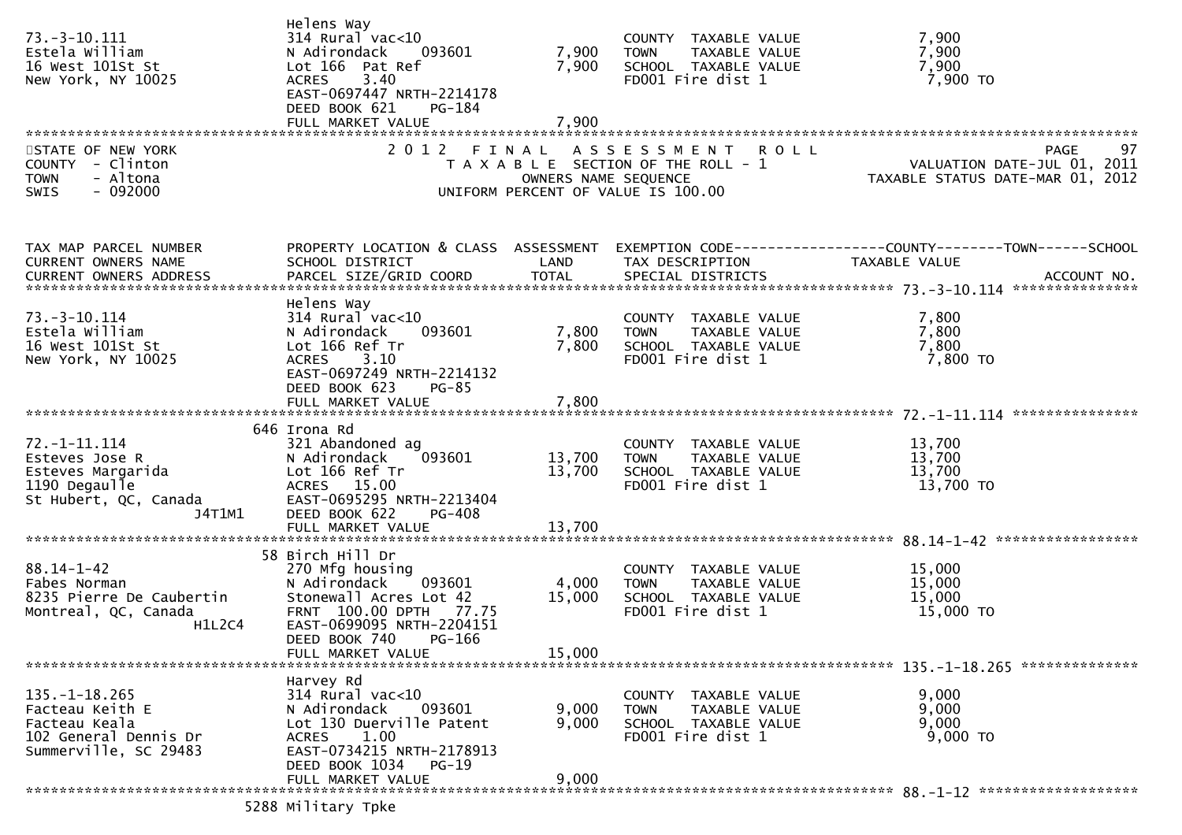```
73.-3-10.111                   Helens Way
Estela William                 314 Rural vac<10                       COUNTY  TAXABLE VALUE            7,900
16 West 101St St               N Adirondack    093601       7,900     TOWN    TAXABLE VALUE            7,900
New York, NY 10025             Lot 166  Pat Ref             7,900     SCHOOL  TAXABLE VALUE            7,900
                               ACRES    3.40                          FD001 Fire dist 1                 7,900 TO
                               EAST-0697447 NRTH-2214178
                               DEED BOOK 621    PG-184
                               FULL MARKET VALUE            7,900
******************************************************************************************************************************
STATE OF NEW YORK                  2 0 1 2   F I N A L   A S S E S S M E N T   R O L L                          PAGE      97
COUNTY  - Clinton                    T A X A B L E  SECTION OF THE ROLL - 1                      VALUATION DATE-JUL 01, 2011
TOWN    - Altona                           OWNERS NAME SEQUENCE                          TAXABLE STATUS DATE-MAR 01, 2012
SWIS    - 092000                   UNIFORM PERCENT OF VALUE IS 100.00


TAX MAP PARCEL NUMBER          PROPERTY LOCATION & CLASS  ASSESSMENT  EXEMPTION CODE------------------COUNTY--------TOWN------SCHOOL
CURRENT OWNERS NAME            SCHOOL DISTRICT               LAND      TAX DESCRIPTION              TAXABLE VALUE
CURRENT OWNERS ADDRESS         PARCEL SIZE/GRID COORD       TOTAL      SPECIAL DISTRICTS                                  ACCOUNT NO.
****************************************************************************************************** 73.-3-10.114 ***************
                               Helens Way
73.-3-10.114                   314 Rural vac<10                       COUNTY  TAXABLE VALUE            7,800
Estela William                 N Adirondack    093601       7,800     TOWN    TAXABLE VALUE            7,800
16 West 101St St               Lot 166 Ref Tr               7,800     SCHOOL  TAXABLE VALUE            7,800
New York, NY 10025             ACRES    3.10                          FD001 Fire dist 1                 7,800 TO
                               EAST-0697249 NRTH-2214132
                               DEED BOOK 623    PG-85
                               FULL MARKET VALUE            7,800
****************************************************************************************************** 72.-1-11.114 ***************
                          646 Irona Rd
72.-1-11.114                   321 Abandoned ag                       COUNTY  TAXABLE VALUE           13,700
Esteves Jose R                 N Adirondack    093601      13,700     TOWN    TAXABLE VALUE           13,700
Esteves Margarida              Lot 166 Ref Tr              13,700     SCHOOL  TAXABLE VALUE           13,700
1190 Degaulle                  ACRES   15.00                          FD001 Fire dist 1                13,700 TO
St Hubert, QC, Canada          EAST-0695295 NRTH-2213404
                    J4T1M1     DEED BOOK 622    PG-408
                               FULL MARKET VALUE           13,700
****************************************************************************************************** 88.14-1-42 *****************
                           58 Birch Hill Dr
88.14-1-42                     270 Mfg housing                        COUNTY  TAXABLE VALUE           15,000
Fabes Norman                   N Adirondack    093601       4,000     TOWN    TAXABLE VALUE           15,000
8235 Pierre De Caubertin       Stonewall Acres Lot 42      15,000     SCHOOL  TAXABLE VALUE           15,000
Montreal, QC, Canada           FRNT 100.00 DPTH  77.75                FD001 Fire dist 1                15,000 TO
                    H1L2C4     EAST-0699095 NRTH-2204151
                               DEED BOOK 740    PG-166
                               FULL MARKET VALUE           15,000
****************************************************************************************************** 135.-1-18.265 **************
                               Harvey Rd
135.-1-18.265                  314 Rural vac<10                       COUNTY  TAXABLE VALUE            9,000
Facteau Keith E                N Adirondack    093601       9,000     TOWN    TAXABLE VALUE            9,000
Facteau Keala                  Lot 130 Duerville Patent     9,000     SCHOOL  TAXABLE VALUE            9,000
102 General Dennis Dr          ACRES    1.00                          FD001 Fire dist 1                 9,000 TO
Summerville, SC 29483          EAST-0734215 NRTH-2178913
                               DEED BOOK 1034   PG-19
                               FULL MARKET VALUE            9,000
****************************************************************************************************** 88.-1-12 *******************
                         5288 Military Tpke
```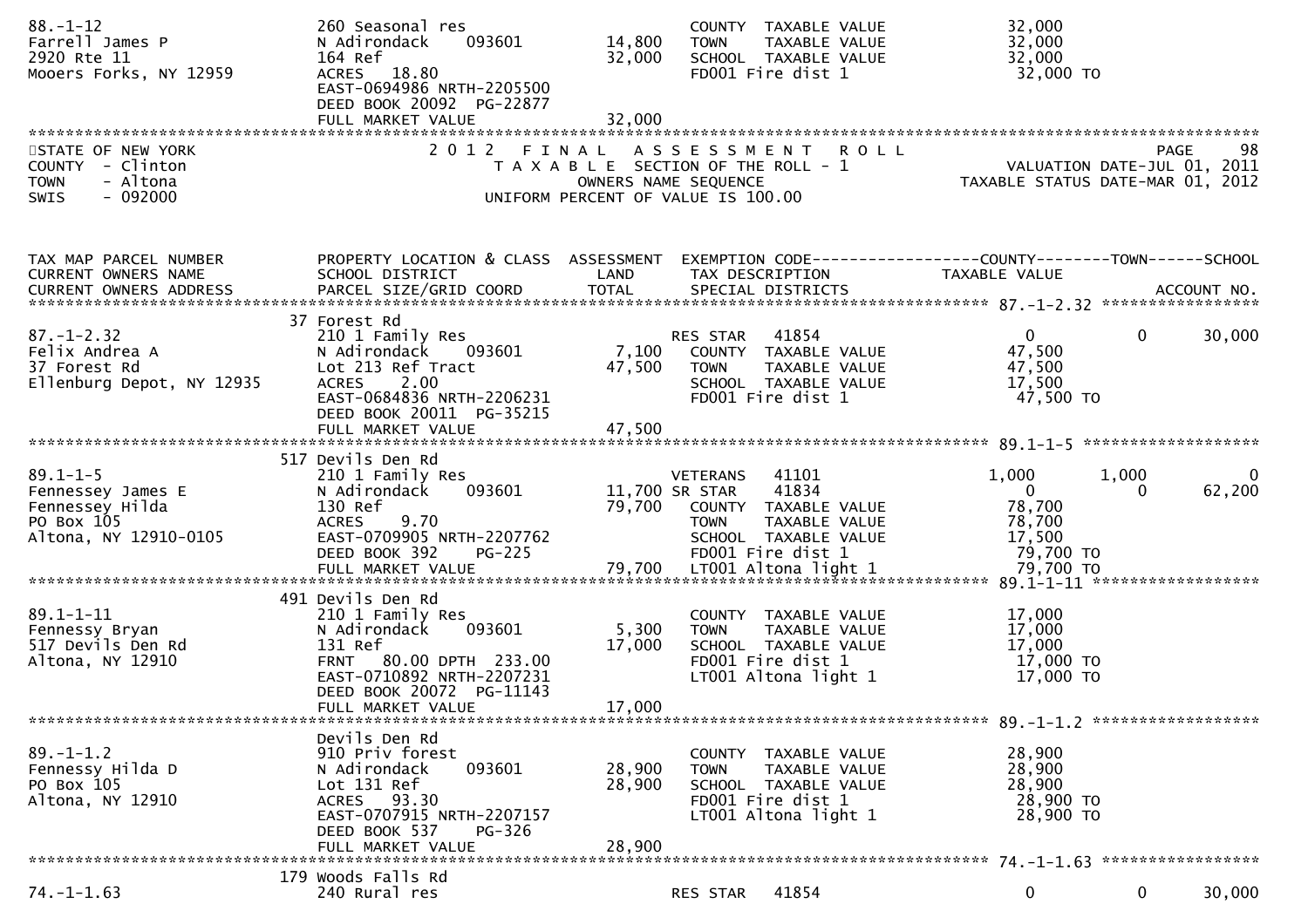```
88.-1-12                       260 Seasonal res                          COUNTY  TAXABLE VALUE            32,000
Farrell James P                N Adirondack    093601      14,800    TOWN    TAXABLE VALUE            32,000
2920 Rte 11                    164 Ref                     32,000    SCHOOL  TAXABLE VALUE            32,000
Mooers Forks, NY 12959         ACRES   18.80                             FD001 Fire dist 1                32,000 TO
                               EAST-0694986 NRTH-2205500
                               DEED BOOK 20092  PG-22877
                               FULL MARKET VALUE           32,000
************************************************************************************************************************************
```

STATE OF NEW YORK — 2012 FINAL ASSESSMENT ROLL — PAGE 98
COUNTY - Clinton — TAXABLE SECTION OF THE ROLL - 1 — VALUATION DATE-JUL 01, 2011
TOWN - Altona — OWNERS NAME SEQUENCE — TAXABLE STATUS DATE-MAR 01, 2012
SWIS - 092000 — UNIFORM PERCENT OF VALUE IS 100.00

```
TAX MAP PARCEL NUMBER          PROPERTY LOCATION & CLASS  ASSESSMENT  EXEMPTION CODE------------------COUNTY--------TOWN------SCHOOL
CURRENT OWNERS NAME            SCHOOL DISTRICT               LAND      TAX DESCRIPTION             TAXABLE VALUE
CURRENT OWNERS ADDRESS         PARCEL SIZE/GRID COORD        TOTAL     SPECIAL DISTRICTS                                     ACCOUNT NO.
******************************************************************************************************** 87.-1-2.32 *****************
                            37 Forest Rd
87.-1-2.32                     210 1 Family Res                          RES STAR    41854                  0            0       30,000
Felix Andrea A                 N Adirondack    093601       7,100    COUNTY  TAXABLE VALUE            47,500
37 Forest Rd                   Lot 213 Ref Tract           47,500    TOWN    TAXABLE VALUE            47,500
Ellenburg Depot, NY 12935      ACRES    2.00                             SCHOOL  TAXABLE VALUE            17,500
                               EAST-0684836 NRTH-2206231                 FD001 Fire dist 1                47,500 TO
                               DEED BOOK 20011  PG-35215
                               FULL MARKET VALUE           47,500
******************************************************************************************************** 89.1-1-5 *******************
                            517 Devils Den Rd
89.1-1-5                       210 1 Family Res                          VETERANS    41101              1,000        1,000            0
Fennessey James E              N Adirondack    093601      11,700 SR STAR    41834                  0            0       62,200
Fennessey Hilda                130 Ref                     79,700    COUNTY  TAXABLE VALUE            78,700
PO Box 105                     ACRES    9.70                             TOWN    TAXABLE VALUE            78,700
Altona, NY 12910-0105          EAST-0709905 NRTH-2207762                 SCHOOL  TAXABLE VALUE            17,500
                               DEED BOOK 392    PG-225                   FD001 Fire dist 1                79,700 TO
                               FULL MARKET VALUE           79,700    LT001 Altona light 1             79,700 TO
******************************************************************************************************** 89.1-1-11 ******************
                            491 Devils Den Rd
89.1-1-11                      210 1 Family Res                          COUNTY  TAXABLE VALUE            17,000
Fennessy Bryan                 N Adirondack    093601       5,300    TOWN    TAXABLE VALUE            17,000
517 Devils Den Rd              131 Ref                     17,000    SCHOOL  TAXABLE VALUE            17,000
Altona, NY 12910               FRNT   80.00 DPTH 233.00                  FD001 Fire dist 1                17,000 TO
                               EAST-0710892 NRTH-2207231                 LT001 Altona light 1             17,000 TO
                               DEED BOOK 20072  PG-11143
                               FULL MARKET VALUE           17,000
******************************************************************************************************** 89.-1-1.2 ******************
                               Devils Den Rd
89.-1-1.2                      910 Priv forest                           COUNTY  TAXABLE VALUE            28,900
Fennessy Hilda D               N Adirondack    093601      28,900    TOWN    TAXABLE VALUE            28,900
PO Box 105                     Lot 131 Ref                 28,900    SCHOOL  TAXABLE VALUE            28,900
Altona, NY 12910               ACRES   93.30                             FD001 Fire dist 1                28,900 TO
                               EAST-0707915 NRTH-2207157                 LT001 Altona light 1             28,900 TO
                               DEED BOOK 537    PG-326
                               FULL MARKET VALUE           28,900
******************************************************************************************************** 74.-1-1.63 *****************
                            179 Woods Falls Rd
74.-1-1.63                     240 Rural res                             RES STAR    41854                  0            0       30,000
```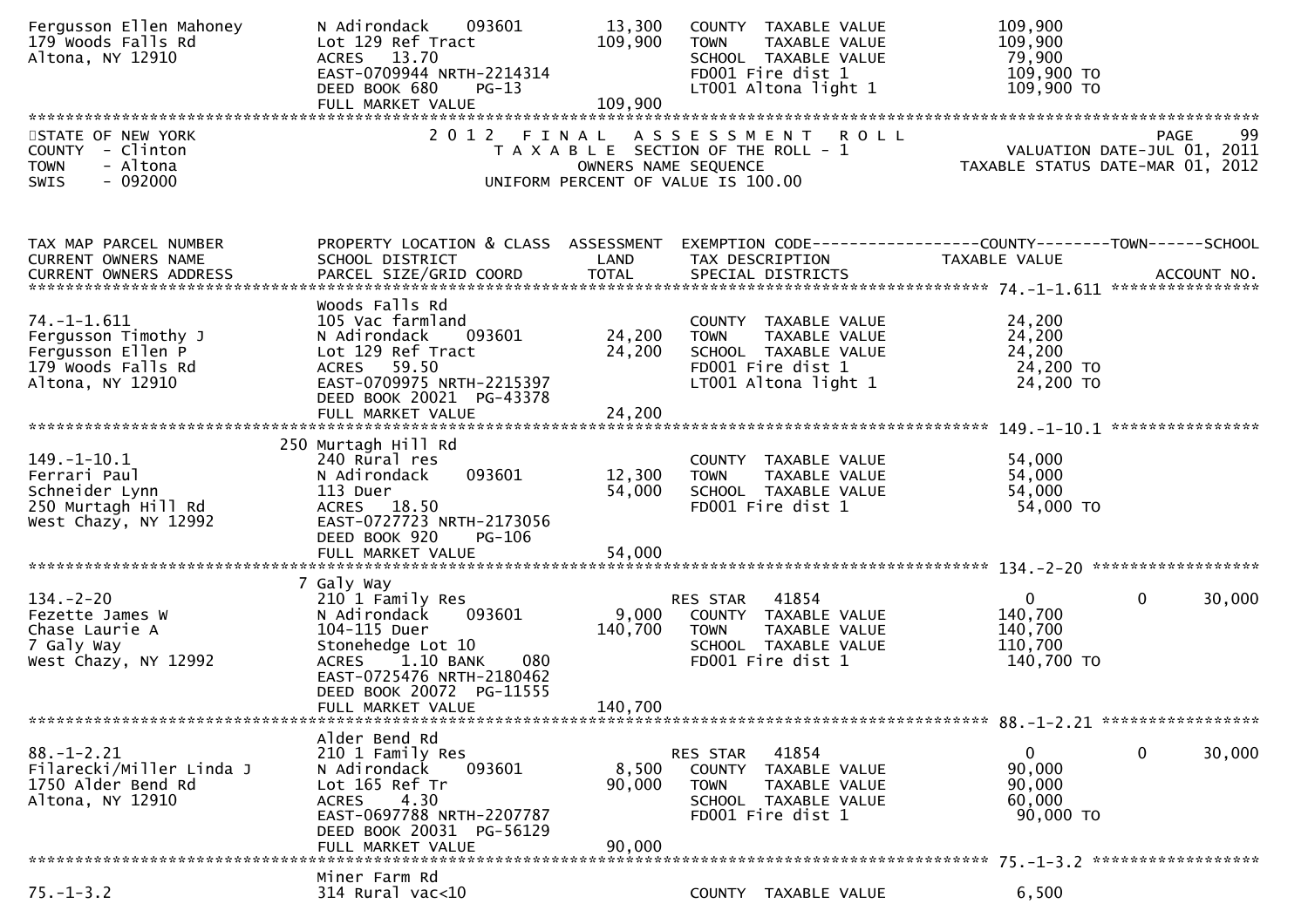```
Fergusson Ellen Mahoney       N Adirondack    093601        13,300   COUNTY  TAXABLE VALUE            109,900
179 Woods Falls Rd            Lot 129 Ref Tract            109,900   TOWN    TAXABLE VALUE            109,900
Altona, NY 12910              ACRES   13.70                          SCHOOL  TAXABLE VALUE             79,900
                              EAST-0709944 NRTH-2214314              FD001 Fire dist 1                109,900 TO
                              DEED BOOK 680    PG-13                 LT001 Altona light 1             109,900 TO
                              FULL MARKET VALUE            109,900
******************************************************************************************************************************************
STATE OF NEW YORK                2 0 1 2   F I N A L   A S S E S S M E N T   R O L L                                  PAGE     99
COUNTY  - Clinton                   T A X A B L E  SECTION OF THE ROLL - 1                        VALUATION DATE-JUL 01, 2011
TOWN    - Altona                              OWNERS NAME SEQUENCE                               TAXABLE STATUS DATE-MAR 01, 2012
SWIS    - 092000                     UNIFORM PERCENT OF VALUE IS 100.00


TAX MAP PARCEL NUMBER         PROPERTY LOCATION & CLASS  ASSESSMENT  EXEMPTION CODE------------------COUNTY--------TOWN------SCHOOL
CURRENT OWNERS NAME           SCHOOL DISTRICT               LAND     TAX DESCRIPTION            TAXABLE VALUE
CURRENT OWNERS ADDRESS        PARCEL SIZE/GRID COORD       TOTAL     SPECIAL DISTRICTS                                      ACCOUNT NO.
****************************************************************************************************** 74.-1-1.611 ****************
                              Woods Falls Rd
74.-1-1.611                   105 Vac farmland                       COUNTY  TAXABLE VALUE             24,200
Fergusson Timothy J           N Adirondack    093601        24,200   TOWN    TAXABLE VALUE             24,200
Fergusson Ellen P             Lot 129 Ref Tract             24,200   SCHOOL  TAXABLE VALUE             24,200
179 Woods Falls Rd            ACRES   59.50                          FD001 Fire dist 1                 24,200 TO
Altona, NY 12910              EAST-0709975 NRTH-2215397              LT001 Altona light 1              24,200 TO
                              DEED BOOK 20021  PG-43378
                              FULL MARKET VALUE             24,200
****************************************************************************************************** 149.-1-10.1 ****************
                          250 Murtagh Hill Rd
149.-1-10.1                   240 Rural res                          COUNTY  TAXABLE VALUE             54,000
Ferrari Paul                  N Adirondack    093601        12,300   TOWN    TAXABLE VALUE             54,000
Schneider Lynn                113 Duer                      54,000   SCHOOL  TAXABLE VALUE             54,000
250 Murtagh Hill Rd           ACRES   18.50                          FD001 Fire dist 1                 54,000 TO
West Chazy, NY 12992          EAST-0727723 NRTH-2173056
                              DEED BOOK 920    PG-106
                              FULL MARKET VALUE             54,000
****************************************************************************************************** 134.-2-20 ******************
                            7 Galy Way
134.-2-20                     210 1 Family Res                    RES STAR   41854                      0            0      30,000
Fezette James W               N Adirondack    093601         9,000   COUNTY  TAXABLE VALUE            140,700
Chase Laurie A                104-115 Duer                 140,700   TOWN    TAXABLE VALUE            140,700
7 Galy Way                    Stonehedge Lot 10                      SCHOOL  TAXABLE VALUE            110,700
West Chazy, NY 12992          ACRES    1.10 BANK     080             FD001 Fire dist 1                140,700 TO
                              EAST-0725476 NRTH-2180462
                              DEED BOOK 20072  PG-11555
                              FULL MARKET VALUE            140,700
****************************************************************************************************** 88.-1-2.21 *****************
                              Alder Bend Rd
88.-1-2.21                    210 1 Family Res                    RES STAR   41854                      0            0      30,000
Filarecki/Miller Linda J      N Adirondack    093601         8,500   COUNTY  TAXABLE VALUE             90,000
1750 Alder Bend Rd            Lot 165 Ref Tr                90,000   TOWN    TAXABLE VALUE             90,000
Altona, NY 12910              ACRES    4.30                          SCHOOL  TAXABLE VALUE             60,000
                              EAST-0697788 NRTH-2207787              FD001 Fire dist 1                 90,000 TO
                              DEED BOOK 20031  PG-56129
                              FULL MARKET VALUE             90,000
****************************************************************************************************** 75.-1-3.2 ******************
                              Miner Farm Rd
75.-1-3.2                     314 Rural vac<10                       COUNTY  TAXABLE VALUE              6,500
```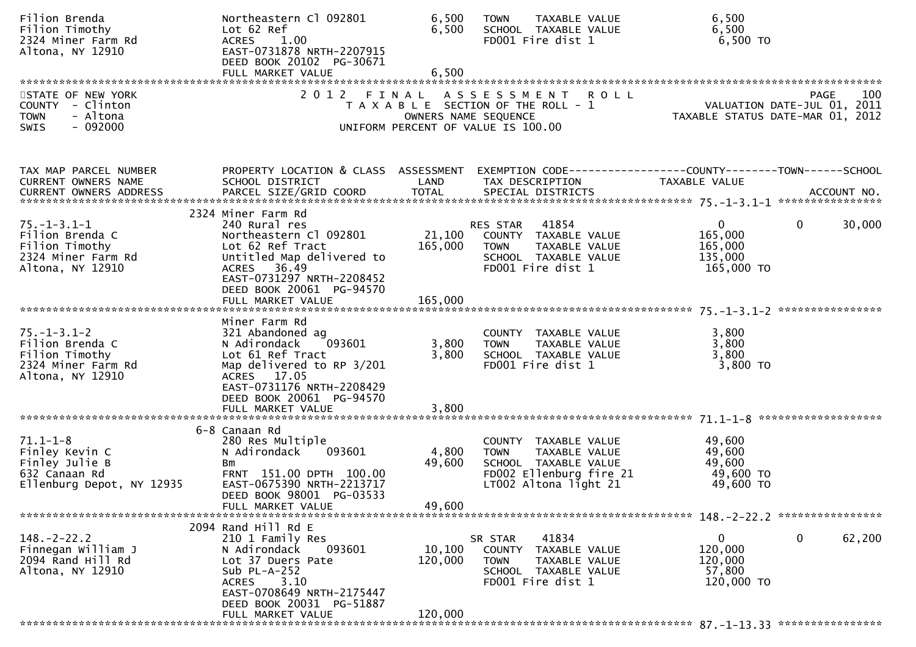```
Filion Brenda                  Northeastern Cl 092801        6,500    TOWN     TAXABLE VALUE              6,500
Filion Timothy                 Lot 62 Ref                    6,500    SCHOOL   TAXABLE VALUE              6,500
2324 Miner Farm Rd             ACRES    1.00                          FD001 Fire dist 1                    6,500 TO
Altona, NY 12910               EAST-0731878 NRTH-2207915
                               DEED BOOK 20102  PG-30671
                               FULL MARKET VALUE             6,500
******************************************************************************************************************************************
```

STATE OF NEW YORK — 2 0 1 2 F I N A L A S S E S S M E N T R O L L — PAGE 100
COUNTY - Clinton — T A X A B L E SECTION OF THE ROLL - 1 — VALUATION DATE-JUL 01, 2011
TOWN - Altona — OWNERS NAME SEQUENCE — TAXABLE STATUS DATE-MAR 01, 2012
SWIS - 092000 — UNIFORM PERCENT OF VALUE IS 100.00

```
TAX MAP PARCEL NUMBER          PROPERTY LOCATION & CLASS  ASSESSMENT  EXEMPTION CODE------------------COUNTY--------TOWN------SCHOOL
CURRENT OWNERS NAME            SCHOOL DISTRICT               LAND     TAX DESCRIPTION              TAXABLE VALUE
CURRENT OWNERS ADDRESS         PARCEL SIZE/GRID COORD        TOTAL    SPECIAL DISTRICTS                                         ACCOUNT NO.
****************************************************************************************************** 75.-1-3.1-1 *****************
                               2324 Miner Farm Rd
75.-1-3.1-1                    240 Rural res                          RES STAR   41854                   0             0         30,000
Filion Brenda C                Northeastern Cl 092801       21,100      COUNTY  TAXABLE VALUE          165,000
Filion Timothy                 Lot 62 Ref Tract            165,000      TOWN    TAXABLE VALUE          165,000
2324 Miner Farm Rd             Untitled Map delivered to                SCHOOL  TAXABLE VALUE          135,000
Altona, NY 12910               ACRES   36.49                            FD001 Fire dist 1               165,000 TO
                               EAST-0731297 NRTH-2208452
                               DEED BOOK 20061  PG-94570
                               FULL MARKET VALUE           165,000
****************************************************************************************************** 75.-1-3.1-2 *****************
                               Miner Farm Rd
75.-1-3.1-2                    321 Abandoned ag                         COUNTY  TAXABLE VALUE            3,800
Filion Brenda C                N Adirondack    093601        3,800      TOWN    TAXABLE VALUE            3,800
Filion Timothy                 Lot 61 Ref Tract              3,800      SCHOOL  TAXABLE VALUE            3,800
2324 Miner Farm Rd             Map delivered to RP 3/201                FD001 Fire dist 1                3,800 TO
Altona, NY 12910               ACRES   17.05
                               EAST-0731176 NRTH-2208429
                               DEED BOOK 20061  PG-94570
                               FULL MARKET VALUE             3,800
****************************************************************************************************** 71.1-1-8 ********************
                               6-8 Canaan Rd
71.1-1-8                       280 Res Multiple                         COUNTY  TAXABLE VALUE           49,600
Finley Kevin C                 N Adirondack    093601        4,800      TOWN    TAXABLE VALUE           49,600
Finley Julie B                 Bm                           49,600      SCHOOL  TAXABLE VALUE           49,600
632 Canaan Rd                  FRNT  151.00 DPTH  100.00                FD002 Ellenburg fire 21          49,600 TO
Ellenburg Depot, NY 12935      EAST-0675390 NRTH-2213717                LT002 Altona light 21            49,600 TO
                               DEED BOOK 98001  PG-03533
                               FULL MARKET VALUE            49,600
****************************************************************************************************** 148.-2-22.2 *****************
                               2094 Rand Hill Rd E
148.-2-22.2                    210 1 Family Res                       SR STAR    41834                   0             0         62,200
Finnegan William J             N Adirondack    093601       10,100      COUNTY  TAXABLE VALUE          120,000
2094 Rand Hill Rd              Lot 37 Duers Pate           120,000      TOWN    TAXABLE VALUE          120,000
Altona, NY 12910               Sub PL-A-252                             SCHOOL  TAXABLE VALUE           57,800
                               ACRES    3.10                            FD001 Fire dist 1               120,000 TO
                               EAST-0708649 NRTH-2175447
                               DEED BOOK 20031  PG-51887
                               FULL MARKET VALUE           120,000
****************************************************************************************************** 87.-1-13.33 *****************
```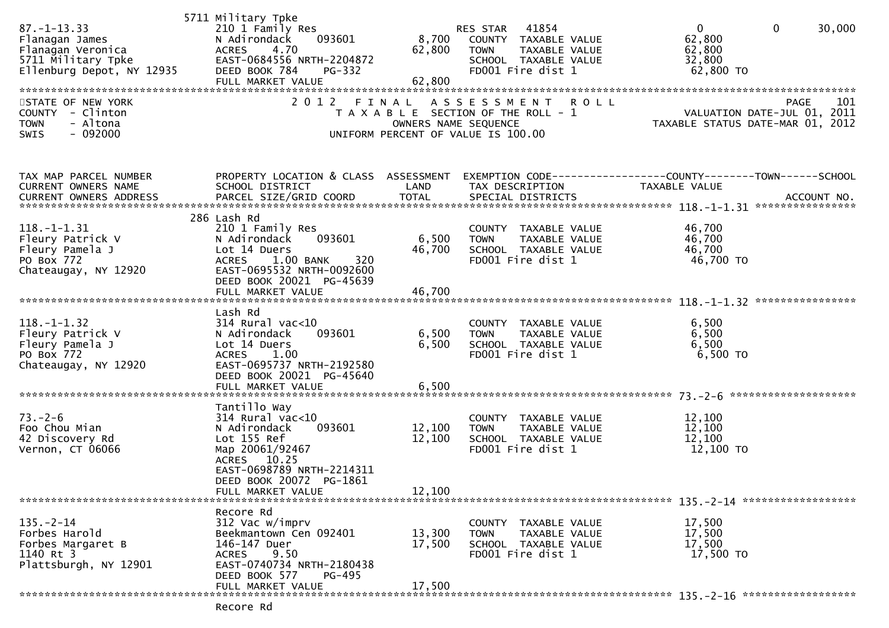```
                              5711 Military Tpke
87.-1-13.33                   210 1 Family Res                      RES STAR   41854                      0          0     30,000
Flanagan James                N Adirondack    093601         8,700   COUNTY  TAXABLE VALUE              62,800
Flanagan Veronica             ACRES    4.70                 62,800   TOWN    TAXABLE VALUE              62,800
5711 Military Tpke            EAST-0684556 NRTH-2204872               SCHOOL  TAXABLE VALUE              32,800
Ellenburg Depot, NY 12935     DEED BOOK 784    PG-332                 FD001 Fire dist 1                   62,800 TO
                              FULL MARKET VALUE             62,800
******************************************************************************************************************************
STATE OF NEW YORK                  2 0 1 2   F I N A L   A S S E S S M E N T   R O L L                          PAGE    101
COUNTY  - Clinton                     T A X A B L E  SECTION OF THE ROLL - 1                     VALUATION DATE-JUL 01, 2011
TOWN    - Altona                             OWNERS NAME SEQUENCE                            TAXABLE STATUS DATE-MAR 01, 2012
SWIS    - 092000                        UNIFORM PERCENT OF VALUE IS 100.00


TAX MAP PARCEL NUMBER         PROPERTY LOCATION & CLASS  ASSESSMENT  EXEMPTION CODE------------------COUNTY--------TOWN------SCHOOL
CURRENT OWNERS NAME           SCHOOL DISTRICT               LAND      TAX DESCRIPTION              TAXABLE VALUE
CURRENT OWNERS ADDRESS        PARCEL SIZE/GRID COORD        TOTAL     SPECIAL DISTRICTS                                 ACCOUNT NO.
****************************************************************************************************** 118.-1-1.31 ****************
                              286 Lash Rd
118.-1-1.31                   210 1 Family Res                        COUNTY  TAXABLE VALUE              46,700
Fleury Patrick V              N Adirondack    093601         6,500   TOWN    TAXABLE VALUE              46,700
Fleury Pamela J               Lot 14 Duers                  46,700   SCHOOL  TAXABLE VALUE              46,700
PO Box 772                    ACRES    1.00 BANK     320              FD001 Fire dist 1                   46,700 TO
Chateaugay, NY 12920          EAST-0695532 NRTH-0092600
                              DEED BOOK 20021  PG-45639
                              FULL MARKET VALUE             46,700
****************************************************************************************************** 118.-1-1.32 ****************
                              Lash Rd
118.-1-1.32                   314 Rural vac<10                        COUNTY  TAXABLE VALUE               6,500
Fleury Patrick V              N Adirondack    093601         6,500   TOWN    TAXABLE VALUE               6,500
Fleury Pamela J               Lot 14 Duers                   6,500   SCHOOL  TAXABLE VALUE               6,500
PO Box 772                    ACRES    1.00                           FD001 Fire dist 1                    6,500 TO
Chateaugay, NY 12920          EAST-0695737 NRTH-2192580
                              DEED BOOK 20021  PG-45640
                              FULL MARKET VALUE              6,500
****************************************************************************************************** 73.-2-6 ********************
                              Tantillo Way
73.-2-6                       314 Rural vac<10                        COUNTY  TAXABLE VALUE              12,100
Foo Chou Mian                 N Adirondack    093601        12,100   TOWN    TAXABLE VALUE              12,100
42 Discovery Rd               Lot 155 Ref                   12,100   SCHOOL  TAXABLE VALUE              12,100
Vernon, CT 06066              Map 20061/92467                         FD001 Fire dist 1                   12,100 TO
                              ACRES   10.25
                              EAST-0698789 NRTH-2214311
                              DEED BOOK 20072  PG-1861
                              FULL MARKET VALUE             12,100
****************************************************************************************************** 135.-2-14 ******************
                              Recore Rd
135.-2-14                     312 Vac w/imprv                         COUNTY  TAXABLE VALUE              17,500
Forbes Harold                 Beekmantown Cen 092401        13,300   TOWN    TAXABLE VALUE              17,500
Forbes Margaret B             146-147 Duer                  17,500   SCHOOL  TAXABLE VALUE              17,500
1140 Rt 3                     ACRES    9.50                           FD001 Fire dist 1                   17,500 TO
Plattsburgh, NY 12901         EAST-0740734 NRTH-2180438
                              DEED BOOK 577    PG-495
                              FULL MARKET VALUE             17,500
****************************************************************************************************** 135.-2-16 ******************
                              Recore Rd
```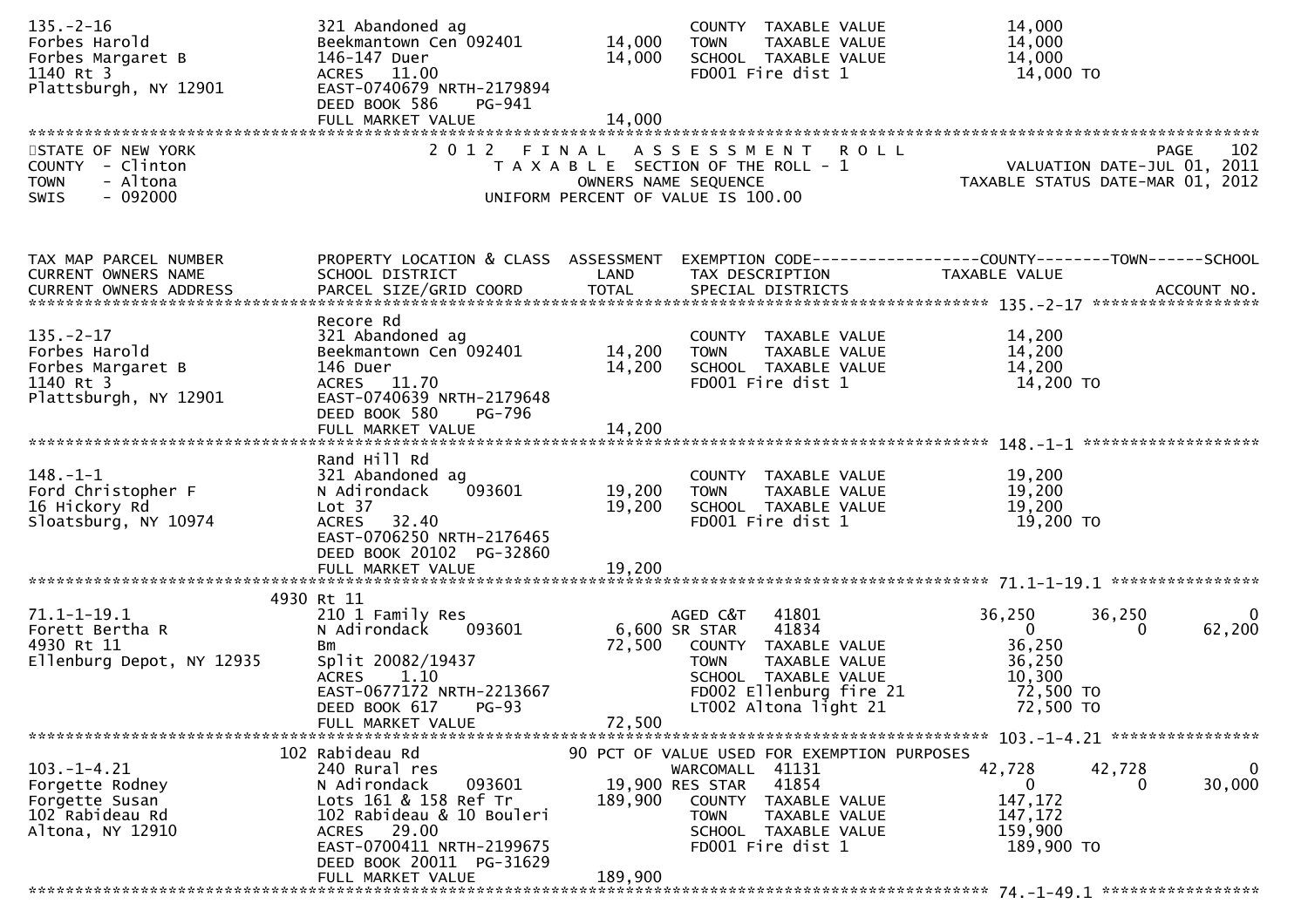```
135.-2-16                  321 Abandoned ag                       COUNTY  TAXABLE VALUE            14,000
Forbes Harold              Beekmantown Cen 092401      14,000     TOWN    TAXABLE VALUE            14,000
Forbes Margaret B          146-147 Duer                14,000     SCHOOL  TAXABLE VALUE            14,000
1140 Rt 3                  ACRES   11.00                          FD001 Fire dist 1                 14,000 TO
Plattsburgh, NY 12901      EAST-0740679 NRTH-2179894
                           DEED BOOK 586    PG-941
                           FULL MARKET VALUE           14,000
```

STATE OF NEW YORK / COUNTY - Clinton / TOWN - Altona / SWIS - 092000

2012 FINAL ASSESSMENT ROLL
TAXABLE SECTION OF THE ROLL - 1
OWNERS NAME SEQUENCE
UNIFORM PERCENT OF VALUE IS 100.00

PAGE 102
VALUATION DATE-JUL 01, 2011
TAXABLE STATUS DATE-MAR 01, 2012

```
TAX MAP PARCEL NUMBER      PROPERTY LOCATION & CLASS  ASSESSMENT  EXEMPTION CODE------------------COUNTY--------TOWN------SCHOOL
CURRENT OWNERS NAME        SCHOOL DISTRICT               LAND      TAX DESCRIPTION            TAXABLE VALUE
CURRENT OWNERS ADDRESS     PARCEL SIZE/GRID COORD        TOTAL     SPECIAL DISTRICTS                                    ACCOUNT NO.
*********************************************************************************************** 135.-2-17 ******************
                           Recore Rd
135.-2-17                  321 Abandoned ag                       COUNTY  TAXABLE VALUE            14,200
Forbes Harold              Beekmantown Cen 092401      14,200     TOWN    TAXABLE VALUE            14,200
Forbes Margaret B          146 Duer                    14,200     SCHOOL  TAXABLE VALUE            14,200
1140 Rt 3                  ACRES   11.70                          FD001 Fire dist 1                 14,200 TO
Plattsburgh, NY 12901      EAST-0740639 NRTH-2179648
                           DEED BOOK 580    PG-796
                           FULL MARKET VALUE           14,200
*********************************************************************************************** 148.-1-1 *******************
                           Rand Hill Rd
148.-1-1                   321 Abandoned ag                       COUNTY  TAXABLE VALUE            19,200
Ford Christopher F         N Adirondack    093601      19,200     TOWN    TAXABLE VALUE            19,200
16 Hickory Rd              Lot 37                      19,200     SCHOOL  TAXABLE VALUE            19,200
Sloatsburg, NY 10974       ACRES   32.40                          FD001 Fire dist 1                 19,200 TO
                           EAST-0706250 NRTH-2176465
                           DEED BOOK 20102  PG-32860
                           FULL MARKET VALUE           19,200
*********************************************************************************************** 71.1-1-19.1 ****************
                      4930 Rt 11
71.1-1-19.1                210 1 Family Res                      AGED C&T    41801            36,250      36,250           0
Forett Bertha R            N Adirondack    093601       6,600 SR STAR     41834                 0           0      62,200
4930 Rt 11                 Bm                          72,500     COUNTY  TAXABLE VALUE            36,250
Ellenburg Depot, NY 12935  Split 20082/19437                      TOWN    TAXABLE VALUE            36,250
                           ACRES    1.10                          SCHOOL  TAXABLE VALUE            10,300
                           EAST-0677172 NRTH-2213667              FD002 Ellenburg fire 21           72,500 TO
                           DEED BOOK 617    PG-93                 LT002 Altona light 21             72,500 TO
                           FULL MARKET VALUE           72,500
*********************************************************************************************** 103.-1-4.21 ****************
                       102 Rabideau Rd                 90 PCT OF VALUE USED FOR EXEMPTION PURPOSES
103.-1-4.21                240 Rural res                         WARCOMALL  41131             42,728      42,728           0
Forgette Rodney            N Adirondack    093601      19,900 RES STAR   41854                  0           0      30,000
Forgette Susan             Lots 161 & 158 Ref Tr      189,900     COUNTY  TAXABLE VALUE           147,172
102 Rabideau Rd            102 Rabideau & 10 Bouleri              TOWN    TAXABLE VALUE           147,172
Altona, NY 12910           ACRES   29.00                          SCHOOL  TAXABLE VALUE           159,900
                           EAST-0700411 NRTH-2199675              FD001 Fire dist 1                189,900 TO
                           DEED BOOK 20011  PG-31629
                           FULL MARKET VALUE          189,900
*********************************************************************************************** 74.-1-49.1 *****************
```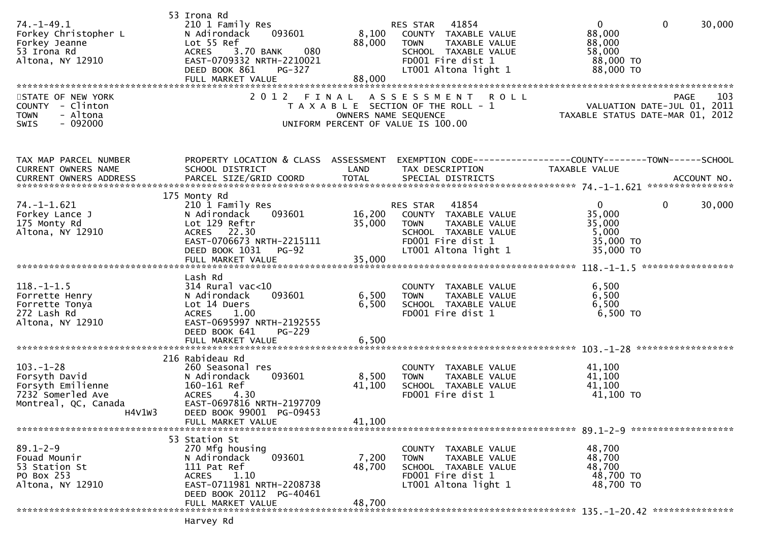53 Irona Rd

| | | | | |
|---|---|---|---|---|
| 74.-1-49.1 | 210 1 Family Res | | RES STAR 41854 | 0 0 30,000 |
| Forkey Christopher L | N Adirondack 093601 | 8,100 | COUNTY TAXABLE VALUE | 88,000 |
| Forkey Jeanne | Lot 55 Ref | 88,000 | TOWN TAXABLE VALUE | 88,000 |
| 53 Irona Rd | ACRES 3.70 BANK 080 | | SCHOOL TAXABLE VALUE | 58,000 |
| Altona, NY 12910 | EAST-0709332 NRTH-2210021 | | FD001 Fire dist 1 | 88,000 TO |
| | DEED BOOK 861 PG-327 | | LT001 Altona light 1 | 88,000 TO |
| | FULL MARKET VALUE | 88,000 | | |

STATE OF NEW YORK
COUNTY - Clinton
TOWN - Altona
SWIS - 092000

2012 FINAL ASSESSMENT ROLL
TAXABLE SECTION OF THE ROLL - 1
OWNERS NAME SEQUENCE
UNIFORM PERCENT OF VALUE IS 100.00

PAGE 103
VALUATION DATE-JUL 01, 2011
TAXABLE STATUS DATE-MAR 01, 2012

| TAX MAP PARCEL NUMBER / CURRENT OWNERS NAME / CURRENT OWNERS ADDRESS | PROPERTY LOCATION & CLASS / SCHOOL DISTRICT / PARCEL SIZE/GRID COORD | ASSESSMENT LAND / TOTAL | EXEMPTION CODE / TAX DESCRIPTION / SPECIAL DISTRICTS | COUNTY--------TOWN------SCHOOL / TAXABLE VALUE / ACCOUNT NO. |
|---|---|---|---|---|
| **74.-1-1.621** | 175 Monty Rd | | | |
| 74.-1-1.621 | 210 1 Family Res | | RES STAR 41854 | 0 0 30,000 |
| Forkey Lance J | N Adirondack 093601 | 16,200 | COUNTY TAXABLE VALUE | 35,000 |
| 175 Monty Rd | Lot 129 Reftr | 35,000 | TOWN TAXABLE VALUE | 35,000 |
| Altona, NY 12910 | ACRES 22.30 | | SCHOOL TAXABLE VALUE | 5,000 |
| | EAST-0706673 NRTH-2215111 | | FD001 Fire dist 1 | 35,000 TO |
| | DEED BOOK 1031 PG-92 | | LT001 Altona light 1 | 35,000 TO |
| | FULL MARKET VALUE | 35,000 | | |
| **118.-1-1.5** | Lash Rd | | | |
| 118.-1-1.5 | 314 Rural vac<10 | | COUNTY TAXABLE VALUE | 6,500 |
| Forrette Henry | N Adirondack 093601 | 6,500 | TOWN TAXABLE VALUE | 6,500 |
| Forrette Tonya | Lot 14 Duers | 6,500 | SCHOOL TAXABLE VALUE | 6,500 |
| 272 Lash Rd | ACRES 1.00 | | FD001 Fire dist 1 | 6,500 TO |
| Altona, NY 12910 | EAST-0695997 NRTH-2192555 | | | |
| | DEED BOOK 641 PG-229 | | | |
| | FULL MARKET VALUE | 6,500 | | |
| **103.-1-28** | 216 Rabideau Rd | | | |
| 103.-1-28 | 260 Seasonal res | | COUNTY TAXABLE VALUE | 41,100 |
| Forsyth David | N Adirondack 093601 | 8,500 | TOWN TAXABLE VALUE | 41,100 |
| Forsyth Emilienne | 160-161 Ref | 41,100 | SCHOOL TAXABLE VALUE | 41,100 |
| 7232 Somerled Ave | ACRES 4.30 | | FD001 Fire dist 1 | 41,100 TO |
| Montreal, QC, Canada H4V1W3 | EAST-0697816 NRTH-2197709 | | | |
| | DEED BOOK 99001 PG-09453 | | | |
| | FULL MARKET VALUE | 41,100 | | |
| **89.1-2-9** | 53 Station St | | | |
| 89.1-2-9 | 270 Mfg housing | | COUNTY TAXABLE VALUE | 48,700 |
| Fouad Mounir | N Adirondack 093601 | 7,200 | TOWN TAXABLE VALUE | 48,700 |
| 53 Station St | 111 Pat Ref | 48,700 | SCHOOL TAXABLE VALUE | 48,700 |
| PO Box 253 | ACRES 1.10 | | FD001 Fire dist 1 | 48,700 TO |
| Altona, NY 12910 | EAST-0711981 NRTH-2208738 | | LT001 Altona light 1 | 48,700 TO |
| | DEED BOOK 20112 PG-40461 | | | |
| | FULL MARKET VALUE | 48,700 | | |
| **135.-1-20.42** | Harvey Rd | | | |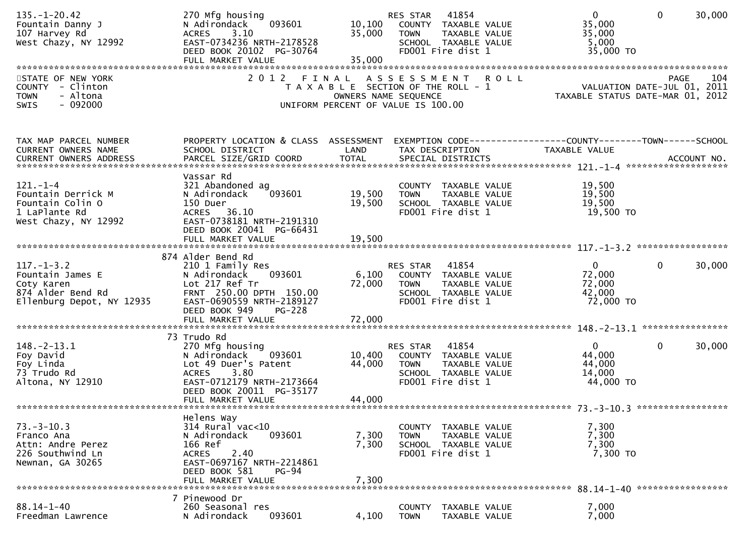| TAX MAP PARCEL NUMBER | PROPERTY LOCATION & CLASS | ASSESSMENT | EXEMPTION CODE-----COUNTY-----TOWN-----SCHOOL | | | |
|---|---|---|---|---|---|---|
| CURRENT OWNERS NAME | SCHOOL DISTRICT | LAND | TAX DESCRIPTION | TAXABLE VALUE | | |
| CURRENT OWNERS ADDRESS | PARCEL SIZE/GRID COORD | TOTAL | SPECIAL DISTRICTS | | | ACCOUNT NO. |
| 135.-1-20.42 | 270 Mfg housing | | RES STAR 41854 | 0 | 0 | 30,000 |
| Fountain Danny J | N Adirondack 093601 | 10,100 | COUNTY TAXABLE VALUE | 35,000 | | |
| 107 Harvey Rd | ACRES 3.10 | 35,000 | TOWN TAXABLE VALUE | 35,000 | | |
| West Chazy, NY 12992 | EAST-0734236 NRTH-2178528 | | SCHOOL TAXABLE VALUE | 5,000 | | |
| | DEED BOOK 20102 PG-30764 | | FD001 Fire dist 1 | 35,000 TO | | |
| | FULL MARKET VALUE | 35,000 | | | | |

STATE OF NEW YORK
COUNTY - Clinton
TOWN - Altona
SWIS - 092000

2 0 1 2 F I N A L A S S E S S M E N T R O L L
T A X A B L E SECTION OF THE ROLL - 1
OWNERS NAME SEQUENCE
UNIFORM PERCENT OF VALUE IS 100.00

VALUATION DATE-JUL 01, 2011
TAXABLE STATUS DATE-MAR 01, 2012

| TAX MAP PARCEL NUMBER | PROPERTY LOCATION & CLASS | ASSESSMENT | EXEMPTION CODE-----COUNTY-----TOWN-----SCHOOL | | | |
|---|---|---|---|---|---|---|
| CURRENT OWNERS NAME | SCHOOL DISTRICT | LAND | TAX DESCRIPTION | TAXABLE VALUE | | |
| CURRENT OWNERS ADDRESS | PARCEL SIZE/GRID COORD | TOTAL | SPECIAL DISTRICTS | | | ACCOUNT NO. |
| **121.-1-4** | | | | | | |
| | Vassar Rd | | | | | |
| 121.-1-4 | 321 Abandoned ag | | COUNTY TAXABLE VALUE | 19,500 | | |
| Fountain Derrick M | N Adirondack 093601 | 19,500 | TOWN TAXABLE VALUE | 19,500 | | |
| Fountain Colin O | 150 Duer | 19,500 | SCHOOL TAXABLE VALUE | 19,500 | | |
| 1 LaPlante Rd | ACRES 36.10 | | FD001 Fire dist 1 | 19,500 TO | | |
| West Chazy, NY 12992 | EAST-0738181 NRTH-2191310 | | | | | |
| | DEED BOOK 20041 PG-66431 | | | | | |
| | FULL MARKET VALUE | 19,500 | | | | |
| **117.-1-3.2** | | | | | | |
| | 874 Alder Bend Rd | | | | | |
| 117.-1-3.2 | 210 1 Family Res | | RES STAR 41854 | 0 | 0 | 30,000 |
| Fountain James E | N Adirondack 093601 | 6,100 | COUNTY TAXABLE VALUE | 72,000 | | |
| Coty Karen | Lot 217 Ref Tr | 72,000 | TOWN TAXABLE VALUE | 72,000 | | |
| 874 Alder Bend Rd | FRNT 250.00 DPTH 150.00 | | SCHOOL TAXABLE VALUE | 42,000 | | |
| Ellenburg Depot, NY 12935 | EAST-0690559 NRTH-2189127 | | FD001 Fire dist 1 | 72,000 TO | | |
| | DEED BOOK 949 PG-228 | | | | | |
| | FULL MARKET VALUE | 72,000 | | | | |
| **148.-2-13.1** | | | | | | |
| | 73 Trudo Rd | | | | | |
| 148.-2-13.1 | 270 Mfg housing | | RES STAR 41854 | 0 | 0 | 30,000 |
| Foy David | N Adirondack 093601 | 10,400 | COUNTY TAXABLE VALUE | 44,000 | | |
| Foy Linda | Lot 49 Duer's Patent | 44,000 | TOWN TAXABLE VALUE | 44,000 | | |
| 73 Trudo Rd | ACRES 3.80 | | SCHOOL TAXABLE VALUE | 14,000 | | |
| Altona, NY 12910 | EAST-0712179 NRTH-2173664 | | FD001 Fire dist 1 | 44,000 TO | | |
| | DEED BOOK 20011 PG-35177 | | | | | |
| | FULL MARKET VALUE | 44,000 | | | | |
| **73.-3-10.3** | | | | | | |
| | Helens Way | | | | | |
| 73.-3-10.3 | 314 Rural vac<10 | | COUNTY TAXABLE VALUE | 7,300 | | |
| Franco Ana | N Adirondack 093601 | 7,300 | TOWN TAXABLE VALUE | 7,300 | | |
| Attn: Andre Perez | 166 Ref | 7,300 | SCHOOL TAXABLE VALUE | 7,300 | | |
| 226 Southwind Ln | ACRES 2.40 | | FD001 Fire dist 1 | 7,300 TO | | |
| Newnan, GA 30265 | EAST-0697167 NRTH-2214861 | | | | | |
| | DEED BOOK 581 PG-94 | | | | | |
| | FULL MARKET VALUE | 7,300 | | | | |
| **88.14-1-40** | | | | | | |
| | 7 Pinewood Dr | | | | | |
| 88.14-1-40 | 260 Seasonal res | | COUNTY TAXABLE VALUE | 7,000 | | |
| Freedman Lawrence | N Adirondack 093601 | 4,100 | TOWN TAXABLE VALUE | 7,000 | | |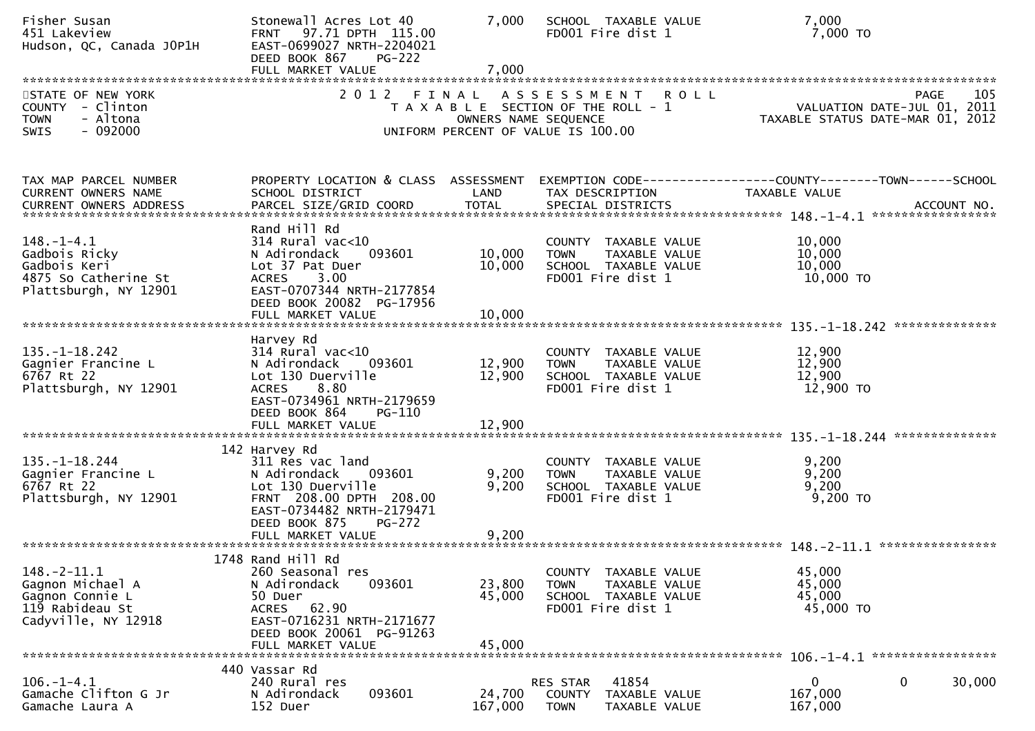| | | | | |
|---|---|---|---|---|
| Fisher Susan<br>451 Lakeview<br>Hudson, QC, Canada J0P1H | Stonewall Acres Lot 40<br>FRNT 97.71 DPTH 115.00<br>EAST-0699027 NRTH-2204021<br>DEED BOOK 867 PG-222<br>FULL MARKET VALUE | 7,000<br><br><br><br>7,000 | SCHOOL TAXABLE VALUE<br>FD001 Fire dist 1 | 7,000<br>7,000 TO |

STATE OF NEW YORK
COUNTY - Clinton
TOWN - Altona
SWIS - 092000

# 2012 FINAL ASSESSMENT ROLL

TAXABLE SECTION OF THE ROLL - 1
OWNERS NAME SEQUENCE
UNIFORM PERCENT OF VALUE IS 100.00

VALUATION DATE-JUL 01, 2011
TAXABLE STATUS DATE-MAR 01, 2012

| TAX MAP PARCEL NUMBER<br>CURRENT OWNERS NAME<br>CURRENT OWNERS ADDRESS | PROPERTY LOCATION & CLASS<br>SCHOOL DISTRICT<br>PARCEL SIZE/GRID COORD | ASSESSMENT<br>LAND<br>TOTAL | EXEMPTION CODE<br>TAX DESCRIPTION<br>SPECIAL DISTRICTS | COUNTY TAXABLE VALUE | TOWN | SCHOOL<br>ACCOUNT NO. |
|---|---|---|---|---|---|---|
| **148.-1-4.1** | | | | | | |
| 148.-1-4.1<br>Gadbois Ricky<br>Gadbois Keri<br>4875 So Catherine St<br>Plattsburgh, NY 12901 | Rand Hill Rd<br>314 Rural vac<10<br>N Adirondack 093601<br>Lot 37 Pat Duer<br>ACRES 3.00<br>EAST-0707344 NRTH-2177854<br>DEED BOOK 20082 PG-17956<br>FULL MARKET VALUE | <br><br>10,000<br>10,000<br><br><br><br>10,000 | COUNTY TAXABLE VALUE<br>TOWN TAXABLE VALUE<br>SCHOOL TAXABLE VALUE<br>FD001 Fire dist 1 | 10,000<br>10,000<br>10,000<br>10,000 TO | | |
| **135.-1-18.242** | | | | | | |
| 135.-1-18.242<br>Gagnier Francine L<br>6767 Rt 22<br>Plattsburgh, NY 12901 | Harvey Rd<br>314 Rural vac<10<br>N Adirondack 093601<br>Lot 130 Duerville<br>ACRES 8.80<br>EAST-0734961 NRTH-2179659<br>DEED BOOK 864 PG-110<br>FULL MARKET VALUE | <br><br>12,900<br>12,900<br><br><br><br>12,900 | COUNTY TAXABLE VALUE<br>TOWN TAXABLE VALUE<br>SCHOOL TAXABLE VALUE<br>FD001 Fire dist 1 | 12,900<br>12,900<br>12,900<br>12,900 TO | | |
| **135.-1-18.244** | | | | | | |
| 135.-1-18.244<br>Gagnier Francine L<br>6767 Rt 22<br>Plattsburgh, NY 12901 | 142 Harvey Rd<br>311 Res vac land<br>N Adirondack 093601<br>Lot 130 Duerville<br>FRNT 208.00 DPTH 208.00<br>EAST-0734482 NRTH-2179471<br>DEED BOOK 875 PG-272<br>FULL MARKET VALUE | <br><br>9,200<br>9,200<br><br><br><br>9,200 | COUNTY TAXABLE VALUE<br>TOWN TAXABLE VALUE<br>SCHOOL TAXABLE VALUE<br>FD001 Fire dist 1 | 9,200<br>9,200<br>9,200<br>9,200 TO | | |
| **148.-2-11.1** | | | | | | |
| 148.-2-11.1<br>Gagnon Michael A<br>Gagnon Connie L<br>119 Rabideau St<br>Cadyville, NY 12918 | 1748 Rand Hill Rd<br>260 Seasonal res<br>N Adirondack 093601<br>50 Duer<br>ACRES 62.90<br>EAST-0716231 NRTH-2171677<br>DEED BOOK 20061 PG-91263<br>FULL MARKET VALUE | <br><br>23,800<br>45,000<br><br><br><br>45,000 | COUNTY TAXABLE VALUE<br>TOWN TAXABLE VALUE<br>SCHOOL TAXABLE VALUE<br>FD001 Fire dist 1 | 45,000<br>45,000<br>45,000<br>45,000 TO | | |
| **106.-1-4.1** | | | | | | |
| 106.-1-4.1<br>Gamache Clifton G Jr<br>Gamache Laura A | 440 Vassar Rd<br>240 Rural res<br>N Adirondack 093601<br>152 Duer | <br><br>24,700<br>167,000 | RES STAR 41854<br>COUNTY TAXABLE VALUE<br>TOWN TAXABLE VALUE | 0<br>167,000<br>167,000 | 0 | 30,000 |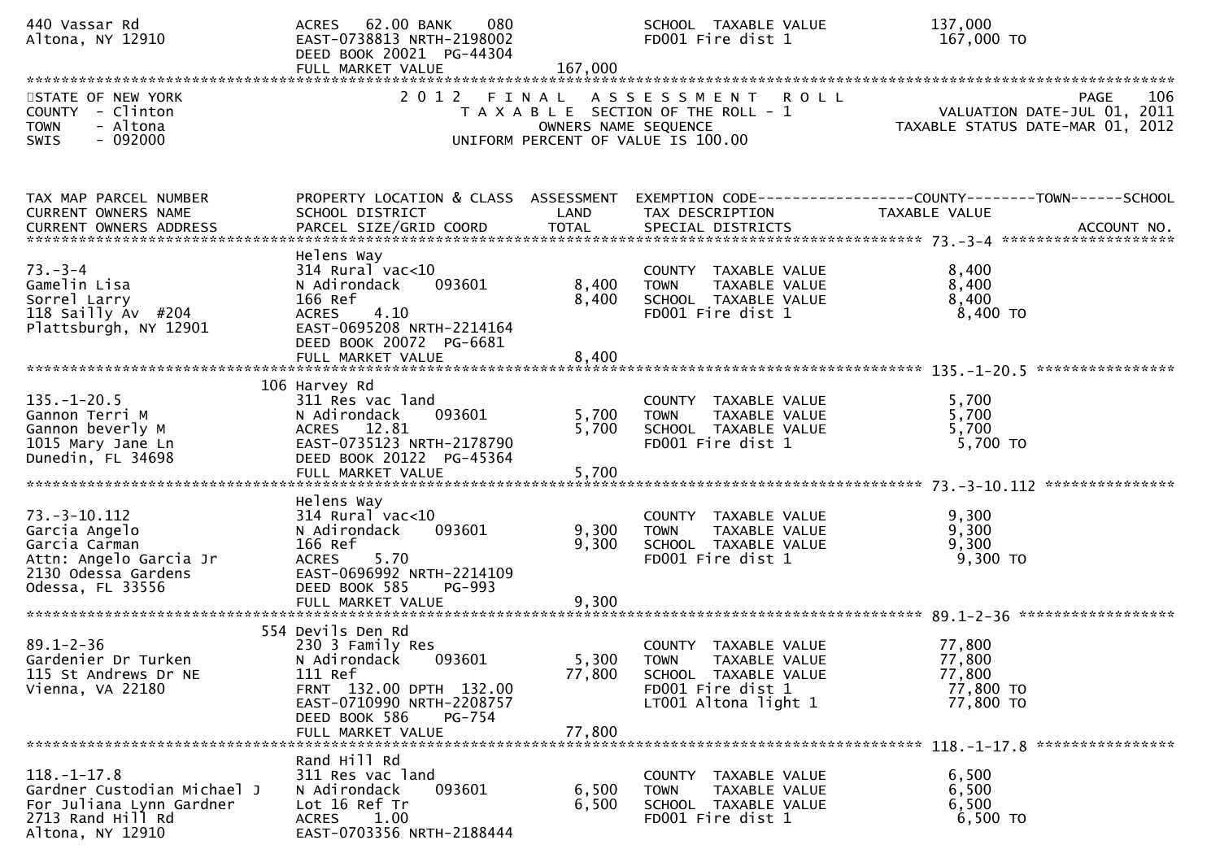```
440 Vassar Rd                  ACRES   62.00 BANK    080              SCHOOL  TAXABLE VALUE             137,000
Altona, NY 12910               EAST-0738813 NRTH-2198002              FD001 Fire dist 1                  167,000 TO
                               DEED BOOK 20021  PG-44304
                               FULL MARKET VALUE              167,000
******************************************************************************************************************************************
```

STATE OF NEW YORK — 2012 FINAL ASSESSMENT ROLL — PAGE 106
COUNTY - Clinton — TAXABLE SECTION OF THE ROLL - 1 — VALUATION DATE-JUL 01, 2011
TOWN - Altona — OWNERS NAME SEQUENCE — TAXABLE STATUS DATE-MAR 01, 2012
SWIS - 092000 — UNIFORM PERCENT OF VALUE IS 100.00

```
TAX MAP PARCEL NUMBER          PROPERTY LOCATION & CLASS  ASSESSMENT  EXEMPTION CODE------------------COUNTY--------TOWN------SCHOOL
CURRENT OWNERS NAME            SCHOOL DISTRICT               LAND      TAX DESCRIPTION                  TAXABLE VALUE
CURRENT OWNERS ADDRESS         PARCEL SIZE/GRID COORD        TOTAL     SPECIAL DISTRICTS                                       ACCOUNT NO.
*************************************************************************************************** 73.-3-4 *********************
                               Helens Way
73.-3-4                        314 Rural vac<10                        COUNTY  TAXABLE VALUE               8,400
Gamelin Lisa                   N Adirondack     093601         8,400   TOWN    TAXABLE VALUE               8,400
Sorrel Larry                   166 Ref                         8,400   SCHOOL  TAXABLE VALUE               8,400
118 Sailly Av  #204            ACRES    4.10                           FD001 Fire dist 1                    8,400 TO
Plattsburgh, NY 12901          EAST-0695208 NRTH-2214164
                               DEED BOOK 20072  PG-6681
                               FULL MARKET VALUE               8,400
*************************************************************************************************** 135.-1-20.5 *****************
                           106 Harvey Rd
135.-1-20.5                    311 Res vac land                        COUNTY  TAXABLE VALUE               5,700
Gannon Terri M                 N Adirondack     093601         5,700   TOWN    TAXABLE VALUE               5,700
Gannon beverly M               ACRES   12.81                   5,700   SCHOOL  TAXABLE VALUE               5,700
1015 Mary Jane Ln              EAST-0735123 NRTH-2178790               FD001 Fire dist 1                    5,700 TO
Dunedin, FL 34698              DEED BOOK 20122  PG-45364
                               FULL MARKET VALUE               5,700
*************************************************************************************************** 73.-3-10.112 ****************
                               Helens Way
73.-3-10.112                   314 Rural vac<10                        COUNTY  TAXABLE VALUE               9,300
Garcia Angelo                  N Adirondack     093601         9,300   TOWN    TAXABLE VALUE               9,300
Garcia Carman                  166 Ref                         9,300   SCHOOL  TAXABLE VALUE               9,300
Attn: Angelo Garcia Jr         ACRES    5.70                           FD001 Fire dist 1                    9,300 TO
2130 Odessa Gardens            EAST-0696992 NRTH-2214109
Odessa, FL 33556               DEED BOOK 585    PG-993
                               FULL MARKET VALUE               9,300
*************************************************************************************************** 89.1-2-36 *******************
                           554 Devils Den Rd
89.1-2-36                      230 3 Family Res                        COUNTY  TAXABLE VALUE              77,800
Gardenier Dr Turken            N Adirondack     093601         5,300   TOWN    TAXABLE VALUE              77,800
115 St Andrews Dr NE           111 Ref                        77,800   SCHOOL  TAXABLE VALUE              77,800
Vienna, VA 22180               FRNT  132.00 DPTH  132.00               FD001 Fire dist 1                   77,800 TO
                               EAST-0710990 NRTH-2208757               LT001 Altona light 1                77,800 TO
                               DEED BOOK 586    PG-754
                               FULL MARKET VALUE              77,800
*************************************************************************************************** 118.-1-17.8 *****************
                               Rand Hill Rd
118.-1-17.8                    311 Res vac land                        COUNTY  TAXABLE VALUE               6,500
Gardner Custodian Michael J    N Adirondack     093601         6,500   TOWN    TAXABLE VALUE               6,500
For Juliana Lynn Gardner       Lot 16 Ref Tr                   6,500   SCHOOL  TAXABLE VALUE               6,500
2713 Rand Hill Rd              ACRES    1.00                           FD001 Fire dist 1                    6,500 TO
Altona, NY 12910               EAST-0703356 NRTH-2188444
```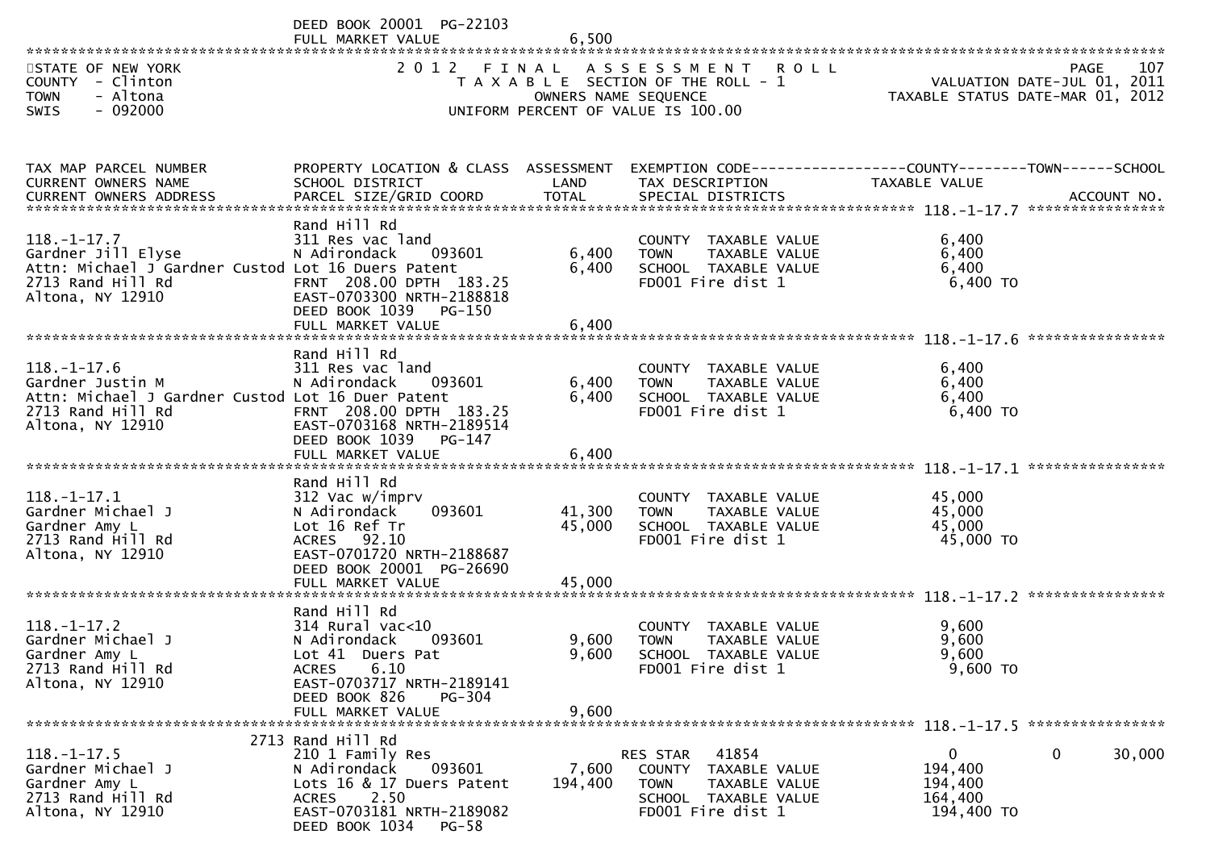DEED BOOK 20001 PG-22103
FULL MARKET VALUE 6,500

STATE OF NEW YORK
COUNTY - Clinton
TOWN - Altona
SWIS - 092000

2012 FINAL ASSESSMENT ROLL
TAXABLE SECTION OF THE ROLL - 1
OWNERS NAME SEQUENCE
UNIFORM PERCENT OF VALUE IS 100.00

VALUATION DATE-JUL 01, 2011
TAXABLE STATUS DATE-MAR 01, 2012

| TAX MAP PARCEL NUMBER / CURRENT OWNERS NAME / CURRENT OWNERS ADDRESS | PROPERTY LOCATION & CLASS / SCHOOL DISTRICT / PARCEL SIZE/GRID COORD | ASSESSMENT LAND / TOTAL | EXEMPTION CODE / TAX DESCRIPTION / SPECIAL DISTRICTS | COUNTY / TAXABLE VALUE | TOWN | SCHOOL / ACCOUNT NO. |
|---|---|---|---|---|---|---|
| **118.-1-17.7** | Rand Hill Rd | | | | | |
| 118.-1-17.7 | 311 Res vac land | | COUNTY TAXABLE VALUE | 6,400 | | |
| Gardner Jill Elyse | N Adirondack 093601 | 6,400 | TOWN TAXABLE VALUE | 6,400 | | |
| Attn: Michael J Gardner Custod | Lot 16 Duers Patent | 6,400 | SCHOOL TAXABLE VALUE | 6,400 | | |
| 2713 Rand Hill Rd | FRNT 208.00 DPTH 183.25 | | FD001 Fire dist 1 | 6,400 TO | | |
| Altona, NY 12910 | EAST-0703300 NRTH-2188818 | | | | | |
| | DEED BOOK 1039 PG-150 | | | | | |
| | FULL MARKET VALUE | 6,400 | | | | |
| **118.-1-17.6** | Rand Hill Rd | | | | | |
| 118.-1-17.6 | 311 Res vac land | | COUNTY TAXABLE VALUE | 6,400 | | |
| Gardner Justin M | N Adirondack 093601 | 6,400 | TOWN TAXABLE VALUE | 6,400 | | |
| Attn: Michael J Gardner Custod | Lot 16 Duer Patent | 6,400 | SCHOOL TAXABLE VALUE | 6,400 | | |
| 2713 Rand Hill Rd | FRNT 208.00 DPTH 183.25 | | FD001 Fire dist 1 | 6,400 TO | | |
| Altona, NY 12910 | EAST-0703168 NRTH-2189514 | | | | | |
| | DEED BOOK 1039 PG-147 | | | | | |
| | FULL MARKET VALUE | 6,400 | | | | |
| **118.-1-17.1** | Rand Hill Rd | | | | | |
| 118.-1-17.1 | 312 Vac w/imprv | | COUNTY TAXABLE VALUE | 45,000 | | |
| Gardner Michael J | N Adirondack 093601 | 41,300 | TOWN TAXABLE VALUE | 45,000 | | |
| Gardner Amy L | Lot 16 Ref Tr | 45,000 | SCHOOL TAXABLE VALUE | 45,000 | | |
| 2713 Rand Hill Rd | ACRES 92.10 | | FD001 Fire dist 1 | 45,000 TO | | |
| Altona, NY 12910 | EAST-0701720 NRTH-2188687 | | | | | |
| | DEED BOOK 20001 PG-26690 | | | | | |
| | FULL MARKET VALUE | 45,000 | | | | |
| **118.-1-17.2** | Rand Hill Rd | | | | | |
| 118.-1-17.2 | 314 Rural vac<10 | | COUNTY TAXABLE VALUE | 9,600 | | |
| Gardner Michael J | N Adirondack 093601 | 9,600 | TOWN TAXABLE VALUE | 9,600 | | |
| Gardner Amy L | Lot 41 Duers Pat | 9,600 | SCHOOL TAXABLE VALUE | 9,600 | | |
| 2713 Rand Hill Rd | ACRES 6.10 | | FD001 Fire dist 1 | 9,600 TO | | |
| Altona, NY 12910 | EAST-0703717 NRTH-2189141 | | | | | |
| | DEED BOOK 826 PG-304 | | | | | |
| | FULL MARKET VALUE | 9,600 | | | | |
| **118.-1-17.5** | 2713 Rand Hill Rd | | | | | |
| 118.-1-17.5 | 210 1 Family Res | | RES STAR 41854 | 0 | 0 | 30,000 |
| Gardner Michael J | N Adirondack 093601 | 7,600 | COUNTY TAXABLE VALUE | 194,400 | | |
| Gardner Amy L | Lots 16 & 17 Duers Patent | 194,400 | TOWN TAXABLE VALUE | 194,400 | | |
| 2713 Rand Hill Rd | ACRES 2.50 | | SCHOOL TAXABLE VALUE | 164,400 | | |
| Altona, NY 12910 | EAST-0703181 NRTH-2189082 | | FD001 Fire dist 1 | 194,400 TO | | |
| | DEED BOOK 1034 PG-58 | | | | | |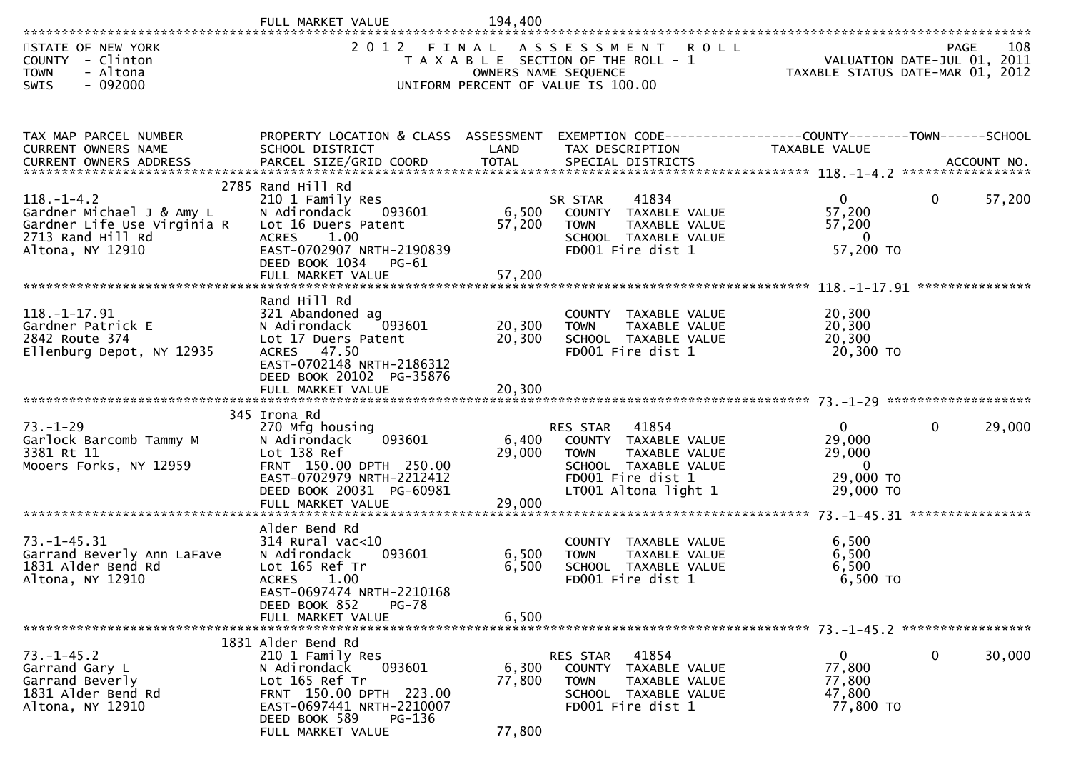FULL MARKET VALUE 194,400

STATE OF NEW YORK
COUNTY - Clinton
TOWN - Altona
SWIS - 092000

2012 FINAL ASSESSMENT ROLL
TAXABLE SECTION OF THE ROLL - 1
OWNERS NAME SEQUENCE
UNIFORM PERCENT OF VALUE IS 100.00

VALUATION DATE-JUL 01, 2011
TAXABLE STATUS DATE-MAR 01, 2012

| TAX MAP PARCEL NUMBER / CURRENT OWNERS NAME / CURRENT OWNERS ADDRESS | PROPERTY LOCATION & CLASS / SCHOOL DISTRICT / PARCEL SIZE/GRID COORD | ASSESSMENT LAND / TOTAL | EXEMPTION CODE / TAX DESCRIPTION / SPECIAL DISTRICTS | COUNTY TAXABLE VALUE | TOWN | SCHOOL / ACCOUNT NO. |
|---|---|---|---|---|---|---|
| **118.-1-4.2** | 2785 Rand Hill Rd | | | | | |
| 118.-1-4.2 | 210 1 Family Res | | SR STAR 41834 | 0 | 0 | 57,200 |
| Gardner Michael J & Amy L | N Adirondack 093601 | 6,500 | COUNTY TAXABLE VALUE | 57,200 | | |
| Gardner Life Use Virginia R | Lot 16 Duers Patent | 57,200 | TOWN TAXABLE VALUE | 57,200 | | |
| 2713 Rand Hill Rd | ACRES 1.00 | | SCHOOL TAXABLE VALUE | 0 | | |
| Altona, NY 12910 | EAST-0702907 NRTH-2190839 | | FD001 Fire dist 1 | 57,200 TO | | |
| | DEED BOOK 1034 PG-61 | | | | | |
| | FULL MARKET VALUE | 57,200 | | | | |
| **118.-1-17.91** | Rand Hill Rd | | | | | |
| 118.-1-17.91 | 321 Abandoned ag | | COUNTY TAXABLE VALUE | 20,300 | | |
| Gardner Patrick E | N Adirondack 093601 | 20,300 | TOWN TAXABLE VALUE | 20,300 | | |
| 2842 Route 374 | Lot 17 Duers Patent | 20,300 | SCHOOL TAXABLE VALUE | 20,300 | | |
| Ellenburg Depot, NY 12935 | ACRES 47.50 | | FD001 Fire dist 1 | 20,300 TO | | |
| | EAST-0702148 NRTH-2186312 | | | | | |
| | DEED BOOK 20102 PG-35876 | | | | | |
| | FULL MARKET VALUE | 20,300 | | | | |
| **73.-1-29** | 345 Irona Rd | | | | | |
| 73.-1-29 | 270 Mfg housing | | RES STAR 41854 | 0 | 0 | 29,000 |
| Garlock Barcomb Tammy M | N Adirondack 093601 | 6,400 | COUNTY TAXABLE VALUE | 29,000 | | |
| 3381 Rt 11 | Lot 138 Ref | 29,000 | TOWN TAXABLE VALUE | 29,000 | | |
| Mooers Forks, NY 12959 | FRNT 150.00 DPTH 250.00 | | SCHOOL TAXABLE VALUE | 0 | | |
| | EAST-0702979 NRTH-2212412 | | FD001 Fire dist 1 | 29,000 TO | | |
| | DEED BOOK 20031 PG-60981 | | LT001 Altona light 1 | 29,000 TO | | |
| | FULL MARKET VALUE | 29,000 | | | | |
| **73.-1-45.31** | Alder Bend Rd | | | | | |
| 73.-1-45.31 | 314 Rural vac<10 | | COUNTY TAXABLE VALUE | 6,500 | | |
| Garrand Beverly Ann LaFave | N Adirondack 093601 | 6,500 | TOWN TAXABLE VALUE | 6,500 | | |
| 1831 Alder Bend Rd | Lot 165 Ref Tr | 6,500 | SCHOOL TAXABLE VALUE | 6,500 | | |
| Altona, NY 12910 | ACRES 1.00 | | FD001 Fire dist 1 | 6,500 TO | | |
| | EAST-0697474 NRTH-2210168 | | | | | |
| | DEED BOOK 852 PG-78 | | | | | |
| | FULL MARKET VALUE | 6,500 | | | | |
| **73.-1-45.2** | 1831 Alder Bend Rd | | | | | |
| 73.-1-45.2 | 210 1 Family Res | | RES STAR 41854 | 0 | 0 | 30,000 |
| Garrand Gary L | N Adirondack 093601 | 6,300 | COUNTY TAXABLE VALUE | 77,800 | | |
| Garrand Beverly | Lot 165 Ref Tr | 77,800 | TOWN TAXABLE VALUE | 77,800 | | |
| 1831 Alder Bend Rd | FRNT 150.00 DPTH 223.00 | | SCHOOL TAXABLE VALUE | 47,800 | | |
| Altona, NY 12910 | EAST-0697441 NRTH-2210007 | | FD001 Fire dist 1 | 77,800 TO | | |
| | DEED BOOK 589 PG-136 | | | | | |
| | FULL MARKET VALUE | 77,800 | | | | |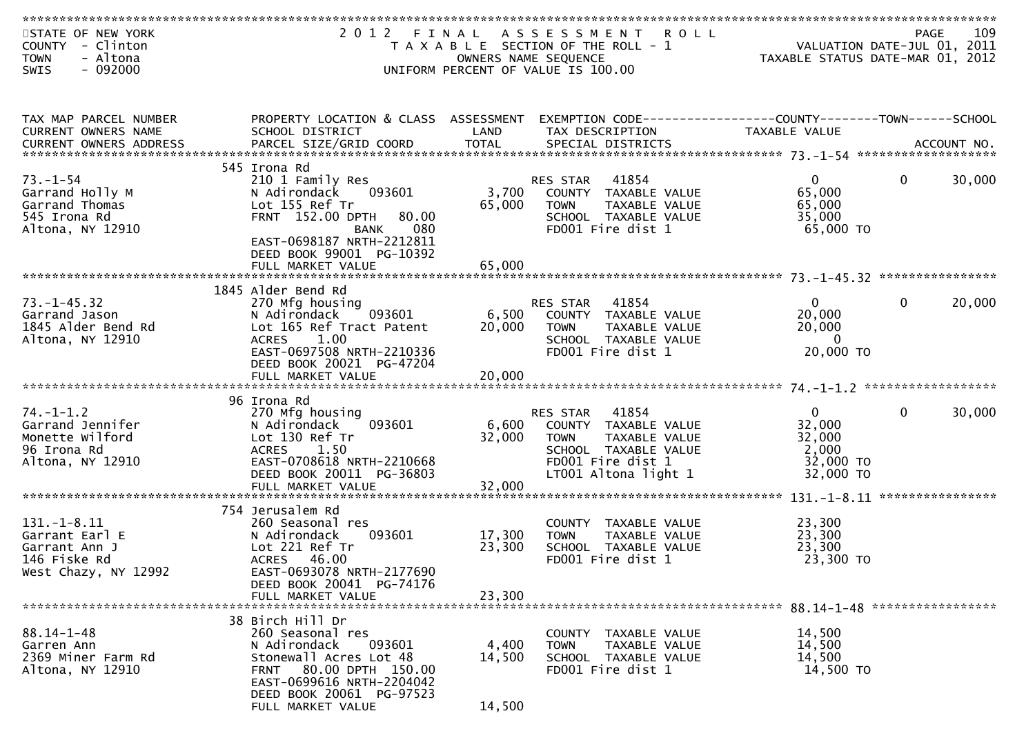STATE OF NEW YORK
COUNTY - Clinton
TOWN - Altona
SWIS - 092000

2 0 1 2 F I N A L A S S E S S M E N T R O L L
T A X A B L E SECTION OF THE ROLL - 1
OWNERS NAME SEQUENCE
UNIFORM PERCENT OF VALUE IS 100.00

VALUATION DATE-JUL 01, 2011
TAXABLE STATUS DATE-MAR 01, 2012

| TAX MAP PARCEL NUMBER / CURRENT OWNERS NAME / CURRENT OWNERS ADDRESS | PROPERTY LOCATION & CLASS / SCHOOL DISTRICT / PARCEL SIZE/GRID COORD | ASSESSMENT LAND / TOTAL | EXEMPTION CODE / TAX DESCRIPTION / SPECIAL DISTRICTS | COUNTY TAXABLE VALUE | TOWN | SCHOOL | ACCOUNT NO. |
|---|---|---|---|---|---|---|---|
| 73.-1-54 | 545 Irona Rd | | | | | | |
| 73.-1-54 | 210 1 Family Res | | RES STAR 41854 | 0 | 0 | 30,000 | |
| Garrand Holly M | N Adirondack 093601 | 3,700 | COUNTY TAXABLE VALUE | 65,000 | | | |
| Garrand Thomas | Lot 155 Ref Tr | 65,000 | TOWN TAXABLE VALUE | 65,000 | | | |
| 545 Irona Rd | FRNT 152.00 DPTH 80.00 | | SCHOOL TAXABLE VALUE | 35,000 | | | |
| Altona, NY 12910 | BANK 080 | | FD001 Fire dist 1 | 65,000 TO | | | |
| | EAST-0698187 NRTH-2212811 | | | | | | |
| | DEED BOOK 99001 PG-10392 | | | | | | |
| | FULL MARKET VALUE | 65,000 | | | | | |
| 73.-1-45.32 | 1845 Alder Bend Rd | | | | | | |
| 73.-1-45.32 | 270 Mfg housing | | RES STAR 41854 | 0 | 0 | 20,000 | |
| Garrand Jason | N Adirondack 093601 | 6,500 | COUNTY TAXABLE VALUE | 20,000 | | | |
| 1845 Alder Bend Rd | Lot 165 Ref Tract Patent | 20,000 | TOWN TAXABLE VALUE | 20,000 | | | |
| Altona, NY 12910 | ACRES 1.00 | | SCHOOL TAXABLE VALUE | 0 | | | |
| | EAST-0697508 NRTH-2210336 | | FD001 Fire dist 1 | 20,000 TO | | | |
| | DEED BOOK 20021 PG-47204 | | | | | | |
| | FULL MARKET VALUE | 20,000 | | | | | |
| 74.-1-1.2 | 96 Irona Rd | | | | | | |
| 74.-1-1.2 | 270 Mfg housing | | RES STAR 41854 | 0 | 0 | 30,000 | |
| Garrand Jennifer | N Adirondack 093601 | 6,600 | COUNTY TAXABLE VALUE | 32,000 | | | |
| Monette Wilford | Lot 130 Ref Tr | 32,000 | TOWN TAXABLE VALUE | 32,000 | | | |
| 96 Irona Rd | ACRES 1.50 | | SCHOOL TAXABLE VALUE | 2,000 | | | |
| Altona, NY 12910 | EAST-0708618 NRTH-2210668 | | FD001 Fire dist 1 | 32,000 TO | | | |
| | DEED BOOK 20011 PG-36803 | | LT001 Altona light 1 | 32,000 TO | | | |
| | FULL MARKET VALUE | 32,000 | | | | | |
| 131.-1-8.11 | 754 Jerusalem Rd | | | | | | |
| 131.-1-8.11 | 260 Seasonal res | | COUNTY TAXABLE VALUE | 23,300 | | | |
| Garrant Earl E | N Adirondack 093601 | 17,300 | TOWN TAXABLE VALUE | 23,300 | | | |
| Garrant Ann J | Lot 221 Ref Tr | 23,300 | SCHOOL TAXABLE VALUE | 23,300 | | | |
| 146 Fiske Rd | ACRES 46.00 | | FD001 Fire dist 1 | 23,300 TO | | | |
| West Chazy, NY 12992 | EAST-0693078 NRTH-2177690 | | | | | | |
| | DEED BOOK 20041 PG-74176 | | | | | | |
| | FULL MARKET VALUE | 23,300 | | | | | |
| 88.14-1-48 | 38 Birch Hill Dr | | | | | | |
| 88.14-1-48 | 260 Seasonal res | | COUNTY TAXABLE VALUE | 14,500 | | | |
| Garren Ann | N Adirondack 093601 | 4,400 | TOWN TAXABLE VALUE | 14,500 | | | |
| 2369 Miner Farm Rd | Stonewall Acres Lot 48 | 14,500 | SCHOOL TAXABLE VALUE | 14,500 | | | |
| Altona, NY 12910 | FRNT 80.00 DPTH 150.00 | | FD001 Fire dist 1 | 14,500 TO | | | |
| | EAST-0699616 NRTH-2204042 | | | | | | |
| | DEED BOOK 20061 PG-97523 | | | | | | |
| | FULL MARKET VALUE | 14,500 | | | | | |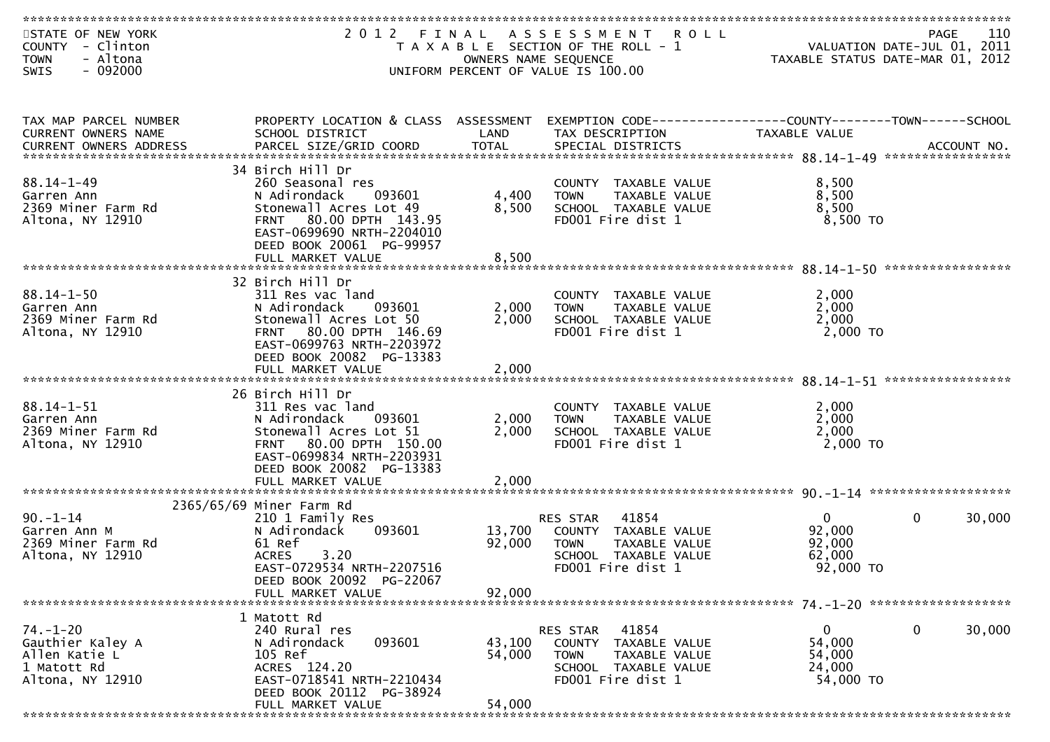STATE OF NEW YORK
COUNTY - Clinton
TOWN - Altona
SWIS - 092000

# 2012 FINAL ASSESSMENT ROLL

TAXABLE SECTION OF THE ROLL - 1
OWNERS NAME SEQUENCE
UNIFORM PERCENT OF VALUE IS 100.00

VALUATION DATE-JUL 01, 2011
TAXABLE STATUS DATE-MAR 01, 2012

| TAX MAP PARCEL NUMBER / CURRENT OWNERS NAME / CURRENT OWNERS ADDRESS | PROPERTY LOCATION & CLASS / SCHOOL DISTRICT / PARCEL SIZE/GRID COORD | ASSESSMENT LAND | ASSESSMENT TOTAL | EXEMPTION CODE / TAX DESCRIPTION / SPECIAL DISTRICTS | COUNTY TAXABLE VALUE | TOWN | SCHOOL | ACCOUNT NO. |
|---|---|---|---|---|---|---|---|---|
| 88.14-1-49 | 34 Birch Hill Dr | | | | | | | |
| | 260 Seasonal res | | | COUNTY TAXABLE VALUE | 8,500 | | | |
| Garren Ann | N Adirondack 093601 | 4,400 | | TOWN TAXABLE VALUE | 8,500 | | | |
| 2369 Miner Farm Rd | Stonewall Acres Lot 49 | | 8,500 | SCHOOL TAXABLE VALUE | 8,500 | | | |
| Altona, NY 12910 | FRNT 80.00 DPTH 143.95 | | | FD001 Fire dist 1 | 8,500 TO | | | |
| | EAST-0699690 NRTH-2204010 | | | | | | | |
| | DEED BOOK 20061 PG-99957 | | | | | | | |
| | FULL MARKET VALUE | | 8,500 | | | | | |
| 88.14-1-50 | 32 Birch Hill Dr | | | | | | | |
| | 311 Res vac land | | | COUNTY TAXABLE VALUE | 2,000 | | | |
| Garren Ann | N Adirondack 093601 | 2,000 | | TOWN TAXABLE VALUE | 2,000 | | | |
| 2369 Miner Farm Rd | Stonewall Acres Lot 50 | | 2,000 | SCHOOL TAXABLE VALUE | 2,000 | | | |
| Altona, NY 12910 | FRNT 80.00 DPTH 146.69 | | | FD001 Fire dist 1 | 2,000 TO | | | |
| | EAST-0699763 NRTH-2203972 | | | | | | | |
| | DEED BOOK 20082 PG-13383 | | | | | | | |
| | FULL MARKET VALUE | | 2,000 | | | | | |
| 88.14-1-51 | 26 Birch Hill Dr | | | | | | | |
| | 311 Res vac land | | | COUNTY TAXABLE VALUE | 2,000 | | | |
| Garren Ann | N Adirondack 093601 | 2,000 | | TOWN TAXABLE VALUE | 2,000 | | | |
| 2369 Miner Farm Rd | Stonewall Acres Lot 51 | | 2,000 | SCHOOL TAXABLE VALUE | 2,000 | | | |
| Altona, NY 12910 | FRNT 80.00 DPTH 150.00 | | | FD001 Fire dist 1 | 2,000 TO | | | |
| | EAST-0699834 NRTH-2203931 | | | | | | | |
| | DEED BOOK 20082 PG-13383 | | | | | | | |
| | FULL MARKET VALUE | | 2,000 | | | | | |
| 90.-1-14 | 2365/65/69 Miner Farm Rd | | | | | | | |
| | 210 1 Family Res | | | RES STAR 41854 | 0 | 0 | 30,000 | |
| Garren Ann M | N Adirondack 093601 | 13,700 | | COUNTY TAXABLE VALUE | 92,000 | | | |
| 2369 Miner Farm Rd | 61 Ref | | 92,000 | TOWN TAXABLE VALUE | 92,000 | | | |
| Altona, NY 12910 | ACRES 3.20 | | | SCHOOL TAXABLE VALUE | 62,000 | | | |
| | EAST-0729534 NRTH-2207516 | | | FD001 Fire dist 1 | 92,000 TO | | | |
| | DEED BOOK 20092 PG-22067 | | | | | | | |
| | FULL MARKET VALUE | | 92,000 | | | | | |
| 74.-1-20 | 1 Matott Rd | | | | | | | |
| | 240 Rural res | | | RES STAR 41854 | 0 | 0 | 30,000 | |
| Gauthier Kaley A | N Adirondack 093601 | 43,100 | | COUNTY TAXABLE VALUE | 54,000 | | | |
| Allen Katie L | 105 Ref | | 54,000 | TOWN TAXABLE VALUE | 54,000 | | | |
| 1 Matott Rd | ACRES 124.20 | | | SCHOOL TAXABLE VALUE | 24,000 | | | |
| Altona, NY 12910 | EAST-0718541 NRTH-2210434 | | | FD001 Fire dist 1 | 54,000 TO | | | |
| | DEED BOOK 20112 PG-38924 | | | | | | | |
| | FULL MARKET VALUE | | 54,000 | | | | | |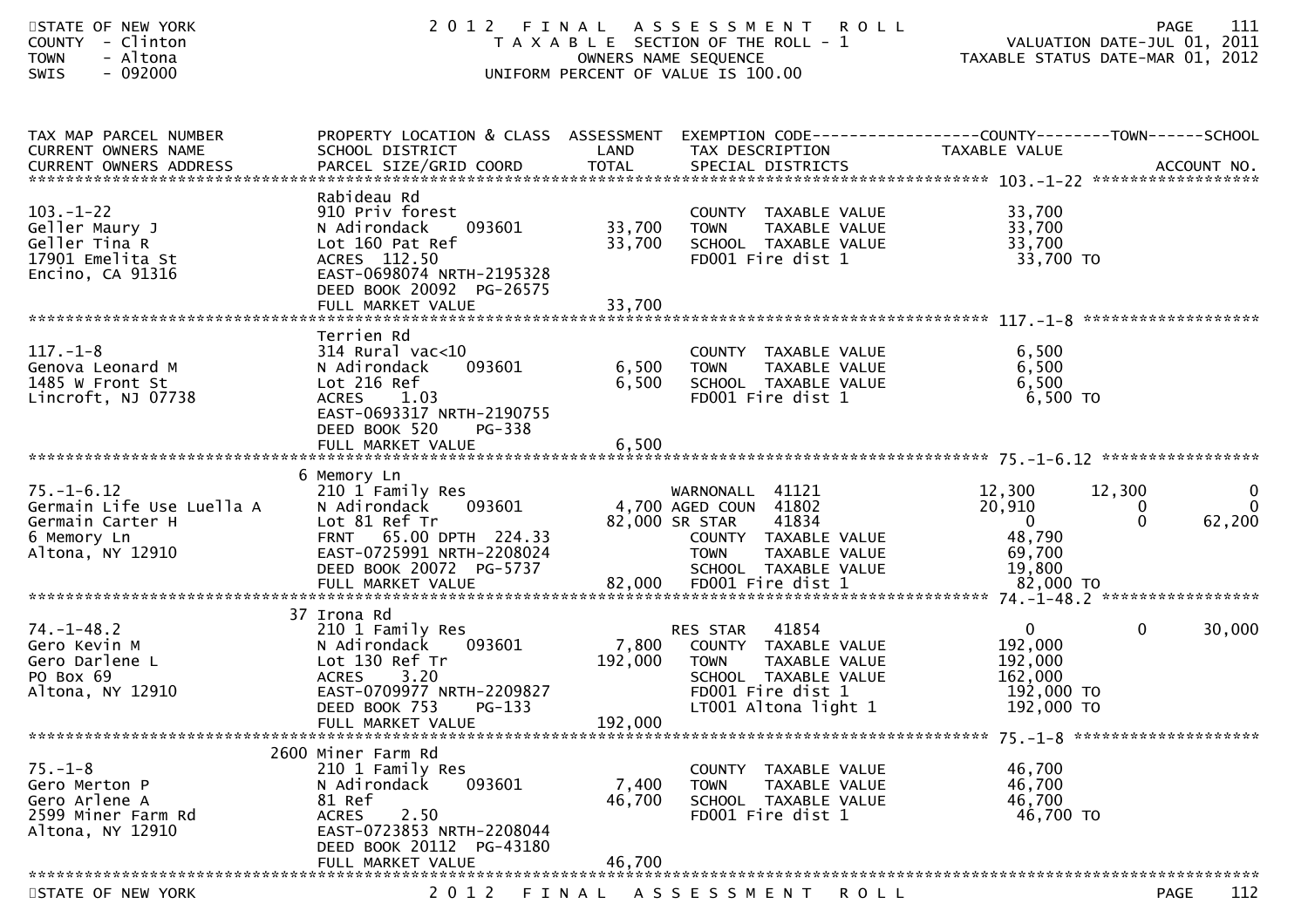STATE OF NEW YORK
COUNTY - Clinton
TOWN - Altona
SWIS - 092000

# 2012 FINAL ASSESSMENT ROLL

TAXABLE SECTION OF THE ROLL - 1
OWNERS NAME SEQUENCE
UNIFORM PERCENT OF VALUE IS 100.00

VALUATION DATE-JUL 01, 2011
TAXABLE STATUS DATE-MAR 01, 2012

| TAX MAP PARCEL NUMBER / CURRENT OWNERS NAME / CURRENT OWNERS ADDRESS | PROPERTY LOCATION & CLASS / SCHOOL DISTRICT / PARCEL SIZE/GRID COORD | ASSESSMENT LAND | TOTAL | EXEMPTION CODE / TAX DESCRIPTION / SPECIAL DISTRICTS | COUNTY TAXABLE VALUE | TOWN | SCHOOL |
|---|---|---|---|---|---|---|---|
| **103.-1-22** | Rabideau Rd | | | | | | |
| 103.-1-22 | 910 Priv forest | | | COUNTY TAXABLE VALUE | 33,700 | | |
| Geller Maury J | N Adirondack 093601 | 33,700 | | TOWN TAXABLE VALUE | 33,700 | | |
| Geller Tina R | Lot 160 Pat Ref | | 33,700 | SCHOOL TAXABLE VALUE | 33,700 | | |
| 17901 Emelita St | ACRES 112.50 | | | FD001 Fire dist 1 | 33,700 TO | | |
| Encino, CA 91316 | EAST-0698074 NRTH-2195328 | | | | | | |
| | DEED BOOK 20092 PG-26575 | | | | | | |
| | FULL MARKET VALUE | | 33,700 | | | | |
| **117.-1-8** | Terrien Rd | | | | | | |
| 117.-1-8 | 314 Rural vac<10 | | | COUNTY TAXABLE VALUE | 6,500 | | |
| Genova Leonard M | N Adirondack 093601 | 6,500 | | TOWN TAXABLE VALUE | 6,500 | | |
| 1485 W Front St | Lot 216 Ref | | 6,500 | SCHOOL TAXABLE VALUE | 6,500 | | |
| Lincroft, NJ 07738 | ACRES 1.03 | | | FD001 Fire dist 1 | 6,500 TO | | |
| | EAST-0693317 NRTH-2190755 | | | | | | |
| | DEED BOOK 520 PG-338 | | | | | | |
| | FULL MARKET VALUE | | 6,500 | | | | |
| **75.-1-6.12** | 6 Memory Ln | | | | | | |
| 75.-1-6.12 | 210 1 Family Res | | | WARNONALL 41121 | 12,300 | 12,300 | 0 |
| Germain Life Use Luella A | N Adirondack 093601 | 4,700 | | AGED COUN 41802 | 20,910 | 0 | 0 |
| Germain Carter H | Lot 81 Ref Tr | | 82,000 | SR STAR 41834 | 0 | 0 | 62,200 |
| 6 Memory Ln | FRNT 65.00 DPTH 224.33 | | | COUNTY TAXABLE VALUE | 48,790 | | |
| Altona, NY 12910 | EAST-0725991 NRTH-2208024 | | | TOWN TAXABLE VALUE | 69,700 | | |
| | DEED BOOK 20072 PG-5737 | | | SCHOOL TAXABLE VALUE | 19,800 | | |
| | FULL MARKET VALUE | | 82,000 | FD001 Fire dist 1 | 82,000 TO | | |
| **74.-1-48.2** | 37 Irona Rd | | | | | | |
| 74.-1-48.2 | 210 1 Family Res | | | RES STAR 41854 | 0 | 0 | 30,000 |
| Gero Kevin M | N Adirondack 093601 | 7,800 | | COUNTY TAXABLE VALUE | 192,000 | | |
| Gero Darlene L | Lot 130 Ref Tr | | 192,000 | TOWN TAXABLE VALUE | 192,000 | | |
| PO Box 69 | ACRES 3.20 | | | SCHOOL TAXABLE VALUE | 162,000 | | |
| Altona, NY 12910 | EAST-0709977 NRTH-2209827 | | | FD001 Fire dist 1 | 192,000 TO | | |
| | DEED BOOK 753 PG-133 | | | LT001 Altona light 1 | 192,000 TO | | |
| | FULL MARKET VALUE | | 192,000 | | | | |
| **75.-1-8** | 2600 Miner Farm Rd | | | | | | |
| 75.-1-8 | 210 1 Family Res | | | COUNTY TAXABLE VALUE | 46,700 | | |
| Gero Merton P | N Adirondack 093601 | 7,400 | | TOWN TAXABLE VALUE | 46,700 | | |
| Gero Arlene A | 81 Ref | | 46,700 | SCHOOL TAXABLE VALUE | 46,700 | | |
| 2599 Miner Farm Rd | ACRES 2.50 | | | FD001 Fire dist 1 | 46,700 TO | | |
| Altona, NY 12910 | EAST-0723853 NRTH-2208044 | | | | | | |
| | DEED BOOK 20112 PG-43180 | | | | | | |
| | FULL MARKET VALUE | | 46,700 | | | | |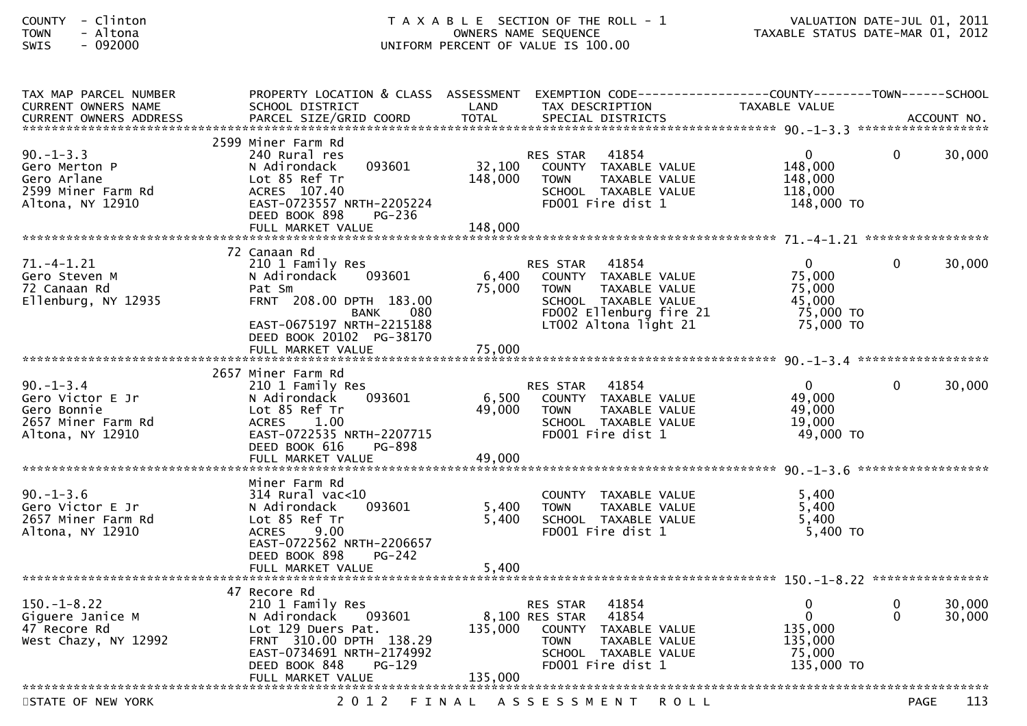COUNTY - Clinton
TOWN - Altona
SWIS - 092000

T A X A B L E SECTION OF THE ROLL - 1
OWNERS NAME SEQUENCE
UNIFORM PERCENT OF VALUE IS 100.00

VALUATION DATE-JUL 01, 2011
TAXABLE STATUS DATE-MAR 01, 2012

| TAX MAP PARCEL NUMBER / CURRENT OWNERS NAME / CURRENT OWNERS ADDRESS | PROPERTY LOCATION & CLASS / SCHOOL DISTRICT / PARCEL SIZE/GRID COORD | ASSESSMENT LAND / TOTAL | EXEMPTION CODE / TAX DESCRIPTION / SPECIAL DISTRICTS | COUNTY TAXABLE VALUE | TOWN | SCHOOL / ACCOUNT NO. |
|---|---|---|---|---|---|---|
| **90.-1-3.3** | 2599 Miner Farm Rd | | | | | |
| 90.-1-3.3 | 240 Rural res | | RES STAR 41854 | 0 | 0 | 30,000 |
| Gero Merton P | N Adirondack 093601 | 32,100 | COUNTY TAXABLE VALUE | 148,000 | | |
| Gero Arlane | Lot 85 Ref Tr | 148,000 | TOWN TAXABLE VALUE | 148,000 | | |
| 2599 Miner Farm Rd | ACRES 107.40 | | SCHOOL TAXABLE VALUE | 118,000 | | |
| Altona, NY 12910 | EAST-0723557 NRTH-2205224 | | FD001 Fire dist 1 | 148,000 TO | | |
| | DEED BOOK 898 PG-236 | | | | | |
| | FULL MARKET VALUE | 148,000 | | | | |
| **71.-4-1.21** | 72 Canaan Rd | | | | | |
| 71.-4-1.21 | 210 1 Family Res | | RES STAR 41854 | 0 | 0 | 30,000 |
| Gero Steven M | N Adirondack 093601 | 6,400 | COUNTY TAXABLE VALUE | 75,000 | | |
| 72 Canaan Rd | Pat Sm | 75,000 | TOWN TAXABLE VALUE | 75,000 | | |
| Ellenburg, NY 12935 | FRNT 208.00 DPTH 183.00 | | SCHOOL TAXABLE VALUE | 45,000 | | |
| | BANK 080 | | FD002 Ellenburg fire 21 | 75,000 TO | | |
| | EAST-0675197 NRTH-2215188 | | LT002 Altona light 21 | 75,000 TO | | |
| | DEED BOOK 20102 PG-38170 | | | | | |
| | FULL MARKET VALUE | 75,000 | | | | |
| **90.-1-3.4** | 2657 Miner Farm Rd | | | | | |
| 90.-1-3.4 | 210 1 Family Res | | RES STAR 41854 | 0 | 0 | 30,000 |
| Gero Victor E Jr | N Adirondack 093601 | 6,500 | COUNTY TAXABLE VALUE | 49,000 | | |
| Gero Bonnie | Lot 85 Ref Tr | 49,000 | TOWN TAXABLE VALUE | 49,000 | | |
| 2657 Miner Farm Rd | ACRES 1.00 | | SCHOOL TAXABLE VALUE | 19,000 | | |
| Altona, NY 12910 | EAST-0722535 NRTH-2207715 | | FD001 Fire dist 1 | 49,000 TO | | |
| | DEED BOOK 616 PG-898 | | | | | |
| | FULL MARKET VALUE | 49,000 | | | | |
| **90.-1-3.6** | Miner Farm Rd | | | | | |
| 90.-1-3.6 | 314 Rural vac<10 | | COUNTY TAXABLE VALUE | 5,400 | | |
| Gero Victor E Jr | N Adirondack 093601 | 5,400 | TOWN TAXABLE VALUE | 5,400 | | |
| 2657 Miner Farm Rd | Lot 85 Ref Tr | 5,400 | SCHOOL TAXABLE VALUE | 5,400 | | |
| Altona, NY 12910 | ACRES 9.00 | | FD001 Fire dist 1 | 5,400 TO | | |
| | EAST-0722562 NRTH-2206657 | | | | | |
| | DEED BOOK 898 PG-242 | | | | | |
| | FULL MARKET VALUE | 5,400 | | | | |
| **150.-1-8.22** | 47 Recore Rd | | | | | |
| 150.-1-8.22 | 210 1 Family Res | | RES STAR 41854 | 0 | 0 | 30,000 |
| Giguere Janice M | N Adirondack 093601 | 8,100 | RES STAR 41854 | 0 | 0 | 30,000 |
| 47 Recore Rd | Lot 129 Duers Pat. | 135,000 | COUNTY TAXABLE VALUE | 135,000 | | |
| West Chazy, NY 12992 | FRNT 310.00 DPTH 138.29 | | TOWN TAXABLE VALUE | 135,000 | | |
| | EAST-0734691 NRTH-2174992 | | SCHOOL TAXABLE VALUE | 75,000 | | |
| | DEED BOOK 848 PG-129 | | FD001 Fire dist 1 | 135,000 TO | | |
| | FULL MARKET VALUE | 135,000 | | | | |

STATE OF NEW YORK — 2 0 1 2 F I N A L A S S E S S M E N T R O L L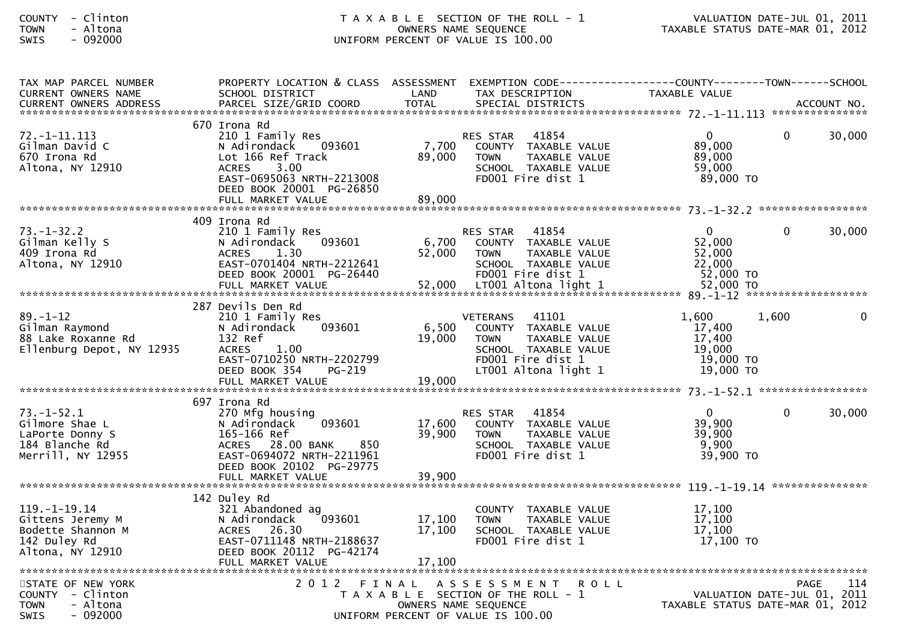| TAX MAP PARCEL NUMBER<br>CURRENT OWNERS NAME<br>CURRENT OWNERS ADDRESS | PROPERTY LOCATION & CLASS<br>SCHOOL DISTRICT<br>PARCEL SIZE/GRID COORD | ASSESSMENT<br>LAND<br>TOTAL | EXEMPTION CODE<br>TAX DESCRIPTION<br>SPECIAL DISTRICTS | COUNTY<br>TAXABLE VALUE | TOWN | SCHOOL<br>ACCOUNT NO. |
|---|---|---|---|---|---|---|
| **72.-1-11.113** | 670 Irona Rd | | | | | |
| 72.-1-11.113 | 210 1 Family Res | | RES STAR 41854 | 0 | 0 | 30,000 |
| Gilman David C | N Adirondack 093601 | 7,700 | COUNTY TAXABLE VALUE | 89,000 | | |
| 670 Irona Rd | Lot 166 Ref Track | 89,000 | TOWN TAXABLE VALUE | 89,000 | | |
| Altona, NY 12910 | ACRES 3.00 | | SCHOOL TAXABLE VALUE | 59,000 | | |
| | EAST-0695063 NRTH-2213008 | | FD001 Fire dist 1 | 89,000 TO | | |
| | DEED BOOK 20001 PG-26850 | | | | | |
| | FULL MARKET VALUE | 89,000 | | | | |
| **73.-1-32.2** | 409 Irona Rd | | | | | |
| 73.-1-32.2 | 210 1 Family Res | | RES STAR 41854 | 0 | 0 | 30,000 |
| Gilman Kelly S | N Adirondack 093601 | 6,700 | COUNTY TAXABLE VALUE | 52,000 | | |
| 409 Irona Rd | ACRES 1.30 | 52,000 | TOWN TAXABLE VALUE | 52,000 | | |
| Altona, NY 12910 | EAST-0701404 NRTH-2212641 | | SCHOOL TAXABLE VALUE | 22,000 | | |
| | DEED BOOK 20001 PG-26440 | | FD001 Fire dist 1 | 52,000 TO | | |
| | FULL MARKET VALUE | 52,000 | LT001 Altona light 1 | 52,000 TO | | |
| **89.-1-12** | 287 Devils Den Rd | | | | | |
| 89.-1-12 | 210 1 Family Res | | VETERANS 41101 | 1,600 | 1,600 | 0 |
| Gilman Raymond | N Adirondack 093601 | 6,500 | COUNTY TAXABLE VALUE | 17,400 | | |
| 88 Lake Roxanne Rd | 132 Ref | 19,000 | TOWN TAXABLE VALUE | 17,400 | | |
| Ellenburg Depot, NY 12935 | ACRES 1.00 | | SCHOOL TAXABLE VALUE | 19,000 | | |
| | EAST-0710250 NRTH-2202799 | | FD001 Fire dist 1 | 19,000 TO | | |
| | DEED BOOK 354 PG-219 | | LT001 Altona light 1 | 19,000 TO | | |
| | FULL MARKET VALUE | 19,000 | | | | |
| **73.-1-52.1** | 697 Irona Rd | | | | | |
| 73.-1-52.1 | 270 Mfg housing | | RES STAR 41854 | 0 | 0 | 30,000 |
| Gilmore Shae L | N Adirondack 093601 | 17,600 | COUNTY TAXABLE VALUE | 39,900 | | |
| LaPorte Donny S | 165-166 Ref | 39,900 | TOWN TAXABLE VALUE | 39,900 | | |
| 184 Blanche Rd | ACRES 28.00 BANK 850 | | SCHOOL TAXABLE VALUE | 9,900 | | |
| Merrill, NY 12955 | EAST-0694072 NRTH-2211961 | | FD001 Fire dist 1 | 39,900 TO | | |
| | DEED BOOK 20102 PG-29775 | | | | | |
| | FULL MARKET VALUE | 39,900 | | | | |
| **119.-1-19.14** | 142 Duley Rd | | | | | |
| 119.-1-19.14 | 321 Abandoned ag | | COUNTY TAXABLE VALUE | 17,100 | | |
| Gittens Jeremy M | N Adirondack 093601 | 17,100 | TOWN TAXABLE VALUE | 17,100 | | |
| Bodette Shannon M | ACRES 26.30 | 17,100 | SCHOOL TAXABLE VALUE | 17,100 | | |
| 142 Duley Rd | EAST-0711148 NRTH-2188637 | | FD001 Fire dist 1 | 17,100 TO | | |
| Altona, NY 12910 | DEED BOOK 20112 PG-42174 | | | | | |
| | FULL MARKET VALUE | 17,100 | | | | |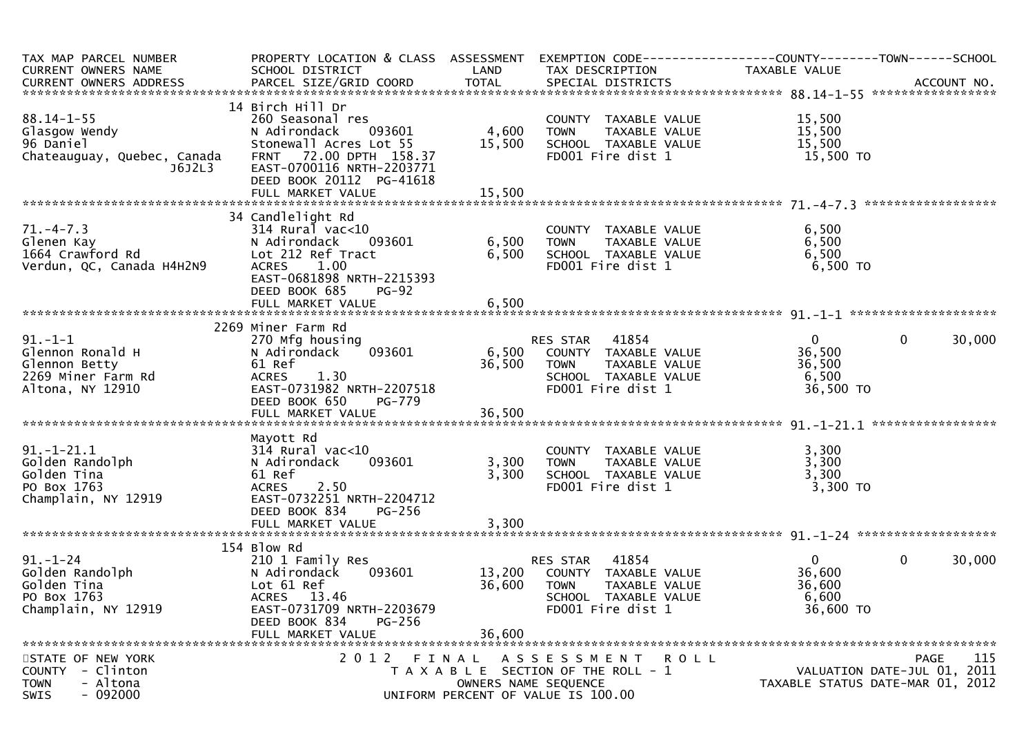```
TAX MAP PARCEL NUMBER          PROPERTY LOCATION & CLASS  ASSESSMENT  EXEMPTION CODE------------------COUNTY--------TOWN------SCHOOL
CURRENT OWNERS NAME            SCHOOL DISTRICT               LAND      TAX DESCRIPTION            TAXABLE VALUE
CURRENT OWNERS ADDRESS         PARCEL SIZE/GRID COORD        TOTAL     SPECIAL DISTRICTS                                     ACCOUNT NO.
*********************************************************************************************** 88.14-1-55 *****************
                               14 Birch Hill Dr
88.14-1-55                     260 Seasonal res                         COUNTY  TAXABLE VALUE          15,500
Glasgow Wendy                  N Adirondack     093601       4,600      TOWN    TAXABLE VALUE          15,500
96 Daniel                      Stonewall Acres Lot 55       15,500      SCHOOL  TAXABLE VALUE          15,500
Chateauguay, Quebec, Canada    FRNT   72.00 DPTH 158.37                 FD001 Fire dist 1              15,500 TO
                    J6J2L3     EAST-0700116 NRTH-2203771
                               DEED BOOK 20112  PG-41618
                               FULL MARKET VALUE            15,500
*********************************************************************************************** 71.-4-7.3 ******************
                               34 Candlelight Rd
71.-4-7.3                      314 Rural vac<10                         COUNTY  TAXABLE VALUE           6,500
Glenen Kay                     N Adirondack     093601       6,500      TOWN    TAXABLE VALUE           6,500
1664 Crawford Rd               Lot 212 Ref Tract             6,500      SCHOOL  TAXABLE VALUE           6,500
Verdun, QC, Canada H4H2N9      ACRES    1.00                            FD001 Fire dist 1               6,500 TO
                               EAST-0681898 NRTH-2215393
                               DEED BOOK 685    PG-92
                               FULL MARKET VALUE             6,500
*********************************************************************************************** 91.-1-1 ********************
                               2269 Miner Farm Rd
91.-1-1                        270 Mfg housing                          RES STAR   41854                   0          0      30,000
Glennon Ronald H               N Adirondack     093601       6,500      COUNTY  TAXABLE VALUE          36,500
Glennon Betty                  61 Ref                       36,500      TOWN    TAXABLE VALUE          36,500
2269 Miner Farm Rd             ACRES    1.30                            SCHOOL  TAXABLE VALUE           6,500
Altona, NY 12910               EAST-0731982 NRTH-2207518                FD001 Fire dist 1              36,500 TO
                               DEED BOOK 650    PG-779
                               FULL MARKET VALUE            36,500
*********************************************************************************************** 91.-1-21.1 *****************
                               Mayott Rd
91.-1-21.1                     314 Rural vac<10                         COUNTY  TAXABLE VALUE           3,300
Golden Randolph                N Adirondack     093601       3,300      TOWN    TAXABLE VALUE           3,300
Golden Tina                    61 Ref                        3,300      SCHOOL  TAXABLE VALUE           3,300
PO Box 1763                    ACRES    2.50                            FD001 Fire dist 1               3,300 TO
Champlain, NY 12919            EAST-0732251 NRTH-2204712
                               DEED BOOK 834    PG-256
                               FULL MARKET VALUE             3,300
*********************************************************************************************** 91.-1-24 *******************
                               154 Blow Rd
91.-1-24                       210 1 Family Res                         RES STAR   41854                   0          0      30,000
Golden Randolph                N Adirondack     093601      13,200      COUNTY  TAXABLE VALUE          36,600
Golden Tina                    Lot 61 Ref                   36,600      TOWN    TAXABLE VALUE          36,600
PO Box 1763                    ACRES   13.46                            SCHOOL  TAXABLE VALUE           6,600
Champlain, NY 12919            EAST-0731709 NRTH-2203679                FD001 Fire dist 1              36,600 TO
                               DEED BOOK 834    PG-256
                               FULL MARKET VALUE            36,600
****************************************************************************************************************************
STATE OF NEW YORK                     2 0 1 2   F I N A L   A S S E S S M E N T   R O L L                              PAGE   115
COUNTY  - Clinton                        T A X A B L E  SECTION OF THE ROLL - 1                        VALUATION DATE-JUL 01, 2011
TOWN    - Altona                                OWNERS NAME SEQUENCE                              TAXABLE STATUS DATE-MAR 01, 2012
SWIS    - 092000                          UNIFORM PERCENT OF VALUE IS 100.00
```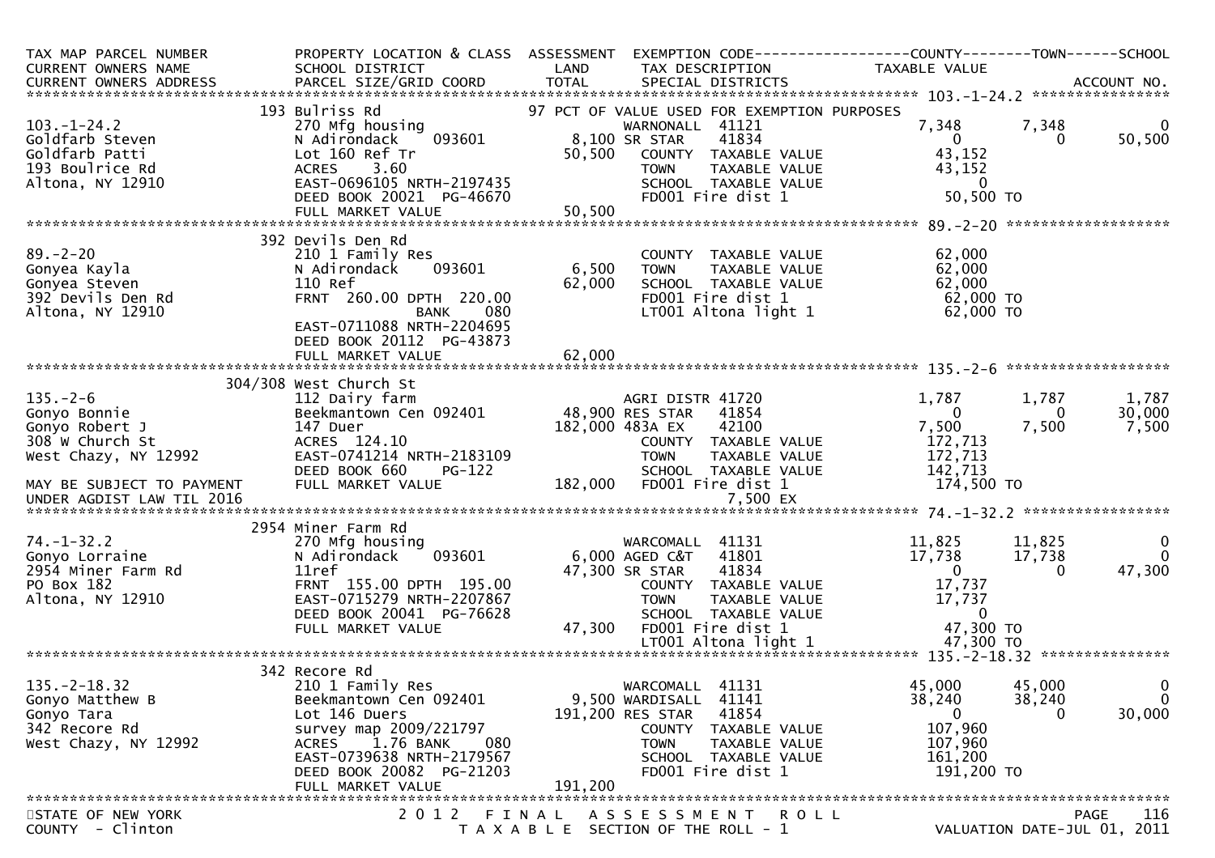```
TAX MAP PARCEL NUMBER          PROPERTY LOCATION & CLASS  ASSESSMENT  EXEMPTION CODE------------------COUNTY--------TOWN------SCHOOL
CURRENT OWNERS NAME            SCHOOL DISTRICT               LAND      TAX DESCRIPTION            TAXABLE VALUE
CURRENT OWNERS ADDRESS         PARCEL SIZE/GRID COORD       TOTAL      SPECIAL DISTRICTS                                ACCOUNT NO.
******************************************************************************************************* 103.-1-24.2 *****************
                           193 Bulriss Rd                       97 PCT OF VALUE USED FOR EXEMPTION PURPOSES
103.-1-24.2                    270 Mfg housing                      WARNONALL  41121             7,348        7,348             0
Goldfarb Steven                N Adirondack    093601          8,100 SR STAR    41834                 0            0        50,500
Goldfarb Patti                 Lot 160 Ref Tr                 50,500   COUNTY  TAXABLE VALUE        43,152
193 Boulrice Rd                ACRES    3.60                           TOWN    TAXABLE VALUE        43,152
Altona, NY 12910               EAST-0696105 NRTH-2197435               SCHOOL  TAXABLE VALUE             0
                               DEED BOOK 20021  PG-46670               FD001 Fire dist 1             50,500 TO
                               FULL MARKET VALUE              50,500
******************************************************************************************************* 89.-2-20 *******************
                           392 Devils Den Rd
89.-2-20                       210 1 Family Res                        COUNTY  TAXABLE VALUE        62,000
Gonyea Kayla                   N Adirondack    093601          6,500   TOWN    TAXABLE VALUE        62,000
Gonyea Steven                  110 Ref                        62,000   SCHOOL  TAXABLE VALUE        62,000
392 Devils Den Rd              FRNT 260.00 DPTH 220.00                 FD001 Fire dist 1             62,000 TO
Altona, NY 12910                              BANK     080             LT001 Altona light 1          62,000 TO
                               EAST-0711088 NRTH-2204695
                               DEED BOOK 20112  PG-43873
                               FULL MARKET VALUE              62,000
******************************************************************************************************* 135.-2-6 *******************
                           304/308 West Church St
135.-2-6                       112 Dairy farm                          AGRI DISTR 41720              1,787        1,787         1,787
Gonyo Bonnie                   Beekmantown Cen 092401         48,900 RES STAR   41854                 0            0        30,000
Gonyo Robert J                 147 Duer                      182,000 483A EX    42100             7,500        7,500         7,500
308 W Church St                ACRES  124.10                           COUNTY  TAXABLE VALUE       172,713
West Chazy, NY 12992           EAST-0741214 NRTH-2183109               TOWN    TAXABLE VALUE       172,713
                               DEED BOOK 660    PG-122                 SCHOOL  TAXABLE VALUE       142,713
MAY BE SUBJECT TO PAYMENT      FULL MARKET VALUE             182,000   FD001 Fire dist 1            174,500 TO
UNDER AGDIST LAW TIL 2016                                                       7,500 EX
******************************************************************************************************* 74.-1-32.2 *****************
                           2954 Miner Farm Rd
74.-1-32.2                     270 Mfg housing                         WARCOMALL  41131             11,825       11,825             0
Gonyo Lorraine                 N Adirondack    093601          6,000 AGED C&T   41801             17,738       17,738             0
2954 Miner Farm Rd             11ref                          47,300 SR STAR    41834                  0            0        47,300
PO Box 182                     FRNT 155.00 DPTH 195.00                 COUNTY  TAXABLE VALUE        17,737
Altona, NY 12910               EAST-0715279 NRTH-2207867               TOWN    TAXABLE VALUE        17,737
                               DEED BOOK 20041  PG-76628               SCHOOL  TAXABLE VALUE             0
                               FULL MARKET VALUE              47,300   FD001 Fire dist 1             47,300 TO
                                                                       LT001 Altona light 1          47,300 TO
******************************************************************************************************* 135.-2-18.32 ***************
                           342 Recore Rd
135.-2-18.32                   210 1 Family Res                        WARCOMALL  41131             45,000       45,000             0
Gonyo Matthew B                Beekmantown Cen 092401          9,500 WARDISALL  41141             38,240       38,240             0
Gonyo Tara                     Lot 146 Duers                 191,200 RES STAR   41854                  0            0        30,000
342 Recore Rd                  survey map 2009/221797                  COUNTY  TAXABLE VALUE       107,960
West Chazy, NY 12992           ACRES    1.76 BANK     080              TOWN    TAXABLE VALUE       107,960
                               EAST-0739638 NRTH-2179567               SCHOOL  TAXABLE VALUE       161,200
                               DEED BOOK 20082  PG-21203               FD001 Fire dist 1            191,200 TO
                               FULL MARKET VALUE             191,200
************************************************************************************************************************************
STATE OF NEW YORK                   2 0 1 2   F I N A L   A S S E S S M E N T   R O L L                                  PAGE   116
COUNTY - Clinton                        T A X A B L E  SECTION OF THE ROLL - 1                          VALUATION DATE-JUL 01, 2011
```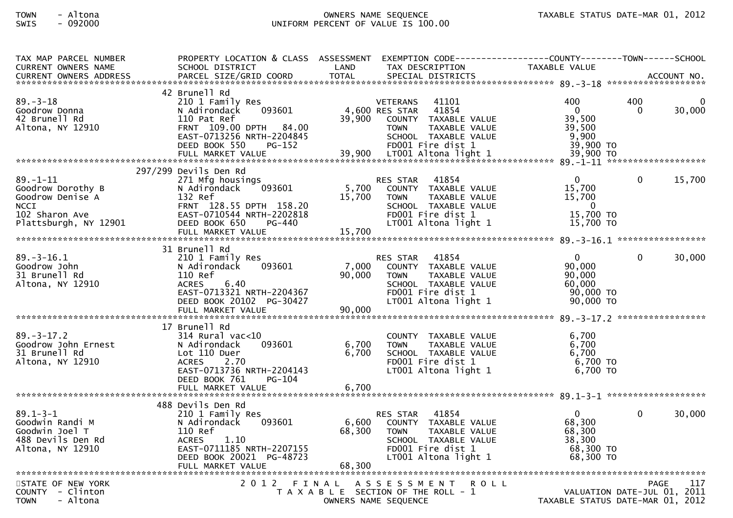| TAX MAP PARCEL NUMBER<br>CURRENT OWNERS NAME<br>CURRENT OWNERS ADDRESS | PROPERTY LOCATION & CLASS<br>SCHOOL DISTRICT<br>PARCEL SIZE/GRID COORD | ASSESSMENT<br>LAND<br>TOTAL | EXEMPTION CODE<br>TAX DESCRIPTION<br>SPECIAL DISTRICTS | COUNTY<br>TAXABLE VALUE | TOWN | SCHOOL<br>ACCOUNT NO. |
|---|---|---|---|---|---|---|
| **89.-3-18** | 42 Brunell Rd | | | | | |
| 89.-3-18 | 210 1 Family Res | | VETERANS 41101 | 400 | 400 | 0 |
| Goodrow Donna | N Adirondack 093601 | 4,600 | RES STAR 41854 | 0 | 0 | 30,000 |
| 42 Brunell Rd | 110 Pat Ref | 39,900 | COUNTY TAXABLE VALUE | 39,500 | | |
| Altona, NY 12910 | FRNT 109.00 DPTH 84.00 | | TOWN TAXABLE VALUE | 39,500 | | |
| | EAST-0713256 NRTH-2204845 | | SCHOOL TAXABLE VALUE | 9,900 | | |
| | DEED BOOK 550 PG-152 | | FD001 Fire dist 1 | 39,900 TO | | |
| | FULL MARKET VALUE | 39,900 | LT001 Altona light 1 | 39,900 TO | | |
| **89.-1-11** | 297/299 Devils Den Rd | | | | | |
| 89.-1-11 | 271 Mfg housings | | RES STAR 41854 | 0 | 0 | 15,700 |
| Goodrow Dorothy B | N Adirondack 093601 | 5,700 | COUNTY TAXABLE VALUE | 15,700 | | |
| Goodrow Denise A | 132 Ref | 15,700 | TOWN TAXABLE VALUE | 15,700 | | |
| NCCI | FRNT 128.55 DPTH 158.20 | | SCHOOL TAXABLE VALUE | 0 | | |
| 102 Sharon Ave | EAST-0710544 NRTH-2202818 | | FD001 Fire dist 1 | 15,700 TO | | |
| Plattsburgh, NY 12901 | DEED BOOK 650 PG-440 | | LT001 Altona light 1 | 15,700 TO | | |
| | FULL MARKET VALUE | 15,700 | | | | |
| **89.-3-16.1** | 31 Brunell Rd | | | | | |
| 89.-3-16.1 | 210 1 Family Res | | RES STAR 41854 | 0 | 0 | 30,000 |
| Goodrow John | N Adirondack 093601 | 7,000 | COUNTY TAXABLE VALUE | 90,000 | | |
| 31 Brunell Rd | 110 Ref | 90,000 | TOWN TAXABLE VALUE | 90,000 | | |
| Altona, NY 12910 | ACRES 6.40 | | SCHOOL TAXABLE VALUE | 60,000 | | |
| | EAST-0713321 NRTH-2204367 | | FD001 Fire dist 1 | 90,000 TO | | |
| | DEED BOOK 20102 PG-30427 | | LT001 Altona light 1 | 90,000 TO | | |
| | FULL MARKET VALUE | 90,000 | | | | |
| **89.-3-17.2** | 17 Brunell Rd | | | | | |
| 89.-3-17.2 | 314 Rural vac<10 | | COUNTY TAXABLE VALUE | 6,700 | | |
| Goodrow John Ernest | N Adirondack 093601 | 6,700 | TOWN TAXABLE VALUE | 6,700 | | |
| 31 Brunell Rd | Lot 110 Duer | 6,700 | SCHOOL TAXABLE VALUE | 6,700 | | |
| Altona, NY 12910 | ACRES 2.70 | | FD001 Fire dist 1 | 6,700 TO | | |
| | EAST-0713736 NRTH-2204143 | | LT001 Altona light 1 | 6,700 TO | | |
| | DEED BOOK 761 PG-104 | | | | | |
| | FULL MARKET VALUE | 6,700 | | | | |
| **89.1-3-1** | 488 Devils Den Rd | | | | | |
| 89.1-3-1 | 210 1 Family Res | | RES STAR 41854 | 0 | 0 | 30,000 |
| Goodwin Randi M | N Adirondack 093601 | 6,600 | COUNTY TAXABLE VALUE | 68,300 | | |
| Goodwin Joel T | 110 Ref | 68,300 | TOWN TAXABLE VALUE | 68,300 | | |
| 488 Devils Den Rd | ACRES 1.10 | | SCHOOL TAXABLE VALUE | 38,300 | | |
| Altona, NY 12910 | EAST-0711185 NRTH-2207155 | | FD001 Fire dist 1 | 68,300 TO | | |
| | DEED BOOK 20021 PG-48723 | | LT001 Altona light 1 | 68,300 TO | | |
| | FULL MARKET VALUE | 68,300 | | | | |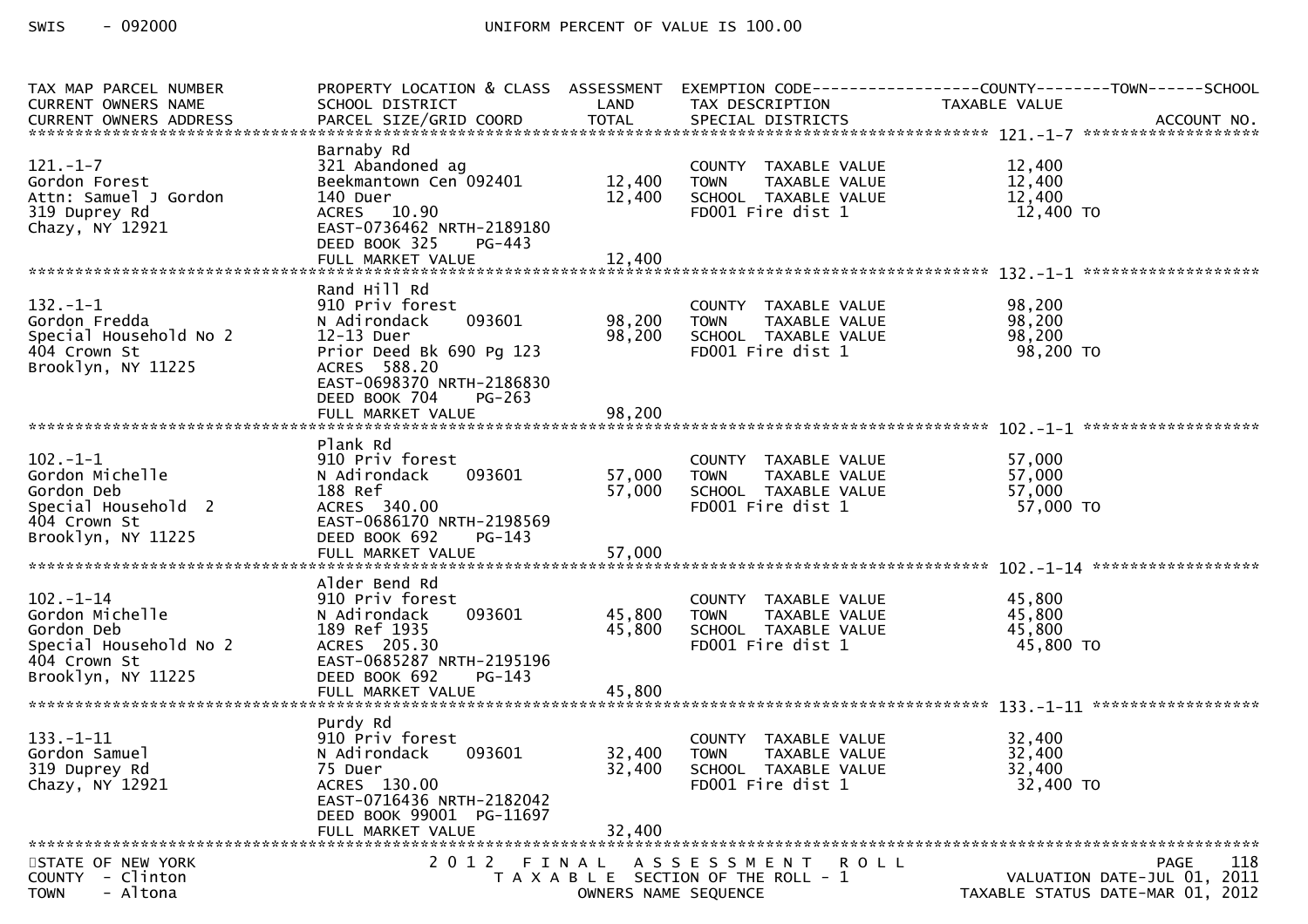SWIS - 092000 UNIFORM PERCENT OF VALUE IS 100.00

| TAX MAP PARCEL NUMBER / CURRENT OWNERS NAME / CURRENT OWNERS ADDRESS | PROPERTY LOCATION & CLASS / SCHOOL DISTRICT / PARCEL SIZE/GRID COORD | ASSESSMENT LAND / TOTAL | EXEMPTION CODE / TAX DESCRIPTION / SPECIAL DISTRICTS | COUNTY / TOWN / SCHOOL TAXABLE VALUE | ACCOUNT NO. |
|---|---|---|---|---|---|
| **121.-1-7** | | | | | |
| 121.-1-7 | Barnaby Rd | | | | |
| Gordon Forest | 321 Abandoned ag | | COUNTY TAXABLE VALUE | 12,400 | |
| Attn: Samuel J Gordon | Beekmantown Cen 092401 | 12,400 | TOWN TAXABLE VALUE | 12,400 | |
| 319 Duprey Rd | 140 Duer | 12,400 | SCHOOL TAXABLE VALUE | 12,400 | |
| Chazy, NY 12921 | ACRES 10.90 | | FD001 Fire dist 1 | 12,400 TO | |
| | EAST-0736462 NRTH-2189180 | | | | |
| | DEED BOOK 325 PG-443 | | | | |
| | FULL MARKET VALUE | 12,400 | | | |
| **132.-1-1** | | | | | |
| 132.-1-1 | Rand Hill Rd | | | | |
| Gordon Fredda | 910 Priv forest | | COUNTY TAXABLE VALUE | 98,200 | |
| Special Household No 2 | N Adirondack 093601 | 98,200 | TOWN TAXABLE VALUE | 98,200 | |
| 404 Crown St | 12-13 Duer | 98,200 | SCHOOL TAXABLE VALUE | 98,200 | |
| Brooklyn, NY 11225 | Prior Deed Bk 690 Pg 123 | | FD001 Fire dist 1 | 98,200 TO | |
| | ACRES 588.20 | | | | |
| | EAST-0698370 NRTH-2186830 | | | | |
| | DEED BOOK 704 PG-263 | | | | |
| | FULL MARKET VALUE | 98,200 | | | |
| **102.-1-1** | | | | | |
| 102.-1-1 | Plank Rd | | | | |
| Gordon Michelle | 910 Priv forest | | COUNTY TAXABLE VALUE | 57,000 | |
| Gordon Deb | N Adirondack 093601 | 57,000 | TOWN TAXABLE VALUE | 57,000 | |
| Special Household 2 | 188 Ref | 57,000 | SCHOOL TAXABLE VALUE | 57,000 | |
| 404 Crown St | ACRES 340.00 | | FD001 Fire dist 1 | 57,000 TO | |
| Brooklyn, NY 11225 | EAST-0686170 NRTH-2198569 | | | | |
| | DEED BOOK 692 PG-143 | | | | |
| | FULL MARKET VALUE | 57,000 | | | |
| **102.-1-14** | | | | | |
| 102.-1-14 | Alder Bend Rd | | | | |
| Gordon Michelle | 910 Priv forest | | COUNTY TAXABLE VALUE | 45,800 | |
| Gordon Deb | N Adirondack 093601 | 45,800 | TOWN TAXABLE VALUE | 45,800 | |
| Special Household No 2 | 189 Ref 1935 | 45,800 | SCHOOL TAXABLE VALUE | 45,800 | |
| 404 Crown St | ACRES 205.30 | | FD001 Fire dist 1 | 45,800 TO | |
| Brooklyn, NY 11225 | EAST-0685287 NRTH-2195196 | | | | |
| | DEED BOOK 692 PG-143 | | | | |
| | FULL MARKET VALUE | 45,800 | | | |
| **133.-1-11** | | | | | |
| 133.-1-11 | Purdy Rd | | | | |
| Gordon Samuel | 910 Priv forest | | COUNTY TAXABLE VALUE | 32,400 | |
| 319 Duprey Rd | N Adirondack 093601 | 32,400 | TOWN TAXABLE VALUE | 32,400 | |
| Chazy, NY 12921 | 75 Duer | 32,400 | SCHOOL TAXABLE VALUE | 32,400 | |
| | ACRES 130.00 | | FD001 Fire dist 1 | 32,400 TO | |
| | EAST-0716436 NRTH-2182042 | | | | |
| | DEED BOOK 99001 PG-11697 | | | | |
| | FULL MARKET VALUE | 32,400 | | | |

STATE OF NEW YORK 2012 FINAL ASSESSMENT ROLL
COUNTY - Clinton TAXABLE SECTION OF THE ROLL - 1 VALUATION DATE-JUL 01, 2011
TOWN - Altona OWNERS NAME SEQUENCE TAXABLE STATUS DATE-MAR 01, 2012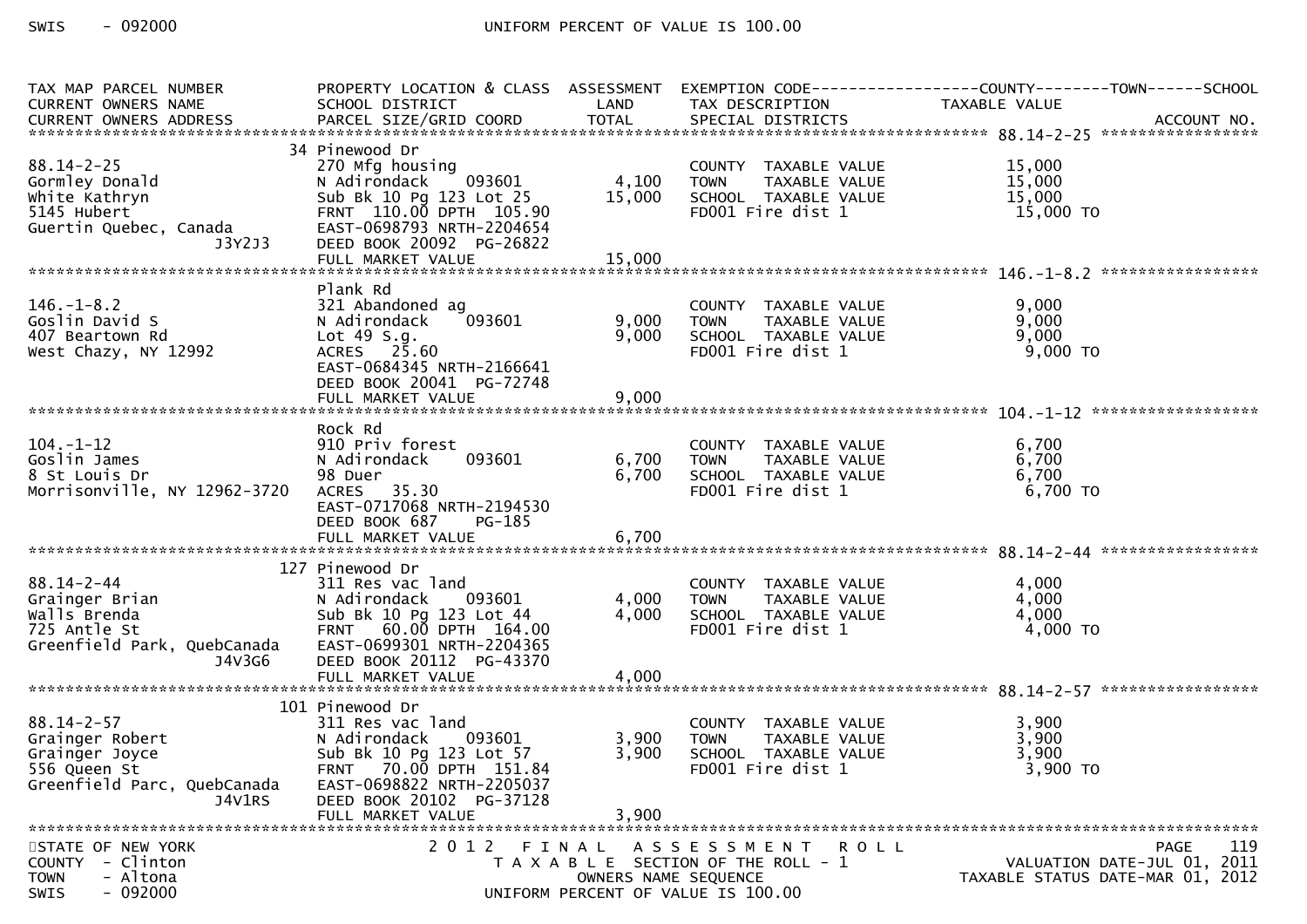| TAX MAP PARCEL NUMBER<br>CURRENT OWNERS NAME<br>CURRENT OWNERS ADDRESS | PROPERTY LOCATION & CLASS<br>SCHOOL DISTRICT<br>PARCEL SIZE/GRID COORD | ASSESSMENT<br>LAND | ASSESSMENT<br>TOTAL | EXEMPTION CODE / TAX DESCRIPTION / SPECIAL DISTRICTS | COUNTY / TOWN / SCHOOL TAXABLE VALUE | ACCOUNT NO. |
|---|---|---|---|---|---|---|
| **88.14-2-25** | 34 Pinewood Dr | | | | | |
| 88.14-2-25 | 270 Mfg housing | | | COUNTY TAXABLE VALUE | 15,000 | |
| Gormley Donald | N Adirondack 093601 | 4,100 | | TOWN TAXABLE VALUE | 15,000 | |
| White Kathryn | Sub Bk 10 Pg 123 Lot 25 | | 15,000 | SCHOOL TAXABLE VALUE | 15,000 | |
| 5145 Hubert | FRNT 110.00 DPTH 105.90 | | | FD001 Fire dist 1 | 15,000 TO | |
| Guertin Quebec, Canada | EAST-0698793 NRTH-2204654 | | | | | |
| J3Y2J3 | DEED BOOK 20092 PG-26822 | | | | | |
| | FULL MARKET VALUE | | 15,000 | | | |
| **146.-1-8.2** | Plank Rd | | | | | |
| 146.-1-8.2 | 321 Abandoned ag | | | COUNTY TAXABLE VALUE | 9,000 | |
| Goslin David S | N Adirondack 093601 | 9,000 | | TOWN TAXABLE VALUE | 9,000 | |
| 407 Beartown Rd | Lot 49 S.g. | | 9,000 | SCHOOL TAXABLE VALUE | 9,000 | |
| West Chazy, NY 12992 | ACRES 25.60 | | | FD001 Fire dist 1 | 9,000 TO | |
| | EAST-0684345 NRTH-2166641 | | | | | |
| | DEED BOOK 20041 PG-72748 | | | | | |
| | FULL MARKET VALUE | | 9,000 | | | |
| **104.-1-12** | Rock Rd | | | | | |
| 104.-1-12 | 910 Priv forest | | | COUNTY TAXABLE VALUE | 6,700 | |
| Goslin James | N Adirondack 093601 | 6,700 | | TOWN TAXABLE VALUE | 6,700 | |
| 8 St Louis Dr | 98 Duer | | 6,700 | SCHOOL TAXABLE VALUE | 6,700 | |
| Morrisonville, NY 12962-3720 | ACRES 35.30 | | | FD001 Fire dist 1 | 6,700 TO | |
| | EAST-0717068 NRTH-2194530 | | | | | |
| | DEED BOOK 687 PG-185 | | | | | |
| | FULL MARKET VALUE | | 6,700 | | | |
| **88.14-2-44** | 127 Pinewood Dr | | | | | |
| 88.14-2-44 | 311 Res vac land | | | COUNTY TAXABLE VALUE | 4,000 | |
| Grainger Brian | N Adirondack 093601 | 4,000 | | TOWN TAXABLE VALUE | 4,000 | |
| Walls Brenda | Sub Bk 10 Pg 123 Lot 44 | | 4,000 | SCHOOL TAXABLE VALUE | 4,000 | |
| 725 Antle St | FRNT 60.00 DPTH 164.00 | | | FD001 Fire dist 1 | 4,000 TO | |
| Greenfield Park, QuebCanada | EAST-0699301 NRTH-2204365 | | | | | |
| J4V3G6 | DEED BOOK 20112 PG-43370 | | | | | |
| | FULL MARKET VALUE | | 4,000 | | | |
| **88.14-2-57** | 101 Pinewood Dr | | | | | |
| 88.14-2-57 | 311 Res vac land | | | COUNTY TAXABLE VALUE | 3,900 | |
| Grainger Robert | N Adirondack 093601 | 3,900 | | TOWN TAXABLE VALUE | 3,900 | |
| Grainger Joyce | Sub Bk 10 Pg 123 Lot 57 | | 3,900 | SCHOOL TAXABLE VALUE | 3,900 | |
| 556 Queen St | FRNT 70.00 DPTH 151.84 | | | FD001 Fire dist 1 | 3,900 TO | |
| Greenfield Parc, QuebCanada | EAST-0698822 NRTH-2205037 | | | | | |
| J4V1RS | DEED BOOK 20102 PG-37128 | | | | | |
| | FULL MARKET VALUE | | 3,900 | | | |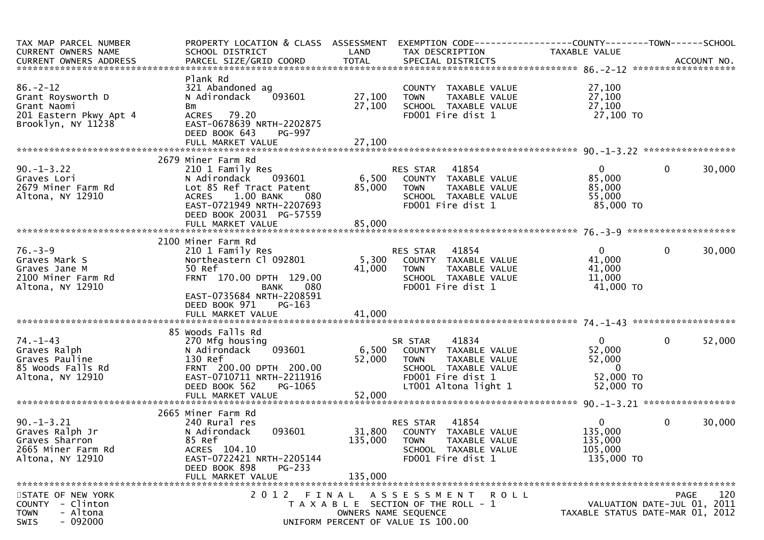| TAX MAP PARCEL NUMBER<br>CURRENT OWNERS NAME<br>CURRENT OWNERS ADDRESS | PROPERTY LOCATION & CLASS<br>SCHOOL DISTRICT<br>PARCEL SIZE/GRID COORD | ASSESSMENT<br>LAND<br>TOTAL | EXEMPTION CODE<br>TAX DESCRIPTION<br>SPECIAL DISTRICTS | COUNTY<br>TAXABLE VALUE | TOWN | SCHOOL<br>ACCOUNT NO. |
|---|---|---|---|---|---|---|
| **86.-2-12** | | | | | | |
| | Plank Rd | | | | | |
| 86.-2-12 | 321 Abandoned ag | | COUNTY TAXABLE VALUE | 27,100 | | |
| Grant Roysworth D | N Adirondack 093601 | 27,100 | TOWN TAXABLE VALUE | 27,100 | | |
| Grant Naomi | Bm | 27,100 | SCHOOL TAXABLE VALUE | 27,100 | | |
| 201 Eastern Pkwy Apt 4 | ACRES 79.20 | | FD001 Fire dist 1 | 27,100 TO | | |
| Brooklyn, NY 11238 | EAST-0678639 NRTH-2202875 | | | | | |
| | DEED BOOK 643 PG-997 | | | | | |
| | FULL MARKET VALUE | 27,100 | | | | |
| **90.-1-3.22** | | | | | | |
| | 2679 Miner Farm Rd | | | | | |
| 90.-1-3.22 | 210 1 Family Res | | RES STAR 41854 | 0 | 0 | 30,000 |
| Graves Lori | N Adirondack 093601 | 6,500 | COUNTY TAXABLE VALUE | 85,000 | | |
| 2679 Miner Farm Rd | Lot 85 Ref Tract Patent | 85,000 | TOWN TAXABLE VALUE | 85,000 | | |
| Altona, NY 12910 | ACRES 1.00 BANK 080 | | SCHOOL TAXABLE VALUE | 55,000 | | |
| | EAST-0721949 NRTH-2207693 | | FD001 Fire dist 1 | 85,000 TO | | |
| | DEED BOOK 20031 PG-57559 | | | | | |
| | FULL MARKET VALUE | 85,000 | | | | |
| **76.-3-9** | | | | | | |
| | 2100 Miner Farm Rd | | | | | |
| 76.-3-9 | 210 1 Family Res | | RES STAR 41854 | 0 | 0 | 30,000 |
| Graves Mark S | Northeastern Cl 092801 | 5,300 | COUNTY TAXABLE VALUE | 41,000 | | |
| Graves Jane M | 50 Ref | 41,000 | TOWN TAXABLE VALUE | 41,000 | | |
| 2100 Miner Farm Rd | FRNT 170.00 DPTH 129.00 | | SCHOOL TAXABLE VALUE | 11,000 | | |
| Altona, NY 12910 | BANK 080 | | FD001 Fire dist 1 | 41,000 TO | | |
| | EAST-0735684 NRTH-2208591 | | | | | |
| | DEED BOOK 971 PG-163 | | | | | |
| | FULL MARKET VALUE | 41,000 | | | | |
| **74.-1-43** | | | | | | |
| | 85 Woods Falls Rd | | | | | |
| 74.-1-43 | 270 Mfg housing | | SR STAR 41834 | 0 | 0 | 52,000 |
| Graves Ralph | N Adirondack 093601 | 6,500 | COUNTY TAXABLE VALUE | 52,000 | | |
| Graves Pauline | 130 Ref | 52,000 | TOWN TAXABLE VALUE | 52,000 | | |
| 85 Woods Falls Rd | FRNT 200.00 DPTH 200.00 | | SCHOOL TAXABLE VALUE | 0 | | |
| Altona, NY 12910 | EAST-0710711 NRTH-2211916 | | FD001 Fire dist 1 | 52,000 TO | | |
| | DEED BOOK 562 PG-1065 | | LT001 Altona light 1 | 52,000 TO | | |
| | FULL MARKET VALUE | 52,000 | | | | |
| **90.-1-3.21** | | | | | | |
| | 2665 Miner Farm Rd | | | | | |
| 90.-1-3.21 | 240 Rural res | | RES STAR 41854 | 0 | 0 | 30,000 |
| Graves Ralph Jr | N Adirondack 093601 | 31,800 | COUNTY TAXABLE VALUE | 135,000 | | |
| Graves Sharron | 85 Ref | 135,000 | TOWN TAXABLE VALUE | 135,000 | | |
| 2665 Miner Farm Rd | ACRES 104.10 | | SCHOOL TAXABLE VALUE | 105,000 | | |
| Altona, NY 12910 | EAST-0722421 NRTH-2205144 | | FD001 Fire dist 1 | 135,000 TO | | |
| | DEED BOOK 898 PG-233 | | | | | |
| | FULL MARKET VALUE | 135,000 | | | | |

STATE OF NEW YORK
COUNTY - Clinton
TOWN - Altona
SWIS - 092000

2012 FINAL ASSESSMENT ROLL
TAXABLE SECTION OF THE ROLL - 1
OWNERS NAME SEQUENCE
UNIFORM PERCENT OF VALUE IS 100.00

VALUATION DATE-JUL 01, 2011
TAXABLE STATUS DATE-MAR 01, 2012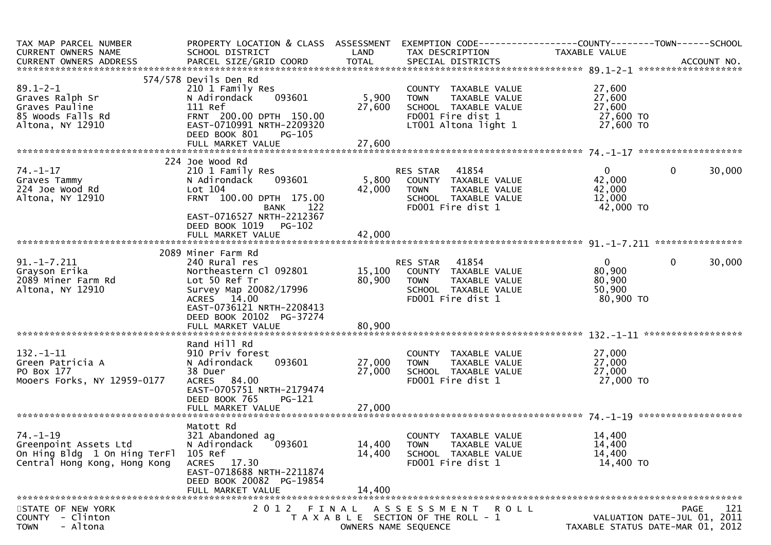| TAX MAP PARCEL NUMBER<br>CURRENT OWNERS NAME<br>CURRENT OWNERS ADDRESS | PROPERTY LOCATION & CLASS<br>SCHOOL DISTRICT<br>PARCEL SIZE/GRID COORD | ASSESSMENT<br>LAND<br>TOTAL | EXEMPTION CODE<br>TAX DESCRIPTION<br>SPECIAL DISTRICTS | COUNTY<br>TAXABLE VALUE | TOWN | SCHOOL<br>ACCOUNT NO. |
|---|---|---|---|---|---|---|
| **89.1-2-1** | 574/578 Devils Den Rd | | | | | |
| 89.1-2-1 | 210 1 Family Res | | COUNTY TAXABLE VALUE | 27,600 | | |
| Graves Ralph Sr | N Adirondack 093601 | 5,900 | TOWN TAXABLE VALUE | 27,600 | | |
| Graves Pauline | 111 Ref | 27,600 | SCHOOL TAXABLE VALUE | 27,600 | | |
| 85 Woods Falls Rd | FRNT 200.00 DPTH 150.00 | | FD001 Fire dist 1 | 27,600 TO | | |
| Altona, NY 12910 | EAST-0710991 NRTH-2209320 | | LT001 Altona light 1 | 27,600 TO | | |
| | DEED BOOK 801 PG-105 | | | | | |
| | FULL MARKET VALUE | 27,600 | | | | |
| **74.-1-17** | 224 Joe Wood Rd | | | | | |
| 74.-1-17 | 210 1 Family Res | | RES STAR 41854 | 0 | 0 | 30,000 |
| Graves Tammy | N Adirondack 093601 | 5,800 | COUNTY TAXABLE VALUE | 42,000 | | |
| 224 Joe Wood Rd | Lot 104 | 42,000 | TOWN TAXABLE VALUE | 42,000 | | |
| Altona, NY 12910 | FRNT 100.00 DPTH 175.00 | | SCHOOL TAXABLE VALUE | 12,000 | | |
| | BANK 122 | | FD001 Fire dist 1 | 42,000 TO | | |
| | EAST-0716527 NRTH-2212367 | | | | | |
| | DEED BOOK 1019 PG-102 | | | | | |
| | FULL MARKET VALUE | 42,000 | | | | |
| **91.-1-7.211** | 2089 Miner Farm Rd | | | | | |
| 91.-1-7.211 | 240 Rural res | | RES STAR 41854 | 0 | 0 | 30,000 |
| Grayson Erika | Northeastern Cl 092801 | 15,100 | COUNTY TAXABLE VALUE | 80,900 | | |
| 2089 Miner Farm Rd | Lot 50 Ref Tr | 80,900 | TOWN TAXABLE VALUE | 80,900 | | |
| Altona, NY 12910 | Survey Map 20082/17996 | | SCHOOL TAXABLE VALUE | 50,900 | | |
| | ACRES 14.00 | | FD001 Fire dist 1 | 80,900 TO | | |
| | EAST-0736121 NRTH-2208413 | | | | | |
| | DEED BOOK 20102 PG-37274 | | | | | |
| | FULL MARKET VALUE | 80,900 | | | | |
| **132.-1-11** | Rand Hill Rd | | | | | |
| 132.-1-11 | 910 Priv forest | | COUNTY TAXABLE VALUE | 27,000 | | |
| Green Patricia A | N Adirondack 093601 | 27,000 | TOWN TAXABLE VALUE | 27,000 | | |
| PO Box 177 | 38 Duer | 27,000 | SCHOOL TAXABLE VALUE | 27,000 | | |
| Mooers Forks, NY 12959-0177 | ACRES 84.00 | | FD001 Fire dist 1 | 27,000 TO | | |
| | EAST-0705751 NRTH-2179474 | | | | | |
| | DEED BOOK 765 PG-121 | | | | | |
| | FULL MARKET VALUE | 27,000 | | | | |
| **74.-1-19** | Matott Rd | | | | | |
| 74.-1-19 | 321 Abandoned ag | | COUNTY TAXABLE VALUE | 14,400 | | |
| Greenpoint Assets Ltd | N Adirondack 093601 | 14,400 | TOWN TAXABLE VALUE | 14,400 | | |
| On Hing Bldg 1 On Hing TerFl | 105 Ref | 14,400 | SCHOOL TAXABLE VALUE | 14,400 | | |
| Central Hong Kong, Hong Kong | ACRES 17.30 | | FD001 Fire dist 1 | 14,400 TO | | |
| | EAST-0718688 NRTH-2211874 | | | | | |
| | DEED BOOK 20082 PG-19854 | | | | | |
| | FULL MARKET VALUE | 14,400 | | | | |

STATE OF NEW YORK — COUNTY - Clinton — TOWN - Altona

2012 FINAL ASSESSMENT ROLL — TAXABLE SECTION OF THE ROLL - 1 — OWNERS NAME SEQUENCE

VALUATION DATE-JUL 01, 2011 — TAXABLE STATUS DATE-MAR 01, 2012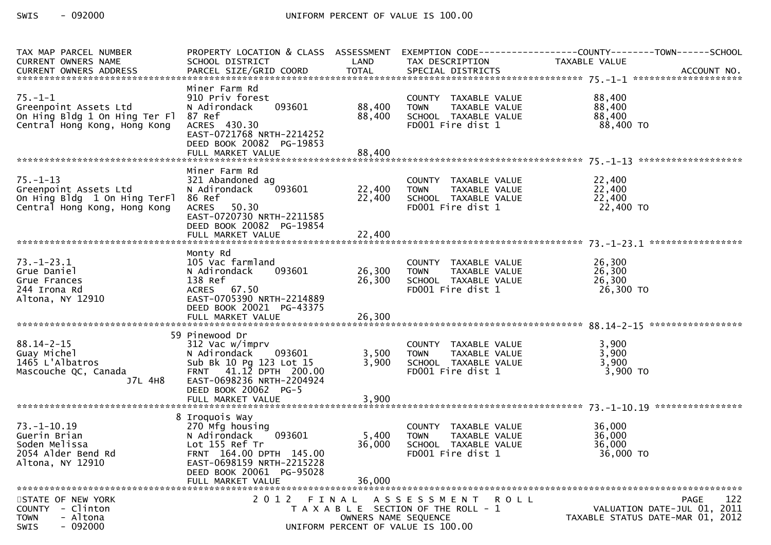| TAX MAP PARCEL NUMBER<br>CURRENT OWNERS NAME<br>CURRENT OWNERS ADDRESS | PROPERTY LOCATION & CLASS<br>SCHOOL DISTRICT<br>PARCEL SIZE/GRID COORD | ASSESSMENT<br>LAND<br>TOTAL | EXEMPTION CODE<br>TAX DESCRIPTION<br>SPECIAL DISTRICTS | COUNTY--------TOWN------SCHOOL<br>TAXABLE VALUE | ACCOUNT NO. |
|---|---|---|---|---|---|
| **75.-1-1** | | | | | |
| | Miner Farm Rd | | | | |
| 75.-1-1 | 910 Priv forest | | COUNTY TAXABLE VALUE | 88,400 | |
| Greenpoint Assets Ltd | N Adirondack 093601 | 88,400 | TOWN TAXABLE VALUE | 88,400 | |
| On Hing Bldg 1 On Hing Ter Fl | 87 Ref | 88,400 | SCHOOL TAXABLE VALUE | 88,400 | |
| Central Hong Kong, Hong Kong | ACRES 430.30 | | FD001 Fire dist 1 | 88,400 TO | |
| | EAST-0721768 NRTH-2214252 | | | | |
| | DEED BOOK 20082 PG-19853 | | | | |
| | FULL MARKET VALUE | 88,400 | | | |
| **75.-1-13** | | | | | |
| | Miner Farm Rd | | | | |
| 75.-1-13 | 321 Abandoned ag | | COUNTY TAXABLE VALUE | 22,400 | |
| Greenpoint Assets Ltd | N Adirondack 093601 | 22,400 | TOWN TAXABLE VALUE | 22,400 | |
| On Hing Bldg 1 On Hing TerFl | 86 Ref | 22,400 | SCHOOL TAXABLE VALUE | 22,400 | |
| Central Hong Kong, Hong Kong | ACRES 50.30 | | FD001 Fire dist 1 | 22,400 TO | |
| | EAST-0720730 NRTH-2211585 | | | | |
| | DEED BOOK 20082 PG-19854 | | | | |
| | FULL MARKET VALUE | 22,400 | | | |
| **73.-1-23.1** | | | | | |
| | Monty Rd | | | | |
| 73.-1-23.1 | 105 Vac farmland | | COUNTY TAXABLE VALUE | 26,300 | |
| Grue Daniel | N Adirondack 093601 | 26,300 | TOWN TAXABLE VALUE | 26,300 | |
| Grue Frances | 138 Ref | 26,300 | SCHOOL TAXABLE VALUE | 26,300 | |
| 244 Irona Rd | ACRES 67.50 | | FD001 Fire dist 1 | 26,300 TO | |
| Altona, NY 12910 | EAST-0705390 NRTH-2214889 | | | | |
| | DEED BOOK 20021 PG-43375 | | | | |
| | FULL MARKET VALUE | 26,300 | | | |
| **88.14-2-15** | | | | | |
| | 59 Pinewood Dr | | | | |
| 88.14-2-15 | 312 Vac w/imprv | | COUNTY TAXABLE VALUE | 3,900 | |
| Guay Michel | N Adirondack 093601 | 3,500 | TOWN TAXABLE VALUE | 3,900 | |
| 1465 L'Albatros | Sub Bk 10 Pg 123 Lot 15 | 3,900 | SCHOOL TAXABLE VALUE | 3,900 | |
| Mascouche QC, Canada | FRNT 41.12 DPTH 200.00 | | FD001 Fire dist 1 | 3,900 TO | |
| J7L 4H8 | EAST-0698236 NRTH-2204924 | | | | |
| | DEED BOOK 20062 PG-5 | | | | |
| | FULL MARKET VALUE | 3,900 | | | |
| **73.-1-10.19** | | | | | |
| | 8 Iroquois Way | | | | |
| 73.-1-10.19 | 270 Mfg housing | | COUNTY TAXABLE VALUE | 36,000 | |
| Guerin Brian | N Adirondack 093601 | 5,400 | TOWN TAXABLE VALUE | 36,000 | |
| Soden Melissa | Lot 155 Ref Tr | 36,000 | SCHOOL TAXABLE VALUE | 36,000 | |
| 2054 Alder Bend Rd | FRNT 164.00 DPTH 145.00 | | FD001 Fire dist 1 | 36,000 TO | |
| Altona, NY 12910 | EAST-0698159 NRTH-2215228 | | | | |
| | DEED BOOK 20061 PG-95028 | | | | |
| | FULL MARKET VALUE | 36,000 | | | |

STATE OF NEW YORK
COUNTY - Clinton
TOWN - Altona
SWIS - 092000

2 0 1 2 F I N A L A S S E S S M E N T R O L L
T A X A B L E SECTION OF THE ROLL - 1
OWNERS NAME SEQUENCE
UNIFORM PERCENT OF VALUE IS 100.00

PAGE 122
VALUATION DATE-JUL 01, 2011
TAXABLE STATUS DATE-MAR 01, 2012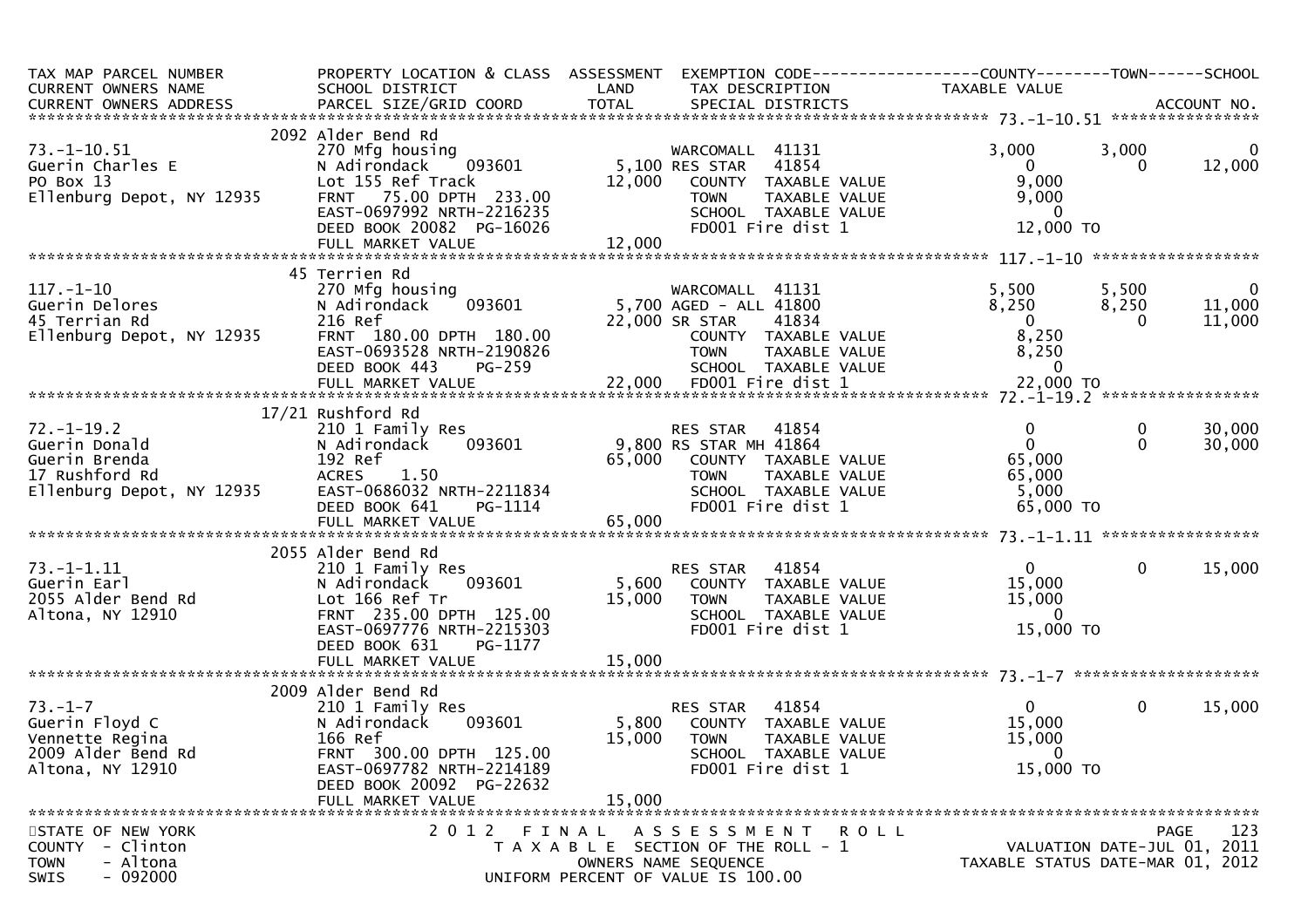| TAX MAP PARCEL NUMBER<br>CURRENT OWNERS NAME<br>CURRENT OWNERS ADDRESS | PROPERTY LOCATION & CLASS<br>SCHOOL DISTRICT<br>PARCEL SIZE/GRID COORD | ASSESSMENT<br>LAND<br>TOTAL | EXEMPTION CODE<br>TAX DESCRIPTION<br>SPECIAL DISTRICTS | COUNTY<br>TAXABLE VALUE | TOWN | SCHOOL<br>ACCOUNT NO. |
|---|---|---|---|---|---|---|
| **73.-1-10.51** | | | | | | |
| | 2092 Alder Bend Rd | | | | | |
| 73.-1-10.51 | 270 Mfg housing | | WARCOMALL 41131 | 3,000 | 3,000 | 0 |
| Guerin Charles E | N Adirondack 093601 | 5,100 | RES STAR 41854 | 0 | 0 | 12,000 |
| PO Box 13 | Lot 155 Ref Track | 12,000 | COUNTY TAXABLE VALUE | 9,000 | | |
| Ellenburg Depot, NY 12935 | FRNT 75.00 DPTH 233.00 | | TOWN TAXABLE VALUE | 9,000 | | |
| | EAST-0697992 NRTH-2216235 | | SCHOOL TAXABLE VALUE | 0 | | |
| | DEED BOOK 20082 PG-16026 | | FD001 Fire dist 1 | 12,000 TO | | |
| | FULL MARKET VALUE | 12,000 | | | | |
| **117.-1-10** | | | | | | |
| | 45 Terrien Rd | | | | | |
| 117.-1-10 | 270 Mfg housing | | WARCOMALL 41131 | 5,500 | 5,500 | 0 |
| Guerin Delores | N Adirondack 093601 | 5,700 | AGED - ALL 41800 | 8,250 | 8,250 | 11,000 |
| 45 Terrian Rd | 216 Ref | 22,000 | SR STAR 41834 | 0 | 0 | 11,000 |
| Ellenburg Depot, NY 12935 | FRNT 180.00 DPTH 180.00 | | COUNTY TAXABLE VALUE | 8,250 | | |
| | EAST-0693528 NRTH-2190826 | | TOWN TAXABLE VALUE | 8,250 | | |
| | DEED BOOK 443 PG-259 | | SCHOOL TAXABLE VALUE | 0 | | |
| | FULL MARKET VALUE | 22,000 | FD001 Fire dist 1 | 22,000 TO | | |
| **72.-1-19.2** | | | | | | |
| | 17/21 Rushford Rd | | | | | |
| 72.-1-19.2 | 210 1 Family Res | | RES STAR 41854 | 0 | 0 | 30,000 |
| Guerin Donald | N Adirondack 093601 | 9,800 | RS STAR MH 41864 | 0 | 0 | 30,000 |
| Guerin Brenda | 192 Ref | 65,000 | COUNTY TAXABLE VALUE | 65,000 | | |
| 17 Rushford Rd | ACRES 1.50 | | TOWN TAXABLE VALUE | 65,000 | | |
| Ellenburg Depot, NY 12935 | EAST-0686032 NRTH-2211834 | | SCHOOL TAXABLE VALUE | 5,000 | | |
| | DEED BOOK 641 PG-1114 | | FD001 Fire dist 1 | 65,000 TO | | |
| | FULL MARKET VALUE | 65,000 | | | | |
| **73.-1-1.11** | | | | | | |
| | 2055 Alder Bend Rd | | | | | |
| 73.-1-1.11 | 210 1 Family Res | | RES STAR 41854 | 0 | 0 | 15,000 |
| Guerin Earl | N Adirondack 093601 | 5,600 | COUNTY TAXABLE VALUE | 15,000 | | |
| 2055 Alder Bend Rd | Lot 166 Ref Tr | 15,000 | TOWN TAXABLE VALUE | 15,000 | | |
| Altona, NY 12910 | FRNT 235.00 DPTH 125.00 | | SCHOOL TAXABLE VALUE | 0 | | |
| | EAST-0697776 NRTH-2215303 | | FD001 Fire dist 1 | 15,000 TO | | |
| | DEED BOOK 631 PG-1177 | | | | | |
| | FULL MARKET VALUE | 15,000 | | | | |
| **73.-1-7** | | | | | | |
| | 2009 Alder Bend Rd | | | | | |
| 73.-1-7 | 210 1 Family Res | | RES STAR 41854 | 0 | 0 | 15,000 |
| Guerin Floyd C | N Adirondack 093601 | 5,800 | COUNTY TAXABLE VALUE | 15,000 | | |
| Vennette Regina | 166 Ref | 15,000 | TOWN TAXABLE VALUE | 15,000 | | |
| 2009 Alder Bend Rd | FRNT 300.00 DPTH 125.00 | | SCHOOL TAXABLE VALUE | 0 | | |
| Altona, NY 12910 | EAST-0697782 NRTH-2214189 | | FD001 Fire dist 1 | 15,000 TO | | |
| | DEED BOOK 20092 PG-22632 | | | | | |
| | FULL MARKET VALUE | 15,000 | | | | |

STATE OF NEW YORK
COUNTY - Clinton
TOWN - Altona
SWIS - 092000

2012 FINAL ASSESSMENT ROLL
TAXABLE SECTION OF THE ROLL - 1
OWNERS NAME SEQUENCE
UNIFORM PERCENT OF VALUE IS 100.00

VALUATION DATE-JUL 01, 2011
TAXABLE STATUS DATE-MAR 01, 2012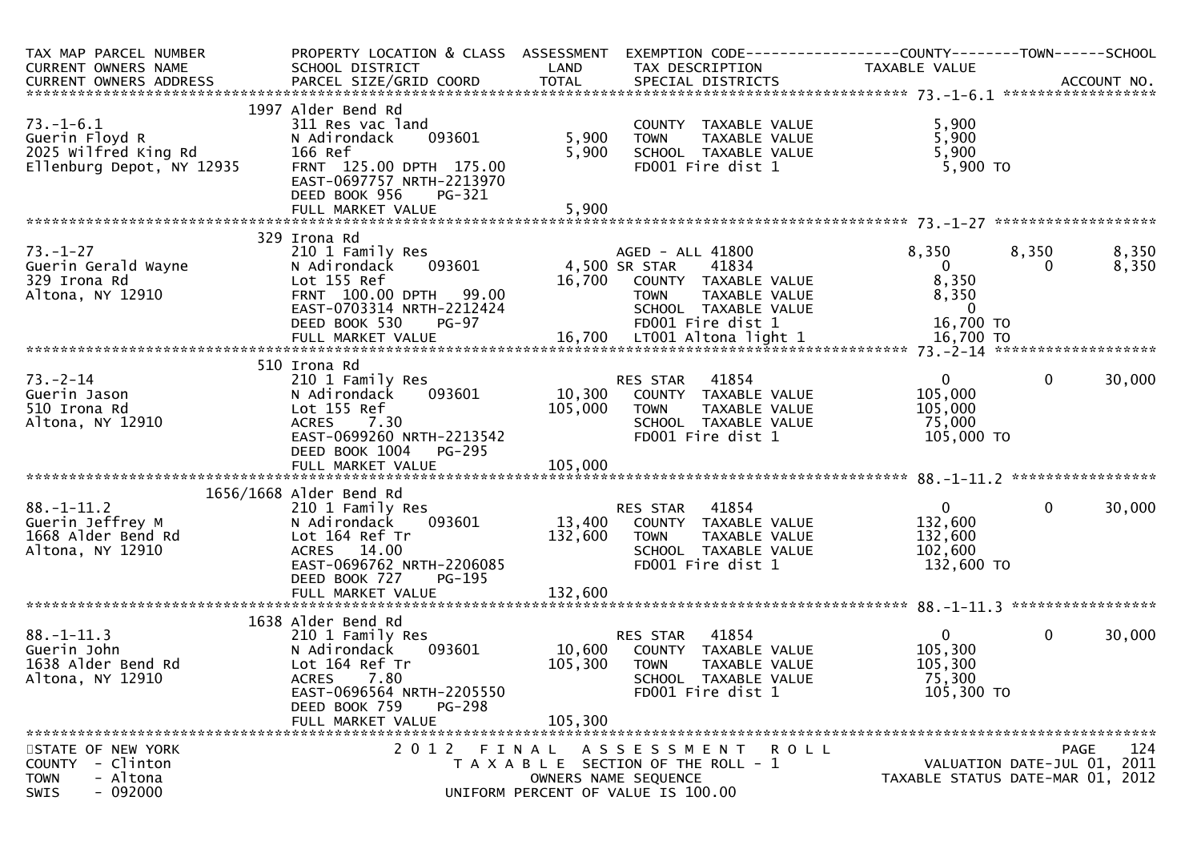| TAX MAP PARCEL NUMBER<br>CURRENT OWNERS NAME<br>CURRENT OWNERS ADDRESS | PROPERTY LOCATION & CLASS<br>SCHOOL DISTRICT<br>PARCEL SIZE/GRID COORD | ASSESSMENT<br>LAND<br>TOTAL | EXEMPTION CODE<br>TAX DESCRIPTION<br>SPECIAL DISTRICTS | COUNTY<br>TAXABLE VALUE | TOWN | SCHOOL<br>ACCOUNT NO. |
|---|---|---|---|---|---|---|
| **73.-1-6.1** | 1997 Alder Bend Rd | | | | | |
| 73.-1-6.1 | 311 Res vac land | | COUNTY TAXABLE VALUE | 5,900 | | |
| Guerin Floyd R | N Adirondack 093601 | 5,900 | TOWN TAXABLE VALUE | 5,900 | | |
| 2025 Wilfred King Rd | 166 Ref | 5,900 | SCHOOL TAXABLE VALUE | 5,900 | | |
| Ellenburg Depot, NY 12935 | FRNT 125.00 DPTH 175.00 | | FD001 Fire dist 1 | 5,900 TO | | |
| | EAST-0697757 NRTH-2213970 | | | | | |
| | DEED BOOK 956 PG-321 | | | | | |
| | FULL MARKET VALUE | 5,900 | | | | |
| **73.-1-27** | 329 Irona Rd | | | | | |
| 73.-1-27 | 210 1 Family Res | | AGED - ALL 41800 | 8,350 | 8,350 | 8,350 |
| Guerin Gerald Wayne | N Adirondack 093601 | 4,500 | SR STAR 41834 | 0 | 0 | 8,350 |
| 329 Irona Rd | Lot 155 Ref | 16,700 | COUNTY TAXABLE VALUE | 8,350 | | |
| Altona, NY 12910 | FRNT 100.00 DPTH 99.00 | | TOWN TAXABLE VALUE | 8,350 | | |
| | EAST-0703314 NRTH-2212424 | | SCHOOL TAXABLE VALUE | 0 | | |
| | DEED BOOK 530 PG-97 | | FD001 Fire dist 1 | 16,700 TO | | |
| | FULL MARKET VALUE | 16,700 | LT001 Altona light 1 | 16,700 TO | | |
| **73.-2-14** | 510 Irona Rd | | | | | |
| 73.-2-14 | 210 1 Family Res | | RES STAR 41854 | 0 | 0 | 30,000 |
| Guerin Jason | N Adirondack 093601 | 10,300 | COUNTY TAXABLE VALUE | 105,000 | | |
| 510 Irona Rd | Lot 155 Ref | 105,000 | TOWN TAXABLE VALUE | 105,000 | | |
| Altona, NY 12910 | ACRES 7.30 | | SCHOOL TAXABLE VALUE | 75,000 | | |
| | EAST-0699260 NRTH-2213542 | | FD001 Fire dist 1 | 105,000 TO | | |
| | DEED BOOK 1004 PG-295 | | | | | |
| | FULL MARKET VALUE | 105,000 | | | | |
| **88.-1-11.2** | 1656/1668 Alder Bend Rd | | | | | |
| 88.-1-11.2 | 210 1 Family Res | | RES STAR 41854 | 0 | 0 | 30,000 |
| Guerin Jeffrey M | N Adirondack 093601 | 13,400 | COUNTY TAXABLE VALUE | 132,600 | | |
| 1668 Alder Bend Rd | Lot 164 Ref Tr | 132,600 | TOWN TAXABLE VALUE | 132,600 | | |
| Altona, NY 12910 | ACRES 14.00 | | SCHOOL TAXABLE VALUE | 102,600 | | |
| | EAST-0696762 NRTH-2206085 | | FD001 Fire dist 1 | 132,600 TO | | |
| | DEED BOOK 727 PG-195 | | | | | |
| | FULL MARKET VALUE | 132,600 | | | | |
| **88.-1-11.3** | 1638 Alder Bend Rd | | | | | |
| 88.-1-11.3 | 210 1 Family Res | | RES STAR 41854 | 0 | 0 | 30,000 |
| Guerin John | N Adirondack 093601 | 10,600 | COUNTY TAXABLE VALUE | 105,300 | | |
| 1638 Alder Bend Rd | Lot 164 Ref Tr | 105,300 | TOWN TAXABLE VALUE | 105,300 | | |
| Altona, NY 12910 | ACRES 7.80 | | SCHOOL TAXABLE VALUE | 75,300 | | |
| | EAST-0696564 NRTH-2205550 | | FD001 Fire dist 1 | 105,300 TO | | |
| | DEED BOOK 759 PG-298 | | | | | |
| | FULL MARKET VALUE | 105,300 | | | | |

STATE OF NEW YORK
COUNTY - Clinton
TOWN - Altona
SWIS - 092000

2012 FINAL ASSESSMENT ROLL
TAXABLE SECTION OF THE ROLL - 1
OWNERS NAME SEQUENCE
UNIFORM PERCENT OF VALUE IS 100.00

VALUATION DATE-JUL 01, 2011
TAXABLE STATUS DATE-MAR 01, 2012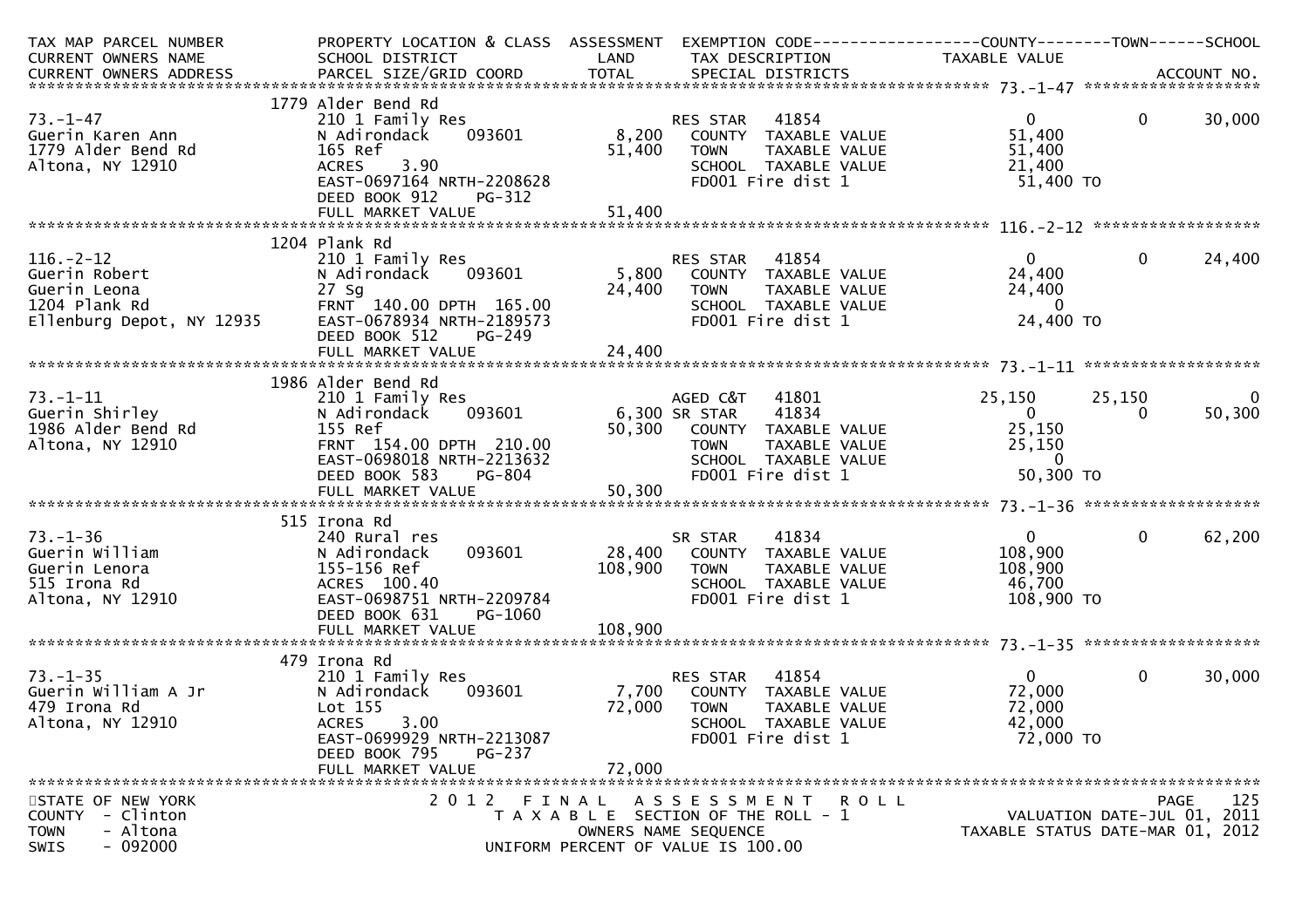| TAX MAP PARCEL NUMBER<br>CURRENT OWNERS NAME<br>CURRENT OWNERS ADDRESS | PROPERTY LOCATION & CLASS<br>SCHOOL DISTRICT<br>PARCEL SIZE/GRID COORD | ASSESSMENT<br>LAND<br>TOTAL | EXEMPTION CODE<br>TAX DESCRIPTION<br>SPECIAL DISTRICTS | COUNTY<br>TAXABLE VALUE | TOWN | SCHOOL<br>ACCOUNT NO. |
|---|---|---|---|---|---|---|
| **73.-1-47** | 1779 Alder Bend Rd | | | | | |
| 73.-1-47 | 210 1 Family Res | | RES STAR 41854 | 0 | 0 | 30,000 |
| Guerin Karen Ann | N Adirondack 093601 | 8,200 | COUNTY TAXABLE VALUE | 51,400 | | |
| 1779 Alder Bend Rd | 165 Ref | 51,400 | TOWN TAXABLE VALUE | 51,400 | | |
| Altona, NY 12910 | ACRES 3.90 | | SCHOOL TAXABLE VALUE | 21,400 | | |
| | EAST-0697164 NRTH-2208628 | | FD001 Fire dist 1 | 51,400 TO | | |
| | DEED BOOK 912 PG-312 | | | | | |
| | FULL MARKET VALUE | 51,400 | | | | |
| **116.-2-12** | 1204 Plank Rd | | | | | |
| 116.-2-12 | 210 1 Family Res | | RES STAR 41854 | 0 | 0 | 24,400 |
| Guerin Robert | N Adirondack 093601 | 5,800 | COUNTY TAXABLE VALUE | 24,400 | | |
| Guerin Leona | 27 Sg | 24,400 | TOWN TAXABLE VALUE | 24,400 | | |
| 1204 Plank Rd | FRNT 140.00 DPTH 165.00 | | SCHOOL TAXABLE VALUE | 0 | | |
| Ellenburg Depot, NY 12935 | EAST-0678934 NRTH-2189573 | | FD001 Fire dist 1 | 24,400 TO | | |
| | DEED BOOK 512 PG-249 | | | | | |
| | FULL MARKET VALUE | 24,400 | | | | |
| **73.-1-11** | 1986 Alder Bend Rd | | | | | |
| 73.-1-11 | 210 1 Family Res | | AGED C&T 41801 | 25,150 | 25,150 | 0 |
| Guerin Shirley | N Adirondack 093601 | 6,300 | SR STAR 41834 | 0 | 0 | 50,300 |
| 1986 Alder Bend Rd | 155 Ref | 50,300 | COUNTY TAXABLE VALUE | 25,150 | | |
| Altona, NY 12910 | FRNT 154.00 DPTH 210.00 | | TOWN TAXABLE VALUE | 25,150 | | |
| | EAST-0698018 NRTH-2213632 | | SCHOOL TAXABLE VALUE | 0 | | |
| | DEED BOOK 583 PG-804 | | FD001 Fire dist 1 | 50,300 TO | | |
| | FULL MARKET VALUE | 50,300 | | | | |
| **73.-1-36** | 515 Irona Rd | | | | | |
| 73.-1-36 | 240 Rural res | | SR STAR 41834 | 0 | 0 | 62,200 |
| Guerin William | N Adirondack 093601 | 28,400 | COUNTY TAXABLE VALUE | 108,900 | | |
| Guerin Lenora | 155-156 Ref | 108,900 | TOWN TAXABLE VALUE | 108,900 | | |
| 515 Irona Rd | ACRES 100.40 | | SCHOOL TAXABLE VALUE | 46,700 | | |
| Altona, NY 12910 | EAST-0698751 NRTH-2209784 | | FD001 Fire dist 1 | 108,900 TO | | |
| | DEED BOOK 631 PG-1060 | | | | | |
| | FULL MARKET VALUE | 108,900 | | | | |
| **73.-1-35** | 479 Irona Rd | | | | | |
| 73.-1-35 | 210 1 Family Res | | RES STAR 41854 | 0 | 0 | 30,000 |
| Guerin William A Jr | N Adirondack 093601 | 7,700 | COUNTY TAXABLE VALUE | 72,000 | | |
| 479 Irona Rd | Lot 155 | 72,000 | TOWN TAXABLE VALUE | 72,000 | | |
| Altona, NY 12910 | ACRES 3.00 | | SCHOOL TAXABLE VALUE | 42,000 | | |
| | EAST-0699929 NRTH-2213087 | | FD001 Fire dist 1 | 72,000 TO | | |
| | DEED BOOK 795 PG-237 | | | | | |
| | FULL MARKET VALUE | 72,000 | | | | |

STATE OF NEW YORK
COUNTY - Clinton
TOWN - Altona
SWIS - 092000

2012 FINAL ASSESSMENT ROLL
TAXABLE SECTION OF THE ROLL - 1
OWNERS NAME SEQUENCE
UNIFORM PERCENT OF VALUE IS 100.00

VALUATION DATE-JUL 01, 2011
TAXABLE STATUS DATE-MAR 01, 2012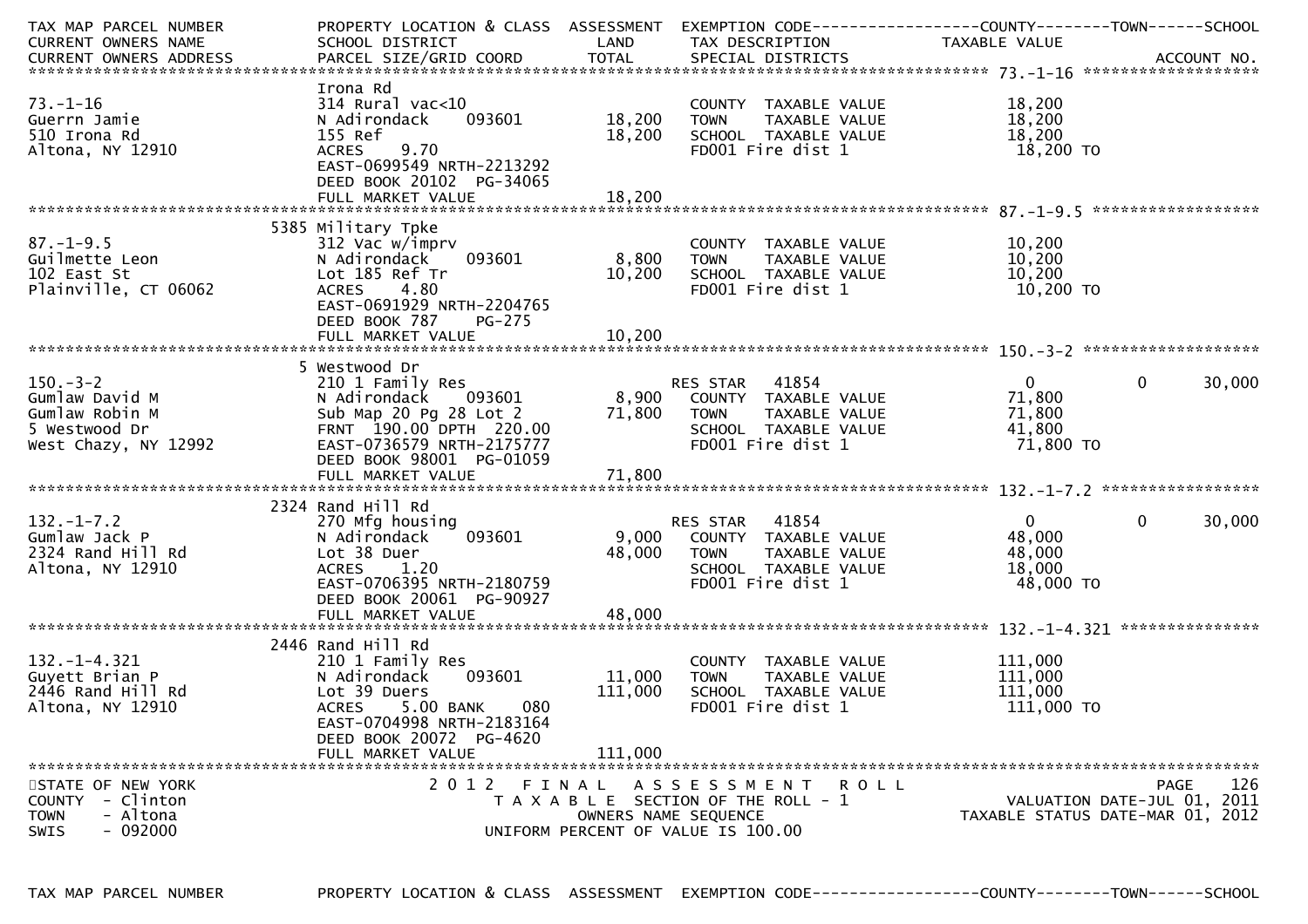| TAX MAP PARCEL NUMBER<br>CURRENT OWNERS NAME<br>CURRENT OWNERS ADDRESS | PROPERTY LOCATION & CLASS<br>SCHOOL DISTRICT<br>PARCEL SIZE/GRID COORD | ASSESSMENT<br>LAND<br>TOTAL | EXEMPTION CODE<br>TAX DESCRIPTION<br>SPECIAL DISTRICTS | COUNTY<br>TAXABLE VALUE | TOWN | SCHOOL<br>ACCOUNT NO. |
|---|---|---|---|---|---|---|
| **73.-1-16** | | | | | | |
| 73.-1-16 | Irona Rd | | | | | |
| Guerrn Jamie | 314 Rural vac<10 | | COUNTY TAXABLE VALUE | 18,200 | | |
| 510 Irona Rd | N Adirondack 093601 | 18,200 | TOWN TAXABLE VALUE | 18,200 | | |
| Altona, NY 12910 | 155 Ref | 18,200 | SCHOOL TAXABLE VALUE | 18,200 | | |
| | ACRES 9.70 | | FD001 Fire dist 1 | 18,200 TO | | |
| | EAST-0699549 NRTH-2213292 | | | | | |
| | DEED BOOK 20102 PG-34065 | | | | | |
| | FULL MARKET VALUE | 18,200 | | | | |
| **87.-1-9.5** | | | | | | |
| 87.-1-9.5 | 5385 Military Tpke | | | | | |
| Guilmette Leon | 312 Vac w/imprv | | COUNTY TAXABLE VALUE | 10,200 | | |
| 102 East St | N Adirondack 093601 | 8,800 | TOWN TAXABLE VALUE | 10,200 | | |
| Plainville, CT 06062 | Lot 185 Ref Tr | 10,200 | SCHOOL TAXABLE VALUE | 10,200 | | |
| | ACRES 4.80 | | FD001 Fire dist 1 | 10,200 TO | | |
| | EAST-0691929 NRTH-2204765 | | | | | |
| | DEED BOOK 787 PG-275 | | | | | |
| | FULL MARKET VALUE | 10,200 | | | | |
| **150.-3-2** | | | | | | |
| 150.-3-2 | 5 Westwood Dr | | | | | |
| Gumlaw David M | 210 1 Family Res | | RES STAR 41854 | 0 | 0 | 30,000 |
| Gumlaw Robin M | N Adirondack 093601 | 8,900 | COUNTY TAXABLE VALUE | 71,800 | | |
| 5 Westwood Dr | Sub Map 20 Pg 28 Lot 2 | 71,800 | TOWN TAXABLE VALUE | 71,800 | | |
| West Chazy, NY 12992 | FRNT 190.00 DPTH 220.00 | | SCHOOL TAXABLE VALUE | 41,800 | | |
| | EAST-0736579 NRTH-2175777 | | FD001 Fire dist 1 | 71,800 TO | | |
| | DEED BOOK 98001 PG-01059 | | | | | |
| | FULL MARKET VALUE | 71,800 | | | | |
| **132.-1-7.2** | | | | | | |
| 132.-1-7.2 | 2324 Rand Hill Rd | | | | | |
| Gumlaw Jack P | 270 Mfg housing | | RES STAR 41854 | 0 | 0 | 30,000 |
| 2324 Rand Hill Rd | N Adirondack 093601 | 9,000 | COUNTY TAXABLE VALUE | 48,000 | | |
| Altona, NY 12910 | Lot 38 Duer | 48,000 | TOWN TAXABLE VALUE | 48,000 | | |
| | ACRES 1.20 | | SCHOOL TAXABLE VALUE | 18,000 | | |
| | EAST-0706395 NRTH-2180759 | | FD001 Fire dist 1 | 48,000 TO | | |
| | DEED BOOK 20061 PG-90927 | | | | | |
| | FULL MARKET VALUE | 48,000 | | | | |
| **132.-1-4.321** | | | | | | |
| 132.-1-4.321 | 2446 Rand Hill Rd | | | | | |
| Guyett Brian P | 210 1 Family Res | | COUNTY TAXABLE VALUE | 111,000 | | |
| 2446 Rand Hill Rd | N Adirondack 093601 | 11,000 | TOWN TAXABLE VALUE | 111,000 | | |
| Altona, NY 12910 | Lot 39 Duers | 111,000 | SCHOOL TAXABLE VALUE | 111,000 | | |
| | ACRES 5.00 BANK 080 | | FD001 Fire dist 1 | 111,000 TO | | |
| | EAST-0704998 NRTH-2183164 | | | | | |
| | DEED BOOK 20072 PG-4620 | | | | | |
| | FULL MARKET VALUE | 111,000 | | | | |

STATE OF NEW YORK
COUNTY - Clinton
TOWN - Altona
SWIS - 092000

2 0 1 2 F I N A L A S S E S S M E N T R O L L
T A X A B L E SECTION OF THE ROLL - 1
OWNERS NAME SEQUENCE
UNIFORM PERCENT OF VALUE IS 100.00

VALUATION DATE-JUL 01, 2011
TAXABLE STATUS DATE-MAR 01, 2012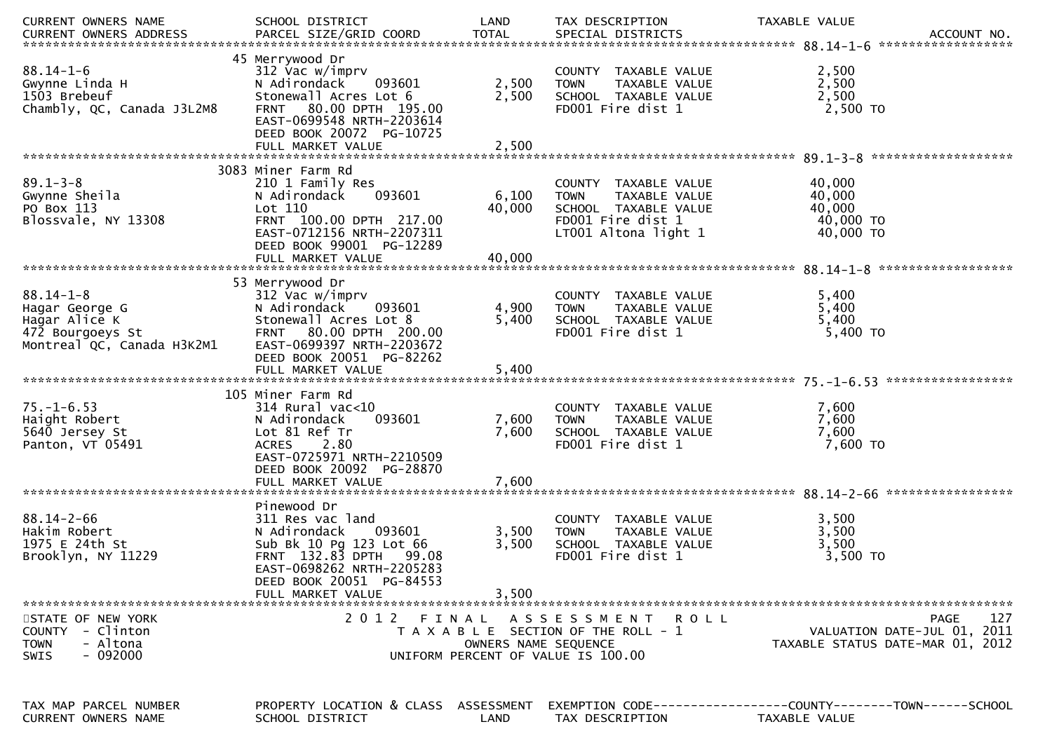| CURRENT OWNERS NAME | SCHOOL DISTRICT | LAND | TAX DESCRIPTION | TAXABLE VALUE |
|---|---|---|---|---|
| CURRENT OWNERS ADDRESS | PARCEL SIZE/GRID COORD | TOTAL | SPECIAL DISTRICTS | ACCOUNT NO. |

**88.14-1-6**

| | | | | |
|---|---|---|---|---|
| | 45 Merrywood Dr | | | |
| 88.14-1-6 | 312 Vac w/imprv | | COUNTY TAXABLE VALUE | 2,500 |
| Gwynne Linda H | N Adirondack 093601 | 2,500 | TOWN TAXABLE VALUE | 2,500 |
| 1503 Brebeuf | Stonewall Acres Lot 6 | 2,500 | SCHOOL TAXABLE VALUE | 2,500 |
| Chambly, QC, Canada J3L2M8 | FRNT 80.00 DPTH 195.00 | | FD001 Fire dist 1 | 2,500 TO |
| | EAST-0699548 NRTH-2203614 | | | |
| | DEED BOOK 20072 PG-10725 | | | |
| | FULL MARKET VALUE | 2,500 | | |

**89.1-3-8**

| | | | | |
|---|---|---|---|---|
| | 3083 Miner Farm Rd | | | |
| 89.1-3-8 | 210 1 Family Res | | COUNTY TAXABLE VALUE | 40,000 |
| Gwynne Sheila | N Adirondack 093601 | 6,100 | TOWN TAXABLE VALUE | 40,000 |
| PO Box 113 | Lot 110 | 40,000 | SCHOOL TAXABLE VALUE | 40,000 |
| Blossvale, NY 13308 | FRNT 100.00 DPTH 217.00 | | FD001 Fire dist 1 | 40,000 TO |
| | EAST-0712156 NRTH-2207311 | | LT001 Altona light 1 | 40,000 TO |
| | DEED BOOK 99001 PG-12289 | | | |
| | FULL MARKET VALUE | 40,000 | | |

**88.14-1-8**

| | | | | |
|---|---|---|---|---|
| | 53 Merrywood Dr | | | |
| 88.14-1-8 | 312 Vac w/imprv | | COUNTY TAXABLE VALUE | 5,400 |
| Hagar George G | N Adirondack 093601 | 4,900 | TOWN TAXABLE VALUE | 5,400 |
| Hagar Alice K | Stonewall Acres Lot 8 | 5,400 | SCHOOL TAXABLE VALUE | 5,400 |
| 472 Bourgoeys St | FRNT 80.00 DPTH 200.00 | | FD001 Fire dist 1 | 5,400 TO |
| Montreal QC, Canada H3K2M1 | EAST-0699397 NRTH-2203672 | | | |
| | DEED BOOK 20051 PG-82262 | | | |
| | FULL MARKET VALUE | 5,400 | | |

**75.-1-6.53**

| | | | | |
|---|---|---|---|---|
| | 105 Miner Farm Rd | | | |
| 75.-1-6.53 | 314 Rural vac<10 | | COUNTY TAXABLE VALUE | 7,600 |
| Haight Robert | N Adirondack 093601 | 7,600 | TOWN TAXABLE VALUE | 7,600 |
| 5640 Jersey St | Lot 81 Ref Tr | 7,600 | SCHOOL TAXABLE VALUE | 7,600 |
| Panton, VT 05491 | ACRES 2.80 | | FD001 Fire dist 1 | 7,600 TO |
| | EAST-0725971 NRTH-2210509 | | | |
| | DEED BOOK 20092 PG-28870 | | | |
| | FULL MARKET VALUE | 7,600 | | |

**88.14-2-66**

| | | | | |
|---|---|---|---|---|
| | Pinewood Dr | | | |
| 88.14-2-66 | 311 Res vac land | | COUNTY TAXABLE VALUE | 3,500 |
| Hakim Robert | N Adirondack 093601 | 3,500 | TOWN TAXABLE VALUE | 3,500 |
| 1975 E 24th St | Sub Bk 10 Pg 123 Lot 66 | 3,500 | SCHOOL TAXABLE VALUE | 3,500 |
| Brooklyn, NY 11229 | FRNT 132.83 DPTH 99.08 | | FD001 Fire dist 1 | 3,500 TO |
| | EAST-0698262 NRTH-2205283 | | | |
| | DEED BOOK 20051 PG-84553 | | | |
| | FULL MARKET VALUE | 3,500 | | |

STATE OF NEW YORK
COUNTY - Clinton
TOWN - Altona
SWIS - 092000

2012 FINAL ASSESSMENT ROLL
TAXABLE SECTION OF THE ROLL - 1
OWNERS NAME SEQUENCE
UNIFORM PERCENT OF VALUE IS 100.00

PAGE 127
VALUATION DATE-JUL 01, 2011
TAXABLE STATUS DATE-MAR 01, 2012

| TAX MAP PARCEL NUMBER | PROPERTY LOCATION & CLASS | ASSESSMENT | EXEMPTION CODE------------------COUNTY--------TOWN------SCHOOL | |
|---|---|---|---|---|
| CURRENT OWNERS NAME | SCHOOL DISTRICT | LAND | TAX DESCRIPTION | TAXABLE VALUE |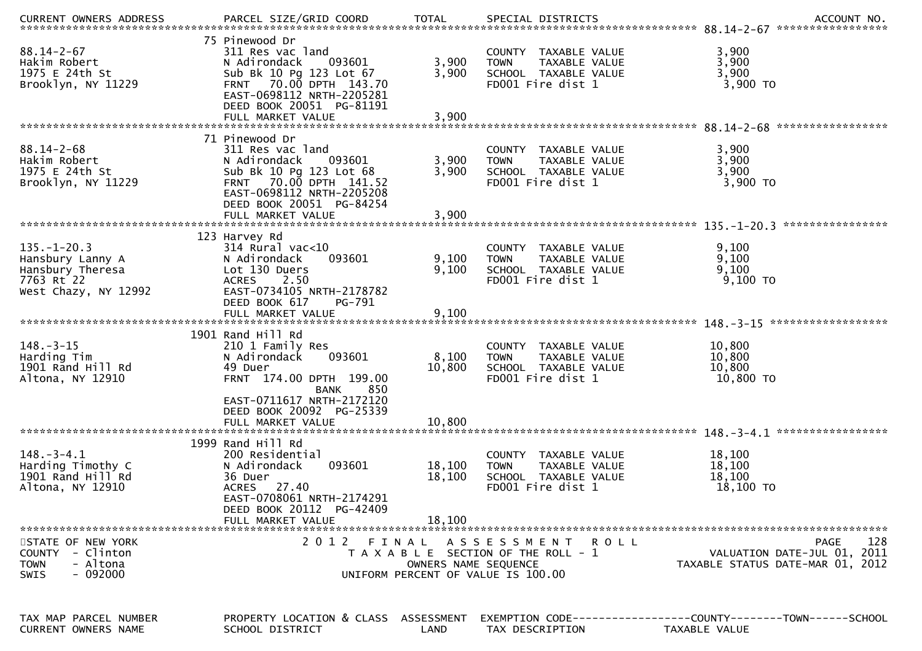| CURRENT OWNERS ADDRESS | PARCEL SIZE/GRID COORD | TOTAL | SPECIAL DISTRICTS | | ACCOUNT NO. |
|---|---|---|---|---|---|
| ****************************** | ****************************** | ********* | ****************************** | ****** 88.14-2-67 | ***************** |
| | 75 Pinewood Dr | | | | |
| 88.14-2-67 | 311 Res vac land | | COUNTY TAXABLE VALUE | 3,900 | |
| Hakim Robert | N Adirondack 093601 | 3,900 | TOWN TAXABLE VALUE | 3,900 | |
| 1975 E 24th St | Sub Bk 10 Pg 123 Lot 67 | 3,900 | SCHOOL TAXABLE VALUE | 3,900 | |
| Brooklyn, NY 11229 | FRNT 70.00 DPTH 143.70 | | FD001 Fire dist 1 | 3,900 TO | |
| | EAST-0698112 NRTH-2205281 | | | | |
| | DEED BOOK 20051 PG-81191 | | | | |
| | FULL MARKET VALUE | 3,900 | | | |
| ****************************** | ****************************** | ********* | ****************************** | ****** 88.14-2-68 | ***************** |
| | 71 Pinewood Dr | | | | |
| 88.14-2-68 | 311 Res vac land | | COUNTY TAXABLE VALUE | 3,900 | |
| Hakim Robert | N Adirondack 093601 | 3,900 | TOWN TAXABLE VALUE | 3,900 | |
| 1975 E 24th St | Sub Bk 10 Pg 123 Lot 68 | 3,900 | SCHOOL TAXABLE VALUE | 3,900 | |
| Brooklyn, NY 11229 | FRNT 70.00 DPTH 141.52 | | FD001 Fire dist 1 | 3,900 TO | |
| | EAST-0698112 NRTH-2205208 | | | | |
| | DEED BOOK 20051 PG-84254 | | | | |
| | FULL MARKET VALUE | 3,900 | | | |
| ****************************** | ****************************** | ********* | ****************************** | ****** 135.-1-20.3 | **************** |
| | 123 Harvey Rd | | | | |
| 135.-1-20.3 | 314 Rural vac<10 | | COUNTY TAXABLE VALUE | 9,100 | |
| Hansbury Lanny A | N Adirondack 093601 | 9,100 | TOWN TAXABLE VALUE | 9,100 | |
| Hansbury Theresa | Lot 130 Duers | 9,100 | SCHOOL TAXABLE VALUE | 9,100 | |
| 7763 Rt 22 | ACRES 2.50 | | FD001 Fire dist 1 | 9,100 TO | |
| West Chazy, NY 12992 | EAST-0734105 NRTH-2178782 | | | | |
| | DEED BOOK 617 PG-791 | | | | |
| | FULL MARKET VALUE | 9,100 | | | |
| ****************************** | ****************************** | ********* | ****************************** | ****** 148.-3-15 | ****************** |
| | 1901 Rand Hill Rd | | | | |
| 148.-3-15 | 210 1 Family Res | | COUNTY TAXABLE VALUE | 10,800 | |
| Harding Tim | N Adirondack 093601 | 8,100 | TOWN TAXABLE VALUE | 10,800 | |
| 1901 Rand Hill Rd | 49 Duer | 10,800 | SCHOOL TAXABLE VALUE | 10,800 | |
| Altona, NY 12910 | FRNT 174.00 DPTH 199.00 | | FD001 Fire dist 1 | 10,800 TO | |
| | BANK 850 | | | | |
| | EAST-0711617 NRTH-2172120 | | | | |
| | DEED BOOK 20092 PG-25339 | | | | |
| | FULL MARKET VALUE | 10,800 | | | |
| ****************************** | ****************************** | ********* | ****************************** | ****** 148.-3-4.1 | ***************** |
| | 1999 Rand Hill Rd | | | | |
| 148.-3-4.1 | 200 Residential | | COUNTY TAXABLE VALUE | 18,100 | |
| Harding Timothy C | N Adirondack 093601 | 18,100 | TOWN TAXABLE VALUE | 18,100 | |
| 1901 Rand Hill Rd | 36 Duer | 18,100 | SCHOOL TAXABLE VALUE | 18,100 | |
| Altona, NY 12910 | ACRES 27.40 | | FD001 Fire dist 1 | 18,100 TO | |
| | EAST-0708061 NRTH-2174291 | | | | |
| | DEED BOOK 20112 PG-42409 | | | | |
| | FULL MARKET VALUE | 18,100 | | | |
| ****************************** | ****************************** | ********* | ****************************** | ****************** | ***************** |

STATE OF NEW YORK
COUNTY - Clinton
TOWN - Altona
SWIS - 092000

2 0 1 2 F I N A L A S S E S S M E N T R O L L
T A X A B L E SECTION OF THE ROLL - 1
OWNERS NAME SEQUENCE
UNIFORM PERCENT OF VALUE IS 100.00

VALUATION DATE-JUL 01, 2011
TAXABLE STATUS DATE-MAR 01, 2012

| TAX MAP PARCEL NUMBER | PROPERTY LOCATION & CLASS | ASSESSMENT | EXEMPTION CODE------------------COUNTY--------TOWN------SCHOOL |
|---|---|---|---|
| CURRENT OWNERS NAME | SCHOOL DISTRICT | LAND | TAX DESCRIPTION TAXABLE VALUE |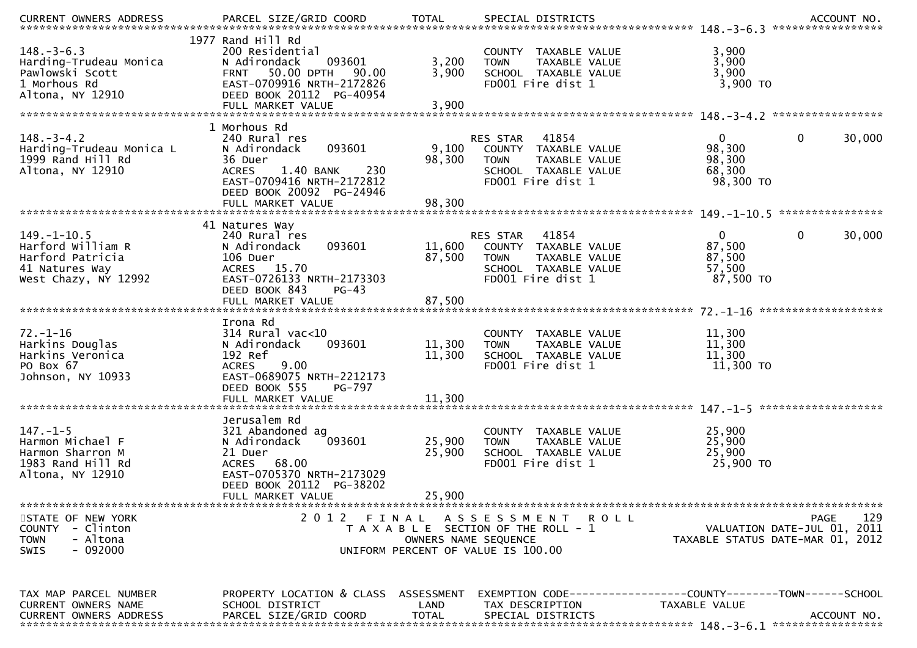| CURRENT OWNERS ADDRESS | PARCEL SIZE/GRID COORD | TOTAL | SPECIAL DISTRICTS | | | | ACCOUNT NO. |
|---|---|---|---|---|---|---|---|
| **148.-3-6.3** | | | | | | | |
| | 1977 Rand Hill Rd | | | | | | |
| 148.-3-6.3 | 200 Residential | | COUNTY TAXABLE VALUE | | 3,900 | | |
| Harding-Trudeau Monica | N Adirondack 093601 | 3,200 | TOWN TAXABLE VALUE | | 3,900 | | |
| Pawlowski Scott | FRNT 50.00 DPTH 90.00 | 3,900 | SCHOOL TAXABLE VALUE | | 3,900 | | |
| 1 Morhous Rd | EAST-0709916 NRTH-2172826 | | FD001 Fire dist 1 | | 3,900 TO | | |
| Altona, NY 12910 | DEED BOOK 20112 PG-40954 | | | | | | |
| | FULL MARKET VALUE | 3,900 | | | | | |
| **148.-3-4.2** | | | | | | | |
| | 1 Morhous Rd | | | | | | |
| 148.-3-4.2 | 240 Rural res | | RES STAR 41854 | | 0 | 0 | 30,000 |
| Harding-Trudeau Monica L | N Adirondack 093601 | 9,100 | COUNTY TAXABLE VALUE | | 98,300 | | |
| 1999 Rand Hill Rd | 36 Duer | 98,300 | TOWN TAXABLE VALUE | | 98,300 | | |
| Altona, NY 12910 | ACRES 1.40 BANK 230 | | SCHOOL TAXABLE VALUE | | 68,300 | | |
| | EAST-0709416 NRTH-2172812 | | FD001 Fire dist 1 | | 98,300 TO | | |
| | DEED BOOK 20092 PG-24946 | | | | | | |
| | FULL MARKET VALUE | 98,300 | | | | | |
| **149.-1-10.5** | | | | | | | |
| | 41 Natures Way | | | | | | |
| 149.-1-10.5 | 240 Rural res | | RES STAR 41854 | | 0 | 0 | 30,000 |
| Harford William R | N Adirondack 093601 | 11,600 | COUNTY TAXABLE VALUE | | 87,500 | | |
| Harford Patricia | 106 Duer | 87,500 | TOWN TAXABLE VALUE | | 87,500 | | |
| 41 Natures Way | ACRES 15.70 | | SCHOOL TAXABLE VALUE | | 57,500 | | |
| West Chazy, NY 12992 | EAST-0726133 NRTH-2173303 | | FD001 Fire dist 1 | | 87,500 TO | | |
| | DEED BOOK 843 PG-43 | | | | | | |
| | FULL MARKET VALUE | 87,500 | | | | | |
| **72.-1-16** | | | | | | | |
| | Irona Rd | | | | | | |
| 72.-1-16 | 314 Rural vac<10 | | COUNTY TAXABLE VALUE | | 11,300 | | |
| Harkins Douglas | N Adirondack 093601 | 11,300 | TOWN TAXABLE VALUE | | 11,300 | | |
| Harkins Veronica | 192 Ref | 11,300 | SCHOOL TAXABLE VALUE | | 11,300 | | |
| PO Box 67 | ACRES 9.00 | | FD001 Fire dist 1 | | 11,300 TO | | |
| Johnson, NY 10933 | EAST-0689075 NRTH-2212173 | | | | | | |
| | DEED BOOK 555 PG-797 | | | | | | |
| | FULL MARKET VALUE | 11,300 | | | | | |
| **147.-1-5** | | | | | | | |
| | Jerusalem Rd | | | | | | |
| 147.-1-5 | 321 Abandoned ag | | COUNTY TAXABLE VALUE | | 25,900 | | |
| Harmon Michael F | N Adirondack 093601 | 25,900 | TOWN TAXABLE VALUE | | 25,900 | | |
| Harmon Sharron M | 21 Duer | 25,900 | SCHOOL TAXABLE VALUE | | 25,900 | | |
| 1983 Rand Hill Rd | ACRES 68.00 | | FD001 Fire dist 1 | | 25,900 TO | | |
| Altona, NY 12910 | EAST-0705370 NRTH-2173029 | | | | | | |
| | DEED BOOK 20112 PG-38202 | | | | | | |
| | FULL MARKET VALUE | 25,900 | | | | | |

STATE OF NEW YORK
COUNTY - Clinton
TOWN - Altona
SWIS - 092000

2012 FINAL ASSESSMENT ROLL
TAXABLE SECTION OF THE ROLL - 1
OWNERS NAME SEQUENCE
UNIFORM PERCENT OF VALUE IS 100.00

VALUATION DATE-JUL 01, 2011
TAXABLE STATUS DATE-MAR 01, 2012

| TAX MAP PARCEL NUMBER | PROPERTY LOCATION & CLASS | ASSESSMENT | EXEMPTION CODE | COUNTY | TOWN | SCHOOL |
|---|---|---|---|---|---|---|
| CURRENT OWNERS NAME | SCHOOL DISTRICT | LAND | TAX DESCRIPTION | TAXABLE VALUE | | |
| CURRENT OWNERS ADDRESS | PARCEL SIZE/GRID COORD | TOTAL | SPECIAL DISTRICTS | | | ACCOUNT NO. |
| **148.-3-6.1** | | | | | | |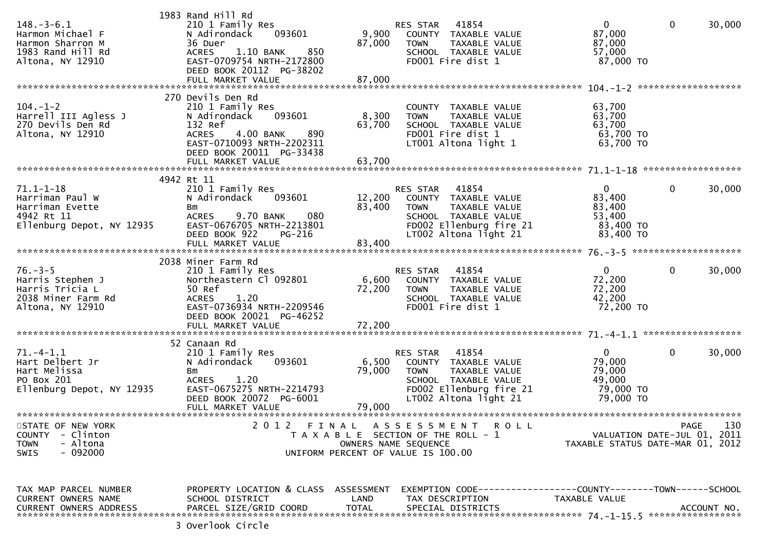| TAX MAP PARCEL NUMBER | PROPERTY LOCATION & CLASS | ASSESSMENT | EXEMPTION CODE | COUNTY | TOWN | SCHOOL |
|---|---|---|---|---|---|---|
| CURRENT OWNERS NAME | SCHOOL DISTRICT | LAND | TAX DESCRIPTION | TAXABLE VALUE | | |
| CURRENT OWNERS ADDRESS | PARCEL SIZE/GRID COORD | TOTAL | SPECIAL DISTRICTS | | | ACCOUNT NO. |

| | | | | | | |
|---|---|---|---|---|---|---|
| | 1983 Rand Hill Rd | | | | | |
| 148.-3-6.1 | 210 1 Family Res | | RES STAR 41854 | 0 | 0 | 30,000 |
| Harmon Michael F | N Adirondack 093601 | 9,900 | COUNTY TAXABLE VALUE | 87,000 | | |
| Harmon Sharron M | 36 Duer | 87,000 | TOWN TAXABLE VALUE | 87,000 | | |
| 1983 Rand Hill Rd | ACRES 1.10 BANK 850 | | SCHOOL TAXABLE VALUE | 57,000 | | |
| Altona, NY 12910 | EAST-0709754 NRTH-2172800 | | FD001 Fire dist 1 | 87,000 TO | | |
| | DEED BOOK 20112 PG-38202 | | | | | |
| | FULL MARKET VALUE | 87,000 | | | | |
| **104.-1-2** | | | | | | |
| | 270 Devils Den Rd | | | | | |
| 104.-1-2 | 210 1 Family Res | | COUNTY TAXABLE VALUE | 63,700 | | |
| Harrell III Agless J | N Adirondack 093601 | 8,300 | TOWN TAXABLE VALUE | 63,700 | | |
| 270 Devils Den Rd | 132 Ref | 63,700 | SCHOOL TAXABLE VALUE | 63,700 | | |
| Altona, NY 12910 | ACRES 4.00 BANK 890 | | FD001 Fire dist 1 | 63,700 TO | | |
| | EAST-0710093 NRTH-2202311 | | LT001 Altona light 1 | 63,700 TO | | |
| | DEED BOOK 20011 PG-33438 | | | | | |
| | FULL MARKET VALUE | 63,700 | | | | |
| **71.1-1-18** | | | | | | |
| | 4942 Rt 11 | | | | | |
| 71.1-1-18 | 210 1 Family Res | | RES STAR 41854 | 0 | 0 | 30,000 |
| Harriman Paul W | N Adirondack 093601 | 12,200 | COUNTY TAXABLE VALUE | 83,400 | | |
| Harriman Evette | Bm | 83,400 | TOWN TAXABLE VALUE | 83,400 | | |
| 4942 Rt 11 | ACRES 9.70 BANK 080 | | SCHOOL TAXABLE VALUE | 53,400 | | |
| Ellenburg Depot, NY 12935 | EAST-0676705 NRTH-2213801 | | FD002 Ellenburg fire 21 | 83,400 TO | | |
| | DEED BOOK 922 PG-216 | | LT002 Altona light 21 | 83,400 TO | | |
| | FULL MARKET VALUE | 83,400 | | | | |
| **76.-3-5** | | | | | | |
| | 2038 Miner Farm Rd | | | | | |
| 76.-3-5 | 210 1 Family Res | | RES STAR 41854 | 0 | 0 | 30,000 |
| Harris Stephen J | Northeastern Cl 092801 | 6,600 | COUNTY TAXABLE VALUE | 72,200 | | |
| Harris Tricia L | 50 Ref | 72,200 | TOWN TAXABLE VALUE | 72,200 | | |
| 2038 Miner Farm Rd | ACRES 1.20 | | SCHOOL TAXABLE VALUE | 42,200 | | |
| Altona, NY 12910 | EAST-0736934 NRTH-2209546 | | FD001 Fire dist 1 | 72,200 TO | | |
| | DEED BOOK 20021 PG-46252 | | | | | |
| | FULL MARKET VALUE | 72,200 | | | | |
| **71.-4-1.1** | | | | | | |
| | 52 Canaan Rd | | | | | |
| 71.-4-1.1 | 210 1 Family Res | | RES STAR 41854 | 0 | 0 | 30,000 |
| Hart Delbert Jr | N Adirondack 093601 | 6,500 | COUNTY TAXABLE VALUE | 79,000 | | |
| Hart Melissa | Bm | 79,000 | TOWN TAXABLE VALUE | 79,000 | | |
| PO Box 201 | ACRES 1.20 | | SCHOOL TAXABLE VALUE | 49,000 | | |
| Ellenburg Depot, NY 12935 | EAST-0675275 NRTH-2214793 | | FD002 Ellenburg fire 21 | 79,000 TO | | |
| | DEED BOOK 20072 PG-6001 | | LT002 Altona light 21 | 79,000 TO | | |
| | FULL MARKET VALUE | 79,000 | | | | |

STATE OF NEW YORK — 2012 FINAL ASSESSMENT ROLL
COUNTY - Clinton — TAXABLE SECTION OF THE ROLL - 1 — VALUATION DATE-JUL 01, 2011
TOWN - Altona — OWNERS NAME SEQUENCE — TAXABLE STATUS DATE-MAR 01, 2012
SWIS - 092000 — UNIFORM PERCENT OF VALUE IS 100.00

| TAX MAP PARCEL NUMBER | PROPERTY LOCATION & CLASS | ASSESSMENT | EXEMPTION CODE | COUNTY | TOWN | SCHOOL |
|---|---|---|---|---|---|---|
| CURRENT OWNERS NAME | SCHOOL DISTRICT | LAND | TAX DESCRIPTION | TAXABLE VALUE | | |
| CURRENT OWNERS ADDRESS | PARCEL SIZE/GRID COORD | TOTAL | SPECIAL DISTRICTS | | | ACCOUNT NO. |
| **74.-1-15.5** | | | | | | |
| | 3 Overlook Circle | | | | | |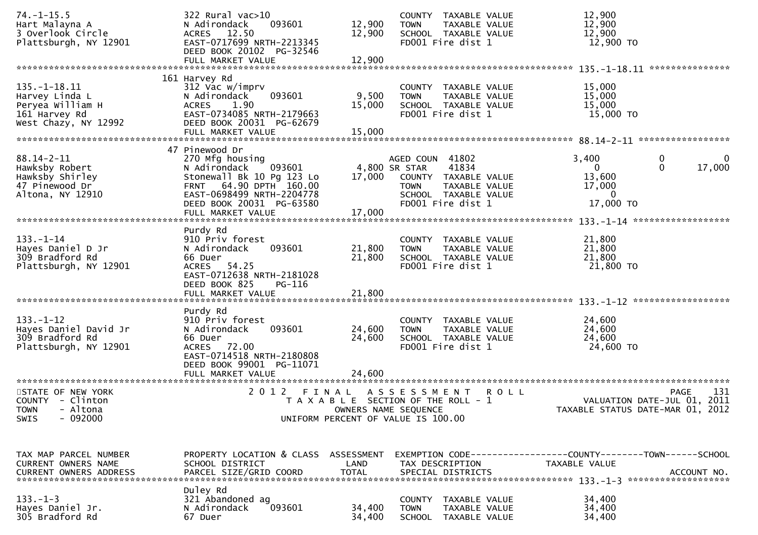```
74.-1-15.5                     322 Rural vac>10                          COUNTY  TAXABLE VALUE             12,900
Hart Malayna A                 N Adirondack    093601       12,900      TOWN    TAXABLE VALUE             12,900
3 Overlook Circle              ACRES  12.50                 12,900      SCHOOL  TAXABLE VALUE             12,900
Plattsburgh, NY 12901          EAST-0717699 NRTH-2213345                FD001 Fire dist 1                  12,900 TO
                               DEED BOOK 20102  PG-32546
                               FULL MARKET VALUE            12,900
******************************************************************************************************* 135.-1-18.11 ***************
                             161 Harvey Rd
135.-1-18.11                   312 Vac w/imprv                           COUNTY  TAXABLE VALUE             15,000
Harvey Linda L                 N Adirondack    093601        9,500      TOWN    TAXABLE VALUE             15,000
Peryea William H               ACRES   1.90                 15,000      SCHOOL  TAXABLE VALUE             15,000
161 Harvey Rd                  EAST-0734085 NRTH-2179663                FD001 Fire dist 1                  15,000 TO
West Chazy, NY 12992           DEED BOOK 20031  PG-62679
                               FULL MARKET VALUE            15,000
******************************************************************************************************* 88.14-2-11 *****************
                              47 Pinewood Dr
88.14-2-11                     270 Mfg housing                          AGED COUN  41802                   3,400          0            0
Hawksby Robert                 N Adirondack    093601        4,800 SR STAR     41834                       0          0       17,000
Hawksby Shirley                Stonewall Bk 10 Pg 123 Lo    17,000      COUNTY  TAXABLE VALUE             13,600
47 Pinewood Dr                 FRNT   64.90 DPTH  160.00                TOWN    TAXABLE VALUE             17,000
Altona, NY 12910               EAST-0698499 NRTH-2204778                SCHOOL  TAXABLE VALUE                  0
                               DEED BOOK 20031  PG-63580                FD001 Fire dist 1                  17,000 TO
                               FULL MARKET VALUE            17,000
******************************************************************************************************* 133.-1-14 ******************
                               Purdy Rd
133.-1-14                      910 Priv forest                           COUNTY  TAXABLE VALUE             21,800
Hayes Daniel D Jr              N Adirondack    093601       21,800      TOWN    TAXABLE VALUE             21,800
309 Bradford Rd                66 Duer                      21,800      SCHOOL  TAXABLE VALUE             21,800
Plattsburgh, NY 12901          ACRES  54.25                             FD001 Fire dist 1                  21,800 TO
                               EAST-0712638 NRTH-2181028
                               DEED BOOK 825     PG-116
                               FULL MARKET VALUE            21,800
******************************************************************************************************* 133.-1-12 ******************
                               Purdy Rd
133.-1-12                      910 Priv forest                           COUNTY  TAXABLE VALUE             24,600
Hayes Daniel David Jr          N Adirondack    093601       24,600      TOWN    TAXABLE VALUE             24,600
309 Bradford Rd                66 Duer                      24,600      SCHOOL  TAXABLE VALUE             24,600
Plattsburgh, NY 12901          ACRES  72.00                             FD001 Fire dist 1                  24,600 TO
                               EAST-0714518 NRTH-2180808
                               DEED BOOK 99001  PG-11071
                               FULL MARKET VALUE            24,600
************************************************************************************************************************************
STATE OF NEW YORK                      2 0 1 2   F I N A L   A S S E S S M E N T   R O L L                                PAGE    131
COUNTY  - Clinton                          T A X A B L E  SECTION OF THE ROLL - 1                   VALUATION DATE-JUL 01, 2011
TOWN    - Altona                                    OWNERS NAME SEQUENCE                          TAXABLE STATUS DATE-MAR 01, 2012
SWIS    - 092000                             UNIFORM PERCENT OF VALUE IS 100.00


TAX MAP PARCEL NUMBER          PROPERTY LOCATION & CLASS  ASSESSMENT  EXEMPTION CODE------------------COUNTY--------TOWN------SCHOOL
CURRENT OWNERS NAME            SCHOOL DISTRICT               LAND      TAX DESCRIPTION            TAXABLE VALUE
CURRENT OWNERS ADDRESS         PARCEL SIZE/GRID COORD       TOTAL      SPECIAL DISTRICTS                                    ACCOUNT NO.
******************************************************************************************************* 133.-1-3 *******************
                               Duley Rd
133.-1-3                       321 Abandoned ag                          COUNTY  TAXABLE VALUE             34,400
Hayes Daniel Jr.               N Adirondack    093601       34,400      TOWN    TAXABLE VALUE             34,400
305 Bradford Rd                67 Duer                      34,400      SCHOOL  TAXABLE VALUE             34,400
```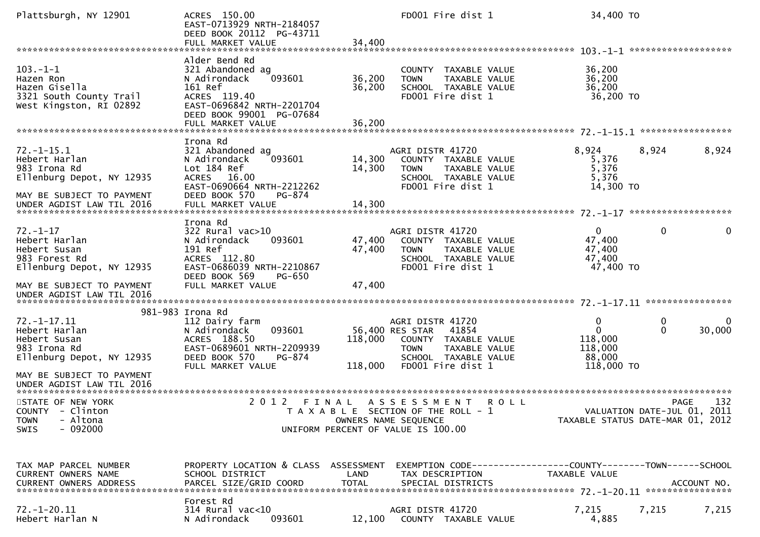```
Plattsburgh, NY 12901          ACRES  150.00                          FD001 Fire dist 1                34,400 TO
                               EAST-0713929 NRTH-2184057
                               DEED BOOK 20112  PG-43711
                               FULL MARKET VALUE             34,400
******************************************************************************************************* 103.-1-1 ******************
                               Alder Bend Rd
103.-1-1                       321 Abandoned ag                       COUNTY  TAXABLE VALUE            36,200
Hazen Ron                      N Adirondack      093601      36,200   TOWN    TAXABLE VALUE            36,200
Hazen Gisella                  161 Ref                       36,200   SCHOOL  TAXABLE VALUE            36,200
3321 South County Trail        ACRES  119.40                          FD001 Fire dist 1                36,200 TO
West Kingston, RI 02892        EAST-0696842 NRTH-2201704
                               DEED BOOK 99001  PG-07684
                               FULL MARKET VALUE             36,200
******************************************************************************************************* 72.-1-15.1 ****************
                               Irona Rd
72.-1-15.1                     321 Abandoned ag                       AGRI DISTR 41720                 8,924      8,924      8,924
Hebert Harlan                  N Adirondack      093601      14,300   COUNTY  TAXABLE VALUE            5,376
983 Irona Rd                   Lot 184 Ref                   14,300   TOWN    TAXABLE VALUE            5,376
Ellenburg Depot, NY 12935      ACRES   16.00                          SCHOOL  TAXABLE VALUE            5,376
                               EAST-0690664 NRTH-2212262              FD001 Fire dist 1                14,300 TO
MAY BE SUBJECT TO PAYMENT      DEED BOOK 570     PG-874
UNDER AGDIST LAW TIL 2016      FULL MARKET VALUE             14,300
******************************************************************************************************* 72.-1-17 ******************
                               Irona Rd
72.-1-17                       322 Rural vac>10                       AGRI DISTR 41720                 0          0          0
Hebert Harlan                  N Adirondack      093601      47,400   COUNTY  TAXABLE VALUE            47,400
Hebert Susan                   191 Ref                       47,400   TOWN    TAXABLE VALUE            47,400
983 Forest Rd                  ACRES  112.80                          SCHOOL  TAXABLE VALUE            47,400
Ellenburg Depot, NY 12935      EAST-0686039 NRTH-2210867              FD001 Fire dist 1                47,400 TO
                               DEED BOOK 569     PG-650
MAY BE SUBJECT TO PAYMENT      FULL MARKET VALUE             47,400
UNDER AGDIST LAW TIL 2016
******************************************************************************************************* 72.-1-17.11 ***************
                       981-983 Irona Rd
72.-1-17.11                    112 Dairy farm                         AGRI DISTR 41720                 0          0          0
Hebert Harlan                  N Adirondack      093601      56,400   RES STAR   41854                 0          0          30,000
Hebert Susan                   ACRES  188.50                118,000   COUNTY  TAXABLE VALUE            118,000
983 Irona Rd                   EAST-0689601 NRTH-2209939              TOWN    TAXABLE VALUE            118,000
Ellenburg Depot, NY 12935      DEED BOOK 570     PG-874               SCHOOL  TAXABLE VALUE            88,000
                               FULL MARKET VALUE            118,000   FD001 Fire dist 1                118,000 TO
MAY BE SUBJECT TO PAYMENT
UNDER AGDIST LAW TIL 2016
***********************************************************************************************************************************
STATE OF NEW YORK                    2 0 1 2   F I N A L   A S S E S S M E N T   R O L L                              PAGE    132
COUNTY  - Clinton                       T A X A B L E  SECTION OF THE ROLL - 1                    VALUATION DATE-JUL 01, 2011
TOWN    - Altona                              OWNERS NAME SEQUENCE                              TAXABLE STATUS DATE-MAR 01, 2012
SWIS    - 092000                       UNIFORM PERCENT OF VALUE IS 100.00


TAX MAP PARCEL NUMBER          PROPERTY LOCATION & CLASS  ASSESSMENT  EXEMPTION CODE------------------COUNTY--------TOWN------SCHOOL
CURRENT OWNERS NAME            SCHOOL DISTRICT               LAND     TAX DESCRIPTION                  TAXABLE VALUE
CURRENT OWNERS ADDRESS         PARCEL SIZE/GRID COORD       TOTAL     SPECIAL DISTRICTS                                     ACCOUNT NO.
******************************************************************************************************* 72.-1-20.11 ***************
                               Forest Rd
72.-1-20.11                    314 Rural vac<10                       AGRI DISTR 41720                 7,215      7,215      7,215
Hebert Harlan N                N Adirondack      093601      12,100   COUNTY  TAXABLE VALUE            4,885
```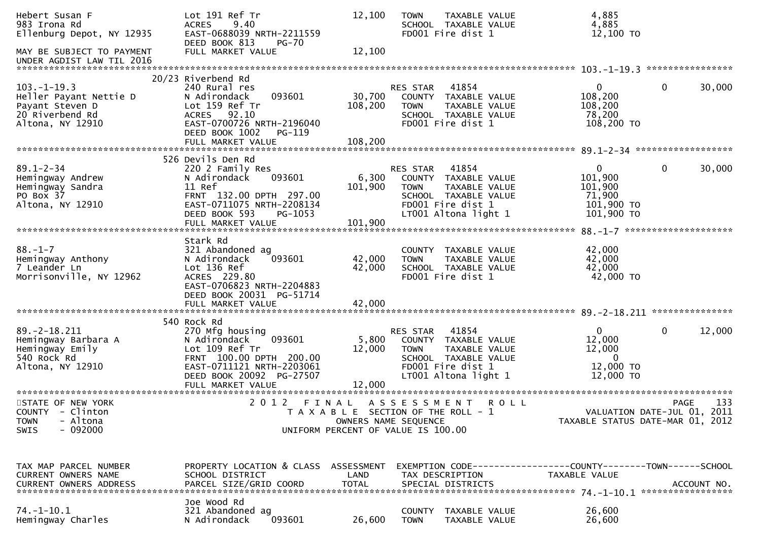```
Hebert Susan F                  Lot 191 Ref Tr                  12,100   TOWN    TAXABLE VALUE              4,885
983 Irona Rd                    ACRES    9.40                            SCHOOL  TAXABLE VALUE              4,885
Ellenburg Depot, NY 12935       EAST-0688039 NRTH-2211559                FD001 Fire dist 1                 12,100 TO
                                DEED BOOK 813    PG-70
MAY BE SUBJECT TO PAYMENT       FULL MARKET VALUE               12,100
UNDER AGDIST LAW TIL 2016
******************************************************************************************************* 103.-1-19.3 ****************
                          20/23 Riverbend Rd
103.-1-19.3                     240 Rural res                            RES STAR    41854                  0            0     30,000
Heller Payant Nettie D          N Adirondack      093601       30,700   COUNTY  TAXABLE VALUE            108,200
Payant Steven D                 Lot 159 Ref Tr                 108,200   TOWN    TAXABLE VALUE            108,200
20 Riverbend Rd                 ACRES   92.10                            SCHOOL  TAXABLE VALUE             78,200
Altona, NY 12910                EAST-0700726 NRTH-2196040                FD001 Fire dist 1                108,200 TO
                                DEED BOOK 1002   PG-119
                                FULL MARKET VALUE              108,200
******************************************************************************************************* 89.1-2-34 ******************
                          526 Devils Den Rd
89.1-2-34                       220 2 Family Res                         RES STAR    41854                  0            0     30,000
Hemingway Andrew                N Adirondack      093601        6,300   COUNTY  TAXABLE VALUE            101,900
Hemingway Sandra                11 Ref                         101,900   TOWN    TAXABLE VALUE            101,900
PO Box 37                       FRNT 132.00 DPTH 297.00                  SCHOOL  TAXABLE VALUE             71,900
Altona, NY 12910                EAST-0711075 NRTH-2208134                FD001 Fire dist 1                101,900 TO
                                DEED BOOK 593    PG-1053                 LT001 Altona light 1             101,900 TO
                                FULL MARKET VALUE              101,900
******************************************************************************************************* 88.-1-7 ********************
                                Stark Rd
88.-1-7                         321 Abandoned ag                         COUNTY  TAXABLE VALUE             42,000
Hemingway Anthony               N Adirondack      093601       42,000   TOWN    TAXABLE VALUE             42,000
7 Leander Ln                    Lot 136 Ref                     42,000   SCHOOL  TAXABLE VALUE             42,000
Morrisonville, NY 12962         ACRES  229.80                            FD001 Fire dist 1                 42,000 TO
                                EAST-0706823 NRTH-2204883
                                DEED BOOK 20031  PG-51714
                                FULL MARKET VALUE               42,000
******************************************************************************************************* 89.-2-18.211 ***************
                          540 Rock Rd
89.-2-18.211                    270 Mfg housing                          RES STAR    41854                  0            0     12,000
Hemingway Barbara A             N Adirondack      093601        5,800   COUNTY  TAXABLE VALUE             12,000
Hemingway Emily                 Lot 109 Ref Tr                  12,000   TOWN    TAXABLE VALUE             12,000
540 Rock Rd                     FRNT 100.00 DPTH 200.00                  SCHOOL  TAXABLE VALUE                  0
Altona, NY 12910                EAST-0711121 NRTH-2203061                FD001 Fire dist 1                 12,000 TO
                                DEED BOOK 20092  PG-27507                LT001 Altona light 1              12,000 TO
                                FULL MARKET VALUE               12,000
************************************************************************************************************************************
STATE OF NEW YORK                 2 0 1 2   F I N A L   A S S E S S M E N T   R O L L                                PAGE    133
COUNTY  - Clinton                    T A X A B L E  SECTION OF THE ROLL - 1                     VALUATION DATE-JUL 01, 2011
TOWN    - Altona                            OWNERS NAME SEQUENCE                           TAXABLE STATUS DATE-MAR 01, 2012
SWIS    - 092000                     UNIFORM PERCENT OF VALUE IS 100.00


TAX MAP PARCEL NUMBER           PROPERTY LOCATION & CLASS  ASSESSMENT  EXEMPTION CODE------------------COUNTY--------TOWN------SCHOOL
CURRENT OWNERS NAME             SCHOOL DISTRICT               LAND     TAX DESCRIPTION                 TAXABLE VALUE
CURRENT OWNERS ADDRESS          PARCEL SIZE/GRID COORD        TOTAL    SPECIAL DISTRICTS                                     ACCOUNT NO.
******************************************************************************************************* 74.-1-10.1 *****************
                                Joe Wood Rd
74.-1-10.1                      321 Abandoned ag                         COUNTY  TAXABLE VALUE             26,600
Hemingway Charles               N Adirondack      093601       26,600   TOWN    TAXABLE VALUE             26,600
```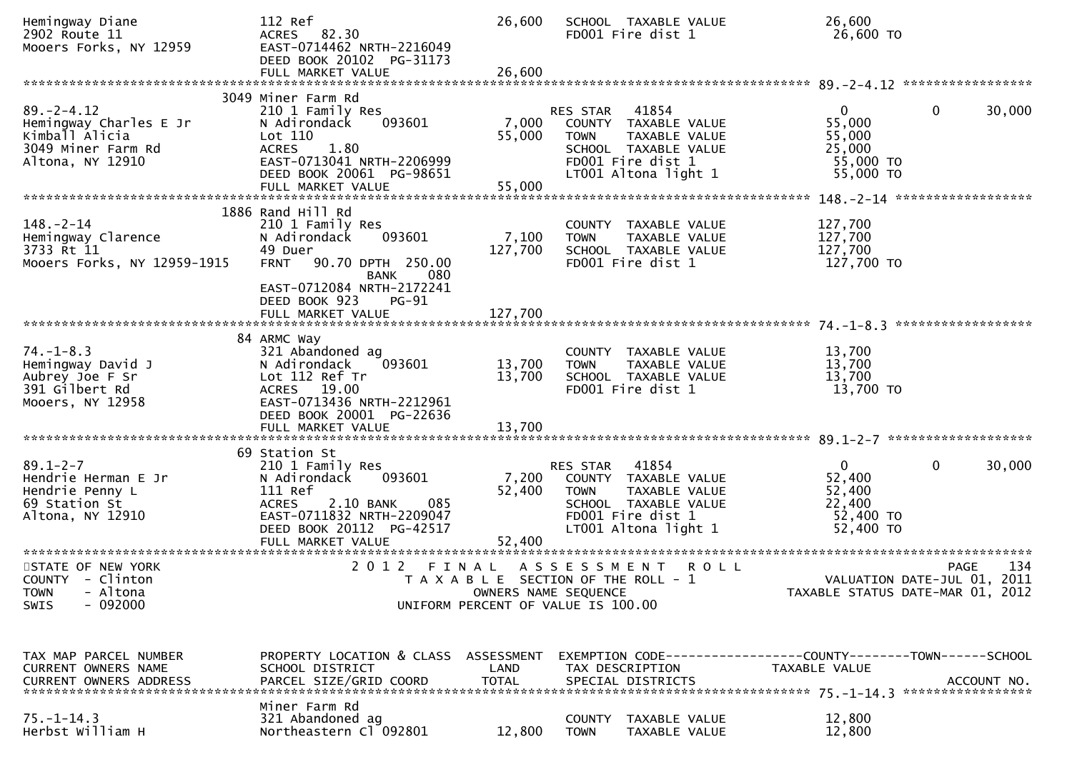| TAX MAP PARCEL NUMBER<br>CURRENT OWNERS NAME<br>CURRENT OWNERS ADDRESS | PROPERTY LOCATION & CLASS<br>SCHOOL DISTRICT<br>PARCEL SIZE/GRID COORD | ASSESSMENT<br>LAND<br>TOTAL | EXEMPTION CODE<br>TAX DESCRIPTION<br>SPECIAL DISTRICTS | COUNTY<br>TAXABLE VALUE | TOWN | SCHOOL<br>ACCOUNT NO. |
|---|---|---|---|---|---|---|
| Hemingway Diane<br>2902 Route 11<br>Mooers Forks, NY 12959 | 112 Ref<br>ACRES 82.30<br>EAST-0714462 NRTH-2216049<br>DEED BOOK 20102 PG-31173<br>FULL MARKET VALUE | 26,600<br><br><br><br>26,600 | SCHOOL TAXABLE VALUE<br>FD001 Fire dist 1 | 26,600<br>26,600 TO | | |
| **89.-2-4.12** | 3049 Miner Farm Rd | | | | | |
| 89.-2-4.12<br>Hemingway Charles E Jr<br>Kimball Alicia<br>3049 Miner Farm Rd<br>Altona, NY 12910 | 210 1 Family Res<br>N Adirondack 093601<br>Lot 110<br>ACRES 1.80<br>EAST-0713041 NRTH-2206999<br>DEED BOOK 20061 PG-98651<br>FULL MARKET VALUE | <br>7,000<br>55,000<br><br><br><br>55,000 | RES STAR 41854<br>COUNTY TAXABLE VALUE<br>TOWN TAXABLE VALUE<br>SCHOOL TAXABLE VALUE<br>FD001 Fire dist 1<br>LT001 Altona light 1 | 0<br>55,000<br>55,000<br>25,000<br>55,000 TO<br>55,000 TO | 0 | 30,000 |
| **148.-2-14** | 1886 Rand Hill Rd | | | | | |
| 148.-2-14<br>Hemingway Clarence<br>3733 Rt 11<br>Mooers Forks, NY 12959-1915 | 210 1 Family Res<br>N Adirondack 093601<br>49 Duer<br>FRNT 90.70 DPTH 250.00<br>BANK 080<br>EAST-0712084 NRTH-2172241<br>DEED BOOK 923 PG-91<br>FULL MARKET VALUE | <br>7,100<br>127,700<br><br><br><br><br>127,700 | COUNTY TAXABLE VALUE<br>TOWN TAXABLE VALUE<br>SCHOOL TAXABLE VALUE<br>FD001 Fire dist 1 | 127,700<br>127,700<br>127,700<br>127,700 TO | | |
| **74.-1-8.3** | 84 ARMC Way | | | | | |
| 74.-1-8.3<br>Hemingway David J<br>Aubrey Joe F Sr<br>391 Gilbert Rd<br>Mooers, NY 12958 | 321 Abandoned ag<br>N Adirondack 093601<br>Lot 112 Ref Tr<br>ACRES 19.00<br>EAST-0713436 NRTH-2212961<br>DEED BOOK 20001 PG-22636<br>FULL MARKET VALUE | <br>13,700<br>13,700<br><br><br><br>13,700 | COUNTY TAXABLE VALUE<br>TOWN TAXABLE VALUE<br>SCHOOL TAXABLE VALUE<br>FD001 Fire dist 1 | 13,700<br>13,700<br>13,700<br>13,700 TO | | |
| **89.1-2-7** | 69 Station St | | | | | |
| 89.1-2-7<br>Hendrie Herman E Jr<br>Hendrie Penny L<br>69 Station St<br>Altona, NY 12910 | 210 1 Family Res<br>N Adirondack 093601<br>111 Ref<br>ACRES 2.10 BANK 085<br>EAST-0711832 NRTH-2209047<br>DEED BOOK 20112 PG-42517<br>FULL MARKET VALUE | <br>7,200<br>52,400<br><br><br><br>52,400 | RES STAR 41854<br>COUNTY TAXABLE VALUE<br>TOWN TAXABLE VALUE<br>SCHOOL TAXABLE VALUE<br>FD001 Fire dist 1<br>LT001 Altona light 1 | 0<br>52,400<br>52,400<br>22,400<br>52,400 TO<br>52,400 TO | 0 | 30,000 |

STATE OF NEW YORK
COUNTY - Clinton
TOWN - Altona
SWIS - 092000

2012 FINAL ASSESSMENT ROLL
TAXABLE SECTION OF THE ROLL - 1
OWNERS NAME SEQUENCE
UNIFORM PERCENT OF VALUE IS 100.00

VALUATION DATE-JUL 01, 2011
TAXABLE STATUS DATE-MAR 01, 2012

| TAX MAP PARCEL NUMBER<br>CURRENT OWNERS NAME<br>CURRENT OWNERS ADDRESS | PROPERTY LOCATION & CLASS<br>SCHOOL DISTRICT<br>PARCEL SIZE/GRID COORD | ASSESSMENT<br>LAND<br>TOTAL | EXEMPTION CODE<br>TAX DESCRIPTION<br>SPECIAL DISTRICTS | COUNTY<br>TAXABLE VALUE | TOWN | SCHOOL<br>ACCOUNT NO. |
|---|---|---|---|---|---|---|
| **75.-1-14.3** | Miner Farm Rd | | | | | |
| 75.-1-14.3<br>Herbst William H | 321 Abandoned ag<br>Northeastern Cl 092801 | <br>12,800 | COUNTY TAXABLE VALUE<br>TOWN TAXABLE VALUE | 12,800<br>12,800 | | |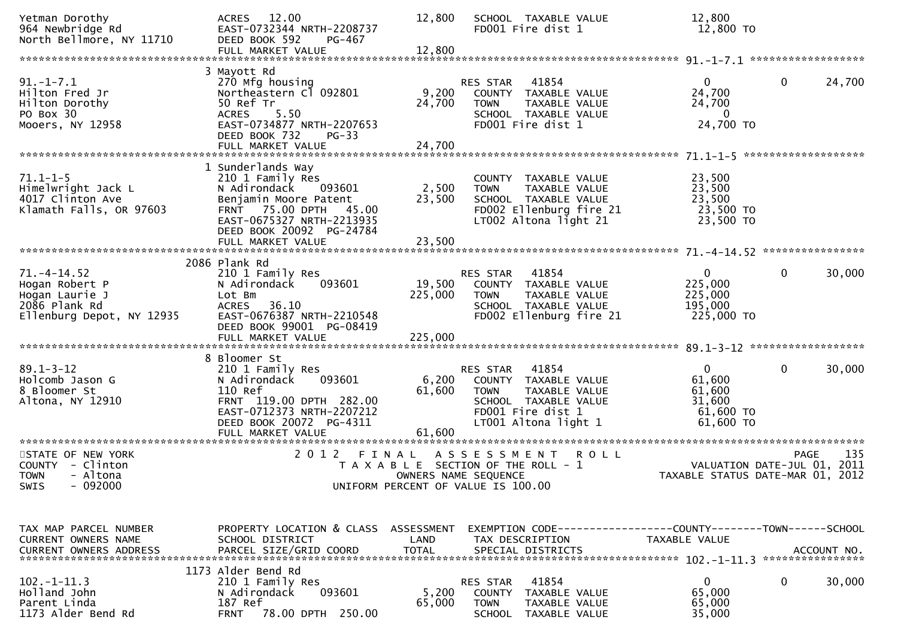```
Yetman Dorothy                 ACRES    12.00                12,800    SCHOOL  TAXABLE VALUE               12,800
964 Newbridge Rd               EAST-0732344 NRTH-2208737               FD001 Fire dist 1                    12,800 TO
North Bellmore, NY 11710       DEED BOOK 592     PG-467
                               FULL MARKET VALUE             12,800
******************************************************************************************************* 91.-1-7.1 ******************
                               3 Mayott Rd
91.-1-7.1                      270 Mfg housing                         RES STAR   41854                     0            0       24,700
Hilton Fred Jr                 Northeastern Cl 092801         9,200    COUNTY  TAXABLE VALUE               24,700
Hilton Dorothy                 50 Ref Tr                     24,700    TOWN    TAXABLE VALUE               24,700
PO Box 30                      ACRES     5.50                          SCHOOL  TAXABLE VALUE                    0
Mooers, NY 12958               EAST-0734877 NRTH-2207653               FD001 Fire dist 1                    24,700 TO
                               DEED BOOK 732     PG-33
                               FULL MARKET VALUE             24,700
******************************************************************************************************* 71.1-1-5 *******************
                               1 Sunderlands Way
71.1-1-5                       210 1 Family Res                        COUNTY  TAXABLE VALUE               23,500
Himelwright Jack L             N Adirondack     093601        2,500    TOWN    TAXABLE VALUE               23,500
4017 Clinton Ave               Benjamin Moore Patent         23,500    SCHOOL  TAXABLE VALUE               23,500
Klamath Falls, OR 97603        FRNT   75.00 DPTH   45.00               FD002 Ellenburg fire 21              23,500 TO
                               EAST-0675327 NRTH-2213935               LT002 Altona light 21                23,500 TO
                               DEED BOOK 20092  PG-24784
                               FULL MARKET VALUE             23,500
******************************************************************************************************* 71.-4-14.52 ****************
                               2086 Plank Rd
71.-4-14.52                    210 1 Family Res                        RES STAR   41854                     0            0       30,000
Hogan Robert P                 N Adirondack     093601       19,500    COUNTY  TAXABLE VALUE              225,000
Hogan Laurie J                 Lot Bm                       225,000    TOWN    TAXABLE VALUE              225,000
2086 Plank Rd                  ACRES    36.10                          SCHOOL  TAXABLE VALUE              195,000
Ellenburg Depot, NY 12935      EAST-0676387 NRTH-2210548               FD002 Ellenburg fire 21             225,000 TO
                               DEED BOOK 99001  PG-08419
                               FULL MARKET VALUE            225,000
******************************************************************************************************* 89.1-3-12 ******************
                               8 Bloomer St
89.1-3-12                      210 1 Family Res                        RES STAR   41854                     0            0       30,000
Holcomb Jason G                N Adirondack     093601        6,200    COUNTY  TAXABLE VALUE               61,600
8 Bloomer St                   110 Ref                       61,600    TOWN    TAXABLE VALUE               61,600
Altona, NY 12910               FRNT  119.00 DPTH  282.00               SCHOOL  TAXABLE VALUE               31,600
                               EAST-0712373 NRTH-2207212               FD001 Fire dist 1                    61,600 TO
                               DEED BOOK 20072  PG-4311                LT001 Altona light 1                 61,600 TO
                               FULL MARKET VALUE             61,600
************************************************************************************************************************************
STATE OF NEW YORK                       2 0 1 2   F I N A L   A S S E S S M E N T   R O L L                              PAGE    135
COUNTY  - Clinton                          T A X A B L E  SECTION OF THE ROLL - 1                          VALUATION DATE-JUL 01, 2011
TOWN    - Altona                                  OWNERS NAME SEQUENCE                                 TAXABLE STATUS DATE-MAR 01, 2012
SWIS    - 092000                            UNIFORM PERCENT OF VALUE IS 100.00


TAX MAP PARCEL NUMBER          PROPERTY LOCATION & CLASS  ASSESSMENT  EXEMPTION CODE------------------COUNTY--------TOWN------SCHOOL
CURRENT OWNERS NAME            SCHOOL DISTRICT               LAND      TAX DESCRIPTION             TAXABLE VALUE
CURRENT OWNERS ADDRESS         PARCEL SIZE/GRID COORD        TOTAL     SPECIAL DISTRICTS                                 ACCOUNT NO.
******************************************************************************************************* 102.-1-11.3 ****************
                               1173 Alder Bend Rd
102.-1-11.3                    210 1 Family Res                        RES STAR   41854                     0            0       30,000
Holland John                   N Adirondack     093601        5,200    COUNTY  TAXABLE VALUE               65,000
Parent Linda                   187 Ref                       65,000    TOWN    TAXABLE VALUE               65,000
1173 Alder Bend Rd             FRNT   78.00 DPTH  250.00               SCHOOL  TAXABLE VALUE               35,000
```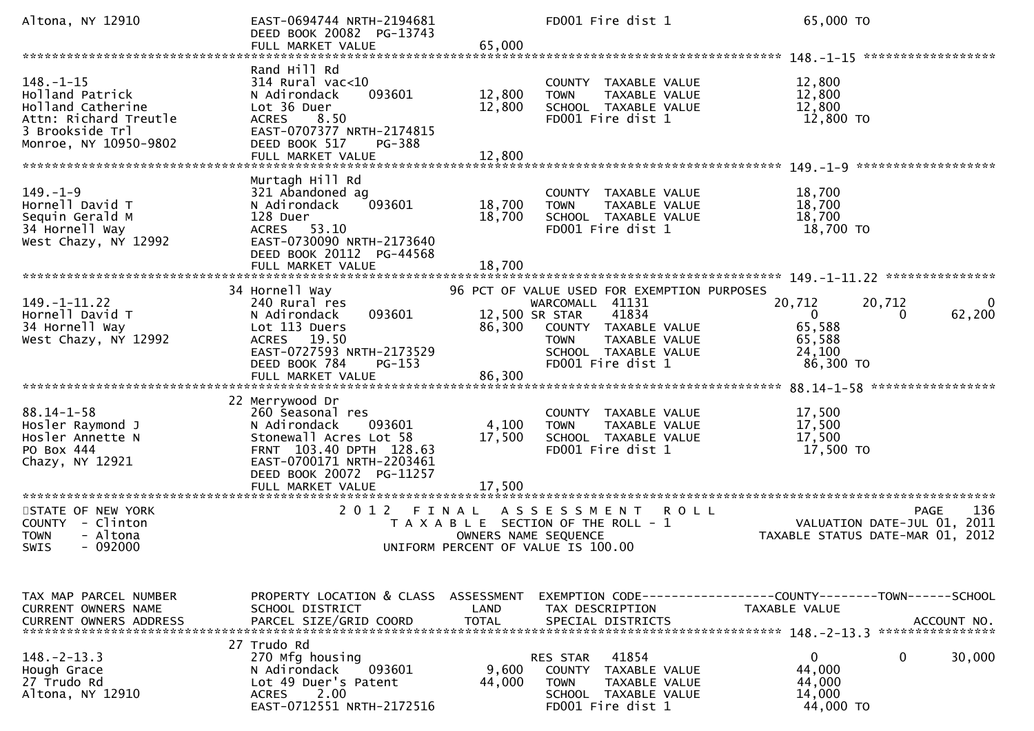```
Altona, NY 12910               EAST-0694744 NRTH-2194681              FD001 Fire dist 1                         65,000 TO
                               DEED BOOK 20082  PG-13743
                               FULL MARKET VALUE              65,000
******************************************************************************************************* 148.-1-15 ******************
                               Rand Hill Rd
148.-1-15                      314 Rural vac<10                        COUNTY  TAXABLE VALUE             12,800
Holland Patrick                N Adirondack    093601         12,800   TOWN    TAXABLE VALUE             12,800
Holland Catherine              Lot 36 Duer                    12,800   SCHOOL  TAXABLE VALUE             12,800
Attn: Richard Treutle          ACRES    8.50                           FD001 Fire dist 1                  12,800 TO
3 Brookside Trl                EAST-0707377 NRTH-2174815
Monroe, NY 10950-9802          DEED BOOK 517    PG-388
                               FULL MARKET VALUE              12,800
******************************************************************************************************* 149.-1-9 *******************
                               Murtagh Hill Rd
149.-1-9                       321 Abandoned ag                        COUNTY  TAXABLE VALUE             18,700
Hornell David T                N Adirondack    093601         18,700   TOWN    TAXABLE VALUE             18,700
Sequin Gerald M                128 Duer                       18,700   SCHOOL  TAXABLE VALUE             18,700
34 Hornell Way                 ACRES   53.10                           FD001 Fire dist 1                  18,700 TO
West Chazy, NY 12992           EAST-0730090 NRTH-2173640
                               DEED BOOK 20112  PG-44568
                               FULL MARKET VALUE              18,700
******************************************************************************************************* 149.-1-11.22 ***************
                         34 Hornell Way                 96 PCT OF VALUE USED FOR EXEMPTION PURPOSES
149.-1-11.22                   240 Rural res                           WARCOMALL  41131                  20,712      20,712           0
Hornell David T                N Adirondack    093601         12,500 SR STAR    41834                       0           0      62,200
34 Hornell Way                 Lot 113 Duers                  86,300   COUNTY  TAXABLE VALUE             65,588
West Chazy, NY 12992           ACRES   19.50                           TOWN    TAXABLE VALUE             65,588
                               EAST-0727593 NRTH-2173529               SCHOOL  TAXABLE VALUE             24,100
                               DEED BOOK 784    PG-153                 FD001 Fire dist 1                  86,300 TO
                               FULL MARKET VALUE              86,300
******************************************************************************************************* 88.14-1-58 *****************
                         22 Merrywood Dr
88.14-1-58                     260 Seasonal res                        COUNTY  TAXABLE VALUE             17,500
Hosler Raymond J               N Adirondack    093601          4,100   TOWN    TAXABLE VALUE             17,500
Hosler Annette N               Stonewall Acres Lot 58         17,500   SCHOOL  TAXABLE VALUE             17,500
PO Box 444                     FRNT 103.40 DPTH 128.63                 FD001 Fire dist 1                  17,500 TO
Chazy, NY 12921                EAST-0700171 NRTH-2203461
                               DEED BOOK 20072  PG-11257
                               FULL MARKET VALUE              17,500
************************************************************************************************************************************
STATE OF NEW YORK                      2 0 1 2   F I N A L   A S S E S S M E N T   R O L L                                 PAGE   136
COUNTY  - Clinton                         T A X A B L E  SECTION OF THE ROLL - 1                       VALUATION DATE-JUL 01, 2011
TOWN    - Altona                                  OWNERS NAME SEQUENCE                            TAXABLE STATUS DATE-MAR 01, 2012
SWIS    - 092000                          UNIFORM PERCENT OF VALUE IS 100.00


TAX MAP PARCEL NUMBER          PROPERTY LOCATION & CLASS  ASSESSMENT  EXEMPTION CODE------------------COUNTY--------TOWN------SCHOOL
CURRENT OWNERS NAME            SCHOOL DISTRICT               LAND      TAX DESCRIPTION             TAXABLE VALUE
CURRENT OWNERS ADDRESS         PARCEL SIZE/GRID COORD        TOTAL     SPECIAL DISTRICTS                                  ACCOUNT NO.
******************************************************************************************************* 148.-2-13.3 ****************
                         27 Trudo Rd
148.-2-13.3                    270 Mfg housing                         RES STAR   41854                     0           0      30,000
Hough Grace                    N Adirondack    093601          9,600   COUNTY  TAXABLE VALUE             44,000
27 Trudo Rd                    Lot 49 Duer's Patent           44,000   TOWN    TAXABLE VALUE             44,000
Altona, NY 12910               ACRES    2.00                           SCHOOL  TAXABLE VALUE             14,000
                               EAST-0712551 NRTH-2172516               FD001 Fire dist 1                  44,000 TO
```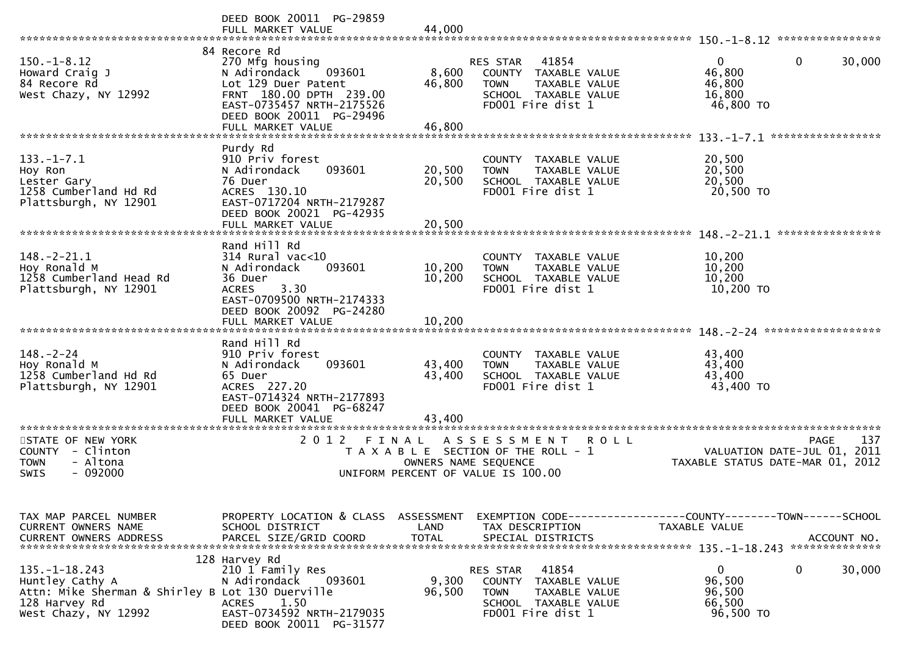DEED BOOK 20011 PG-29859
FULL MARKET VALUE 44,000

******************************************************************************************************* 150.-1-8.12 ****************

```
                                84 Recore Rd
150.-1-8.12                     270 Mfg housing                     RES STAR   41854                     0             0        30,000
Howard Craig J                  N Adirondack     093601      8,600    COUNTY  TAXABLE VALUE            46,800
84 Recore Rd                    Lot 129 Duer Patent         46,800    TOWN    TAXABLE VALUE            46,800
West Chazy, NY 12992            FRNT 180.00 DPTH 239.00               SCHOOL  TAXABLE VALUE            16,800
                                EAST-0735457 NRTH-2175526             FD001 Fire dist 1                 46,800 TO
                                DEED BOOK 20011  PG-29496
                                FULL MARKET VALUE           46,800
******************************************************************************************************* 133.-1-7.1 *****************
                                Purdy Rd
133.-1-7.1                      910 Priv forest                       COUNTY  TAXABLE VALUE            20,500
Hoy Ron                         N Adirondack     093601     20,500    TOWN    TAXABLE VALUE            20,500
Lester Gary                     76 Duer                     20,500    SCHOOL  TAXABLE VALUE            20,500
1258 Cumberland Hd Rd           ACRES 130.10                          FD001 Fire dist 1                 20,500 TO
Plattsburgh, NY 12901           EAST-0717204 NRTH-2179287
                                DEED BOOK 20021  PG-42935
                                FULL MARKET VALUE           20,500
******************************************************************************************************* 148.-2-21.1 ****************
                                Rand Hill Rd
148.-2-21.1                     314 Rural vac<10                      COUNTY  TAXABLE VALUE            10,200
Hoy Ronald M                    N Adirondack     093601     10,200    TOWN    TAXABLE VALUE            10,200
1258 Cumberland Head Rd         36 Duer                     10,200    SCHOOL  TAXABLE VALUE            10,200
Plattsburgh, NY 12901           ACRES     3.30                        FD001 Fire dist 1                 10,200 TO
                                EAST-0709500 NRTH-2174333
                                DEED BOOK 20092  PG-24280
                                FULL MARKET VALUE           10,200
******************************************************************************************************* 148.-2-24 ******************
                                Rand Hill Rd
148.-2-24                       910 Priv forest                       COUNTY  TAXABLE VALUE            43,400
Hoy Ronald M                    N Adirondack     093601     43,400    TOWN    TAXABLE VALUE            43,400
1258 Cumberland Hd Rd           65 Duer                     43,400    SCHOOL  TAXABLE VALUE            43,400
Plattsburgh, NY 12901           ACRES 227.20                          FD001 Fire dist 1                 43,400 TO
                                EAST-0714324 NRTH-2177893
                                DEED BOOK 20041  PG-68247
                                FULL MARKET VALUE           43,400
************************************************************************************************************************************
```

STATE OF NEW YORK — 2012 FINAL ASSESSMENT ROLL — PAGE 137
COUNTY - Clinton — TAXABLE SECTION OF THE ROLL - 1 — VALUATION DATE-JUL 01, 2011
TOWN - Altona — OWNERS NAME SEQUENCE — TAXABLE STATUS DATE-MAR 01, 2012
SWIS - 092000 — UNIFORM PERCENT OF VALUE IS 100.00

```
TAX MAP PARCEL NUMBER           PROPERTY LOCATION & CLASS  ASSESSMENT  EXEMPTION CODE------------------COUNTY--------TOWN------SCHOOL
CURRENT OWNERS NAME             SCHOOL DISTRICT               LAND     TAX DESCRIPTION              TAXABLE VALUE
CURRENT OWNERS ADDRESS          PARCEL SIZE/GRID COORD        TOTAL    SPECIAL DISTRICTS                                 ACCOUNT NO.
******************************************************************************************************* 135.-1-18.243 **************
                                128 Harvey Rd
135.-1-18.243                   210 1 Family Res                      RES STAR   41854                     0             0        30,000
Huntley Cathy A                 N Adirondack     093601      9,300    COUNTY  TAXABLE VALUE            96,500
Attn: Mike Sherman & Shirley B  Lot 130 Duerville           96,500    TOWN    TAXABLE VALUE            96,500
128 Harvey Rd                   ACRES     1.50                        SCHOOL  TAXABLE VALUE            66,500
West Chazy, NY 12992            EAST-0734592 NRTH-2179035             FD001 Fire dist 1                 96,500 TO
                                DEED BOOK 20011  PG-31577
```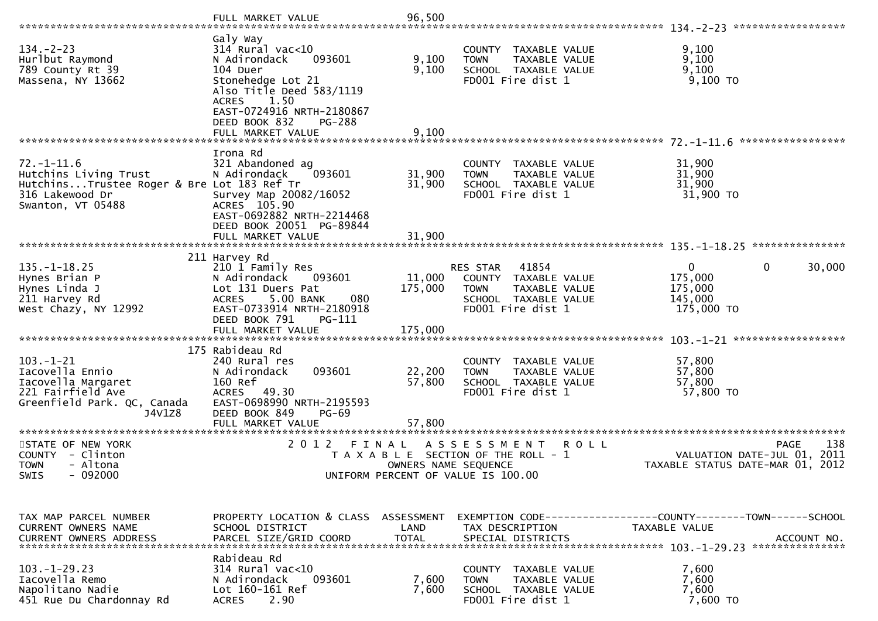FULL MARKET VALUE 96,500

**134.-2-23**

| | | | | |
|---|---|---|---|---|
| 134.-2-23 | Galy Way | | | |
| Hurlbut Raymond | 314 Rural vac<10 | | COUNTY TAXABLE VALUE | 9,100 |
| 789 County Rt 39 | N Adirondack 093601 | 9,100 | TOWN TAXABLE VALUE | 9,100 |
| Massena, NY 13662 | 104 Duer | 9,100 | SCHOOL TAXABLE VALUE | 9,100 |
| | Stonehedge Lot 21 | | FD001 Fire dist 1 | 9,100 TO |
| | Also Title Deed 583/1119 | | | |
| | ACRES 1.50 | | | |
| | EAST-0724916 NRTH-2180867 | | | |
| | DEED BOOK 832 PG-288 | | | |
| | FULL MARKET VALUE | 9,100 | | |

**72.-1-11.6**

| | | | | |
|---|---|---|---|---|
| 72.-1-11.6 | Irona Rd | | | |
| Hutchins Living Trust | 321 Abandoned ag | | COUNTY TAXABLE VALUE | 31,900 |
| Hutchins...Trustee Roger & Bre | N Adirondack 093601 | 31,900 | TOWN TAXABLE VALUE | 31,900 |
| 316 Lakewood Dr | Lot 183 Ref Tr | 31,900 | SCHOOL TAXABLE VALUE | 31,900 |
| Swanton, VT 05488 | Survey Map 20082/16052 | | FD001 Fire dist 1 | 31,900 TO |
| | ACRES 105.90 | | | |
| | EAST-0692882 NRTH-2214468 | | | |
| | DEED BOOK 20051 PG-89844 | | | |
| | FULL MARKET VALUE | 31,900 | | |

**135.-1-18.25**

| | | | | | | |
|---|---|---|---|---|---|---|
| 135.-1-18.25 | 211 Harvey Rd | | | | | |
| Hynes Brian P | 210 1 Family Res | | RES STAR 41854 | 0 | 0 | 30,000 |
| Hynes Linda J | N Adirondack 093601 | 11,000 | COUNTY TAXABLE VALUE | 175,000 | | |
| 211 Harvey Rd | Lot 131 Duers Pat | 175,000 | TOWN TAXABLE VALUE | 175,000 | | |
| West Chazy, NY 12992 | ACRES 5.00 BANK 080 | | SCHOOL TAXABLE VALUE | 145,000 | | |
| | EAST-0733914 NRTH-2180918 | | FD001 Fire dist 1 | 175,000 TO | | |
| | DEED BOOK 791 PG-111 | | | | | |
| | FULL MARKET VALUE | 175,000 | | | | |

**103.-1-21**

| | | | | |
|---|---|---|---|---|
| 103.-1-21 | 175 Rabideau Rd | | | |
| Iacovella Ennio | 240 Rural res | | COUNTY TAXABLE VALUE | 57,800 |
| Iacovella Margaret | N Adirondack 093601 | 22,200 | TOWN TAXABLE VALUE | 57,800 |
| 221 Fairfield Ave | 160 Ref | 57,800 | SCHOOL TAXABLE VALUE | 57,800 |
| Greenfield Park. QC, Canada J4V1Z8 | ACRES 49.30 | | FD001 Fire dist 1 | 57,800 TO |
| | EAST-0698990 NRTH-2195593 | | | |
| | DEED BOOK 849 PG-69 | | | |
| | FULL MARKET VALUE | 57,800 | | |

STATE OF NEW YORK — COUNTY - Clinton — TOWN - Altona — SWIS - 092000

2012 FINAL ASSESSMENT ROLL — TAXABLE SECTION OF THE ROLL - 1 — OWNERS NAME SEQUENCE — UNIFORM PERCENT OF VALUE IS 100.00

PAGE 138 — VALUATION DATE-JUL 01, 2011 — TAXABLE STATUS DATE-MAR 01, 2012

| TAX MAP PARCEL NUMBER / CURRENT OWNERS NAME / CURRENT OWNERS ADDRESS | PROPERTY LOCATION & CLASS / SCHOOL DISTRICT / PARCEL SIZE/GRID COORD | ASSESSMENT LAND / TOTAL | EXEMPTION CODE / TAX DESCRIPTION / SPECIAL DISTRICTS | COUNTY / TOWN / SCHOOL TAXABLE VALUE / ACCOUNT NO. |
|---|---|---|---|---|
| 103.-1-29.23 | Rabideau Rd | | | |
| Iacovella Remo | 314 Rural vac<10 | | COUNTY TAXABLE VALUE | 7,600 |
| Napolitano Nadie | N Adirondack 093601 | 7,600 | TOWN TAXABLE VALUE | 7,600 |
| 451 Rue Du Chardonnay Rd | Lot 160-161 Ref | 7,600 | SCHOOL TAXABLE VALUE | 7,600 |
| | ACRES 2.90 | | FD001 Fire dist 1 | 7,600 TO |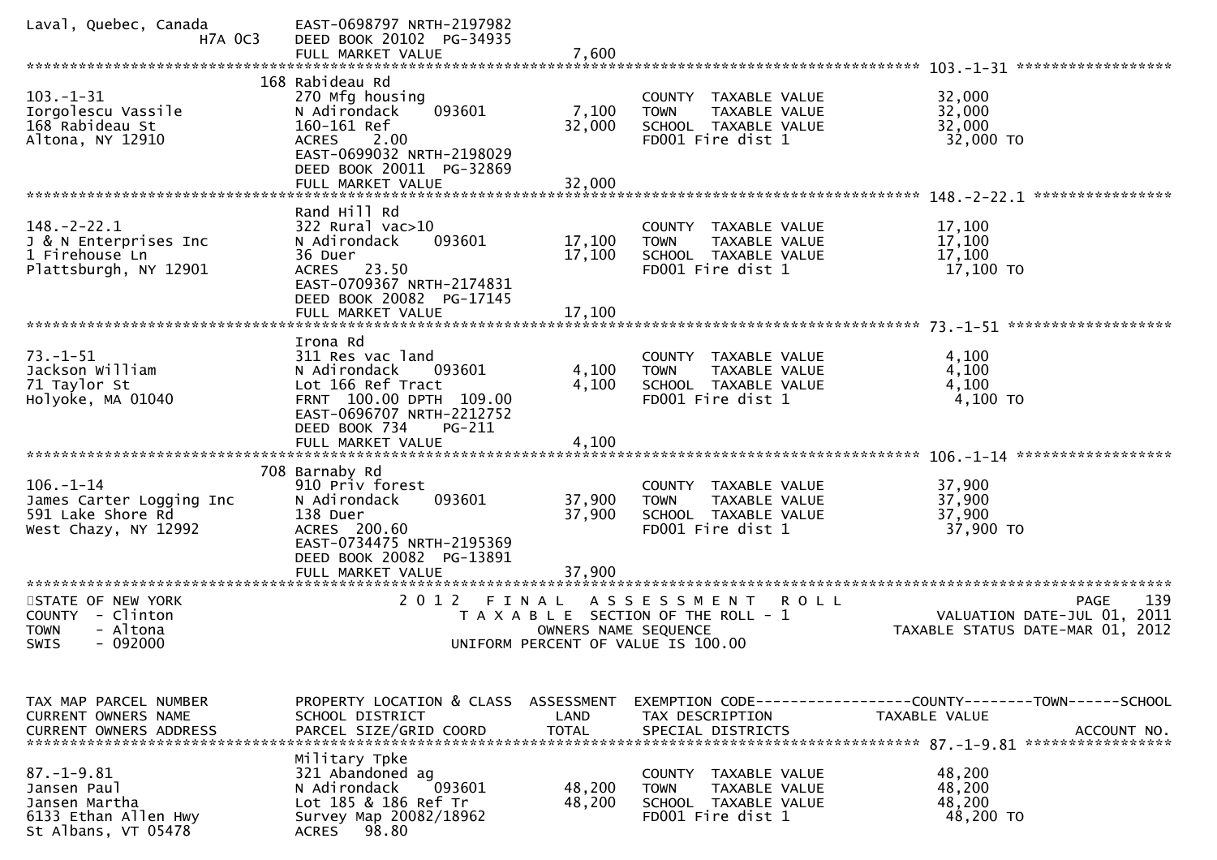```
Laval, Quebec, Canada          EAST-0698797 NRTH-2197982
               H7A 0C3         DEED BOOK 20102  PG-34935
                               FULL MARKET VALUE                 7,600
******************************************************************************************************* 103.-1-31 ******************
                               168 Rabideau Rd
103.-1-31                      270 Mfg housing                                  COUNTY  TAXABLE VALUE          32,000
Iorgolescu Vassile             N Adirondack     093601        7,100   TOWN    TAXABLE VALUE          32,000
168 Rabideau St                160-161 Ref                           32,000   SCHOOL  TAXABLE VALUE          32,000
Altona, NY 12910               ACRES     2.00                                   FD001 Fire dist 1                32,000 TO
                               EAST-0699032 NRTH-2198029
                               DEED BOOK 20011  PG-32869
                               FULL MARKET VALUE                32,000
******************************************************************************************************* 148.-2-22.1 ****************
                               Rand Hill Rd
148.-2-22.1                    322 Rural vac>10                                 COUNTY  TAXABLE VALUE          17,100
J & N Enterprises Inc          N Adirondack     093601       17,100   TOWN    TAXABLE VALUE          17,100
1 Firehouse Ln                 36 Duer                               17,100   SCHOOL  TAXABLE VALUE          17,100
Plattsburgh, NY 12901          ACRES    23.50                                   FD001 Fire dist 1                17,100 TO
                               EAST-0709367 NRTH-2174831
                               DEED BOOK 20082  PG-17145
                               FULL MARKET VALUE                17,100
******************************************************************************************************* 73.-1-51 *******************
                               Irona Rd
73.-1-51                       311 Res vac land                                 COUNTY  TAXABLE VALUE           4,100
Jackson William                N Adirondack     093601        4,100   TOWN    TAXABLE VALUE           4,100
71 Taylor St                   Lot 166 Ref Tract                      4,100   SCHOOL  TAXABLE VALUE           4,100
Holyoke, MA 01040              FRNT  100.00 DPTH  109.00                        FD001 Fire dist 1                 4,100 TO
                               EAST-0696707 NRTH-2212752
                               DEED BOOK 734     PG-211
                               FULL MARKET VALUE                 4,100
******************************************************************************************************* 106.-1-14 ******************
                               708 Barnaby Rd
106.-1-14                      910 Priv forest                                  COUNTY  TAXABLE VALUE          37,900
James Carter Logging Inc       N Adirondack     093601       37,900   TOWN    TAXABLE VALUE          37,900
591 Lake Shore Rd              138 Duer                              37,900   SCHOOL  TAXABLE VALUE          37,900
West Chazy, NY 12992           ACRES  200.60                                    FD001 Fire dist 1                37,900 TO
                               EAST-0734475 NRTH-2195369
                               DEED BOOK 20082  PG-13891
                               FULL MARKET VALUE                37,900
************************************************************************************************************************************
STATE OF NEW YORK                      2 0 1 2   F I N A L   A S S E S S M E N T   R O L L                                PAGE    139
COUNTY  - Clinton                           T A X A B L E  SECTION OF THE ROLL - 1                    VALUATION DATE-JUL 01, 2011
TOWN    - Altona                                  OWNERS NAME SEQUENCE                              TAXABLE STATUS DATE-MAR 01, 2012
SWIS    - 092000                           UNIFORM PERCENT OF VALUE IS 100.00


TAX MAP PARCEL NUMBER          PROPERTY LOCATION & CLASS  ASSESSMENT  EXEMPTION CODE------------------COUNTY--------TOWN------SCHOOL
CURRENT OWNERS NAME            SCHOOL DISTRICT               LAND      TAX DESCRIPTION              TAXABLE VALUE
CURRENT OWNERS ADDRESS         PARCEL SIZE/GRID COORD        TOTAL     SPECIAL DISTRICTS                                  ACCOUNT NO.
******************************************************************************************************* 87.-1-9.81 *****************
                               Military Tpke
87.-1-9.81                     321 Abandoned ag                                 COUNTY  TAXABLE VALUE          48,200
Jansen Paul                    N Adirondack     093601       48,200   TOWN    TAXABLE VALUE          48,200
Jansen Martha                  Lot 185 & 186 Ref Tr                  48,200   SCHOOL  TAXABLE VALUE          48,200
6133 Ethan Allen Hwy           Survey Map 20082/18962                           FD001 Fire dist 1                48,200 TO
St Albans, VT 05478            ACRES    98.80
```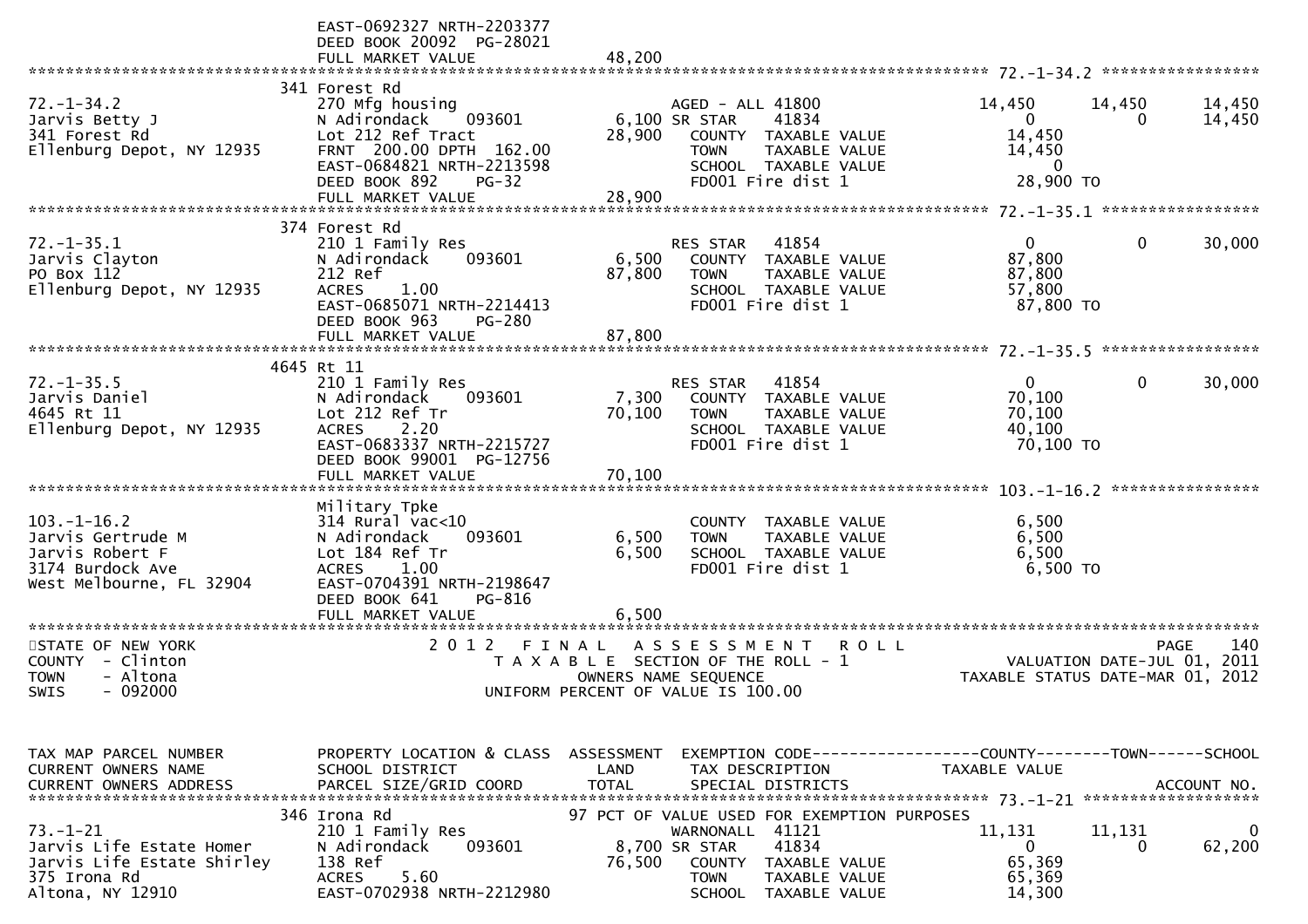```
                          EAST-0692327 NRTH-2203377
                          DEED BOOK 20092  PG-28021
                          FULL MARKET VALUE             48,200
******************************************************************************************************* 72.-1-34.2 *****************
                       341 Forest Rd
72.-1-34.2                270 Mfg housing                       AGED - ALL 41800          14,450     14,450      14,450
Jarvis Betty J            N Adirondack     093601        6,100 SR STAR     41834                0          0      14,450
341 Forest Rd             Lot 212 Ref Tract             28,900   COUNTY  TAXABLE VALUE          14,450
Ellenburg Depot, NY 12935 FRNT 200.00 DPTH 162.00                TOWN    TAXABLE VALUE          14,450
                          EAST-0684821 NRTH-2213598              SCHOOL  TAXABLE VALUE               0
                          DEED BOOK 892    PG-32                 FD001 Fire dist 1               28,900 TO
                          FULL MARKET VALUE             28,900
******************************************************************************************************* 72.-1-35.1 *****************
                       374 Forest Rd
72.-1-35.1                210 1 Family Res                      RES STAR   41854                0          0      30,000
Jarvis Clayton            N Adirondack     093601        6,500   COUNTY  TAXABLE VALUE          87,800
PO Box 112                212 Ref                       87,800   TOWN    TAXABLE VALUE          87,800
Ellenburg Depot, NY 12935 ACRES     1.00                         SCHOOL  TAXABLE VALUE          57,800
                          EAST-0685071 NRTH-2214413              FD001 Fire dist 1               87,800 TO
                          DEED BOOK 963    PG-280
                          FULL MARKET VALUE             87,800
******************************************************************************************************* 72.-1-35.5 *****************
                      4645 Rt 11
72.-1-35.5                210 1 Family Res                      RES STAR   41854                0          0      30,000
Jarvis Daniel             N Adirondack     093601        7,300   COUNTY  TAXABLE VALUE          70,100
4645 Rt 11                Lot 212 Ref Tr                70,100   TOWN    TAXABLE VALUE          70,100
Ellenburg Depot, NY 12935 ACRES     2.20                         SCHOOL  TAXABLE VALUE          40,100
                          EAST-0683337 NRTH-2215727              FD001 Fire dist 1               70,100 TO
                          DEED BOOK 99001  PG-12756
                          FULL MARKET VALUE             70,100
******************************************************************************************************* 103.-1-16.2 ****************
                          Military Tpke
103.-1-16.2               314 Rural vac<10                       COUNTY  TAXABLE VALUE           6,500
Jarvis Gertrude M         N Adirondack     093601        6,500   TOWN    TAXABLE VALUE           6,500
Jarvis Robert F           Lot 184 Ref Tr                 6,500   SCHOOL  TAXABLE VALUE           6,500
3174 Burdock Ave          ACRES     1.00                         FD001 Fire dist 1                6,500 TO
West Melbourne, FL 32904  EAST-0704391 NRTH-2198647
                          DEED BOOK 641    PG-816
                          FULL MARKET VALUE              6,500
************************************************************************************************************************************
STATE OF NEW YORK                  2 0 1 2   F I N A L   A S S E S S M E N T   R O L L                                 PAGE    140
COUNTY  - Clinton                        T A X A B L E  SECTION OF THE ROLL - 1                      VALUATION DATE-JUL 01, 2011
TOWN    - Altona                               OWNERS NAME SEQUENCE                               TAXABLE STATUS DATE-MAR 01, 2012
SWIS    - 092000                          UNIFORM PERCENT OF VALUE IS 100.00


TAX MAP PARCEL NUMBER     PROPERTY LOCATION & CLASS  ASSESSMENT  EXEMPTION CODE------------------COUNTY--------TOWN------SCHOOL
CURRENT OWNERS NAME       SCHOOL DISTRICT               LAND      TAX DESCRIPTION            TAXABLE VALUE
CURRENT OWNERS ADDRESS    PARCEL SIZE/GRID COORD        TOTAL     SPECIAL DISTRICTS                                   ACCOUNT NO.
******************************************************************************************************* 73.-1-21 *******************
                       346 Irona Rd                     97 PCT OF VALUE USED FOR EXEMPTION PURPOSES
73.-1-21                  210 1 Family Res                      WARNONALL  41121          11,131     11,131           0
Jarvis Life Estate Homer  N Adirondack     093601        8,700 SR STAR     41834                0          0      62,200
Jarvis Life Estate Shirley 138 Ref                      76,500   COUNTY  TAXABLE VALUE          65,369
375 Irona Rd              ACRES     5.60                         TOWN    TAXABLE VALUE          65,369
Altona, NY 12910          EAST-0702938 NRTH-2212980              SCHOOL  TAXABLE VALUE          14,300
```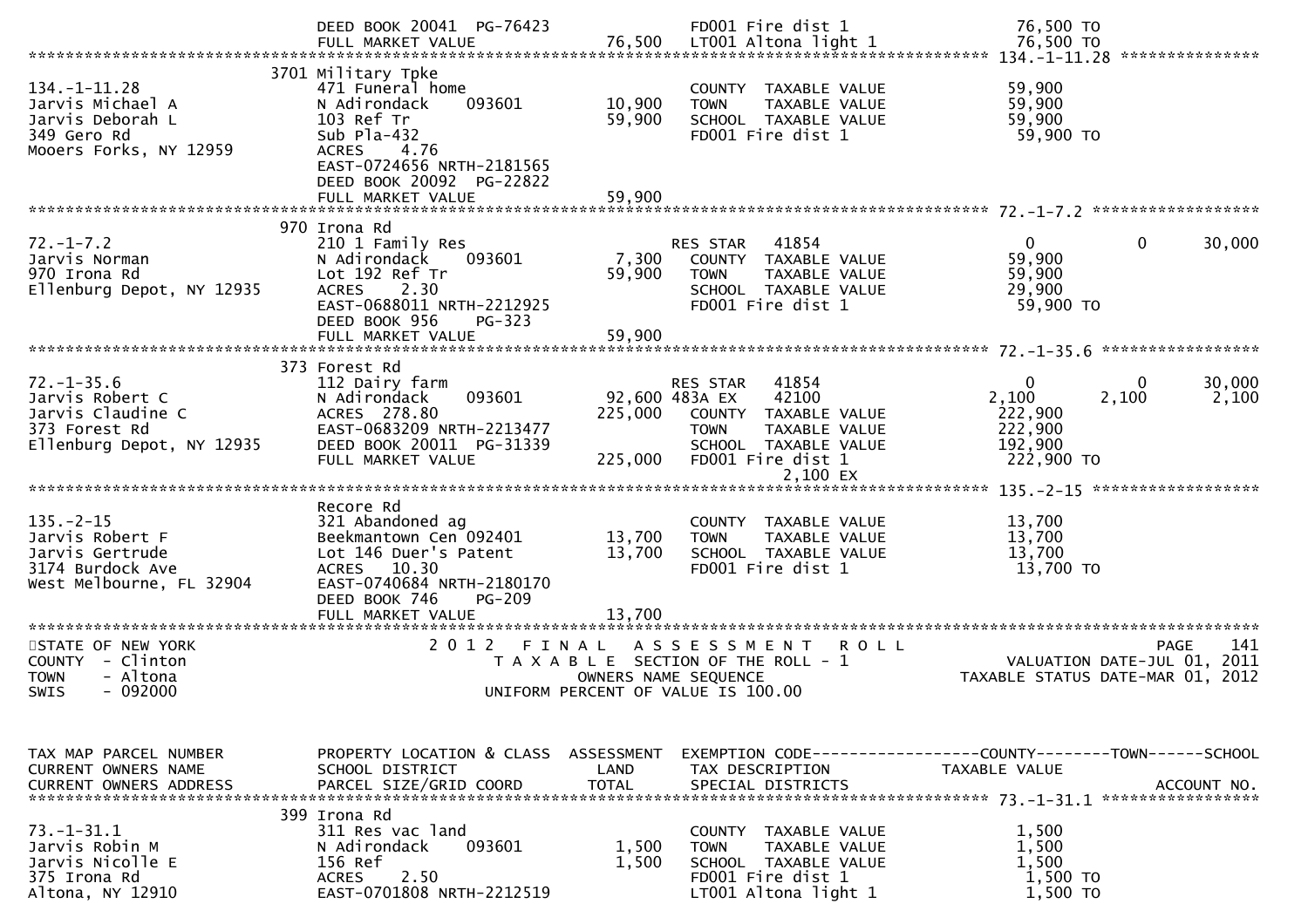```
                                DEED BOOK 20041  PG-76423                FD001 Fire dist 1                   76,500 TO
                                FULL MARKET VALUE               76,500   LT001 Altona light 1                76,500 TO
******************************************************************************************************* 134.-1-11.28 ***************
                              3701 Military Tpke
134.-1-11.28                    471 Funeral home                         COUNTY  TAXABLE VALUE               59,900
Jarvis Michael A                N Adirondack     093601         10,900   TOWN    TAXABLE VALUE               59,900
Jarvis Deborah L                103 Ref Tr                      59,900   SCHOOL  TAXABLE VALUE               59,900
349 Gero Rd                     Sub Pla-432                              FD001 Fire dist 1                   59,900 TO
Mooers Forks, NY 12959          ACRES    4.76
                                EAST-0724656 NRTH-2181565
                                DEED BOOK 20092  PG-22822
                                FULL MARKET VALUE               59,900
******************************************************************************************************* 72.-1-7.2 ******************
                              970 Irona Rd
72.-1-7.2                       210 1 Family Res                         RES STAR   41854                        0           0      30,000
Jarvis Norman                   N Adirondack     093601          7,300   COUNTY  TAXABLE VALUE               59,900
970 Irona Rd                    Lot 192 Ref Tr                  59,900   TOWN    TAXABLE VALUE               59,900
Ellenburg Depot, NY 12935       ACRES    2.30                            SCHOOL  TAXABLE VALUE               29,900
                                EAST-0688011 NRTH-2212925                FD001 Fire dist 1                   59,900 TO
                                DEED BOOK 956     PG-323
                                FULL MARKET VALUE               59,900
******************************************************************************************************* 72.-1-35.6 *****************
                              373 Forest Rd
72.-1-35.6                      112 Dairy farm                           RES STAR   41854                        0           0      30,000
Jarvis Robert C                 N Adirondack     093601         92,600 483A EX     42100                     2,100       2,100       2,100
Jarvis Claudine C               ACRES  278.80                  225,000   COUNTY  TAXABLE VALUE              222,900
373 Forest Rd                   EAST-0683209 NRTH-2213477                TOWN    TAXABLE VALUE              222,900
Ellenburg Depot, NY 12935       DEED BOOK 20011  PG-31339                SCHOOL  TAXABLE VALUE              192,900
                                FULL MARKET VALUE              225,000   FD001 Fire dist 1                  222,900 TO
                                                                                 2,100 EX
******************************************************************************************************* 135.-2-15 ******************
                                Recore Rd
135.-2-15                       321 Abandoned ag                         COUNTY  TAXABLE VALUE               13,700
Jarvis Robert F                 Beekmantown Cen 092401          13,700   TOWN    TAXABLE VALUE               13,700
Jarvis Gertrude                 Lot 146 Duer's Patent           13,700   SCHOOL  TAXABLE VALUE               13,700
3174 Burdock Ave                ACRES   10.30                            FD001 Fire dist 1                   13,700 TO
West Melbourne, FL 32904        EAST-0740684 NRTH-2180170
                                DEED BOOK 746     PG-209
                                FULL MARKET VALUE               13,700
************************************************************************************************************************************
STATE OF NEW YORK                    2 0 1 2   F I N A L   A S S E S S M E N T   R O L L                              PAGE    141
COUNTY  - Clinton                          T A X A B L E  SECTION OF THE ROLL - 1                       VALUATION DATE-JUL 01, 2011
TOWN    - Altona                                  OWNERS NAME SEQUENCE                              TAXABLE STATUS DATE-MAR 01, 2012
SWIS    - 092000                             UNIFORM PERCENT OF VALUE IS 100.00


TAX MAP PARCEL NUMBER           PROPERTY LOCATION & CLASS  ASSESSMENT  EXEMPTION CODE------------------COUNTY--------TOWN------SCHOOL
CURRENT OWNERS NAME             SCHOOL DISTRICT               LAND     TAX DESCRIPTION               TAXABLE VALUE
CURRENT OWNERS ADDRESS          PARCEL SIZE/GRID COORD        TOTAL    SPECIAL DISTRICTS                                 ACCOUNT NO.
******************************************************************************************************* 73.-1-31.1 *****************
                              399 Irona Rd
73.-1-31.1                      311 Res vac land                         COUNTY  TAXABLE VALUE                1,500
Jarvis Robin M                  N Adirondack     093601          1,500   TOWN    TAXABLE VALUE                1,500
Jarvis Nicolle E                156 Ref                          1,500   SCHOOL  TAXABLE VALUE                1,500
375 Irona Rd                    ACRES    2.50                            FD001 Fire dist 1                    1,500 TO
Altona, NY 12910                EAST-0701808 NRTH-2212519                LT001 Altona light 1                 1,500 TO
```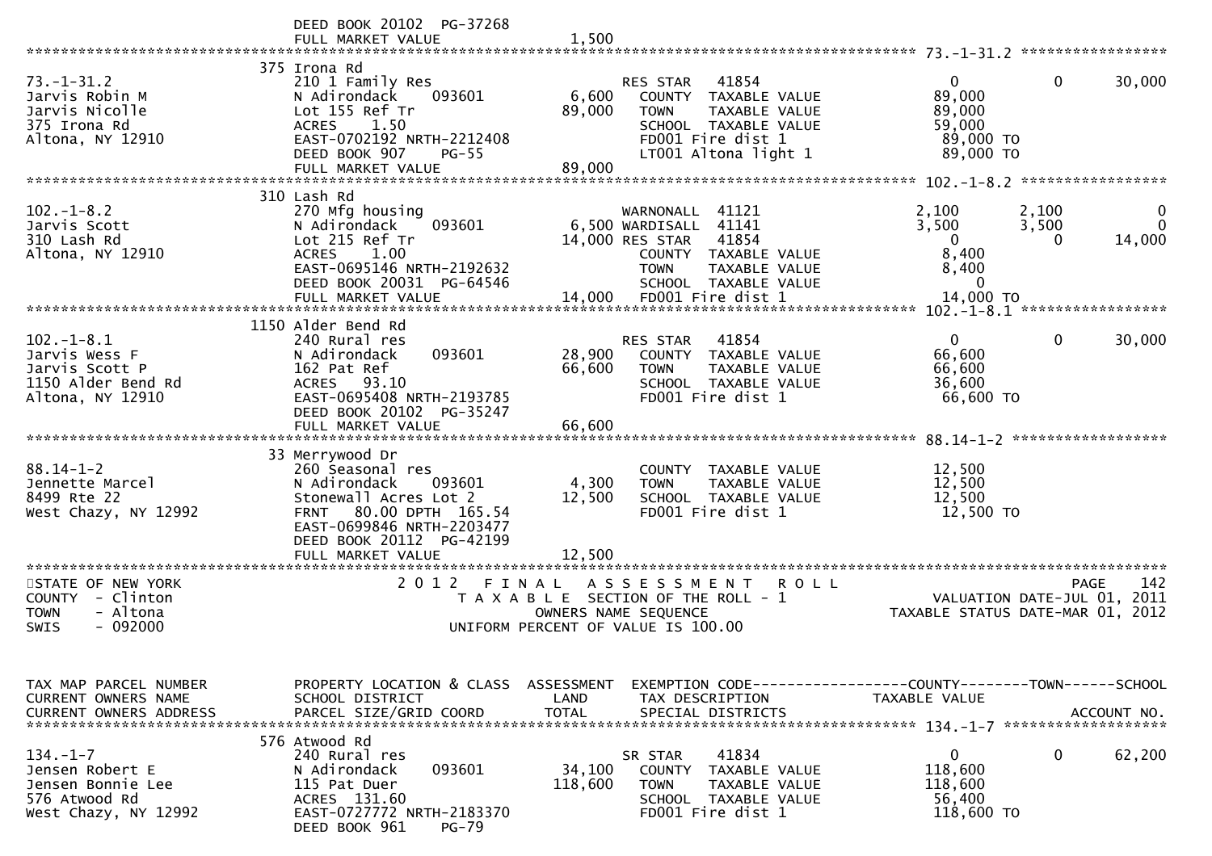```
                               DEED BOOK 20102  PG-37268
                               FULL MARKET VALUE              1,500
******************************************************************************************************* 73.-1-31.2 *****************
                              375 Irona Rd
73.-1-31.2                    210 1 Family Res                    RES STAR   41854                    0            0       30,000
Jarvis Robin M                N Adirondack    093601       6,600    COUNTY  TAXABLE VALUE           89,000
Jarvis Nicolle                Lot 155 Ref Tr              89,000    TOWN    TAXABLE VALUE           89,000
375 Irona Rd                  ACRES    1.50                         SCHOOL  TAXABLE VALUE           59,000
Altona, NY 12910              EAST-0702192 NRTH-2212408             FD001 Fire dist 1                 89,000 TO
                              DEED BOOK 907     PG-55               LT001 Altona light 1              89,000 TO
                              FULL MARKET VALUE            89,000
******************************************************************************************************* 102.-1-8.2 *****************
                              310 Lash Rd
102.-1-8.2                    270 Mfg housing                     WARNONALL  41121                2,100        2,100            0
Jarvis Scott                  N Adirondack    093601       6,500 WARDISALL  41141                3,500        3,500            0
310 Lash Rd                   Lot 215 Ref Tr              14,000 RES STAR   41854                    0            0       14,000
Altona, NY 12910              ACRES    1.00                         COUNTY  TAXABLE VALUE            8,400
                              EAST-0695146 NRTH-2192632             TOWN    TAXABLE VALUE            8,400
                              DEED BOOK 20031  PG-64546             SCHOOL  TAXABLE VALUE                0
                              FULL MARKET VALUE            14,000   FD001 Fire dist 1                 14,000 TO
******************************************************************************************************* 102.-1-8.1 *****************
                              1150 Alder Bend Rd
102.-1-8.1                    240 Rural res                       RES STAR   41854                    0            0       30,000
Jarvis Wess F                 N Adirondack    093601      28,900    COUNTY  TAXABLE VALUE           66,600
Jarvis Scott P                162 Pat Ref                 66,600    TOWN    TAXABLE VALUE           66,600
1150 Alder Bend Rd            ACRES   93.10                         SCHOOL  TAXABLE VALUE           36,600
Altona, NY 12910              EAST-0695408 NRTH-2193785             FD001 Fire dist 1                 66,600 TO
                              DEED BOOK 20102  PG-35247
                              FULL MARKET VALUE            66,600
******************************************************************************************************* 88.14-1-2 ******************
                              33 Merrywood Dr
88.14-1-2                     260 Seasonal res                      COUNTY  TAXABLE VALUE           12,500
Jennette Marcel               N Adirondack    093601       4,300    TOWN    TAXABLE VALUE           12,500
8499 Rte 22                   Stonewall Acres Lot 2       12,500    SCHOOL  TAXABLE VALUE           12,500
West Chazy, NY 12992          FRNT   80.00 DPTH 165.54              FD001 Fire dist 1                 12,500 TO
                              EAST-0699846 NRTH-2203477
                              DEED BOOK 20112  PG-42199
                              FULL MARKET VALUE            12,500
*******************************************************************************************************************************
STATE OF NEW YORK                 2 0 1 2   F I N A L   A S S E S S M E N T   R O L L                          PAGE    142
COUNTY  - Clinton                       T A X A B L E  SECTION OF THE ROLL - 1                     VALUATION DATE-JUL 01, 2011
TOWN    - Altona                                OWNERS NAME SEQUENCE                            TAXABLE STATUS DATE-MAR 01, 2012
SWIS    - 092000                        UNIFORM PERCENT OF VALUE IS 100.00


TAX MAP PARCEL NUMBER         PROPERTY LOCATION & CLASS  ASSESSMENT  EXEMPTION CODE------------------COUNTY--------TOWN------SCHOOL
CURRENT OWNERS NAME           SCHOOL DISTRICT               LAND      TAX DESCRIPTION              TAXABLE VALUE
CURRENT OWNERS ADDRESS        PARCEL SIZE/GRID COORD       TOTAL      SPECIAL DISTRICTS                                  ACCOUNT NO.
******************************************************************************************************* 134.-1-7 *******************
                              576 Atwood Rd
134.-1-7                      240 Rural res                       SR STAR    41834                    0            0       62,200
Jensen Robert E               N Adirondack    093601      34,100    COUNTY  TAXABLE VALUE          118,600
Jensen Bonnie Lee             115 Pat Duer               118,600    TOWN    TAXABLE VALUE          118,600
576 Atwood Rd                 ACRES  131.60                         SCHOOL  TAXABLE VALUE           56,400
West Chazy, NY 12992          EAST-0727772 NRTH-2183370             FD001 Fire dist 1                118,600 TO
                              DEED BOOK 961     PG-79
```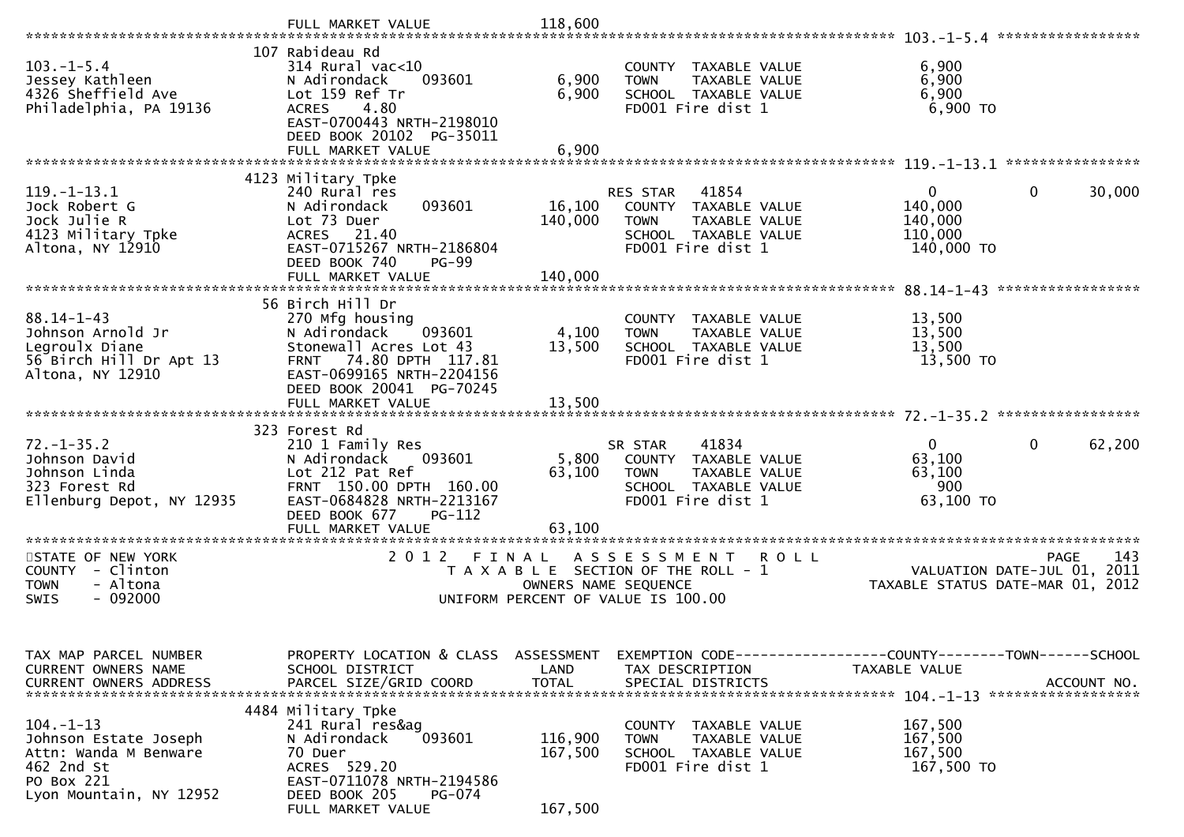FULL MARKET VALUE 118,600

******* 103.-1-5.4 *******

| Parcel / Owner | Property Location & Class / School District / Parcel Size / Grid Coord | Land | Total | Exemption / Tax Description / Special Districts | Taxable Value |
|---|---|---|---|---|---|
| 103.-1-5.4 | 107 Rabideau Rd | | | | |
| Jessey Kathleen | 314 Rural vac<10 | | | COUNTY TAXABLE VALUE | 6,900 |
| 4326 Sheffield Ave | N Adirondack 093601 | 6,900 | | TOWN TAXABLE VALUE | 6,900 |
| Philadelphia, PA 19136 | Lot 159 Ref Tr | | 6,900 | SCHOOL TAXABLE VALUE | 6,900 |
| | ACRES 4.80 | | | FD001 Fire dist 1 | 6,900 TO |
| | EAST-0700443 NRTH-2198010 | | | | |
| | DEED BOOK 20102 PG-35011 | | | | |
| | FULL MARKET VALUE | | 6,900 | | |

******* 119.-1-13.1 *******

| Parcel / Owner | Property Location & Class / School District / Parcel Size / Grid Coord | Land | Total | Exemption / Tax Description / Special Districts | County | Town | School |
|---|---|---|---|---|---|---|---|
| 119.-1-13.1 | 4123 Military Tpke | | | | | | |
| Jock Robert G | 240 Rural res | | | RES STAR 41854 | 0 | 0 | 30,000 |
| Jock Julie R | N Adirondack 093601 | 16,100 | | COUNTY TAXABLE VALUE | 140,000 | | |
| 4123 Military Tpke | Lot 73 Duer | | 140,000 | TOWN TAXABLE VALUE | 140,000 | | |
| Altona, NY 12910 | ACRES 21.40 | | | SCHOOL TAXABLE VALUE | 110,000 | | |
| | EAST-0715267 NRTH-2186804 | | | FD001 Fire dist 1 | 140,000 TO | | |
| | DEED BOOK 740 PG-99 | | | | | | |
| | FULL MARKET VALUE | | 140,000 | | | | |

******* 88.14-1-43 *******

| Parcel / Owner | Property Location & Class / School District / Parcel Size / Grid Coord | Land | Total | Exemption / Tax Description / Special Districts | Taxable Value |
|---|---|---|---|---|---|
| 88.14-1-43 | 56 Birch Hill Dr | | | | |
| Johnson Arnold Jr | 270 Mfg housing | | | COUNTY TAXABLE VALUE | 13,500 |
| Legroulx Diane | N Adirondack 093601 | 4,100 | | TOWN TAXABLE VALUE | 13,500 |
| 56 Birch Hill Dr Apt 13 | Stonewall Acres Lot 43 | | 13,500 | SCHOOL TAXABLE VALUE | 13,500 |
| Altona, NY 12910 | FRNT 74.80 DPTH 117.81 | | | FD001 Fire dist 1 | 13,500 TO |
| | EAST-0699165 NRTH-2204156 | | | | |
| | DEED BOOK 20041 PG-70245 | | | | |
| | FULL MARKET VALUE | | 13,500 | | |

******* 72.-1-35.2 *******

| Parcel / Owner | Property Location & Class / School District / Parcel Size / Grid Coord | Land | Total | Exemption / Tax Description / Special Districts | County | Town | School |
|---|---|---|---|---|---|---|---|
| 72.-1-35.2 | 323 Forest Rd | | | | | | |
| Johnson David | 210 1 Family Res | | | SR STAR 41834 | 0 | 0 | 62,200 |
| Johnson Linda | N Adirondack 093601 | 5,800 | | COUNTY TAXABLE VALUE | 63,100 | | |
| 323 Forest Rd | Lot 212 Pat Ref | | 63,100 | TOWN TAXABLE VALUE | 63,100 | | |
| Ellenburg Depot, NY 12935 | FRNT 150.00 DPTH 160.00 | | | SCHOOL TAXABLE VALUE | 900 | | |
| | EAST-0684828 NRTH-2213167 | | | FD001 Fire dist 1 | 63,100 TO | | |
| | DEED BOOK 677 PG-112 | | | | | | |
| | FULL MARKET VALUE | | 63,100 | | | | |

STATE OF NEW YORK
COUNTY - Clinton
TOWN - Altona
SWIS - 092000

2012 FINAL ASSESSMENT ROLL
TAXABLE SECTION OF THE ROLL - 1
OWNERS NAME SEQUENCE
UNIFORM PERCENT OF VALUE IS 100.00

PAGE 143
VALUATION DATE-JUL 01, 2011
TAXABLE STATUS DATE-MAR 01, 2012

| TAX MAP PARCEL NUMBER / CURRENT OWNERS NAME / CURRENT OWNERS ADDRESS | PROPERTY LOCATION & CLASS / SCHOOL DISTRICT / PARCEL SIZE/GRID COORD | ASSESSMENT LAND | TOTAL | EXEMPTION CODE / TAX DESCRIPTION / SPECIAL DISTRICTS | TAXABLE VALUE (COUNTY--TOWN--SCHOOL) / ACCOUNT NO. |
|---|---|---|---|---|---|
| | | | | | ******* 104.-1-13 ******* |
| 104.-1-13 | 4484 Military Tpke | | | | |
| Johnson Estate Joseph | 241 Rural res&ag | | | COUNTY TAXABLE VALUE | 167,500 |
| Attn: Wanda M Benware | N Adirondack 093601 | 116,900 | | TOWN TAXABLE VALUE | 167,500 |
| 462 2nd St | 70 Duer | | 167,500 | SCHOOL TAXABLE VALUE | 167,500 |
| PO Box 221 | ACRES 529.20 | | | FD001 Fire dist 1 | 167,500 TO |
| Lyon Mountain, NY 12952 | EAST-0711078 NRTH-2194586 | | | | |
| | DEED BOOK 205 PG-074 | | | | |
| | FULL MARKET VALUE | | 167,500 | | |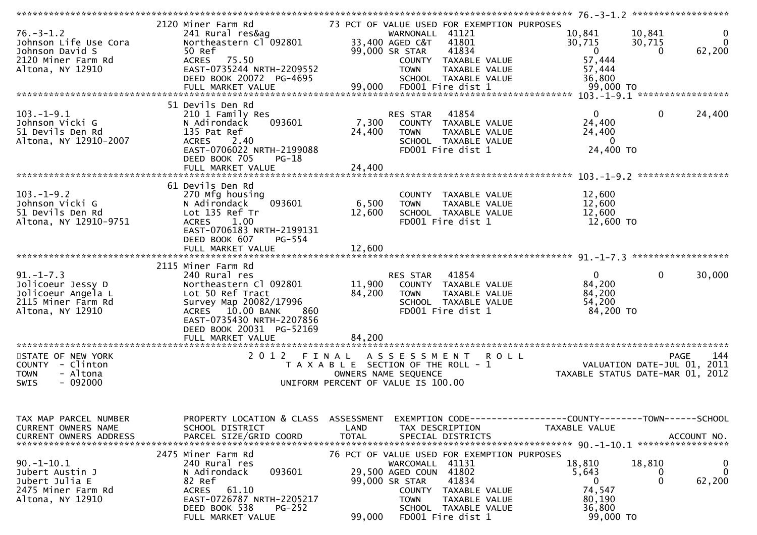```
******************************************************************************************************* 76.-3-1.2 ******************
            2120 Miner Farm Rd                     73 PCT OF VALUE USED FOR EXEMPTION PURPOSES
76.-3-1.2            241 Rural res&ag                     WARNONALL  41121              10,841      10,841            0
Johnson Life Use Cora   Northeastern Cl 092801     33,400 AGED C&T   41801              30,715      30,715            0
Johnson David S      50 Ref                        99,000 SR STAR    41834                   0           0       62,200
2120 Miner Farm Rd   ACRES  75.50                          COUNTY  TAXABLE VALUE        57,444
Altona, NY 12910     EAST-0735244 NRTH-2209552             TOWN    TAXABLE VALUE        57,444
                     DEED BOOK 20072 PG-4695               SCHOOL  TAXABLE VALUE        36,800
                     FULL MARKET VALUE             99,000  FD001 Fire dist 1            99,000 TO
******************************************************************************************************* 103.-1-9.1 *****************
            51 Devils Den Rd
103.-1-9.1           210 1 Family Res                     RES STAR   41854                   0           0       24,400
Johnson Vicki G      N Adirondack     093601        7,300  COUNTY  TAXABLE VALUE        24,400
51 Devils Den Rd     135 Pat Ref                   24,400  TOWN    TAXABLE VALUE        24,400
Altona, NY 12910-2007   ACRES   2.40                       SCHOOL  TAXABLE VALUE             0
                     EAST-0706022 NRTH-2199088             FD001 Fire dist 1            24,400 TO
                     DEED BOOK 705    PG-18
                     FULL MARKET VALUE             24,400
******************************************************************************************************* 103.-1-9.2 *****************
            61 Devils Den Rd
103.-1-9.2           270 Mfg housing                       COUNTY  TAXABLE VALUE        12,600
Johnson Vicki G      N Adirondack     093601        6,500  TOWN    TAXABLE VALUE        12,600
51 Devils Den Rd     Lot 135 Ref Tr                12,600  SCHOOL  TAXABLE VALUE        12,600
Altona, NY 12910-9751   ACRES   1.00                       FD001 Fire dist 1            12,600 TO
                     EAST-0706183 NRTH-2199131
                     DEED BOOK 607    PG-554
                     FULL MARKET VALUE             12,600
******************************************************************************************************* 91.-1-7.3 ******************
            2115 Miner Farm Rd
91.-1-7.3            240 Rural res                        RES STAR   41854                   0           0       30,000
Jolicoeur Jessy D    Northeastern Cl 092801        11,900  COUNTY  TAXABLE VALUE        84,200
Jolicoeur Angela L   Lot 50 Ref Tract              84,200  TOWN    TAXABLE VALUE        84,200
2115 Miner Farm Rd   Survey Map 20082/17996                SCHOOL  TAXABLE VALUE        54,200
Altona, NY 12910     ACRES  10.00 BANK     860             FD001 Fire dist 1            84,200 TO
                     EAST-0735430 NRTH-2207856
                     DEED BOOK 20031 PG-52169
                     FULL MARKET VALUE             84,200
************************************************************************************************************************************
STATE OF NEW YORK                 2 0 1 2   F I N A L   A S S E S S M E N T   R O L L                                PAGE   144
COUNTY  - Clinton                     T A X A B L E  SECTION OF THE ROLL - 1                 VALUATION DATE-JUL 01, 2011
TOWN    - Altona                            OWNERS NAME SEQUENCE                          TAXABLE STATUS DATE-MAR 01, 2012
SWIS    - 092000                      UNIFORM PERCENT OF VALUE IS 100.00


TAX MAP PARCEL NUMBER    PROPERTY LOCATION & CLASS  ASSESSMENT  EXEMPTION CODE-----------------COUNTY--------TOWN------SCHOOL
CURRENT OWNERS NAME      SCHOOL DISTRICT               LAND      TAX DESCRIPTION            TAXABLE VALUE
CURRENT OWNERS ADDRESS   PARCEL SIZE/GRID COORD        TOTAL     SPECIAL DISTRICTS                                  ACCOUNT NO.
******************************************************************************************************* 90.-1-10.1 *****************
            2475 Miner Farm Rd                     76 PCT OF VALUE USED FOR EXEMPTION PURPOSES
90.-1-10.1           240 Rural res                        WARCOMALL  41131              18,810      18,810            0
Jubert Austin J      N Adirondack     093601       29,500 AGED COUN  41802               5,643           0            0
Jubert Julia E       82 Ref                        99,000 SR STAR    41834                   0           0       62,200
2475 Miner Farm Rd   ACRES  61.10                          COUNTY  TAXABLE VALUE        74,547
Altona, NY 12910     EAST-0726787 NRTH-2205217             TOWN    TAXABLE VALUE        80,190
                     DEED BOOK 538    PG-252               SCHOOL  TAXABLE VALUE        36,800
                     FULL MARKET VALUE             99,000  FD001 Fire dist 1            99,000 TO
```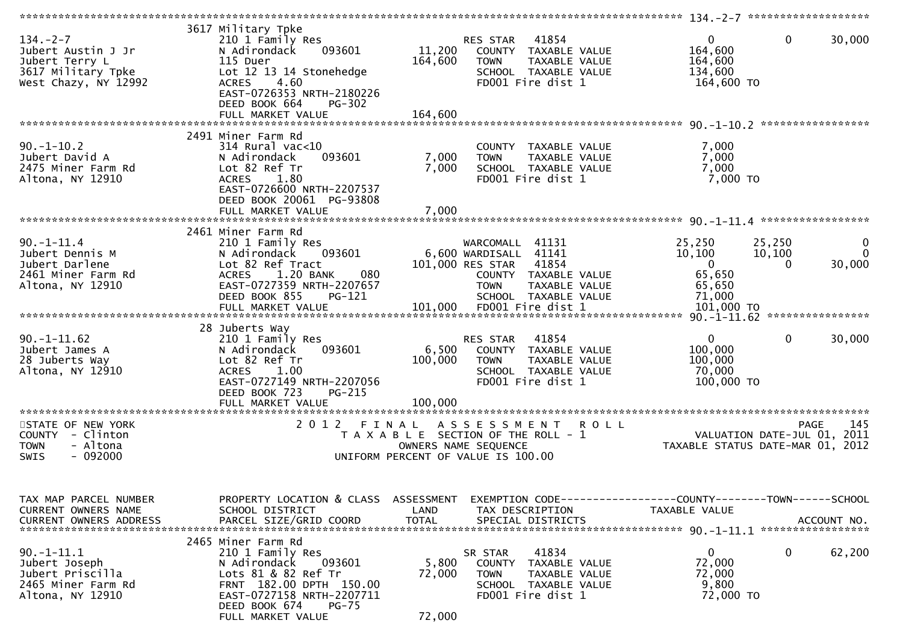```
******************************************************************************************************* 134.-2-7 ******************
                    3617 Military Tpke
134.-2-7            210 1 Family Res                       RES STAR   41854                       0          0      30,000
Jubert Austin J Jr  N Adirondack     093601        11,200     COUNTY  TAXABLE VALUE          164,600
Jubert Terry L      115 Duer                      164,600     TOWN    TAXABLE VALUE          164,600
3617 Military Tpke  Lot 12 13 14 Stonehedge                   SCHOOL  TAXABLE VALUE          134,600
West Chazy, NY 12992 ACRES    4.60                            FD001 Fire dist 1               164,600 TO
                    EAST-0726353 NRTH-2180226
                    DEED BOOK 664    PG-302
                    FULL MARKET VALUE             164,600
******************************************************************************************************* 90.-1-10.2 ****************
                    2491 Miner Farm Rd
90.-1-10.2          314 Rural vac<10                          COUNTY  TAXABLE VALUE            7,000
Jubert David A      N Adirondack     093601         7,000     TOWN    TAXABLE VALUE            7,000
2475 Miner Farm Rd  Lot 82 Ref Tr                   7,000     SCHOOL  TAXABLE VALUE            7,000
Altona, NY 12910    ACRES    1.80                             FD001 Fire dist 1                 7,000 TO
                    EAST-0726600 NRTH-2207537
                    DEED BOOK 20061 PG-93808
                    FULL MARKET VALUE               7,000
******************************************************************************************************* 90.-1-11.4 ****************
                    2461 Miner Farm Rd
90.-1-11.4          210 1 Family Res                       WARCOMALL  41131                  25,250     25,250           0
Jubert Dennis M     N Adirondack     093601         6,600 WARDISALL  41141                  10,100     10,100           0
Jubert Darlene      Lot 82 Ref Tract              101,000 RES STAR   41854                       0          0      30,000
2461 Miner Farm Rd  ACRES    1.20 BANK     080                COUNTY  TAXABLE VALUE           65,650
Altona, NY 12910    EAST-0727359 NRTH-2207657                 TOWN    TAXABLE VALUE           65,650
                    DEED BOOK 855    PG-121                   SCHOOL  TAXABLE VALUE           71,000
                    FULL MARKET VALUE             101,000     FD001 Fire dist 1               101,000 TO
******************************************************************************************************* 90.-1-11.62 ***************
                    28 Juberts Way
90.-1-11.62         210 1 Family Res                       RES STAR   41854                       0          0      30,000
Jubert James A      N Adirondack     093601         6,500     COUNTY  TAXABLE VALUE          100,000
28 Juberts Way      Lot 82 Ref Tr                 100,000     TOWN    TAXABLE VALUE          100,000
Altona, NY 12910    ACRES    1.00                             SCHOOL  TAXABLE VALUE           70,000
                    EAST-0727149 NRTH-2207056                 FD001 Fire dist 1               100,000 TO
                    DEED BOOK 723    PG-215
                    FULL MARKET VALUE             100,000
************************************************************************************************************************************
STATE OF NEW YORK                   2 0 1 2   F I N A L   A S S E S S M E N T   R O L L                              PAGE    145
COUNTY  - Clinton                      T A X A B L E  SECTION OF THE ROLL - 1                      VALUATION DATE-JUL 01, 2011
TOWN    - Altona                              OWNERS NAME SEQUENCE                           TAXABLE STATUS DATE-MAR 01, 2012
SWIS    - 092000                        UNIFORM PERCENT OF VALUE IS 100.00


TAX MAP PARCEL NUMBER     PROPERTY LOCATION & CLASS  ASSESSMENT  EXEMPTION CODE------------------COUNTY--------TOWN------SCHOOL
CURRENT OWNERS NAME       SCHOOL DISTRICT               LAND      TAX DESCRIPTION            TAXABLE VALUE
CURRENT OWNERS ADDRESS    PARCEL SIZE/GRID COORD        TOTAL     SPECIAL DISTRICTS                                    ACCOUNT NO.
******************************************************************************************************* 90.-1-11.1 ****************
                    2465 Miner Farm Rd
90.-1-11.1          210 1 Family Res                       SR STAR    41834                       0          0      62,200
Jubert Joseph       N Adirondack     093601         5,800     COUNTY  TAXABLE VALUE           72,000
Jubert Priscilla    Lots 81 & 82 Ref Tr            72,000     TOWN    TAXABLE VALUE           72,000
2465 Miner Farm Rd  FRNT 182.00 DPTH 150.00                   SCHOOL  TAXABLE VALUE            9,800
Altona, NY 12910    EAST-0727158 NRTH-2207711                 FD001 Fire dist 1                72,000 TO
                    DEED BOOK 674    PG-75
                    FULL MARKET VALUE              72,000
```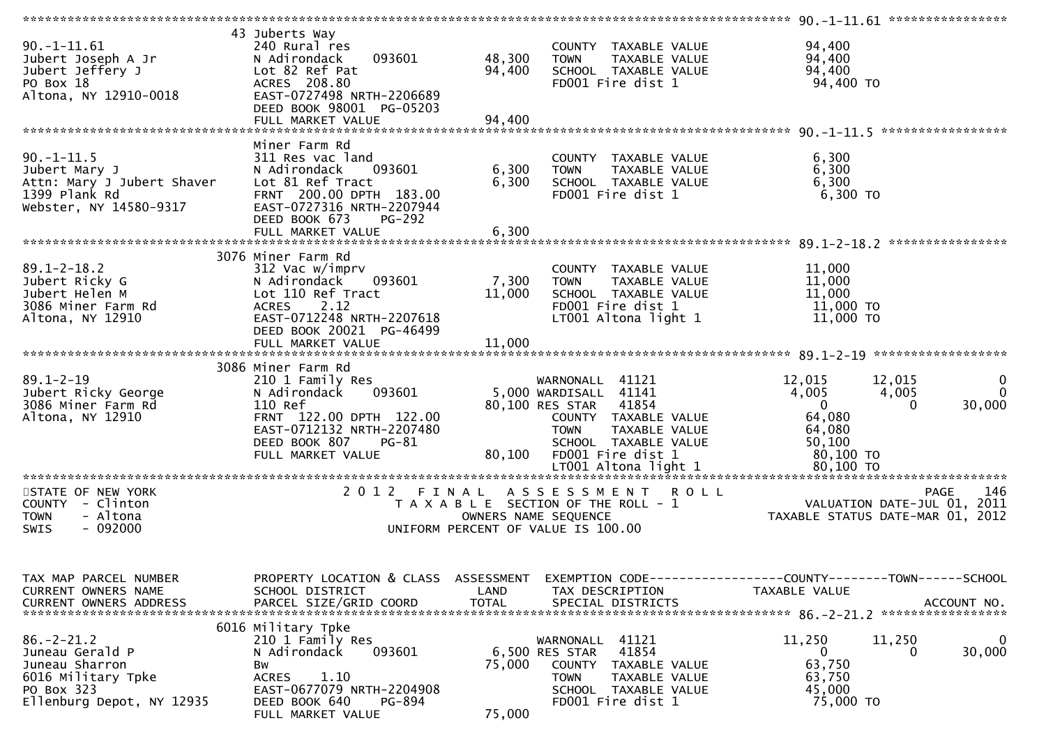```
******************************************************************************************************* 90.-1-11.61 ****************
                               43 Juberts Way
90.-1-11.61                    240 Rural res                          COUNTY  TAXABLE VALUE            94,400
Jubert Joseph A Jr             N Adirondack    093601       48,300    TOWN    TAXABLE VALUE            94,400
Jubert Jeffery J               Lot 82 Ref Pat               94,400    SCHOOL  TAXABLE VALUE            94,400
PO Box 18                      ACRES  208.80                          FD001 Fire dist 1                 94,400 TO
Altona, NY 12910-0018          EAST-0727498 NRTH-2206689
                               DEED BOOK 98001  PG-05203
                               FULL MARKET VALUE            94,400
******************************************************************************************************* 90.-1-11.5 *****************
                               Miner Farm Rd
90.-1-11.5                     311 Res vac land                       COUNTY  TAXABLE VALUE             6,300
Jubert Mary J                  N Adirondack    093601        6,300    TOWN    TAXABLE VALUE             6,300
Attn: Mary J Jubert Shaver     Lot 81 Ref Tract              6,300    SCHOOL  TAXABLE VALUE             6,300
1399 Plank Rd                  FRNT 200.00 DPTH 183.00                FD001 Fire dist 1                  6,300 TO
Webster, NY 14580-9317         EAST-0727316 NRTH-2207944
                               DEED BOOK 673    PG-292
                               FULL MARKET VALUE             6,300
******************************************************************************************************* 89.1-2-18.2 ****************
                               3076 Miner Farm Rd
89.1-2-18.2                    312 Vac w/imprv                        COUNTY  TAXABLE VALUE            11,000
Jubert Ricky G                 N Adirondack    093601        7,300    TOWN    TAXABLE VALUE            11,000
Jubert Helen M                 Lot 110 Ref Tract            11,000    SCHOOL  TAXABLE VALUE            11,000
3086 Miner Farm Rd             ACRES    2.12                          FD001 Fire dist 1                 11,000 TO
Altona, NY 12910               EAST-0712248 NRTH-2207618              LT001 Altona light 1              11,000 TO
                               DEED BOOK 20021  PG-46499
                               FULL MARKET VALUE            11,000
******************************************************************************************************* 89.1-2-19 ******************
                               3086 Miner Farm Rd
89.1-2-19                      210 1 Family Res                  WARNONALL  41121                 12,015       12,015            0
Jubert Ricky George            N Adirondack    093601        5,000 WARDISALL  41141                  4,005        4,005            0
3086 Miner Farm Rd             110 Ref                      80,100 RES STAR   41854                      0            0       30,000
Altona, NY 12910               FRNT 122.00 DPTH 122.00                COUNTY  TAXABLE VALUE            64,080
                               EAST-0712132 NRTH-2207480              TOWN    TAXABLE VALUE            64,080
                               DEED BOOK 807    PG-81                 SCHOOL  TAXABLE VALUE            50,100
                               FULL MARKET VALUE            80,100    FD001 Fire dist 1                 80,100 TO
                                                                      LT001 Altona light 1              80,100 TO
************************************************************************************************************************************
STATE OF NEW YORK                    2 0 1 2   F I N A L   A S S E S S M E N T   R O L L                                 PAGE   146
COUNTY  - Clinton                        T A X A B L E  SECTION OF THE ROLL - 1                        VALUATION DATE-JUL 01, 2011
TOWN    - Altona                                  OWNERS NAME SEQUENCE                             TAXABLE STATUS DATE-MAR 01, 2012
SWIS    - 092000                         UNIFORM PERCENT OF VALUE IS 100.00


TAX MAP PARCEL NUMBER          PROPERTY LOCATION & CLASS  ASSESSMENT  EXEMPTION CODE------------------COUNTY--------TOWN------SCHOOL
CURRENT OWNERS NAME            SCHOOL DISTRICT               LAND      TAX DESCRIPTION            TAXABLE VALUE
CURRENT OWNERS ADDRESS         PARCEL SIZE/GRID COORD        TOTAL     SPECIAL DISTRICTS                                  ACCOUNT NO.
******************************************************************************************************* 86.-2-21.2 *****************
                               6016 Military Tpke
86.-2-21.2                     210 1 Family Res                  WARNONALL  41121                 11,250       11,250            0
Juneau Gerald P                N Adirondack    093601        6,500 RES STAR   41854                      0            0       30,000
Juneau Sharron                 Bw                           75,000    COUNTY  TAXABLE VALUE            63,750
6016 Military Tpke             ACRES    1.10                          TOWN    TAXABLE VALUE            63,750
PO Box 323                     EAST-0677079 NRTH-2204908              SCHOOL  TAXABLE VALUE            45,000
Ellenburg Depot, NY 12935      DEED BOOK 640    PG-894                FD001 Fire dist 1                 75,000 TO
                               FULL MARKET VALUE            75,000
```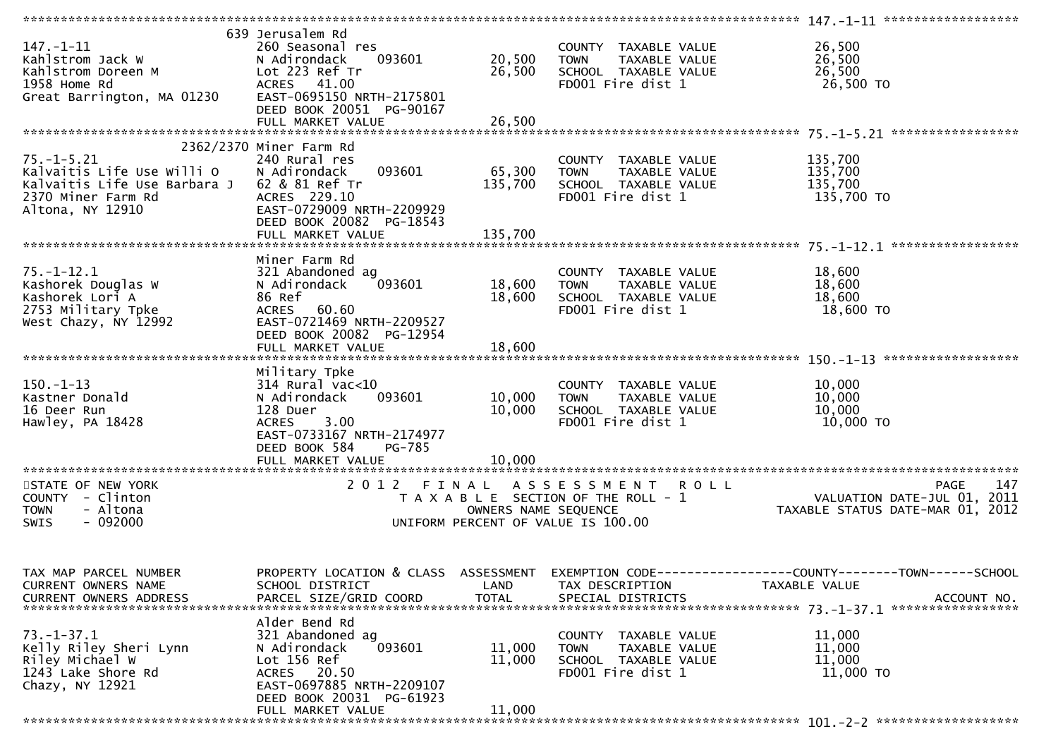```
******************************************************************************************************* 147.-1-11 ******************
                              639 Jerusalem Rd
147.-1-11                     260 Seasonal res                           COUNTY  TAXABLE VALUE            26,500
Kahlstrom Jack W              N Adirondack     093601       20,500       TOWN    TAXABLE VALUE            26,500
Kahlstrom Doreen M            Lot 223 Ref Tr                26,500       SCHOOL  TAXABLE VALUE            26,500
1958 Home Rd                  ACRES   41.00                              FD001 Fire dist 1                 26,500 TO
Great Barrington, MA 01230    EAST-0695150 NRTH-2175801
                              DEED BOOK 20051  PG-90167
                              FULL MARKET VALUE             26,500
******************************************************************************************************* 75.-1-5.21 *****************
                         2362/2370 Miner Farm Rd
75.-1-5.21                    240 Rural res                              COUNTY  TAXABLE VALUE           135,700
Kalvaitis Life Use Willi O    N Adirondack     093601       65,300       TOWN    TAXABLE VALUE           135,700
Kalvaitis Life Use Barbara J  62 & 81 Ref Tr               135,700       SCHOOL  TAXABLE VALUE           135,700
2370 Miner Farm Rd            ACRES  229.10                              FD001 Fire dist 1                135,700 TO
Altona, NY 12910              EAST-0729009 NRTH-2209929
                              DEED BOOK 20082  PG-18543
                              FULL MARKET VALUE            135,700
******************************************************************************************************* 75.-1-12.1 *****************
                              Miner Farm Rd
75.-1-12.1                    321 Abandoned ag                           COUNTY  TAXABLE VALUE            18,600
Kashorek Douglas W            N Adirondack     093601       18,600       TOWN    TAXABLE VALUE            18,600
Kashorek Lori A               86 Ref                        18,600       SCHOOL  TAXABLE VALUE            18,600
2753 Military Tpke            ACRES   60.60                              FD001 Fire dist 1                 18,600 TO
West Chazy, NY 12992          EAST-0721469 NRTH-2209527
                              DEED BOOK 20082  PG-12954
                              FULL MARKET VALUE             18,600
******************************************************************************************************* 150.-1-13 ******************
                              Military Tpke
150.-1-13                     314 Rural vac<10                           COUNTY  TAXABLE VALUE            10,000
Kastner Donald                N Adirondack     093601       10,000       TOWN    TAXABLE VALUE            10,000
16 Deer Run                   128 Duer                      10,000       SCHOOL  TAXABLE VALUE            10,000
Hawley, PA 18428              ACRES    3.00                              FD001 Fire dist 1                 10,000 TO
                              EAST-0733167 NRTH-2174977
                              DEED BOOK 584    PG-785
                              FULL MARKET VALUE             10,000
************************************************************************************************************************************
STATE OF NEW YORK                    2 0 1 2   F I N A L   A S S E S S M E N T   R O L L                               PAGE   147
COUNTY  - Clinton                       T A X A B L E  SECTION OF THE ROLL - 1                       VALUATION DATE-JUL 01, 2011
TOWN    - Altona                              OWNERS NAME SEQUENCE                              TAXABLE STATUS DATE-MAR 01, 2012
SWIS    - 092000                        UNIFORM PERCENT OF VALUE IS 100.00


TAX MAP PARCEL NUMBER         PROPERTY LOCATION & CLASS  ASSESSMENT  EXEMPTION CODE------------------COUNTY--------TOWN------SCHOOL
CURRENT OWNERS NAME           SCHOOL DISTRICT               LAND      TAX DESCRIPTION            TAXABLE VALUE
CURRENT OWNERS ADDRESS        PARCEL SIZE/GRID COORD       TOTAL      SPECIAL DISTRICTS                                   ACCOUNT NO.
******************************************************************************************************* 73.-1-37.1 *****************
                              Alder Bend Rd
73.-1-37.1                    321 Abandoned ag                           COUNTY  TAXABLE VALUE            11,000
Kelly Riley Sheri Lynn        N Adirondack     093601       11,000       TOWN    TAXABLE VALUE            11,000
Riley Michael W               Lot 156 Ref                   11,000       SCHOOL  TAXABLE VALUE            11,000
1243 Lake Shore Rd            ACRES   20.50                              FD001 Fire dist 1                 11,000 TO
Chazy, NY 12921               EAST-0697885 NRTH-2209107
                              DEED BOOK 20031  PG-61923
                              FULL MARKET VALUE             11,000
******************************************************************************************************* 101.-2-2 *******************
```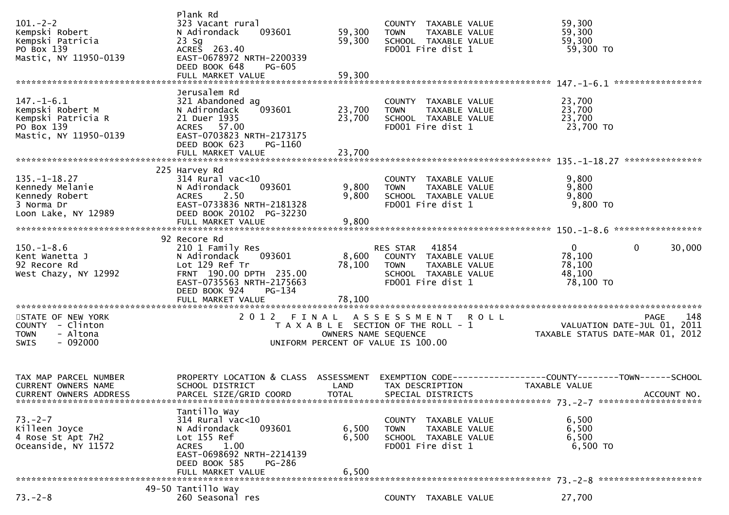```
                     Plank Rd
101.-2-2             323 Vacant rural                          COUNTY  TAXABLE VALUE          59,300
Kempski Robert       N Adirondack    093601        59,300      TOWN    TAXABLE VALUE          59,300
Kempski Patricia     23 Sg                          59,300      SCHOOL  TAXABLE VALUE          59,300
PO Box 139           ACRES  263.40                             FD001 Fire dist 1               59,300 TO
Mastic, NY 11950-0139 EAST-0678972 NRTH-2200339
                     DEED BOOK 648    PG-605
                     FULL MARKET VALUE              59,300
******************************************************************************************** 147.-1-6.1 *****************
                     Jerusalem Rd
147.-1-6.1           321 Abandoned ag                          COUNTY  TAXABLE VALUE          23,700
Kempski Robert M     N Adirondack    093601        23,700      TOWN    TAXABLE VALUE          23,700
Kempski Patricia R   21 Duer 1935                   23,700      SCHOOL  TAXABLE VALUE          23,700
PO Box 139           ACRES   57.00                             FD001 Fire dist 1               23,700 TO
Mastic, NY 11950-0139 EAST-0703823 NRTH-2173175
                     DEED BOOK 623    PG-1160
                     FULL MARKET VALUE              23,700
******************************************************************************************** 135.-1-18.27 ***************
                 225 Harvey Rd
135.-1-18.27         314 Rural vac<10                          COUNTY  TAXABLE VALUE           9,800
Kennedy Melanie      N Adirondack    093601         9,800      TOWN    TAXABLE VALUE           9,800
Kennedy Robert       ACRES    2.50                   9,800      SCHOOL  TAXABLE VALUE           9,800
3 Norma Dr           EAST-0733836 NRTH-2181328                 FD001 Fire dist 1                9,800 TO
Loon Lake, NY 12989  DEED BOOK 20102  PG-32230
                     FULL MARKET VALUE               9,800
******************************************************************************************** 150.-1-8.6 *****************
                  92 Recore Rd
150.-1-8.6           210 1 Family Res                          RES STAR    41854                  0          0     30,000
Kent Wanetta J       N Adirondack    093601         8,600      COUNTY  TAXABLE VALUE          78,100
92 Recore Rd         Lot 129 Ref Tr                 78,100      TOWN    TAXABLE VALUE          78,100
West Chazy, NY 12992 FRNT 190.00 DPTH 235.00                   SCHOOL  TAXABLE VALUE          48,100
                     EAST-0735563 NRTH-2175663                 FD001 Fire dist 1               78,100 TO
                     DEED BOOK 924    PG-134
                     FULL MARKET VALUE              78,100
*****************************************************************************************************************************
STATE OF NEW YORK                    2 0 1 2   F I N A L   A S S E S S M E N T   R O L L                        PAGE    148
COUNTY  - Clinton                       T A X A B L E  SECTION OF THE ROLL - 1                  VALUATION DATE-JUL 01, 2011
TOWN    - Altona                              OWNERS NAME SEQUENCE                           TAXABLE STATUS DATE-MAR 01, 2012
SWIS    - 092000                         UNIFORM PERCENT OF VALUE IS 100.00


TAX MAP PARCEL NUMBER     PROPERTY LOCATION & CLASS  ASSESSMENT  EXEMPTION CODE------------------COUNTY--------TOWN------SCHOOL
CURRENT OWNERS NAME       SCHOOL DISTRICT               LAND      TAX DESCRIPTION            TAXABLE VALUE
CURRENT OWNERS ADDRESS    PARCEL SIZE/GRID COORD        TOTAL     SPECIAL DISTRICTS                                  ACCOUNT NO.
******************************************************************************************** 73.-2-7 ********************
                     Tantillo Way
73.-2-7              314 Rural vac<10                          COUNTY  TAXABLE VALUE           6,500
Killeen Joyce        N Adirondack    093601         6,500      TOWN    TAXABLE VALUE           6,500
4 Rose St Apt 7H2    Lot 155 Ref                     6,500      SCHOOL  TAXABLE VALUE           6,500
Oceanside, NY 11572  ACRES    1.00                             FD001 Fire dist 1                6,500 TO
                     EAST-0698692 NRTH-2214139
                     DEED BOOK 585    PG-286
                     FULL MARKET VALUE               6,500
******************************************************************************************** 73.-2-8 ********************
               49-50 Tantillo Way
73.-2-8              260 Seasonal res                          COUNTY  TAXABLE VALUE          27,700
```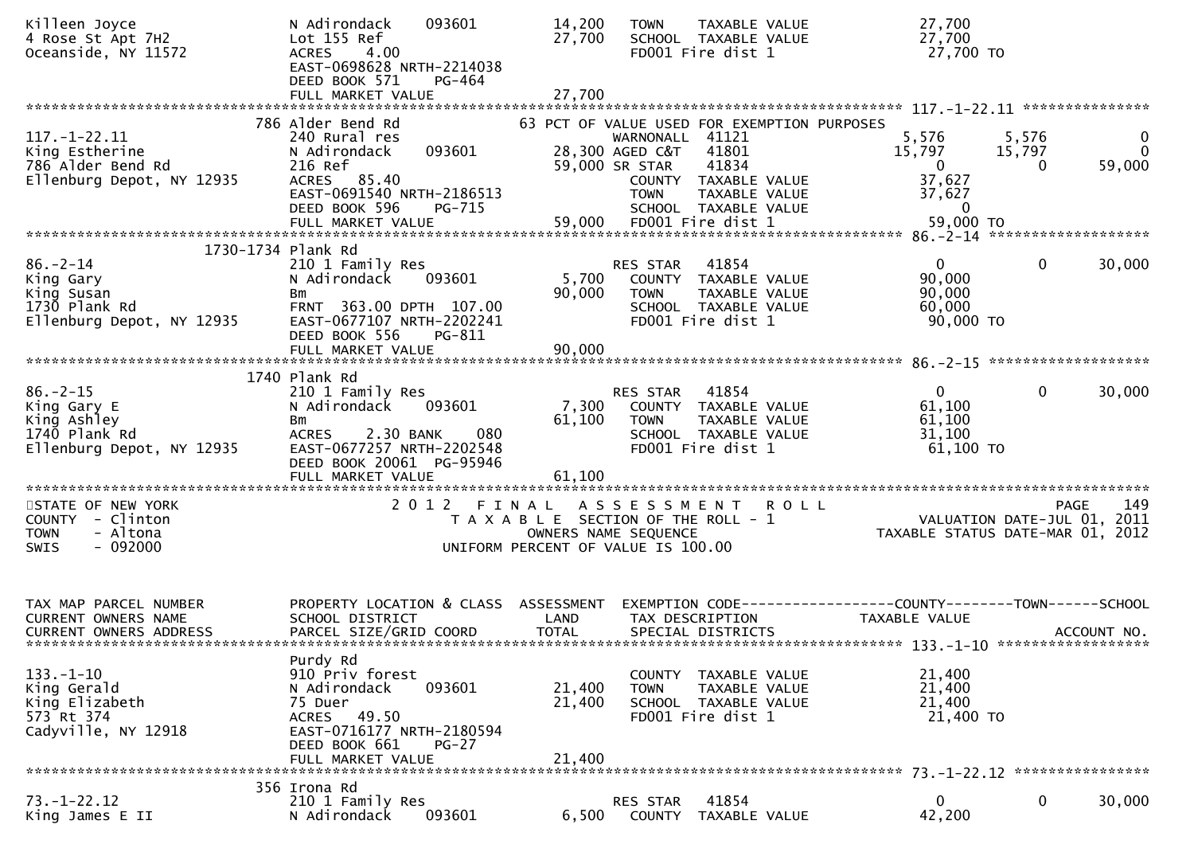```
Killeen Joyce                  N Adirondack     093601         14,200    TOWN     TAXABLE VALUE              27,700
4 Rose St Apt 7H2              Lot 155 Ref                     27,700    SCHOOL   TAXABLE VALUE              27,700
Oceanside, NY 11572            ACRES     4.00                            FD001 Fire dist 1                    27,700 TO
                               EAST-0698628 NRTH-2214038
                               DEED BOOK 571     PG-464
                               FULL MARKET VALUE               27,700
******************************************************************************************************* 117.-1-22.11 ***************
                           786 Alder Bend Rd                   63 PCT OF VALUE USED FOR EXEMPTION PURPOSES
117.-1-22.11                   240 Rural res                             WARNONALL  41121             5,576         5,576             0
King Estherine                 N Adirondack     093601         28,300 AGED C&T   41801              15,797        15,797             0
786 Alder Bend Rd              216 Ref                         59,000 SR STAR    41834                   0             0        59,000
Ellenburg Depot, NY 12935      ACRES    85.40                            COUNTY   TAXABLE VALUE              37,627
                               EAST-0691540 NRTH-2186513                 TOWN     TAXABLE VALUE              37,627
                               DEED BOOK 596     PG-715                  SCHOOL   TAXABLE VALUE                   0
                               FULL MARKET VALUE               59,000    FD001 Fire dist 1                    59,000 TO
******************************************************************************************************* 86.-2-14 *******************
                     1730-1734 Plank Rd
86.-2-14                       210 1 Family Res                          RES STAR   41854                    0             0        30,000
King Gary                      N Adirondack     093601          5,700    COUNTY   TAXABLE VALUE              90,000
King Susan                     Bm                              90,000    TOWN     TAXABLE VALUE              90,000
1730 Plank Rd                  FRNT  363.00 DPTH  107.00                 SCHOOL   TAXABLE VALUE              60,000
Ellenburg Depot, NY 12935      EAST-0677107 NRTH-2202241                 FD001 Fire dist 1                    90,000 TO
                               DEED BOOK 556     PG-811
                               FULL MARKET VALUE               90,000
******************************************************************************************************* 86.-2-15 *******************
                          1740 Plank Rd
86.-2-15                       210 1 Family Res                          RES STAR   41854                    0             0        30,000
King Gary E                    N Adirondack     093601          7,300    COUNTY   TAXABLE VALUE              61,100
King Ashley                    Bm                              61,100    TOWN     TAXABLE VALUE              61,100
1740 Plank Rd                  ACRES     2.30 BANK     080               SCHOOL   TAXABLE VALUE              31,100
Ellenburg Depot, NY 12935      EAST-0677257 NRTH-2202548                 FD001 Fire dist 1                    61,100 TO
                               DEED BOOK 20061  PG-95946
                               FULL MARKET VALUE               61,100
************************************************************************************************************************************
STATE OF NEW YORK                    2 0 1 2   F I N A L   A S S E S S M E N T   R O L L                                 PAGE    149
COUNTY  - Clinton                         T A X A B L E  SECTION OF THE ROLL - 1                         VALUATION DATE-JUL 01, 2011
TOWN    - Altona                                  OWNERS NAME SEQUENCE                              TAXABLE STATUS DATE-MAR 01, 2012
SWIS    - 092000                          UNIFORM PERCENT OF VALUE IS 100.00


TAX MAP PARCEL NUMBER          PROPERTY LOCATION & CLASS  ASSESSMENT  EXEMPTION CODE------------------COUNTY--------TOWN------SCHOOL
CURRENT OWNERS NAME            SCHOOL DISTRICT               LAND     TAX DESCRIPTION            TAXABLE VALUE
CURRENT OWNERS ADDRESS         PARCEL SIZE/GRID COORD       TOTAL     SPECIAL DISTRICTS                                  ACCOUNT NO.
******************************************************************************************************* 133.-1-10 ******************
                               Purdy Rd
133.-1-10                      910 Priv forest                           COUNTY   TAXABLE VALUE              21,400
King Gerald                    N Adirondack     093601         21,400    TOWN     TAXABLE VALUE              21,400
King Elizabeth                 75 Duer                         21,400    SCHOOL   TAXABLE VALUE              21,400
573 Rt 374                     ACRES    49.50                            FD001 Fire dist 1                    21,400 TO
Cadyville, NY 12918            EAST-0716177 NRTH-2180594
                               DEED BOOK 661     PG-27
                               FULL MARKET VALUE               21,400
******************************************************************************************************* 73.-1-22.12 ****************
                           356 Irona Rd
73.-1-22.12                    210 1 Family Res                          RES STAR   41854                    0             0        30,000
King James E II                N Adirondack     093601          6,500    COUNTY   TAXABLE VALUE              42,200
```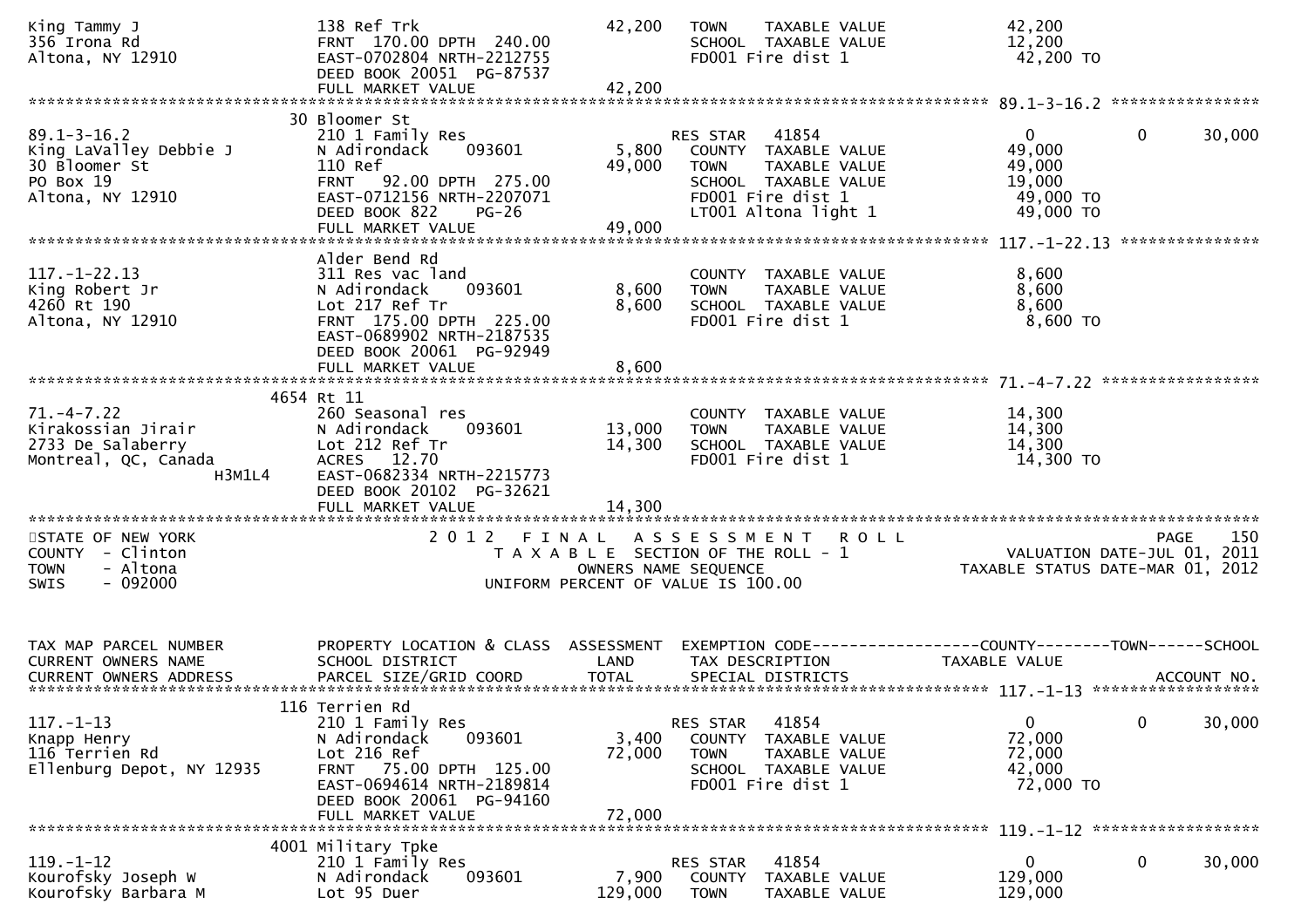```
King Tammy J                   138 Ref Trk                        42,200   TOWN    TAXABLE VALUE               42,200
356 Irona Rd                   FRNT 170.00 DPTH 240.00                      SCHOOL  TAXABLE VALUE               12,200
Altona, NY 12910               EAST-0702804 NRTH-2212755                    FD001 Fire dist 1                   42,200 TO
                               DEED BOOK 20051  PG-87537
                               FULL MARKET VALUE                  42,200
******************************************************************************************************* 89.1-3-16.2 ****************
                             30 Bloomer St
89.1-3-16.2                    210 1 Family Res                             RES STAR   41854                   0          0      30,000
King LaValley Debbie J         N Adirondack     093601             5,800   COUNTY  TAXABLE VALUE               49,000
30 Bloomer St                  110 Ref                            49,000   TOWN    TAXABLE VALUE               49,000
PO Box 19                      FRNT  92.00 DPTH 275.00                      SCHOOL  TAXABLE VALUE               19,000
Altona, NY 12910               EAST-0712156 NRTH-2207071                    FD001 Fire dist 1                   49,000 TO
                               DEED BOOK 822     PG-26                      LT001 Altona light 1                49,000 TO
                               FULL MARKET VALUE                  49,000
******************************************************************************************************* 117.-1-22.13 ***************
                               Alder Bend Rd
117.-1-22.13                   311 Res vac land                             COUNTY  TAXABLE VALUE                8,600
King Robert Jr                 N Adirondack     093601             8,600   TOWN    TAXABLE VALUE                8,600
4260 Rt 190                    Lot 217 Ref Tr                      8,600   SCHOOL  TAXABLE VALUE                8,600
Altona, NY 12910               FRNT 175.00 DPTH 225.00                      FD001 Fire dist 1                    8,600 TO
                               EAST-0689902 NRTH-2187535
                               DEED BOOK 20061  PG-92949
                               FULL MARKET VALUE                   8,600
******************************************************************************************************* 71.-4-7.22 *****************
                             4654 Rt 11
71.-4-7.22                     260 Seasonal res                             COUNTY  TAXABLE VALUE               14,300
Kirakossian Jirair             N Adirondack     093601            13,000   TOWN    TAXABLE VALUE               14,300
2733 De Salaberry              Lot 212 Ref Tr                     14,300   SCHOOL  TAXABLE VALUE               14,300
Montreal, QC, Canada           ACRES  12.70                                 FD001 Fire dist 1                   14,300 TO
                     H3M1L4    EAST-0682334 NRTH-2215773
                               DEED BOOK 20102  PG-32621
                               FULL MARKET VALUE                  14,300
************************************************************************************************************************************
STATE OF NEW YORK                  2 0 1 2   F I N A L   A S S E S S M E N T   R O L L                                  PAGE    150
COUNTY  - Clinton                        T A X A B L E  SECTION OF THE ROLL - 1                      VALUATION DATE-JUL 01, 2011
TOWN    - Altona                                 OWNERS NAME SEQUENCE                            TAXABLE STATUS DATE-MAR 01, 2012
SWIS    - 092000                           UNIFORM PERCENT OF VALUE IS 100.00


TAX MAP PARCEL NUMBER          PROPERTY LOCATION & CLASS  ASSESSMENT  EXEMPTION CODE------------------COUNTY--------TOWN------SCHOOL
CURRENT OWNERS NAME            SCHOOL DISTRICT               LAND      TAX DESCRIPTION             TAXABLE VALUE
CURRENT OWNERS ADDRESS         PARCEL SIZE/GRID COORD        TOTAL     SPECIAL DISTRICTS                                 ACCOUNT NO.
******************************************************************************************************* 117.-1-13 ******************
                             116 Terrien Rd
117.-1-13                      210 1 Family Res                             RES STAR   41854                   0          0      30,000
Knapp Henry                    N Adirondack     093601             3,400   COUNTY  TAXABLE VALUE               72,000
116 Terrien Rd                 Lot 216 Ref                        72,000   TOWN    TAXABLE VALUE               72,000
Ellenburg Depot, NY 12935      FRNT  75.00 DPTH 125.00                      SCHOOL  TAXABLE VALUE               42,000
                               EAST-0694614 NRTH-2189814                    FD001 Fire dist 1                   72,000 TO
                               DEED BOOK 20061  PG-94160
                               FULL MARKET VALUE                  72,000
******************************************************************************************************* 119.-1-12 ******************
                             4001 Military Tpke
119.-1-12                      210 1 Family Res                             RES STAR   41854                   0          0      30,000
Kourofsky Joseph W             N Adirondack     093601             7,900   COUNTY  TAXABLE VALUE              129,000
Kourofsky Barbara M            Lot 95 Duer                       129,000   TOWN    TAXABLE VALUE              129,000
```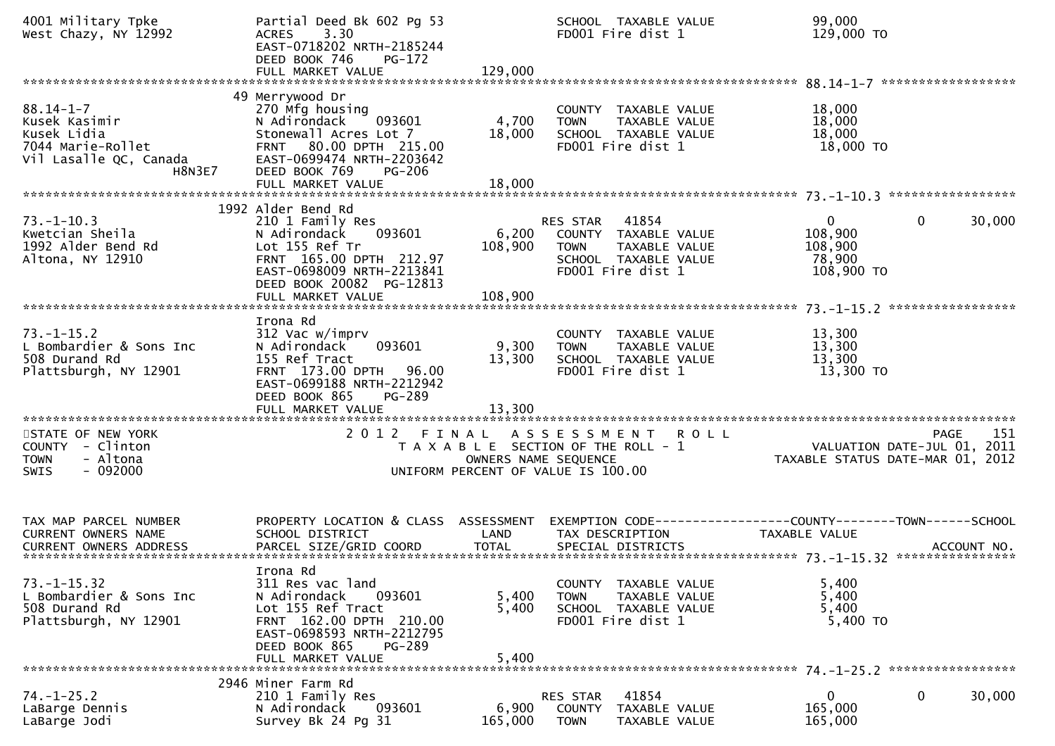```
4001 Military Tpke            Partial Deed Bk 602 Pg 53             SCHOOL  TAXABLE VALUE              99,000
West Chazy, NY 12992          ACRES    3.30                         FD001 Fire dist 1                 129,000 TO
                              EAST-0718202 NRTH-2185244
                              DEED BOOK 746    PG-172
                              FULL MARKET VALUE              129,000
******************************************************************************************************* 88.14-1-7 ******************
                           49 Merrywood Dr
88.14-1-7                     270 Mfg housing                       COUNTY  TAXABLE VALUE              18,000
Kusek Kasimir                 N Adirondack    093601       4,700    TOWN    TAXABLE VALUE              18,000
Kusek Lidia                   Stonewall Acres Lot 7       18,000    SCHOOL  TAXABLE VALUE              18,000
7044 Marie-Rollet             FRNT   80.00 DPTH 215.00              FD001 Fire dist 1                  18,000 TO
Vil Lasalle QC, Canada        EAST-0699474 NRTH-2203642
                  H8N3E7      DEED BOOK 769    PG-206
                              FULL MARKET VALUE               18,000
******************************************************************************************************* 73.-1-10.3 *****************
                         1992 Alder Bend Rd
73.-1-10.3                    210 1 Family Res                      RES STAR   41854                    0           0        30,000
Kwetcian Sheila               N Adirondack    093601       6,200    COUNTY  TAXABLE VALUE             108,900
1992 Alder Bend Rd            Lot 155 Ref Tr             108,900    TOWN    TAXABLE VALUE             108,900
Altona, NY 12910              FRNT  165.00 DPTH 212.97              SCHOOL  TAXABLE VALUE              78,900
                              EAST-0698009 NRTH-2213841             FD001 Fire dist 1                 108,900 TO
                              DEED BOOK 20082  PG-12813
                              FULL MARKET VALUE              108,900
******************************************************************************************************* 73.-1-15.2 *****************
                              Irona Rd
73.-1-15.2                    312 Vac w/imprv                       COUNTY  TAXABLE VALUE              13,300
L Bombardier & Sons Inc       N Adirondack    093601       9,300    TOWN    TAXABLE VALUE              13,300
508 Durand Rd                 155 Ref Tract               13,300    SCHOOL  TAXABLE VALUE              13,300
Plattsburgh, NY 12901         FRNT  173.00 DPTH  96.00              FD001 Fire dist 1                  13,300 TO
                              EAST-0699188 NRTH-2212942
                              DEED BOOK 865    PG-289
                              FULL MARKET VALUE               13,300
************************************************************************************************************************************
STATE OF NEW YORK                        2 0 1 2   F I N A L   A S S E S S M E N T   R O L L                           PAGE    151
COUNTY  - Clinton                           T A X A B L E  SECTION OF THE ROLL - 1                        VALUATION DATE-JUL 01, 2011
TOWN    - Altona                                    OWNERS NAME SEQUENCE                               TAXABLE STATUS DATE-MAR 01, 2012
SWIS    - 092000                              UNIFORM PERCENT OF VALUE IS 100.00


TAX MAP PARCEL NUMBER         PROPERTY LOCATION & CLASS  ASSESSMENT  EXEMPTION CODE------------------COUNTY--------TOWN------SCHOOL
CURRENT OWNERS NAME           SCHOOL DISTRICT               LAND      TAX DESCRIPTION              TAXABLE VALUE
CURRENT OWNERS ADDRESS        PARCEL SIZE/GRID COORD       TOTAL      SPECIAL DISTRICTS                                  ACCOUNT NO.
******************************************************************************************************* 73.-1-15.32 ****************
                              Irona Rd
73.-1-15.32                   311 Res vac land                      COUNTY  TAXABLE VALUE               5,400
L Bombardier & Sons Inc       N Adirondack    093601       5,400    TOWN    TAXABLE VALUE               5,400
508 Durand Rd                 Lot 155 Ref Tract            5,400    SCHOOL  TAXABLE VALUE               5,400
Plattsburgh, NY 12901         FRNT  162.00 DPTH 210.00              FD001 Fire dist 1                   5,400 TO
                              EAST-0698593 NRTH-2212795
                              DEED BOOK 865    PG-289
                              FULL MARKET VALUE                5,400
******************************************************************************************************* 74.-1-25.2 *****************
                         2946 Miner Farm Rd
74.-1-25.2                    210 1 Family Res                      RES STAR   41854                    0           0        30,000
LaBarge Dennis                N Adirondack    093601       6,900    COUNTY  TAXABLE VALUE             165,000
LaBarge Jodi                  Survey Bk 24 Pg 31         165,000    TOWN    TAXABLE VALUE             165,000
```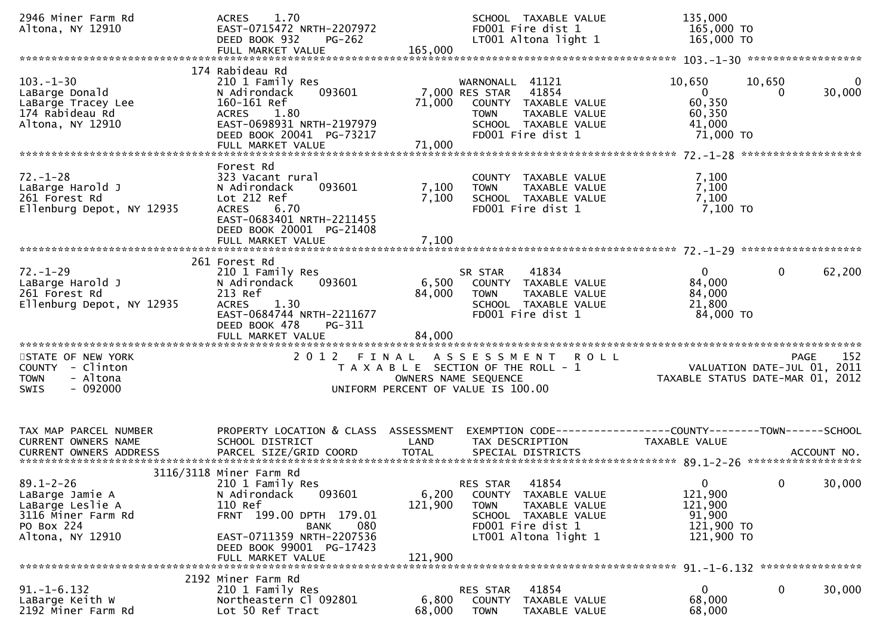```
2946 Miner Farm Rd          ACRES    1.70                             SCHOOL  TAXABLE VALUE            135,000
Altona, NY 12910            EAST-0715472 NRTH-2207972                 FD001 Fire dist 1                 165,000 TO
                            DEED BOOK 932    PG-262                   LT001 Altona light 1              165,000 TO
                            FULL MARKET VALUE              165,000
******************************************************************************************************* 103.-1-30 *****************
                        174 Rabideau Rd
103.-1-30                   210 1 Family Res                     WARNONALL  41121               10,650     10,650           0
LaBarge Donald              N Adirondack     093601          7,000 RES STAR   41854                   0          0      30,000
LaBarge Tracey Lee          160-161 Ref                     71,000    COUNTY  TAXABLE VALUE           60,350
174 Rabideau Rd             ACRES    1.80                             TOWN    TAXABLE VALUE           60,350
Altona, NY 12910            EAST-0698931 NRTH-2197979                 SCHOOL  TAXABLE VALUE           41,000
                            DEED BOOK 20041  PG-73217                 FD001 Fire dist 1                 71,000 TO
                            FULL MARKET VALUE               71,000
******************************************************************************************************* 72.-1-28 ******************
                            Forest Rd
72.-1-28                    323 Vacant rural                          COUNTY  TAXABLE VALUE            7,100
LaBarge Harold J            N Adirondack     093601          7,100    TOWN    TAXABLE VALUE            7,100
261 Forest Rd               Lot 212 Ref                      7,100    SCHOOL  TAXABLE VALUE            7,100
Ellenburg Depot, NY 12935   ACRES    6.70                             FD001 Fire dist 1                  7,100 TO
                            EAST-0683401 NRTH-2211455
                            DEED BOOK 20001  PG-21408
                            FULL MARKET VALUE                7,100
******************************************************************************************************* 72.-1-29 ******************
                        261 Forest Rd
72.-1-29                    210 1 Family Res                     SR STAR    41834                   0          0      62,200
LaBarge Harold J            N Adirondack     093601          6,500    COUNTY  TAXABLE VALUE           84,000
261 Forest Rd               213 Ref                         84,000    TOWN    TAXABLE VALUE           84,000
Ellenburg Depot, NY 12935   ACRES    1.30                             SCHOOL  TAXABLE VALUE           21,800
                            EAST-0684744 NRTH-2211677                 FD001 Fire dist 1                 84,000 TO
                            DEED BOOK 478    PG-311
                            FULL MARKET VALUE               84,000
***********************************************************************************************************************************
STATE OF NEW YORK                          2 0 1 2   F I N A L   A S S E S S M E N T   R O L L                          PAGE    152
COUNTY  - Clinton                            T A X A B L E  SECTION OF THE ROLL - 1                  VALUATION DATE-JUL 01, 2011
TOWN    - Altona                                  OWNERS NAME SEQUENCE                            TAXABLE STATUS DATE-MAR 01, 2012
SWIS    - 092000                             UNIFORM PERCENT OF VALUE IS 100.00


TAX MAP PARCEL NUMBER       PROPERTY LOCATION & CLASS  ASSESSMENT  EXEMPTION CODE------------------COUNTY--------TOWN------SCHOOL
CURRENT OWNERS NAME         SCHOOL DISTRICT               LAND     TAX DESCRIPTION             TAXABLE VALUE
CURRENT OWNERS ADDRESS      PARCEL SIZE/GRID COORD        TOTAL    SPECIAL DISTRICTS                                 ACCOUNT NO.
******************************************************************************************************* 89.1-2-26 *****************
                  3116/3118 Miner Farm Rd
89.1-2-26                   210 1 Family Res                     RES STAR   41854                   0          0      30,000
LaBarge Jamie A             N Adirondack     093601          6,200    COUNTY  TAXABLE VALUE          121,900
LaBarge Leslie A            110 Ref                        121,900    TOWN    TAXABLE VALUE          121,900
3116 Miner Farm Rd          FRNT 199.00 DPTH 179.01                   SCHOOL  TAXABLE VALUE           91,900
PO Box 224                               BANK     080                 FD001 Fire dist 1                121,900 TO
Altona, NY 12910            EAST-0711359 NRTH-2207536                 LT001 Altona light 1             121,900 TO
                            DEED BOOK 99001  PG-17423
                            FULL MARKET VALUE              121,900
******************************************************************************************************* 91.-1-6.132 ***************
                        2192 Miner Farm Rd
91.-1-6.132                 210 1 Family Res                     RES STAR   41854                   0          0      30,000
LaBarge Keith W             Northeastern Cl 092801           6,800    COUNTY  TAXABLE VALUE           68,000
2192 Miner Farm Rd          Lot 50 Ref Tract                68,000    TOWN    TAXABLE VALUE           68,000
```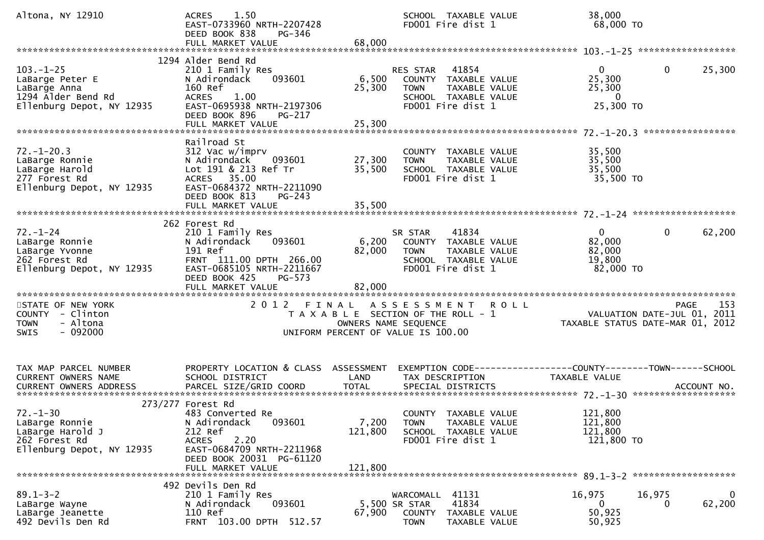```
Altona, NY 12910              ACRES     1.50                              SCHOOL  TAXABLE VALUE              38,000
                              EAST-0733960 NRTH-2207428                   FD001 Fire dist 1                  68,000 TO
                              DEED BOOK 838     PG-346
                              FULL MARKET VALUE                  68,000
******************************************************************************************************* 103.-1-25 ******************
                           1294 Alder Bend Rd
103.-1-25                     210 1 Family Res                            RES STAR    41854                    0            0       25,300
LaBarge Peter E               N Adirondack      093601        6,500   COUNTY  TAXABLE VALUE              25,300
LaBarge Anna                  160 Ref                        25,300   TOWN    TAXABLE VALUE              25,300
1294 Alder Bend Rd            ACRES     1.00                              SCHOOL  TAXABLE VALUE                   0
Ellenburg Depot, NY 12935     EAST-0695938 NRTH-2197306                   FD001 Fire dist 1                  25,300 TO
                              DEED BOOK 896     PG-217
                              FULL MARKET VALUE                  25,300
******************************************************************************************************* 72.-1-20.3 *****************
                              Railroad St
72.-1-20.3                    312 Vac w/imprv                             COUNTY  TAXABLE VALUE              35,500
LaBarge Ronnie                N Adirondack      093601       27,300   TOWN    TAXABLE VALUE              35,500
LaBarge Harold                Lot 191 & 213 Ref Tr           35,500   SCHOOL  TAXABLE VALUE              35,500
277 Forest Rd                 ACRES    35.00                              FD001 Fire dist 1                  35,500 TO
Ellenburg Depot, NY 12935     EAST-0684372 NRTH-2211090
                              DEED BOOK 813     PG-243
                              FULL MARKET VALUE                  35,500
******************************************************************************************************* 72.-1-24 *******************
                            262 Forest Rd
72.-1-24                      210 1 Family Res                            SR STAR     41834                    0            0       62,200
LaBarge Ronnie                N Adirondack      093601        6,200   COUNTY  TAXABLE VALUE              82,000
LaBarge Yvonne                191 Ref                        82,000   TOWN    TAXABLE VALUE              82,000
262 Forest Rd                 FRNT  111.00 DPTH  266.00                   SCHOOL  TAXABLE VALUE              19,800
Ellenburg Depot, NY 12935     EAST-0685105 NRTH-2211667                   FD001 Fire dist 1                  82,000 TO
                              DEED BOOK 425     PG-573
                              FULL MARKET VALUE                  82,000
************************************************************************************************************************************
STATE OF NEW YORK                      2 0 1 2   F I N A L   A S S E S S M E N T   R O L L                                PAGE   153
COUNTY  - Clinton                         T A X A B L E  SECTION OF THE ROLL - 1                      VALUATION DATE-JUL 01, 2011
TOWN    - Altona                                  OWNERS NAME SEQUENCE                          TAXABLE STATUS DATE-MAR 01, 2012
SWIS    - 092000                          UNIFORM PERCENT OF VALUE IS 100.00


TAX MAP PARCEL NUMBER         PROPERTY LOCATION & CLASS  ASSESSMENT  EXEMPTION CODE------------------COUNTY--------TOWN------SCHOOL
CURRENT OWNERS NAME           SCHOOL DISTRICT               LAND      TAX DESCRIPTION              TAXABLE VALUE
CURRENT OWNERS ADDRESS        PARCEL SIZE/GRID COORD       TOTAL      SPECIAL DISTRICTS                                    ACCOUNT NO.
******************************************************************************************************* 72.-1-30 *******************
                        273/277 Forest Rd
72.-1-30                      483 Converted Re                            COUNTY  TAXABLE VALUE             121,800
LaBarge Ronnie                N Adirondack      093601        7,200   TOWN    TAXABLE VALUE             121,800
LaBarge Harold J              212 Ref                       121,800   SCHOOL  TAXABLE VALUE             121,800
262 Forest Rd                 ACRES     2.20                              FD001 Fire dist 1                 121,800 TO
Ellenburg Depot, NY 12935     EAST-0684709 NRTH-2211968
                              DEED BOOK 20031  PG-61120
                              FULL MARKET VALUE                 121,800
******************************************************************************************************* 89.1-3-2 *******************
                            492 Devils Den Rd
89.1-3-2                      210 1 Family Res                            WARCOMALL   41131               16,975       16,975            0
LaBarge Wayne                 N Adirondack      093601        5,500 SR STAR     41834                    0            0       62,200
LaBarge Jeanette              110 Ref                        67,900   COUNTY  TAXABLE VALUE              50,925
492 Devils Den Rd             FRNT  103.00 DPTH  512.57                   TOWN    TAXABLE VALUE              50,925
```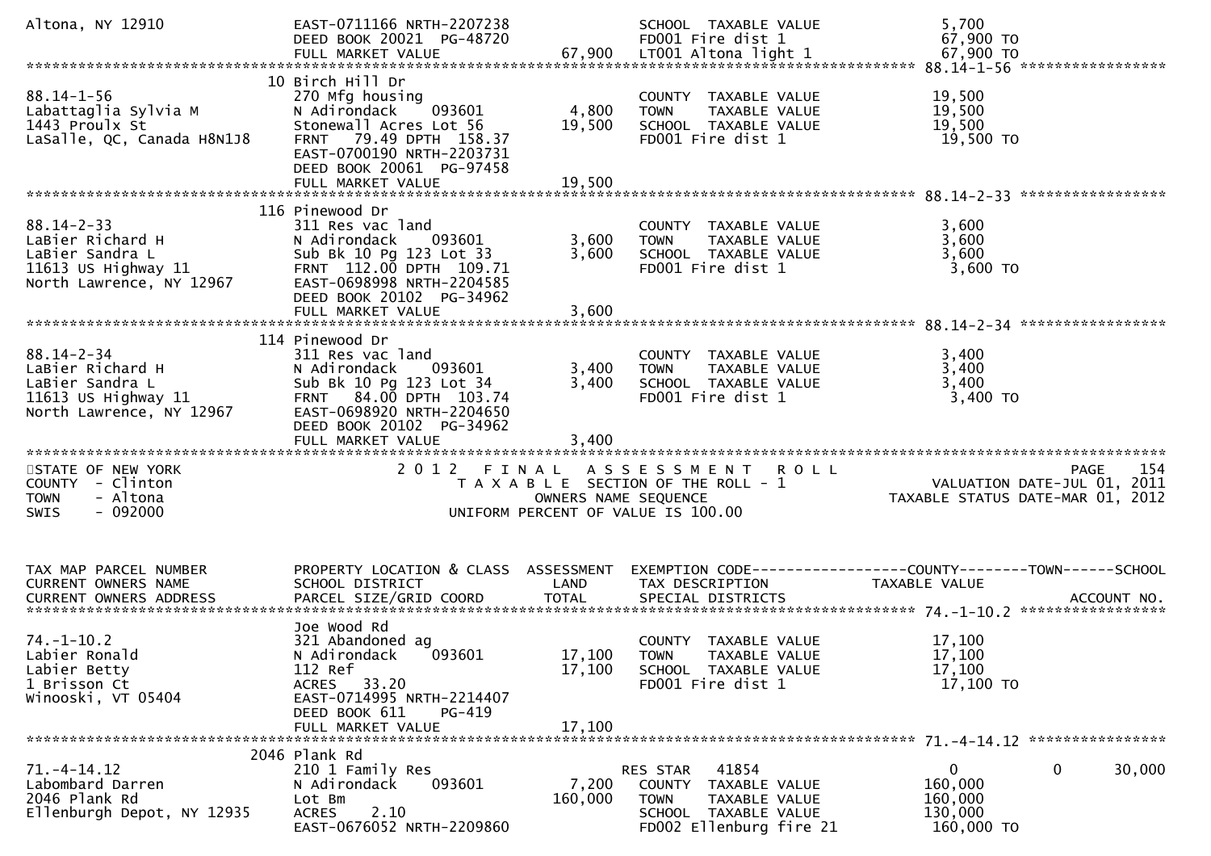```
Altona, NY 12910             EAST-0711166 NRTH-2207238              SCHOOL  TAXABLE VALUE             5,700
                             DEED BOOK 20021  PG-48720              FD001 Fire dist 1                67,900 TO
                             FULL MARKET VALUE             67,900   LT001 Altona light 1             67,900 TO
******************************************************************************************************* 88.14-1-56 *****************
                           10 Birch Hill Dr
88.14-1-56                   270 Mfg housing                        COUNTY  TAXABLE VALUE            19,500
Labattaglia Sylvia M         N Adirondack    093601         4,800   TOWN    TAXABLE VALUE            19,500
1443 Proulx St               Stonewall Acres Lot 56        19,500   SCHOOL  TAXABLE VALUE            19,500
LaSalle, QC, Canada H8N1J8   FRNT  79.49 DPTH 158.37                FD001 Fire dist 1                 19,500 TO
                             EAST-0700190 NRTH-2203731
                             DEED BOOK 20061  PG-97458
                             FULL MARKET VALUE             19,500
******************************************************************************************************* 88.14-2-33 *****************
                           116 Pinewood Dr
88.14-2-33                   311 Res vac land                       COUNTY  TAXABLE VALUE             3,600
LaBier Richard H             N Adirondack    093601         3,600   TOWN    TAXABLE VALUE             3,600
LaBier Sandra L              Sub Bk 10 Pg 123 Lot 33        3,600   SCHOOL  TAXABLE VALUE             3,600
11613 US Highway 11          FRNT 112.00 DPTH 109.71                FD001 Fire dist 1                  3,600 TO
North Lawrence, NY 12967     EAST-0698998 NRTH-2204585
                             DEED BOOK 20102  PG-34962
                             FULL MARKET VALUE              3,600
******************************************************************************************************* 88.14-2-34 *****************
                           114 Pinewood Dr
88.14-2-34                   311 Res vac land                       COUNTY  TAXABLE VALUE             3,400
LaBier Richard H             N Adirondack    093601         3,400   TOWN    TAXABLE VALUE             3,400
LaBier Sandra L              Sub Bk 10 Pg 123 Lot 34        3,400   SCHOOL  TAXABLE VALUE             3,400
11613 US Highway 11          FRNT  84.00 DPTH 103.74                FD001 Fire dist 1                  3,400 TO
North Lawrence, NY 12967     EAST-0698920 NRTH-2204650
                             DEED BOOK 20102  PG-34962
                             FULL MARKET VALUE              3,400
************************************************************************************************************************************
STATE OF NEW YORK                     2 0 1 2   F I N A L   A S S E S S M E N T   R O L L                                 PAGE    154
COUNTY  - Clinton                         T A X A B L E  SECTION OF THE ROLL - 1                      VALUATION DATE-JUL 01, 2011
TOWN    - Altona                                 OWNERS NAME SEQUENCE                            TAXABLE STATUS DATE-MAR 01, 2012
SWIS    - 092000                          UNIFORM PERCENT OF VALUE IS 100.00


TAX MAP PARCEL NUMBER        PROPERTY LOCATION & CLASS  ASSESSMENT  EXEMPTION CODE------------------COUNTY--------TOWN------SCHOOL
CURRENT OWNERS NAME          SCHOOL DISTRICT               LAND     TAX DESCRIPTION              TAXABLE VALUE
CURRENT OWNERS ADDRESS       PARCEL SIZE/GRID COORD        TOTAL    SPECIAL DISTRICTS                                     ACCOUNT NO.
******************************************************************************************************* 74.-1-10.2 *****************
                             Joe Wood Rd
74.-1-10.2                   321 Abandoned ag                       COUNTY  TAXABLE VALUE            17,100
Labier Ronald                N Adirondack    093601        17,100   TOWN    TAXABLE VALUE            17,100
Labier Betty                 112 Ref                       17,100   SCHOOL  TAXABLE VALUE            17,100
1 Brisson Ct                 ACRES   33.20                          FD001 Fire dist 1                 17,100 TO
Winooski, VT 05404           EAST-0714995 NRTH-2214407
                             DEED BOOK 611    PG-419
                             FULL MARKET VALUE             17,100
******************************************************************************************************* 71.-4-14.12 ****************
                          2046 Plank Rd
71.-4-14.12                  210 1 Family Res                       RES STAR    41854                  0             0        30,000
Labombard Darren             N Adirondack    093601         7,200   COUNTY  TAXABLE VALUE           160,000
2046 Plank Rd                Lot Bm                       160,000   TOWN    TAXABLE VALUE           160,000
Ellenburgh Depot, NY 12935   ACRES    2.10                          SCHOOL  TAXABLE VALUE           130,000
                             EAST-0676052 NRTH-2209860              FD002 Ellenburg fire 21          160,000 TO
```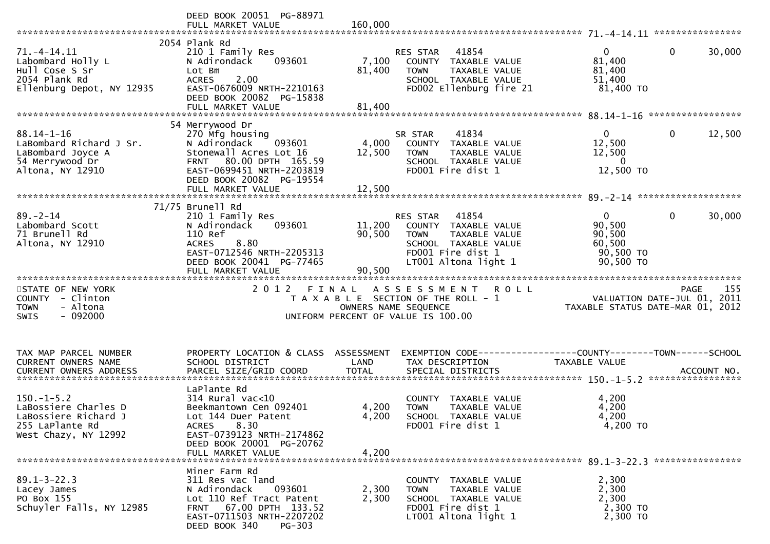DEED BOOK 20051 PG-88971
FULL MARKET VALUE 160,000

## 71.-4-14.11

| Field | Value |
|---|---|
| Tax Map Parcel Number | 71.-4-14.11 |
| Property Location | 2054 Plank Rd |
| Owners | Labombard Holly L; Hull Cose S Sr |
| Address | 2054 Plank Rd, Ellenburg Depot, NY 12935 |
| Class | 210 1 Family Res |
| School District | N Adirondack 093601 |
| Land | 7,100 |
| Assessment Total | 81,400 |
| Description | Lot Bm |
| Acres | 2.00 |
| Grid Coord | EAST-0676009 NRTH-2210163 |
| Deed | DEED BOOK 20082 PG-15838 |
| Full Market Value | 81,400 |

| Exemption / Tax Description | Code | County | Town | School |
|---|---|---|---|---|
| RES STAR | 41854 | 0 | 0 | 30,000 |
| COUNTY TAXABLE VALUE | | 81,400 | | |
| TOWN TAXABLE VALUE | | 81,400 | | |
| SCHOOL TAXABLE VALUE | | 51,400 | | |
| FD002 Ellenburg fire 21 | | 81,400 TO | | |

## 88.14-1-16

| Field | Value |
|---|---|
| Tax Map Parcel Number | 88.14-1-16 |
| Property Location | 54 Merrywood Dr |
| Owners | LaBombard Richard J Sr.; LaBombard Joyce A |
| Address | 54 Merrywood Dr, Altona, NY 12910 |
| Class | 270 Mfg housing |
| School District | N Adirondack 093601 |
| Land | 4,000 |
| Assessment Total | 12,500 |
| Description | Stonewall Acres Lot 16 |
| Size | FRNT 80.00 DPTH 165.59 |
| Grid Coord | EAST-0699451 NRTH-2203819 |
| Deed | DEED BOOK 20082 PG-19554 |
| Full Market Value | 12,500 |

| Exemption / Tax Description | Code | County | Town | School |
|---|---|---|---|---|
| SR STAR | 41834 | 0 | 0 | 12,500 |
| COUNTY TAXABLE VALUE | | 12,500 | | |
| TOWN TAXABLE VALUE | | 12,500 | | |
| SCHOOL TAXABLE VALUE | | 0 | | |
| FD001 Fire dist 1 | | 12,500 TO | | |

## 89.-2-14

| Field | Value |
|---|---|
| Tax Map Parcel Number | 89.-2-14 |
| Property Location | 71/75 Brunell Rd |
| Owners | Labombard Scott |
| Address | 71 Brunell Rd, Altona, NY 12910 |
| Class | 210 1 Family Res |
| School District | N Adirondack 093601 |
| Land | 11,200 |
| Assessment Total | 90,500 |
| Description | 110 Ref |
| Acres | 8.80 |
| Grid Coord | EAST-0712546 NRTH-2205313 |
| Deed | DEED BOOK 20041 PG-77465 |
| Full Market Value | 90,500 |

| Exemption / Tax Description | Code | County | Town | School |
|---|---|---|---|---|
| RES STAR | 41854 | 0 | 0 | 30,000 |
| COUNTY TAXABLE VALUE | | 90,500 | | |
| TOWN TAXABLE VALUE | | 90,500 | | |
| SCHOOL TAXABLE VALUE | | 60,500 | | |
| FD001 Fire dist 1 | | 90,500 TO | | |
| LT001 Altona light 1 | | 90,500 TO | | |

---

STATE OF NEW YORK — COUNTY - Clinton — TOWN - Altona — SWIS - 092000

# 2012 FINAL ASSESSMENT ROLL

TAXABLE SECTION OF THE ROLL - 1
OWNERS NAME SEQUENCE
UNIFORM PERCENT OF VALUE IS 100.00

VALUATION DATE-JUL 01, 2011
TAXABLE STATUS DATE-MAR 01, 2012

## 150.-1-5.2

| Field | Value |
|---|---|
| Tax Map Parcel Number | 150.-1-5.2 |
| Property Location | LaPlante Rd |
| Owners | LaBossiere Charles D; LaBossiere Richard J |
| Address | 255 LaPlante Rd, West Chazy, NY 12992 |
| Class | 314 Rural vac<10 |
| School District | Beekmantown Cen 092401 |
| Land | 4,200 |
| Assessment Total | 4,200 |
| Description | Lot 144 Duer Patent |
| Acres | 8.30 |
| Grid Coord | EAST-0739123 NRTH-2174862 |
| Deed | DEED BOOK 20001 PG-20762 |
| Full Market Value | 4,200 |

| Tax Description | Taxable Value |
|---|---|
| COUNTY TAXABLE VALUE | 4,200 |
| TOWN TAXABLE VALUE | 4,200 |
| SCHOOL TAXABLE VALUE | 4,200 |
| FD001 Fire dist 1 | 4,200 TO |

## 89.1-3-22.3

| Field | Value |
|---|---|
| Tax Map Parcel Number | 89.1-3-22.3 |
| Property Location | Miner Farm Rd |
| Owners | Lacey James |
| Address | PO Box 155, Schuyler Falls, NY 12985 |
| Class | 311 Res vac land |
| School District | N Adirondack 093601 |
| Land | 2,300 |
| Assessment Total | 2,300 |
| Description | Lot 110 Ref Tract Patent |
| Size | FRNT 67.00 DPTH 133.52 |
| Grid Coord | EAST-0711503 NRTH-2207202 |
| Deed | DEED BOOK 340 PG-303 |

| Tax Description | Taxable Value |
|---|---|
| COUNTY TAXABLE VALUE | 2,300 |
| TOWN TAXABLE VALUE | 2,300 |
| SCHOOL TAXABLE VALUE | 2,300 |
| FD001 Fire dist 1 | 2,300 TO |
| LT001 Altona light 1 | 2,300 TO |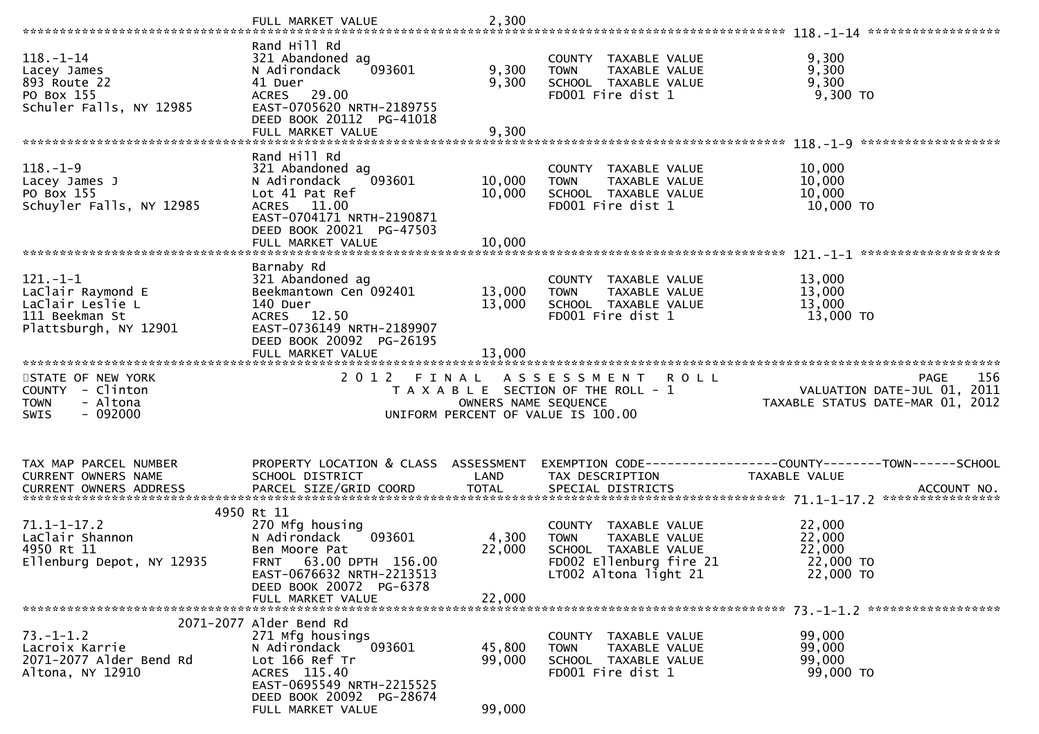```
                                FULL MARKET VALUE                 2,300
******************************************************************************************************* 118.-1-14 ******************
                                Rand Hill Rd
118.-1-14                       321 Abandoned ag                            COUNTY  TAXABLE VALUE             9,300
Lacey James                     N Adirondack     093601          9,300      TOWN    TAXABLE VALUE             9,300
893 Route 22                    41 Duer                          9,300      SCHOOL  TAXABLE VALUE             9,300
PO Box 155                      ACRES   29.00                               FD001 Fire dist 1                  9,300 TO
Schuler Falls, NY 12985         EAST-0705620 NRTH-2189755
                                DEED BOOK 20112  PG-41018
                                FULL MARKET VALUE                 9,300
******************************************************************************************************* 118.-1-9 *******************
                                Rand Hill Rd
118.-1-9                        321 Abandoned ag                            COUNTY  TAXABLE VALUE            10,000
Lacey James J                   N Adirondack     093601         10,000      TOWN    TAXABLE VALUE            10,000
PO Box 155                      Lot 41 Pat Ref                  10,000      SCHOOL  TAXABLE VALUE            10,000
Schuyler Falls, NY 12985        ACRES   11.00                               FD001 Fire dist 1                 10,000 TO
                                EAST-0704171 NRTH-2190871
                                DEED BOOK 20021  PG-47503
                                FULL MARKET VALUE                10,000
******************************************************************************************************* 121.-1-1 *******************
                                Barnaby Rd
121.-1-1                        321 Abandoned ag                            COUNTY  TAXABLE VALUE            13,000
LaClair Raymond E               Beekmantown Cen 092401          13,000      TOWN    TAXABLE VALUE            13,000
LaClair Leslie L                140 Duer                        13,000      SCHOOL  TAXABLE VALUE            13,000
111 Beekman St                  ACRES   12.50                               FD001 Fire dist 1                 13,000 TO
Plattsburgh, NY 12901           EAST-0736149 NRTH-2189907
                                DEED BOOK 20092  PG-26195
                                FULL MARKET VALUE                13,000
************************************************************************************************************************************
STATE OF NEW YORK                         2 0 1 2   F I N A L   A S S E S S M E N T   R O L L                              PAGE   156
COUNTY  - Clinton                               T A X A B L E  SECTION OF THE ROLL - 1                     VALUATION DATE-JUL 01, 2011
TOWN    - Altona                                     OWNERS NAME SEQUENCE                             TAXABLE STATUS DATE-MAR 01, 2012
SWIS    - 092000                               UNIFORM PERCENT OF VALUE IS 100.00


TAX MAP PARCEL NUMBER           PROPERTY LOCATION & CLASS  ASSESSMENT  EXEMPTION CODE------------------COUNTY--------TOWN------SCHOOL
CURRENT OWNERS NAME             SCHOOL DISTRICT               LAND      TAX DESCRIPTION              TAXABLE VALUE
CURRENT OWNERS ADDRESS          PARCEL SIZE/GRID COORD        TOTAL     SPECIAL DISTRICTS                                  ACCOUNT NO.
******************************************************************************************************* 71.1-1-17.2 ****************
                           4950 Rt 11
71.1-1-17.2                     270 Mfg housing                             COUNTY  TAXABLE VALUE            22,000
LaClair Shannon                 N Adirondack     093601          4,300      TOWN    TAXABLE VALUE            22,000
4950 Rt 11                      Ben Moore Pat                   22,000      SCHOOL  TAXABLE VALUE            22,000
Ellenburg Depot, NY 12935       FRNT   63.00 DPTH 156.00                    FD002 Ellenburg fire 21           22,000 TO
                                EAST-0676632 NRTH-2213513                   LT002 Altona light 21             22,000 TO
                                DEED BOOK 20072  PG-6378
                                FULL MARKET VALUE                22,000
******************************************************************************************************* 73.-1-1.2 ******************
                      2071-2077 Alder Bend Rd
73.-1-1.2                       271 Mfg housings                            COUNTY  TAXABLE VALUE            99,000
Lacroix Karrie                  N Adirondack     093601         45,800      TOWN    TAXABLE VALUE            99,000
2071-2077 Alder Bend Rd         Lot 166 Ref Tr                  99,000      SCHOOL  TAXABLE VALUE            99,000
Altona, NY 12910                ACRES  115.40                               FD001 Fire dist 1                 99,000 TO
                                EAST-0695549 NRTH-2215525
                                DEED BOOK 20092  PG-28674
                                FULL MARKET VALUE                99,000
```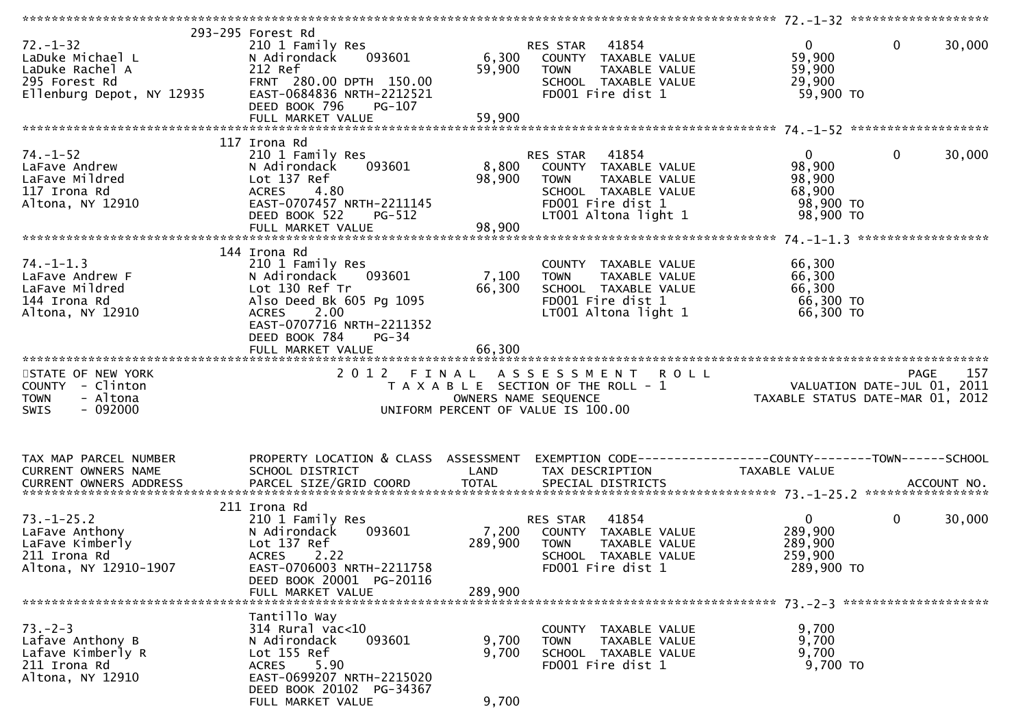```
******************************************************************************************************* 72.-1-32 ******************
                    293-295 Forest Rd
72.-1-32            210 1 Family Res                     RES STAR   41854              0          0     30,000
LaDuke Michael L    N Adirondack     093601       6,300   COUNTY  TAXABLE VALUE       59,900
LaDuke Rachel A     212 Ref                      59,900   TOWN    TAXABLE VALUE       59,900
295 Forest Rd       FRNT  280.00 DPTH  150.00             SCHOOL  TAXABLE VALUE       29,900
Ellenburg Depot, NY 12935  EAST-0684836 NRTH-2212521      FD001 Fire dist 1           59,900 TO
                    DEED BOOK 796    PG-107
                    FULL MARKET VALUE            59,900
******************************************************************************************************* 74.-1-52 ******************
                    117 Irona Rd
74.-1-52            210 1 Family Res                     RES STAR   41854              0          0     30,000
LaFave Andrew       N Adirondack     093601       8,800   COUNTY  TAXABLE VALUE       98,900
LaFave Mildred      Lot 137 Ref                  98,900   TOWN    TAXABLE VALUE       98,900
117 Irona Rd        ACRES    4.80                         SCHOOL  TAXABLE VALUE       68,900
Altona, NY 12910    EAST-0707457 NRTH-2211145             FD001 Fire dist 1           98,900 TO
                    DEED BOOK 522    PG-512               LT001 Altona light 1        98,900 TO
                    FULL MARKET VALUE            98,900
******************************************************************************************************* 74.-1-1.3 *****************
                    144 Irona Rd
74.-1-1.3           210 1 Family Res                      COUNTY  TAXABLE VALUE       66,300
LaFave Andrew F     N Adirondack     093601       7,100   TOWN    TAXABLE VALUE       66,300
LaFave Mildred      Lot 130 Ref Tr               66,300   SCHOOL  TAXABLE VALUE       66,300
144 Irona Rd        Also Deed Bk 605 Pg 1095              FD001 Fire dist 1           66,300 TO
Altona, NY 12910    ACRES    2.00                         LT001 Altona light 1        66,300 TO
                    EAST-0707716 NRTH-2211352
                    DEED BOOK 784    PG-34
                    FULL MARKET VALUE            66,300
************************************************************************************************************************************
STATE OF NEW YORK                 2 0 1 2   F I N A L   A S S E S S M E N T   R O L L                              PAGE    157
COUNTY  - Clinton                     T A X A B L E  SECTION OF THE ROLL - 1                   VALUATION DATE-JUL 01, 2011
TOWN    - Altona                              OWNERS NAME SEQUENCE                          TAXABLE STATUS DATE-MAR 01, 2012
SWIS    - 092000                        UNIFORM PERCENT OF VALUE IS 100.00


TAX MAP PARCEL NUMBER     PROPERTY LOCATION & CLASS  ASSESSMENT  EXEMPTION CODE------------------COUNTY--------TOWN------SCHOOL
CURRENT OWNERS NAME       SCHOOL DISTRICT               LAND      TAX DESCRIPTION            TAXABLE VALUE
CURRENT OWNERS ADDRESS    PARCEL SIZE/GRID COORD        TOTAL     SPECIAL DISTRICTS                                   ACCOUNT NO.
******************************************************************************************************* 73.-1-25.2 ****************
                    211 Irona Rd
73.-1-25.2          210 1 Family Res                     RES STAR   41854              0          0     30,000
LaFave Anthony      N Adirondack     093601       7,200   COUNTY  TAXABLE VALUE      289,900
LaFave Kimberly     Lot 137 Ref                 289,900   TOWN    TAXABLE VALUE      289,900
211 Irona Rd        ACRES    2.22                         SCHOOL  TAXABLE VALUE      259,900
Altona, NY 12910-1907  EAST-0706003 NRTH-2211758          FD001 Fire dist 1          289,900 TO
                    DEED BOOK 20001  PG-20116
                    FULL MARKET VALUE           289,900
******************************************************************************************************* 73.-2-3 *******************
                    Tantillo Way
73.-2-3             314 Rural vac<10                      COUNTY  TAXABLE VALUE        9,700
Lafave Anthony B    N Adirondack     093601       9,700   TOWN    TAXABLE VALUE        9,700
Lafave Kimberly R   Lot 155 Ref                   9,700   SCHOOL  TAXABLE VALUE        9,700
211 Irona Rd        ACRES    5.90                         FD001 Fire dist 1            9,700 TO
Altona, NY 12910    EAST-0699207 NRTH-2215020
                    DEED BOOK 20102  PG-34367
                    FULL MARKET VALUE             9,700
```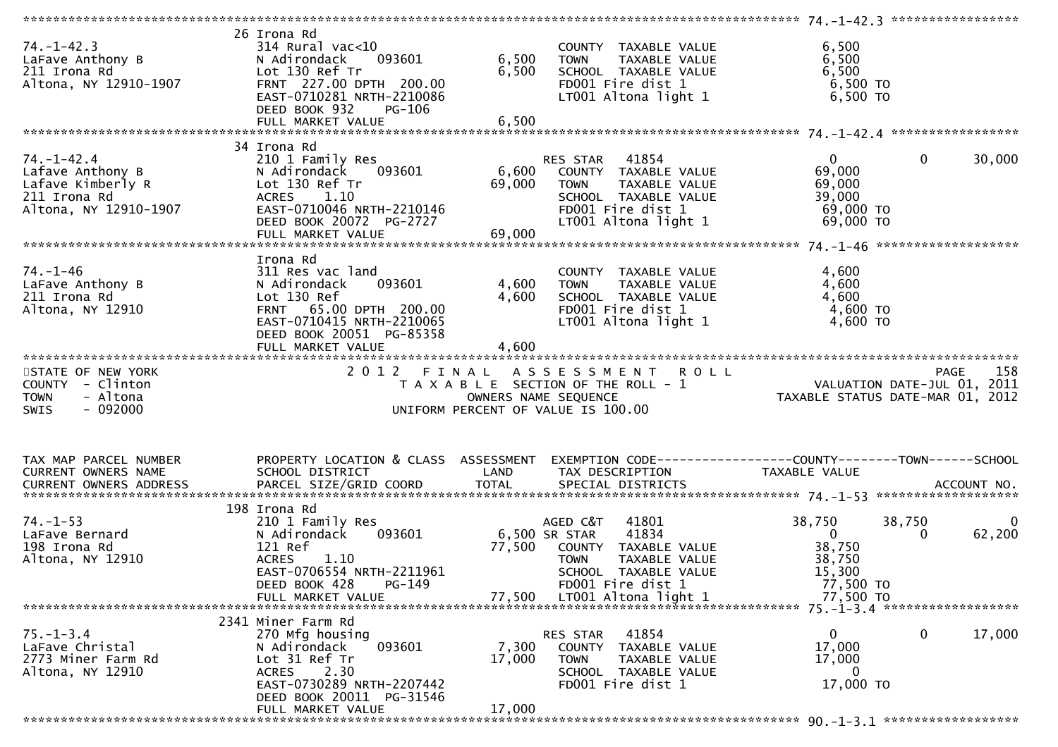```
******************************************************************************************************* 74.-1-42.3 *****************
                    26 Irona Rd
74.-1-42.3          314 Rural vac<10                        COUNTY  TAXABLE VALUE           6,500
LaFave Anthony B    N Adirondack    093601       6,500      TOWN    TAXABLE VALUE           6,500
211 Irona Rd        Lot 130 Ref Tr               6,500      SCHOOL  TAXABLE VALUE           6,500
Altona, NY 12910-1907  FRNT 227.00 DPTH 200.00              FD001 Fire dist 1               6,500 TO
                    EAST-0710281 NRTH-2210086               LT001 Altona light 1            6,500 TO
                    DEED BOOK 932    PG-106
                    FULL MARKET VALUE            6,500
******************************************************************************************************* 74.-1-42.4 *****************
                    34 Irona Rd
74.-1-42.4          210 1 Family Res                        RES STAR   41854                0          0      30,000
Lafave Anthony B    N Adirondack    093601       6,600      COUNTY  TAXABLE VALUE           69,000
Lafave Kimberly R   Lot 130 Ref Tr               69,000     TOWN    TAXABLE VALUE           69,000
211 Irona Rd        ACRES    1.10                           SCHOOL  TAXABLE VALUE           39,000
Altona, NY 12910-1907  EAST-0710046 NRTH-2210146            FD001 Fire dist 1               69,000 TO
                    DEED BOOK 20072  PG-2727                LT001 Altona light 1            69,000 TO
                    FULL MARKET VALUE            69,000
******************************************************************************************************* 74.-1-46 *******************
                    Irona Rd
74.-1-46            311 Res vac land                        COUNTY  TAXABLE VALUE           4,600
LaFave Anthony B    N Adirondack    093601       4,600      TOWN    TAXABLE VALUE           4,600
211 Irona Rd        Lot 130 Ref                  4,600      SCHOOL  TAXABLE VALUE           4,600
Altona, NY 12910    FRNT  65.00 DPTH 200.00                 FD001 Fire dist 1               4,600 TO
                    EAST-0710415 NRTH-2210065               LT001 Altona light 1            4,600 TO
                    DEED BOOK 20051  PG-85358
                    FULL MARKET VALUE            4,600
************************************************************************************************************************************
STATE OF NEW YORK              2 0 1 2   F I N A L   A S S E S S M E N T   R O L L                              PAGE    158
COUNTY  - Clinton                   T A X A B L E  SECTION OF THE ROLL - 1                  VALUATION DATE-JUL 01, 2011
TOWN    - Altona                         OWNERS NAME SEQUENCE                           TAXABLE STATUS DATE-MAR 01, 2012
SWIS    - 092000                  UNIFORM PERCENT OF VALUE IS 100.00


TAX MAP PARCEL NUMBER     PROPERTY LOCATION & CLASS  ASSESSMENT  EXEMPTION CODE------------------COUNTY--------TOWN------SCHOOL
CURRENT OWNERS NAME       SCHOOL DISTRICT               LAND      TAX DESCRIPTION               TAXABLE VALUE
CURRENT OWNERS ADDRESS    PARCEL SIZE/GRID COORD        TOTAL     SPECIAL DISTRICTS                                  ACCOUNT NO.
******************************************************************************************************* 74.-1-53 *******************
                    198 Irona Rd
74.-1-53            210 1 Family Res                        AGED C&T   41801                38,750     38,750          0
LaFave Bernard      N Adirondack    093601       6,500 SR STAR     41834                    0          0      62,200
198 Irona Rd        121 Ref                      77,500     COUNTY  TAXABLE VALUE           38,750
Altona, NY 12910    ACRES    1.10                           TOWN    TAXABLE VALUE           38,750
                    EAST-0706554 NRTH-2211961               SCHOOL  TAXABLE VALUE           15,300
                    DEED BOOK 428    PG-149                 FD001 Fire dist 1               77,500 TO
                    FULL MARKET VALUE            77,500     LT001 Altona light 1            77,500 TO
******************************************************************************************************* 75.-1-3.4 ******************
                    2341 Miner Farm Rd
75.-1-3.4           270 Mfg housing                         RES STAR   41854                0          0      17,000
LaFave Christal     N Adirondack    093601       7,300      COUNTY  TAXABLE VALUE           17,000
2773 Miner Farm Rd  Lot 31 Ref Tr                17,000     TOWN    TAXABLE VALUE           17,000
Altona, NY 12910    ACRES    2.30                           SCHOOL  TAXABLE VALUE           0
                    EAST-0730289 NRTH-2207442               FD001 Fire dist 1               17,000 TO
                    DEED BOOK 20011  PG-31546
                    FULL MARKET VALUE            17,000
******************************************************************************************************* 90.-1-3.1 ******************
```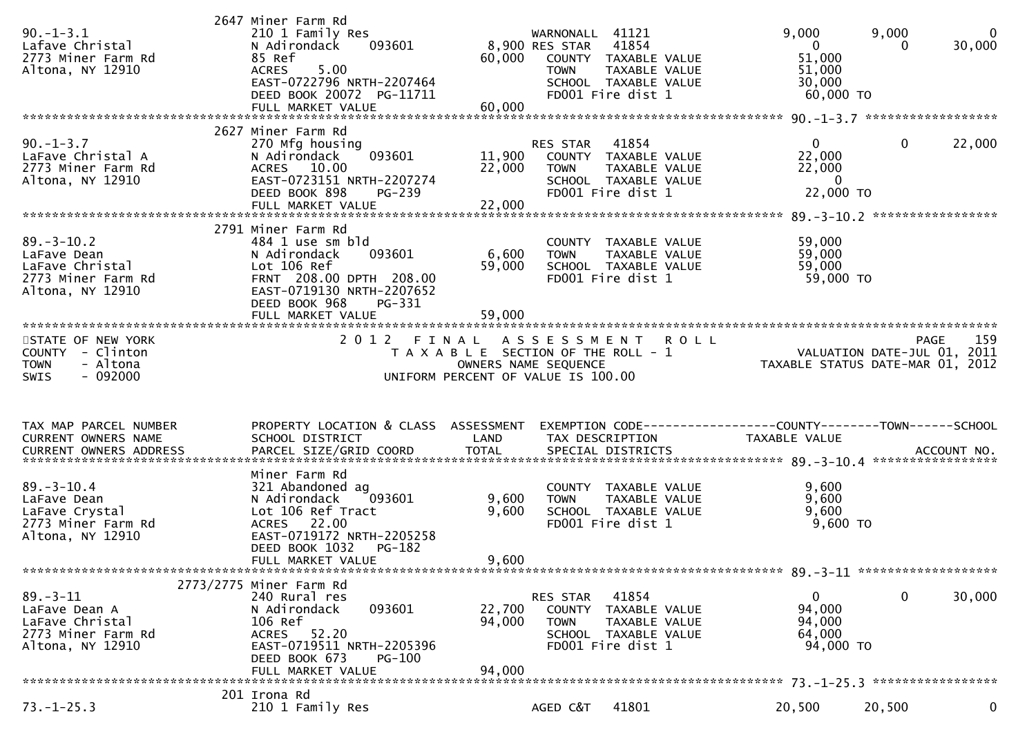| | 2647 Miner Farm Rd | | | | | |
|---|---|---|---|---|---|---|
| 90.-1-3.1 | 210 1 Family Res | | WARNONALL 41121 | 9,000 | 9,000 | 0 |
| Lafave Christal | N Adirondack 093601 | 8,900 | RES STAR 41854 | 0 | 0 | 30,000 |
| 2773 Miner Farm Rd | 85 Ref | 60,000 | COUNTY TAXABLE VALUE | 51,000 | | |
| Altona, NY 12910 | ACRES 5.00 | | TOWN TAXABLE VALUE | 51,000 | | |
| | EAST-0722796 NRTH-2207464 | | SCHOOL TAXABLE VALUE | 30,000 | | |
| | DEED BOOK 20072 PG-11711 | | FD001 Fire dist 1 | 60,000 TO | | |
| | FULL MARKET VALUE | 60,000 | | | | |

| | 2627 Miner Farm Rd | | | 90.-1-3.7 | | |
|---|---|---|---|---|---|---|
| 90.-1-3.7 | 270 Mfg housing | | RES STAR 41854 | 0 | 0 | 22,000 |
| LaFave Christal A | N Adirondack 093601 | 11,900 | COUNTY TAXABLE VALUE | 22,000 | | |
| 2773 Miner Farm Rd | ACRES 10.00 | 22,000 | TOWN TAXABLE VALUE | 22,000 | | |
| Altona, NY 12910 | EAST-0723151 NRTH-2207274 | | SCHOOL TAXABLE VALUE | 0 | | |
| | DEED BOOK 898 PG-239 | | FD001 Fire dist 1 | 22,000 TO | | |
| | FULL MARKET VALUE | 22,000 | | | | |

| | 2791 Miner Farm Rd | | | 89.-3-10.2 |
|---|---|---|---|---|
| 89.-3-10.2 | 484 1 use sm bld | | COUNTY TAXABLE VALUE | 59,000 |
| LaFave Dean | N Adirondack 093601 | 6,600 | TOWN TAXABLE VALUE | 59,000 |
| LaFave Christal | Lot 106 Ref | 59,000 | SCHOOL TAXABLE VALUE | 59,000 |
| 2773 Miner Farm Rd | FRNT 208.00 DPTH 208.00 | | FD001 Fire dist 1 | 59,000 TO |
| Altona, NY 12910 | EAST-0719130 NRTH-2207652 | | | |
| | DEED BOOK 968 PG-331 | | | |
| | FULL MARKET VALUE | 59,000 | | |

STATE OF NEW YORK
COUNTY - Clinton
TOWN - Altona
SWIS - 092000

2012 FINAL ASSESSMENT ROLL
TAXABLE SECTION OF THE ROLL - 1
OWNERS NAME SEQUENCE
UNIFORM PERCENT OF VALUE IS 100.00

VALUATION DATE-JUL 01, 2011
TAXABLE STATUS DATE-MAR 01, 2012

| TAX MAP PARCEL NUMBER<br>CURRENT OWNERS NAME<br>CURRENT OWNERS ADDRESS | PROPERTY LOCATION & CLASS<br>SCHOOL DISTRICT<br>PARCEL SIZE/GRID COORD | ASSESSMENT<br>LAND<br>TOTAL | EXEMPTION CODE<br>TAX DESCRIPTION<br>SPECIAL DISTRICTS | COUNTY<br>TAXABLE VALUE | TOWN | SCHOOL<br>ACCOUNT NO. |
|---|---|---|---|---|---|---|
| | Miner Farm Rd | | | 89.-3-10.4 | | |
| 89.-3-10.4 | 321 Abandoned ag | | COUNTY TAXABLE VALUE | 9,600 | | |
| LaFave Dean | N Adirondack 093601 | 9,600 | TOWN TAXABLE VALUE | 9,600 | | |
| LaFave Crystal | Lot 106 Ref Tract | 9,600 | SCHOOL TAXABLE VALUE | 9,600 | | |
| 2773 Miner Farm Rd | ACRES 22.00 | | FD001 Fire dist 1 | 9,600 TO | | |
| Altona, NY 12910 | EAST-0719172 NRTH-2205258 | | | | | |
| | DEED BOOK 1032 PG-182 | | | | | |
| | FULL MARKET VALUE | 9,600 | | | | |
| | 2773/2775 Miner Farm Rd | | | 89.-3-11 | | |
| 89.-3-11 | 240 Rural res | | RES STAR 41854 | 0 | 0 | 30,000 |
| LaFave Dean A | N Adirondack 093601 | 22,700 | COUNTY TAXABLE VALUE | 94,000 | | |
| LaFave Christal | 106 Ref | 94,000 | TOWN TAXABLE VALUE | 94,000 | | |
| 2773 Miner Farm Rd | ACRES 52.20 | | SCHOOL TAXABLE VALUE | 64,000 | | |
| Altona, NY 12910 | EAST-0719511 NRTH-2205396 | | FD001 Fire dist 1 | 94,000 TO | | |
| | DEED BOOK 673 PG-100 | | | | | |
| | FULL MARKET VALUE | 94,000 | | | | |
| | 201 Irona Rd | | | 73.-1-25.3 | | |
| 73.-1-25.3 | 210 1 Family Res | | AGED C&T 41801 | 20,500 | 20,500 | 0 |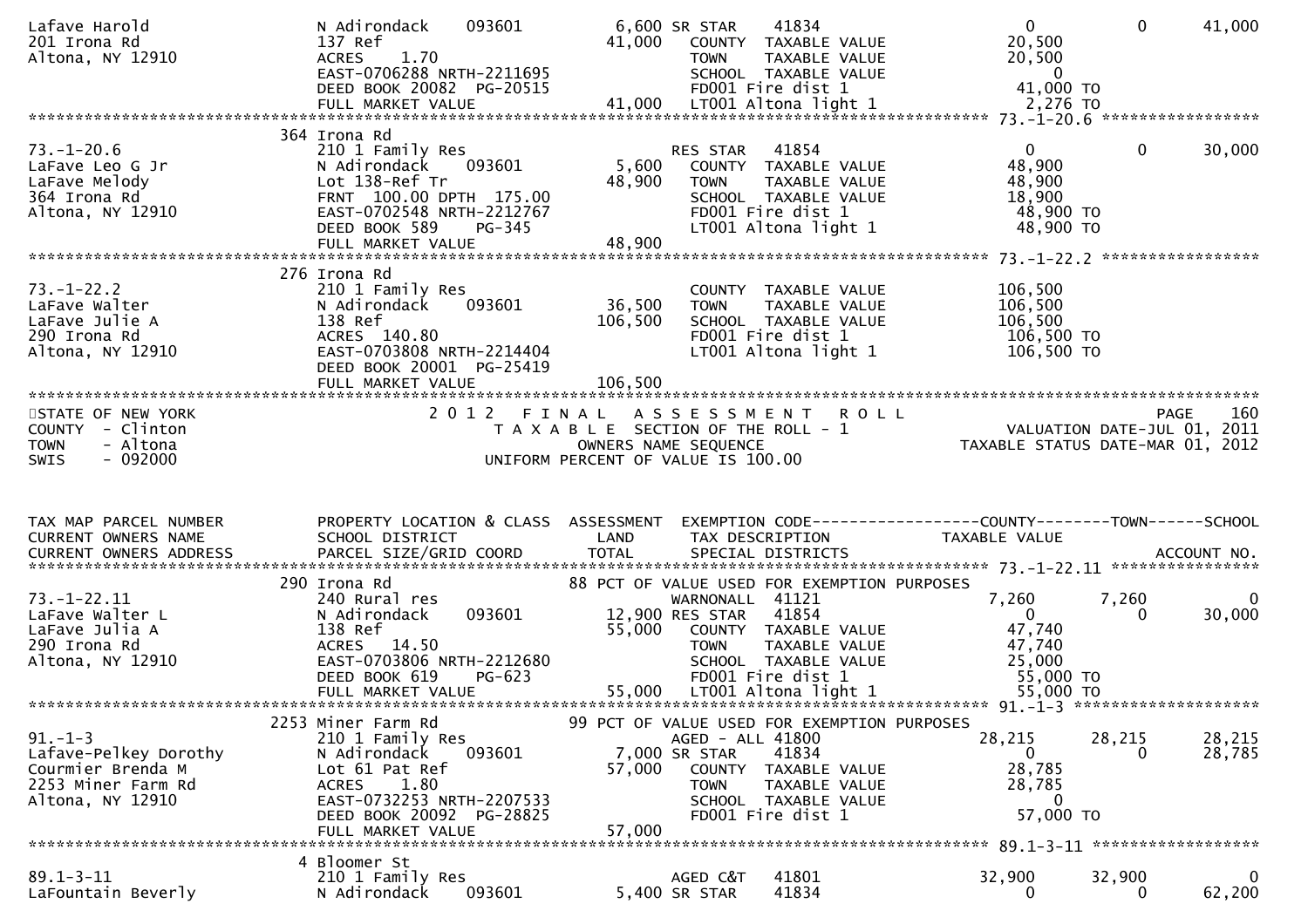```
Lafave Harold                  N Adirondack    093601          6,600 SR STAR     41834                    0            0       41,000
201 Irona Rd                   137 Ref                         41,000   COUNTY  TAXABLE VALUE          20,500
Altona, NY 12910               ACRES    1.70                            TOWN    TAXABLE VALUE          20,500
                               EAST-0706288 NRTH-2211695                SCHOOL  TAXABLE VALUE               0
                               DEED BOOK 20082  PG-20515                FD001 Fire dist 1              41,000 TO
                               FULL MARKET VALUE               41,000   LT001 Altona light 1            2,276 TO
******************************************************************************************************* 73.-1-20.6 *****************
                               364 Irona Rd
73.-1-20.6                     210 1 Family Res                         RES STAR  41854                    0            0       30,000
LaFave Leo G Jr                N Adirondack    093601          5,600    COUNTY  TAXABLE VALUE          48,900
LaFave Melody                  Lot 138-Ref Tr                  48,900   TOWN    TAXABLE VALUE          48,900
364 Irona Rd                   FRNT 100.00 DPTH 175.00                  SCHOOL  TAXABLE VALUE          18,900
Altona, NY 12910               EAST-0702548 NRTH-2212767                FD001 Fire dist 1              48,900 TO
                               DEED BOOK 589    PG-345                  LT001 Altona light 1           48,900 TO
                               FULL MARKET VALUE               48,900
******************************************************************************************************* 73.-1-22.2 *****************
                               276 Irona Rd
73.-1-22.2                     210 1 Family Res                         COUNTY  TAXABLE VALUE         106,500
LaFave Walter                  N Adirondack    093601          36,500   TOWN    TAXABLE VALUE         106,500
LaFave Julie A                 138 Ref                        106,500   SCHOOL  TAXABLE VALUE         106,500
290 Irona Rd                   ACRES  140.80                            FD001 Fire dist 1             106,500 TO
Altona, NY 12910               EAST-0703808 NRTH-2214404                LT001 Altona light 1          106,500 TO
                               DEED BOOK 20001  PG-25419
                               FULL MARKET VALUE              106,500
************************************************************************************************************************************
STATE OF NEW YORK                      2 0 1 2   F I N A L   A S S E S S M E N T   R O L L                                PAGE   160
COUNTY  - Clinton                          T A X A B L E  SECTION OF THE ROLL - 1                          VALUATION DATE-JUL 01, 2011
TOWN    - Altona                                 OWNERS NAME SEQUENCE                                    TAXABLE STATUS DATE-MAR 01, 2012
SWIS    - 092000                          UNIFORM PERCENT OF VALUE IS 100.00


TAX MAP PARCEL NUMBER          PROPERTY LOCATION & CLASS  ASSESSMENT  EXEMPTION CODE------------------COUNTY--------TOWN------SCHOOL
CURRENT OWNERS NAME            SCHOOL DISTRICT                 LAND      TAX DESCRIPTION                TAXABLE VALUE
CURRENT OWNERS ADDRESS         PARCEL SIZE/GRID COORD          TOTAL     SPECIAL DISTRICTS                                  ACCOUNT NO.
******************************************************************************************************* 73.-1-22.11 ****************
                               290 Irona Rd                    88 PCT OF VALUE USED FOR EXEMPTION PURPOSES
73.-1-22.11                    240 Rural res                            WARNONALL  41121               7,260        7,260            0
LaFave Walter L                N Adirondack    093601          12,900 RES STAR   41854                    0            0       30,000
LaFave Julia A                 138 Ref                         55,000   COUNTY  TAXABLE VALUE          47,740
290 Irona Rd                   ACRES   14.50                            TOWN    TAXABLE VALUE          47,740
Altona, NY 12910               EAST-0703806 NRTH-2212680                SCHOOL  TAXABLE VALUE          25,000
                               DEED BOOK 619    PG-623                  FD001 Fire dist 1              55,000 TO
                               FULL MARKET VALUE               55,000   LT001 Altona light 1           55,000 TO
******************************************************************************************************* 91.-1-3 ********************
                               2253 Miner Farm Rd              99 PCT OF VALUE USED FOR EXEMPTION PURPOSES
91.-1-3                        210 1 Family Res                         AGED - ALL 41800              28,215       28,215       28,215
Lafave-Pelkey Dorothy          N Adirondack    093601          7,000 SR STAR     41834                    0            0       28,785
Courmier Brenda M              Lot 61 Pat Ref                  57,000   COUNTY  TAXABLE VALUE          28,785
2253 Miner Farm Rd             ACRES    1.80                            TOWN    TAXABLE VALUE          28,785
Altona, NY 12910               EAST-0732253 NRTH-2207533                SCHOOL  TAXABLE VALUE               0
                               DEED BOOK 20092  PG-28825                FD001 Fire dist 1              57,000 TO
                               FULL MARKET VALUE               57,000
******************************************************************************************************* 89.1-3-11 ******************
                               4 Bloomer St
89.1-3-11                      210 1 Family Res                         AGED C&T   41801              32,900       32,900            0
LaFountain Beverly             N Adirondack    093601          5,400 SR STAR     41834                    0            0       62,200
```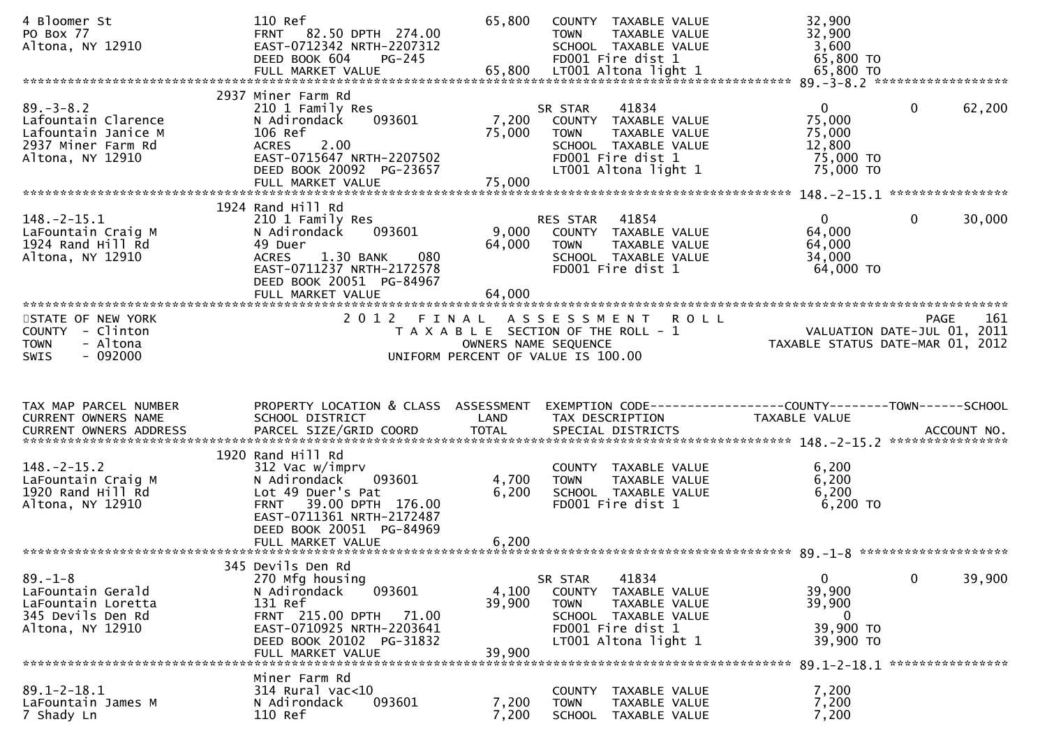```
4 Bloomer St                   110 Ref                            65,800   COUNTY  TAXABLE VALUE              32,900
PO Box 77                      FRNT   82.50 DPTH 274.00                    TOWN    TAXABLE VALUE              32,900
Altona, NY 12910               EAST-0712342 NRTH-2207312                   SCHOOL  TAXABLE VALUE               3,600
                               DEED BOOK 604     PG-245                    FD001 Fire dist 1                  65,800 TO
                               FULL MARKET VALUE                   65,800  LT001 Altona light 1               65,800 TO
******************************************************************************************************* 89.-3-8.2 ******************
                             2937 Miner Farm Rd
89.-3-8.2                      210 1 Family Res                            SR STAR    41834                    0            0        62,200
Lafountain Clarence            N Adirondack     093601          7,200   COUNTY  TAXABLE VALUE              75,000
Lafountain Janice M            106 Ref                           75,000   TOWN    TAXABLE VALUE              75,000
2937 Miner Farm Rd             ACRES    2.00                               SCHOOL  TAXABLE VALUE              12,800
Altona, NY 12910               EAST-0715647 NRTH-2207502                   FD001 Fire dist 1                  75,000 TO
                               DEED BOOK 20092  PG-23657                   LT001 Altona light 1               75,000 TO
                               FULL MARKET VALUE                  75,000
******************************************************************************************************* 148.-2-15.1 ****************
                             1924 Rand Hill Rd
148.-2-15.1                    210 1 Family Res                            RES STAR   41854                    0            0        30,000
LaFountain Craig M             N Adirondack     093601          9,000   COUNTY  TAXABLE VALUE              64,000
1924 Rand Hill Rd              49 Duer                           64,000   TOWN    TAXABLE VALUE              64,000
Altona, NY 12910               ACRES    1.30 BANK     080                  SCHOOL  TAXABLE VALUE              34,000
                               EAST-0711237 NRTH-2172578                   FD001 Fire dist 1                  64,000 TO
                               DEED BOOK 20051  PG-84967
                               FULL MARKET VALUE                  64,000
************************************************************************************************************************************
STATE OF NEW YORK                       2 0 1 2   F I N A L   A S S E S S M E N T   R O L L                              PAGE    161
COUNTY  - Clinton                          T A X A B L E  SECTION OF THE ROLL - 1                         VALUATION DATE-JUL 01, 2011
TOWN    - Altona                                    OWNERS NAME SEQUENCE                                 TAXABLE STATUS DATE-MAR 01, 2012
SWIS    - 092000                              UNIFORM PERCENT OF VALUE IS 100.00


TAX MAP PARCEL NUMBER          PROPERTY LOCATION & CLASS  ASSESSMENT  EXEMPTION CODE------------------COUNTY--------TOWN------SCHOOL
CURRENT OWNERS NAME            SCHOOL DISTRICT               LAND      TAX DESCRIPTION              TAXABLE VALUE
CURRENT OWNERS ADDRESS         PARCEL SIZE/GRID COORD        TOTAL     SPECIAL DISTRICTS                                      ACCOUNT NO.
******************************************************************************************************* 148.-2-15.2 ****************
                             1920 Rand Hill Rd
148.-2-15.2                    312 Vac w/imprv                             COUNTY  TAXABLE VALUE               6,200
LaFountain Craig M             N Adirondack     093601          4,700   TOWN    TAXABLE VALUE               6,200
1920 Rand Hill Rd              Lot 49 Duer's Pat                 6,200   SCHOOL  TAXABLE VALUE               6,200
Altona, NY 12910               FRNT   39.00 DPTH 176.00                    FD001 Fire dist 1                   6,200 TO
                               EAST-0711361 NRTH-2172487
                               DEED BOOK 20051  PG-84969
                               FULL MARKET VALUE                   6,200
******************************************************************************************************* 89.-1-8 ********************
                             345 Devils Den Rd
89.-1-8                        270 Mfg housing                             SR STAR    41834                    0            0        39,900
LaFountain Gerald              N Adirondack     093601          4,100   COUNTY  TAXABLE VALUE              39,900
LaFountain Loretta             131 Ref                           39,900   TOWN    TAXABLE VALUE              39,900
345 Devils Den Rd              FRNT  215.00 DPTH   71.00                   SCHOOL  TAXABLE VALUE                   0
Altona, NY 12910               EAST-0710925 NRTH-2203641                   FD001 Fire dist 1                  39,900 TO
                               DEED BOOK 20102  PG-31832                   LT001 Altona light 1               39,900 TO
                               FULL MARKET VALUE                  39,900
******************************************************************************************************* 89.1-2-18.1 ****************
                             Miner Farm Rd
89.1-2-18.1                    314 Rural vac<10                            COUNTY  TAXABLE VALUE               7,200
LaFountain James M             N Adirondack     093601          7,200   TOWN    TAXABLE VALUE               7,200
7 Shady Ln                     110 Ref                            7,200   SCHOOL  TAXABLE VALUE               7,200
```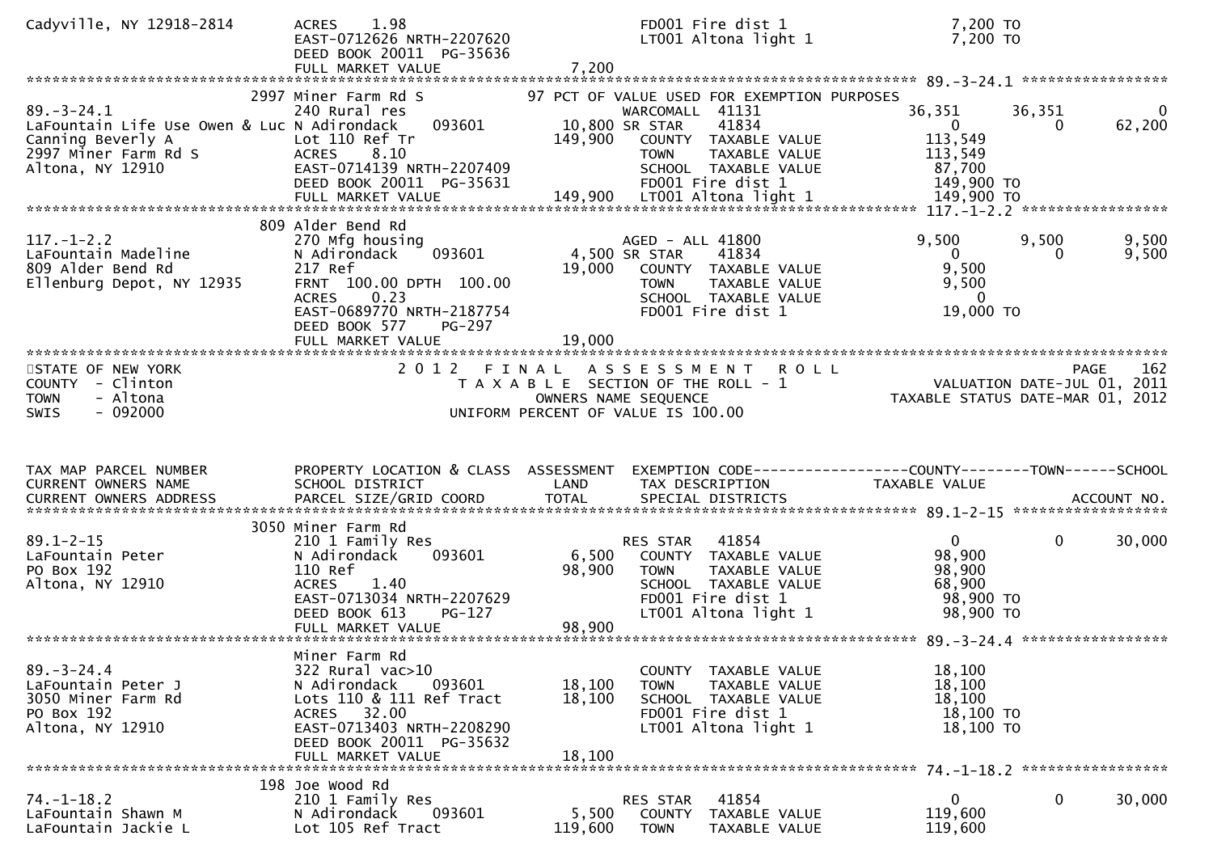```
Cadyville, NY 12918-2814       ACRES    1.98                           FD001 Fire dist 1                  7,200 TO
                               EAST-0712626 NRTH-2207620               LT001 Altona light 1               7,200 TO
                               DEED BOOK 20011  PG-35636
                               FULL MARKET VALUE               7,200
******************************************************************************************************* 89.-3-24.1 *****************
                          2997 Miner Farm Rd S              97 PCT OF VALUE USED FOR EXEMPTION PURPOSES
89.-3-24.1                     240 Rural res                       WARCOMALL  41131            36,351       36,351            0
LaFountain Life Use Owen & Luc N Adirondack     093601      10,800 SR STAR    41834                 0            0       62,200
Canning Beverly A              Lot 110 Ref Tr              149,900   COUNTY  TAXABLE VALUE          113,549
2997 Miner Farm Rd S           ACRES    8.10                         TOWN    TAXABLE VALUE          113,549
Altona, NY 12910               EAST-0714139 NRTH-2207409             SCHOOL  TAXABLE VALUE           87,700
                               DEED BOOK 20011  PG-35631             FD001 Fire dist 1              149,900 TO
                               FULL MARKET VALUE             149,900 LT001 Altona light 1           149,900 TO
******************************************************************************************************* 117.-1-2.2 *****************
                           809 Alder Bend Rd
117.-1-2.2                     270 Mfg housing                     AGED - ALL 41800             9,500        9,500        9,500
LaFountain Madeline            N Adirondack     093601       4,500 SR STAR    41834                 0            0        9,500
809 Alder Bend Rd              217 Ref                      19,000   COUNTY  TAXABLE VALUE            9,500
Ellenburg Depot, NY 12935      FRNT 100.00 DPTH 100.00               TOWN    TAXABLE VALUE            9,500
                               ACRES    0.23                         SCHOOL  TAXABLE VALUE                0
                               EAST-0689770 NRTH-2187754             FD001 Fire dist 1               19,000 TO
                               DEED BOOK 577    PG-297
                               FULL MARKET VALUE              19,000
************************************************************************************************************************************
STATE OF NEW YORK                          2 0 1 2   F I N A L   A S S E S S M E N T   R O L L                               PAGE    162
COUNTY  - Clinton                             T A X A B L E  SECTION OF THE ROLL - 1                      VALUATION DATE-JUL 01, 2011
TOWN    - Altona                                   OWNERS NAME SEQUENCE                                 TAXABLE STATUS DATE-MAR 01, 2012
SWIS    - 092000                              UNIFORM PERCENT OF VALUE IS 100.00


TAX MAP PARCEL NUMBER          PROPERTY LOCATION & CLASS  ASSESSMENT  EXEMPTION CODE------------------COUNTY--------TOWN------SCHOOL
CURRENT OWNERS NAME            SCHOOL DISTRICT               LAND      TAX DESCRIPTION            TAXABLE VALUE
CURRENT OWNERS ADDRESS         PARCEL SIZE/GRID COORD        TOTAL     SPECIAL DISTRICTS                                   ACCOUNT NO.
******************************************************************************************************* 89.1-2-15 ******************
                          3050 Miner Farm Rd
89.1-2-15                      210 1 Family Res                    RES STAR   41854                 0            0       30,000
LaFountain Peter               N Adirondack     093601       6,500   COUNTY  TAXABLE VALUE           98,900
PO Box 192                     110 Ref                      98,900   TOWN    TAXABLE VALUE           98,900
Altona, NY 12910               ACRES    1.40                         SCHOOL  TAXABLE VALUE           68,900
                               EAST-0713034 NRTH-2207629             FD001 Fire dist 1               98,900 TO
                               DEED BOOK 613    PG-127               LT001 Altona light 1            98,900 TO
                               FULL MARKET VALUE              98,900
******************************************************************************************************* 89.-3-24.4 *****************
                               Miner Farm Rd
89.-3-24.4                     322 Rural vac>10                      COUNTY  TAXABLE VALUE           18,100
LaFountain Peter J             N Adirondack     093601      18,100   TOWN    TAXABLE VALUE           18,100
3050 Miner Farm Rd             Lots 110 & 111 Ref Tract     18,100   SCHOOL  TAXABLE VALUE           18,100
PO Box 192                     ACRES   32.00                         FD001 Fire dist 1               18,100 TO
Altona, NY 12910               EAST-0713403 NRTH-2208290             LT001 Altona light 1            18,100 TO
                               DEED BOOK 20011  PG-35632
                               FULL MARKET VALUE              18,100
******************************************************************************************************* 74.-1-18.2 *****************
                           198 Joe Wood Rd
74.-1-18.2                     210 1 Family Res                    RES STAR   41854                 0            0       30,000
LaFountain Shawn M             N Adirondack     093601       5,500   COUNTY  TAXABLE VALUE          119,600
LaFountain Jackie L            Lot 105 Ref Tract           119,600   TOWN    TAXABLE VALUE          119,600
```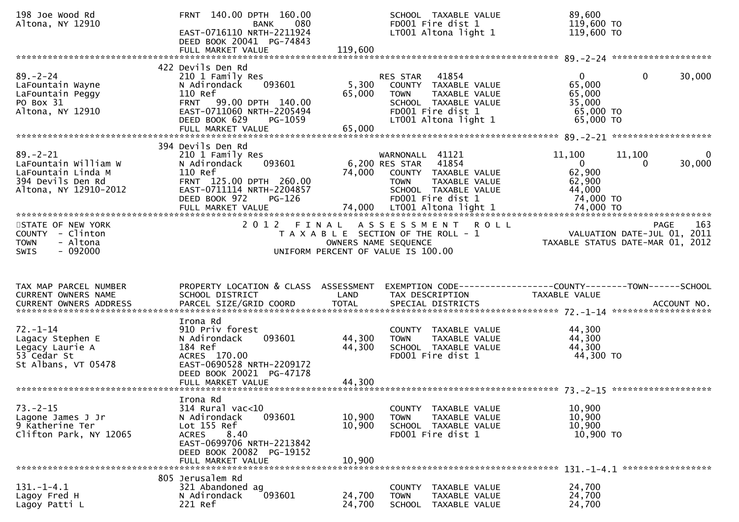```
198 Joe Wood Rd                   FRNT 140.00 DPTH 160.00               SCHOOL  TAXABLE VALUE              89,600
Altona, NY 12910                              BANK    080               FD001 Fire dist 1                  119,600 TO
                                  EAST-0716110 NRTH-2211924             LT001 Altona light 1               119,600 TO
                                  DEED BOOK 20041  PG-74843
                                  FULL MARKET VALUE             119,600
******************************************************************************************************* 89.-2-24 ******************
                                  422 Devils Den Rd
89.-2-24                          210 1 Family Res                       RES STAR    41854                  0           0      30,000
LaFountain Wayne                  N Adirondack     093601       5,300    COUNTY  TAXABLE VALUE             65,000
LaFountain Peggy                  110 Ref                      65,000    TOWN    TAXABLE VALUE             65,000
PO Box 31                         FRNT  99.00 DPTH 140.00                SCHOOL  TAXABLE VALUE             35,000
Altona, NY 12910                  EAST-0711060 NRTH-2205494              FD001 Fire dist 1                  65,000 TO
                                  DEED BOOK 629    PG-1059               LT001 Altona light 1               65,000 TO
                                  FULL MARKET VALUE            65,000
******************************************************************************************************* 89.-2-21 ******************
                                  394 Devils Den Rd
89.-2-21                          210 1 Family Res                       WARNONALL  41121              11,100      11,100           0
LaFountain William W              N Adirondack     093601       6,200 RES STAR    41854                 0           0      30,000
LaFountain Linda M                110 Ref                      74,000    COUNTY  TAXABLE VALUE             62,900
394 Devils Den Rd                 FRNT 125.00 DPTH 260.00                TOWN    TAXABLE VALUE             62,900
Altona, NY 12910-2012             EAST-0711114 NRTH-2204857              SCHOOL  TAXABLE VALUE             44,000
                                  DEED BOOK 972    PG-126                FD001 Fire dist 1                  74,000 TO
                                  FULL MARKET VALUE            74,000    LT001 Altona light 1               74,000 TO
************************************************************************************************************************************
STATE OF NEW YORK                         2 0 1 2   F I N A L   A S S E S S M E N T   R O L L                                PAGE   163
COUNTY  - Clinton                          T A X A B L E  SECTION OF THE ROLL - 1                     VALUATION DATE-JUL 01, 2011
TOWN    - Altona                                     OWNERS NAME SEQUENCE                          TAXABLE STATUS DATE-MAR 01, 2012
SWIS    - 092000                               UNIFORM PERCENT OF VALUE IS 100.00


TAX MAP PARCEL NUMBER             PROPERTY LOCATION & CLASS  ASSESSMENT  EXEMPTION CODE-----------------COUNTY--------TOWN------SCHOOL
CURRENT OWNERS NAME               SCHOOL DISTRICT               LAND     TAX DESCRIPTION               TAXABLE VALUE
CURRENT OWNERS ADDRESS            PARCEL SIZE/GRID COORD        TOTAL    SPECIAL DISTRICTS                                 ACCOUNT NO.
******************************************************************************************************* 72.-1-14 ******************
                                  Irona Rd
72.-1-14                          910 Priv forest                        COUNTY  TAXABLE VALUE             44,300
Lagacy Stephen E                  N Adirondack     093601      44,300    TOWN    TAXABLE VALUE             44,300
Lagacy Laurie A                   184 Ref                      44,300    SCHOOL  TAXABLE VALUE             44,300
53 Cedar St                       ACRES 170.00                           FD001 Fire dist 1                  44,300 TO
St Albans, VT 05478               EAST-0690528 NRTH-2209172
                                  DEED BOOK 20021  PG-47178
                                  FULL MARKET VALUE            44,300
******************************************************************************************************* 73.-2-15 ******************
                                  Irona Rd
73.-2-15                          314 Rural vac<10                       COUNTY  TAXABLE VALUE             10,900
Lagone James J Jr                 N Adirondack     093601      10,900    TOWN    TAXABLE VALUE             10,900
9 Katherine Ter                   Lot 155 Ref                  10,900    SCHOOL  TAXABLE VALUE             10,900
Clifton Park, NY 12065            ACRES    8.40                          FD001 Fire dist 1                  10,900 TO
                                  EAST-0699706 NRTH-2213842
                                  DEED BOOK 20082  PG-19152
                                  FULL MARKET VALUE            10,900
******************************************************************************************************* 131.-1-4.1 ****************
                                  805 Jerusalem Rd
131.-1-4.1                        321 Abandoned ag                       COUNTY  TAXABLE VALUE             24,700
Lagoy Fred H                      N Adirondack     093601      24,700    TOWN    TAXABLE VALUE             24,700
Lagoy Patti L                     221 Ref                      24,700    SCHOOL  TAXABLE VALUE             24,700
```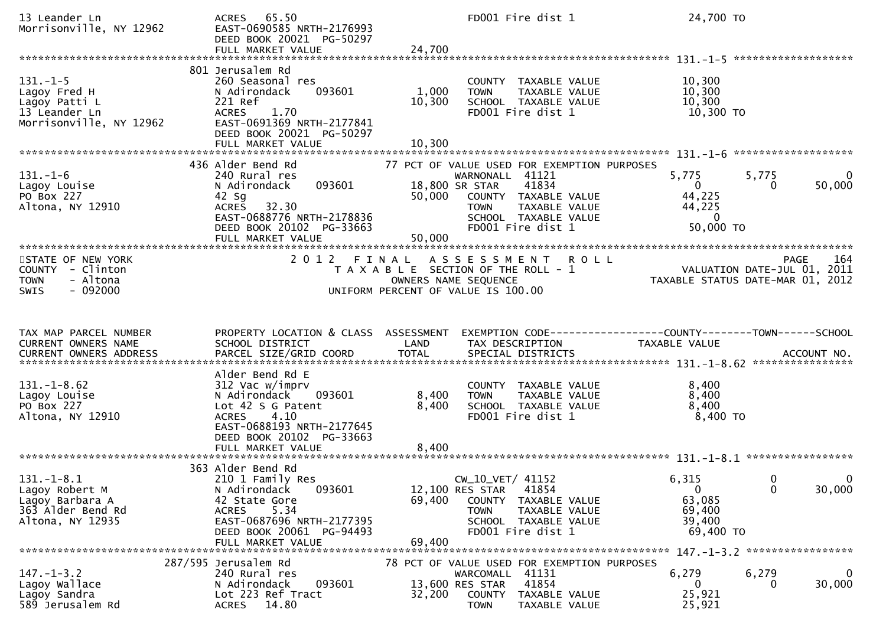```
13 Leander Ln                   ACRES   65.50                              FD001 Fire dist 1                 24,700 TO
Morrisonville, NY 12962         EAST-0690585 NRTH-2176993
                                DEED BOOK 20021  PG-50297
                                FULL MARKET VALUE              24,700
******************************************************************************************************* 131.-1-5 ********************
                            801 Jerusalem Rd
131.-1-5                        260 Seasonal res                           COUNTY  TAXABLE VALUE             10,300
Lagoy Fred H                    N Adirondack     093601         1,000      TOWN    TAXABLE VALUE             10,300
Lagoy Patti L                   221 Ref                        10,300      SCHOOL  TAXABLE VALUE             10,300
13 Leander Ln                   ACRES    1.70                              FD001 Fire dist 1                 10,300 TO
Morrisonville, NY 12962         EAST-0691369 NRTH-2177841
                                DEED BOOK 20021  PG-50297
                                FULL MARKET VALUE              10,300
******************************************************************************************************* 131.-1-6 ********************
                            436 Alder Bend Rd              77 PCT OF VALUE USED FOR EXEMPTION PURPOSES
131.-1-6                        240 Rural res                              WARNONALL  41121                 5,775        5,775            0
Lagoy Louise                    N Adirondack     093601        18,800 SR STAR     41834                     0            0           50,000
PO Box 227                      42 Sg                          50,000      COUNTY  TAXABLE VALUE             44,225
Altona, NY 12910                ACRES   32.30                              TOWN    TAXABLE VALUE             44,225
                                EAST-0688776 NRTH-2178836                  SCHOOL  TAXABLE VALUE                  0
                                DEED BOOK 20102  PG-33663                  FD001 Fire dist 1                 50,000 TO
                                FULL MARKET VALUE              50,000
*******************************************************************************************************************************************
STATE OF NEW YORK                    2 0 1 2   F I N A L   A S S E S S M E N T   R O L L                                   PAGE    164
COUNTY  - Clinton                        T A X A B L E  SECTION OF THE ROLL - 1                        VALUATION DATE-JUL 01, 2011
TOWN    - Altona                                  OWNERS NAME SEQUENCE                          TAXABLE STATUS DATE-MAR 01, 2012
SWIS    - 092000                         UNIFORM PERCENT OF VALUE IS 100.00


TAX MAP PARCEL NUMBER           PROPERTY LOCATION & CLASS  ASSESSMENT  EXEMPTION CODE------------------COUNTY--------TOWN------SCHOOL
CURRENT OWNERS NAME             SCHOOL DISTRICT               LAND      TAX DESCRIPTION              TAXABLE VALUE
CURRENT OWNERS ADDRESS          PARCEL SIZE/GRID COORD       TOTAL      SPECIAL DISTRICTS                                    ACCOUNT NO.
******************************************************************************************************* 131.-1-8.62 *****************
                                Alder Bend Rd E
131.-1-8.62                     312 Vac w/imprv                            COUNTY  TAXABLE VALUE              8,400
Lagoy Louise                    N Adirondack     093601         8,400      TOWN    TAXABLE VALUE              8,400
PO Box 227                      Lot 42 S G Patent               8,400      SCHOOL  TAXABLE VALUE              8,400
Altona, NY 12910                ACRES    4.10                              FD001 Fire dist 1                  8,400 TO
                                EAST-0688193 NRTH-2177645
                                DEED BOOK 20102  PG-33663
                                FULL MARKET VALUE               8,400
******************************************************************************************************* 131.-1-8.1 ******************
                            363 Alder Bend Rd
131.-1-8.1                      210 1 Family Res                           CW_10_VET/ 41152                 6,315            0            0
Lagoy Robert M                  N Adirondack     093601        12,100 RES STAR    41854                     0            0           30,000
Lagoy Barbara A                 42 State Gore                  69,400      COUNTY  TAXABLE VALUE             63,085
363 Alder Bend Rd               ACRES    5.34                              TOWN    TAXABLE VALUE             69,400
Altona, NY 12935                EAST-0687696 NRTH-2177395                  SCHOOL  TAXABLE VALUE             39,400
                                DEED BOOK 20061  PG-94493                  FD001 Fire dist 1                 69,400 TO
                                FULL MARKET VALUE              69,400
******************************************************************************************************* 147.-1-3.2 ******************
                        287/595 Jerusalem Rd               78 PCT OF VALUE USED FOR EXEMPTION PURPOSES
147.-1-3.2                      240 Rural res                              WARCOMALL  41131                 6,279        6,279            0
Lagoy Wallace                   N Adirondack     093601        13,600 RES STAR    41854                     0            0           30,000
Lagoy Sandra                    Lot 223 Ref Tract              32,200      COUNTY  TAXABLE VALUE             25,921
589 Jerusalem Rd                ACRES   14.80                              TOWN    TAXABLE VALUE             25,921
```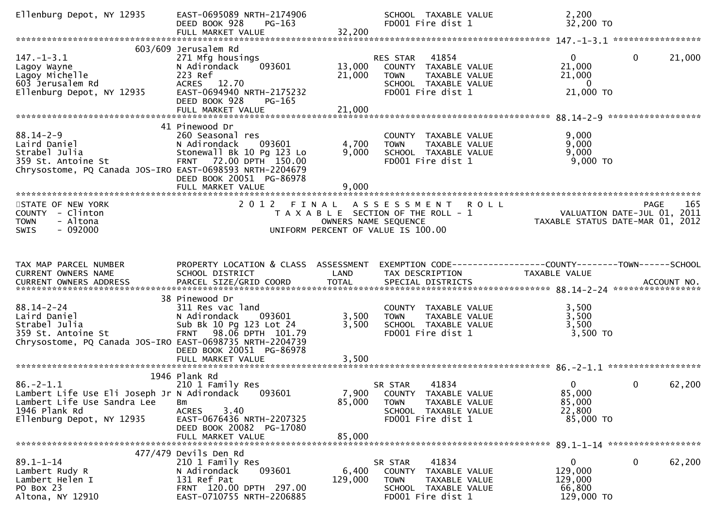```
Ellenburg Depot, NY 12935      EAST-0695089 NRTH-2174906              SCHOOL  TAXABLE VALUE              2,200
                               DEED BOOK 928     PG-163               FD001 Fire dist 1                 32,200 TO
                               FULL MARKET VALUE               32,200
******************************************************************************************************* 147.-1-3.1 ******************
                         603/609 Jerusalem Rd
147.-1-3.1                     271 Mfg housings                       RES STAR    41854                      0             0        21,000
Lagoy Wayne                    N Adirondack      093601       13,000   COUNTY  TAXABLE VALUE             21,000
Lagoy Michelle                 223 Ref                        21,000   TOWN    TAXABLE VALUE             21,000
603 Jerusalem Rd               ACRES   12.70                           SCHOOL  TAXABLE VALUE                  0
Ellenburg Depot, NY 12935      EAST-0694940 NRTH-2175232               FD001 Fire dist 1                 21,000 TO
                               DEED BOOK 928     PG-165
                               FULL MARKET VALUE               21,000
******************************************************************************************************* 88.14-2-9 *******************
                           41 Pinewood Dr
88.14-2-9                      260 Seasonal res                        COUNTY  TAXABLE VALUE              9,000
Laird Daniel                   N Adirondack      093601        4,700   TOWN    TAXABLE VALUE              9,000
Strabel Julia                  Stonewall Bk 10 Pg 123 Lo       9,000   SCHOOL  TAXABLE VALUE              9,000
359 St. Antoine St             FRNT    72.00 DPTH  150.00              FD001 Fire dist 1                  9,000 TO
Chrysostome, PQ Canada JOS-IRO EAST-0698593 NRTH-2204679
                               DEED BOOK 20051  PG-86978
                               FULL MARKET VALUE                9,000
************************************************************************************************************************************
STATE OF NEW YORK                   2 0 1 2   F I N A L   A S S E S S M E N T   R O L L                                  PAGE   165
COUNTY  - Clinton                     T A X A B L E  SECTION OF THE ROLL - 1                           VALUATION DATE-JUL 01, 2011
TOWN    - Altona                              OWNERS NAME SEQUENCE                                 TAXABLE STATUS DATE-MAR 01, 2012
SWIS    - 092000                      UNIFORM PERCENT OF VALUE IS 100.00


TAX MAP PARCEL NUMBER          PROPERTY LOCATION & CLASS  ASSESSMENT  EXEMPTION CODE------------------COUNTY--------TOWN------SCHOOL
CURRENT OWNERS NAME            SCHOOL DISTRICT               LAND      TAX DESCRIPTION              TAXABLE VALUE
CURRENT OWNERS ADDRESS         PARCEL SIZE/GRID COORD       TOTAL      SPECIAL DISTRICTS                                  ACCOUNT NO.
******************************************************************************************************* 88.14-2-24 ******************
                           38 Pinewood Dr
88.14-2-24                     311 Res vac land                        COUNTY  TAXABLE VALUE              3,500
Laird Daniel                   N Adirondack      093601        3,500   TOWN    TAXABLE VALUE              3,500
Strabel Julia                  Sub Bk 10 Pg 123 Lot 24         3,500   SCHOOL  TAXABLE VALUE              3,500
359 St. Antoine St             FRNT    98.06 DPTH  101.79              FD001 Fire dist 1                  3,500 TO
Chrysostome, PQ Canada JOS-IRO EAST-0698735 NRTH-2204739
                               DEED BOOK 20051  PG-86978
                               FULL MARKET VALUE                3,500
******************************************************************************************************* 86.-2-1.1 *******************
                         1946 Plank Rd
86.-2-1.1                      210 1 Family Res                        SR STAR     41834                      0             0        62,200
Lambert Life Use Eli Joseph Jr N Adirondack      093601        7,900   COUNTY  TAXABLE VALUE             85,000
Lambert Life Use Sandra Lee    Bm                             85,000   TOWN    TAXABLE VALUE             85,000
1946 Plank Rd                  ACRES    3.40                           SCHOOL  TAXABLE VALUE             22,800
Ellenburg Depot, NY 12935      EAST-0676436 NRTH-2207325               FD001 Fire dist 1                 85,000 TO
                               DEED BOOK 20082  PG-17080
                               FULL MARKET VALUE               85,000
******************************************************************************************************* 89.1-1-14 *******************
                         477/479 Devils Den Rd
89.1-1-14                      210 1 Family Res                        SR STAR     41834                      0             0        62,200
Lambert Rudy R                 N Adirondack      093601        6,400   COUNTY  TAXABLE VALUE            129,000
Lambert Helen I                131 Ref Pat                   129,000   TOWN    TAXABLE VALUE            129,000
PO Box 23                      FRNT   120.00 DPTH  297.00              SCHOOL  TAXABLE VALUE             66,800
Altona, NY 12910               EAST-0710755 NRTH-2206885               FD001 Fire dist 1                129,000 TO
```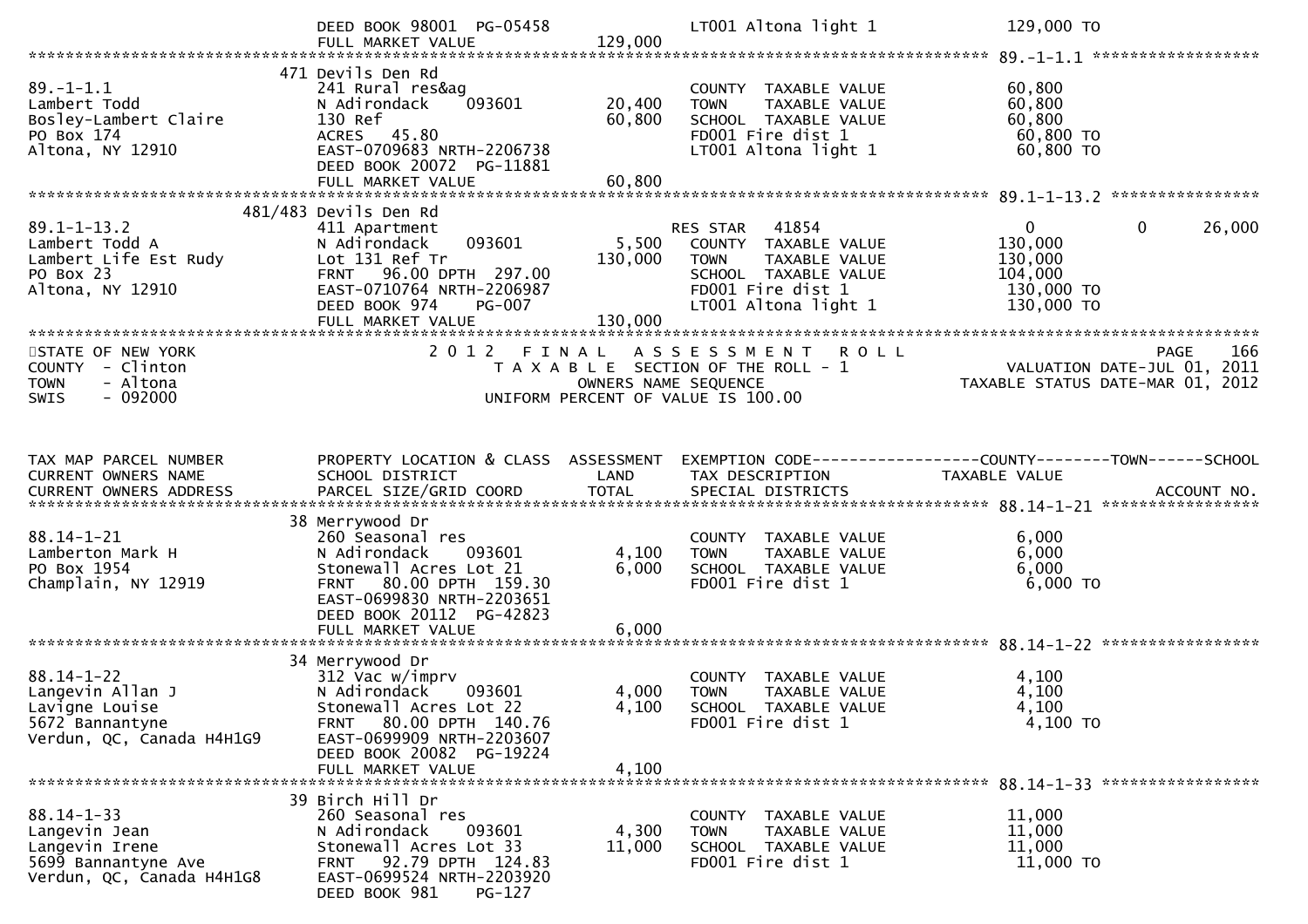```
                 DEED BOOK 98001  PG-05458                 LT001 Altona light 1             129,000 TO
                 FULL MARKET VALUE              129,000
******************************************************************************************************* 89.-1-1.1 ******************
               471 Devils Den Rd
89.-1-1.1        241 Rural res&ag                          COUNTY  TAXABLE VALUE             60,800
Lambert Todd     N Adirondack     093601       20,400      TOWN    TAXABLE VALUE             60,800
Bosley-Lambert Claire  130 Ref                  60,800     SCHOOL  TAXABLE VALUE             60,800
PO Box 174       ACRES   45.80                             FD001 Fire dist 1                 60,800 TO
Altona, NY 12910 EAST-0709683 NRTH-2206738                 LT001 Altona light 1              60,800 TO
                 DEED BOOK 20072  PG-11881
                 FULL MARKET VALUE               60,800
******************************************************************************************************* 89.1-1-13.2 ****************
           481/483 Devils Den Rd
89.1-1-13.2      411 Apartment                             RES STAR   41854                  0          0       26,000
Lambert Todd A   N Adirondack     093601        5,500      COUNTY  TAXABLE VALUE            130,000
Lambert Life Est Rudy  Lot 131 Ref Tr          130,000     TOWN    TAXABLE VALUE            130,000
PO Box 23        FRNT   96.00 DPTH  297.00                 SCHOOL  TAXABLE VALUE            104,000
Altona, NY 12910 EAST-0710764 NRTH-2206987                 FD001 Fire dist 1                130,000 TO
                 DEED BOOK 974    PG-007                   LT001 Altona light 1             130,000 TO
                 FULL MARKET VALUE              130,000
************************************************************************************************************************************
STATE OF NEW YORK                2 0 1 2   F I N A L   A S S E S S M E N T   R O L L                              PAGE    166
COUNTY  - Clinton                     T A X A B L E  SECTION OF THE ROLL - 1                    VALUATION DATE-JUL 01, 2011
TOWN    - Altona                            OWNERS NAME SEQUENCE                            TAXABLE STATUS DATE-MAR 01, 2012
SWIS    - 092000                     UNIFORM PERCENT OF VALUE IS 100.00



TAX MAP PARCEL NUMBER          PROPERTY LOCATION & CLASS  ASSESSMENT  EXEMPTION CODE------------------COUNTY--------TOWN------SCHOOL
CURRENT OWNERS NAME            SCHOOL DISTRICT               LAND      TAX DESCRIPTION             TAXABLE VALUE
CURRENT OWNERS ADDRESS         PARCEL SIZE/GRID COORD        TOTAL     SPECIAL DISTRICTS                                 ACCOUNT NO.
******************************************************************************************************* 88.14-1-21 *****************
               38 Merrywood Dr
88.14-1-21       260 Seasonal res                          COUNTY  TAXABLE VALUE              6,000
Lamberton Mark H N Adirondack     093601        4,100      TOWN    TAXABLE VALUE              6,000
PO Box 1954      Stonewall Acres Lot 21         6,000      SCHOOL  TAXABLE VALUE              6,000
Champlain, NY 12919  FRNT   80.00 DPTH  159.30             FD001 Fire dist 1                  6,000 TO
                 EAST-0699830 NRTH-2203651
                 DEED BOOK 20112  PG-42823
                 FULL MARKET VALUE                6,000
******************************************************************************************************* 88.14-1-22 *****************
               34 Merrywood Dr
88.14-1-22       312 Vac w/imprv                           COUNTY  TAXABLE VALUE              4,100
Langevin Allan J N Adirondack     093601        4,000      TOWN    TAXABLE VALUE              4,100
Lavigne Louise   Stonewall Acres Lot 22         4,100      SCHOOL  TAXABLE VALUE              4,100
5672 Bannantyne  FRNT   80.00 DPTH  140.76                 FD001 Fire dist 1                  4,100 TO
Verdun, QC, Canada H4H1G9  EAST-0699909 NRTH-2203607
                 DEED BOOK 20082  PG-19224
                 FULL MARKET VALUE                4,100
******************************************************************************************************* 88.14-1-33 *****************
               39 Birch Hill Dr
88.14-1-33       260 Seasonal res                          COUNTY  TAXABLE VALUE             11,000
Langevin Jean    N Adirondack     093601        4,300      TOWN    TAXABLE VALUE             11,000
Langevin Irene   Stonewall Acres Lot 33        11,000      SCHOOL  TAXABLE VALUE             11,000
5699 Bannantyne Ave  FRNT   92.79 DPTH  124.83             FD001 Fire dist 1                 11,000 TO
Verdun, QC, Canada H4H1G8  EAST-0699524 NRTH-2203920
                 DEED BOOK 981    PG-127
```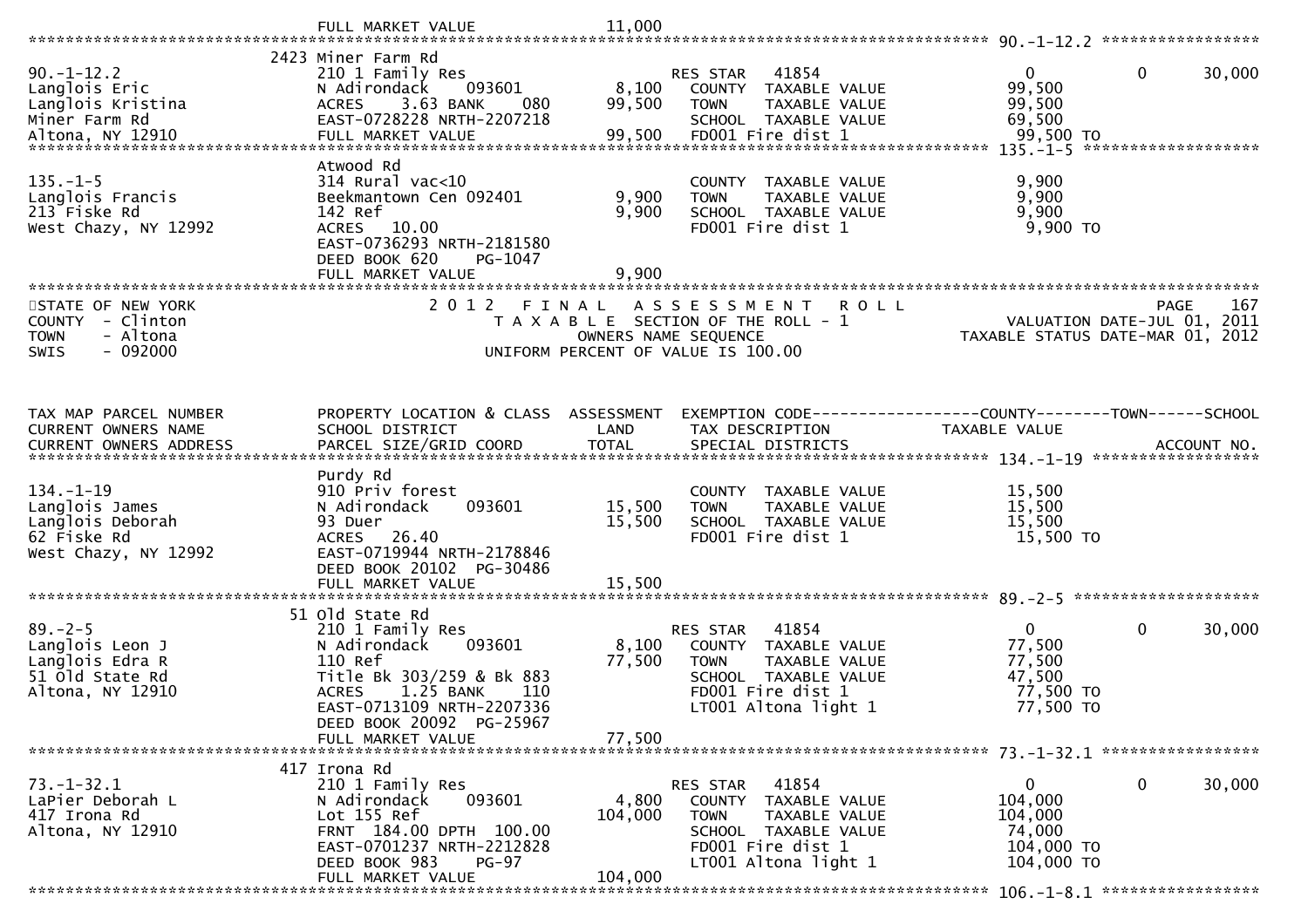```
                             FULL MARKET VALUE              11,000
******************************************************************************************************* 90.-1-12.2 *****************
                          2423 Miner Farm Rd
90.-1-12.2                210 1 Family Res                      RES STAR   41854                 0             0         30,000
Langlois Eric             N Adirondack      093601         8,100   COUNTY  TAXABLE VALUE            99,500
Langlois Kristina         ACRES    3.63 BANK      080     99,500   TOWN    TAXABLE VALUE            99,500
Miner Farm Rd             EAST-0728228 NRTH-2207218                SCHOOL  TAXABLE VALUE            69,500
Altona, NY 12910          FULL MARKET VALUE             99,500   FD001 Fire dist 1                 99,500 TO
******************************************************************************************************* 135.-1-5 *******************
                          Atwood Rd
135.-1-5                  314 Rural vac<10                         COUNTY  TAXABLE VALUE             9,900
Langlois Francis          Beekmantown Cen 092401         9,900   TOWN    TAXABLE VALUE             9,900
213 Fiske Rd              142 Ref                         9,900   SCHOOL  TAXABLE VALUE             9,900
West Chazy, NY 12992      ACRES   10.00                            FD001 Fire dist 1                  9,900 TO
                          EAST-0736293 NRTH-2181580
                          DEED BOOK 620     PG-1047
                          FULL MARKET VALUE              9,900
************************************************************************************************************************************
STATE OF NEW YORK                  2 0 1 2   F I N A L   A S S E S S M E N T   R O L L                                  PAGE    167
COUNTY  - Clinton                     T A X A B L E  SECTION OF THE ROLL - 1                      VALUATION DATE-JUL 01, 2011
TOWN    - Altona                            OWNERS NAME SEQUENCE                            TAXABLE STATUS DATE-MAR 01, 2012
SWIS    - 092000                     UNIFORM PERCENT OF VALUE IS 100.00


TAX MAP PARCEL NUMBER         PROPERTY LOCATION & CLASS  ASSESSMENT  EXEMPTION CODE------------------COUNTY--------TOWN------SCHOOL
CURRENT OWNERS NAME           SCHOOL DISTRICT               LAND      TAX DESCRIPTION             TAXABLE VALUE
CURRENT OWNERS ADDRESS        PARCEL SIZE/GRID COORD       TOTAL      SPECIAL DISTRICTS                                   ACCOUNT NO.
******************************************************************************************************* 134.-1-19 ******************
                          Purdy Rd
134.-1-19                 910 Priv forest                          COUNTY  TAXABLE VALUE            15,500
Langlois James            N Adirondack      093601        15,500   TOWN    TAXABLE VALUE            15,500
Langlois Deborah          93 Duer                        15,500   SCHOOL  TAXABLE VALUE            15,500
62 Fiske Rd               ACRES   26.40                            FD001 Fire dist 1                 15,500 TO
West Chazy, NY 12992      EAST-0719944 NRTH-2178846
                          DEED BOOK 20102  PG-30486
                          FULL MARKET VALUE             15,500
******************************************************************************************************* 89.-2-5 ********************
                          51 Old State Rd
89.-2-5                   210 1 Family Res                      RES STAR   41854                 0             0         30,000
Langlois Leon J           N Adirondack      093601         8,100   COUNTY  TAXABLE VALUE            77,500
Langlois Edra R           110 Ref                        77,500   TOWN    TAXABLE VALUE            77,500
51 Old State Rd           Title Bk 303/259 & Bk 883                SCHOOL  TAXABLE VALUE            47,500
Altona, NY 12910          ACRES    1.25 BANK      110              FD001 Fire dist 1                 77,500 TO
                          EAST-0713109 NRTH-2207336                LT001 Altona light 1              77,500 TO
                          DEED BOOK 20092  PG-25967
                          FULL MARKET VALUE             77,500
******************************************************************************************************* 73.-1-32.1 *****************
                          417 Irona Rd
73.-1-32.1                210 1 Family Res                      RES STAR   41854                 0             0         30,000
LaPier Deborah L          N Adirondack      093601         4,800   COUNTY  TAXABLE VALUE           104,000
417 Irona Rd              Lot 155 Ref                   104,000   TOWN    TAXABLE VALUE           104,000
Altona, NY 12910          FRNT 184.00 DPTH 100.00                  SCHOOL  TAXABLE VALUE            74,000
                          EAST-0701237 NRTH-2212828                FD001 Fire dist 1                104,000 TO
                          DEED BOOK 983     PG-97                  LT001 Altona light 1             104,000 TO
                          FULL MARKET VALUE            104,000
******************************************************************************************************* 106.-1-8.1 *****************
```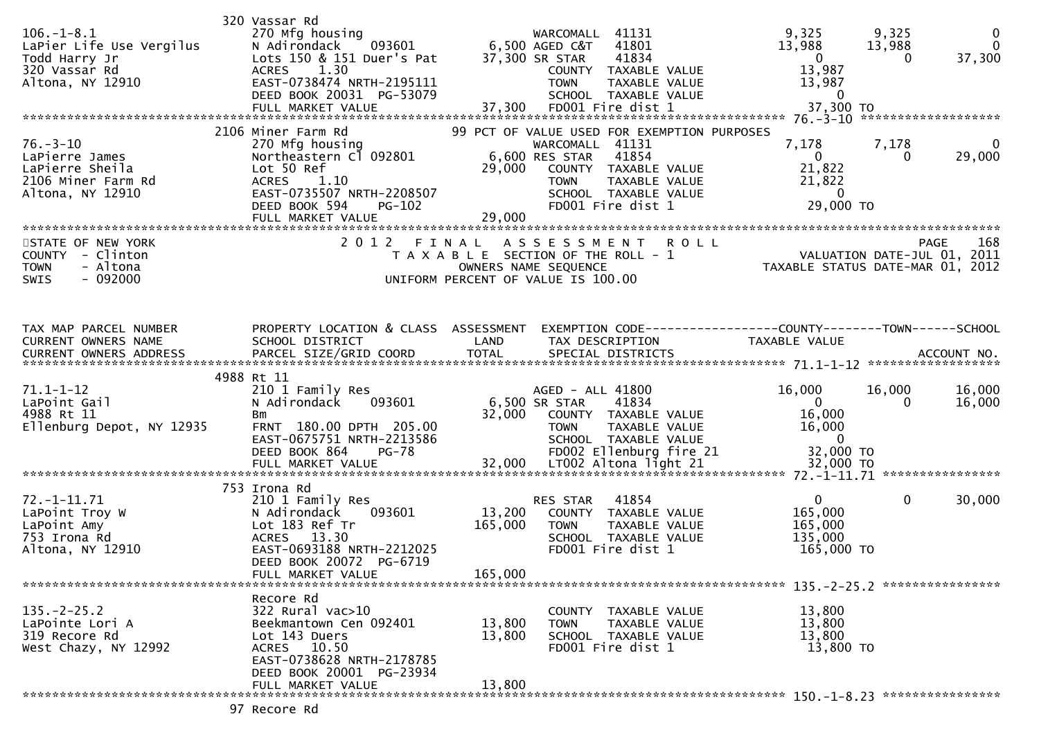```
                              320 Vassar Rd
106.-1-8.1                    270 Mfg housing                     WARCOMALL  41131              9,325       9,325           0
LaPier Life Use Vergilus      N Adirondack    093601       6,500 AGED C&T   41801             13,988      13,988           0
Todd Harry Jr                 Lots 150 & 151 Duer's Pat   37,300 SR STAR    41834                  0           0      37,300
320 Vassar Rd                 ACRES    1.30                      COUNTY  TAXABLE VALUE         13,987
Altona, NY 12910              EAST-0738474 NRTH-2195111          TOWN    TAXABLE VALUE         13,987
                              DEED BOOK 20031 PG-53079           SCHOOL  TAXABLE VALUE              0
                              FULL MARKET VALUE           37,300  FD001 Fire dist 1              37,300 TO
******************************************************************************************************* 76.-3-10 ******************
                              2106 Miner Farm Rd              99 PCT OF VALUE USED FOR EXEMPTION PURPOSES
76.-3-10                      270 Mfg housing                     WARCOMALL  41131              7,178       7,178           0
LaPierre James                Northeastern Cl 092801       6,600 RES STAR   41854                  0           0      29,000
LaPierre Sheila               Lot 50 Ref                  29,000   COUNTY  TAXABLE VALUE       21,822
2106 Miner Farm Rd            ACRES    1.10                        TOWN    TAXABLE VALUE       21,822
Altona, NY 12910              EAST-0735507 NRTH-2208507            SCHOOL  TAXABLE VALUE            0
                              DEED BOOK 594     PG-102             FD001 Fire dist 1            29,000 TO
                              FULL MARKET VALUE           29,000
************************************************************************************************************************************
STATE OF NEW YORK                  2 0 1 2   F I N A L   A S S E S S M E N T   R O L L                              PAGE    168
COUNTY  - Clinton                       T A X A B L E  SECTION OF THE ROLL - 1                      VALUATION DATE-JUL 01, 2011
TOWN    - Altona                              OWNERS NAME SEQUENCE                             TAXABLE STATUS DATE-MAR 01, 2012
SWIS    - 092000                        UNIFORM PERCENT OF VALUE IS 100.00


TAX MAP PARCEL NUMBER         PROPERTY LOCATION & CLASS  ASSESSMENT  EXEMPTION CODE------------------COUNTY--------TOWN------SCHOOL
CURRENT OWNERS NAME           SCHOOL DISTRICT               LAND      TAX DESCRIPTION             TAXABLE VALUE
CURRENT OWNERS ADDRESS        PARCEL SIZE/GRID COORD        TOTAL     SPECIAL DISTRICTS                                  ACCOUNT NO.
******************************************************************************************************* 71.1-1-12 *****************
                              4988 Rt 11
71.1-1-12                     210 1 Family Res                    AGED - ALL 41800             16,000      16,000      16,000
LaPoint Gail                  N Adirondack    093601       6,500 SR STAR    41834                  0           0      16,000
4988 Rt 11                    Bm                          32,000   COUNTY  TAXABLE VALUE       16,000
Ellenburg Depot, NY 12935     FRNT  180.00 DPTH  205.00            TOWN    TAXABLE VALUE       16,000
                              EAST-0675751 NRTH-2213586            SCHOOL  TAXABLE VALUE            0
                              DEED BOOK 864     PG-78              FD002 Ellenburg fire 21      32,000 TO
                              FULL MARKET VALUE           32,000   LT002 Altona light 21        32,000 TO
******************************************************************************************************* 72.-1-11.71 ***************
                              753 Irona Rd
72.-1-11.71                   210 1 Family Res                    RES STAR   41854                  0           0      30,000
LaPoint Troy W                N Adirondack    093601      13,200   COUNTY  TAXABLE VALUE      165,000
LaPoint Amy                   Lot 183 Ref Tr             165,000   TOWN    TAXABLE VALUE      165,000
753 Irona Rd                  ACRES   13.30                        SCHOOL  TAXABLE VALUE      135,000
Altona, NY 12910              EAST-0693188 NRTH-2212025            FD001 Fire dist 1           165,000 TO
                              DEED BOOK 20072 PG-6719
                              FULL MARKET VALUE          165,000
******************************************************************************************************* 135.-2-25.2 ***************
                              Recore Rd
135.-2-25.2                   322 Rural vac>10                     COUNTY  TAXABLE VALUE       13,800
LaPointe Lori A               Beekmantown Cen 092401      13,800   TOWN    TAXABLE VALUE       13,800
319 Recore Rd                 Lot 143 Duers               13,800   SCHOOL  TAXABLE VALUE       13,800
West Chazy, NY 12992          ACRES   10.50                        FD001 Fire dist 1            13,800 TO
                              EAST-0738628 NRTH-2178785
                              DEED BOOK 20001 PG-23934
                              FULL MARKET VALUE           13,800
******************************************************************************************************* 150.-1-8.23 ***************
                              97 Recore Rd
```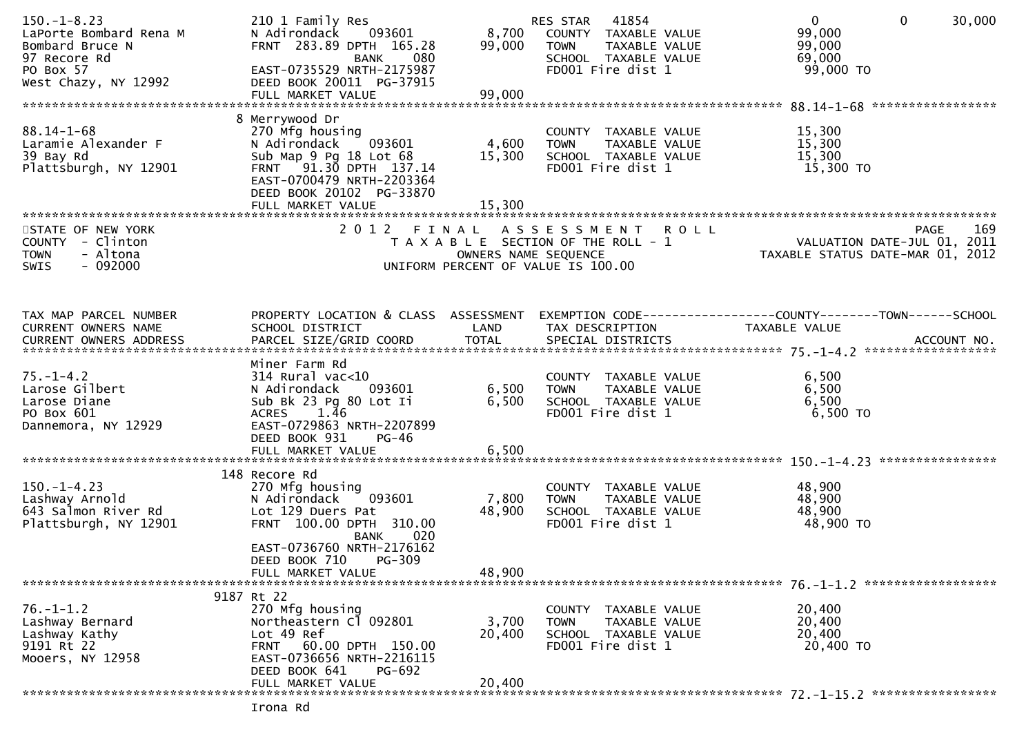```
150.-1-8.23                  210 1 Family Res                    RES STAR   41854                    0            0       30,000
LaPorte Bombard Rena M       N Adirondack    093601        8,700   COUNTY  TAXABLE VALUE          99,000
Bombard Bruce N              FRNT  283.89 DPTH  165.28    99,000   TOWN    TAXABLE VALUE          99,000
97 Recore Rd                               BANK    080              SCHOOL  TAXABLE VALUE          69,000
PO Box 57                    EAST-0735529 NRTH-2175987              FD001 Fire dist 1               99,000 TO
West Chazy, NY 12992         DEED BOOK 20011  PG-37915
                             FULL MARKET VALUE            99,000
******************************************************************************************************* 88.14-1-68 *****************
                           8 Merrywood Dr
88.14-1-68                   270 Mfg housing                     COUNTY  TAXABLE VALUE          15,300
Laramie Alexander F          N Adirondack    093601        4,600   TOWN    TAXABLE VALUE          15,300
39 Bay Rd                    Sub Map 9 Pg 18 Lot 68       15,300   SCHOOL  TAXABLE VALUE          15,300
Plattsburgh, NY 12901        FRNT   91.30 DPTH  137.14             FD001 Fire dist 1               15,300 TO
                             EAST-0700479 NRTH-2203364
                             DEED BOOK 20102  PG-33870
                             FULL MARKET VALUE            15,300
************************************************************************************************************************************
STATE OF NEW YORK                  2 0 1 2   F I N A L   A S S E S S M E N T   R O L L                                  PAGE    169
COUNTY  - Clinton                     T A X A B L E  SECTION OF THE ROLL - 1                          VALUATION DATE-JUL 01, 2011
TOWN    - Altona                              OWNERS NAME SEQUENCE                                  TAXABLE STATUS DATE-MAR 01, 2012
SWIS    - 092000                      UNIFORM PERCENT OF VALUE IS 100.00


TAX MAP PARCEL NUMBER        PROPERTY LOCATION & CLASS  ASSESSMENT  EXEMPTION CODE------------------COUNTY--------TOWN------SCHOOL
CURRENT OWNERS NAME          SCHOOL DISTRICT               LAND      TAX DESCRIPTION              TAXABLE VALUE
CURRENT OWNERS ADDRESS       PARCEL SIZE/GRID COORD        TOTAL     SPECIAL DISTRICTS                                   ACCOUNT NO.
******************************************************************************************************* 75.-1-4.2 ******************
                             Miner Farm Rd
75.-1-4.2                    314 Rural vac<10                    COUNTY  TAXABLE VALUE           6,500
Larose Gilbert               N Adirondack    093601        6,500   TOWN    TAXABLE VALUE           6,500
Larose Diane                 Sub Bk 23 Pg 80 Lot Ii        6,500   SCHOOL  TAXABLE VALUE           6,500
PO Box 601                   ACRES    1.46                          FD001 Fire dist 1                6,500 TO
Dannemora, NY 12929          EAST-0729863 NRTH-2207899
                             DEED BOOK 931    PG-46
                             FULL MARKET VALUE             6,500
******************************************************************************************************* 150.-1-4.23 ****************
                         148 Recore Rd
150.-1-4.23                  270 Mfg housing                     COUNTY  TAXABLE VALUE          48,900
Lashway Arnold               N Adirondack    093601        7,800   TOWN    TAXABLE VALUE          48,900
643 Salmon River Rd          Lot 129 Duers Pat            48,900   SCHOOL  TAXABLE VALUE          48,900
Plattsburgh, NY 12901        FRNT  100.00 DPTH  310.00             FD001 Fire dist 1               48,900 TO
                                           BANK    020
                             EAST-0736760 NRTH-2176162
                             DEED BOOK 710    PG-309
                             FULL MARKET VALUE            48,900
******************************************************************************************************* 76.-1-1.2 ******************
                        9187 Rt 22
76.-1-1.2                    270 Mfg housing                     COUNTY  TAXABLE VALUE          20,400
Lashway Bernard              Northeastern Cl 092801        3,700   TOWN    TAXABLE VALUE          20,400
Lashway Kathy                Lot 49 Ref                   20,400   SCHOOL  TAXABLE VALUE          20,400
9191 Rt 22                   FRNT   60.00 DPTH  150.00             FD001 Fire dist 1               20,400 TO
Mooers, NY 12958             EAST-0736656 NRTH-2216115
                             DEED BOOK 641    PG-692
                             FULL MARKET VALUE            20,400
******************************************************************************************************* 72.-1-15.2 *****************
                             Irona Rd
```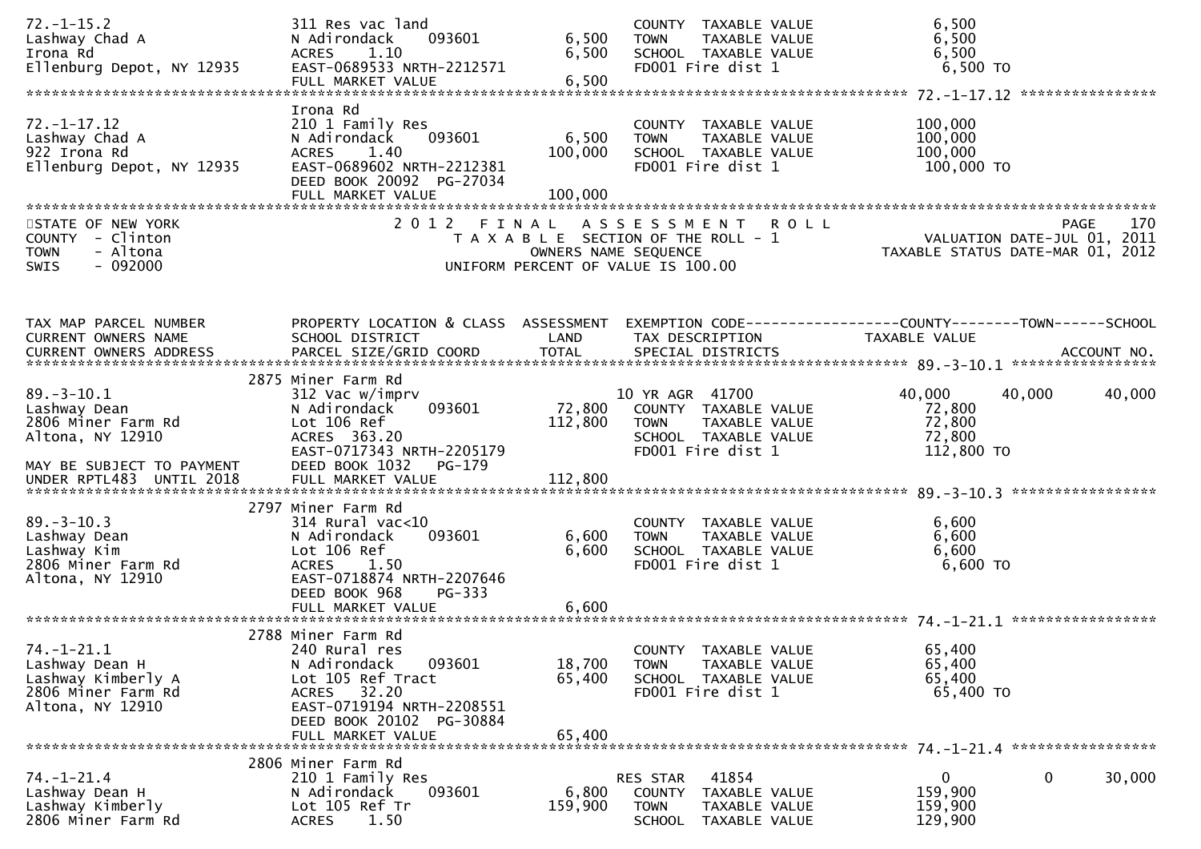```
72.-1-15.2                  311 Res vac land                          COUNTY  TAXABLE VALUE             6,500
Lashway Chad A              N Adirondack    093601         6,500      TOWN    TAXABLE VALUE             6,500
Irona Rd                    ACRES    1.10                  6,500      SCHOOL  TAXABLE VALUE             6,500
Ellenburg Depot, NY 12935   EAST-0689533 NRTH-2212571                 FD001 Fire dist 1                  6,500 TO
                            FULL MARKET VALUE              6,500
******************************************************************************************************* 72.-1-17.12 ****************
                            Irona Rd
72.-1-17.12                 210 1 Family Res                          COUNTY  TAXABLE VALUE           100,000
Lashway Chad A              N Adirondack    093601         6,500      TOWN    TAXABLE VALUE           100,000
922 Irona Rd                ACRES    1.40                100,000      SCHOOL  TAXABLE VALUE           100,000
Ellenburg Depot, NY 12935   EAST-0689602 NRTH-2212381                 FD001 Fire dist 1                100,000 TO
                            DEED BOOK 20092  PG-27034
                            FULL MARKET VALUE            100,000
************************************************************************************************************************************
STATE OF NEW YORK                2 0 1 2   F I N A L   A S S E S S M E N T   R O L L                                  PAGE    170
COUNTY  - Clinton                    T A X A B L E  SECTION OF THE ROLL - 1                           VALUATION DATE-JUL 01, 2011
TOWN    - Altona                               OWNERS NAME SEQUENCE                                 TAXABLE STATUS DATE-MAR 01, 2012
SWIS    - 092000                        UNIFORM PERCENT OF VALUE IS 100.00


TAX MAP PARCEL NUMBER       PROPERTY LOCATION & CLASS  ASSESSMENT  EXEMPTION CODE------------------COUNTY--------TOWN------SCHOOL
CURRENT OWNERS NAME         SCHOOL DISTRICT               LAND     TAX DESCRIPTION                 TAXABLE VALUE
CURRENT OWNERS ADDRESS      PARCEL SIZE/GRID COORD        TOTAL    SPECIAL DISTRICTS                                    ACCOUNT NO.
******************************************************************************************************* 89.-3-10.1 *****************
                            2875 Miner Farm Rd
89.-3-10.1                  312 Vac w/imprv                        10 YR AGR  41700                 40,000      40,000       40,000
Lashway Dean                N Adirondack    093601        72,800     COUNTY  TAXABLE VALUE            72,800
2806 Miner Farm Rd          Lot 106 Ref                  112,800     TOWN    TAXABLE VALUE            72,800
Altona, NY 12910            ACRES  363.20                            SCHOOL  TAXABLE VALUE            72,800
                            EAST-0717343 NRTH-2205179                FD001 Fire dist 1                112,800 TO
MAY BE SUBJECT TO PAYMENT   DEED BOOK 1032   PG-179
UNDER RPTL483  UNTIL 2018   FULL MARKET VALUE            112,800
******************************************************************************************************* 89.-3-10.3 *****************
                            2797 Miner Farm Rd
89.-3-10.3                  314 Rural vac<10                          COUNTY  TAXABLE VALUE             6,600
Lashway Dean                N Adirondack    093601         6,600      TOWN    TAXABLE VALUE             6,600
Lashway Kim                 Lot 106 Ref                    6,600      SCHOOL  TAXABLE VALUE             6,600
2806 Miner Farm Rd          ACRES    1.50                             FD001 Fire dist 1                  6,600 TO
Altona, NY 12910            EAST-0718874 NRTH-2207646
                            DEED BOOK 968    PG-333
                            FULL MARKET VALUE              6,600
******************************************************************************************************* 74.-1-21.1 *****************
                            2788 Miner Farm Rd
74.-1-21.1                  240 Rural res                             COUNTY  TAXABLE VALUE            65,400
Lashway Dean H              N Adirondack    093601        18,700      TOWN    TAXABLE VALUE            65,400
Lashway Kimberly A          Lot 105 Ref Tract             65,400      SCHOOL  TAXABLE VALUE            65,400
2806 Miner Farm Rd          ACRES   32.20                             FD001 Fire dist 1                 65,400 TO
Altona, NY 12910            EAST-0719194 NRTH-2208551
                            DEED BOOK 20102  PG-30884
                            FULL MARKET VALUE             65,400
******************************************************************************************************* 74.-1-21.4 *****************
                            2806 Miner Farm Rd
74.-1-21.4                  210 1 Family Res                       RES STAR    41854                     0           0       30,000
Lashway Dean H              N Adirondack    093601         6,800     COUNTY  TAXABLE VALUE           159,900
Lashway Kimberly            Lot 105 Ref Tr               159,900     TOWN    TAXABLE VALUE           159,900
2806 Miner Farm Rd          ACRES    1.50                            SCHOOL  TAXABLE VALUE           129,900
```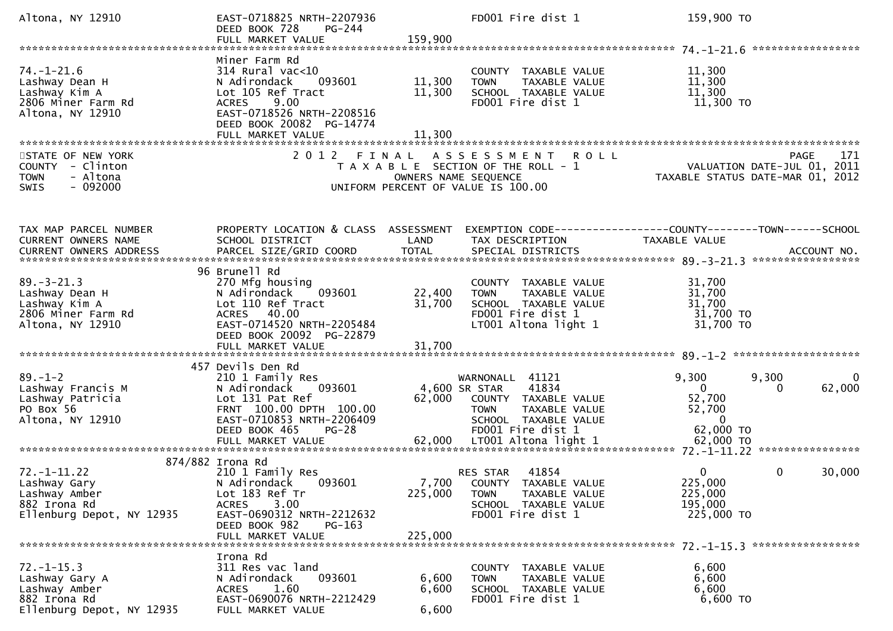```
Altona, NY 12910              EAST-0718825 NRTH-2207936           FD001 Fire dist 1              159,900 TO
                              DEED BOOK 728    PG-244
                              FULL MARKET VALUE             159,900
******************************************************************************************************* 74.-1-21.6 *****************
                              Miner Farm Rd
74.-1-21.6                    314 Rural vac<10                    COUNTY  TAXABLE VALUE          11,300
Lashway Dean H                N Adirondack     093601    11,300   TOWN    TAXABLE VALUE          11,300
Lashway Kim A                 Lot 105 Ref Tract          11,300   SCHOOL  TAXABLE VALUE          11,300
2806 Miner Farm Rd            ACRES    9.00                       FD001 Fire dist 1               11,300 TO
Altona, NY 12910              EAST-0718526 NRTH-2208516
                              DEED BOOK 20082  PG-14774
                              FULL MARKET VALUE              11,300
*******************************************************************************************************
STATE OF NEW YORK                    2 0 1 2   F I N A L   A S S E S S M E N T   R O L L                            PAGE    171
COUNTY  - Clinton                       T A X A B L E  SECTION OF THE ROLL - 1                        VALUATION DATE-JUL 01, 2011
TOWN    - Altona                               OWNERS NAME SEQUENCE                               TAXABLE STATUS DATE-MAR 01, 2012
SWIS    - 092000                         UNIFORM PERCENT OF VALUE IS 100.00


TAX MAP PARCEL NUMBER         PROPERTY LOCATION & CLASS  ASSESSMENT  EXEMPTION CODE------------------COUNTY--------TOWN------SCHOOL
CURRENT OWNERS NAME           SCHOOL DISTRICT               LAND      TAX DESCRIPTION              TAXABLE VALUE
CURRENT OWNERS ADDRESS        PARCEL SIZE/GRID COORD       TOTAL      SPECIAL DISTRICTS                                 ACCOUNT NO.
******************************************************************************************************* 89.-3-21.3 *****************
                           96 Brunell Rd
89.-3-21.3                    270 Mfg housing                     COUNTY  TAXABLE VALUE          31,700
Lashway Dean H                N Adirondack     093601    22,400   TOWN    TAXABLE VALUE          31,700
Lashway Kim A                 Lot 110 Ref Tract          31,700   SCHOOL  TAXABLE VALUE          31,700
2806 Miner Farm Rd            ACRES   40.00                       FD001 Fire dist 1               31,700 TO
Altona, NY 12910              EAST-0714520 NRTH-2205484           LT001 Altona light 1            31,700 TO
                              DEED BOOK 20092  PG-22879
                              FULL MARKET VALUE              31,700
******************************************************************************************************* 89.-1-2 ********************
                          457 Devils Den Rd
89.-1-2                       210 1 Family Res                    WARNONALL  41121             9,300       9,300           0
Lashway Francis M             N Adirondack     093601     4,600 SR STAR    41834                  0           0       62,000
Lashway Patricia              Lot 131 Pat Ref            62,000   COUNTY  TAXABLE VALUE          52,700
PO Box 56                     FRNT  100.00 DPTH  100.00           TOWN    TAXABLE VALUE          52,700
Altona, NY 12910              EAST-0710853 NRTH-2206409           SCHOOL  TAXABLE VALUE               0
                              DEED BOOK 465    PG-28              FD001 Fire dist 1               62,000 TO
                              FULL MARKET VALUE              62,000   LT001 Altona light 1            62,000 TO
******************************************************************************************************* 72.-1-11.22 ****************
                      874/882 Irona Rd
72.-1-11.22                   210 1 Family Res                    RES STAR   41854                  0           0       30,000
Lashway Gary                  N Adirondack     093601     7,700   COUNTY  TAXABLE VALUE         225,000
Lashway Amber                 Lot 183 Ref Tr            225,000   TOWN    TAXABLE VALUE         225,000
882 Irona Rd                  ACRES    3.00                       SCHOOL  TAXABLE VALUE         195,000
Ellenburg Depot, NY 12935     EAST-0690312 NRTH-2212632           FD001 Fire dist 1              225,000 TO
                              DEED BOOK 982    PG-163
                              FULL MARKET VALUE             225,000
******************************************************************************************************* 72.-1-15.3 *****************
                              Irona Rd
72.-1-15.3                    311 Res vac land                    COUNTY  TAXABLE VALUE           6,600
Lashway Gary A                N Adirondack     093601     6,600   TOWN    TAXABLE VALUE           6,600
Lashway Amber                 ACRES    1.60               6,600   SCHOOL  TAXABLE VALUE           6,600
882 Irona Rd                  EAST-0690076 NRTH-2212429           FD001 Fire dist 1                6,600 TO
Ellenburg Depot, NY 12935     FULL MARKET VALUE               6,600
```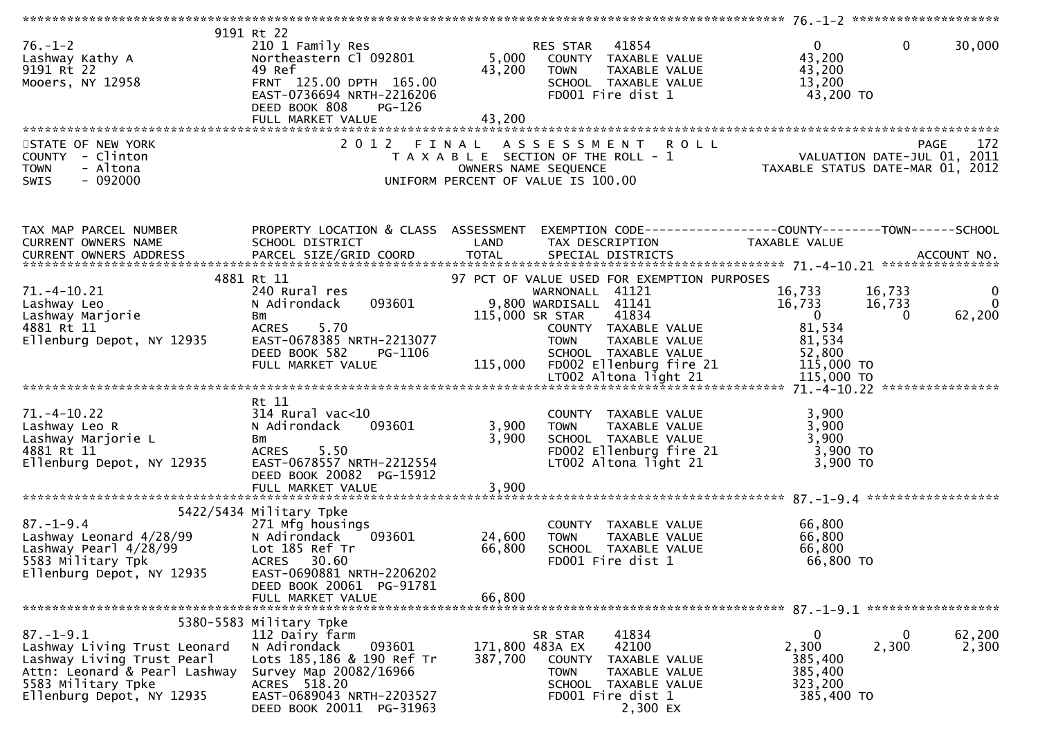```
******************************************************************************************************* 76.-1-2 *******************
               9191 Rt 22
76.-1-2                     210 1 Family Res                     RES STAR   41854                 0             0         30,000
Lashway Kathy A             Northeastern Cl 092801        5,000     COUNTY  TAXABLE VALUE             43,200
9191 Rt 22                  49 Ref                       43,200     TOWN    TAXABLE VALUE             43,200
Mooers, NY 12958            FRNT 125.00 DPTH 165.00                 SCHOOL  TAXABLE VALUE             13,200
                            EAST-0736694 NRTH-2216206               FD001 Fire dist 1                 43,200 TO
                            DEED BOOK 808     PG-126
                            FULL MARKET VALUE            43,200
************************************************************************************************************************************
STATE OF NEW YORK                   2 0 1 2   F I N A L   A S S E S S M E N T   R O L L                              PAGE    172
COUNTY  - Clinton                          T A X A B L E  SECTION OF THE ROLL - 1                     VALUATION DATE-JUL 01, 2011
TOWN    - Altona                                 OWNERS NAME SEQUENCE                           TAXABLE STATUS DATE-MAR 01, 2012
SWIS    - 092000                          UNIFORM PERCENT OF VALUE IS 100.00



TAX MAP PARCEL NUMBER          PROPERTY LOCATION & CLASS  ASSESSMENT  EXEMPTION CODE------------------COUNTY--------TOWN------SCHOOL
CURRENT OWNERS NAME            SCHOOL DISTRICT               LAND      TAX DESCRIPTION            TAXABLE VALUE
CURRENT OWNERS ADDRESS         PARCEL SIZE/GRID COORD        TOTAL     SPECIAL DISTRICTS                                ACCOUNT NO.
******************************************************************************************************* 71.-4-10.21 ****************
               4881 Rt 11                                   97 PCT OF VALUE USED FOR EXEMPTION PURPOSES
71.-4-10.21                 240 Rural res                       WARNONALL  41121            16,733       16,733              0
Lashway Leo                 N Adirondack     093601        9,800 WARDISALL  41141           16,733       16,733              0
Lashway Marjorie            Bm                           115,000 SR STAR    41834                 0            0         62,200
4881 Rt 11                  ACRES     5.70                          COUNTY  TAXABLE VALUE             81,534
Ellenburg Depot, NY 12935   EAST-0678385 NRTH-2213077               TOWN    TAXABLE VALUE             81,534
                            DEED BOOK 582     PG-1106               SCHOOL  TAXABLE VALUE             52,800
                            FULL MARKET VALUE           115,000     FD002 Ellenburg fire 21          115,000 TO
                                                                    LT002 Altona light 21            115,000 TO
******************************************************************************************************* 71.-4-10.22 ****************
                            Rt 11
71.-4-10.22                 314 Rural vac<10                        COUNTY  TAXABLE VALUE              3,900
Lashway Leo R               N Adirondack     093601        3,900    TOWN    TAXABLE VALUE              3,900
Lashway Marjorie L          Bm                             3,900    SCHOOL  TAXABLE VALUE              3,900
4881 Rt 11                  ACRES     5.50                          FD002 Ellenburg fire 21            3,900 TO
Ellenburg Depot, NY 12935   EAST-0678557 NRTH-2212554               LT002 Altona light 21              3,900 TO
                            DEED BOOK 20082  PG-15912
                            FULL MARKET VALUE             3,900
******************************************************************************************************* 87.-1-9.4 ******************
               5422/5434 Military Tpke
87.-1-9.4                   271 Mfg housings                        COUNTY  TAXABLE VALUE             66,800
Lashway Leonard 4/28/99     N Adirondack     093601       24,600    TOWN    TAXABLE VALUE             66,800
Lashway Pearl 4/28/99       Lot 185 Ref Tr                66,800    SCHOOL  TAXABLE VALUE             66,800
5583 Military Tpk           ACRES    30.60                          FD001 Fire dist 1                 66,800 TO
Ellenburg Depot, NY 12935   EAST-0690881 NRTH-2206202
                            DEED BOOK 20061  PG-91781
                            FULL MARKET VALUE            66,800
******************************************************************************************************* 87.-1-9.1 ******************
               5380-5583 Military Tpke
87.-1-9.1                   112 Dairy farm                       SR STAR    41834                 0            0         62,200
Lashway Living Trust Leonard N Adirondack    093601      171,800 483A EX    42100             2,300        2,300          2,300
Lashway Living Trust Pearl  Lots 185,186 & 190 Ref Tr   387,700     COUNTY  TAXABLE VALUE            385,400
Attn: Leonard & Pearl Lashway Survey Map 20082/16966                TOWN    TAXABLE VALUE            385,400
5583 Military Tpke          ACRES   518.20                          SCHOOL  TAXABLE VALUE            323,200
Ellenburg Depot, NY 12935   EAST-0689043 NRTH-2203527               FD001 Fire dist 1                385,400 TO
                            DEED BOOK 20011  PG-31963                              2,300 EX
```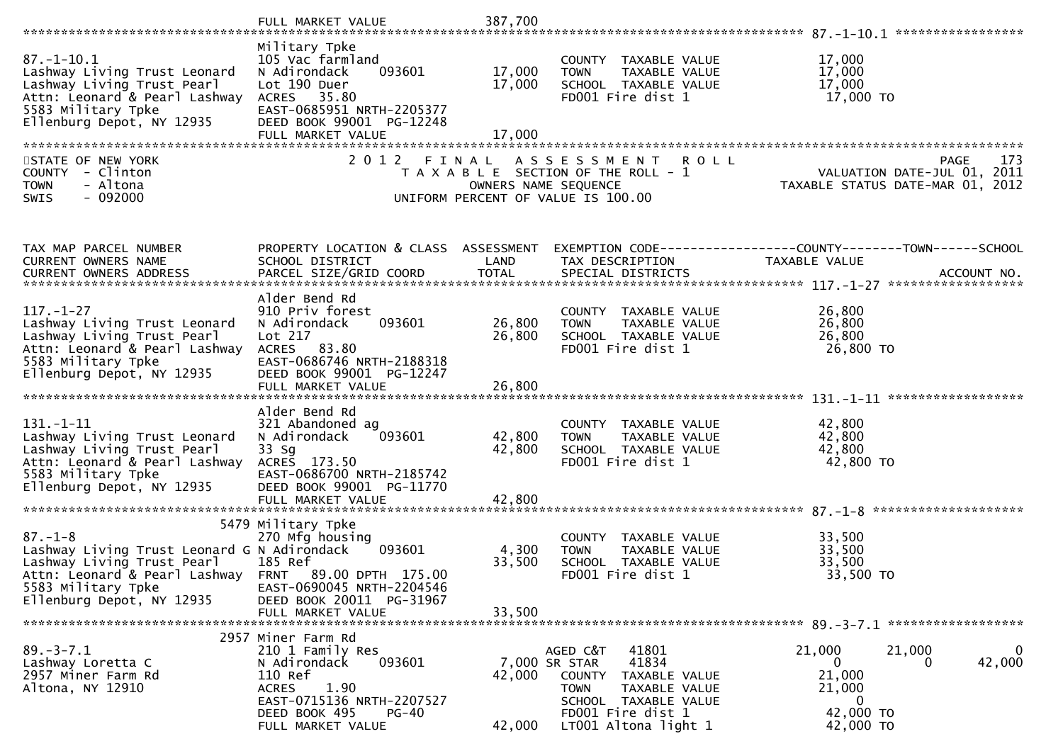```
                           FULL MARKET VALUE           387,700
******************************************************************************************************* 87.-1-10.1 *****************
                           Military Tpke
87.-1-10.1                 105 Vac farmland                     COUNTY  TAXABLE VALUE            17,000
Lashway Living Trust Leonard  N Adirondack    093601    17,000  TOWN    TAXABLE VALUE            17,000
Lashway Living Trust Pearl    Lot 190 Duer              17,000  SCHOOL  TAXABLE VALUE            17,000
Attn: Leonard & Pearl Lashway ACRES   35.80                     FD001 Fire dist 1                 17,000 TO
5583 Military Tpke         EAST-0685951 NRTH-2205377
Ellenburg Depot, NY 12935  DEED BOOK 99001  PG-12248
                           FULL MARKET VALUE            17,000
************************************************************************************************************************************
STATE OF NEW YORK                 2 0 1 2   F I N A L   A S S E S S M E N T   R O L L                                 PAGE    173
COUNTY  - Clinton                    T A X A B L E  SECTION OF THE ROLL - 1                        VALUATION DATE-JUL 01, 2011
TOWN    - Altona                             OWNERS NAME SEQUENCE                             TAXABLE STATUS DATE-MAR 01, 2012
SWIS    - 092000                      UNIFORM PERCENT OF VALUE IS 100.00


TAX MAP PARCEL NUMBER      PROPERTY LOCATION & CLASS  ASSESSMENT  EXEMPTION CODE------------------COUNTY--------TOWN------SCHOOL
CURRENT OWNERS NAME        SCHOOL DISTRICT               LAND      TAX DESCRIPTION              TAXABLE VALUE
CURRENT OWNERS ADDRESS     PARCEL SIZE/GRID COORD        TOTAL     SPECIAL DISTRICTS                                   ACCOUNT NO.
******************************************************************************************************* 117.-1-27 ******************
                           Alder Bend Rd
117.-1-27                  910 Priv forest                      COUNTY  TAXABLE VALUE            26,800
Lashway Living Trust Leonard  N Adirondack    093601    26,800  TOWN    TAXABLE VALUE            26,800
Lashway Living Trust Pearl    Lot 217                   26,800  SCHOOL  TAXABLE VALUE            26,800
Attn: Leonard & Pearl Lashway ACRES   83.80                     FD001 Fire dist 1                 26,800 TO
5583 Military Tpke         EAST-0686746 NRTH-2188318
Ellenburg Depot, NY 12935  DEED BOOK 99001  PG-12247
                           FULL MARKET VALUE            26,800
******************************************************************************************************* 131.-1-11 ******************
                           Alder Bend Rd
131.-1-11                  321 Abandoned ag                     COUNTY  TAXABLE VALUE            42,800
Lashway Living Trust Leonard  N Adirondack    093601    42,800  TOWN    TAXABLE VALUE            42,800
Lashway Living Trust Pearl    33 Sg                     42,800  SCHOOL  TAXABLE VALUE            42,800
Attn: Leonard & Pearl Lashway ACRES  173.50                     FD001 Fire dist 1                 42,800 TO
5583 Military Tpke         EAST-0686700 NRTH-2185742
Ellenburg Depot, NY 12935  DEED BOOK 99001  PG-11770
                           FULL MARKET VALUE            42,800
******************************************************************************************************* 87.-1-8 ********************
                      5479 Military Tpke
87.-1-8                    270 Mfg housing                      COUNTY  TAXABLE VALUE            33,500
Lashway Living Trust Leonard G N Adirondack   093601     4,300  TOWN    TAXABLE VALUE            33,500
Lashway Living Trust Pearl    185 Ref                   33,500  SCHOOL  TAXABLE VALUE            33,500
Attn: Leonard & Pearl Lashway FRNT   89.00 DPTH 175.00          FD001 Fire dist 1                 33,500 TO
5583 Military Tpke         EAST-0690045 NRTH-2204546
Ellenburg Depot, NY 12935  DEED BOOK 20011  PG-31967
                           FULL MARKET VALUE            33,500
******************************************************************************************************* 89.-3-7.1 ******************
                      2957 Miner Farm Rd
89.-3-7.1                  210 1 Family Res                     AGED C&T    41801            21,000       21,000            0
Lashway Loretta C          N Adirondack    093601     7,000 SR STAR     41834                 0            0        42,000
2957 Miner Farm Rd         110 Ref                      42,000  COUNTY  TAXABLE VALUE            21,000
Altona, NY 12910           ACRES    1.90                        TOWN    TAXABLE VALUE            21,000
                           EAST-0715136 NRTH-2207527            SCHOOL  TAXABLE VALUE                 0
                           DEED BOOK 495    PG-40               FD001 Fire dist 1                 42,000 TO
                           FULL MARKET VALUE            42,000  LT001 Altona light 1              42,000 TO
```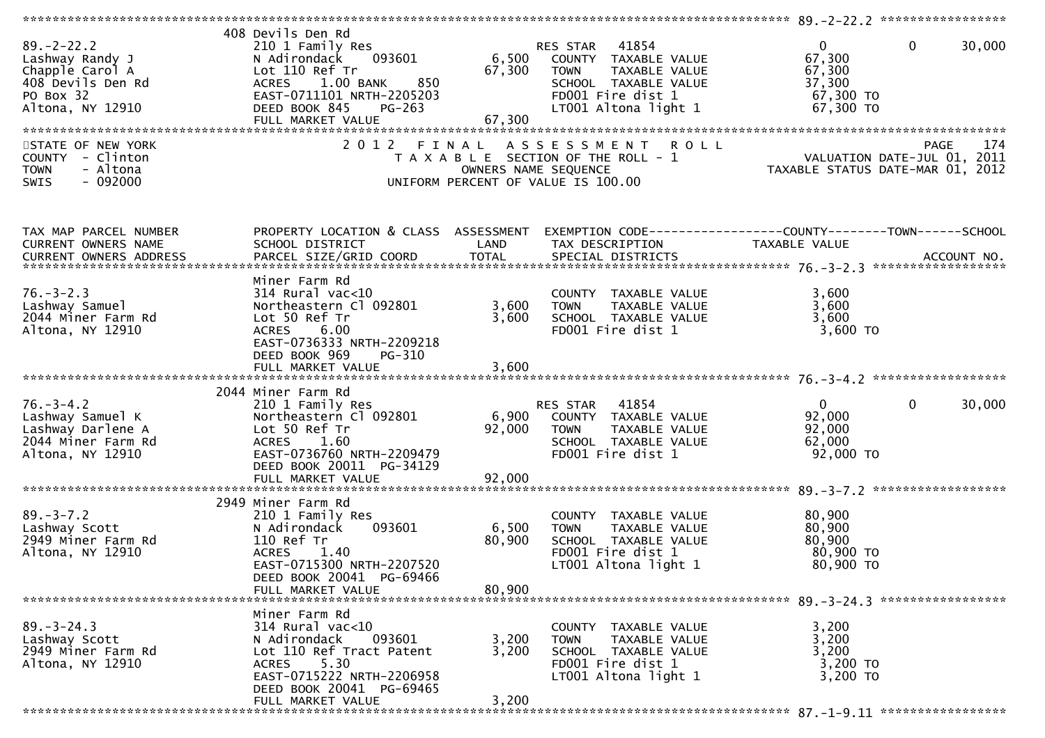**89.-2-22.2**

| | | | | | | |
|---|---|---|---|---|---|---|
| 89.-2-22.2 | 408 Devils Den Rd | | | | | |
| Lashway Randy J | 210 1 Family Res | | RES STAR 41854 | 0 | 0 | 30,000 |
| Chapple Carol A | N Adirondack 093601 | 6,500 | COUNTY TAXABLE VALUE | 67,300 | | |
| 408 Devils Den Rd | Lot 110 Ref Tr | 67,300 | TOWN TAXABLE VALUE | 67,300 | | |
| PO Box 32 | ACRES 1.00 BANK 850 | | SCHOOL TAXABLE VALUE | 37,300 | | |
| Altona, NY 12910 | EAST-0711101 NRTH-2205203 | | FD001 Fire dist 1 | 67,300 TO | | |
| | DEED BOOK 845 PG-263 | | LT001 Altona light 1 | 67,300 TO | | |
| | FULL MARKET VALUE | 67,300 | | | | |

STATE OF NEW YORK
COUNTY - Clinton
TOWN - Altona
SWIS - 092000

2 0 1 2 F I N A L A S S E S S M E N T R O L L
T A X A B L E SECTION OF THE ROLL - 1
OWNERS NAME SEQUENCE
UNIFORM PERCENT OF VALUE IS 100.00

VALUATION DATE-JUL 01, 2011
TAXABLE STATUS DATE-MAR 01, 2012

| TAX MAP PARCEL NUMBER / CURRENT OWNERS NAME / CURRENT OWNERS ADDRESS | PROPERTY LOCATION & CLASS / SCHOOL DISTRICT / PARCEL SIZE/GRID COORD | ASSESSMENT LAND / TOTAL | EXEMPTION CODE / TAX DESCRIPTION / SPECIAL DISTRICTS | COUNTY TAXABLE VALUE | TOWN | SCHOOL / ACCOUNT NO. |
|---|---|---|---|---|---|---|
| **76.-3-2.3** | | | | | | |
| 76.-3-2.3 | Miner Farm Rd | | | | | |
| Lashway Samuel | 314 Rural vac<10 | | COUNTY TAXABLE VALUE | 3,600 | | |
| 2044 Miner Farm Rd | Northeastern Cl 092801 | 3,600 | TOWN TAXABLE VALUE | 3,600 | | |
| Altona, NY 12910 | Lot 50 Ref Tr | 3,600 | SCHOOL TAXABLE VALUE | 3,600 | | |
| | ACRES 6.00 | | FD001 Fire dist 1 | 3,600 TO | | |
| | EAST-0736333 NRTH-2209218 | | | | | |
| | DEED BOOK 969 PG-310 | | | | | |
| | FULL MARKET VALUE | 3,600 | | | | |
| **76.-3-4.2** | | | | | | |
| 76.-3-4.2 | 2044 Miner Farm Rd | | | | | |
| Lashway Samuel K | 210 1 Family Res | | RES STAR 41854 | 0 | 0 | 30,000 |
| Lashway Darlene A | Northeastern Cl 092801 | 6,900 | COUNTY TAXABLE VALUE | 92,000 | | |
| 2044 Miner Farm Rd | Lot 50 Ref Tr | 92,000 | TOWN TAXABLE VALUE | 92,000 | | |
| Altona, NY 12910 | ACRES 1.60 | | SCHOOL TAXABLE VALUE | 62,000 | | |
| | EAST-0736760 NRTH-2209479 | | FD001 Fire dist 1 | 92,000 TO | | |
| | DEED BOOK 20011 PG-34129 | | | | | |
| | FULL MARKET VALUE | 92,000 | | | | |
| **89.-3-7.2** | | | | | | |
| 89.-3-7.2 | 2949 Miner Farm Rd | | | | | |
| Lashway Scott | 210 1 Family Res | | COUNTY TAXABLE VALUE | 80,900 | | |
| 2949 Miner Farm Rd | N Adirondack 093601 | 6,500 | TOWN TAXABLE VALUE | 80,900 | | |
| Altona, NY 12910 | 110 Ref Tr | 80,900 | SCHOOL TAXABLE VALUE | 80,900 | | |
| | ACRES 1.40 | | FD001 Fire dist 1 | 80,900 TO | | |
| | EAST-0715300 NRTH-2207520 | | LT001 Altona light 1 | 80,900 TO | | |
| | DEED BOOK 20041 PG-69466 | | | | | |
| | FULL MARKET VALUE | 80,900 | | | | |
| **89.-3-24.3** | | | | | | |
| 89.-3-24.3 | Miner Farm Rd | | | | | |
| Lashway Scott | 314 Rural vac<10 | | COUNTY TAXABLE VALUE | 3,200 | | |
| 2949 Miner Farm Rd | N Adirondack 093601 | 3,200 | TOWN TAXABLE VALUE | 3,200 | | |
| Altona, NY 12910 | Lot 110 Ref Tract Patent | 3,200 | SCHOOL TAXABLE VALUE | 3,200 | | |
| | ACRES 5.30 | | FD001 Fire dist 1 | 3,200 TO | | |
| | EAST-0715222 NRTH-2206958 | | LT001 Altona light 1 | 3,200 TO | | |
| | DEED BOOK 20041 PG-69465 | | | | | |
| | FULL MARKET VALUE | 3,200 | | | | |

**87.-1-9.11**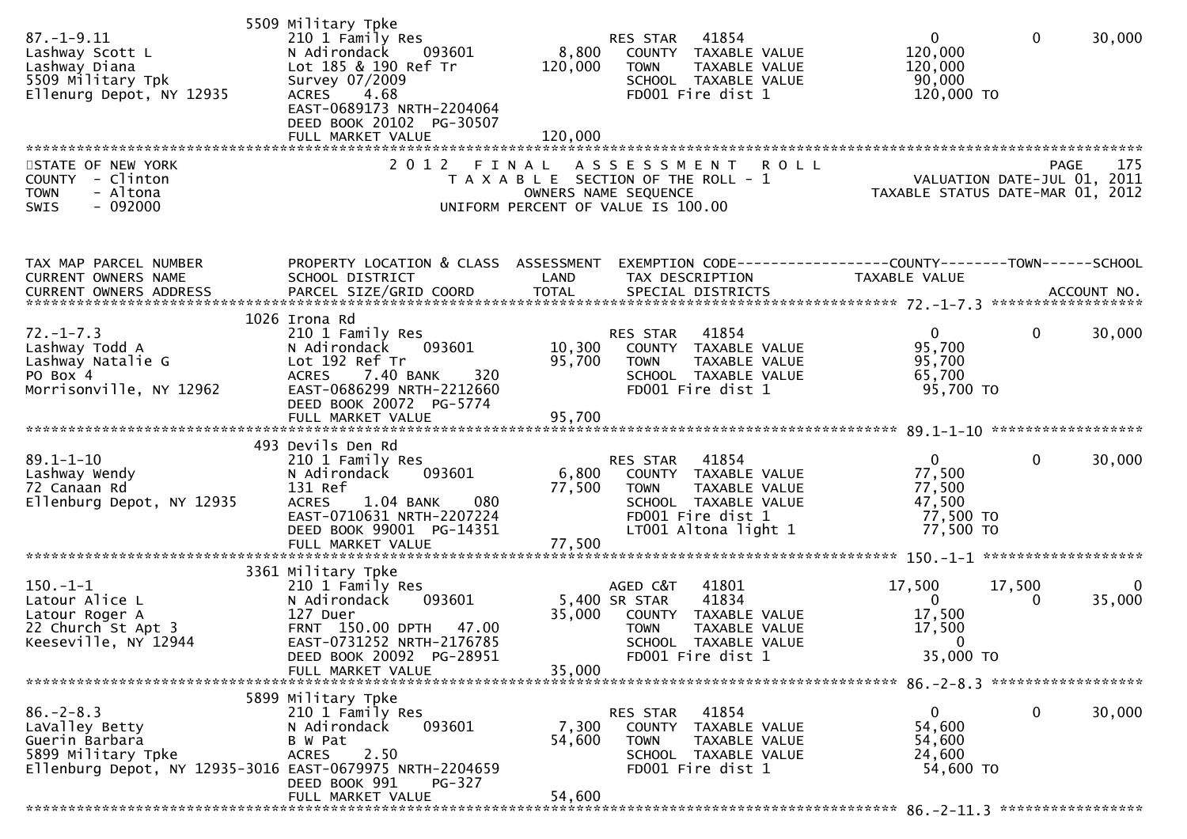| | | | | | | |
|---|---|---|---|---|---|---|
| | 5509 Military Tpke | | | | | |
| 87.-1-9.11 | 210 1 Family Res | | RES STAR 41854 | 0 | 0 | 30,000 |
| Lashway Scott L | N Adirondack 093601 | 8,800 | COUNTY TAXABLE VALUE | 120,000 | | |
| Lashway Diana | Lot 185 & 190 Ref Tr | 120,000 | TOWN TAXABLE VALUE | 120,000 | | |
| 5509 Military Tpk | Survey 07/2009 | | SCHOOL TAXABLE VALUE | 90,000 | | |
| Ellenurg Depot, NY 12935 | ACRES 4.68 | | FD001 Fire dist 1 | 120,000 TO | | |
| | EAST-0689173 NRTH-2204064 | | | | | |
| | DEED BOOK 20102 PG-30507 | | | | | |
| | FULL MARKET VALUE | 120,000 | | | | |

STATE OF NEW YORK
COUNTY - Clinton
TOWN - Altona
SWIS - 092000

2012 FINAL ASSESSMENT ROLL
TAXABLE SECTION OF THE ROLL - 1
OWNERS NAME SEQUENCE
UNIFORM PERCENT OF VALUE IS 100.00

PAGE 175
VALUATION DATE-JUL 01, 2011
TAXABLE STATUS DATE-MAR 01, 2012

| TAX MAP PARCEL NUMBER / CURRENT OWNERS NAME / CURRENT OWNERS ADDRESS | PROPERTY LOCATION & CLASS / SCHOOL DISTRICT / PARCEL SIZE/GRID COORD | ASSESSMENT LAND / TOTAL | EXEMPTION CODE / TAX DESCRIPTION / SPECIAL DISTRICTS | COUNTY TAXABLE VALUE | TOWN | SCHOOL / ACCOUNT NO. |
|---|---|---|---|---|---|---|
| | 1026 Irona Rd | | | | | |
| 72.-1-7.3 | 210 1 Family Res | | RES STAR 41854 | 0 | 0 | 30,000 |
| Lashway Todd A | N Adirondack 093601 | 10,300 | COUNTY TAXABLE VALUE | 95,700 | | |
| Lashway Natalie G | Lot 192 Ref Tr | 95,700 | TOWN TAXABLE VALUE | 95,700 | | |
| PO Box 4 | ACRES 7.40 BANK 320 | | SCHOOL TAXABLE VALUE | 65,700 | | |
| Morrisonville, NY 12962 | EAST-0686299 NRTH-2212660 | | FD001 Fire dist 1 | 95,700 TO | | |
| | DEED BOOK 20072 PG-5774 | | | | | |
| | FULL MARKET VALUE | 95,700 | | | | |
| | 493 Devils Den Rd | | | | | |
| 89.1-1-10 | 210 1 Family Res | | RES STAR 41854 | 0 | 0 | 30,000 |
| Lashway Wendy | N Adirondack 093601 | 6,800 | COUNTY TAXABLE VALUE | 77,500 | | |
| 72 Canaan Rd | 131 Ref | 77,500 | TOWN TAXABLE VALUE | 77,500 | | |
| Ellenburg Depot, NY 12935 | ACRES 1.04 BANK 080 | | SCHOOL TAXABLE VALUE | 47,500 | | |
| | EAST-0710631 NRTH-2207224 | | FD001 Fire dist 1 | 77,500 TO | | |
| | DEED BOOK 99001 PG-14351 | | LT001 Altona light 1 | 77,500 TO | | |
| | FULL MARKET VALUE | 77,500 | | | | |
| | 3361 Military Tpke | | | | | |
| 150.-1-1 | 210 1 Family Res | | AGED C&T 41801 | 17,500 | 17,500 | 0 |
| Latour Alice L | N Adirondack 093601 | 5,400 | SR STAR 41834 | 0 | 0 | 35,000 |
| Latour Roger A | 127 Duer | 35,000 | COUNTY TAXABLE VALUE | 17,500 | | |
| 22 Church St Apt 3 | FRNT 150.00 DPTH 47.00 | | TOWN TAXABLE VALUE | 17,500 | | |
| Keeseville, NY 12944 | EAST-0731252 NRTH-2176785 | | SCHOOL TAXABLE VALUE | 0 | | |
| | DEED BOOK 20092 PG-28951 | | FD001 Fire dist 1 | 35,000 TO | | |
| | FULL MARKET VALUE | 35,000 | | | | |
| | 5899 Military Tpke | | | | | |
| 86.-2-8.3 | 210 1 Family Res | | RES STAR 41854 | 0 | 0 | 30,000 |
| LaValley Betty | N Adirondack 093601 | 7,300 | COUNTY TAXABLE VALUE | 54,600 | | |
| Guerin Barbara | B W Pat | 54,600 | TOWN TAXABLE VALUE | 54,600 | | |
| 5899 Military Tpke | ACRES 2.50 | | SCHOOL TAXABLE VALUE | 24,600 | | |
| Ellenburg Depot, NY 12935-3016 | EAST-0679975 NRTH-2204659 | | FD001 Fire dist 1 | 54,600 TO | | |
| | DEED BOOK 991 PG-327 | | | | | |
| | FULL MARKET VALUE | 54,600 | | | | |

86.-2-11.3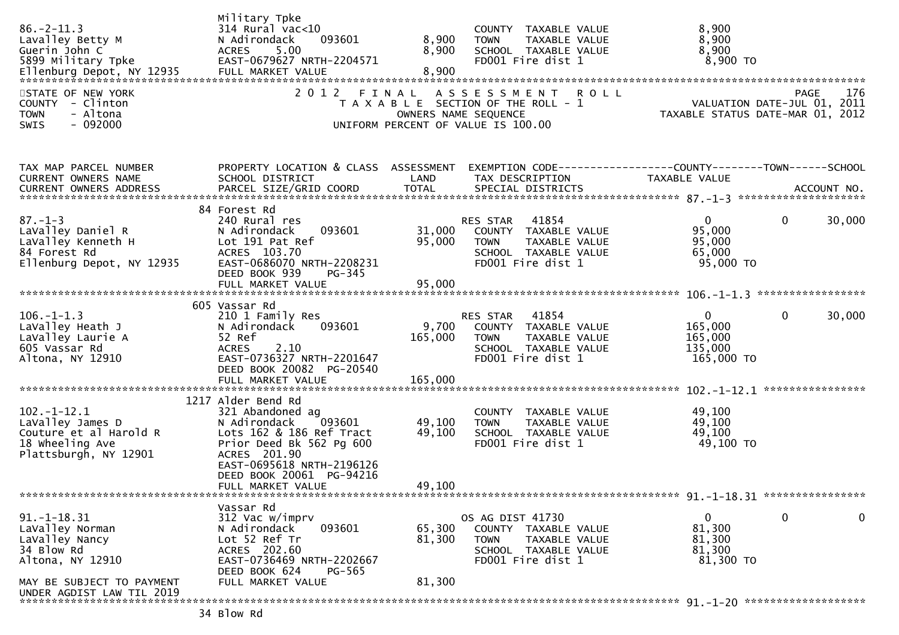```
                          Military Tpke
86.-2-11.3                314 Rural vac<10                      COUNTY  TAXABLE VALUE              8,900
Lavalley Betty M          N Adirondack      093601        8,900   TOWN    TAXABLE VALUE              8,900
Guerin John C             ACRES     5.00                  8,900   SCHOOL  TAXABLE VALUE              8,900
5899 Military Tpke        EAST-0679627 NRTH-2204571               FD001 Fire dist 1                  8,900 TO
Ellenburg Depot, NY 12935 FULL MARKET VALUE               8,900
```

STATE OF NEW YORK
COUNTY - Clinton
TOWN - Altona
SWIS - 092000

2 0 1 2 F I N A L A S S E S S M E N T R O L L
T A X A B L E SECTION OF THE ROLL - 1
OWNERS NAME SEQUENCE
UNIFORM PERCENT OF VALUE IS 100.00

VALUATION DATE-JUL 01, 2011
TAXABLE STATUS DATE-MAR 01, 2012

```
TAX MAP PARCEL NUMBER      PROPERTY LOCATION & CLASS  ASSESSMENT  EXEMPTION CODE------------------COUNTY--------TOWN------SCHOOL
CURRENT OWNERS NAME        SCHOOL DISTRICT               LAND      TAX DESCRIPTION              TAXABLE VALUE
CURRENT OWNERS ADDRESS     PARCEL SIZE/GRID COORD        TOTAL     SPECIAL DISTRICTS                                       ACCOUNT NO.
******************************************************************************************** 87.-1-3 ********************
                          84 Forest Rd
87.-1-3                   240 Rural res                          RES STAR   41854                  0              0       30,000
LaValley Daniel R         N Adirondack      093601       31,000    COUNTY  TAXABLE VALUE            95,000
LaValley Kenneth H        Lot 191 Pat Ref                95,000    TOWN    TAXABLE VALUE            95,000
84 Forest Rd              ACRES   103.70                           SCHOOL  TAXABLE VALUE            65,000
Ellenburg Depot, NY 12935 EAST-0686070 NRTH-2208231                FD001 Fire dist 1                95,000 TO
                          DEED BOOK 939     PG-345
                          FULL MARKET VALUE              95,000
******************************************************************************************** 106.-1-1.3 *****************
                          605 Vassar Rd
106.-1-1.3                210 1 Family Res                       RES STAR   41854                  0              0       30,000
LaValley Heath J          N Adirondack      093601        9,700    COUNTY  TAXABLE VALUE           165,000
LaValley Laurie A         52 Ref                        165,000    TOWN    TAXABLE VALUE           165,000
605 Vassar Rd             ACRES     2.10                           SCHOOL  TAXABLE VALUE           135,000
Altona, NY 12910          EAST-0736327 NRTH-2201647                FD001 Fire dist 1               165,000 TO
                          DEED BOOK 20082 PG-20540
                          FULL MARKET VALUE             165,000
******************************************************************************************** 102.-1-12.1 ****************
                          1217 Alder Bend Rd
102.-1-12.1               321 Abandoned ag                         COUNTY  TAXABLE VALUE            49,100
LaValley James D          N Adirondack      093601       49,100    TOWN    TAXABLE VALUE            49,100
Couture et al Harold R    Lots 162 & 186 Ref Tract       49,100    SCHOOL  TAXABLE VALUE            49,100
18 Wheeling Ave           Prior Deed Bk 562 Pg 600                 FD001 Fire dist 1                49,100 TO
Plattsburgh, NY 12901     ACRES   201.90
                          EAST-0695618 NRTH-2196126
                          DEED BOOK 20061 PG-94216
                          FULL MARKET VALUE              49,100
******************************************************************************************** 91.-1-18.31 ****************
                          Vassar Rd
91.-1-18.31               312 Vac w/imprv                        OS AG DIST 41730                  0              0            0
LaValley Norman           N Adirondack      093601       65,300    COUNTY  TAXABLE VALUE            81,300
LaValley Nancy            Lot 52 Ref Tr                  81,300    TOWN    TAXABLE VALUE            81,300
34 Blow Rd                ACRES   202.60                           SCHOOL  TAXABLE VALUE            81,300
Altona, NY 12910          EAST-0736469 NRTH-2202667                FD001 Fire dist 1                81,300 TO
                          DEED BOOK 624     PG-565
MAY BE SUBJECT TO PAYMENT FULL MARKET VALUE              81,300
UNDER AGDIST LAW TIL 2019
******************************************************************************************** 91.-1-20 *******************
                          34 Blow Rd
```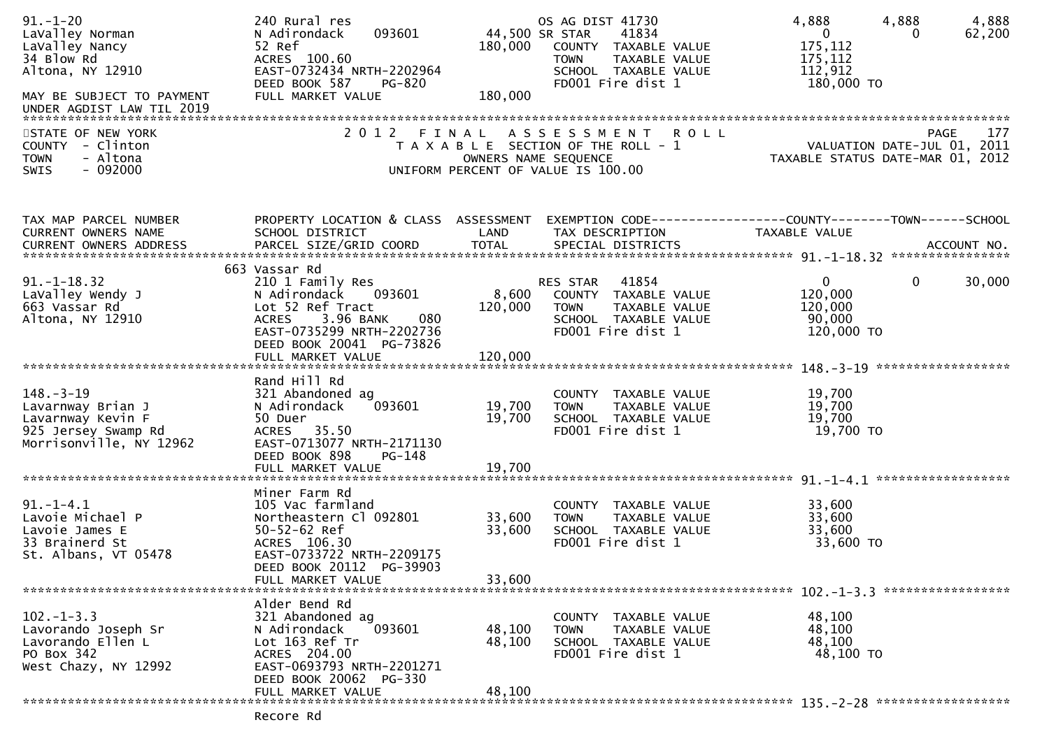```
91.-1-20                       240 Rural res                       OS AG DIST 41730              4,888       4,888       4,888
LaValley Norman                N Adirondack    093601     44,500 SR STAR    41834                    0           0      62,200
LaValley Nancy                 52 Ref                     180,000   COUNTY  TAXABLE VALUE        175,112
34 Blow Rd                     ACRES 100.60                         TOWN    TAXABLE VALUE        175,112
Altona, NY 12910               EAST-0732434 NRTH-2202964            SCHOOL  TAXABLE VALUE        112,912
                               DEED BOOK 587    PG-820              FD001 Fire dist 1             180,000 TO
MAY BE SUBJECT TO PAYMENT      FULL MARKET VALUE          180,000
UNDER AGDIST LAW TIL 2019
```

STATE OF NEW YORK — COUNTY - Clinton — TOWN - Altona — SWIS - 092000

2 0 1 2 F I N A L A S S E S S M E N T R O L L — T A X A B L E SECTION OF THE ROLL - 1 — OWNERS NAME SEQUENCE — UNIFORM PERCENT OF VALUE IS 100.00

VALUATION DATE-JUL 01, 2011 — TAXABLE STATUS DATE-MAR 01, 2012

```
TAX MAP PARCEL NUMBER          PROPERTY LOCATION & CLASS  ASSESSMENT  EXEMPTION CODE------------------COUNTY--------TOWN------SCHOOL
CURRENT OWNERS NAME            SCHOOL DISTRICT             LAND       TAX DESCRIPTION              TAXABLE VALUE
CURRENT OWNERS ADDRESS         PARCEL SIZE/GRID COORD      TOTAL      SPECIAL DISTRICTS                                  ACCOUNT NO.
*********************************************************************************************** 91.-1-18.32 *****************
                               663 Vassar Rd
91.-1-18.32                    210 1 Family Res                     RES STAR   41854                 0           0      30,000
LaValley Wendy J               N Adirondack    093601      8,600    COUNTY  TAXABLE VALUE        120,000
663 Vassar Rd                  Lot 52 Ref Tract           120,000   TOWN    TAXABLE VALUE        120,000
Altona, NY 12910               ACRES    3.96 BANK    080            SCHOOL  TAXABLE VALUE         90,000
                               EAST-0735299 NRTH-2202736            FD001 Fire dist 1             120,000 TO
                               DEED BOOK 20041  PG-73826
                               FULL MARKET VALUE          120,000
*********************************************************************************************** 148.-3-19 ******************
                               Rand Hill Rd
148.-3-19                      321 Abandoned ag                     COUNTY  TAXABLE VALUE         19,700
Lavarnway Brian J              N Adirondack    093601     19,700    TOWN    TAXABLE VALUE         19,700
Lavarnway Kevin F              50 Duer                    19,700    SCHOOL  TAXABLE VALUE         19,700
925 Jersey Swamp Rd            ACRES   35.50                        FD001 Fire dist 1              19,700 TO
Morrisonville, NY 12962        EAST-0713077 NRTH-2171130
                               DEED BOOK 898    PG-148
                               FULL MARKET VALUE           19,700
*********************************************************************************************** 91.-1-4.1 ******************
                               Miner Farm Rd
91.-1-4.1                      105 Vac farmland                     COUNTY  TAXABLE VALUE         33,600
Lavoie Michael P               Northeastern Cl 092801     33,600    TOWN    TAXABLE VALUE         33,600
Lavoie James E                 50-52-62 Ref               33,600    SCHOOL  TAXABLE VALUE         33,600
33 Brainerd St                 ACRES 106.30                         FD001 Fire dist 1              33,600 TO
St. Albans, VT 05478           EAST-0733722 NRTH-2209175
                               DEED BOOK 20112  PG-39903
                               FULL MARKET VALUE           33,600
*********************************************************************************************** 102.-1-3.3 *****************
                               Alder Bend Rd
102.-1-3.3                     321 Abandoned ag                     COUNTY  TAXABLE VALUE         48,100
Lavorando Joseph Sr            N Adirondack    093601     48,100    TOWN    TAXABLE VALUE         48,100
Lavorando Ellen L              Lot 163 Ref Tr             48,100    SCHOOL  TAXABLE VALUE         48,100
PO Box 342                     ACRES 204.00                         FD001 Fire dist 1              48,100 TO
West Chazy, NY 12992           EAST-0693793 NRTH-2201271
                               DEED BOOK 20062  PG-330
                               FULL MARKET VALUE           48,100
*********************************************************************************************** 135.-2-28 ******************
                               Recore Rd
```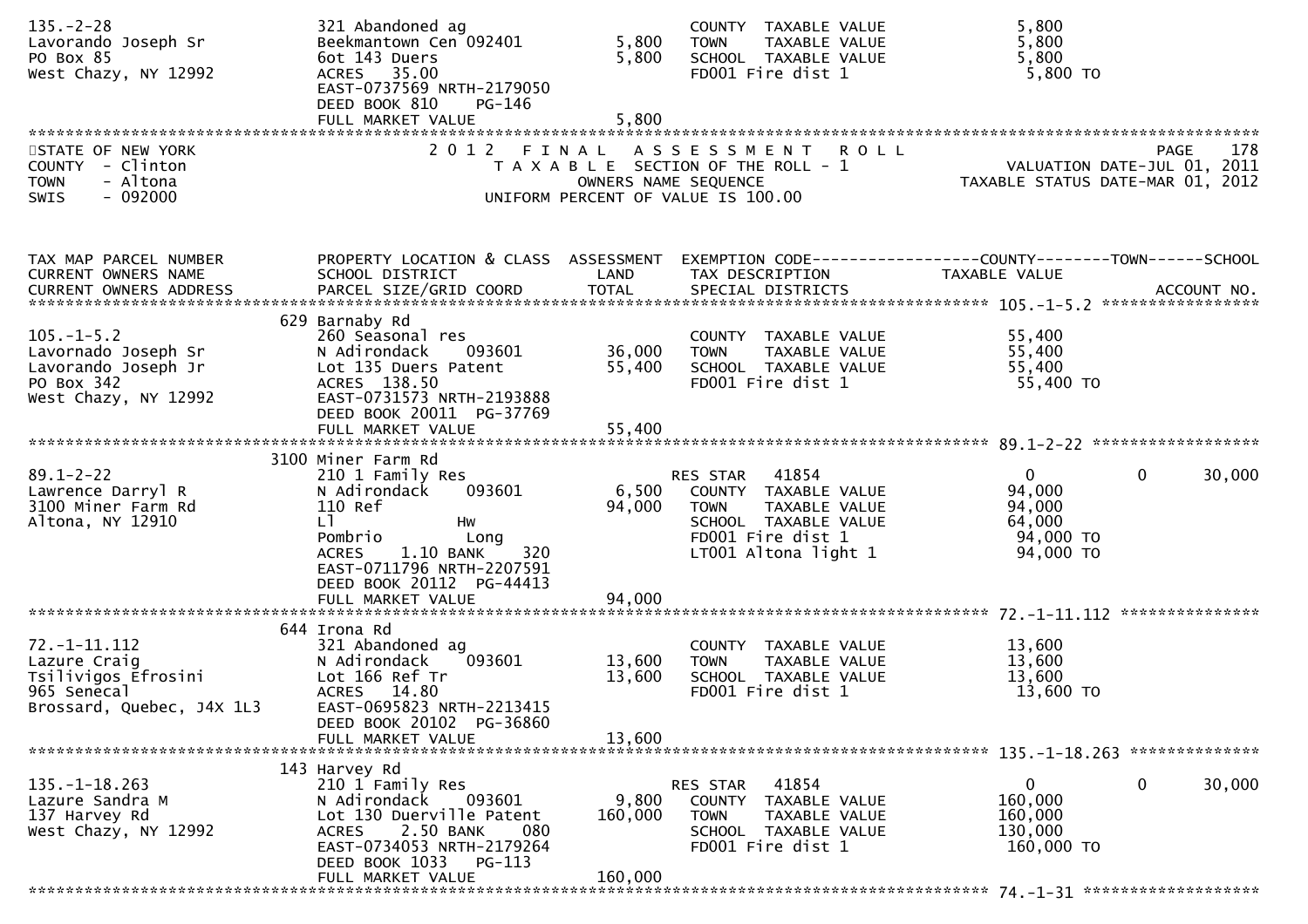```
135.-2-28                    321 Abandoned ag                           COUNTY  TAXABLE VALUE            5,800
Lavorando Joseph Sr          Beekmantown Cen 092401       5,800         TOWN    TAXABLE VALUE            5,800
PO Box 85                    6ot 143 Duers                 5,800         SCHOOL  TAXABLE VALUE            5,800
West Chazy, NY 12992         ACRES  35.00                               FD001 Fire dist 1                 5,800 TO
                             EAST-0737569 NRTH-2179050
                             DEED BOOK 810     PG-146
                             FULL MARKET VALUE             5,800
******************************************************************************************************************************************
STATE OF NEW YORK                        2 0 1 2   F I N A L   A S S E S S M E N T   R O L L                              PAGE   178
COUNTY  - Clinton                           T A X A B L E  SECTION OF THE ROLL - 1                        VALUATION DATE-JUL 01, 2011
TOWN    - Altona                                  OWNERS NAME SEQUENCE                                  TAXABLE STATUS DATE-MAR 01, 2012
SWIS    - 092000                            UNIFORM PERCENT OF VALUE IS 100.00


TAX MAP PARCEL NUMBER        PROPERTY LOCATION & CLASS  ASSESSMENT  EXEMPTION CODE------------------COUNTY--------TOWN------SCHOOL
CURRENT OWNERS NAME          SCHOOL DISTRICT               LAND      TAX DESCRIPTION               TAXABLE VALUE
CURRENT OWNERS ADDRESS       PARCEL SIZE/GRID COORD        TOTAL     SPECIAL DISTRICTS                                    ACCOUNT NO.
******************************************************************************************************* 105.-1-5.2 *****************
                         629 Barnaby Rd
105.-1-5.2                   260 Seasonal res                           COUNTY  TAXABLE VALUE           55,400
Lavornado Joseph Sr          N Adirondack    093601       36,000         TOWN    TAXABLE VALUE           55,400
Lavorando Joseph Jr          Lot 135 Duers Patent         55,400         SCHOOL  TAXABLE VALUE           55,400
PO Box 342                   ACRES 138.50                               FD001 Fire dist 1                55,400 TO
West Chazy, NY 12992         EAST-0731573 NRTH-2193888
                             DEED BOOK 20011  PG-37769
                             FULL MARKET VALUE            55,400
******************************************************************************************************* 89.1-2-22 ******************
                        3100 Miner Farm Rd
89.1-2-22                    210 1 Family Res                           RES STAR   41854                      0          0     30,000
Lawrence Darryl R            N Adirondack    093601        6,500         COUNTY  TAXABLE VALUE           94,000
3100 Miner Farm Rd           110 Ref                      94,000         TOWN    TAXABLE VALUE           94,000
Altona, NY 12910             Ll              Hw                         SCHOOL  TAXABLE VALUE           64,000
                             Pombrio         Long                       FD001 Fire dist 1                94,000 TO
                             ACRES    1.10 BANK     320                 LT001 Altona light 1             94,000 TO
                             EAST-0711796 NRTH-2207591
                             DEED BOOK 20112  PG-44413
                             FULL MARKET VALUE            94,000
******************************************************************************************************* 72.-1-11.112 ***************
                         644 Irona Rd
72.-1-11.112                 321 Abandoned ag                           COUNTY  TAXABLE VALUE           13,600
Lazure Craig                 N Adirondack    093601       13,600         TOWN    TAXABLE VALUE           13,600
Tsilivigos Efrosini          Lot 166 Ref Tr               13,600         SCHOOL  TAXABLE VALUE           13,600
965 Senecal                  ACRES  14.80                               FD001 Fire dist 1                13,600 TO
Brossard, Quebec, J4X 1L3    EAST-0695823 NRTH-2213415
                             DEED BOOK 20102  PG-36860
                             FULL MARKET VALUE            13,600
******************************************************************************************************* 135.-1-18.263 **************
                         143 Harvey Rd
135.-1-18.263                210 1 Family Res                           RES STAR   41854                      0          0     30,000
Lazure Sandra M              N Adirondack    093601        9,800         COUNTY  TAXABLE VALUE          160,000
137 Harvey Rd                Lot 130 Duerville Patent    160,000         TOWN    TAXABLE VALUE          160,000
West Chazy, NY 12992         ACRES    2.50 BANK     080                 SCHOOL  TAXABLE VALUE          130,000
                             EAST-0734053 NRTH-2179264                  FD001 Fire dist 1               160,000 TO
                             DEED BOOK 1033    PG-113
                             FULL MARKET VALUE           160,000
******************************************************************************************************* 74.-1-31 *******************
```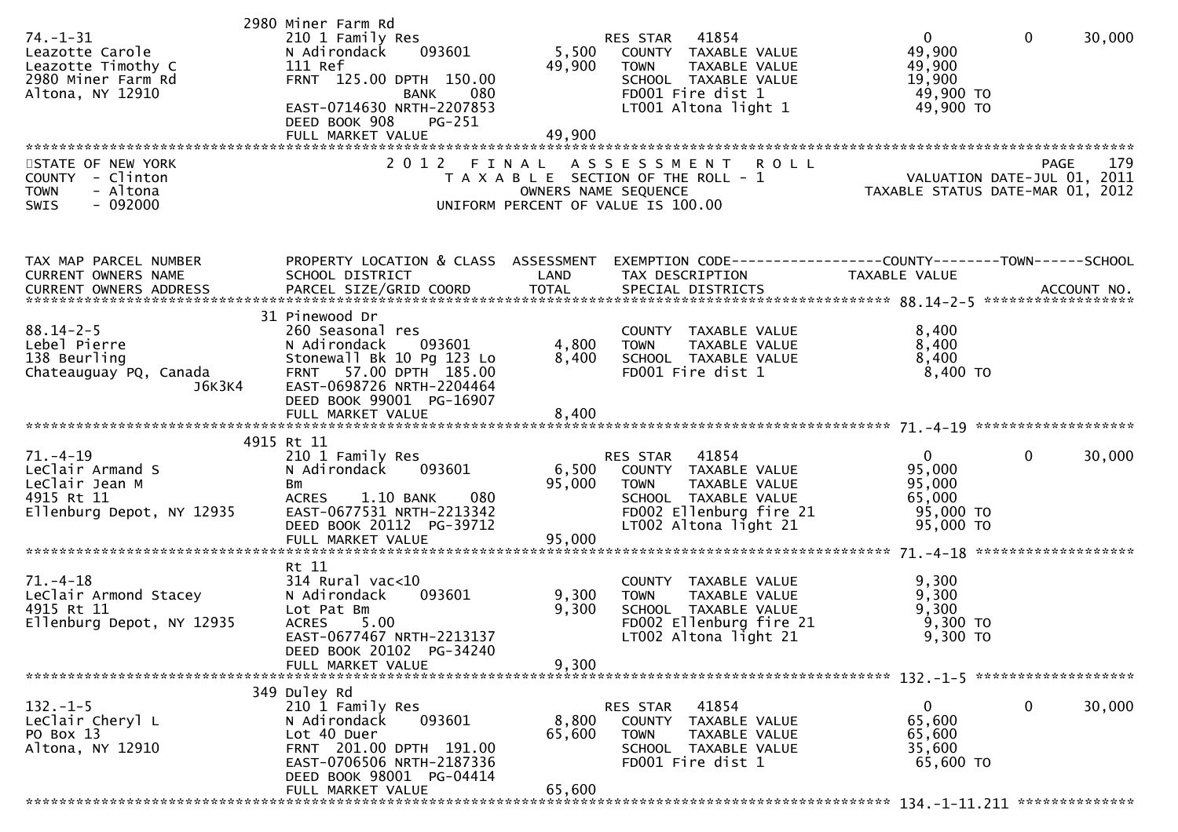```
                             2980 Miner Farm Rd
74.-1-31                          210 1 Family Res                      RES STAR   41854                      0            0       30,000
Leazotte Carole                   N Adirondack     093601       5,500   COUNTY  TAXABLE VALUE            49,900
Leazotte Timothy C                111 Ref                      49,900   TOWN    TAXABLE VALUE            49,900
2980 Miner Farm Rd                FRNT  125.00 DPTH  150.00             SCHOOL  TAXABLE VALUE            19,900
Altona, NY 12910                                BANK     080            FD001 Fire dist 1                49,900 TO
                                  EAST-0714630 NRTH-2207853             LT001 Altona light 1             49,900 TO
                                  DEED BOOK 908     PG-251
                                  FULL MARKET VALUE            49,900
******************************************************************************************************************************************
STATE OF NEW YORK                     2 0 1 2   F I N A L   A S S E S S M E N T   R O L L                                   PAGE    179
COUNTY  - Clinton                         T A X A B L E  SECTION OF THE ROLL - 1                          VALUATION DATE-JUL 01, 2011
TOWN    - Altona                                 OWNERS NAME SEQUENCE                               TAXABLE STATUS DATE-MAR 01, 2012
SWIS    - 092000                          UNIFORM PERCENT OF VALUE IS 100.00



TAX MAP PARCEL NUMBER             PROPERTY LOCATION & CLASS  ASSESSMENT  EXEMPTION CODE------------------COUNTY--------TOWN------SCHOOL
CURRENT OWNERS NAME               SCHOOL DISTRICT               LAND      TAX DESCRIPTION              TAXABLE VALUE
CURRENT OWNERS ADDRESS            PARCEL SIZE/GRID COORD        TOTAL     SPECIAL DISTRICTS                                   ACCOUNT NO.
******************************************************************************************************* 88.14-2-5 *******************
                             31 Pinewood Dr
88.14-2-5                         260 Seasonal res                      COUNTY  TAXABLE VALUE             8,400
Lebel Pierre                      N Adirondack     093601       4,800   TOWN    TAXABLE VALUE             8,400
138 Beurling                      Stonewall Bk 10 Pg 123 Lo     8,400   SCHOOL  TAXABLE VALUE             8,400
Chateauguay PQ, Canada            FRNT   57.00 DPTH  185.00             FD001 Fire dist 1                 8,400 TO
                    J6K3K4        EAST-0698726 NRTH-2204464
                                  DEED BOOK 99001  PG-16907
                                  FULL MARKET VALUE             8,400
******************************************************************************************************* 71.-4-19 ********************
                             4915 Rt 11
71.-4-19                          210 1 Family Res                      RES STAR   41854                      0            0       30,000
LeClair Armand S                  N Adirondack     093601       6,500   COUNTY  TAXABLE VALUE            95,000
LeClair Jean M                    Bm                           95,000   TOWN    TAXABLE VALUE            95,000
4915 Rt 11                        ACRES    1.10 BANK     080            SCHOOL  TAXABLE VALUE            65,000
Ellenburg Depot, NY 12935         EAST-0677531 NRTH-2213342             FD002 Ellenburg fire 21          95,000 TO
                                  DEED BOOK 20112  PG-39712             LT002 Altona light 21            95,000 TO
                                  FULL MARKET VALUE            95,000
******************************************************************************************************* 71.-4-18 ********************
                                  Rt 11
71.-4-18                          314 Rural vac<10                      COUNTY  TAXABLE VALUE             9,300
LeClair Armond Stacey             N Adirondack     093601       9,300   TOWN    TAXABLE VALUE             9,300
4915 Rt 11                        Lot Pat Bm                    9,300   SCHOOL  TAXABLE VALUE             9,300
Ellenburg Depot, NY 12935         ACRES    5.00                         FD002 Ellenburg fire 21           9,300 TO
                                  EAST-0677467 NRTH-2213137             LT002 Altona light 21             9,300 TO
                                  DEED BOOK 20102  PG-34240
                                  FULL MARKET VALUE             9,300
******************************************************************************************************* 132.-1-5 ********************
                             349 Duley Rd
132.-1-5                          210 1 Family Res                      RES STAR   41854                      0            0       30,000
LeClair Cheryl L                  N Adirondack     093601       8,800   COUNTY  TAXABLE VALUE            65,600
PO Box 13                         Lot 40 Duer                  65,600   TOWN    TAXABLE VALUE            65,600
Altona, NY 12910                  FRNT  201.00 DPTH  191.00             SCHOOL  TAXABLE VALUE            35,600
                                  EAST-0706506 NRTH-2187336             FD001 Fire dist 1                65,600 TO
                                  DEED BOOK 98001  PG-04414
                                  FULL MARKET VALUE            65,600
******************************************************************************************************* 134.-1-11.211 ***************
```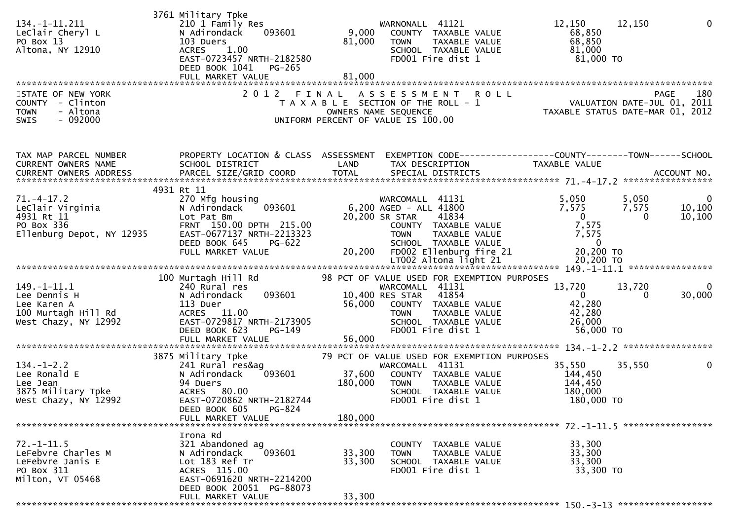```
                             3761 Military Tpke
134.-1-11.211                210 1 Family Res                      WARNONALL  41121              12,150     12,150          0
LeClair Cheryl L             N Adirondack    093601         9,000    COUNTY  TAXABLE VALUE         68,850
PO Box 13                    103 Duers                     81,000    TOWN    TAXABLE VALUE         68,850
Altona, NY 12910             ACRES    1.00                           SCHOOL  TAXABLE VALUE         81,000
                             EAST-0723457 NRTH-2182580               FD001 Fire dist 1              81,000 TO
                             DEED BOOK 1041   PG-265
                             FULL MARKET VALUE             81,000
******************************************************************************************************************************
STATE OF NEW YORK                2 0 1 2   F I N A L   A S S E S S M E N T   R O L L                              PAGE    180
COUNTY  - Clinton                  T A X A B L E  SECTION OF THE ROLL - 1                        VALUATION DATE-JUL 01, 2011
TOWN    - Altona                          OWNERS NAME SEQUENCE                              TAXABLE STATUS DATE-MAR 01, 2012
SWIS    - 092000                   UNIFORM PERCENT OF VALUE IS 100.00


TAX MAP PARCEL NUMBER        PROPERTY LOCATION & CLASS  ASSESSMENT  EXEMPTION CODE------------------COUNTY--------TOWN------SCHOOL
CURRENT OWNERS NAME          SCHOOL DISTRICT               LAND      TAX DESCRIPTION             TAXABLE VALUE
CURRENT OWNERS ADDRESS       PARCEL SIZE/GRID COORD        TOTAL     SPECIAL DISTRICTS                                 ACCOUNT NO.
****************************************************************************************************** 71.-4-17.2 ****************
                             4931 Rt 11
71.-4-17.2                   270 Mfg housing                       WARCOMALL  41131               5,050      5,050          0
LeClair Virginia             N Adirondack    093601         6,200 AGED - ALL 41800                7,575      7,575     10,100
4931 Rt 11                   Lot Pat Bm                    20,200 SR STAR    41834                    0          0     10,100
PO Box 336                   FRNT  150.00 DPTH  215.00               COUNTY  TAXABLE VALUE          7,575
Ellenburg Depot, NY 12935    EAST-0677137 NRTH-2213323               TOWN    TAXABLE VALUE          7,575
                             DEED BOOK 645    PG-622                 SCHOOL  TAXABLE VALUE              0
                             FULL MARKET VALUE             20,200    FD002 Ellenburg fire 21        20,200 TO
                                                                     LT002 Altona light 21          20,200 TO
****************************************************************************************************** 149.-1-11.1 ***************
                             100 Murtagh Hill Rd           98 PCT OF VALUE USED FOR EXEMPTION PURPOSES
149.-1-11.1                  240 Rural res                         WARCOMALL  41131              13,720     13,720          0
Lee Dennis H                 N Adirondack    093601        10,400 RES STAR   41854                    0          0     30,000
Lee Karen A                  113 Duer                      56,000    COUNTY  TAXABLE VALUE         42,280
100 Murtagh Hill Rd          ACRES   11.00                           TOWN    TAXABLE VALUE         42,280
West Chazy, NY 12992         EAST-0729817 NRTH-2173905               SCHOOL  TAXABLE VALUE         26,000
                             DEED BOOK 623    PG-149                 FD001 Fire dist 1              56,000 TO
                             FULL MARKET VALUE             56,000
****************************************************************************************************** 134.-1-2.2 ****************
                             3875 Military Tpke            79 PCT OF VALUE USED FOR EXEMPTION PURPOSES
134.-1-2.2                   241 Rural res&ag                      WARCOMALL  41131              35,550     35,550          0
Lee Ronald E                 N Adirondack    093601        37,600    COUNTY  TAXABLE VALUE        144,450
Lee Jean                     94 Duers                     180,000    TOWN    TAXABLE VALUE        144,450
3875 Military Tpke           ACRES   80.00                           SCHOOL  TAXABLE VALUE        180,000
West Chazy, NY 12992         EAST-0720862 NRTH-2182744               FD001 Fire dist 1             180,000 TO
                             DEED BOOK 605    PG-824
                             FULL MARKET VALUE            180,000
****************************************************************************************************** 72.-1-11.5 ****************
                             Irona Rd
72.-1-11.5                   321 Abandoned ag                        COUNTY  TAXABLE VALUE         33,300
LeFebvre Charles M           N Adirondack    093601        33,300    TOWN    TAXABLE VALUE         33,300
LeFebvre Janis E             Lot 183 Ref Tr                33,300    SCHOOL  TAXABLE VALUE         33,300
PO Box 311                   ACRES  115.00                           FD001 Fire dist 1              33,300 TO
Milton, VT 05468             EAST-0691620 NRTH-2214200
                             DEED BOOK 20051  PG-88073
                             FULL MARKET VALUE             33,300
****************************************************************************************************** 150.-3-13 *****************
```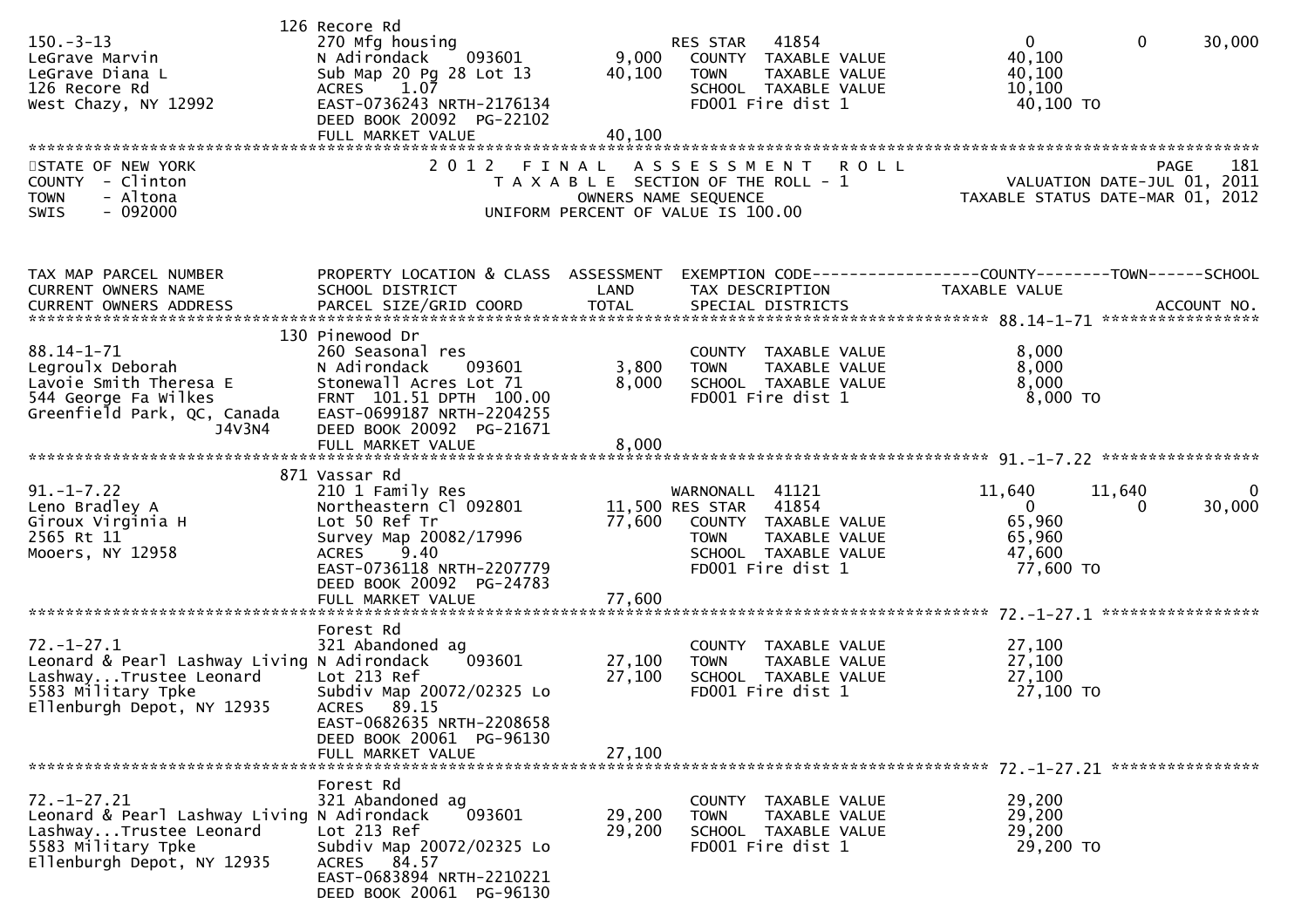```
                              126 Recore Rd
150.-3-13                     270 Mfg housing                        RES STAR   41854                  0            0       30,000
LeGrave Marvin                N Adirondack    093601         9,000    COUNTY  TAXABLE VALUE           40,100
LeGrave Diana L               Sub Map 20 Pg 28 Lot 13       40,100    TOWN    TAXABLE VALUE           40,100
126 Recore Rd                 ACRES    1.07                           SCHOOL  TAXABLE VALUE           10,100
West Chazy, NY 12992          EAST-0736243 NRTH-2176134               FD001 Fire dist 1                40,100 TO
                              DEED BOOK 20092  PG-22102
                              FULL MARKET VALUE             40,100
******************************************************************************************************************************
STATE OF NEW YORK                   2 0 1 2   F I N A L   A S S E S S M E N T   R O L L                              PAGE    181
COUNTY  - Clinton                      T A X A B L E  SECTION OF THE ROLL - 1                       VALUATION DATE-JUL 01, 2011
TOWN    - Altona                                OWNERS NAME SEQUENCE                           TAXABLE STATUS DATE-MAR 01, 2012
SWIS    - 092000                       UNIFORM PERCENT OF VALUE IS 100.00


TAX MAP PARCEL NUMBER         PROPERTY LOCATION & CLASS  ASSESSMENT  EXEMPTION CODE------------------COUNTY--------TOWN------SCHOOL
CURRENT OWNERS NAME           SCHOOL DISTRICT               LAND      TAX DESCRIPTION             TAXABLE VALUE
CURRENT OWNERS ADDRESS        PARCEL SIZE/GRID COORD        TOTAL     SPECIAL DISTRICTS                                ACCOUNT NO.
*********************************************************************************************** 88.14-1-71 *****************
                              130 Pinewood Dr
88.14-1-71                    260 Seasonal res                        COUNTY  TAXABLE VALUE            8,000
Legroulx Deborah              N Adirondack    093601         3,800    TOWN    TAXABLE VALUE            8,000
Lavoie Smith Theresa E        Stonewall Acres Lot 71         8,000    SCHOOL  TAXABLE VALUE            8,000
544 George Fa Wilkes          FRNT  101.51 DPTH  100.00               FD001 Fire dist 1                 8,000 TO
Greenfield Park, QC, Canada   EAST-0699187 NRTH-2204255
              J4V3N4          DEED BOOK 20092  PG-21671
                              FULL MARKET VALUE              8,000
*********************************************************************************************** 91.-1-7.22 *****************
                              871 Vassar Rd
91.-1-7.22                    210 1 Family Res                       WARNONALL  41121              11,640       11,640            0
Leno Bradley A                Northeastern Cl 092801        11,500 RES STAR   41854                    0            0       30,000
Giroux Virginia H             Lot 50 Ref Tr                 77,600    COUNTY  TAXABLE VALUE           65,960
2565 Rt 11                    Survey Map 20082/17996                  TOWN    TAXABLE VALUE           65,960
Mooers, NY 12958              ACRES    9.40                           SCHOOL  TAXABLE VALUE           47,600
                              EAST-0736118 NRTH-2207779               FD001 Fire dist 1                77,600 TO
                              DEED BOOK 20092  PG-24783
                              FULL MARKET VALUE             77,600
*********************************************************************************************** 72.-1-27.1 *****************
                              Forest Rd
72.-1-27.1                    321 Abandoned ag                        COUNTY  TAXABLE VALUE           27,100
Leonard & Pearl Lashway Living N Adirondack    093601       27,100    TOWN    TAXABLE VALUE           27,100
Lashway...Trustee Leonard     Lot 213 Ref                   27,100    SCHOOL  TAXABLE VALUE           27,100
5583 Military Tpke            Subdiv Map 20072/02325 Lo               FD001 Fire dist 1                27,100 TO
Ellenburgh Depot, NY 12935    ACRES   89.15
                              EAST-0682635 NRTH-2208658
                              DEED BOOK 20061  PG-96130
                              FULL MARKET VALUE             27,100
*********************************************************************************************** 72.-1-27.21 ****************
                              Forest Rd
72.-1-27.21                   321 Abandoned ag                        COUNTY  TAXABLE VALUE           29,200
Leonard & Pearl Lashway Living N Adirondack    093601       29,200    TOWN    TAXABLE VALUE           29,200
Lashway...Trustee Leonard     Lot 213 Ref                   29,200    SCHOOL  TAXABLE VALUE           29,200
5583 Military Tpke            Subdiv Map 20072/02325 Lo               FD001 Fire dist 1                29,200 TO
Ellenburgh Depot, NY 12935    ACRES   84.57
                              EAST-0683894 NRTH-2210221
                              DEED BOOK 20061  PG-96130
```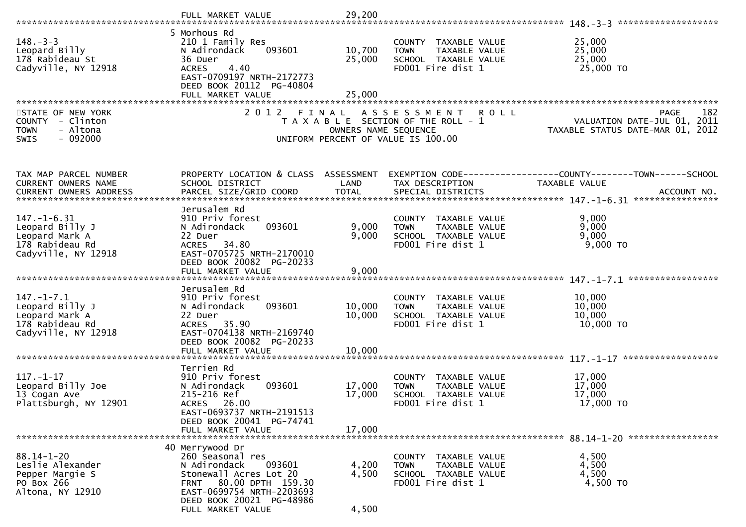| | FULL MARKET VALUE | 29,200 | | |
|---|---|---|---|---|

**148.-3-3**

| | | | | |
|---|---|---|---|---|
| 148.-3-3 | 5 Morhous Rd | | | |
| Leopard Billy | 210 1 Family Res | | COUNTY TAXABLE VALUE | 25,000 |
| 178 Rabideau St | N Adirondack 093601 | 10,700 | TOWN TAXABLE VALUE | 25,000 |
| Cadyville, NY 12918 | 36 Duer | 25,000 | SCHOOL TAXABLE VALUE | 25,000 |
| | ACRES 4.40 | | FD001 Fire dist 1 | 25,000 TO |
| | EAST-0709197 NRTH-2172773 | | | |
| | DEED BOOK 20112 PG-40804 | | | |
| | FULL MARKET VALUE | 25,000 | | |

STATE OF NEW YORK
COUNTY - Clinton
TOWN - Altona
SWIS - 092000

2 0 1 2 F I N A L A S S E S S M E N T R O L L
T A X A B L E SECTION OF THE ROLL - 1
OWNERS NAME SEQUENCE
UNIFORM PERCENT OF VALUE IS 100.00

VALUATION DATE-JUL 01, 2011
TAXABLE STATUS DATE-MAR 01, 2012

| TAX MAP PARCEL NUMBER / CURRENT OWNERS NAME / CURRENT OWNERS ADDRESS | PROPERTY LOCATION & CLASS / SCHOOL DISTRICT / PARCEL SIZE/GRID COORD | ASSESSMENT LAND / TOTAL | EXEMPTION CODE------COUNTY-----TOWN-----SCHOOL / TAX DESCRIPTION / SPECIAL DISTRICTS | TAXABLE VALUE / ACCOUNT NO. |
|---|---|---|---|---|
| **147.-1-6.31** | Jerusalem Rd | | | |
| 147.-1-6.31 | 910 Priv forest | | COUNTY TAXABLE VALUE | 9,000 |
| Leopard Billy J | N Adirondack 093601 | 9,000 | TOWN TAXABLE VALUE | 9,000 |
| Leopard Mark A | 22 Duer | 9,000 | SCHOOL TAXABLE VALUE | 9,000 |
| 178 Rabideau Rd | ACRES 34.80 | | FD001 Fire dist 1 | 9,000 TO |
| Cadyville, NY 12918 | EAST-0705725 NRTH-2170010 | | | |
| | DEED BOOK 20082 PG-20233 | | | |
| | FULL MARKET VALUE | 9,000 | | |
| **147.-1-7.1** | Jerusalem Rd | | | |
| 147.-1-7.1 | 910 Priv forest | | COUNTY TAXABLE VALUE | 10,000 |
| Leopard Billy J | N Adirondack 093601 | 10,000 | TOWN TAXABLE VALUE | 10,000 |
| Leopard Mark A | 22 Duer | 10,000 | SCHOOL TAXABLE VALUE | 10,000 |
| 178 Rabideau Rd | ACRES 35.90 | | FD001 Fire dist 1 | 10,000 TO |
| Cadyville, NY 12918 | EAST-0704138 NRTH-2169740 | | | |
| | DEED BOOK 20082 PG-20233 | | | |
| | FULL MARKET VALUE | 10,000 | | |
| **117.-1-17** | Terrien Rd | | | |
| 117.-1-17 | 910 Priv forest | | COUNTY TAXABLE VALUE | 17,000 |
| Leopard Billy Joe | N Adirondack 093601 | 17,000 | TOWN TAXABLE VALUE | 17,000 |
| 13 Cogan Ave | 215-216 Ref | 17,000 | SCHOOL TAXABLE VALUE | 17,000 |
| Plattsburgh, NY 12901 | ACRES 26.00 | | FD001 Fire dist 1 | 17,000 TO |
| | EAST-0693737 NRTH-2191513 | | | |
| | DEED BOOK 20041 PG-74741 | | | |
| | FULL MARKET VALUE | 17,000 | | |
| **88.14-1-20** | 40 Merrywood Dr | | | |
| 88.14-1-20 | 260 Seasonal res | | COUNTY TAXABLE VALUE | 4,500 |
| Leslie Alexander | N Adirondack 093601 | 4,200 | TOWN TAXABLE VALUE | 4,500 |
| Pepper Margie S | Stonewall Acres Lot 20 | 4,500 | SCHOOL TAXABLE VALUE | 4,500 |
| PO Box 266 | FRNT 80.00 DPTH 159.30 | | FD001 Fire dist 1 | 4,500 TO |
| Altona, NY 12910 | EAST-0699754 NRTH-2203693 | | | |
| | DEED BOOK 20021 PG-48986 | | | |
| | FULL MARKET VALUE | 4,500 | | |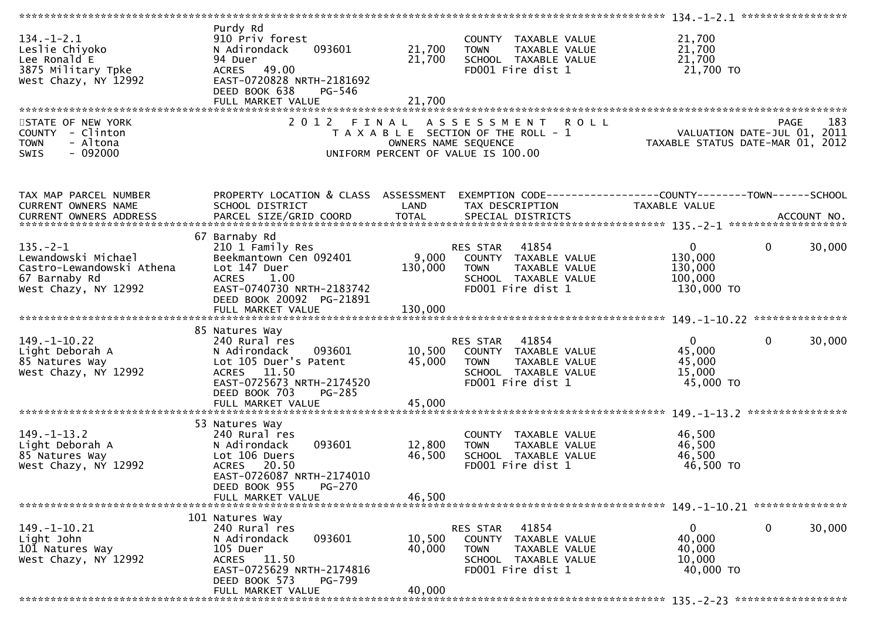```
******************************************************************************************************* 134.-1-2.1 *****************
                              Purdy Rd
134.-1-2.1                    910 Priv forest                          COUNTY  TAXABLE VALUE            21,700
Leslie Chiyoko                N Adirondack     093601      21,700      TOWN    TAXABLE VALUE            21,700
Lee Ronald E                  94 Duer                      21,700      SCHOOL  TAXABLE VALUE            21,700
3875 Military Tpke            ACRES   49.00                            FD001 Fire dist 1                 21,700 TO
West Chazy, NY 12992          EAST-0720828 NRTH-2181692
                              DEED BOOK 638    PG-546
                              FULL MARKET VALUE            21,700
************************************************************************************************************************************
STATE OF NEW YORK                    2 0 1 2   F I N A L   A S S E S S M E N T   R O L L                                  PAGE    183
COUNTY  - Clinton                        T A X A B L E  SECTION OF THE ROLL - 1                        VALUATION DATE-JUL 01, 2011
TOWN    - Altona                               OWNERS NAME SEQUENCE                            TAXABLE STATUS DATE-MAR 01, 2012
SWIS    - 092000                         UNIFORM PERCENT OF VALUE IS 100.00


TAX MAP PARCEL NUMBER          PROPERTY LOCATION & CLASS  ASSESSMENT  EXEMPTION CODE------------------COUNTY--------TOWN------SCHOOL
CURRENT OWNERS NAME            SCHOOL DISTRICT               LAND      TAX DESCRIPTION            TAXABLE VALUE
CURRENT OWNERS ADDRESS         PARCEL SIZE/GRID COORD        TOTAL     SPECIAL DISTRICTS                                  ACCOUNT NO.
******************************************************************************************************* 135.-2-1 *******************
                            67 Barnaby Rd
135.-2-1                       210 1 Family Res                        RES STAR   41854                    0            0     30,000
Lewandowski Michael            Beekmantown Cen 092401       9,000     COUNTY  TAXABLE VALUE           130,000
Castro-Lewandowski Athena      Lot 147 Duer               130,000     TOWN    TAXABLE VALUE           130,000
67 Barnaby Rd                  ACRES    1.00                           SCHOOL  TAXABLE VALUE           100,000
West Chazy, NY 12992           EAST-0740730 NRTH-2183742               FD001 Fire dist 1                130,000 TO
                               DEED BOOK 20092  PG-21891
                               FULL MARKET VALUE          130,000
******************************************************************************************************* 149.-1-10.22 ***************
                            85 Natures Way
149.-1-10.22                   240 Rural res                           RES STAR   41854                    0            0     30,000
Light Deborah A                N Adirondack     093601      10,500     COUNTY  TAXABLE VALUE            45,000
85 Natures Way                 Lot 105 Duer's Patent        45,000     TOWN    TAXABLE VALUE            45,000
West Chazy, NY 12992           ACRES   11.50                           SCHOOL  TAXABLE VALUE            15,000
                               EAST-0725673 NRTH-2174520               FD001 Fire dist 1                 45,000 TO
                               DEED BOOK 703    PG-285
                               FULL MARKET VALUE            45,000
******************************************************************************************************* 149.-1-13.2 ****************
                            53 Natures Way
149.-1-13.2                    240 Rural res                           COUNTY  TAXABLE VALUE            46,500
Light Deborah A                N Adirondack     093601      12,800     TOWN    TAXABLE VALUE            46,500
85 Natures Way                 Lot 106 Duers                46,500     SCHOOL  TAXABLE VALUE            46,500
West Chazy, NY 12992           ACRES   20.50                           FD001 Fire dist 1                 46,500 TO
                               EAST-0726087 NRTH-2174010
                               DEED BOOK 955    PG-270
                               FULL MARKET VALUE            46,500
******************************************************************************************************* 149.-1-10.21 ***************
                           101 Natures Way
149.-1-10.21                   240 Rural res                           RES STAR   41854                    0            0     30,000
Light John                     N Adirondack     093601      10,500     COUNTY  TAXABLE VALUE            40,000
101 Natures Way                105 Duer                     40,000     TOWN    TAXABLE VALUE            40,000
West Chazy, NY 12992           ACRES   11.50                           SCHOOL  TAXABLE VALUE            10,000
                               EAST-0725629 NRTH-2174816               FD001 Fire dist 1                 40,000 TO
                               DEED BOOK 573    PG-799
                               FULL MARKET VALUE            40,000
******************************************************************************************************* 135.-2-23 ******************
```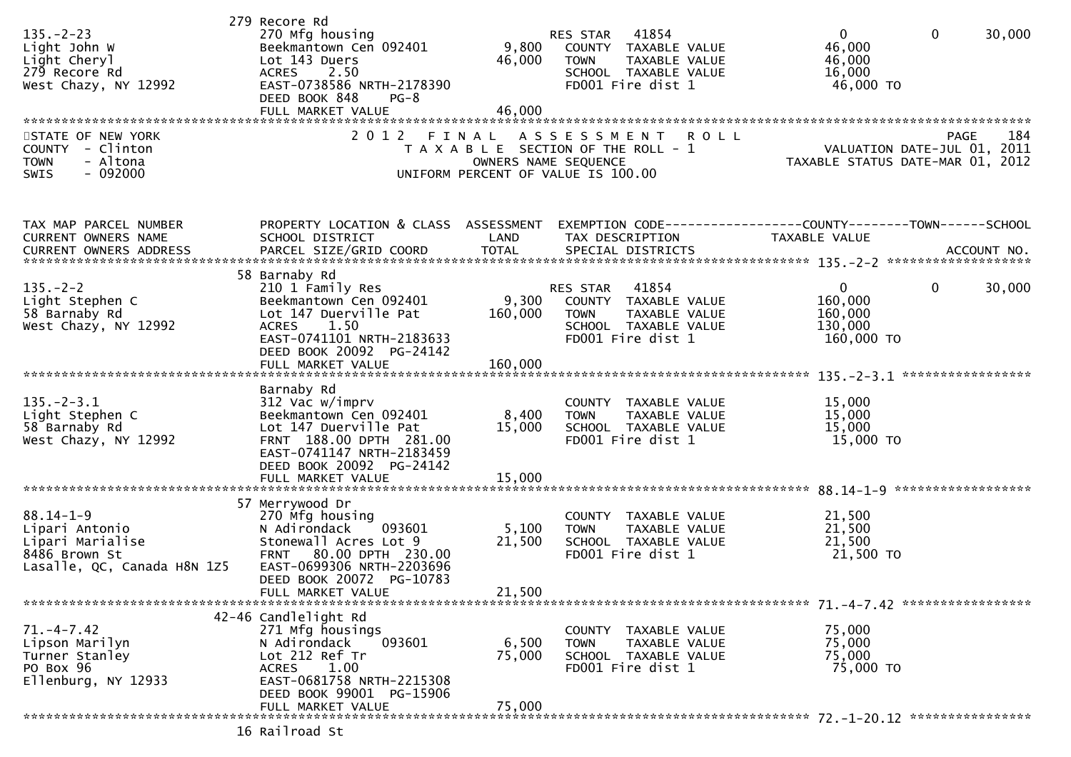279 Recore Rd

| 135.-2-23 | 270 Mfg housing | | RES STAR 41854 | 0 | 0 | 30,000 |
|---|---|---|---|---|---|---|
| Light John W | Beekmantown Cen 092401 | 9,800 | COUNTY TAXABLE VALUE | 46,000 | | |
| Light Cheryl | Lot 143 Duers | 46,000 | TOWN TAXABLE VALUE | 46,000 | | |
| 279 Recore Rd | ACRES 2.50 | | SCHOOL TAXABLE VALUE | 16,000 | | |
| West Chazy, NY 12992 | EAST-0738586 NRTH-2178390 | | FD001 Fire dist 1 | 46,000 TO | | |
| | DEED BOOK 848 PG-8 | | | | | |
| | FULL MARKET VALUE | 46,000 | | | | |

STATE OF NEW YORK
COUNTY - Clinton
TOWN - Altona
SWIS - 092000

2012 FINAL ASSESSMENT ROLL
TAXABLE SECTION OF THE ROLL - 1
OWNERS NAME SEQUENCE
UNIFORM PERCENT OF VALUE IS 100.00

VALUATION DATE-JUL 01, 2011
TAXABLE STATUS DATE-MAR 01, 2012

| TAX MAP PARCEL NUMBER / CURRENT OWNERS NAME / CURRENT OWNERS ADDRESS | PROPERTY LOCATION & CLASS / SCHOOL DISTRICT / PARCEL SIZE/GRID COORD | ASSESSMENT LAND / TOTAL | EXEMPTION CODE / TAX DESCRIPTION / SPECIAL DISTRICTS | COUNTY TAXABLE VALUE | TOWN | SCHOOL / ACCOUNT NO. |
|---|---|---|---|---|---|---|
| | 58 Barnaby Rd | | | | | |
| 135.-2-2 | 210 1 Family Res | | RES STAR 41854 | 0 | 0 | 30,000 |
| Light Stephen C | Beekmantown Cen 092401 | 9,300 | COUNTY TAXABLE VALUE | 160,000 | | |
| 58 Barnaby Rd | Lot 147 Duerville Pat | 160,000 | TOWN TAXABLE VALUE | 160,000 | | |
| West Chazy, NY 12992 | ACRES 1.50 | | SCHOOL TAXABLE VALUE | 130,000 | | |
| | EAST-0741101 NRTH-2183633 | | FD001 Fire dist 1 | 160,000 TO | | |
| | DEED BOOK 20092 PG-24142 | | | | | |
| | FULL MARKET VALUE | 160,000 | | | | |
| | Barnaby Rd | | | | | |
| 135.-2-3.1 | 312 Vac w/imprv | | COUNTY TAXABLE VALUE | 15,000 | | |
| Light Stephen C | Beekmantown Cen 092401 | 8,400 | TOWN TAXABLE VALUE | 15,000 | | |
| 58 Barnaby Rd | Lot 147 Duerville Pat | 15,000 | SCHOOL TAXABLE VALUE | 15,000 | | |
| West Chazy, NY 12992 | FRNT 188.00 DPTH 281.00 | | FD001 Fire dist 1 | 15,000 TO | | |
| | EAST-0741147 NRTH-2183459 | | | | | |
| | DEED BOOK 20092 PG-24142 | | | | | |
| | FULL MARKET VALUE | 15,000 | | | | |
| | 57 Merrywood Dr | | | | | |
| 88.14-1-9 | 270 Mfg housing | | COUNTY TAXABLE VALUE | 21,500 | | |
| Lipari Antonio | N Adirondack 093601 | 5,100 | TOWN TAXABLE VALUE | 21,500 | | |
| Lipari Marialise | Stonewall Acres Lot 9 | 21,500 | SCHOOL TAXABLE VALUE | 21,500 | | |
| 8486 Brown St | FRNT 80.00 DPTH 230.00 | | FD001 Fire dist 1 | 21,500 TO | | |
| Lasalle, QC, Canada H8N 1Z5 | EAST-0699306 NRTH-2203696 | | | | | |
| | DEED BOOK 20072 PG-10783 | | | | | |
| | FULL MARKET VALUE | 21,500 | | | | |
| | 42-46 Candlelight Rd | | | | | |
| 71.-4-7.42 | 271 Mfg housings | | COUNTY TAXABLE VALUE | 75,000 | | |
| Lipson Marilyn | N Adirondack 093601 | 6,500 | TOWN TAXABLE VALUE | 75,000 | | |
| Turner Stanley | Lot 212 Ref Tr | 75,000 | SCHOOL TAXABLE VALUE | 75,000 | | |
| PO Box 96 | ACRES 1.00 | | FD001 Fire dist 1 | 75,000 TO | | |
| Ellenburg, NY 12933 | EAST-0681758 NRTH-2215308 | | | | | |
| | DEED BOOK 99001 PG-15906 | | | | | |
| | FULL MARKET VALUE | 75,000 | | | | |

72.-1-20.12

16 Railroad St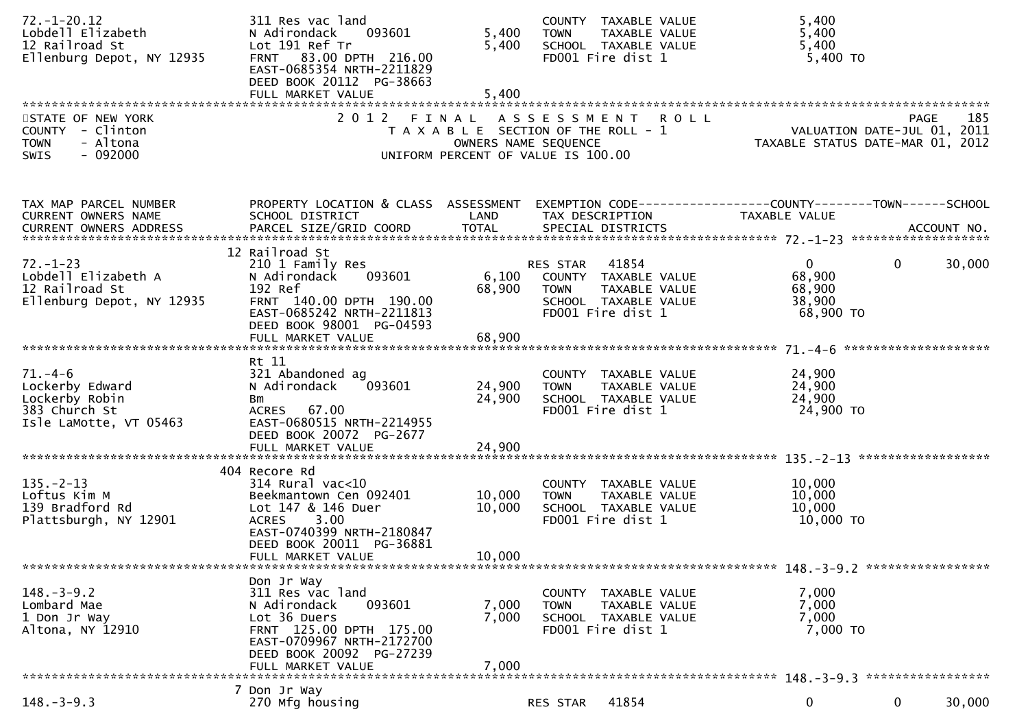| TAX MAP PARCEL NUMBER<br>CURRENT OWNERS NAME<br>CURRENT OWNERS ADDRESS | PROPERTY LOCATION & CLASS<br>SCHOOL DISTRICT<br>PARCEL SIZE/GRID COORD | ASSESSMENT<br>LAND<br>TOTAL | EXEMPTION CODE<br>TAX DESCRIPTION<br>SPECIAL DISTRICTS | COUNTY<br>TAXABLE VALUE | TOWN | SCHOOL<br>ACCOUNT NO. |
|---|---|---|---|---|---|---|
| 72.-1-20.12<br>Lobdell Elizabeth<br>12 Railroad St<br>Ellenburg Depot, NY 12935 | 311 Res vac land<br>N Adirondack 093601<br>Lot 191 Ref Tr<br>FRNT 83.00 DPTH 216.00<br>EAST-0685354 NRTH-2211829<br>DEED BOOK 20112 PG-38663<br>FULL MARKET VALUE | <br>5,400<br>5,400<br><br><br><br>5,400 | COUNTY TAXABLE VALUE<br>TOWN TAXABLE VALUE<br>SCHOOL TAXABLE VALUE<br>FD001 Fire dist 1 | 5,400<br>5,400<br>5,400<br>5,400 TO | | |
| 72.-1-23<br>Lobdell Elizabeth A<br>12 Railroad St<br>Ellenburg Depot, NY 12935 | 12 Railroad St<br>210 1 Family Res<br>N Adirondack 093601<br>192 Ref<br>FRNT 140.00 DPTH 190.00<br>EAST-0685242 NRTH-2211813<br>DEED BOOK 98001 PG-04593<br>FULL MARKET VALUE | <br><br>6,100<br>68,900<br><br><br><br>68,900 | RES STAR 41854<br>COUNTY TAXABLE VALUE<br>TOWN TAXABLE VALUE<br>SCHOOL TAXABLE VALUE<br>FD001 Fire dist 1 | 0<br>68,900<br>68,900<br>38,900<br>68,900 TO | 0 | 30,000 |
| 71.-4-6<br>Lockerby Edward<br>Lockerby Robin<br>383 Church St<br>Isle LaMotte, VT 05463 | Rt 11<br>321 Abandoned ag<br>N Adirondack 093601<br>Bm<br>ACRES 67.00<br>EAST-0680515 NRTH-2214955<br>DEED BOOK 20072 PG-2677<br>FULL MARKET VALUE | <br><br>24,900<br>24,900<br><br><br><br>24,900 | COUNTY TAXABLE VALUE<br>TOWN TAXABLE VALUE<br>SCHOOL TAXABLE VALUE<br>FD001 Fire dist 1 | 24,900<br>24,900<br>24,900<br>24,900 TO | | |
| 135.-2-13<br>Loftus Kim M<br>139 Bradford Rd<br>Plattsburgh, NY 12901 | 404 Recore Rd<br>314 Rural vac<10<br>Beekmantown Cen 092401<br>Lot 147 & 146 Duer<br>ACRES 3.00<br>EAST-0740399 NRTH-2180847<br>DEED BOOK 20011 PG-36881<br>FULL MARKET VALUE | <br><br>10,000<br>10,000<br><br><br><br>10,000 | COUNTY TAXABLE VALUE<br>TOWN TAXABLE VALUE<br>SCHOOL TAXABLE VALUE<br>FD001 Fire dist 1 | 10,000<br>10,000<br>10,000<br>10,000 TO | | |
| 148.-3-9.2<br>Lombard Mae<br>1 Don Jr Way<br>Altona, NY 12910 | Don Jr Way<br>311 Res vac land<br>N Adirondack 093601<br>Lot 36 Duers<br>FRNT 125.00 DPTH 175.00<br>EAST-0709967 NRTH-2172700<br>DEED BOOK 20092 PG-27239<br>FULL MARKET VALUE | <br><br>7,000<br>7,000<br><br><br><br>7,000 | COUNTY TAXABLE VALUE<br>TOWN TAXABLE VALUE<br>SCHOOL TAXABLE VALUE<br>FD001 Fire dist 1 | 7,000<br>7,000<br>7,000<br>7,000 TO | | |
| 148.-3-9.3 | 7 Don Jr Way<br>270 Mfg housing | | RES STAR 41854 | 0 | 0 | 30,000 |

STATE OF NEW YORK
COUNTY - Clinton
TOWN - Altona
SWIS - 092000

2012 FINAL ASSESSMENT ROLL
TAXABLE SECTION OF THE ROLL - 1
OWNERS NAME SEQUENCE
UNIFORM PERCENT OF VALUE IS 100.00

VALUATION DATE-JUL 01, 2011
TAXABLE STATUS DATE-MAR 01, 2012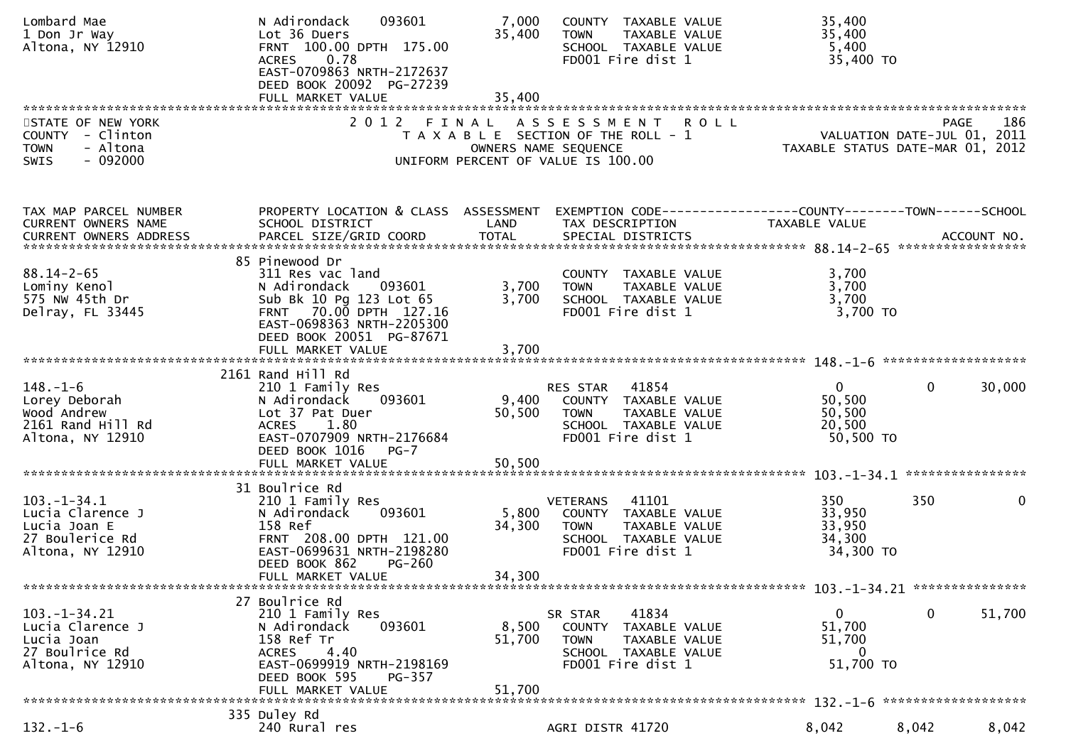```
Lombard Mae                    N Adirondack    093601         7,000   COUNTY  TAXABLE VALUE            35,400
1 Don Jr Way                   Lot 36 Duers                  35,400   TOWN    TAXABLE VALUE            35,400
Altona, NY 12910               FRNT 100.00 DPTH 175.00                SCHOOL  TAXABLE VALUE             5,400
                               ACRES    0.78                          FD001 Fire dist 1                35,400 TO
                               EAST-0709863 NRTH-2172637
                               DEED BOOK 20092  PG-27239
                               FULL MARKET VALUE             35,400
******************************************************************************************************************************************
STATE OF NEW YORK                   2 0 1 2   F I N A L   A S S E S S M E N T   R O L L                                    PAGE    186
COUNTY  - Clinton                       T A X A B L E  SECTION OF THE ROLL - 1                        VALUATION DATE-JUL 01, 2011
TOWN    - Altona                              OWNERS NAME SEQUENCE                              TAXABLE STATUS DATE-MAR 01, 2012
SWIS    - 092000                       UNIFORM PERCENT OF VALUE IS 100.00


TAX MAP PARCEL NUMBER          PROPERTY LOCATION & CLASS  ASSESSMENT  EXEMPTION CODE------------------COUNTY--------TOWN------SCHOOL
CURRENT OWNERS NAME            SCHOOL DISTRICT               LAND     TAX DESCRIPTION              TAXABLE VALUE
CURRENT OWNERS ADDRESS         PARCEL SIZE/GRID COORD        TOTAL    SPECIAL DISTRICTS                                  ACCOUNT NO.
******************************************************************************************************* 88.14-2-65 *****************
                               85 Pinewood Dr
88.14-2-65                     311 Res vac land                       COUNTY  TAXABLE VALUE             3,700
Lominy Kenol                   N Adirondack    093601         3,700   TOWN    TAXABLE VALUE             3,700
575 NW 45th Dr                 Sub Bk 10 Pg 123 Lot 65        3,700   SCHOOL  TAXABLE VALUE             3,700
Delray, FL 33445               FRNT  70.00 DPTH 127.16                FD001 Fire dist 1                 3,700 TO
                               EAST-0698363 NRTH-2205300
                               DEED BOOK 20051  PG-87671
                               FULL MARKET VALUE              3,700
******************************************************************************************************* 148.-1-6 *******************
                               2161 Rand Hill Rd
148.-1-6                       210 1 Family Res                       RES STAR    41854                  0              0      30,000
Lorey Deborah                  N Adirondack    093601         9,400   COUNTY  TAXABLE VALUE            50,500
Wood Andrew                    Lot 37 Pat Duer               50,500   TOWN    TAXABLE VALUE            50,500
2161 Rand Hill Rd              ACRES    1.80                          SCHOOL  TAXABLE VALUE            20,500
Altona, NY 12910               EAST-0707909 NRTH-2176684              FD001 Fire dist 1                50,500 TO
                               DEED BOOK 1016   PG-7
                               FULL MARKET VALUE             50,500
******************************************************************************************************* 103.-1-34.1 ****************
                               31 Boulrice Rd
103.-1-34.1                    210 1 Family Res                       VETERANS    41101                350            350           0
Lucia Clarence J               N Adirondack    093601         5,800   COUNTY  TAXABLE VALUE            33,950
Lucia Joan E                   158 Ref                       34,300   TOWN    TAXABLE VALUE            33,950
27 Boulerice Rd                FRNT 208.00 DPTH 121.00                SCHOOL  TAXABLE VALUE            34,300
Altona, NY 12910               EAST-0699631 NRTH-2198280              FD001 Fire dist 1                34,300 TO
                               DEED BOOK 862    PG-260
                               FULL MARKET VALUE             34,300
******************************************************************************************************* 103.-1-34.21 ***************
                               27 Boulrice Rd
103.-1-34.21                   210 1 Family Res                       SR STAR     41834                  0              0      51,700
Lucia Clarence J               N Adirondack    093601         8,500   COUNTY  TAXABLE VALUE            51,700
Lucia Joan                     158 Ref Tr                    51,700   TOWN    TAXABLE VALUE            51,700
27 Boulrice Rd                 ACRES    4.40                          SCHOOL  TAXABLE VALUE                 0
Altona, NY 12910               EAST-0699919 NRTH-2198169              FD001 Fire dist 1                51,700 TO
                               DEED BOOK 595    PG-357
                               FULL MARKET VALUE             51,700
******************************************************************************************************* 132.-1-6 *******************
                               335 Duley Rd
132.-1-6                       240 Rural res                          AGRI DISTR 41720               8,042          8,042       8,042
```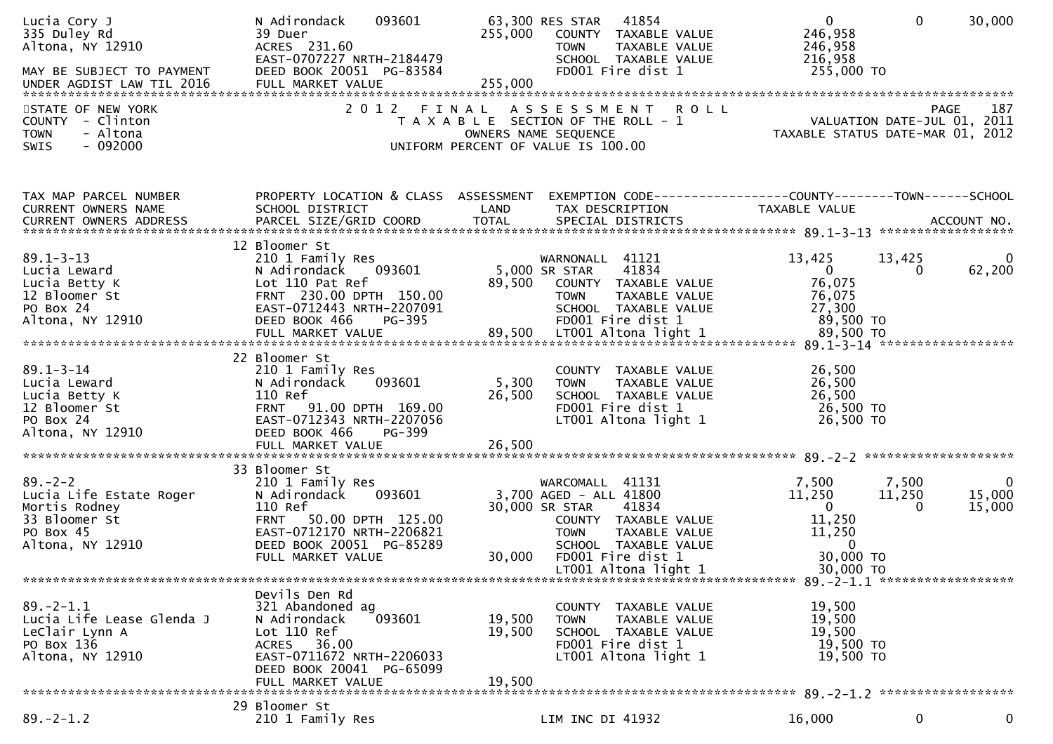```
Lucia Cory J                  N Adirondack     093601          63,300 RES STAR    41854                     0             0        30,000
335 Duley Rd                  39 Duer                          255,000    COUNTY  TAXABLE VALUE         246,958
Altona, NY 12910              ACRES  231.60                               TOWN    TAXABLE VALUE         246,958
                              EAST-0707227 NRTH-2184479                   SCHOOL  TAXABLE VALUE         216,958
MAY BE SUBJECT TO PAYMENT     DEED BOOK 20051  PG-83584                   FD001 Fire dist 1              255,000 TO
UNDER AGDIST LAW TIL 2016     FULL MARKET VALUE                255,000
************************************************************************************************************************************
STATE OF NEW YORK                 2 0 1 2   F I N A L   A S S E S S M E N T   R O L L                                   PAGE    187
COUNTY  - Clinton                    T A X A B L E  SECTION OF THE ROLL - 1                        VALUATION DATE-JUL 01, 2011
TOWN    - Altona                            OWNERS NAME SEQUENCE                              TAXABLE STATUS DATE-MAR 01, 2012
SWIS    - 092000                     UNIFORM PERCENT OF VALUE IS 100.00


TAX MAP PARCEL NUMBER         PROPERTY LOCATION & CLASS  ASSESSMENT  EXEMPTION CODE------------------COUNTY--------TOWN------SCHOOL
CURRENT OWNERS NAME           SCHOOL DISTRICT               LAND      TAX DESCRIPTION               TAXABLE VALUE
CURRENT OWNERS ADDRESS        PARCEL SIZE/GRID COORD        TOTAL     SPECIAL DISTRICTS                                  ACCOUNT NO.
******************************************************************************************************* 89.1-3-13 ******************
                              12 Bloomer St
89.1-3-13                     210 1 Family Res                        WARNONALL  41121               13,425       13,425            0
Lucia Leward                  N Adirondack     093601          5,000 SR STAR     41834                    0            0       62,200
Lucia Betty K                 Lot 110 Pat Ref                 89,500    COUNTY  TAXABLE VALUE          76,075
12 Bloomer St                 FRNT  230.00 DPTH  150.00                 TOWN    TAXABLE VALUE          76,075
PO Box 24                     EAST-0712443 NRTH-2207091                 SCHOOL  TAXABLE VALUE          27,300
Altona, NY 12910              DEED BOOK 466     PG-395                  FD001 Fire dist 1               89,500 TO
                              FULL MARKET VALUE               89,500    LT001 Altona light 1            89,500 TO
******************************************************************************************************* 89.1-3-14 ******************
                              22 Bloomer St
89.1-3-14                     210 1 Family Res                          COUNTY  TAXABLE VALUE          26,500
Lucia Leward                  N Adirondack     093601          5,300    TOWN    TAXABLE VALUE          26,500
Lucia Betty K                 110 Ref                         26,500    SCHOOL  TAXABLE VALUE          26,500
12 Bloomer St                 FRNT   91.00 DPTH  169.00                 FD001 Fire dist 1               26,500 TO
PO Box 24                     EAST-0712343 NRTH-2207056                 LT001 Altona light 1            26,500 TO
Altona, NY 12910              DEED BOOK 466     PG-399
                              FULL MARKET VALUE               26,500
******************************************************************************************************* 89.-2-2 ********************
                              33 Bloomer St
89.-2-2                       210 1 Family Res                        WARCOMALL  41131                7,500        7,500            0
Lucia Life Estate Roger       N Adirondack     093601          3,700 AGED - ALL 41800                11,250       11,250       15,000
Mortis Rodney                 110 Ref                         30,000 SR STAR     41834                    0            0       15,000
33 Bloomer St                 FRNT   50.00 DPTH  125.00                 COUNTY  TAXABLE VALUE          11,250
PO Box 45                     EAST-0712170 NRTH-2206821                 TOWN    TAXABLE VALUE          11,250
Altona, NY 12910              DEED BOOK 20051  PG-85289                 SCHOOL  TAXABLE VALUE               0
                              FULL MARKET VALUE               30,000    FD001 Fire dist 1               30,000 TO
                                                                        LT001 Altona light 1            30,000 TO
******************************************************************************************************* 89.-2-1.1 ******************
                              Devils Den Rd
89.-2-1.1                     321 Abandoned ag                          COUNTY  TAXABLE VALUE          19,500
Lucia Life Lease Glenda J     N Adirondack     093601         19,500    TOWN    TAXABLE VALUE          19,500
LeClair Lynn A                Lot 110 Ref                     19,500    SCHOOL  TAXABLE VALUE          19,500
PO Box 136                    ACRES   36.00                             FD001 Fire dist 1               19,500 TO
Altona, NY 12910              EAST-0711672 NRTH-2206033                 LT001 Altona light 1            19,500 TO
                              DEED BOOK 20041  PG-65099
                              FULL MARKET VALUE               19,500
******************************************************************************************************* 89.-2-1.2 ******************
                              29 Bloomer St
89.-2-1.2                     210 1 Family Res                        LIM INC DI 41932               16,000            0            0
```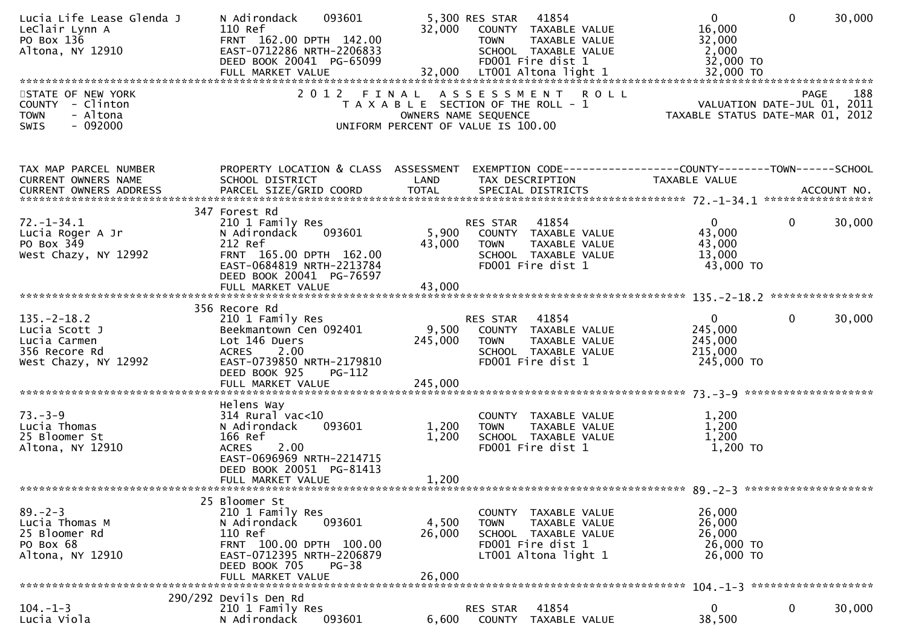```
Lucia Life Lease Glenda J     N Adirondack    093601          5,300 RES STAR   41854                       0            0      30,000
LeClair Lynn A                110 Ref                        32,000   COUNTY  TAXABLE VALUE           16,000
PO Box 136                    FRNT 162.00 DPTH 142.00                 TOWN    TAXABLE VALUE           32,000
Altona, NY 12910              EAST-0712286 NRTH-2206833               SCHOOL  TAXABLE VALUE            2,000
                              DEED BOOK 20041  PG-65099               FD001 Fire dist 1               32,000 TO
                              FULL MARKET VALUE              32,000   LT001 Altona light 1            32,000 TO
******************************************************************************************************************************************
STATE OF NEW YORK                    2 0 1 2   F I N A L   A S S E S S M E N T   R O L L                                 PAGE    188
COUNTY  - Clinton                          T A X A B L E  SECTION OF THE ROLL - 1                      VALUATION DATE-JUL 01, 2011
TOWN    - Altona                                  OWNERS NAME SEQUENCE                          TAXABLE STATUS DATE-MAR 01, 2012
SWIS    - 092000                          UNIFORM PERCENT OF VALUE IS 100.00


TAX MAP PARCEL NUMBER          PROPERTY LOCATION & CLASS  ASSESSMENT  EXEMPTION CODE------------------COUNTY--------TOWN------SCHOOL
CURRENT OWNERS NAME            SCHOOL DISTRICT               LAND      TAX DESCRIPTION              TAXABLE VALUE
CURRENT OWNERS ADDRESS         PARCEL SIZE/GRID COORD        TOTAL     SPECIAL DISTRICTS                                   ACCOUNT NO.
*************************************************************************************************** 72.-1-34.1 *****************
                            347 Forest Rd
72.-1-34.1                    210 1 Family Res                        RES STAR   41854                       0            0      30,000
Lucia Roger A Jr              N Adirondack    093601          5,900   COUNTY  TAXABLE VALUE           43,000
PO Box 349                    212 Ref                        43,000   TOWN    TAXABLE VALUE           43,000
West Chazy, NY 12992          FRNT 165.00 DPTH 162.00                 SCHOOL  TAXABLE VALUE           13,000
                              EAST-0684819 NRTH-2213784               FD001 Fire dist 1               43,000 TO
                              DEED BOOK 20041  PG-76597
                              FULL MARKET VALUE              43,000
*************************************************************************************************** 135.-2-18.2 ****************
                            356 Recore Rd
135.-2-18.2                   210 1 Family Res                        RES STAR   41854                       0            0      30,000
Lucia Scott J                 Beekmantown Cen 092401          9,500   COUNTY  TAXABLE VALUE          245,000
Lucia Carmen                  Lot 146 Duers                 245,000   TOWN    TAXABLE VALUE          245,000
356 Recore Rd                 ACRES    2.00                           SCHOOL  TAXABLE VALUE          215,000
West Chazy, NY 12992          EAST-0739850 NRTH-2179810               FD001 Fire dist 1              245,000 TO
                              DEED BOOK 925    PG-112
                              FULL MARKET VALUE             245,000
*************************************************************************************************** 73.-3-9 ********************
                              Helens Way
73.-3-9                       314 Rural vac<10                        COUNTY  TAXABLE VALUE            1,200
Lucia Thomas                  N Adirondack    093601          1,200   TOWN    TAXABLE VALUE            1,200
25 Bloomer St                 166 Ref                         1,200   SCHOOL  TAXABLE VALUE            1,200
Altona, NY 12910              ACRES    2.00                           FD001 Fire dist 1                1,200 TO
                              EAST-0696969 NRTH-2214715
                              DEED BOOK 20051  PG-81413
                              FULL MARKET VALUE               1,200
*************************************************************************************************** 89.-2-3 ********************
                            25 Bloomer St
89.-2-3                       210 1 Family Res                        COUNTY  TAXABLE VALUE           26,000
Lucia Thomas M                N Adirondack    093601          4,500   TOWN    TAXABLE VALUE           26,000
25 Bloomer Rd                 110 Ref                        26,000   SCHOOL  TAXABLE VALUE           26,000
PO Box 68                     FRNT 100.00 DPTH 100.00                 FD001 Fire dist 1               26,000 TO
Altona, NY 12910              EAST-0712395 NRTH-2206879               LT001 Altona light 1            26,000 TO
                              DEED BOOK 705    PG-38
                              FULL MARKET VALUE              26,000
*************************************************************************************************** 104.-1-3 *******************
                        290/292 Devils Den Rd
104.-1-3                      210 1 Family Res                        RES STAR   41854                       0            0      30,000
Lucia Viola                   N Adirondack    093601          6,600   COUNTY  TAXABLE VALUE           38,500
```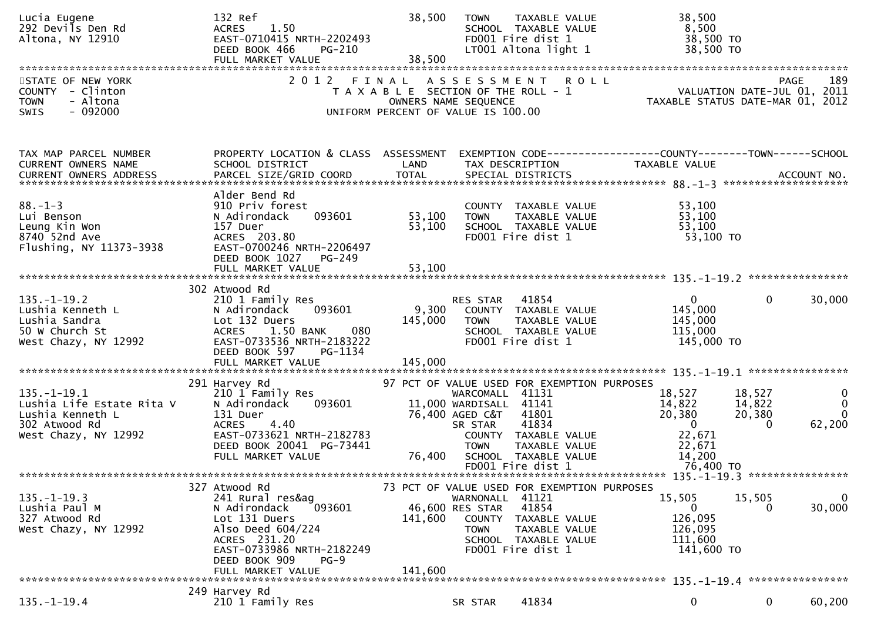```
Lucia Eugene                   132 Ref                          38,500   TOWN    TAXABLE VALUE               38,500
292 Devils Den Rd              ACRES    1.50                             SCHOOL  TAXABLE VALUE                8,500
Altona, NY 12910               EAST-0710415 NRTH-2202493                 FD001 Fire dist 1                   38,500 TO
                               DEED BOOK 466    PG-210                   LT001 Altona light 1                38,500 TO
                               FULL MARKET VALUE                38,500
******************************************************************************************************************************
```

STATE OF NEW YORK — 2 0 1 2 F I N A L A S S E S S M E N T R O L L — PAGE 189
COUNTY - Clinton — T A X A B L E SECTION OF THE ROLL - 1 — VALUATION DATE-JUL 01, 2011
TOWN - Altona — OWNERS NAME SEQUENCE — TAXABLE STATUS DATE-MAR 01, 2012
SWIS - 092000 — UNIFORM PERCENT OF VALUE IS 100.00

```
TAX MAP PARCEL NUMBER          PROPERTY LOCATION & CLASS  ASSESSMENT  EXEMPTION CODE------------------COUNTY--------TOWN------SCHOOL
CURRENT OWNERS NAME            SCHOOL DISTRICT               LAND      TAX DESCRIPTION              TAXABLE VALUE
CURRENT OWNERS ADDRESS         PARCEL SIZE/GRID COORD        TOTAL     SPECIAL DISTRICTS                                  ACCOUNT NO.
******************************************************************************************************* 88.-1-3 ********************
                               Alder Bend Rd
88.-1-3                        910 Priv forest                           COUNTY  TAXABLE VALUE               53,100
Lui Benson                     N Adirondack     093601      53,100       TOWN    TAXABLE VALUE               53,100
Leung Kin Won                  157 Duer                     53,100       SCHOOL  TAXABLE VALUE               53,100
8740 52nd Ave                  ACRES  203.80                             FD001 Fire dist 1                   53,100 TO
Flushing, NY 11373-3938        EAST-0700246 NRTH-2206497
                               DEED BOOK 1027   PG-249
                               FULL MARKET VALUE            53,100
******************************************************************************************************* 135.-1-19.2 ****************
                               302 Atwood Rd
135.-1-19.2                    210 1 Family Res                          RES STAR   41854                    0            0     30,000
Lushia Kenneth L               N Adirondack     093601       9,300       COUNTY  TAXABLE VALUE              145,000
Lushia Sandra                  Lot 132 Duers               145,000       TOWN    TAXABLE VALUE              145,000
50 W Church St                 ACRES    1.50 BANK     080                SCHOOL  TAXABLE VALUE              115,000
West Chazy, NY 12992           EAST-0733536 NRTH-2183222                 FD001 Fire dist 1                  145,000 TO
                               DEED BOOK 597    PG-1134
                               FULL MARKET VALUE           145,000
******************************************************************************************************* 135.-1-19.1 ****************
                               291 Harvey Rd                    97 PCT OF VALUE USED FOR EXEMPTION PURPOSES
135.-1-19.1                    210 1 Family Res                          WARCOMALL  41131               18,527       18,527          0
Lushia Life Estate Rita V      N Adirondack     093601          11,000   WARDISALL  41141               14,822       14,822          0
Lushia Kenneth L               131 Duer                         76,400   AGED C&T   41801               20,380       20,380          0
302 Atwood Rd                  ACRES    4.40                             SR STAR    41834                    0            0     62,200
West Chazy, NY 12992           EAST-0733621 NRTH-2182783                 COUNTY  TAXABLE VALUE               22,671
                               DEED BOOK 20041  PG-73441                 TOWN    TAXABLE VALUE               22,671
                               FULL MARKET VALUE            76,400       SCHOOL  TAXABLE VALUE               14,200
                                                                         FD001 Fire dist 1                   76,400 TO
******************************************************************************************************* 135.-1-19.3 ****************
                               327 Atwood Rd                    73 PCT OF VALUE USED FOR EXEMPTION PURPOSES
135.-1-19.3                    241 Rural res&ag                          WARNONALL  41121               15,505       15,505          0
Lushia Paul M                  N Adirondack     093601          46,600   RES STAR   41854                    0            0     30,000
327 Atwood Rd                  Lot 131 Duers               141,600       COUNTY  TAXABLE VALUE              126,095
West Chazy, NY 12992           Also Deed 604/224                         TOWN    TAXABLE VALUE              126,095
                               ACRES  231.20                             SCHOOL  TAXABLE VALUE              111,600
                               EAST-0733986 NRTH-2182249                 FD001 Fire dist 1                  141,600 TO
                               DEED BOOK 909    PG-9
                               FULL MARKET VALUE           141,600
******************************************************************************************************* 135.-1-19.4 ****************
                               249 Harvey Rd
135.-1-19.4                    210 1 Family Res                          SR STAR    41834                    0            0     60,200
```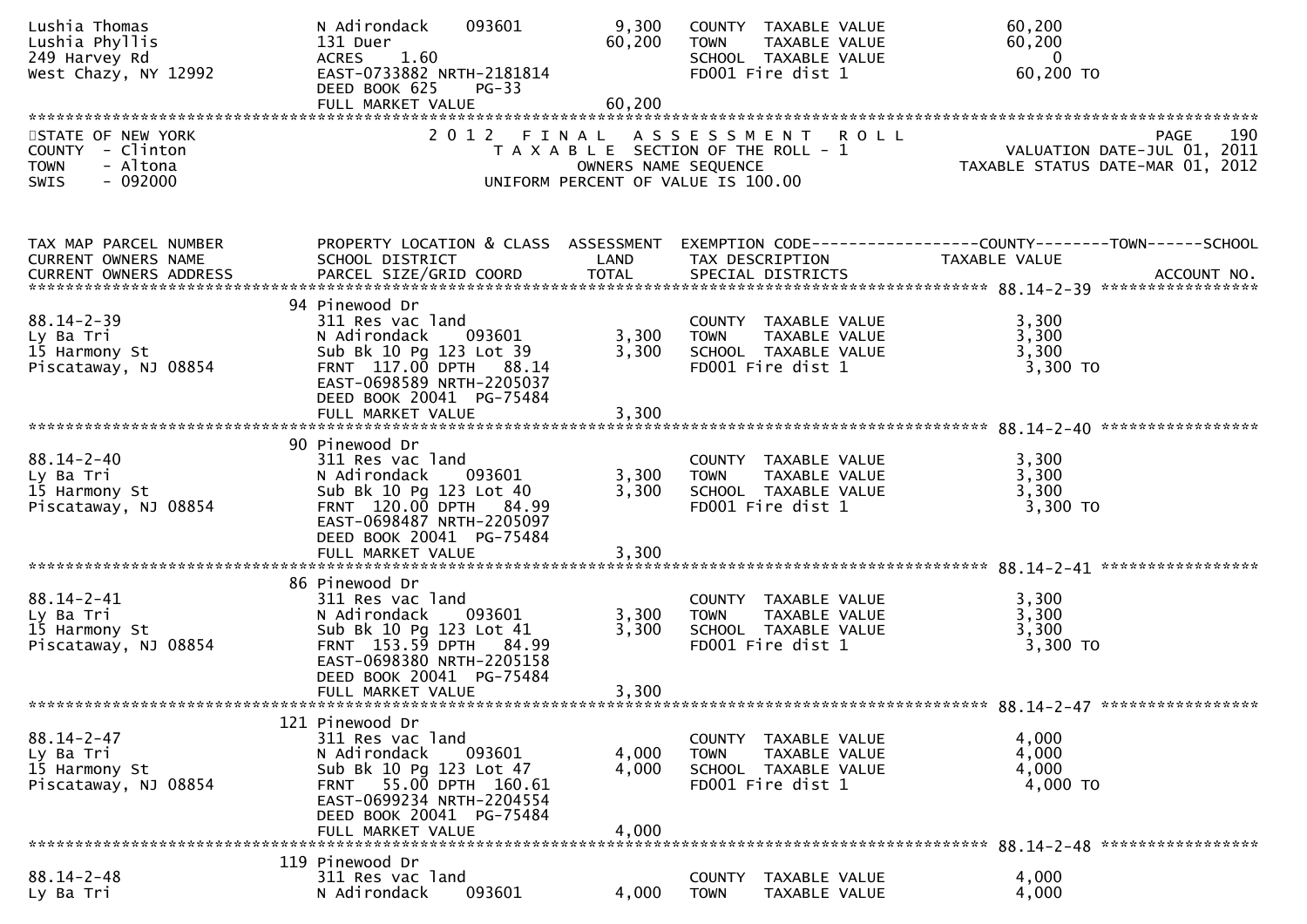```
Lushia Thomas                  N Adirondack    093601          9,300   COUNTY  TAXABLE VALUE             60,200
Lushia Phyllis                 131 Duer                       60,200   TOWN    TAXABLE VALUE             60,200
249 Harvey Rd                  ACRES    1.60                           SCHOOL  TAXABLE VALUE                  0
West Chazy, NY 12992           EAST-0733882 NRTH-2181814               FD001 Fire dist 1                 60,200 TO
                               DEED BOOK 625     PG-33
                               FULL MARKET VALUE              60,200
******************************************************************************************************************************
```

STATE OF NEW YORK / COUNTY - Clinton / TOWN - Altona / SWIS - 092000

2 0 1 2 F I N A L A S S E S S M E N T R O L L
T A X A B L E SECTION OF THE ROLL - 1
OWNERS NAME SEQUENCE
UNIFORM PERCENT OF VALUE IS 100.00

PAGE 190
VALUATION DATE-JUL 01, 2011
TAXABLE STATUS DATE-MAR 01, 2012

```
TAX MAP PARCEL NUMBER          PROPERTY LOCATION & CLASS  ASSESSMENT  EXEMPTION CODE------------------COUNTY--------TOWN------SCHOOL
CURRENT OWNERS NAME            SCHOOL DISTRICT               LAND      TAX DESCRIPTION             TAXABLE VALUE
CURRENT OWNERS ADDRESS         PARCEL SIZE/GRID COORD        TOTAL     SPECIAL DISTRICTS                                 ACCOUNT NO.
****************************************************************************************************** 88.14-2-39 ******************
                               94 Pinewood Dr
88.14-2-39                     311 Res vac land                        COUNTY  TAXABLE VALUE              3,300
Ly Ba Tri                      N Adirondack    093601          3,300   TOWN    TAXABLE VALUE              3,300
15 Harmony St                  Sub Bk 10 Pg 123 Lot 39         3,300   SCHOOL  TAXABLE VALUE              3,300
Piscataway, NJ 08854           FRNT 117.00 DPTH   88.14                FD001 Fire dist 1                  3,300 TO
                               EAST-0698589 NRTH-2205037
                               DEED BOOK 20041  PG-75484
                               FULL MARKET VALUE               3,300
****************************************************************************************************** 88.14-2-40 ******************
                               90 Pinewood Dr
88.14-2-40                     311 Res vac land                        COUNTY  TAXABLE VALUE              3,300
Ly Ba Tri                      N Adirondack    093601          3,300   TOWN    TAXABLE VALUE              3,300
15 Harmony St                  Sub Bk 10 Pg 123 Lot 40         3,300   SCHOOL  TAXABLE VALUE              3,300
Piscataway, NJ 08854           FRNT 120.00 DPTH   84.99                FD001 Fire dist 1                  3,300 TO
                               EAST-0698487 NRTH-2205097
                               DEED BOOK 20041  PG-75484
                               FULL MARKET VALUE               3,300
****************************************************************************************************** 88.14-2-41 ******************
                               86 Pinewood Dr
88.14-2-41                     311 Res vac land                        COUNTY  TAXABLE VALUE              3,300
Ly Ba Tri                      N Adirondack    093601          3,300   TOWN    TAXABLE VALUE              3,300
15 Harmony St                  Sub Bk 10 Pg 123 Lot 41         3,300   SCHOOL  TAXABLE VALUE              3,300
Piscataway, NJ 08854           FRNT 153.59 DPTH   84.99                FD001 Fire dist 1                  3,300 TO
                               EAST-0698380 NRTH-2205158
                               DEED BOOK 20041  PG-75484
                               FULL MARKET VALUE               3,300
****************************************************************************************************** 88.14-2-47 ******************
                               121 Pinewood Dr
88.14-2-47                     311 Res vac land                        COUNTY  TAXABLE VALUE              4,000
Ly Ba Tri                      N Adirondack    093601          4,000   TOWN    TAXABLE VALUE              4,000
15 Harmony St                  Sub Bk 10 Pg 123 Lot 47         4,000   SCHOOL  TAXABLE VALUE              4,000
Piscataway, NJ 08854           FRNT  55.00 DPTH  160.61                FD001 Fire dist 1                  4,000 TO
                               EAST-0699234 NRTH-2204554
                               DEED BOOK 20041  PG-75484
                               FULL MARKET VALUE               4,000
****************************************************************************************************** 88.14-2-48 ******************
                               119 Pinewood Dr
88.14-2-48                     311 Res vac land                        COUNTY  TAXABLE VALUE              4,000
Ly Ba Tri                      N Adirondack    093601          4,000   TOWN    TAXABLE VALUE              4,000
```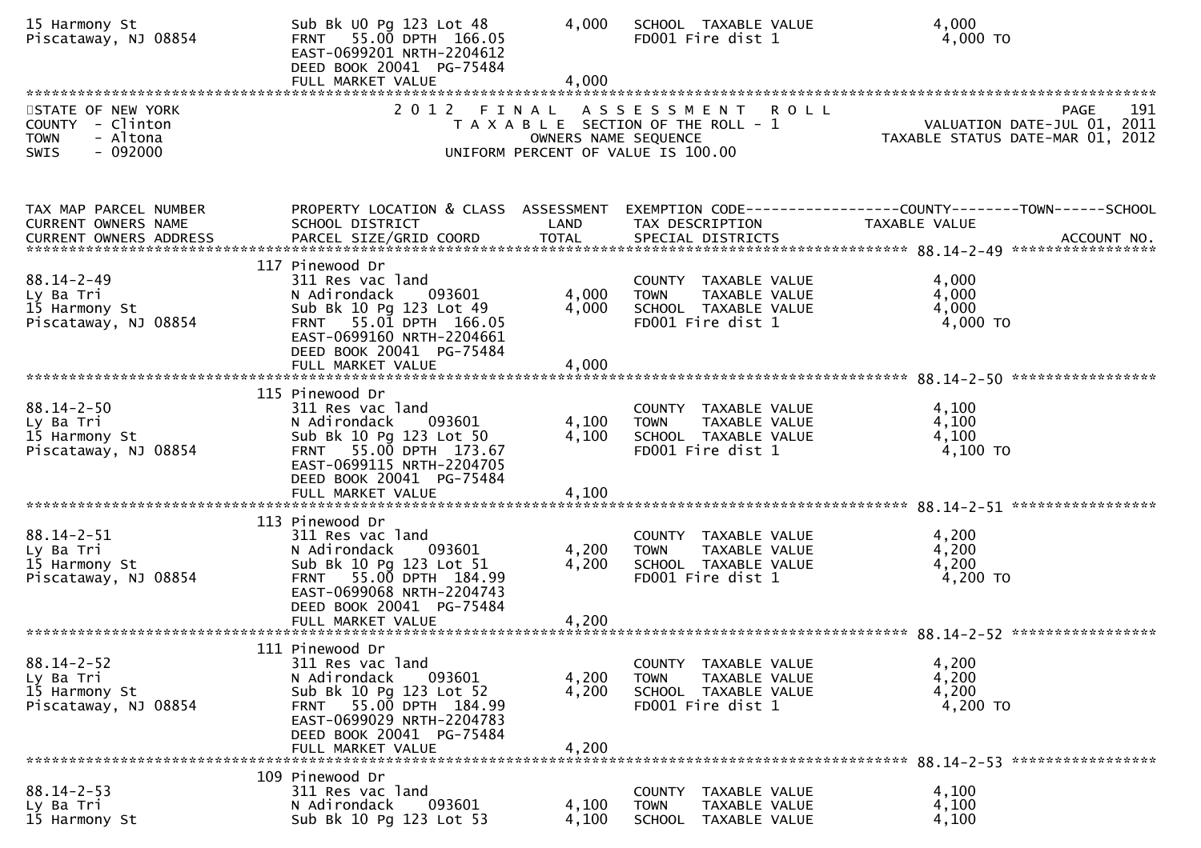| | | | | |
|---|---|---|---|---|
| 15 Harmony St | Sub Bk U0 Pg 123 Lot 48 | 4,000 | SCHOOL TAXABLE VALUE | 4,000 |
| Piscataway, NJ 08854 | FRNT 55.00 DPTH 166.05 | | FD001 Fire dist 1 | 4,000 TO |
| | EAST-0699201 NRTH-2204612 | | | |
| | DEED BOOK 20041 PG-75484 | | | |
| | FULL MARKET VALUE | 4,000 | | |

STATE OF NEW YORK
COUNTY - Clinton
TOWN - Altona
SWIS - 092000

2 0 1 2 F I N A L A S S E S S M E N T R O L L
T A X A B L E SECTION OF THE ROLL - 1
OWNERS NAME SEQUENCE
UNIFORM PERCENT OF VALUE IS 100.00

PAGE 191
VALUATION DATE-JUL 01, 2011
TAXABLE STATUS DATE-MAR 01, 2012

| TAX MAP PARCEL NUMBER / CURRENT OWNERS NAME / CURRENT OWNERS ADDRESS | PROPERTY LOCATION & CLASS / SCHOOL DISTRICT / PARCEL SIZE/GRID COORD | ASSESSMENT LAND / TOTAL | EXEMPTION CODE / TAX DESCRIPTION / SPECIAL DISTRICTS | COUNTY / TOWN / SCHOOL TAXABLE VALUE | ACCOUNT NO. |
|---|---|---|---|---|---|
| **88.14-2-49** | 117 Pinewood Dr | | | | |
| 88.14-2-49 | 311 Res vac land | | COUNTY TAXABLE VALUE | 4,000 | |
| Ly Ba Tri | N Adirondack 093601 | 4,000 | TOWN TAXABLE VALUE | 4,000 | |
| 15 Harmony St | Sub Bk 10 Pg 123 Lot 49 | 4,000 | SCHOOL TAXABLE VALUE | 4,000 | |
| Piscataway, NJ 08854 | FRNT 55.01 DPTH 166.05 | | FD001 Fire dist 1 | 4,000 TO | |
| | EAST-0699160 NRTH-2204661 | | | | |
| | DEED BOOK 20041 PG-75484 | | | | |
| | FULL MARKET VALUE | 4,000 | | | |
| **88.14-2-50** | 115 Pinewood Dr | | | | |
| 88.14-2-50 | 311 Res vac land | | COUNTY TAXABLE VALUE | 4,100 | |
| Ly Ba Tri | N Adirondack 093601 | 4,100 | TOWN TAXABLE VALUE | 4,100 | |
| 15 Harmony St | Sub Bk 10 Pg 123 Lot 50 | 4,100 | SCHOOL TAXABLE VALUE | 4,100 | |
| Piscataway, NJ 08854 | FRNT 55.00 DPTH 173.67 | | FD001 Fire dist 1 | 4,100 TO | |
| | EAST-0699115 NRTH-2204705 | | | | |
| | DEED BOOK 20041 PG-75484 | | | | |
| | FULL MARKET VALUE | 4,100 | | | |
| **88.14-2-51** | 113 Pinewood Dr | | | | |
| 88.14-2-51 | 311 Res vac land | | COUNTY TAXABLE VALUE | 4,200 | |
| Ly Ba Tri | N Adirondack 093601 | 4,200 | TOWN TAXABLE VALUE | 4,200 | |
| 15 Harmony St | Sub Bk 10 Pg 123 Lot 51 | 4,200 | SCHOOL TAXABLE VALUE | 4,200 | |
| Piscataway, NJ 08854 | FRNT 55.00 DPTH 184.99 | | FD001 Fire dist 1 | 4,200 TO | |
| | EAST-0699068 NRTH-2204743 | | | | |
| | DEED BOOK 20041 PG-75484 | | | | |
| | FULL MARKET VALUE | 4,200 | | | |
| **88.14-2-52** | 111 Pinewood Dr | | | | |
| 88.14-2-52 | 311 Res vac land | | COUNTY TAXABLE VALUE | 4,200 | |
| Ly Ba Tri | N Adirondack 093601 | 4,200 | TOWN TAXABLE VALUE | 4,200 | |
| 15 Harmony St | Sub Bk 10 Pg 123 Lot 52 | 4,200 | SCHOOL TAXABLE VALUE | 4,200 | |
| Piscataway, NJ 08854 | FRNT 55.00 DPTH 184.99 | | FD001 Fire dist 1 | 4,200 TO | |
| | EAST-0699029 NRTH-2204783 | | | | |
| | DEED BOOK 20041 PG-75484 | | | | |
| | FULL MARKET VALUE | 4,200 | | | |
| **88.14-2-53** | 109 Pinewood Dr | | | | |
| 88.14-2-53 | 311 Res vac land | | COUNTY TAXABLE VALUE | 4,100 | |
| Ly Ba Tri | N Adirondack 093601 | 4,100 | TOWN TAXABLE VALUE | 4,100 | |
| 15 Harmony St | Sub Bk 10 Pg 123 Lot 53 | 4,100 | SCHOOL TAXABLE VALUE | 4,100 | |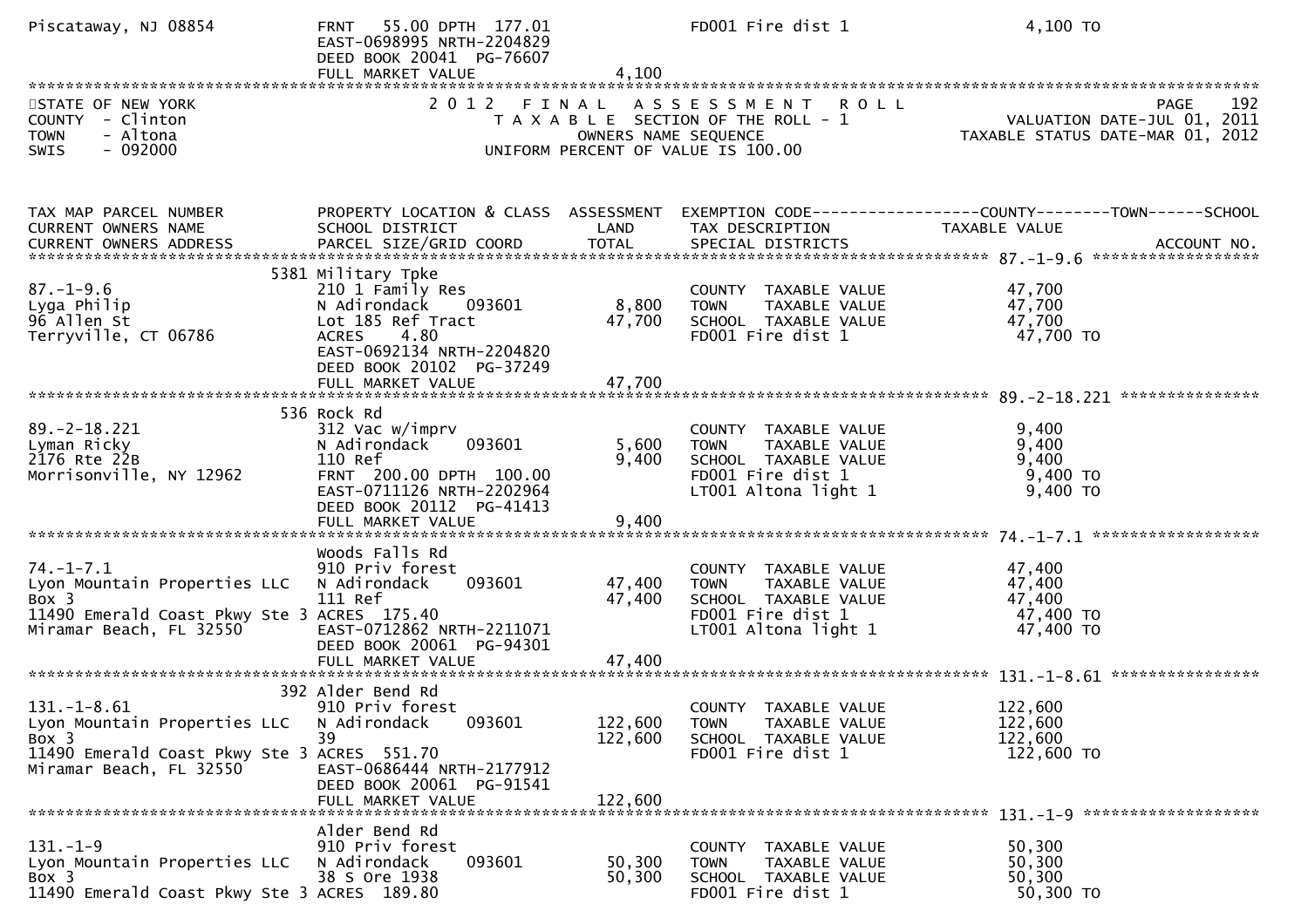```
Piscataway, NJ 08854           FRNT   55.00 DPTH  177.01                 FD001 Fire dist 1                 4,100 TO
                               EAST-0698995 NRTH-2204829
                               DEED BOOK 20041  PG-76607
                               FULL MARKET VALUE                 4,100
******************************************************************************************************************************************
STATE OF NEW YORK                  2 0 1 2   F I N A L   A S S E S S M E N T   R O L L                                        PAGE    192
COUNTY  - Clinton                     T A X A B L E  SECTION OF THE ROLL - 1                                 VALUATION DATE-JUL 01, 2011
TOWN    - Altona                              OWNERS NAME SEQUENCE                                      TAXABLE STATUS DATE-MAR 01, 2012
SWIS    - 092000                       UNIFORM PERCENT OF VALUE IS 100.00


TAX MAP PARCEL NUMBER          PROPERTY LOCATION & CLASS  ASSESSMENT  EXEMPTION CODE------------------COUNTY--------TOWN------SCHOOL
CURRENT OWNERS NAME            SCHOOL DISTRICT               LAND      TAX DESCRIPTION                TAXABLE VALUE
CURRENT OWNERS ADDRESS         PARCEL SIZE/GRID COORD       TOTAL      SPECIAL DISTRICTS                                      ACCOUNT NO.
****************************************************************************************************** 87.-1-9.6 ******************
                          5381 Military Tpke
87.-1-9.6                      210 1 Family Res                        COUNTY  TAXABLE VALUE            47,700
Lyga Philip                    N Adirondack     093601        8,800    TOWN    TAXABLE VALUE            47,700
96 Allen St                    Lot 185 Ref Tract             47,700    SCHOOL  TAXABLE VALUE            47,700
Terryville, CT 06786           ACRES    4.80                           FD001 Fire dist 1                 47,700 TO
                               EAST-0692134 NRTH-2204820
                               DEED BOOK 20102  PG-37249
                               FULL MARKET VALUE                47,700
****************************************************************************************************** 89.-2-18.221 ***************
                           536 Rock Rd
89.-2-18.221                   312 Vac w/imprv                         COUNTY  TAXABLE VALUE             9,400
Lyman Ricky                    N Adirondack     093601        5,600    TOWN    TAXABLE VALUE             9,400
2176 Rte 22B                   110 Ref                        9,400    SCHOOL  TAXABLE VALUE             9,400
Morrisonville, NY 12962        FRNT  200.00 DPTH  100.00               FD001 Fire dist 1                  9,400 TO
                               EAST-0711126 NRTH-2202964               LT001 Altona light 1               9,400 TO
                               DEED BOOK 20112  PG-41413
                               FULL MARKET VALUE                 9,400
****************************************************************************************************** 74.-1-7.1 ******************
                               Woods Falls Rd
74.-1-7.1                      910 Priv forest                         COUNTY  TAXABLE VALUE            47,400
Lyon Mountain Properties LLC   N Adirondack     093601       47,400    TOWN    TAXABLE VALUE            47,400
Box 3                          111 Ref                       47,400    SCHOOL  TAXABLE VALUE            47,400
11490 Emerald Coast Pkwy Ste 3 ACRES  175.40                           FD001 Fire dist 1                 47,400 TO
Miramar Beach, FL 32550        EAST-0712862 NRTH-2211071               LT001 Altona light 1              47,400 TO
                               DEED BOOK 20061  PG-94301
                               FULL MARKET VALUE                47,400
****************************************************************************************************** 131.-1-8.61 ****************
                           392 Alder Bend Rd
131.-1-8.61                    910 Priv forest                         COUNTY  TAXABLE VALUE           122,600
Lyon Mountain Properties LLC   N Adirondack     093601      122,600    TOWN    TAXABLE VALUE           122,600
Box 3                          39                           122,600    SCHOOL  TAXABLE VALUE           122,600
11490 Emerald Coast Pkwy Ste 3 ACRES  551.70                           FD001 Fire dist 1                122,600 TO
Miramar Beach, FL 32550        EAST-0686444 NRTH-2177912
                               DEED BOOK 20061  PG-91541
                               FULL MARKET VALUE               122,600
****************************************************************************************************** 131.-1-9 *******************
                               Alder Bend Rd
131.-1-9                       910 Priv forest                         COUNTY  TAXABLE VALUE            50,300
Lyon Mountain Properties LLC   N Adirondack     093601       50,300    TOWN    TAXABLE VALUE            50,300
Box 3                          38 S Ore 1938                 50,300    SCHOOL  TAXABLE VALUE            50,300
11490 Emerald Coast Pkwy Ste 3 ACRES  189.80                           FD001 Fire dist 1                 50,300 TO
```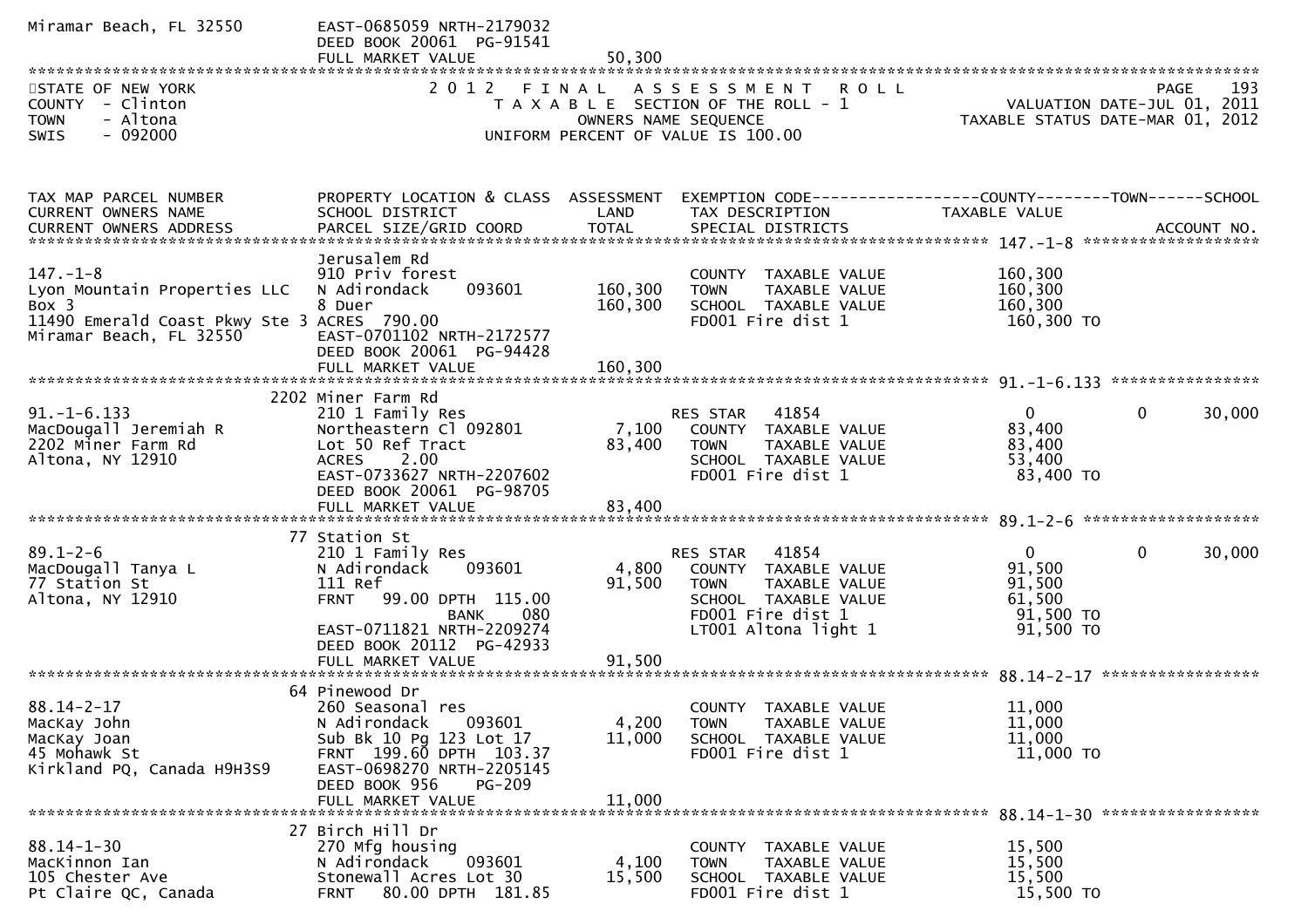Miramar Beach, FL 32550 EAST-0685059 NRTH-2179032
DEED BOOK 20061 PG-91541
FULL MARKET VALUE 50,300

STATE OF NEW YORK — 2012 FINAL ASSESSMENT ROLL
COUNTY - Clinton — TAXABLE SECTION OF THE ROLL - 1 — VALUATION DATE-JUL 01, 2011
TOWN - Altona — OWNERS NAME SEQUENCE — TAXABLE STATUS DATE-MAR 01, 2012
SWIS - 092000 — UNIFORM PERCENT OF VALUE IS 100.00

| TAX MAP PARCEL NUMBER / CURRENT OWNERS NAME / CURRENT OWNERS ADDRESS | PROPERTY LOCATION & CLASS / SCHOOL DISTRICT / PARCEL SIZE/GRID COORD | ASSESSMENT LAND / TOTAL | EXEMPTION CODE / TAX DESCRIPTION / SPECIAL DISTRICTS | COUNTY TAXABLE VALUE | TOWN | SCHOOL / ACCOUNT NO. |
|---|---|---|---|---|---|---|
| **147.-1-8** | Jerusalem Rd | | | | | |
| 147.-1-8 | 910 Priv forest | | COUNTY TAXABLE VALUE | 160,300 | | |
| Lyon Mountain Properties LLC | N Adirondack 093601 | 160,300 | TOWN TAXABLE VALUE | 160,300 | | |
| Box 3 | 8 Duer | 160,300 | SCHOOL TAXABLE VALUE | 160,300 | | |
| 11490 Emerald Coast Pkwy Ste 3 | ACRES 790.00 | | FD001 Fire dist 1 | 160,300 TO | | |
| Miramar Beach, FL 32550 | EAST-0701102 NRTH-2172577 | | | | | |
| | DEED BOOK 20061 PG-94428 | | | | | |
| | FULL MARKET VALUE | 160,300 | | | | |
| **91.-1-6.133** | 2202 Miner Farm Rd | | | | | |
| 91.-1-6.133 | 210 1 Family Res | | RES STAR 41854 | 0 | 0 | 30,000 |
| MacDougall Jeremiah R | Northeastern Cl 092801 | 7,100 | COUNTY TAXABLE VALUE | 83,400 | | |
| 2202 Miner Farm Rd | Lot 50 Ref Tract | 83,400 | TOWN TAXABLE VALUE | 83,400 | | |
| Altona, NY 12910 | ACRES 2.00 | | SCHOOL TAXABLE VALUE | 53,400 | | |
| | EAST-0733627 NRTH-2207602 | | FD001 Fire dist 1 | 83,400 TO | | |
| | DEED BOOK 20061 PG-98705 | | | | | |
| | FULL MARKET VALUE | 83,400 | | | | |
| **89.1-2-6** | 77 Station St | | | | | |
| 89.1-2-6 | 210 1 Family Res | | RES STAR 41854 | 0 | 0 | 30,000 |
| MacDougall Tanya L | N Adirondack 093601 | 4,800 | COUNTY TAXABLE VALUE | 91,500 | | |
| 77 Station St | 111 Ref | 91,500 | TOWN TAXABLE VALUE | 91,500 | | |
| Altona, NY 12910 | FRNT 99.00 DPTH 115.00 | | SCHOOL TAXABLE VALUE | 61,500 | | |
| | BANK 080 | | FD001 Fire dist 1 | 91,500 TO | | |
| | EAST-0711821 NRTH-2209274 | | LT001 Altona light 1 | 91,500 TO | | |
| | DEED BOOK 20112 PG-42933 | | | | | |
| | FULL MARKET VALUE | 91,500 | | | | |
| **88.14-2-17** | 64 Pinewood Dr | | | | | |
| 88.14-2-17 | 260 Seasonal res | | COUNTY TAXABLE VALUE | 11,000 | | |
| MacKay John | N Adirondack 093601 | 4,200 | TOWN TAXABLE VALUE | 11,000 | | |
| MacKay Joan | Sub Bk 10 Pg 123 Lot 17 | 11,000 | SCHOOL TAXABLE VALUE | 11,000 | | |
| 45 Mohawk St | FRNT 199.60 DPTH 103.37 | | FD001 Fire dist 1 | 11,000 TO | | |
| Kirkland PQ, Canada H9H3S9 | EAST-0698270 NRTH-2205145 | | | | | |
| | DEED BOOK 956 PG-209 | | | | | |
| | FULL MARKET VALUE | 11,000 | | | | |
| **88.14-1-30** | 27 Birch Hill Dr | | | | | |
| 88.14-1-30 | 270 Mfg housing | | COUNTY TAXABLE VALUE | 15,500 | | |
| MacKinnon Ian | N Adirondack 093601 | 4,100 | TOWN TAXABLE VALUE | 15,500 | | |
| 105 Chester Ave | Stonewall Acres Lot 30 | 15,500 | SCHOOL TAXABLE VALUE | 15,500 | | |
| Pt Claire QC, Canada | FRNT 80.00 DPTH 181.85 | | FD001 Fire dist 1 | 15,500 TO | | |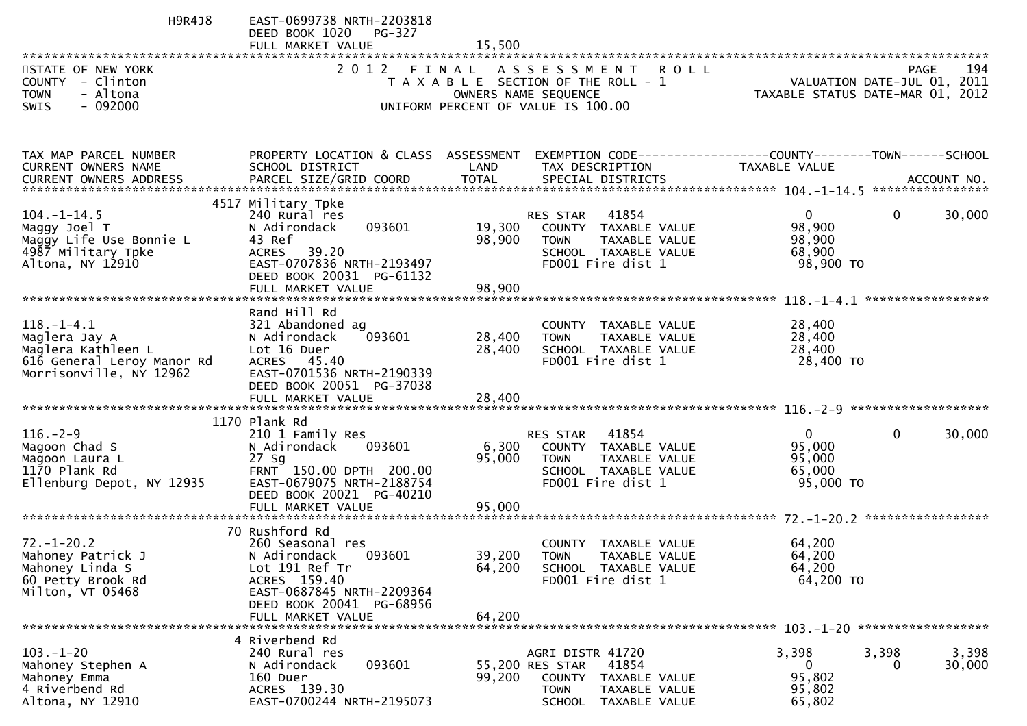H9R4J8 EAST-0699738 NRTH-2203818
DEED BOOK 1020 PG-327
FULL MARKET VALUE 15,500

STATE OF NEW YORK — 2 0 1 2 F I N A L A S S E S S M E N T R O L L
COUNTY - Clinton — T A X A B L E SECTION OF THE ROLL - 1 — VALUATION DATE-JUL 01, 2011
TOWN - Altona — OWNERS NAME SEQUENCE — TAXABLE STATUS DATE-MAR 01, 2012
SWIS - 092000 — UNIFORM PERCENT OF VALUE IS 100.00

| TAX MAP PARCEL NUMBER / CURRENT OWNERS NAME / CURRENT OWNERS ADDRESS | PROPERTY LOCATION & CLASS / SCHOOL DISTRICT / PARCEL SIZE/GRID COORD | ASSESSMENT LAND / TOTAL | EXEMPTION CODE / TAX DESCRIPTION / SPECIAL DISTRICTS | COUNTY TAXABLE VALUE | TOWN | SCHOOL / ACCOUNT NO. |
|---|---|---|---|---|---|---|
| **104.-1-14.5** | 4517 Military Tpke | | | | | |
| 104.-1-14.5 | 240 Rural res | | RES STAR 41854 | 0 | 0 | 30,000 |
| Maggy Joel T | N Adirondack 093601 | 19,300 | COUNTY TAXABLE VALUE | 98,900 | | |
| Maggy Life Use Bonnie L | 43 Ref | 98,900 | TOWN TAXABLE VALUE | 98,900 | | |
| 4987 Military Tpke | ACRES 39.20 | | SCHOOL TAXABLE VALUE | 68,900 | | |
| Altona, NY 12910 | EAST-0707836 NRTH-2193497 | | FD001 Fire dist 1 | 98,900 TO | | |
| | DEED BOOK 20031 PG-61132 | | | | | |
| | FULL MARKET VALUE | 98,900 | | | | |
| **118.-1-4.1** | Rand Hill Rd | | | | | |
| 118.-1-4.1 | 321 Abandoned ag | | COUNTY TAXABLE VALUE | 28,400 | | |
| Maglera Jay A | N Adirondack 093601 | 28,400 | TOWN TAXABLE VALUE | 28,400 | | |
| Maglera Kathleen L | Lot 16 Duer | 28,400 | SCHOOL TAXABLE VALUE | 28,400 | | |
| 616 General Leroy Manor Rd | ACRES 45.40 | | FD001 Fire dist 1 | 28,400 TO | | |
| Morrisonville, NY 12962 | EAST-0701536 NRTH-2190339 | | | | | |
| | DEED BOOK 20051 PG-37038 | | | | | |
| | FULL MARKET VALUE | 28,400 | | | | |
| **116.-2-9** | 1170 Plank Rd | | | | | |
| 116.-2-9 | 210 1 Family Res | | RES STAR 41854 | 0 | 0 | 30,000 |
| Magoon Chad S | N Adirondack 093601 | 6,300 | COUNTY TAXABLE VALUE | 95,000 | | |
| Magoon Laura L | 27 Sg | 95,000 | TOWN TAXABLE VALUE | 95,000 | | |
| 1170 Plank Rd | FRNT 150.00 DPTH 200.00 | | SCHOOL TAXABLE VALUE | 65,000 | | |
| Ellenburg Depot, NY 12935 | EAST-0679075 NRTH-2188754 | | FD001 Fire dist 1 | 95,000 TO | | |
| | DEED BOOK 20021 PG-40210 | | | | | |
| | FULL MARKET VALUE | 95,000 | | | | |
| **72.-1-20.2** | 70 Rushford Rd | | | | | |
| 72.-1-20.2 | 260 Seasonal res | | COUNTY TAXABLE VALUE | 64,200 | | |
| Mahoney Patrick J | N Adirondack 093601 | 39,200 | TOWN TAXABLE VALUE | 64,200 | | |
| Mahoney Linda S | Lot 191 Ref Tr | 64,200 | SCHOOL TAXABLE VALUE | 64,200 | | |
| 60 Petty Brook Rd | ACRES 159.40 | | FD001 Fire dist 1 | 64,200 TO | | |
| Milton, VT 05468 | EAST-0687845 NRTH-2209364 | | | | | |
| | DEED BOOK 20041 PG-68956 | | | | | |
| | FULL MARKET VALUE | 64,200 | | | | |
| **103.-1-20** | 4 Riverbend Rd | | | | | |
| 103.-1-20 | 240 Rural res | | AGRI DISTR 41720 | 3,398 | 3,398 | 3,398 |
| Mahoney Stephen A | N Adirondack 093601 | 55,200 | RES STAR 41854 | 0 | 0 | 30,000 |
| Mahoney Emma | 160 Duer | 99,200 | COUNTY TAXABLE VALUE | 95,802 | | |
| 4 Riverbend Rd | ACRES 139.30 | | TOWN TAXABLE VALUE | 95,802 | | |
| Altona, NY 12910 | EAST-0700244 NRTH-2195073 | | SCHOOL TAXABLE VALUE | 65,802 | | |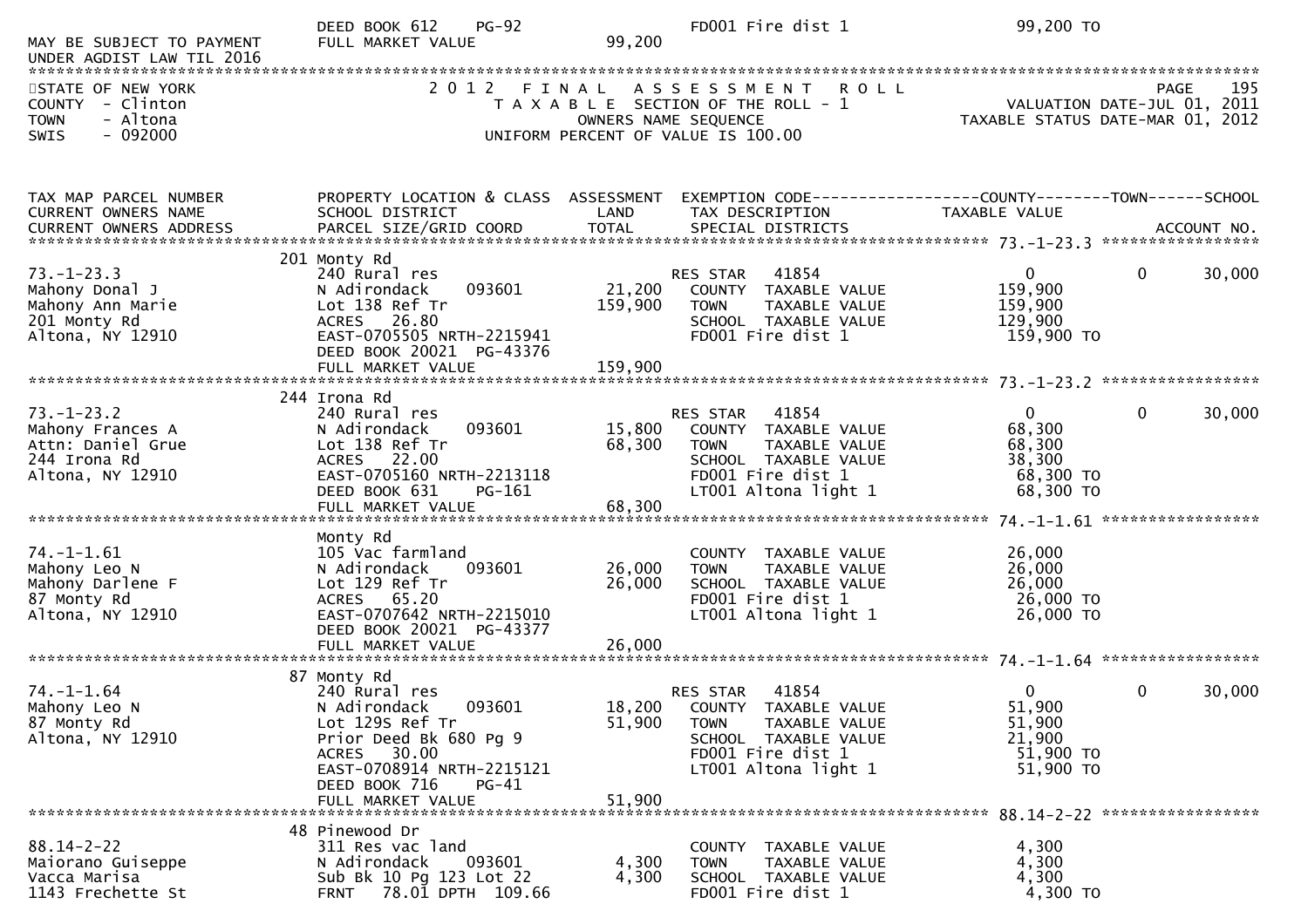| | DEED BOOK 612 PG-92 | | FD001 Fire dist 1 | 99,200 TO |
|---|---|---|---|---|
| MAY BE SUBJECT TO PAYMENT UNDER AGDIST LAW TIL 2016 | FULL MARKET VALUE | 99,200 | | |

STATE OF NEW YORK
COUNTY - Clinton
TOWN - Altona
SWIS - 092000

2 0 1 2 F I N A L A S S E S S M E N T R O L L
T A X A B L E SECTION OF THE ROLL - 1
OWNERS NAME SEQUENCE
UNIFORM PERCENT OF VALUE IS 100.00

VALUATION DATE-JUL 01, 2011
TAXABLE STATUS DATE-MAR 01, 2012

| TAX MAP PARCEL NUMBER / CURRENT OWNERS NAME / CURRENT OWNERS ADDRESS | PROPERTY LOCATION & CLASS / SCHOOL DISTRICT / PARCEL SIZE/GRID COORD | ASSESSMENT LAND / TOTAL | EXEMPTION CODE / TAX DESCRIPTION / SPECIAL DISTRICTS | COUNTY TAXABLE VALUE | TOWN | SCHOOL / ACCOUNT NO. |
|---|---|---|---|---|---|---|
| **73.-1-23.3** | 201 Monty Rd | | | | | |
| 73.-1-23.3 | 240 Rural res | | RES STAR 41854 | 0 | 0 | 30,000 |
| Mahony Donal J | N Adirondack 093601 | 21,200 | COUNTY TAXABLE VALUE | 159,900 | | |
| Mahony Ann Marie | Lot 138 Ref Tr | 159,900 | TOWN TAXABLE VALUE | 159,900 | | |
| 201 Monty Rd | ACRES 26.80 | | SCHOOL TAXABLE VALUE | 129,900 | | |
| Altona, NY 12910 | EAST-0705505 NRTH-2215941 | | FD001 Fire dist 1 | 159,900 TO | | |
| | DEED BOOK 20021 PG-43376 | | | | | |
| | FULL MARKET VALUE | 159,900 | | | | |
| **73.-1-23.2** | 244 Irona Rd | | | | | |
| 73.-1-23.2 | 240 Rural res | | RES STAR 41854 | 0 | 0 | 30,000 |
| Mahony Frances A | N Adirondack 093601 | 15,800 | COUNTY TAXABLE VALUE | 68,300 | | |
| Attn: Daniel Grue | Lot 138 Ref Tr | 68,300 | TOWN TAXABLE VALUE | 68,300 | | |
| 244 Irona Rd | ACRES 22.00 | | SCHOOL TAXABLE VALUE | 38,300 | | |
| Altona, NY 12910 | EAST-0705160 NRTH-2213118 | | FD001 Fire dist 1 | 68,300 TO | | |
| | DEED BOOK 631 PG-161 | | LT001 Altona light 1 | 68,300 TO | | |
| | FULL MARKET VALUE | 68,300 | | | | |
| **74.-1-1.61** | Monty Rd | | | | | |
| 74.-1-1.61 | 105 Vac farmland | | COUNTY TAXABLE VALUE | 26,000 | | |
| Mahony Leo N | N Adirondack 093601 | 26,000 | TOWN TAXABLE VALUE | 26,000 | | |
| Mahony Darlene F | Lot 129 Ref Tr | 26,000 | SCHOOL TAXABLE VALUE | 26,000 | | |
| 87 Monty Rd | ACRES 65.20 | | FD001 Fire dist 1 | 26,000 TO | | |
| Altona, NY 12910 | EAST-0707642 NRTH-2215010 | | LT001 Altona light 1 | 26,000 TO | | |
| | DEED BOOK 20021 PG-43377 | | | | | |
| | FULL MARKET VALUE | 26,000 | | | | |
| **74.-1-1.64** | 87 Monty Rd | | | | | |
| 74.-1-1.64 | 240 Rural res | | RES STAR 41854 | 0 | 0 | 30,000 |
| Mahony Leo N | N Adirondack 093601 | 18,200 | COUNTY TAXABLE VALUE | 51,900 | | |
| 87 Monty Rd | Lot 129S Ref Tr | 51,900 | TOWN TAXABLE VALUE | 51,900 | | |
| Altona, NY 12910 | Prior Deed Bk 680 Pg 9 | | SCHOOL TAXABLE VALUE | 21,900 | | |
| | ACRES 30.00 | | FD001 Fire dist 1 | 51,900 TO | | |
| | EAST-0708914 NRTH-2215121 | | LT001 Altona light 1 | 51,900 TO | | |
| | DEED BOOK 716 PG-41 | | | | | |
| | FULL MARKET VALUE | 51,900 | | | | |
| **88.14-2-22** | 48 Pinewood Dr | | | | | |
| 88.14-2-22 | 311 Res vac land | | COUNTY TAXABLE VALUE | 4,300 | | |
| Maiorano Guiseppe | N Adirondack 093601 | 4,300 | TOWN TAXABLE VALUE | 4,300 | | |
| Vacca Marisa | Sub Bk 10 Pg 123 Lot 22 | 4,300 | SCHOOL TAXABLE VALUE | 4,300 | | |
| 1143 Frechette St | FRNT 78.01 DPTH 109.66 | | FD001 Fire dist 1 | 4,300 TO | | |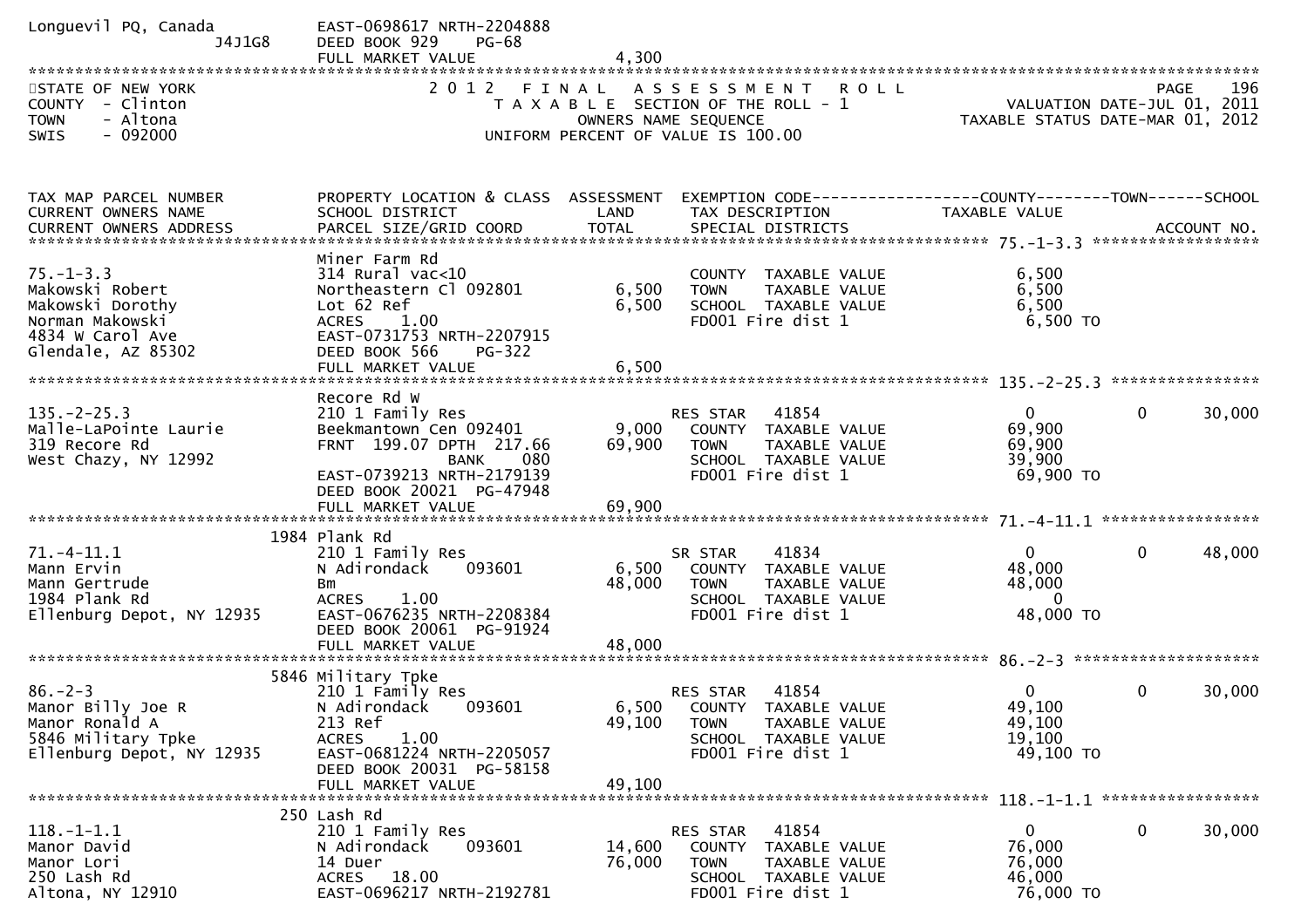Longuevil PQ, Canada
J4J1G8

EAST-0698617 NRTH-2204888
DEED BOOK 929 PG-68
FULL MARKET VALUE 4,300

STATE OF NEW YORK
COUNTY - Clinton
TOWN - Altona
SWIS - 092000

2 0 1 2 F I N A L A S S E S S M E N T R O L L
T A X A B L E SECTION OF THE ROLL - 1
OWNERS NAME SEQUENCE
UNIFORM PERCENT OF VALUE IS 100.00

VALUATION DATE-JUL 01, 2011
TAXABLE STATUS DATE-MAR 01, 2012

| TAX MAP PARCEL NUMBER / CURRENT OWNERS NAME / CURRENT OWNERS ADDRESS | PROPERTY LOCATION & CLASS / SCHOOL DISTRICT / PARCEL SIZE/GRID COORD | ASSESSMENT LAND / TOTAL | EXEMPTION CODE / TAX DESCRIPTION / SPECIAL DISTRICTS | COUNTY TAXABLE VALUE | TOWN | SCHOOL / ACCOUNT NO. |
|---|---|---|---|---|---|---|
| **75.-1-3.3** | Miner Farm Rd | | | | | |
| 75.-1-3.3 | 314 Rural vac<10 | | COUNTY TAXABLE VALUE | 6,500 | | |
| Makowski Robert | Northeastern Cl 092801 | 6,500 | TOWN TAXABLE VALUE | 6,500 | | |
| Makowski Dorothy | Lot 62 Ref | 6,500 | SCHOOL TAXABLE VALUE | 6,500 | | |
| Norman Makowski | ACRES 1.00 | | FD001 Fire dist 1 | 6,500 TO | | |
| 4834 W Carol Ave | EAST-0731753 NRTH-2207915 | | | | | |
| Glendale, AZ 85302 | DEED BOOK 566 PG-322 | | | | | |
| | FULL MARKET VALUE | 6,500 | | | | |
| **135.-2-25.3** | Recore Rd W | | | | | |
| 135.-2-25.3 | 210 1 Family Res | | RES STAR 41854 | 0 | 0 | 30,000 |
| Malle-LaPointe Laurie | Beekmantown Cen 092401 | 9,000 | COUNTY TAXABLE VALUE | 69,900 | | |
| 319 Recore Rd | FRNT 199.07 DPTH 217.66 | 69,900 | TOWN TAXABLE VALUE | 69,900 | | |
| West Chazy, NY 12992 | BANK 080 | | SCHOOL TAXABLE VALUE | 39,900 | | |
| | EAST-0739213 NRTH-2179139 | | FD001 Fire dist 1 | 69,900 TO | | |
| | DEED BOOK 20021 PG-47948 | | | | | |
| | FULL MARKET VALUE | 69,900 | | | | |
| **71.-4-11.1** | 1984 Plank Rd | | | | | |
| 71.-4-11.1 | 210 1 Family Res | | SR STAR 41834 | 0 | 0 | 48,000 |
| Mann Ervin | N Adirondack 093601 | 6,500 | COUNTY TAXABLE VALUE | 48,000 | | |
| Mann Gertrude | Bm | 48,000 | TOWN TAXABLE VALUE | 48,000 | | |
| 1984 Plank Rd | ACRES 1.00 | | SCHOOL TAXABLE VALUE | 0 | | |
| Ellenburg Depot, NY 12935 | EAST-0676235 NRTH-2208384 | | FD001 Fire dist 1 | 48,000 TO | | |
| | DEED BOOK 20061 PG-91924 | | | | | |
| | FULL MARKET VALUE | 48,000 | | | | |
| **86.-2-3** | 5846 Military Tpke | | | | | |
| 86.-2-3 | 210 1 Family Res | | RES STAR 41854 | 0 | 0 | 30,000 |
| Manor Billy Joe R | N Adirondack 093601 | 6,500 | COUNTY TAXABLE VALUE | 49,100 | | |
| Manor Ronald A | 213 Ref | 49,100 | TOWN TAXABLE VALUE | 49,100 | | |
| 5846 Military Tpke | ACRES 1.00 | | SCHOOL TAXABLE VALUE | 19,100 | | |
| Ellenburg Depot, NY 12935 | EAST-0681224 NRTH-2205057 | | FD001 Fire dist 1 | 49,100 TO | | |
| | DEED BOOK 20031 PG-58158 | | | | | |
| | FULL MARKET VALUE | 49,100 | | | | |
| **118.-1-1.1** | 250 Lash Rd | | | | | |
| 118.-1-1.1 | 210 1 Family Res | | RES STAR 41854 | 0 | 0 | 30,000 |
| Manor David | N Adirondack 093601 | 14,600 | COUNTY TAXABLE VALUE | 76,000 | | |
| Manor Lori | 14 Duer | 76,000 | TOWN TAXABLE VALUE | 76,000 | | |
| 250 Lash Rd | ACRES 18.00 | | SCHOOL TAXABLE VALUE | 46,000 | | |
| Altona, NY 12910 | EAST-0696217 NRTH-2192781 | | FD001 Fire dist 1 | 76,000 TO | | |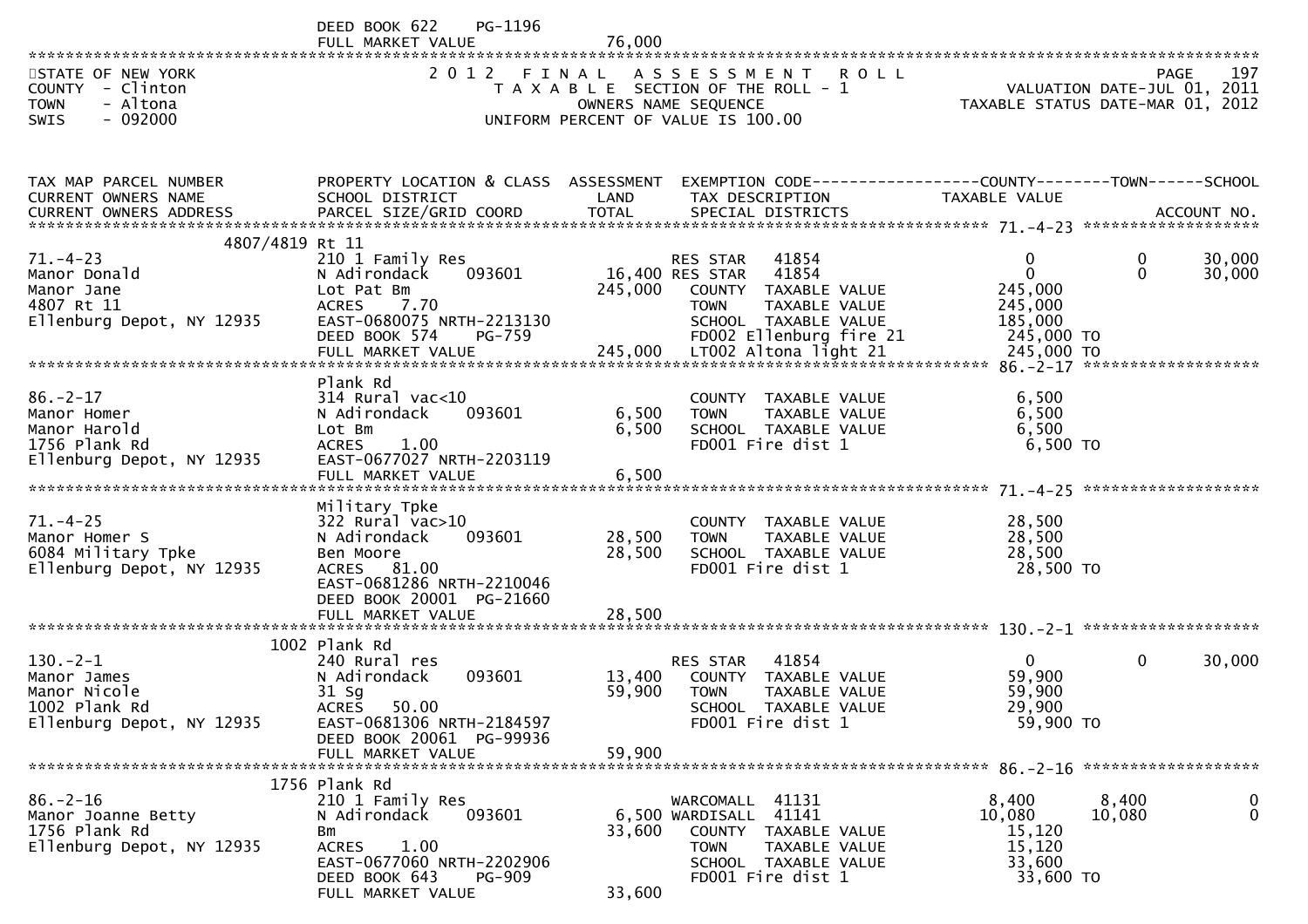DEED BOOK 622 PG-1196
FULL MARKET VALUE 76,000

STATE OF NEW YORK
COUNTY - Clinton
TOWN - Altona
SWIS - 092000

# 2012 FINAL ASSESSMENT ROLL
TAXABLE SECTION OF THE ROLL - 1
OWNERS NAME SEQUENCE
UNIFORM PERCENT OF VALUE IS 100.00

PAGE 197
VALUATION DATE-JUL 01, 2011
TAXABLE STATUS DATE-MAR 01, 2012

| TAX MAP PARCEL NUMBER / CURRENT OWNERS NAME / CURRENT OWNERS ADDRESS | PROPERTY LOCATION & CLASS / SCHOOL DISTRICT / PARCEL SIZE/GRID COORD | ASSESSMENT LAND / TOTAL | EXEMPTION CODE / TAX DESCRIPTION / SPECIAL DISTRICTS | COUNTY TAXABLE VALUE | TOWN | SCHOOL / ACCOUNT NO. |
|---|---|---|---|---|---|---|
| **71.-4-23** | 4807/4819 Rt 11 | | | | | |
| 71.-4-23 | 210 1 Family Res | | RES STAR 41854 | 0 | 0 | 30,000 |
| Manor Donald | N Adirondack 093601 | 16,400 | RES STAR 41854 | 0 | 0 | 30,000 |
| Manor Jane | Lot Pat Bm | 245,000 | COUNTY TAXABLE VALUE | 245,000 | | |
| 4807 Rt 11 | ACRES 7.70 | | TOWN TAXABLE VALUE | 245,000 | | |
| Ellenburg Depot, NY 12935 | EAST-0680075 NRTH-2213130 | | SCHOOL TAXABLE VALUE | 185,000 | | |
| | DEED BOOK 574 PG-759 | | FD002 Ellenburg fire 21 | 245,000 TO | | |
| | FULL MARKET VALUE | 245,000 | LT002 Altona light 21 | 245,000 TO | | |
| **86.-2-17** | Plank Rd | | | | | |
| 86.-2-17 | 314 Rural vac<10 | | COUNTY TAXABLE VALUE | 6,500 | | |
| Manor Homer | N Adirondack 093601 | 6,500 | TOWN TAXABLE VALUE | 6,500 | | |
| Manor Harold | Lot Bm | 6,500 | SCHOOL TAXABLE VALUE | 6,500 | | |
| 1756 Plank Rd | ACRES 1.00 | | FD001 Fire dist 1 | 6,500 TO | | |
| Ellenburg Depot, NY 12935 | EAST-0677027 NRTH-2203119 | | | | | |
| | FULL MARKET VALUE | 6,500 | | | | |
| **71.-4-25** | Military Tpke | | | | | |
| 71.-4-25 | 322 Rural vac>10 | | COUNTY TAXABLE VALUE | 28,500 | | |
| Manor Homer S | N Adirondack 093601 | 28,500 | TOWN TAXABLE VALUE | 28,500 | | |
| 6084 Military Tpke | Ben Moore | 28,500 | SCHOOL TAXABLE VALUE | 28,500 | | |
| Ellenburg Depot, NY 12935 | ACRES 81.00 | | FD001 Fire dist 1 | 28,500 TO | | |
| | EAST-0681286 NRTH-2210046 | | | | | |
| | DEED BOOK 20001 PG-21660 | | | | | |
| | FULL MARKET VALUE | 28,500 | | | | |
| **130.-2-1** | 1002 Plank Rd | | | | | |
| 130.-2-1 | 240 Rural res | | RES STAR 41854 | 0 | 0 | 30,000 |
| Manor James | N Adirondack 093601 | 13,400 | COUNTY TAXABLE VALUE | 59,900 | | |
| Manor Nicole | 31 Sg | 59,900 | TOWN TAXABLE VALUE | 59,900 | | |
| 1002 Plank Rd | ACRES 50.00 | | SCHOOL TAXABLE VALUE | 29,900 | | |
| Ellenburg Depot, NY 12935 | EAST-0681306 NRTH-2184597 | | FD001 Fire dist 1 | 59,900 TO | | |
| | DEED BOOK 20061 PG-99936 | | | | | |
| | FULL MARKET VALUE | 59,900 | | | | |
| **86.-2-16** | 1756 Plank Rd | | | | | |
| 86.-2-16 | 210 1 Family Res | | WARCOMALL 41131 | 8,400 | 8,400 | 0 |
| Manor Joanne Betty | N Adirondack 093601 | 6,500 | WARDISALL 41141 | 10,080 | 10,080 | 0 |
| 1756 Plank Rd | Bm | 33,600 | COUNTY TAXABLE VALUE | 15,120 | | |
| Ellenburg Depot, NY 12935 | ACRES 1.00 | | TOWN TAXABLE VALUE | 15,120 | | |
| | EAST-0677060 NRTH-2202906 | | SCHOOL TAXABLE VALUE | 33,600 | | |
| | DEED BOOK 643 PG-909 | | FD001 Fire dist 1 | 33,600 TO | | |
| | FULL MARKET VALUE | 33,600 | | | | |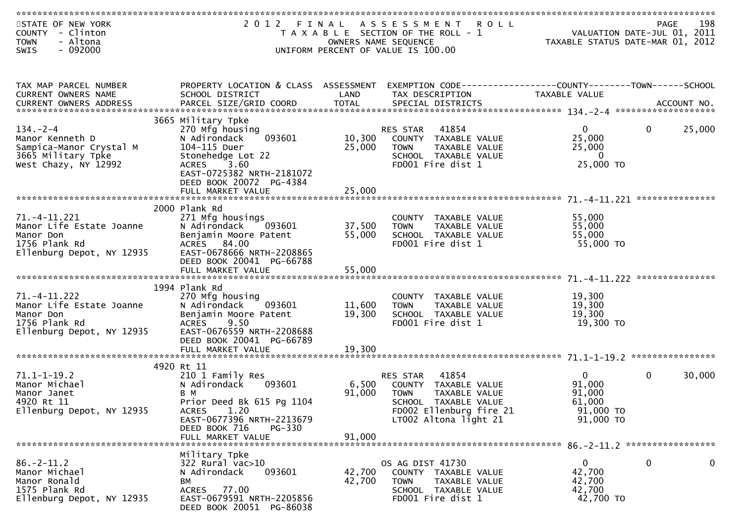STATE OF NEW YORK
COUNTY - Clinton
TOWN - Altona
SWIS - 092000

2012 FINAL ASSESSMENT ROLL
TAXABLE SECTION OF THE ROLL - 1
OWNERS NAME SEQUENCE
UNIFORM PERCENT OF VALUE IS 100.00

VALUATION DATE-JUL 01, 2011
TAXABLE STATUS DATE-MAR 01, 2012

| TAX MAP PARCEL NUMBER / CURRENT OWNERS NAME / CURRENT OWNERS ADDRESS | PROPERTY LOCATION & CLASS / SCHOOL DISTRICT / PARCEL SIZE/GRID COORD | ASSESSMENT LAND / TOTAL | EXEMPTION CODE / TAX DESCRIPTION / SPECIAL DISTRICTS | COUNTY TAXABLE VALUE | TOWN | SCHOOL / ACCOUNT NO. |
|---|---|---|---|---|---|---|
| 134.-2-4 | 3665 Military Tpke | | | | | |
| | 270 Mfg housing | | RES STAR 41854 | 0 | 0 | 25,000 |
| Manor Kenneth D | N Adirondack 093601 | 10,300 | COUNTY TAXABLE VALUE | 25,000 | | |
| Sampica-Manor Crystal M | 104-115 Duer | 25,000 | TOWN TAXABLE VALUE | 25,000 | | |
| 3665 Military Tpke | Stonehedge Lot 22 | | SCHOOL TAXABLE VALUE | 0 | | |
| West Chazy, NY 12992 | ACRES 3.60 | | FD001 Fire dist 1 | 25,000 TO | | |
| | EAST-0725382 NRTH-2181072 | | | | | |
| | DEED BOOK 20072 PG-4384 | | | | | |
| | FULL MARKET VALUE | 25,000 | | | | |
| 71.-4-11.221 | 2000 Plank Rd | | | | | |
| | 271 Mfg housings | | COUNTY TAXABLE VALUE | 55,000 | | |
| Manor Life Estate Joanne | N Adirondack 093601 | 37,500 | TOWN TAXABLE VALUE | 55,000 | | |
| Manor Don | Benjamin Moore Patent | 55,000 | SCHOOL TAXABLE VALUE | 55,000 | | |
| 1756 Plank Rd | ACRES 84.00 | | FD001 Fire dist 1 | 55,000 TO | | |
| Ellenburg Depot, NY 12935 | EAST-0678666 NRTH-2208865 | | | | | |
| | DEED BOOK 20041 PG-66788 | | | | | |
| | FULL MARKET VALUE | 55,000 | | | | |
| 71.-4-11.222 | 1994 Plank Rd | | | | | |
| | 270 Mfg housing | | COUNTY TAXABLE VALUE | 19,300 | | |
| Manor Life Estate Joanne | N Adirondack 093601 | 11,600 | TOWN TAXABLE VALUE | 19,300 | | |
| Manor Don | Benjamin Moore Patent | 19,300 | SCHOOL TAXABLE VALUE | 19,300 | | |
| 1756 Plank Rd | ACRES 9.50 | | FD001 Fire dist 1 | 19,300 TO | | |
| Ellenburg Depot, NY 12935 | EAST-0676559 NRTH-2208688 | | | | | |
| | DEED BOOK 20041 PG-66789 | | | | | |
| | FULL MARKET VALUE | 19,300 | | | | |
| 71.1-1-19.2 | 4920 Rt 11 | | | | | |
| | 210 1 Family Res | | RES STAR 41854 | 0 | 0 | 30,000 |
| Manor Michael | N Adirondack 093601 | 6,500 | COUNTY TAXABLE VALUE | 91,000 | | |
| Manor Janet | B M | 91,000 | TOWN TAXABLE VALUE | 91,000 | | |
| 4920 Rt 11 | Prior Deed Bk 615 Pg 1104 | | SCHOOL TAXABLE VALUE | 61,000 | | |
| Ellenburg Depot, NY 12935 | ACRES 1.20 | | FD002 Ellenburg fire 21 | 91,000 TO | | |
| | EAST-0677396 NRTH-2213679 | | LT002 Altona light 21 | 91,000 TO | | |
| | DEED BOOK 716 PG-330 | | | | | |
| | FULL MARKET VALUE | 91,000 | | | | |
| 86.-2-11.2 | Military Tpke | | | | | |
| | 322 Rural vac>10 | | OS AG DIST 41730 | 0 | 0 | 0 |
| Manor Michael | N Adirondack 093601 | 42,700 | COUNTY TAXABLE VALUE | 42,700 | | |
| Manor Ronald | BM | 42,700 | TOWN TAXABLE VALUE | 42,700 | | |
| 1575 Plank Rd | ACRES 77.00 | | SCHOOL TAXABLE VALUE | 42,700 | | |
| Ellenburg Depot, NY 12935 | EAST-0679591 NRTH-2205856 | | FD001 Fire dist 1 | 42,700 TO | | |
| | DEED BOOK 20051 PG-86038 | | | | | |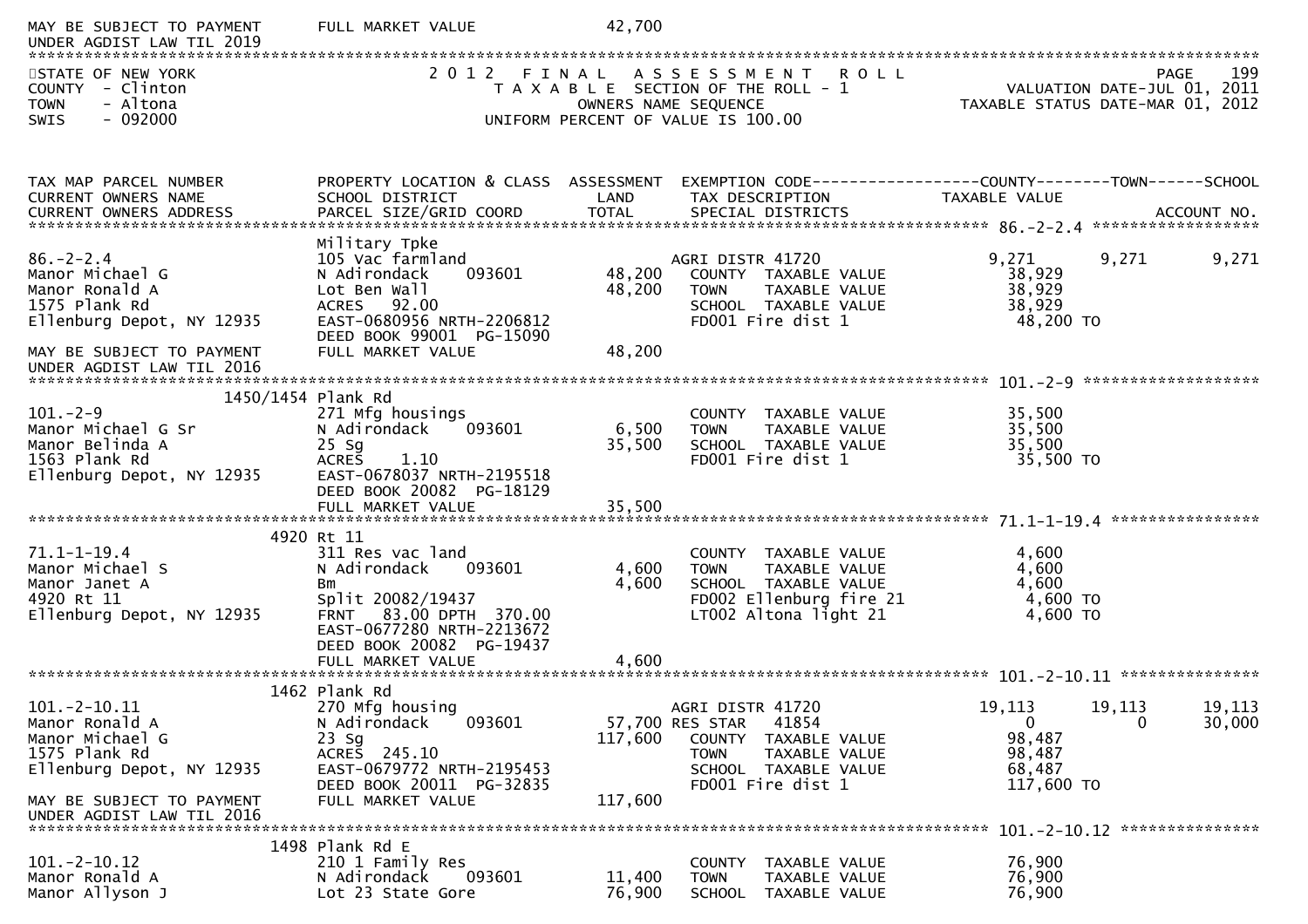MAY BE SUBJECT TO PAYMENT UNDER AGDIST LAW TIL 2019 — FULL MARKET VALUE 42,700

STATE OF NEW YORK
COUNTY - Clinton
TOWN - Altona
SWIS - 092000

2012 FINAL ASSESSMENT ROLL
TAXABLE SECTION OF THE ROLL - 1
OWNERS NAME SEQUENCE
UNIFORM PERCENT OF VALUE IS 100.00

VALUATION DATE-JUL 01, 2011
TAXABLE STATUS DATE-MAR 01, 2012

| TAX MAP PARCEL NUMBER / CURRENT OWNERS NAME / CURRENT OWNERS ADDRESS | PROPERTY LOCATION & CLASS / SCHOOL DISTRICT / PARCEL SIZE/GRID COORD | ASSESSMENT LAND / TOTAL | EXEMPTION CODE / TAX DESCRIPTION / SPECIAL DISTRICTS | COUNTY TAXABLE VALUE | TOWN | SCHOOL |
|---|---|---|---|---|---|---|
| **86.-2-2.4** | Military Tpke | | | | | |
| 86.-2-2.4 | 105 Vac farmland | | AGRI DISTR 41720 | 9,271 | 9,271 | 9,271 |
| Manor Michael G | N Adirondack 093601 | 48,200 | COUNTY TAXABLE VALUE | 38,929 | | |
| Manor Ronald A | Lot Ben Wall | 48,200 | TOWN TAXABLE VALUE | 38,929 | | |
| 1575 Plank Rd | ACRES 92.00 | | SCHOOL TAXABLE VALUE | 38,929 | | |
| Ellenburg Depot, NY 12935 | EAST-0680956 NRTH-2206812 | | FD001 Fire dist 1 | 48,200 TO | | |
| | DEED BOOK 99001 PG-15090 | | | | | |
| MAY BE SUBJECT TO PAYMENT UNDER AGDIST LAW TIL 2016 | FULL MARKET VALUE | 48,200 | | | | |
| **101.-2-9** | 1450/1454 Plank Rd | | | | | |
| 101.-2-9 | 271 Mfg housings | | COUNTY TAXABLE VALUE | 35,500 | | |
| Manor Michael G Sr | N Adirondack 093601 | 6,500 | TOWN TAXABLE VALUE | 35,500 | | |
| Manor Belinda A | 25 Sg | 35,500 | SCHOOL TAXABLE VALUE | 35,500 | | |
| 1563 Plank Rd | ACRES 1.10 | | FD001 Fire dist 1 | 35,500 TO | | |
| Ellenburg Depot, NY 12935 | EAST-0678037 NRTH-2195518 | | | | | |
| | DEED BOOK 20082 PG-18129 | | | | | |
| | FULL MARKET VALUE | 35,500 | | | | |
| **71.1-1-19.4** | 4920 Rt 11 | | | | | |
| 71.1-1-19.4 | 311 Res vac land | | COUNTY TAXABLE VALUE | 4,600 | | |
| Manor Michael S | N Adirondack 093601 | 4,600 | TOWN TAXABLE VALUE | 4,600 | | |
| Manor Janet A | Bm | 4,600 | SCHOOL TAXABLE VALUE | 4,600 | | |
| 4920 Rt 11 | Split 20082/19437 | | FD002 Ellenburg fire 21 | 4,600 TO | | |
| Ellenburg Depot, NY 12935 | FRNT 83.00 DPTH 370.00 | | LT002 Altona light 21 | 4,600 TO | | |
| | EAST-0677280 NRTH-2213672 | | | | | |
| | DEED BOOK 20082 PG-19437 | | | | | |
| | FULL MARKET VALUE | 4,600 | | | | |
| **101.-2-10.11** | 1462 Plank Rd | | | | | |
| 101.-2-10.11 | 270 Mfg housing | | AGRI DISTR 41720 | 19,113 | 19,113 | 19,113 |
| Manor Ronald A | N Adirondack 093601 | 57,700 | RES STAR 41854 | 0 | 0 | 30,000 |
| Manor Michael G | 23 Sg | 117,600 | COUNTY TAXABLE VALUE | 98,487 | | |
| 1575 Plank Rd | ACRES 245.10 | | TOWN TAXABLE VALUE | 98,487 | | |
| Ellenburg Depot, NY 12935 | EAST-0679772 NRTH-2195453 | | SCHOOL TAXABLE VALUE | 68,487 | | |
| | DEED BOOK 20011 PG-32835 | | FD001 Fire dist 1 | 117,600 TO | | |
| MAY BE SUBJECT TO PAYMENT UNDER AGDIST LAW TIL 2016 | FULL MARKET VALUE | 117,600 | | | | |
| **101.-2-10.12** | 1498 Plank Rd E | | | | | |
| 101.-2-10.12 | 210 1 Family Res | | COUNTY TAXABLE VALUE | 76,900 | | |
| Manor Ronald A | N Adirondack 093601 | 11,400 | TOWN TAXABLE VALUE | 76,900 | | |
| Manor Allyson J | Lot 23 State Gore | 76,900 | SCHOOL TAXABLE VALUE | 76,900 | | |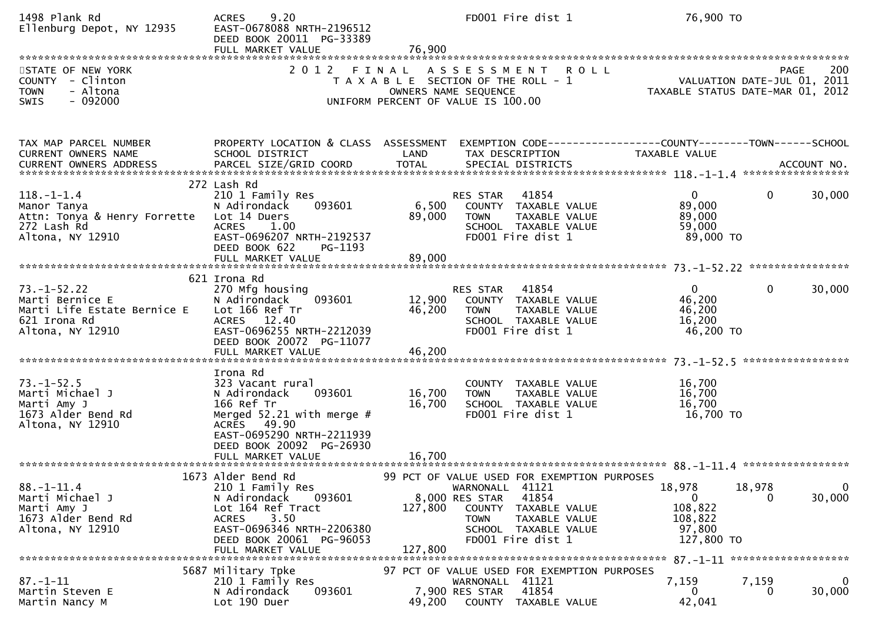1498 Plank Rd | ACRES 9.20 | FD001 Fire dist 1 | 76,900 TO
Ellenburg Depot, NY 12935 | EAST-0678088 NRTH-2196512
DEED BOOK 20011 PG-33389
FULL MARKET VALUE 76,900

STATE OF NEW YORK — 2012 FINAL ASSESSMENT ROLL
COUNTY - Clinton — TAXABLE SECTION OF THE ROLL - 1 — VALUATION DATE-JUL 01, 2011
TOWN - Altona — OWNERS NAME SEQUENCE — TAXABLE STATUS DATE-MAR 01, 2012
SWIS - 092000 — UNIFORM PERCENT OF VALUE IS 100.00

| TAX MAP PARCEL NUMBER / CURRENT OWNERS NAME / CURRENT OWNERS ADDRESS | PROPERTY LOCATION & CLASS / SCHOOL DISTRICT / PARCEL SIZE/GRID COORD | ASSESSMENT LAND / TOTAL | EXEMPTION CODE / TAX DESCRIPTION / SPECIAL DISTRICTS | COUNTY TAXABLE VALUE | TOWN | SCHOOL / ACCOUNT NO. |
|---|---|---|---|---|---|---|
| **118.-1-1.4** | 272 Lash Rd | | | | | |
| 118.-1-1.4 | 210 1 Family Res | | RES STAR 41854 | 0 | 0 | 30,000 |
| Manor Tanya | N Adirondack 093601 | 6,500 | COUNTY TAXABLE VALUE | 89,000 | | |
| Attn: Tonya & Henry Forrette | Lot 14 Duers | 89,000 | TOWN TAXABLE VALUE | 89,000 | | |
| 272 Lash Rd | ACRES 1.00 | | SCHOOL TAXABLE VALUE | 59,000 | | |
| Altona, NY 12910 | EAST-0696207 NRTH-2192537 | | FD001 Fire dist 1 | 89,000 TO | | |
| | DEED BOOK 622 PG-1193 | | | | | |
| | FULL MARKET VALUE | 89,000 | | | | |
| **73.-1-52.22** | 621 Irona Rd | | | | | |
| 73.-1-52.22 | 270 Mfg housing | | RES STAR 41854 | 0 | 0 | 30,000 |
| Marti Bernice E | N Adirondack 093601 | 12,900 | COUNTY TAXABLE VALUE | 46,200 | | |
| Marti Life Estate Bernice E | Lot 166 Ref Tr | 46,200 | TOWN TAXABLE VALUE | 46,200 | | |
| 621 Irona Rd | ACRES 12.40 | | SCHOOL TAXABLE VALUE | 16,200 | | |
| Altona, NY 12910 | EAST-0696255 NRTH-2212039 | | FD001 Fire dist 1 | 46,200 TO | | |
| | DEED BOOK 20072 PG-11077 | | | | | |
| | FULL MARKET VALUE | 46,200 | | | | |
| **73.-1-52.5** | Irona Rd | | | | | |
| 73.-1-52.5 | 323 Vacant rural | | COUNTY TAXABLE VALUE | 16,700 | | |
| Marti Michael J | N Adirondack 093601 | 16,700 | TOWN TAXABLE VALUE | 16,700 | | |
| Marti Amy J | 166 Ref Tr | 16,700 | SCHOOL TAXABLE VALUE | 16,700 | | |
| 1673 Alder Bend Rd | Merged 52.21 with merge # | | FD001 Fire dist 1 | 16,700 TO | | |
| Altona, NY 12910 | ACRES 49.90 | | | | | |
| | EAST-0695290 NRTH-2211939 | | | | | |
| | DEED BOOK 20092 PG-26930 | | | | | |
| | FULL MARKET VALUE | 16,700 | | | | |
| **88.-1-11.4** | 1673 Alder Bend Rd | | 99 PCT OF VALUE USED FOR EXEMPTION PURPOSES | | | |
| 88.-1-11.4 | 210 1 Family Res | | WARNONALL 41121 | 18,978 | 18,978 | 0 |
| Marti Michael J | N Adirondack 093601 | 8,000 | RES STAR 41854 | 0 | 0 | 30,000 |
| Marti Amy J | Lot 164 Ref Tract | 127,800 | COUNTY TAXABLE VALUE | 108,822 | | |
| 1673 Alder Bend Rd | ACRES 3.50 | | TOWN TAXABLE VALUE | 108,822 | | |
| Altona, NY 12910 | EAST-0696346 NRTH-2206380 | | SCHOOL TAXABLE VALUE | 97,800 | | |
| | DEED BOOK 20061 PG-96053 | | FD001 Fire dist 1 | 127,800 TO | | |
| | FULL MARKET VALUE | 127,800 | | | | |
| **87.-1-11** | 5687 Military Tpke | | 97 PCT OF VALUE USED FOR EXEMPTION PURPOSES | | | |
| 87.-1-11 | 210 1 Family Res | | WARNONALL 41121 | 7,159 | 7,159 | 0 |
| Martin Steven E | N Adirondack 093601 | 7,900 | RES STAR 41854 | 0 | 0 | 30,000 |
| Martin Nancy M | Lot 190 Duer | 49,200 | COUNTY TAXABLE VALUE | 42,041 | | |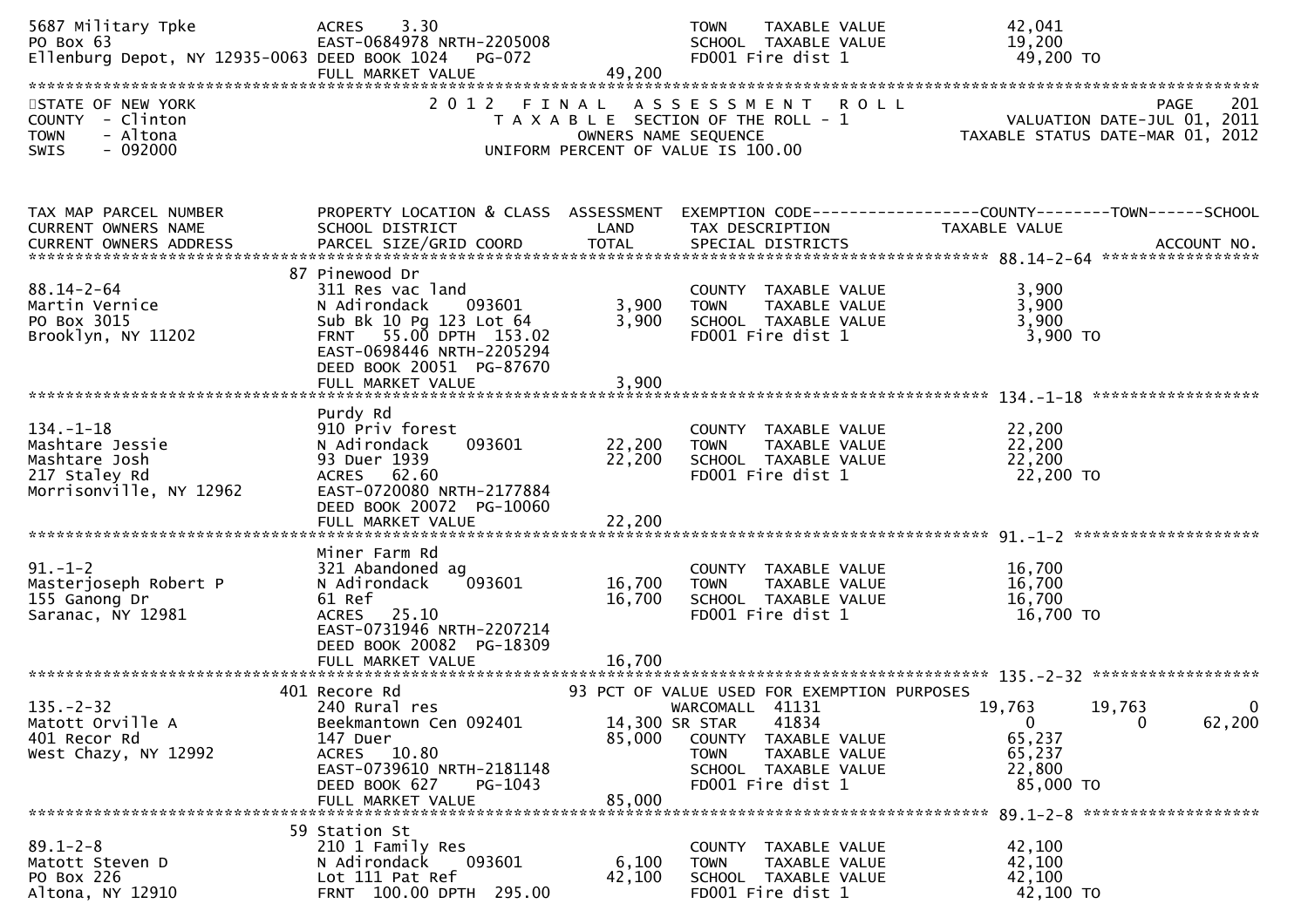```
5687 Military Tpke                 ACRES    3.30                                TOWN     TAXABLE VALUE               42,041
PO Box 63                          EAST-0684978 NRTH-2205008                    SCHOOL   TAXABLE VALUE               19,200
Ellenburg Depot, NY 12935-0063 DEED BOOK 1024    PG-072                         FD001 Fire dist 1                     49,200 TO
                                   FULL MARKET VALUE                49,200
******************************************************************************************************************************************
STATE OF NEW YORK                   2 0 1 2   F I N A L   A S S E S S M E N T   R O L L                                   PAGE    201
COUNTY  - Clinton                        T A X A B L E  SECTION OF THE ROLL - 1                     VALUATION DATE-JUL 01, 2011
TOWN    - Altona                              OWNERS NAME SEQUENCE                              TAXABLE STATUS DATE-MAR 01, 2012
SWIS    - 092000                     UNIFORM PERCENT OF VALUE IS 100.00


TAX MAP PARCEL NUMBER          PROPERTY LOCATION & CLASS  ASSESSMENT  EXEMPTION CODE-----------------COUNTY--------TOWN------SCHOOL
CURRENT OWNERS NAME            SCHOOL DISTRICT               LAND      TAX DESCRIPTION              TAXABLE VALUE
CURRENT OWNERS ADDRESS         PARCEL SIZE/GRID COORD       TOTAL      SPECIAL DISTRICTS                                  ACCOUNT NO.
********************************************************************************************************* 88.14-2-64 ****************
                            87 Pinewood Dr
88.14-2-64                     311 Res vac land                         COUNTY  TAXABLE VALUE             3,900
Martin Vernice                 N Adirondack     093601        3,900    TOWN    TAXABLE VALUE             3,900
PO Box 3015                    Sub Bk 10 Pg 123 Lot 64       3,900     SCHOOL  TAXABLE VALUE             3,900
Brooklyn, NY 11202             FRNT   55.00 DPTH  153.02               FD001 Fire dist 1                  3,900 TO
                               EAST-0698446 NRTH-2205294
                               DEED BOOK 20051  PG-87670
                               FULL MARKET VALUE               3,900
********************************************************************************************************* 134.-1-18 *****************
                               Purdy Rd
134.-1-18                      910 Priv forest                          COUNTY  TAXABLE VALUE            22,200
Mashtare Jessie                N Adirondack     093601       22,200    TOWN    TAXABLE VALUE            22,200
Mashtare Josh                  93 Duer 1939                  22,200    SCHOOL  TAXABLE VALUE            22,200
217 Staley Rd                  ACRES   62.60                           FD001 Fire dist 1                 22,200 TO
Morrisonville, NY 12962        EAST-0720080 NRTH-2177884
                               DEED BOOK 20072  PG-10060
                               FULL MARKET VALUE              22,200
********************************************************************************************************* 91.-1-2 *******************
                               Miner Farm Rd
91.-1-2                        321 Abandoned ag                         COUNTY  TAXABLE VALUE            16,700
Masterjoseph Robert P          N Adirondack     093601       16,700    TOWN    TAXABLE VALUE            16,700
155 Ganong Dr                  61 Ref                        16,700    SCHOOL  TAXABLE VALUE            16,700
Saranac, NY 12981              ACRES   25.10                           FD001 Fire dist 1                 16,700 TO
                               EAST-0731946 NRTH-2207214
                               DEED BOOK 20082  PG-18309
                               FULL MARKET VALUE              16,700
********************************************************************************************************* 135.-2-32 *****************
                           401 Recore Rd                   93 PCT OF VALUE USED FOR EXEMPTION PURPOSES
135.-2-32                      240 Rural res                       WARCOMALL  41131              19,763       19,763            0
Matott Orville A               Beekmantown Cen 092401      14,300 SR STAR    41834                    0            0       62,200
401 Recor Rd                   147 Duer                      85,000    COUNTY  TAXABLE VALUE            65,237
West Chazy, NY 12992           ACRES   10.80                           TOWN    TAXABLE VALUE            65,237
                               EAST-0739610 NRTH-2181148               SCHOOL  TAXABLE VALUE            22,800
                               DEED BOOK 627    PG-1043                FD001 Fire dist 1                 85,000 TO
                               FULL MARKET VALUE              85,000
********************************************************************************************************* 89.1-2-8 ******************
                            59 Station St
89.1-2-8                       210 1 Family Res                         COUNTY  TAXABLE VALUE            42,100
Matott Steven D                N Adirondack     093601        6,100    TOWN    TAXABLE VALUE            42,100
PO Box 226                     Lot 111 Pat Ref               42,100    SCHOOL  TAXABLE VALUE            42,100
Altona, NY 12910               FRNT  100.00 DPTH  295.00               FD001 Fire dist 1                 42,100 TO
```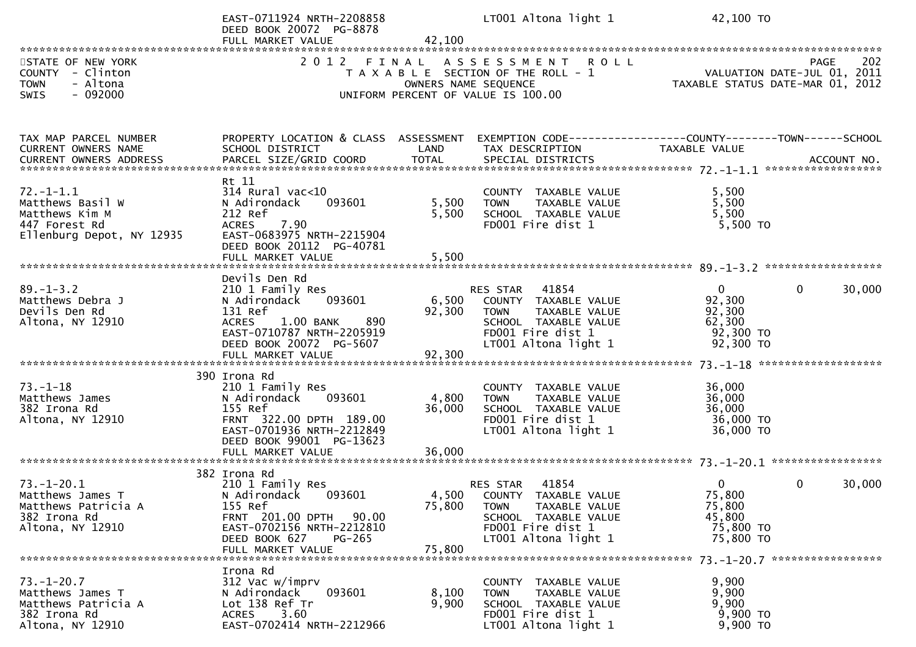| | | | | |
|---|---|---|---|---|
| | EAST-0711924 NRTH-2208858 | | LT001 Altona light 1 | 42,100 TO |
| | DEED BOOK 20072 PG-8878 | | | |
| | FULL MARKET VALUE | 42,100 | | |

STATE OF NEW YORK
COUNTY - Clinton
TOWN - Altona
SWIS - 092000

2 0 1 2 F I N A L A S S E S S M E N T R O L L
T A X A B L E SECTION OF THE ROLL - 1
OWNERS NAME SEQUENCE
UNIFORM PERCENT OF VALUE IS 100.00

VALUATION DATE-JUL 01, 2011
TAXABLE STATUS DATE-MAR 01, 2012

| TAX MAP PARCEL NUMBER / CURRENT OWNERS NAME / CURRENT OWNERS ADDRESS | PROPERTY LOCATION & CLASS / SCHOOL DISTRICT / PARCEL SIZE/GRID COORD | ASSESSMENT LAND / TOTAL | EXEMPTION CODE / TAX DESCRIPTION / SPECIAL DISTRICTS | COUNTY TAXABLE VALUE | TOWN | SCHOOL / ACCOUNT NO. |
|---|---|---|---|---|---|---|
| **72.-1-1.1** | Rt 11 | | | | | |
| 72.-1-1.1 | 314 Rural vac<10 | | COUNTY TAXABLE VALUE | 5,500 | | |
| Matthews Basil W | N Adirondack 093601 | 5,500 | TOWN TAXABLE VALUE | 5,500 | | |
| Matthews Kim M | 212 Ref | 5,500 | SCHOOL TAXABLE VALUE | 5,500 | | |
| 447 Forest Rd | ACRES 7.90 | | FD001 Fire dist 1 | 5,500 TO | | |
| Ellenburg Depot, NY 12935 | EAST-0683975 NRTH-2215904 | | | | | |
| | DEED BOOK 20112 PG-40781 | | | | | |
| | FULL MARKET VALUE | 5,500 | | | | |
| **89.-1-3.2** | Devils Den Rd | | | | | |
| 89.-1-3.2 | 210 1 Family Res | | RES STAR 41854 | 0 | 0 | 30,000 |
| Matthews Debra J | N Adirondack 093601 | 6,500 | COUNTY TAXABLE VALUE | 92,300 | | |
| Devils Den Rd | 131 Ref | 92,300 | TOWN TAXABLE VALUE | 92,300 | | |
| Altona, NY 12910 | ACRES 1.00 BANK 890 | | SCHOOL TAXABLE VALUE | 62,300 | | |
| | EAST-0710787 NRTH-2205919 | | FD001 Fire dist 1 | 92,300 TO | | |
| | DEED BOOK 20072 PG-5607 | | LT001 Altona light 1 | 92,300 TO | | |
| | FULL MARKET VALUE | 92,300 | | | | |
| **73.-1-18** | 390 Irona Rd | | | | | |
| 73.-1-18 | 210 1 Family Res | | COUNTY TAXABLE VALUE | 36,000 | | |
| Matthews James | N Adirondack 093601 | 4,800 | TOWN TAXABLE VALUE | 36,000 | | |
| 382 Irona Rd | 155 Ref | 36,000 | SCHOOL TAXABLE VALUE | 36,000 | | |
| Altona, NY 12910 | FRNT 322.00 DPTH 189.00 | | FD001 Fire dist 1 | 36,000 TO | | |
| | EAST-0701936 NRTH-2212849 | | LT001 Altona light 1 | 36,000 TO | | |
| | DEED BOOK 99001 PG-13623 | | | | | |
| | FULL MARKET VALUE | 36,000 | | | | |
| **73.-1-20.1** | 382 Irona Rd | | | | | |
| 73.-1-20.1 | 210 1 Family Res | | RES STAR 41854 | 0 | 0 | 30,000 |
| Matthews James T | N Adirondack 093601 | 4,500 | COUNTY TAXABLE VALUE | 75,800 | | |
| Matthews Patricia A | 155 Ref | 75,800 | TOWN TAXABLE VALUE | 75,800 | | |
| 382 Irona Rd | FRNT 201.00 DPTH 90.00 | | SCHOOL TAXABLE VALUE | 45,800 | | |
| Altona, NY 12910 | EAST-0702156 NRTH-2212810 | | FD001 Fire dist 1 | 75,800 TO | | |
| | DEED BOOK 627 PG-265 | | LT001 Altona light 1 | 75,800 TO | | |
| | FULL MARKET VALUE | 75,800 | | | | |
| **73.-1-20.7** | Irona Rd | | | | | |
| 73.-1-20.7 | 312 Vac w/imprv | | COUNTY TAXABLE VALUE | 9,900 | | |
| Matthews James T | N Adirondack 093601 | 8,100 | TOWN TAXABLE VALUE | 9,900 | | |
| Matthews Patricia A | Lot 138 Ref Tr | 9,900 | SCHOOL TAXABLE VALUE | 9,900 | | |
| 382 Irona Rd | ACRES 3.60 | | FD001 Fire dist 1 | 9,900 TO | | |
| Altona, NY 12910 | EAST-0702414 NRTH-2212966 | | LT001 Altona light 1 | 9,900 TO | | |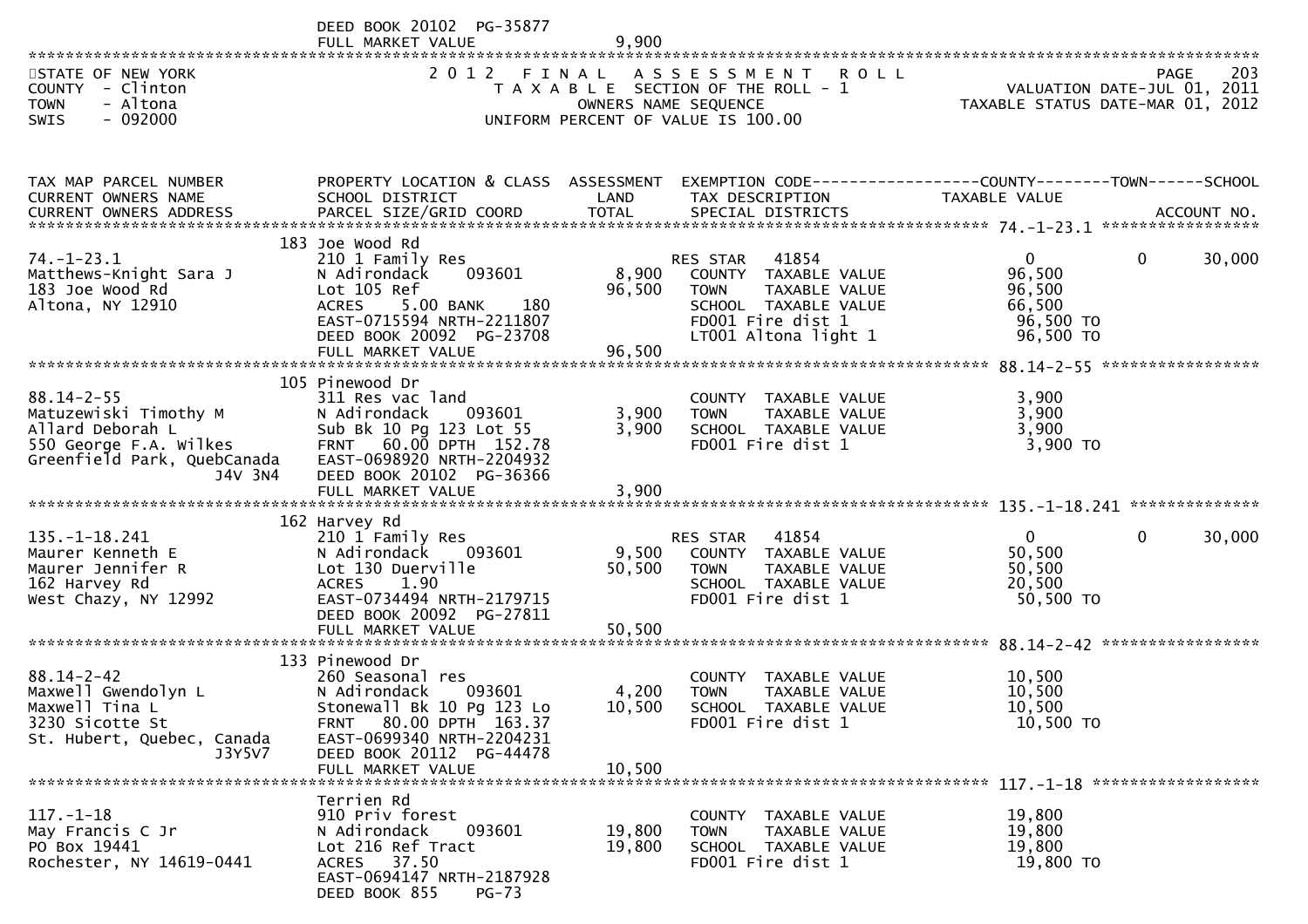DEED BOOK 20102 PG-35877
FULL MARKET VALUE 9,900

STATE OF NEW YORK
COUNTY - Clinton
TOWN - Altona
SWIS - 092000

2012 FINAL ASSESSMENT ROLL
TAXABLE SECTION OF THE ROLL - 1
OWNERS NAME SEQUENCE
UNIFORM PERCENT OF VALUE IS 100.00

PAGE 203
VALUATION DATE-JUL 01, 2011
TAXABLE STATUS DATE-MAR 01, 2012

| TAX MAP PARCEL NUMBER / CURRENT OWNERS NAME / CURRENT OWNERS ADDRESS | PROPERTY LOCATION & CLASS / SCHOOL DISTRICT / PARCEL SIZE/GRID COORD | ASSESSMENT LAND / TOTAL | EXEMPTION CODE / TAX DESCRIPTION / SPECIAL DISTRICTS | COUNTY TAXABLE VALUE | TOWN | SCHOOL / ACCOUNT NO. |
|---|---|---|---|---|---|---|
| **74.-1-23.1** | 183 Joe Wood Rd | | | | | |
| 74.-1-23.1 | 210 1 Family Res | | RES STAR 41854 | 0 | 0 | 30,000 |
| Matthews-Knight Sara J | N Adirondack 093601 | 8,900 | COUNTY TAXABLE VALUE | 96,500 | | |
| 183 Joe Wood Rd | Lot 105 Ref | 96,500 | TOWN TAXABLE VALUE | 96,500 | | |
| Altona, NY 12910 | ACRES 5.00 BANK 180 | | SCHOOL TAXABLE VALUE | 66,500 | | |
| | EAST-0715594 NRTH-2211807 | | FD001 Fire dist 1 | 96,500 TO | | |
| | DEED BOOK 20092 PG-23708 | | LT001 Altona light 1 | 96,500 TO | | |
| | FULL MARKET VALUE | 96,500 | | | | |
| **88.14-2-55** | 105 Pinewood Dr | | | | | |
| 88.14-2-55 | 311 Res vac land | | COUNTY TAXABLE VALUE | 3,900 | | |
| Matuzewiski Timothy M | N Adirondack 093601 | 3,900 | TOWN TAXABLE VALUE | 3,900 | | |
| Allard Deborah L | Sub Bk 10 Pg 123 Lot 55 | 3,900 | SCHOOL TAXABLE VALUE | 3,900 | | |
| 550 George F.A. Wilkes | FRNT 60.00 DPTH 152.78 | | FD001 Fire dist 1 | 3,900 TO | | |
| Greenfield Park, QuebCanada J4V 3N4 | EAST-0698920 NRTH-2204932 | | | | | |
| | DEED BOOK 20102 PG-36366 | | | | | |
| | FULL MARKET VALUE | 3,900 | | | | |
| **135.-1-18.241** | 162 Harvey Rd | | | | | |
| 135.-1-18.241 | 210 1 Family Res | | RES STAR 41854 | 0 | 0 | 30,000 |
| Maurer Kenneth E | N Adirondack 093601 | 9,500 | COUNTY TAXABLE VALUE | 50,500 | | |
| Maurer Jennifer R | Lot 130 Duerville | 50,500 | TOWN TAXABLE VALUE | 50,500 | | |
| 162 Harvey Rd | ACRES 1.90 | | SCHOOL TAXABLE VALUE | 20,500 | | |
| West Chazy, NY 12992 | EAST-0734494 NRTH-2179715 | | FD001 Fire dist 1 | 50,500 TO | | |
| | DEED BOOK 20092 PG-27811 | | | | | |
| | FULL MARKET VALUE | 50,500 | | | | |
| **88.14-2-42** | 133 Pinewood Dr | | | | | |
| 88.14-2-42 | 260 Seasonal res | | COUNTY TAXABLE VALUE | 10,500 | | |
| Maxwell Gwendolyn L | N Adirondack 093601 | 4,200 | TOWN TAXABLE VALUE | 10,500 | | |
| Maxwell Tina L | Stonewall Bk 10 Pg 123 Lo | 10,500 | SCHOOL TAXABLE VALUE | 10,500 | | |
| 3230 Sicotte St | FRNT 80.00 DPTH 163.37 | | FD001 Fire dist 1 | 10,500 TO | | |
| St. Hubert, Quebec, Canada J3Y5V7 | EAST-0699340 NRTH-2204231 | | | | | |
| | DEED BOOK 20112 PG-44478 | | | | | |
| | FULL MARKET VALUE | 10,500 | | | | |
| **117.-1-18** | Terrien Rd | | | | | |
| 117.-1-18 | 910 Priv forest | | COUNTY TAXABLE VALUE | 19,800 | | |
| May Francis C Jr | N Adirondack 093601 | 19,800 | TOWN TAXABLE VALUE | 19,800 | | |
| PO Box 19441 | Lot 216 Ref Tract | 19,800 | SCHOOL TAXABLE VALUE | 19,800 | | |
| Rochester, NY 14619-0441 | ACRES 37.50 | | FD001 Fire dist 1 | 19,800 TO | | |
| | EAST-0694147 NRTH-2187928 | | | | | |
| | DEED BOOK 855 PG-73 | | | | | |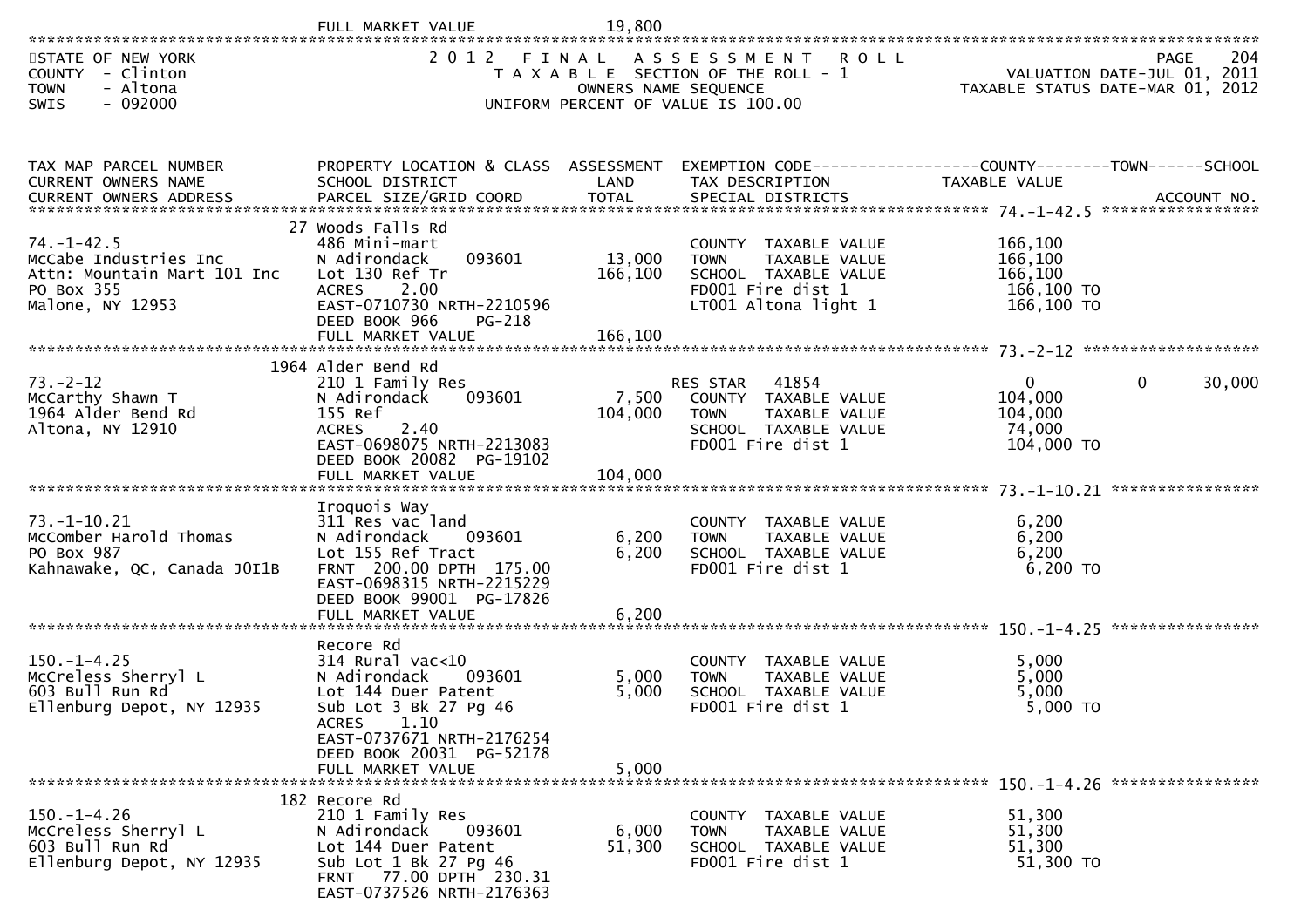FULL MARKET VALUE 19,800

STATE OF NEW YORK
COUNTY - Clinton
TOWN - Altona
SWIS - 092000

2012 FINAL ASSESSMENT ROLL
TAXABLE SECTION OF THE ROLL - 1
OWNERS NAME SEQUENCE
UNIFORM PERCENT OF VALUE IS 100.00

VALUATION DATE-JUL 01, 2011
TAXABLE STATUS DATE-MAR 01, 2012

| TAX MAP PARCEL NUMBER / CURRENT OWNERS NAME / CURRENT OWNERS ADDRESS | PROPERTY LOCATION & CLASS / SCHOOL DISTRICT / PARCEL SIZE/GRID COORD | ASSESSMENT LAND / TOTAL | EXEMPTION CODE / TAX DESCRIPTION / SPECIAL DISTRICTS | COUNTY TAXABLE VALUE | TOWN | SCHOOL / ACCOUNT NO. |
|---|---|---|---|---|---|---|
| **74.-1-42.5** | 27 Woods Falls Rd | | | | | |
| 74.-1-42.5 | 486 Mini-mart | | COUNTY TAXABLE VALUE | 166,100 | | |
| McCabe Industries Inc | N Adirondack 093601 | 13,000 | TOWN TAXABLE VALUE | 166,100 | | |
| Attn: Mountain Mart 101 Inc | Lot 130 Ref Tr | 166,100 | SCHOOL TAXABLE VALUE | 166,100 | | |
| PO Box 355 | ACRES 2.00 | | FD001 Fire dist 1 | 166,100 TO | | |
| Malone, NY 12953 | EAST-0710730 NRTH-2210596 | | LT001 Altona light 1 | 166,100 TO | | |
| | DEED BOOK 966 PG-218 | | | | | |
| | FULL MARKET VALUE | 166,100 | | | | |
| **73.-2-12** | 1964 Alder Bend Rd | | | | | |
| 73.-2-12 | 210 1 Family Res | | RES STAR 41854 | 0 | 0 | 30,000 |
| McCarthy Shawn T | N Adirondack 093601 | 7,500 | COUNTY TAXABLE VALUE | 104,000 | | |
| 1964 Alder Bend Rd | 155 Ref | 104,000 | TOWN TAXABLE VALUE | 104,000 | | |
| Altona, NY 12910 | ACRES 2.40 | | SCHOOL TAXABLE VALUE | 74,000 | | |
| | EAST-0698075 NRTH-2213083 | | FD001 Fire dist 1 | 104,000 TO | | |
| | DEED BOOK 20082 PG-19102 | | | | | |
| | FULL MARKET VALUE | 104,000 | | | | |
| **73.-1-10.21** | Iroquois Way | | | | | |
| 73.-1-10.21 | 311 Res vac land | | COUNTY TAXABLE VALUE | 6,200 | | |
| McComber Harold Thomas | N Adirondack 093601 | 6,200 | TOWN TAXABLE VALUE | 6,200 | | |
| PO Box 987 | Lot 155 Ref Tract | 6,200 | SCHOOL TAXABLE VALUE | 6,200 | | |
| Kahnawake, QC, Canada J0I1B | FRNT 200.00 DPTH 175.00 | | FD001 Fire dist 1 | 6,200 TO | | |
| | EAST-0698315 NRTH-2215229 | | | | | |
| | DEED BOOK 99001 PG-17826 | | | | | |
| | FULL MARKET VALUE | 6,200 | | | | |
| **150.-1-4.25** | Recore Rd | | | | | |
| 150.-1-4.25 | 314 Rural vac<10 | | COUNTY TAXABLE VALUE | 5,000 | | |
| McCreless Sherryl L | N Adirondack 093601 | 5,000 | TOWN TAXABLE VALUE | 5,000 | | |
| 603 Bull Run Rd | Lot 144 Duer Patent | 5,000 | SCHOOL TAXABLE VALUE | 5,000 | | |
| Ellenburg Depot, NY 12935 | Sub Lot 3 Bk 27 Pg 46 | | FD001 Fire dist 1 | 5,000 TO | | |
| | ACRES 1.10 | | | | | |
| | EAST-0737671 NRTH-2176254 | | | | | |
| | DEED BOOK 20031 PG-52178 | | | | | |
| | FULL MARKET VALUE | 5,000 | | | | |
| **150.-1-4.26** | 182 Recore Rd | | | | | |
| 150.-1-4.26 | 210 1 Family Res | | COUNTY TAXABLE VALUE | 51,300 | | |
| McCreless Sherryl L | N Adirondack 093601 | 6,000 | TOWN TAXABLE VALUE | 51,300 | | |
| 603 Bull Run Rd | Lot 144 Duer Patent | 51,300 | SCHOOL TAXABLE VALUE | 51,300 | | |
| Ellenburg Depot, NY 12935 | Sub Lot 1 Bk 27 Pg 46 | | FD001 Fire dist 1 | 51,300 TO | | |
| | FRNT 77.00 DPTH 230.31 | | | | | |
| | EAST-0737526 NRTH-2176363 | | | | | |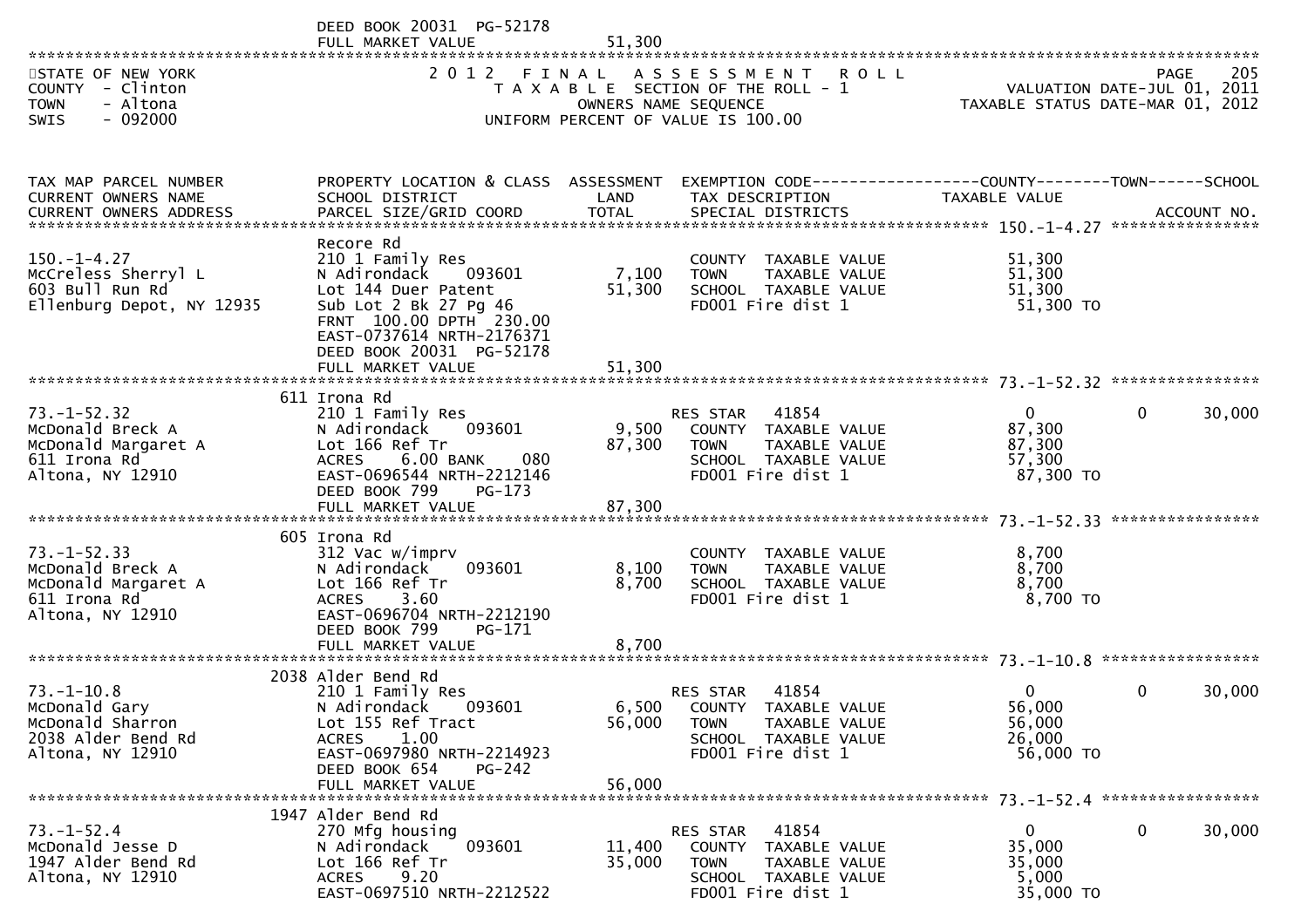DEED BOOK 20031 PG-52178
FULL MARKET VALUE 51,300

STATE OF NEW YORK — 2012 FINAL ASSESSMENT ROLL
COUNTY - Clinton — TAXABLE SECTION OF THE ROLL - 1 — VALUATION DATE-JUL 01, 2011
TOWN - Altona — OWNERS NAME SEQUENCE — TAXABLE STATUS DATE-MAR 01, 2012
SWIS - 092000 — UNIFORM PERCENT OF VALUE IS 100.00

| TAX MAP PARCEL NUMBER / CURRENT OWNERS NAME / CURRENT OWNERS ADDRESS | PROPERTY LOCATION & CLASS / SCHOOL DISTRICT / PARCEL SIZE/GRID COORD | ASSESSMENT LAND / TOTAL | EXEMPTION CODE / TAX DESCRIPTION / SPECIAL DISTRICTS | COUNTY TAXABLE VALUE | TOWN | SCHOOL |
|---|---|---|---|---|---|---|
| 150.-1-4.27 | Recore Rd | | | | | |
| 150.-1-4.27 | 210 1 Family Res | | COUNTY TAXABLE VALUE | 51,300 | | |
| McCreless Sherryl L | N Adirondack 093601 | 7,100 | TOWN TAXABLE VALUE | 51,300 | | |
| 603 Bull Run Rd | Lot 144 Duer Patent | 51,300 | SCHOOL TAXABLE VALUE | 51,300 | | |
| Ellenburg Depot, NY 12935 | Sub Lot 2 Bk 27 Pg 46 | | FD001 Fire dist 1 | 51,300 TO | | |
| | FRNT 100.00 DPTH 230.00 | | | | | |
| | EAST-0737614 NRTH-2176371 | | | | | |
| | DEED BOOK 20031 PG-52178 | | | | | |
| | FULL MARKET VALUE | 51,300 | | | | |
| 73.-1-52.32 | 611 Irona Rd | | | | | |
| 73.-1-52.32 | 210 1 Family Res | | RES STAR 41854 | 0 | 0 | 30,000 |
| McDonald Breck A | N Adirondack 093601 | 9,500 | COUNTY TAXABLE VALUE | 87,300 | | |
| McDonald Margaret A | Lot 166 Ref Tr | 87,300 | TOWN TAXABLE VALUE | 87,300 | | |
| 611 Irona Rd | ACRES 6.00 BANK 080 | | SCHOOL TAXABLE VALUE | 57,300 | | |
| Altona, NY 12910 | EAST-0696544 NRTH-2212146 | | FD001 Fire dist 1 | 87,300 TO | | |
| | DEED BOOK 799 PG-173 | | | | | |
| | FULL MARKET VALUE | 87,300 | | | | |
| 73.-1-52.33 | 605 Irona Rd | | | | | |
| 73.-1-52.33 | 312 Vac w/imprv | | COUNTY TAXABLE VALUE | 8,700 | | |
| McDonald Breck A | N Adirondack 093601 | 8,100 | TOWN TAXABLE VALUE | 8,700 | | |
| McDonald Margaret A | Lot 166 Ref Tr | 8,700 | SCHOOL TAXABLE VALUE | 8,700 | | |
| 611 Irona Rd | ACRES 3.60 | | FD001 Fire dist 1 | 8,700 TO | | |
| Altona, NY 12910 | EAST-0696704 NRTH-2212190 | | | | | |
| | DEED BOOK 799 PG-171 | | | | | |
| | FULL MARKET VALUE | 8,700 | | | | |
| 73.-1-10.8 | 2038 Alder Bend Rd | | | | | |
| 73.-1-10.8 | 210 1 Family Res | | RES STAR 41854 | 0 | 0 | 30,000 |
| McDonald Gary | N Adirondack 093601 | 6,500 | COUNTY TAXABLE VALUE | 56,000 | | |
| McDonald Sharron | Lot 155 Ref Tract | 56,000 | TOWN TAXABLE VALUE | 56,000 | | |
| 2038 Alder Bend Rd | ACRES 1.00 | | SCHOOL TAXABLE VALUE | 26,000 | | |
| Altona, NY 12910 | EAST-0697980 NRTH-2214923 | | FD001 Fire dist 1 | 56,000 TO | | |
| | DEED BOOK 654 PG-242 | | | | | |
| | FULL MARKET VALUE | 56,000 | | | | |
| 73.-1-52.4 | 1947 Alder Bend Rd | | | | | |
| 73.-1-52.4 | 270 Mfg housing | | RES STAR 41854 | 0 | 0 | 30,000 |
| McDonald Jesse D | N Adirondack 093601 | 11,400 | COUNTY TAXABLE VALUE | 35,000 | | |
| 1947 Alder Bend Rd | Lot 166 Ref Tr | 35,000 | TOWN TAXABLE VALUE | 35,000 | | |
| Altona, NY 12910 | ACRES 9.20 | | SCHOOL TAXABLE VALUE | 5,000 | | |
| | EAST-0697510 NRTH-2212522 | | FD001 Fire dist 1 | 35,000 TO | | |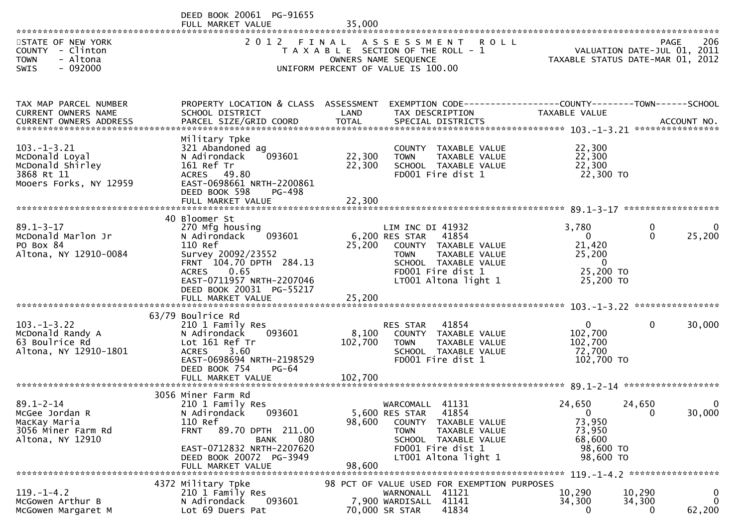DEED BOOK 20061 PG-91655
FULL MARKET VALUE 35,000

STATE OF NEW YORK
COUNTY - Clinton
TOWN - Altona
SWIS - 092000

2012 FINAL ASSESSMENT ROLL
TAXABLE SECTION OF THE ROLL - 1
OWNERS NAME SEQUENCE
UNIFORM PERCENT OF VALUE IS 100.00

VALUATION DATE-JUL 01, 2011
TAXABLE STATUS DATE-MAR 01, 2012

| TAX MAP PARCEL NUMBER / CURRENT OWNERS NAME / CURRENT OWNERS ADDRESS | PROPERTY LOCATION & CLASS / SCHOOL DISTRICT / PARCEL SIZE/GRID COORD | ASSESSMENT LAND / TOTAL | EXEMPTION CODE / TAX DESCRIPTION / SPECIAL DISTRICTS | COUNTY TAXABLE VALUE | TOWN | SCHOOL |
|---|---|---|---|---|---|---|
| **103.-1-3.21** | Military Tpke | | | | | |
| 103.-1-3.21 | 321 Abandoned ag | | COUNTY TAXABLE VALUE | 22,300 | | |
| McDonald Loyal | N Adirondack 093601 | 22,300 | TOWN TAXABLE VALUE | 22,300 | | |
| McDonald Shirley | 161 Ref Tr | 22,300 | SCHOOL TAXABLE VALUE | 22,300 | | |
| 3868 Rt 11 | ACRES 49.80 | | FD001 Fire dist 1 | 22,300 TO | | |
| Mooers Forks, NY 12959 | EAST-0698661 NRTH-2200861 | | | | | |
| | DEED BOOK 598 PG-498 | | | | | |
| | FULL MARKET VALUE | 22,300 | | | | |
| **89.1-3-17** | 40 Bloomer St | | | | | |
| 89.1-3-17 | 270 Mfg housing | | LIM INC DI 41932 | 3,780 | 0 | 0 |
| McDonald Marlon Jr | N Adirondack 093601 | 6,200 | RES STAR 41854 | 0 | 0 | 25,200 |
| PO Box 84 | 110 Ref | 25,200 | COUNTY TAXABLE VALUE | 21,420 | | |
| Altona, NY 12910-0084 | Survey 20092/23552 | | TOWN TAXABLE VALUE | 25,200 | | |
| | FRNT 104.70 DPTH 284.13 | | SCHOOL TAXABLE VALUE | 0 | | |
| | ACRES 0.65 | | FD001 Fire dist 1 | 25,200 TO | | |
| | EAST-0711957 NRTH-2207046 | | LT001 Altona light 1 | 25,200 TO | | |
| | DEED BOOK 20031 PG-55217 | | | | | |
| | FULL MARKET VALUE | 25,200 | | | | |
| **103.-1-3.22** | 63/79 Boulrice Rd | | | | | |
| 103.-1-3.22 | 210 1 Family Res | | RES STAR 41854 | 0 | 0 | 30,000 |
| McDonald Randy A | N Adirondack 093601 | 8,100 | COUNTY TAXABLE VALUE | 102,700 | | |
| 63 Boulrice Rd | Lot 161 Ref Tr | 102,700 | TOWN TAXABLE VALUE | 102,700 | | |
| Altona, NY 12910-1801 | ACRES 3.60 | | SCHOOL TAXABLE VALUE | 72,700 | | |
| | EAST-0698694 NRTH-2198529 | | FD001 Fire dist 1 | 102,700 TO | | |
| | DEED BOOK 754 PG-64 | | | | | |
| | FULL MARKET VALUE | 102,700 | | | | |
| **89.1-2-14** | 3056 Miner Farm Rd | | | | | |
| 89.1-2-14 | 210 1 Family Res | | WARCOMALL 41131 | 24,650 | 24,650 | 0 |
| McGee Jordan R | N Adirondack 093601 | 5,600 | RES STAR 41854 | 0 | 0 | 30,000 |
| MacKay Maria | 110 Ref | 98,600 | COUNTY TAXABLE VALUE | 73,950 | | |
| 3056 Miner Farm Rd | FRNT 89.70 DPTH 211.00 | | TOWN TAXABLE VALUE | 73,950 | | |
| Altona, NY 12910 | BANK 080 | | SCHOOL TAXABLE VALUE | 68,600 | | |
| | EAST-0712832 NRTH-2207620 | | FD001 Fire dist 1 | 98,600 TO | | |
| | DEED BOOK 20072 PG-3949 | | LT001 Altona light 1 | 98,600 TO | | |
| | FULL MARKET VALUE | 98,600 | | | | |
| **119.-1-4.2** | 4372 Military Tpke | | 98 PCT OF VALUE USED FOR EXEMPTION PURPOSES | | | |
| 119.-1-4.2 | 210 1 Family Res | | WARNONALL 41121 | 10,290 | 10,290 | 0 |
| McGowen Arthur B | N Adirondack 093601 | 7,900 | WARDISALL 41141 | 34,300 | 34,300 | 0 |
| McGowen Margaret M | Lot 69 Duers Pat | 70,000 | SR STAR 41834 | 0 | 0 | 62,200 |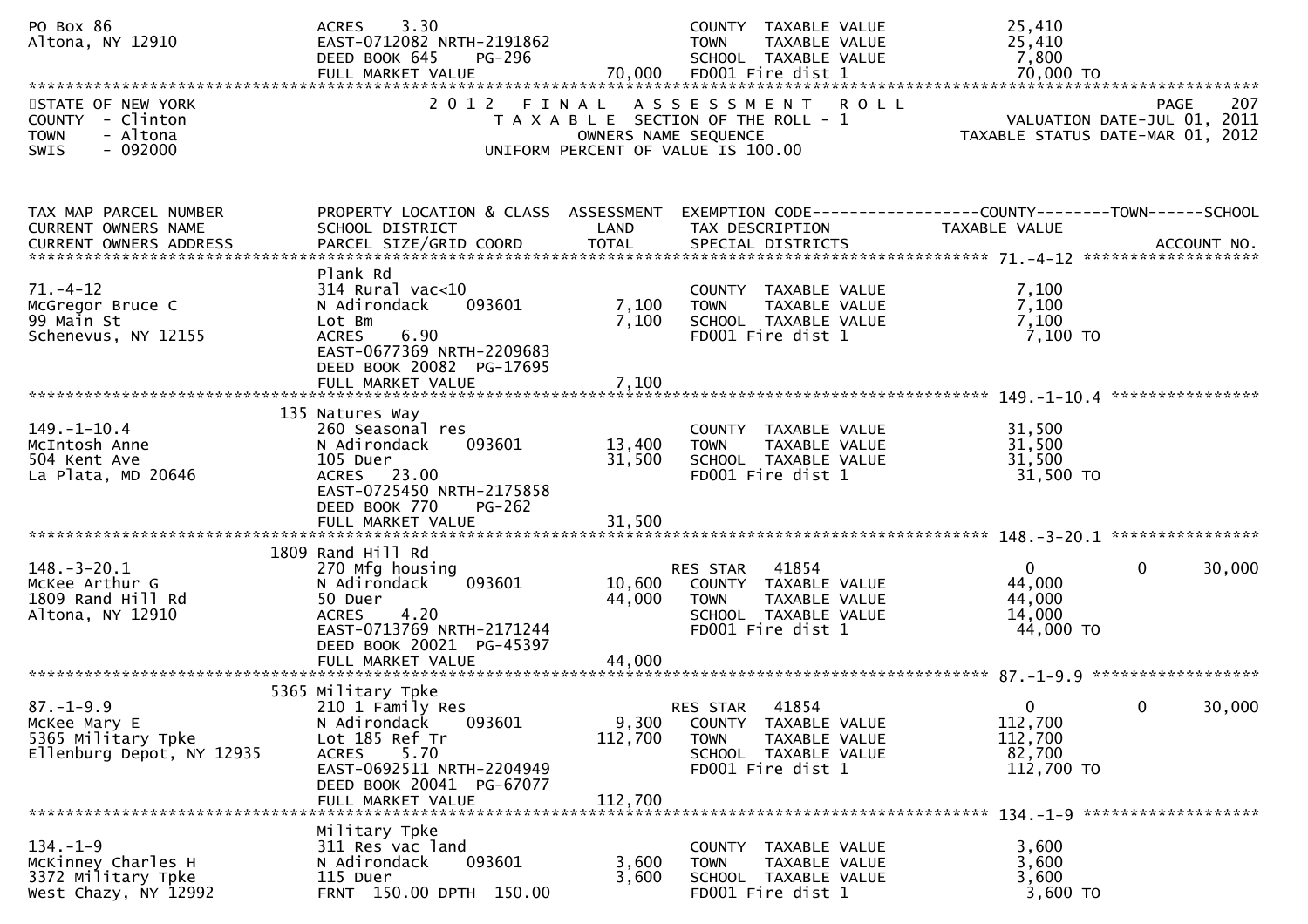```
PO Box 86                      ACRES     3.30                              COUNTY  TAXABLE VALUE           25,410
Altona, NY 12910               EAST-0712082 NRTH-2191862                   TOWN    TAXABLE VALUE           25,410
                               DEED BOOK 645    PG-296                     SCHOOL  TAXABLE VALUE            7,800
                               FULL MARKET VALUE              70,000       FD001 Fire dist 1               70,000 TO
******************************************************************************************************************************
STATE OF NEW YORK                    2 0 1 2   F I N A L   A S S E S S M E N T   R O L L                          PAGE    207
COUNTY  - Clinton                      T A X A B L E  SECTION OF THE ROLL - 1                   VALUATION DATE-JUL 01, 2011
TOWN    - Altona                            OWNERS NAME SEQUENCE                             TAXABLE STATUS DATE-MAR 01, 2012
SWIS    - 092000                     UNIFORM PERCENT OF VALUE IS 100.00


TAX MAP PARCEL NUMBER          PROPERTY LOCATION & CLASS  ASSESSMENT  EXEMPTION CODE------------------COUNTY--------TOWN------SCHOOL
CURRENT OWNERS NAME            SCHOOL DISTRICT               LAND      TAX DESCRIPTION              TAXABLE VALUE
CURRENT OWNERS ADDRESS         PARCEL SIZE/GRID COORD        TOTAL     SPECIAL DISTRICTS                                 ACCOUNT NO.
************************************************************************************************ 71.-4-12 *******************
                               Plank Rd
71.-4-12                       314 Rural vac<10                        COUNTY  TAXABLE VALUE            7,100
McGregor Bruce C               N Adirondack    093601        7,100     TOWN    TAXABLE VALUE            7,100
99 Main St                     Lot Bm                        7,100     SCHOOL  TAXABLE VALUE            7,100
Schenevus, NY 12155            ACRES     6.90                          FD001 Fire dist 1                7,100 TO
                               EAST-0677369 NRTH-2209683
                               DEED BOOK 20082  PG-17695
                               FULL MARKET VALUE             7,100
************************************************************************************************ 149.-1-10.4 ****************
                           135 Natures Way
149.-1-10.4                    260 Seasonal res                        COUNTY  TAXABLE VALUE           31,500
McIntosh Anne                  N Adirondack    093601       13,400     TOWN    TAXABLE VALUE           31,500
504 Kent Ave                   105 Duer                     31,500     SCHOOL  TAXABLE VALUE           31,500
La Plata, MD 20646             ACRES    23.00                          FD001 Fire dist 1               31,500 TO
                               EAST-0725450 NRTH-2175858
                               DEED BOOK 770    PG-262
                               FULL MARKET VALUE            31,500
************************************************************************************************ 148.-3-20.1 ****************
                          1809 Rand Hill Rd
148.-3-20.1                    270 Mfg housing                         RES STAR    41854                   0            0      30,000
McKee Arthur G                 N Adirondack    093601       10,600     COUNTY  TAXABLE VALUE           44,000
1809 Rand Hill Rd              50 Duer                      44,000     TOWN    TAXABLE VALUE           44,000
Altona, NY 12910               ACRES     4.20                          SCHOOL  TAXABLE VALUE           14,000
                               EAST-0713769 NRTH-2171244               FD001 Fire dist 1               44,000 TO
                               DEED BOOK 20021  PG-45397
                               FULL MARKET VALUE            44,000
************************************************************************************************ 87.-1-9.9 ******************
                          5365 Military Tpke
87.-1-9.9                      210 1 Family Res                        RES STAR    41854                   0            0      30,000
McKee Mary E                   N Adirondack    093601        9,300     COUNTY  TAXABLE VALUE          112,700
5365 Military Tpke             Lot 185 Ref Tr              112,700     TOWN    TAXABLE VALUE          112,700
Ellenburg Depot, NY 12935      ACRES     5.70                          SCHOOL  TAXABLE VALUE           82,700
                               EAST-0692511 NRTH-2204949               FD001 Fire dist 1              112,700 TO
                               DEED BOOK 20041  PG-67077
                               FULL MARKET VALUE           112,700
************************************************************************************************ 134.-1-9 *******************
                               Military Tpke
134.-1-9                       311 Res vac land                        COUNTY  TAXABLE VALUE            3,600
McKinney Charles H             N Adirondack    093601        3,600     TOWN    TAXABLE VALUE            3,600
3372 Military Tpke             115 Duer                      3,600     SCHOOL  TAXABLE VALUE            3,600
West Chazy, NY 12992           FRNT  150.00 DPTH  150.00               FD001 Fire dist 1                3,600 TO
```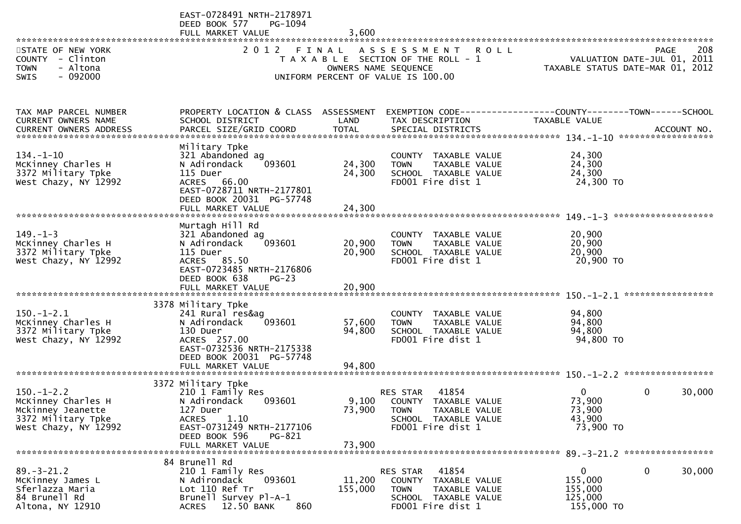EAST-0728491 NRTH-2178971
DEED BOOK 577 PG-1094
FULL MARKET VALUE 3,600

STATE OF NEW YORK
COUNTY - Clinton
TOWN - Altona
SWIS - 092000

2012 FINAL ASSESSMENT ROLL
TAXABLE SECTION OF THE ROLL - 1
OWNERS NAME SEQUENCE
UNIFORM PERCENT OF VALUE IS 100.00

VALUATION DATE-JUL 01, 2011
TAXABLE STATUS DATE-MAR 01, 2012

| TAX MAP PARCEL NUMBER / CURRENT OWNERS NAME / CURRENT OWNERS ADDRESS | PROPERTY LOCATION & CLASS / SCHOOL DISTRICT / PARCEL SIZE/GRID COORD | ASSESSMENT LAND / TOTAL | EXEMPTION CODE / TAX DESCRIPTION / SPECIAL DISTRICTS | COUNTY | TOWN | SCHOOL | ACCOUNT NO. |
|---|---|---|---|---|---|---|---|
| **134.-1-10** | Military Tpke | | | | | | |
| 134.-1-10 | 321 Abandoned ag | | COUNTY TAXABLE VALUE | 24,300 | | | |
| McKinney Charles H | N Adirondack 093601 | 24,300 | TOWN TAXABLE VALUE | 24,300 | | | |
| 3372 Military Tpke | 115 Duer | 24,300 | SCHOOL TAXABLE VALUE | 24,300 | | | |
| West Chazy, NY 12992 | ACRES 66.00 | | FD001 Fire dist 1 | 24,300 TO | | | |
| | EAST-0728711 NRTH-2177801 | | | | | | |
| | DEED BOOK 20031 PG-57748 | | | | | | |
| | FULL MARKET VALUE | 24,300 | | | | | |
| **149.-1-3** | Murtagh Hill Rd | | | | | | |
| 149.-1-3 | 321 Abandoned ag | | COUNTY TAXABLE VALUE | 20,900 | | | |
| McKinney Charles H | N Adirondack 093601 | 20,900 | TOWN TAXABLE VALUE | 20,900 | | | |
| 3372 Military Tpke | 115 Duer | 20,900 | SCHOOL TAXABLE VALUE | 20,900 | | | |
| West Chazy, NY 12992 | ACRES 85.50 | | FD001 Fire dist 1 | 20,900 TO | | | |
| | EAST-0723485 NRTH-2176806 | | | | | | |
| | DEED BOOK 638 PG-23 | | | | | | |
| | FULL MARKET VALUE | 20,900 | | | | | |
| **150.-1-2.1** | 3378 Military Tpke | | | | | | |
| 150.-1-2.1 | 241 Rural res&ag | | COUNTY TAXABLE VALUE | 94,800 | | | |
| McKinney Charles H | N Adirondack 093601 | 57,600 | TOWN TAXABLE VALUE | 94,800 | | | |
| 3372 Military Tpke | 130 Duer | 94,800 | SCHOOL TAXABLE VALUE | 94,800 | | | |
| West Chazy, NY 12992 | ACRES 257.00 | | FD001 Fire dist 1 | 94,800 TO | | | |
| | EAST-0732536 NRTH-2175338 | | | | | | |
| | DEED BOOK 20031 PG-57748 | | | | | | |
| | FULL MARKET VALUE | 94,800 | | | | | |
| **150.-1-2.2** | 3372 Military Tpke | | | | | | |
| 150.-1-2.2 | 210 1 Family Res | | RES STAR 41854 | 0 | 0 | 30,000 | |
| McKinney Charles H | N Adirondack 093601 | 9,100 | COUNTY TAXABLE VALUE | 73,900 | | | |
| Mckinney Jeanette | 127 Duer | 73,900 | TOWN TAXABLE VALUE | 73,900 | | | |
| 3372 Military Tpke | ACRES 1.10 | | SCHOOL TAXABLE VALUE | 43,900 | | | |
| West Chazy, NY 12992 | EAST-0731249 NRTH-2177106 | | FD001 Fire dist 1 | 73,900 TO | | | |
| | DEED BOOK 596 PG-821 | | | | | | |
| | FULL MARKET VALUE | 73,900 | | | | | |
| **89.-3-21.2** | 84 Brunell Rd | | | | | | |
| 89.-3-21.2 | 210 1 Family Res | | RES STAR 41854 | 0 | 0 | 30,000 | |
| McKinney James L | N Adirondack 093601 | 11,200 | COUNTY TAXABLE VALUE | 155,000 | | | |
| Sferlazza Maria | Lot 110 Ref Tr | 155,000 | TOWN TAXABLE VALUE | 155,000 | | | |
| 84 Brunell Rd | Brunell Survey Pl-A-1 | | SCHOOL TAXABLE VALUE | 125,000 | | | |
| Altona, NY 12910 | ACRES 12.50 BANK 860 | | FD001 Fire dist 1 | 155,000 TO | | | |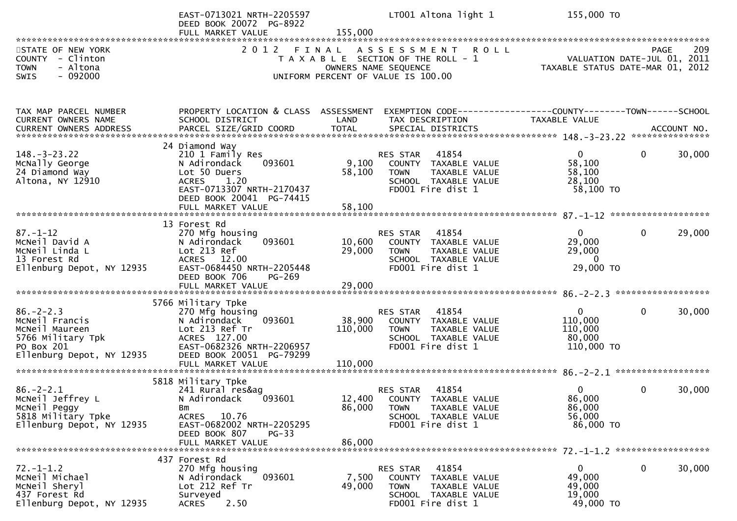EAST-0713021 NRTH-2205597 LT001 Altona light 1 155,000 TO
DEED BOOK 20072 PG-8922
FULL MARKET VALUE 155,000

STATE OF NEW YORK
COUNTY - Clinton
TOWN - Altona
SWIS - 092000

2012 FINAL ASSESSMENT ROLL
TAXABLE SECTION OF THE ROLL - 1
OWNERS NAME SEQUENCE
UNIFORM PERCENT OF VALUE IS 100.00

VALUATION DATE-JUL 01, 2011
TAXABLE STATUS DATE-MAR 01, 2012

| TAX MAP PARCEL NUMBER / CURRENT OWNERS NAME / CURRENT OWNERS ADDRESS | PROPERTY LOCATION & CLASS / SCHOOL DISTRICT / PARCEL SIZE/GRID COORD | ASSESSMENT LAND / TOTAL | EXEMPTION CODE / TAX DESCRIPTION / SPECIAL DISTRICTS | COUNTY TAXABLE VALUE | TOWN | SCHOOL / ACCOUNT NO. |
|---|---|---|---|---|---|---|
| 148.-3-23.22 | 24 Diamond Way | | | | | |
| 148.-3-23.22 | 210 1 Family Res | | RES STAR 41854 | 0 | 0 | 30,000 |
| McNally George | N Adirondack 093601 | 9,100 | COUNTY TAXABLE VALUE | 58,100 | | |
| 24 Diamond Way | Lot 50 Duers | 58,100 | TOWN TAXABLE VALUE | 58,100 | | |
| Altona, NY 12910 | ACRES 1.20 | | SCHOOL TAXABLE VALUE | 28,100 | | |
| | EAST-0713307 NRTH-2170437 | | FD001 Fire dist 1 | 58,100 TO | | |
| | DEED BOOK 20041 PG-74415 | | | | | |
| | FULL MARKET VALUE | 58,100 | | | | |
| 87.-1-12 | 13 Forest Rd | | | | | |
| 87.-1-12 | 270 Mfg housing | | RES STAR 41854 | 0 | 0 | 29,000 |
| McNeil David A | N Adirondack 093601 | 10,600 | COUNTY TAXABLE VALUE | 29,000 | | |
| McNeil Linda L | Lot 213 Ref | 29,000 | TOWN TAXABLE VALUE | 29,000 | | |
| 13 Forest Rd | ACRES 12.00 | | SCHOOL TAXABLE VALUE | 0 | | |
| Ellenburg Depot, NY 12935 | EAST-0684450 NRTH-2205448 | | FD001 Fire dist 1 | 29,000 TO | | |
| | DEED BOOK 706 PG-269 | | | | | |
| | FULL MARKET VALUE | 29,000 | | | | |
| 86.-2-2.3 | 5766 Military Tpke | | | | | |
| 86.-2-2.3 | 270 Mfg housing | | RES STAR 41854 | 0 | 0 | 30,000 |
| McNeil Francis | N Adirondack 093601 | 38,900 | COUNTY TAXABLE VALUE | 110,000 | | |
| McNeil Maureen | Lot 213 Ref Tr | 110,000 | TOWN TAXABLE VALUE | 110,000 | | |
| 5766 Military Tpk | ACRES 127.00 | | SCHOOL TAXABLE VALUE | 80,000 | | |
| PO Box 201 | EAST-0682326 NRTH-2206957 | | FD001 Fire dist 1 | 110,000 TO | | |
| Ellenburg Depot, NY 12935 | DEED BOOK 20051 PG-79299 | | | | | |
| | FULL MARKET VALUE | 110,000 | | | | |
| 86.-2-2.1 | 5818 Military Tpke | | | | | |
| 86.-2-2.1 | 241 Rural res&ag | | RES STAR 41854 | 0 | 0 | 30,000 |
| McNeil Jeffrey L | N Adirondack 093601 | 12,400 | COUNTY TAXABLE VALUE | 86,000 | | |
| McNeil Peggy | Bm | 86,000 | TOWN TAXABLE VALUE | 86,000 | | |
| 5818 Military Tpke | ACRES 10.76 | | SCHOOL TAXABLE VALUE | 56,000 | | |
| Ellenburg Depot, NY 12935 | EAST-0682002 NRTH-2205295 | | FD001 Fire dist 1 | 86,000 TO | | |
| | DEED BOOK 807 PG-33 | | | | | |
| | FULL MARKET VALUE | 86,000 | | | | |
| 72.-1-1.2 | 437 Forest Rd | | | | | |
| 72.-1-1.2 | 270 Mfg housing | | RES STAR 41854 | 0 | 0 | 30,000 |
| McNeil Michael | N Adirondack 093601 | 7,500 | COUNTY TAXABLE VALUE | 49,000 | | |
| McNeil Sheryl | Lot 212 Ref Tr | 49,000 | TOWN TAXABLE VALUE | 49,000 | | |
| 437 Forest Rd | Surveyed | | SCHOOL TAXABLE VALUE | 19,000 | | |
| Ellenburg Depot, NY 12935 | ACRES 2.50 | | FD001 Fire dist 1 | 49,000 TO | | |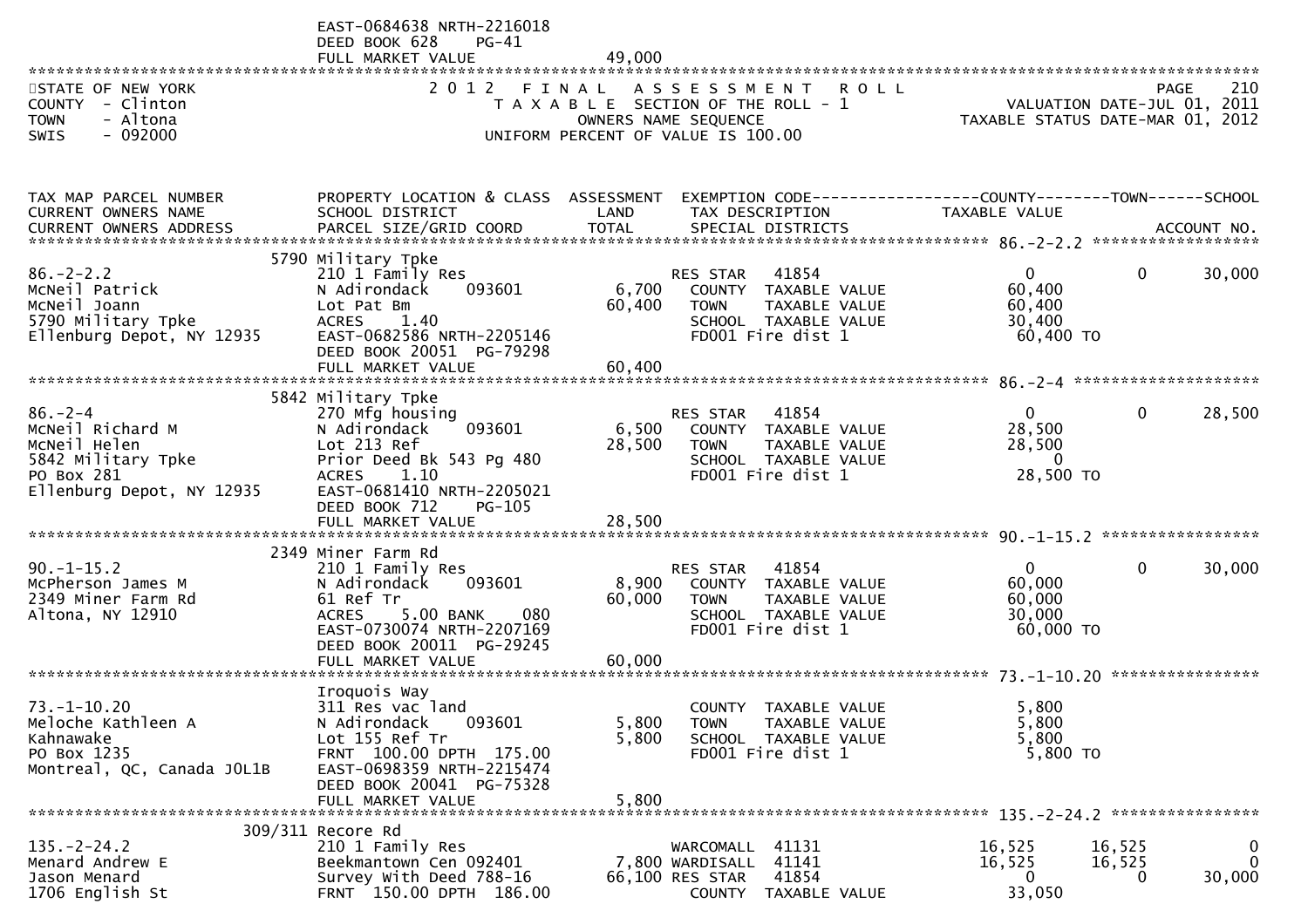EAST-0684638 NRTH-2216018
DEED BOOK 628 PG-41
FULL MARKET VALUE 49,000

STATE OF NEW YORK
COUNTY - Clinton
TOWN - Altona
SWIS - 092000

2 0 1 2 F I N A L A S S E S S M E N T R O L L
T A X A B L E SECTION OF THE ROLL - 1
OWNERS NAME SEQUENCE
UNIFORM PERCENT OF VALUE IS 100.00

PAGE 210
VALUATION DATE-JUL 01, 2011
TAXABLE STATUS DATE-MAR 01, 2012

| TAX MAP PARCEL NUMBER / CURRENT OWNERS NAME / CURRENT OWNERS ADDRESS | PROPERTY LOCATION & CLASS / SCHOOL DISTRICT / PARCEL SIZE/GRID COORD | ASSESSMENT LAND / TOTAL | EXEMPTION CODE / TAX DESCRIPTION / SPECIAL DISTRICTS | COUNTY TAXABLE VALUE | TOWN | SCHOOL / ACCOUNT NO. |
|---|---|---|---|---|---|---|
| 86.-2-2.2 | 5790 Military Tpke | | | | | |
| 86.-2-2.2 | 210 1 Family Res | | RES STAR 41854 | 0 | 0 | 30,000 |
| McNeil Patrick | N Adirondack 093601 | 6,700 | COUNTY TAXABLE VALUE | 60,400 | | |
| McNeil Joann | Lot Pat Bm | 60,400 | TOWN TAXABLE VALUE | 60,400 | | |
| 5790 Military Tpke | ACRES 1.40 | | SCHOOL TAXABLE VALUE | 30,400 | | |
| Ellenburg Depot, NY 12935 | EAST-0682586 NRTH-2205146 | | FD001 Fire dist 1 | 60,400 TO | | |
| | DEED BOOK 20051 PG-79298 | | | | | |
| | FULL MARKET VALUE | 60,400 | | | | |
| 86.-2-4 | 5842 Military Tpke | | | | | |
| 86.-2-4 | 270 Mfg housing | | RES STAR 41854 | 0 | 0 | 28,500 |
| McNeil Richard M | N Adirondack 093601 | 6,500 | COUNTY TAXABLE VALUE | 28,500 | | |
| McNeil Helen | Lot 213 Ref | 28,500 | TOWN TAXABLE VALUE | 28,500 | | |
| 5842 Military Tpke | Prior Deed Bk 543 Pg 480 | | SCHOOL TAXABLE VALUE | 0 | | |
| PO Box 281 | ACRES 1.10 | | FD001 Fire dist 1 | 28,500 TO | | |
| Ellenburg Depot, NY 12935 | EAST-0681410 NRTH-2205021 | | | | | |
| | DEED BOOK 712 PG-105 | | | | | |
| | FULL MARKET VALUE | 28,500 | | | | |
| 90.-1-15.2 | 2349 Miner Farm Rd | | | | | |
| 90.-1-15.2 | 210 1 Family Res | | RES STAR 41854 | 0 | 0 | 30,000 |
| McPherson James M | N Adirondack 093601 | 8,900 | COUNTY TAXABLE VALUE | 60,000 | | |
| 2349 Miner Farm Rd | 61 Ref Tr | 60,000 | TOWN TAXABLE VALUE | 60,000 | | |
| Altona, NY 12910 | ACRES 5.00 BANK 080 | | SCHOOL TAXABLE VALUE | 30,000 | | |
| | EAST-0730074 NRTH-2207169 | | FD001 Fire dist 1 | 60,000 TO | | |
| | DEED BOOK 20011 PG-29245 | | | | | |
| | FULL MARKET VALUE | 60,000 | | | | |
| 73.-1-10.20 | Iroquois Way | | | | | |
| 73.-1-10.20 | 311 Res vac land | | COUNTY TAXABLE VALUE | 5,800 | | |
| Meloche Kathleen A | N Adirondack 093601 | 5,800 | TOWN TAXABLE VALUE | 5,800 | | |
| Kahnawake | Lot 155 Ref Tr | 5,800 | SCHOOL TAXABLE VALUE | 5,800 | | |
| PO Box 1235 | FRNT 100.00 DPTH 175.00 | | FD001 Fire dist 1 | 5,800 TO | | |
| Montreal, QC, Canada J0L1B | EAST-0698359 NRTH-2215474 | | | | | |
| | DEED BOOK 20041 PG-75328 | | | | | |
| | FULL MARKET VALUE | 5,800 | | | | |
| 135.-2-24.2 | 309/311 Recore Rd | | | | | |
| 135.-2-24.2 | 210 1 Family Res | | WARCOMALL 41131 | 16,525 | 16,525 | 0 |
| Menard Andrew E | Beekmantown Cen 092401 | 7,800 | WARDISALL 41141 | 16,525 | 16,525 | 0 |
| Jason Menard | Survey With Deed 788-16 | 66,100 | RES STAR 41854 | 0 | 0 | 30,000 |
| 1706 English St | FRNT 150.00 DPTH 186.00 | | COUNTY TAXABLE VALUE | 33,050 | | |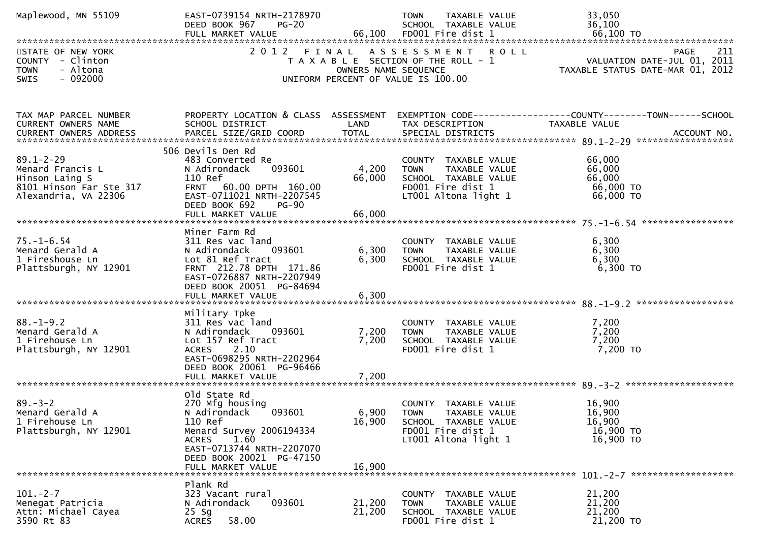```
Maplewood, MN 55109            EAST-0739154 NRTH-2178970              TOWN    TAXABLE VALUE              33,050
                               DEED BOOK 967    PG-20                 SCHOOL  TAXABLE VALUE              36,100
                               FULL MARKET VALUE             66,100   FD001 Fire dist 1                  66,100 TO
********************************************************************************************************************************
```

STATE OF NEW YORK
COUNTY - Clinton
TOWN - Altona
SWIS - 092000

# 2012 FINAL ASSESSMENT ROLL

TAXABLE SECTION OF THE ROLL - 1
OWNERS NAME SEQUENCE
UNIFORM PERCENT OF VALUE IS 100.00

PAGE 211
VALUATION DATE-JUL 01, 2011
TAXABLE STATUS DATE-MAR 01, 2012

```
TAX MAP PARCEL NUMBER          PROPERTY LOCATION & CLASS  ASSESSMENT  EXEMPTION CODE------------------COUNTY--------TOWN------SCHOOL
CURRENT OWNERS NAME            SCHOOL DISTRICT               LAND     TAX DESCRIPTION              TAXABLE VALUE
CURRENT OWNERS ADDRESS         PARCEL SIZE/GRID COORD        TOTAL    SPECIAL DISTRICTS                                   ACCOUNT NO.
*********************************************************************************************** 89.1-2-29 ******************
                               506 Devils Den Rd
89.1-2-29                      483 Converted Re                       COUNTY  TAXABLE VALUE              66,000
Menard Francis L               N Adirondack     093601        4,200   TOWN    TAXABLE VALUE              66,000
Hinson Laing S                 110 Ref                       66,000   SCHOOL  TAXABLE VALUE              66,000
8101 Hinson Far Ste 317        FRNT   60.00 DPTH  160.00              FD001 Fire dist 1                  66,000 TO
Alexandria, VA 22306           EAST-0711021 NRTH-2207545              LT001 Altona light 1               66,000 TO
                               DEED BOOK 692    PG-90
                               FULL MARKET VALUE             66,000
*********************************************************************************************** 75.-1-6.54 *****************
                               Miner Farm Rd
75.-1-6.54                     311 Res vac land                       COUNTY  TAXABLE VALUE               6,300
Menard Gerald A                N Adirondack     093601        6,300   TOWN    TAXABLE VALUE               6,300
1 Fireshouse Ln                Lot 81 Ref Tract               6,300   SCHOOL  TAXABLE VALUE               6,300
Plattsburgh, NY 12901          FRNT  212.78 DPTH  171.86              FD001 Fire dist 1                   6,300 TO
                               EAST-0726887 NRTH-2207949
                               DEED BOOK 20051  PG-84694
                               FULL MARKET VALUE              6,300
*********************************************************************************************** 88.-1-9.2 ******************
                               Military Tpke
88.-1-9.2                      311 Res vac land                       COUNTY  TAXABLE VALUE               7,200
Menard Gerald A                N Adirondack     093601        7,200   TOWN    TAXABLE VALUE               7,200
1 Firehouse Ln                 Lot 157 Ref Tract              7,200   SCHOOL  TAXABLE VALUE               7,200
Plattsburgh, NY 12901          ACRES    2.10                          FD001 Fire dist 1                   7,200 TO
                               EAST-0698295 NRTH-2202964
                               DEED BOOK 20061  PG-96466
                               FULL MARKET VALUE              7,200
*********************************************************************************************** 89.-3-2 ********************
                               Old State Rd
89.-3-2                        270 Mfg housing                        COUNTY  TAXABLE VALUE              16,900
Menard Gerald A                N Adirondack     093601        6,900   TOWN    TAXABLE VALUE              16,900
1 Firehouse Ln                 110 Ref                       16,900   SCHOOL  TAXABLE VALUE              16,900
Plattsburgh, NY 12901          Menard Survey 2006194334               FD001 Fire dist 1                  16,900 TO
                               ACRES    1.60                          LT001 Altona light 1               16,900 TO
                               EAST-0713744 NRTH-2207070
                               DEED BOOK 20021  PG-47150
                               FULL MARKET VALUE             16,900
*********************************************************************************************** 101.-2-7 *******************
                               Plank Rd
101.-2-7                       323 Vacant rural                       COUNTY  TAXABLE VALUE              21,200
Menegat Patricia               N Adirondack     093601       21,200   TOWN    TAXABLE VALUE              21,200
Attn: Michael Cayea            25 Sg                         21,200   SCHOOL  TAXABLE VALUE              21,200
3590 Rt 83                     ACRES   58.00                          FD001 Fire dist 1                  21,200 TO
```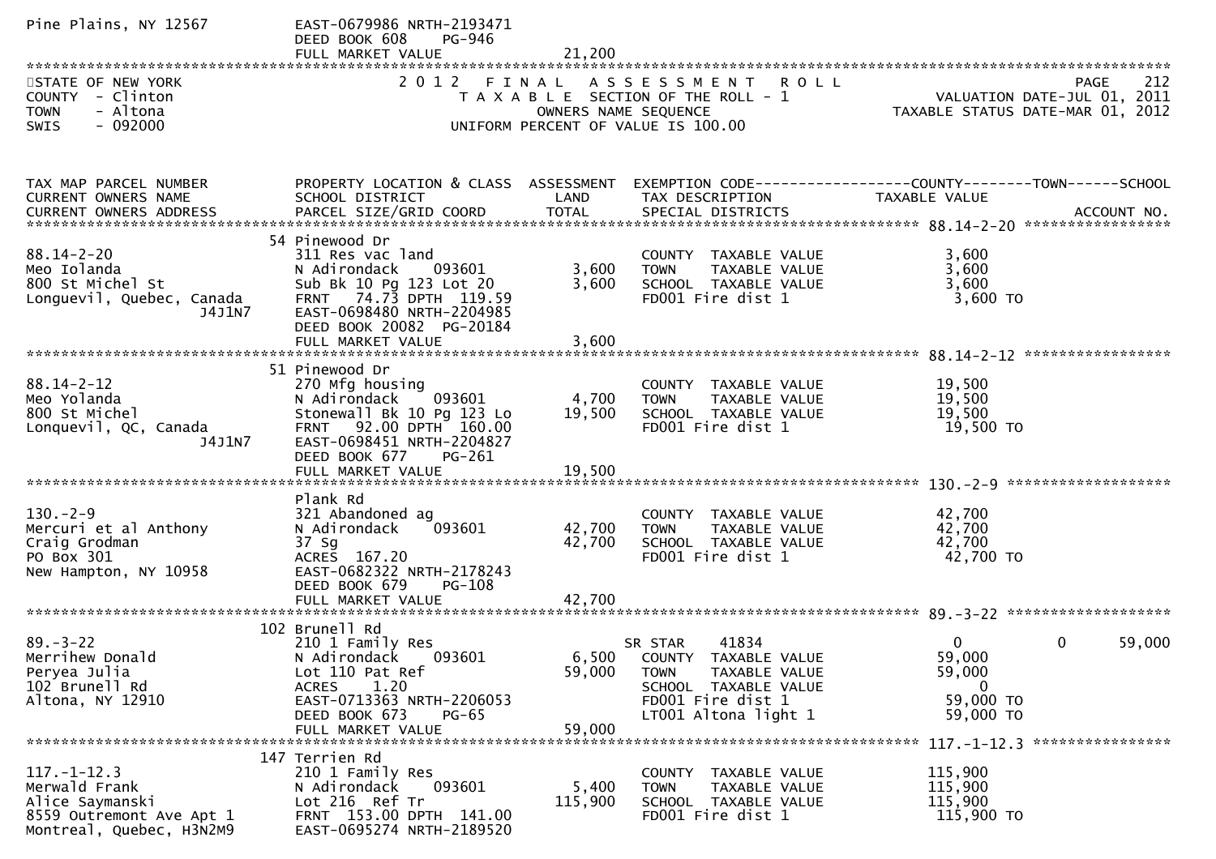```
Pine Plains, NY 12567          EAST-0679986 NRTH-2193471
                               DEED BOOK 608     PG-946
                               FULL MARKET VALUE              21,200
```

**STATE OF NEW YORK** — 2 0 1 2 F I N A L A S S E S S M E N T R O L L — PAGE 212
COUNTY - Clinton — T A X A B L E SECTION OF THE ROLL - 1 — VALUATION DATE-JUL 01, 2011
TOWN - Altona — OWNERS NAME SEQUENCE — TAXABLE STATUS DATE-MAR 01, 2012
SWIS - 092000 — UNIFORM PERCENT OF VALUE IS 100.00

| TAX MAP PARCEL NUMBER / CURRENT OWNERS NAME / CURRENT OWNERS ADDRESS | PROPERTY LOCATION & CLASS / SCHOOL DISTRICT / PARCEL SIZE/GRID COORD | ASSESSMENT LAND / TOTAL | EXEMPTION CODE / TAX DESCRIPTION / SPECIAL DISTRICTS | COUNTY TAXABLE VALUE | TOWN | SCHOOL | ACCOUNT NO. |
|---|---|---|---|---|---|---|---|
| **88.14-2-20** | 54 Pinewood Dr | | | | | | |
| 88.14-2-20 | 311 Res vac land | | COUNTY TAXABLE VALUE | 3,600 | | | |
| Meo Iolanda | N Adirondack 093601 | 3,600 | TOWN TAXABLE VALUE | 3,600 | | | |
| 800 St Michel St | Sub Bk 10 Pg 123 Lot 20 | 3,600 | SCHOOL TAXABLE VALUE | 3,600 | | | |
| Longuevil, Quebec, Canada J4J1N7 | FRNT 74.73 DPTH 119.59 | | FD001 Fire dist 1 | 3,600 TO | | | |
| | EAST-0698480 NRTH-2204985 | | | | | | |
| | DEED BOOK 20082 PG-20184 | | | | | | |
| | FULL MARKET VALUE | 3,600 | | | | | |
| **88.14-2-12** | 51 Pinewood Dr | | | | | | |
| 88.14-2-12 | 270 Mfg housing | | COUNTY TAXABLE VALUE | 19,500 | | | |
| Meo Yolanda | N Adirondack 093601 | 4,700 | TOWN TAXABLE VALUE | 19,500 | | | |
| 800 St Michel | Stonewall Bk 10 Pg 123 Lo | 19,500 | SCHOOL TAXABLE VALUE | 19,500 | | | |
| Lonquevil, QC, Canada J4J1N7 | FRNT 92.00 DPTH 160.00 | | FD001 Fire dist 1 | 19,500 TO | | | |
| | EAST-0698451 NRTH-2204827 | | | | | | |
| | DEED BOOK 677 PG-261 | | | | | | |
| | FULL MARKET VALUE | 19,500 | | | | | |
| **130.-2-9** | Plank Rd | | | | | | |
| 130.-2-9 | 321 Abandoned ag | | COUNTY TAXABLE VALUE | 42,700 | | | |
| Mercuri et al Anthony | N Adirondack 093601 | 42,700 | TOWN TAXABLE VALUE | 42,700 | | | |
| Craig Grodman | 37 Sg | 42,700 | SCHOOL TAXABLE VALUE | 42,700 | | | |
| PO Box 301 | ACRES 167.20 | | FD001 Fire dist 1 | 42,700 TO | | | |
| New Hampton, NY 10958 | EAST-0682322 NRTH-2178243 | | | | | | |
| | DEED BOOK 679 PG-108 | | | | | | |
| | FULL MARKET VALUE | 42,700 | | | | | |
| **89.-3-22** | 102 Brunell Rd | | | | | | |
| 89.-3-22 | 210 1 Family Res | | SR STAR 41834 | 0 | 0 | 59,000 | |
| Merrihew Donald | N Adirondack 093601 | 6,500 | COUNTY TAXABLE VALUE | 59,000 | | | |
| Peryea Julia | Lot 110 Pat Ref | 59,000 | TOWN TAXABLE VALUE | 59,000 | | | |
| 102 Brunell Rd | ACRES 1.20 | | SCHOOL TAXABLE VALUE | 0 | | | |
| Altona, NY 12910 | EAST-0713363 NRTH-2206053 | | FD001 Fire dist 1 | 59,000 TO | | | |
| | DEED BOOK 673 PG-65 | | LT001 Altona light 1 | 59,000 TO | | | |
| | FULL MARKET VALUE | 59,000 | | | | | |
| **117.-1-12.3** | 147 Terrien Rd | | | | | | |
| 117.-1-12.3 | 210 1 Family Res | | COUNTY TAXABLE VALUE | 115,900 | | | |
| Merwald Frank | N Adirondack 093601 | 5,400 | TOWN TAXABLE VALUE | 115,900 | | | |
| Alice Saymanski | Lot 216 Ref Tr | 115,900 | SCHOOL TAXABLE VALUE | 115,900 | | | |
| 8559 Outremont Ave Apt 1 | FRNT 153.00 DPTH 141.00 | | FD001 Fire dist 1 | 115,900 TO | | | |
| Montreal, Quebec, H3N2M9 | EAST-0695274 NRTH-2189520 | | | | | | |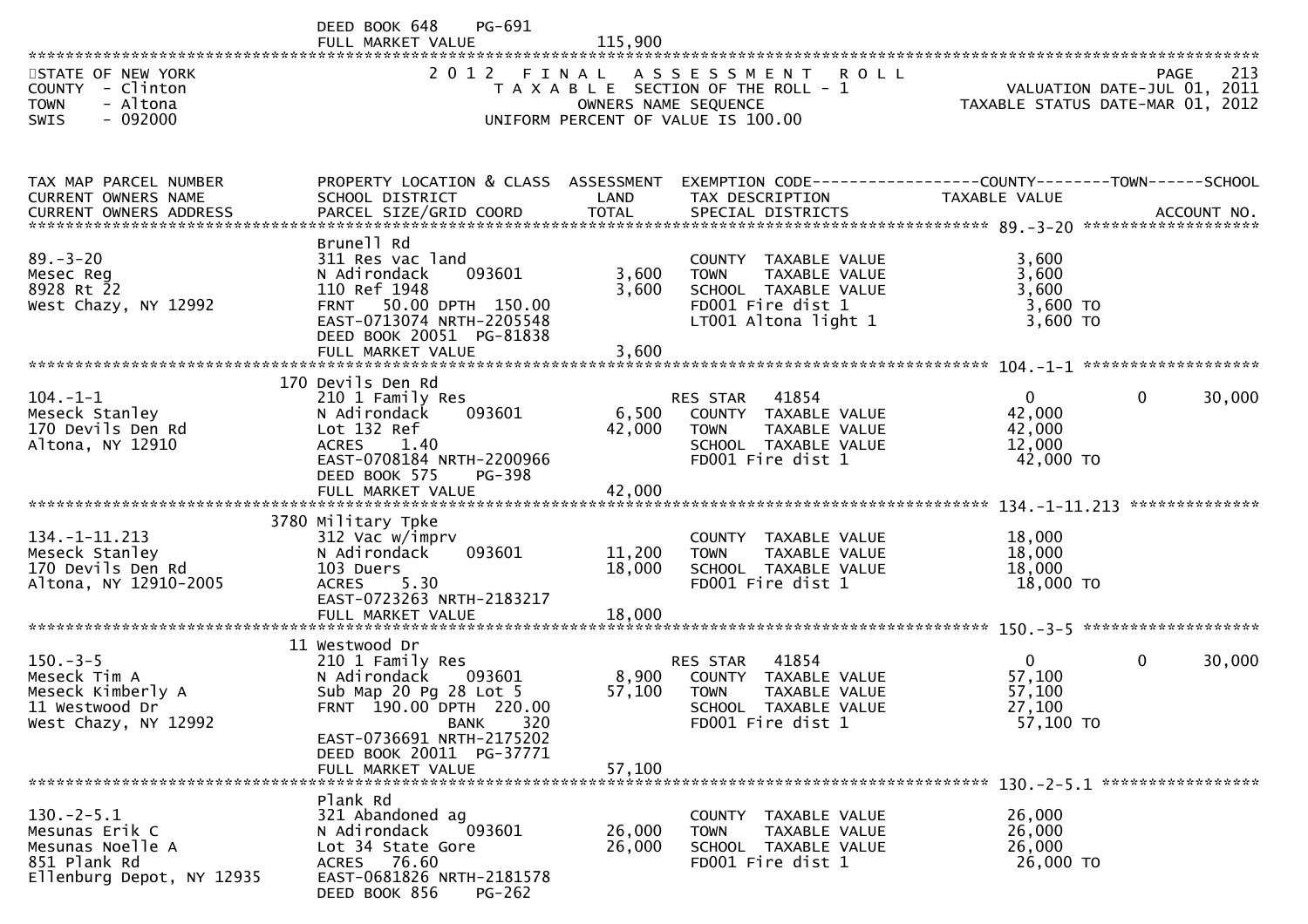DEED BOOK 648 PG-691
FULL MARKET VALUE 115,900

STATE OF NEW YORK
COUNTY - Clinton
TOWN - Altona
SWIS - 092000

2012 FINAL ASSESSMENT ROLL
TAXABLE SECTION OF THE ROLL - 1
OWNERS NAME SEQUENCE
UNIFORM PERCENT OF VALUE IS 100.00

VALUATION DATE-JUL 01, 2011
TAXABLE STATUS DATE-MAR 01, 2012

| TAX MAP PARCEL NUMBER / CURRENT OWNERS NAME / CURRENT OWNERS ADDRESS | PROPERTY LOCATION & CLASS / SCHOOL DISTRICT / PARCEL SIZE/GRID COORD | ASSESSMENT LAND / TOTAL | EXEMPTION CODE / TAX DESCRIPTION / SPECIAL DISTRICTS | COUNTY TAXABLE VALUE | TOWN | SCHOOL |
|---|---|---|---|---|---|---|
| **89.-3-20** | Brunell Rd | | | | | |
| 89.-3-20 | 311 Res vac land | | COUNTY TAXABLE VALUE | 3,600 | | |
| Mesec Reg | N Adirondack 093601 | 3,600 | TOWN TAXABLE VALUE | 3,600 | | |
| 8928 Rt 22 | 110 Ref 1948 | 3,600 | SCHOOL TAXABLE VALUE | 3,600 | | |
| West Chazy, NY 12992 | FRNT 50.00 DPTH 150.00 | | FD001 Fire dist 1 | 3,600 TO | | |
| | EAST-0713074 NRTH-2205548 | | LT001 Altona light 1 | 3,600 TO | | |
| | DEED BOOK 20051 PG-81838 | | | | | |
| | FULL MARKET VALUE | 3,600 | | | | |
| **104.-1-1** | 170 Devils Den Rd | | | | | |
| 104.-1-1 | 210 1 Family Res | | RES STAR 41854 | 0 | 0 | 30,000 |
| Meseck Stanley | N Adirondack 093601 | 6,500 | COUNTY TAXABLE VALUE | 42,000 | | |
| 170 Devils Den Rd | Lot 132 Ref | 42,000 | TOWN TAXABLE VALUE | 42,000 | | |
| Altona, NY 12910 | ACRES 1.40 | | SCHOOL TAXABLE VALUE | 12,000 | | |
| | EAST-0708184 NRTH-2200966 | | FD001 Fire dist 1 | 42,000 TO | | |
| | DEED BOOK 575 PG-398 | | | | | |
| | FULL MARKET VALUE | 42,000 | | | | |
| **134.-1-11.213** | 3780 Military Tpke | | | | | |
| 134.-1-11.213 | 312 Vac w/imprv | | COUNTY TAXABLE VALUE | 18,000 | | |
| Meseck Stanley | N Adirondack 093601 | 11,200 | TOWN TAXABLE VALUE | 18,000 | | |
| 170 Devils Den Rd | 103 Duers | 18,000 | SCHOOL TAXABLE VALUE | 18,000 | | |
| Altona, NY 12910-2005 | ACRES 5.30 | | FD001 Fire dist 1 | 18,000 TO | | |
| | EAST-0723263 NRTH-2183217 | | | | | |
| | FULL MARKET VALUE | 18,000 | | | | |
| **150.-3-5** | 11 Westwood Dr | | | | | |
| 150.-3-5 | 210 1 Family Res | | RES STAR 41854 | 0 | 0 | 30,000 |
| Meseck Tim A | N Adirondack 093601 | 8,900 | COUNTY TAXABLE VALUE | 57,100 | | |
| Meseck Kimberly A | Sub Map 20 Pg 28 Lot 5 | 57,100 | TOWN TAXABLE VALUE | 57,100 | | |
| 11 Westwood Dr | FRNT 190.00 DPTH 220.00 | | SCHOOL TAXABLE VALUE | 27,100 | | |
| West Chazy, NY 12992 | BANK 320 | | FD001 Fire dist 1 | 57,100 TO | | |
| | EAST-0736691 NRTH-2175202 | | | | | |
| | DEED BOOK 20011 PG-37771 | | | | | |
| | FULL MARKET VALUE | 57,100 | | | | |
| **130.-2-5.1** | Plank Rd | | | | | |
| 130.-2-5.1 | 321 Abandoned ag | | COUNTY TAXABLE VALUE | 26,000 | | |
| Mesunas Erik C | N Adirondack 093601 | 26,000 | TOWN TAXABLE VALUE | 26,000 | | |
| Mesunas Noelle A | Lot 34 State Gore | 26,000 | SCHOOL TAXABLE VALUE | 26,000 | | |
| 851 Plank Rd | ACRES 76.60 | | FD001 Fire dist 1 | 26,000 TO | | |
| Ellenburg Depot, NY 12935 | EAST-0681826 NRTH-2181578 | | | | | |
| | DEED BOOK 856 PG-262 | | | | | |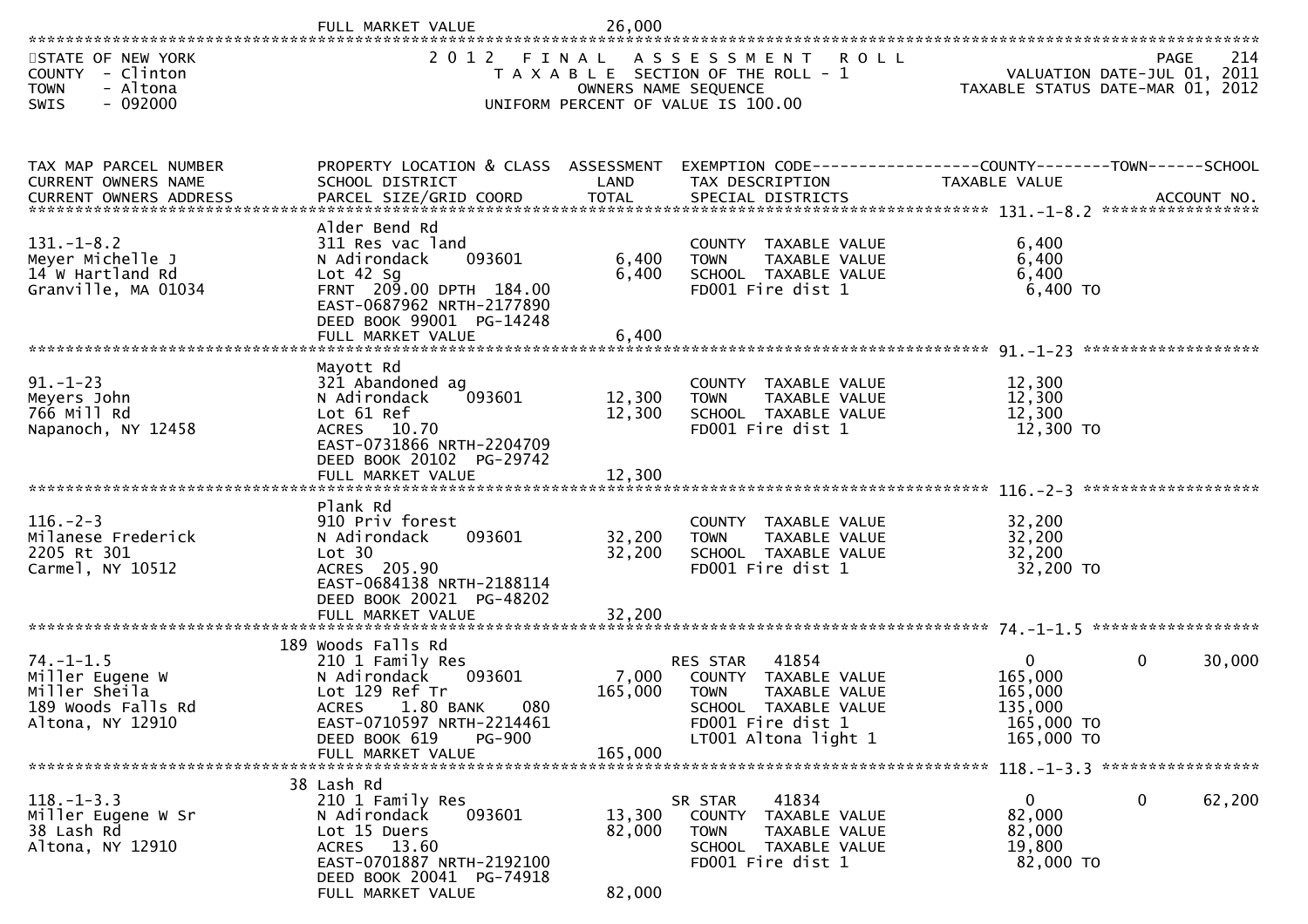FULL MARKET VALUE 26,000

STATE OF NEW YORK
COUNTY - Clinton
TOWN - Altona
SWIS - 092000

2012 FINAL ASSESSMENT ROLL
TAXABLE SECTION OF THE ROLL - 1
OWNERS NAME SEQUENCE
UNIFORM PERCENT OF VALUE IS 100.00

VALUATION DATE-JUL 01, 2011
TAXABLE STATUS DATE-MAR 01, 2012

| TAX MAP PARCEL NUMBER / CURRENT OWNERS NAME / CURRENT OWNERS ADDRESS | PROPERTY LOCATION & CLASS / SCHOOL DISTRICT / PARCEL SIZE/GRID COORD | ASSESSMENT LAND | ASSESSMENT TOTAL | EXEMPTION CODE / TAX DESCRIPTION / SPECIAL DISTRICTS | COUNTY TAXABLE VALUE | TOWN | SCHOOL / ACCOUNT NO. |
|---|---|---|---|---|---|---|---|
| 131.-1-8.2 | Alder Bend Rd | | | | | | |
| Meyer Michelle J | 311 Res vac land | | | COUNTY TAXABLE VALUE | 6,400 | | |
| 14 W Hartland Rd | N Adirondack 093601 | 6,400 | | TOWN TAXABLE VALUE | 6,400 | | |
| Granville, MA 01034 | Lot 42 Sg | | 6,400 | SCHOOL TAXABLE VALUE | 6,400 | | |
| | FRNT 209.00 DPTH 184.00 | | | FD001 Fire dist 1 | 6,400 TO | | |
| | EAST-0687962 NRTH-2177890 | | | | | | |
| | DEED BOOK 99001 PG-14248 | | | | | | |
| | FULL MARKET VALUE | | 6,400 | | | | |
| 91.-1-23 | Mayott Rd | | | | | | |
| Meyers John | 321 Abandoned ag | | | COUNTY TAXABLE VALUE | 12,300 | | |
| 766 Mill Rd | N Adirondack 093601 | 12,300 | | TOWN TAXABLE VALUE | 12,300 | | |
| Napanoch, NY 12458 | Lot 61 Ref | | 12,300 | SCHOOL TAXABLE VALUE | 12,300 | | |
| | ACRES 10.70 | | | FD001 Fire dist 1 | 12,300 TO | | |
| | EAST-0731866 NRTH-2204709 | | | | | | |
| | DEED BOOK 20102 PG-29742 | | | | | | |
| | FULL MARKET VALUE | | 12,300 | | | | |
| 116.-2-3 | Plank Rd | | | | | | |
| Milanese Frederick | 910 Priv forest | | | COUNTY TAXABLE VALUE | 32,200 | | |
| 2205 Rt 301 | N Adirondack 093601 | 32,200 | | TOWN TAXABLE VALUE | 32,200 | | |
| Carmel, NY 10512 | Lot 30 | | 32,200 | SCHOOL TAXABLE VALUE | 32,200 | | |
| | ACRES 205.90 | | | FD001 Fire dist 1 | 32,200 TO | | |
| | EAST-0684138 NRTH-2188114 | | | | | | |
| | DEED BOOK 20021 PG-48202 | | | | | | |
| | FULL MARKET VALUE | | 32,200 | | | | |
| 74.-1-1.5 | 189 Woods Falls Rd | | | | | | |
| | 210 1 Family Res | | | RES STAR 41854 | 0 | 0 | 30,000 |
| Miller Eugene W | N Adirondack 093601 | 7,000 | | COUNTY TAXABLE VALUE | 165,000 | | |
| Miller Sheila | Lot 129 Ref Tr | | 165,000 | TOWN TAXABLE VALUE | 165,000 | | |
| 189 Woods Falls Rd | ACRES 1.80 BANK 080 | | | SCHOOL TAXABLE VALUE | 135,000 | | |
| Altona, NY 12910 | EAST-0710597 NRTH-2214461 | | | FD001 Fire dist 1 | 165,000 TO | | |
| | DEED BOOK 619 PG-900 | | | LT001 Altona light 1 | 165,000 TO | | |
| | FULL MARKET VALUE | | 165,000 | | | | |
| 118.-1-3.3 | 38 Lash Rd | | | | | | |
| | 210 1 Family Res | | | SR STAR 41834 | 0 | 0 | 62,200 |
| Miller Eugene W Sr | N Adirondack 093601 | 13,300 | | COUNTY TAXABLE VALUE | 82,000 | | |
| 38 Lash Rd | Lot 15 Duers | | 82,000 | TOWN TAXABLE VALUE | 82,000 | | |
| Altona, NY 12910 | ACRES 13.60 | | | SCHOOL TAXABLE VALUE | 19,800 | | |
| | EAST-0701887 NRTH-2192100 | | | FD001 Fire dist 1 | 82,000 TO | | |
| | DEED BOOK 20041 PG-74918 | | | | | | |
| | FULL MARKET VALUE | | 82,000 | | | | |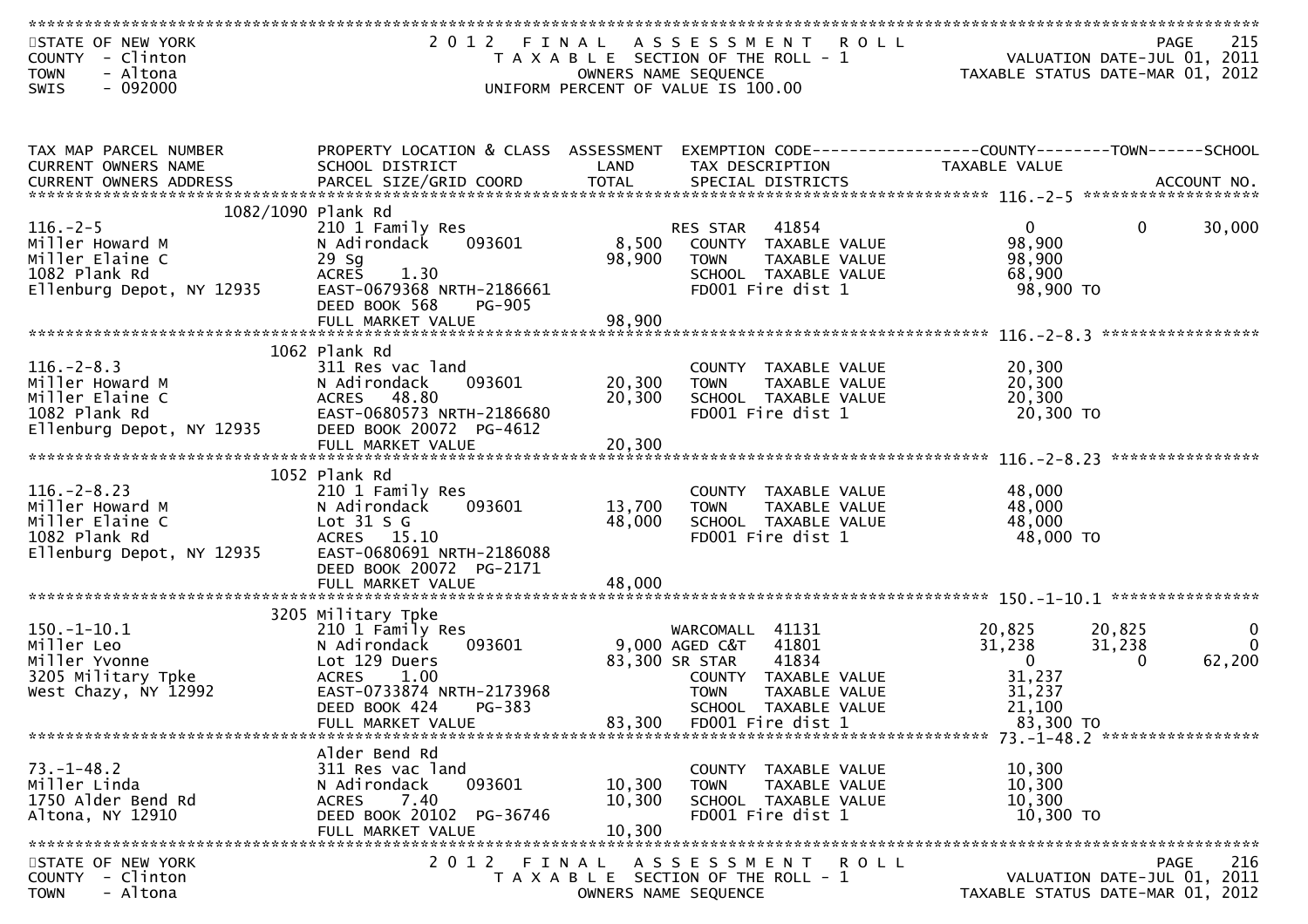# 2012 FINAL ASSESSMENT ROLL

STATE OF NEW YORK
COUNTY - Clinton
TOWN - Altona
SWIS - 092000

TAXABLE SECTION OF THE ROLL - 1
OWNERS NAME SEQUENCE
UNIFORM PERCENT OF VALUE IS 100.00

VALUATION DATE-JUL 01, 2011
TAXABLE STATUS DATE-MAR 01, 2012

| TAX MAP PARCEL NUMBER / CURRENT OWNERS NAME / CURRENT OWNERS ADDRESS | PROPERTY LOCATION & CLASS / SCHOOL DISTRICT / PARCEL SIZE/GRID COORD | ASSESSMENT LAND / TOTAL | EXEMPTION CODE / TAX DESCRIPTION / SPECIAL DISTRICTS | COUNTY TAXABLE VALUE | TOWN | SCHOOL |
|---|---|---|---|---|---|---|
| **116.-2-5** | 1082/1090 Plank Rd | | | | | |
| 116.-2-5 | 210 1 Family Res | | RES STAR 41854 | 0 | 0 | 30,000 |
| Miller Howard M | N Adirondack 093601 | 8,500 | COUNTY TAXABLE VALUE | 98,900 | | |
| Miller Elaine C | 29 Sg | 98,900 | TOWN TAXABLE VALUE | 98,900 | | |
| 1082 Plank Rd | ACRES 1.30 | | SCHOOL TAXABLE VALUE | 68,900 | | |
| Ellenburg Depot, NY 12935 | EAST-0679368 NRTH-2186661 | | FD001 Fire dist 1 | 98,900 TO | | |
| | DEED BOOK 568 PG-905 | | | | | |
| | FULL MARKET VALUE | 98,900 | | | | |
| **116.-2-8.3** | 1062 Plank Rd | | | | | |
| 116.-2-8.3 | 311 Res vac land | | COUNTY TAXABLE VALUE | 20,300 | | |
| Miller Howard M | N Adirondack 093601 | 20,300 | TOWN TAXABLE VALUE | 20,300 | | |
| Miller Elaine C | ACRES 48.80 | 20,300 | SCHOOL TAXABLE VALUE | 20,300 | | |
| 1082 Plank Rd | EAST-0680573 NRTH-2186680 | | FD001 Fire dist 1 | 20,300 TO | | |
| Ellenburg Depot, NY 12935 | DEED BOOK 20072 PG-4612 | | | | | |
| | FULL MARKET VALUE | 20,300 | | | | |
| **116.-2-8.23** | 1052 Plank Rd | | | | | |
| 116.-2-8.23 | 210 1 Family Res | | COUNTY TAXABLE VALUE | 48,000 | | |
| Miller Howard M | N Adirondack 093601 | 13,700 | TOWN TAXABLE VALUE | 48,000 | | |
| Miller Elaine C | Lot 31 S G | 48,000 | SCHOOL TAXABLE VALUE | 48,000 | | |
| 1082 Plank Rd | ACRES 15.10 | | FD001 Fire dist 1 | 48,000 TO | | |
| Ellenburg Depot, NY 12935 | EAST-0680691 NRTH-2186088 | | | | | |
| | DEED BOOK 20072 PG-2171 | | | | | |
| | FULL MARKET VALUE | 48,000 | | | | |
| **150.-1-10.1** | 3205 Military Tpke | | | | | |
| 150.-1-10.1 | 210 1 Family Res | | WARCOMALL 41131 | 20,825 | 20,825 | 0 |
| Miller Leo | N Adirondack 093601 | 9,000 | AGED C&T 41801 | 31,238 | 31,238 | 0 |
| Miller Yvonne | Lot 129 Duers | 83,300 | SR STAR 41834 | 0 | 0 | 62,200 |
| 3205 Military Tpke | ACRES 1.00 | | COUNTY TAXABLE VALUE | 31,237 | | |
| West Chazy, NY 12992 | EAST-0733874 NRTH-2173968 | | TOWN TAXABLE VALUE | 31,237 | | |
| | DEED BOOK 424 PG-383 | | SCHOOL TAXABLE VALUE | 21,100 | | |
| | FULL MARKET VALUE | 83,300 | FD001 Fire dist 1 | 83,300 TO | | |
| **73.-1-48.2** | Alder Bend Rd | | | | | |
| 73.-1-48.2 | 311 Res vac land | | COUNTY TAXABLE VALUE | 10,300 | | |
| Miller Linda | N Adirondack 093601 | 10,300 | TOWN TAXABLE VALUE | 10,300 | | |
| 1750 Alder Bend Rd | ACRES 7.40 | 10,300 | SCHOOL TAXABLE VALUE | 10,300 | | |
| Altona, NY 12910 | DEED BOOK 20102 PG-36746 | | FD001 Fire dist 1 | 10,300 TO | | |
| | FULL MARKET VALUE | 10,300 | | | | |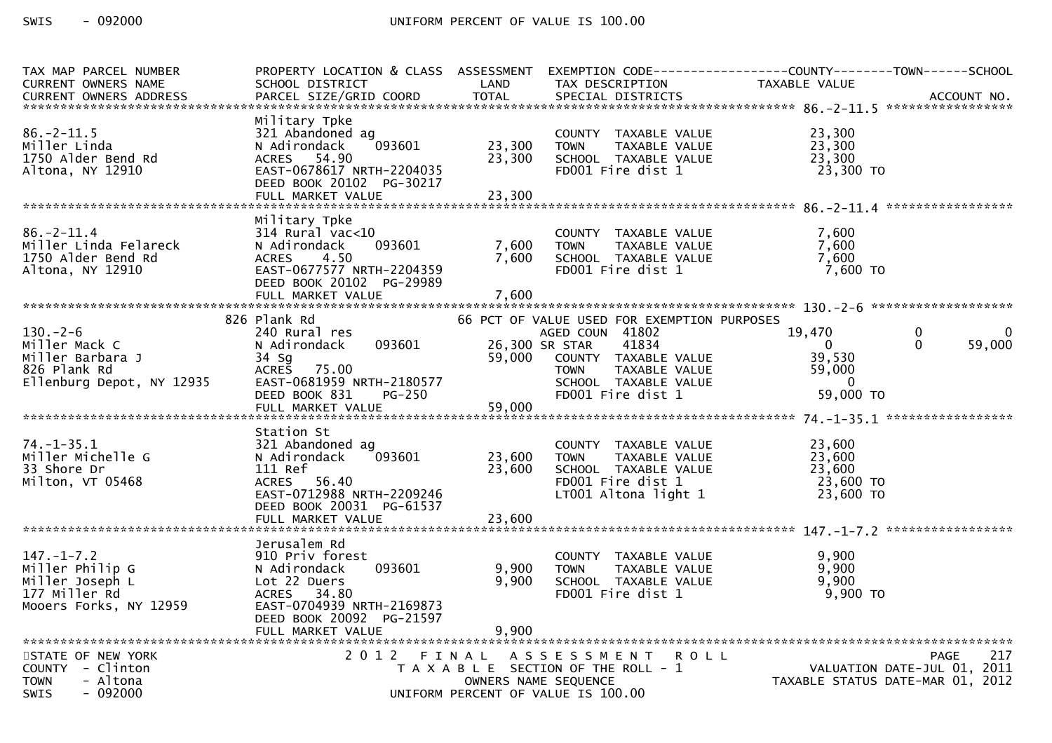| TAX MAP PARCEL NUMBER<br>CURRENT OWNERS NAME<br>CURRENT OWNERS ADDRESS | PROPERTY LOCATION & CLASS<br>SCHOOL DISTRICT<br>PARCEL SIZE/GRID COORD | ASSESSMENT<br>LAND<br>TOTAL | EXEMPTION CODE<br>TAX DESCRIPTION<br>SPECIAL DISTRICTS | COUNTY<br>TAXABLE VALUE | TOWN | SCHOOL<br>ACCOUNT NO. |
|---|---|---|---|---|---|---|
| **86.-2-11.5** | | | | | | |
| 86.-2-11.5 | Military Tpke<br>321 Abandoned ag | | COUNTY TAXABLE VALUE | 23,300 | | |
| Miller Linda | N Adirondack 093601 | 23,300 | TOWN TAXABLE VALUE | 23,300 | | |
| 1750 Alder Bend Rd | ACRES 54.90 | 23,300 | SCHOOL TAXABLE VALUE | 23,300 | | |
| Altona, NY 12910 | EAST-0678617 NRTH-2204035 | | FD001 Fire dist 1 | 23,300 TO | | |
| | DEED BOOK 20102 PG-30217 | | | | | |
| | FULL MARKET VALUE | 23,300 | | | | |
| **86.-2-11.4** | | | | | | |
| 86.-2-11.4 | Military Tpke<br>314 Rural vac<10 | | COUNTY TAXABLE VALUE | 7,600 | | |
| Miller Linda Felareck | N Adirondack 093601 | 7,600 | TOWN TAXABLE VALUE | 7,600 | | |
| 1750 Alder Bend Rd | ACRES 4.50 | 7,600 | SCHOOL TAXABLE VALUE | 7,600 | | |
| Altona, NY 12910 | EAST-0677577 NRTH-2204359 | | FD001 Fire dist 1 | 7,600 TO | | |
| | DEED BOOK 20102 PG-29989 | | | | | |
| | FULL MARKET VALUE | 7,600 | | | | |
| **130.-2-6** | | | | | | |
| | 826 Plank Rd | | 66 PCT OF VALUE USED FOR EXEMPTION PURPOSES | | | |
| 130.-2-6 | 240 Rural res | | AGED COUN 41802 | 19,470 | 0 | 0 |
| Miller Mack C | N Adirondack 093601 | 26,300 | SR STAR 41834 | 0 | 0 | 59,000 |
| Miller Barbara J | 34 Sg | 59,000 | COUNTY TAXABLE VALUE | 39,530 | | |
| 826 Plank Rd | ACRES 75.00 | | TOWN TAXABLE VALUE | 59,000 | | |
| Ellenburg Depot, NY 12935 | EAST-0681959 NRTH-2180577 | | SCHOOL TAXABLE VALUE | 0 | | |
| | DEED BOOK 831 PG-250 | | FD001 Fire dist 1 | 59,000 TO | | |
| | FULL MARKET VALUE | 59,000 | | | | |
| **74.-1-35.1** | | | | | | |
| 74.-1-35.1 | Station St<br>321 Abandoned ag | | COUNTY TAXABLE VALUE | 23,600 | | |
| Miller Michelle G | N Adirondack 093601 | 23,600 | TOWN TAXABLE VALUE | 23,600 | | |
| 33 Shore Dr | 111 Ref | 23,600 | SCHOOL TAXABLE VALUE | 23,600 | | |
| Milton, VT 05468 | ACRES 56.40 | | FD001 Fire dist 1 | 23,600 TO | | |
| | EAST-0712988 NRTH-2209246 | | LT001 Altona light 1 | 23,600 TO | | |
| | DEED BOOK 20031 PG-61537 | | | | | |
| | FULL MARKET VALUE | 23,600 | | | | |
| **147.-1-7.2** | | | | | | |
| 147.-1-7.2 | Jerusalem Rd<br>910 Priv forest | | COUNTY TAXABLE VALUE | 9,900 | | |
| Miller Philip G | N Adirondack 093601 | 9,900 | TOWN TAXABLE VALUE | 9,900 | | |
| Miller Joseph L | Lot 22 Duers | 9,900 | SCHOOL TAXABLE VALUE | 9,900 | | |
| 177 Miller Rd | ACRES 34.80 | | FD001 Fire dist 1 | 9,900 TO | | |
| Mooers Forks, NY 12959 | EAST-0704939 NRTH-2169873 | | | | | |
| | DEED BOOK 20092 PG-21597 | | | | | |
| | FULL MARKET VALUE | 9,900 | | | | |

STATE OF NEW YORK — 2012 FINAL ASSESSMENT ROLL — PAGE 217
COUNTY - Clinton — TAXABLE SECTION OF THE ROLL - 1 — VALUATION DATE-JUL 01, 2011
TOWN - Altona — OWNERS NAME SEQUENCE — TAXABLE STATUS DATE-MAR 01, 2012
SWIS - 092000 — UNIFORM PERCENT OF VALUE IS 100.00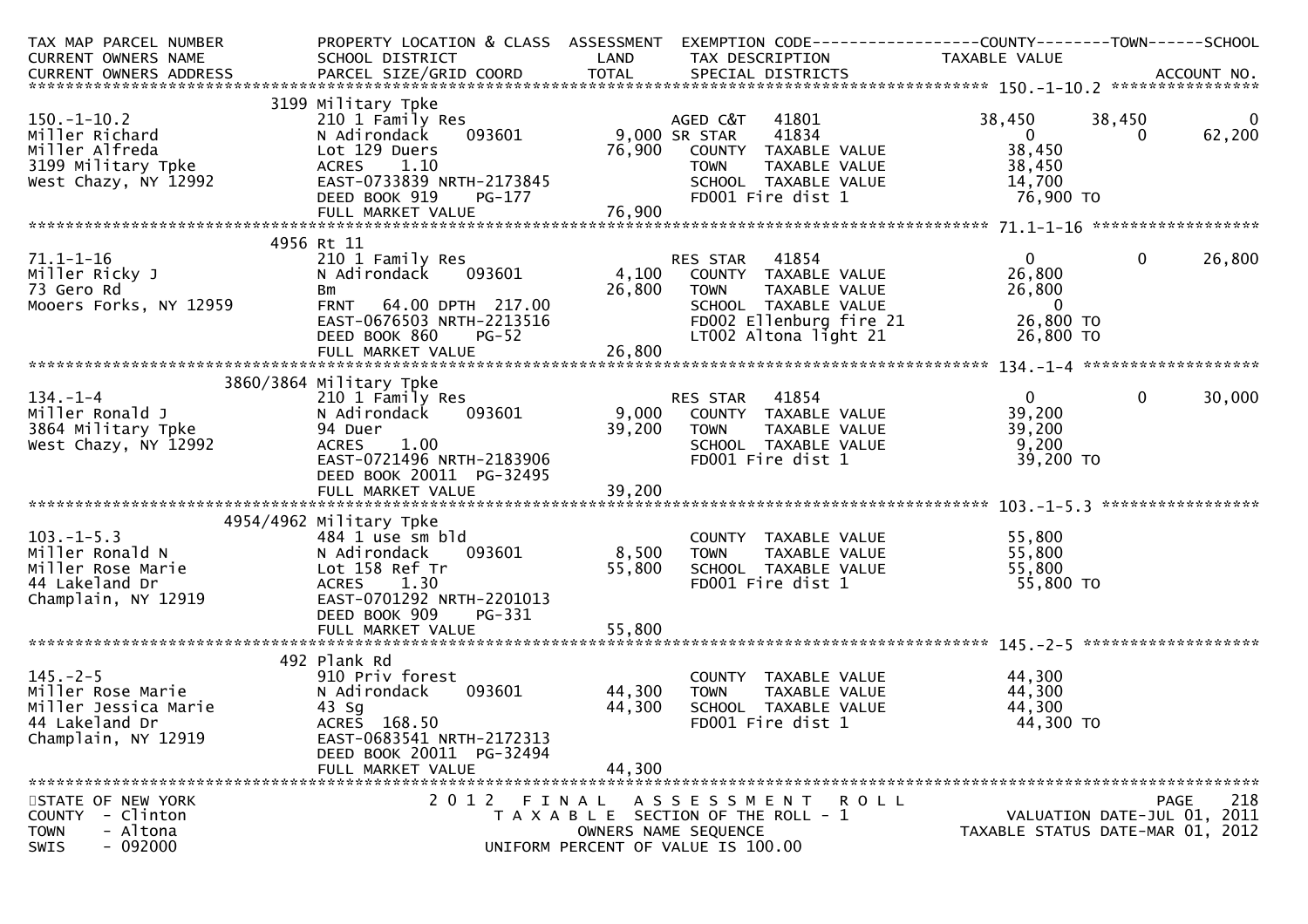| TAX MAP PARCEL NUMBER | PROPERTY LOCATION & CLASS | ASSESSMENT | EXEMPTION CODE | COUNTY | TOWN | SCHOOL |
|---|---|---|---|---|---|---|
| CURRENT OWNERS NAME | SCHOOL DISTRICT | LAND | TAX DESCRIPTION | TAXABLE VALUE | | |
| CURRENT OWNERS ADDRESS | PARCEL SIZE/GRID COORD | TOTAL | SPECIAL DISTRICTS | | | ACCOUNT NO. |
| **150.-1-10.2** | 3199 Military Tpke | | | | | |
| 150.-1-10.2 | 210 1 Family Res | | AGED C&T 41801 | 38,450 | 38,450 | 0 |
| Miller Richard | N Adirondack 093601 | 9,000 | SR STAR 41834 | 0 | 0 | 62,200 |
| Miller Alfreda | Lot 129 Duers | 76,900 | COUNTY TAXABLE VALUE | 38,450 | | |
| 3199 Military Tpke | ACRES 1.10 | | TOWN TAXABLE VALUE | 38,450 | | |
| West Chazy, NY 12992 | EAST-0733839 NRTH-2173845 | | SCHOOL TAXABLE VALUE | 14,700 | | |
| | DEED BOOK 919 PG-177 | | FD001 Fire dist 1 | 76,900 TO | | |
| | FULL MARKET VALUE | 76,900 | | | | |
| **71.1-1-16** | 4956 Rt 11 | | | | | |
| 71.1-1-16 | 210 1 Family Res | | RES STAR 41854 | 0 | 0 | 26,800 |
| Miller Ricky J | N Adirondack 093601 | 4,100 | COUNTY TAXABLE VALUE | 26,800 | | |
| 73 Gero Rd | Bm | 26,800 | TOWN TAXABLE VALUE | 26,800 | | |
| Mooers Forks, NY 12959 | FRNT 64.00 DPTH 217.00 | | SCHOOL TAXABLE VALUE | 0 | | |
| | EAST-0676503 NRTH-2213516 | | FD002 Ellenburg fire 21 | 26,800 TO | | |
| | DEED BOOK 860 PG-52 | | LT002 Altona light 21 | 26,800 TO | | |
| | FULL MARKET VALUE | 26,800 | | | | |
| **134.-1-4** | 3860/3864 Military Tpke | | | | | |
| 134.-1-4 | 210 1 Family Res | | RES STAR 41854 | 0 | 0 | 30,000 |
| Miller Ronald J | N Adirondack 093601 | 9,000 | COUNTY TAXABLE VALUE | 39,200 | | |
| 3864 Military Tpke | 94 Duer | 39,200 | TOWN TAXABLE VALUE | 39,200 | | |
| West Chazy, NY 12992 | ACRES 1.00 | | SCHOOL TAXABLE VALUE | 9,200 | | |
| | EAST-0721496 NRTH-2183906 | | FD001 Fire dist 1 | 39,200 TO | | |
| | DEED BOOK 20011 PG-32495 | | | | | |
| | FULL MARKET VALUE | 39,200 | | | | |
| **103.-1-5.3** | 4954/4962 Military Tpke | | | | | |
| 103.-1-5.3 | 484 1 use sm bld | | COUNTY TAXABLE VALUE | 55,800 | | |
| Miller Ronald N | N Adirondack 093601 | 8,500 | TOWN TAXABLE VALUE | 55,800 | | |
| Miller Rose Marie | Lot 158 Ref Tr | 55,800 | SCHOOL TAXABLE VALUE | 55,800 | | |
| 44 Lakeland Dr | ACRES 1.30 | | FD001 Fire dist 1 | 55,800 TO | | |
| Champlain, NY 12919 | EAST-0701292 NRTH-2201013 | | | | | |
| | DEED BOOK 909 PG-331 | | | | | |
| | FULL MARKET VALUE | 55,800 | | | | |
| **145.-2-5** | 492 Plank Rd | | | | | |
| 145.-2-5 | 910 Priv forest | | COUNTY TAXABLE VALUE | 44,300 | | |
| Miller Rose Marie | N Adirondack 093601 | 44,300 | TOWN TAXABLE VALUE | 44,300 | | |
| Miller Jessica Marie | 43 Sg | 44,300 | SCHOOL TAXABLE VALUE | 44,300 | | |
| 44 Lakeland Dr | ACRES 168.50 | | FD001 Fire dist 1 | 44,300 TO | | |
| Champlain, NY 12919 | EAST-0683541 NRTH-2172313 | | | | | |
| | DEED BOOK 20011 PG-32494 | | | | | |
| | FULL MARKET VALUE | 44,300 | | | | |

STATE OF NEW YORK — 2012 FINAL ASSESSMENT ROLL
COUNTY - Clinton — TAXABLE SECTION OF THE ROLL - 1 — VALUATION DATE-JUL 01, 2011
TOWN - Altona — OWNERS NAME SEQUENCE — TAXABLE STATUS DATE-MAR 01, 2012
SWIS - 092000 — UNIFORM PERCENT OF VALUE IS 100.00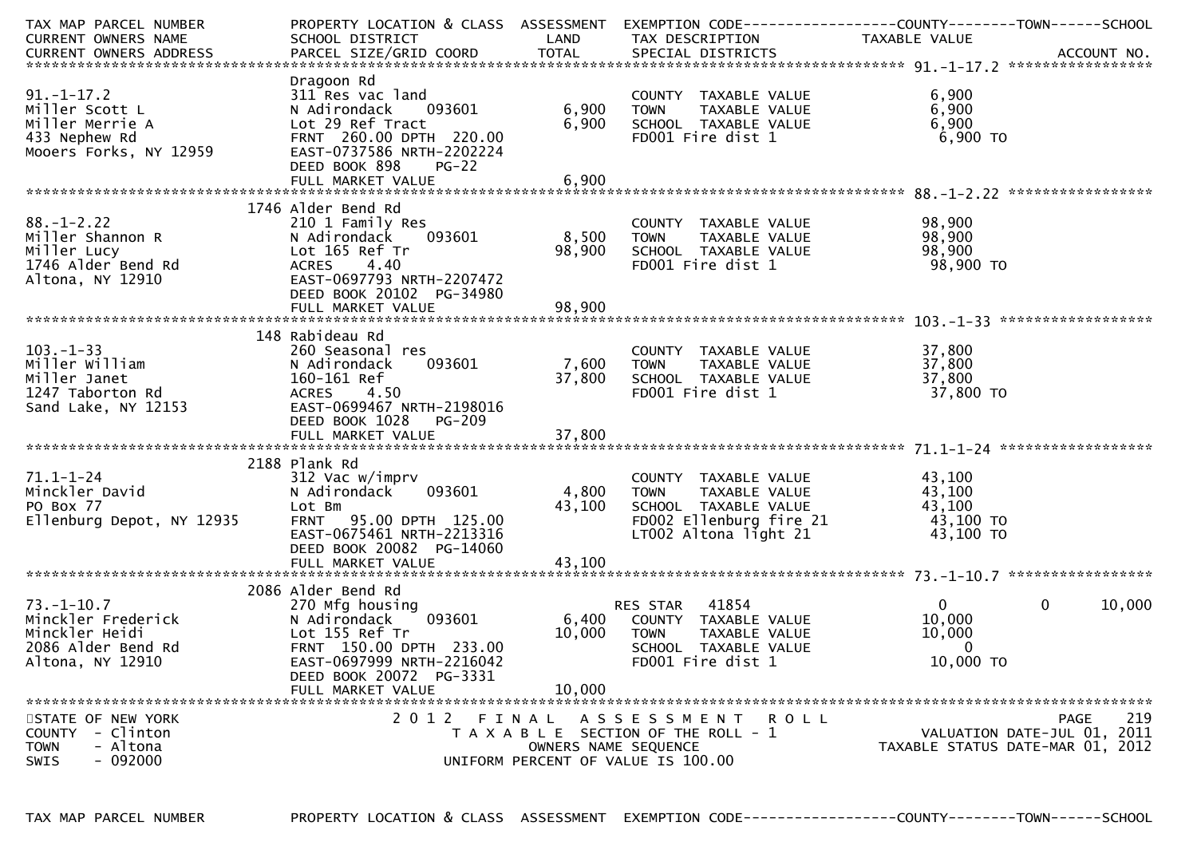| TAX MAP PARCEL NUMBER<br>CURRENT OWNERS NAME<br>CURRENT OWNERS ADDRESS | PROPERTY LOCATION & CLASS<br>SCHOOL DISTRICT<br>PARCEL SIZE/GRID COORD | ASSESSMENT<br>LAND<br>TOTAL | EXEMPTION CODE<br>TAX DESCRIPTION<br>SPECIAL DISTRICTS | COUNTY<br>TAXABLE VALUE | TOWN | SCHOOL<br>ACCOUNT NO. |
|---|---|---|---|---|---|---|
| **91.-1-17.2** | | | | | | |
| 91.-1-17.2 | Dragoon Rd | | | | | |
| | 311 Res vac land | | COUNTY TAXABLE VALUE | 6,900 | | |
| Miller Scott L | N Adirondack 093601 | 6,900 | TOWN TAXABLE VALUE | 6,900 | | |
| Miller Merrie A | Lot 29 Ref Tract | 6,900 | SCHOOL TAXABLE VALUE | 6,900 | | |
| 433 Nephew Rd | FRNT 260.00 DPTH 220.00 | | FD001 Fire dist 1 | 6,900 TO | | |
| Mooers Forks, NY 12959 | EAST-0737586 NRTH-2202224 | | | | | |
| | DEED BOOK 898 PG-22 | | | | | |
| | FULL MARKET VALUE | 6,900 | | | | |
| **88.-1-2.22** | | | | | | |
| 88.-1-2.22 | 1746 Alder Bend Rd | | | | | |
| | 210 1 Family Res | | COUNTY TAXABLE VALUE | 98,900 | | |
| Miller Shannon R | N Adirondack 093601 | 8,500 | TOWN TAXABLE VALUE | 98,900 | | |
| Miller Lucy | Lot 165 Ref Tr | 98,900 | SCHOOL TAXABLE VALUE | 98,900 | | |
| 1746 Alder Bend Rd | ACRES 4.40 | | FD001 Fire dist 1 | 98,900 TO | | |
| Altona, NY 12910 | EAST-0697793 NRTH-2207472 | | | | | |
| | DEED BOOK 20102 PG-34980 | | | | | |
| | FULL MARKET VALUE | 98,900 | | | | |
| **103.-1-33** | | | | | | |
| 103.-1-33 | 148 Rabideau Rd | | | | | |
| | 260 Seasonal res | | COUNTY TAXABLE VALUE | 37,800 | | |
| Miller William | N Adirondack 093601 | 7,600 | TOWN TAXABLE VALUE | 37,800 | | |
| Miller Janet | 160-161 Ref | 37,800 | SCHOOL TAXABLE VALUE | 37,800 | | |
| 1247 Taborton Rd | ACRES 4.50 | | FD001 Fire dist 1 | 37,800 TO | | |
| Sand Lake, NY 12153 | EAST-0699467 NRTH-2198016 | | | | | |
| | DEED BOOK 1028 PG-209 | | | | | |
| | FULL MARKET VALUE | 37,800 | | | | |
| **71.1-1-24** | | | | | | |
| 71.1-1-24 | 2188 Plank Rd | | | | | |
| | 312 Vac w/imprv | | COUNTY TAXABLE VALUE | 43,100 | | |
| Minckler David | N Adirondack 093601 | 4,800 | TOWN TAXABLE VALUE | 43,100 | | |
| PO Box 77 | Lot Bm | 43,100 | SCHOOL TAXABLE VALUE | 43,100 | | |
| Ellenburg Depot, NY 12935 | FRNT 95.00 DPTH 125.00 | | FD002 Ellenburg fire 21 | 43,100 TO | | |
| | EAST-0675461 NRTH-2213316 | | LT002 Altona light 21 | 43,100 TO | | |
| | DEED BOOK 20082 PG-14060 | | | | | |
| | FULL MARKET VALUE | 43,100 | | | | |
| **73.-1-10.7** | | | | | | |
| 73.-1-10.7 | 2086 Alder Bend Rd | | | | | |
| | 270 Mfg housing | | RES STAR 41854 | 0 | 0 | 10,000 |
| Minckler Frederick | N Adirondack 093601 | 6,400 | COUNTY TAXABLE VALUE | 10,000 | | |
| Minckler Heidi | Lot 155 Ref Tr | 10,000 | TOWN TAXABLE VALUE | 10,000 | | |
| 2086 Alder Bend Rd | FRNT 150.00 DPTH 233.00 | | SCHOOL TAXABLE VALUE | 0 | | |
| Altona, NY 12910 | EAST-0697999 NRTH-2216042 | | FD001 Fire dist 1 | 10,000 TO | | |
| | DEED BOOK 20072 PG-3331 | | | | | |
| | FULL MARKET VALUE | 10,000 | | | | |

STATE OF NEW YORK
COUNTY - Clinton
TOWN - Altona
SWIS - 092000

2012 FINAL ASSESSMENT ROLL
TAXABLE SECTION OF THE ROLL - 1
OWNERS NAME SEQUENCE
UNIFORM PERCENT OF VALUE IS 100.00

PAGE 219
VALUATION DATE-JUL 01, 2011
TAXABLE STATUS DATE-MAR 01, 2012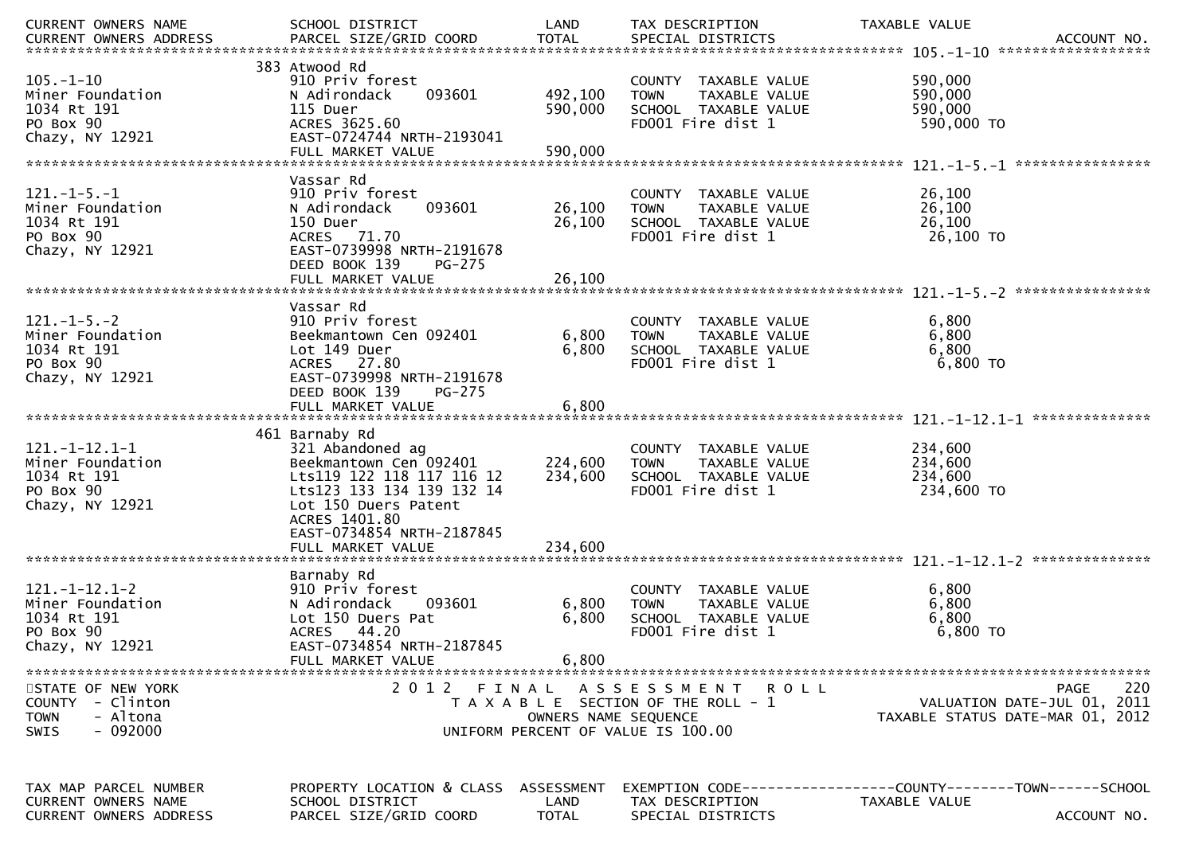| CURRENT OWNERS NAME<br>CURRENT OWNERS ADDRESS | SCHOOL DISTRICT<br>PARCEL SIZE/GRID COORD | LAND<br>TOTAL | TAX DESCRIPTION<br>SPECIAL DISTRICTS | TAXABLE VALUE | ACCOUNT NO. |
|---|---|---|---|---|---|
| **105.-1-10** | | | | | |
| 105.-1-10 | 383 Atwood Rd | | | | |
| Miner Foundation | 910 Priv forest | | COUNTY TAXABLE VALUE | 590,000 | |
| 1034 Rt 191 | N Adirondack 093601 | 492,100 | TOWN TAXABLE VALUE | 590,000 | |
| PO Box 90 | 115 Duer | 590,000 | SCHOOL TAXABLE VALUE | 590,000 | |
| Chazy, NY 12921 | ACRES 3625.60 | | FD001 Fire dist 1 | 590,000 TO | |
| | EAST-0724744 NRTH-2193041 | | | | |
| | FULL MARKET VALUE | 590,000 | | | |
| **121.-1-5.-1** | | | | | |
| 121.-1-5.-1 | Vassar Rd | | | | |
| Miner Foundation | 910 Priv forest | | COUNTY TAXABLE VALUE | 26,100 | |
| 1034 Rt 191 | N Adirondack 093601 | 26,100 | TOWN TAXABLE VALUE | 26,100 | |
| PO Box 90 | 150 Duer | 26,100 | SCHOOL TAXABLE VALUE | 26,100 | |
| Chazy, NY 12921 | ACRES 71.70 | | FD001 Fire dist 1 | 26,100 TO | |
| | EAST-0739998 NRTH-2191678 | | | | |
| | DEED BOOK 139 PG-275 | | | | |
| | FULL MARKET VALUE | 26,100 | | | |
| **121.-1-5.-2** | | | | | |
| 121.-1-5.-2 | Vassar Rd | | | | |
| Miner Foundation | 910 Priv forest | | COUNTY TAXABLE VALUE | 6,800 | |
| 1034 Rt 191 | Beekmantown Cen 092401 | 6,800 | TOWN TAXABLE VALUE | 6,800 | |
| PO Box 90 | Lot 149 Duer | 6,800 | SCHOOL TAXABLE VALUE | 6,800 | |
| Chazy, NY 12921 | ACRES 27.80 | | FD001 Fire dist 1 | 6,800 TO | |
| | EAST-0739998 NRTH-2191678 | | | | |
| | DEED BOOK 139 PG-275 | | | | |
| | FULL MARKET VALUE | 6,800 | | | |
| **121.-1-12.1-1** | | | | | |
| 121.-1-12.1-1 | 461 Barnaby Rd | | | | |
| Miner Foundation | 321 Abandoned ag | | COUNTY TAXABLE VALUE | 234,600 | |
| 1034 Rt 191 | Beekmantown Cen 092401 | 224,600 | TOWN TAXABLE VALUE | 234,600 | |
| PO Box 90 | Lts119 122 118 117 116 12 | 234,600 | SCHOOL TAXABLE VALUE | 234,600 | |
| Chazy, NY 12921 | Lts123 133 134 139 132 14 | | FD001 Fire dist 1 | 234,600 TO | |
| | Lot 150 Duers Patent | | | | |
| | ACRES 1401.80 | | | | |
| | EAST-0734854 NRTH-2187845 | | | | |
| | FULL MARKET VALUE | 234,600 | | | |
| **121.-1-12.1-2** | | | | | |
| 121.-1-12.1-2 | Barnaby Rd | | | | |
| Miner Foundation | 910 Priv forest | | COUNTY TAXABLE VALUE | 6,800 | |
| 1034 Rt 191 | N Adirondack 093601 | 6,800 | TOWN TAXABLE VALUE | 6,800 | |
| PO Box 90 | Lot 150 Duers Pat | 6,800 | SCHOOL TAXABLE VALUE | 6,800 | |
| Chazy, NY 12921 | ACRES 44.20 | | FD001 Fire dist 1 | 6,800 TO | |
| | EAST-0734854 NRTH-2187845 | | | | |
| | FULL MARKET VALUE | 6,800 | | | |

STATE OF NEW YORK
COUNTY - Clinton
TOWN - Altona
SWIS - 092000

2 0 1 2 F I N A L A S S E S S M E N T R O L L
T A X A B L E SECTION OF THE ROLL - 1
OWNERS NAME SEQUENCE
UNIFORM PERCENT OF VALUE IS 100.00

VALUATION DATE-JUL 01, 2011
TAXABLE STATUS DATE-MAR 01, 2012

| TAX MAP PARCEL NUMBER | PROPERTY LOCATION & CLASS | ASSESSMENT | EXEMPTION CODE------------------COUNTY--------TOWN------SCHOOL | | |
|---|---|---|---|---|---|
| CURRENT OWNERS NAME | SCHOOL DISTRICT | LAND | TAX DESCRIPTION | TAXABLE VALUE | |
| CURRENT OWNERS ADDRESS | PARCEL SIZE/GRID COORD | TOTAL | SPECIAL DISTRICTS | | ACCOUNT NO. |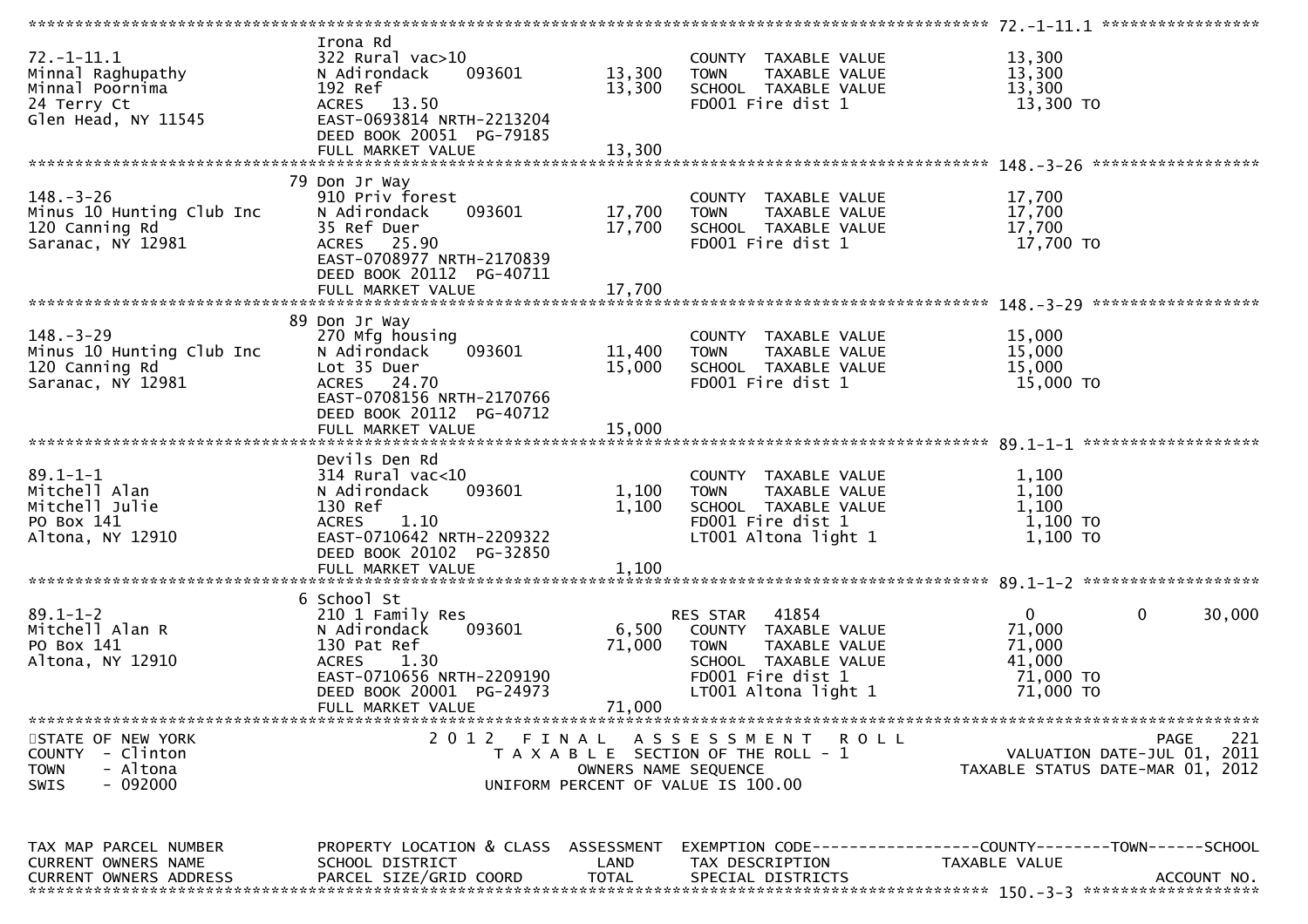```
******************************************************************************************************* 72.-1-11.1 *****************
                               Irona Rd
72.-1-11.1                     322 Rural vac>10                        COUNTY  TAXABLE VALUE            13,300
Minnal Raghupathy              N Adirondack    093601        13,300    TOWN    TAXABLE VALUE            13,300
Minnal Poornima                192 Ref                       13,300    SCHOOL  TAXABLE VALUE            13,300
24 Terry Ct                    ACRES   13.50                           FD001 Fire dist 1                 13,300 TO
Glen Head, NY 11545            EAST-0693814 NRTH-2213204
                               DEED BOOK 20051  PG-79185
                               FULL MARKET VALUE             13,300
******************************************************************************************************* 148.-3-26 ******************
                             79 Don Jr Way
148.-3-26                      910 Priv forest                         COUNTY  TAXABLE VALUE            17,700
Minus 10 Hunting Club Inc      N Adirondack    093601        17,700    TOWN    TAXABLE VALUE            17,700
120 Canning Rd                 35 Ref Duer                   17,700    SCHOOL  TAXABLE VALUE            17,700
Saranac, NY 12981              ACRES   25.90                           FD001 Fire dist 1                 17,700 TO
                               EAST-0708977 NRTH-2170839
                               DEED BOOK 20112  PG-40711
                               FULL MARKET VALUE             17,700
******************************************************************************************************* 148.-3-29 ******************
                             89 Don Jr Way
148.-3-29                      270 Mfg housing                         COUNTY  TAXABLE VALUE            15,000
Minus 10 Hunting Club Inc      N Adirondack    093601        11,400    TOWN    TAXABLE VALUE            15,000
120 Canning Rd                 Lot 35 Duer                   15,000    SCHOOL  TAXABLE VALUE            15,000
Saranac, NY 12981              ACRES   24.70                           FD001 Fire dist 1                 15,000 TO
                               EAST-0708156 NRTH-2170766
                               DEED BOOK 20112  PG-40712
                               FULL MARKET VALUE             15,000
******************************************************************************************************* 89.1-1-1 *******************
                               Devils Den Rd
89.1-1-1                       314 Rural vac<10                        COUNTY  TAXABLE VALUE             1,100
Mitchell Alan                  N Adirondack    093601         1,100    TOWN    TAXABLE VALUE             1,100
Mitchell Julie                 130 Ref                        1,100    SCHOOL  TAXABLE VALUE             1,100
PO Box 141                     ACRES    1.10                           FD001 Fire dist 1                  1,100 TO
Altona, NY 12910               EAST-0710642 NRTH-2209322               LT001 Altona light 1               1,100 TO
                               DEED BOOK 20102  PG-32850
                               FULL MARKET VALUE              1,100
******************************************************************************************************* 89.1-1-2 *******************
                              6 School St
89.1-1-2                       210 1 Family Res                        RES STAR   41854                     0          0      30,000
Mitchell Alan R                N Adirondack    093601         6,500    COUNTY  TAXABLE VALUE            71,000
PO Box 141                     130 Pat Ref                   71,000    TOWN    TAXABLE VALUE            71,000
Altona, NY 12910               ACRES    1.30                           SCHOOL  TAXABLE VALUE            41,000
                               EAST-0710656 NRTH-2209190               FD001 Fire dist 1                 71,000 TO
                               DEED BOOK 20001  PG-24973               LT001 Altona light 1              71,000 TO
                               FULL MARKET VALUE             71,000
************************************************************************************************************************************
STATE OF NEW YORK                   2 0 1 2   F I N A L   A S S E S S M E N T   R O L L                               PAGE    221
COUNTY  - Clinton                       T A X A B L E  SECTION OF THE ROLL - 1                      VALUATION DATE-JUL 01, 2011
TOWN    - Altona                               OWNERS NAME SEQUENCE                           TAXABLE STATUS DATE-MAR 01, 2012
SWIS    - 092000                        UNIFORM PERCENT OF VALUE IS 100.00


TAX MAP PARCEL NUMBER          PROPERTY LOCATION & CLASS  ASSESSMENT  EXEMPTION CODE------------------COUNTY--------TOWN------SCHOOL
CURRENT OWNERS NAME            SCHOOL DISTRICT               LAND      TAX DESCRIPTION               TAXABLE VALUE
CURRENT OWNERS ADDRESS         PARCEL SIZE/GRID COORD        TOTAL     SPECIAL DISTRICTS                                 ACCOUNT NO.
******************************************************************************************************* 150.-3-3 *******************
```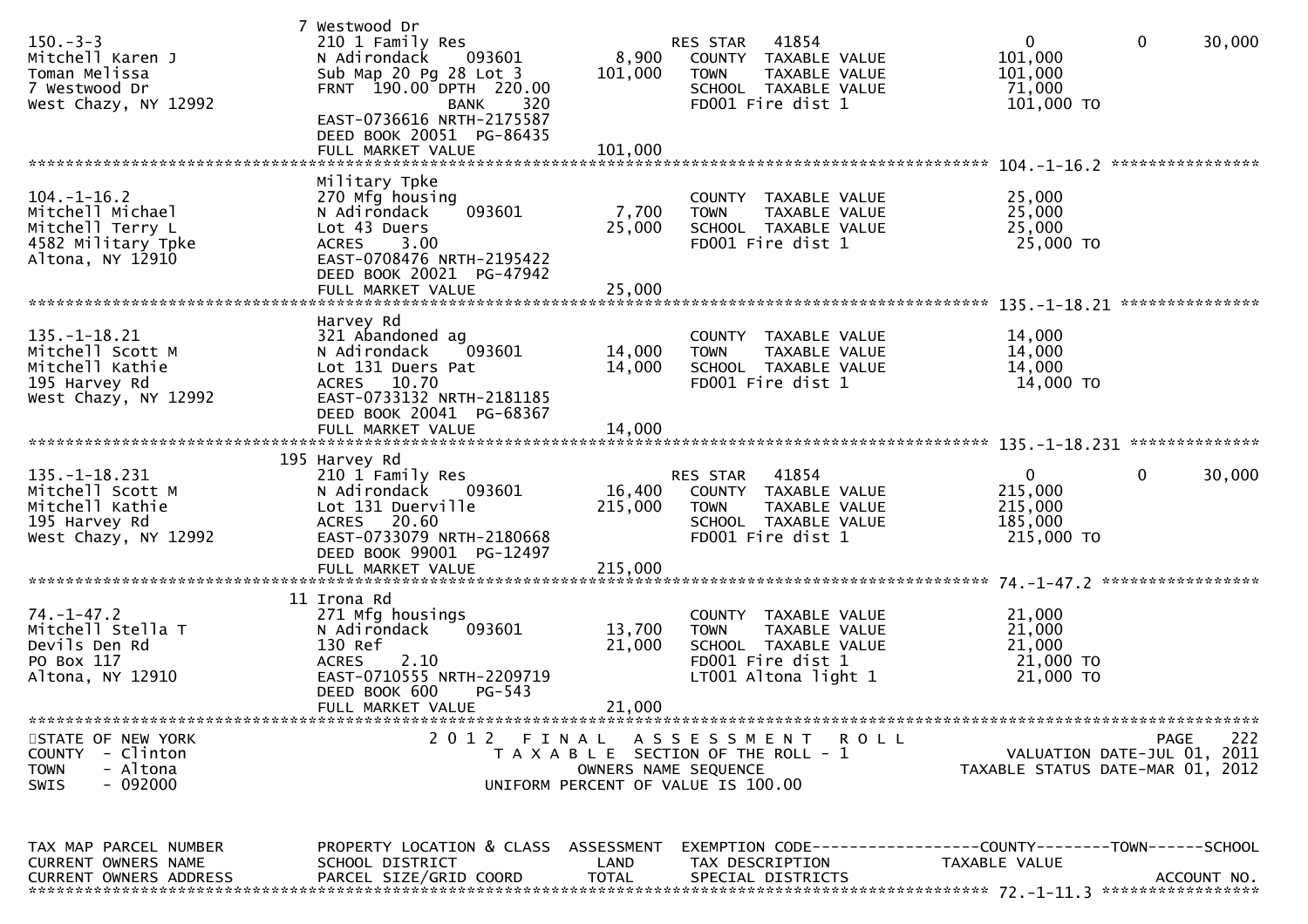| TAX MAP PARCEL NUMBER<br>CURRENT OWNERS NAME<br>CURRENT OWNERS ADDRESS | PROPERTY LOCATION & CLASS<br>SCHOOL DISTRICT<br>PARCEL SIZE/GRID COORD | ASSESSMENT<br>LAND<br>TOTAL | EXEMPTION CODE<br>TAX DESCRIPTION<br>SPECIAL DISTRICTS | COUNTY<br>TAXABLE VALUE | TOWN | SCHOOL<br>ACCOUNT NO. |
|---|---|---|---|---|---|---|
| 150.-3-3<br>Mitchell Karen J<br>Toman Melissa<br>7 Westwood Dr<br>West Chazy, NY 12992 | 7 Westwood Dr<br>210 1 Family Res<br>N Adirondack 093601<br>Sub Map 20 Pg 28 Lot 3<br>FRNT 190.00 DPTH 220.00<br>BANK 320<br>EAST-0736616 NRTH-2175587<br>DEED BOOK 20051 PG-86435<br>FULL MARKET VALUE | <br><br>8,900<br>101,000<br><br><br><br><br>101,000 | RES STAR 41854<br>COUNTY TAXABLE VALUE<br>TOWN TAXABLE VALUE<br>SCHOOL TAXABLE VALUE<br>FD001 Fire dist 1 | 0<br>101,000<br>101,000<br>71,000<br>101,000 TO | 0 | 30,000 |
| 104.-1-16.2<br>Mitchell Michael<br>Mitchell Terry L<br>4582 Military Tpke<br>Altona, NY 12910 | Military Tpke<br>270 Mfg housing<br>N Adirondack 093601<br>Lot 43 Duers<br>ACRES 3.00<br>EAST-0708476 NRTH-2195422<br>DEED BOOK 20021 PG-47942<br>FULL MARKET VALUE | <br><br>7,700<br>25,000<br><br><br><br>25,000 | COUNTY TAXABLE VALUE<br>TOWN TAXABLE VALUE<br>SCHOOL TAXABLE VALUE<br>FD001 Fire dist 1 | 25,000<br>25,000<br>25,000<br>25,000 TO | | |
| 135.-1-18.21<br>Mitchell Scott M<br>Mitchell Kathie<br>195 Harvey Rd<br>West Chazy, NY 12992 | Harvey Rd<br>321 Abandoned ag<br>N Adirondack 093601<br>Lot 131 Duers Pat<br>ACRES 10.70<br>EAST-0733132 NRTH-2181185<br>DEED BOOK 20041 PG-68367<br>FULL MARKET VALUE | <br><br>14,000<br>14,000<br><br><br><br>14,000 | COUNTY TAXABLE VALUE<br>TOWN TAXABLE VALUE<br>SCHOOL TAXABLE VALUE<br>FD001 Fire dist 1 | 14,000<br>14,000<br>14,000<br>14,000 TO | | |
| 135.-1-18.231<br>Mitchell Scott M<br>Mitchell Kathie<br>195 Harvey Rd<br>West Chazy, NY 12992 | 195 Harvey Rd<br>210 1 Family Res<br>N Adirondack 093601<br>Lot 131 Duerville<br>ACRES 20.60<br>EAST-0733079 NRTH-2180668<br>DEED BOOK 99001 PG-12497<br>FULL MARKET VALUE | <br><br>16,400<br>215,000<br><br><br><br>215,000 | RES STAR 41854<br>COUNTY TAXABLE VALUE<br>TOWN TAXABLE VALUE<br>SCHOOL TAXABLE VALUE<br>FD001 Fire dist 1 | 0<br>215,000<br>215,000<br>185,000<br>215,000 TO | 0 | 30,000 |
| 74.-1-47.2<br>Mitchell Stella T<br>Devils Den Rd<br>PO Box 117<br>Altona, NY 12910 | 11 Irona Rd<br>271 Mfg housings<br>N Adirondack 093601<br>130 Ref<br>ACRES 2.10<br>EAST-0710555 NRTH-2209719<br>DEED BOOK 600 PG-543<br>FULL MARKET VALUE | <br><br>13,700<br>21,000<br><br><br><br>21,000 | COUNTY TAXABLE VALUE<br>TOWN TAXABLE VALUE<br>SCHOOL TAXABLE VALUE<br>FD001 Fire dist 1<br>LT001 Altona light 1 | 21,000<br>21,000<br>21,000<br>21,000 TO<br>21,000 TO | | |

STATE OF NEW YORK
COUNTY - Clinton
TOWN - Altona
SWIS - 092000

2012 FINAL ASSESSMENT ROLL
TAXABLE SECTION OF THE ROLL - 1
OWNERS NAME SEQUENCE
UNIFORM PERCENT OF VALUE IS 100.00

VALUATION DATE-JUL 01, 2011
TAXABLE STATUS DATE-MAR 01, 2012

72.-1-11.3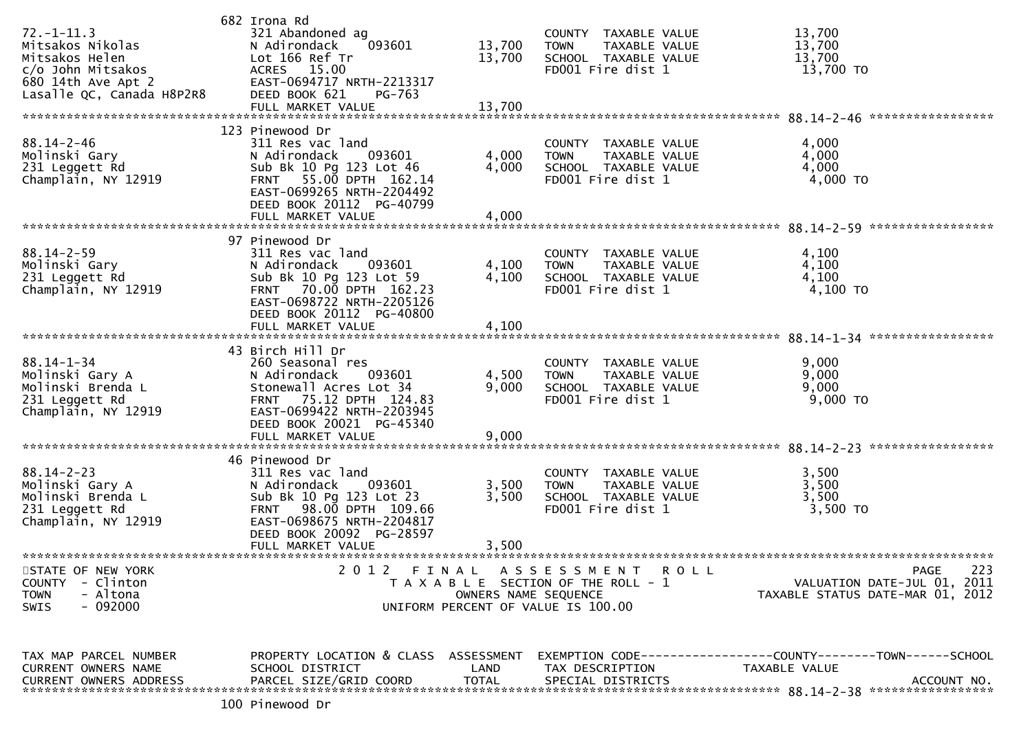| Parcel | Owner | Property Location & Class / School District / Parcel Size | Land | Total | Tax Description | Taxable Value |
|---|---|---|---|---|---|---|
| 72.-1-11.3 | Mitsakos Nikolas | 682 Irona Rd | | | | |
| | Mitsakos Helen | 321 Abandoned ag | | | COUNTY TAXABLE VALUE | 13,700 |
| | c/o John Mitsakos | N Adirondack 093601 | 13,700 | | TOWN TAXABLE VALUE | 13,700 |
| | 680 14th Ave Apt 2 | Lot 166 Ref Tr | | 13,700 | SCHOOL TAXABLE VALUE | 13,700 |
| | Lasalle QC, Canada H8P2R8 | ACRES 15.00 | | | FD001 Fire dist 1 | 13,700 TO |
| | | EAST-0694717 NRTH-2213317 | | | | |
| | | DEED BOOK 621 PG-763 | | | | |
| | | FULL MARKET VALUE | | 13,700 | | |
| 88.14-2-46 | Molinski Gary | 123 Pinewood Dr | | | | |
| | 231 Leggett Rd | 311 Res vac land | | | COUNTY TAXABLE VALUE | 4,000 |
| | Champlain, NY 12919 | N Adirondack 093601 | 4,000 | | TOWN TAXABLE VALUE | 4,000 |
| | | Sub Bk 10 Pg 123 Lot 46 | | 4,000 | SCHOOL TAXABLE VALUE | 4,000 |
| | | FRNT 55.00 DPTH 162.14 | | | FD001 Fire dist 1 | 4,000 TO |
| | | EAST-0699265 NRTH-2204492 | | | | |
| | | DEED BOOK 20112 PG-40799 | | | | |
| | | FULL MARKET VALUE | | 4,000 | | |
| 88.14-2-59 | Molinski Gary | 97 Pinewood Dr | | | | |
| | 231 Leggett Rd | 311 Res vac land | | | COUNTY TAXABLE VALUE | 4,100 |
| | Champlain, NY 12919 | N Adirondack 093601 | 4,100 | | TOWN TAXABLE VALUE | 4,100 |
| | | Sub Bk 10 Pg 123 Lot 59 | | 4,100 | SCHOOL TAXABLE VALUE | 4,100 |
| | | FRNT 70.00 DPTH 162.23 | | | FD001 Fire dist 1 | 4,100 TO |
| | | EAST-0698722 NRTH-2205126 | | | | |
| | | DEED BOOK 20112 PG-40800 | | | | |
| | | FULL MARKET VALUE | | 4,100 | | |
| 88.14-1-34 | Molinski Gary A | 43 Birch Hill Dr | | | | |
| | Molinski Brenda L | 260 Seasonal res | | | COUNTY TAXABLE VALUE | 9,000 |
| | 231 Leggett Rd | N Adirondack 093601 | 4,500 | | TOWN TAXABLE VALUE | 9,000 |
| | Champlain, NY 12919 | Stonewall Acres Lot 34 | | 9,000 | SCHOOL TAXABLE VALUE | 9,000 |
| | | FRNT 75.12 DPTH 124.83 | | | FD001 Fire dist 1 | 9,000 TO |
| | | EAST-0699422 NRTH-2203945 | | | | |
| | | DEED BOOK 20021 PG-45340 | | | | |
| | | FULL MARKET VALUE | | 9,000 | | |
| 88.14-2-23 | Molinski Gary A | 46 Pinewood Dr | | | | |
| | Molinski Brenda L | 311 Res vac land | | | COUNTY TAXABLE VALUE | 3,500 |
| | 231 Leggett Rd | N Adirondack 093601 | 3,500 | | TOWN TAXABLE VALUE | 3,500 |
| | Champlain, NY 12919 | Sub Bk 10 Pg 123 Lot 23 | | 3,500 | SCHOOL TAXABLE VALUE | 3,500 |
| | | FRNT 98.00 DPTH 109.66 | | | FD001 Fire dist 1 | 3,500 TO |
| | | EAST-0698675 NRTH-2204817 | | | | |
| | | DEED BOOK 20092 PG-28597 | | | | |
| | | FULL MARKET VALUE | | 3,500 | | |

STATE OF NEW YORK
COUNTY - Clinton
TOWN - Altona
SWIS - 092000

2012 FINAL ASSESSMENT ROLL
TAXABLE SECTION OF THE ROLL - 1
OWNERS NAME SEQUENCE
UNIFORM PERCENT OF VALUE IS 100.00

VALUATION DATE-JUL 01, 2011
TAXABLE STATUS DATE-MAR 01, 2012

| TAX MAP PARCEL NUMBER / CURRENT OWNERS NAME / CURRENT OWNERS ADDRESS | PROPERTY LOCATION & CLASS / SCHOOL DISTRICT / PARCEL SIZE/GRID COORD | ASSESSMENT LAND | TOTAL | EXEMPTION CODE / TAX DESCRIPTION / SPECIAL DISTRICTS | COUNTY / TOWN / SCHOOL TAXABLE VALUE | ACCOUNT NO. |
|---|---|---|---|---|---|---|
| 88.14-2-38 | 100 Pinewood Dr | | | | | |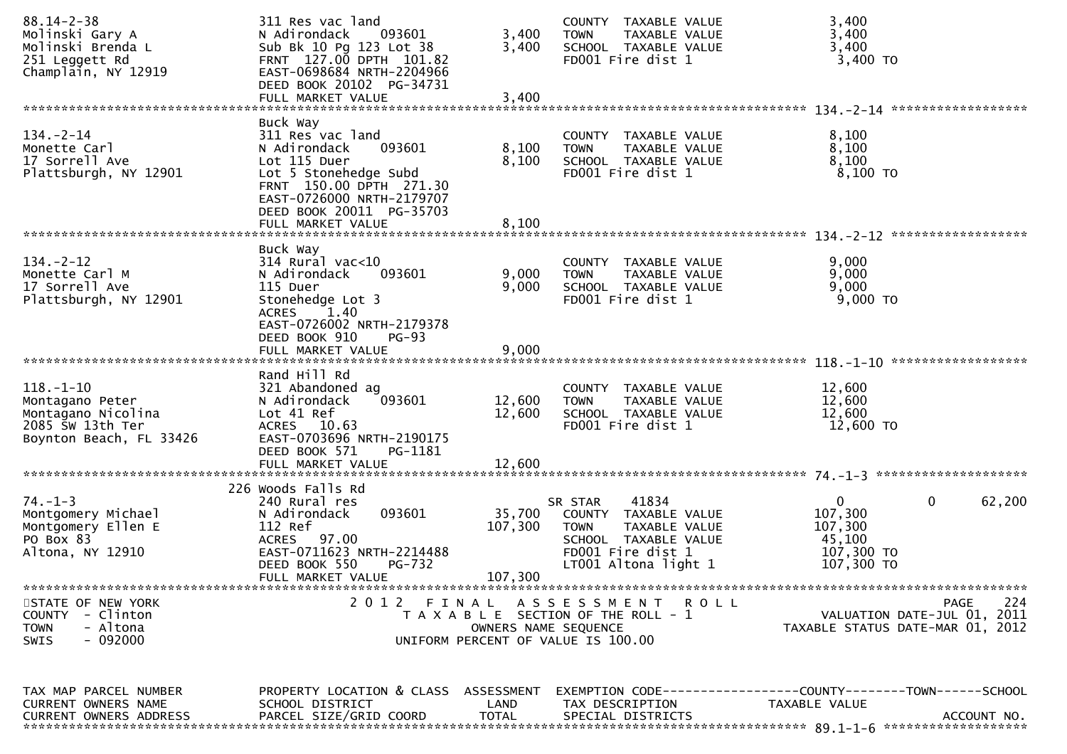```
88.14-2-38                     311 Res vac land                           COUNTY  TAXABLE VALUE             3,400
Molinski Gary A                N Adirondack    093601         3,400      TOWN    TAXABLE VALUE             3,400
Molinski Brenda L              Sub Bk 10 Pg 123 Lot 38        3,400      SCHOOL  TAXABLE VALUE             3,400
251 Leggett Rd                 FRNT  127.00 DPTH  101.82                  FD001 Fire dist 1                  3,400 TO
Champlain, NY 12919            EAST-0698684 NRTH-2204966
                               DEED BOOK 20102  PG-34731
                               FULL MARKET VALUE              3,400
******************************************************************************************************* 134.-2-14 ******************
                               Buck Way
134.-2-14                      311 Res vac land                           COUNTY  TAXABLE VALUE             8,100
Monette Carl                   N Adirondack    093601         8,100      TOWN    TAXABLE VALUE             8,100
17 Sorrell Ave                 Lot 115 Duer                   8,100      SCHOOL  TAXABLE VALUE             8,100
Plattsburgh, NY 12901          Lot 5 Stonehedge Subd                      FD001 Fire dist 1                  8,100 TO
                               FRNT  150.00 DPTH  271.30
                               EAST-0726000 NRTH-2179707
                               DEED BOOK 20011  PG-35703
                               FULL MARKET VALUE              8,100
******************************************************************************************************* 134.-2-12 ******************
                               Buck Way
134.-2-12                      314 Rural vac<10                           COUNTY  TAXABLE VALUE             9,000
Monette Carl M                 N Adirondack    093601         9,000      TOWN    TAXABLE VALUE             9,000
17 Sorrell Ave                 115 Duer                       9,000      SCHOOL  TAXABLE VALUE             9,000
Plattsburgh, NY 12901          Stonehedge Lot 3                           FD001 Fire dist 1                  9,000 TO
                               ACRES    1.40
                               EAST-0726002 NRTH-2179378
                               DEED BOOK 910     PG-93
                               FULL MARKET VALUE              9,000
******************************************************************************************************* 118.-1-10 ******************
                               Rand Hill Rd
118.-1-10                      321 Abandoned ag                           COUNTY  TAXABLE VALUE            12,600
Montagano Peter                N Adirondack    093601        12,600      TOWN    TAXABLE VALUE            12,600
Montagano Nicolina             Lot 41 Ref                    12,600      SCHOOL  TAXABLE VALUE            12,600
2085 Sw 13th Ter               ACRES   10.63                              FD001 Fire dist 1                 12,600 TO
Boynton Beach, FL 33426        EAST-0703696 NRTH-2190175
                               DEED BOOK 571     PG-1181
                               FULL MARKET VALUE             12,600
******************************************************************************************************* 74.-1-3 ********************
                           226 Woods Falls Rd
74.-1-3                        240 Rural res                             SR STAR     41834                  0            0       62,200
Montgomery Michael             N Adirondack    093601        35,700      COUNTY  TAXABLE VALUE           107,300
Montgomery Ellen E             112 Ref                      107,300      TOWN    TAXABLE VALUE           107,300
PO Box 83                      ACRES   97.00                              SCHOOL  TAXABLE VALUE            45,100
Altona, NY 12910               EAST-0711623 NRTH-2214488                  FD001 Fire dist 1                107,300 TO
                               DEED BOOK 550     PG-732                   LT001 Altona light 1             107,300 TO
                               FULL MARKET VALUE            107,300
************************************************************************************************************************************
STATE OF NEW YORK                  2 0 1 2   F I N A L   A S S E S S M E N T   R O L L                                   PAGE   224
COUNTY  - Clinton                      T A X A B L E  SECTION OF THE ROLL - 1                          VALUATION DATE-JUL 01, 2011
TOWN    - Altona                              OWNERS NAME SEQUENCE                                  TAXABLE STATUS DATE-MAR 01, 2012
SWIS    - 092000                         UNIFORM PERCENT OF VALUE IS 100.00


TAX MAP PARCEL NUMBER          PROPERTY LOCATION & CLASS  ASSESSMENT  EXEMPTION CODE------------------COUNTY--------TOWN------SCHOOL
CURRENT OWNERS NAME            SCHOOL DISTRICT               LAND      TAX DESCRIPTION               TAXABLE VALUE
CURRENT OWNERS ADDRESS         PARCEL SIZE/GRID COORD        TOTAL     SPECIAL DISTRICTS                                    ACCOUNT NO.
******************************************************************************************************* 89.1-1-6 *******************
```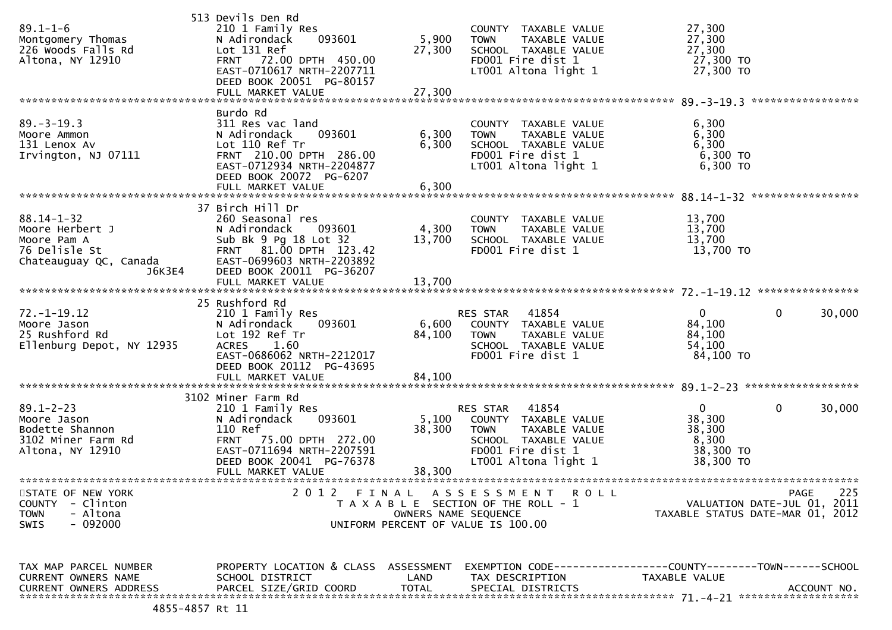```
                              513 Devils Den Rd
89.1-1-6                      210 1 Family Res                      COUNTY  TAXABLE VALUE           27,300
Montgomery Thomas             N Adirondack     093601      5,900    TOWN    TAXABLE VALUE           27,300
226 Woods Falls Rd            Lot 131 Ref                 27,300    SCHOOL  TAXABLE VALUE           27,300
Altona, NY 12910              FRNT   72.00 DPTH  450.00             FD001 Fire dist 1                27,300 TO
                              EAST-0710617 NRTH-2207711             LT001 Altona light 1             27,300 TO
                              DEED BOOK 20051  PG-80157
                              FULL MARKET VALUE           27,300
******************************************************************************************************* 89.-3-19.3 *****************
                              Burdo Rd
89.-3-19.3                    311 Res vac land                      COUNTY  TAXABLE VALUE            6,300
Moore Ammon                   N Adirondack     093601      6,300    TOWN    TAXABLE VALUE            6,300
131 Lenox Av                  Lot 110 Ref Tr               6,300    SCHOOL  TAXABLE VALUE            6,300
Irvington, NJ 07111           FRNT  210.00 DPTH  286.00             FD001 Fire dist 1                 6,300 TO
                              EAST-0712934 NRTH-2204877             LT001 Altona light 1              6,300 TO
                              DEED BOOK 20072  PG-6207
                              FULL MARKET VALUE            6,300
******************************************************************************************************* 88.14-1-32 *****************
                              37 Birch Hill Dr
88.14-1-32                    260 Seasonal res                      COUNTY  TAXABLE VALUE           13,700
Moore Herbert J               N Adirondack     093601      4,300    TOWN    TAXABLE VALUE           13,700
Moore Pam A                   Sub Bk 9 Pg 18 Lot 32       13,700    SCHOOL  TAXABLE VALUE           13,700
76 Delisle St                 FRNT   81.00 DPTH  123.42             FD001 Fire dist 1                13,700 TO
Chateauguay QC, Canada        EAST-0699603 NRTH-2203892
                    J6K3E4    DEED BOOK 20011  PG-36207
                              FULL MARKET VALUE           13,700
******************************************************************************************************* 72.-1-19.12 ****************
                              25 Rushford Rd
72.-1-19.12                   210 1 Family Res                      RES STAR   41854                     0          0      30,000
Moore Jason                   N Adirondack     093601      6,600    COUNTY  TAXABLE VALUE           84,100
25 Rushford Rd                Lot 192 Ref Tr              84,100    TOWN    TAXABLE VALUE           84,100
Ellenburg Depot, NY 12935     ACRES    1.60                         SCHOOL  TAXABLE VALUE           54,100
                              EAST-0686062 NRTH-2212017             FD001 Fire dist 1                84,100 TO
                              DEED BOOK 20112  PG-43695
                              FULL MARKET VALUE           84,100
******************************************************************************************************* 89.1-2-23 ******************
                              3102 Miner Farm Rd
89.1-2-23                     210 1 Family Res                      RES STAR   41854                     0          0      30,000
Moore Jason                   N Adirondack     093601      5,100    COUNTY  TAXABLE VALUE           38,300
Bodette Shannon               110 Ref                     38,300    TOWN    TAXABLE VALUE           38,300
3102 Miner Farm Rd            FRNT   75.00 DPTH  272.00             SCHOOL  TAXABLE VALUE            8,300
Altona, NY 12910              EAST-0711694 NRTH-2207591             FD001 Fire dist 1                38,300 TO
                              DEED BOOK 20041  PG-76378             LT001 Altona light 1             38,300 TO
                              FULL MARKET VALUE           38,300
************************************************************************************************************************************
STATE OF NEW YORK                2 0 1 2   F I N A L   A S S E S S M E N T   R O L L                                 PAGE     225
COUNTY  - Clinton                    T A X A B L E  SECTION OF THE ROLL - 1                   VALUATION DATE-JUL 01, 2011
TOWN    - Altona                            OWNERS NAME SEQUENCE                        TAXABLE STATUS DATE-MAR 01, 2012
SWIS    - 092000                     UNIFORM PERCENT OF VALUE IS 100.00


TAX MAP PARCEL NUMBER         PROPERTY LOCATION & CLASS  ASSESSMENT  EXEMPTION CODE------------------COUNTY--------TOWN------SCHOOL
CURRENT OWNERS NAME           SCHOOL DISTRICT               LAND      TAX DESCRIPTION             TAXABLE VALUE
CURRENT OWNERS ADDRESS        PARCEL SIZE/GRID COORD        TOTAL     SPECIAL DISTRICTS                                  ACCOUNT NO.
******************************************************************************************************* 71.-4-21 *******************
                  4855-4857 Rt 11
```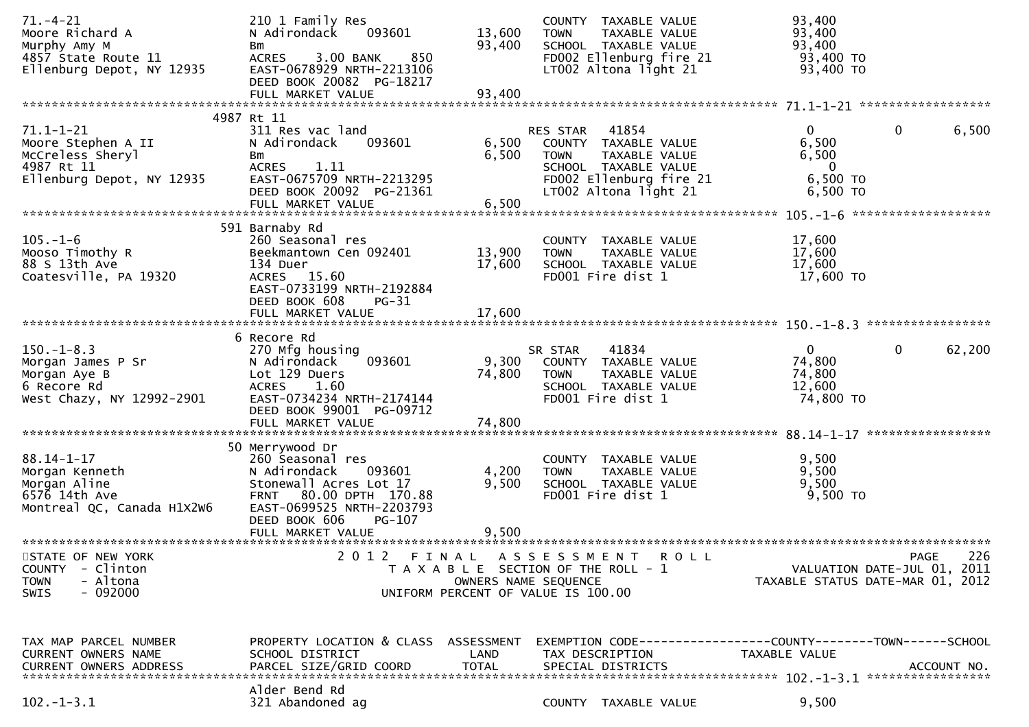| TAX MAP PARCEL NUMBER / CURRENT OWNERS NAME / CURRENT OWNERS ADDRESS | PROPERTY LOCATION & CLASS / SCHOOL DISTRICT / PARCEL SIZE/GRID COORD | ASSESSMENT LAND / TOTAL | EXEMPTION CODE / TAX DESCRIPTION / SPECIAL DISTRICTS | COUNTY TAXABLE VALUE | TOWN | SCHOOL |
|---|---|---|---|---|---|---|
| 71.-4-21 | 210 1 Family Res | | COUNTY TAXABLE VALUE | 93,400 | | |
| Moore Richard A | N Adirondack 093601 | 13,600 | TOWN TAXABLE VALUE | 93,400 | | |
| Murphy Amy M | Bm | 93,400 | SCHOOL TAXABLE VALUE | 93,400 | | |
| 4857 State Route 11 | ACRES 3.00 BANK 850 | | FD002 Ellenburg fire 21 | 93,400 TO | | |
| Ellenburg Depot, NY 12935 | EAST-0678929 NRTH-2213106 | | LT002 Altona light 21 | 93,400 TO | | |
| | DEED BOOK 20082 PG-18217 | | | | | |
| | FULL MARKET VALUE | 93,400 | | | | |
| **71.1-1-21** | 4987 Rt 11 | | | | | |
| 71.1-1-21 | 311 Res vac land | | RES STAR 41854 | 0 | 0 | 6,500 |
| Moore Stephen A II | N Adirondack 093601 | 6,500 | COUNTY TAXABLE VALUE | 6,500 | | |
| McCreless Sheryl | Bm | 6,500 | TOWN TAXABLE VALUE | 6,500 | | |
| 4987 Rt 11 | ACRES 1.11 | | SCHOOL TAXABLE VALUE | 0 | | |
| Ellenburg Depot, NY 12935 | EAST-0675709 NRTH-2213295 | | FD002 Ellenburg fire 21 | 6,500 TO | | |
| | DEED BOOK 20092 PG-21361 | | LT002 Altona light 21 | 6,500 TO | | |
| | FULL MARKET VALUE | 6,500 | | | | |
| **105.-1-6** | 591 Barnaby Rd | | | | | |
| 105.-1-6 | 260 Seasonal res | | COUNTY TAXABLE VALUE | 17,600 | | |
| Mooso Timothy R | Beekmantown Cen 092401 | 13,900 | TOWN TAXABLE VALUE | 17,600 | | |
| 88 S 13th Ave | 134 Duer | 17,600 | SCHOOL TAXABLE VALUE | 17,600 | | |
| Coatesville, PA 19320 | ACRES 15.60 | | FD001 Fire dist 1 | 17,600 TO | | |
| | EAST-0733199 NRTH-2192884 | | | | | |
| | DEED BOOK 608 PG-31 | | | | | |
| | FULL MARKET VALUE | 17,600 | | | | |
| **150.-1-8.3** | 6 Recore Rd | | | | | |
| 150.-1-8.3 | 270 Mfg housing | | SR STAR 41834 | 0 | 0 | 62,200 |
| Morgan James P Sr | N Adirondack 093601 | 9,300 | COUNTY TAXABLE VALUE | 74,800 | | |
| Morgan Aye B | Lot 129 Duers | 74,800 | TOWN TAXABLE VALUE | 74,800 | | |
| 6 Recore Rd | ACRES 1.60 | | SCHOOL TAXABLE VALUE | 12,600 | | |
| West Chazy, NY 12992-2901 | EAST-0734234 NRTH-2174144 | | FD001 Fire dist 1 | 74,800 TO | | |
| | DEED BOOK 99001 PG-09712 | | | | | |
| | FULL MARKET VALUE | 74,800 | | | | |
| **88.14-1-17** | 50 Merrywood Dr | | | | | |
| 88.14-1-17 | 260 Seasonal res | | COUNTY TAXABLE VALUE | 9,500 | | |
| Morgan Kenneth | N Adirondack 093601 | 4,200 | TOWN TAXABLE VALUE | 9,500 | | |
| Morgan Aline | Stonewall Acres Lot 17 | 9,500 | SCHOOL TAXABLE VALUE | 9,500 | | |
| 6576 14th Ave | FRNT 80.00 DPTH 170.88 | | FD001 Fire dist 1 | 9,500 TO | | |
| Montreal QC, Canada H1X2W6 | EAST-0699525 NRTH-2203793 | | | | | |
| | DEED BOOK 606 PG-107 | | | | | |
| | FULL MARKET VALUE | 9,500 | | | | |

STATE OF NEW YORK
COUNTY - Clinton
TOWN - Altona
SWIS - 092000

2012 FINAL ASSESSMENT ROLL
TAXABLE SECTION OF THE ROLL - 1
OWNERS NAME SEQUENCE
UNIFORM PERCENT OF VALUE IS 100.00

PAGE 226
VALUATION DATE-JUL 01, 2011
TAXABLE STATUS DATE-MAR 01, 2012

| TAX MAP PARCEL NUMBER / CURRENT OWNERS NAME / CURRENT OWNERS ADDRESS | PROPERTY LOCATION & CLASS / SCHOOL DISTRICT / PARCEL SIZE/GRID COORD | ASSESSMENT LAND / TOTAL | EXEMPTION CODE / TAX DESCRIPTION / SPECIAL DISTRICTS | COUNTY TAXABLE VALUE | TOWN | SCHOOL / ACCOUNT NO. |
|---|---|---|---|---|---|---|
| **102.-1-3.1** | Alder Bend Rd | | | | | |
| 102.-1-3.1 | 321 Abandoned ag | | COUNTY TAXABLE VALUE | 9,500 | | |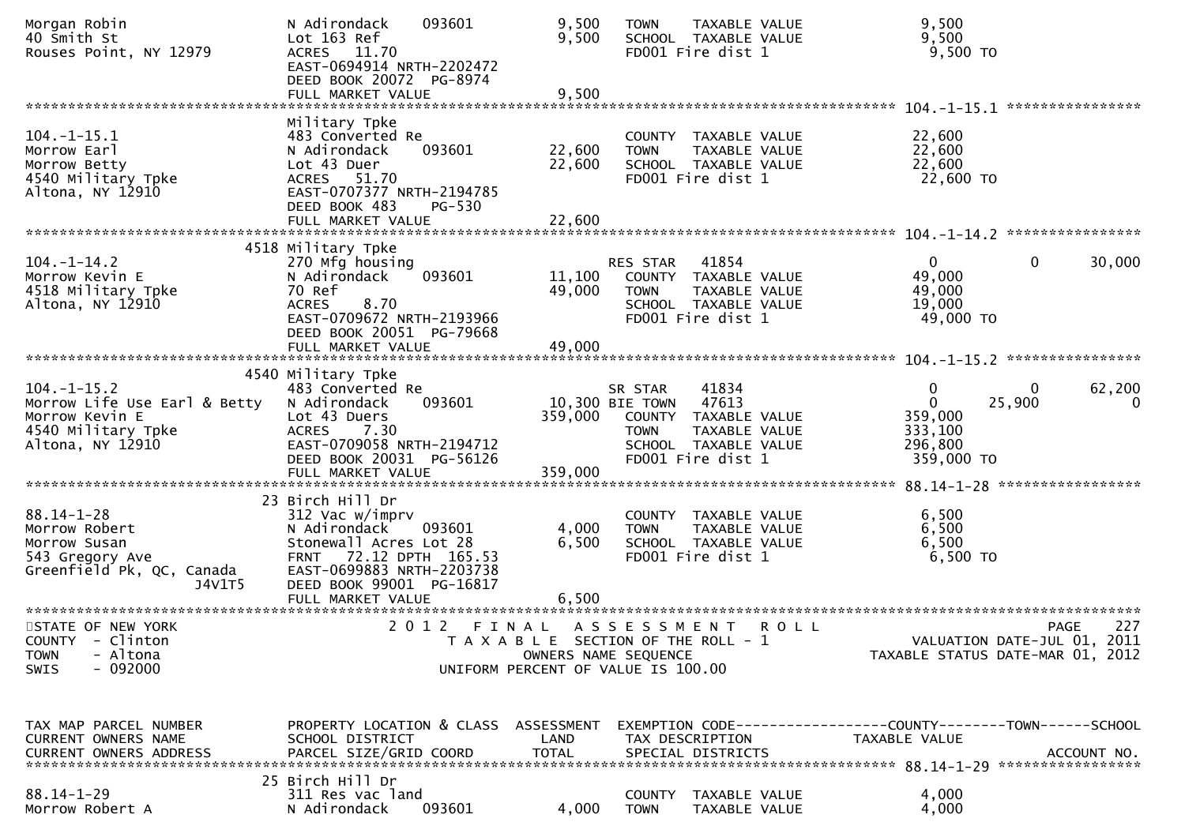```
Morgan Robin                   N Adirondack     093601         9,500    TOWN    TAXABLE VALUE              9,500
40 Smith St                    Lot 163 Ref                     9,500    SCHOOL  TAXABLE VALUE              9,500
Rouses Point, NY 12979         ACRES   11.70                            FD001 Fire dist 1                  9,500 TO
                               EAST-0694914 NRTH-2202472
                               DEED BOOK 20072  PG-8974
                               FULL MARKET VALUE               9,500
******************************************************************************************************* 104.-1-15.1 ****************
                               Military Tpke
104.-1-15.1                    483 Converted Re                         COUNTY  TAXABLE VALUE             22,600
Morrow Earl                    N Adirondack     093601        22,600    TOWN    TAXABLE VALUE             22,600
Morrow Betty                   Lot 43 Duer                    22,600    SCHOOL  TAXABLE VALUE             22,600
4540 Military Tpke             ACRES   51.70                            FD001 Fire dist 1                 22,600 TO
Altona, NY 12910               EAST-0707377 NRTH-2194785
                               DEED BOOK 483    PG-530
                               FULL MARKET VALUE              22,600
******************************************************************************************************* 104.-1-14.2 ****************
                          4518 Military Tpke
104.-1-14.2                    270 Mfg housing                          RES STAR    41854                  0            0       30,000
Morrow Kevin E                 N Adirondack     093601        11,100    COUNTY  TAXABLE VALUE             49,000
4518 Military Tpke             70 Ref                         49,000    TOWN    TAXABLE VALUE             49,000
Altona, NY 12910               ACRES    8.70                            SCHOOL  TAXABLE VALUE             19,000
                               EAST-0709672 NRTH-2193966                FD001 Fire dist 1                 49,000 TO
                               DEED BOOK 20051  PG-79668
                               FULL MARKET VALUE              49,000
******************************************************************************************************* 104.-1-15.2 ****************
                          4540 Military Tpke
104.-1-15.2                    483 Converted Re                         SR STAR     41834                  0            0       62,200
Morrow Life Use Earl & Betty   N Adirondack     093601        10,300 BIE TOWN   47613                  0       25,900            0
Morrow Kevin E                 Lot 43 Duers                  359,000    COUNTY  TAXABLE VALUE            359,000
4540 Military Tpke             ACRES    7.30                            TOWN    TAXABLE VALUE            333,100
Altona, NY 12910               EAST-0709058 NRTH-2194712                SCHOOL  TAXABLE VALUE            296,800
                               DEED BOOK 20031  PG-56126                FD001 Fire dist 1                359,000 TO
                               FULL MARKET VALUE             359,000
******************************************************************************************************* 88.14-1-28 *****************
                            23 Birch Hill Dr
88.14-1-28                     312 Vac w/imprv                          COUNTY  TAXABLE VALUE              6,500
Morrow Robert                  N Adirondack     093601         4,000    TOWN    TAXABLE VALUE              6,500
Morrow Susan                   Stonewall Acres Lot 28          6,500    SCHOOL  TAXABLE VALUE              6,500
543 Gregory Ave                FRNT   72.12 DPTH  165.53                FD001 Fire dist 1                  6,500 TO
Greenfield Pk, QC, Canada      EAST-0699883 NRTH-2203738
                    J4V1T5     DEED BOOK 99001  PG-16817
                               FULL MARKET VALUE               6,500
************************************************************************************************************************************
STATE OF NEW YORK                         2 0 1 2   F I N A L   A S S E S S M E N T   R O L L                              PAGE    227
COUNTY  - Clinton                            T A X A B L E  SECTION OF THE ROLL - 1                       VALUATION DATE-JUL 01, 2011
TOWN    - Altona                                    OWNERS NAME SEQUENCE                                TAXABLE STATUS DATE-MAR 01, 2012
SWIS    - 092000                              UNIFORM PERCENT OF VALUE IS 100.00


TAX MAP PARCEL NUMBER          PROPERTY LOCATION & CLASS  ASSESSMENT  EXEMPTION CODE------------------COUNTY--------TOWN------SCHOOL
CURRENT OWNERS NAME            SCHOOL DISTRICT               LAND     TAX DESCRIPTION              TAXABLE VALUE
CURRENT OWNERS ADDRESS         PARCEL SIZE/GRID COORD        TOTAL    SPECIAL DISTRICTS                                 ACCOUNT NO.
******************************************************************************************************* 88.14-1-29 *****************
                            25 Birch Hill Dr
88.14-1-29                     311 Res vac land                         COUNTY  TAXABLE VALUE              4,000
Morrow Robert A                N Adirondack     093601         4,000    TOWN    TAXABLE VALUE              4,000
```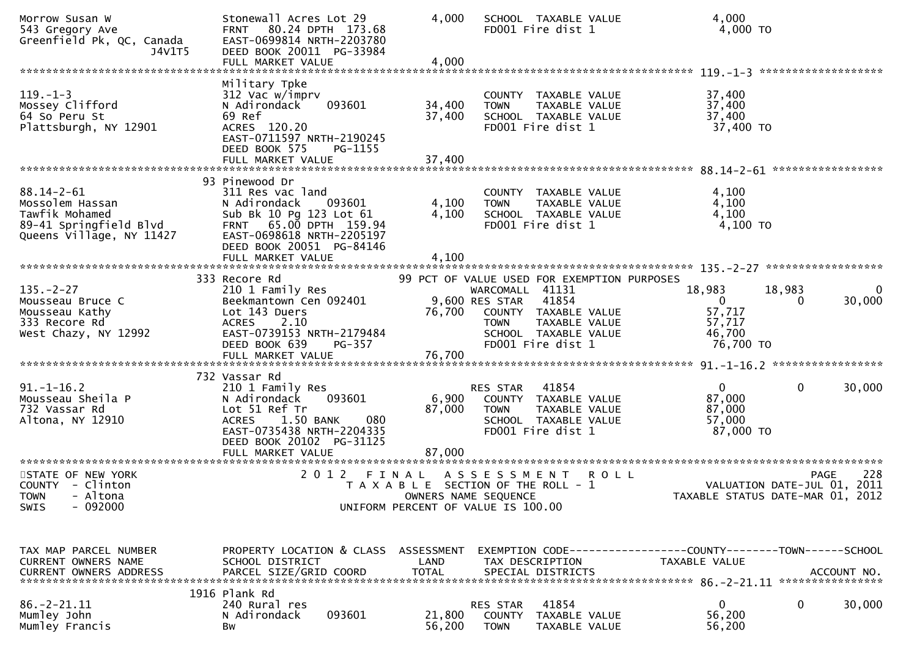```
Morrow Susan W              Stonewall Acres Lot 29           4,000   SCHOOL  TAXABLE VALUE              4,000
543 Gregory Ave             FRNT   80.24 DPTH 173.68                 FD001 Fire dist 1                   4,000 TO
Greenfield Pk, QC, Canada   EAST-0699814 NRTH-2203780
               J4V1T5       DEED BOOK 20011  PG-33984
                            FULL MARKET VALUE                4,000
******************************************************************************************************* 119.-1-3 ******************
                            Military Tpke
119.-1-3                    312 Vac w/imprv                          COUNTY  TAXABLE VALUE             37,400
Mossey Clifford             N Adirondack     093601         34,400   TOWN    TAXABLE VALUE             37,400
64 So Peru St               69 Ref                          37,400   SCHOOL  TAXABLE VALUE             37,400
Plattsburgh, NY 12901       ACRES  120.20                            FD001 Fire dist 1                 37,400 TO
                            EAST-0711597 NRTH-2190245
                            DEED BOOK 575    PG-1155
                            FULL MARKET VALUE               37,400
******************************************************************************************************* 88.14-2-61 ****************
                         93 Pinewood Dr
88.14-2-61                  311 Res vac land                         COUNTY  TAXABLE VALUE              4,100
Mossolem Hassan             N Adirondack     093601          4,100   TOWN    TAXABLE VALUE              4,100
Tawfik Mohamed              Sub Bk 10 Pg 123 Lot 61          4,100   SCHOOL  TAXABLE VALUE              4,100
89-41 Springfield Blvd      FRNT   65.00 DPTH 159.94                 FD001 Fire dist 1                  4,100 TO
Queens Village, NY 11427    EAST-0698618 NRTH-2205197
                            DEED BOOK 20051  PG-84146
                            FULL MARKET VALUE                4,100
******************************************************************************************************* 135.-2-27 *****************
                        333 Recore Rd                        99 PCT OF VALUE USED FOR EXEMPTION PURPOSES
135.-2-27                   210 1 Family Res                         WARCOMALL  41131              18,983       18,983            0
Mousseau Bruce C            Beekmantown Cen 092401           9,600 RES STAR   41854                   0            0       30,000
Mousseau Kathy              Lot 143 Duers                   76,700   COUNTY  TAXABLE VALUE             57,717
333 Recore Rd               ACRES    2.10                            TOWN    TAXABLE VALUE             57,717
West Chazy, NY 12992        EAST-0739153 NRTH-2179484                SCHOOL  TAXABLE VALUE             46,700
                            DEED BOOK 639    PG-357                  FD001 Fire dist 1                 76,700 TO
                            FULL MARKET VALUE               76,700
******************************************************************************************************* 91.-1-16.2 ****************
                        732 Vassar Rd
91.-1-16.2                  210 1 Family Res                         RES STAR   41854                   0            0       30,000
Mousseau Sheila P           N Adirondack     093601          6,900   COUNTY  TAXABLE VALUE             87,000
732 Vassar Rd               Lot 51 Ref Tr                   87,000   TOWN    TAXABLE VALUE             87,000
Altona, NY 12910            ACRES    1.50 BANK     080               SCHOOL  TAXABLE VALUE             57,000
                            EAST-0735438 NRTH-2204335                FD001 Fire dist 1                 87,000 TO
                            DEED BOOK 20102  PG-31125
                            FULL MARKET VALUE               87,000
************************************************************************************************************************************
STATE OF NEW YORK                      2 0 1 2   F I N A L   A S S E S S M E N T   R O L L                               PAGE   228
COUNTY  - Clinton                        T A X A B L E  SECTION OF THE ROLL - 1                         VALUATION DATE-JUL 01, 2011
TOWN    - Altona                                OWNERS NAME SEQUENCE                              TAXABLE STATUS DATE-MAR 01, 2012
SWIS    - 092000                         UNIFORM PERCENT OF VALUE IS 100.00


TAX MAP PARCEL NUMBER       PROPERTY LOCATION & CLASS  ASSESSMENT  EXEMPTION CODE------------------COUNTY--------TOWN------SCHOOL
CURRENT OWNERS NAME         SCHOOL DISTRICT               LAND      TAX DESCRIPTION             TAXABLE VALUE
CURRENT OWNERS ADDRESS      PARCEL SIZE/GRID COORD       TOTAL      SPECIAL DISTRICTS                                    ACCOUNT NO.
******************************************************************************************************* 86.-2-21.11 ***************
                       1916 Plank Rd
86.-2-21.11                 240 Rural res                            RES STAR   41854                   0            0       30,000
Mumley John                 N Adirondack     093601         21,800   COUNTY  TAXABLE VALUE             56,200
Mumley Francis              Bw                              56,200   TOWN    TAXABLE VALUE             56,200
```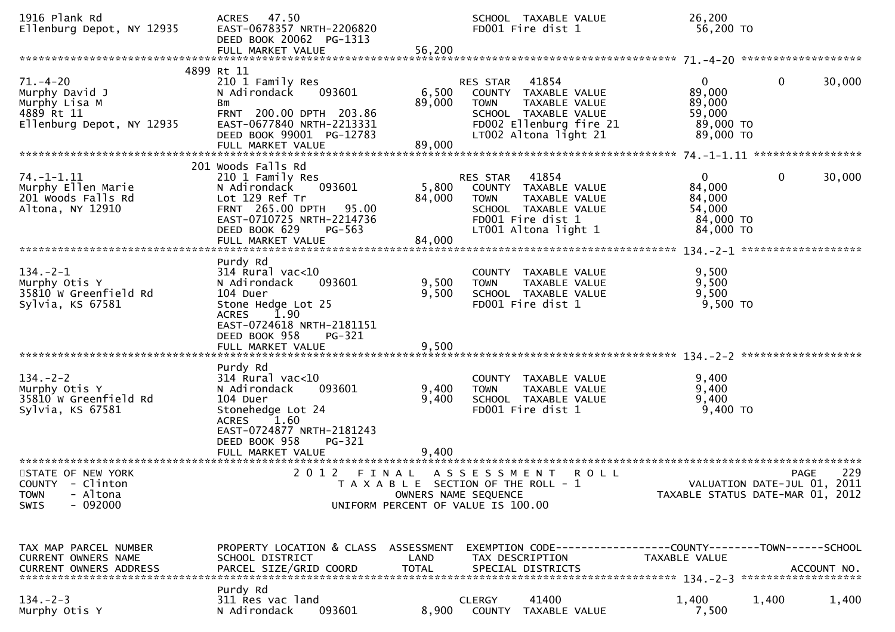```
1916 Plank Rd               ACRES   47.50                                SCHOOL  TAXABLE VALUE            26,200
Ellenburg Depot, NY 12935   EAST-0678357 NRTH-2206820                    FD001 Fire dist 1                 56,200 TO
                            DEED BOOK 20062  PG-1313
                            FULL MARKET VALUE                 56,200
******************************************************************************************************* 71.-4-20 ******************
                          4899 Rt 11
71.-4-20                    210 1 Family Res                         RES STAR   41854                      0            0       30,000
Murphy David J              N Adirondack     093601          6,500   COUNTY  TAXABLE VALUE            89,000
Murphy Lisa M               Bm                              89,000   TOWN    TAXABLE VALUE            89,000
4889 Rt 11                  FRNT  200.00 DPTH  203.86                SCHOOL  TAXABLE VALUE            59,000
Ellenburg Depot, NY 12935   EAST-0677840 NRTH-2213331                FD002 Ellenburg fire 21           89,000 TO
                            DEED BOOK 99001  PG-12783                LT002 Altona light 21             89,000 TO
                            FULL MARKET VALUE                 89,000
******************************************************************************************************* 74.-1-1.11 ****************
                          201 Woods Falls Rd
74.-1-1.11                  210 1 Family Res                         RES STAR   41854                      0            0       30,000
Murphy Ellen Marie          N Adirondack     093601          5,800   COUNTY  TAXABLE VALUE            84,000
201 Woods Falls Rd          Lot 129 Ref Tr                  84,000   TOWN    TAXABLE VALUE            84,000
Altona, NY 12910            FRNT  265.00 DPTH   95.00                SCHOOL  TAXABLE VALUE            54,000
                            EAST-0710725 NRTH-2214736                FD001 Fire dist 1                 84,000 TO
                            DEED BOOK 629     PG-563                 LT001 Altona light 1              84,000 TO
                            FULL MARKET VALUE                 84,000
******************************************************************************************************* 134.-2-1 ******************
                            Purdy Rd
134.-2-1                    314 Rural vac<10                         COUNTY  TAXABLE VALUE             9,500
Murphy Otis Y               N Adirondack     093601          9,500   TOWN    TAXABLE VALUE             9,500
35810 W Greenfield Rd       104 Duer                         9,500   SCHOOL  TAXABLE VALUE             9,500
Sylvia, KS 67581            Stone Hedge Lot 25                       FD001 Fire dist 1                  9,500 TO
                            ACRES    1.90
                            EAST-0724618 NRTH-2181151
                            DEED BOOK 958     PG-321
                            FULL MARKET VALUE                  9,500
******************************************************************************************************* 134.-2-2 ******************
                            Purdy Rd
134.-2-2                    314 Rural vac<10                         COUNTY  TAXABLE VALUE             9,400
Murphy Otis Y               N Adirondack     093601          9,400   TOWN    TAXABLE VALUE             9,400
35810 W Greenfield Rd       104 Duer                         9,400   SCHOOL  TAXABLE VALUE             9,400
Sylvia, KS 67581            Stonehedge Lot 24                        FD001 Fire dist 1                  9,400 TO
                            ACRES    1.60
                            EAST-0724877 NRTH-2181243
                            DEED BOOK 958     PG-321
                            FULL MARKET VALUE                  9,400
************************************************************************************************************************************
STATE OF NEW YORK                     2 0 1 2   F I N A L   A S S E S S M E N T   R O L L
COUNTY  - Clinton                        T A X A B L E  SECTION OF THE ROLL - 1                    VALUATION DATE-JUL 01, 2011
TOWN    - Altona                                 OWNERS NAME SEQUENCE                            TAXABLE STATUS DATE-MAR 01, 2012
SWIS    - 092000                          UNIFORM PERCENT OF VALUE IS 100.00


TAX MAP PARCEL NUMBER       PROPERTY LOCATION & CLASS  ASSESSMENT  EXEMPTION CODE------------------COUNTY--------TOWN------SCHOOL
CURRENT OWNERS NAME         SCHOOL DISTRICT               LAND      TAX DESCRIPTION              TAXABLE VALUE
CURRENT OWNERS ADDRESS      PARCEL SIZE/GRID COORD        TOTAL     SPECIAL DISTRICTS                                   ACCOUNT NO.
******************************************************************************************************* 134.-2-3 ******************
                            Purdy Rd
134.-2-3                    311 Res vac land                         CLERGY      41400                 1,400        1,400        1,400
Murphy Otis Y               N Adirondack     093601          8,900   COUNTY  TAXABLE VALUE             7,500
```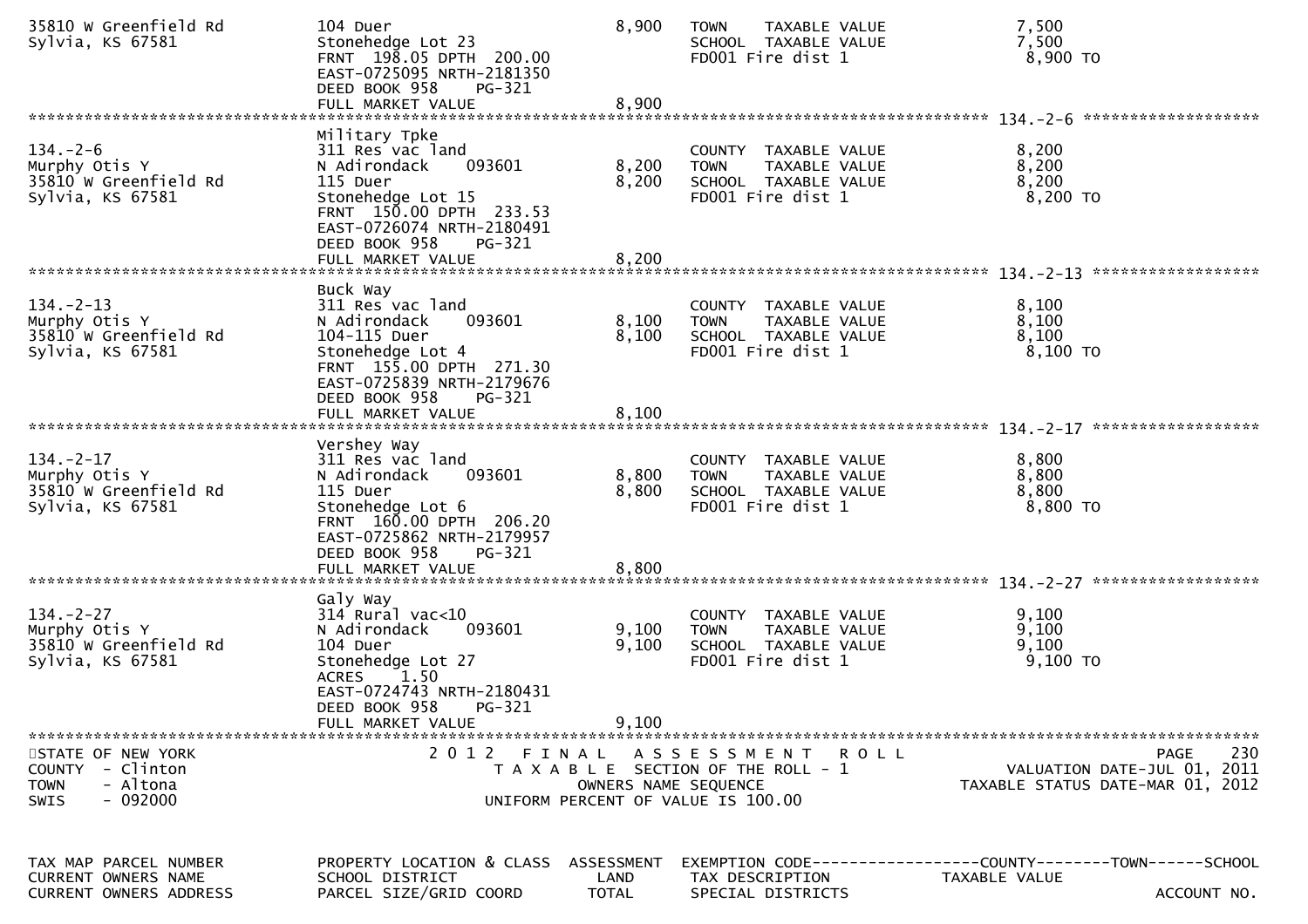```
35810 W Greenfield Rd          104 Duer                              8,900   TOWN     TAXABLE VALUE               7,500
Sylvia, KS 67581               Stonehedge Lot 23                             SCHOOL  TAXABLE VALUE               7,500
                               FRNT 198.05 DPTH 200.00                       FD001 Fire dist 1                    8,900 TO
                               EAST-0725095 NRTH-2181350
                               DEED BOOK 958     PG-321
                               FULL MARKET VALUE                     8,900
******************************************************************************************************* 134.-2-6 ******************
                               Military Tpke
134.-2-6                       311 Res vac land                              COUNTY  TAXABLE VALUE               8,200
Murphy Otis Y                  N Adirondack     093601       8,200   TOWN     TAXABLE VALUE               8,200
35810 W Greenfield Rd          115 Duer                              8,200   SCHOOL  TAXABLE VALUE               8,200
Sylvia, KS 67581               Stonehedge Lot 15                             FD001 Fire dist 1                    8,200 TO
                               FRNT 150.00 DPTH 233.53
                               EAST-0726074 NRTH-2180491
                               DEED BOOK 958     PG-321
                               FULL MARKET VALUE                     8,200
******************************************************************************************************* 134.-2-13 *****************
                               Buck Way
134.-2-13                      311 Res vac land                              COUNTY  TAXABLE VALUE               8,100
Murphy Otis Y                  N Adirondack     093601       8,100   TOWN     TAXABLE VALUE               8,100
35810 W Greenfield Rd          104-115 Duer                          8,100   SCHOOL  TAXABLE VALUE               8,100
Sylvia, KS 67581               Stonehedge Lot 4                              FD001 Fire dist 1                    8,100 TO
                               FRNT 155.00 DPTH 271.30
                               EAST-0725839 NRTH-2179676
                               DEED BOOK 958     PG-321
                               FULL MARKET VALUE                     8,100
******************************************************************************************************* 134.-2-17 *****************
                               Vershey Way
134.-2-17                      311 Res vac land                              COUNTY  TAXABLE VALUE               8,800
Murphy Otis Y                  N Adirondack     093601       8,800   TOWN     TAXABLE VALUE               8,800
35810 W Greenfield Rd          115 Duer                              8,800   SCHOOL  TAXABLE VALUE               8,800
Sylvia, KS 67581               Stonehedge Lot 6                              FD001 Fire dist 1                    8,800 TO
                               FRNT 160.00 DPTH 206.20
                               EAST-0725862 NRTH-2179957
                               DEED BOOK 958     PG-321
                               FULL MARKET VALUE                     8,800
******************************************************************************************************* 134.-2-27 *****************
                               Galy Way
134.-2-27                      314 Rural vac<10                              COUNTY  TAXABLE VALUE               9,100
Murphy Otis Y                  N Adirondack     093601       9,100   TOWN     TAXABLE VALUE               9,100
35810 W Greenfield Rd          104 Duer                              9,100   SCHOOL  TAXABLE VALUE               9,100
Sylvia, KS 67581               Stonehedge Lot 27                             FD001 Fire dist 1                    9,100 TO
                               ACRES    1.50
                               EAST-0724743 NRTH-2180431
                               DEED BOOK 958     PG-321
                               FULL MARKET VALUE                     9,100
************************************************************************************************************************************
STATE OF NEW YORK                   2 0 1 2   F I N A L   A S S E S S M E N T   R O L L                              PAGE    230
COUNTY  - Clinton                      T A X A B L E  SECTION OF THE ROLL - 1                         VALUATION DATE-JUL 01, 2011
TOWN    - Altona                              OWNERS NAME SEQUENCE                              TAXABLE STATUS DATE-MAR 01, 2012
SWIS    - 092000                       UNIFORM PERCENT OF VALUE IS 100.00


TAX MAP PARCEL NUMBER          PROPERTY LOCATION & CLASS  ASSESSMENT  EXEMPTION CODE------------------COUNTY--------TOWN------SCHOOL
CURRENT OWNERS NAME            SCHOOL DISTRICT               LAND     TAX DESCRIPTION              TAXABLE VALUE
CURRENT OWNERS ADDRESS         PARCEL SIZE/GRID COORD       TOTAL     SPECIAL DISTRICTS                                  ACCOUNT NO.
```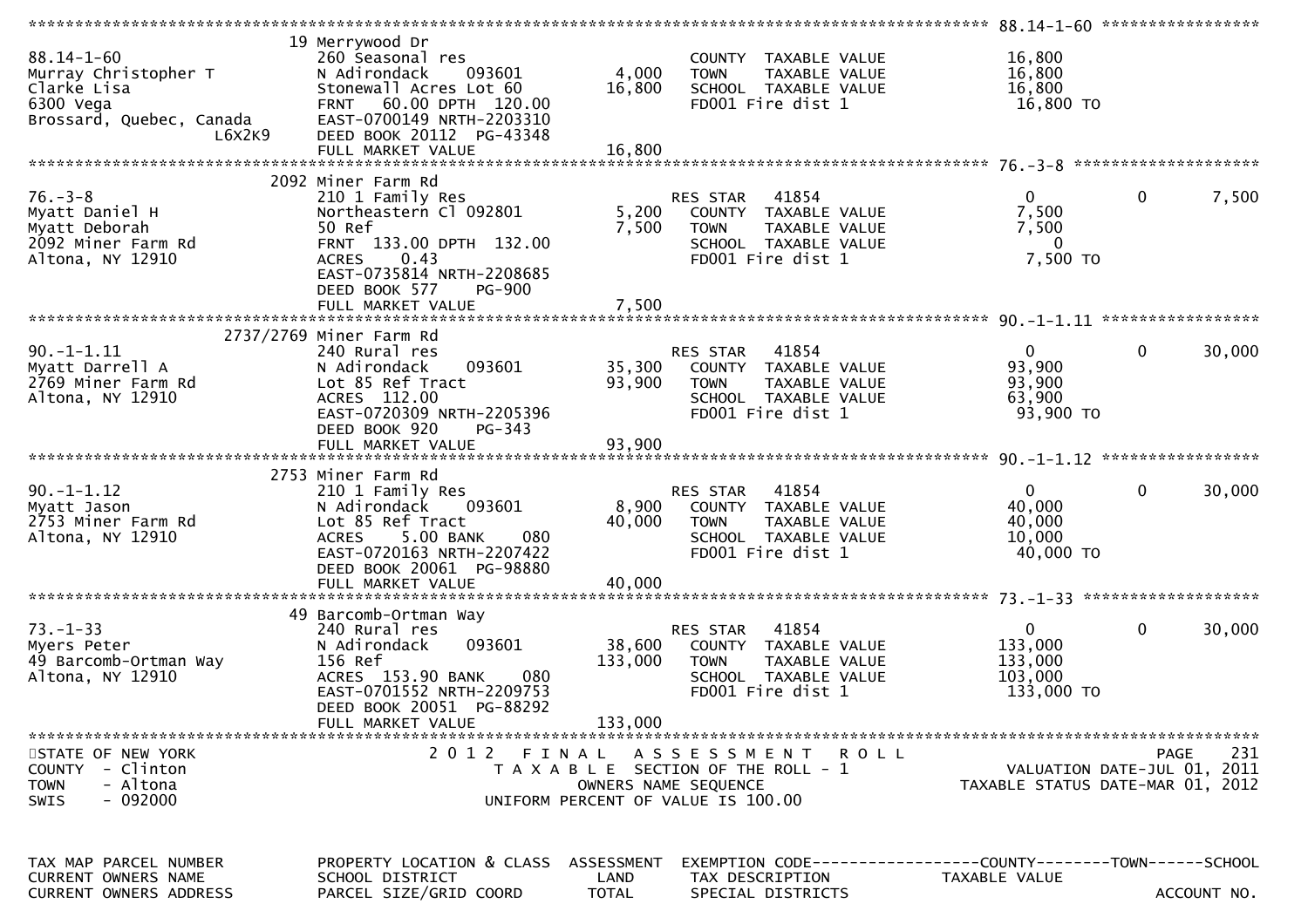| TAX MAP PARCEL NUMBER / CURRENT OWNERS NAME / CURRENT OWNERS ADDRESS | PROPERTY LOCATION & CLASS / SCHOOL DISTRICT / PARCEL SIZE/GRID COORD | ASSESSMENT LAND | ASSESSMENT TOTAL | EXEMPTION CODE / TAX DESCRIPTION / SPECIAL DISTRICTS | COUNTY TAXABLE VALUE | TOWN | SCHOOL | ACCOUNT NO. |
|---|---|---|---|---|---|---|---|---|
| **88.14-1-60** | 19 Merrywood Dr | | | | | | | |
| 88.14-1-60 | 260 Seasonal res | | | COUNTY TAXABLE VALUE | 16,800 | | | |
| Murray Christopher T | N Adirondack 093601 | 4,000 | | TOWN TAXABLE VALUE | 16,800 | | | |
| Clarke Lisa | Stonewall Acres Lot 60 | | 16,800 | SCHOOL TAXABLE VALUE | 16,800 | | | |
| 6300 Vega | FRNT 60.00 DPTH 120.00 | | | FD001 Fire dist 1 | 16,800 TO | | | |
| Brossard, Quebec, Canada | EAST-0700149 NRTH-2203310 | | | | | | | |
| L6X2K9 | DEED BOOK 20112 PG-43348 | | | | | | | |
| | FULL MARKET VALUE | | 16,800 | | | | | |
| **76.-3-8** | 2092 Miner Farm Rd | | | | | | | |
| 76.-3-8 | 210 1 Family Res | | | RES STAR 41854 | 0 | 0 | 7,500 | |
| Myatt Daniel H | Northeastern Cl 092801 | 5,200 | | COUNTY TAXABLE VALUE | 7,500 | | | |
| Myatt Deborah | 50 Ref | | 7,500 | TOWN TAXABLE VALUE | 7,500 | | | |
| 2092 Miner Farm Rd | FRNT 133.00 DPTH 132.00 | | | SCHOOL TAXABLE VALUE | 0 | | | |
| Altona, NY 12910 | ACRES 0.43 | | | FD001 Fire dist 1 | 7,500 TO | | | |
| | EAST-0735814 NRTH-2208685 | | | | | | | |
| | DEED BOOK 577 PG-900 | | | | | | | |
| | FULL MARKET VALUE | | 7,500 | | | | | |
| **90.-1-1.11** | 2737/2769 Miner Farm Rd | | | | | | | |
| 90.-1-1.11 | 240 Rural res | | | RES STAR 41854 | 0 | 0 | 30,000 | |
| Myatt Darrell A | N Adirondack 093601 | 35,300 | | COUNTY TAXABLE VALUE | 93,900 | | | |
| 2769 Miner Farm Rd | Lot 85 Ref Tract | | 93,900 | TOWN TAXABLE VALUE | 93,900 | | | |
| Altona, NY 12910 | ACRES 112.00 | | | SCHOOL TAXABLE VALUE | 63,900 | | | |
| | EAST-0720309 NRTH-2205396 | | | FD001 Fire dist 1 | 93,900 TO | | | |
| | DEED BOOK 920 PG-343 | | | | | | | |
| | FULL MARKET VALUE | | 93,900 | | | | | |
| **90.-1-1.12** | 2753 Miner Farm Rd | | | | | | | |
| 90.-1-1.12 | 210 1 Family Res | | | RES STAR 41854 | 0 | 0 | 30,000 | |
| Myatt Jason | N Adirondack 093601 | 8,900 | | COUNTY TAXABLE VALUE | 40,000 | | | |
| 2753 Miner Farm Rd | Lot 85 Ref Tract | | 40,000 | TOWN TAXABLE VALUE | 40,000 | | | |
| Altona, NY 12910 | ACRES 5.00 BANK 080 | | | SCHOOL TAXABLE VALUE | 10,000 | | | |
| | EAST-0720163 NRTH-2207422 | | | FD001 Fire dist 1 | 40,000 TO | | | |
| | DEED BOOK 20061 PG-98880 | | | | | | | |
| | FULL MARKET VALUE | | 40,000 | | | | | |
| **73.-1-33** | 49 Barcomb-Ortman Way | | | | | | | |
| 73.-1-33 | 240 Rural res | | | RES STAR 41854 | 0 | 0 | 30,000 | |
| Myers Peter | N Adirondack 093601 | 38,600 | | COUNTY TAXABLE VALUE | 133,000 | | | |
| 49 Barcomb-Ortman Way | 156 Ref | | 133,000 | TOWN TAXABLE VALUE | 133,000 | | | |
| Altona, NY 12910 | ACRES 153.90 BANK 080 | | | SCHOOL TAXABLE VALUE | 103,000 | | | |
| | EAST-0701552 NRTH-2209753 | | | FD001 Fire dist 1 | 133,000 TO | | | |
| | DEED BOOK 20051 PG-88292 | | | | | | | |
| | FULL MARKET VALUE | | 133,000 | | | | | |

STATE OF NEW YORK
COUNTY - Clinton
TOWN - Altona
SWIS - 092000

2012 FINAL ASSESSMENT ROLL
TAXABLE SECTION OF THE ROLL - 1
OWNERS NAME SEQUENCE
UNIFORM PERCENT OF VALUE IS 100.00

VALUATION DATE-JUL 01, 2011
TAXABLE STATUS DATE-MAR 01, 2012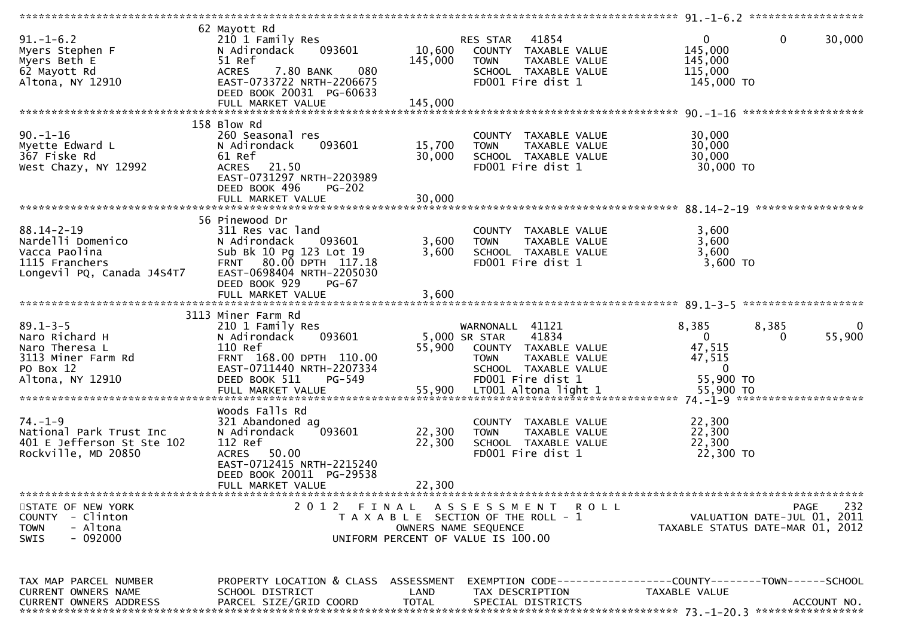```
******************************************************************************************************* 91.-1-6.2 ******************
                     62 Mayott Rd
91.-1-6.2            210 1 Family Res                     RES STAR   41854                  0          0       30,000
Myers Stephen F      N Adirondack    093601       10,600     COUNTY  TAXABLE VALUE     145,000
Myers Beth E         51 Ref                      145,000     TOWN    TAXABLE VALUE     145,000
62 Mayott Rd         ACRES    7.80 BANK    080               SCHOOL  TAXABLE VALUE     115,000
Altona, NY 12910     EAST-0733722 NRTH-2206675               FD001 Fire dist 1          145,000 TO
                     DEED BOOK 20031  PG-60633
                     FULL MARKET VALUE           145,000
******************************************************************************************************* 90.-1-16 *******************
                     158 Blow Rd
90.-1-16             260 Seasonal res                        COUNTY  TAXABLE VALUE      30,000
Myette Edward L      N Adirondack    093601       15,700     TOWN    TAXABLE VALUE      30,000
367 Fiske Rd         61 Ref                       30,000     SCHOOL  TAXABLE VALUE      30,000
West Chazy, NY 12992 ACRES   21.50                           FD001 Fire dist 1           30,000 TO
                     EAST-0731297 NRTH-2203989
                     DEED BOOK 496    PG-202
                     FULL MARKET VALUE            30,000
******************************************************************************************************* 88.14-2-19 *****************
                     56 Pinewood Dr
88.14-2-19           311 Res vac land                        COUNTY  TAXABLE VALUE       3,600
Nardelli Domenico    N Adirondack    093601        3,600     TOWN    TAXABLE VALUE       3,600
Vacca Paolina        Sub Bk 10 Pg 123 Lot 19       3,600     SCHOOL  TAXABLE VALUE       3,600
1115 Franchers       FRNT   80.00 DPTH 117.18                FD001 Fire dist 1            3,600 TO
Longevil PQ, Canada J4S4T7  EAST-0698404 NRTH-2205030
                     DEED BOOK 929    PG-67
                     FULL MARKET VALUE             3,600
******************************************************************************************************* 89.1-3-5 *******************
                     3113 Miner Farm Rd
89.1-3-5             210 1 Family Res                     WARNONALL  41121              8,385      8,385            0
Naro Richard H       N Adirondack    093601        5,000 SR STAR    41834                  0          0       55,900
Naro Theresa L       110 Ref                      55,900     COUNTY  TAXABLE VALUE      47,515
3113 Miner Farm Rd   FRNT  168.00 DPTH 110.00                TOWN    TAXABLE VALUE      47,515
PO Box 12            EAST-0711440 NRTH-2207334               SCHOOL  TAXABLE VALUE           0
Altona, NY 12910     DEED BOOK 511    PG-549                 FD001 Fire dist 1           55,900 TO
                     FULL MARKET VALUE            55,900     LT001 Altona light 1        55,900 TO
******************************************************************************************************* 74.-1-9 ********************
                     Woods Falls Rd
74.-1-9              321 Abandoned ag                        COUNTY  TAXABLE VALUE      22,300
National Park Trust Inc  N Adirondack    093601   22,300     TOWN    TAXABLE VALUE      22,300
401 E Jefferson St Ste 102  112 Ref               22,300     SCHOOL  TAXABLE VALUE      22,300
Rockville, MD 20850  ACRES   50.00                           FD001 Fire dist 1           22,300 TO
                     EAST-0712415 NRTH-2215240
                     DEED BOOK 20011  PG-29538
                     FULL MARKET VALUE            22,300
************************************************************************************************************************************
STATE OF NEW YORK                   2 0 1 2   F I N A L   A S S E S S M E N T   R O L L                                PAGE    232
COUNTY  - Clinton                      T A X A B L E  SECTION OF THE ROLL - 1                      VALUATION DATE-JUL 01, 2011
TOWN    - Altona                              OWNERS NAME SEQUENCE                           TAXABLE STATUS DATE-MAR 01, 2012
SWIS    - 092000                      UNIFORM PERCENT OF VALUE IS 100.00


TAX MAP PARCEL NUMBER     PROPERTY LOCATION & CLASS  ASSESSMENT  EXEMPTION CODE------------------COUNTY--------TOWN------SCHOOL
CURRENT OWNERS NAME       SCHOOL DISTRICT               LAND      TAX DESCRIPTION            TAXABLE VALUE
CURRENT OWNERS ADDRESS    PARCEL SIZE/GRID COORD       TOTAL      SPECIAL DISTRICTS                                    ACCOUNT NO.
******************************************************************************************************* 73.-1-20.3 *****************
```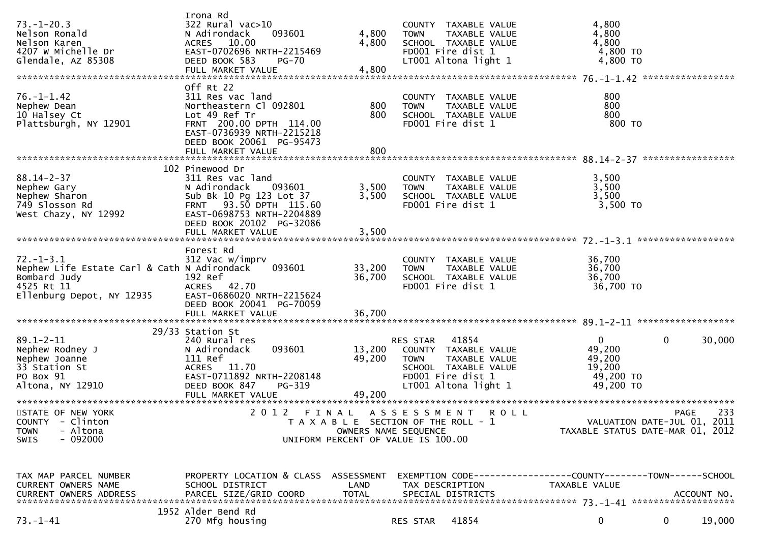| TAX MAP PARCEL NUMBER<br>CURRENT OWNERS NAME<br>CURRENT OWNERS ADDRESS | PROPERTY LOCATION & CLASS<br>SCHOOL DISTRICT<br>PARCEL SIZE/GRID COORD | ASSESSMENT<br>LAND<br>TOTAL | EXEMPTION CODE<br>TAX DESCRIPTION<br>SPECIAL DISTRICTS | COUNTY<br>TAXABLE VALUE | TOWN | SCHOOL<br>ACCOUNT NO. |
|---|---|---|---|---|---|---|
| 73.-1-20.3<br>Nelson Ronald<br>Nelson Karen<br>4207 W Michelle Dr<br>Glendale, AZ 85308 | Irona Rd<br>322 Rural vac>10<br>N Adirondack 093601<br>ACRES 10.00<br>EAST-0702696 NRTH-2215469<br>DEED BOOK 583 PG-70<br>FULL MARKET VALUE | <br><br>4,800<br>4,800<br><br><br>4,800 | <br><br>COUNTY TAXABLE VALUE<br>TOWN TAXABLE VALUE<br>SCHOOL TAXABLE VALUE<br>FD001 Fire dist 1<br>LT001 Altona light 1 | <br><br>4,800<br>4,800<br>4,800<br>4,800 TO<br>4,800 TO | | |
| 76.-1-1.42<br>Nephew Dean<br>10 Halsey Ct<br>Plattsburgh, NY 12901 | Off Rt 22<br>311 Res vac land<br>Northeastern Cl 092801<br>Lot 49 Ref Tr<br>FRNT 200.00 DPTH 114.00<br>EAST-0736939 NRTH-2215218<br>DEED BOOK 20061 PG-95473<br>FULL MARKET VALUE | <br><br>800<br>800<br><br><br><br>800 | <br>COUNTY TAXABLE VALUE<br>TOWN TAXABLE VALUE<br>SCHOOL TAXABLE VALUE<br>FD001 Fire dist 1 | <br>800<br>800<br>800<br>800 TO | | |
| 88.14-2-37<br>Nephew Gary<br>Nephew Sharon<br>749 Slosson Rd<br>West Chazy, NY 12992 | 102 Pinewood Dr<br>311 Res vac land<br>N Adirondack 093601<br>Sub Bk 10 Pg 123 Lot 37<br>FRNT 93.50 DPTH 115.60<br>EAST-0698753 NRTH-2204889<br>DEED BOOK 20102 PG-32086<br>FULL MARKET VALUE | <br><br>3,500<br>3,500<br><br><br><br>3,500 | <br>COUNTY TAXABLE VALUE<br>TOWN TAXABLE VALUE<br>SCHOOL TAXABLE VALUE<br>FD001 Fire dist 1 | <br>3,500<br>3,500<br>3,500<br>3,500 TO | | |
| 72.-1-3.1<br>Nephew Life Estate Carl & Cath<br>Bombard Judy<br>4525 Rt 11<br>Ellenburg Depot, NY 12935 | Forest Rd<br>312 Vac w/imprv<br>N Adirondack 093601<br>192 Ref<br>ACRES 42.70<br>EAST-0686020 NRTH-2215624<br>DEED BOOK 20041 PG-70059<br>FULL MARKET VALUE | <br><br>33,200<br>36,700<br><br><br><br>36,700 | <br>COUNTY TAXABLE VALUE<br>TOWN TAXABLE VALUE<br>SCHOOL TAXABLE VALUE<br>FD001 Fire dist 1 | <br>36,700<br>36,700<br>36,700<br>36,700 TO | | |
| 89.1-2-11<br>Nephew Rodney J<br>Nephew Joanne<br>33 Station St<br>PO Box 91<br>Altona, NY 12910 | 29/33 Station St<br>240 Rural res<br>N Adirondack 093601<br>111 Ref<br>ACRES 11.70<br>EAST-0711892 NRTH-2208148<br>DEED BOOK 847 PG-319<br>FULL MARKET VALUE | <br><br>13,200<br>49,200<br><br><br><br>49,200 | RES STAR 41854<br>COUNTY TAXABLE VALUE<br>TOWN TAXABLE VALUE<br>SCHOOL TAXABLE VALUE<br>FD001 Fire dist 1<br>LT001 Altona light 1 | 0<br>49,200<br>49,200<br>19,200<br>49,200 TO<br>49,200 TO | 0 | 30,000 |

STATE OF NEW YORK
COUNTY - Clinton
TOWN - Altona
SWIS - 092000

2012 FINAL ASSESSMENT ROLL
TAXABLE SECTION OF THE ROLL - 1
OWNERS NAME SEQUENCE
UNIFORM PERCENT OF VALUE IS 100.00

VALUATION DATE-JUL 01, 2011
TAXABLE STATUS DATE-MAR 01, 2012

| TAX MAP PARCEL NUMBER<br>CURRENT OWNERS NAME<br>CURRENT OWNERS ADDRESS | PROPERTY LOCATION & CLASS<br>SCHOOL DISTRICT<br>PARCEL SIZE/GRID COORD | ASSESSMENT<br>LAND<br>TOTAL | EXEMPTION CODE<br>TAX DESCRIPTION<br>SPECIAL DISTRICTS | COUNTY<br>TAXABLE VALUE | TOWN | SCHOOL<br>ACCOUNT NO. |
|---|---|---|---|---|---|---|
| 73.-1-41 | 1952 Alder Bend Rd<br>270 Mfg housing | | RES STAR 41854 | 0 | 0 | 19,000 |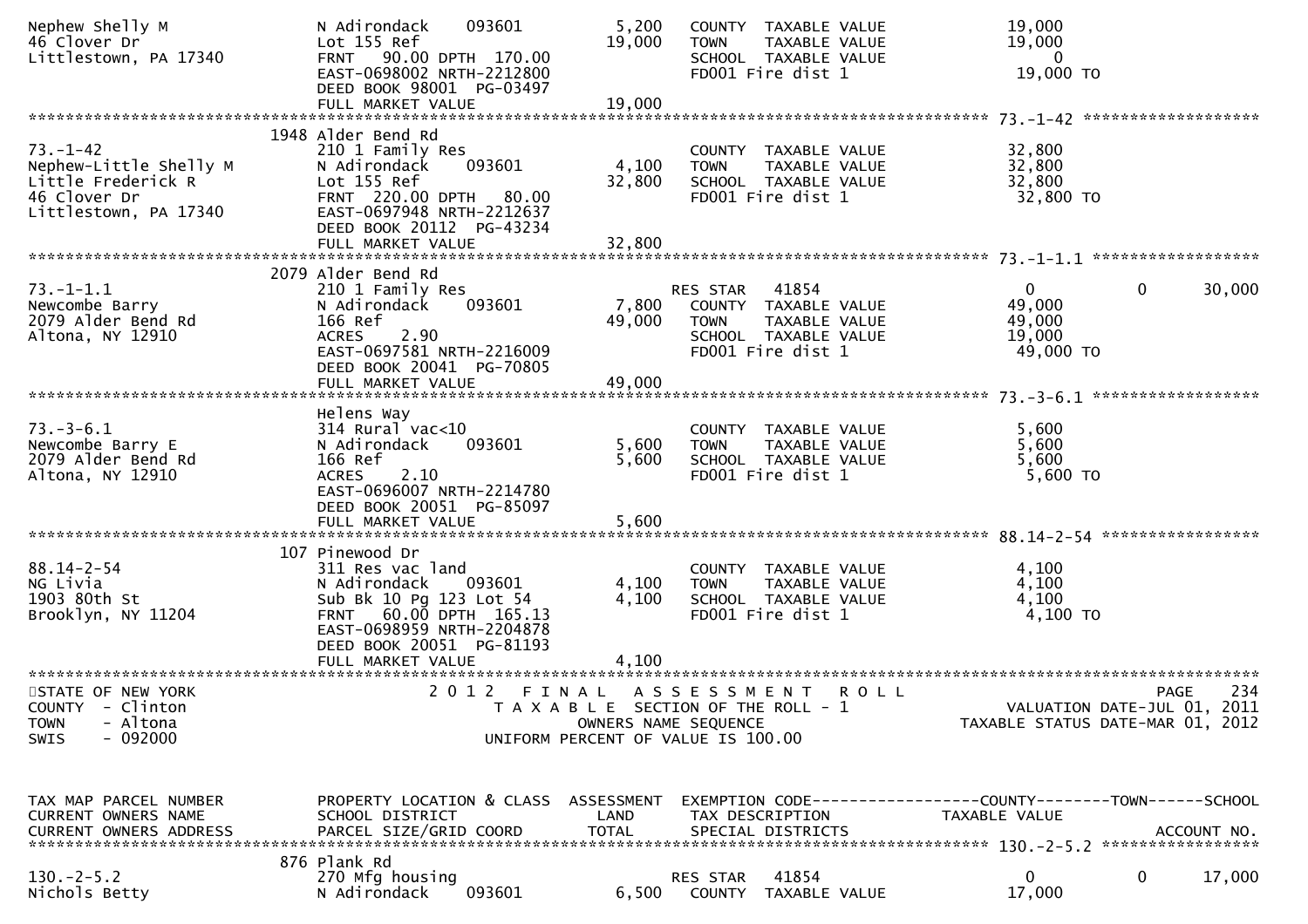```
Nephew Shelly M                N Adirondack     093601          5,200    COUNTY  TAXABLE VALUE              19,000
46 Clover Dr                   Lot 155 Ref                     19,000    TOWN    TAXABLE VALUE              19,000
Littlestown, PA 17340          FRNT   90.00 DPTH  170.00                 SCHOOL  TAXABLE VALUE                   0
                               EAST-0698002 NRTH-2212800                 FD001 Fire dist 1                   19,000 TO
                               DEED BOOK 98001  PG-03497
                               FULL MARKET VALUE               19,000
******************************************************************************************************* 73.-1-42 ******************
                             1948 Alder Bend Rd
73.-1-42                       210 1 Family Res                          COUNTY  TAXABLE VALUE              32,800
Nephew-Little Shelly M         N Adirondack     093601          4,100    TOWN    TAXABLE VALUE              32,800
Little Frederick R             Lot 155 Ref                     32,800    SCHOOL  TAXABLE VALUE              32,800
46 Clover Dr                   FRNT  220.00 DPTH   80.00                 FD001 Fire dist 1                   32,800 TO
Littlestown, PA 17340          EAST-0697948 NRTH-2212637
                               DEED BOOK 20112  PG-43234
                               FULL MARKET VALUE               32,800
******************************************************************************************************* 73.-1-1.1 *****************
                             2079 Alder Bend Rd
73.-1-1.1                      210 1 Family Res                         RES STAR   41854                         0          0     30,000
Newcombe Barry                 N Adirondack     093601          7,800    COUNTY  TAXABLE VALUE              49,000
2079 Alder Bend Rd             166 Ref                         49,000    TOWN    TAXABLE VALUE              49,000
Altona, NY 12910               ACRES     2.90                            SCHOOL  TAXABLE VALUE              19,000
                               EAST-0697581 NRTH-2216009                 FD001 Fire dist 1                   49,000 TO
                               DEED BOOK 20041  PG-70805
                               FULL MARKET VALUE               49,000
******************************************************************************************************* 73.-3-6.1 *****************
                               Helens Way
73.-3-6.1                      314 Rural vac<10                          COUNTY  TAXABLE VALUE               5,600
Newcombe Barry E               N Adirondack     093601          5,600    TOWN    TAXABLE VALUE               5,600
2079 Alder Bend Rd             166 Ref                          5,600    SCHOOL  TAXABLE VALUE               5,600
Altona, NY 12910               ACRES     2.10                            FD001 Fire dist 1                    5,600 TO
                               EAST-0696007 NRTH-2214780
                               DEED BOOK 20051  PG-85097
                               FULL MARKET VALUE                5,600
******************************************************************************************************* 88.14-2-54 ****************
                              107 Pinewood Dr
88.14-2-54                     311 Res vac land                          COUNTY  TAXABLE VALUE               4,100
NG Livia                       N Adirondack     093601          4,100    TOWN    TAXABLE VALUE               4,100
1903 80th St                   Sub Bk 10 Pg 123 Lot 54          4,100    SCHOOL  TAXABLE VALUE               4,100
Brooklyn, NY 11204             FRNT   60.00 DPTH  165.13                 FD001 Fire dist 1                    4,100 TO
                               EAST-0698959 NRTH-2204878
                               DEED BOOK 20051  PG-81193
                               FULL MARKET VALUE                4,100
************************************************************************************************************************************
STATE OF NEW YORK                     2 0 1 2   F I N A L   A S S E S S M E N T   R O L L                                  PAGE    234
COUNTY  - Clinton                        T A X A B L E  SECTION OF THE ROLL - 1                     VALUATION DATE-JUL 01, 2011
TOWN    - Altona                               OWNERS NAME SEQUENCE                            TAXABLE STATUS DATE-MAR 01, 2012
SWIS    - 092000                         UNIFORM PERCENT OF VALUE IS 100.00


TAX MAP PARCEL NUMBER          PROPERTY LOCATION & CLASS  ASSESSMENT  EXEMPTION CODE------------------COUNTY--------TOWN------SCHOOL
CURRENT OWNERS NAME            SCHOOL DISTRICT               LAND      TAX DESCRIPTION            TAXABLE VALUE
CURRENT OWNERS ADDRESS         PARCEL SIZE/GRID COORD        TOTAL     SPECIAL DISTRICTS                                   ACCOUNT NO.
******************************************************************************************************* 130.-2-5.2 ****************
                              876 Plank Rd
130.-2-5.2                     270 Mfg housing                          RES STAR   41854                         0          0     17,000
Nichols Betty                  N Adirondack     093601          6,500    COUNTY  TAXABLE VALUE              17,000
```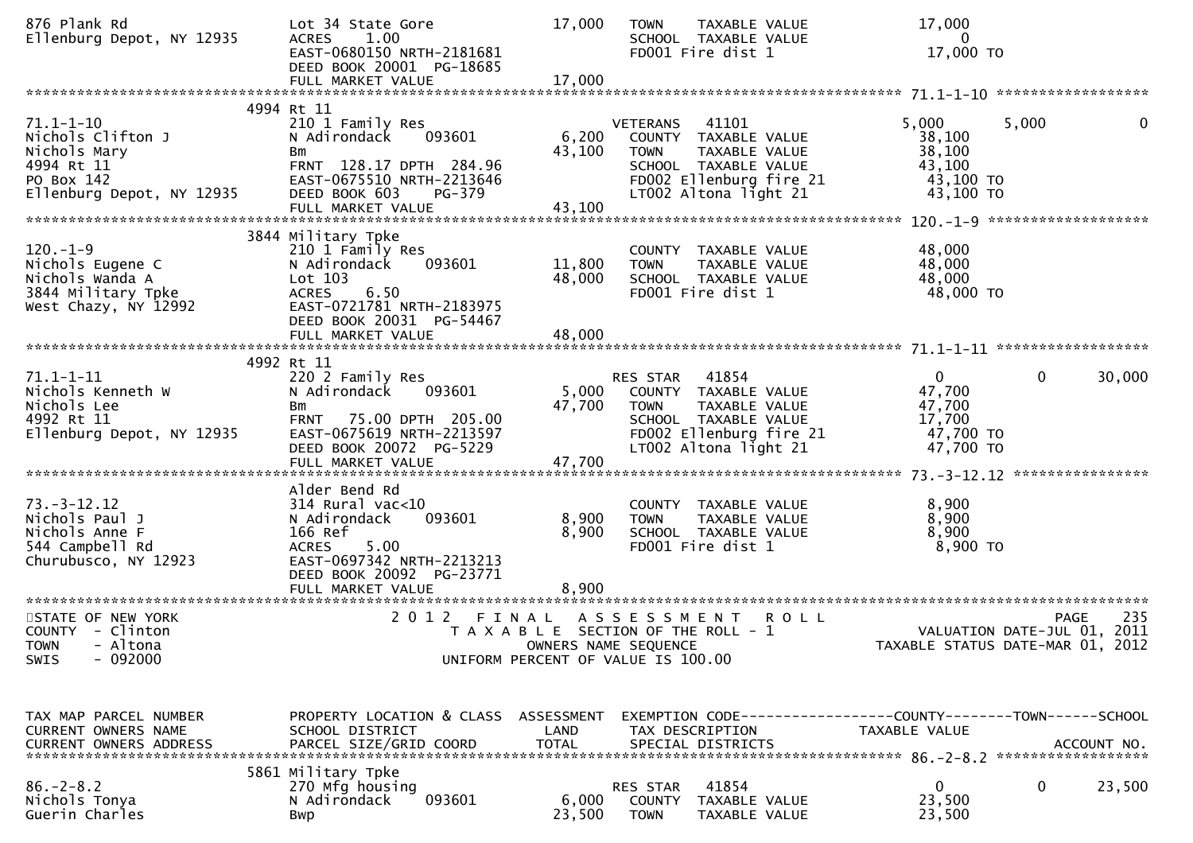```
876 Plank Rd                    Lot 34 State Gore               17,000   TOWN    TAXABLE VALUE             17,000
Ellenburg Depot, NY 12935       ACRES    1.00                            SCHOOL  TAXABLE VALUE                  0
                                EAST-0680150 NRTH-2181681                FD001 Fire dist 1                 17,000 TO
                                DEED BOOK 20001  PG-18685
                                FULL MARKET VALUE               17,000
******************************************************************************************************* 71.1-1-10 ******************
                           4994 Rt 11
71.1-1-10                       210 1 Family Res                          VETERANS   41101                 5,000        5,000            0
Nichols Clifton J               N Adirondack      093601         6,200   COUNTY  TAXABLE VALUE             38,100
Nichols Mary                    Bm                              43,100   TOWN    TAXABLE VALUE             38,100
4994 Rt 11                      FRNT  128.17 DPTH  284.96                SCHOOL  TAXABLE VALUE             43,100
PO Box 142                      EAST-0675510 NRTH-2213646                FD002 Ellenburg fire 21           43,100 TO
Ellenburg Depot, NY 12935       DEED BOOK 603     PG-379                 LT002 Altona light 21             43,100 TO
                                FULL MARKET VALUE               43,100
******************************************************************************************************* 120.-1-9 *******************
                           3844 Military Tpke
120.-1-9                        210 1 Family Res                          COUNTY  TAXABLE VALUE             48,000
Nichols Eugene C                N Adirondack      093601        11,800   TOWN    TAXABLE VALUE             48,000
Nichols Wanda A                 Lot 103                         48,000   SCHOOL  TAXABLE VALUE             48,000
3844 Military Tpke              ACRES    6.50                            FD001 Fire dist 1                 48,000 TO
West Chazy, NY 12992            EAST-0721781 NRTH-2183975
                                DEED BOOK 20031  PG-54467
                                FULL MARKET VALUE               48,000
******************************************************************************************************* 71.1-1-11 ******************
                           4992 Rt 11
71.1-1-11                       220 2 Family Res                          RES STAR   41854                     0            0       30,000
Nichols Kenneth W               N Adirondack      093601         5,000   COUNTY  TAXABLE VALUE             47,700
Nichols Lee                     Bm                              47,700   TOWN    TAXABLE VALUE             47,700
4992 Rt 11                      FRNT   75.00 DPTH  205.00                SCHOOL  TAXABLE VALUE             17,700
Ellenburg Depot, NY 12935       EAST-0675619 NRTH-2213597                FD002 Ellenburg fire 21           47,700 TO
                                DEED BOOK 20072  PG-5229                 LT002 Altona light 21             47,700 TO
                                FULL MARKET VALUE               47,700
******************************************************************************************************* 73.-3-12.12 ****************
                                Alder Bend Rd
73.-3-12.12                     314 Rural vac<10                          COUNTY  TAXABLE VALUE              8,900
Nichols Paul J                  N Adirondack      093601         8,900   TOWN    TAXABLE VALUE              8,900
Nichols Anne F                  166 Ref                          8,900   SCHOOL  TAXABLE VALUE              8,900
544 Campbell Rd                 ACRES    5.00                            FD001 Fire dist 1                  8,900 TO
Churubusco, NY 12923            EAST-0697342 NRTH-2213213
                                DEED BOOK 20092  PG-23771
                                FULL MARKET VALUE                8,900
************************************************************************************************************************************
STATE OF NEW YORK                      2 0 1 2   F I N A L   A S S E S S M E N T   R O L L                                  PAGE    235
COUNTY  - Clinton                          T A X A B L E  SECTION OF THE ROLL - 1                       VALUATION DATE-JUL 01, 2011
TOWN    - Altona                                   OWNERS NAME SEQUENCE                            TAXABLE STATUS DATE-MAR 01, 2012
SWIS    - 092000                           UNIFORM PERCENT OF VALUE IS 100.00


TAX MAP PARCEL NUMBER           PROPERTY LOCATION & CLASS  ASSESSMENT  EXEMPTION CODE------------------COUNTY--------TOWN------SCHOOL
CURRENT OWNERS NAME             SCHOOL DISTRICT               LAND     TAX DESCRIPTION              TAXABLE VALUE
CURRENT OWNERS ADDRESS          PARCEL SIZE/GRID COORD       TOTAL     SPECIAL DISTRICTS                                   ACCOUNT NO.
******************************************************************************************************* 86.-2-8.2 ******************
                           5861 Military Tpke
86.-2-8.2                       270 Mfg housing                           RES STAR   41854                     0            0       23,500
Nichols Tonya                   N Adirondack      093601         6,000   COUNTY  TAXABLE VALUE             23,500
Guerin Charles                  Bwp                             23,500   TOWN    TAXABLE VALUE             23,500
```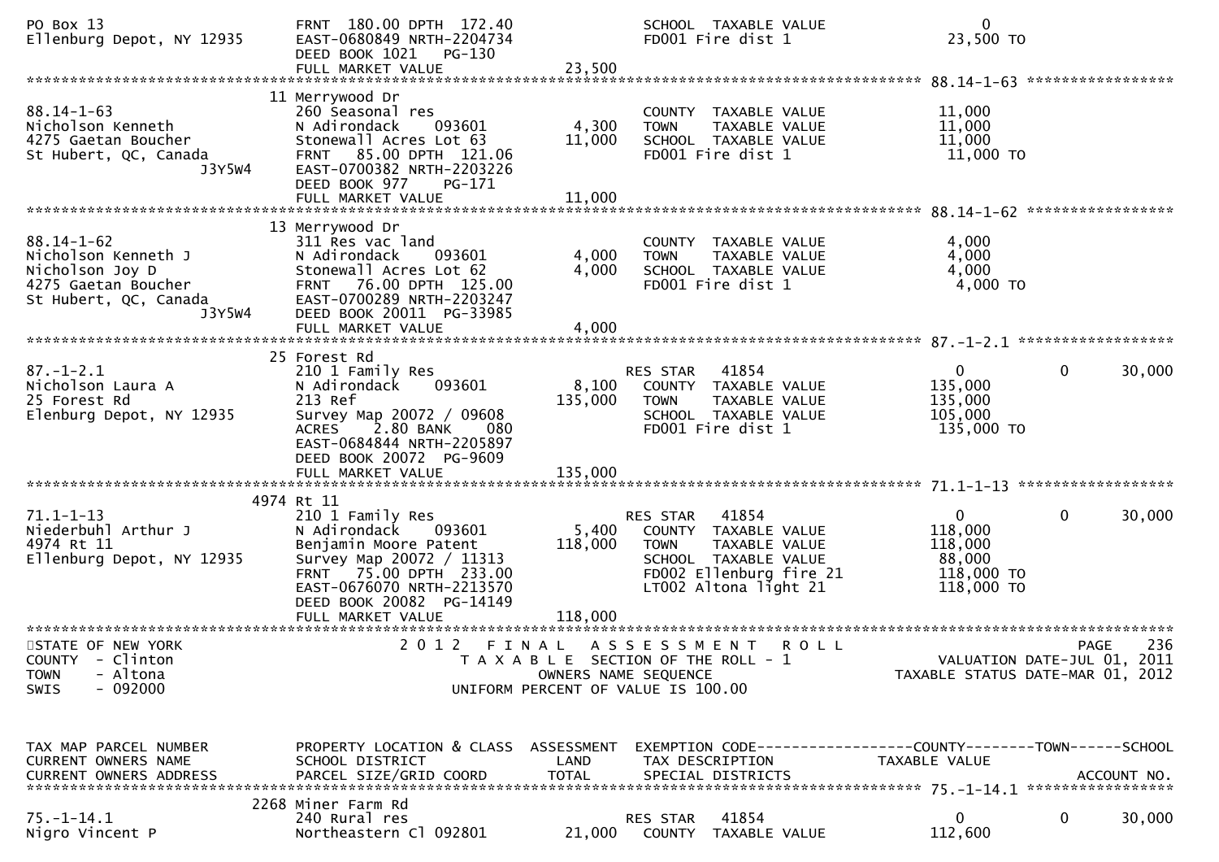```
PO Box 13                      FRNT 180.00 DPTH 172.40              SCHOOL  TAXABLE VALUE                 0
Ellenburg Depot, NY 12935      EAST-0680849 NRTH-2204734            FD001 Fire dist 1                23,500 TO
                               DEED BOOK 1021   PG-130
                               FULL MARKET VALUE             23,500
******************************************************************************************************* 88.14-1-63 *****************
                            11 Merrywood Dr
88.14-1-63                     260 Seasonal res                     COUNTY  TAXABLE VALUE            11,000
Nicholson Kenneth              N Adirondack     093601       4,300  TOWN    TAXABLE VALUE            11,000
4275 Gaetan Boucher            Stonewall Acres Lot 63       11,000  SCHOOL  TAXABLE VALUE            11,000
St Hubert, QC, Canada          FRNT  85.00 DPTH 121.06              FD001 Fire dist 1                11,000 TO
                     J3Y5W4    EAST-0700382 NRTH-2203226
                               DEED BOOK 977    PG-171
                               FULL MARKET VALUE             11,000
******************************************************************************************************* 88.14-1-62 *****************
                            13 Merrywood Dr
88.14-1-62                     311 Res vac land                     COUNTY  TAXABLE VALUE             4,000
Nicholson Kenneth J            N Adirondack     093601       4,000  TOWN    TAXABLE VALUE             4,000
Nicholson Joy D                Stonewall Acres Lot 62        4,000  SCHOOL  TAXABLE VALUE             4,000
4275 Gaetan Boucher            FRNT  76.00 DPTH 125.00              FD001 Fire dist 1                 4,000 TO
St Hubert, QC, Canada          EAST-0700289 NRTH-2203247
                     J3Y5W4    DEED BOOK 20011 PG-33985
                               FULL MARKET VALUE              4,000
******************************************************************************************************* 87.-1-2.1 ******************
                            25 Forest Rd
87.-1-2.1                      210 1 Family Res                     RES STAR   41854                      0            0     30,000
Nicholson Laura A              N Adirondack     093601       8,100  COUNTY  TAXABLE VALUE           135,000
25 Forest Rd                   213 Ref                     135,000  TOWN    TAXABLE VALUE           135,000
Elenburg Depot, NY 12935       Survey Map 20072 / 09608             SCHOOL  TAXABLE VALUE           105,000
                               ACRES    2.80 BANK     080           FD001 Fire dist 1               135,000 TO
                               EAST-0684844 NRTH-2205897
                               DEED BOOK 20072  PG-9609
                               FULL MARKET VALUE            135,000
******************************************************************************************************* 71.1-1-13 ******************
                          4974 Rt 11
71.1-1-13                      210 1 Family Res                     RES STAR   41854                      0            0     30,000
Niederbuhl Arthur J            N Adirondack     093601       5,400  COUNTY  TAXABLE VALUE           118,000
4974 Rt 11                     Benjamin Moore Patent       118,000  TOWN    TAXABLE VALUE           118,000
Ellenburg Depot, NY 12935      Survey Map 20072 / 11313             SCHOOL  TAXABLE VALUE            88,000
                               FRNT  75.00 DPTH 233.00              FD002 Ellenburg fire 21         118,000 TO
                               EAST-0676070 NRTH-2213570            LT002 Altona light 21           118,000 TO
                               DEED BOOK 20082  PG-14149
                               FULL MARKET VALUE            118,000
*************************************************************************************************************************************
STATE OF NEW YORK                  2 0 1 2   F I N A L   A S S E S S M E N T   R O L L                                 PAGE     236
COUNTY  - Clinton                      T A X A B L E  SECTION OF THE ROLL - 1                       VALUATION DATE-JUL 01, 2011
TOWN    - Altona                               OWNERS NAME SEQUENCE                              TAXABLE STATUS DATE-MAR 01, 2012
SWIS    - 092000                       UNIFORM PERCENT OF VALUE IS 100.00


TAX MAP PARCEL NUMBER          PROPERTY LOCATION & CLASS  ASSESSMENT  EXEMPTION CODE------------------COUNTY--------TOWN------SCHOOL
CURRENT OWNERS NAME            SCHOOL DISTRICT               LAND     TAX DESCRIPTION            TAXABLE VALUE
CURRENT OWNERS ADDRESS         PARCEL SIZE/GRID COORD        TOTAL    SPECIAL DISTRICTS                                   ACCOUNT NO.
******************************************************************************************************* 75.-1-14.1 *****************
                          2268 Miner Farm Rd
75.-1-14.1                     240 Rural res                        RES STAR   41854                      0            0     30,000
Nigro Vincent P                Northeastern Cl 092801       21,000  COUNTY  TAXABLE VALUE           112,600
```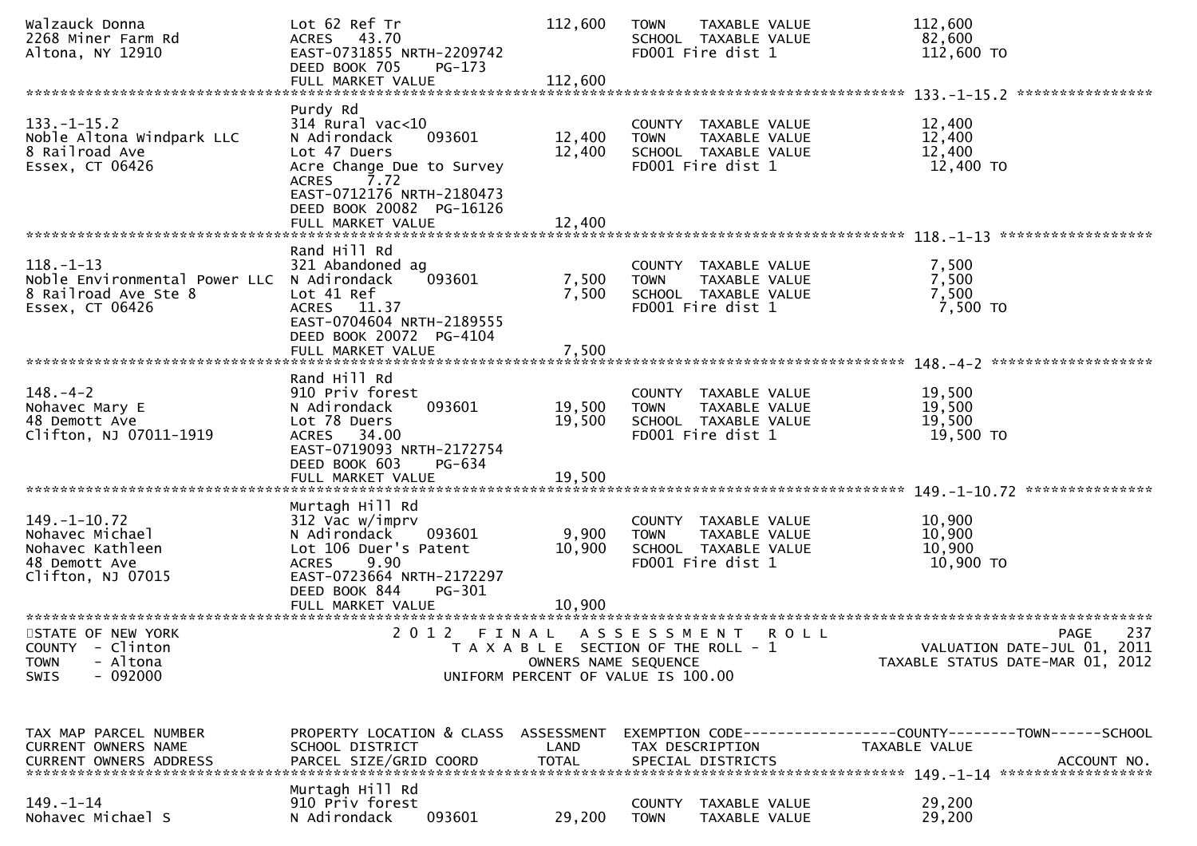| | | | | |
|---|---|---|---|---|
| Walzauck Donna<br>2268 Miner Farm Rd<br>Altona, NY 12910 | Lot 62 Ref Tr<br>ACRES 43.70<br>EAST-0731855 NRTH-2209742<br>DEED BOOK 705 PG-173<br>FULL MARKET VALUE | 112,600<br><br><br><br>112,600 | TOWN TAXABLE VALUE<br>SCHOOL TAXABLE VALUE<br>FD001 Fire dist 1 | 112,600<br>82,600<br>112,600 TO |

******************************************************************************************************* 133.-1-15.2 *****************

| | | | | |
|---|---|---|---|---|
| 133.-1-15.2<br>Noble Altona Windpark LLC<br>8 Railroad Ave<br>Essex, CT 06426 | Purdy Rd<br>314 Rural vac<10<br>N Adirondack 093601<br>Lot 47 Duers<br>Acre Change Due to Survey<br>ACRES 7.72<br>EAST-0712176 NRTH-2180473<br>DEED BOOK 20082 PG-16126<br>FULL MARKET VALUE | <br><br>12,400<br>12,400<br><br><br><br><br>12,400 | <br><br>COUNTY TAXABLE VALUE<br>TOWN TAXABLE VALUE<br>SCHOOL TAXABLE VALUE<br>FD001 Fire dist 1 | <br><br>12,400<br>12,400<br>12,400<br>12,400 TO |

******************************************************************************************************* 118.-1-13 ******************

| | | | | |
|---|---|---|---|---|
| 118.-1-13<br>Noble Environmental Power LLC<br>8 Railroad Ave Ste 8<br>Essex, CT 06426 | Rand Hill Rd<br>321 Abandoned ag<br>N Adirondack 093601<br>Lot 41 Ref<br>ACRES 11.37<br>EAST-0704604 NRTH-2189555<br>DEED BOOK 20072 PG-4104<br>FULL MARKET VALUE | <br><br>7,500<br>7,500<br><br><br><br>7,500 | <br>COUNTY TAXABLE VALUE<br>TOWN TAXABLE VALUE<br>SCHOOL TAXABLE VALUE<br>FD001 Fire dist 1 | <br>7,500<br>7,500<br>7,500<br>7,500 TO |

******************************************************************************************************* 148.-4-2 *******************

| | | | | |
|---|---|---|---|---|
| 148.-4-2<br>Nohavec Mary E<br>48 Demott Ave<br>Clifton, NJ 07011-1919 | Rand Hill Rd<br>910 Priv forest<br>N Adirondack 093601<br>Lot 78 Duers<br>ACRES 34.00<br>EAST-0719093 NRTH-2172754<br>DEED BOOK 603 PG-634<br>FULL MARKET VALUE | <br><br>19,500<br>19,500<br><br><br><br>19,500 | <br>COUNTY TAXABLE VALUE<br>TOWN TAXABLE VALUE<br>SCHOOL TAXABLE VALUE<br>FD001 Fire dist 1 | <br>19,500<br>19,500<br>19,500<br>19,500 TO |

******************************************************************************************************* 149.-1-10.72 ***************

| | | | | |
|---|---|---|---|---|
| 149.-1-10.72<br>Nohavec Michael<br>Nohavec Kathleen<br>48 Demott Ave<br>Clifton, NJ 07015 | Murtagh Hill Rd<br>312 Vac w/imprv<br>N Adirondack 093601<br>Lot 106 Duer's Patent<br>ACRES 9.90<br>EAST-0723664 NRTH-2172297<br>DEED BOOK 844 PG-301<br>FULL MARKET VALUE | <br><br>9,900<br>10,900<br><br><br><br>10,900 | <br>COUNTY TAXABLE VALUE<br>TOWN TAXABLE VALUE<br>SCHOOL TAXABLE VALUE<br>FD001 Fire dist 1 | <br>10,900<br>10,900<br>10,900<br>10,900 TO |

*******************************************************************************************************

STATE OF NEW YORK
COUNTY - Clinton
TOWN - Altona
SWIS - 092000

2012 FINAL ASSESSMENT ROLL
TAXABLE SECTION OF THE ROLL - 1
OWNERS NAME SEQUENCE
UNIFORM PERCENT OF VALUE IS 100.00

VALUATION DATE-JUL 01, 2011
TAXABLE STATUS DATE-MAR 01, 2012

| TAX MAP PARCEL NUMBER<br>CURRENT OWNERS NAME<br>CURRENT OWNERS ADDRESS | PROPERTY LOCATION & CLASS<br>SCHOOL DISTRICT<br>PARCEL SIZE/GRID COORD | ASSESSMENT<br>LAND<br>TOTAL | EXEMPTION CODE------------------COUNTY--------TOWN------SCHOOL<br>TAX DESCRIPTION<br>SPECIAL DISTRICTS | TAXABLE VALUE<br><br>ACCOUNT NO. |
|---|---|---|---|---|

******************************************************************************************************* 149.-1-14 ******************

| | | | | |
|---|---|---|---|---|
| 149.-1-14<br>Nohavec Michael S | Murtagh Hill Rd<br>910 Priv forest<br>N Adirondack 093601 | <br><br>29,200 | <br>COUNTY TAXABLE VALUE<br>TOWN TAXABLE VALUE | <br>29,200<br>29,200 |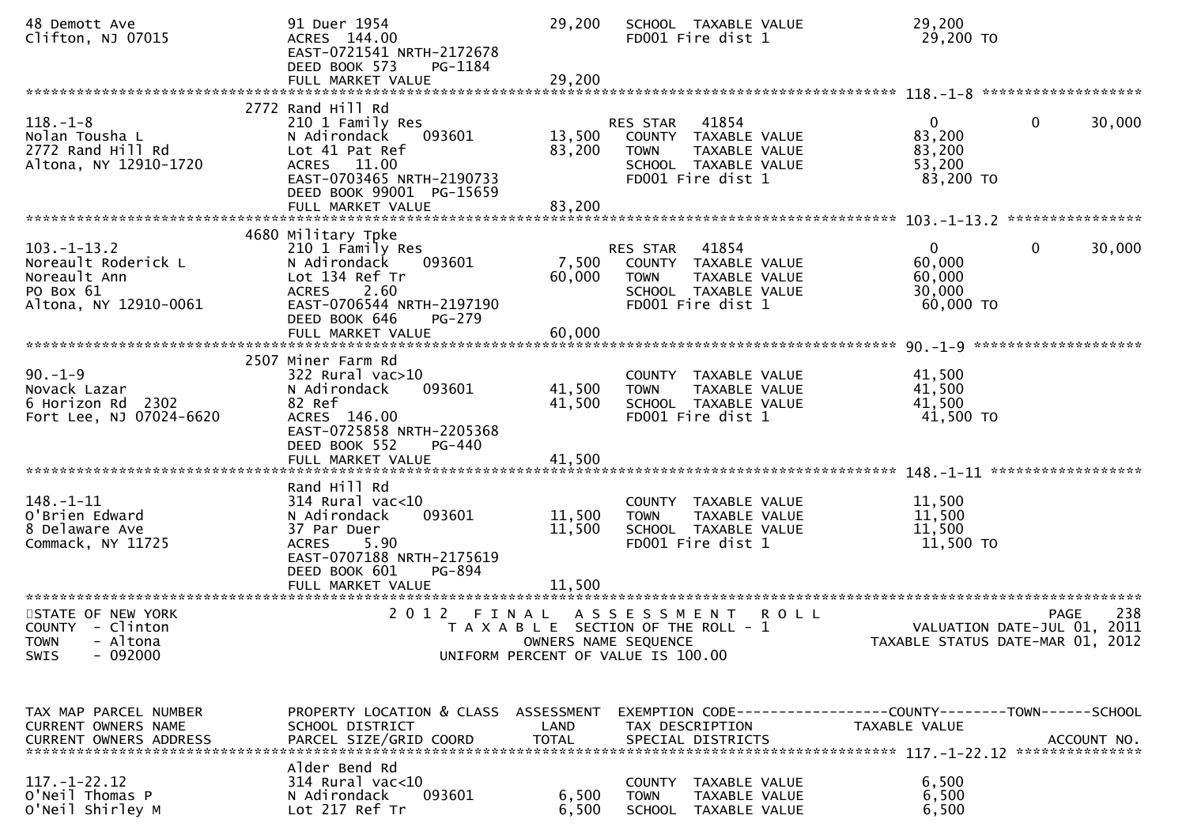```
48 Demott Ave                    91 Duer 1954                  29,200   SCHOOL  TAXABLE VALUE              29,200
Clifton, NJ 07015                ACRES 144.00                           FD001 Fire dist 1                   29,200 TO
                                 EAST-0721541 NRTH-2172678
                                 DEED BOOK 573    PG-1184
                                 FULL MARKET VALUE             29,200
******************************************************************************************************* 118.-1-8 ********************
                                 2772 Rand Hill Rd
118.-1-8                         210 1 Family Res                        RES STAR   41854                   0          0       30,000
Nolan Tousha L                   N Adirondack    093601        13,500   COUNTY  TAXABLE VALUE              83,200
2772 Rand Hill Rd                Lot 41 Pat Ref                83,200   TOWN    TAXABLE VALUE              83,200
Altona, NY 12910-1720            ACRES  11.00                           SCHOOL  TAXABLE VALUE              53,200
                                 EAST-0703465 NRTH-2190733              FD001 Fire dist 1                   83,200 TO
                                 DEED BOOK 99001  PG-15659
                                 FULL MARKET VALUE             83,200
******************************************************************************************************* 103.-1-13.2 *****************
                                 4680 Military Tpke
103.-1-13.2                      210 1 Family Res                        RES STAR   41854                   0          0       30,000
Noreault Roderick L              N Adirondack    093601         7,500   COUNTY  TAXABLE VALUE              60,000
Noreault Ann                     Lot 134 Ref Tr                60,000   TOWN    TAXABLE VALUE              60,000
PO Box 61                        ACRES   2.60                           SCHOOL  TAXABLE VALUE              30,000
Altona, NY 12910-0061            EAST-0706544 NRTH-2197190              FD001 Fire dist 1                   60,000 TO
                                 DEED BOOK 646    PG-279
                                 FULL MARKET VALUE             60,000
******************************************************************************************************* 90.-1-9 *********************
                                 2507 Miner Farm Rd
90.-1-9                          322 Rural vac>10                        COUNTY  TAXABLE VALUE              41,500
Novack Lazar                     N Adirondack    093601        41,500   TOWN    TAXABLE VALUE              41,500
6 Horizon Rd  2302               82 Ref                        41,500   SCHOOL  TAXABLE VALUE              41,500
Fort Lee, NJ 07024-6620          ACRES 146.00                           FD001 Fire dist 1                   41,500 TO
                                 EAST-0725858 NRTH-2205368
                                 DEED BOOK 552    PG-440
                                 FULL MARKET VALUE             41,500
******************************************************************************************************* 148.-1-11 *******************
                                 Rand Hill Rd
148.-1-11                        314 Rural vac<10                        COUNTY  TAXABLE VALUE              11,500
O'Brien Edward                   N Adirondack    093601        11,500   TOWN    TAXABLE VALUE              11,500
8 Delaware Ave                   37 Par Duer                   11,500   SCHOOL  TAXABLE VALUE              11,500
Commack, NY 11725                ACRES   5.90                           FD001 Fire dist 1                   11,500 TO
                                 EAST-0707188 NRTH-2175619
                                 DEED BOOK 601    PG-894
                                 FULL MARKET VALUE             11,500
**************************************************************************************************************************************
STATE OF NEW YORK                      2 0 1 2   F I N A L   A S S E S S M E N T   R O L L                              PAGE    238
COUNTY  - Clinton                        T A X A B L E  SECTION OF THE ROLL - 1                      VALUATION DATE-JUL 01, 2011
TOWN    - Altona                                   OWNERS NAME SEQUENCE                         TAXABLE STATUS DATE-MAR 01, 2012
SWIS    - 092000                          UNIFORM PERCENT OF VALUE IS 100.00


TAX MAP PARCEL NUMBER            PROPERTY LOCATION & CLASS  ASSESSMENT  EXEMPTION CODE------------------COUNTY--------TOWN------SCHOOL
CURRENT OWNERS NAME              SCHOOL DISTRICT               LAND     TAX DESCRIPTION                 TAXABLE VALUE
CURRENT OWNERS ADDRESS           PARCEL SIZE/GRID COORD        TOTAL    SPECIAL DISTRICTS                                  ACCOUNT NO.
******************************************************************************************************* 117.-1-22.12 ****************
                                 Alder Bend Rd
117.-1-22.12                     314 Rural vac<10                        COUNTY  TAXABLE VALUE               6,500
O'Neil Thomas P                  N Adirondack    093601         6,500   TOWN    TAXABLE VALUE               6,500
O'Neil Shirley M                 Lot 217 Ref Tr                 6,500   SCHOOL  TAXABLE VALUE               6,500
```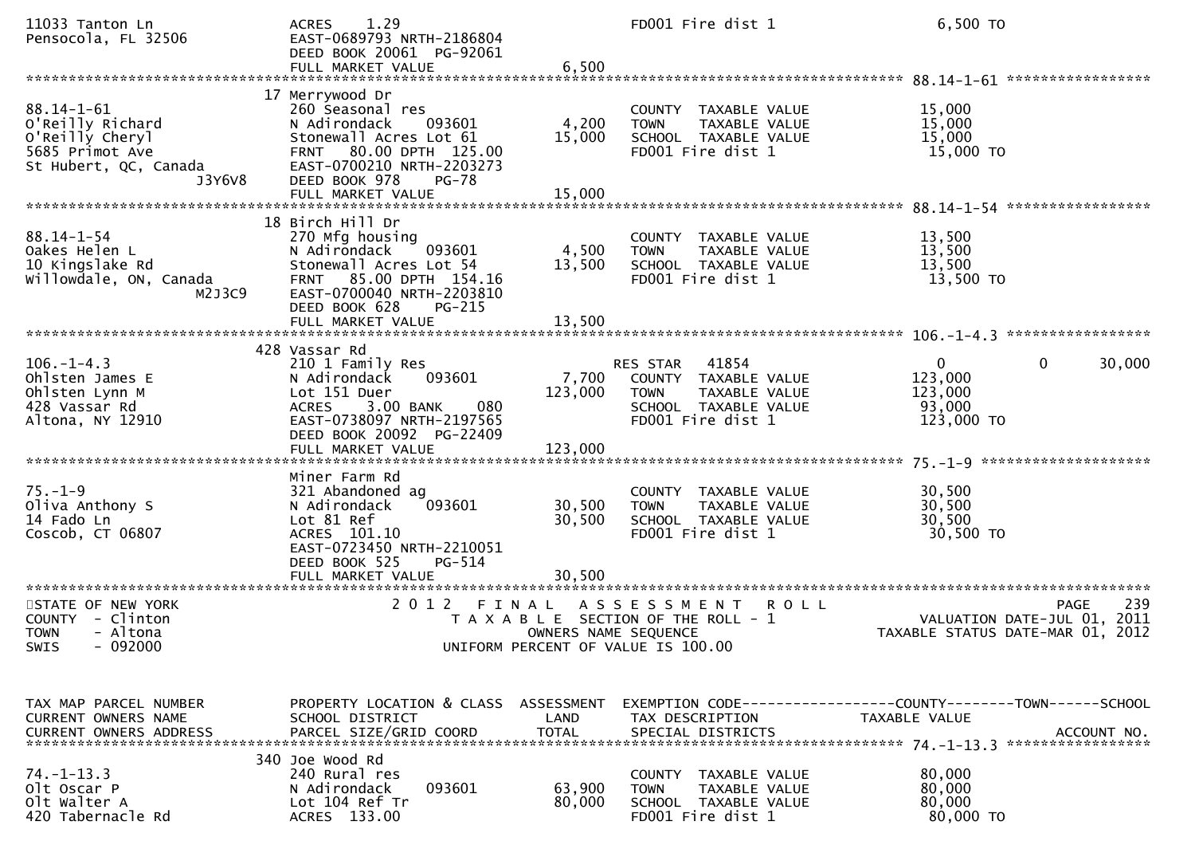```
11033 Tanton Ln                  ACRES    1.29                          FD001 Fire dist 1                  6,500 TO
Pensocola, FL 32506              EAST-0689793 NRTH-2186804
                                 DEED BOOK 20061  PG-92061
                                 FULL MARKET VALUE               6,500
******************************************************************************************************* 88.14-1-61 *****************
                               17 Merrywood Dr
88.14-1-61                       260 Seasonal res                      COUNTY  TAXABLE VALUE              15,000
O'Reilly Richard                 N Adirondack     093601       4,200   TOWN    TAXABLE VALUE              15,000
O'Reilly Cheryl                  Stonewall Acres Lot 61       15,000   SCHOOL  TAXABLE VALUE              15,000
5685 Primot Ave                  FRNT   80.00 DPTH  125.00             FD001 Fire dist 1                  15,000 TO
St Hubert, QC, Canada            EAST-0700210 NRTH-2203273
                       J3Y6V8    DEED BOOK 978    PG-78
                                 FULL MARKET VALUE              15,000
******************************************************************************************************* 88.14-1-54 *****************
                               18 Birch Hill Dr
88.14-1-54                       270 Mfg housing                       COUNTY  TAXABLE VALUE              13,500
Oakes Helen L                    N Adirondack     093601       4,500   TOWN    TAXABLE VALUE              13,500
10 Kingslake Rd                  Stonewall Acres Lot 54       13,500   SCHOOL  TAXABLE VALUE              13,500
Willowdale, ON, Canada           FRNT   85.00 DPTH  154.16             FD001 Fire dist 1                  13,500 TO
                       M2J3C9    EAST-0700040 NRTH-2203810
                                 DEED BOOK 628    PG-215
                                 FULL MARKET VALUE              13,500
******************************************************************************************************* 106.-1-4.3 *****************
                               428 Vassar Rd
106.-1-4.3                       210 1 Family Res                      RES STAR   41854                        0          0     30,000
Ohlsten James E                  N Adirondack     093601       7,700   COUNTY  TAXABLE VALUE             123,000
Ohlsten Lynn M                   Lot 151 Duer                123,000   TOWN    TAXABLE VALUE             123,000
428 Vassar Rd                    ACRES    3.00 BANK     080            SCHOOL  TAXABLE VALUE              93,000
Altona, NY 12910                 EAST-0738097 NRTH-2197565             FD001 Fire dist 1                 123,000 TO
                                 DEED BOOK 20092  PG-22409
                                 FULL MARKET VALUE             123,000
******************************************************************************************************* 75.-1-9 ********************
                                 Miner Farm Rd
75.-1-9                          321 Abandoned ag                      COUNTY  TAXABLE VALUE              30,500
Oliva Anthony S                  N Adirondack     093601      30,500   TOWN    TAXABLE VALUE              30,500
14 Fado Ln                       Lot 81 Ref                   30,500   SCHOOL  TAXABLE VALUE              30,500
Coscob, CT 06807                 ACRES  101.10                         FD001 Fire dist 1                  30,500 TO
                                 EAST-0723450 NRTH-2210051
                                 DEED BOOK 525    PG-514
                                 FULL MARKET VALUE              30,500
************************************************************************************************************************************
STATE OF NEW YORK                       2 0 1 2   F I N A L   A S S E S S M E N T   R O L L                              PAGE    239
COUNTY  - Clinton                           T A X A B L E  SECTION OF THE ROLL - 1                         VALUATION DATE-JUL 01, 2011
TOWN    - Altona                                      OWNERS NAME SEQUENCE                             TAXABLE STATUS DATE-MAR 01, 2012
SWIS    - 092000                               UNIFORM PERCENT OF VALUE IS 100.00


TAX MAP PARCEL NUMBER            PROPERTY LOCATION & CLASS  ASSESSMENT  EXEMPTION CODE------------------COUNTY--------TOWN------SCHOOL
CURRENT OWNERS NAME              SCHOOL DISTRICT               LAND      TAX DESCRIPTION              TAXABLE VALUE
CURRENT OWNERS ADDRESS           PARCEL SIZE/GRID COORD       TOTAL      SPECIAL DISTRICTS                                    ACCOUNT NO.
******************************************************************************************************* 74.-1-13.3 *****************
                               340 Joe Wood Rd
74.-1-13.3                       240 Rural res                         COUNTY  TAXABLE VALUE              80,000
Olt Oscar P                      N Adirondack     093601      63,900   TOWN    TAXABLE VALUE              80,000
Olt Walter A                     Lot 104 Ref Tr               80,000   SCHOOL  TAXABLE VALUE              80,000
420 Tabernacle Rd                ACRES  133.00                         FD001 Fire dist 1                  80,000 TO
```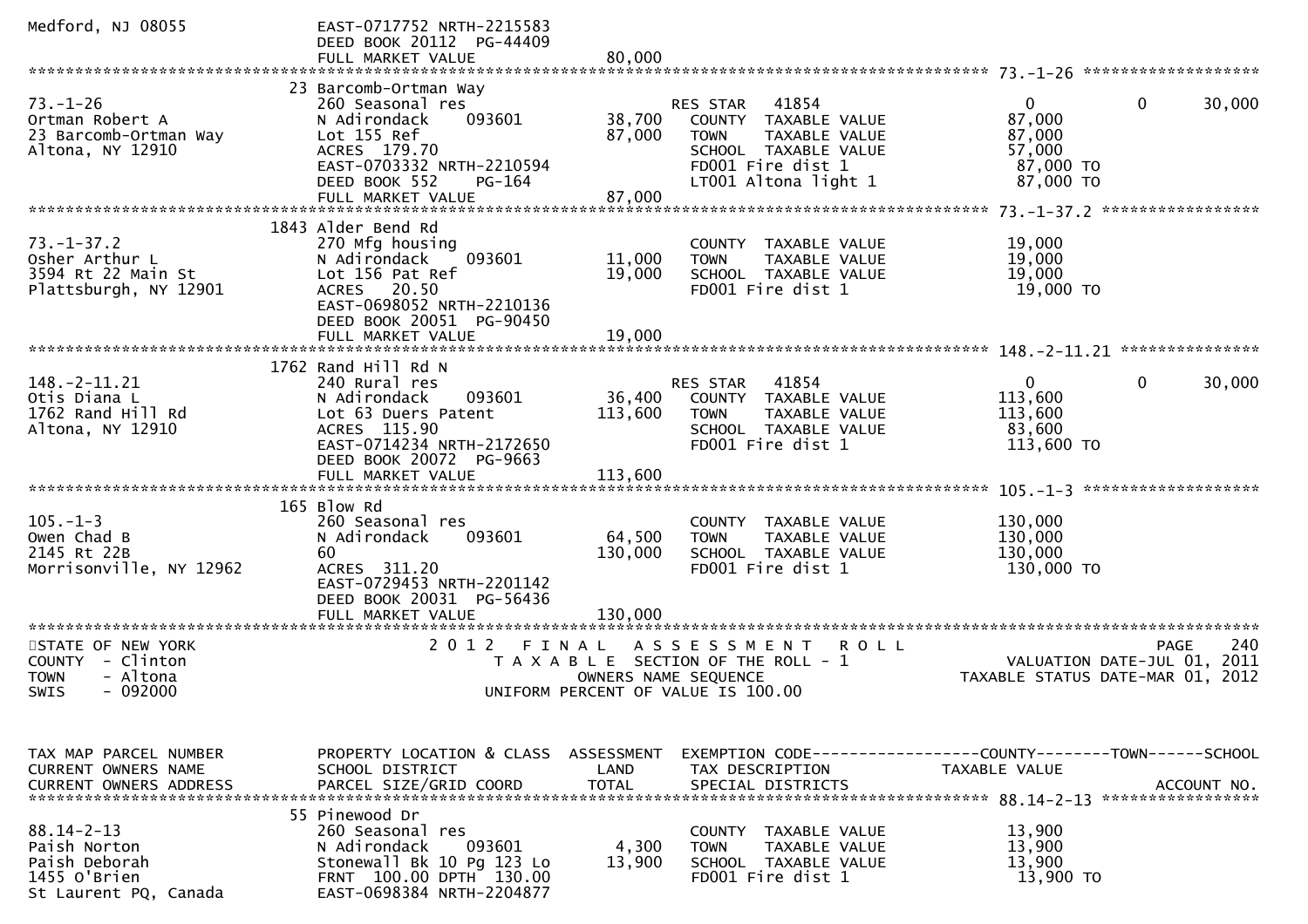```
Medford, NJ 08055              EAST-0717752 NRTH-2215583
                               DEED BOOK 20112  PG-44409
                               FULL MARKET VALUE             80,000
******************************************************************************************************* 73.-1-26 *******************
                            23 Barcomb-Ortman Way
73.-1-26                       260 Seasonal res                         RES STAR   41854                   0            0       30,000
Ortman Robert A                N Adirondack    093601        38,700     COUNTY  TAXABLE VALUE           87,000
23 Barcomb-Ortman Way          Lot 155 Ref                   87,000     TOWN    TAXABLE VALUE           87,000
Altona, NY 12910               ACRES  179.70                            SCHOOL  TAXABLE VALUE           57,000
                               EAST-0703332 NRTH-2210594                FD001 Fire dist 1                87,000 TO
                               DEED BOOK 552    PG-164                  LT001 Altona light 1             87,000 TO
                               FULL MARKET VALUE             87,000
******************************************************************************************************* 73.-1-37.2 *****************
                          1843 Alder Bend Rd
73.-1-37.2                     270 Mfg housing                          COUNTY  TAXABLE VALUE           19,000
Osher Arthur L                 N Adirondack    093601        11,000     TOWN    TAXABLE VALUE           19,000
3594 Rt 22 Main St             Lot 156 Pat Ref               19,000     SCHOOL  TAXABLE VALUE           19,000
Plattsburgh, NY 12901          ACRES   20.50                            FD001 Fire dist 1                19,000 TO
                               EAST-0698052 NRTH-2210136
                               DEED BOOK 20051  PG-90450
                               FULL MARKET VALUE             19,000
******************************************************************************************************* 148.-2-11.21 ***************
                          1762 Rand Hill Rd N
148.-2-11.21                   240 Rural res                            RES STAR   41854                   0            0       30,000
Otis Diana L                   N Adirondack    093601        36,400     COUNTY  TAXABLE VALUE          113,600
1762 Rand Hill Rd              Lot 63 Duers Patent          113,600     TOWN    TAXABLE VALUE          113,600
Altona, NY 12910               ACRES  115.90                            SCHOOL  TAXABLE VALUE           83,600
                               EAST-0714234 NRTH-2172650                FD001 Fire dist 1               113,600 TO
                               DEED BOOK 20072  PG-9663
                               FULL MARKET VALUE            113,600
******************************************************************************************************* 105.-1-3 *******************
                           165 Blow Rd
105.-1-3                       260 Seasonal res                         COUNTY  TAXABLE VALUE          130,000
Owen Chad B                    N Adirondack    093601        64,500     TOWN    TAXABLE VALUE          130,000
2145 Rt 22B                    60                           130,000     SCHOOL  TAXABLE VALUE          130,000
Morrisonville, NY 12962        ACRES  311.20                            FD001 Fire dist 1               130,000 TO
                               EAST-0729453 NRTH-2201142
                               DEED BOOK 20031  PG-56436
                               FULL MARKET VALUE            130,000
************************************************************************************************************************************
STATE OF NEW YORK                    2 0 1 2   F I N A L   A S S E S S M E N T   R O L L                                  PAGE    240
COUNTY  - Clinton                          T A X A B L E  SECTION OF THE ROLL - 1                        VALUATION DATE-JUL 01, 2011
TOWN    - Altona                                  OWNERS NAME SEQUENCE                                 TAXABLE STATUS DATE-MAR 01, 2012
SWIS    - 092000                           UNIFORM PERCENT OF VALUE IS 100.00


TAX MAP PARCEL NUMBER          PROPERTY LOCATION & CLASS  ASSESSMENT  EXEMPTION CODE------------------COUNTY--------TOWN------SCHOOL
CURRENT OWNERS NAME            SCHOOL DISTRICT               LAND      TAX DESCRIPTION             TAXABLE VALUE
CURRENT OWNERS ADDRESS         PARCEL SIZE/GRID COORD        TOTAL     SPECIAL DISTRICTS                                 ACCOUNT NO.
******************************************************************************************************* 88.14-2-13 *****************
                            55 Pinewood Dr
88.14-2-13                     260 Seasonal res                         COUNTY  TAXABLE VALUE           13,900
Paish Norton                   N Adirondack    093601         4,300     TOWN    TAXABLE VALUE           13,900
Paish Deborah                  Stonewall Bk 10 Pg 123 Lo     13,900     SCHOOL  TAXABLE VALUE           13,900
1455 O'Brien                   FRNT 100.00 DPTH 130.00                  FD001 Fire dist 1                13,900 TO
St Laurent PQ, Canada          EAST-0698384 NRTH-2204877
```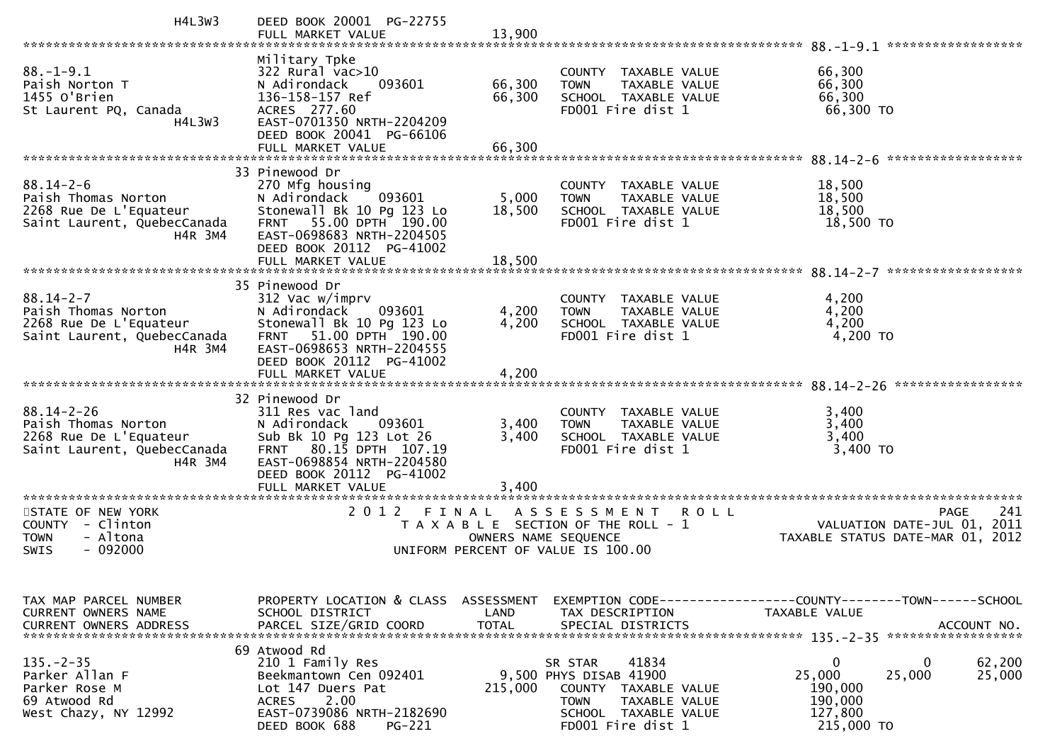H4L3W3 DEED BOOK 20001 PG-22755
FULL MARKET VALUE 13,900

******************************************************************************************************* 88.-1-9.1 *****************

| Parcel / Owner | Property Location & Class | Assessment | Exemption / Tax Description | Taxable Value |
|---|---|---|---|---|
| 88.-1-9.1 | Military Tpke | | | |
| Paish Norton T | 322 Rural vac>10 | | COUNTY TAXABLE VALUE | 66,300 |
| 1455 O'Brien | N Adirondack 093601 | 66,300 | TOWN TAXABLE VALUE | 66,300 |
| St Laurent PQ, Canada | 136-158-157 Ref | 66,300 | SCHOOL TAXABLE VALUE | 66,300 |
| H4L3W3 | ACRES 277.60 | | FD001 Fire dist 1 | 66,300 TO |
| | EAST-0701350 NRTH-2204209 | | | |
| | DEED BOOK 20041 PG-66106 | | | |
| | FULL MARKET VALUE | 66,300 | | |

******************************************************************************************************* 88.14-2-6 *****************

| Parcel / Owner | Property Location & Class | Assessment | Exemption / Tax Description | Taxable Value |
|---|---|---|---|---|
| 88.14-2-6 | 33 Pinewood Dr | | | |
| Paish Thomas Norton | 270 Mfg housing | | COUNTY TAXABLE VALUE | 18,500 |
| 2268 Rue De L'Equateur | N Adirondack 093601 | 5,000 | TOWN TAXABLE VALUE | 18,500 |
| Saint Laurent, QuebecCanada | Stonewall Bk 10 Pg 123 Lo | 18,500 | SCHOOL TAXABLE VALUE | 18,500 |
| H4R 3M4 | FRNT 55.00 DPTH 190.00 | | FD001 Fire dist 1 | 18,500 TO |
| | EAST-0698683 NRTH-2204505 | | | |
| | DEED BOOK 20112 PG-41002 | | | |
| | FULL MARKET VALUE | 18,500 | | |

******************************************************************************************************* 88.14-2-7 *****************

| Parcel / Owner | Property Location & Class | Assessment | Exemption / Tax Description | Taxable Value |
|---|---|---|---|---|
| 88.14-2-7 | 35 Pinewood Dr | | | |
| Paish Thomas Norton | 312 Vac w/imprv | | COUNTY TAXABLE VALUE | 4,200 |
| 2268 Rue De L'Equateur | N Adirondack 093601 | 4,200 | TOWN TAXABLE VALUE | 4,200 |
| Saint Laurent, QuebecCanada | Stonewall Bk 10 Pg 123 Lo | 4,200 | SCHOOL TAXABLE VALUE | 4,200 |
| H4R 3M4 | FRNT 51.00 DPTH 190.00 | | FD001 Fire dist 1 | 4,200 TO |
| | EAST-0698653 NRTH-2204555 | | | |
| | DEED BOOK 20112 PG-41002 | | | |
| | FULL MARKET VALUE | 4,200 | | |

******************************************************************************************************* 88.14-2-26 ****************

| Parcel / Owner | Property Location & Class | Assessment | Exemption / Tax Description | Taxable Value |
|---|---|---|---|---|
| 88.14-2-26 | 32 Pinewood Dr | | | |
| Paish Thomas Norton | 311 Res vac land | | COUNTY TAXABLE VALUE | 3,400 |
| 2268 Rue De L'Equateur | N Adirondack 093601 | 3,400 | TOWN TAXABLE VALUE | 3,400 |
| Saint Laurent, QuebecCanada | Sub Bk 10 Pg 123 Lot 26 | 3,400 | SCHOOL TAXABLE VALUE | 3,400 |
| H4R 3M4 | FRNT 80.15 DPTH 107.19 | | FD001 Fire dist 1 | 3,400 TO |
| | EAST-0698854 NRTH-2204580 | | | |
| | DEED BOOK 20112 PG-41002 | | | |
| | FULL MARKET VALUE | 3,400 | | |

*******************************************************************************************************************************************

STATE OF NEW YORK
COUNTY - Clinton
TOWN - Altona
SWIS - 092000

2 0 1 2 F I N A L A S S E S S M E N T R O L L
T A X A B L E SECTION OF THE ROLL - 1
OWNERS NAME SEQUENCE
UNIFORM PERCENT OF VALUE IS 100.00

VALUATION DATE-JUL 01, 2011
TAXABLE STATUS DATE-MAR 01, 2012

| TAX MAP PARCEL NUMBER / CURRENT OWNERS NAME / CURRENT OWNERS ADDRESS | PROPERTY LOCATION & CLASS / SCHOOL DISTRICT / PARCEL SIZE/GRID COORD | ASSESSMENT LAND / TOTAL | EXEMPTION CODE / TAX DESCRIPTION / SPECIAL DISTRICTS | COUNTY TAXABLE VALUE | TOWN | SCHOOL / ACCOUNT NO. |
|---|---|---|---|---|---|---|
| 135.-2-35 | 69 Atwood Rd | | | | | |
| 135.-2-35 | 210 1 Family Res | | SR STAR 41834 | 0 | 0 | 62,200 |
| Parker Allan F | Beekmantown Cen 092401 | 9,500 | PHYS DISAB 41900 | 25,000 | 25,000 | 25,000 |
| Parker Rose M | Lot 147 Duers Pat | 215,000 | COUNTY TAXABLE VALUE | 190,000 | | |
| 69 Atwood Rd | ACRES 2.00 | | TOWN TAXABLE VALUE | 190,000 | | |
| West Chazy, NY 12992 | EAST-0739086 NRTH-2182690 | | SCHOOL TAXABLE VALUE | 127,800 | | |
| | DEED BOOK 688 PG-221 | | FD001 Fire dist 1 | 215,000 TO | | |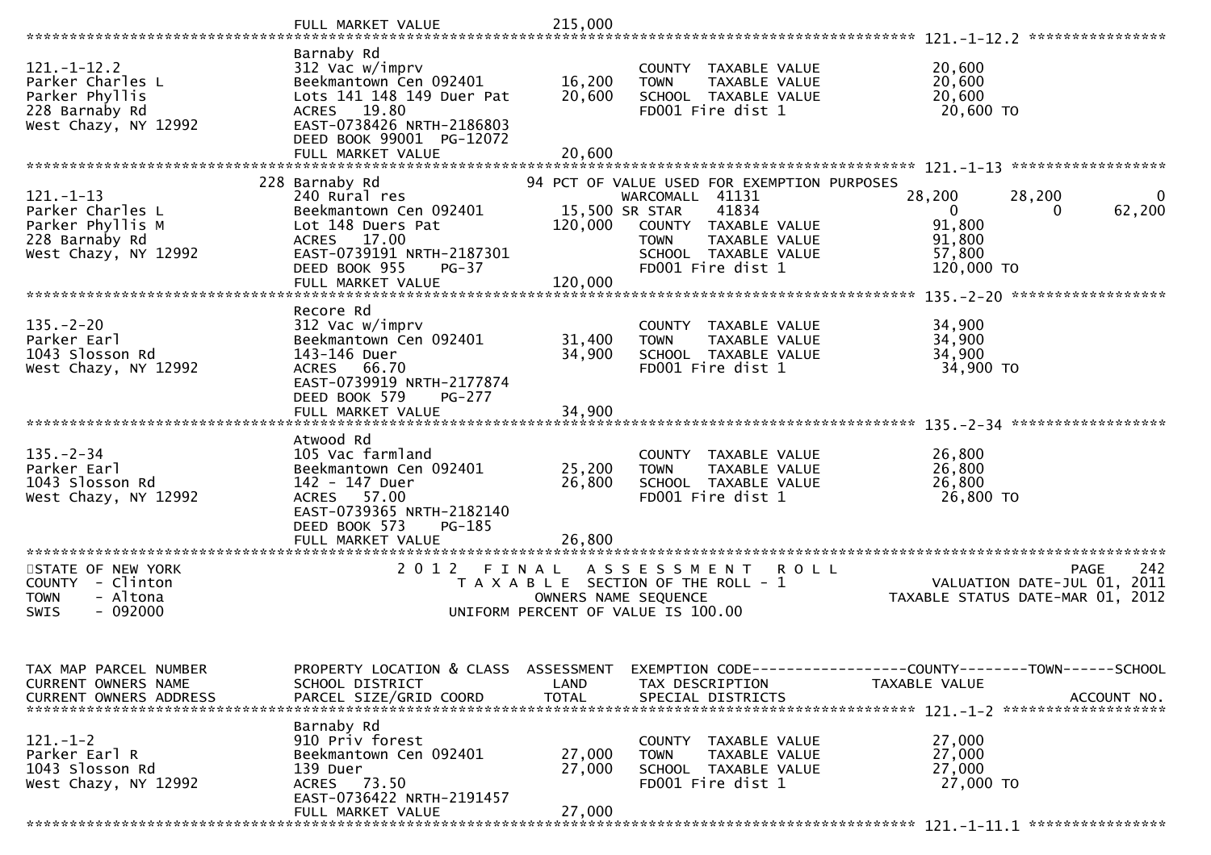```
                              FULL MARKET VALUE              215,000
******************************************************************************************************* 121.-1-12.2 ****************
                              Barnaby Rd
121.-1-12.2                   312 Vac w/imprv                         COUNTY  TAXABLE VALUE             20,600
Parker Charles L              Beekmantown Cen 092401    16,200        TOWN    TAXABLE VALUE             20,600
Parker Phyllis                Lots 141 148 149 Duer Pat 20,600        SCHOOL  TAXABLE VALUE             20,600
228 Barnaby Rd                ACRES   19.80                           FD001 Fire dist 1                  20,600 TO
West Chazy, NY 12992          EAST-0738426 NRTH-2186803
                              DEED BOOK 99001  PG-12072
                              FULL MARKET VALUE           20,600
******************************************************************************************************* 121.-1-13 ******************
                          228 Barnaby Rd                   94 PCT OF VALUE USED FOR EXEMPTION PURPOSES
121.-1-13                     240 Rural res                           WARCOMALL  41131                  28,200      28,200           0
Parker Charles L              Beekmantown Cen 092401        15,500 SR STAR     41834                       0           0      62,200
Parker Phyllis M              Lot 148 Duers Pat           120,000     COUNTY  TAXABLE VALUE             91,800
228 Barnaby Rd                ACRES   17.00                           TOWN    TAXABLE VALUE             91,800
West Chazy, NY 12992          EAST-0739191 NRTH-2187301               SCHOOL  TAXABLE VALUE             57,800
                              DEED BOOK 955    PG-37                  FD001 Fire dist 1                 120,000 TO
                              FULL MARKET VALUE          120,000
******************************************************************************************************* 135.-2-20 ******************
                              Recore Rd
135.-2-20                     312 Vac w/imprv                         COUNTY  TAXABLE VALUE             34,900
Parker Earl                   Beekmantown Cen 092401    31,400        TOWN    TAXABLE VALUE             34,900
1043 Slosson Rd               143-146 Duer              34,900        SCHOOL  TAXABLE VALUE             34,900
West Chazy, NY 12992          ACRES   66.70                           FD001 Fire dist 1                  34,900 TO
                              EAST-0739919 NRTH-2177874
                              DEED BOOK 579    PG-277
                              FULL MARKET VALUE           34,900
******************************************************************************************************* 135.-2-34 ******************
                              Atwood Rd
135.-2-34                     105 Vac farmland                        COUNTY  TAXABLE VALUE             26,800
Parker Earl                   Beekmantown Cen 092401    25,200        TOWN    TAXABLE VALUE             26,800
1043 Slosson Rd               142 - 147 Duer            26,800        SCHOOL  TAXABLE VALUE             26,800
West Chazy, NY 12992          ACRES   57.00                           FD001 Fire dist 1                  26,800 TO
                              EAST-0739365 NRTH-2182140
                              DEED BOOK 573    PG-185
                              FULL MARKET VALUE           26,800
*******************************************************************************************************************************
STATE OF NEW YORK                       2 0 1 2   F I N A L   A S S E S S M E N T   R O L L                          PAGE    242
COUNTY  - Clinton                           T A X A B L E  SECTION OF THE ROLL - 1                      VALUATION DATE-JUL 01, 2011
TOWN    - Altona                                  OWNERS NAME SEQUENCE                               TAXABLE STATUS DATE-MAR 01, 2012
SWIS    - 092000                            UNIFORM PERCENT OF VALUE IS 100.00


TAX MAP PARCEL NUMBER         PROPERTY LOCATION & CLASS  ASSESSMENT  EXEMPTION CODE------------------COUNTY--------TOWN------SCHOOL
CURRENT OWNERS NAME           SCHOOL DISTRICT               LAND      TAX DESCRIPTION              TAXABLE VALUE
CURRENT OWNERS ADDRESS        PARCEL SIZE/GRID COORD       TOTAL      SPECIAL DISTRICTS                                  ACCOUNT NO.
******************************************************************************************************* 121.-1-2 *******************
                              Barnaby Rd
121.-1-2                      910 Priv forest                         COUNTY  TAXABLE VALUE             27,000
Parker Earl R                 Beekmantown Cen 092401    27,000        TOWN    TAXABLE VALUE             27,000
1043 Slosson Rd               139 Duer                  27,000        SCHOOL  TAXABLE VALUE             27,000
West Chazy, NY 12992          ACRES   73.50                           FD001 Fire dist 1                  27,000 TO
                              EAST-0736422 NRTH-2191457
                              FULL MARKET VALUE           27,000
******************************************************************************************************* 121.-1-11.1 ****************
```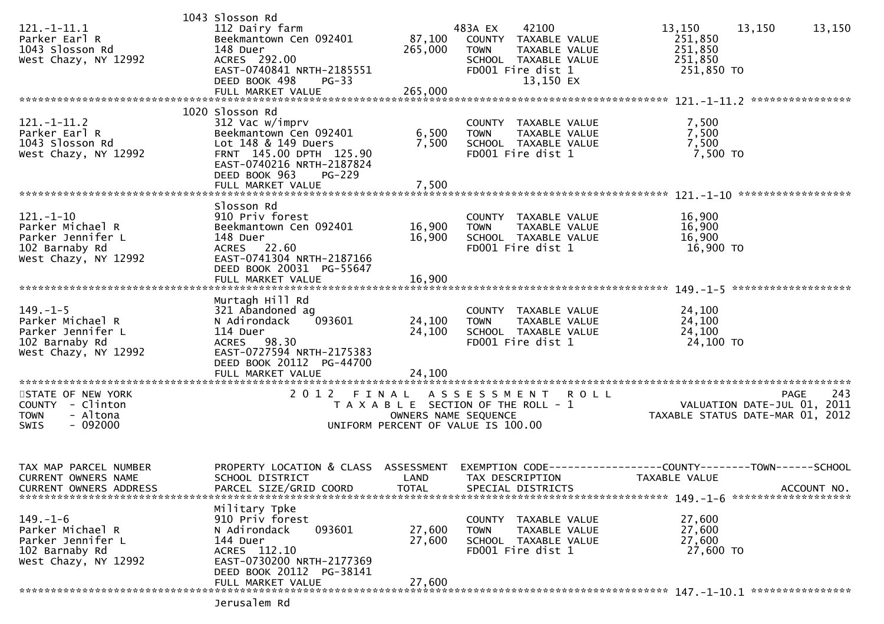```
                            1043 Slosson Rd
121.-1-11.1                 112 Dairy farm                        483A EX    42100               13,150      13,150      13,150
Parker Earl R               Beekmantown Cen 092401      87,100    COUNTY  TAXABLE VALUE          251,850
1043 Slosson Rd             148 Duer                   265,000    TOWN    TAXABLE VALUE          251,850
West Chazy, NY 12992        ACRES 292.00                          SCHOOL  TAXABLE VALUE          251,850
                            EAST-0740841 NRTH-2185551             FD001 Fire dist 1              251,850 TO
                            DEED BOOK 498    PG-33                      13,150 EX
                            FULL MARKET VALUE          265,000
******************************************************************************************************* 121.-1-11.2 ****************
                            1020 Slosson Rd
121.-1-11.2                 312 Vac w/imprv                       COUNTY  TAXABLE VALUE            7,500
Parker Earl R               Beekmantown Cen 092401       6,500    TOWN    TAXABLE VALUE            7,500
1043 Slosson Rd             Lot 148 & 149 Duers          7,500    SCHOOL  TAXABLE VALUE            7,500
West Chazy, NY 12992        FRNT 145.00 DPTH 125.90               FD001 Fire dist 1                7,500 TO
                            EAST-0740216 NRTH-2187824
                            DEED BOOK 963    PG-229
                            FULL MARKET VALUE            7,500
******************************************************************************************************* 121.-1-10 ******************
                            Slosson Rd
121.-1-10                   910 Priv forest                       COUNTY  TAXABLE VALUE           16,900
Parker Michael R            Beekmantown Cen 092401      16,900    TOWN    TAXABLE VALUE           16,900
Parker Jennifer L           148 Duer                    16,900    SCHOOL  TAXABLE VALUE           16,900
102 Barnaby Rd              ACRES  22.60                          FD001 Fire dist 1               16,900 TO
West Chazy, NY 12992        EAST-0741304 NRTH-2187166
                            DEED BOOK 20031  PG-55647
                            FULL MARKET VALUE           16,900
******************************************************************************************************* 149.-1-5 *******************
                            Murtagh Hill Rd
149.-1-5                    321 Abandoned ag                      COUNTY  TAXABLE VALUE           24,100
Parker Michael R            N Adirondack    093601      24,100    TOWN    TAXABLE VALUE           24,100
Parker Jennifer L           114 Duer                    24,100    SCHOOL  TAXABLE VALUE           24,100
102 Barnaby Rd              ACRES  98.30                          FD001 Fire dist 1               24,100 TO
West Chazy, NY 12992        EAST-0727594 NRTH-2175383
                            DEED BOOK 20112  PG-44700
                            FULL MARKET VALUE           24,100
************************************************************************************************************************************
STATE OF NEW YORK                   2 0 1 2   F I N A L   A S S E S S M E N T   R O L L                                 PAGE   243
COUNTY  - Clinton                        T A X A B L E  SECTION OF THE ROLL - 1                      VALUATION DATE-JUL 01, 2011
TOWN    - Altona                              OWNERS NAME SEQUENCE                             TAXABLE STATUS DATE-MAR 01, 2012
SWIS    - 092000                       UNIFORM PERCENT OF VALUE IS 100.00


TAX MAP PARCEL NUMBER       PROPERTY LOCATION & CLASS  ASSESSMENT  EXEMPTION CODE------------------COUNTY--------TOWN------SCHOOL
CURRENT OWNERS NAME         SCHOOL DISTRICT              LAND      TAX DESCRIPTION              TAXABLE VALUE
CURRENT OWNERS ADDRESS      PARCEL SIZE/GRID COORD      TOTAL      SPECIAL DISTRICTS                                   ACCOUNT NO.
******************************************************************************************************* 149.-1-6 *******************
                            Military Tpke
149.-1-6                    910 Priv forest                       COUNTY  TAXABLE VALUE           27,600
Parker Michael R            N Adirondack    093601      27,600    TOWN    TAXABLE VALUE           27,600
Parker Jennifer L           144 Duer                    27,600    SCHOOL  TAXABLE VALUE           27,600
102 Barnaby Rd              ACRES 112.10                          FD001 Fire dist 1               27,600 TO
West Chazy, NY 12992        EAST-0730200 NRTH-2177369
                            DEED BOOK 20112  PG-38141
                            FULL MARKET VALUE           27,600
******************************************************************************************************* 147.-1-10.1 ****************
                            Jerusalem Rd
```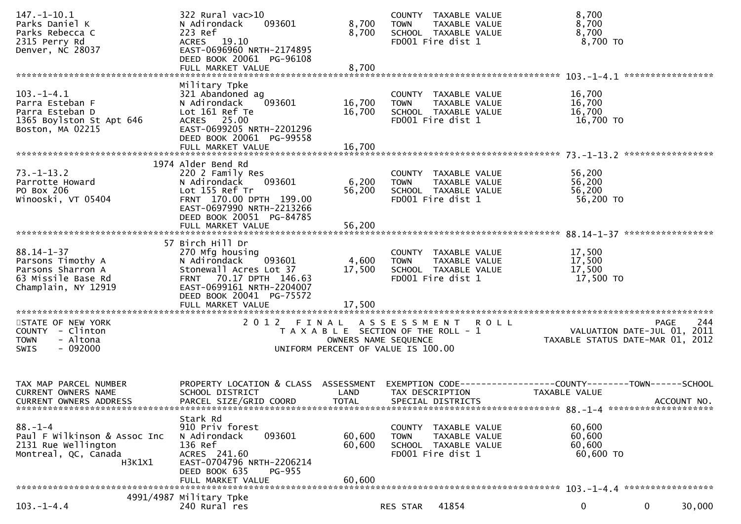```
147.-1-10.1                  322 Rural vac>10                              COUNTY  TAXABLE VALUE           8,700
Parks Daniel K               N Adirondack    093601        8,700   TOWN    TAXABLE VALUE           8,700
Parks Rebecca C              223 Ref                       8,700   SCHOOL  TAXABLE VALUE           8,700
2315 Perry Rd                ACRES   19.10                         FD001 Fire dist 1                8,700 TO
Denver, NC 28037             EAST-0696960 NRTH-2174895
                             DEED BOOK 20061  PG-96108
                             FULL MARKET VALUE             8,700
******************************************************************************************************* 103.-1-4.1 *****************
                             Military Tpke
103.-1-4.1                   321 Abandoned ag                              COUNTY  TAXABLE VALUE          16,700
Parra Esteban F              N Adirondack    093601       16,700   TOWN    TAXABLE VALUE          16,700
Parra Esteban D              Lot 161 Ref Te               16,700   SCHOOL  TAXABLE VALUE          16,700
1365 Boylston St Apt 646     ACRES   25.00                         FD001 Fire dist 1               16,700 TO
Boston, MA 02215             EAST-0699205 NRTH-2201296
                             DEED BOOK 20061  PG-99558
                             FULL MARKET VALUE            16,700
******************************************************************************************************* 73.-1-13.2 *****************
                        1974 Alder Bend Rd
73.-1-13.2                   220 2 Family Res                              COUNTY  TAXABLE VALUE          56,200
Parrotte Howard              N Adirondack    093601        6,200   TOWN    TAXABLE VALUE          56,200
PO Box 206                   Lot 155 Ref Tr               56,200   SCHOOL  TAXABLE VALUE          56,200
Winooski, VT 05404           FRNT  170.00 DPTH  199.00             FD001 Fire dist 1               56,200 TO
                             EAST-0697990 NRTH-2213266
                             DEED BOOK 20051  PG-84785
                             FULL MARKET VALUE            56,200
******************************************************************************************************* 88.14-1-37 *****************
                          57 Birch Hill Dr
88.14-1-37                   270 Mfg housing                               COUNTY  TAXABLE VALUE          17,500
Parsons Timothy A            N Adirondack    093601        4,600   TOWN    TAXABLE VALUE          17,500
Parsons Sharron A            Stonewall Acres Lot 37       17,500   SCHOOL  TAXABLE VALUE          17,500
63 Missile Base Rd           FRNT   70.17 DPTH  146.63             FD001 Fire dist 1               17,500 TO
Champlain, NY 12919          EAST-0699161 NRTH-2204007
                             DEED BOOK 20041  PG-75572
                             FULL MARKET VALUE            17,500
************************************************************************************************************************************
STATE OF NEW YORK                          2 0 1 2   F I N A L   A S S E S S M E N T   R O L L                          PAGE    244
COUNTY  - Clinton                              T A X A B L E  SECTION OF THE ROLL - 1                      VALUATION DATE-JUL 01, 2011
TOWN    - Altona                                    OWNERS NAME SEQUENCE                              TAXABLE STATUS DATE-MAR 01, 2012
SWIS    - 092000                               UNIFORM PERCENT OF VALUE IS 100.00


TAX MAP PARCEL NUMBER        PROPERTY LOCATION & CLASS  ASSESSMENT  EXEMPTION CODE------------------COUNTY--------TOWN------SCHOOL
CURRENT OWNERS NAME          SCHOOL DISTRICT               LAND      TAX DESCRIPTION             TAXABLE VALUE
CURRENT OWNERS ADDRESS       PARCEL SIZE/GRID COORD        TOTAL     SPECIAL DISTRICTS                                   ACCOUNT NO.
******************************************************************************************************* 88.-1-4 ********************
                             Stark Rd
88.-1-4                      910 Priv forest                               COUNTY  TAXABLE VALUE          60,600
Paul F Wilkinson & Assoc Inc N Adirondack    093601       60,600   TOWN    TAXABLE VALUE          60,600
2131 Rue Wellington          136 Ref                      60,600   SCHOOL  TAXABLE VALUE          60,600
Montreal, QC, Canada         ACRES  241.60                         FD001 Fire dist 1               60,600 TO
              H3K1X1         EAST-0704796 NRTH-2206214
                             DEED BOOK 635    PG-955
                             FULL MARKET VALUE            60,600
******************************************************************************************************* 103.-1-4.4 *****************
                   4991/4987 Military Tpke
103.-1-4.4                   240 Rural res                          RES STAR    41854              0             0       30,000
```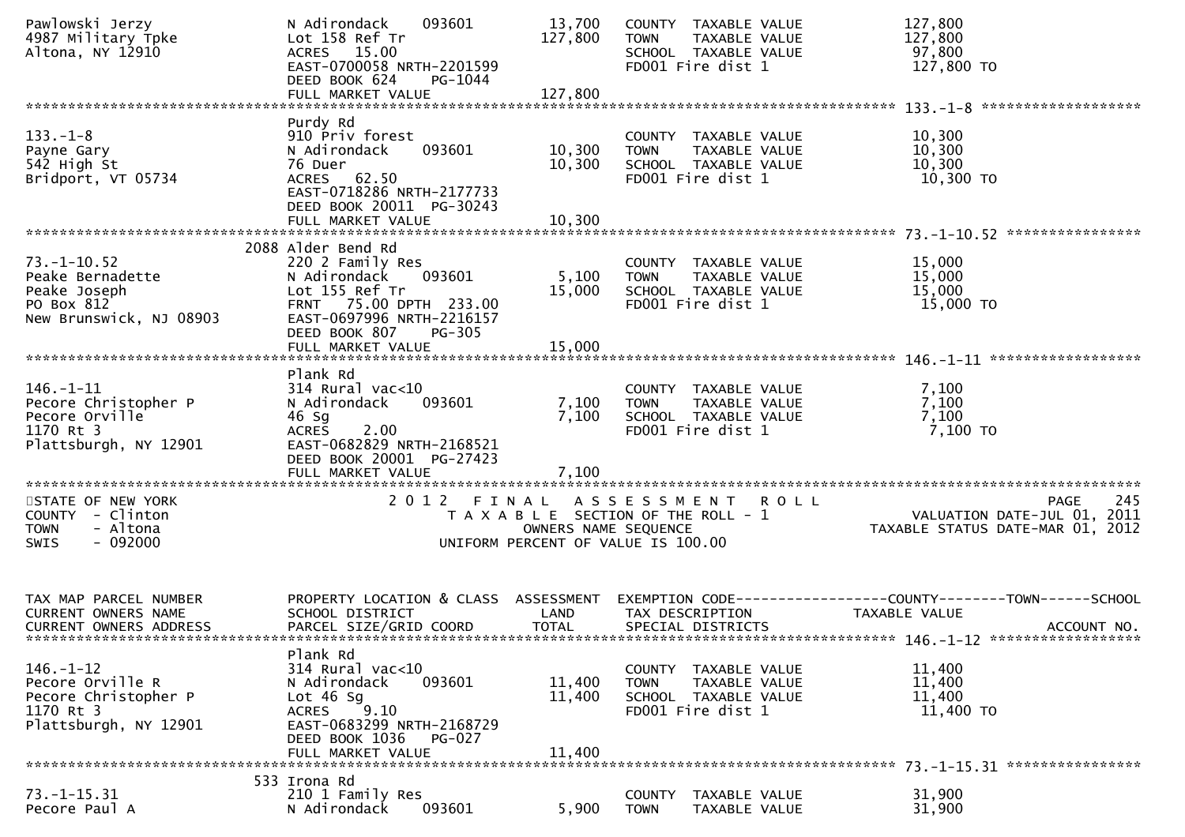| TAX MAP PARCEL NUMBER / CURRENT OWNERS NAME / CURRENT OWNERS ADDRESS | PROPERTY LOCATION & CLASS / SCHOOL DISTRICT / PARCEL SIZE/GRID COORD | ASSESSMENT LAND | ASSESSMENT TOTAL | TAX DESCRIPTION / SPECIAL DISTRICTS | TAXABLE VALUE |
|---|---|---|---|---|---|
| Pawlowski Jerzy<br>4987 Military Tpke<br>Altona, NY 12910 | N Adirondack 093601<br>Lot 158 Ref Tr<br>ACRES 15.00<br>EAST-0700058 NRTH-2201599<br>DEED BOOK 624 PG-1044<br>FULL MARKET VALUE 127,800 | 13,700 | 127,800 | COUNTY TAXABLE VALUE<br>TOWN TAXABLE VALUE<br>SCHOOL TAXABLE VALUE<br>FD001 Fire dist 1 | 127,800<br>127,800<br>97,800<br>127,800 TO |
| 133.-1-8<br>Payne Gary<br>542 High St<br>Bridport, VT 05734 | Purdy Rd<br>910 Priv forest<br>N Adirondack 093601<br>76 Duer<br>ACRES 62.50<br>EAST-0718286 NRTH-2177733<br>DEED BOOK 20011 PG-30243<br>FULL MARKET VALUE 10,300 | 10,300 | 10,300 | COUNTY TAXABLE VALUE<br>TOWN TAXABLE VALUE<br>SCHOOL TAXABLE VALUE<br>FD001 Fire dist 1 | 10,300<br>10,300<br>10,300<br>10,300 TO |
| 73.-1-10.52<br>Peake Bernadette<br>Peake Joseph<br>PO Box 812<br>New Brunswick, NJ 08903 | 2088 Alder Bend Rd<br>220 2 Family Res<br>N Adirondack 093601<br>Lot 155 Ref Tr<br>FRNT 75.00 DPTH 233.00<br>EAST-0697996 NRTH-2216157<br>DEED BOOK 807 PG-305<br>FULL MARKET VALUE 15,000 | 5,100 | 15,000 | COUNTY TAXABLE VALUE<br>TOWN TAXABLE VALUE<br>SCHOOL TAXABLE VALUE<br>FD001 Fire dist 1 | 15,000<br>15,000<br>15,000<br>15,000 TO |
| 146.-1-11<br>Pecore Christopher P<br>Pecore Orville<br>1170 Rt 3<br>Plattsburgh, NY 12901 | Plank Rd<br>314 Rural vac<10<br>N Adirondack 093601<br>46 Sg<br>ACRES 2.00<br>EAST-0682829 NRTH-2168521<br>DEED BOOK 20001 PG-27423<br>FULL MARKET VALUE 7,100 | 7,100 | 7,100 | COUNTY TAXABLE VALUE<br>TOWN TAXABLE VALUE<br>SCHOOL TAXABLE VALUE<br>FD001 Fire dist 1 | 7,100<br>7,100<br>7,100<br>7,100 TO |

STATE OF NEW YORK
COUNTY - Clinton
TOWN - Altona
SWIS - 092000

2012 FINAL ASSESSMENT ROLL
TAXABLE SECTION OF THE ROLL - 1
OWNERS NAME SEQUENCE
UNIFORM PERCENT OF VALUE IS 100.00

VALUATION DATE-JUL 01, 2011
TAXABLE STATUS DATE-MAR 01, 2012

| TAX MAP PARCEL NUMBER / CURRENT OWNERS NAME / CURRENT OWNERS ADDRESS | PROPERTY LOCATION & CLASS / SCHOOL DISTRICT / PARCEL SIZE/GRID COORD | ASSESSMENT LAND | ASSESSMENT TOTAL | EXEMPTION CODE / TAX DESCRIPTION / SPECIAL DISTRICTS | COUNTY--------TOWN------SCHOOL TAXABLE VALUE / ACCOUNT NO. |
|---|---|---|---|---|---|
| 146.-1-12<br>Pecore Orville R<br>Pecore Christopher P<br>1170 Rt 3<br>Plattsburgh, NY 12901 | Plank Rd<br>314 Rural vac<10<br>N Adirondack 093601<br>Lot 46 Sg<br>ACRES 9.10<br>EAST-0683299 NRTH-2168729<br>DEED BOOK 1036 PG-027<br>FULL MARKET VALUE 11,400 | 11,400 | 11,400 | COUNTY TAXABLE VALUE<br>TOWN TAXABLE VALUE<br>SCHOOL TAXABLE VALUE<br>FD001 Fire dist 1 | 11,400<br>11,400<br>11,400<br>11,400 TO |
| 73.-1-15.31<br>Pecore Paul A | 533 Irona Rd<br>210 1 Family Res<br>N Adirondack 093601 | 5,900 | | COUNTY TAXABLE VALUE<br>TOWN TAXABLE VALUE | 31,900<br>31,900 |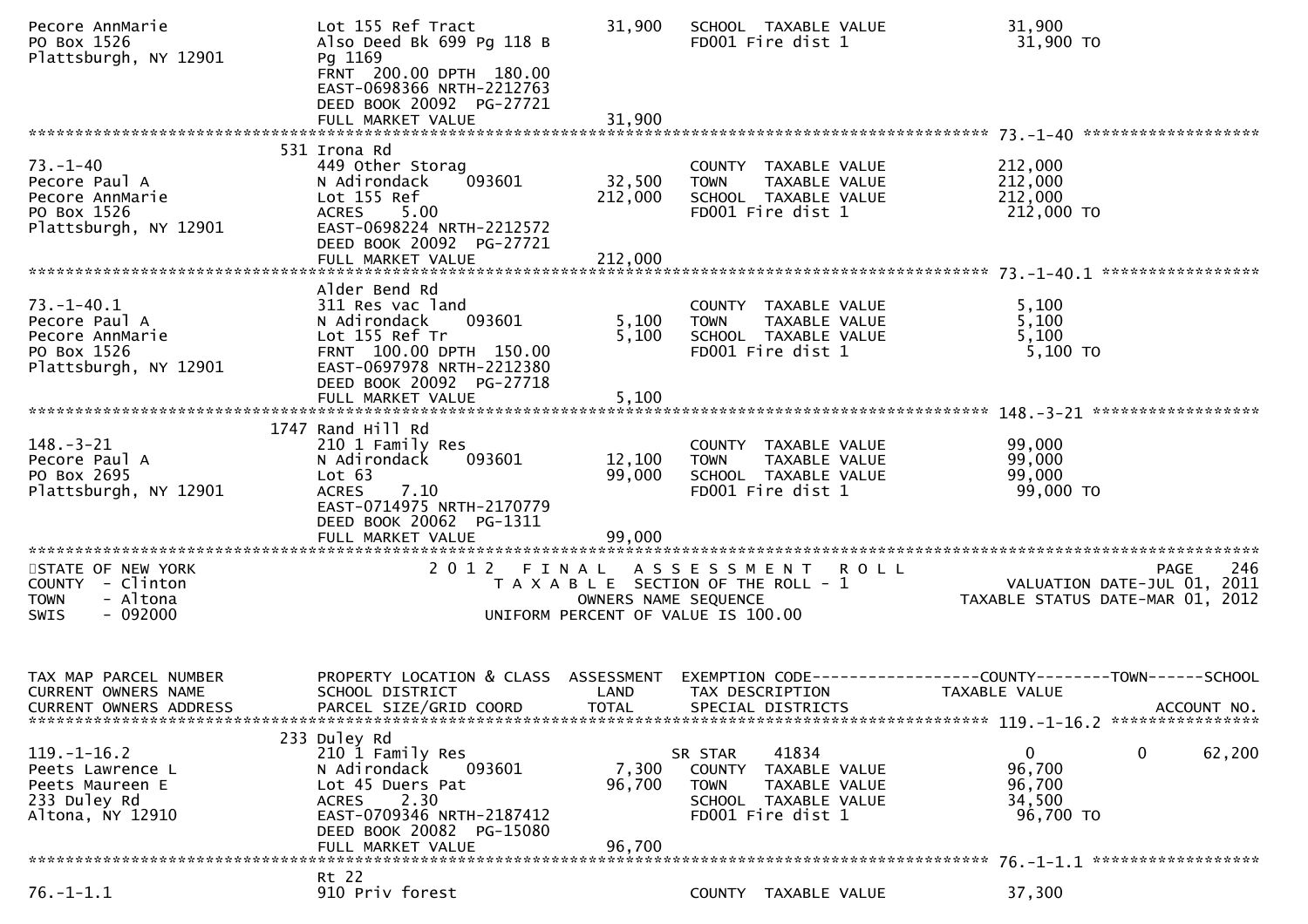```
Pecore AnnMarie              Lot 155 Ref Tract              31,900   SCHOOL  TAXABLE VALUE           31,900
PO Box 1526                  Also Deed Bk 699 Pg 118 B               FD001 Fire dist 1                31,900 TO
Plattsburgh, NY 12901        Pg 1169
                             FRNT  200.00 DPTH  180.00
                             EAST-0698366 NRTH-2212763
                             DEED BOOK 20092  PG-27721
                             FULL MARKET VALUE              31,900
******************************************************************************************************* 73.-1-40 ******************
                         531 Irona Rd
73.-1-40                     449 Other Storag                        COUNTY  TAXABLE VALUE          212,000
Pecore Paul A                N Adirondack    093601        32,500    TOWN    TAXABLE VALUE          212,000
Pecore AnnMarie              Lot 155 Ref                  212,000    SCHOOL  TAXABLE VALUE          212,000
PO Box 1526                  ACRES     5.00                          FD001 Fire dist 1               212,000 TO
Plattsburgh, NY 12901        EAST-0698224 NRTH-2212572
                             DEED BOOK 20092  PG-27721
                             FULL MARKET VALUE             212,000
******************************************************************************************************* 73.-1-40.1 ****************
                             Alder Bend Rd
73.-1-40.1                   311 Res vac land                        COUNTY  TAXABLE VALUE            5,100
Pecore Paul A                N Adirondack    093601         5,100    TOWN    TAXABLE VALUE            5,100
Pecore AnnMarie              Lot 155 Ref Tr                 5,100    SCHOOL  TAXABLE VALUE            5,100
PO Box 1526                  FRNT  100.00 DPTH  150.00               FD001 Fire dist 1                 5,100 TO
Plattsburgh, NY 12901        EAST-0697978 NRTH-2212380
                             DEED BOOK 20092  PG-27718
                             FULL MARKET VALUE               5,100
******************************************************************************************************* 148.-3-21 *****************
                        1747 Rand Hill Rd
148.-3-21                    210 1 Family Res                        COUNTY  TAXABLE VALUE           99,000
Pecore Paul A                N Adirondack    093601        12,100    TOWN    TAXABLE VALUE           99,000
PO Box 2695                  Lot 63                        99,000    SCHOOL  TAXABLE VALUE           99,000
Plattsburgh, NY 12901        ACRES     7.10                          FD001 Fire dist 1                99,000 TO
                             EAST-0714975 NRTH-2170779
                             DEED BOOK 20062  PG-1311
                             FULL MARKET VALUE              99,000
************************************************************************************************************************************
STATE OF NEW YORK                     2 0 1 2   F I N A L   A S S E S S M E N T   R O L L                              PAGE    246
COUNTY  - Clinton                         T A X A B L E  SECTION OF THE ROLL - 1                       VALUATION DATE-JUL 01, 2011
TOWN    - Altona                               OWNERS NAME SEQUENCE                               TAXABLE STATUS DATE-MAR 01, 2012
SWIS    - 092000                          UNIFORM PERCENT OF VALUE IS 100.00


TAX MAP PARCEL NUMBER          PROPERTY LOCATION & CLASS  ASSESSMENT  EXEMPTION CODE------------------COUNTY--------TOWN------SCHOOL
CURRENT OWNERS NAME            SCHOOL DISTRICT               LAND     TAX DESCRIPTION              TAXABLE VALUE
CURRENT OWNERS ADDRESS         PARCEL SIZE/GRID COORD        TOTAL    SPECIAL DISTRICTS                                  ACCOUNT NO.
******************************************************************************************************* 119.-1-16.2 ***************
                         233 Duley Rd
119.-1-16.2                  210 1 Family Res                        SR STAR    41834                   0            0      62,200
Peets Lawrence L             N Adirondack    093601         7,300    COUNTY  TAXABLE VALUE           96,700
Peets Maureen E              Lot 45 Duers Pat              96,700    TOWN    TAXABLE VALUE           96,700
233 Duley Rd                 ACRES     2.30                          SCHOOL  TAXABLE VALUE           34,500
Altona, NY 12910             EAST-0709346 NRTH-2187412               FD001 Fire dist 1                96,700 TO
                             DEED BOOK 20082  PG-15080
                             FULL MARKET VALUE              96,700
******************************************************************************************************* 76.-1-1.1 *****************
                             Rt 22
76.-1-1.1                    910 Priv forest                         COUNTY  TAXABLE VALUE           37,300
```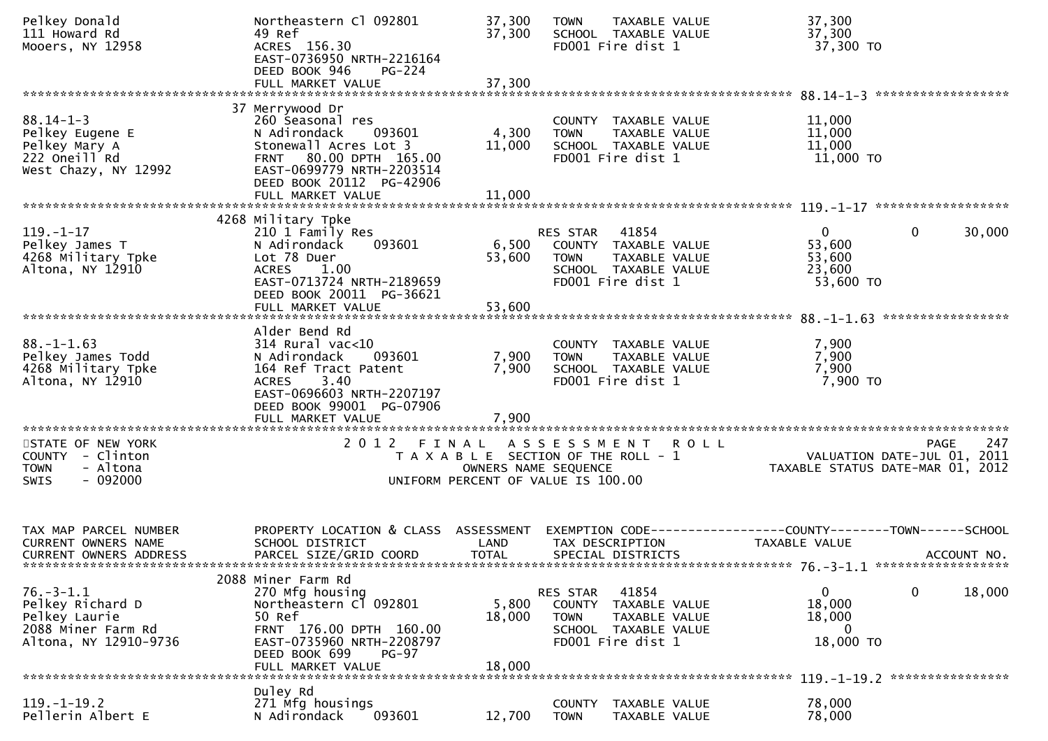| | | | | | |
|---|---|---|---|---|---|
| Pelkey Donald<br>111 Howard Rd<br>Mooers, NY 12958 | Northeastern Cl 092801<br>49 Ref<br>ACRES 156.30<br>EAST-0736950 NRTH-2216164<br>DEED BOOK 946 PG-224<br>FULL MARKET VALUE | 37,300<br>37,300<br><br><br><br>37,300 | TOWN TAXABLE VALUE<br>SCHOOL TAXABLE VALUE<br>FD001 Fire dist 1 | 37,300<br>37,300<br>37,300 TO | |

******************************************************************************************************* 88.14-1-3 ******************

| | | | | | |
|---|---|---|---|---|---|
| 88.14-1-3<br>Pelkey Eugene E<br>Pelkey Mary A<br>222 Oneill Rd<br>West Chazy, NY 12992 | 37 Merrywood Dr<br>260 Seasonal res<br>N Adirondack 093601<br>Stonewall Acres Lot 3<br>FRNT 80.00 DPTH 165.00<br>EAST-0699779 NRTH-2203514<br>DEED BOOK 20112 PG-42906<br>FULL MARKET VALUE | <br><br>4,300<br>11,000<br><br><br><br>11,000 | <br><br>COUNTY TAXABLE VALUE<br>TOWN TAXABLE VALUE<br>SCHOOL TAXABLE VALUE<br>FD001 Fire dist 1 | <br><br>11,000<br>11,000<br>11,000<br>11,000 TO | |

******************************************************************************************************* 119.-1-17 ******************

| | | | | | | |
|---|---|---|---|---|---|---|
| 119.-1-17<br>Pelkey James T<br>4268 Military Tpke<br>Altona, NY 12910 | 4268 Military Tpke<br>210 1 Family Res<br>N Adirondack 093601<br>Lot 78 Duer<br>ACRES 1.00<br>EAST-0713724 NRTH-2189659<br>DEED BOOK 20011 PG-36621<br>FULL MARKET VALUE | <br><br>6,500<br>53,600<br><br><br><br>53,600 | <br>RES STAR 41854<br>COUNTY TAXABLE VALUE<br>TOWN TAXABLE VALUE<br>SCHOOL TAXABLE VALUE<br>FD001 Fire dist 1 | <br>0<br>53,600<br>53,600<br>23,600<br>53,600 TO | <br>0 | <br>30,000 |

******************************************************************************************************* 88.-1-1.63 *****************

| | | | | | |
|---|---|---|---|---|---|
| 88.-1-1.63<br>Pelkey James Todd<br>4268 Military Tpke<br>Altona, NY 12910 | Alder Bend Rd<br>314 Rural vac<10<br>N Adirondack 093601<br>164 Ref Tract Patent<br>ACRES 3.40<br>EAST-0696603 NRTH-2207197<br>DEED BOOK 99001 PG-07906<br>FULL MARKET VALUE | <br><br>7,900<br>7,900<br><br><br><br>7,900 | <br><br>COUNTY TAXABLE VALUE<br>TOWN TAXABLE VALUE<br>SCHOOL TAXABLE VALUE<br>FD001 Fire dist 1 | <br><br>7,900<br>7,900<br>7,900<br>7,900 TO | |

*******************************************************************************************************************************

STATE OF NEW YORK
COUNTY - Clinton
TOWN - Altona
SWIS - 092000

2 0 1 2 F I N A L A S S E S S M E N T R O L L
T A X A B L E SECTION OF THE ROLL - 1
OWNERS NAME SEQUENCE
UNIFORM PERCENT OF VALUE IS 100.00

PAGE 247
VALUATION DATE-JUL 01, 2011
TAXABLE STATUS DATE-MAR 01, 2012

| TAX MAP PARCEL NUMBER<br>CURRENT OWNERS NAME<br>CURRENT OWNERS ADDRESS | PROPERTY LOCATION & CLASS<br>SCHOOL DISTRICT<br>PARCEL SIZE/GRID COORD | ASSESSMENT<br>LAND<br>TOTAL | EXEMPTION CODE<br>TAX DESCRIPTION<br>SPECIAL DISTRICTS | COUNTY<br>TAXABLE VALUE | TOWN | SCHOOL<br><br>ACCOUNT NO. |
|---|---|---|---|---|---|---|

******************************************************************************************************* 76.-3-1.1 ******************

| | | | | | | |
|---|---|---|---|---|---|---|
| 76.-3-1.1<br>Pelkey Richard D<br>Pelkey Laurie<br>2088 Miner Farm Rd<br>Altona, NY 12910-9736 | 2088 Miner Farm Rd<br>270 Mfg housing<br>Northeastern Cl 092801<br>50 Ref<br>FRNT 176.00 DPTH 160.00<br>EAST-0735960 NRTH-2208797<br>DEED BOOK 699 PG-97<br>FULL MARKET VALUE | <br><br>5,800<br>18,000<br><br><br><br>18,000 | <br>RES STAR 41854<br>COUNTY TAXABLE VALUE<br>TOWN TAXABLE VALUE<br>SCHOOL TAXABLE VALUE<br>FD001 Fire dist 1 | <br>0<br>18,000<br>18,000<br>0<br>18,000 TO | <br>0 | <br>18,000 |

******************************************************************************************************* 119.-1-19.2 ****************

| | | | | | |
|---|---|---|---|---|---|
| 119.-1-19.2<br>Pellerin Albert E | Duley Rd<br>271 Mfg housings<br>N Adirondack 093601 | <br><br>12,700 | <br>COUNTY TAXABLE VALUE<br>TOWN TAXABLE VALUE | <br>78,000<br>78,000 | |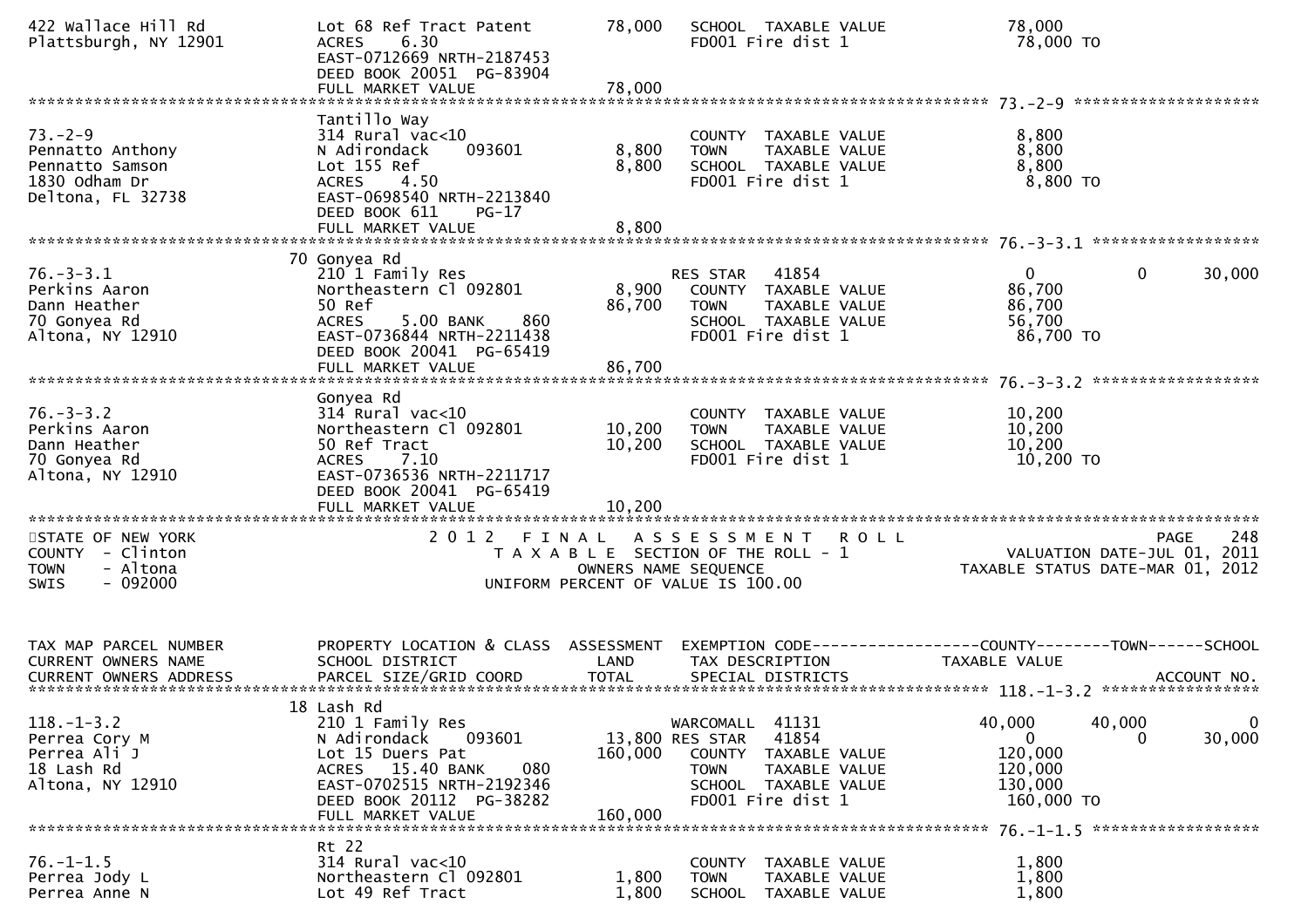```
422 Wallace Hill Rd               Lot 68 Ref Tract Patent       78,000   SCHOOL  TAXABLE VALUE             78,000
Plattsburgh, NY 12901             ACRES    6.30                          FD001 Fire dist 1                  78,000 TO
                                  EAST-0712669 NRTH-2187453
                                  DEED BOOK 20051  PG-83904
                                  FULL MARKET VALUE             78,000
******************************************************************************************************* 73.-2-9 ********************
                                  Tantillo Way
73.-2-9                           314 Rural vac<10                       COUNTY  TAXABLE VALUE              8,800
Pennatto Anthony                  N Adirondack    093601         8,800   TOWN    TAXABLE VALUE              8,800
Pennatto Samson                   Lot 155 Ref                    8,800   SCHOOL  TAXABLE VALUE              8,800
1830 Odham Dr                     ACRES    4.50                          FD001 Fire dist 1                   8,800 TO
Deltona, FL 32738                 EAST-0698540 NRTH-2213840
                                  DEED BOOK 611    PG-17
                                  FULL MARKET VALUE              8,800
******************************************************************************************************* 76.-3-3.1 ******************
                               70 Gonyea Rd
76.-3-3.1                         210 1 Family Res                       RES STAR   41854                   0             0        30,000
Perkins Aaron                     Northeastern Cl 092801         8,900   COUNTY  TAXABLE VALUE             86,700
Dann Heather                      50 Ref                        86,700   TOWN    TAXABLE VALUE             86,700
70 Gonyea Rd                      ACRES    5.00 BANK     860             SCHOOL  TAXABLE VALUE             56,700
Altona, NY 12910                  EAST-0736844 NRTH-2211438              FD001 Fire dist 1                 86,700 TO
                                  DEED BOOK 20041  PG-65419
                                  FULL MARKET VALUE             86,700
******************************************************************************************************* 76.-3-3.2 ******************
                                  Gonyea Rd
76.-3-3.2                         314 Rural vac<10                       COUNTY  TAXABLE VALUE             10,200
Perkins Aaron                     Northeastern Cl 092801        10,200   TOWN    TAXABLE VALUE             10,200
Dann Heather                      50 Ref Tract                  10,200   SCHOOL  TAXABLE VALUE             10,200
70 Gonyea Rd                      ACRES    7.10                          FD001 Fire dist 1                 10,200 TO
Altona, NY 12910                  EAST-0736536 NRTH-2211717
                                  DEED BOOK 20041  PG-65419
                                  FULL MARKET VALUE             10,200
************************************************************************************************************************************
STATE OF NEW YORK                   2 0 1 2   F I N A L   A S S E S S M E N T   R O L L                                PAGE    248
COUNTY  - Clinton                        T A X A B L E  SECTION OF THE ROLL - 1                           VALUATION DATE-JUL 01, 2011
TOWN    - Altona                                  OWNERS NAME SEQUENCE                                 TAXABLE STATUS DATE-MAR 01, 2012
SWIS    - 092000                         UNIFORM PERCENT OF VALUE IS 100.00


TAX MAP PARCEL NUMBER             PROPERTY LOCATION & CLASS  ASSESSMENT  EXEMPTION CODE------------------COUNTY--------TOWN------SCHOOL
CURRENT OWNERS NAME               SCHOOL DISTRICT               LAND     TAX DESCRIPTION            TAXABLE VALUE
CURRENT OWNERS ADDRESS            PARCEL SIZE/GRID COORD        TOTAL    SPECIAL DISTRICTS                                  ACCOUNT NO.
******************************************************************************************************* 118.-1-3.2 *****************
                               18 Lash Rd
118.-1-3.2                        210 1 Family Res                       WARCOMALL  41131              40,000        40,000            0
Perrea Cory M                     N Adirondack    093601        13,800 RES STAR   41854                   0             0        30,000
Perrea Ali J                      Lot 15 Duers Pat             160,000   COUNTY  TAXABLE VALUE            120,000
18 Lash Rd                        ACRES   15.40 BANK     080             TOWN    TAXABLE VALUE            120,000
Altona, NY 12910                  EAST-0702515 NRTH-2192346              SCHOOL  TAXABLE VALUE            130,000
                                  DEED BOOK 20112  PG-38282              FD001 Fire dist 1                160,000 TO
                                  FULL MARKET VALUE            160,000
******************************************************************************************************* 76.-1-1.5 ******************
                                  Rt 22
76.-1-1.5                         314 Rural vac<10                       COUNTY  TAXABLE VALUE              1,800
Perrea Jody L                     Northeastern Cl 092801         1,800   TOWN    TAXABLE VALUE              1,800
Perrea Anne N                     Lot 49 Ref Tract               1,800   SCHOOL  TAXABLE VALUE              1,800
```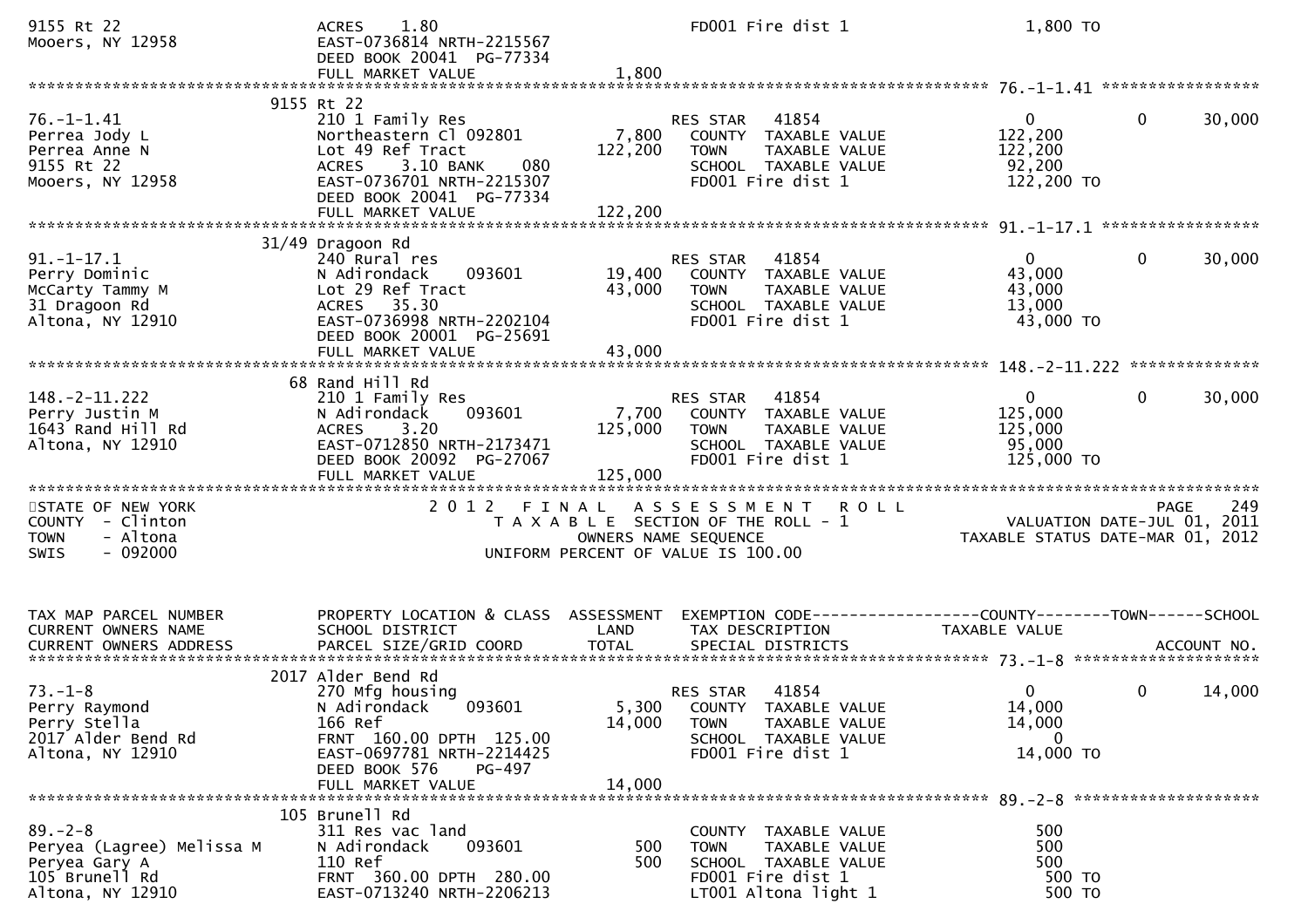```
9155 Rt 22                      ACRES     1.80                               FD001 Fire dist 1                    1,800 TO
Mooers, NY 12958                EAST-0736814 NRTH-2215567
                                DEED BOOK 20041  PG-77334
                                FULL MARKET VALUE                1,800
******************************************************************************************************* 76.-1-1.41 *****************
                           9155 Rt 22
76.-1-1.41                      210 1 Family Res                      RES STAR    41854                      0              0        30,000
Perrea Jody L                   Northeastern Cl 092801         7,800   COUNTY  TAXABLE VALUE              122,200
Perrea Anne N                   Lot 49 Ref Tract             122,200   TOWN    TAXABLE VALUE              122,200
9155 Rt 22                      ACRES     3.10 BANK     080            SCHOOL  TAXABLE VALUE               92,200
Mooers, NY 12958                EAST-0736701 NRTH-2215307              FD001 Fire dist 1                  122,200 TO
                                DEED BOOK 20041  PG-77334
                                FULL MARKET VALUE              122,200
******************************************************************************************************* 91.-1-17.1 *****************
                        31/49 Dragoon Rd
91.-1-17.1                      240 Rural res                         RES STAR    41854                      0              0        30,000
Perry Dominic                   N Adirondack     093601       19,400   COUNTY  TAXABLE VALUE               43,000
McCarty Tammy M                 Lot 29 Ref Tract              43,000   TOWN    TAXABLE VALUE               43,000
31 Dragoon Rd                   ACRES    35.30                         SCHOOL  TAXABLE VALUE               13,000
Altona, NY 12910                EAST-0736998 NRTH-2202104              FD001 Fire dist 1                   43,000 TO
                                DEED BOOK 20001  PG-25691
                                FULL MARKET VALUE               43,000
******************************************************************************************************* 148.-2-11.222 **************
                           68 Rand Hill Rd
148.-2-11.222                   210 1 Family Res                      RES STAR    41854                      0              0        30,000
Perry Justin M                  N Adirondack     093601        7,700   COUNTY  TAXABLE VALUE              125,000
1643 Rand Hill Rd               ACRES     3.20               125,000   TOWN    TAXABLE VALUE              125,000
Altona, NY 12910                EAST-0712850 NRTH-2173471              SCHOOL  TAXABLE VALUE               95,000
                                DEED BOOK 20092  PG-27067              FD001 Fire dist 1                  125,000 TO
                                FULL MARKET VALUE              125,000
*************************************************************************************************************************************
STATE OF NEW YORK                        2 0 1 2   F I N A L   A S S E S S M E N T   R O L L                                 PAGE    249
COUNTY  - Clinton                           T A X A B L E  SECTION OF THE ROLL - 1                        VALUATION DATE-JUL 01, 2011
TOWN    - Altona                                 OWNERS NAME SEQUENCE                                 TAXABLE STATUS DATE-MAR 01, 2012
SWIS    - 092000                         UNIFORM PERCENT OF VALUE IS 100.00


TAX MAP PARCEL NUMBER           PROPERTY LOCATION & CLASS  ASSESSMENT  EXEMPTION CODE------------------COUNTY--------TOWN------SCHOOL
CURRENT OWNERS NAME             SCHOOL DISTRICT               LAND      TAX DESCRIPTION            TAXABLE VALUE
CURRENT OWNERS ADDRESS          PARCEL SIZE/GRID COORD       TOTAL      SPECIAL DISTRICTS                                    ACCOUNT NO.
******************************************************************************************************* 73.-1-8 ********************
                         2017 Alder Bend Rd
73.-1-8                         270 Mfg housing                       RES STAR    41854                      0              0        14,000
Perry Raymond                   N Adirondack     093601        5,300   COUNTY  TAXABLE VALUE               14,000
Perry Stella                    166 Ref                       14,000   TOWN    TAXABLE VALUE               14,000
2017 Alder Bend Rd              FRNT  160.00 DPTH  125.00              SCHOOL  TAXABLE VALUE                    0
Altona, NY 12910                EAST-0697781 NRTH-2214425              FD001 Fire dist 1                   14,000 TO
                                DEED BOOK 576     PG-497
                                FULL MARKET VALUE               14,000
******************************************************************************************************* 89.-2-8 ********************
                          105 Brunell Rd
89.-2-8                         311 Res vac land                       COUNTY  TAXABLE VALUE                  500
Peryea (Lagree) Melissa M       N Adirondack     093601          500   TOWN    TAXABLE VALUE                  500
Peryea Gary A                   110 Ref                          500   SCHOOL  TAXABLE VALUE                  500
105 Brunell Rd                  FRNT  360.00 DPTH  280.00              FD001 Fire dist 1                      500 TO
Altona, NY 12910                EAST-0713240 NRTH-2206213              LT001 Altona light 1                   500 TO
```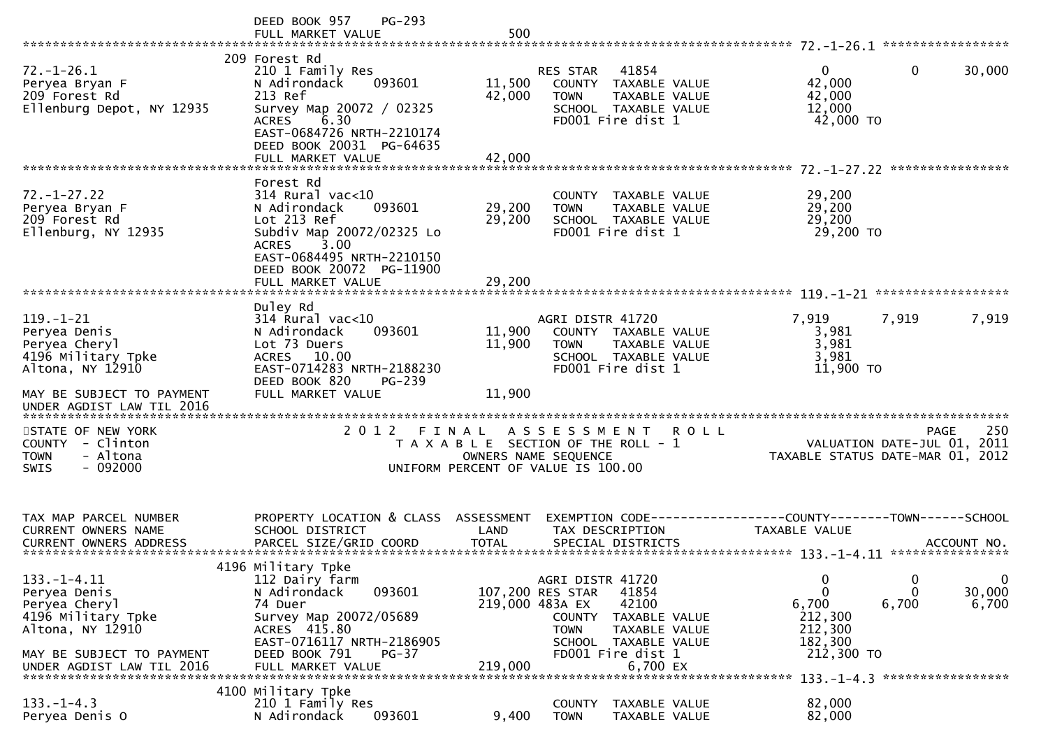```
                           DEED BOOK 957     PG-293
                           FULL MARKET VALUE                   500
******************************************************************************************************* 72.-1-26.1 *****************
                        209 Forest Rd
72.-1-26.1                 210 1 Family Res                     RES STAR    41854                    0           0       30,000
Peryea Bryan F             N Adirondack      093601      11,500    COUNTY  TAXABLE VALUE             42,000
209 Forest Rd              213 Ref                       42,000    TOWN    TAXABLE VALUE             42,000
Ellenburg Depot, NY 12935  Survey Map 20072 / 02325                SCHOOL  TAXABLE VALUE             12,000
                           ACRES     6.30                          FD001 Fire dist 1                  42,000 TO
                           EAST-0684726 NRTH-2210174
                           DEED BOOK 20031  PG-64635
                           FULL MARKET VALUE                42,000
******************************************************************************************************* 72.-1-27.22 ****************
                        Forest Rd
72.-1-27.22                314 Rural vac<10                        COUNTY  TAXABLE VALUE             29,200
Peryea Bryan F             N Adirondack      093601      29,200    TOWN    TAXABLE VALUE             29,200
209 Forest Rd              Lot 213 Ref                   29,200    SCHOOL  TAXABLE VALUE             29,200
Ellenburg, NY 12935        Subdiv Map 20072/02325 Lo               FD001 Fire dist 1                  29,200 TO
                           ACRES     3.00
                           EAST-0684495 NRTH-2210150
                           DEED BOOK 20072  PG-11900
                           FULL MARKET VALUE                29,200
******************************************************************************************************* 119.-1-21 ******************
                        Duley Rd
119.-1-21                  314 Rural vac<10                     AGRI DISTR 41720                 7,919       7,919        7,919
Peryea Denis               N Adirondack      093601      11,900    COUNTY  TAXABLE VALUE              3,981
Peryea Cheryl              Lot 73 Duers                  11,900    TOWN    TAXABLE VALUE              3,981
4196 Military Tpke         ACRES    10.00                          SCHOOL  TAXABLE VALUE              3,981
Altona, NY 12910           EAST-0714283 NRTH-2188230               FD001 Fire dist 1                  11,900 TO
                           DEED BOOK 820     PG-239
MAY BE SUBJECT TO PAYMENT  FULL MARKET VALUE                11,900
UNDER AGDIST LAW TIL 2016
*************************************************************************************************************************************
STATE OF NEW YORK                 2 0 1 2   F I N A L   A S S E S S M E N T   R O L L                                PAGE    250
COUNTY  - Clinton                    T A X A B L E  SECTION OF THE ROLL - 1                      VALUATION DATE-JUL 01, 2011
TOWN    - Altona                               OWNERS NAME SEQUENCE                          TAXABLE STATUS DATE-MAR 01, 2012
SWIS    - 092000                          UNIFORM PERCENT OF VALUE IS 100.00


TAX MAP PARCEL NUMBER      PROPERTY LOCATION & CLASS  ASSESSMENT  EXEMPTION CODE------------------COUNTY--------TOWN------SCHOOL
CURRENT OWNERS NAME        SCHOOL DISTRICT               LAND      TAX DESCRIPTION               TAXABLE VALUE
CURRENT OWNERS ADDRESS     PARCEL SIZE/GRID COORD       TOTAL      SPECIAL DISTRICTS                                  ACCOUNT NO.
******************************************************************************************************* 133.-1-4.11 ****************
                        4196 Military Tpke
133.-1-4.11                112 Dairy farm                       AGRI DISTR 41720                     0           0            0
Peryea Denis               N Adirondack      093601     107,200 RES STAR    41854                    0           0       30,000
Peryea Cheryl              74 Duer                      219,000 483A EX     42100                6,700       6,700        6,700
4196 Military Tpke         Survey Map 20072/05689                  COUNTY  TAXABLE VALUE            212,300
Altona, NY 12910           ACRES   415.80                          TOWN    TAXABLE VALUE            212,300
                           EAST-0716117 NRTH-2186905               SCHOOL  TAXABLE VALUE            182,300
MAY BE SUBJECT TO PAYMENT  DEED BOOK 791     PG-37                 FD001 Fire dist 1                 212,300 TO
UNDER AGDIST LAW TIL 2016  FULL MARKET VALUE               219,000                  6,700 EX
******************************************************************************************************* 133.-1-4.3 *****************
                        4100 Military Tpke
133.-1-4.3                 210 1 Family Res                        COUNTY  TAXABLE VALUE             82,000
Peryea Denis O             N Adirondack      093601       9,400    TOWN    TAXABLE VALUE             82,000
```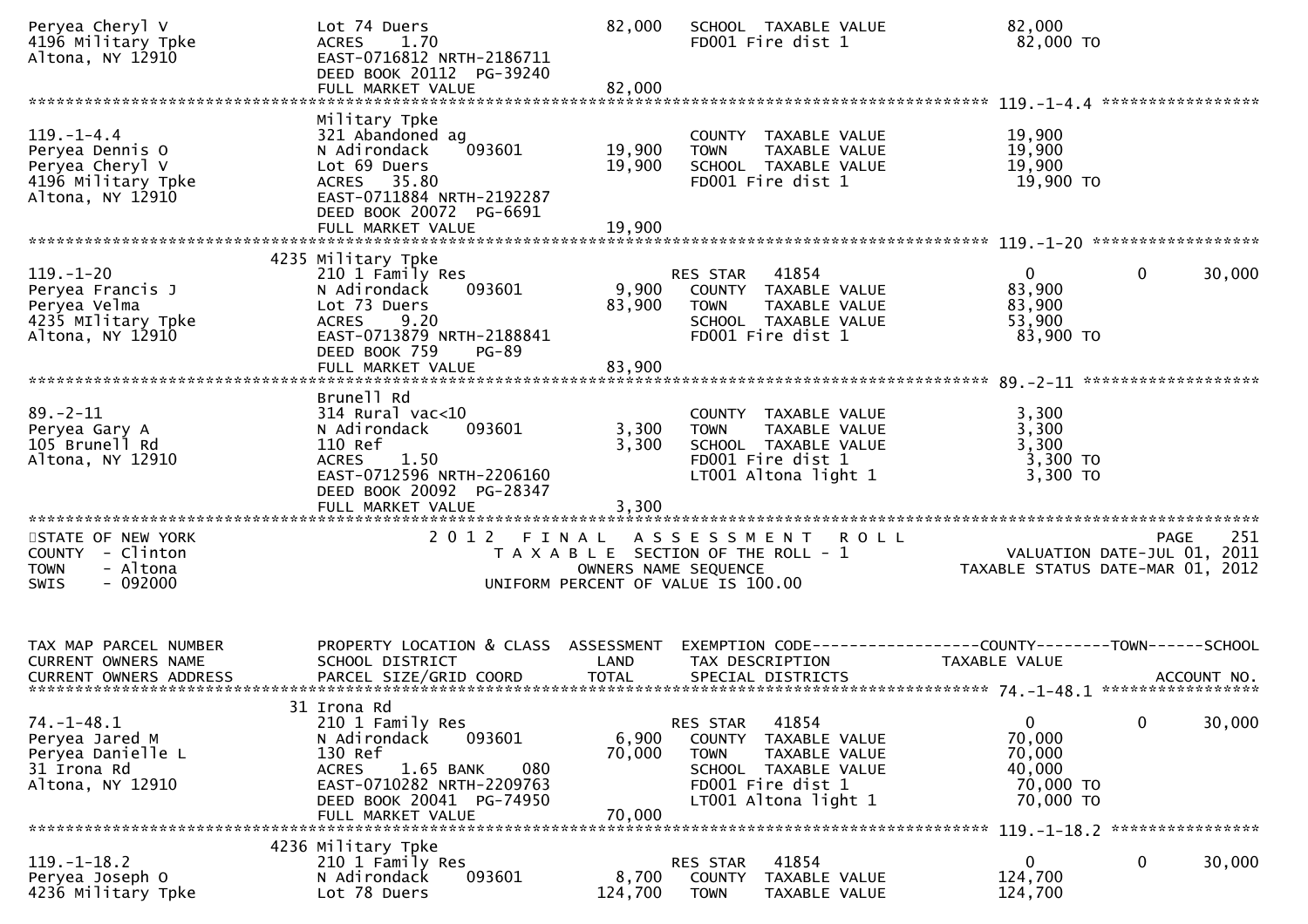```
Peryea Cheryl V                Lot 74 Duers                     82,000   SCHOOL  TAXABLE VALUE             82,000
4196 Military Tpke             ACRES    1.70                             FD001 Fire dist 1                  82,000 TO
Altona, NY 12910               EAST-0716812 NRTH-2186711
                               DEED BOOK 20112  PG-39240
                               FULL MARKET VALUE                82,000
******************************************************************************************************* 119.-1-4.4 *****************
                               Military Tpke
119.-1-4.4                     321 Abandoned ag                          COUNTY  TAXABLE VALUE             19,900
Peryea Dennis O                N Adirondack     093601          19,900   TOWN    TAXABLE VALUE             19,900
Peryea Cheryl V                Lot 69 Duers                     19,900   SCHOOL  TAXABLE VALUE             19,900
4196 Military Tpke             ACRES   35.80                             FD001 Fire dist 1                  19,900 TO
Altona, NY 12910               EAST-0711884 NRTH-2192287
                               DEED BOOK 20072  PG-6691
                               FULL MARKET VALUE                19,900
******************************************************************************************************* 119.-1-20 ******************
                          4235 Military Tpke
119.-1-20                      210 1 Family Res                          RES STAR   41854                    0            0      30,000
Peryea Francis J               N Adirondack     093601           9,900   COUNTY  TAXABLE VALUE             83,900
Peryea Velma                   Lot 73 Duers                     83,900   TOWN    TAXABLE VALUE             83,900
4235 MIlitary Tpke             ACRES    9.20                             SCHOOL  TAXABLE VALUE             53,900
Altona, NY 12910               EAST-0713879 NRTH-2188841                 FD001 Fire dist 1                  83,900 TO
                               DEED BOOK 759    PG-89
                               FULL MARKET VALUE                83,900
******************************************************************************************************* 89.-2-11 *******************
                               Brunell Rd
89.-2-11                       314 Rural vac<10                          COUNTY  TAXABLE VALUE              3,300
Peryea Gary A                  N Adirondack     093601           3,300   TOWN    TAXABLE VALUE              3,300
105 Brunell Rd                 110 Ref                           3,300   SCHOOL  TAXABLE VALUE              3,300
Altona, NY 12910               ACRES    1.50                             FD001 Fire dist 1                   3,300 TO
                               EAST-0712596 NRTH-2206160                 LT001 Altona light 1                3,300 TO
                               DEED BOOK 20092  PG-28347
                               FULL MARKET VALUE                 3,300
************************************************************************************************************************************
STATE OF NEW YORK                  2 0 1 2   F I N A L   A S S E S S M E N T   R O L L                                  PAGE    251
COUNTY  - Clinton                      T A X A B L E  SECTION OF THE ROLL - 1                         VALUATION DATE-JUL 01, 2011
TOWN    - Altona                              OWNERS NAME SEQUENCE                               TAXABLE STATUS DATE-MAR 01, 2012
SWIS    - 092000                        UNIFORM PERCENT OF VALUE IS 100.00


TAX MAP PARCEL NUMBER          PROPERTY LOCATION & CLASS  ASSESSMENT  EXEMPTION CODE------------------COUNTY--------TOWN------SCHOOL
CURRENT OWNERS NAME            SCHOOL DISTRICT               LAND      TAX DESCRIPTION            TAXABLE VALUE
CURRENT OWNERS ADDRESS         PARCEL SIZE/GRID COORD       TOTAL      SPECIAL DISTRICTS                                 ACCOUNT NO.
******************************************************************************************************* 74.-1-48.1 *****************
                            31 Irona Rd
74.-1-48.1                     210 1 Family Res                          RES STAR   41854                    0            0      30,000
Peryea Jared M                 N Adirondack     093601           6,900   COUNTY  TAXABLE VALUE             70,000
Peryea Danielle L              130 Ref                          70,000   TOWN    TAXABLE VALUE             70,000
31 Irona Rd                    ACRES    1.65 BANK     080                SCHOOL  TAXABLE VALUE             40,000
Altona, NY 12910               EAST-0710282 NRTH-2209763                 FD001 Fire dist 1                  70,000 TO
                               DEED BOOK 20041  PG-74950                 LT001 Altona light 1               70,000 TO
                               FULL MARKET VALUE                70,000
******************************************************************************************************* 119.-1-18.2 ****************
                          4236 Military Tpke
119.-1-18.2                    210 1 Family Res                          RES STAR   41854                    0            0      30,000
Peryea Joseph O                N Adirondack     093601           8,700   COUNTY  TAXABLE VALUE            124,700
4236 Military Tpke             Lot 78 Duers                    124,700   TOWN    TAXABLE VALUE            124,700
```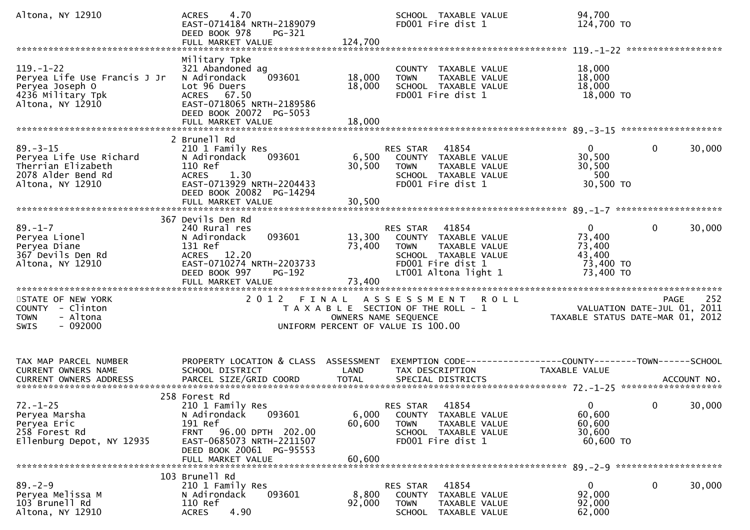```
Altona, NY 12910              ACRES    4.70                                  SCHOOL  TAXABLE VALUE            94,700
                              EAST-0714184 NRTH-2189079                      FD001 Fire dist 1               124,700 TO
                              DEED BOOK 978     PG-321
                              FULL MARKET VALUE             124,700
******************************************************************************************************* 119.-1-22 *****************
                              Military Tpke
119.-1-22                     321 Abandoned ag                               COUNTY  TAXABLE VALUE            18,000
Peryea Life Use Francis J Jr  N Adirondack     093601       18,000           TOWN    TAXABLE VALUE            18,000
Peryea Joseph O               Lot 96 Duers                  18,000           SCHOOL  TAXABLE VALUE            18,000
4236 Military Tpk             ACRES   67.50                                  FD001 Fire dist 1                18,000 TO
Altona, NY 12910              EAST-0718065 NRTH-2189586
                              DEED BOOK 20072  PG-5053
                              FULL MARKET VALUE              18,000
******************************************************************************************************* 89.-3-15 ******************
                              2 Brunell Rd
89.-3-15                      210 1 Family Res                               RES STAR   41854                  0           0      30,000
Peryea Life Use Richard       N Adirondack     093601        6,500           COUNTY  TAXABLE VALUE            30,500
Therrian Elizabeth            110 Ref                       30,500           TOWN    TAXABLE VALUE            30,500
2078 Alder Bend Rd            ACRES    1.30                                  SCHOOL  TAXABLE VALUE               500
Altona, NY 12910              EAST-0713929 NRTH-2204433                      FD001 Fire dist 1                30,500 TO
                              DEED BOOK 20082  PG-14294
                              FULL MARKET VALUE              30,500
******************************************************************************************************* 89.-1-7 *******************
                              367 Devils Den Rd
89.-1-7                       240 Rural res                                  RES STAR   41854                  0           0      30,000
Peryea Lionel                 N Adirondack     093601       13,300           COUNTY  TAXABLE VALUE            73,400
Peryea Diane                  131 Ref                       73,400           TOWN    TAXABLE VALUE            73,400
367 Devils Den Rd             ACRES   12.20                                  SCHOOL  TAXABLE VALUE            43,400
Altona, NY 12910              EAST-0710274 NRTH-2203733                      FD001 Fire dist 1                73,400 TO
                              DEED BOOK 997     PG-192                       LT001 Altona light 1             73,400 TO
                              FULL MARKET VALUE              73,400
************************************************************************************************************************************
STATE OF NEW YORK                        2 0 1 2   F I N A L   A S S E S S M E N T   R O L L                            PAGE    252
COUNTY  - Clinton                           T A X A B L E  SECTION OF THE ROLL - 1                     VALUATION DATE-JUL 01, 2011
TOWN    - Altona                                  OWNERS NAME SEQUENCE                               TAXABLE STATUS DATE-MAR 01, 2012
SWIS    - 092000                           UNIFORM PERCENT OF VALUE IS 100.00


TAX MAP PARCEL NUMBER         PROPERTY LOCATION & CLASS  ASSESSMENT  EXEMPTION CODE------------------COUNTY--------TOWN------SCHOOL
CURRENT OWNERS NAME           SCHOOL DISTRICT               LAND      TAX DESCRIPTION             TAXABLE VALUE
CURRENT OWNERS ADDRESS        PARCEL SIZE/GRID COORD       TOTAL      SPECIAL DISTRICTS                                    ACCOUNT NO.
******************************************************************************************************* 72.-1-25 ******************
                              258 Forest Rd
72.-1-25                      210 1 Family Res                               RES STAR   41854                  0           0      30,000
Peryea Marsha                 N Adirondack     093601        6,000           COUNTY  TAXABLE VALUE            60,600
Peryea Eric                   191 Ref                       60,600           TOWN    TAXABLE VALUE            60,600
258 Forest Rd                 FRNT   96.00 DPTH 202.00                       SCHOOL  TAXABLE VALUE            30,600
Ellenburg Depot, NY 12935     EAST-0685073 NRTH-2211507                      FD001 Fire dist 1                60,600 TO
                              DEED BOOK 20061  PG-95553
                              FULL MARKET VALUE              60,600
******************************************************************************************************* 89.-2-9 *******************
                              103 Brunell Rd
89.-2-9                       210 1 Family Res                               RES STAR   41854                  0           0      30,000
Peryea Melissa M              N Adirondack     093601        8,800           COUNTY  TAXABLE VALUE            92,000
103 Brunell Rd                110 Ref                       92,000           TOWN    TAXABLE VALUE            92,000
Altona, NY 12910              ACRES    4.90                                  SCHOOL  TAXABLE VALUE            62,000
```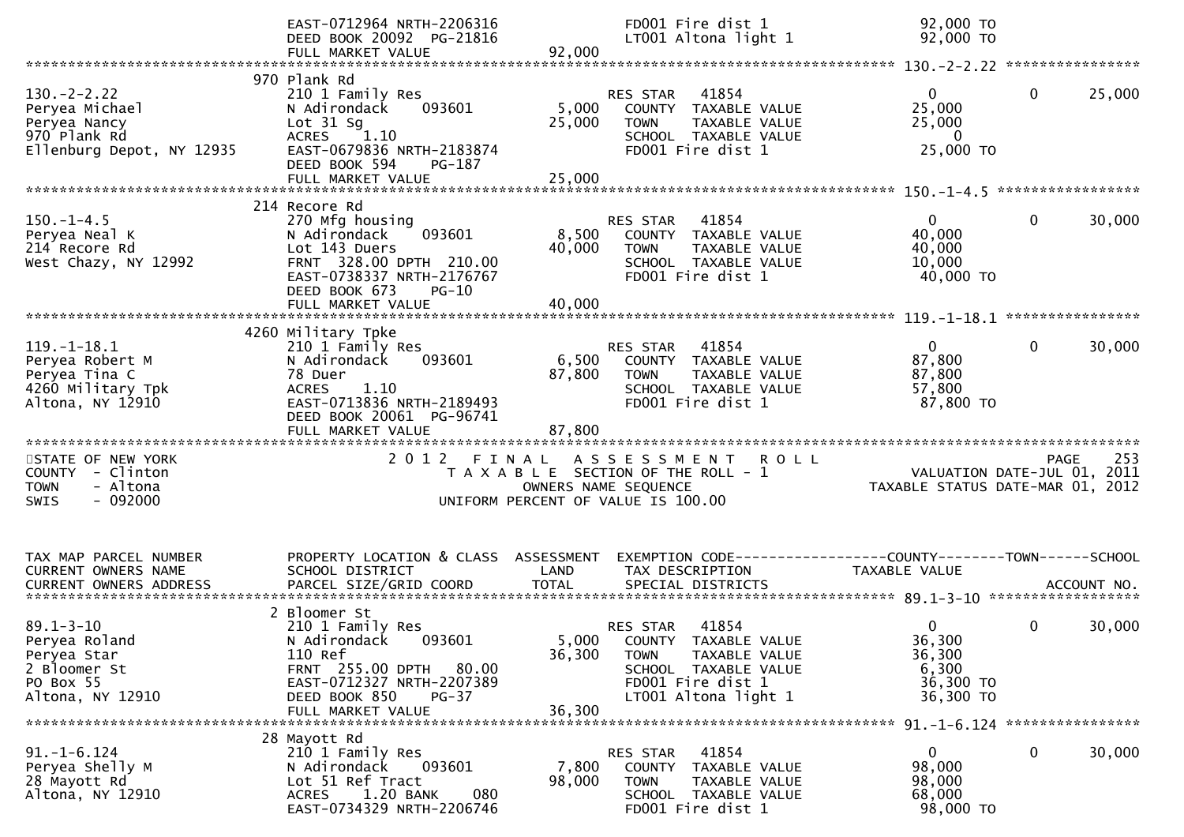```
                              EAST-0712964 NRTH-2206316                   FD001 Fire dist 1                    92,000 TO
                              DEED BOOK 20092  PG-21816                   LT001 Altona light 1                 92,000 TO
                              FULL MARKET VALUE              92,000
******************************************************************************************************* 130.-2-2.22 ****************
                            970 Plank Rd
130.-2-2.22                   210 1 Family Res                        RES STAR   41854                    0            0       25,000
Peryea Michael                N Adirondack     093601        5,000    COUNTY  TAXABLE VALUE            25,000
Peryea Nancy                  Lot 31 Sg                     25,000    TOWN    TAXABLE VALUE            25,000
970 Plank Rd                  ACRES    1.10                           SCHOOL  TAXABLE VALUE                 0
Ellenburg Depot, NY 12935     EAST-0679836 NRTH-2183874               FD001 Fire dist 1                  25,000 TO
                              DEED BOOK 594    PG-187
                              FULL MARKET VALUE              25,000
******************************************************************************************************* 150.-1-4.5 *****************
                            214 Recore Rd
150.-1-4.5                    270 Mfg housing                         RES STAR   41854                    0            0       30,000
Peryea Neal K                 N Adirondack     093601        8,500    COUNTY  TAXABLE VALUE            40,000
214 Recore Rd                 Lot 143 Duers                 40,000    TOWN    TAXABLE VALUE            40,000
West Chazy, NY 12992          FRNT  328.00 DPTH  210.00               SCHOOL  TAXABLE VALUE            10,000
                              EAST-0738337 NRTH-2176767               FD001 Fire dist 1                  40,000 TO
                              DEED BOOK 673    PG-10
                              FULL MARKET VALUE              40,000
******************************************************************************************************* 119.-1-18.1 ****************
                           4260 Military Tpke
119.-1-18.1                   210 1 Family Res                        RES STAR   41854                    0            0       30,000
Peryea Robert M               N Adirondack     093601        6,500    COUNTY  TAXABLE VALUE            87,800
Peryea Tina C                 78 Duer                       87,800    TOWN    TAXABLE VALUE            87,800
4260 Military Tpk             ACRES    1.10                           SCHOOL  TAXABLE VALUE            57,800
Altona, NY 12910              EAST-0713836 NRTH-2189493               FD001 Fire dist 1                  87,800 TO
                              DEED BOOK 20061  PG-96741
                              FULL MARKET VALUE              87,800
************************************************************************************************************************************
STATE OF NEW YORK                    2 0 1 2   F I N A L   A S S E S S M E N T   R O L L                                  PAGE   253
COUNTY  - Clinton                         T A X A B L E  SECTION OF THE ROLL - 1                         VALUATION DATE-JUL 01, 2011
TOWN    - Altona                                 OWNERS NAME SEQUENCE                               TAXABLE STATUS DATE-MAR 01, 2012
SWIS    - 092000                           UNIFORM PERCENT OF VALUE IS 100.00


TAX MAP PARCEL NUMBER         PROPERTY LOCATION & CLASS  ASSESSMENT  EXEMPTION CODE------------------COUNTY--------TOWN------SCHOOL
CURRENT OWNERS NAME           SCHOOL DISTRICT                LAND    TAX DESCRIPTION                TAXABLE VALUE
CURRENT OWNERS ADDRESS        PARCEL SIZE/GRID COORD        TOTAL    SPECIAL DISTRICTS                                    ACCOUNT NO.
******************************************************************************************************* 89.1-3-10 ******************
                            2 Bloomer St
89.1-3-10                     210 1 Family Res                        RES STAR   41854                    0            0       30,000
Peryea Roland                 N Adirondack     093601        5,000    COUNTY  TAXABLE VALUE            36,300
Peryea Star                   110 Ref                       36,300    TOWN    TAXABLE VALUE            36,300
2 Bloomer St                  FRNT  255.00 DPTH   80.00               SCHOOL  TAXABLE VALUE             6,300
PO Box 55                     EAST-0712327 NRTH-2207389               FD001 Fire dist 1                  36,300 TO
Altona, NY 12910              DEED BOOK 850    PG-37                  LT001 Altona light 1               36,300 TO
                              FULL MARKET VALUE              36,300
******************************************************************************************************* 91.-1-6.124 ****************
                           28 Mayott Rd
91.-1-6.124                   210 1 Family Res                        RES STAR   41854                    0            0       30,000
Peryea Shelly M               N Adirondack     093601        7,800    COUNTY  TAXABLE VALUE            98,000
28 Mayott Rd                  Lot 51 Ref Tract              98,000    TOWN    TAXABLE VALUE            98,000
Altona, NY 12910              ACRES    1.20 BANK     080              SCHOOL  TAXABLE VALUE            68,000
                              EAST-0734329 NRTH-2206746               FD001 Fire dist 1                  98,000 TO
```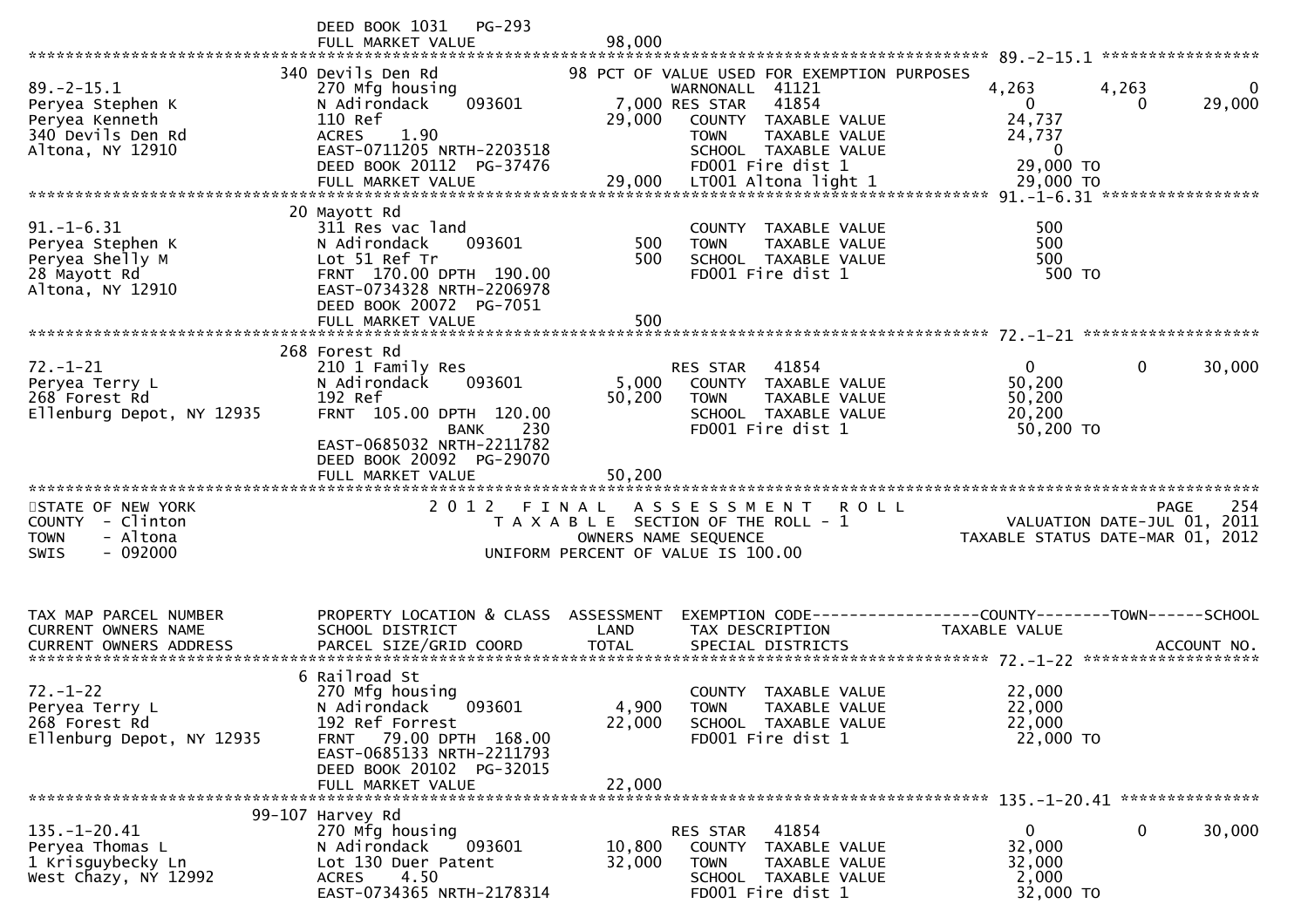```
                                  DEED BOOK 1031   PG-293
                                  FULL MARKET VALUE              98,000
******************************************************************************************************* 89.-2-15.1 *****************
                                340 Devils Den Rd                98 PCT OF VALUE USED FOR EXEMPTION PURPOSES
89.-2-15.1                        270 Mfg housing                   WARNONALL  41121                 4,263        4,263            0
Peryea Stephen K                  N Adirondack      093601        7,000 RES STAR   41854                 0            0       29,000
Peryea Kenneth                    110 Ref                        29,000   COUNTY  TAXABLE VALUE          24,737
340 Devils Den Rd                 ACRES    1.90                           TOWN    TAXABLE VALUE          24,737
Altona, NY 12910                  EAST-0711205 NRTH-2203518               SCHOOL  TAXABLE VALUE               0
                                  DEED BOOK 20112  PG-37476               FD001 Fire dist 1               29,000 TO
                                  FULL MARKET VALUE              29,000   LT001 Altona light 1            29,000 TO
******************************************************************************************************* 91.-1-6.31 *****************
                                 20 Mayott Rd
91.-1-6.31                        311 Res vac land                        COUNTY  TAXABLE VALUE             500
Peryea Stephen K                  N Adirondack      093601          500   TOWN    TAXABLE VALUE             500
Peryea Shelly M                   Lot 51 Ref Tr                     500   SCHOOL  TAXABLE VALUE             500
28 Mayott Rd                      FRNT 170.00 DPTH 190.00                 FD001 Fire dist 1                  500 TO
Altona, NY 12910                  EAST-0734328 NRTH-2206978
                                  DEED BOOK 20072  PG-7051
                                  FULL MARKET VALUE                 500
******************************************************************************************************* 72.-1-21 *******************
                                268 Forest Rd
72.-1-21                          210 1 Family Res                        RES STAR   41854                 0            0       30,000
Peryea Terry L                    N Adirondack      093601        5,000   COUNTY  TAXABLE VALUE          50,200
268 Forest Rd                     192 Ref                        50,200   TOWN    TAXABLE VALUE          50,200
Ellenburg Depot, NY 12935         FRNT 105.00 DPTH 120.00                 SCHOOL  TAXABLE VALUE          20,200
                                              BANK     230                FD001 Fire dist 1               50,200 TO
                                  EAST-0685032 NRTH-2211782
                                  DEED BOOK 20092  PG-29070
                                  FULL MARKET VALUE              50,200
************************************************************************************************************************************
STATE OF NEW YORK                         2 0 1 2   F I N A L   A S S E S S M E N T   R O L L                              PAGE   254
COUNTY  - Clinton                           T A X A B L E  SECTION OF THE ROLL - 1                      VALUATION DATE-JUL 01, 2011
TOWN    - Altona                                   OWNERS NAME SEQUENCE                            TAXABLE STATUS DATE-MAR 01, 2012
SWIS    - 092000                          UNIFORM PERCENT OF VALUE IS 100.00


TAX MAP PARCEL NUMBER             PROPERTY LOCATION & CLASS  ASSESSMENT  EXEMPTION CODE------------------COUNTY--------TOWN------SCHOOL
CURRENT OWNERS NAME               SCHOOL DISTRICT               LAND      TAX DESCRIPTION              TAXABLE VALUE
CURRENT OWNERS ADDRESS            PARCEL SIZE/GRID COORD        TOTAL     SPECIAL DISTRICTS                                 ACCOUNT NO.
******************************************************************************************************* 72.-1-22 *******************
                                  6 Railroad St
72.-1-22                          270 Mfg housing                         COUNTY  TAXABLE VALUE          22,000
Peryea Terry L                    N Adirondack      093601        4,900   TOWN    TAXABLE VALUE          22,000
268 Forest Rd                     192 Ref Forrest                22,000   SCHOOL  TAXABLE VALUE          22,000
Ellenburg Depot, NY 12935         FRNT  79.00 DPTH 168.00                 FD001 Fire dist 1               22,000 TO
                                  EAST-0685133 NRTH-2211793
                                  DEED BOOK 20102  PG-32015
                                  FULL MARKET VALUE              22,000
******************************************************************************************************* 135.-1-20.41 ***************
                             99-107 Harvey Rd
135.-1-20.41                      270 Mfg housing                         RES STAR   41854                 0            0       30,000
Peryea Thomas L                   N Adirondack      093601       10,800   COUNTY  TAXABLE VALUE          32,000
1 Krisguybecky Ln                 Lot 130 Duer Patent            32,000   TOWN    TAXABLE VALUE          32,000
West Chazy, NY 12992              ACRES    4.50                           SCHOOL  TAXABLE VALUE           2,000
                                  EAST-0734365 NRTH-2178314               FD001 Fire dist 1               32,000 TO
```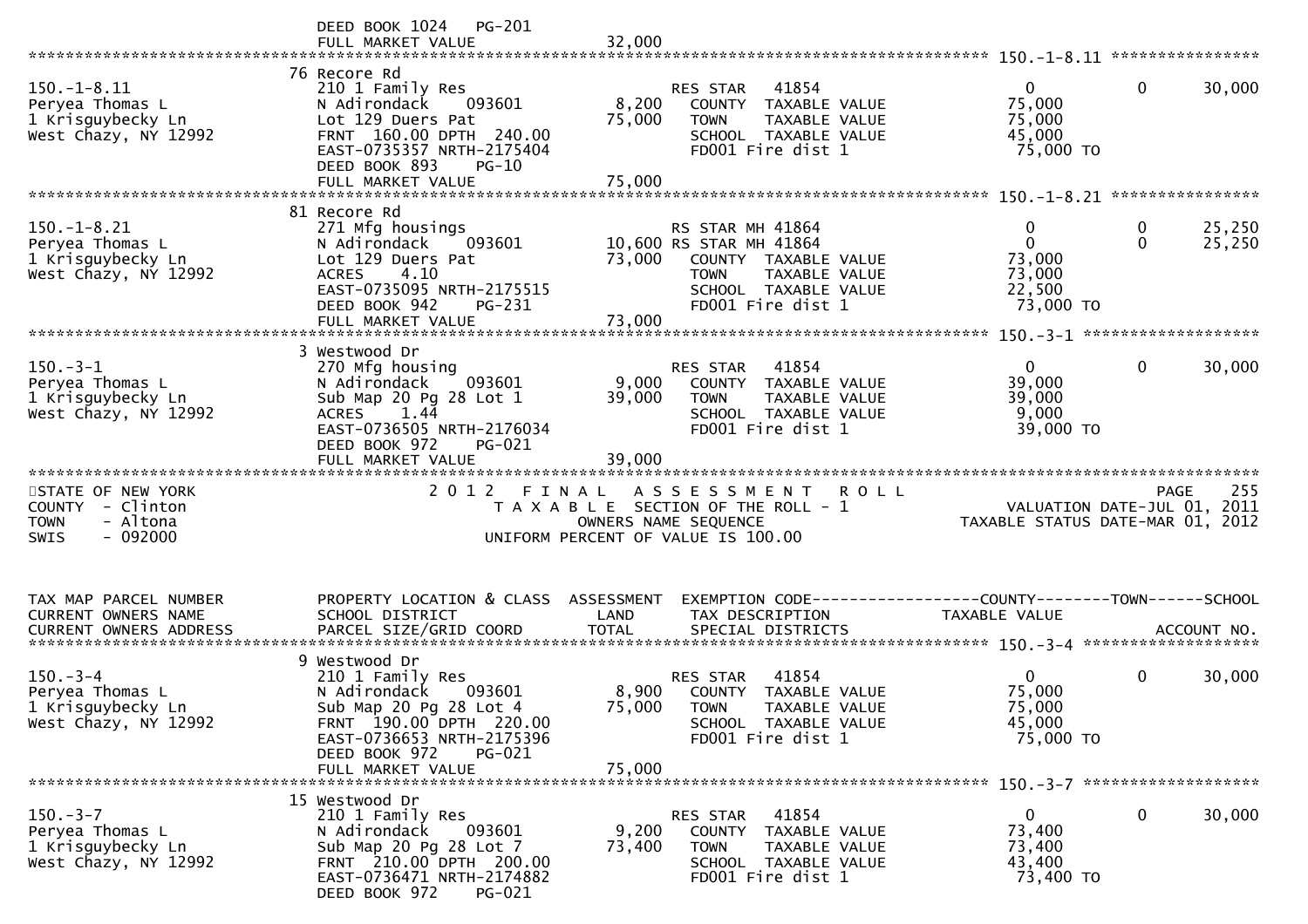```
                              DEED BOOK 1024   PG-201
                              FULL MARKET VALUE             32,000
******************************************************************************************************* 150.-1-8.11 ****************
                              76 Recore Rd
150.-1-8.11                   210 1 Family Res                     RES STAR   41854                   0           0       30,000
Peryea Thomas L               N Adirondack     093601       8,200    COUNTY  TAXABLE VALUE          75,000
1 Krisguybecky Ln             Lot 129 Duers Pat            75,000    TOWN    TAXABLE VALUE          75,000
West Chazy, NY 12992          FRNT 160.00 DPTH 240.00                SCHOOL  TAXABLE VALUE          45,000
                              EAST-0735357 NRTH-2175404              FD001 Fire dist 1               75,000 TO
                              DEED BOOK 893    PG-10
                              FULL MARKET VALUE             75,000
******************************************************************************************************* 150.-1-8.21 ****************
                              81 Recore Rd
150.-1-8.21                   271 Mfg housings                     RS STAR MH 41864                   0           0       25,250
Peryea Thomas L               N Adirondack     093601      10,600 RS STAR MH 41864                    0           0       25,250
1 Krisguybecky Ln             Lot 129 Duers Pat            73,000    COUNTY  TAXABLE VALUE          73,000
West Chazy, NY 12992          ACRES    4.10                          TOWN    TAXABLE VALUE          73,000
                              EAST-0735095 NRTH-2175515              SCHOOL  TAXABLE VALUE          22,500
                              DEED BOOK 942    PG-231                FD001 Fire dist 1               73,000 TO
                              FULL MARKET VALUE             73,000
******************************************************************************************************* 150.-3-1 *******************
                              3 Westwood Dr
150.-3-1                      270 Mfg housing                      RES STAR   41854                   0           0       30,000
Peryea Thomas L               N Adirondack     093601       9,000    COUNTY  TAXABLE VALUE          39,000
1 Krisguybecky Ln             Sub Map 20 Pg 28 Lot 1       39,000    TOWN    TAXABLE VALUE          39,000
West Chazy, NY 12992          ACRES    1.44                          SCHOOL  TAXABLE VALUE           9,000
                              EAST-0736505 NRTH-2176034              FD001 Fire dist 1               39,000 TO
                              DEED BOOK 972    PG-021
                              FULL MARKET VALUE             39,000
************************************************************************************************************************************
STATE OF NEW YORK                    2 0 1 2   F I N A L   A S S E S S M E N T   R O L L                              PAGE    255
COUNTY  - Clinton                         T A X A B L E  SECTION OF THE ROLL - 1                       VALUATION DATE-JUL 01, 2011
TOWN    - Altona                                 OWNERS NAME SEQUENCE                               TAXABLE STATUS DATE-MAR 01, 2012
SWIS    - 092000                           UNIFORM PERCENT OF VALUE IS 100.00


TAX MAP PARCEL NUMBER         PROPERTY LOCATION & CLASS  ASSESSMENT  EXEMPTION CODE------------------COUNTY--------TOWN------SCHOOL
CURRENT OWNERS NAME           SCHOOL DISTRICT               LAND      TAX DESCRIPTION             TAXABLE VALUE
CURRENT OWNERS ADDRESS        PARCEL SIZE/GRID COORD       TOTAL      SPECIAL DISTRICTS                                  ACCOUNT NO.
******************************************************************************************************* 150.-3-4 *******************
                              9 Westwood Dr
150.-3-4                      210 1 Family Res                     RES STAR   41854                   0           0       30,000
Peryea Thomas L               N Adirondack     093601       8,900    COUNTY  TAXABLE VALUE          75,000
1 Krisguybecky Ln             Sub Map 20 Pg 28 Lot 4       75,000    TOWN    TAXABLE VALUE          75,000
West Chazy, NY 12992          FRNT 190.00 DPTH 220.00                SCHOOL  TAXABLE VALUE          45,000
                              EAST-0736653 NRTH-2175396              FD001 Fire dist 1               75,000 TO
                              DEED BOOK 972    PG-021
                              FULL MARKET VALUE             75,000
******************************************************************************************************* 150.-3-7 *******************
                              15 Westwood Dr
150.-3-7                      210 1 Family Res                     RES STAR   41854                   0           0       30,000
Peryea Thomas L               N Adirondack     093601       9,200    COUNTY  TAXABLE VALUE          73,400
1 Krisguybecky Ln             Sub Map 20 Pg 28 Lot 7       73,400    TOWN    TAXABLE VALUE          73,400
West Chazy, NY 12992          FRNT 210.00 DPTH 200.00                SCHOOL  TAXABLE VALUE          43,400
                              EAST-0736471 NRTH-2174882              FD001 Fire dist 1               73,400 TO
                              DEED BOOK 972    PG-021
```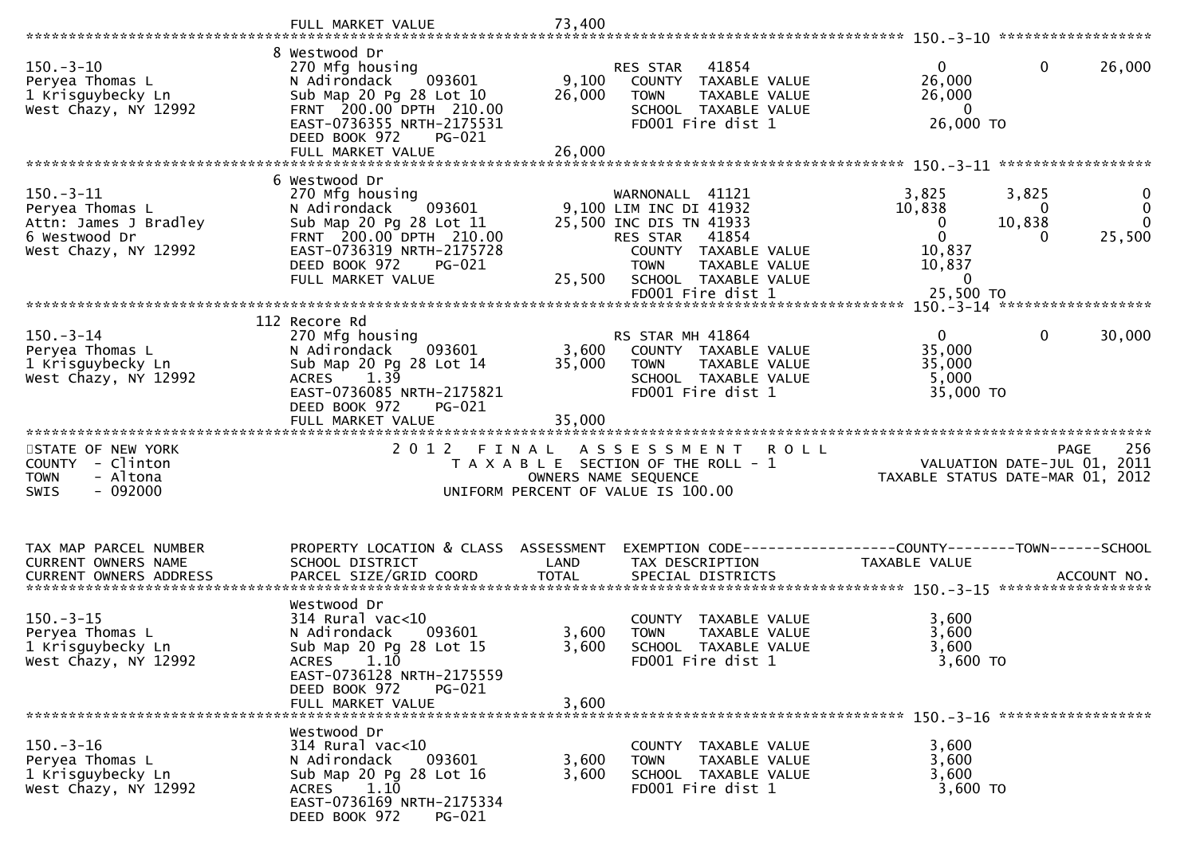```
                                FULL MARKET VALUE               73,400
******************************************************************************************************* 150.-3-10 ******************
                              8 Westwood Dr
150.-3-10                      270 Mfg housing                     RES STAR   41854                  0           0       26,000
Peryea Thomas L                N Adirondack     093601     9,100   COUNTY  TAXABLE VALUE         26,000
1 Krisguybecky Ln              Sub Map 20 Pg 28 Lot 10    26,000   TOWN    TAXABLE VALUE         26,000
West Chazy, NY 12992           FRNT 200.00 DPTH 210.00             SCHOOL  TAXABLE VALUE              0
                               EAST-0736355 NRTH-2175531           FD001 Fire dist 1              26,000 TO
                               DEED BOOK 972     PG-021
                               FULL MARKET VALUE          26,000
******************************************************************************************************* 150.-3-11 ******************
                              6 Westwood Dr
150.-3-11                      270 Mfg housing                     WARNONALL  41121              3,825       3,825            0
Peryea Thomas L                N Adirondack     093601     9,100 LIM INC DI 41932               10,838           0            0
Attn: James J Bradley          Sub Map 20 Pg 28 Lot 11    25,500 INC DIS TN 41933                    0      10,838            0
6 Westwood Dr                  FRNT 200.00 DPTH 210.00             RES STAR   41854                  0           0       25,500
West Chazy, NY 12992           EAST-0736319 NRTH-2175728           COUNTY  TAXABLE VALUE         10,837
                               DEED BOOK 972     PG-021            TOWN    TAXABLE VALUE         10,837
                               FULL MARKET VALUE          25,500   SCHOOL  TAXABLE VALUE              0
                                                                   FD001 Fire dist 1              25,500 TO
******************************************************************************************************* 150.-3-14 ******************
                              112 Recore Rd
150.-3-14                      270 Mfg housing                     RS STAR MH 41864                  0           0       30,000
Peryea Thomas L                N Adirondack     093601     3,600   COUNTY  TAXABLE VALUE         35,000
1 Krisguybecky Ln              Sub Map 20 Pg 28 Lot 14    35,000   TOWN    TAXABLE VALUE         35,000
West Chazy, NY 12992           ACRES    1.39                       SCHOOL  TAXABLE VALUE          5,000
                               EAST-0736085 NRTH-2175821           FD001 Fire dist 1              35,000 TO
                               DEED BOOK 972     PG-021
                               FULL MARKET VALUE          35,000
************************************************************************************************************************************
STATE OF NEW YORK                 2 0 1 2   F I N A L   A S S E S S M E N T   R O L L                               PAGE    256
COUNTY  - Clinton                    T A X A B L E  SECTION OF THE ROLL - 1                          VALUATION DATE-JUL 01, 2011
TOWN    - Altona                             OWNERS NAME SEQUENCE                                TAXABLE STATUS DATE-MAR 01, 2012
SWIS    - 092000                       UNIFORM PERCENT OF VALUE IS 100.00


TAX MAP PARCEL NUMBER          PROPERTY LOCATION & CLASS  ASSESSMENT  EXEMPTION CODE------------------COUNTY--------TOWN------SCHOOL
CURRENT OWNERS NAME            SCHOOL DISTRICT               LAND      TAX DESCRIPTION             TAXABLE VALUE
CURRENT OWNERS ADDRESS         PARCEL SIZE/GRID COORD       TOTAL      SPECIAL DISTRICTS                                  ACCOUNT NO.
******************************************************************************************************* 150.-3-15 ******************
                               Westwood Dr
150.-3-15                      314 Rural vac<10                    COUNTY  TAXABLE VALUE          3,600
Peryea Thomas L                N Adirondack     093601     3,600   TOWN    TAXABLE VALUE          3,600
1 Krisguybecky Ln              Sub Map 20 Pg 28 Lot 15     3,600   SCHOOL  TAXABLE VALUE          3,600
West Chazy, NY 12992           ACRES    1.10                       FD001 Fire dist 1               3,600 TO
                               EAST-0736128 NRTH-2175559
                               DEED BOOK 972     PG-021
                               FULL MARKET VALUE           3,600
******************************************************************************************************* 150.-3-16 ******************
                               Westwood Dr
150.-3-16                      314 Rural vac<10                    COUNTY  TAXABLE VALUE          3,600
Peryea Thomas L                N Adirondack     093601     3,600   TOWN    TAXABLE VALUE          3,600
1 Krisguybecky Ln              Sub Map 20 Pg 28 Lot 16     3,600   SCHOOL  TAXABLE VALUE          3,600
West Chazy, NY 12992           ACRES    1.10                       FD001 Fire dist 1               3,600 TO
                               EAST-0736169 NRTH-2175334
                               DEED BOOK 972     PG-021
```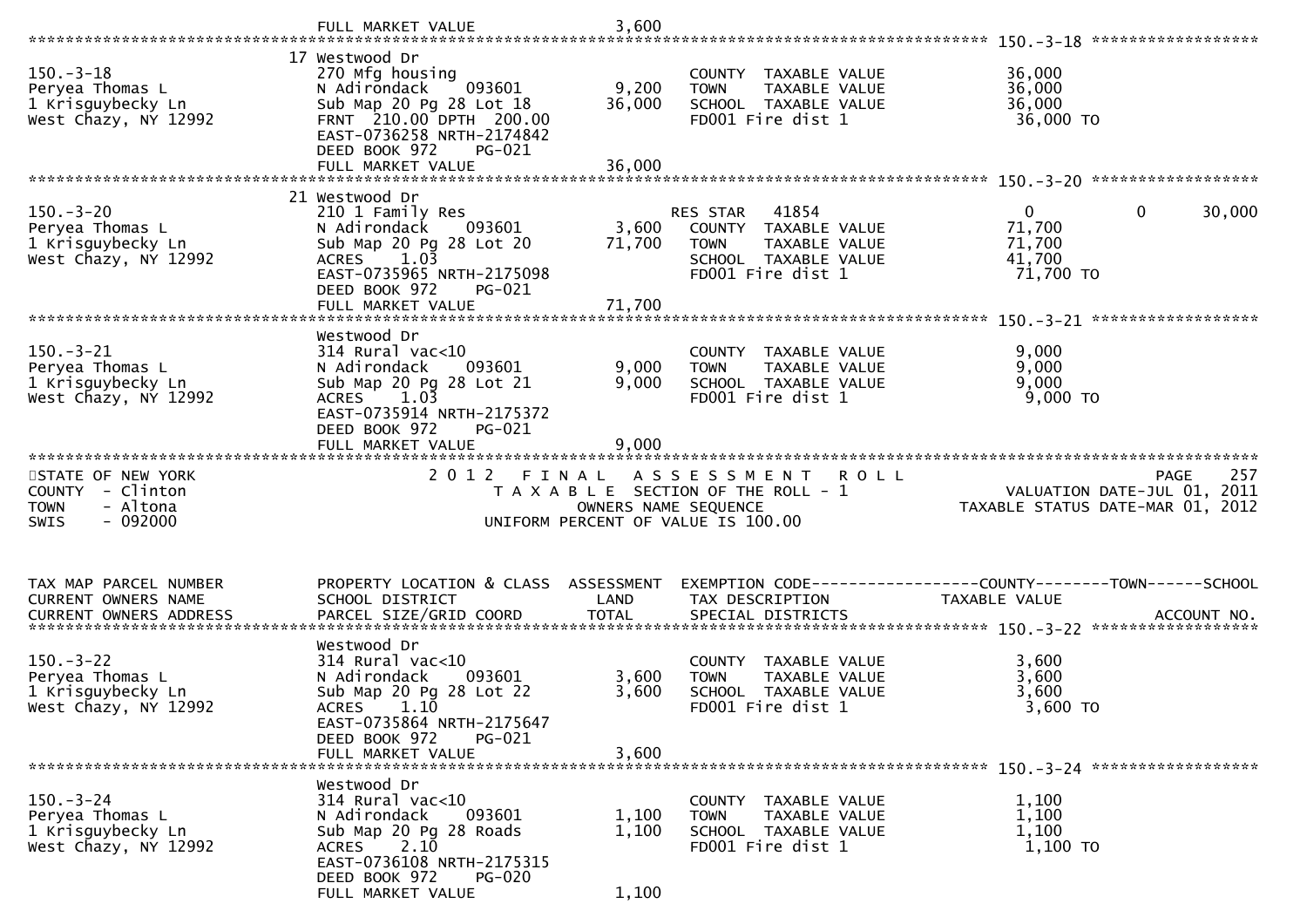FULL MARKET VALUE 3,600

******************************************************************************************************* 150.-3-18 *****************

| TAX MAP PARCEL NUMBER / CURRENT OWNERS NAME / CURRENT OWNERS ADDRESS | PROPERTY LOCATION & CLASS / SCHOOL DISTRICT / PARCEL SIZE/GRID COORD | ASSESSMENT LAND | ASSESSMENT TOTAL | EXEMPTION CODE / TAX DESCRIPTION / SPECIAL DISTRICTS | COUNTY | TOWN | SCHOOL |
|---|---|---|---|---|---|---|---|
| | 17 Westwood Dr | | | | | | |
| 150.-3-18 | 270 Mfg housing | | | COUNTY TAXABLE VALUE | 36,000 | | |
| Peryea Thomas L | N Adirondack 093601 | 9,200 | | TOWN TAXABLE VALUE | 36,000 | | |
| 1 Krisguybecky Ln | Sub Map 20 Pg 28 Lot 18 | | 36,000 | SCHOOL TAXABLE VALUE | 36,000 | | |
| West Chazy, NY 12992 | FRNT 210.00 DPTH 200.00 | | | FD001 Fire dist 1 | 36,000 TO | | |
| | EAST-0736258 NRTH-2174842 | | | | | | |
| | DEED BOOK 972 PG-021 | | | | | | |
| | FULL MARKET VALUE | | 36,000 | | | | |
| | 21 Westwood Dr | | | | | | |
| 150.-3-20 | 210 1 Family Res | | | RES STAR 41854 | 0 | 0 | 30,000 |
| Peryea Thomas L | N Adirondack 093601 | 3,600 | | COUNTY TAXABLE VALUE | 71,700 | | |
| 1 Krisguybecky Ln | Sub Map 20 Pg 28 Lot 20 | | 71,700 | TOWN TAXABLE VALUE | 71,700 | | |
| West Chazy, NY 12992 | ACRES 1.03 | | | SCHOOL TAXABLE VALUE | 41,700 | | |
| | EAST-0735965 NRTH-2175098 | | | FD001 Fire dist 1 | 71,700 TO | | |
| | DEED BOOK 972 PG-021 | | | | | | |
| | FULL MARKET VALUE | | 71,700 | | | | |
| | Westwood Dr | | | | | | |
| 150.-3-21 | 314 Rural vac<10 | | | COUNTY TAXABLE VALUE | 9,000 | | |
| Peryea Thomas L | N Adirondack 093601 | 9,000 | | TOWN TAXABLE VALUE | 9,000 | | |
| 1 Krisguybecky Ln | Sub Map 20 Pg 28 Lot 21 | | 9,000 | SCHOOL TAXABLE VALUE | 9,000 | | |
| West Chazy, NY 12992 | ACRES 1.03 | | | FD001 Fire dist 1 | 9,000 TO | | |
| | EAST-0735914 NRTH-2175372 | | | | | | |
| | DEED BOOK 972 PG-021 | | | | | | |
| | FULL MARKET VALUE | | 9,000 | | | | |

STATE OF NEW YORK
COUNTY - Clinton
TOWN - Altona
SWIS - 092000

2 0 1 2 F I N A L A S S E S S M E N T R O L L
T A X A B L E SECTION OF THE ROLL - 1
OWNERS NAME SEQUENCE
UNIFORM PERCENT OF VALUE IS 100.00

PAGE 257
VALUATION DATE-JUL 01, 2011
TAXABLE STATUS DATE-MAR 01, 2012

| TAX MAP PARCEL NUMBER / CURRENT OWNERS NAME / CURRENT OWNERS ADDRESS | PROPERTY LOCATION & CLASS / SCHOOL DISTRICT / PARCEL SIZE/GRID COORD | ASSESSMENT LAND | ASSESSMENT TOTAL | EXEMPTION CODE / TAX DESCRIPTION / SPECIAL DISTRICTS | COUNTY / TAXABLE VALUE | TOWN | SCHOOL / ACCOUNT NO. |
|---|---|---|---|---|---|---|---|
| | Westwood Dr | | | | | | |
| 150.-3-22 | 314 Rural vac<10 | | | COUNTY TAXABLE VALUE | 3,600 | | |
| Peryea Thomas L | N Adirondack 093601 | 3,600 | | TOWN TAXABLE VALUE | 3,600 | | |
| 1 Krisguybecky Ln | Sub Map 20 Pg 28 Lot 22 | | 3,600 | SCHOOL TAXABLE VALUE | 3,600 | | |
| West Chazy, NY 12992 | ACRES 1.10 | | | FD001 Fire dist 1 | 3,600 TO | | |
| | EAST-0735864 NRTH-2175647 | | | | | | |
| | DEED BOOK 972 PG-021 | | | | | | |
| | FULL MARKET VALUE | | 3,600 | | | | |
| | Westwood Dr | | | | | | |
| 150.-3-24 | 314 Rural vac<10 | | | COUNTY TAXABLE VALUE | 1,100 | | |
| Peryea Thomas L | N Adirondack 093601 | 1,100 | | TOWN TAXABLE VALUE | 1,100 | | |
| 1 Krisguybecky Ln | Sub Map 20 Pg 28 Roads | | 1,100 | SCHOOL TAXABLE VALUE | 1,100 | | |
| West Chazy, NY 12992 | ACRES 2.10 | | | FD001 Fire dist 1 | 1,100 TO | | |
| | EAST-0736108 NRTH-2175315 | | | | | | |
| | DEED BOOK 972 PG-020 | | | | | | |
| | FULL MARKET VALUE | | 1,100 | | | | |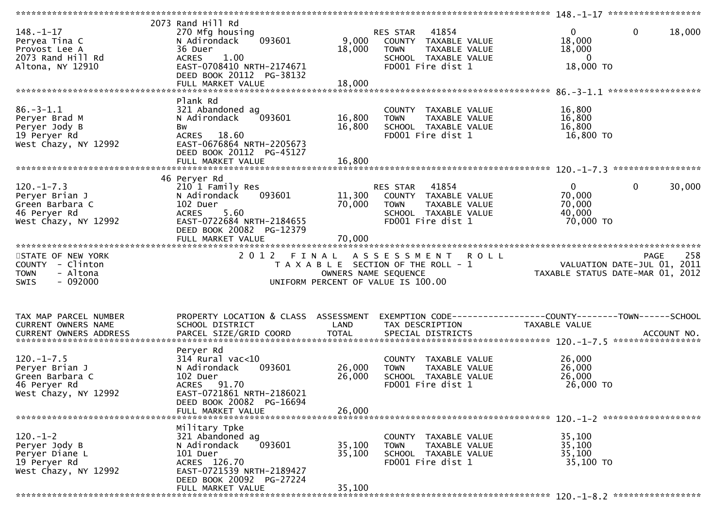| TAX MAP PARCEL NUMBER | PROPERTY LOCATION & CLASS | ASSESSMENT | EXEMPTION CODE | COUNTY | TOWN | SCHOOL |
|---|---|---|---|---|---|---|
| CURRENT OWNERS NAME | SCHOOL DISTRICT | LAND | TAX DESCRIPTION | TAXABLE VALUE | | |
| CURRENT OWNERS ADDRESS | PARCEL SIZE/GRID COORD | TOTAL | SPECIAL DISTRICTS | | | ACCOUNT NO. |
| **148.-1-17** | 2073 Rand Hill Rd | | | | | |
| 148.-1-17 | 270 Mfg housing | | RES STAR 41854 | 0 | 0 | 18,000 |
| Peryea Tina C | N Adirondack 093601 | 9,000 | COUNTY TAXABLE VALUE | 18,000 | | |
| Provost Lee A | 36 Duer | 18,000 | TOWN TAXABLE VALUE | 18,000 | | |
| 2073 Rand Hill Rd | ACRES 1.00 | | SCHOOL TAXABLE VALUE | 0 | | |
| Altona, NY 12910 | EAST-0708410 NRTH-2174671 | | FD001 Fire dist 1 | 18,000 TO | | |
| | DEED BOOK 20112 PG-38132 | | | | | |
| | FULL MARKET VALUE | 18,000 | | | | |
| **86.-3-1.1** | Plank Rd | | | | | |
| 86.-3-1.1 | 321 Abandoned ag | | COUNTY TAXABLE VALUE | 16,800 | | |
| Peryer Brad M | N Adirondack 093601 | 16,800 | TOWN TAXABLE VALUE | 16,800 | | |
| Peryer Jody B | Bw | 16,800 | SCHOOL TAXABLE VALUE | 16,800 | | |
| 19 Peryer Rd | ACRES 18.60 | | FD001 Fire dist 1 | 16,800 TO | | |
| West Chazy, NY 12992 | EAST-0676864 NRTH-2205673 | | | | | |
| | DEED BOOK 20112 PG-45127 | | | | | |
| | FULL MARKET VALUE | 16,800 | | | | |
| **120.-1-7.3** | 46 Peryer Rd | | | | | |
| 120.-1-7.3 | 210 1 Family Res | | RES STAR 41854 | 0 | 0 | 30,000 |
| Peryer Brian J | N Adirondack 093601 | 11,300 | COUNTY TAXABLE VALUE | 70,000 | | |
| Green Barbara C | 102 Duer | 70,000 | TOWN TAXABLE VALUE | 70,000 | | |
| 46 Peryer Rd | ACRES 5.60 | | SCHOOL TAXABLE VALUE | 40,000 | | |
| West Chazy, NY 12992 | EAST-0722684 NRTH-2184655 | | FD001 Fire dist 1 | 70,000 TO | | |
| | DEED BOOK 20082 PG-12379 | | | | | |
| | FULL MARKET VALUE | 70,000 | | | | |

STATE OF NEW YORK
COUNTY - Clinton
TOWN - Altona
SWIS - 092000

2012 FINAL ASSESSMENT ROLL
TAXABLE SECTION OF THE ROLL - 1
OWNERS NAME SEQUENCE
UNIFORM PERCENT OF VALUE IS 100.00

VALUATION DATE-JUL 01, 2011
TAXABLE STATUS DATE-MAR 01, 2012

| TAX MAP PARCEL NUMBER | PROPERTY LOCATION & CLASS | ASSESSMENT | EXEMPTION CODE | COUNTY | TOWN | SCHOOL |
|---|---|---|---|---|---|---|
| CURRENT OWNERS NAME | SCHOOL DISTRICT | LAND | TAX DESCRIPTION | TAXABLE VALUE | | |
| CURRENT OWNERS ADDRESS | PARCEL SIZE/GRID COORD | TOTAL | SPECIAL DISTRICTS | | | ACCOUNT NO. |
| **120.-1-7.5** | Peryer Rd | | | | | |
| 120.-1-7.5 | 314 Rural vac<10 | | COUNTY TAXABLE VALUE | 26,000 | | |
| Peryer Brian J | N Adirondack 093601 | 26,000 | TOWN TAXABLE VALUE | 26,000 | | |
| Green Barbara C | 102 Duer | 26,000 | SCHOOL TAXABLE VALUE | 26,000 | | |
| 46 Peryer Rd | ACRES 91.70 | | FD001 Fire dist 1 | 26,000 TO | | |
| West Chazy, NY 12992 | EAST-0721861 NRTH-2186021 | | | | | |
| | DEED BOOK 20082 PG-16694 | | | | | |
| | FULL MARKET VALUE | 26,000 | | | | |
| **120.-1-2** | Military Tpke | | | | | |
| 120.-1-2 | 321 Abandoned ag | | COUNTY TAXABLE VALUE | 35,100 | | |
| Peryer Jody B | N Adirondack 093601 | 35,100 | TOWN TAXABLE VALUE | 35,100 | | |
| Peryer Diane L | 101 Duer | 35,100 | SCHOOL TAXABLE VALUE | 35,100 | | |
| 19 Peryer Rd | ACRES 126.70 | | FD001 Fire dist 1 | 35,100 TO | | |
| West Chazy, NY 12992 | EAST-0721539 NRTH-2189427 | | | | | |
| | DEED BOOK 20092 PG-27224 | | | | | |
| | FULL MARKET VALUE | 35,100 | | | | |
| **120.-1-8.2** | | | | | | |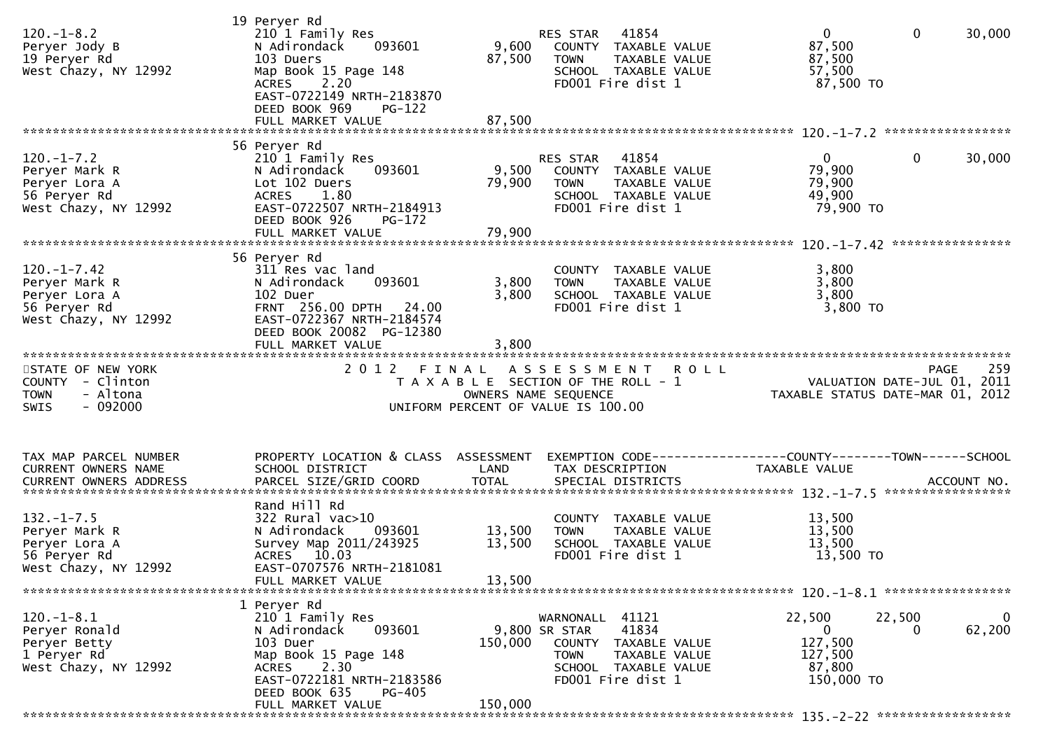| TAX MAP PARCEL NUMBER | PROPERTY LOCATION & CLASS | ASSESSMENT | EXEMPTION CODE | COUNTY | TOWN | SCHOOL |
|---|---|---|---|---|---|---|
| CURRENT OWNERS NAME | SCHOOL DISTRICT | LAND | TAX DESCRIPTION | TAXABLE VALUE | | |
| CURRENT OWNERS ADDRESS | PARCEL SIZE/GRID COORD | TOTAL | SPECIAL DISTRICTS | | | ACCOUNT NO. |
| 120.-1-8.2 | 19 Peryer Rd | | | | | |
| Peryer Jody B | 210 1 Family Res | | RES STAR 41854 | 0 | 0 | 30,000 |
| 19 Peryer Rd | N Adirondack 093601 | 9,600 | COUNTY TAXABLE VALUE | 87,500 | | |
| West Chazy, NY 12992 | 103 Duers | 87,500 | TOWN TAXABLE VALUE | 87,500 | | |
| | Map Book 15 Page 148 | | SCHOOL TAXABLE VALUE | 57,500 | | |
| | ACRES 2.20 | | FD001 Fire dist 1 | 87,500 TO | | |
| | EAST-0722149 NRTH-2183870 | | | | | |
| | DEED BOOK 969 PG-122 | | | | | |
| | FULL MARKET VALUE | 87,500 | | | | |
| 120.-1-7.2 | 56 Peryer Rd | | | | | |
| Peryer Mark R | 210 1 Family Res | | RES STAR 41854 | 0 | 0 | 30,000 |
| Peryer Lora A | N Adirondack 093601 | 9,500 | COUNTY TAXABLE VALUE | 79,900 | | |
| 56 Peryer Rd | Lot 102 Duers | 79,900 | TOWN TAXABLE VALUE | 79,900 | | |
| West Chazy, NY 12992 | ACRES 1.80 | | SCHOOL TAXABLE VALUE | 49,900 | | |
| | EAST-0722507 NRTH-2184913 | | FD001 Fire dist 1 | 79,900 TO | | |
| | DEED BOOK 926 PG-172 | | | | | |
| | FULL MARKET VALUE | 79,900 | | | | |
| 120.-1-7.42 | 56 Peryer Rd | | | | | |
| Peryer Mark R | 311 Res vac land | | COUNTY TAXABLE VALUE | 3,800 | | |
| Peryer Lora A | N Adirondack 093601 | 3,800 | TOWN TAXABLE VALUE | 3,800 | | |
| 56 Peryer Rd | 102 Duer | 3,800 | SCHOOL TAXABLE VALUE | 3,800 | | |
| West Chazy, NY 12992 | FRNT 256.00 DPTH 24.00 | | FD001 Fire dist 1 | 3,800 TO | | |
| | EAST-0722367 NRTH-2184574 | | | | | |
| | DEED BOOK 20082 PG-12380 | | | | | |
| | FULL MARKET VALUE | 3,800 | | | | |

STATE OF NEW YORK — 2012 FINAL ASSESSMENT ROLL — PAGE 259
COUNTY - Clinton — TAXABLE SECTION OF THE ROLL - 1 — VALUATION DATE-JUL 01, 2011
TOWN - Altona — OWNERS NAME SEQUENCE — TAXABLE STATUS DATE-MAR 01, 2012
SWIS - 092000 — UNIFORM PERCENT OF VALUE IS 100.00

| TAX MAP PARCEL NUMBER | PROPERTY LOCATION & CLASS | ASSESSMENT | EXEMPTION CODE | COUNTY | TOWN | SCHOOL |
|---|---|---|---|---|---|---|
| CURRENT OWNERS NAME | SCHOOL DISTRICT | LAND | TAX DESCRIPTION | TAXABLE VALUE | | |
| CURRENT OWNERS ADDRESS | PARCEL SIZE/GRID COORD | TOTAL | SPECIAL DISTRICTS | | | ACCOUNT NO. |
| 132.-1-7.5 | Rand Hill Rd | | | | | |
| Peryer Mark R | 322 Rural vac>10 | | COUNTY TAXABLE VALUE | 13,500 | | |
| Peryer Lora A | N Adirondack 093601 | 13,500 | TOWN TAXABLE VALUE | 13,500 | | |
| 56 Peryer Rd | Survey Map 2011/243925 | 13,500 | SCHOOL TAXABLE VALUE | 13,500 | | |
| West Chazy, NY 12992 | ACRES 10.03 | | FD001 Fire dist 1 | 13,500 TO | | |
| | EAST-0707576 NRTH-2181081 | | | | | |
| | FULL MARKET VALUE | 13,500 | | | | |
| 120.-1-8.1 | 1 Peryer Rd | | | | | |
| Peryer Ronald | 210 1 Family Res | | WARNONALL 41121 | 22,500 | 22,500 | 0 |
| Peryer Betty | N Adirondack 093601 | 9,800 | SR STAR 41834 | 0 | 0 | 62,200 |
| 1 Peryer Rd | 103 Duer | 150,000 | COUNTY TAXABLE VALUE | 127,500 | | |
| West Chazy, NY 12992 | Map Book 15 Page 148 | | TOWN TAXABLE VALUE | 127,500 | | |
| | ACRES 2.30 | | SCHOOL TAXABLE VALUE | 87,800 | | |
| | EAST-0722181 NRTH-2183586 | | FD001 Fire dist 1 | 150,000 TO | | |
| | DEED BOOK 635 PG-405 | | | | | |
| | FULL MARKET VALUE | 150,000 | | | | |

135.-2-22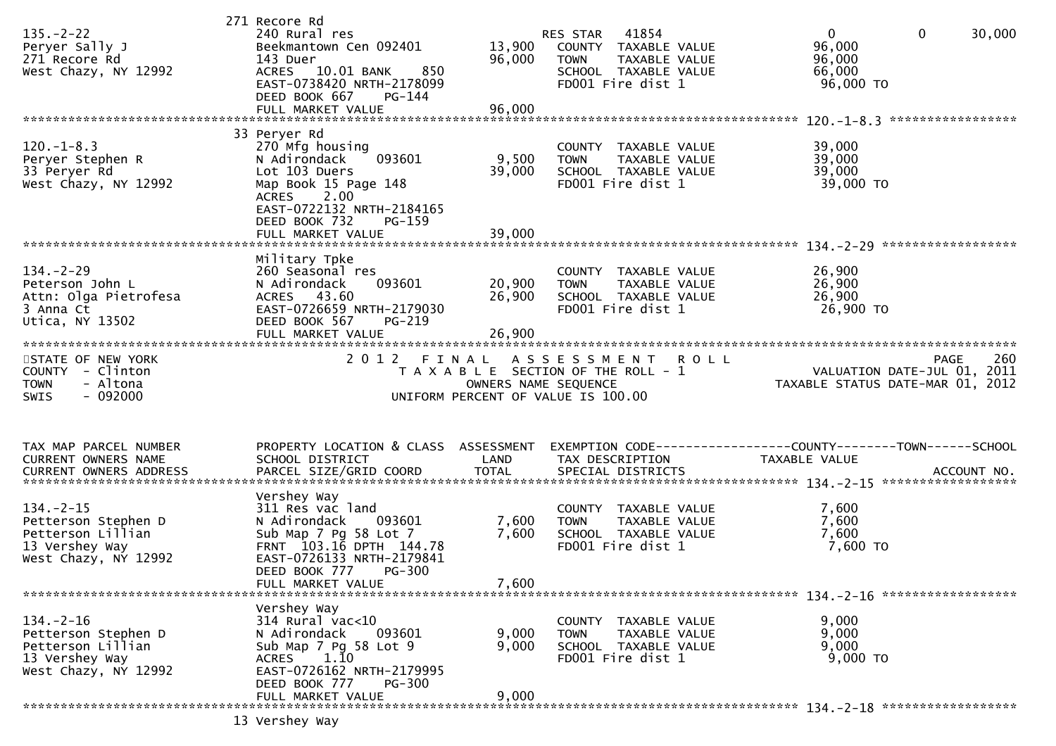| | 271 Recore Rd | | | |
|---|---|---|---|---|
| 135.-2-22 | 240 Rural res | | RES STAR 41854 | 0 0 30,000 |
| Peryer Sally J | Beekmantown Cen 092401 | 13,900 | COUNTY TAXABLE VALUE | 96,000 |
| 271 Recore Rd | 143 Duer | 96,000 | TOWN TAXABLE VALUE | 96,000 |
| West Chazy, NY 12992 | ACRES 10.01 BANK 850 | | SCHOOL TAXABLE VALUE | 66,000 |
| | EAST-0738420 NRTH-2178099 | | FD001 Fire dist 1 | 96,000 TO |
| | DEED BOOK 667 PG-144 | | | |
| | FULL MARKET VALUE | 96,000 | | |

************************************************************************************ 120.-1-8.3 *****************

| | 33 Peryer Rd | | | |
|---|---|---|---|---|
| 120.-1-8.3 | 270 Mfg housing | | COUNTY TAXABLE VALUE | 39,000 |
| Peryer Stephen R | N Adirondack 093601 | 9,500 | TOWN TAXABLE VALUE | 39,000 |
| 33 Peryer Rd | Lot 103 Duers | 39,000 | SCHOOL TAXABLE VALUE | 39,000 |
| West Chazy, NY 12992 | Map Book 15 Page 148 | | FD001 Fire dist 1 | 39,000 TO |
| | ACRES 2.00 | | | |
| | EAST-0722132 NRTH-2184165 | | | |
| | DEED BOOK 732 PG-159 | | | |
| | FULL MARKET VALUE | 39,000 | | |

************************************************************************************ 134.-2-29 *****************

| | Military Tpke | | | |
|---|---|---|---|---|
| 134.-2-29 | 260 Seasonal res | | COUNTY TAXABLE VALUE | 26,900 |
| Peterson John L | N Adirondack 093601 | 20,900 | TOWN TAXABLE VALUE | 26,900 |
| Attn: Olga Pietrofesa | ACRES 43.60 | 26,900 | SCHOOL TAXABLE VALUE | 26,900 |
| 3 Anna Ct | EAST-0726659 NRTH-2179030 | | FD001 Fire dist 1 | 26,900 TO |
| Utica, NY 13502 | DEED BOOK 567 PG-219 | | | |
| | FULL MARKET VALUE | 26,900 | | |

STATE OF NEW YORK — 2012 FINAL ASSESSMENT ROLL — PAGE 260
COUNTY - Clinton — TAXABLE SECTION OF THE ROLL - 1 — VALUATION DATE-JUL 01, 2011
TOWN - Altona — OWNERS NAME SEQUENCE — TAXABLE STATUS DATE-MAR 01, 2012
SWIS - 092000 — UNIFORM PERCENT OF VALUE IS 100.00

| TAX MAP PARCEL NUMBER / CURRENT OWNERS NAME / CURRENT OWNERS ADDRESS | PROPERTY LOCATION & CLASS / SCHOOL DISTRICT / PARCEL SIZE/GRID COORD | ASSESSMENT LAND / TOTAL | EXEMPTION CODE / TAX DESCRIPTION / SPECIAL DISTRICTS | COUNTY--------TOWN------SCHOOL / TAXABLE VALUE / ACCOUNT NO. |
|---|---|---|---|---|
| | Vershey Way | | | |
| 134.-2-15 | 311 Res vac land | | COUNTY TAXABLE VALUE | 7,600 |
| Petterson Stephen D | N Adirondack 093601 | 7,600 | TOWN TAXABLE VALUE | 7,600 |
| Petterson Lillian | Sub Map 7 Pg 58 Lot 7 | 7,600 | SCHOOL TAXABLE VALUE | 7,600 |
| 13 Vershey Way | FRNT 103.16 DPTH 144.78 | | FD001 Fire dist 1 | 7,600 TO |
| West Chazy, NY 12992 | EAST-0726133 NRTH-2179841 | | | |
| | DEED BOOK 777 PG-300 | | | |
| | FULL MARKET VALUE | 7,600 | | |

************************************************************************************ 134.-2-16 *****************

| | Vershey Way | | | |
|---|---|---|---|---|
| 134.-2-16 | 314 Rural vac<10 | | COUNTY TAXABLE VALUE | 9,000 |
| Petterson Stephen D | N Adirondack 093601 | 9,000 | TOWN TAXABLE VALUE | 9,000 |
| Petterson Lillian | Sub Map 7 Pg 58 Lot 9 | 9,000 | SCHOOL TAXABLE VALUE | 9,000 |
| 13 Vershey Way | ACRES 1.10 | | FD001 Fire dist 1 | 9,000 TO |
| West Chazy, NY 12992 | EAST-0726162 NRTH-2179995 | | | |
| | DEED BOOK 777 PG-300 | | | |
| | FULL MARKET VALUE | 9,000 | | |

************************************************************************************ 134.-2-18 *****************

13 Vershey Way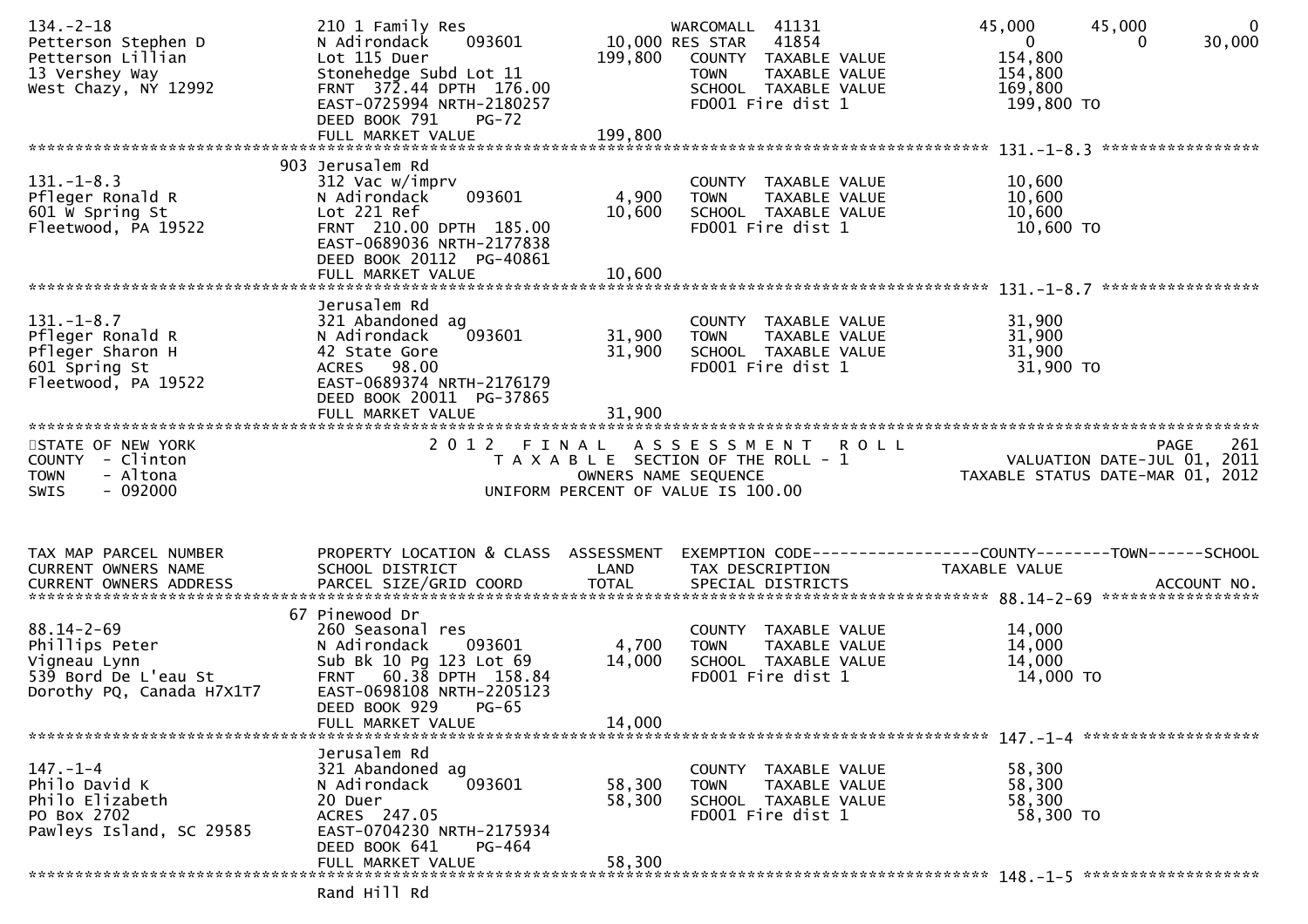```
134.-2-18                   210 1 Family Res                    WARCOMALL  41131                45,000      45,000           0
Petterson Stephen D         N Adirondack     093601      10,000 RES STAR   41854                     0           0      30,000
Petterson Lillian           Lot 115 Duer                199,800   COUNTY  TAXABLE VALUE            154,800
13 Vershey Way              Stonehedge Subd Lot 11                TOWN    TAXABLE VALUE            154,800
West Chazy, NY 12992        FRNT  372.44 DPTH 176.00              SCHOOL  TAXABLE VALUE            169,800
                            EAST-0725994 NRTH-2180257             FD001 Fire dist 1                 199,800 TO
                            DEED BOOK 791     PG-72
                            FULL MARKET VALUE           199,800
******************************************************************************************************* 131.-1-8.3 *****************
                         903 Jerusalem Rd
131.-1-8.3                  312 Vac w/imprv                       COUNTY  TAXABLE VALUE             10,600
Pfleger Ronald R            N Adirondack     093601       4,900   TOWN    TAXABLE VALUE             10,600
601 W Spring St             Lot 221 Ref                  10,600   SCHOOL  TAXABLE VALUE             10,600
Fleetwood, PA 19522         FRNT  210.00 DPTH 185.00              FD001 Fire dist 1                  10,600 TO
                            EAST-0689036 NRTH-2177838
                            DEED BOOK 20112  PG-40861
                            FULL MARKET VALUE            10,600
******************************************************************************************************* 131.-1-8.7 *****************
                            Jerusalem Rd
131.-1-8.7                  321 Abandoned ag                      COUNTY  TAXABLE VALUE             31,900
Pfleger Ronald R            N Adirondack     093601      31,900   TOWN    TAXABLE VALUE             31,900
Pfleger Sharon H            42 State Gore                31,900   SCHOOL  TAXABLE VALUE             31,900
601 Spring St               ACRES   98.00                         FD001 Fire dist 1                  31,900 TO
Fleetwood, PA 19522         EAST-0689374 NRTH-2176179
                            DEED BOOK 20011  PG-37865
                            FULL MARKET VALUE            31,900
************************************************************************************************************************************
STATE OF NEW YORK                          2 0 1 2   F I N A L   A S S E S S M E N T   R O L L                              PAGE   261
COUNTY  - Clinton                            T A X A B L E  SECTION OF THE ROLL - 1                      VALUATION DATE-JUL 01, 2011
TOWN    - Altona                                    OWNERS NAME SEQUENCE                            TAXABLE STATUS DATE-MAR 01, 2012
SWIS    - 092000                            UNIFORM PERCENT OF VALUE IS 100.00


TAX MAP PARCEL NUMBER       PROPERTY LOCATION & CLASS  ASSESSMENT  EXEMPTION CODE------------------COUNTY--------TOWN------SCHOOL
CURRENT OWNERS NAME         SCHOOL DISTRICT               LAND      TAX DESCRIPTION              TAXABLE VALUE
CURRENT OWNERS ADDRESS      PARCEL SIZE/GRID COORD        TOTAL     SPECIAL DISTRICTS                                   ACCOUNT NO.
******************************************************************************************************* 88.14-2-69 *****************
                         67 Pinewood Dr
88.14-2-69                  260 Seasonal res                      COUNTY  TAXABLE VALUE             14,000
Phillips Peter              N Adirondack     093601       4,700   TOWN    TAXABLE VALUE             14,000
Vigneau Lynn                Sub Bk 10 Pg 123 Lot 69      14,000   SCHOOL  TAXABLE VALUE             14,000
539 Bord De L'eau St        FRNT   60.38 DPTH 158.84              FD001 Fire dist 1                  14,000 TO
Dorothy PQ, Canada H7X1T7   EAST-0698108 NRTH-2205123
                            DEED BOOK 929     PG-65
                            FULL MARKET VALUE            14,000
******************************************************************************************************* 147.-1-4 *******************
                            Jerusalem Rd
147.-1-4                    321 Abandoned ag                      COUNTY  TAXABLE VALUE             58,300
Philo David K               N Adirondack     093601      58,300   TOWN    TAXABLE VALUE             58,300
Philo Elizabeth             20 Duer                      58,300   SCHOOL  TAXABLE VALUE             58,300
PO Box 2702                 ACRES  247.05                         FD001 Fire dist 1                  58,300 TO
Pawleys Island, SC 29585    EAST-0704230 NRTH-2175934
                            DEED BOOK 641     PG-464
                            FULL MARKET VALUE            58,300
******************************************************************************************************* 148.-1-5 *******************
                            Rand Hill Rd
```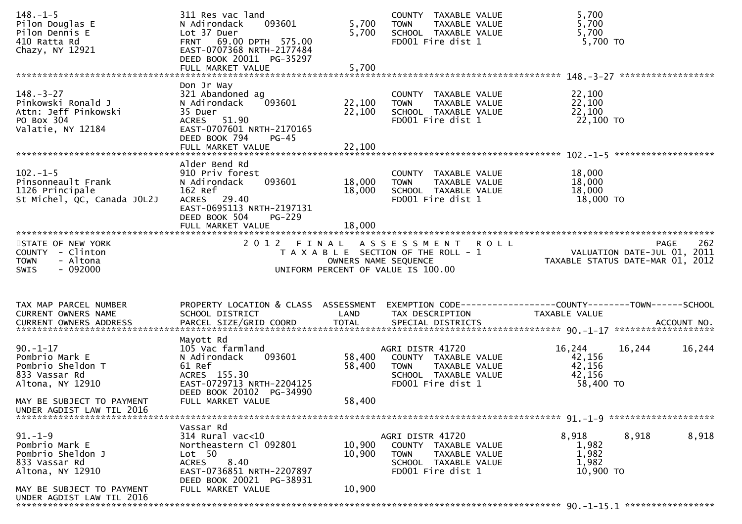```
148.-1-5                       311 Res vac land                      COUNTY  TAXABLE VALUE            5,700
Pilon Douglas E                N Adirondack    093601        5,700   TOWN    TAXABLE VALUE            5,700
Pilon Dennis E                 Lot 37 Duer                   5,700   SCHOOL  TAXABLE VALUE            5,700
410 Ratta Rd                   FRNT   69.00 DPTH  575.00             FD001 Fire dist 1                5,700 TO
Chazy, NY 12921                EAST-0707368 NRTH-2177484
                               DEED BOOK 20011  PG-35297
                               FULL MARKET VALUE             5,700
******************************************************************************************************* 148.-3-27 ******************
                               Don Jr Way
148.-3-27                      321 Abandoned ag                      COUNTY  TAXABLE VALUE           22,100
Pinkowski Ronald J             N Adirondack    093601       22,100   TOWN    TAXABLE VALUE           22,100
Attn: Jeff Pinkowski           35 Duer                      22,100   SCHOOL  TAXABLE VALUE           22,100
PO Box 304                     ACRES   51.90                         FD001 Fire dist 1               22,100 TO
Valatie, NY 12184              EAST-0707601 NRTH-2170165
                               DEED BOOK 794    PG-45
                               FULL MARKET VALUE            22,100
******************************************************************************************************* 102.-1-5 *******************
                               Alder Bend Rd
102.-1-5                       910 Priv forest                       COUNTY  TAXABLE VALUE           18,000
Pinsonneault Frank             N Adirondack    093601       18,000   TOWN    TAXABLE VALUE           18,000
1126 Principale                162 Ref                      18,000   SCHOOL  TAXABLE VALUE           18,000
St Michel, QC, Canada J0L2J    ACRES   29.40                         FD001 Fire dist 1               18,000 TO
                               EAST-0695113 NRTH-2197131
                               DEED BOOK 504    PG-229
                               FULL MARKET VALUE            18,000
************************************************************************************************************************************
STATE OF NEW YORK                   2 0 1 2   F I N A L   A S S E S S M E N T   R O L L                                  PAGE    262
COUNTY  - Clinton                        T A X A B L E  SECTION OF THE ROLL - 1                         VALUATION DATE-JUL 01, 2011
TOWN    - Altona                               OWNERS NAME SEQUENCE                               TAXABLE STATUS DATE-MAR 01, 2012
SWIS    - 092000                        UNIFORM PERCENT OF VALUE IS 100.00


TAX MAP PARCEL NUMBER          PROPERTY LOCATION & CLASS  ASSESSMENT  EXEMPTION CODE------------------COUNTY--------TOWN------SCHOOL
CURRENT OWNERS NAME            SCHOOL DISTRICT               LAND     TAX DESCRIPTION             TAXABLE VALUE
CURRENT OWNERS ADDRESS         PARCEL SIZE/GRID COORD        TOTAL    SPECIAL DISTRICTS                                  ACCOUNT NO.
******************************************************************************************************* 90.-1-17 *******************
                               Mayott Rd
90.-1-17                       105 Vac farmland                      AGRI DISTR 41720            16,244      16,244       16,244
Pombrio Mark E                 N Adirondack    093601       58,400   COUNTY  TAXABLE VALUE           42,156
Pombrio Sheldon T              61 Ref                       58,400   TOWN    TAXABLE VALUE           42,156
833 Vassar Rd                  ACRES  155.30                         SCHOOL  TAXABLE VALUE           42,156
Altona, NY 12910               EAST-0729713 NRTH-2204125             FD001 Fire dist 1               58,400 TO
                               DEED BOOK 20102  PG-34990
MAY BE SUBJECT TO PAYMENT      FULL MARKET VALUE            58,400
UNDER AGDIST LAW TIL 2016
******************************************************************************************************* 91.-1-9 ********************
                               Vassar Rd
91.-1-9                        314 Rural vac<10                      AGRI DISTR 41720             8,918       8,918        8,918
Pombrio Mark E                 Northeastern Cl 092801       10,900   COUNTY  TAXABLE VALUE            1,982
Pombrio Sheldon J              Lot  50                      10,900   TOWN    TAXABLE VALUE            1,982
833 Vassar Rd                  ACRES    8.40                         SCHOOL  TAXABLE VALUE            1,982
Altona, NY 12910               EAST-0736851 NRTH-2207897             FD001 Fire dist 1               10,900 TO
                               DEED BOOK 20021  PG-38931
MAY BE SUBJECT TO PAYMENT      FULL MARKET VALUE            10,900
UNDER AGDIST LAW TIL 2016
******************************************************************************************************* 90.-1-15.1 *****************
```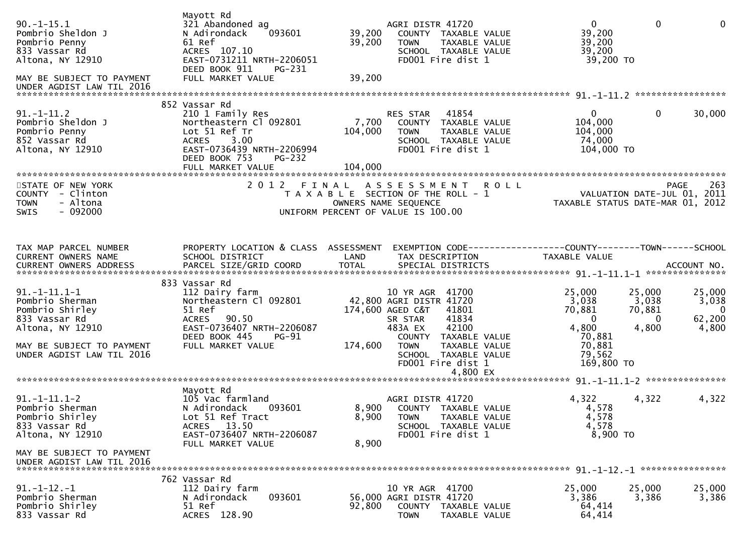```
                             Mayott Rd
90.-1-15.1                   321 Abandoned ag                    AGRI DISTR 41720                 0           0            0
Pombrio Sheldon J            N Adirondack     093601     39,200    COUNTY  TAXABLE VALUE          39,200
Pombrio Penny                61 Ref                      39,200    TOWN    TAXABLE VALUE          39,200
833 Vassar Rd                ACRES  107.10                         SCHOOL  TAXABLE VALUE          39,200
Altona, NY 12910             EAST-0731211 NRTH-2206051             FD001 Fire dist 1               39,200 TO
                             DEED BOOK 911    PG-231
MAY BE SUBJECT TO PAYMENT    FULL MARKET VALUE           39,200
UNDER AGDIST LAW TIL 2016
******************************************************************************************************* 91.-1-11.2 *****************
                             852 Vassar Rd
91.-1-11.2                   210 1 Family Res                    RES STAR   41854                 0           0       30,000
Pombrio Sheldon J            Northeastern Cl 092801      7,700     COUNTY  TAXABLE VALUE         104,000
Pombrio Penny                Lot 51 Ref Tr              104,000    TOWN    TAXABLE VALUE         104,000
852 Vassar Rd                ACRES    3.00                         SCHOOL  TAXABLE VALUE          74,000
Altona, NY 12910             EAST-0736439 NRTH-2206994             FD001 Fire dist 1              104,000 TO
                             DEED BOOK 753    PG-232
                             FULL MARKET VALUE          104,000
************************************************************************************************************************************
STATE OF NEW YORK                    2 0 1 2   F I N A L   A S S E S S M E N T   R O L L                                  PAGE   263
COUNTY  - Clinton                        T A X A B L E  SECTION OF THE ROLL - 1                      VALUATION DATE-JUL 01, 2011
TOWN    - Altona                               OWNERS NAME SEQUENCE                              TAXABLE STATUS DATE-MAR 01, 2012
SWIS    - 092000                        UNIFORM PERCENT OF VALUE IS 100.00


TAX MAP PARCEL NUMBER        PROPERTY LOCATION & CLASS  ASSESSMENT  EXEMPTION CODE------------------COUNTY--------TOWN------SCHOOL
CURRENT OWNERS NAME          SCHOOL DISTRICT               LAND      TAX DESCRIPTION                 TAXABLE VALUE
CURRENT OWNERS ADDRESS       PARCEL SIZE/GRID COORD        TOTAL     SPECIAL DISTRICTS                                   ACCOUNT NO.
******************************************************************************************************* 91.-1-11.1-1 ***************
                             833 Vassar Rd
91.-1-11.1-1                 112 Dairy farm                      10 YR AGR  41700              25,000      25,000       25,000
Pombrio Sherman              Northeastern Cl 092801      42,800 AGRI DISTR 41720                3,038       3,038        3,038
Pombrio Shirley              51 Ref                     174,600 AGED C&T   41801               70,881      70,881            0
833 Vassar Rd                ACRES   90.50                       SR STAR    41834                    0           0       62,200
Altona, NY 12910             EAST-0736407 NRTH-2206087           483A EX    42100                4,800       4,800        4,800
                             DEED BOOK 445    PG-91                COUNTY  TAXABLE VALUE          70,881
MAY BE SUBJECT TO PAYMENT    FULL MARKET VALUE          174,600    TOWN    TAXABLE VALUE          70,881
UNDER AGDIST LAW TIL 2016                                          SCHOOL  TAXABLE VALUE          79,562
                                                                   FD001 Fire dist 1              169,800 TO
                                                                               4,800 EX
******************************************************************************************************* 91.-1-11.1-2 ***************
                             Mayott Rd
91.-1-11.1-2                 105 Vac farmland                    AGRI DISTR 41720                4,322       4,322        4,322
Pombrio Sherman              N Adirondack     093601      8,900    COUNTY  TAXABLE VALUE           4,578
Pombrio Shirley              Lot 51 Ref Tract             8,900    TOWN    TAXABLE VALUE           4,578
833 Vassar Rd                ACRES   13.50                         SCHOOL  TAXABLE VALUE           4,578
Altona, NY 12910             EAST-0736407 NRTH-2206087             FD001 Fire dist 1                8,900 TO
                             FULL MARKET VALUE            8,900
MAY BE SUBJECT TO PAYMENT
UNDER AGDIST LAW TIL 2016
******************************************************************************************************* 91.-1-12.-1 ****************
                             762 Vassar Rd
91.-1-12.-1                  112 Dairy farm                      10 YR AGR  41700              25,000      25,000       25,000
Pombrio Sherman              N Adirondack     093601     56,000 AGRI DISTR 41720                3,386       3,386        3,386
Pombrio Shirley              51 Ref                      92,800    COUNTY  TAXABLE VALUE          64,414
833 Vassar Rd                ACRES  128.90                         TOWN    TAXABLE VALUE          64,414
```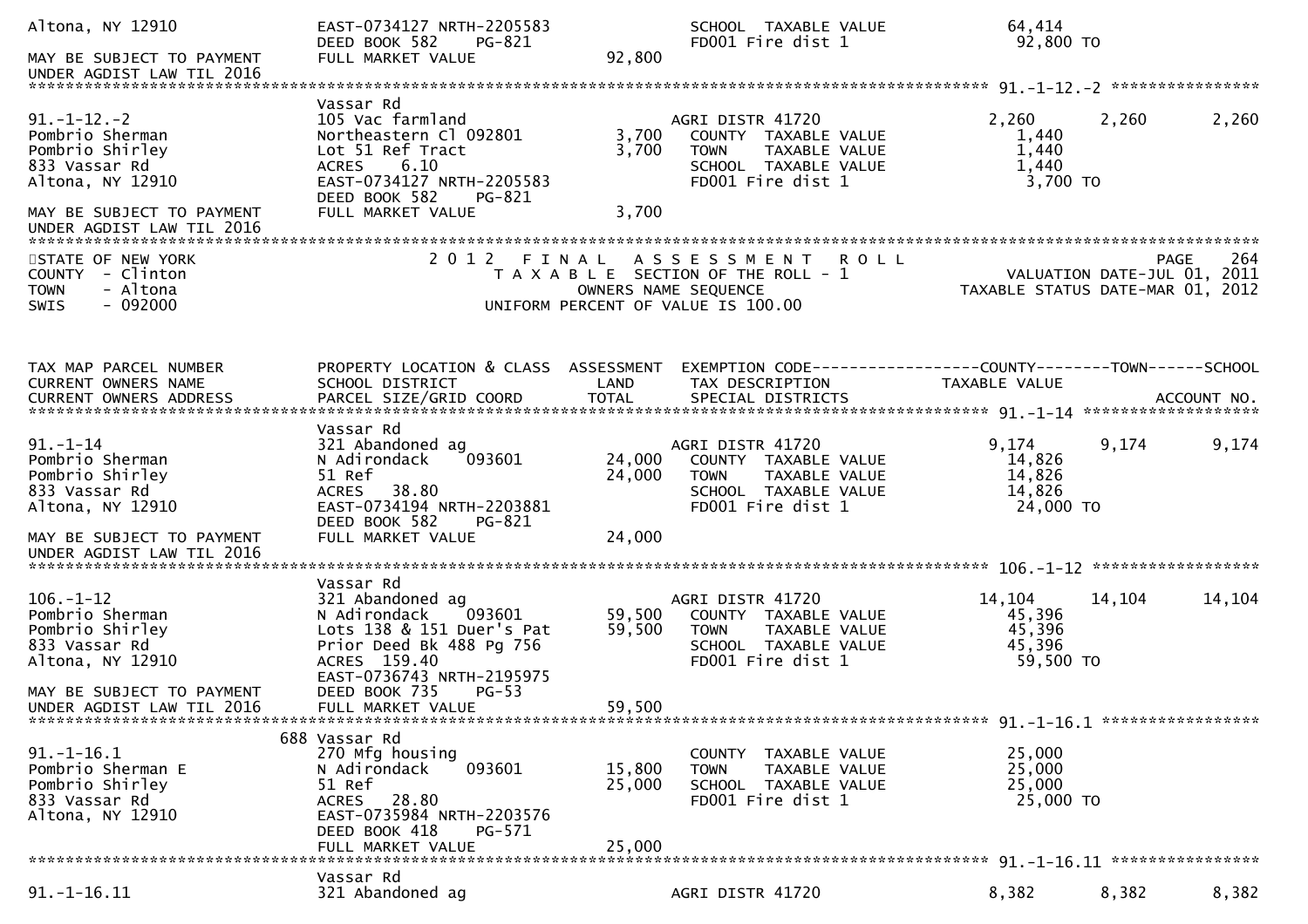| | | | | | | |
|---|---|---|---|---|---|---|
| Altona, NY 12910 | EAST-0734127 NRTH-2205583 | | SCHOOL TAXABLE VALUE | 64,414 | | |
| | DEED BOOK 582 PG-821 | | FD001 Fire dist 1 | 92,800 TO | | |
| MAY BE SUBJECT TO PAYMENT | FULL MARKET VALUE | 92,800 | | | | |
| UNDER AGDIST LAW TIL 2016 | | | | | | |

******************************************************************************************************* 91.-1-12.-2 ****************

| | | | | | | |
|---|---|---|---|---|---|---|
| | Vassar Rd | | | | | |
| 91.-1-12.-2 | 105 Vac farmland | | AGRI DISTR 41720 | 2,260 | 2,260 | 2,260 |
| Pombrio Sherman | Northeastern Cl 092801 | 3,700 | COUNTY TAXABLE VALUE | 1,440 | | |
| Pombrio Shirley | Lot 51 Ref Tract | 3,700 | TOWN TAXABLE VALUE | 1,440 | | |
| 833 Vassar Rd | ACRES 6.10 | | SCHOOL TAXABLE VALUE | 1,440 | | |
| Altona, NY 12910 | EAST-0734127 NRTH-2205583 | | FD001 Fire dist 1 | 3,700 TO | | |
| | DEED BOOK 582 PG-821 | | | | | |
| MAY BE SUBJECT TO PAYMENT | FULL MARKET VALUE | 3,700 | | | | |
| UNDER AGDIST LAW TIL 2016 | | | | | | |

*******************************************************************************************************************************************

STATE OF NEW YORK — 2 0 1 2 F I N A L A S S E S S M E N T R O L L — PAGE 264
COUNTY - Clinton — T A X A B L E SECTION OF THE ROLL - 1 — VALUATION DATE-JUL 01, 2011
TOWN - Altona — OWNERS NAME SEQUENCE — TAXABLE STATUS DATE-MAR 01, 2012
SWIS - 092000 — UNIFORM PERCENT OF VALUE IS 100.00

| TAX MAP PARCEL NUMBER / CURRENT OWNERS NAME / CURRENT OWNERS ADDRESS | PROPERTY LOCATION & CLASS / SCHOOL DISTRICT / PARCEL SIZE/GRID COORD | ASSESSMENT LAND / TOTAL | EXEMPTION CODE / TAX DESCRIPTION / SPECIAL DISTRICTS | COUNTY / TAXABLE VALUE | TOWN | SCHOOL / ACCOUNT NO. |
|---|---|---|---|---|---|---|

******************************************************************************************************* 91.-1-14 *******************

| | | | | | | |
|---|---|---|---|---|---|---|
| | Vassar Rd | | | | | |
| 91.-1-14 | 321 Abandoned ag | | AGRI DISTR 41720 | 9,174 | 9,174 | 9,174 |
| Pombrio Sherman | N Adirondack 093601 | 24,000 | COUNTY TAXABLE VALUE | 14,826 | | |
| Pombrio Shirley | 51 Ref | 24,000 | TOWN TAXABLE VALUE | 14,826 | | |
| 833 Vassar Rd | ACRES 38.80 | | SCHOOL TAXABLE VALUE | 14,826 | | |
| Altona, NY 12910 | EAST-0734194 NRTH-2203881 | | FD001 Fire dist 1 | 24,000 TO | | |
| | DEED BOOK 582 PG-821 | | | | | |
| MAY BE SUBJECT TO PAYMENT | FULL MARKET VALUE | 24,000 | | | | |
| UNDER AGDIST LAW TIL 2016 | | | | | | |

******************************************************************************************************* 106.-1-12 ******************

| | | | | | | |
|---|---|---|---|---|---|---|
| | Vassar Rd | | | | | |
| 106.-1-12 | 321 Abandoned ag | | AGRI DISTR 41720 | 14,104 | 14,104 | 14,104 |
| Pombrio Sherman | N Adirondack 093601 | 59,500 | COUNTY TAXABLE VALUE | 45,396 | | |
| Pombrio Shirley | Lots 138 & 151 Duer's Pat | 59,500 | TOWN TAXABLE VALUE | 45,396 | | |
| 833 Vassar Rd | Prior Deed Bk 488 Pg 756 | | SCHOOL TAXABLE VALUE | 45,396 | | |
| Altona, NY 12910 | ACRES 159.40 | | FD001 Fire dist 1 | 59,500 TO | | |
| | EAST-0736743 NRTH-2195975 | | | | | |
| MAY BE SUBJECT TO PAYMENT | DEED BOOK 735 PG-53 | | | | | |
| UNDER AGDIST LAW TIL 2016 | FULL MARKET VALUE | 59,500 | | | | |

******************************************************************************************************* 91.-1-16.1 *****************

| | | | | | | |
|---|---|---|---|---|---|---|
| | 688 Vassar Rd | | | | | |
| 91.-1-16.1 | 270 Mfg housing | | COUNTY TAXABLE VALUE | 25,000 | | |
| Pombrio Sherman E | N Adirondack 093601 | 15,800 | TOWN TAXABLE VALUE | 25,000 | | |
| Pombrio Shirley | 51 Ref | 25,000 | SCHOOL TAXABLE VALUE | 25,000 | | |
| 833 Vassar Rd | ACRES 28.80 | | FD001 Fire dist 1 | 25,000 TO | | |
| Altona, NY 12910 | EAST-0735984 NRTH-2203576 | | | | | |
| | DEED BOOK 418 PG-571 | | | | | |
| | FULL MARKET VALUE | 25,000 | | | | |

******************************************************************************************************* 91.-1-16.11 ****************

| | | | | | | |
|---|---|---|---|---|---|---|
| | Vassar Rd | | | | | |
| 91.-1-16.11 | 321 Abandoned ag | | AGRI DISTR 41720 | 8,382 | 8,382 | 8,382 |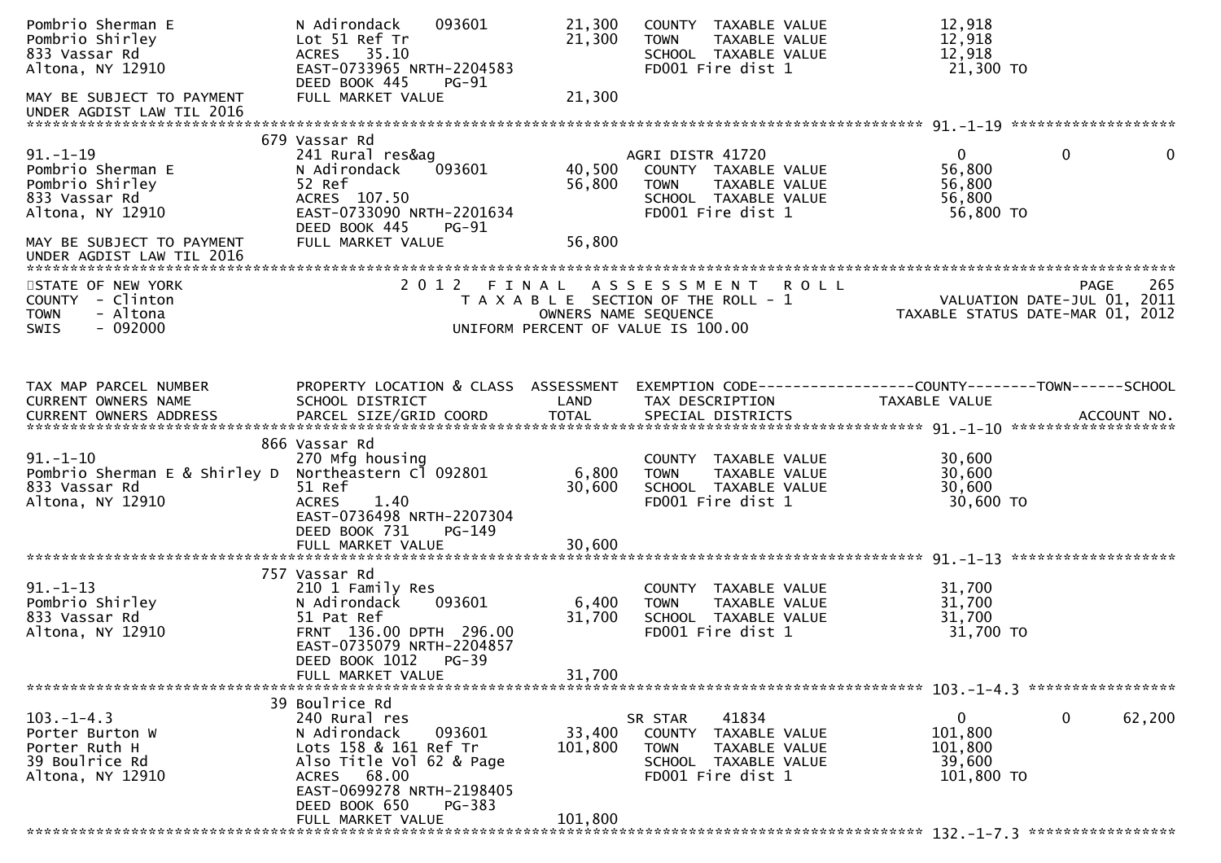```
Pombrio Sherman E              N Adirondack     093601         21,300   COUNTY  TAXABLE VALUE             12,918
Pombrio Shirley                Lot 51 Ref Tr                   21,300   TOWN    TAXABLE VALUE             12,918
833 Vassar Rd                  ACRES   35.10                            SCHOOL  TAXABLE VALUE             12,918
Altona, NY 12910               EAST-0733965 NRTH-2204583                FD001 Fire dist 1                  21,300 TO
                               DEED BOOK 445    PG-91
MAY BE SUBJECT TO PAYMENT      FULL MARKET VALUE               21,300
UNDER AGDIST LAW TIL 2016
******************************************************************************************************* 91.-1-19 ******************
                               679 Vassar Rd
91.-1-19                       241 Rural res&ag                         AGRI DISTR 41720                     0            0            0
Pombrio Sherman E              N Adirondack     093601         40,500   COUNTY  TAXABLE VALUE             56,800
Pombrio Shirley                52 Ref                          56,800   TOWN    TAXABLE VALUE             56,800
833 Vassar Rd                  ACRES  107.50                            SCHOOL  TAXABLE VALUE             56,800
Altona, NY 12910               EAST-0733090 NRTH-2201634                FD001 Fire dist 1                  56,800 TO
                               DEED BOOK 445    PG-91
MAY BE SUBJECT TO PAYMENT      FULL MARKET VALUE               56,800
UNDER AGDIST LAW TIL 2016
************************************************************************************************************************************
STATE OF NEW YORK                          2 0 1 2   F I N A L   A S S E S S M E N T   R O L L                           PAGE    265
COUNTY  - Clinton                             T A X A B L E  SECTION OF THE ROLL - 1                    VALUATION DATE-JUL 01, 2011
TOWN    - Altona                                    OWNERS NAME SEQUENCE                          TAXABLE STATUS DATE-MAR 01, 2012
SWIS    - 092000                             UNIFORM PERCENT OF VALUE IS 100.00


TAX MAP PARCEL NUMBER          PROPERTY LOCATION & CLASS  ASSESSMENT  EXEMPTION CODE------------------COUNTY--------TOWN------SCHOOL
CURRENT OWNERS NAME            SCHOOL DISTRICT               LAND      TAX DESCRIPTION            TAXABLE VALUE
CURRENT OWNERS ADDRESS         PARCEL SIZE/GRID COORD        TOTAL     SPECIAL DISTRICTS                                 ACCOUNT NO.
******************************************************************************************************* 91.-1-10 ******************
                               866 Vassar Rd
91.-1-10                       270 Mfg housing                          COUNTY  TAXABLE VALUE             30,600
Pombrio Sherman E & Shirley D  Northeastern Cl 092801           6,800   TOWN    TAXABLE VALUE             30,600
833 Vassar Rd                  51 Ref                          30,600   SCHOOL  TAXABLE VALUE             30,600
Altona, NY 12910               ACRES    1.40                            FD001 Fire dist 1                  30,600 TO
                               EAST-0736498 NRTH-2207304
                               DEED BOOK 731    PG-149
                               FULL MARKET VALUE               30,600
******************************************************************************************************* 91.-1-13 ******************
                               757 Vassar Rd
91.-1-13                       210 1 Family Res                         COUNTY  TAXABLE VALUE             31,700
Pombrio Shirley                N Adirondack     093601          6,400   TOWN    TAXABLE VALUE             31,700
833 Vassar Rd                  51 Pat Ref                      31,700   SCHOOL  TAXABLE VALUE             31,700
Altona, NY 12910               FRNT 136.00 DPTH 296.00                  FD001 Fire dist 1                  31,700 TO
                               EAST-0735079 NRTH-2204857
                               DEED BOOK 1012   PG-39
                               FULL MARKET VALUE               31,700
******************************************************************************************************* 103.-1-4.3 ****************
                               39 Boulrice Rd
103.-1-4.3                     240 Rural res                            SR STAR     41834                    0            0       62,200
Porter Burton W                N Adirondack     093601         33,400   COUNTY  TAXABLE VALUE            101,800
Porter Ruth H                  Lots 158 & 161 Ref Tr          101,800   TOWN    TAXABLE VALUE            101,800
39 Boulrice Rd                 Also Title Vol 62 & Page                 SCHOOL  TAXABLE VALUE             39,600
Altona, NY 12910               ACRES   68.00                            FD001 Fire dist 1                 101,800 TO
                               EAST-0699278 NRTH-2198405
                               DEED BOOK 650    PG-383
                               FULL MARKET VALUE              101,800
******************************************************************************************************* 132.-1-7.3 ****************
```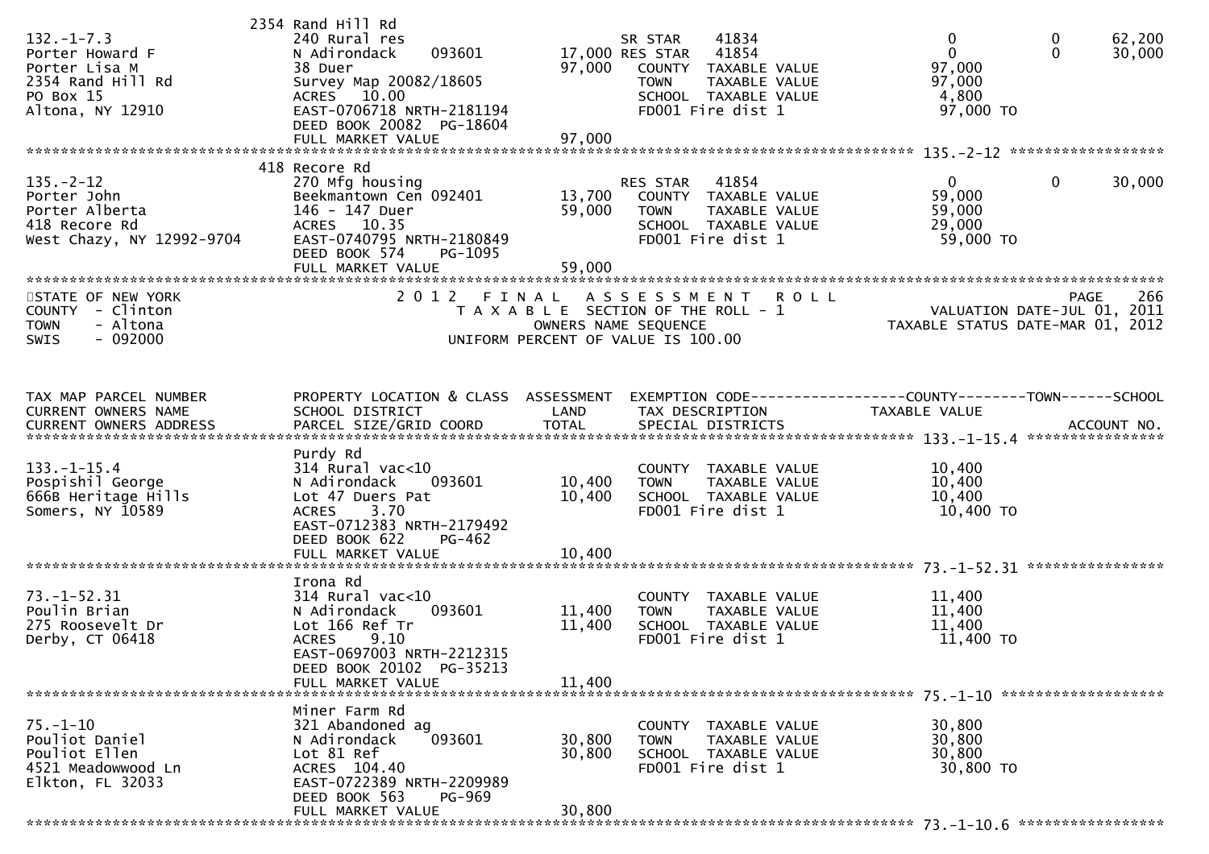| | | | | | |
|---|---|---|---|---|---|
| 132.-1-7.3<br>Porter Howard F<br>Porter Lisa M<br>2354 Rand Hill Rd<br>PO Box 15<br>Altona, NY 12910 | 2354 Rand Hill Rd<br>240 Rural res<br>N Adirondack 093601<br>38 Duer<br>Survey Map 20082/18605<br>ACRES 10.00<br>EAST-0706718 NRTH-2181194<br>DEED BOOK 20082 PG-18604<br>FULL MARKET VALUE | <br><br>17,000<br>97,000<br><br><br><br><br>97,000 | SR STAR 41834<br>RES STAR 41854<br>COUNTY TAXABLE VALUE<br>TOWN TAXABLE VALUE<br>SCHOOL TAXABLE VALUE<br>FD001 Fire dist 1 | 0 0<br>0 0<br>97,000<br>97,000<br>4,800<br>97,000 TO | 62,200<br>30,000 |
| 135.-2-12<br>Porter John<br>Porter Alberta<br>418 Recore Rd<br>West Chazy, NY 12992-9704 | 418 Recore Rd<br>270 Mfg housing<br>Beekmantown Cen 092401<br>146 - 147 Duer<br>ACRES 10.35<br>EAST-0740795 NRTH-2180849<br>DEED BOOK 574 PG-1095<br>FULL MARKET VALUE | <br><br>13,700<br>59,000<br><br><br><br>59,000 | RES STAR 41854<br>COUNTY TAXABLE VALUE<br>TOWN TAXABLE VALUE<br>SCHOOL TAXABLE VALUE<br>FD001 Fire dist 1 | 0 0<br>59,000<br>59,000<br>29,000<br>59,000 TO | 30,000 |

STATE OF NEW YORK
COUNTY - Clinton
TOWN - Altona
SWIS - 092000

2 0 1 2 F I N A L A S S E S S M E N T R O L L
T A X A B L E SECTION OF THE ROLL - 1
OWNERS NAME SEQUENCE
UNIFORM PERCENT OF VALUE IS 100.00

PAGE 266
VALUATION DATE-JUL 01, 2011
TAXABLE STATUS DATE-MAR 01, 2012

| TAX MAP PARCEL NUMBER<br>CURRENT OWNERS NAME<br>CURRENT OWNERS ADDRESS | PROPERTY LOCATION & CLASS<br>SCHOOL DISTRICT<br>PARCEL SIZE/GRID COORD | ASSESSMENT<br>LAND<br>TOTAL | EXEMPTION CODE<br>TAX DESCRIPTION<br>SPECIAL DISTRICTS | COUNTY--------TOWN<br>TAXABLE VALUE | SCHOOL<br><br>ACCOUNT NO. |
|---|---|---|---|---|---|
| 133.-1-15.4<br>Pospishil George<br>666B Heritage Hills<br>Somers, NY 10589 | Purdy Rd<br>314 Rural vac<10<br>N Adirondack 093601<br>Lot 47 Duers Pat<br>ACRES 3.70<br>EAST-0712383 NRTH-2179492<br>DEED BOOK 622 PG-462<br>FULL MARKET VALUE | <br><br>10,400<br>10,400<br><br><br><br>10,400 | COUNTY TAXABLE VALUE<br>TOWN TAXABLE VALUE<br>SCHOOL TAXABLE VALUE<br>FD001 Fire dist 1 | 10,400<br>10,400<br>10,400<br>10,400 TO | |
| 73.-1-52.31<br>Poulin Brian<br>275 Roosevelt Dr<br>Derby, CT 06418 | Irona Rd<br>314 Rural vac<10<br>N Adirondack 093601<br>Lot 166 Ref Tr<br>ACRES 9.10<br>EAST-0697003 NRTH-2212315<br>DEED BOOK 20102 PG-35213<br>FULL MARKET VALUE | <br><br>11,400<br>11,400<br><br><br><br>11,400 | COUNTY TAXABLE VALUE<br>TOWN TAXABLE VALUE<br>SCHOOL TAXABLE VALUE<br>FD001 Fire dist 1 | 11,400<br>11,400<br>11,400<br>11,400 TO | |
| 75.-1-10<br>Pouliot Daniel<br>Pouliot Ellen<br>4521 Meadowwood Ln<br>Elkton, FL 32033 | Miner Farm Rd<br>321 Abandoned ag<br>N Adirondack 093601<br>Lot 81 Ref<br>ACRES 104.40<br>EAST-0722389 NRTH-2209989<br>DEED BOOK 563 PG-969<br>FULL MARKET VALUE | <br><br>30,800<br>30,800<br><br><br><br>30,800 | COUNTY TAXABLE VALUE<br>TOWN TAXABLE VALUE<br>SCHOOL TAXABLE VALUE<br>FD001 Fire dist 1 | 30,800<br>30,800<br>30,800<br>30,800 TO | |

73.-1-10.6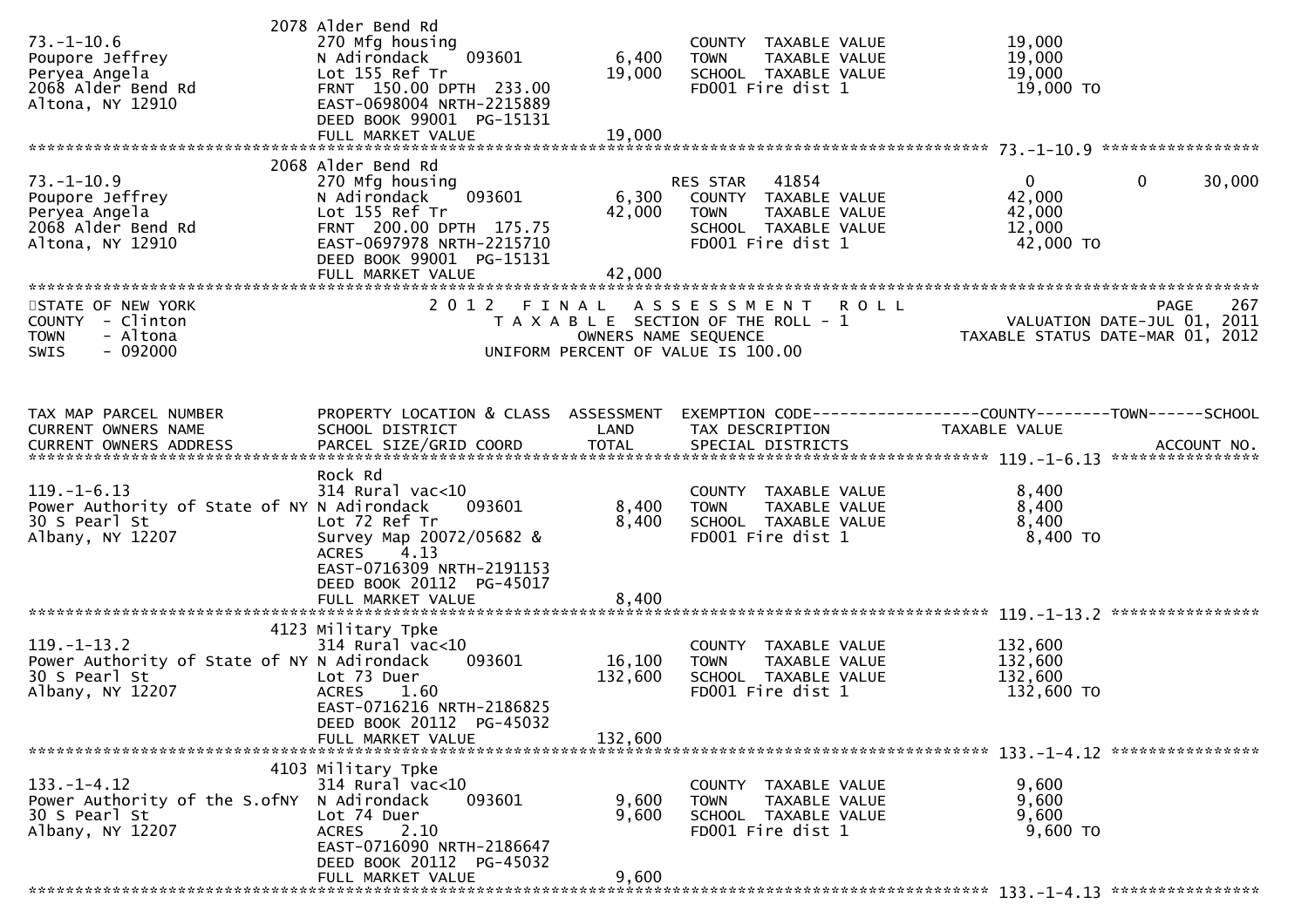| | 2078 Alder Bend Rd | | | |
|---|---|---|---|---|
| 73.-1-10.6 | 270 Mfg housing | | COUNTY TAXABLE VALUE | 19,000 |
| Poupore Jeffrey | N Adirondack 093601 | 6,400 | TOWN TAXABLE VALUE | 19,000 |
| Peryea Angela | Lot 155 Ref Tr | 19,000 | SCHOOL TAXABLE VALUE | 19,000 |
| 2068 Alder Bend Rd | FRNT 150.00 DPTH 233.00 | | FD001 Fire dist 1 | 19,000 TO |
| Altona, NY 12910 | EAST-0698004 NRTH-2215889 | | | |
| | DEED BOOK 99001 PG-15131 | | | |
| | FULL MARKET VALUE | 19,000 | | |

******************************************************************************************************* 73.-1-10.9 *****************

| | 2068 Alder Bend Rd | | | | | |
|---|---|---|---|---|---|---|
| 73.-1-10.9 | 270 Mfg housing | | RES STAR 41854 | 0 | 0 | 30,000 |
| Poupore Jeffrey | N Adirondack 093601 | 6,300 | COUNTY TAXABLE VALUE | 42,000 | | |
| Peryea Angela | Lot 155 Ref Tr | 42,000 | TOWN TAXABLE VALUE | 42,000 | | |
| 2068 Alder Bend Rd | FRNT 200.00 DPTH 175.75 | | SCHOOL TAXABLE VALUE | 12,000 | | |
| Altona, NY 12910 | EAST-0697978 NRTH-2215710 | | FD001 Fire dist 1 | 42,000 TO | | |
| | DEED BOOK 99001 PG-15131 | | | | | |
| | FULL MARKET VALUE | 42,000 | | | | |

STATE OF NEW YORK — COUNTY - Clinton — TOWN - Altona — SWIS - 092000

2 0 1 2 F I N A L A S S E S S M E N T R O L L
T A X A B L E SECTION OF THE ROLL - 1
OWNERS NAME SEQUENCE
UNIFORM PERCENT OF VALUE IS 100.00

VALUATION DATE-JUL 01, 2011
TAXABLE STATUS DATE-MAR 01, 2012

| TAX MAP PARCEL NUMBER / CURRENT OWNERS NAME / CURRENT OWNERS ADDRESS | PROPERTY LOCATION & CLASS / SCHOOL DISTRICT / PARCEL SIZE/GRID COORD | ASSESSMENT LAND / TOTAL | EXEMPTION CODE / TAX DESCRIPTION / SPECIAL DISTRICTS | COUNTY / TOWN / SCHOOL TAXABLE VALUE / ACCOUNT NO. |
|---|---|---|---|---|

******************************************************************************************************* 119.-1-6.13 *****************

| | Rock Rd | | | |
|---|---|---|---|---|
| 119.-1-6.13 | 314 Rural vac<10 | | COUNTY TAXABLE VALUE | 8,400 |
| Power Authority of State of NY | N Adirondack 093601 | 8,400 | TOWN TAXABLE VALUE | 8,400 |
| 30 S Pearl St | Lot 72 Ref Tr | 8,400 | SCHOOL TAXABLE VALUE | 8,400 |
| Albany, NY 12207 | Survey Map 20072/05682 & | | FD001 Fire dist 1 | 8,400 TO |
| | ACRES 4.13 | | | |
| | EAST-0716309 NRTH-2191153 | | | |
| | DEED BOOK 20112 PG-45017 | | | |
| | FULL MARKET VALUE | 8,400 | | |

******************************************************************************************************* 119.-1-13.2 *****************

| | 4123 Military Tpke | | | |
|---|---|---|---|---|
| 119.-1-13.2 | 314 Rural vac<10 | | COUNTY TAXABLE VALUE | 132,600 |
| Power Authority of State of NY | N Adirondack 093601 | 16,100 | TOWN TAXABLE VALUE | 132,600 |
| 30 S Pearl St | Lot 73 Duer | 132,600 | SCHOOL TAXABLE VALUE | 132,600 |
| Albany, NY 12207 | ACRES 1.60 | | FD001 Fire dist 1 | 132,600 TO |
| | EAST-0716216 NRTH-2186825 | | | |
| | DEED BOOK 20112 PG-45032 | | | |
| | FULL MARKET VALUE | 132,600 | | |

******************************************************************************************************* 133.-1-4.12 *****************

| | 4103 Military Tpke | | | |
|---|---|---|---|---|
| 133.-1-4.12 | 314 Rural vac<10 | | COUNTY TAXABLE VALUE | 9,600 |
| Power Authority of the S.ofNY | N Adirondack 093601 | 9,600 | TOWN TAXABLE VALUE | 9,600 |
| 30 S Pearl St | Lot 74 Duer | 9,600 | SCHOOL TAXABLE VALUE | 9,600 |
| Albany, NY 12207 | ACRES 2.10 | | FD001 Fire dist 1 | 9,600 TO |
| | EAST-0716090 NRTH-2186647 | | | |
| | DEED BOOK 20112 PG-45032 | | | |
| | FULL MARKET VALUE | 9,600 | | |

******************************************************************************************************* 133.-1-4.13 *****************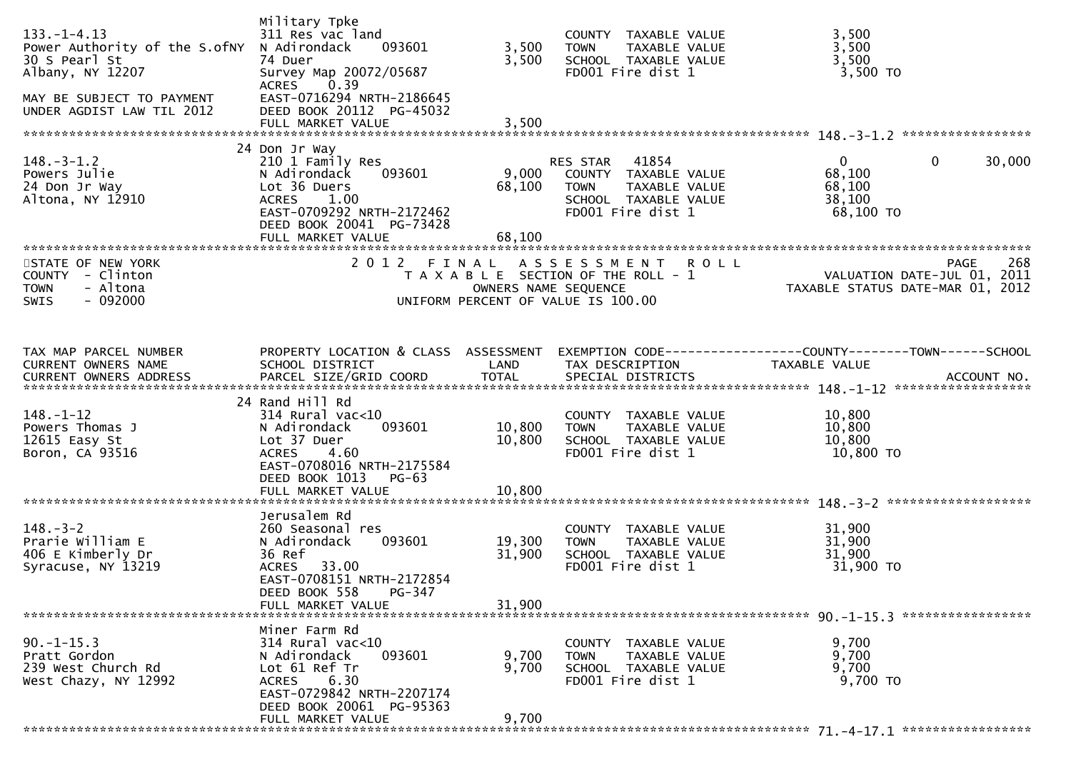| | Military Tpke | | | |
|---|---|---|---|---|
| 133.-1-4.13 | 311 Res vac land | | COUNTY TAXABLE VALUE | 3,500 |
| Power Authority of the S.ofNY | N Adirondack 093601 | 3,500 | TOWN TAXABLE VALUE | 3,500 |
| 30 S Pearl St | 74 Duer | 3,500 | SCHOOL TAXABLE VALUE | 3,500 |
| Albany, NY 12207 | Survey Map 20072/05687 | | FD001 Fire dist 1 | 3,500 TO |
| | ACRES 0.39 | | | |
| MAY BE SUBJECT TO PAYMENT | EAST-0716294 NRTH-2186645 | | | |
| UNDER AGDIST LAW TIL 2012 | DEED BOOK 20112 PG-45032 | | | |
| | FULL MARKET VALUE | 3,500 | | |

******************************************************************************************************* 148.-3-1.2 *****************

| | 24 Don Jr Way | | | | | |
|---|---|---|---|---|---|---|
| 148.-3-1.2 | 210 1 Family Res | | RES STAR 41854 | 0 | 0 | 30,000 |
| Powers Julie | N Adirondack 093601 | 9,000 | COUNTY TAXABLE VALUE | 68,100 | | |
| 24 Don Jr Way | Lot 36 Duers | 68,100 | TOWN TAXABLE VALUE | 68,100 | | |
| Altona, NY 12910 | ACRES 1.00 | | SCHOOL TAXABLE VALUE | 38,100 | | |
| | EAST-0709292 NRTH-2172462 | | FD001 Fire dist 1 | 68,100 TO | | |
| | DEED BOOK 20041 PG-73428 | | | | | |
| | FULL MARKET VALUE | 68,100 | | | | |

STATE OF NEW YORK
COUNTY - Clinton
TOWN - Altona
SWIS - 092000

2 0 1 2 F I N A L A S S E S S M E N T R O L L
T A X A B L E SECTION OF THE ROLL - 1
OWNERS NAME SEQUENCE
UNIFORM PERCENT OF VALUE IS 100.00

PAGE 268
VALUATION DATE-JUL 01, 2011
TAXABLE STATUS DATE-MAR 01, 2012

| TAX MAP PARCEL NUMBER<br>CURRENT OWNERS NAME<br>CURRENT OWNERS ADDRESS | PROPERTY LOCATION & CLASS<br>SCHOOL DISTRICT<br>PARCEL SIZE/GRID COORD | ASSESSMENT<br>LAND<br>TOTAL | EXEMPTION CODE------------------COUNTY--------TOWN------SCHOOL<br>TAX DESCRIPTION<br>SPECIAL DISTRICTS | TAXABLE VALUE<br><br>ACCOUNT NO. |
|---|---|---|---|---|
| | 24 Rand Hill Rd | | | |
| 148.-1-12 | 314 Rural vac<10 | | COUNTY TAXABLE VALUE | 10,800 |
| Powers Thomas J | N Adirondack 093601 | 10,800 | TOWN TAXABLE VALUE | 10,800 |
| 12615 Easy St | Lot 37 Duer | 10,800 | SCHOOL TAXABLE VALUE | 10,800 |
| Boron, CA 93516 | ACRES 4.60 | | FD001 Fire dist 1 | 10,800 TO |
| | EAST-0708016 NRTH-2175584 | | | |
| | DEED BOOK 1013 PG-63 | | | |
| | FULL MARKET VALUE | 10,800 | | |
| | ***** 148.-3-2 ***** | | | |
| | Jerusalem Rd | | | |
| 148.-3-2 | 260 Seasonal res | | COUNTY TAXABLE VALUE | 31,900 |
| Prarie William E | N Adirondack 093601 | 19,300 | TOWN TAXABLE VALUE | 31,900 |
| 406 E Kimberly Dr | 36 Ref | 31,900 | SCHOOL TAXABLE VALUE | 31,900 |
| Syracuse, NY 13219 | ACRES 33.00 | | FD001 Fire dist 1 | 31,900 TO |
| | EAST-0708151 NRTH-2172854 | | | |
| | DEED BOOK 558 PG-347 | | | |
| | FULL MARKET VALUE | 31,900 | | |
| | ***** 90.-1-15.3 ***** | | | |
| | Miner Farm Rd | | | |
| 90.-1-15.3 | 314 Rural vac<10 | | COUNTY TAXABLE VALUE | 9,700 |
| Pratt Gordon | N Adirondack 093601 | 9,700 | TOWN TAXABLE VALUE | 9,700 |
| 239 West Church Rd | Lot 61 Ref Tr | 9,700 | SCHOOL TAXABLE VALUE | 9,700 |
| West Chazy, NY 12992 | ACRES 6.30 | | FD001 Fire dist 1 | 9,700 TO |
| | EAST-0729842 NRTH-2207174 | | | |
| | DEED BOOK 20061 PG-95363 | | | |
| | FULL MARKET VALUE | 9,700 | | |

******************************************************************************************************* 71.-4-17.1 *****************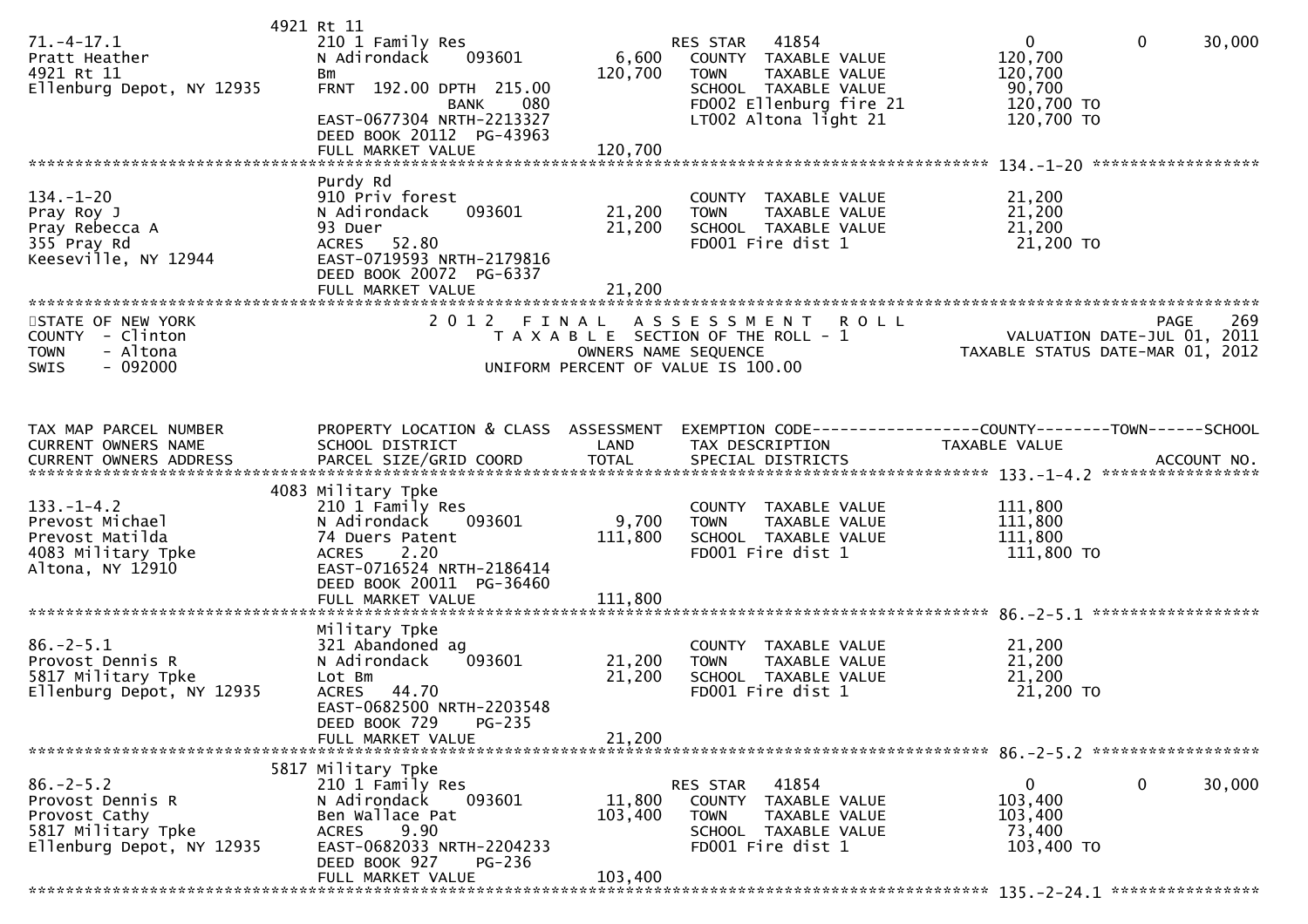| | 4921 Rt 11 | | | | | |
|---|---|---|---|---|---|---|
| 71.-4-17.1 | 210 1 Family Res | | RES STAR 41854 | 0 | 0 | 30,000 |
| Pratt Heather | N Adirondack 093601 | 6,600 | COUNTY TAXABLE VALUE | 120,700 | | |
| 4921 Rt 11 | Bm | 120,700 | TOWN TAXABLE VALUE | 120,700 | | |
| Ellenburg Depot, NY 12935 | FRNT 192.00 DPTH 215.00 | | SCHOOL TAXABLE VALUE | 90,700 | | |
| | BANK 080 | | FD002 Ellenburg fire 21 | 120,700 TO | | |
| | EAST-0677304 NRTH-2213327 | | LT002 Altona light 21 | 120,700 TO | | |
| | DEED BOOK 20112 PG-43963 | | | | | |
| | FULL MARKET VALUE | 120,700 | | | | |

********************************************************************************************** 134.-1-20 ******************

| | Purdy Rd | | | | | |
|---|---|---|---|---|---|---|
| 134.-1-20 | 910 Priv forest | | COUNTY TAXABLE VALUE | 21,200 | | |
| Pray Roy J | N Adirondack 093601 | 21,200 | TOWN TAXABLE VALUE | 21,200 | | |
| Pray Rebecca A | 93 Duer | 21,200 | SCHOOL TAXABLE VALUE | 21,200 | | |
| 355 Pray Rd | ACRES 52.80 | | FD001 Fire dist 1 | 21,200 TO | | |
| Keeseville, NY 12944 | EAST-0719593 NRTH-2179816 | | | | | |
| | DEED BOOK 20072 PG-6337 | | | | | |
| | FULL MARKET VALUE | 21,200 | | | | |

STATE OF NEW YORK
COUNTY - Clinton
TOWN - Altona
SWIS - 092000

2 0 1 2 F I N A L A S S E S S M E N T R O L L
T A X A B L E SECTION OF THE ROLL - 1
OWNERS NAME SEQUENCE
UNIFORM PERCENT OF VALUE IS 100.00

PAGE 269
VALUATION DATE-JUL 01, 2011
TAXABLE STATUS DATE-MAR 01, 2012

| TAX MAP PARCEL NUMBER / CURRENT OWNERS NAME / CURRENT OWNERS ADDRESS | PROPERTY LOCATION & CLASS / SCHOOL DISTRICT / PARCEL SIZE/GRID COORD | ASSESSMENT LAND / TOTAL | EXEMPTION CODE / TAX DESCRIPTION / SPECIAL DISTRICTS | COUNTY / TAXABLE VALUE | TOWN | SCHOOL / ACCOUNT NO. |
|---|---|---|---|---|---|---|
| | 4083 Military Tpke | | | | | |
| 133.-1-4.2 | 210 1 Family Res | | COUNTY TAXABLE VALUE | 111,800 | | |
| Prevost Michael | N Adirondack 093601 | 9,700 | TOWN TAXABLE VALUE | 111,800 | | |
| Prevost Matilda | 74 Duers Patent | 111,800 | SCHOOL TAXABLE VALUE | 111,800 | | |
| 4083 Military Tpke | ACRES 2.20 | | FD001 Fire dist 1 | 111,800 TO | | |
| Altona, NY 12910 | EAST-0716524 NRTH-2186414 | | | | | |
| | DEED BOOK 20011 PG-36460 | | | | | |
| | FULL MARKET VALUE | 111,800 | | | | |

********************************************************************************************** 86.-2-5.1 ******************

| | Military Tpke | | | | | |
|---|---|---|---|---|---|---|
| 86.-2-5.1 | 321 Abandoned ag | | COUNTY TAXABLE VALUE | 21,200 | | |
| Provost Dennis R | N Adirondack 093601 | 21,200 | TOWN TAXABLE VALUE | 21,200 | | |
| 5817 Military Tpke | Lot Bm | 21,200 | SCHOOL TAXABLE VALUE | 21,200 | | |
| Ellenburg Depot, NY 12935 | ACRES 44.70 | | FD001 Fire dist 1 | 21,200 TO | | |
| | EAST-0682500 NRTH-2203548 | | | | | |
| | DEED BOOK 729 PG-235 | | | | | |
| | FULL MARKET VALUE | 21,200 | | | | |

********************************************************************************************** 86.-2-5.2 ******************

| | 5817 Military Tpke | | | | | |
|---|---|---|---|---|---|---|
| 86.-2-5.2 | 210 1 Family Res | | RES STAR 41854 | 0 | 0 | 30,000 |
| Provost Dennis R | N Adirondack 093601 | 11,800 | COUNTY TAXABLE VALUE | 103,400 | | |
| Provost Cathy | Ben Wallace Pat | 103,400 | TOWN TAXABLE VALUE | 103,400 | | |
| 5817 Military Tpke | ACRES 9.90 | | SCHOOL TAXABLE VALUE | 73,400 | | |
| Ellenburg Depot, NY 12935 | EAST-0682033 NRTH-2204233 | | FD001 Fire dist 1 | 103,400 TO | | |
| | DEED BOOK 927 PG-236 | | | | | |
| | FULL MARKET VALUE | 103,400 | | | | |

********************************************************************************************** 135.-2-24.1 ****************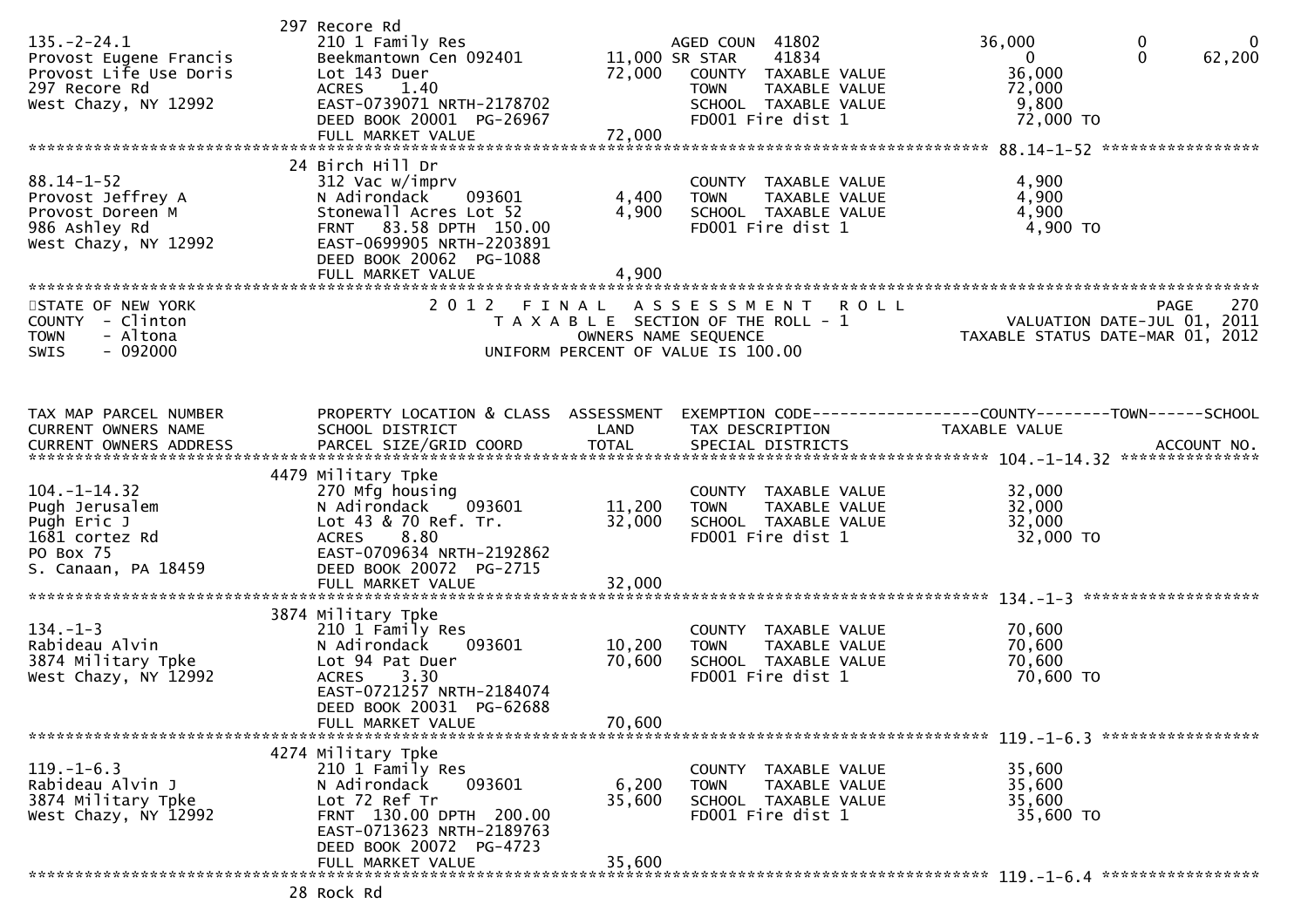| | 297 Recore Rd | | | | | | |
|---|---|---|---|---|---|---|---|
| 135.-2-24.1 | 210 1 Family Res | | AGED COUN 41802 | | 36,000 | 0 | 0 |
| Provost Eugene Francis | Beekmantown Cen 092401 | 11,000 | SR STAR 41834 | | 0 | 0 | 62,200 |
| Provost Life Use Doris | Lot 143 Duer | 72,000 | COUNTY TAXABLE VALUE | | 36,000 | | |
| 297 Recore Rd | ACRES 1.40 | | TOWN TAXABLE VALUE | | 72,000 | | |
| West Chazy, NY 12992 | EAST-0739071 NRTH-2178702 | | SCHOOL TAXABLE VALUE | | 9,800 | | |
| | DEED BOOK 20001 PG-26967 | | FD001 Fire dist 1 | | 72,000 TO | | |
| | FULL MARKET VALUE | 72,000 | | | | | |

| | 24 Birch Hill Dr | | | | 88.14-1-52 |
|---|---|---|---|---|---|
| 88.14-1-52 | 312 Vac w/imprv | | COUNTY TAXABLE VALUE | 4,900 | |
| Provost Jeffrey A | N Adirondack 093601 | 4,400 | TOWN TAXABLE VALUE | 4,900 | |
| Provost Doreen M | Stonewall Acres Lot 52 | 4,900 | SCHOOL TAXABLE VALUE | 4,900 | |
| 986 Ashley Rd | FRNT 83.58 DPTH 150.00 | | FD001 Fire dist 1 | 4,900 TO | |
| West Chazy, NY 12992 | EAST-0699905 NRTH-2203891 | | | | |
| | DEED BOOK 20062 PG-1088 | | | | |
| | FULL MARKET VALUE | 4,900 | | | |

STATE OF NEW YORK
COUNTY - Clinton
TOWN - Altona
SWIS - 092000

2 0 1 2 F I N A L A S S E S S M E N T R O L L
T A X A B L E SECTION OF THE ROLL - 1
OWNERS NAME SEQUENCE
UNIFORM PERCENT OF VALUE IS 100.00

PAGE 270
VALUATION DATE-JUL 01, 2011
TAXABLE STATUS DATE-MAR 01, 2012

| TAX MAP PARCEL NUMBER<br>CURRENT OWNERS NAME<br>CURRENT OWNERS ADDRESS | PROPERTY LOCATION & CLASS<br>SCHOOL DISTRICT<br>PARCEL SIZE/GRID COORD | ASSESSMENT<br>LAND<br>TOTAL | EXEMPTION CODE<br>TAX DESCRIPTION<br>SPECIAL DISTRICTS | COUNTY--------TOWN------SCHOOL<br>TAXABLE VALUE | ACCOUNT NO. |
|---|---|---|---|---|---|
| | 4479 Military Tpke | | | | 104.-1-14.32 |
| 104.-1-14.32 | 270 Mfg housing | | COUNTY TAXABLE VALUE | 32,000 | |
| Pugh Jerusalem | N Adirondack 093601 | 11,200 | TOWN TAXABLE VALUE | 32,000 | |
| Pugh Eric J | Lot 43 & 70 Ref. Tr. | 32,000 | SCHOOL TAXABLE VALUE | 32,000 | |
| 1681 cortez Rd | ACRES 8.80 | | FD001 Fire dist 1 | 32,000 TO | |
| PO Box 75 | EAST-0709634 NRTH-2192862 | | | | |
| S. Canaan, PA 18459 | DEED BOOK 20072 PG-2715 | | | | |
| | FULL MARKET VALUE | 32,000 | | | |
| | 3874 Military Tpke | | | | 134.-1-3 |
| 134.-1-3 | 210 1 Family Res | | COUNTY TAXABLE VALUE | 70,600 | |
| Rabideau Alvin | N Adirondack 093601 | 10,200 | TOWN TAXABLE VALUE | 70,600 | |
| 3874 Military Tpke | Lot 94 Pat Duer | 70,600 | SCHOOL TAXABLE VALUE | 70,600 | |
| West Chazy, NY 12992 | ACRES 3.30 | | FD001 Fire dist 1 | 70,600 TO | |
| | EAST-0721257 NRTH-2184074 | | | | |
| | DEED BOOK 20031 PG-62688 | | | | |
| | FULL MARKET VALUE | 70,600 | | | |
| | 4274 Military Tpke | | | | 119.-1-6.3 |
| 119.-1-6.3 | 210 1 Family Res | | COUNTY TAXABLE VALUE | 35,600 | |
| Rabideau Alvin J | N Adirondack 093601 | 6,200 | TOWN TAXABLE VALUE | 35,600 | |
| 3874 Military Tpke | Lot 72 Ref Tr | 35,600 | SCHOOL TAXABLE VALUE | 35,600 | |
| West Chazy, NY 12992 | FRNT 130.00 DPTH 200.00 | | FD001 Fire dist 1 | 35,600 TO | |
| | EAST-0713623 NRTH-2189763 | | | | |
| | DEED BOOK 20072 PG-4723 | | | | |
| | FULL MARKET VALUE | 35,600 | | | |
| | 28 Rock Rd | | | | 119.-1-6.4 |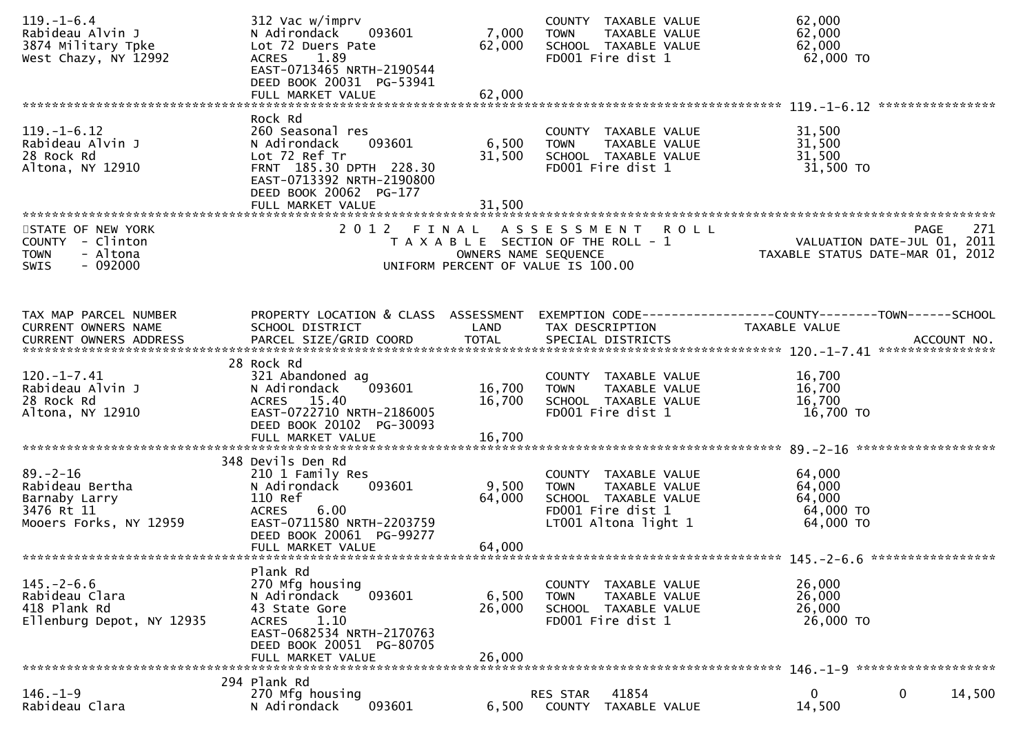```
119.-1-6.4                  312 Vac w/imprv                          COUNTY  TAXABLE VALUE              62,000
Rabideau Alvin J            N Adirondack    093601        7,000      TOWN    TAXABLE VALUE              62,000
3874 Military Tpke          Lot 72 Duers Pate            62,000      SCHOOL  TAXABLE VALUE              62,000
West Chazy, NY 12992        ACRES    1.89                            FD001 Fire dist 1                   62,000 TO
                            EAST-0713465 NRTH-2190544
                            DEED BOOK 20031  PG-53941
                            FULL MARKET VALUE            62,000
******************************************************************************************************* 119.-1-6.12 ****************
                            Rock Rd
119.-1-6.12                 260 Seasonal res                         COUNTY  TAXABLE VALUE              31,500
Rabideau Alvin J            N Adirondack    093601        6,500      TOWN    TAXABLE VALUE              31,500
28 Rock Rd                  Lot 72 Ref Tr                31,500      SCHOOL  TAXABLE VALUE              31,500
Altona, NY 12910            FRNT 185.30 DPTH 228.30                  FD001 Fire dist 1                   31,500 TO
                            EAST-0713392 NRTH-2190800
                            DEED BOOK 20062  PG-177
                            FULL MARKET VALUE            31,500
************************************************************************************************************************************
STATE OF NEW YORK                        2 0 1 2   F I N A L   A S S E S S M E N T   R O L L                              PAGE   271
COUNTY  - Clinton                          T A X A B L E  SECTION OF THE ROLL - 1                       VALUATION DATE-JUL 01, 2011
TOWN    - Altona                                  OWNERS NAME SEQUENCE                              TAXABLE STATUS DATE-MAR 01, 2012
SWIS    - 092000                           UNIFORM PERCENT OF VALUE IS 100.00


TAX MAP PARCEL NUMBER       PROPERTY LOCATION & CLASS  ASSESSMENT  EXEMPTION CODE------------------COUNTY--------TOWN------SCHOOL
CURRENT OWNERS NAME         SCHOOL DISTRICT               LAND      TAX DESCRIPTION                 TAXABLE VALUE
CURRENT OWNERS ADDRESS      PARCEL SIZE/GRID COORD        TOTAL     SPECIAL DISTRICTS                                     ACCOUNT NO.
******************************************************************************************************* 120.-1-7.41 ****************
                            28 Rock Rd
120.-1-7.41                 321 Abandoned ag                         COUNTY  TAXABLE VALUE              16,700
Rabideau Alvin J            N Adirondack    093601       16,700      TOWN    TAXABLE VALUE              16,700
28 Rock Rd                  ACRES   15.40                16,700      SCHOOL  TAXABLE VALUE              16,700
Altona, NY 12910            EAST-0722710 NRTH-2186005                FD001 Fire dist 1                   16,700 TO
                            DEED BOOK 20102  PG-30093
                            FULL MARKET VALUE            16,700
******************************************************************************************************* 89.-2-16 *******************
                            348 Devils Den Rd
89.-2-16                    210 1 Family Res                         COUNTY  TAXABLE VALUE              64,000
Rabideau Bertha             N Adirondack    093601        9,500      TOWN    TAXABLE VALUE              64,000
Barnaby Larry               110 Ref                      64,000      SCHOOL  TAXABLE VALUE              64,000
3476 Rt 11                  ACRES    6.00                            FD001 Fire dist 1                   64,000 TO
Mooers Forks, NY 12959      EAST-0711580 NRTH-2203759                LT001 Altona light 1                64,000 TO
                            DEED BOOK 20061  PG-99277
                            FULL MARKET VALUE            64,000
******************************************************************************************************* 145.-2-6.6 *****************
                            Plank Rd
145.-2-6.6                  270 Mfg housing                          COUNTY  TAXABLE VALUE              26,000
Rabideau Clara              N Adirondack    093601        6,500      TOWN    TAXABLE VALUE              26,000
418 Plank Rd                43 State Gore                26,000      SCHOOL  TAXABLE VALUE              26,000
Ellenburg Depot, NY 12935   ACRES    1.10                            FD001 Fire dist 1                   26,000 TO
                            EAST-0682534 NRTH-2170763
                            DEED BOOK 20051  PG-80705
                            FULL MARKET VALUE            26,000
******************************************************************************************************* 146.-1-9 *******************
                            294 Plank Rd
146.-1-9                    270 Mfg housing                          RES STAR    41854                   0            0      14,500
Rabideau Clara              N Adirondack    093601        6,500      COUNTY  TAXABLE VALUE              14,500
```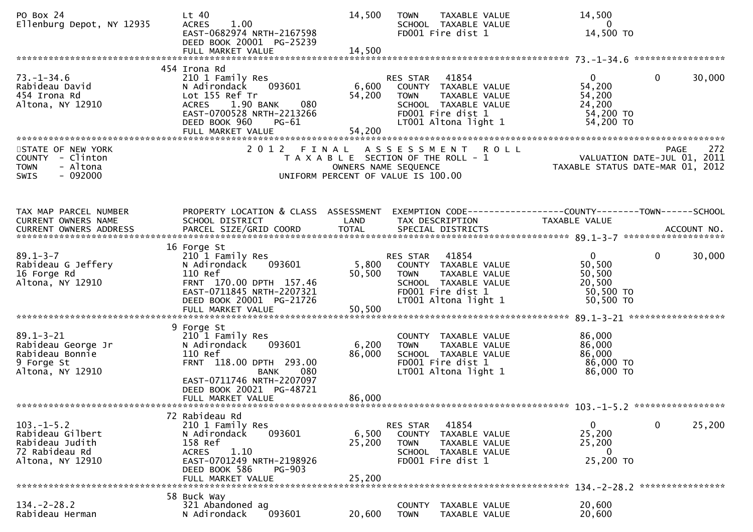```
PO Box 24                       Lt 40                               14,500   TOWN    TAXABLE VALUE              14,500
Ellenburg Depot, NY 12935       ACRES    1.00                                SCHOOL  TAXABLE VALUE                   0
                                EAST-0682974 NRTH-2167598                    FD001 Fire dist 1                  14,500 TO
                                DEED BOOK 20001  PG-25239
                                FULL MARKET VALUE                   14,500
******************************************************************************************************* 73.-1-34.6 *****************
                              454 Irona Rd
73.-1-34.6                      210 1 Family Res                           RES STAR   41854                  0          0     30,000
Rabideau David                  N Adirondack     093601              6,600   COUNTY  TAXABLE VALUE              54,200
454 Irona Rd                    Lot 155 Ref Tr                      54,200   TOWN    TAXABLE VALUE              54,200
Altona, NY 12910                ACRES    1.90 BANK     080                   SCHOOL  TAXABLE VALUE              24,200
                                EAST-0700528 NRTH-2213266                    FD001 Fire dist 1                  54,200 TO
                                DEED BOOK 960    PG-61                       LT001 Altona light 1               54,200 TO
                                FULL MARKET VALUE                   54,200
************************************************************************************************************************************
STATE OF NEW YORK                    2 0 1 2   F I N A L   A S S E S S M E N T   R O L L                              PAGE    272
COUNTY  - Clinton                          T A X A B L E  SECTION OF THE ROLL - 1                     VALUATION DATE-JUL 01, 2011
TOWN    - Altona                                     OWNERS NAME SEQUENCE                          TAXABLE STATUS DATE-MAR 01, 2012
SWIS    - 092000                            UNIFORM PERCENT OF VALUE IS 100.00


TAX MAP PARCEL NUMBER           PROPERTY LOCATION & CLASS  ASSESSMENT  EXEMPTION CODE------------------COUNTY--------TOWN------SCHOOL
CURRENT OWNERS NAME             SCHOOL DISTRICT               LAND      TAX DESCRIPTION            TAXABLE VALUE
CURRENT OWNERS ADDRESS          PARCEL SIZE/GRID COORD        TOTAL     SPECIAL DISTRICTS                                  ACCOUNT NO.
******************************************************************************************************* 89.1-3-7 *******************
                              16 Forge St
89.1-3-7                        210 1 Family Res                           RES STAR   41854                  0          0     30,000
Rabideau G Jeffery              N Adirondack     093601              5,800   COUNTY  TAXABLE VALUE              50,500
16 Forge Rd                     110 Ref                             50,500   TOWN    TAXABLE VALUE              50,500
Altona, NY 12910                FRNT  170.00 DPTH  157.46                    SCHOOL  TAXABLE VALUE              20,500
                                EAST-0711845 NRTH-2207321                    FD001 Fire dist 1                  50,500 TO
                                DEED BOOK 20001  PG-21726                    LT001 Altona light 1               50,500 TO
                                FULL MARKET VALUE                   50,500
******************************************************************************************************* 89.1-3-21 ******************
                               9 Forge St
89.1-3-21                       210 1 Family Res                             COUNTY  TAXABLE VALUE              86,000
Rabideau George Jr              N Adirondack     093601              6,200   TOWN    TAXABLE VALUE              86,000
Rabideau Bonnie                 110 Ref                             86,000   SCHOOL  TAXABLE VALUE              86,000
9 Forge St                      FRNT  118.00 DPTH  293.00                    FD001 Fire dist 1                  86,000 TO
Altona, NY 12910                              BANK     080                   LT001 Altona light 1               86,000 TO
                                EAST-0711746 NRTH-2207097
                                DEED BOOK 20021  PG-48721
                                FULL MARKET VALUE                   86,000
******************************************************************************************************* 103.-1-5.2 *****************
                              72 Rabideau Rd
103.-1-5.2                      210 1 Family Res                           RES STAR   41854                  0          0     25,200
Rabideau Gilbert                N Adirondack     093601              6,500   COUNTY  TAXABLE VALUE              25,200
Rabideau Judith                 158 Ref                             25,200   TOWN    TAXABLE VALUE              25,200
72 Rabideau Rd                  ACRES    1.10                                SCHOOL  TAXABLE VALUE                   0
Altona, NY 12910                EAST-0701249 NRTH-2198926                    FD001 Fire dist 1                  25,200 TO
                                DEED BOOK 586    PG-903
                                FULL MARKET VALUE                   25,200
******************************************************************************************************* 134.-2-28.2 ****************
                              58 Buck Way
134.-2-28.2                     321 Abandoned ag                             COUNTY  TAXABLE VALUE              20,600
Rabideau Herman                 N Adirondack     093601             20,600   TOWN    TAXABLE VALUE              20,600
```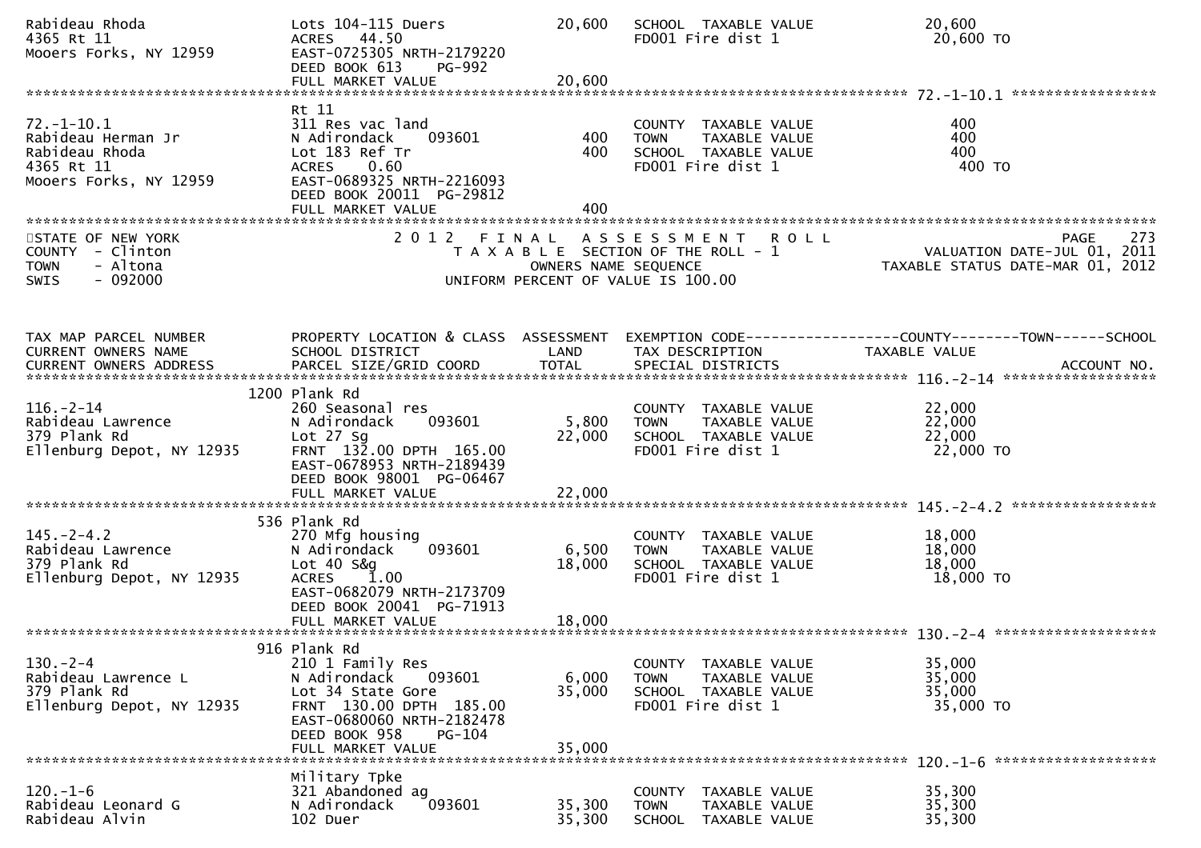| | | | | |
|---|---|---|---|---|
| Rabideau Rhoda<br>4365 Rt 11<br>Mooers Forks, NY 12959 | Lots 104-115 Duers<br>ACRES 44.50<br>EAST-0725305 NRTH-2179220<br>DEED BOOK 613 PG-992<br>FULL MARKET VALUE | 20,600<br><br><br><br>20,600 | SCHOOL TAXABLE VALUE<br>FD001 Fire dist 1 | 20,600<br>20,600 TO |

******************************************************************************************************* 72.-1-10.1 *****************

| | | | | |
|---|---|---|---|---|
| 72.-1-10.1<br>Rabideau Herman Jr<br>Rabideau Rhoda<br>4365 Rt 11<br>Mooers Forks, NY 12959 | Rt 11<br>311 Res vac land<br>N Adirondack 093601<br>Lot 183 Ref Tr<br>ACRES 0.60<br>EAST-0689325 NRTH-2216093<br>DEED BOOK 20011 PG-29812<br>FULL MARKET VALUE | <br><br>400<br>400<br><br><br><br>400 | <br>COUNTY TAXABLE VALUE<br>TOWN TAXABLE VALUE<br>SCHOOL TAXABLE VALUE<br>FD001 Fire dist 1 | <br>400<br>400<br>400<br>400 TO |

STATE OF NEW YORK
COUNTY - Clinton
TOWN - Altona
SWIS - 092000

2 0 1 2 F I N A L A S S E S S M E N T R O L L
T A X A B L E SECTION OF THE ROLL - 1
OWNERS NAME SEQUENCE
UNIFORM PERCENT OF VALUE IS 100.00

PAGE 273
VALUATION DATE-JUL 01, 2011
TAXABLE STATUS DATE-MAR 01, 2012

| TAX MAP PARCEL NUMBER<br>CURRENT OWNERS NAME<br>CURRENT OWNERS ADDRESS | PROPERTY LOCATION & CLASS<br>SCHOOL DISTRICT<br>PARCEL SIZE/GRID COORD | ASSESSMENT<br>LAND<br>TOTAL | EXEMPTION CODE------------------COUNTY--------TOWN------SCHOOL<br>TAX DESCRIPTION<br>SPECIAL DISTRICTS | TAXABLE VALUE<br><br>ACCOUNT NO. |
|---|---|---|---|---|
| ******** 116.-2-14 ******** | | | | |
| 116.-2-14<br>Rabideau Lawrence<br>379 Plank Rd<br>Ellenburg Depot, NY 12935 | 1200 Plank Rd<br>260 Seasonal res<br>N Adirondack 093601<br>Lot 27 Sg<br>FRNT 132.00 DPTH 165.00<br>EAST-0678953 NRTH-2189439<br>DEED BOOK 98001 PG-06467<br>FULL MARKET VALUE | <br><br>5,800<br>22,000<br><br><br><br>22,000 | <br>COUNTY TAXABLE VALUE<br>TOWN TAXABLE VALUE<br>SCHOOL TAXABLE VALUE<br>FD001 Fire dist 1 | <br>22,000<br>22,000<br>22,000<br>22,000 TO |
| ******** 145.-2-4.2 ******** | | | | |
| 145.-2-4.2<br>Rabideau Lawrence<br>379 Plank Rd<br>Ellenburg Depot, NY 12935 | 536 Plank Rd<br>270 Mfg housing<br>N Adirondack 093601<br>Lot 40 S&g<br>ACRES 1.00<br>EAST-0682079 NRTH-2173709<br>DEED BOOK 20041 PG-71913<br>FULL MARKET VALUE | <br><br>6,500<br>18,000<br><br><br><br>18,000 | <br>COUNTY TAXABLE VALUE<br>TOWN TAXABLE VALUE<br>SCHOOL TAXABLE VALUE<br>FD001 Fire dist 1 | <br>18,000<br>18,000<br>18,000<br>18,000 TO |
| ******** 130.-2-4 ******** | | | | |
| 130.-2-4<br>Rabideau Lawrence L<br>379 Plank Rd<br>Ellenburg Depot, NY 12935 | 916 Plank Rd<br>210 1 Family Res<br>N Adirondack 093601<br>Lot 34 State Gore<br>FRNT 130.00 DPTH 185.00<br>EAST-0680060 NRTH-2182478<br>DEED BOOK 958 PG-104<br>FULL MARKET VALUE | <br><br>6,000<br>35,000<br><br><br><br>35,000 | <br>COUNTY TAXABLE VALUE<br>TOWN TAXABLE VALUE<br>SCHOOL TAXABLE VALUE<br>FD001 Fire dist 1 | <br>35,000<br>35,000<br>35,000<br>35,000 TO |
| ******** 120.-1-6 ******** | | | | |
| 120.-1-6<br>Rabideau Leonard G<br>Rabideau Alvin | Military Tpke<br>321 Abandoned ag<br>N Adirondack 093601<br>102 Duer | <br><br>35,300<br>35,300 | <br>COUNTY TAXABLE VALUE<br>TOWN TAXABLE VALUE<br>SCHOOL TAXABLE VALUE | <br>35,300<br>35,300<br>35,300 |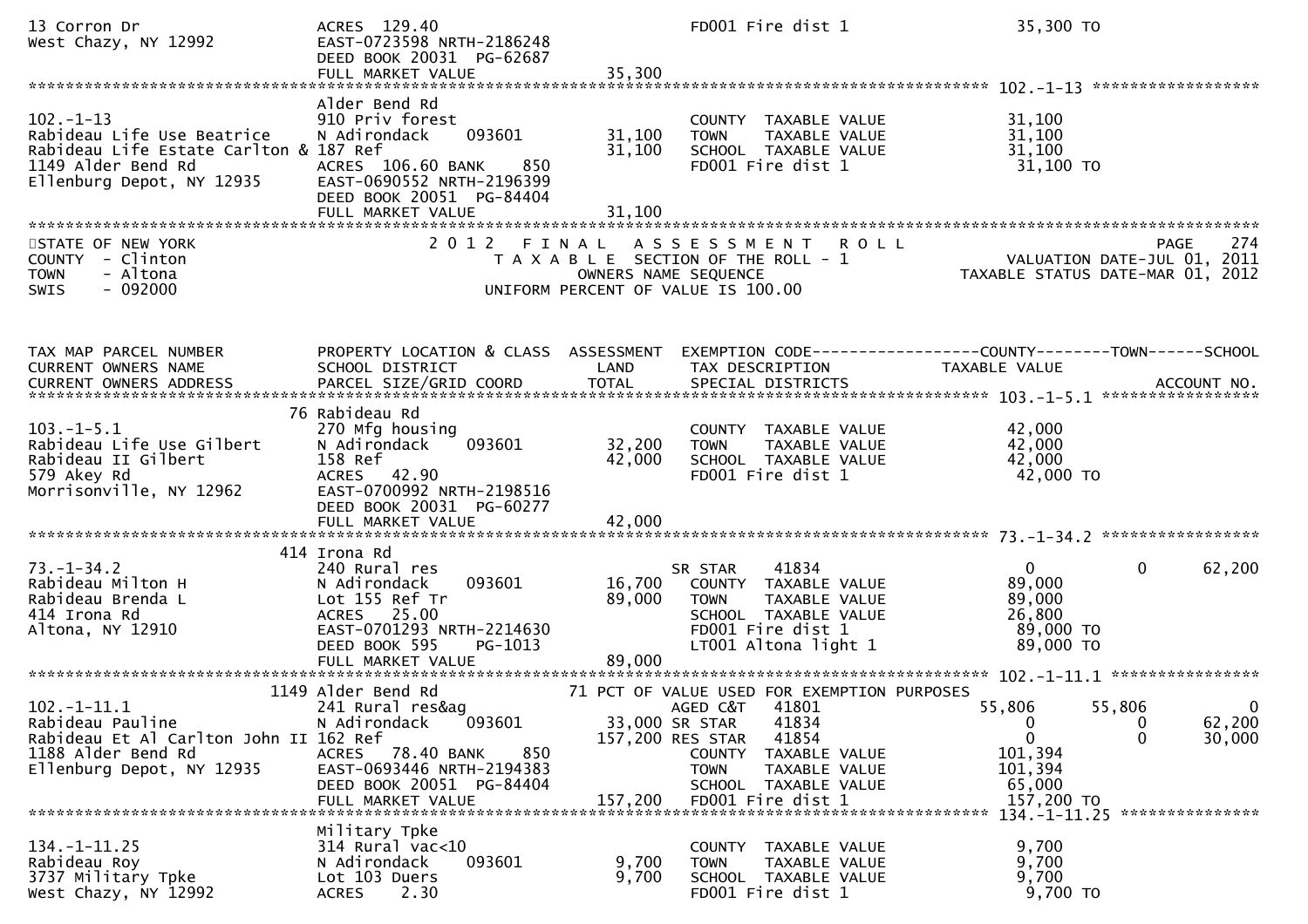13 Corron Dr | ACRES 129.40 | | FD001 Fire dist 1 | 35,300 TO
West Chazy, NY 12992 | EAST-0723598 NRTH-2186248
DEED BOOK 20031 PG-62687
FULL MARKET VALUE 35,300

******************************************************************************************************* 102.-1-13 *****************

```
                              Alder Bend Rd
102.-1-13                     910 Priv forest                      COUNTY  TAXABLE VALUE           31,100
Rabideau Life Use Beatrice    N Adirondack     093601     31,100   TOWN    TAXABLE VALUE           31,100
Rabideau Life Estate Carlton & 187 Ref                    31,100   SCHOOL  TAXABLE VALUE           31,100
1149 Alder Bend Rd            ACRES  106.60 BANK    850            FD001 Fire dist 1                31,100 TO
Ellenburg Depot, NY 12935     EAST-0690552 NRTH-2196399
                              DEED BOOK 20051  PG-84404
                              FULL MARKET VALUE           31,100
```

STATE OF NEW YORK — 2012 FINAL ASSESSMENT ROLL — PAGE 274
COUNTY - Clinton — TAXABLE SECTION OF THE ROLL - 1 — VALUATION DATE-JUL 01, 2011
TOWN - Altona — OWNERS NAME SEQUENCE — TAXABLE STATUS DATE-MAR 01, 2012
SWIS - 092000 — UNIFORM PERCENT OF VALUE IS 100.00

```
TAX MAP PARCEL NUMBER          PROPERTY LOCATION & CLASS  ASSESSMENT  EXEMPTION CODE------------------COUNTY--------TOWN------SCHOOL
CURRENT OWNERS NAME            SCHOOL DISTRICT               LAND      TAX DESCRIPTION            TAXABLE VALUE
CURRENT OWNERS ADDRESS         PARCEL SIZE/GRID COORD        TOTAL     SPECIAL DISTRICTS                                    ACCOUNT NO.
******************************************************************************************************* 103.-1-5.1 *****************
                              76 Rabideau Rd
103.-1-5.1                     270 Mfg housing                      COUNTY  TAXABLE VALUE           42,000
Rabideau Life Use Gilbert      N Adirondack     093601     32,200   TOWN    TAXABLE VALUE           42,000
Rabideau II Gilbert            158 Ref                     42,000   SCHOOL  TAXABLE VALUE           42,000
579 Akey Rd                    ACRES   42.90                        FD001 Fire dist 1                42,000 TO
Morrisonville, NY 12962        EAST-0700992 NRTH-2198516
                               DEED BOOK 20031  PG-60277
                               FULL MARKET VALUE           42,000
******************************************************************************************************* 73.-1-34.2 *****************
                              414 Irona Rd
73.-1-34.2                     240 Rural res                        SR STAR      41834              0              0      62,200
Rabideau Milton H              N Adirondack     093601     16,700   COUNTY  TAXABLE VALUE           89,000
Rabideau Brenda L              Lot 155 Ref Tr              89,000   TOWN    TAXABLE VALUE           89,000
414 Irona Rd                   ACRES   25.00                        SCHOOL  TAXABLE VALUE           26,800
Altona, NY 12910               EAST-0701293 NRTH-2214630            FD001 Fire dist 1                89,000 TO
                               DEED BOOK 595    PG-1013             LT001 Altona light 1             89,000 TO
                               FULL MARKET VALUE           89,000
******************************************************************************************************* 102.-1-11.1 ****************
                              1149 Alder Bend Rd             71 PCT OF VALUE USED FOR EXEMPTION PURPOSES
102.-1-11.1                    241 Rural res&ag                     AGED C&T     41801         55,806         55,806           0
Rabideau Pauline               N Adirondack     093601     33,000 SR STAR      41834              0              0      62,200
Rabideau Et Al Carlton John II 162 Ref                    157,200 RES STAR     41854              0              0      30,000
1188 Alder Bend Rd             ACRES   78.40 BANK    850            COUNTY  TAXABLE VALUE          101,394
Ellenburg Depot, NY 12935      EAST-0693446 NRTH-2194383            TOWN    TAXABLE VALUE          101,394
                               DEED BOOK 20051  PG-84404            SCHOOL  TAXABLE VALUE           65,000
                               FULL MARKET VALUE          157,200   FD001 Fire dist 1               157,200 TO
******************************************************************************************************* 134.-1-11.25 ***************
                              Military Tpke
134.-1-11.25                   314 Rural vac<10                     COUNTY  TAXABLE VALUE            9,700
Rabideau Roy                   N Adirondack     093601      9,700   TOWN    TAXABLE VALUE            9,700
3737 Military Tpke             Lot 103 Duers                9,700   SCHOOL  TAXABLE VALUE            9,700
West Chazy, NY 12992           ACRES    2.30                        FD001 Fire dist 1                 9,700 TO
```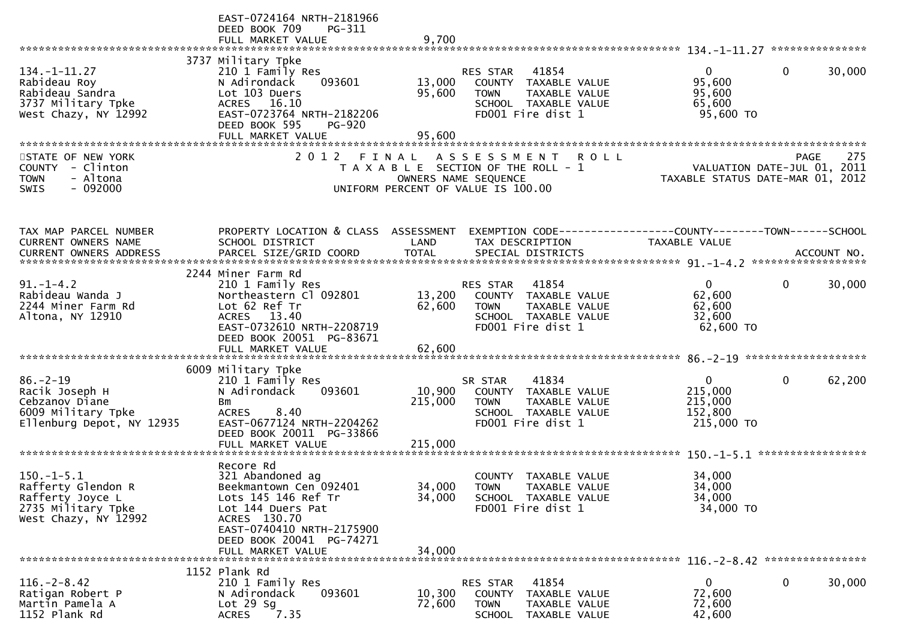```
                              EAST-0724164 NRTH-2181966
                              DEED BOOK 709     PG-311
                              FULL MARKET VALUE                 9,700
******************************************************************************************************* 134.-1-11.27 ***************
                              3737 Military Tpke
134.-1-11.27                  210 1 Family Res                   RES STAR    41854                    0             0       30,000
Rabideau Roy                  N Adirondack      093601     13,000   COUNTY  TAXABLE VALUE           95,600
Rabideau Sandra               Lot 103 Duers                95,600   TOWN    TAXABLE VALUE           95,600
3737 Military Tpke            ACRES    16.10                        SCHOOL  TAXABLE VALUE           65,600
West Chazy, NY 12992          EAST-0723764 NRTH-2182206             FD001 Fire dist 1                95,600 TO
                              DEED BOOK 595     PG-920
                              FULL MARKET VALUE                95,600
************************************************************************************************************************************
STATE OF NEW YORK                      2 0 1 2   F I N A L   A S S E S S M E N T   R O L L                              PAGE    275
COUNTY  - Clinton                         T A X A B L E  SECTION OF THE ROLL - 1                      VALUATION DATE-JUL 01, 2011
TOWN    - Altona                                OWNERS NAME SEQUENCE                              TAXABLE STATUS DATE-MAR 01, 2012
SWIS    - 092000                          UNIFORM PERCENT OF VALUE IS 100.00



TAX MAP PARCEL NUMBER          PROPERTY LOCATION & CLASS  ASSESSMENT  EXEMPTION CODE------------------COUNTY--------TOWN------SCHOOL
CURRENT OWNERS NAME            SCHOOL DISTRICT               LAND      TAX DESCRIPTION              TAXABLE VALUE
CURRENT OWNERS ADDRESS         PARCEL SIZE/GRID COORD       TOTAL      SPECIAL DISTRICTS                                  ACCOUNT NO.
******************************************************************************************************* 91.-1-4.2 ******************
                              2244 Miner Farm Rd
91.-1-4.2                     210 1 Family Res                   RES STAR    41854                    0             0       30,000
Rabideau Wanda J              Northeastern Cl 092801       13,200   COUNTY  TAXABLE VALUE           62,600
2244 Miner Farm Rd            Lot 62 Ref Tr                62,600   TOWN    TAXABLE VALUE           62,600
Altona, NY 12910              ACRES    13.40                        SCHOOL  TAXABLE VALUE           32,600
                              EAST-0732610 NRTH-2208719             FD001 Fire dist 1                62,600 TO
                              DEED BOOK 20051  PG-83671
                              FULL MARKET VALUE                62,600
******************************************************************************************************* 86.-2-19 *******************
                              6009 Military Tpke
86.-2-19                      210 1 Family Res                   SR STAR     41834                    0             0       62,200
Racik Joseph H                N Adirondack      093601     10,900   COUNTY  TAXABLE VALUE          215,000
Cebzanov Diane                Bm                          215,000   TOWN    TAXABLE VALUE          215,000
6009 Military Tpke            ACRES     8.40                        SCHOOL  TAXABLE VALUE          152,800
Ellenburg Depot, NY 12935     EAST-0677124 NRTH-2204262             FD001 Fire dist 1               215,000 TO
                              DEED BOOK 20011  PG-33866
                              FULL MARKET VALUE               215,000
******************************************************************************************************* 150.-1-5.1 *****************
                              Recore Rd
150.-1-5.1                    321 Abandoned ag                      COUNTY  TAXABLE VALUE           34,000
Rafferty Glendon R            Beekmantown Cen 092401       34,000   TOWN    TAXABLE VALUE           34,000
Rafferty Joyce L              Lots 145 146 Ref Tr          34,000   SCHOOL  TAXABLE VALUE           34,000
2735 Military Tpke            Lot 144 Duers Pat                     FD001 Fire dist 1                34,000 TO
West Chazy, NY 12992          ACRES   130.70
                              EAST-0740410 NRTH-2175900
                              DEED BOOK 20041  PG-74271
                              FULL MARKET VALUE                34,000
******************************************************************************************************* 116.-2-8.42 ****************
                              1152 Plank Rd
116.-2-8.42                   210 1 Family Res                   RES STAR    41854                    0             0       30,000
Ratigan Robert P              N Adirondack      093601     10,300   COUNTY  TAXABLE VALUE           72,600
Martin Pamela A               Lot 29 Sg                    72,600   TOWN    TAXABLE VALUE           72,600
1152 Plank Rd                 ACRES     7.35                        SCHOOL  TAXABLE VALUE           42,600
```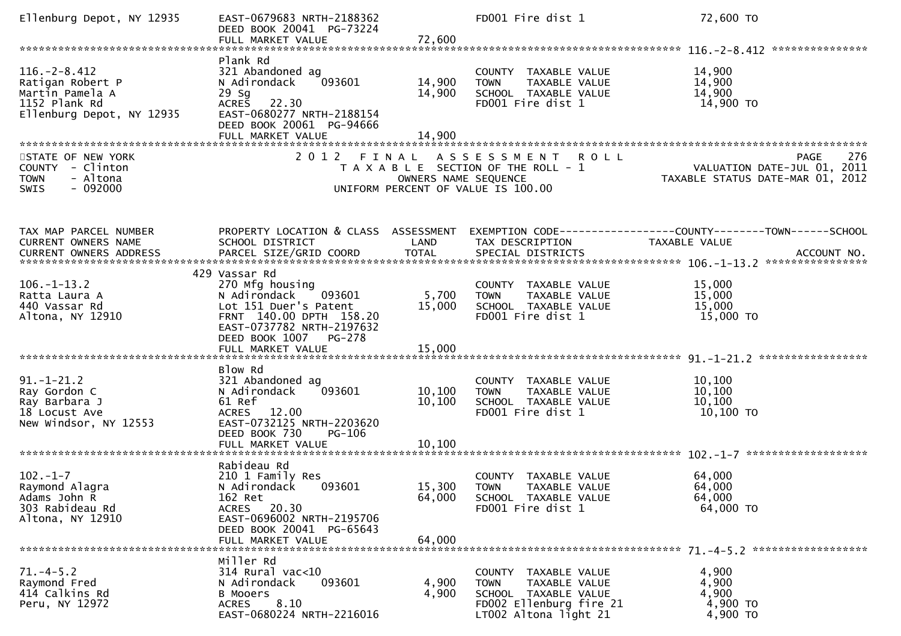```
Ellenburg Depot, NY 12935     EAST-0679683 NRTH-2188362              FD001 Fire dist 1                  72,600 TO
                              DEED BOOK 20041  PG-73224
                              FULL MARKET VALUE               72,600
******************************************************************************************************* 116.-2-8.412 ***************
                              Plank Rd
116.-2-8.412                  321 Abandoned ag                        COUNTY  TAXABLE VALUE              14,900
Ratigan Robert P              N Adirondack     093601        14,900   TOWN    TAXABLE VALUE              14,900
Martin Pamela A               29 Sg                          14,900   SCHOOL  TAXABLE VALUE              14,900
1152 Plank Rd                 ACRES   22.30                           FD001 Fire dist 1                   14,900 TO
Ellenburg Depot, NY 12935     EAST-0680277 NRTH-2188154
                              DEED BOOK 20061  PG-94666
                              FULL MARKET VALUE               14,900
************************************************************************************************************************************
STATE OF NEW YORK                    2 0 1 2   F I N A L   A S S E S S M E N T   R O L L                             PAGE    276
COUNTY  - Clinton                      T A X A B L E  SECTION OF THE ROLL - 1                      VALUATION DATE-JUL 01, 2011
TOWN    - Altona                              OWNERS NAME SEQUENCE                            TAXABLE STATUS DATE-MAR 01, 2012
SWIS    - 092000                      UNIFORM PERCENT OF VALUE IS 100.00


TAX MAP PARCEL NUMBER         PROPERTY LOCATION & CLASS  ASSESSMENT  EXEMPTION CODE------------------COUNTY--------TOWN------SCHOOL
CURRENT OWNERS NAME           SCHOOL DISTRICT               LAND      TAX DESCRIPTION            TAXABLE VALUE
CURRENT OWNERS ADDRESS        PARCEL SIZE/GRID COORD        TOTAL     SPECIAL DISTRICTS                                  ACCOUNT NO.
******************************************************************************************************* 106.-1-13.2 ****************
                          429 Vassar Rd
106.-1-13.2                   270 Mfg housing                         COUNTY  TAXABLE VALUE              15,000
Ratta Laura A                 N Adirondack     093601         5,700   TOWN    TAXABLE VALUE              15,000
440 Vassar Rd                 Lot 151 Duer's Patent          15,000   SCHOOL  TAXABLE VALUE              15,000
Altona, NY 12910              FRNT 140.00 DPTH 158.20                 FD001 Fire dist 1                   15,000 TO
                              EAST-0737782 NRTH-2197632
                              DEED BOOK 1007   PG-278
                              FULL MARKET VALUE               15,000
******************************************************************************************************* 91.-1-21.2 *****************
                              Blow Rd
91.-1-21.2                    321 Abandoned ag                        COUNTY  TAXABLE VALUE              10,100
Ray Gordon C                  N Adirondack     093601        10,100   TOWN    TAXABLE VALUE              10,100
Ray Barbara J                 61 Ref                         10,100   SCHOOL  TAXABLE VALUE              10,100
18 Locust Ave                 ACRES   12.00                           FD001 Fire dist 1                   10,100 TO
New Windsor, NY 12553         EAST-0732125 NRTH-2203620
                              DEED BOOK 730    PG-106
                              FULL MARKET VALUE               10,100
******************************************************************************************************* 102.-1-7 *******************
                              Rabideau Rd
102.-1-7                      210 1 Family Res                        COUNTY  TAXABLE VALUE              64,000
Raymond Alagra                N Adirondack     093601        15,300   TOWN    TAXABLE VALUE              64,000
Adams John R                  162 Ret                        64,000   SCHOOL  TAXABLE VALUE              64,000
303 Rabideau Rd               ACRES   20.30                           FD001 Fire dist 1                   64,000 TO
Altona, NY 12910              EAST-0696002 NRTH-2195706
                              DEED BOOK 20041  PG-65643
                              FULL MARKET VALUE               64,000
******************************************************************************************************* 71.-4-5.2 ******************
                              Miller Rd
71.-4-5.2                     314 Rural vac<10                        COUNTY  TAXABLE VALUE               4,900
Raymond Fred                  N Adirondack     093601         4,900   TOWN    TAXABLE VALUE               4,900
414 Calkins Rd                B Mooers                        4,900   SCHOOL  TAXABLE VALUE               4,900
Peru, NY 12972                ACRES    8.10                           FD002 Ellenburg fire 21              4,900 TO
                              EAST-0680224 NRTH-2216016               LT002 Altona light 21                4,900 TO
```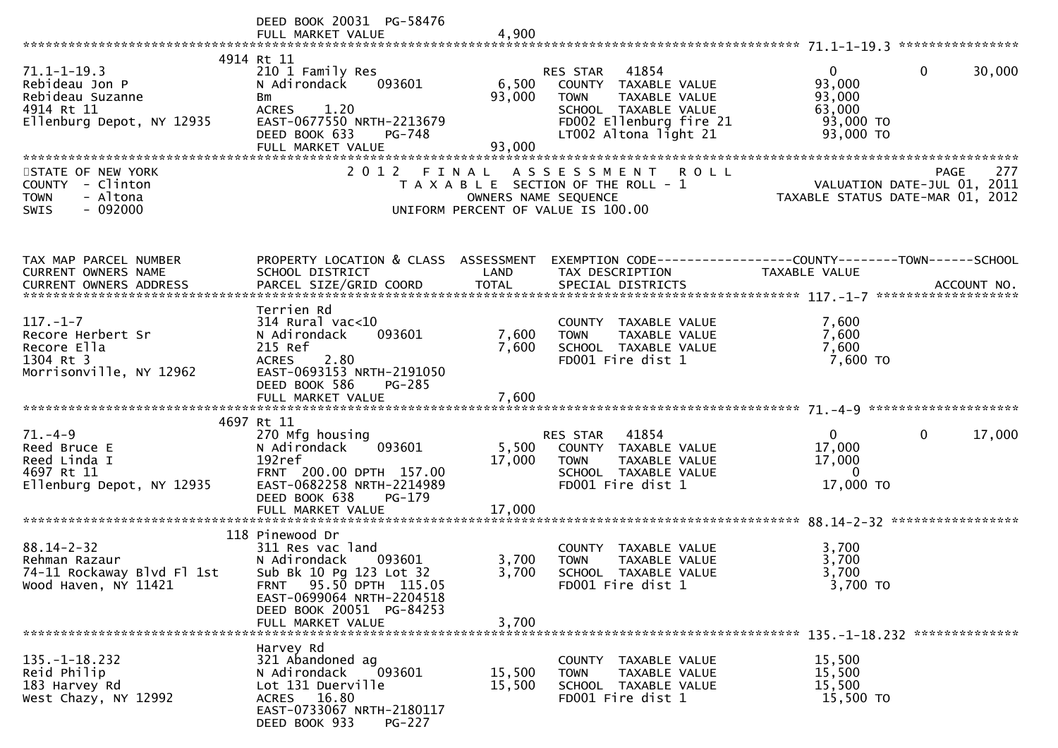DEED BOOK 20031 PG-58476
FULL MARKET VALUE 4,900

**71.1-1-19.3** — 4914 Rt 11

| Owner / Address | Property Info | Assessment | Exemption / Tax Description | Taxable Value | | |
|---|---|---|---|---|---|---|
| 71.1-1-19.3 | 210 1 Family Res | | RES STAR 41854 | 0 | 0 | 30,000 |
| Rebideau Jon P | N Adirondack 093601 | 6,500 | COUNTY TAXABLE VALUE | 93,000 | | |
| Rebideau Suzanne | Bm | 93,000 | TOWN TAXABLE VALUE | 93,000 | | |
| 4914 Rt 11 | ACRES 1.20 | | SCHOOL TAXABLE VALUE | 63,000 | | |
| Ellenburg Depot, NY 12935 | EAST-0677550 NRTH-2213679 | | FD002 Ellenburg fire 21 | 93,000 TO | | |
| | DEED BOOK 633 PG-748 | | LT002 Altona light 21 | 93,000 TO | | |
| | FULL MARKET VALUE | 93,000 | | | | |

STATE OF NEW YORK — 2012 FINAL ASSESSMENT ROLL — PAGE 277
COUNTY - Clinton — TAXABLE SECTION OF THE ROLL - 1 — VALUATION DATE-JUL 01, 2011
TOWN - Altona — OWNERS NAME SEQUENCE — TAXABLE STATUS DATE-MAR 01, 2012
SWIS - 092000 — UNIFORM PERCENT OF VALUE IS 100.00

| TAX MAP PARCEL NUMBER / CURRENT OWNERS NAME / CURRENT OWNERS ADDRESS | PROPERTY LOCATION & CLASS / SCHOOL DISTRICT / PARCEL SIZE/GRID COORD | ASSESSMENT LAND / TOTAL | EXEMPTION CODE / TAX DESCRIPTION / SPECIAL DISTRICTS | COUNTY TAXABLE VALUE | TOWN | SCHOOL / ACCOUNT NO. |
|---|---|---|---|---|---|---|
| **117.-1-7** | Terrien Rd | | | | | |
| 117.-1-7 | 314 Rural vac<10 | | COUNTY TAXABLE VALUE | 7,600 | | |
| Recore Herbert Sr | N Adirondack 093601 | 7,600 | TOWN TAXABLE VALUE | 7,600 | | |
| Recore Ella | 215 Ref | 7,600 | SCHOOL TAXABLE VALUE | 7,600 | | |
| 1304 Rt 3 | ACRES 2.80 | | FD001 Fire dist 1 | 7,600 TO | | |
| Morrisonville, NY 12962 | EAST-0693153 NRTH-2191050 | | | | | |
| | DEED BOOK 586 PG-285 | | | | | |
| | FULL MARKET VALUE | 7,600 | | | | |
| **71.-4-9** | 4697 Rt 11 | | | | | |
| 71.-4-9 | 270 Mfg housing | | RES STAR 41854 | 0 | 0 | 17,000 |
| Reed Bruce E | N Adirondack 093601 | 5,500 | COUNTY TAXABLE VALUE | 17,000 | | |
| Reed Linda I | 192ref | 17,000 | TOWN TAXABLE VALUE | 17,000 | | |
| 4697 Rt 11 | FRNT 200.00 DPTH 157.00 | | SCHOOL TAXABLE VALUE | 0 | | |
| Ellenburg Depot, NY 12935 | EAST-0682258 NRTH-2214989 | | FD001 Fire dist 1 | 17,000 TO | | |
| | DEED BOOK 638 PG-179 | | | | | |
| | FULL MARKET VALUE | 17,000 | | | | |
| **88.14-2-32** | 118 Pinewood Dr | | | | | |
| 88.14-2-32 | 311 Res vac land | | COUNTY TAXABLE VALUE | 3,700 | | |
| Rehman Razaur | N Adirondack 093601 | 3,700 | TOWN TAXABLE VALUE | 3,700 | | |
| 74-11 Rockaway Blvd Fl 1st | Sub Bk 10 Pg 123 Lot 32 | 3,700 | SCHOOL TAXABLE VALUE | 3,700 | | |
| Wood Haven, NY 11421 | FRNT 95.50 DPTH 115.05 | | FD001 Fire dist 1 | 3,700 TO | | |
| | EAST-0699064 NRTH-2204518 | | | | | |
| | DEED BOOK 20051 PG-84253 | | | | | |
| | FULL MARKET VALUE | 3,700 | | | | |
| **135.-1-18.232** | Harvey Rd | | | | | |
| 135.-1-18.232 | 321 Abandoned ag | | COUNTY TAXABLE VALUE | 15,500 | | |
| Reid Philip | N Adirondack 093601 | 15,500 | TOWN TAXABLE VALUE | 15,500 | | |
| 183 Harvey Rd | Lot 131 Duerville | 15,500 | SCHOOL TAXABLE VALUE | 15,500 | | |
| West Chazy, NY 12992 | ACRES 16.80 | | FD001 Fire dist 1 | 15,500 TO | | |
| | EAST-0733067 NRTH-2180117 | | | | | |
| | DEED BOOK 933 PG-227 | | | | | |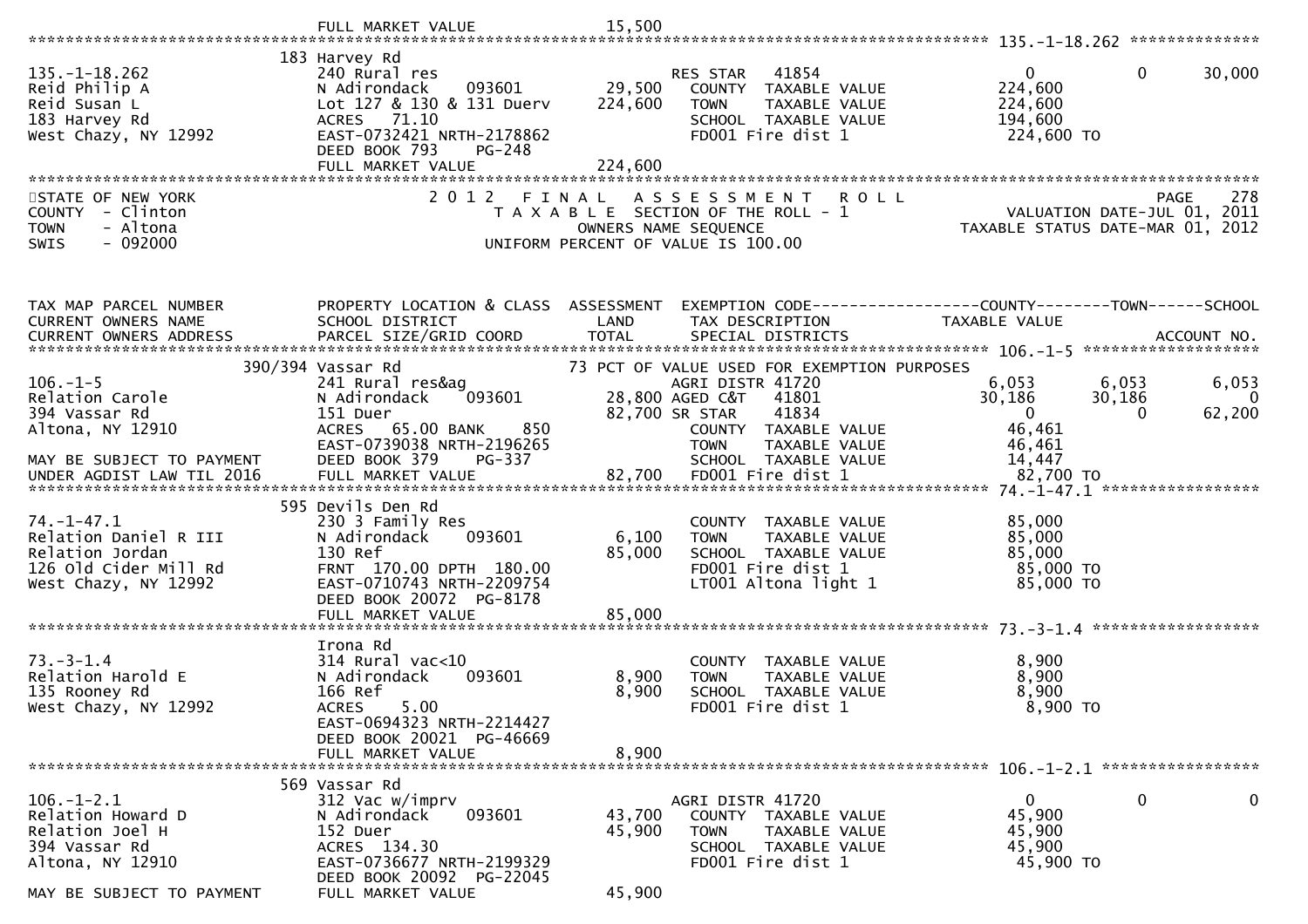FULL MARKET VALUE 15,500

135.-1-18.262

| Parcel | Property Location & Class | Assessment | Exemption / Tax Description | County | Town | School |
|---|---|---|---|---|---|---|
| 135.-1-18.262 | 183 Harvey Rd | | | | | |
| Reid Philip A | 240 Rural res | | RES STAR 41854 | 0 | 0 | 30,000 |
| Reid Susan L | N Adirondack 093601 | 29,500 | COUNTY TAXABLE VALUE | 224,600 | | |
| 183 Harvey Rd | Lot 127 & 130 & 131 Duerv | 224,600 | TOWN TAXABLE VALUE | 224,600 | | |
| West Chazy, NY 12992 | ACRES 71.10 | | SCHOOL TAXABLE VALUE | 194,600 | | |
| | EAST-0732421 NRTH-2178862 | | FD001 Fire dist 1 | 224,600 TO | | |
| | DEED BOOK 793 PG-248 | | | | | |
| | FULL MARKET VALUE | 224,600 | | | | |

STATE OF NEW YORK — 2 0 1 2 FINAL ASSESSMENT ROLL — PAGE 278
COUNTY - Clinton — TAXABLE SECTION OF THE ROLL - 1 — VALUATION DATE-JUL 01, 2011
TOWN - Altona — OWNERS NAME SEQUENCE — TAXABLE STATUS DATE-MAR 01, 2012
SWIS - 092000 — UNIFORM PERCENT OF VALUE IS 100.00

| TAX MAP PARCEL NUMBER / CURRENT OWNERS NAME / CURRENT OWNERS ADDRESS | PROPERTY LOCATION & CLASS / SCHOOL DISTRICT / PARCEL SIZE/GRID COORD | ASSESSMENT LAND / TOTAL | EXEMPTION CODE / TAX DESCRIPTION / SPECIAL DISTRICTS | COUNTY TAXABLE VALUE | TOWN | SCHOOL / ACCOUNT NO. |
|---|---|---|---|---|---|---|
| **106.-1-5** | 390/394 Vassar Rd | | 73 PCT OF VALUE USED FOR EXEMPTION PURPOSES | | | |
| 106.-1-5 | 241 Rural res&ag | | AGRI DISTR 41720 | 6,053 | 6,053 | 6,053 |
| Relation Carole | N Adirondack 093601 | 28,800 | AGED C&T 41801 | 30,186 | 30,186 | 0 |
| 394 Vassar Rd | 151 Duer | 82,700 | SR STAR 41834 | 0 | 0 | 62,200 |
| Altona, NY 12910 | ACRES 65.00 BANK 850 | | COUNTY TAXABLE VALUE | 46,461 | | |
| | EAST-0739038 NRTH-2196265 | | TOWN TAXABLE VALUE | 46,461 | | |
| MAY BE SUBJECT TO PAYMENT | DEED BOOK 379 PG-337 | | SCHOOL TAXABLE VALUE | 14,447 | | |
| UNDER AGDIST LAW TIL 2016 | FULL MARKET VALUE | 82,700 | FD001 Fire dist 1 | 82,700 TO | | |
| **74.-1-47.1** | 595 Devils Den Rd | | | | | |
| 74.-1-47.1 | 230 3 Family Res | | COUNTY TAXABLE VALUE | 85,000 | | |
| Relation Daniel R III | N Adirondack 093601 | 6,100 | TOWN TAXABLE VALUE | 85,000 | | |
| Relation Jordan | 130 Ref | 85,000 | SCHOOL TAXABLE VALUE | 85,000 | | |
| 126 Old Cider Mill Rd | FRNT 170.00 DPTH 180.00 | | FD001 Fire dist 1 | 85,000 TO | | |
| West Chazy, NY 12992 | EAST-0710743 NRTH-2209754 | | LT001 Altona light 1 | 85,000 TO | | |
| | DEED BOOK 20072 PG-8178 | | | | | |
| | FULL MARKET VALUE | 85,000 | | | | |
| **73.-3-1.4** | Irona Rd | | | | | |
| 73.-3-1.4 | 314 Rural vac<10 | | COUNTY TAXABLE VALUE | 8,900 | | |
| Relation Harold E | N Adirondack 093601 | 8,900 | TOWN TAXABLE VALUE | 8,900 | | |
| 135 Rooney Rd | 166 Ref | 8,900 | SCHOOL TAXABLE VALUE | 8,900 | | |
| West Chazy, NY 12992 | ACRES 5.00 | | FD001 Fire dist 1 | 8,900 TO | | |
| | EAST-0694323 NRTH-2214427 | | | | | |
| | DEED BOOK 20021 PG-46669 | | | | | |
| | FULL MARKET VALUE | 8,900 | | | | |
| **106.-1-2.1** | 569 Vassar Rd | | | | | |
| 106.-1-2.1 | 312 Vac w/imprv | | AGRI DISTR 41720 | 0 | 0 | 0 |
| Relation Howard D | N Adirondack 093601 | 43,700 | COUNTY TAXABLE VALUE | 45,900 | | |
| Relation Joel H | 152 Duer | 45,900 | TOWN TAXABLE VALUE | 45,900 | | |
| 394 Vassar Rd | ACRES 134.30 | | SCHOOL TAXABLE VALUE | 45,900 | | |
| Altona, NY 12910 | EAST-0736677 NRTH-2199329 | | FD001 Fire dist 1 | 45,900 TO | | |
| | DEED BOOK 20092 PG-22045 | | | | | |
| MAY BE SUBJECT TO PAYMENT | FULL MARKET VALUE | 45,900 | | | | |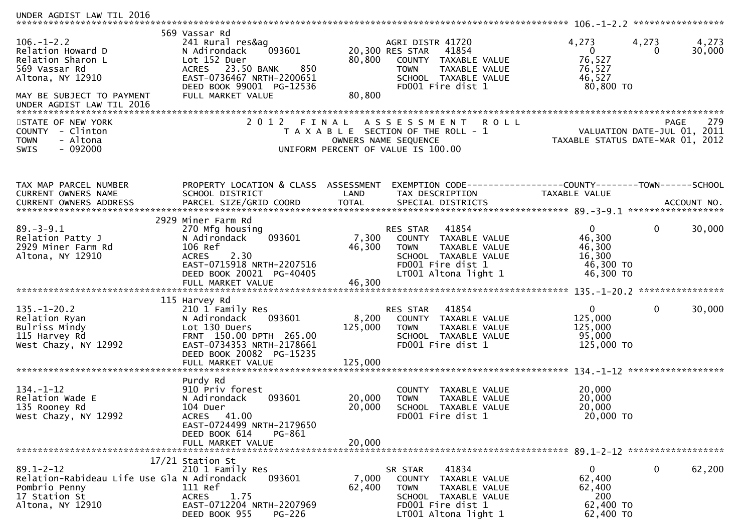UNDER AGDIST LAW TIL 2016

```
******************************************************************************************************* 106.-1-2.2 *****************
                              569 Vassar Rd
106.-1-2.2                    241 Rural res&ag                   AGRI DISTR 41720                4,273       4,273        4,273
Relation Howard D             N Adirondack     093601     20,300 RES STAR   41854                    0           0       30,000
Relation Sharon L             Lot 152 Duer                80,800    COUNTY  TAXABLE VALUE          76,527
569 Vassar Rd                 ACRES  23.50 BANK     850             TOWN    TAXABLE VALUE          76,527
Altona, NY 12910              EAST-0736467 NRTH-2200651             SCHOOL  TAXABLE VALUE          46,527
                              DEED BOOK 99001  PG-12536             FD001 Fire dist 1               80,800 TO
MAY BE SUBJECT TO PAYMENT     FULL MARKET VALUE           80,800
UNDER AGDIST LAW TIL 2016
*********************************************************************************************************************************
```

STATE OF NEW YORK — 2012 FINAL ASSESSMENT ROLL — PAGE 279
COUNTY - Clinton — TAXABLE SECTION OF THE ROLL - 1 — VALUATION DATE-JUL 01, 2011
TOWN - Altona — OWNERS NAME SEQUENCE — TAXABLE STATUS DATE-MAR 01, 2012
SWIS - 092000 — UNIFORM PERCENT OF VALUE IS 100.00

```
TAX MAP PARCEL NUMBER          PROPERTY LOCATION & CLASS  ASSESSMENT  EXEMPTION CODE------------------COUNTY--------TOWN------SCHOOL
CURRENT OWNERS NAME            SCHOOL DISTRICT               LAND      TAX DESCRIPTION              TAXABLE VALUE
CURRENT OWNERS ADDRESS         PARCEL SIZE/GRID COORD        TOTAL     SPECIAL DISTRICTS                                    ACCOUNT NO.
******************************************************************************************************* 89.-3-9.1 ******************
                              2929 Miner Farm Rd
89.-3-9.1                     270 Mfg housing                    RES STAR   41854                    0           0       30,000
Relation Patty J              N Adirondack     093601      7,300    COUNTY  TAXABLE VALUE          46,300
2929 Miner Farm Rd            106 Ref                     46,300    TOWN    TAXABLE VALUE          46,300
Altona, NY 12910              ACRES    2.30                         SCHOOL  TAXABLE VALUE          16,300
                              EAST-0715918 NRTH-2207516             FD001 Fire dist 1               46,300 TO
                              DEED BOOK 20021  PG-40405             LT001 Altona light 1            46,300 TO
                              FULL MARKET VALUE           46,300
******************************************************************************************************* 135.-1-20.2 ****************
                              115 Harvey Rd
135.-1-20.2                   210 1 Family Res                   RES STAR   41854                    0           0       30,000
Relation Ryan                 N Adirondack     093601      8,200    COUNTY  TAXABLE VALUE         125,000
Bulriss Mindy                 Lot 130 Duers              125,000    TOWN    TAXABLE VALUE         125,000
115 Harvey Rd                 FRNT 150.00 DPTH 265.00               SCHOOL  TAXABLE VALUE          95,000
West Chazy, NY 12992          EAST-0734353 NRTH-2178661             FD001 Fire dist 1              125,000 TO
                              DEED BOOK 20082  PG-15235
                              FULL MARKET VALUE          125,000
******************************************************************************************************* 134.-1-12 ******************
                              Purdy Rd
134.-1-12                     910 Priv forest                       COUNTY  TAXABLE VALUE          20,000
Relation Wade E               N Adirondack     093601     20,000    TOWN    TAXABLE VALUE          20,000
135 Rooney Rd                 104 Duer                    20,000    SCHOOL  TAXABLE VALUE          20,000
West Chazy, NY 12992          ACRES   41.00                         FD001 Fire dist 1               20,000 TO
                              EAST-0724499 NRTH-2179650
                              DEED BOOK 614    PG-861
                              FULL MARKET VALUE           20,000
******************************************************************************************************* 89.1-2-12 ******************
                              17/21 Station St
89.1-2-12                     210 1 Family Res                   SR STAR    41834                    0           0       62,200
Relation-Rabideau Life Use Gla N Adirondack    093601      7,000    COUNTY  TAXABLE VALUE          62,400
Pombrio Penny                 111 Ref                     62,400    TOWN    TAXABLE VALUE          62,400
17 Station St                 ACRES    1.75                         SCHOOL  TAXABLE VALUE             200
Altona, NY 12910              EAST-0712204 NRTH-2207969             FD001 Fire dist 1               62,400 TO
                              DEED BOOK 955    PG-226               LT001 Altona light 1            62,400 TO
```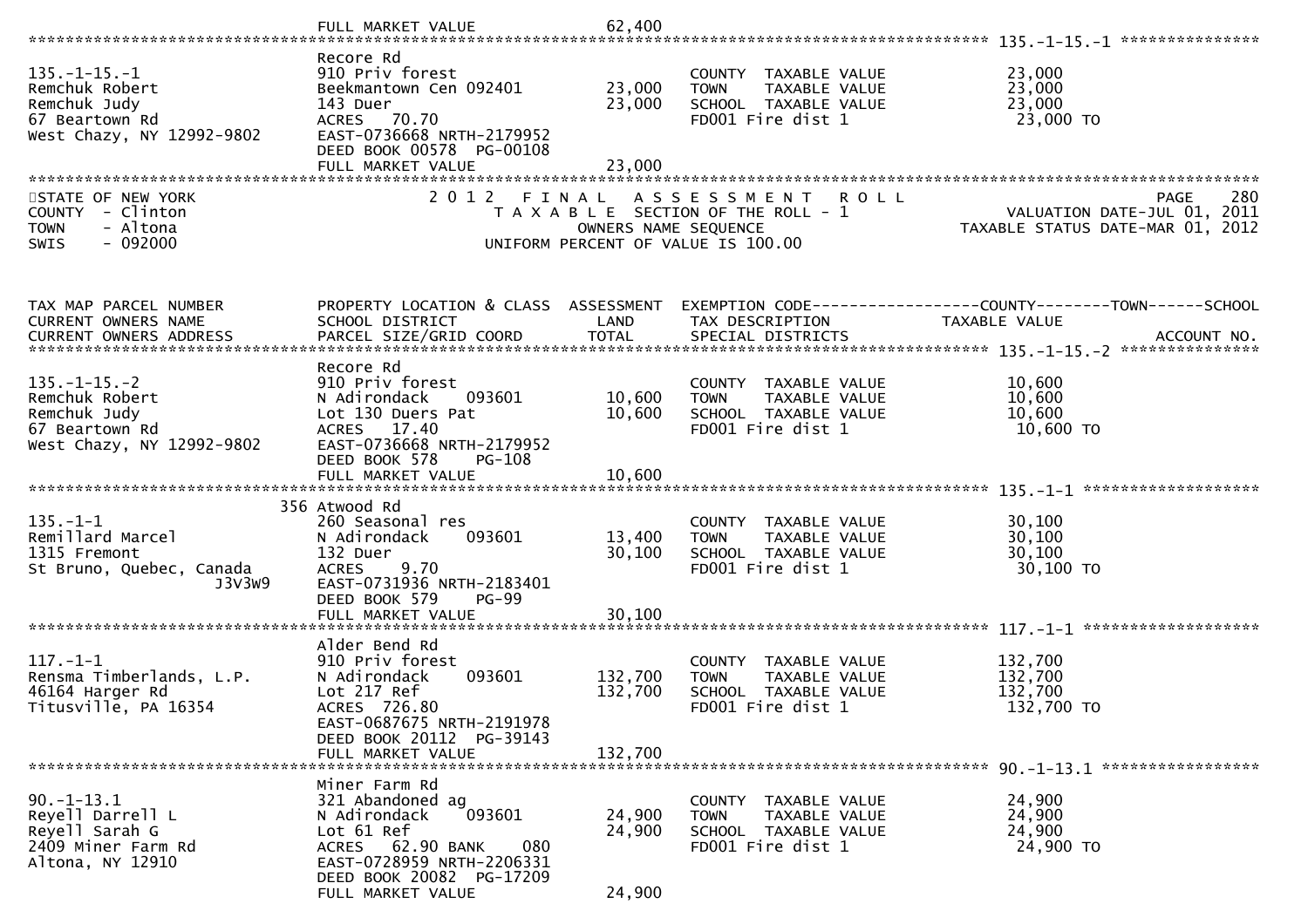FULL MARKET VALUE 62,400

******************************************************************************************************* 135.-1-15.-1 ***************

| | | | | |
|---|---|---|---|---|
| 135.-1-15.-1 | Recore Rd | | | |
| Remchuk Robert | 910 Priv forest | | COUNTY TAXABLE VALUE | 23,000 |
| Remchuk Judy | Beekmantown Cen 092401 | 23,000 | TOWN TAXABLE VALUE | 23,000 |
| 67 Beartown Rd | 143 Duer | 23,000 | SCHOOL TAXABLE VALUE | 23,000 |
| West Chazy, NY 12992-9802 | ACRES 70.70 | | FD001 Fire dist 1 | 23,000 TO |
| | EAST-0736668 NRTH-2179952 | | | |
| | DEED BOOK 00578 PG-00108 | | | |
| | FULL MARKET VALUE | 23,000 | | |

STATE OF NEW YORK
COUNTY - Clinton
TOWN - Altona
SWIS - 092000

2 0 1 2 F I N A L A S S E S S M E N T R O L L
T A X A B L E SECTION OF THE ROLL - 1
OWNERS NAME SEQUENCE
UNIFORM PERCENT OF VALUE IS 100.00

PAGE 280
VALUATION DATE-JUL 01, 2011
TAXABLE STATUS DATE-MAR 01, 2012

| TAX MAP PARCEL NUMBER<br>CURRENT OWNERS NAME<br>CURRENT OWNERS ADDRESS | PROPERTY LOCATION & CLASS<br>SCHOOL DISTRICT<br>PARCEL SIZE/GRID COORD | ASSESSMENT<br>LAND<br>TOTAL | EXEMPTION CODE------------------COUNTY--------TOWN------SCHOOL<br>TAX DESCRIPTION<br>SPECIAL DISTRICTS | TAXABLE VALUE<br><br>ACCOUNT NO. |
|---|---|---|---|---|
| ********** 135.-1-15.-2 ********** | | | | |
| | Recore Rd | | | |
| 135.-1-15.-2 | 910 Priv forest | | COUNTY TAXABLE VALUE | 10,600 |
| Remchuk Robert | N Adirondack 093601 | 10,600 | TOWN TAXABLE VALUE | 10,600 |
| Remchuk Judy | Lot 130 Duers Pat | 10,600 | SCHOOL TAXABLE VALUE | 10,600 |
| 67 Beartown Rd | ACRES 17.40 | | FD001 Fire dist 1 | 10,600 TO |
| West Chazy, NY 12992-9802 | EAST-0736668 NRTH-2179952 | | | |
| | DEED BOOK 578 PG-108 | | | |
| | FULL MARKET VALUE | 10,600 | | |
| ********** 135.-1-1 ********** | | | | |
| | 356 Atwood Rd | | | |
| 135.-1-1 | 260 Seasonal res | | COUNTY TAXABLE VALUE | 30,100 |
| Remillard Marcel | N Adirondack 093601 | 13,400 | TOWN TAXABLE VALUE | 30,100 |
| 1315 Fremont | 132 Duer | 30,100 | SCHOOL TAXABLE VALUE | 30,100 |
| St Bruno, Quebec, Canada | ACRES 9.70 | | FD001 Fire dist 1 | 30,100 TO |
| J3V3W9 | EAST-0731936 NRTH-2183401 | | | |
| | DEED BOOK 579 PG-99 | | | |
| | FULL MARKET VALUE | 30,100 | | |
| ********** 117.-1-1 ********** | | | | |
| | Alder Bend Rd | | | |
| 117.-1-1 | 910 Priv forest | | COUNTY TAXABLE VALUE | 132,700 |
| Rensma Timberlands, L.P. | N Adirondack 093601 | 132,700 | TOWN TAXABLE VALUE | 132,700 |
| 46164 Harger Rd | Lot 217 Ref | 132,700 | SCHOOL TAXABLE VALUE | 132,700 |
| Titusville, PA 16354 | ACRES 726.80 | | FD001 Fire dist 1 | 132,700 TO |
| | EAST-0687675 NRTH-2191978 | | | |
| | DEED BOOK 20112 PG-39143 | | | |
| | FULL MARKET VALUE | 132,700 | | |
| ********** 90.-1-13.1 ********** | | | | |
| | Miner Farm Rd | | | |
| 90.-1-13.1 | 321 Abandoned ag | | COUNTY TAXABLE VALUE | 24,900 |
| Reyell Darrell L | N Adirondack 093601 | 24,900 | TOWN TAXABLE VALUE | 24,900 |
| Reyell Sarah G | Lot 61 Ref | 24,900 | SCHOOL TAXABLE VALUE | 24,900 |
| 2409 Miner Farm Rd | ACRES 62.90 BANK 080 | | FD001 Fire dist 1 | 24,900 TO |
| Altona, NY 12910 | EAST-0728959 NRTH-2206331 | | | |
| | DEED BOOK 20082 PG-17209 | | | |
| | FULL MARKET VALUE | 24,900 | | |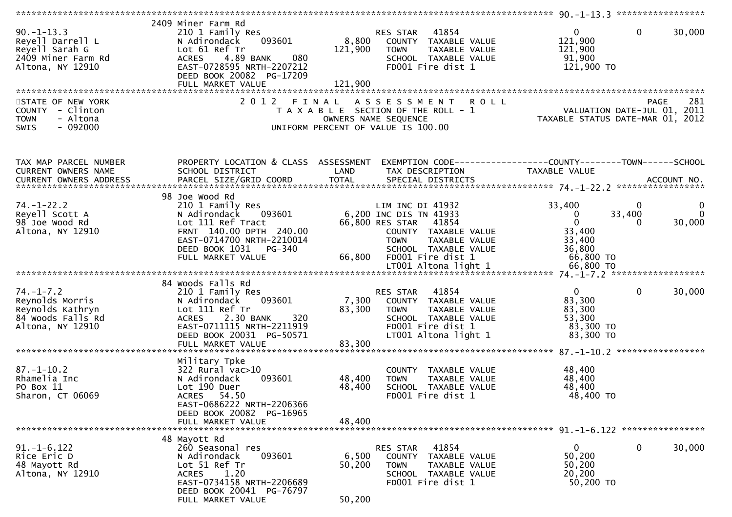```
******************************************************************************************************* 90.-1-13.3 *****************
                      2409 Miner Farm Rd
90.-1-13.3            210 1 Family Res                       RES STAR    41854              0           0       30,000
Reyell Darrell L      N Adirondack    093601         8,800     COUNTY  TAXABLE VALUE        121,900
Reyell Sarah G        Lot 61 Ref Tr                121,900     TOWN    TAXABLE VALUE        121,900
2409 Miner Farm Rd    ACRES    4.89 BANK     080               SCHOOL  TAXABLE VALUE         91,900
Altona, NY 12910      EAST-0728595 NRTH-2207212                FD001 Fire dist 1            121,900 TO
                      DEED BOOK 20082  PG-17209
                      FULL MARKET VALUE            121,900
************************************************************************************************************************************
```

STATE OF NEW YORK
COUNTY - Clinton
TOWN - Altona
SWIS - 092000

2 0 1 2 F I N A L A S S E S S M E N T R O L L
T A X A B L E SECTION OF THE ROLL - 1
OWNERS NAME SEQUENCE
UNIFORM PERCENT OF VALUE IS 100.00

PAGE 281
VALUATION DATE-JUL 01, 2011
TAXABLE STATUS DATE-MAR 01, 2012

```
TAX MAP PARCEL NUMBER     PROPERTY LOCATION & CLASS  ASSESSMENT  EXEMPTION CODE-----------------COUNTY--------TOWN------SCHOOL
CURRENT OWNERS NAME       SCHOOL DISTRICT               LAND      TAX DESCRIPTION            TAXABLE VALUE
CURRENT OWNERS ADDRESS    PARCEL SIZE/GRID COORD        TOTAL     SPECIAL DISTRICTS                                  ACCOUNT NO.
******************************************************************************************************* 74.-1-22.2 *****************
                      98 Joe Wood Rd
74.-1-22.2            210 1 Family Res                       LIM INC DI 41932          33,400           0            0
Reyell Scott A        N Adirondack    093601         6,200 INC DIS TN 41933                 0      33,400            0
98 Joe Wood Rd        Lot 111 Ref Tract             66,800 RES STAR    41854                 0           0       30,000
Altona, NY 12910      FRNT 140.00 DPTH 240.00                  COUNTY  TAXABLE VALUE         33,400
                      EAST-0714700 NRTH-2210014                TOWN    TAXABLE VALUE         33,400
                      DEED BOOK 1031    PG-340                 SCHOOL  TAXABLE VALUE         36,800
                      FULL MARKET VALUE             66,800     FD001 Fire dist 1             66,800 TO
                                                               LT001 Altona light 1          66,800 TO
******************************************************************************************************* 74.-1-7.2 ******************
                      84 Woods Falls Rd
74.-1-7.2             210 1 Family Res                       RES STAR    41854              0           0       30,000
Reynolds Morris       N Adirondack    093601         7,300     COUNTY  TAXABLE VALUE         83,300
Reynolds Kathryn      Lot 111 Ref Tr                83,300     TOWN    TAXABLE VALUE         83,300
84 Woods Falls Rd     ACRES    2.30 BANK     320               SCHOOL  TAXABLE VALUE         53,300
Altona, NY 12910      EAST-0711115 NRTH-2211919                FD001 Fire dist 1             83,300 TO
                      DEED BOOK 20031  PG-50571                LT001 Altona light 1          83,300 TO
                      FULL MARKET VALUE             83,300
******************************************************************************************************* 87.-1-10.2 *****************
                      Military Tpke
87.-1-10.2            322 Rural vac>10                         COUNTY  TAXABLE VALUE         48,400
Rhamelia Inc          N Adirondack    093601        48,400     TOWN    TAXABLE VALUE         48,400
PO Box 11             Lot 190 Duer                  48,400     SCHOOL  TAXABLE VALUE         48,400
Sharon, CT 06069      ACRES   54.50                            FD001 Fire dist 1             48,400 TO
                      EAST-0686222 NRTH-2206366
                      DEED BOOK 20082  PG-16965
                      FULL MARKET VALUE             48,400
******************************************************************************************************* 91.-1-6.122 ****************
                      48 Mayott Rd
91.-1-6.122           260 Seasonal res                       RES STAR    41854              0           0       30,000
Rice Eric D           N Adirondack    093601         6,500     COUNTY  TAXABLE VALUE         50,200
48 Mayott Rd          Lot 51 Ref Tr                 50,200     TOWN    TAXABLE VALUE         50,200
Altona, NY 12910      ACRES    1.20                            SCHOOL  TAXABLE VALUE         20,200
                      EAST-0734158 NRTH-2206689                FD001 Fire dist 1             50,200 TO
                      DEED BOOK 20041  PG-76797
                      FULL MARKET VALUE             50,200
```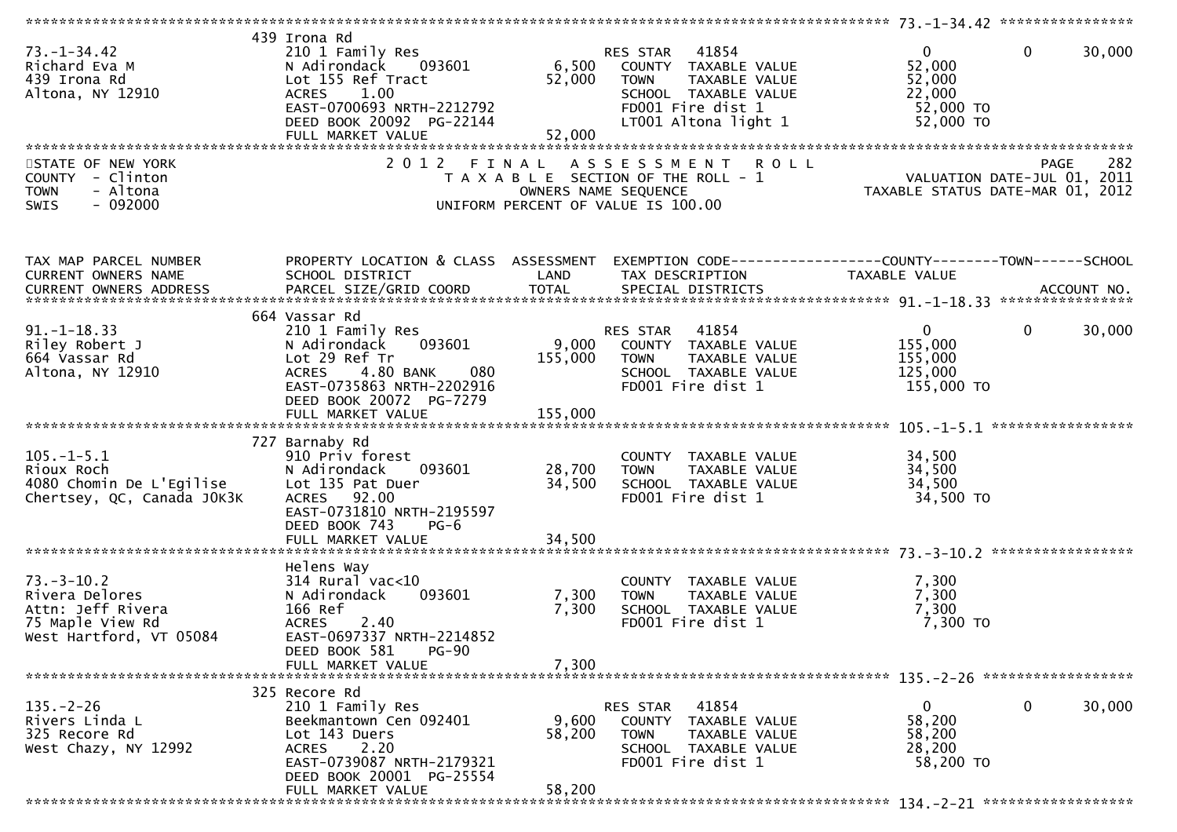**73.-1-34.42**

| | | | | | | |
|---|---|---|---|---|---|---|
| 73.-1-34.42 | 439 Irona Rd | | | | | |
| Richard Eva M | 210 1 Family Res | | RES STAR 41854 | 0 | 0 | 30,000 |
| 439 Irona Rd | N Adirondack 093601 | 6,500 | COUNTY TAXABLE VALUE | 52,000 | | |
| Altona, NY 12910 | Lot 155 Ref Tract | 52,000 | TOWN TAXABLE VALUE | 52,000 | | |
| | ACRES 1.00 | | SCHOOL TAXABLE VALUE | 22,000 | | |
| | EAST-0700693 NRTH-2212792 | | FD001 Fire dist 1 | 52,000 TO | | |
| | DEED BOOK 20092 PG-22144 | | LT001 Altona light 1 | 52,000 TO | | |
| | FULL MARKET VALUE | 52,000 | | | | |

STATE OF NEW YORK
COUNTY - Clinton
TOWN - Altona
SWIS - 092000

2 0 1 2 F I N A L A S S E S S M E N T R O L L
T A X A B L E SECTION OF THE ROLL - 1
OWNERS NAME SEQUENCE
UNIFORM PERCENT OF VALUE IS 100.00

VALUATION DATE-JUL 01, 2011
TAXABLE STATUS DATE-MAR 01, 2012

| TAX MAP PARCEL NUMBER / CURRENT OWNERS NAME / CURRENT OWNERS ADDRESS | PROPERTY LOCATION & CLASS / SCHOOL DISTRICT / PARCEL SIZE/GRID COORD | ASSESSMENT LAND / TOTAL | EXEMPTION CODE / TAX DESCRIPTION / SPECIAL DISTRICTS | COUNTY TAXABLE VALUE | TOWN | SCHOOL / ACCOUNT NO. |
|---|---|---|---|---|---|---|
| **91.-1-18.33** | 664 Vassar Rd | | | | | |
| 91.-1-18.33 | 210 1 Family Res | | RES STAR 41854 | 0 | 0 | 30,000 |
| Riley Robert J | N Adirondack 093601 | 9,000 | COUNTY TAXABLE VALUE | 155,000 | | |
| 664 Vassar Rd | Lot 29 Ref Tr | 155,000 | TOWN TAXABLE VALUE | 155,000 | | |
| Altona, NY 12910 | ACRES 4.80 BANK 080 | | SCHOOL TAXABLE VALUE | 125,000 | | |
| | EAST-0735863 NRTH-2202916 | | FD001 Fire dist 1 | 155,000 TO | | |
| | DEED BOOK 20072 PG-7279 | | | | | |
| | FULL MARKET VALUE | 155,000 | | | | |
| **105.-1-5.1** | 727 Barnaby Rd | | | | | |
| 105.-1-5.1 | 910 Priv forest | | COUNTY TAXABLE VALUE | 34,500 | | |
| Rioux Roch | N Adirondack 093601 | 28,700 | TOWN TAXABLE VALUE | 34,500 | | |
| 4080 Chomin De L'Egilise | Lot 135 Pat Duer | 34,500 | SCHOOL TAXABLE VALUE | 34,500 | | |
| Chertsey, QC, Canada J0K3K | ACRES 92.00 | | FD001 Fire dist 1 | 34,500 TO | | |
| | EAST-0731810 NRTH-2195597 | | | | | |
| | DEED BOOK 743 PG-6 | | | | | |
| | FULL MARKET VALUE | 34,500 | | | | |
| **73.-3-10.2** | Helens Way | | | | | |
| 73.-3-10.2 | 314 Rural vac<10 | | COUNTY TAXABLE VALUE | 7,300 | | |
| Rivera Delores | N Adirondack 093601 | 7,300 | TOWN TAXABLE VALUE | 7,300 | | |
| Attn: Jeff Rivera | 166 Ref | 7,300 | SCHOOL TAXABLE VALUE | 7,300 | | |
| 75 Maple View Rd | ACRES 2.40 | | FD001 Fire dist 1 | 7,300 TO | | |
| West Hartford, VT 05084 | EAST-0697337 NRTH-2214852 | | | | | |
| | DEED BOOK 581 PG-90 | | | | | |
| | FULL MARKET VALUE | 7,300 | | | | |
| **135.-2-26** | 325 Recore Rd | | | | | |
| 135.-2-26 | 210 1 Family Res | | RES STAR 41854 | 0 | 0 | 30,000 |
| Rivers Linda L | Beekmantown Cen 092401 | 9,600 | COUNTY TAXABLE VALUE | 58,200 | | |
| 325 Recore Rd | Lot 143 Duers | 58,200 | TOWN TAXABLE VALUE | 58,200 | | |
| West Chazy, NY 12992 | ACRES 2.20 | | SCHOOL TAXABLE VALUE | 28,200 | | |
| | EAST-0739087 NRTH-2179321 | | FD001 Fire dist 1 | 58,200 TO | | |
| | DEED BOOK 20001 PG-25554 | | | | | |
| | FULL MARKET VALUE | 58,200 | | | | |

**134.-2-21**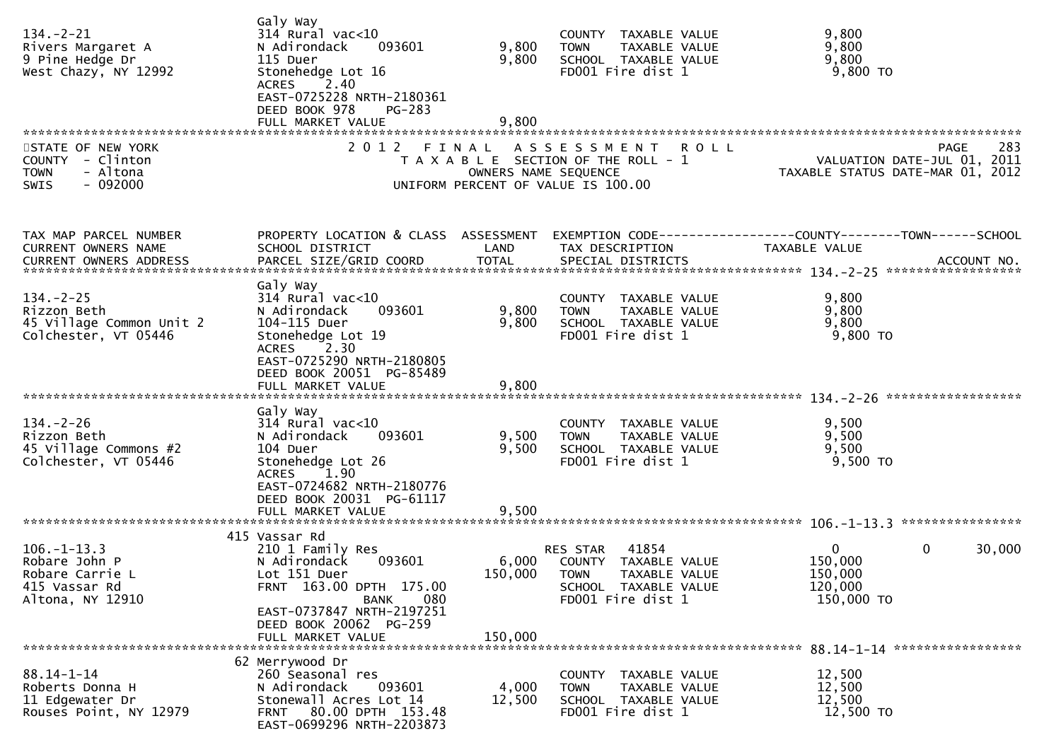| | | | | |
|---|---|---|---|---|
| 134.-2-21 | Galy Way | | | |
| Rivers Margaret A | 314 Rural vac<10 | | COUNTY TAXABLE VALUE | 9,800 |
| 9 Pine Hedge Dr | N Adirondack 093601 | 9,800 | TOWN TAXABLE VALUE | 9,800 |
| West Chazy, NY 12992 | 115 Duer | 9,800 | SCHOOL TAXABLE VALUE | 9,800 |
| | Stonehedge Lot 16 | | FD001 Fire dist 1 | 9,800 TO |
| | ACRES 2.40 | | | |
| | EAST-0725228 NRTH-2180361 | | | |
| | DEED BOOK 978 PG-283 | | | |
| | FULL MARKET VALUE | 9,800 | | |

STATE OF NEW YORK — 2012 FINAL ASSESSMENT ROLL — PAGE 283
COUNTY - Clinton — TAXABLE SECTION OF THE ROLL - 1 — VALUATION DATE-JUL 01, 2011
TOWN - Altona — OWNERS NAME SEQUENCE — TAXABLE STATUS DATE-MAR 01, 2012
SWIS - 092000 — UNIFORM PERCENT OF VALUE IS 100.00

| TAX MAP PARCEL NUMBER / CURRENT OWNERS NAME / CURRENT OWNERS ADDRESS | PROPERTY LOCATION & CLASS / SCHOOL DISTRICT / PARCEL SIZE/GRID COORD | ASSESSMENT LAND / TOTAL | EXEMPTION CODE / TAX DESCRIPTION / SPECIAL DISTRICTS | COUNTY / TAXABLE VALUE | TOWN | SCHOOL / ACCOUNT NO. |
|---|---|---|---|---|---|---|
| **134.-2-25** | Galy Way | | | | | |
| 134.-2-25 | 314 Rural vac<10 | | COUNTY TAXABLE VALUE | 9,800 | | |
| Rizzon Beth | N Adirondack 093601 | 9,800 | TOWN TAXABLE VALUE | 9,800 | | |
| 45 Village Common Unit 2 | 104-115 Duer | 9,800 | SCHOOL TAXABLE VALUE | 9,800 | | |
| Colchester, VT 05446 | Stonehedge Lot 19 | | FD001 Fire dist 1 | 9,800 TO | | |
| | ACRES 2.30 | | | | | |
| | EAST-0725290 NRTH-2180805 | | | | | |
| | DEED BOOK 20051 PG-85489 | | | | | |
| | FULL MARKET VALUE | 9,800 | | | | |
| **134.-2-26** | Galy Way | | | | | |
| 134.-2-26 | 314 Rural vac<10 | | COUNTY TAXABLE VALUE | 9,500 | | |
| Rizzon Beth | N Adirondack 093601 | 9,500 | TOWN TAXABLE VALUE | 9,500 | | |
| 45 Village Commons #2 | 104 Duer | 9,500 | SCHOOL TAXABLE VALUE | 9,500 | | |
| Colchester, VT 05446 | Stonehedge Lot 26 | | FD001 Fire dist 1 | 9,500 TO | | |
| | ACRES 1.90 | | | | | |
| | EAST-0724682 NRTH-2180776 | | | | | |
| | DEED BOOK 20031 PG-61117 | | | | | |
| | FULL MARKET VALUE | 9,500 | | | | |
| **106.-1-13.3** | 415 Vassar Rd | | | | | |
| 106.-1-13.3 | 210 1 Family Res | | RES STAR 41854 | 0 | 0 | 30,000 |
| Robare John P | N Adirondack 093601 | 6,000 | COUNTY TAXABLE VALUE | 150,000 | | |
| Robare Carrie L | Lot 151 Duer | 150,000 | TOWN TAXABLE VALUE | 150,000 | | |
| 415 Vassar Rd | FRNT 163.00 DPTH 175.00 | | SCHOOL TAXABLE VALUE | 120,000 | | |
| Altona, NY 12910 | BANK 080 | | FD001 Fire dist 1 | 150,000 TO | | |
| | EAST-0737847 NRTH-2197251 | | | | | |
| | DEED BOOK 20062 PG-259 | | | | | |
| | FULL MARKET VALUE | 150,000 | | | | |
| **88.14-1-14** | 62 Merrywood Dr | | | | | |
| 88.14-1-14 | 260 Seasonal res | | COUNTY TAXABLE VALUE | 12,500 | | |
| Roberts Donna H | N Adirondack 093601 | 4,000 | TOWN TAXABLE VALUE | 12,500 | | |
| 11 Edgewater Dr | Stonewall Acres Lot 14 | 12,500 | SCHOOL TAXABLE VALUE | 12,500 | | |
| Rouses Point, NY 12979 | FRNT 80.00 DPTH 153.48 | | FD001 Fire dist 1 | 12,500 TO | | |
| | EAST-0699296 NRTH-2203873 | | | | | |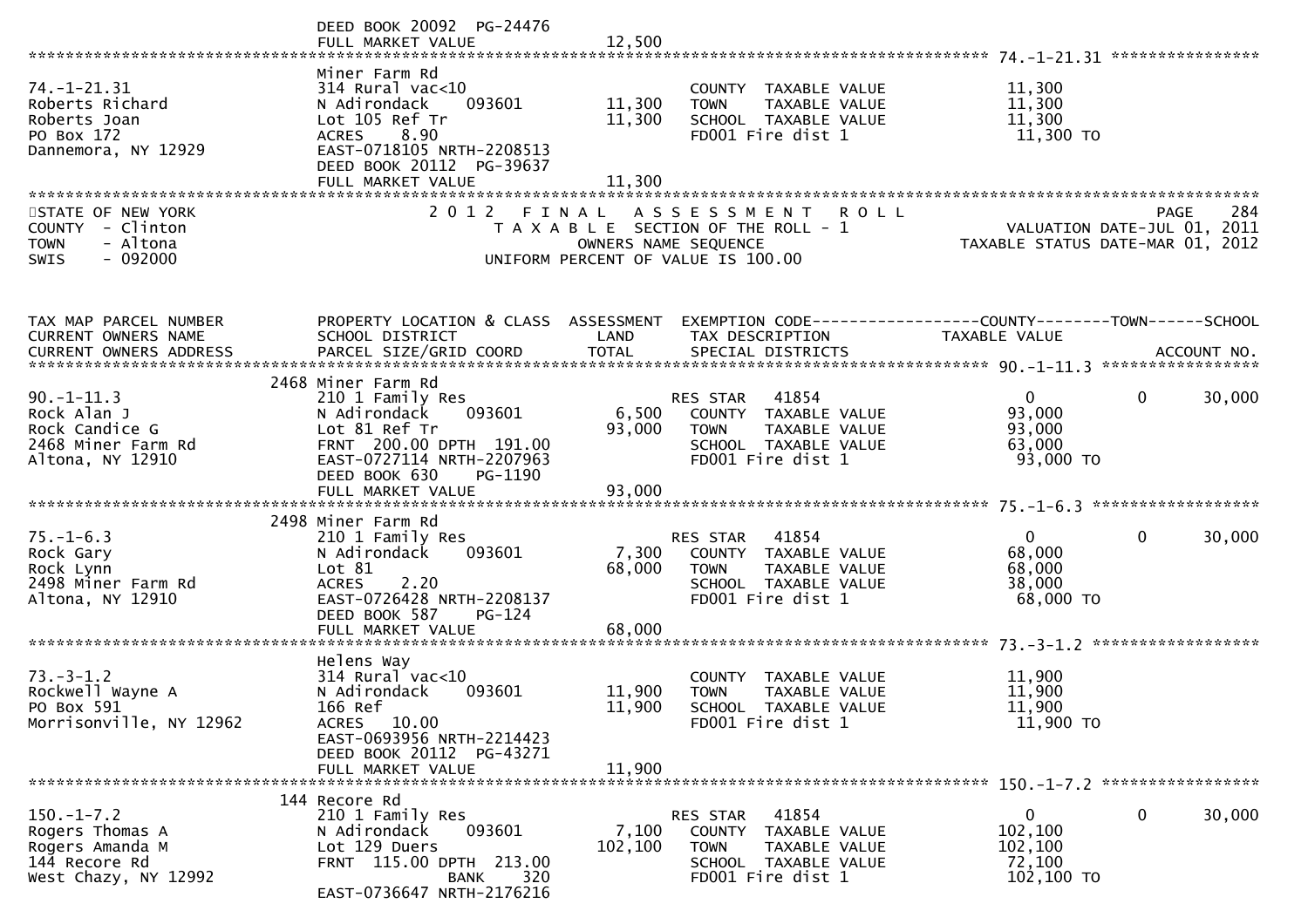DEED BOOK 20092 PG-24476
FULL MARKET VALUE 12,500

******************************************************************************************************* 74.-1-21.31 ****************

| | | | | |
|---|---|---|---|---|
| 74.-1-21.31 | Miner Farm Rd | | | |
| Roberts Richard | 314 Rural vac<10 | | COUNTY TAXABLE VALUE | 11,300 |
| Roberts Joan | N Adirondack 093601 | 11,300 | TOWN TAXABLE VALUE | 11,300 |
| PO Box 172 | Lot 105 Ref Tr | 11,300 | SCHOOL TAXABLE VALUE | 11,300 |
| Dannemora, NY 12929 | ACRES 8.90 | | FD001 Fire dist 1 | 11,300 TO |
| | EAST-0718105 NRTH-2208513 | | | |
| | DEED BOOK 20112 PG-39637 | | | |
| | FULL MARKET VALUE | 11,300 | | |

STATE OF NEW YORK
COUNTY - Clinton
TOWN - Altona
SWIS - 092000

2 0 1 2 F I N A L A S S E S S M E N T R O L L
T A X A B L E SECTION OF THE ROLL - 1
OWNERS NAME SEQUENCE
UNIFORM PERCENT OF VALUE IS 100.00

PAGE 284
VALUATION DATE-JUL 01, 2011
TAXABLE STATUS DATE-MAR 01, 2012

| TAX MAP PARCEL NUMBER / CURRENT OWNERS NAME / CURRENT OWNERS ADDRESS | PROPERTY LOCATION & CLASS / SCHOOL DISTRICT / PARCEL SIZE/GRID COORD | ASSESSMENT LAND / TOTAL | EXEMPTION CODE / TAX DESCRIPTION / SPECIAL DISTRICTS | COUNTY TAXABLE VALUE | TOWN | SCHOOL / ACCOUNT NO. |
|---|---|---|---|---|---|---|
| **90.-1-11.3** | 2468 Miner Farm Rd | | | | | |
| 90.-1-11.3 | 210 1 Family Res | | RES STAR 41854 | 0 | 0 | 30,000 |
| Rock Alan J | N Adirondack 093601 | 6,500 | COUNTY TAXABLE VALUE | 93,000 | | |
| Rock Candice G | Lot 81 Ref Tr | 93,000 | TOWN TAXABLE VALUE | 93,000 | | |
| 2468 Miner Farm Rd | FRNT 200.00 DPTH 191.00 | | SCHOOL TAXABLE VALUE | 63,000 | | |
| Altona, NY 12910 | EAST-0727114 NRTH-2207963 | | FD001 Fire dist 1 | 93,000 TO | | |
| | DEED BOOK 630 PG-1190 | | | | | |
| | FULL MARKET VALUE | 93,000 | | | | |
| **75.-1-6.3** | 2498 Miner Farm Rd | | | | | |
| 75.-1-6.3 | 210 1 Family Res | | RES STAR 41854 | 0 | 0 | 30,000 |
| Rock Gary | N Adirondack 093601 | 7,300 | COUNTY TAXABLE VALUE | 68,000 | | |
| Rock Lynn | Lot 81 | 68,000 | TOWN TAXABLE VALUE | 68,000 | | |
| 2498 Miner Farm Rd | ACRES 2.20 | | SCHOOL TAXABLE VALUE | 38,000 | | |
| Altona, NY 12910 | EAST-0726428 NRTH-2208137 | | FD001 Fire dist 1 | 68,000 TO | | |
| | DEED BOOK 587 PG-124 | | | | | |
| | FULL MARKET VALUE | 68,000 | | | | |
| **73.-3-1.2** | Helens Way | | | | | |
| 73.-3-1.2 | 314 Rural vac<10 | | COUNTY TAXABLE VALUE | 11,900 | | |
| Rockwell Wayne A | N Adirondack 093601 | 11,900 | TOWN TAXABLE VALUE | 11,900 | | |
| PO Box 591 | 166 Ref | 11,900 | SCHOOL TAXABLE VALUE | 11,900 | | |
| Morrisonville, NY 12962 | ACRES 10.00 | | FD001 Fire dist 1 | 11,900 TO | | |
| | EAST-0693956 NRTH-2214423 | | | | | |
| | DEED BOOK 20112 PG-43271 | | | | | |
| | FULL MARKET VALUE | 11,900 | | | | |
| **150.-1-7.2** | 144 Recore Rd | | | | | |
| 150.-1-7.2 | 210 1 Family Res | | RES STAR 41854 | 0 | 0 | 30,000 |
| Rogers Thomas A | N Adirondack 093601 | 7,100 | COUNTY TAXABLE VALUE | 102,100 | | |
| Rogers Amanda M | Lot 129 Duers | 102,100 | TOWN TAXABLE VALUE | 102,100 | | |
| 144 Recore Rd | FRNT 115.00 DPTH 213.00 | | SCHOOL TAXABLE VALUE | 72,100 | | |
| West Chazy, NY 12992 | BANK 320 | | FD001 Fire dist 1 | 102,100 TO | | |
| | EAST-0736647 NRTH-2176216 | | | | | |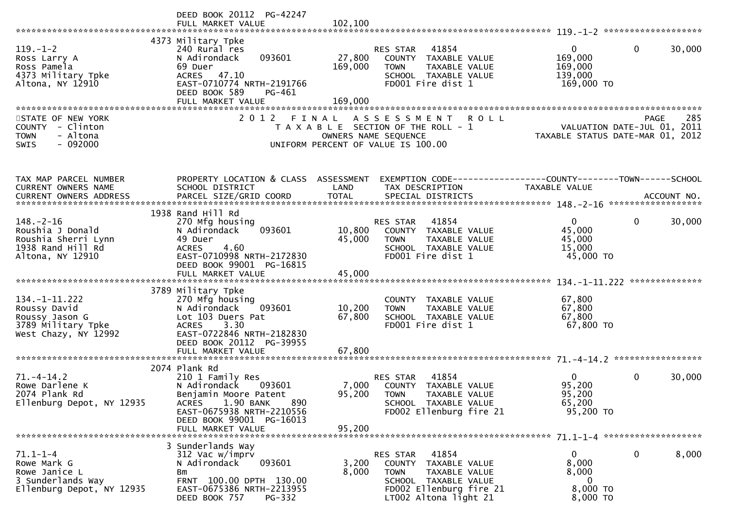DEED BOOK 20112 PG-42247
FULL MARKET VALUE 102,100

******************************************************************************************************* 119.-1-2 *******************

| | | | | |
|---|---|---|---|---|
| 119.-1-2 | 4373 Military Tpke | | | |
| Ross Larry A | 240 Rural res | | RES STAR 41854 | 0 0 30,000 |
| Ross Pamela | N Adirondack 093601 | 27,800 | COUNTY TAXABLE VALUE | 169,000 |
| 4373 Military Tpke | 69 Duer | 169,000 | TOWN TAXABLE VALUE | 169,000 |
| Altona, NY 12910 | ACRES 47.10 | | SCHOOL TAXABLE VALUE | 139,000 |
| | EAST-0710774 NRTH-2191766 | | FD001 Fire dist 1 | 169,000 TO |
| | DEED BOOK 589 PG-461 | | | |
| | FULL MARKET VALUE | 169,000 | | |

STATE OF NEW YORK
COUNTY - Clinton
TOWN - Altona
SWIS - 092000

2012 FINAL ASSESSMENT ROLL
TAXABLE SECTION OF THE ROLL - 1
OWNERS NAME SEQUENCE
UNIFORM PERCENT OF VALUE IS 100.00

VALUATION DATE-JUL 01, 2011
TAXABLE STATUS DATE-MAR 01, 2012

| TAX MAP PARCEL NUMBER<br>CURRENT OWNERS NAME<br>CURRENT OWNERS ADDRESS | PROPERTY LOCATION & CLASS<br>SCHOOL DISTRICT<br>PARCEL SIZE/GRID COORD | ASSESSMENT<br>LAND<br>TOTAL | EXEMPTION CODE------------------COUNTY--------TOWN------SCHOOL<br>TAX DESCRIPTION<br>SPECIAL DISTRICTS | TAXABLE VALUE<br>ACCOUNT NO. |
|---|---|---|---|---|
| **148.-2-16** | 1938 Rand Hill Rd | | | |
| 148.-2-16 | 270 Mfg housing | | RES STAR 41854 | 0 0 30,000 |
| Roushia J Donald | N Adirondack 093601 | 10,800 | COUNTY TAXABLE VALUE | 45,000 |
| Roushia Sherri Lynn | 49 Duer | 45,000 | TOWN TAXABLE VALUE | 45,000 |
| 1938 Rand Hill Rd | ACRES 4.60 | | SCHOOL TAXABLE VALUE | 15,000 |
| Altona, NY 12910 | EAST-0710998 NRTH-2172830 | | FD001 Fire dist 1 | 45,000 TO |
| | DEED BOOK 99001 PG-16815 | | | |
| | FULL MARKET VALUE | 45,000 | | |
| **134.-1-11.222** | 3789 Military Tpke | | | |
| 134.-1-11.222 | 270 Mfg housing | | COUNTY TAXABLE VALUE | 67,800 |
| Roussy David | N Adirondack 093601 | 10,200 | TOWN TAXABLE VALUE | 67,800 |
| Roussy Jason G | Lot 103 Duers Pat | 67,800 | SCHOOL TAXABLE VALUE | 67,800 |
| 3789 Military Tpke | ACRES 3.30 | | FD001 Fire dist 1 | 67,800 TO |
| West Chazy, NY 12992 | EAST-0722846 NRTH-2182830 | | | |
| | DEED BOOK 20112 PG-39955 | | | |
| | FULL MARKET VALUE | 67,800 | | |
| **71.-4-14.2** | 2074 Plank Rd | | | |
| 71.-4-14.2 | 210 1 Family Res | | RES STAR 41854 | 0 0 30,000 |
| Rowe Darlene K | N Adirondack 093601 | 7,000 | COUNTY TAXABLE VALUE | 95,200 |
| 2074 Plank Rd | Benjamin Moore Patent | 95,200 | TOWN TAXABLE VALUE | 95,200 |
| Ellenburg Depot, NY 12935 | ACRES 1.90 BANK 890 | | SCHOOL TAXABLE VALUE | 65,200 |
| | EAST-0675938 NRTH-2210556 | | FD002 Ellenburg fire 21 | 95,200 TO |
| | DEED BOOK 99001 PG-16013 | | | |
| | FULL MARKET VALUE | 95,200 | | |
| **71.1-1-4** | 3 Sunderlands Way | | | |
| 71.1-1-4 | 312 Vac w/imprv | | RES STAR 41854 | 0 0 8,000 |
| Rowe Mark G | N Adirondack 093601 | 3,200 | COUNTY TAXABLE VALUE | 8,000 |
| Rowe Janice L | Bm | 8,000 | TOWN TAXABLE VALUE | 8,000 |
| 3 Sunderlands Way | FRNT 100.00 DPTH 130.00 | | SCHOOL TAXABLE VALUE | 0 |
| Ellenburg Depot, NY 12935 | EAST-0675386 NRTH-2213955 | | FD002 Ellenburg fire 21 | 8,000 TO |
| | DEED BOOK 757 PG-332 | | LT002 Altona light 21 | 8,000 TO |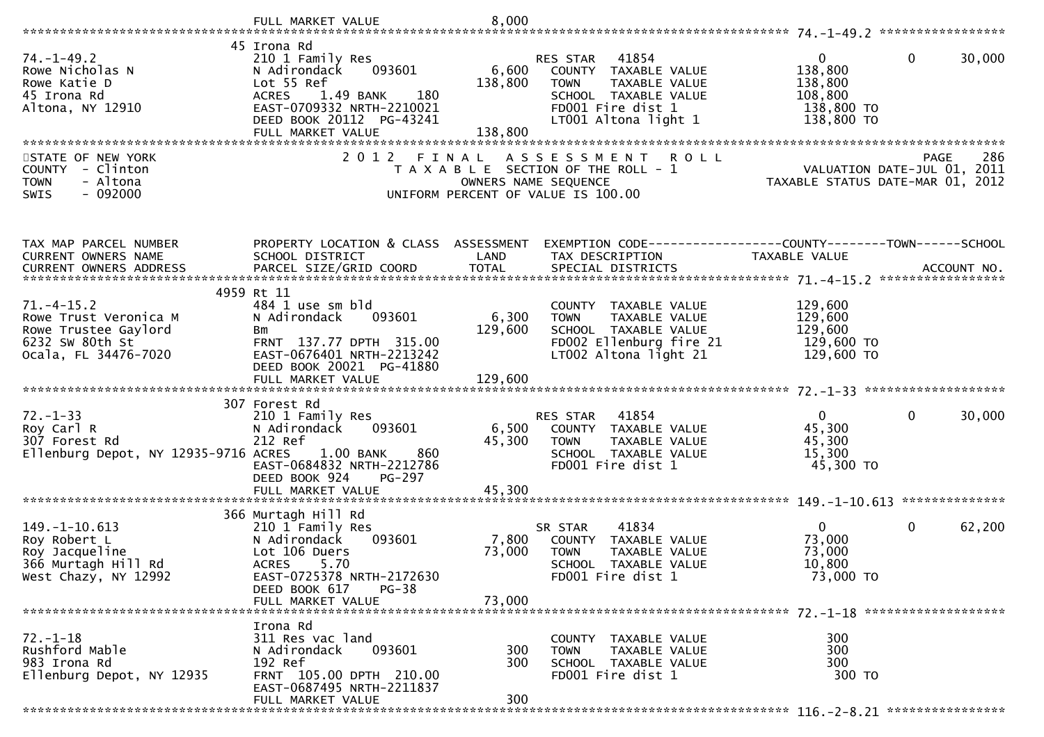```
                                FULL MARKET VALUE              8,000
******************************************************************************************************* 74.-1-49.2 *****************
                              45 Irona Rd
74.-1-49.2                      210 1 Family Res                    RES STAR    41854                      0            0       30,000
Rowe Nicholas N                 N Adirondack      093601       6,600   COUNTY  TAXABLE VALUE              138,800
Rowe Katie D                    Lot 55 Ref                   138,800   TOWN    TAXABLE VALUE              138,800
45 Irona Rd                     ACRES    1.49 BANK    180             SCHOOL  TAXABLE VALUE              108,800
Altona, NY 12910                EAST-0709332 NRTH-2210021             FD001 Fire dist 1                   138,800 TO
                                DEED BOOK 20112  PG-43241             LT001 Altona light 1                138,800 TO
                                FULL MARKET VALUE            138,800
************************************************************************************************************************************
STATE OF NEW YORK                2 0 1 2   F I N A L   A S S E S S M E N T   R O L L                                    PAGE    286
COUNTY  - Clinton                    T A X A B L E  SECTION OF THE ROLL - 1                          VALUATION DATE-JUL 01, 2011
TOWN    - Altona                              OWNERS NAME SEQUENCE                                  TAXABLE STATUS DATE-MAR 01, 2012
SWIS    - 092000                     UNIFORM PERCENT OF VALUE IS 100.00



TAX MAP PARCEL NUMBER           PROPERTY LOCATION & CLASS  ASSESSMENT  EXEMPTION CODE------------------COUNTY--------TOWN------SCHOOL
CURRENT OWNERS NAME             SCHOOL DISTRICT               LAND      TAX DESCRIPTION                 TAXABLE VALUE
CURRENT OWNERS ADDRESS          PARCEL SIZE/GRID COORD        TOTAL     SPECIAL DISTRICTS                                    ACCOUNT NO.
******************************************************************************************************* 71.-4-15.2 *****************
                            4959 Rt 11
71.-4-15.2                      484 1 use sm bld                      COUNTY  TAXABLE VALUE              129,600
Rowe Trust Veronica M           N Adirondack      093601       6,300   TOWN    TAXABLE VALUE              129,600
Rowe Trustee Gaylord            Bm                           129,600   SCHOOL  TAXABLE VALUE              129,600
6232 SW 80th St                 FRNT 137.77 DPTH 315.00               FD002 Ellenburg fire 21             129,600 TO
Ocala, FL 34476-7020            EAST-0676401 NRTH-2213242             LT002 Altona light 21               129,600 TO
                                DEED BOOK 20021  PG-41880
                                FULL MARKET VALUE            129,600
******************************************************************************************************* 72.-1-33 *******************
                             307 Forest Rd
72.-1-33                        210 1 Family Res                    RES STAR    41854                      0            0       30,000
Roy Carl R                      N Adirondack      093601       6,500   COUNTY  TAXABLE VALUE               45,300
307 Forest Rd                   212 Ref                       45,300   TOWN    TAXABLE VALUE               45,300
Ellenburg Depot, NY 12935-9716  ACRES    1.00 BANK    860             SCHOOL  TAXABLE VALUE               15,300
                                EAST-0684832 NRTH-2212786             FD001 Fire dist 1                    45,300 TO
                                DEED BOOK 924    PG-297
                                FULL MARKET VALUE             45,300
******************************************************************************************************* 149.-1-10.613 **************
                             366 Murtagh Hill Rd
149.-1-10.613                   210 1 Family Res                    SR STAR     41834                      0            0       62,200
Roy Robert L                    N Adirondack      093601       7,800   COUNTY  TAXABLE VALUE               73,000
Roy Jacqueline                  Lot 106 Duers                 73,000   TOWN    TAXABLE VALUE               73,000
366 Murtagh Hill Rd             ACRES    5.70                         SCHOOL  TAXABLE VALUE               10,800
West Chazy, NY 12992            EAST-0725378 NRTH-2172630             FD001 Fire dist 1                    73,000 TO
                                DEED BOOK 617    PG-38
                                FULL MARKET VALUE             73,000
******************************************************************************************************* 72.-1-18 *******************
                                Irona Rd
72.-1-18                        311 Res vac land                      COUNTY  TAXABLE VALUE                  300
Rushford Mable                  N Adirondack      093601         300   TOWN    TAXABLE VALUE                  300
983 Irona Rd                    192 Ref                          300   SCHOOL  TAXABLE VALUE                  300
Ellenburg Depot, NY 12935       FRNT 105.00 DPTH 210.00               FD001 Fire dist 1                       300 TO
                                EAST-0687495 NRTH-2211837
                                FULL MARKET VALUE                300
******************************************************************************************************* 116.-2-8.21 ****************
```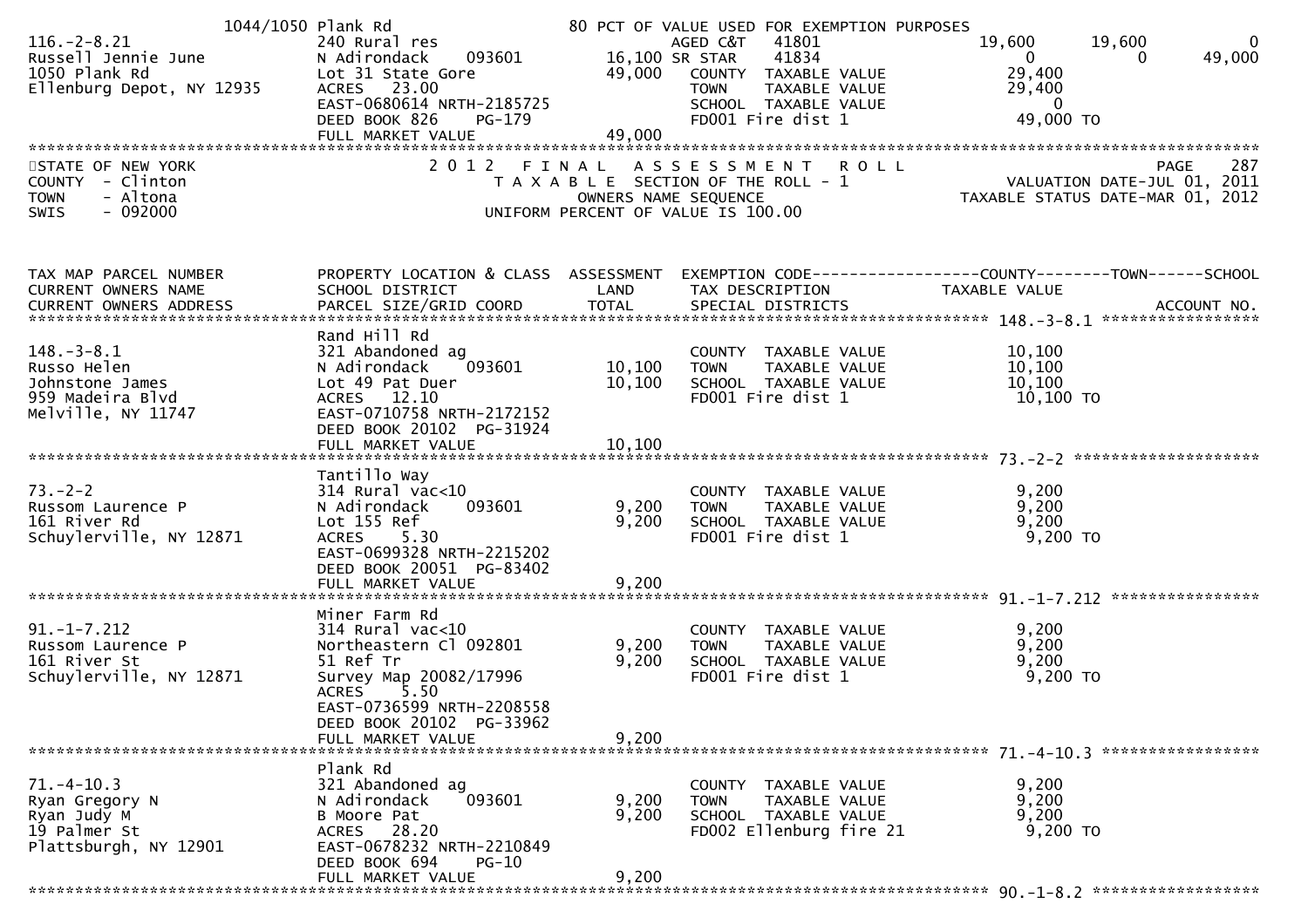| | 1044/1050 Plank Rd | | 80 PCT OF VALUE USED FOR EXEMPTION PURPOSES | | | |
|---|---|---|---|---|---|---|
| 116.-2-8.21 | 240 Rural res | | AGED C&T 41801 | 19,600 | 19,600 | 0 |
| Russell Jennie June | N Adirondack 093601 | 16,100 | SR STAR 41834 | 0 | 0 | 49,000 |
| 1050 Plank Rd | Lot 31 State Gore | 49,000 | COUNTY TAXABLE VALUE | 29,400 | | |
| Ellenburg Depot, NY 12935 | ACRES 23.00 | | TOWN TAXABLE VALUE | 29,400 | | |
| | EAST-0680614 NRTH-2185725 | | SCHOOL TAXABLE VALUE | 0 | | |
| | DEED BOOK 826 PG-179 | | FD001 Fire dist 1 | 49,000 TO | | |
| | FULL MARKET VALUE | 49,000 | | | | |

STATE OF NEW YORK — 2012 FINAL ASSESSMENT ROLL — PAGE 287
COUNTY - Clinton — TAXABLE SECTION OF THE ROLL - 1 — VALUATION DATE-JUL 01, 2011
TOWN - Altona — OWNERS NAME SEQUENCE — TAXABLE STATUS DATE-MAR 01, 2012
SWIS - 092000 — UNIFORM PERCENT OF VALUE IS 100.00

| TAX MAP PARCEL NUMBER / CURRENT OWNERS NAME / CURRENT OWNERS ADDRESS | PROPERTY LOCATION & CLASS / SCHOOL DISTRICT / PARCEL SIZE/GRID COORD | ASSESSMENT LAND / TOTAL | EXEMPTION CODE / TAX DESCRIPTION / SPECIAL DISTRICTS | COUNTY TAXABLE VALUE | TOWN | SCHOOL / ACCOUNT NO. |
|---|---|---|---|---|---|---|
| **148.-3-8.1** | Rand Hill Rd | | | | | |
| 148.-3-8.1 | 321 Abandoned ag | | COUNTY TAXABLE VALUE | 10,100 | | |
| Russo Helen | N Adirondack 093601 | 10,100 | TOWN TAXABLE VALUE | 10,100 | | |
| Johnstone James | Lot 49 Pat Duer | 10,100 | SCHOOL TAXABLE VALUE | 10,100 | | |
| 959 Madeira Blvd | ACRES 12.10 | | FD001 Fire dist 1 | 10,100 TO | | |
| Melville, NY 11747 | EAST-0710758 NRTH-2172152 | | | | | |
| | DEED BOOK 20102 PG-31924 | | | | | |
| | FULL MARKET VALUE | 10,100 | | | | |
| **73.-2-2** | Tantillo Way | | | | | |
| 73.-2-2 | 314 Rural vac<10 | | COUNTY TAXABLE VALUE | 9,200 | | |
| Russom Laurence P | N Adirondack 093601 | 9,200 | TOWN TAXABLE VALUE | 9,200 | | |
| 161 River Rd | Lot 155 Ref | 9,200 | SCHOOL TAXABLE VALUE | 9,200 | | |
| Schuylerville, NY 12871 | ACRES 5.30 | | FD001 Fire dist 1 | 9,200 TO | | |
| | EAST-0699328 NRTH-2215202 | | | | | |
| | DEED BOOK 20051 PG-83402 | | | | | |
| | FULL MARKET VALUE | 9,200 | | | | |
| **91.-1-7.212** | Miner Farm Rd | | | | | |
| 91.-1-7.212 | 314 Rural vac<10 | | COUNTY TAXABLE VALUE | 9,200 | | |
| Russom Laurence P | Northeastern Cl 092801 | 9,200 | TOWN TAXABLE VALUE | 9,200 | | |
| 161 River St | 51 Ref Tr | 9,200 | SCHOOL TAXABLE VALUE | 9,200 | | |
| Schuylerville, NY 12871 | Survey Map 20082/17996 | | FD001 Fire dist 1 | 9,200 TO | | |
| | ACRES 5.50 | | | | | |
| | EAST-0736599 NRTH-2208558 | | | | | |
| | DEED BOOK 20102 PG-33962 | | | | | |
| | FULL MARKET VALUE | 9,200 | | | | |
| **71.-4-10.3** | Plank Rd | | | | | |
| 71.-4-10.3 | 321 Abandoned ag | | COUNTY TAXABLE VALUE | 9,200 | | |
| Ryan Gregory N | N Adirondack 093601 | 9,200 | TOWN TAXABLE VALUE | 9,200 | | |
| Ryan Judy M | B Moore Pat | 9,200 | SCHOOL TAXABLE VALUE | 9,200 | | |
| 19 Palmer St | ACRES 28.20 | | FD002 Ellenburg fire 21 | 9,200 TO | | |
| Plattsburgh, NY 12901 | EAST-0678232 NRTH-2210849 | | | | | |
| | DEED BOOK 694 PG-10 | | | | | |
| | FULL MARKET VALUE | 9,200 | | | | |
| **90.-1-8.2** | | | | | | |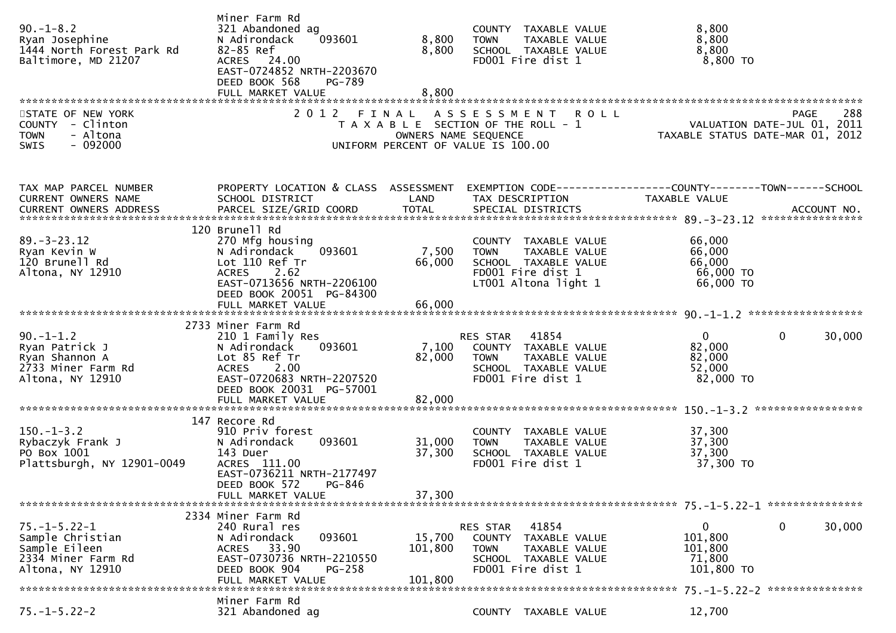| | | | | |
|---|---|---|---|---|
| 90.-1-8.2<br>Ryan Josephine<br>1444 North Forest Park Rd<br>Baltimore, MD 21207 | Miner Farm Rd<br>321 Abandoned ag<br>N Adirondack 093601<br>82-85 Ref<br>ACRES 24.00<br>EAST-0724852 NRTH-2203670<br>DEED BOOK 568 PG-789<br>FULL MARKET VALUE | 8,800<br>8,800<br><br><br><br><br><br>8,800 | COUNTY TAXABLE VALUE<br>TOWN TAXABLE VALUE<br>SCHOOL TAXABLE VALUE<br>FD001 Fire dist 1 | 8,800<br>8,800<br>8,800<br>8,800 TO |

STATE OF NEW YORK
COUNTY - Clinton
TOWN - Altona
SWIS - 092000

2 0 1 2 F I N A L A S S E S S M E N T R O L L
T A X A B L E SECTION OF THE ROLL - 1
OWNERS NAME SEQUENCE
UNIFORM PERCENT OF VALUE IS 100.00

PAGE 288
VALUATION DATE-JUL 01, 2011
TAXABLE STATUS DATE-MAR 01, 2012

| TAX MAP PARCEL NUMBER<br>CURRENT OWNERS NAME<br>CURRENT OWNERS ADDRESS | PROPERTY LOCATION & CLASS<br>SCHOOL DISTRICT<br>PARCEL SIZE/GRID COORD | ASSESSMENT<br>LAND<br>TOTAL | EXEMPTION CODE<br>TAX DESCRIPTION<br>SPECIAL DISTRICTS | COUNTY<br>TAXABLE VALUE | TOWN | SCHOOL<br>ACCOUNT NO. |
|---|---|---|---|---|---|---|
| 89.-3-23.12<br>Ryan Kevin W<br>120 Brunell Rd<br>Altona, NY 12910 | 120 Brunell Rd<br>270 Mfg housing<br>N Adirondack 093601<br>Lot 110 Ref Tr<br>ACRES 2.62<br>EAST-0713656 NRTH-2206100<br>DEED BOOK 20051 PG-84300<br>FULL MARKET VALUE | 7,500<br>66,000<br><br><br><br><br>66,000 | COUNTY TAXABLE VALUE<br>TOWN TAXABLE VALUE<br>SCHOOL TAXABLE VALUE<br>FD001 Fire dist 1<br>LT001 Altona light 1 | 66,000<br>66,000<br>66,000<br>66,000 TO<br>66,000 TO | | |
| 90.-1-1.2<br>Ryan Patrick J<br>Ryan Shannon A<br>2733 Miner Farm Rd<br>Altona, NY 12910 | 2733 Miner Farm Rd<br>210 1 Family Res<br>N Adirondack 093601<br>Lot 85 Ref Tr<br>ACRES 2.00<br>EAST-0720683 NRTH-2207520<br>DEED BOOK 20031 PG-57001<br>FULL MARKET VALUE | 7,100<br>82,000<br><br><br><br><br>82,000 | RES STAR 41854<br>COUNTY TAXABLE VALUE<br>TOWN TAXABLE VALUE<br>SCHOOL TAXABLE VALUE<br>FD001 Fire dist 1 | 0<br>82,000<br>82,000<br>52,000<br>82,000 TO | 0 | 30,000 |
| 150.-1-3.2<br>Rybaczyk Frank J<br>PO Box 1001<br>Plattsburgh, NY 12901-0049 | 147 Recore Rd<br>910 Priv forest<br>N Adirondack 093601<br>143 Duer<br>ACRES 111.00<br>EAST-0736211 NRTH-2177497<br>DEED BOOK 572 PG-846<br>FULL MARKET VALUE | 31,000<br>37,300<br><br><br><br><br>37,300 | COUNTY TAXABLE VALUE<br>TOWN TAXABLE VALUE<br>SCHOOL TAXABLE VALUE<br>FD001 Fire dist 1 | 37,300<br>37,300<br>37,300<br>37,300 TO | | |
| 75.-1-5.22-1<br>Sample Christian<br>Sample Eileen<br>2334 Miner Farm Rd<br>Altona, NY 12910 | 2334 Miner Farm Rd<br>240 Rural res<br>N Adirondack 093601<br>ACRES 33.90<br>EAST-0730736 NRTH-2210550<br>DEED BOOK 904 PG-258<br>FULL MARKET VALUE | 15,700<br>101,800<br><br><br><br>101,800 | RES STAR 41854<br>COUNTY TAXABLE VALUE<br>TOWN TAXABLE VALUE<br>SCHOOL TAXABLE VALUE<br>FD001 Fire dist 1 | 0<br>101,800<br>101,800<br>71,800<br>101,800 TO | 0 | 30,000 |
| 75.-1-5.22-2 | Miner Farm Rd<br>321 Abandoned ag | | COUNTY TAXABLE VALUE | 12,700 | | |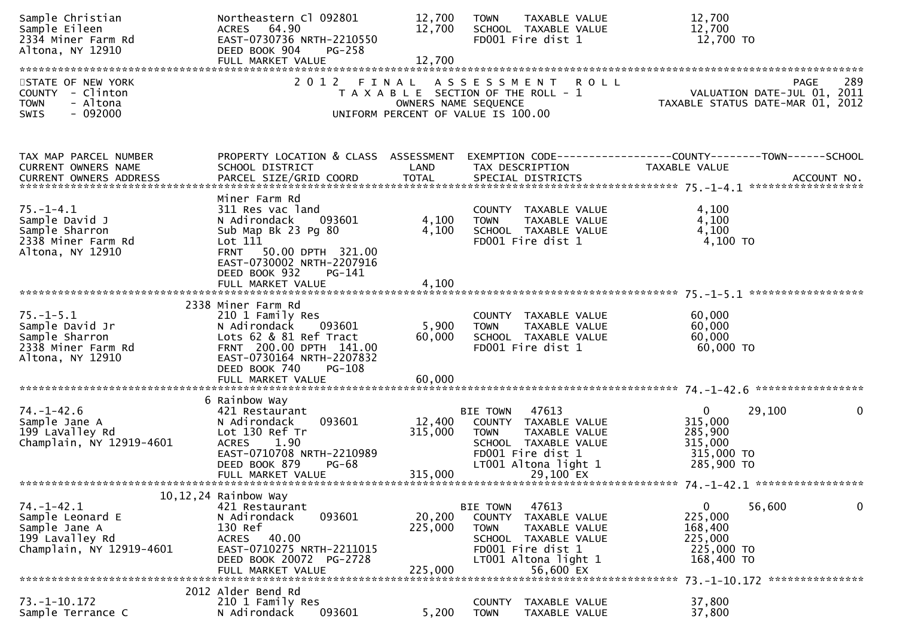```
Sample Christian              Northeastern Cl 092801        12,700   TOWN    TAXABLE VALUE          12,700
Sample Eileen                 ACRES   64.90                 12,700   SCHOOL  TAXABLE VALUE          12,700
2334 Miner Farm Rd            EAST-0730736 NRTH-2210550              FD001 Fire dist 1              12,700 TO
Altona, NY 12910              DEED BOOK 904    PG-258
                              FULL MARKET VALUE             12,700
******************************************************************************************************************************************
STATE OF NEW YORK                      2 0 1 2   F I N A L   A S S E S S M E N T   R O L L                                      PAGE    289
COUNTY  - Clinton                        T A X A B L E  SECTION OF THE ROLL - 1                               VALUATION DATE-JUL 01, 2011
TOWN    - Altona                                  OWNERS NAME SEQUENCE                                  TAXABLE STATUS DATE-MAR 01, 2012
SWIS    - 092000                          UNIFORM PERCENT OF VALUE IS 100.00


TAX MAP PARCEL NUMBER         PROPERTY LOCATION & CLASS  ASSESSMENT  EXEMPTION CODE------------------COUNTY--------TOWN------SCHOOL
CURRENT OWNERS NAME           SCHOOL DISTRICT               LAND     TAX DESCRIPTION               TAXABLE VALUE
CURRENT OWNERS ADDRESS        PARCEL SIZE/GRID COORD       TOTAL     SPECIAL DISTRICTS                                       ACCOUNT NO.
*************************************************************************************************************** 75.-1-4.1 ******************
                              Miner Farm Rd
75.-1-4.1                     311 Res vac land                       COUNTY  TAXABLE VALUE           4,100
Sample David J                N Adirondack     093601        4,100   TOWN    TAXABLE VALUE           4,100
Sample Sharron                Sub Map Bk 23 Pg 80            4,100   SCHOOL  TAXABLE VALUE           4,100
2338 Miner Farm Rd            Lot 111                                FD001 Fire dist 1               4,100 TO
Altona, NY 12910              FRNT   50.00 DPTH  321.00
                              EAST-0730002 NRTH-2207916
                              DEED BOOK 932    PG-141
                              FULL MARKET VALUE              4,100
*************************************************************************************************************** 75.-1-5.1 ******************
                         2338 Miner Farm Rd
75.-1-5.1                     210 1 Family Res                       COUNTY  TAXABLE VALUE          60,000
Sample David Jr               N Adirondack     093601        5,900   TOWN    TAXABLE VALUE          60,000
Sample Sharron                Lots 62 & 81 Ref Tract        60,000   SCHOOL  TAXABLE VALUE          60,000
2338 Miner Farm Rd            FRNT  200.00 DPTH  141.00              FD001 Fire dist 1              60,000 TO
Altona, NY 12910              EAST-0730164 NRTH-2207832
                              DEED BOOK 740    PG-108
                              FULL MARKET VALUE             60,000
*************************************************************************************************************** 74.-1-42.6 *****************
                            6 Rainbow Way
74.-1-42.6                    421 Restaurant                         BIE TOWN    47613                  0       29,100            0
Sample Jane A                 N Adirondack     093601       12,400   COUNTY  TAXABLE VALUE         315,000
199 LaValley Rd               Lot 130 Ref Tr               315,000   TOWN    TAXABLE VALUE         285,900
Champlain, NY 12919-4601      ACRES    1.90                          SCHOOL  TAXABLE VALUE         315,000
                              EAST-0710708 NRTH-2210989              FD001 Fire dist 1             315,000 TO
                              DEED BOOK 879    PG-68                 LT001 Altona light 1          285,900 TO
                              FULL MARKET VALUE            315,000              29,100 EX
*************************************************************************************************************** 74.-1-42.1 *****************
                     10,12,24 Rainbow Way
74.-1-42.1                    421 Restaurant                         BIE TOWN    47613                  0       56,600            0
Sample Leonard E              N Adirondack     093601       20,200   COUNTY  TAXABLE VALUE         225,000
Sample Jane A                 130 Ref                      225,000   TOWN    TAXABLE VALUE         168,400
199 Lavalley Rd               ACRES   40.00                          SCHOOL  TAXABLE VALUE         225,000
Champlain, NY 12919-4601      EAST-0710275 NRTH-2211015              FD001 Fire dist 1             225,000 TO
                              DEED BOOK 20072  PG-2728               LT001 Altona light 1          168,400 TO
                              FULL MARKET VALUE            225,000              56,600 EX
*************************************************************************************************************** 73.-1-10.172 ***************
                         2012 Alder Bend Rd
73.-1-10.172                  210 1 Family Res                       COUNTY  TAXABLE VALUE          37,800
Sample Terrance C             N Adirondack     093601        5,200   TOWN    TAXABLE VALUE          37,800
```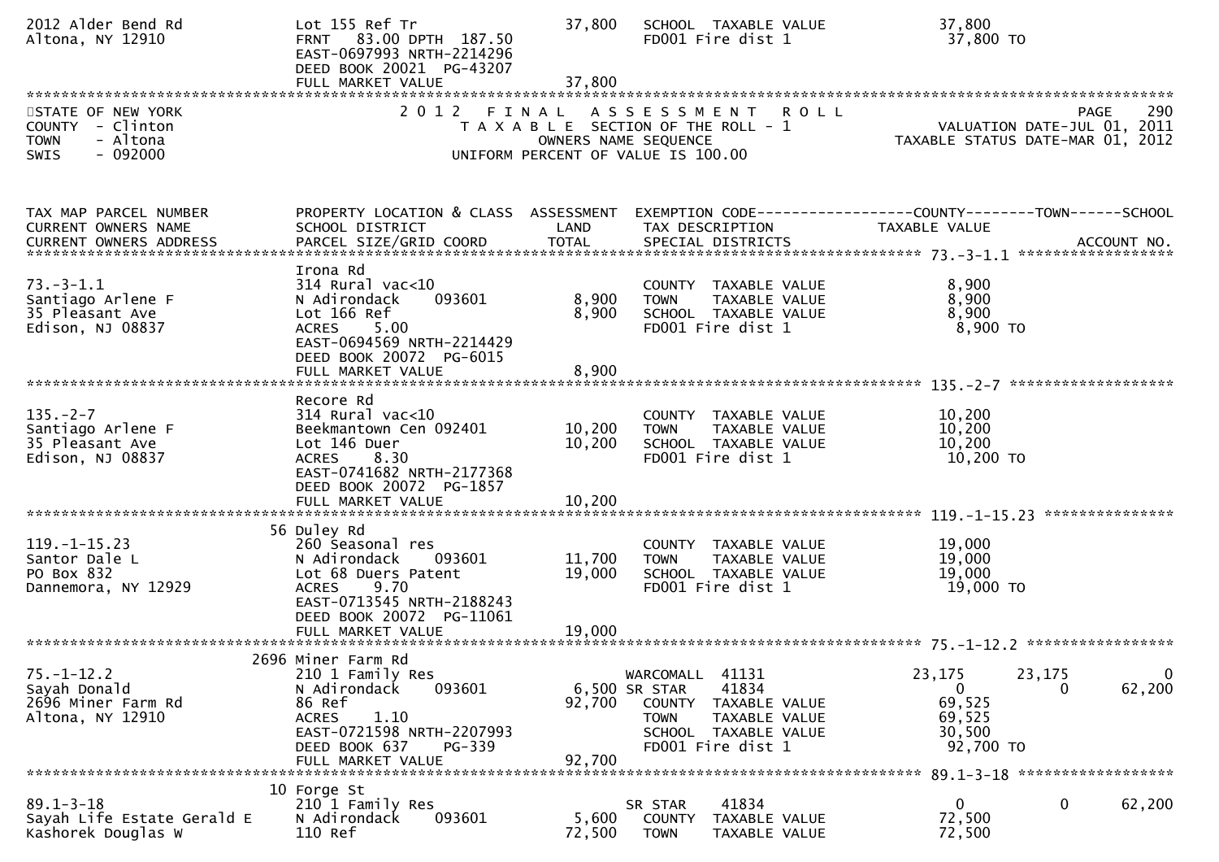| | | | | |
|---|---|---|---|---|
| 2012 Alder Bend Rd<br>Altona, NY 12910 | Lot 155 Ref Tr<br>FRNT 83.00 DPTH 187.50<br>EAST-0697993 NRTH-2214296<br>DEED BOOK 20021 PG-43207<br>FULL MARKET VALUE | 37,800<br><br><br><br>37,800 | SCHOOL TAXABLE VALUE<br>FD001 Fire dist 1 | 37,800<br>37,800 TO |

STATE OF NEW YORK
COUNTY - Clinton
TOWN - Altona
SWIS - 092000

# 2012 FINAL ASSESSMENT ROLL

TAXABLE SECTION OF THE ROLL - 1
OWNERS NAME SEQUENCE
UNIFORM PERCENT OF VALUE IS 100.00

VALUATION DATE-JUL 01, 2011
TAXABLE STATUS DATE-MAR 01, 2012

| TAX MAP PARCEL NUMBER / CURRENT OWNERS NAME / CURRENT OWNERS ADDRESS | PROPERTY LOCATION & CLASS / SCHOOL DISTRICT / PARCEL SIZE/GRID COORD | ASSESSMENT LAND / TOTAL | EXEMPTION CODE / TAX DESCRIPTION / SPECIAL DISTRICTS | COUNTY TAXABLE VALUE | TOWN | SCHOOL / ACCOUNT NO. |
|---|---|---|---|---|---|---|
| **73.-3-1.1** | | | | | | |
| 73.-3-1.1<br>Santiago Arlene F<br>35 Pleasant Ave<br>Edison, NJ 08837 | Irona Rd<br>314 Rural vac<10<br>N Adirondack 093601<br>Lot 166 Ref<br>ACRES 5.00<br>EAST-0694569 NRTH-2214429<br>DEED BOOK 20072 PG-6015<br>FULL MARKET VALUE | <br><br>8,900<br>8,900<br><br><br><br>8,900 | <br>COUNTY TAXABLE VALUE<br>TOWN TAXABLE VALUE<br>SCHOOL TAXABLE VALUE<br>FD001 Fire dist 1 | <br>8,900<br>8,900<br>8,900<br>8,900 TO | | |
| **135.-2-7** | | | | | | |
| 135.-2-7<br>Santiago Arlene F<br>35 Pleasant Ave<br>Edison, NJ 08837 | Recore Rd<br>314 Rural vac<10<br>Beekmantown Cen 092401<br>Lot 146 Duer<br>ACRES 8.30<br>EAST-0741682 NRTH-2177368<br>DEED BOOK 20072 PG-1857<br>FULL MARKET VALUE | <br><br>10,200<br>10,200<br><br><br><br>10,200 | <br>COUNTY TAXABLE VALUE<br>TOWN TAXABLE VALUE<br>SCHOOL TAXABLE VALUE<br>FD001 Fire dist 1 | <br>10,200<br>10,200<br>10,200<br>10,200 TO | | |
| **119.-1-15.23** | | | | | | |
| 119.-1-15.23<br>Santor Dale L<br>PO Box 832<br>Dannemora, NY 12929 | 56 Duley Rd<br>260 Seasonal res<br>N Adirondack 093601<br>Lot 68 Duers Patent<br>ACRES 9.70<br>EAST-0713545 NRTH-2188243<br>DEED BOOK 20072 PG-11061<br>FULL MARKET VALUE | <br><br>11,700<br>19,000<br><br><br><br>19,000 | <br>COUNTY TAXABLE VALUE<br>TOWN TAXABLE VALUE<br>SCHOOL TAXABLE VALUE<br>FD001 Fire dist 1 | <br>19,000<br>19,000<br>19,000<br>19,000 TO | | |
| **75.-1-12.2** | | | | | | |
| 75.-1-12.2<br>Sayah Donald<br>2696 Miner Farm Rd<br>Altona, NY 12910 | 2696 Miner Farm Rd<br>210 1 Family Res<br>N Adirondack 093601<br>86 Ref<br>ACRES 1.10<br>EAST-0721598 NRTH-2207993<br>DEED BOOK 637 PG-339<br>FULL MARKET VALUE | <br><br>6,500<br>92,700<br><br><br><br>92,700 | <br>WARCOMALL 41131<br>SR STAR 41834<br>COUNTY TAXABLE VALUE<br>TOWN TAXABLE VALUE<br>SCHOOL TAXABLE VALUE<br>FD001 Fire dist 1 | <br>23,175<br>0<br>69,525<br>69,525<br>30,500<br>92,700 TO | <br>23,175<br>0 | <br>0<br>62,200 |
| **89.1-3-18** | | | | | | |
| 89.1-3-18<br>Sayah Life Estate Gerald E<br>Kashorek Douglas W | 10 Forge St<br>210 1 Family Res<br>N Adirondack 093601<br>110 Ref | <br><br>5,600<br>72,500 | <br>SR STAR 41834<br>COUNTY TAXABLE VALUE<br>TOWN TAXABLE VALUE | <br>0<br>72,500<br>72,500 | <br>0 | <br>62,200 |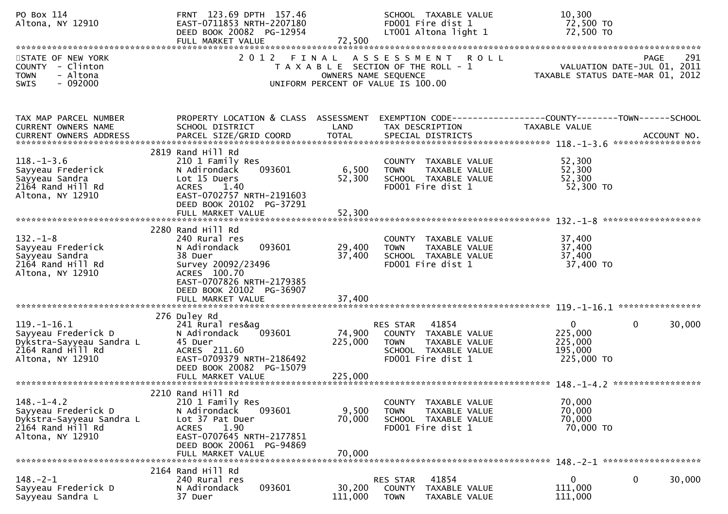```
PO Box 114                          FRNT 123.69 DPTH 157.46                   SCHOOL  TAXABLE VALUE              10,300
Altona, NY 12910                    EAST-0711853 NRTH-2207180                 FD001 Fire dist 1                  72,500 TO
                                    DEED BOOK 20082  PG-12954                 LT001 Altona light 1               72,500 TO
                                    FULL MARKET VALUE             72,500
******************************************************************************************************************************
STATE OF NEW YORK                    2 0 1 2   F I N A L   A S S E S S M E N T   R O L L                              PAGE   291
COUNTY  - Clinton                       T A X A B L E  SECTION OF THE ROLL - 1                     VALUATION DATE-JUL 01, 2011
TOWN    - Altona                              OWNERS NAME SEQUENCE                          TAXABLE STATUS DATE-MAR 01, 2012
SWIS    - 092000                        UNIFORM PERCENT OF VALUE IS 100.00


TAX MAP PARCEL NUMBER            PROPERTY LOCATION & CLASS  ASSESSMENT  EXEMPTION CODE------------------COUNTY--------TOWN------SCHOOL
CURRENT OWNERS NAME              SCHOOL DISTRICT              LAND      TAX DESCRIPTION               TAXABLE VALUE
CURRENT OWNERS ADDRESS           PARCEL SIZE/GRID COORD       TOTAL     SPECIAL DISTRICTS                                  ACCOUNT NO.
******************************************************************************************************* 118.-1-3.6 *****************
                                 2819 Rand Hill Rd
118.-1-3.6                       210 1 Family Res                       COUNTY  TAXABLE VALUE              52,300
Sayyeau Frederick                N Adirondack     093601        6,500   TOWN    TAXABLE VALUE              52,300
Sayyeau Sandra                   Lot 15 Duers                  52,300   SCHOOL  TAXABLE VALUE              52,300
2164 Rand Hill Rd                ACRES    1.40                          FD001 Fire dist 1                  52,300 TO
Altona, NY 12910                 EAST-0702757 NRTH-2191603
                                 DEED BOOK 20102  PG-37291
                                 FULL MARKET VALUE             52,300
******************************************************************************************************* 132.-1-8 *******************
                                 2280 Rand Hill Rd
132.-1-8                         240 Rural res                          COUNTY  TAXABLE VALUE              37,400
Sayyeau Frederick                N Adirondack     093601       29,400   TOWN    TAXABLE VALUE              37,400
Sayyeau Sandra                   38 Duer                       37,400   SCHOOL  TAXABLE VALUE              37,400
2164 Rand Hill Rd                Survey 20092/23496                     FD001 Fire dist 1                  37,400 TO
Altona, NY 12910                 ACRES  100.70
                                 EAST-0707826 NRTH-2179385
                                 DEED BOOK 20102  PG-36907
                                 FULL MARKET VALUE             37,400
******************************************************************************************************* 119.-1-16.1 ****************
                                 276 Duley Rd
119.-1-16.1                      241 Rural res&ag                       RES STAR   41854                    0              0      30,000
Sayyeau Frederick D              N Adirondack     093601       74,900   COUNTY  TAXABLE VALUE             225,000
Dykstra-Sayyeau Sandra L         45 Duer                      225,000   TOWN    TAXABLE VALUE             225,000
2164 Rand Hill Rd                ACRES  211.60                          SCHOOL  TAXABLE VALUE             195,000
Altona, NY 12910                 EAST-0709379 NRTH-2186492              FD001 Fire dist 1                 225,000 TO
                                 DEED BOOK 20082  PG-15079
                                 FULL MARKET VALUE            225,000
******************************************************************************************************* 148.-1-4.2 *****************
                                 2210 Rand Hill Rd
148.-1-4.2                       210 1 Family Res                       COUNTY  TAXABLE VALUE              70,000
Sayyeau Frederick D              N Adirondack     093601        9,500   TOWN    TAXABLE VALUE              70,000
Dykstra-Sayyeau Sandra L         Lot 37 Pat Duer               70,000   SCHOOL  TAXABLE VALUE              70,000
2164 Rand Hill Rd                ACRES    1.90                          FD001 Fire dist 1                  70,000 TO
Altona, NY 12910                 EAST-0707645 NRTH-2177851
                                 DEED BOOK 20061  PG-94869
                                 FULL MARKET VALUE             70,000
******************************************************************************************************* 148.-2-1 *******************
                                 2164 Rand Hill Rd
148.-2-1                         240 Rural res                          RES STAR   41854                    0              0      30,000
Sayyeau Frederick D              N Adirondack     093601       30,200   COUNTY  TAXABLE VALUE             111,000
Sayyeau Sandra L                 37 Duer                      111,000   TOWN    TAXABLE VALUE             111,000
```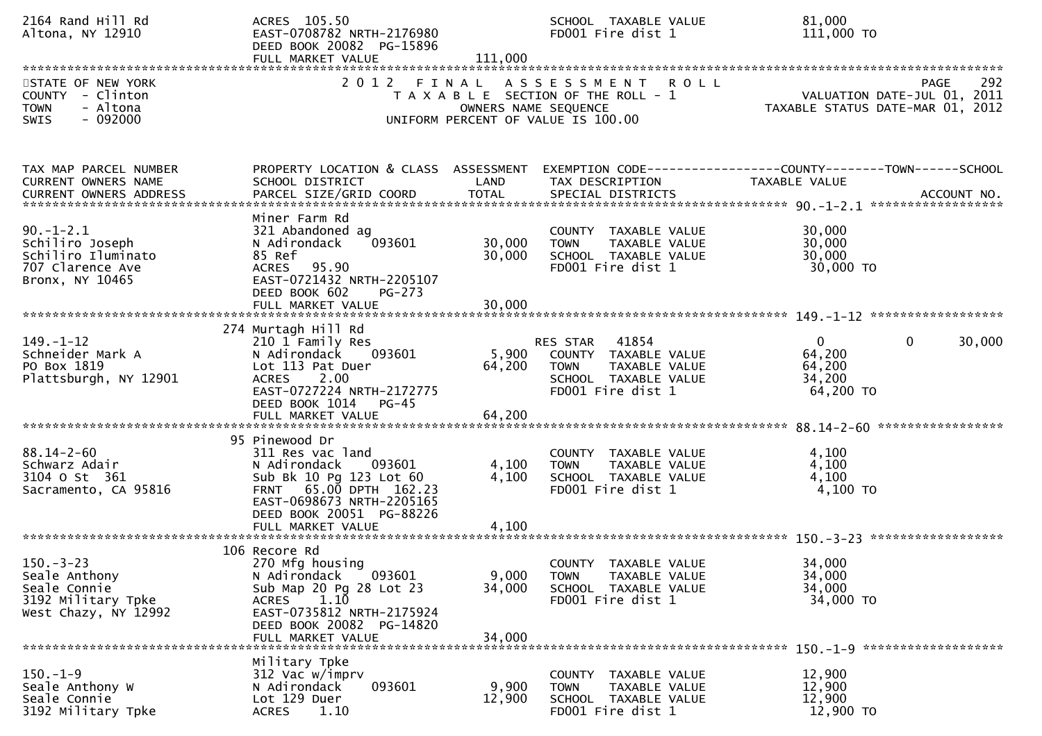| | | | | |
|---|---|---|---|---|
| 2164 Rand Hill Rd | ACRES 105.50 | | SCHOOL TAXABLE VALUE | 81,000 |
| Altona, NY 12910 | EAST-0708782 NRTH-2176980 | | FD001 Fire dist 1 | 111,000 TO |
| | DEED BOOK 20082 PG-15896 | | | |
| | FULL MARKET VALUE | 111,000 | | |

STATE OF NEW YORK
COUNTY - Clinton
TOWN - Altona
SWIS - 092000

2 0 1 2 F I N A L A S S E S S M E N T R O L L
T A X A B L E SECTION OF THE ROLL - 1
OWNERS NAME SEQUENCE
UNIFORM PERCENT OF VALUE IS 100.00

PAGE 292
VALUATION DATE-JUL 01, 2011
TAXABLE STATUS DATE-MAR 01, 2012

| TAX MAP PARCEL NUMBER / CURRENT OWNERS NAME / CURRENT OWNERS ADDRESS | PROPERTY LOCATION & CLASS / SCHOOL DISTRICT / PARCEL SIZE/GRID COORD | ASSESSMENT LAND / TOTAL | EXEMPTION CODE / TAX DESCRIPTION / SPECIAL DISTRICTS | COUNTY TAXABLE VALUE | TOWN | SCHOOL / ACCOUNT NO. |
|---|---|---|---|---|---|---|
| **90.-1-2.1** | Miner Farm Rd | | | | | |
| 90.-1-2.1 | 321 Abandoned ag | | COUNTY TAXABLE VALUE | 30,000 | | |
| Schiliro Joseph | N Adirondack 093601 | 30,000 | TOWN TAXABLE VALUE | 30,000 | | |
| Schiliro Iluminato | 85 Ref | 30,000 | SCHOOL TAXABLE VALUE | 30,000 | | |
| 707 Clarence Ave | ACRES 95.90 | | FD001 Fire dist 1 | 30,000 TO | | |
| Bronx, NY 10465 | EAST-0721432 NRTH-2205107 | | | | | |
| | DEED BOOK 602 PG-273 | | | | | |
| | FULL MARKET VALUE | 30,000 | | | | |
| **149.-1-12** | 274 Murtagh Hill Rd | | | | | |
| 149.-1-12 | 210 1 Family Res | | RES STAR 41854 | 0 | 0 | 30,000 |
| Schneider Mark A | N Adirondack 093601 | 5,900 | COUNTY TAXABLE VALUE | 64,200 | | |
| PO Box 1819 | Lot 113 Pat Duer | 64,200 | TOWN TAXABLE VALUE | 64,200 | | |
| Plattsburgh, NY 12901 | ACRES 2.00 | | SCHOOL TAXABLE VALUE | 34,200 | | |
| | EAST-0727224 NRTH-2172775 | | FD001 Fire dist 1 | 64,200 TO | | |
| | DEED BOOK 1014 PG-45 | | | | | |
| | FULL MARKET VALUE | 64,200 | | | | |
| **88.14-2-60** | 95 Pinewood Dr | | | | | |
| 88.14-2-60 | 311 Res vac land | | COUNTY TAXABLE VALUE | 4,100 | | |
| Schwarz Adair | N Adirondack 093601 | 4,100 | TOWN TAXABLE VALUE | 4,100 | | |
| 3104 O St 361 | Sub Bk 10 Pg 123 Lot 60 | 4,100 | SCHOOL TAXABLE VALUE | 4,100 | | |
| Sacramento, CA 95816 | FRNT 65.00 DPTH 162.23 | | FD001 Fire dist 1 | 4,100 TO | | |
| | EAST-0698673 NRTH-2205165 | | | | | |
| | DEED BOOK 20051 PG-88226 | | | | | |
| | FULL MARKET VALUE | 4,100 | | | | |
| **150.-3-23** | 106 Recore Rd | | | | | |
| 150.-3-23 | 270 Mfg housing | | COUNTY TAXABLE VALUE | 34,000 | | |
| Seale Anthony | N Adirondack 093601 | 9,000 | TOWN TAXABLE VALUE | 34,000 | | |
| Seale Connie | Sub Map 20 Pg 28 Lot 23 | 34,000 | SCHOOL TAXABLE VALUE | 34,000 | | |
| 3192 Military Tpke | ACRES 1.10 | | FD001 Fire dist 1 | 34,000 TO | | |
| West Chazy, NY 12992 | EAST-0735812 NRTH-2175924 | | | | | |
| | DEED BOOK 20082 PG-14820 | | | | | |
| | FULL MARKET VALUE | 34,000 | | | | |
| **150.-1-9** | Military Tpke | | | | | |
| 150.-1-9 | 312 Vac w/imprv | | COUNTY TAXABLE VALUE | 12,900 | | |
| Seale Anthony W | N Adirondack 093601 | 9,900 | TOWN TAXABLE VALUE | 12,900 | | |
| Seale Connie | Lot 129 Duer | 12,900 | SCHOOL TAXABLE VALUE | 12,900 | | |
| 3192 Military Tpke | ACRES 1.10 | | FD001 Fire dist 1 | 12,900 TO | | |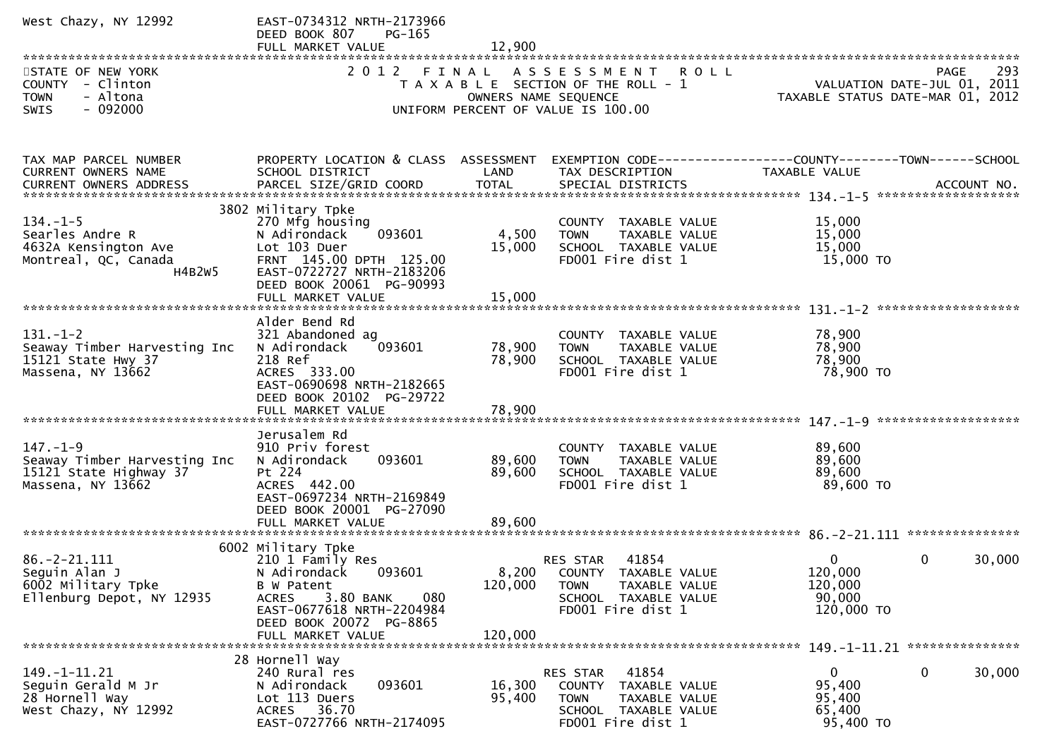West Chazy, NY 12992 EAST-0734312 NRTH-2173966
DEED BOOK 807 PG-165
FULL MARKET VALUE 12,900

STATE OF NEW YORK
COUNTY - Clinton
TOWN - Altona
SWIS - 092000

2 0 1 2 F I N A L A S S E S S M E N T R O L L
T A X A B L E SECTION OF THE ROLL - 1
OWNERS NAME SEQUENCE
UNIFORM PERCENT OF VALUE IS 100.00

VALUATION DATE-JUL 01, 2011
TAXABLE STATUS DATE-MAR 01, 2012

| TAX MAP PARCEL NUMBER / CURRENT OWNERS NAME / CURRENT OWNERS ADDRESS | PROPERTY LOCATION & CLASS / SCHOOL DISTRICT / PARCEL SIZE/GRID COORD | ASSESSMENT LAND / TOTAL | EXEMPTION CODE / TAX DESCRIPTION / SPECIAL DISTRICTS | COUNTY TAXABLE VALUE | TOWN | SCHOOL / ACCOUNT NO. |
|---|---|---|---|---|---|---|
| **134.-1-5** | 3802 Military Tpke | | | | | |
| 134.-1-5 | 270 Mfg housing | | COUNTY TAXABLE VALUE | 15,000 | | |
| Searles Andre R | N Adirondack 093601 | 4,500 | TOWN TAXABLE VALUE | 15,000 | | |
| 4632A Kensington Ave | Lot 103 Duer | 15,000 | SCHOOL TAXABLE VALUE | 15,000 | | |
| Montreal, QC, Canada H4B2W5 | FRNT 145.00 DPTH 125.00 | | FD001 Fire dist 1 | 15,000 TO | | |
| | EAST-0722727 NRTH-2183206 | | | | | |
| | DEED BOOK 20061 PG-90993 | | | | | |
| | FULL MARKET VALUE | 15,000 | | | | |
| **131.-1-2** | Alder Bend Rd | | | | | |
| 131.-1-2 | 321 Abandoned ag | | COUNTY TAXABLE VALUE | 78,900 | | |
| Seaway Timber Harvesting Inc | N Adirondack 093601 | 78,900 | TOWN TAXABLE VALUE | 78,900 | | |
| 15121 State Hwy 37 | 218 Ref | 78,900 | SCHOOL TAXABLE VALUE | 78,900 | | |
| Massena, NY 13662 | ACRES 333.00 | | FD001 Fire dist 1 | 78,900 TO | | |
| | EAST-0690698 NRTH-2182665 | | | | | |
| | DEED BOOK 20102 PG-29722 | | | | | |
| | FULL MARKET VALUE | 78,900 | | | | |
| **147.-1-9** | Jerusalem Rd | | | | | |
| 147.-1-9 | 910 Priv forest | | COUNTY TAXABLE VALUE | 89,600 | | |
| Seaway Timber Harvesting Inc | N Adirondack 093601 | 89,600 | TOWN TAXABLE VALUE | 89,600 | | |
| 15121 State Highway 37 | Pt 224 | 89,600 | SCHOOL TAXABLE VALUE | 89,600 | | |
| Massena, NY 13662 | ACRES 442.00 | | FD001 Fire dist 1 | 89,600 TO | | |
| | EAST-0697234 NRTH-2169849 | | | | | |
| | DEED BOOK 20001 PG-27090 | | | | | |
| | FULL MARKET VALUE | 89,600 | | | | |
| **86.-2-21.111** | 6002 Military Tpke | | | | | |
| 86.-2-21.111 | 210 1 Family Res | | RES STAR 41854 | 0 | 0 | 30,000 |
| Seguin Alan J | N Adirondack 093601 | 8,200 | COUNTY TAXABLE VALUE | 120,000 | | |
| 6002 Military Tpke | B W Patent | 120,000 | TOWN TAXABLE VALUE | 120,000 | | |
| Ellenburg Depot, NY 12935 | ACRES 3.80 BANK 080 | | SCHOOL TAXABLE VALUE | 90,000 | | |
| | EAST-0677618 NRTH-2204984 | | FD001 Fire dist 1 | 120,000 TO | | |
| | DEED BOOK 20072 PG-8865 | | | | | |
| | FULL MARKET VALUE | 120,000 | | | | |
| **149.-1-11.21** | 28 Hornell Way | | | | | |
| 149.-1-11.21 | 240 Rural res | | RES STAR 41854 | 0 | 0 | 30,000 |
| Seguin Gerald M Jr | N Adirondack 093601 | 16,300 | COUNTY TAXABLE VALUE | 95,400 | | |
| 28 Hornell Way | Lot 113 Duers | 95,400 | TOWN TAXABLE VALUE | 95,400 | | |
| West Chazy, NY 12992 | ACRES 36.70 | | SCHOOL TAXABLE VALUE | 65,400 | | |
| | EAST-0727766 NRTH-2174095 | | FD001 Fire dist 1 | 95,400 TO | | |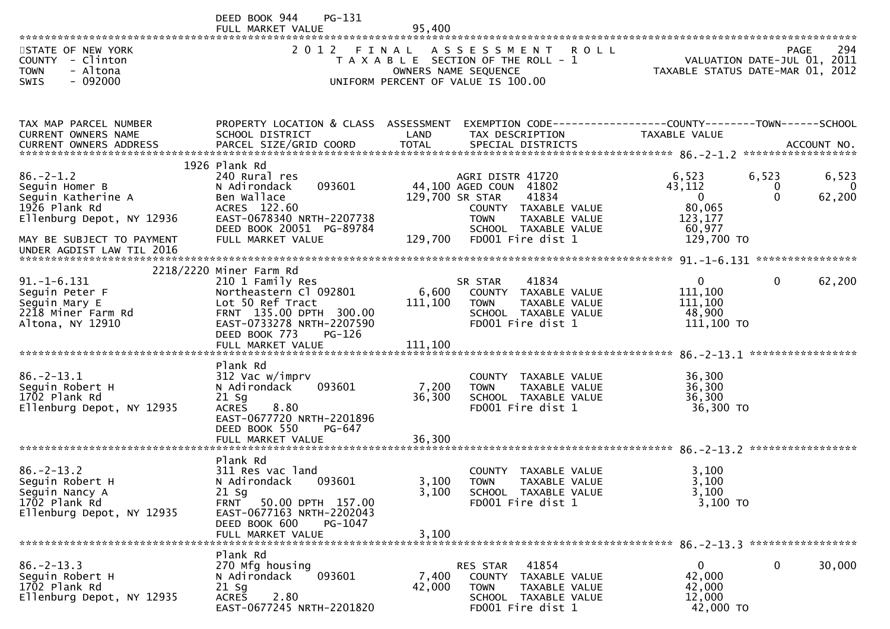DEED BOOK 944 PG-131
FULL MARKET VALUE 95,400

STATE OF NEW YORK
COUNTY - Clinton
TOWN - Altona
SWIS - 092000

2 0 1 2 F I N A L A S S E S S M E N T R O L L
T A X A B L E SECTION OF THE ROLL - 1
OWNERS NAME SEQUENCE
UNIFORM PERCENT OF VALUE IS 100.00

VALUATION DATE-JUL 01, 2011
TAXABLE STATUS DATE-MAR 01, 2012

| TAX MAP PARCEL NUMBER / CURRENT OWNERS NAME / CURRENT OWNERS ADDRESS | PROPERTY LOCATION & CLASS / SCHOOL DISTRICT / PARCEL SIZE/GRID COORD | ASSESSMENT LAND / TOTAL | EXEMPTION CODE / TAX DESCRIPTION / SPECIAL DISTRICTS | COUNTY TAXABLE VALUE | TOWN | SCHOOL / ACCOUNT NO. |
|---|---|---|---|---|---|---|
| **86.-2-1.2** | 1926 Plank Rd | | | | | |
| 86.-2-1.2 | 240 Rural res | | AGRI DISTR 41720 | 6,523 | 6,523 | 6,523 |
| Seguin Homer B | N Adirondack 093601 | 44,100 | AGED COUN 41802 | 43,112 | 0 | 0 |
| Seguin Katherine A | Ben Wallace | 129,700 | SR STAR 41834 | 0 | 0 | 62,200 |
| 1926 Plank Rd | ACRES 122.60 | | COUNTY TAXABLE VALUE | 80,065 | | |
| Ellenburg Depot, NY 12936 | EAST-0678340 NRTH-2207738 | | TOWN TAXABLE VALUE | 123,177 | | |
| | DEED BOOK 20051 PG-89784 | | SCHOOL TAXABLE VALUE | 60,977 | | |
| MAY BE SUBJECT TO PAYMENT | FULL MARKET VALUE | 129,700 | FD001 Fire dist 1 | 129,700 TO | | |
| UNDER AGDIST LAW TIL 2016 | | | | | | |
| **91.-1-6.131** | 2218/2220 Miner Farm Rd | | | | | |
| 91.-1-6.131 | 210 1 Family Res | | SR STAR 41834 | 0 | 0 | 62,200 |
| Seguin Peter F | Northeastern Cl 092801 | 6,600 | COUNTY TAXABLE VALUE | 111,100 | | |
| Seguin Mary E | Lot 50 Ref Tract | 111,100 | TOWN TAXABLE VALUE | 111,100 | | |
| 2218 Miner Farm Rd | FRNT 135.00 DPTH 300.00 | | SCHOOL TAXABLE VALUE | 48,900 | | |
| Altona, NY 12910 | EAST-0733278 NRTH-2207590 | | FD001 Fire dist 1 | 111,100 TO | | |
| | DEED BOOK 773 PG-126 | | | | | |
| | FULL MARKET VALUE | 111,100 | | | | |
| **86.-2-13.1** | Plank Rd | | | | | |
| 86.-2-13.1 | 312 Vac w/imprv | | COUNTY TAXABLE VALUE | 36,300 | | |
| Seguin Robert H | N Adirondack 093601 | 7,200 | TOWN TAXABLE VALUE | 36,300 | | |
| 1702 Plank Rd | 21 Sg | 36,300 | SCHOOL TAXABLE VALUE | 36,300 | | |
| Ellenburg Depot, NY 12935 | ACRES 8.80 | | FD001 Fire dist 1 | 36,300 TO | | |
| | EAST-0677720 NRTH-2201896 | | | | | |
| | DEED BOOK 550 PG-647 | | | | | |
| | FULL MARKET VALUE | 36,300 | | | | |
| **86.-2-13.2** | Plank Rd | | | | | |
| 86.-2-13.2 | 311 Res vac land | | COUNTY TAXABLE VALUE | 3,100 | | |
| Seguin Robert H | N Adirondack 093601 | 3,100 | TOWN TAXABLE VALUE | 3,100 | | |
| Seguin Nancy A | 21 Sg | 3,100 | SCHOOL TAXABLE VALUE | 3,100 | | |
| 1702 Plank Rd | FRNT 50.00 DPTH 157.00 | | FD001 Fire dist 1 | 3,100 TO | | |
| Ellenburg Depot, NY 12935 | EAST-0677163 NRTH-2202043 | | | | | |
| | DEED BOOK 600 PG-1047 | | | | | |
| | FULL MARKET VALUE | 3,100 | | | | |
| **86.-2-13.3** | Plank Rd | | | | | |
| 86.-2-13.3 | 270 Mfg housing | | RES STAR 41854 | 0 | 0 | 30,000 |
| Seguin Robert H | N Adirondack 093601 | 7,400 | COUNTY TAXABLE VALUE | 42,000 | | |
| 1702 Plank Rd | 21 Sg | 42,000 | TOWN TAXABLE VALUE | 42,000 | | |
| Ellenburg Depot, NY 12935 | ACRES 2.80 | | SCHOOL TAXABLE VALUE | 12,000 | | |
| | EAST-0677245 NRTH-2201820 | | FD001 Fire dist 1 | 42,000 TO | | |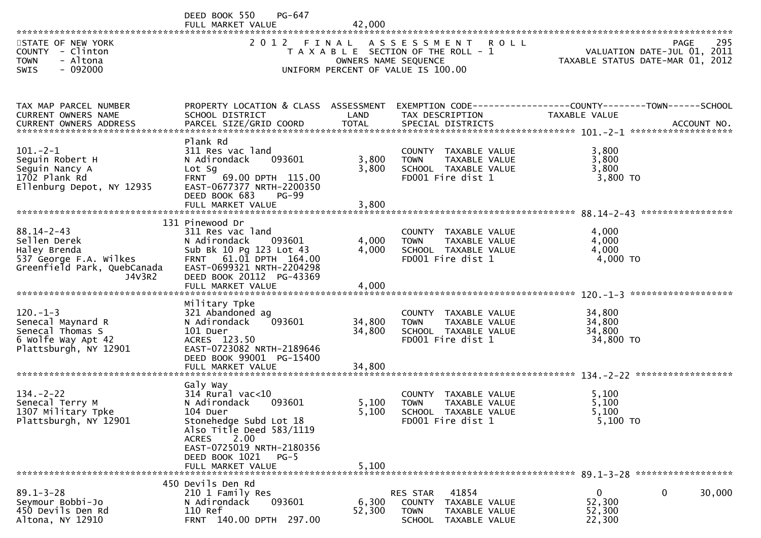DEED BOOK 550 PG-647
FULL MARKET VALUE 42,000

STATE OF NEW YORK
COUNTY - Clinton
TOWN - Altona
SWIS - 092000

**2012 FINAL ASSESSMENT ROLL**
TAXABLE SECTION OF THE ROLL - 1
OWNERS NAME SEQUENCE
UNIFORM PERCENT OF VALUE IS 100.00

VALUATION DATE-JUL 01, 2011
TAXABLE STATUS DATE-MAR 01, 2012

| TAX MAP PARCEL NUMBER / CURRENT OWNERS NAME / CURRENT OWNERS ADDRESS | PROPERTY LOCATION & CLASS / SCHOOL DISTRICT / PARCEL SIZE/GRID COORD | ASSESSMENT LAND | TOTAL | EXEMPTION CODE / TAX DESCRIPTION / SPECIAL DISTRICTS | COUNTY TAXABLE VALUE | TOWN | SCHOOL | ACCOUNT NO. |
|---|---|---|---|---|---|---|---|---|
| **101.-2-1** | Plank Rd | | | | | | | |
| 101.-2-1 | 311 Res vac land | | | COUNTY TAXABLE VALUE | 3,800 | | | |
| Seguin Robert H | N Adirondack 093601 | 3,800 | | TOWN TAXABLE VALUE | 3,800 | | | |
| Seguin Nancy A | Lot Sg | | 3,800 | SCHOOL TAXABLE VALUE | 3,800 | | | |
| 1702 Plank Rd | FRNT 69.00 DPTH 115.00 | | | FD001 Fire dist 1 | 3,800 TO | | | |
| Ellenburg Depot, NY 12935 | EAST-0677377 NRTH-2200350 | | | | | | | |
| | DEED BOOK 683 PG-99 | | | | | | | |
| | FULL MARKET VALUE | | 3,800 | | | | | |
| **88.14-2-43** | 131 Pinewood Dr | | | | | | | |
| 88.14-2-43 | 311 Res vac land | | | COUNTY TAXABLE VALUE | 4,000 | | | |
| Sellen Derek | N Adirondack 093601 | 4,000 | | TOWN TAXABLE VALUE | 4,000 | | | |
| Haley Brenda | Sub Bk 10 Pg 123 Lot 43 | | 4,000 | SCHOOL TAXABLE VALUE | 4,000 | | | |
| 537 George F.A. Wilkes | FRNT 61.01 DPTH 164.00 | | | FD001 Fire dist 1 | 4,000 TO | | | |
| Greenfield Park, QuebCanada J4V3R2 | EAST-0699321 NRTH-2204298 | | | | | | | |
| | DEED BOOK 20112 PG-43369 | | | | | | | |
| | FULL MARKET VALUE | | 4,000 | | | | | |
| **120.-1-3** | Military Tpke | | | | | | | |
| 120.-1-3 | 321 Abandoned ag | | | COUNTY TAXABLE VALUE | 34,800 | | | |
| Senecal Maynard R | N Adirondack 093601 | 34,800 | | TOWN TAXABLE VALUE | 34,800 | | | |
| Senecal Thomas S | 101 Duer | | 34,800 | SCHOOL TAXABLE VALUE | 34,800 | | | |
| 6 Wolfe Way Apt 42 | ACRES 123.50 | | | FD001 Fire dist 1 | 34,800 TO | | | |
| Plattsburgh, NY 12901 | EAST-0723082 NRTH-2189646 | | | | | | | |
| | DEED BOOK 99001 PG-15400 | | | | | | | |
| | FULL MARKET VALUE | | 34,800 | | | | | |
| **134.-2-22** | Galy Way | | | | | | | |
| 134.-2-22 | 314 Rural vac<10 | | | COUNTY TAXABLE VALUE | 5,100 | | | |
| Senecal Terry M | N Adirondack 093601 | 5,100 | | TOWN TAXABLE VALUE | 5,100 | | | |
| 1307 Military Tpke | 104 Duer | | 5,100 | SCHOOL TAXABLE VALUE | 5,100 | | | |
| Plattsburgh, NY 12901 | Stonehedge Subd Lot 18 | | | FD001 Fire dist 1 | 5,100 TO | | | |
| | Also Title Deed 583/1119 | | | | | | | |
| | ACRES 2.00 | | | | | | | |
| | EAST-0725019 NRTH-2180356 | | | | | | | |
| | DEED BOOK 1021 PG-5 | | | | | | | |
| | FULL MARKET VALUE | | 5,100 | | | | | |
| **89.1-3-28** | 450 Devils Den Rd | | | | | | | |
| 89.1-3-28 | 210 1 Family Res | | | RES STAR 41854 | 0 | 0 | 30,000 | |
| Seymour Bobbi-Jo | N Adirondack 093601 | 6,300 | | COUNTY TAXABLE VALUE | 52,300 | | | |
| 450 Devils Den Rd | 110 Ref | | 52,300 | TOWN TAXABLE VALUE | 52,300 | | | |
| Altona, NY 12910 | FRNT 140.00 DPTH 297.00 | | | SCHOOL TAXABLE VALUE | 22,300 | | | |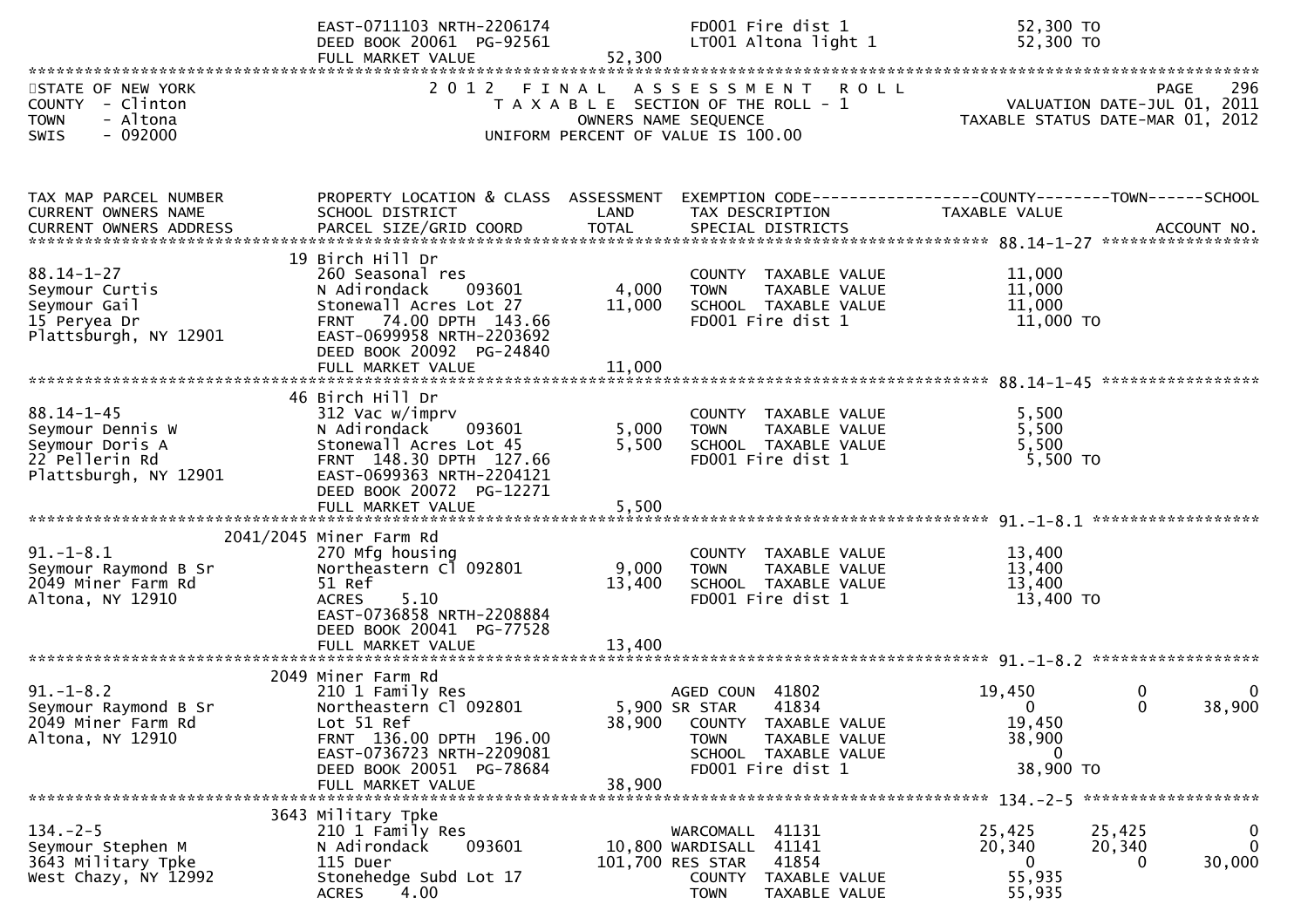```
                              EAST-0711103 NRTH-2206174              FD001 Fire dist 1                     52,300 TO
                              DEED BOOK 20061  PG-92561              LT001 Altona light 1                  52,300 TO
                              FULL MARKET VALUE              52,300
************************************************************************************************************************************
STATE OF NEW YORK                2 0 1 2   F I N A L   A S S E S S M E N T   R O L L                                  PAGE    296
COUNTY  - Clinton                   T A X A B L E  SECTION OF THE ROLL - 1                           VALUATION DATE-JUL 01, 2011
TOWN    - Altona                            OWNERS NAME SEQUENCE                                    TAXABLE STATUS DATE-MAR 01, 2012
SWIS    - 092000                   UNIFORM PERCENT OF VALUE IS 100.00


TAX MAP PARCEL NUMBER          PROPERTY LOCATION & CLASS  ASSESSMENT  EXEMPTION CODE------------------COUNTY--------TOWN------SCHOOL
CURRENT OWNERS NAME            SCHOOL DISTRICT               LAND      TAX DESCRIPTION            TAXABLE VALUE
CURRENT OWNERS ADDRESS         PARCEL SIZE/GRID COORD        TOTAL     SPECIAL DISTRICTS                                  ACCOUNT NO.
******************************************************************************************************* 88.14-1-27 *****************
                            19 Birch Hill Dr
88.14-1-27                     260 Seasonal res                        COUNTY  TAXABLE VALUE           11,000
Seymour Curtis                 N Adirondack     093601        4,000    TOWN    TAXABLE VALUE           11,000
Seymour Gail                   Stonewall Acres Lot 27        11,000    SCHOOL  TAXABLE VALUE           11,000
15 Peryea Dr                   FRNT   74.00 DPTH 143.66                FD001 Fire dist 1               11,000 TO
Plattsburgh, NY 12901          EAST-0699958 NRTH-2203692
                               DEED BOOK 20092  PG-24840
                               FULL MARKET VALUE             11,000
******************************************************************************************************* 88.14-1-45 *****************
                            46 Birch Hill Dr
88.14-1-45                     312 Vac w/imprv                         COUNTY  TAXABLE VALUE            5,500
Seymour Dennis W               N Adirondack     093601        5,000    TOWN    TAXABLE VALUE            5,500
Seymour Doris A                Stonewall Acres Lot 45         5,500    SCHOOL  TAXABLE VALUE            5,500
22 Pellerin Rd                 FRNT  148.30 DPTH 127.66                FD001 Fire dist 1                5,500 TO
Plattsburgh, NY 12901          EAST-0699363 NRTH-2204121
                               DEED BOOK 20072  PG-12271
                               FULL MARKET VALUE              5,500
******************************************************************************************************* 91.-1-8.1 ******************
                      2041/2045 Miner Farm Rd
91.-1-8.1                      270 Mfg housing                         COUNTY  TAXABLE VALUE           13,400
Seymour Raymond B Sr           Northeastern Cl 092801         9,000    TOWN    TAXABLE VALUE           13,400
2049 Miner Farm Rd             51 Ref                        13,400    SCHOOL  TAXABLE VALUE           13,400
Altona, NY 12910               ACRES     5.10                          FD001 Fire dist 1               13,400 TO
                               EAST-0736858 NRTH-2208884
                               DEED BOOK 20041  PG-77528
                               FULL MARKET VALUE             13,400
******************************************************************************************************* 91.-1-8.2 ******************
                          2049 Miner Farm Rd
91.-1-8.2                      210 1 Family Res                        AGED COUN  41802            19,450            0            0
Seymour Raymond B Sr           Northeastern Cl 092801         5,900 SR STAR     41834                 0              0       38,900
2049 Miner Farm Rd             Lot 51 Ref                    38,900    COUNTY  TAXABLE VALUE           19,450
Altona, NY 12910               FRNT  136.00 DPTH 196.00                TOWN    TAXABLE VALUE           38,900
                               EAST-0736723 NRTH-2209081               SCHOOL  TAXABLE VALUE                0
                               DEED BOOK 20051  PG-78684               FD001 Fire dist 1               38,900 TO
                               FULL MARKET VALUE             38,900
******************************************************************************************************* 134.-2-5 *******************
                          3643 Military Tpke
134.-2-5                       210 1 Family Res                        WARCOMALL  41131            25,425        25,425            0
Seymour Stephen M              N Adirondack     093601       10,800 WARDISALL  41141            20,340        20,340            0
3643 Military Tpke             115 Duer                     101,700 RES STAR    41854                 0              0       30,000
West Chazy, NY 12992           Stonehedge Subd Lot 17                  COUNTY  TAXABLE VALUE           55,935
                               ACRES     4.00                          TOWN    TAXABLE VALUE           55,935
```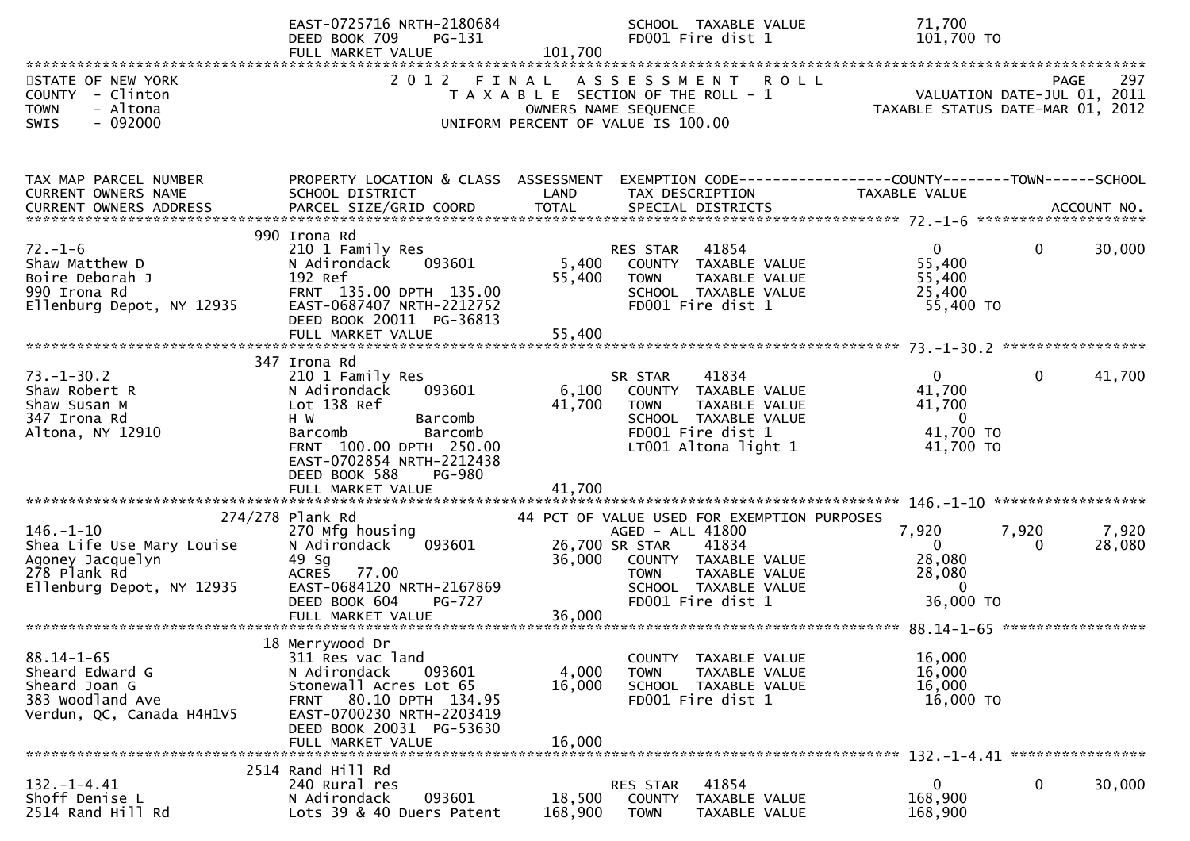```
                               EAST-0725716 NRTH-2180684                SCHOOL  TAXABLE VALUE            71,700
                               DEED BOOK 709    PG-131                  FD001 Fire dist 1               101,700 TO
                               FULL MARKET VALUE              101,700
******************************************************************************************************************************
STATE OF NEW YORK                2 0 1 2   F I N A L   A S S E S S M E N T   R O L L                               PAGE   297
COUNTY  - Clinton                  T A X A B L E  SECTION OF THE ROLL - 1                          VALUATION DATE-JUL 01, 2011
TOWN    - Altona                            OWNERS NAME SEQUENCE                             TAXABLE STATUS DATE-MAR 01, 2012
SWIS    - 092000                     UNIFORM PERCENT OF VALUE IS 100.00


TAX MAP PARCEL NUMBER          PROPERTY LOCATION & CLASS  ASSESSMENT  EXEMPTION CODE------------------COUNTY--------TOWN------SCHOOL
CURRENT OWNERS NAME            SCHOOL DISTRICT               LAND      TAX DESCRIPTION            TAXABLE VALUE
CURRENT OWNERS ADDRESS         PARCEL SIZE/GRID COORD        TOTAL     SPECIAL DISTRICTS                                  ACCOUNT NO.
******************************************************************************************************* 72.-1-6 ********************
                         990 Irona Rd
72.-1-6                        210 1 Family Res                        RES STAR   41854                  0            0       30,000
Shaw Matthew D                 N Adirondack     093601        5,400   COUNTY  TAXABLE VALUE            55,400
Boire Deborah J                192 Ref                       55,400   TOWN    TAXABLE VALUE            55,400
990 Irona Rd                   FRNT 135.00 DPTH 135.00                 SCHOOL  TAXABLE VALUE            25,400
Ellenburg Depot, NY 12935      EAST-0687407 NRTH-2212752               FD001 Fire dist 1                 55,400 TO
                               DEED BOOK 20011  PG-36813
                               FULL MARKET VALUE               55,400
******************************************************************************************************* 73.-1-30.2 *****************
                         347 Irona Rd
73.-1-30.2                     210 1 Family Res                        SR STAR    41834                  0            0       41,700
Shaw Robert R                  N Adirondack     093601        6,100   COUNTY  TAXABLE VALUE            41,700
Shaw Susan M                   Lot 138 Ref                   41,700   TOWN    TAXABLE VALUE            41,700
347 Irona Rd                   H W              Barcomb                SCHOOL  TAXABLE VALUE                 0
Altona, NY 12910               Barcomb          Barcomb                FD001 Fire dist 1                 41,700 TO
                               FRNT 100.00 DPTH 250.00                 LT001 Altona light 1              41,700 TO
                               EAST-0702854 NRTH-2212438
                               DEED BOOK 588    PG-980
                               FULL MARKET VALUE               41,700
******************************************************************************************************* 146.-1-10 ******************
                     274/278 Plank Rd                        44 PCT OF VALUE USED FOR EXEMPTION PURPOSES
146.-1-10                      270 Mfg housing                         AGED - ALL 41800              7,920        7,920        7,920
Shea Life Use Mary Louise      N Adirondack     093601       26,700 SR STAR    41834                  0            0       28,080
Agoney Jacquelyn               49 Sg                         36,000   COUNTY  TAXABLE VALUE            28,080
278 Plank Rd                   ACRES   77.00                           TOWN    TAXABLE VALUE            28,080
Ellenburg Depot, NY 12935      EAST-0684120 NRTH-2167869               SCHOOL  TAXABLE VALUE                 0
                               DEED BOOK 604    PG-727                 FD001 Fire dist 1                 36,000 TO
                               FULL MARKET VALUE               36,000
******************************************************************************************************* 88.14-1-65 *****************
                         18 Merrywood Dr
88.14-1-65                     311 Res vac land                        COUNTY  TAXABLE VALUE            16,000
Sheard Edward G                N Adirondack     093601        4,000   TOWN    TAXABLE VALUE            16,000
Sheard Joan G                  Stonewall Acres Lot 65        16,000   SCHOOL  TAXABLE VALUE            16,000
383 Woodland Ave               FRNT  80.10 DPTH 134.95                 FD001 Fire dist 1                 16,000 TO
Verdun, QC, Canada H4H1V5      EAST-0700230 NRTH-2203419
                               DEED BOOK 20031  PG-53630
                               FULL MARKET VALUE               16,000
******************************************************************************************************* 132.-1-4.41 ****************
                         2514 Rand Hill Rd
132.-1-4.41                    240 Rural res                           RES STAR   41854                  0            0       30,000
Shoff Denise L                 N Adirondack     093601       18,500   COUNTY  TAXABLE VALUE           168,900
2514 Rand Hill Rd              Lots 39 & 40 Duers Patent    168,900   TOWN    TAXABLE VALUE           168,900
```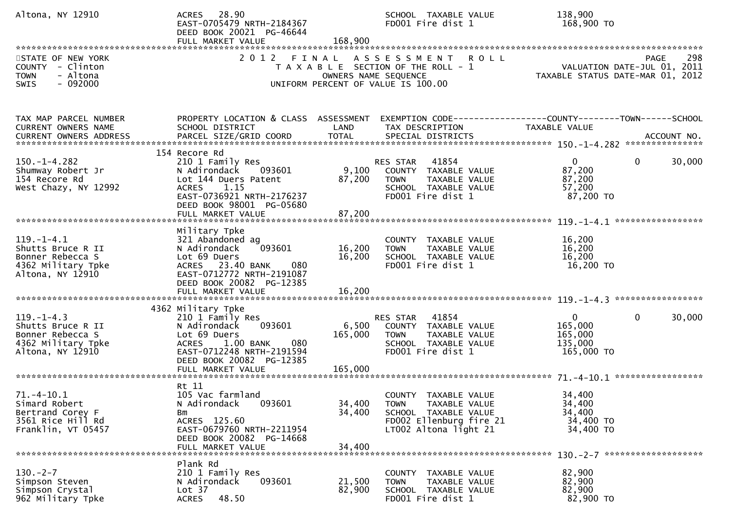```
Altona, NY 12910               ACRES   28.90                              SCHOOL  TAXABLE VALUE              138,900
                               EAST-0705479 NRTH-2184367                  FD001 Fire dist 1                  168,900 TO
                               DEED BOOK 20021  PG-46644
                               FULL MARKET VALUE                 168,900
******************************************************************************************************************************
STATE OF NEW YORK                    2 0 1 2   F I N A L   A S S E S S M E N T   R O L L                              PAGE   298
COUNTY  - Clinton                       T A X A B L E  SECTION OF THE ROLL - 1                       VALUATION DATE-JUL 01, 2011
TOWN    - Altona                             OWNERS NAME SEQUENCE                               TAXABLE STATUS DATE-MAR 01, 2012
SWIS    - 092000                        UNIFORM PERCENT OF VALUE IS 100.00


TAX MAP PARCEL NUMBER          PROPERTY LOCATION & CLASS  ASSESSMENT  EXEMPTION CODE------------------COUNTY--------TOWN------SCHOOL
CURRENT OWNERS NAME            SCHOOL DISTRICT              LAND      TAX DESCRIPTION               TAXABLE VALUE
CURRENT OWNERS ADDRESS         PARCEL SIZE/GRID COORD      TOTAL      SPECIAL DISTRICTS                                 ACCOUNT NO.
************************************************************************************************** 150.-1-4.282 ***************
                             154 Recore Rd
150.-1-4.282                   210 1 Family Res                        RES STAR   41854                    0             0      30,000
Shumway Robert Jr              N Adirondack      093601        9,100    COUNTY  TAXABLE VALUE              87,200
154 Recore Rd                  Lot 144 Duers Patent           87,200    TOWN    TAXABLE VALUE              87,200
West Chazy, NY 12992           ACRES    1.15                            SCHOOL  TAXABLE VALUE              57,200
                               EAST-0736921 NRTH-2176237                FD001 Fire dist 1                  87,200 TO
                               DEED BOOK 98001  PG-05680
                               FULL MARKET VALUE                 87,200
************************************************************************************************** 119.-1-4.1 *****************
                               Military Tpke
119.-1-4.1                     321 Abandoned ag                         COUNTY  TAXABLE VALUE              16,200
Shutts Bruce R II              N Adirondack      093601       16,200    TOWN    TAXABLE VALUE              16,200
Bonner Rebecca S               Lot 69 Duers                   16,200    SCHOOL  TAXABLE VALUE              16,200
4362 Military Tpke             ACRES   23.40 BANK     080               FD001 Fire dist 1                  16,200 TO
Altona, NY 12910               EAST-0712772 NRTH-2191087
                               DEED BOOK 20082  PG-12385
                               FULL MARKET VALUE                 16,200
************************************************************************************************** 119.-1-4.3 *****************
                             4362 Military Tpke
119.-1-4.3                     210 1 Family Res                        RES STAR   41854                    0             0      30,000
Shutts Bruce R II              N Adirondack      093601        6,500    COUNTY  TAXABLE VALUE             165,000
Bonner Rebecca S               Lot 69 Duers                  165,000    TOWN    TAXABLE VALUE             165,000
4362 Military Tpke             ACRES    1.00 BANK     080               SCHOOL  TAXABLE VALUE             135,000
Altona, NY 12910               EAST-0712248 NRTH-2191594                FD001 Fire dist 1                 165,000 TO
                               DEED BOOK 20082  PG-12385
                               FULL MARKET VALUE                165,000
************************************************************************************************** 71.-4-10.1 *****************
                               Rt 11
71.-4-10.1                     105 Vac farmland                         COUNTY  TAXABLE VALUE              34,400
Simard Robert                  N Adirondack      093601       34,400    TOWN    TAXABLE VALUE              34,400
Bertrand Corey F               Bm                             34,400    SCHOOL  TAXABLE VALUE              34,400
3561 Rice Hill Rd              ACRES  125.60                            FD002 Ellenburg fire 21            34,400 TO
Franklin, VT 05457             EAST-0679760 NRTH-2211954                LT002 Altona light 21              34,400 TO
                               DEED BOOK 20082  PG-14668
                               FULL MARKET VALUE                 34,400
************************************************************************************************** 130.-2-7 *******************
                               Plank Rd
130.-2-7                       210 1 Family Res                         COUNTY  TAXABLE VALUE              82,900
Simpson Steven                 N Adirondack      093601       21,500    TOWN    TAXABLE VALUE              82,900
Simpson Crystal                Lot 37                         82,900    SCHOOL  TAXABLE VALUE              82,900
962 Military Tpke              ACRES   48.50                            FD001 Fire dist 1                  82,900 TO
```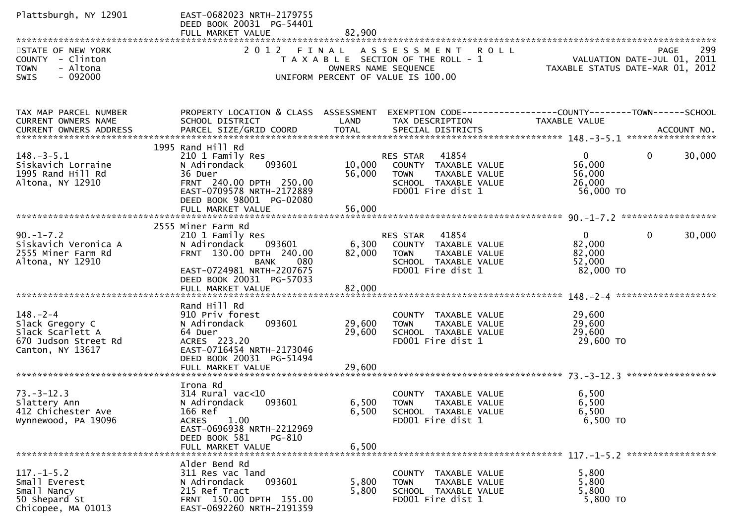Plattsburgh, NY 12901 EAST-0682023 NRTH-2179755
DEED BOOK 20031 PG-54401
FULL MARKET VALUE 82,900

STATE OF NEW YORK — 2012 FINAL ASSESSMENT ROLL — PAGE 299
COUNTY - Clinton — TAXABLE SECTION OF THE ROLL - 1 — VALUATION DATE-JUL 01, 2011
TOWN - Altona — OWNERS NAME SEQUENCE — TAXABLE STATUS DATE-MAR 01, 2012
SWIS - 092000 — UNIFORM PERCENT OF VALUE IS 100.00

| TAX MAP PARCEL NUMBER / CURRENT OWNERS NAME / CURRENT OWNERS ADDRESS | PROPERTY LOCATION & CLASS / SCHOOL DISTRICT / PARCEL SIZE/GRID COORD | ASSESSMENT LAND / TOTAL | EXEMPTION CODE / TAX DESCRIPTION / SPECIAL DISTRICTS | COUNTY TAXABLE VALUE | TOWN | SCHOOL / ACCOUNT NO. |
|---|---|---|---|---|---|---|
| **148.-3-5.1** | 1995 Rand Hill Rd | | | | | |
| 148.-3-5.1 | 210 1 Family Res | | RES STAR 41854 | 0 | 0 | 30,000 |
| Siskavich Lorraine | N Adirondack 093601 | 10,000 | COUNTY TAXABLE VALUE | 56,000 | | |
| 1995 Rand Hill Rd | 36 Duer | 56,000 | TOWN TAXABLE VALUE | 56,000 | | |
| Altona, NY 12910 | FRNT 240.00 DPTH 250.00 | | SCHOOL TAXABLE VALUE | 26,000 | | |
| | EAST-0709578 NRTH-2172889 | | FD001 Fire dist 1 | 56,000 TO | | |
| | DEED BOOK 98001 PG-02080 | | | | | |
| | FULL MARKET VALUE | 56,000 | | | | |
| **90.-1-7.2** | 2555 Miner Farm Rd | | | | | |
| 90.-1-7.2 | 210 1 Family Res | | RES STAR 41854 | 0 | 0 | 30,000 |
| Siskavich Veronica A | N Adirondack 093601 | 6,300 | COUNTY TAXABLE VALUE | 82,000 | | |
| 2555 Miner Farm Rd | FRNT 130.00 DPTH 240.00 | 82,000 | TOWN TAXABLE VALUE | 82,000 | | |
| Altona, NY 12910 | BANK 080 | | SCHOOL TAXABLE VALUE | 52,000 | | |
| | EAST-0724981 NRTH-2207675 | | FD001 Fire dist 1 | 82,000 TO | | |
| | DEED BOOK 20031 PG-57033 | | | | | |
| | FULL MARKET VALUE | 82,000 | | | | |
| **148.-2-4** | Rand Hill Rd | | | | | |
| 148.-2-4 | 910 Priv forest | | COUNTY TAXABLE VALUE | 29,600 | | |
| Slack Gregory C | N Adirondack 093601 | 29,600 | TOWN TAXABLE VALUE | 29,600 | | |
| Slack Scarlett A | 64 Duer | 29,600 | SCHOOL TAXABLE VALUE | 29,600 | | |
| 670 Judson Street Rd | ACRES 223.20 | | FD001 Fire dist 1 | 29,600 TO | | |
| Canton, NY 13617 | EAST-0716454 NRTH-2173046 | | | | | |
| | DEED BOOK 20031 PG-51494 | | | | | |
| | FULL MARKET VALUE | 29,600 | | | | |
| **73.-3-12.3** | Irona Rd | | | | | |
| 73.-3-12.3 | 314 Rural vac<10 | | COUNTY TAXABLE VALUE | 6,500 | | |
| Slattery Ann | N Adirondack 093601 | 6,500 | TOWN TAXABLE VALUE | 6,500 | | |
| 412 Chichester Ave | 166 Ref | 6,500 | SCHOOL TAXABLE VALUE | 6,500 | | |
| Wynnewood, PA 19096 | ACRES 1.00 | | FD001 Fire dist 1 | 6,500 TO | | |
| | EAST-0696938 NRTH-2212969 | | | | | |
| | DEED BOOK 581 PG-810 | | | | | |
| | FULL MARKET VALUE | 6,500 | | | | |
| **117.-1-5.2** | Alder Bend Rd | | | | | |
| 117.-1-5.2 | 311 Res vac land | | COUNTY TAXABLE VALUE | 5,800 | | |
| Small Everest | N Adirondack 093601 | 5,800 | TOWN TAXABLE VALUE | 5,800 | | |
| Small Nancy | 215 Ref Tract | 5,800 | SCHOOL TAXABLE VALUE | 5,800 | | |
| 50 Shepard St | FRNT 150.00 DPTH 155.00 | | FD001 Fire dist 1 | 5,800 TO | | |
| Chicopee, MA 01013 | EAST-0692260 NRTH-2191359 | | | | | |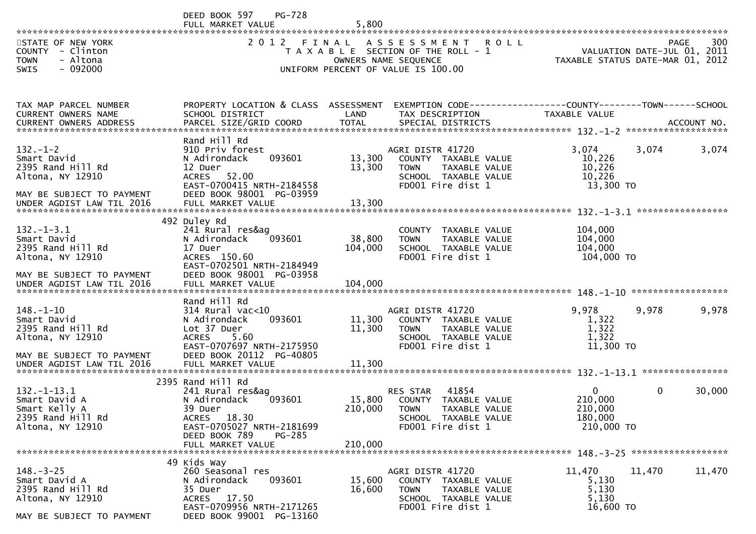DEED BOOK 597 PG-728
FULL MARKET VALUE 5,800

STATE OF NEW YORK
COUNTY - Clinton
TOWN - Altona
SWIS - 092000

## 2012 FINAL ASSESSMENT ROLL
TAXABLE SECTION OF THE ROLL - 1
OWNERS NAME SEQUENCE
UNIFORM PERCENT OF VALUE IS 100.00

VALUATION DATE-JUL 01, 2011
TAXABLE STATUS DATE-MAR 01, 2012

| TAX MAP PARCEL NUMBER / CURRENT OWNERS NAME / CURRENT OWNERS ADDRESS | PROPERTY LOCATION & CLASS / SCHOOL DISTRICT / PARCEL SIZE/GRID COORD | ASSESSMENT LAND | TOTAL | EXEMPTION CODE / TAX DESCRIPTION / SPECIAL DISTRICTS | COUNTY TAXABLE VALUE | TOWN | SCHOOL / ACCOUNT NO. |
|---|---|---|---|---|---|---|---|
| **132.-1-2** | Rand Hill Rd | | | | | | |
| 132.-1-2 | 910 Priv forest | | | AGRI DISTR 41720 | 3,074 | 3,074 | 3,074 |
| Smart David | N Adirondack 093601 | 13,300 | | COUNTY TAXABLE VALUE | 10,226 | | |
| 2395 Rand Hill Rd | 12 Duer | | 13,300 | TOWN TAXABLE VALUE | 10,226 | | |
| Altona, NY 12910 | ACRES 52.00 | | | SCHOOL TAXABLE VALUE | 10,226 | | |
| | EAST-0700415 NRTH-2184558 | | | FD001 Fire dist 1 | 13,300 TO | | |
| MAY BE SUBJECT TO PAYMENT | DEED BOOK 98001 PG-03959 | | | | | | |
| UNDER AGDIST LAW TIL 2016 | FULL MARKET VALUE | | 13,300 | | | | |
| **132.-1-3.1** | 492 Duley Rd | | | | | | |
| 132.-1-3.1 | 241 Rural res&ag | | | COUNTY TAXABLE VALUE | 104,000 | | |
| Smart David | N Adirondack 093601 | 38,800 | | TOWN TAXABLE VALUE | 104,000 | | |
| 2395 Rand Hill Rd | 17 Duer | | 104,000 | SCHOOL TAXABLE VALUE | 104,000 | | |
| Altona, NY 12910 | ACRES 150.60 | | | FD001 Fire dist 1 | 104,000 TO | | |
| | EAST-0702501 NRTH-2184949 | | | | | | |
| MAY BE SUBJECT TO PAYMENT | DEED BOOK 98001 PG-03958 | | | | | | |
| UNDER AGDIST LAW TIL 2016 | FULL MARKET VALUE | | 104,000 | | | | |
| **148.-1-10** | Rand Hill Rd | | | | | | |
| 148.-1-10 | 314 Rural vac<10 | | | AGRI DISTR 41720 | 9,978 | 9,978 | 9,978 |
| Smart David | N Adirondack 093601 | 11,300 | | COUNTY TAXABLE VALUE | 1,322 | | |
| 2395 Rand Hill Rd | Lot 37 Duer | | 11,300 | TOWN TAXABLE VALUE | 1,322 | | |
| Altona, NY 12910 | ACRES 5.60 | | | SCHOOL TAXABLE VALUE | 1,322 | | |
| | EAST-0707697 NRTH-2175950 | | | FD001 Fire dist 1 | 11,300 TO | | |
| MAY BE SUBJECT TO PAYMENT | DEED BOOK 20112 PG-40805 | | | | | | |
| UNDER AGDIST LAW TIL 2016 | FULL MARKET VALUE | | 11,300 | | | | |
| **132.-1-13.1** | 2395 Rand Hill Rd | | | | | | |
| 132.-1-13.1 | 241 Rural res&ag | | | RES STAR 41854 | 0 | 0 | 30,000 |
| Smart David A | N Adirondack 093601 | 15,800 | | COUNTY TAXABLE VALUE | 210,000 | | |
| Smart Kelly A | 39 Duer | | 210,000 | TOWN TAXABLE VALUE | 210,000 | | |
| 2395 Rand Hill Rd | ACRES 18.30 | | | SCHOOL TAXABLE VALUE | 180,000 | | |
| Altona, NY 12910 | EAST-0705027 NRTH-2181699 | | | FD001 Fire dist 1 | 210,000 TO | | |
| | DEED BOOK 789 PG-285 | | | | | | |
| | FULL MARKET VALUE | | 210,000 | | | | |
| **148.-3-25** | 49 Kids Way | | | | | | |
| 148.-3-25 | 260 Seasonal res | | | AGRI DISTR 41720 | 11,470 | 11,470 | 11,470 |
| Smart David A | N Adirondack 093601 | 15,600 | | COUNTY TAXABLE VALUE | 5,130 | | |
| 2395 Rand Hill Rd | 35 Duer | | 16,600 | TOWN TAXABLE VALUE | 5,130 | | |
| Altona, NY 12910 | ACRES 17.50 | | | SCHOOL TAXABLE VALUE | 5,130 | | |
| | EAST-0709956 NRTH-2171265 | | | FD001 Fire dist 1 | 16,600 TO | | |
| MAY BE SUBJECT TO PAYMENT | DEED BOOK 99001 PG-13160 | | | | | | |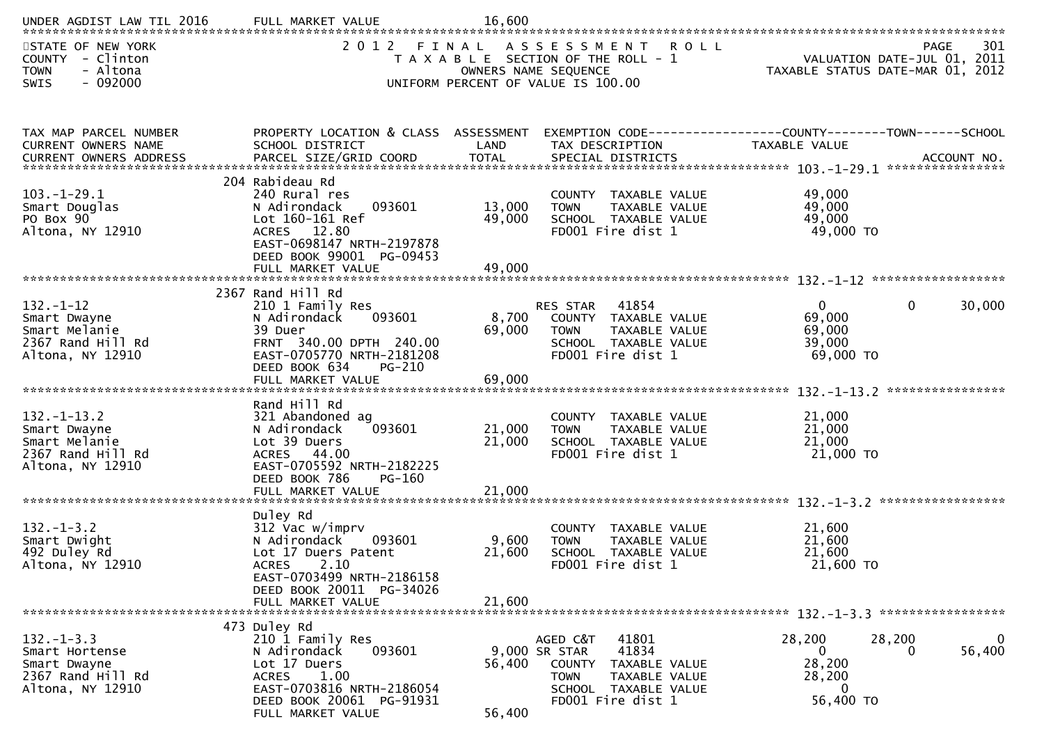UNDER AGDIST LAW TIL 2016 FULL MARKET VALUE 16,600

STATE OF NEW YORK
COUNTY - Clinton
TOWN - Altona
SWIS - 092000

2 0 1 2 F I N A L A S S E S S M E N T R O L L
T A X A B L E SECTION OF THE ROLL - 1
OWNERS NAME SEQUENCE
UNIFORM PERCENT OF VALUE IS 100.00

PAGE 301
VALUATION DATE-JUL 01, 2011
TAXABLE STATUS DATE-MAR 01, 2012

| TAX MAP PARCEL NUMBER / CURRENT OWNERS NAME / CURRENT OWNERS ADDRESS | PROPERTY LOCATION & CLASS / SCHOOL DISTRICT / PARCEL SIZE/GRID COORD | ASSESSMENT LAND / TOTAL | EXEMPTION CODE / TAX DESCRIPTION / SPECIAL DISTRICTS | COUNTY TAXABLE VALUE | TOWN | SCHOOL | ACCOUNT NO. |
|---|---|---|---|---|---|---|---|
| 103.-1-29.1 | 204 Rabideau Rd | | | | | | |
| | 240 Rural res | | COUNTY TAXABLE VALUE | 49,000 | | | |
| Smart Douglas | N Adirondack 093601 | 13,000 | TOWN TAXABLE VALUE | 49,000 | | | |
| PO Box 90 | Lot 160-161 Ref | 49,000 | SCHOOL TAXABLE VALUE | 49,000 | | | |
| Altona, NY 12910 | ACRES 12.80 | | FD001 Fire dist 1 | 49,000 TO | | | |
| | EAST-0698147 NRTH-2197878 | | | | | | |
| | DEED BOOK 99001 PG-09453 | | | | | | |
| | FULL MARKET VALUE | 49,000 | | | | | |
| 132.-1-12 | 2367 Rand Hill Rd | | | | | | |
| | 210 1 Family Res | | RES STAR 41854 | 0 | 0 | 30,000 | |
| Smart Dwayne | N Adirondack 093601 | 8,700 | COUNTY TAXABLE VALUE | 69,000 | | | |
| Smart Melanie | 39 Duer | 69,000 | TOWN TAXABLE VALUE | 69,000 | | | |
| 2367 Rand Hill Rd | FRNT 340.00 DPTH 240.00 | | SCHOOL TAXABLE VALUE | 39,000 | | | |
| Altona, NY 12910 | EAST-0705770 NRTH-2181208 | | FD001 Fire dist 1 | 69,000 TO | | | |
| | DEED BOOK 634 PG-210 | | | | | | |
| | FULL MARKET VALUE | 69,000 | | | | | |
| 132.-1-13.2 | Rand Hill Rd | | | | | | |
| | 321 Abandoned ag | | COUNTY TAXABLE VALUE | 21,000 | | | |
| Smart Dwayne | N Adirondack 093601 | 21,000 | TOWN TAXABLE VALUE | 21,000 | | | |
| Smart Melanie | Lot 39 Duers | 21,000 | SCHOOL TAXABLE VALUE | 21,000 | | | |
| 2367 Rand Hill Rd | ACRES 44.00 | | FD001 Fire dist 1 | 21,000 TO | | | |
| Altona, NY 12910 | EAST-0705592 NRTH-2182225 | | | | | | |
| | DEED BOOK 786 PG-160 | | | | | | |
| | FULL MARKET VALUE | 21,000 | | | | | |
| 132.-1-3.2 | Duley Rd | | | | | | |
| | 312 Vac w/imprv | | COUNTY TAXABLE VALUE | 21,600 | | | |
| Smart Dwight | N Adirondack 093601 | 9,600 | TOWN TAXABLE VALUE | 21,600 | | | |
| 492 Duley Rd | Lot 17 Duers Patent | 21,600 | SCHOOL TAXABLE VALUE | 21,600 | | | |
| Altona, NY 12910 | ACRES 2.10 | | FD001 Fire dist 1 | 21,600 TO | | | |
| | EAST-0703499 NRTH-2186158 | | | | | | |
| | DEED BOOK 20011 PG-34026 | | | | | | |
| | FULL MARKET VALUE | 21,600 | | | | | |
| 132.-1-3.3 | 473 Duley Rd | | | | | | |
| | 210 1 Family Res | | AGED C&T 41801 | 28,200 | 28,200 | 0 | |
| Smart Hortense | N Adirondack 093601 | 9,000 | SR STAR 41834 | 0 | 0 | 56,400 | |
| Smart Dwayne | Lot 17 Duers | 56,400 | COUNTY TAXABLE VALUE | 28,200 | | | |
| 2367 Rand Hill Rd | ACRES 1.00 | | TOWN TAXABLE VALUE | 28,200 | | | |
| Altona, NY 12910 | EAST-0703816 NRTH-2186054 | | SCHOOL TAXABLE VALUE | 0 | | | |
| | DEED BOOK 20061 PG-91931 | | FD001 Fire dist 1 | 56,400 TO | | | |
| | FULL MARKET VALUE | 56,400 | | | | | |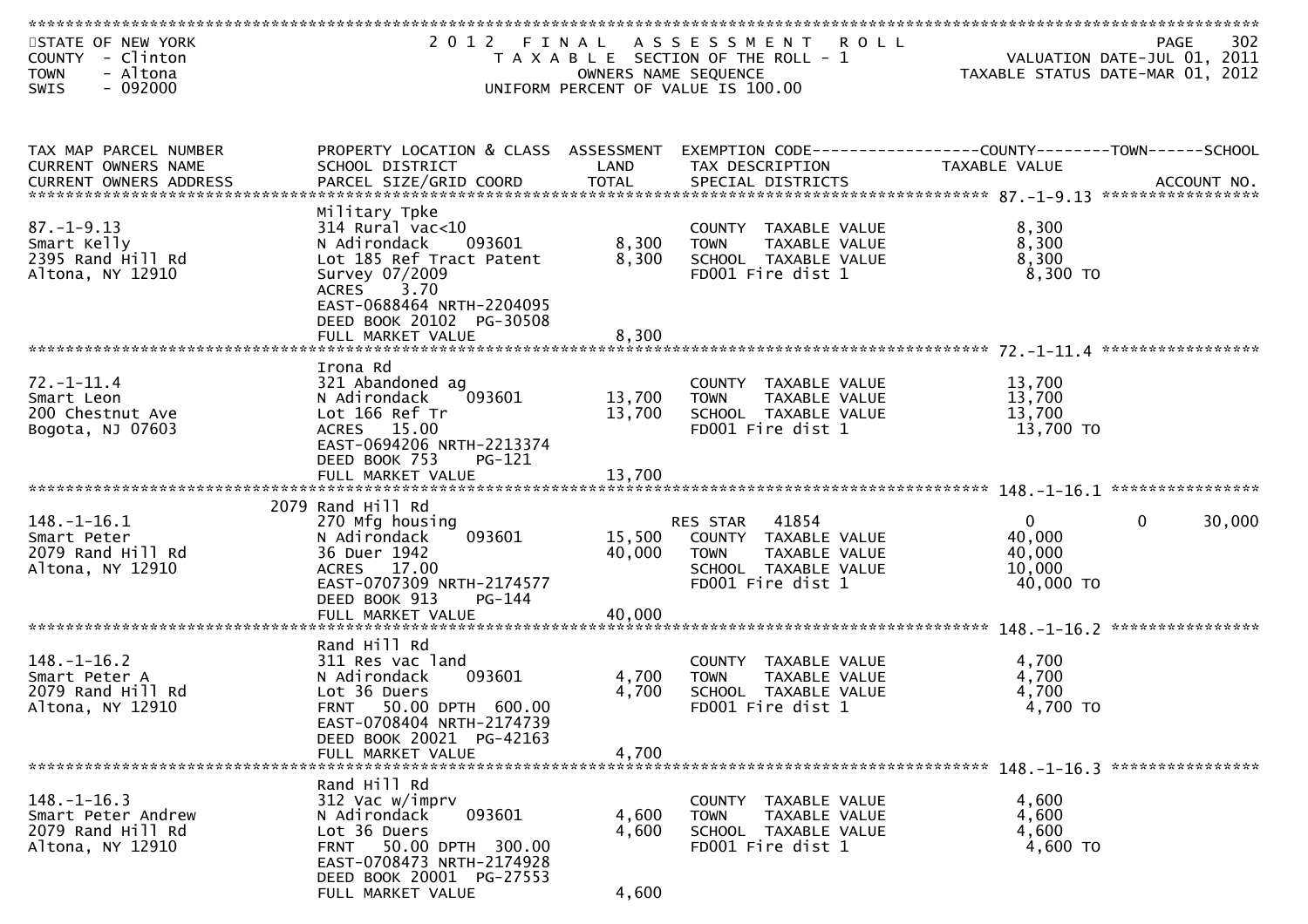STATE OF NEW YORK
COUNTY - Clinton
TOWN - Altona
SWIS - 092000

# 2012 FINAL ASSESSMENT ROLL

TAXABLE SECTION OF THE ROLL - 1
OWNERS NAME SEQUENCE
UNIFORM PERCENT OF VALUE IS 100.00

VALUATION DATE-JUL 01, 2011
TAXABLE STATUS DATE-MAR 01, 2012

| TAX MAP PARCEL NUMBER / CURRENT OWNERS NAME / CURRENT OWNERS ADDRESS | PROPERTY LOCATION & CLASS / SCHOOL DISTRICT / PARCEL SIZE/GRID COORD | ASSESSMENT LAND | TOTAL | EXEMPTION CODE / TAX DESCRIPTION / SPECIAL DISTRICTS | COUNTY | TOWN | SCHOOL TAXABLE VALUE | ACCOUNT NO. |
|---|---|---|---|---|---|---|---|---|
| **87.-1-9.13** | Military Tpke | | | | | | | |
| 87.-1-9.13 | 314 Rural vac<10 | | | COUNTY TAXABLE VALUE | 8,300 | | | |
| Smart Kelly | N Adirondack 093601 | 8,300 | | TOWN TAXABLE VALUE | 8,300 | | | |
| 2395 Rand Hill Rd | Lot 185 Ref Tract Patent | | 8,300 | SCHOOL TAXABLE VALUE | 8,300 | | | |
| Altona, NY 12910 | Survey 07/2009 | | | FD001 Fire dist 1 | 8,300 TO | | | |
| | ACRES 3.70 | | | | | | | |
| | EAST-0688464 NRTH-2204095 | | | | | | | |
| | DEED BOOK 20102 PG-30508 | | | | | | | |
| | FULL MARKET VALUE | | 8,300 | | | | | |
| **72.-1-11.4** | Irona Rd | | | | | | | |
| 72.-1-11.4 | 321 Abandoned ag | | | COUNTY TAXABLE VALUE | 13,700 | | | |
| Smart Leon | N Adirondack 093601 | 13,700 | | TOWN TAXABLE VALUE | 13,700 | | | |
| 200 Chestnut Ave | Lot 166 Ref Tr | | 13,700 | SCHOOL TAXABLE VALUE | 13,700 | | | |
| Bogota, NJ 07603 | ACRES 15.00 | | | FD001 Fire dist 1 | 13,700 TO | | | |
| | EAST-0694206 NRTH-2213374 | | | | | | | |
| | DEED BOOK 753 PG-121 | | | | | | | |
| | FULL MARKET VALUE | | 13,700 | | | | | |
| **148.-1-16.1** | 2079 Rand Hill Rd | | | | | | | |
| 148.-1-16.1 | 270 Mfg housing | | | RES STAR 41854 | 0 | 0 | 30,000 | |
| Smart Peter | N Adirondack 093601 | 15,500 | | COUNTY TAXABLE VALUE | 40,000 | | | |
| 2079 Rand Hill Rd | 36 Duer 1942 | | 40,000 | TOWN TAXABLE VALUE | 40,000 | | | |
| Altona, NY 12910 | ACRES 17.00 | | | SCHOOL TAXABLE VALUE | 10,000 | | | |
| | EAST-0707309 NRTH-2174577 | | | FD001 Fire dist 1 | 40,000 TO | | | |
| | DEED BOOK 913 PG-144 | | | | | | | |
| | FULL MARKET VALUE | | 40,000 | | | | | |
| **148.-1-16.2** | Rand Hill Rd | | | | | | | |
| 148.-1-16.2 | 311 Res vac land | | | COUNTY TAXABLE VALUE | 4,700 | | | |
| Smart Peter A | N Adirondack 093601 | 4,700 | | TOWN TAXABLE VALUE | 4,700 | | | |
| 2079 Rand Hill Rd | Lot 36 Duers | | 4,700 | SCHOOL TAXABLE VALUE | 4,700 | | | |
| Altona, NY 12910 | FRNT 50.00 DPTH 600.00 | | | FD001 Fire dist 1 | 4,700 TO | | | |
| | EAST-0708404 NRTH-2174739 | | | | | | | |
| | DEED BOOK 20021 PG-42163 | | | | | | | |
| | FULL MARKET VALUE | | 4,700 | | | | | |
| **148.-1-16.3** | Rand Hill Rd | | | | | | | |
| 148.-1-16.3 | 312 Vac w/imprv | | | COUNTY TAXABLE VALUE | 4,600 | | | |
| Smart Peter Andrew | N Adirondack 093601 | 4,600 | | TOWN TAXABLE VALUE | 4,600 | | | |
| 2079 Rand Hill Rd | Lot 36 Duers | | 4,600 | SCHOOL TAXABLE VALUE | 4,600 | | | |
| Altona, NY 12910 | FRNT 50.00 DPTH 300.00 | | | FD001 Fire dist 1 | 4,600 TO | | | |
| | EAST-0708473 NRTH-2174928 | | | | | | | |
| | DEED BOOK 20001 PG-27553 | | | | | | | |
| | FULL MARKET VALUE | | 4,600 | | | | | |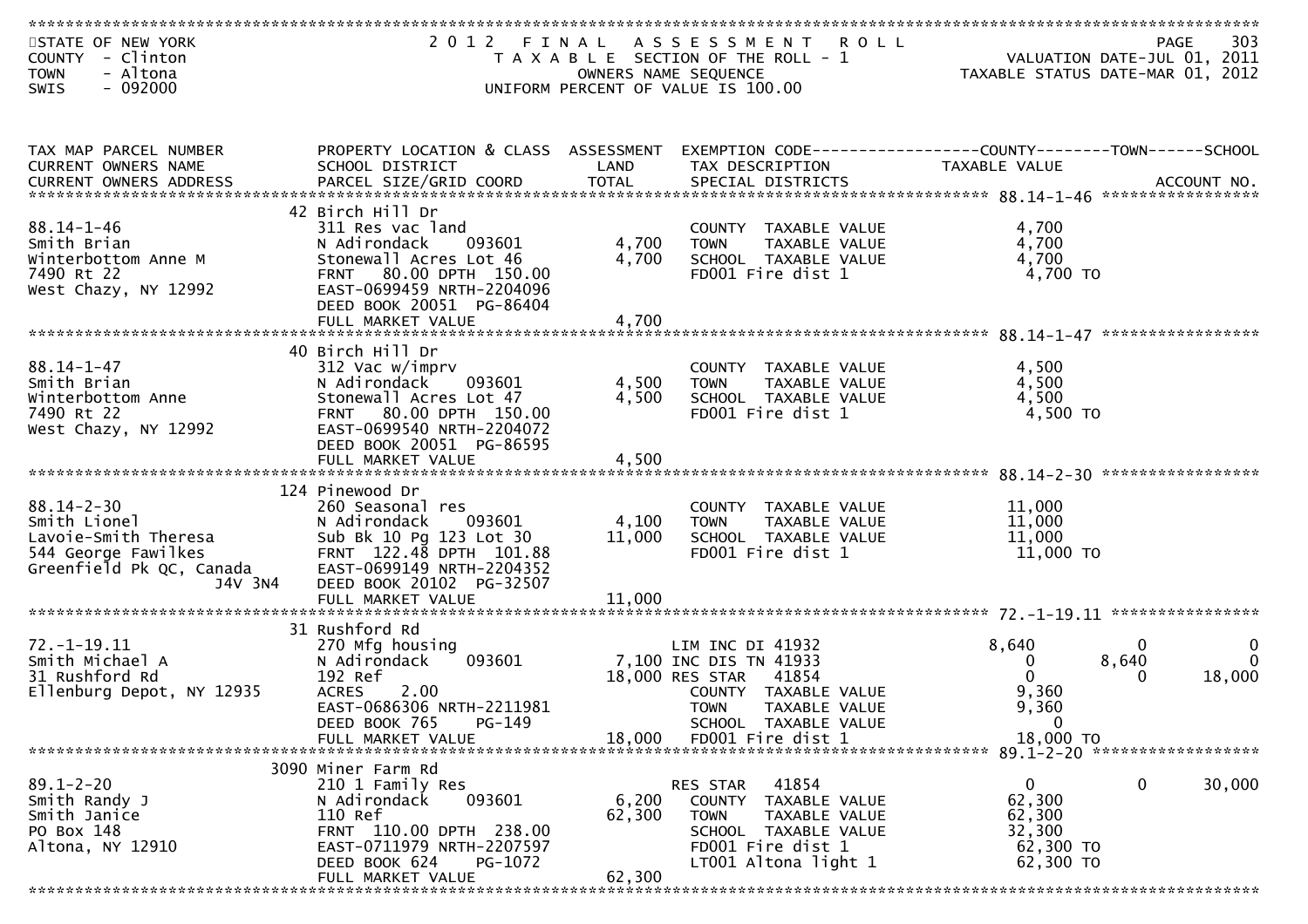STATE OF NEW YORK
COUNTY - Clinton
TOWN - Altona
SWIS - 092000

2012 FINAL ASSESSMENT ROLL
TAXABLE SECTION OF THE ROLL - 1
OWNERS NAME SEQUENCE
UNIFORM PERCENT OF VALUE IS 100.00

VALUATION DATE-JUL 01, 2011
TAXABLE STATUS DATE-MAR 01, 2012

| TAX MAP PARCEL NUMBER / CURRENT OWNERS NAME / CURRENT OWNERS ADDRESS | PROPERTY LOCATION & CLASS / SCHOOL DISTRICT / PARCEL SIZE/GRID COORD | ASSESSMENT LAND | ASSESSMENT TOTAL | EXEMPTION CODE / TAX DESCRIPTION / SPECIAL DISTRICTS | COUNTY TAXABLE VALUE | TOWN | SCHOOL | ACCOUNT NO. |
|---|---|---|---|---|---|---|---|---|
| **88.14-1-46** | 42 Birch Hill Dr | | | | | | | |
| 88.14-1-46 | 311 Res vac land | | | COUNTY TAXABLE VALUE | 4,700 | | | |
| Smith Brian | N Adirondack 093601 | 4,700 | | TOWN TAXABLE VALUE | 4,700 | | | |
| Winterbottom Anne M | Stonewall Acres Lot 46 | | 4,700 | SCHOOL TAXABLE VALUE | 4,700 | | | |
| 7490 Rt 22 | FRNT 80.00 DPTH 150.00 | | | FD001 Fire dist 1 | 4,700 TO | | | |
| West Chazy, NY 12992 | EAST-0699459 NRTH-2204096 | | | | | | | |
| | DEED BOOK 20051 PG-86404 | | | | | | | |
| | FULL MARKET VALUE | | 4,700 | | | | | |
| **88.14-1-47** | 40 Birch Hill Dr | | | | | | | |
| 88.14-1-47 | 312 Vac w/imprv | | | COUNTY TAXABLE VALUE | 4,500 | | | |
| Smith Brian | N Adirondack 093601 | 4,500 | | TOWN TAXABLE VALUE | 4,500 | | | |
| Winterbottom Anne | Stonewall Acres Lot 47 | | 4,500 | SCHOOL TAXABLE VALUE | 4,500 | | | |
| 7490 Rt 22 | FRNT 80.00 DPTH 150.00 | | | FD001 Fire dist 1 | 4,500 TO | | | |
| West Chazy, NY 12992 | EAST-0699540 NRTH-2204072 | | | | | | | |
| | DEED BOOK 20051 PG-86595 | | | | | | | |
| | FULL MARKET VALUE | | 4,500 | | | | | |
| **88.14-2-30** | 124 Pinewood Dr | | | | | | | |
| 88.14-2-30 | 260 Seasonal res | | | COUNTY TAXABLE VALUE | 11,000 | | | |
| Smith Lionel | N Adirondack 093601 | 4,100 | | TOWN TAXABLE VALUE | 11,000 | | | |
| Lavoie-Smith Theresa | Sub Bk 10 Pg 123 Lot 30 | | 11,000 | SCHOOL TAXABLE VALUE | 11,000 | | | |
| 544 George Fawilkes | FRNT 122.48 DPTH 101.88 | | | FD001 Fire dist 1 | 11,000 TO | | | |
| Greenfield Pk QC, Canada J4V 3N4 | EAST-0699149 NRTH-2204352 | | | | | | | |
| | DEED BOOK 20102 PG-32507 | | | | | | | |
| | FULL MARKET VALUE | | 11,000 | | | | | |
| **72.-1-19.11** | 31 Rushford Rd | | | | | | | |
| 72.-1-19.11 | 270 Mfg housing | | | LIM INC DI 41932 | 8,640 | 0 | 0 | |
| Smith Michael A | N Adirondack 093601 | 7,100 | | INC DIS TN 41933 | 0 | 8,640 | 0 | |
| 31 Rushford Rd | 192 Ref | | 18,000 | RES STAR 41854 | 0 | 0 | 18,000 | |
| Ellenburg Depot, NY 12935 | ACRES 2.00 | | | COUNTY TAXABLE VALUE | 9,360 | | | |
| | EAST-0686306 NRTH-2211981 | | | TOWN TAXABLE VALUE | 9,360 | | | |
| | DEED BOOK 765 PG-149 | | | SCHOOL TAXABLE VALUE | 0 | | | |
| | FULL MARKET VALUE | | 18,000 | FD001 Fire dist 1 | 18,000 TO | | | |
| **89.1-2-20** | 3090 Miner Farm Rd | | | | | | | |
| 89.1-2-20 | 210 1 Family Res | | | RES STAR 41854 | 0 | 0 | 30,000 | |
| Smith Randy J | N Adirondack 093601 | 6,200 | | COUNTY TAXABLE VALUE | 62,300 | | | |
| Smith Janice | 110 Ref | | 62,300 | TOWN TAXABLE VALUE | 62,300 | | | |
| PO Box 148 | FRNT 110.00 DPTH 238.00 | | | SCHOOL TAXABLE VALUE | 32,300 | | | |
| Altona, NY 12910 | EAST-0711979 NRTH-2207597 | | | FD001 Fire dist 1 | 62,300 TO | | | |
| | DEED BOOK 624 PG-1072 | | | LT001 Altona light 1 | 62,300 TO | | | |
| | FULL MARKET VALUE | | 62,300 | | | | | |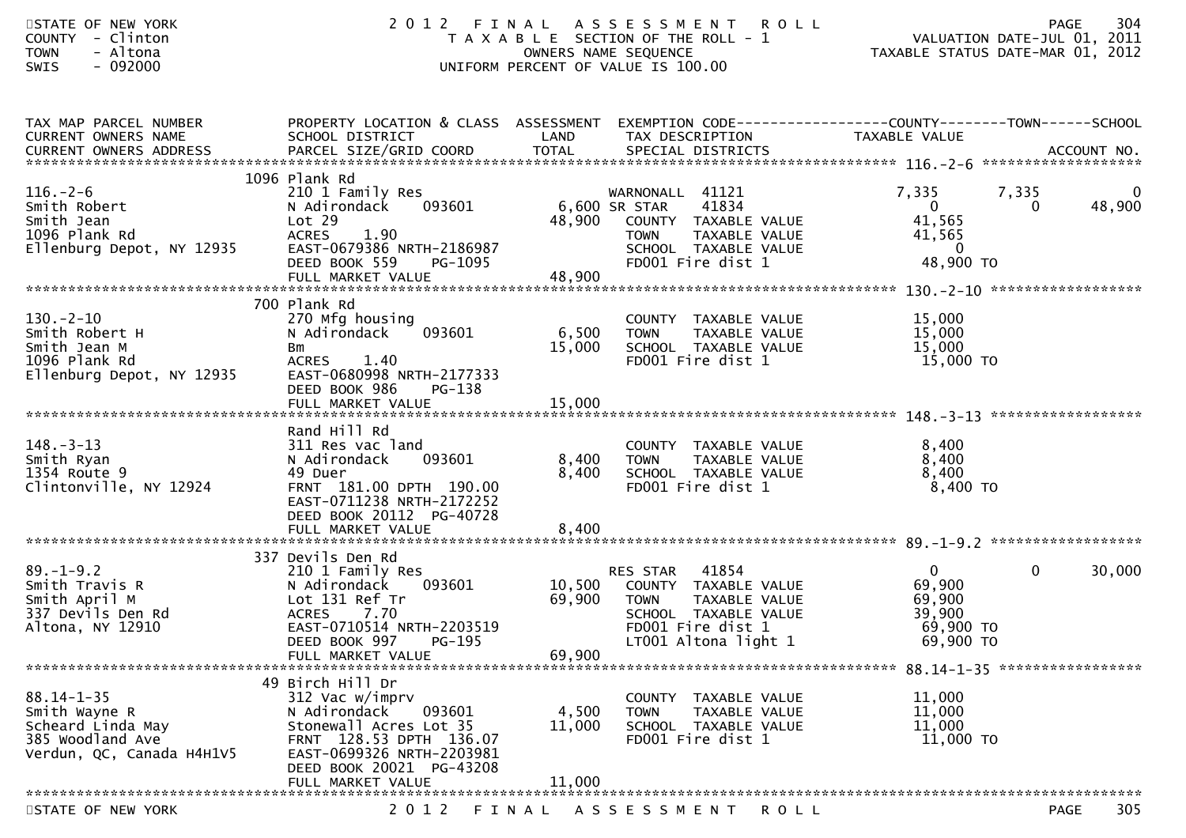STATE OF NEW YORK
COUNTY - Clinton
TOWN - Altona
SWIS - 092000

# 2012 FINAL ASSESSMENT ROLL

TAXABLE SECTION OF THE ROLL - 1
OWNERS NAME SEQUENCE
UNIFORM PERCENT OF VALUE IS 100.00

VALUATION DATE-JUL 01, 2011
TAXABLE STATUS DATE-MAR 01, 2012

| TAX MAP PARCEL NUMBER / CURRENT OWNERS NAME / CURRENT OWNERS ADDRESS | PROPERTY LOCATION & CLASS / SCHOOL DISTRICT / PARCEL SIZE/GRID COORD | ASSESSMENT LAND | TOTAL | EXEMPTION CODE / TAX DESCRIPTION / SPECIAL DISTRICTS | COUNTY TAXABLE VALUE | TOWN | SCHOOL |
|---|---|---|---|---|---|---|---|
| 116.-2-6 | 1096 Plank Rd | | | | | | |
| Smith Robert | 210 1 Family Res | | | WARNONALL 41121 | 7,335 | 7,335 | 0 |
| Smith Jean | N Adirondack 093601 | 6,600 | | SR STAR 41834 | 0 | 0 | 48,900 |
| 1096 Plank Rd | Lot 29 | | 48,900 | COUNTY TAXABLE VALUE | 41,565 | | |
| Ellenburg Depot, NY 12935 | ACRES 1.90 | | | TOWN TAXABLE VALUE | 41,565 | | |
| | EAST-0679386 NRTH-2186987 | | | SCHOOL TAXABLE VALUE | 0 | | |
| | DEED BOOK 559 PG-1095 | | | FD001 Fire dist 1 | 48,900 TO | | |
| | FULL MARKET VALUE | | 48,900 | | | | |
| 130.-2-10 | 700 Plank Rd | | | | | | |
| Smith Robert H | 270 Mfg housing | | | COUNTY TAXABLE VALUE | 15,000 | | |
| Smith Jean M | N Adirondack 093601 | 6,500 | | TOWN TAXABLE VALUE | 15,000 | | |
| 1096 Plank Rd | Bm | | 15,000 | SCHOOL TAXABLE VALUE | 15,000 | | |
| Ellenburg Depot, NY 12935 | ACRES 1.40 | | | FD001 Fire dist 1 | 15,000 TO | | |
| | EAST-0680998 NRTH-2177333 | | | | | | |
| | DEED BOOK 986 PG-138 | | | | | | |
| | FULL MARKET VALUE | | 15,000 | | | | |
| 148.-3-13 | Rand Hill Rd | | | | | | |
| Smith Ryan | 311 Res vac land | | | COUNTY TAXABLE VALUE | 8,400 | | |
| 1354 Route 9 | N Adirondack 093601 | 8,400 | | TOWN TAXABLE VALUE | 8,400 | | |
| Clintonville, NY 12924 | 49 Duer | | 8,400 | SCHOOL TAXABLE VALUE | 8,400 | | |
| | FRNT 181.00 DPTH 190.00 | | | FD001 Fire dist 1 | 8,400 TO | | |
| | EAST-0711238 NRTH-2172252 | | | | | | |
| | DEED BOOK 20112 PG-40728 | | | | | | |
| | FULL MARKET VALUE | | 8,400 | | | | |
| 89.-1-9.2 | 337 Devils Den Rd | | | | | | |
| Smith Travis R | 210 1 Family Res | | | RES STAR 41854 | 0 | 0 | 30,000 |
| Smith April M | N Adirondack 093601 | 10,500 | | COUNTY TAXABLE VALUE | 69,900 | | |
| 337 Devils Den Rd | Lot 131 Ref Tr | | 69,900 | TOWN TAXABLE VALUE | 69,900 | | |
| Altona, NY 12910 | ACRES 7.70 | | | SCHOOL TAXABLE VALUE | 39,900 | | |
| | EAST-0710514 NRTH-2203519 | | | FD001 Fire dist 1 | 69,900 TO | | |
| | DEED BOOK 997 PG-195 | | | LT001 Altona light 1 | 69,900 TO | | |
| | FULL MARKET VALUE | | 69,900 | | | | |
| 88.14-1-35 | 49 Birch Hill Dr | | | | | | |
| Smith Wayne R | 312 Vac w/imprv | | | COUNTY TAXABLE VALUE | 11,000 | | |
| Scheard Linda May | N Adirondack 093601 | 4,500 | | TOWN TAXABLE VALUE | 11,000 | | |
| 385 Woodland Ave | Stonewall Acres Lot 35 | | 11,000 | SCHOOL TAXABLE VALUE | 11,000 | | |
| Verdun, QC, Canada H4H1V5 | FRNT 128.53 DPTH 136.07 | | | FD001 Fire dist 1 | 11,000 TO | | |
| | EAST-0699326 NRTH-2203981 | | | | | | |
| | DEED BOOK 20021 PG-43208 | | | | | | |
| | FULL MARKET VALUE | | 11,000 | | | | |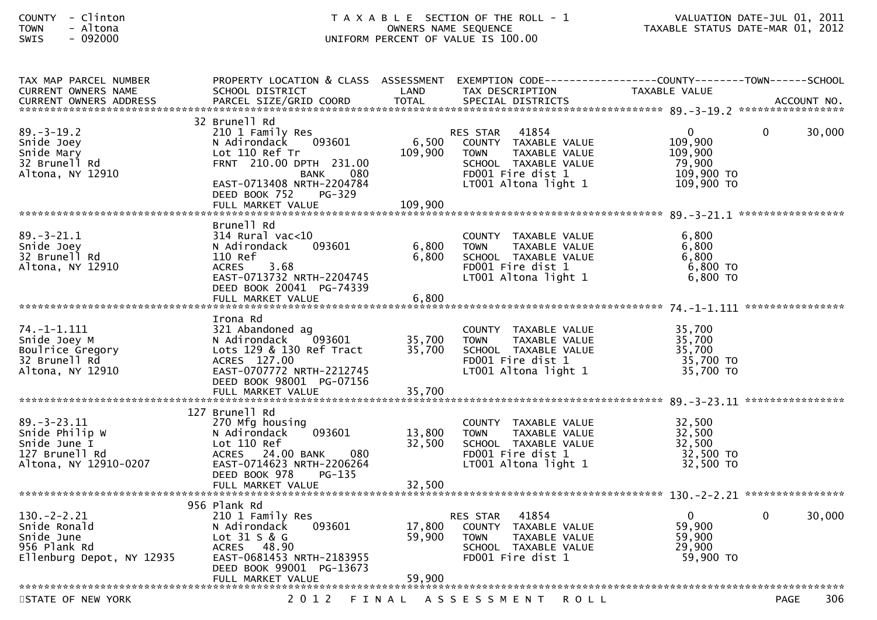COUNTY - Clinton
TOWN - Altona
SWIS - 092000

T A X A B L E SECTION OF THE ROLL - 1
OWNERS NAME SEQUENCE
UNIFORM PERCENT OF VALUE IS 100.00

VALUATION DATE-JUL 01, 2011
TAXABLE STATUS DATE-MAR 01, 2012

| TAX MAP PARCEL NUMBER / CURRENT OWNERS NAME / CURRENT OWNERS ADDRESS | PROPERTY LOCATION & CLASS / SCHOOL DISTRICT / PARCEL SIZE/GRID COORD | ASSESSMENT LAND / TOTAL | EXEMPTION CODE / TAX DESCRIPTION / SPECIAL DISTRICTS | COUNTY TAXABLE VALUE | TOWN | SCHOOL / ACCOUNT NO. |
|---|---|---|---|---|---|---|
| **89.-3-19.2** | 32 Brunell Rd | | | | | |
| 89.-3-19.2 | 210 1 Family Res | | RES STAR 41854 | 0 | 0 | 30,000 |
| Snide Joey | N Adirondack 093601 | 6,500 | COUNTY TAXABLE VALUE | 109,900 | | |
| Snide Mary | Lot 110 Ref Tr | 109,900 | TOWN TAXABLE VALUE | 109,900 | | |
| 32 Brunell Rd | FRNT 210.00 DPTH 231.00 | | SCHOOL TAXABLE VALUE | 79,900 | | |
| Altona, NY 12910 | BANK 080 | | FD001 Fire dist 1 | 109,900 TO | | |
| | EAST-0713408 NRTH-2204784 | | LT001 Altona light 1 | 109,900 TO | | |
| | DEED BOOK 752 PG-329 | | | | | |
| | FULL MARKET VALUE | 109,900 | | | | |
| **89.-3-21.1** | Brunell Rd | | | | | |
| 89.-3-21.1 | 314 Rural vac<10 | | COUNTY TAXABLE VALUE | 6,800 | | |
| Snide Joey | N Adirondack 093601 | 6,800 | TOWN TAXABLE VALUE | 6,800 | | |
| 32 Brunell Rd | 110 Ref | 6,800 | SCHOOL TAXABLE VALUE | 6,800 | | |
| Altona, NY 12910 | ACRES 3.68 | | FD001 Fire dist 1 | 6,800 TO | | |
| | EAST-0713732 NRTH-2204745 | | LT001 Altona light 1 | 6,800 TO | | |
| | DEED BOOK 20041 PG-74339 | | | | | |
| | FULL MARKET VALUE | 6,800 | | | | |
| **74.-1-1.111** | Irona Rd | | | | | |
| 74.-1-1.111 | 321 Abandoned ag | | COUNTY TAXABLE VALUE | 35,700 | | |
| Snide Joey M | N Adirondack 093601 | 35,700 | TOWN TAXABLE VALUE | 35,700 | | |
| Boulrice Gregory | Lots 129 & 130 Ref Tract | 35,700 | SCHOOL TAXABLE VALUE | 35,700 | | |
| 32 Brunell Rd | ACRES 127.00 | | FD001 Fire dist 1 | 35,700 TO | | |
| Altona, NY 12910 | EAST-0707772 NRTH-2212745 | | LT001 Altona light 1 | 35,700 TO | | |
| | DEED BOOK 98001 PG-07156 | | | | | |
| | FULL MARKET VALUE | 35,700 | | | | |
| **89.-3-23.11** | 127 Brunell Rd | | | | | |
| 89.-3-23.11 | 270 Mfg housing | | COUNTY TAXABLE VALUE | 32,500 | | |
| Snide Philip W | N Adirondack 093601 | 13,800 | TOWN TAXABLE VALUE | 32,500 | | |
| Snide June I | Lot 110 Ref | 32,500 | SCHOOL TAXABLE VALUE | 32,500 | | |
| 127 Brunell Rd | ACRES 24.00 BANK 080 | | FD001 Fire dist 1 | 32,500 TO | | |
| Altona, NY 12910-0207 | EAST-0714623 NRTH-2206264 | | LT001 Altona light 1 | 32,500 TO | | |
| | DEED BOOK 978 PG-135 | | | | | |
| | FULL MARKET VALUE | 32,500 | | | | |
| **130.-2-2.21** | 956 Plank Rd | | | | | |
| 130.-2-2.21 | 210 1 Family Res | | RES STAR 41854 | 0 | 0 | 30,000 |
| Snide Ronald | N Adirondack 093601 | 17,800 | COUNTY TAXABLE VALUE | 59,900 | | |
| Snide June | Lot 31 S & G | 59,900 | TOWN TAXABLE VALUE | 59,900 | | |
| 956 Plank Rd | ACRES 48.90 | | SCHOOL TAXABLE VALUE | 29,900 | | |
| Ellenburg Depot, NY 12935 | EAST-0681453 NRTH-2183955 | | FD001 Fire dist 1 | 59,900 TO | | |
| | DEED BOOK 99001 PG-13673 | | | | | |
| | FULL MARKET VALUE | 59,900 | | | | |

STATE OF NEW YORK — 2012 FINAL ASSESSMENT ROLL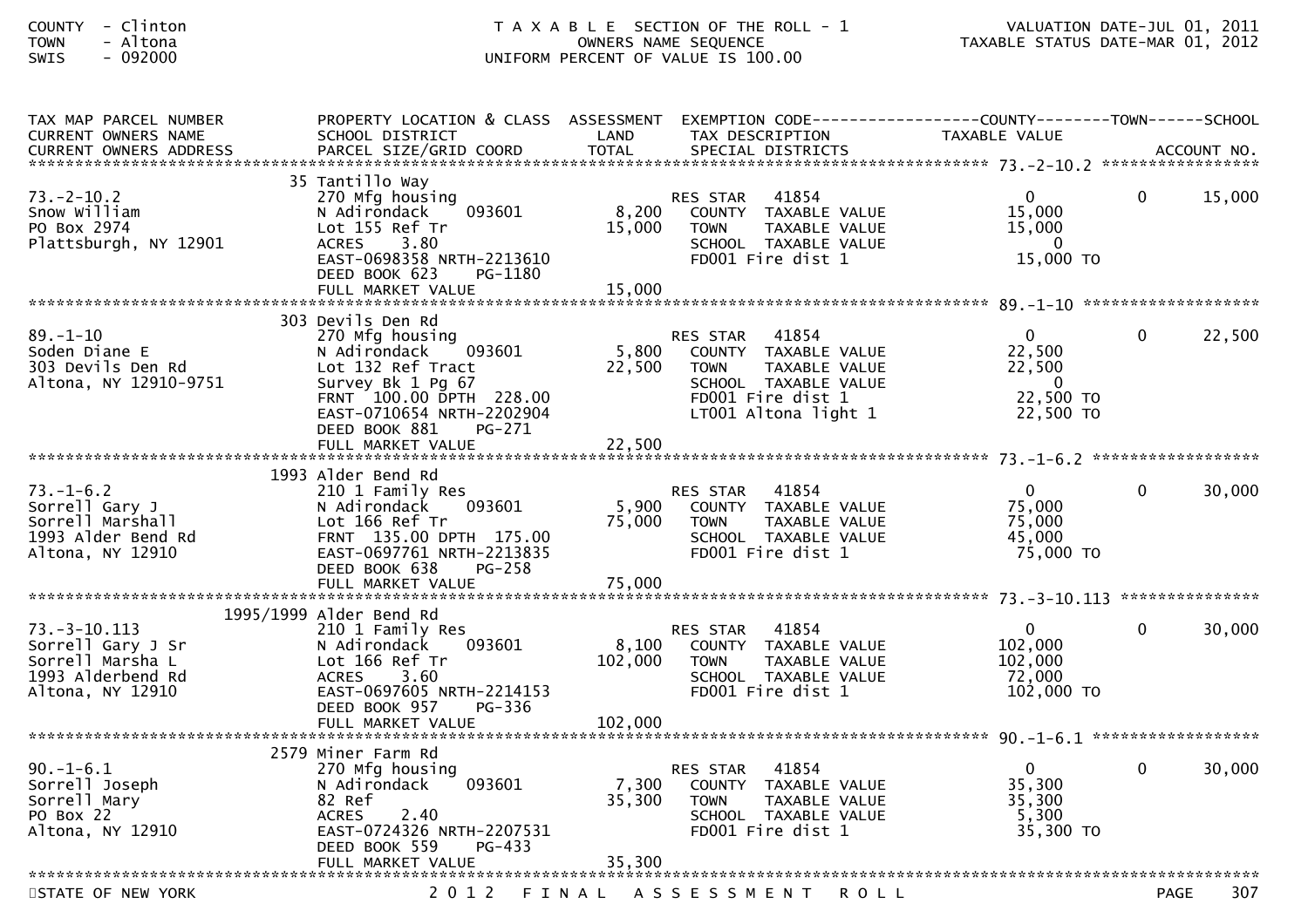COUNTY - Clinton
TOWN - Altona
SWIS - 092000

T A X A B L E SECTION OF THE ROLL - 1
OWNERS NAME SEQUENCE
UNIFORM PERCENT OF VALUE IS 100.00

VALUATION DATE-JUL 01, 2011
TAXABLE STATUS DATE-MAR 01, 2012

| TAX MAP PARCEL NUMBER / CURRENT OWNERS NAME / CURRENT OWNERS ADDRESS | PROPERTY LOCATION & CLASS / SCHOOL DISTRICT / PARCEL SIZE/GRID COORD | ASSESSMENT LAND / TOTAL | EXEMPTION CODE / TAX DESCRIPTION / SPECIAL DISTRICTS | COUNTY TAXABLE VALUE | TOWN | SCHOOL / ACCOUNT NO. |
|---|---|---|---|---|---|---|
| **73.-2-10.2** | 35 Tantillo Way | | | | | |
| 73.-2-10.2 | 270 Mfg housing | | RES STAR 41854 | 0 | 0 | 15,000 |
| Snow William | N Adirondack 093601 | 8,200 | COUNTY TAXABLE VALUE | 15,000 | | |
| PO Box 2974 | Lot 155 Ref Tr | 15,000 | TOWN TAXABLE VALUE | 15,000 | | |
| Plattsburgh, NY 12901 | ACRES 3.80 | | SCHOOL TAXABLE VALUE | 0 | | |
| | EAST-0698358 NRTH-2213610 | | FD001 Fire dist 1 | 15,000 TO | | |
| | DEED BOOK 623 PG-1180 | | | | | |
| | FULL MARKET VALUE | 15,000 | | | | |
| **89.-1-10** | 303 Devils Den Rd | | | | | |
| 89.-1-10 | 270 Mfg housing | | RES STAR 41854 | 0 | 0 | 22,500 |
| Soden Diane E | N Adirondack 093601 | 5,800 | COUNTY TAXABLE VALUE | 22,500 | | |
| 303 Devils Den Rd | Lot 132 Ref Tract | 22,500 | TOWN TAXABLE VALUE | 22,500 | | |
| Altona, NY 12910-9751 | Survey Bk 1 Pg 67 | | SCHOOL TAXABLE VALUE | 0 | | |
| | FRNT 100.00 DPTH 228.00 | | FD001 Fire dist 1 | 22,500 TO | | |
| | EAST-0710654 NRTH-2202904 | | LT001 Altona light 1 | 22,500 TO | | |
| | DEED BOOK 881 PG-271 | | | | | |
| | FULL MARKET VALUE | 22,500 | | | | |
| **73.-1-6.2** | 1993 Alder Bend Rd | | | | | |
| 73.-1-6.2 | 210 1 Family Res | | RES STAR 41854 | 0 | 0 | 30,000 |
| Sorrell Gary J | N Adirondack 093601 | 5,900 | COUNTY TAXABLE VALUE | 75,000 | | |
| Sorrell Marshall | Lot 166 Ref Tr | 75,000 | TOWN TAXABLE VALUE | 75,000 | | |
| 1993 Alder Bend Rd | FRNT 135.00 DPTH 175.00 | | SCHOOL TAXABLE VALUE | 45,000 | | |
| Altona, NY 12910 | EAST-0697761 NRTH-2213835 | | FD001 Fire dist 1 | 75,000 TO | | |
| | DEED BOOK 638 PG-258 | | | | | |
| | FULL MARKET VALUE | 75,000 | | | | |
| **73.-3-10.113** | 1995/1999 Alder Bend Rd | | | | | |
| 73.-3-10.113 | 210 1 Family Res | | RES STAR 41854 | 0 | 0 | 30,000 |
| Sorrell Gary J Sr | N Adirondack 093601 | 8,100 | COUNTY TAXABLE VALUE | 102,000 | | |
| Sorrell Marsha L | Lot 166 Ref Tr | 102,000 | TOWN TAXABLE VALUE | 102,000 | | |
| 1993 Alderbend Rd | ACRES 3.60 | | SCHOOL TAXABLE VALUE | 72,000 | | |
| Altona, NY 12910 | EAST-0697605 NRTH-2214153 | | FD001 Fire dist 1 | 102,000 TO | | |
| | DEED BOOK 957 PG-336 | | | | | |
| | FULL MARKET VALUE | 102,000 | | | | |
| **90.-1-6.1** | 2579 Miner Farm Rd | | | | | |
| 90.-1-6.1 | 270 Mfg housing | | RES STAR 41854 | 0 | 0 | 30,000 |
| Sorrell Joseph | N Adirondack 093601 | 7,300 | COUNTY TAXABLE VALUE | 35,300 | | |
| Sorrell Mary | 82 Ref | 35,300 | TOWN TAXABLE VALUE | 35,300 | | |
| PO Box 22 | ACRES 2.40 | | SCHOOL TAXABLE VALUE | 5,300 | | |
| Altona, NY 12910 | EAST-0724326 NRTH-2207531 | | FD001 Fire dist 1 | 35,300 TO | | |
| | DEED BOOK 559 PG-433 | | | | | |
| | FULL MARKET VALUE | 35,300 | | | | |

STATE OF NEW YORK — 2012 FINAL ASSESSMENT ROLL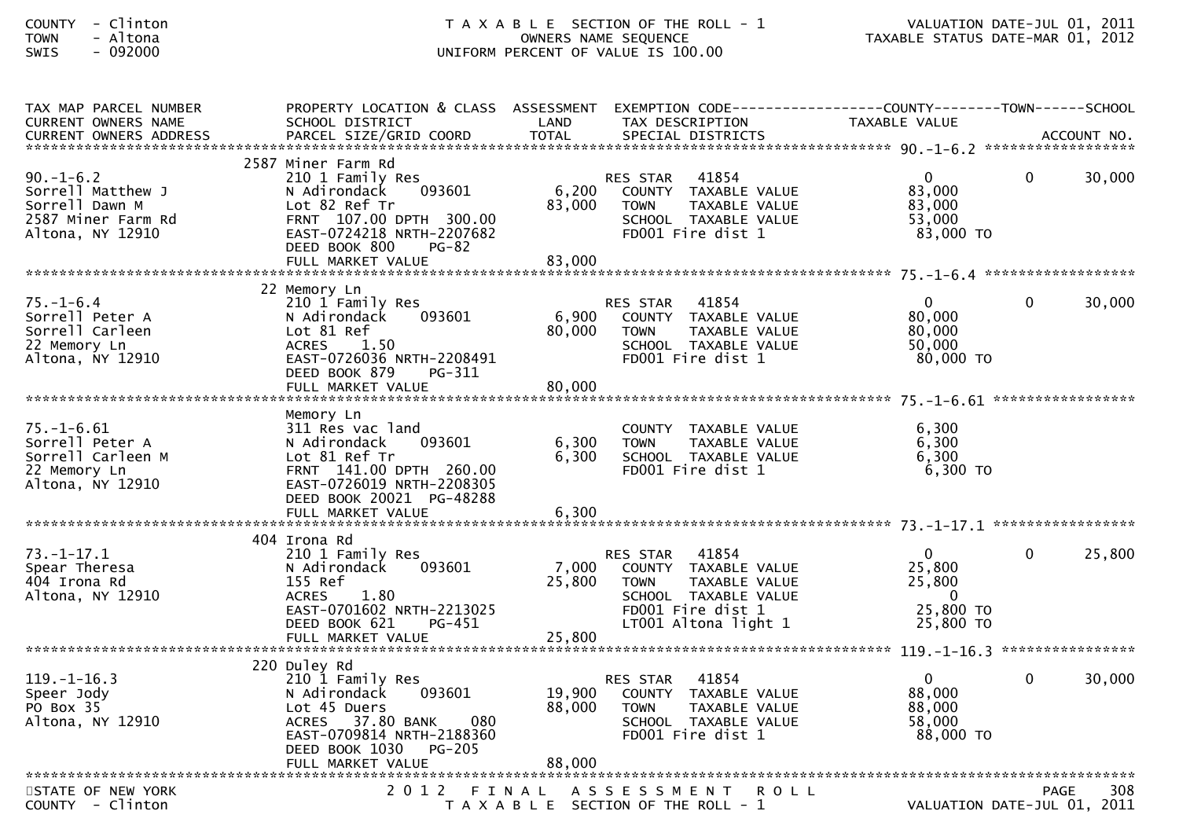COUNTY - Clinton
TOWN - Altona
SWIS - 092000

T A X A B L E SECTION OF THE ROLL - 1
OWNERS NAME SEQUENCE
UNIFORM PERCENT OF VALUE IS 100.00

VALUATION DATE-JUL 01, 2011
TAXABLE STATUS DATE-MAR 01, 2012

| TAX MAP PARCEL NUMBER / CURRENT OWNERS NAME / CURRENT OWNERS ADDRESS | PROPERTY LOCATION & CLASS / SCHOOL DISTRICT / PARCEL SIZE/GRID COORD | ASSESSMENT LAND / TOTAL | EXEMPTION CODE / TAX DESCRIPTION / SPECIAL DISTRICTS | COUNTY TAXABLE VALUE | TOWN | SCHOOL / ACCOUNT NO. |
|---|---|---|---|---|---|---|
| **90.-1-6.2** | 2587 Miner Farm Rd | | | | | |
| 90.-1-6.2 | 210 1 Family Res | | RES STAR 41854 | 0 | 0 | 30,000 |
| Sorrell Matthew J | N Adirondack 093601 | 6,200 | COUNTY TAXABLE VALUE | 83,000 | | |
| Sorrell Dawn M | Lot 82 Ref Tr | 83,000 | TOWN TAXABLE VALUE | 83,000 | | |
| 2587 Miner Farm Rd | FRNT 107.00 DPTH 300.00 | | SCHOOL TAXABLE VALUE | 53,000 | | |
| Altona, NY 12910 | EAST-0724218 NRTH-2207682 | | FD001 Fire dist 1 | 83,000 TO | | |
| | DEED BOOK 800 PG-82 | | | | | |
| | FULL MARKET VALUE | 83,000 | | | | |
| **75.-1-6.4** | 22 Memory Ln | | | | | |
| 75.-1-6.4 | 210 1 Family Res | | RES STAR 41854 | 0 | 0 | 30,000 |
| Sorrell Peter A | N Adirondack 093601 | 6,900 | COUNTY TAXABLE VALUE | 80,000 | | |
| Sorrell Carleen | Lot 81 Ref | 80,000 | TOWN TAXABLE VALUE | 80,000 | | |
| 22 Memory Ln | ACRES 1.50 | | SCHOOL TAXABLE VALUE | 50,000 | | |
| Altona, NY 12910 | EAST-0726036 NRTH-2208491 | | FD001 Fire dist 1 | 80,000 TO | | |
| | DEED BOOK 879 PG-311 | | | | | |
| | FULL MARKET VALUE | 80,000 | | | | |
| **75.-1-6.61** | Memory Ln | | | | | |
| 75.-1-6.61 | 311 Res vac land | | COUNTY TAXABLE VALUE | 6,300 | | |
| Sorrell Peter A | N Adirondack 093601 | 6,300 | TOWN TAXABLE VALUE | 6,300 | | |
| Sorrell Carleen M | Lot 81 Ref Tr | 6,300 | SCHOOL TAXABLE VALUE | 6,300 | | |
| 22 Memory Ln | FRNT 141.00 DPTH 260.00 | | FD001 Fire dist 1 | 6,300 TO | | |
| Altona, NY 12910 | EAST-0726019 NRTH-2208305 | | | | | |
| | DEED BOOK 20021 PG-48288 | | | | | |
| | FULL MARKET VALUE | 6,300 | | | | |
| **73.-1-17.1** | 404 Irona Rd | | | | | |
| 73.-1-17.1 | 210 1 Family Res | | RES STAR 41854 | 0 | 0 | 25,800 |
| Spear Theresa | N Adirondack 093601 | 7,000 | COUNTY TAXABLE VALUE | 25,800 | | |
| 404 Irona Rd | 155 Ref | 25,800 | TOWN TAXABLE VALUE | 25,800 | | |
| Altona, NY 12910 | ACRES 1.80 | | SCHOOL TAXABLE VALUE | 0 | | |
| | EAST-0701602 NRTH-2213025 | | FD001 Fire dist 1 | 25,800 TO | | |
| | DEED BOOK 621 PG-451 | | LT001 Altona light 1 | 25,800 TO | | |
| | FULL MARKET VALUE | 25,800 | | | | |
| **119.-1-16.3** | 220 Duley Rd | | | | | |
| 119.-1-16.3 | 210 1 Family Res | | RES STAR 41854 | 0 | 0 | 30,000 |
| Speer Jody | N Adirondack 093601 | 19,900 | COUNTY TAXABLE VALUE | 88,000 | | |
| PO Box 35 | Lot 45 Duers | 88,000 | TOWN TAXABLE VALUE | 88,000 | | |
| Altona, NY 12910 | ACRES 37.80 BANK 080 | | SCHOOL TAXABLE VALUE | 58,000 | | |
| | EAST-0709814 NRTH-2188360 | | FD001 Fire dist 1 | 88,000 TO | | |
| | DEED BOOK 1030 PG-205 | | | | | |
| | FULL MARKET VALUE | 88,000 | | | | |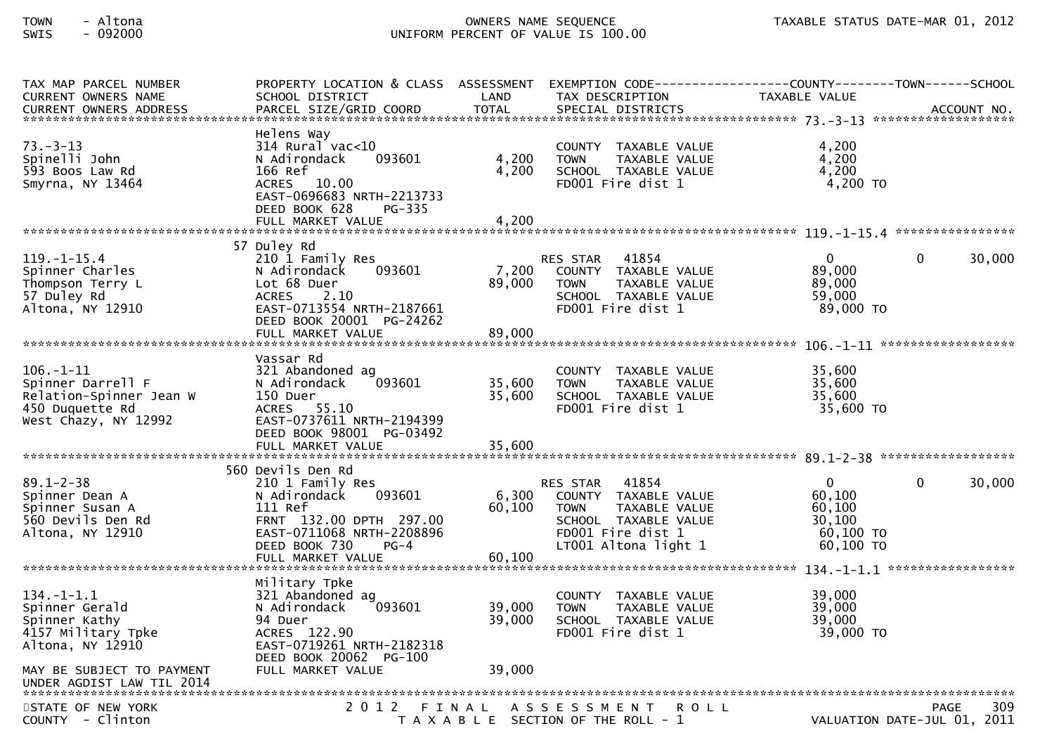TOWN - Altona
SWIS - 092000

OWNERS NAME SEQUENCE
UNIFORM PERCENT OF VALUE IS 100.00

TAXABLE STATUS DATE-MAR 01, 2012

| TAX MAP PARCEL NUMBER / CURRENT OWNERS NAME / CURRENT OWNERS ADDRESS | PROPERTY LOCATION & CLASS / SCHOOL DISTRICT / PARCEL SIZE/GRID COORD | ASSESSMENT LAND / TOTAL | EXEMPTION CODE / TAX DESCRIPTION / SPECIAL DISTRICTS | COUNTY TAXABLE VALUE | TOWN | SCHOOL |
|---|---|---|---|---|---|---|
| **73.-3-13** | Helens Way | | | | | |
| 73.-3-13 | 314 Rural vac<10 | | COUNTY TAXABLE VALUE | 4,200 | | |
| Spinelli John | N Adirondack 093601 | 4,200 | TOWN TAXABLE VALUE | 4,200 | | |
| 593 Boos Law Rd | 166 Ref | 4,200 | SCHOOL TAXABLE VALUE | 4,200 | | |
| Smyrna, NY 13464 | ACRES 10.00 | | FD001 Fire dist 1 | 4,200 TO | | |
| | EAST-0696683 NRTH-2213733 | | | | | |
| | DEED BOOK 628 PG-335 | | | | | |
| | FULL MARKET VALUE | 4,200 | | | | |
| **119.-1-15.4** | 57 Duley Rd | | | | | |
| 119.-1-15.4 | 210 1 Family Res | | RES STAR 41854 | 0 | 0 | 30,000 |
| Spinner Charles | N Adirondack 093601 | 7,200 | COUNTY TAXABLE VALUE | 89,000 | | |
| Thompson Terry L | Lot 68 Duer | 89,000 | TOWN TAXABLE VALUE | 89,000 | | |
| 57 Duley Rd | ACRES 2.10 | | SCHOOL TAXABLE VALUE | 59,000 | | |
| Altona, NY 12910 | EAST-0713554 NRTH-2187661 | | FD001 Fire dist 1 | 89,000 TO | | |
| | DEED BOOK 20001 PG-24262 | | | | | |
| | FULL MARKET VALUE | 89,000 | | | | |
| **106.-1-11** | Vassar Rd | | | | | |
| 106.-1-11 | 321 Abandoned ag | | COUNTY TAXABLE VALUE | 35,600 | | |
| Spinner Darrell F | N Adirondack 093601 | 35,600 | TOWN TAXABLE VALUE | 35,600 | | |
| Relation-Spinner Jean W | 150 Duer | 35,600 | SCHOOL TAXABLE VALUE | 35,600 | | |
| 450 Duquette Rd | ACRES 55.10 | | FD001 Fire dist 1 | 35,600 TO | | |
| West Chazy, NY 12992 | EAST-0737611 NRTH-2194399 | | | | | |
| | DEED BOOK 98001 PG-03492 | | | | | |
| | FULL MARKET VALUE | 35,600 | | | | |
| **89.1-2-38** | 560 Devils Den Rd | | | | | |
| 89.1-2-38 | 210 1 Family Res | | RES STAR 41854 | 0 | 0 | 30,000 |
| Spinner Dean A | N Adirondack 093601 | 6,300 | COUNTY TAXABLE VALUE | 60,100 | | |
| Spinner Susan A | 111 Ref | 60,100 | TOWN TAXABLE VALUE | 60,100 | | |
| 560 Devils Den Rd | FRNT 132.00 DPTH 297.00 | | SCHOOL TAXABLE VALUE | 30,100 | | |
| Altona, NY 12910 | EAST-0711068 NRTH-2208896 | | FD001 Fire dist 1 | 60,100 TO | | |
| | DEED BOOK 730 PG-4 | | LT001 Altona light 1 | 60,100 TO | | |
| | FULL MARKET VALUE | 60,100 | | | | |
| **134.-1-1.1** | Military Tpke | | | | | |
| 134.-1-1.1 | 321 Abandoned ag | | COUNTY TAXABLE VALUE | 39,000 | | |
| Spinner Gerald | N Adirondack 093601 | 39,000 | TOWN TAXABLE VALUE | 39,000 | | |
| Spinner Kathy | 94 Duer | 39,000 | SCHOOL TAXABLE VALUE | 39,000 | | |
| 4157 Military Tpke | ACRES 122.90 | | FD001 Fire dist 1 | 39,000 TO | | |
| Altona, NY 12910 | EAST-0719261 NRTH-2182318 | | | | | |
| | DEED BOOK 20062 PG-100 | | | | | |
| MAY BE SUBJECT TO PAYMENT UNDER AGDIST LAW TIL 2014 | FULL MARKET VALUE | 39,000 | | | | |

STATE OF NEW YORK
COUNTY - Clinton

2 0 1 2 F I N A L A S S E S S M E N T R O L L
T A X A B L E SECTION OF THE ROLL - 1

VALUATION DATE-JUL 01, 2011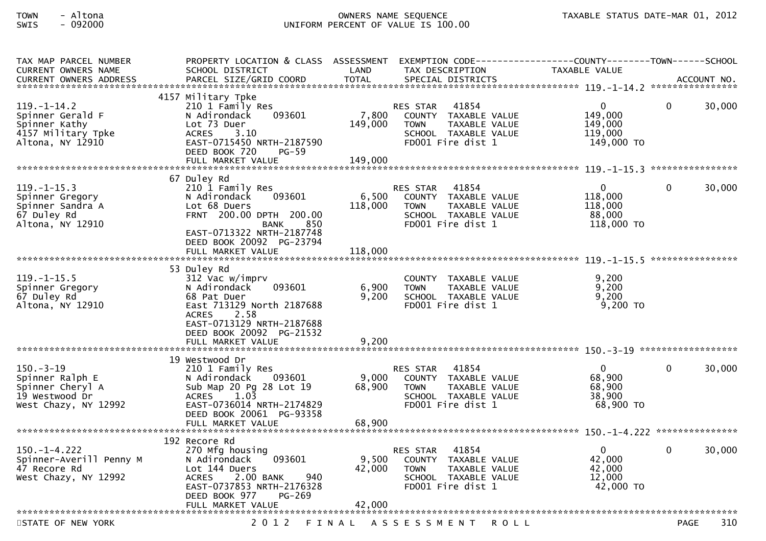TOWN - Altona
SWIS - 092000

OWNERS NAME SEQUENCE
UNIFORM PERCENT OF VALUE IS 100.00

TAXABLE STATUS DATE-MAR 01, 2012

| TAX MAP PARCEL NUMBER / CURRENT OWNERS NAME / CURRENT OWNERS ADDRESS | PROPERTY LOCATION & CLASS / SCHOOL DISTRICT / PARCEL SIZE/GRID COORD | ASSESSMENT LAND / TOTAL | EXEMPTION CODE / TAX DESCRIPTION / SPECIAL DISTRICTS | COUNTY TAXABLE VALUE | TOWN | SCHOOL / ACCOUNT NO. |
|---|---|---|---|---|---|---|
| **119.-1-14.2** | 4157 Military Tpke | | | | | |
| 119.-1-14.2 | 210 1 Family Res | | RES STAR 41854 | 0 | 0 | 30,000 |
| Spinner Gerald F | N Adirondack 093601 | 7,800 | COUNTY TAXABLE VALUE | 149,000 | | |
| Spinner Kathy | Lot 73 Duer | 149,000 | TOWN TAXABLE VALUE | 149,000 | | |
| 4157 Military Tpke | ACRES 3.10 | | SCHOOL TAXABLE VALUE | 119,000 | | |
| Altona, NY 12910 | EAST-0715450 NRTH-2187590 | | FD001 Fire dist 1 | 149,000 TO | | |
| | DEED BOOK 720 PG-59 | | | | | |
| | FULL MARKET VALUE | 149,000 | | | | |
| **119.-1-15.3** | 67 Duley Rd | | | | | |
| 119.-1-15.3 | 210 1 Family Res | | RES STAR 41854 | 0 | 0 | 30,000 |
| Spinner Gregory | N Adirondack 093601 | 6,500 | COUNTY TAXABLE VALUE | 118,000 | | |
| Spinner Sandra A | Lot 68 Duers | 118,000 | TOWN TAXABLE VALUE | 118,000 | | |
| 67 Duley Rd | FRNT 200.00 DPTH 200.00 | | SCHOOL TAXABLE VALUE | 88,000 | | |
| Altona, NY 12910 | BANK 850 | | FD001 Fire dist 1 | 118,000 TO | | |
| | EAST-0713322 NRTH-2187748 | | | | | |
| | DEED BOOK 20092 PG-23794 | | | | | |
| | FULL MARKET VALUE | 118,000 | | | | |
| **119.-1-15.5** | 53 Duley Rd | | | | | |
| 119.-1-15.5 | 312 Vac w/imprv | | COUNTY TAXABLE VALUE | 9,200 | | |
| Spinner Gregory | N Adirondack 093601 | 6,900 | TOWN TAXABLE VALUE | 9,200 | | |
| 67 Duley Rd | 68 Pat Duer | 9,200 | SCHOOL TAXABLE VALUE | 9,200 | | |
| Altona, NY 12910 | East 713129 North 2187688 | | FD001 Fire dist 1 | 9,200 TO | | |
| | ACRES 2.58 | | | | | |
| | EAST-0713129 NRTH-2187688 | | | | | |
| | DEED BOOK 20092 PG-21532 | | | | | |
| | FULL MARKET VALUE | 9,200 | | | | |
| **150.-3-19** | 19 Westwood Dr | | | | | |
| 150.-3-19 | 210 1 Family Res | | RES STAR 41854 | 0 | 0 | 30,000 |
| Spinner Ralph E | N Adirondack 093601 | 9,000 | COUNTY TAXABLE VALUE | 68,900 | | |
| Spinner Cheryl A | Sub Map 20 Pg 28 Lot 19 | 68,900 | TOWN TAXABLE VALUE | 68,900 | | |
| 19 Westwood Dr | ACRES 1.03 | | SCHOOL TAXABLE VALUE | 38,900 | | |
| West Chazy, NY 12992 | EAST-0736014 NRTH-2174829 | | FD001 Fire dist 1 | 68,900 TO | | |
| | DEED BOOK 20061 PG-93358 | | | | | |
| | FULL MARKET VALUE | 68,900 | | | | |
| **150.-1-4.222** | 192 Recore Rd | | | | | |
| 150.-1-4.222 | 270 Mfg housing | | RES STAR 41854 | 0 | 0 | 30,000 |
| Spinner-Averill Penny M | N Adirondack 093601 | 9,500 | COUNTY TAXABLE VALUE | 42,000 | | |
| 47 Recore Rd | Lot 144 Duers | 42,000 | TOWN TAXABLE VALUE | 42,000 | | |
| West Chazy, NY 12992 | ACRES 2.00 BANK 940 | | SCHOOL TAXABLE VALUE | 12,000 | | |
| | EAST-0737853 NRTH-2176328 | | FD001 Fire dist 1 | 42,000 TO | | |
| | DEED BOOK 977 PG-269 | | | | | |
| | FULL MARKET VALUE | 42,000 | | | | |

STATE OF NEW YORK — 2012 FINAL ASSESSMENT ROLL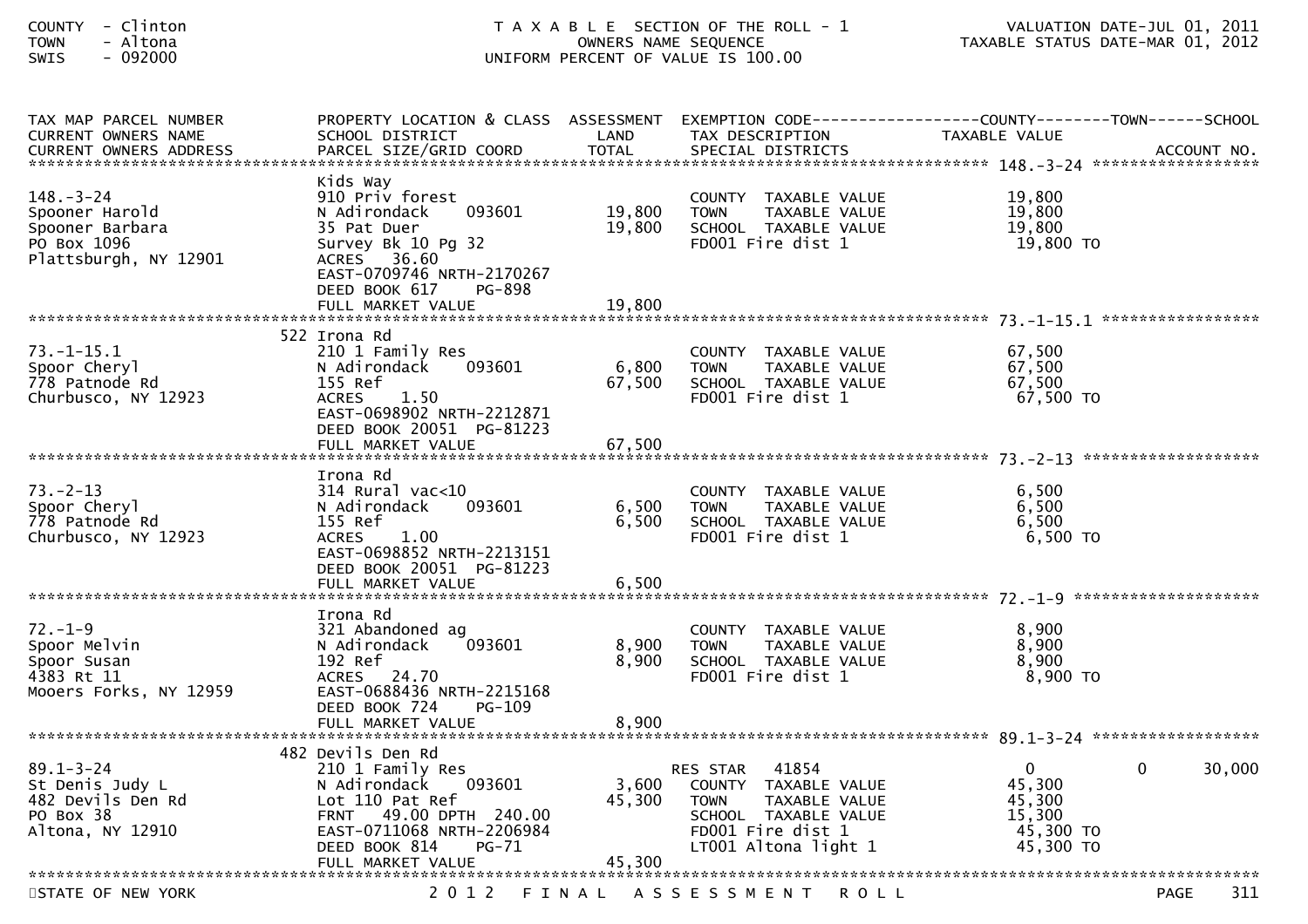COUNTY - Clinton
TOWN - Altona
SWIS - 092000

# T A X A B L E SECTION OF THE ROLL - 1

OWNERS NAME SEQUENCE
UNIFORM PERCENT OF VALUE IS 100.00

VALUATION DATE-JUL 01, 2011
TAXABLE STATUS DATE-MAR 01, 2012

| TAX MAP PARCEL NUMBER / CURRENT OWNERS NAME / CURRENT OWNERS ADDRESS | PROPERTY LOCATION & CLASS / SCHOOL DISTRICT / PARCEL SIZE/GRID COORD | ASSESSMENT LAND / TOTAL | EXEMPTION CODE / TAX DESCRIPTION / SPECIAL DISTRICTS | COUNTY TAXABLE VALUE | TOWN | SCHOOL / ACCOUNT NO. |
|---|---|---|---|---|---|---|
| **148.-3-24** | Kids Way | | | | | |
| 148.-3-24 | 910 Priv forest | | COUNTY TAXABLE VALUE | 19,800 | | |
| Spooner Harold | N Adirondack 093601 | 19,800 | TOWN TAXABLE VALUE | 19,800 | | |
| Spooner Barbara | 35 Pat Duer | 19,800 | SCHOOL TAXABLE VALUE | 19,800 | | |
| PO Box 1096 | Survey Bk 10 Pg 32 | | FD001 Fire dist 1 | 19,800 TO | | |
| Plattsburgh, NY 12901 | ACRES 36.60 | | | | | |
| | EAST-0709746 NRTH-2170267 | | | | | |
| | DEED BOOK 617 PG-898 | | | | | |
| | FULL MARKET VALUE | 19,800 | | | | |
| **73.-1-15.1** | 522 Irona Rd | | | | | |
| 73.-1-15.1 | 210 1 Family Res | | COUNTY TAXABLE VALUE | 67,500 | | |
| Spoor Cheryl | N Adirondack 093601 | 6,800 | TOWN TAXABLE VALUE | 67,500 | | |
| 778 Patnode Rd | 155 Ref | 67,500 | SCHOOL TAXABLE VALUE | 67,500 | | |
| Churbusco, NY 12923 | ACRES 1.50 | | FD001 Fire dist 1 | 67,500 TO | | |
| | EAST-0698902 NRTH-2212871 | | | | | |
| | DEED BOOK 20051 PG-81223 | | | | | |
| | FULL MARKET VALUE | 67,500 | | | | |
| **73.-2-13** | Irona Rd | | | | | |
| 73.-2-13 | 314 Rural vac<10 | | COUNTY TAXABLE VALUE | 6,500 | | |
| Spoor Cheryl | N Adirondack 093601 | 6,500 | TOWN TAXABLE VALUE | 6,500 | | |
| 778 Patnode Rd | 155 Ref | 6,500 | SCHOOL TAXABLE VALUE | 6,500 | | |
| Churbusco, NY 12923 | ACRES 1.00 | | FD001 Fire dist 1 | 6,500 TO | | |
| | EAST-0698852 NRTH-2213151 | | | | | |
| | DEED BOOK 20051 PG-81223 | | | | | |
| | FULL MARKET VALUE | 6,500 | | | | |
| **72.-1-9** | Irona Rd | | | | | |
| 72.-1-9 | 321 Abandoned ag | | COUNTY TAXABLE VALUE | 8,900 | | |
| Spoor Melvin | N Adirondack 093601 | 8,900 | TOWN TAXABLE VALUE | 8,900 | | |
| Spoor Susan | 192 Ref | 8,900 | SCHOOL TAXABLE VALUE | 8,900 | | |
| 4383 Rt 11 | ACRES 24.70 | | FD001 Fire dist 1 | 8,900 TO | | |
| Mooers Forks, NY 12959 | EAST-0688436 NRTH-2215168 | | | | | |
| | DEED BOOK 724 PG-109 | | | | | |
| | FULL MARKET VALUE | 8,900 | | | | |
| **89.1-3-24** | 482 Devils Den Rd | | | | | |
| 89.1-3-24 | 210 1 Family Res | | RES STAR 41854 | 0 | 0 | 30,000 |
| St Denis Judy L | N Adirondack 093601 | 3,600 | COUNTY TAXABLE VALUE | 45,300 | | |
| 482 Devils Den Rd | Lot 110 Pat Ref | 45,300 | TOWN TAXABLE VALUE | 45,300 | | |
| PO Box 38 | FRNT 49.00 DPTH 240.00 | | SCHOOL TAXABLE VALUE | 15,300 | | |
| Altona, NY 12910 | EAST-0711068 NRTH-2206984 | | FD001 Fire dist 1 | 45,300 TO | | |
| | DEED BOOK 814 PG-71 | | LT001 Altona light 1 | 45,300 TO | | |
| | FULL MARKET VALUE | 45,300 | | | | |

STATE OF NEW YORK — 2 0 1 2 F I N A L A S S E S S M E N T R O L L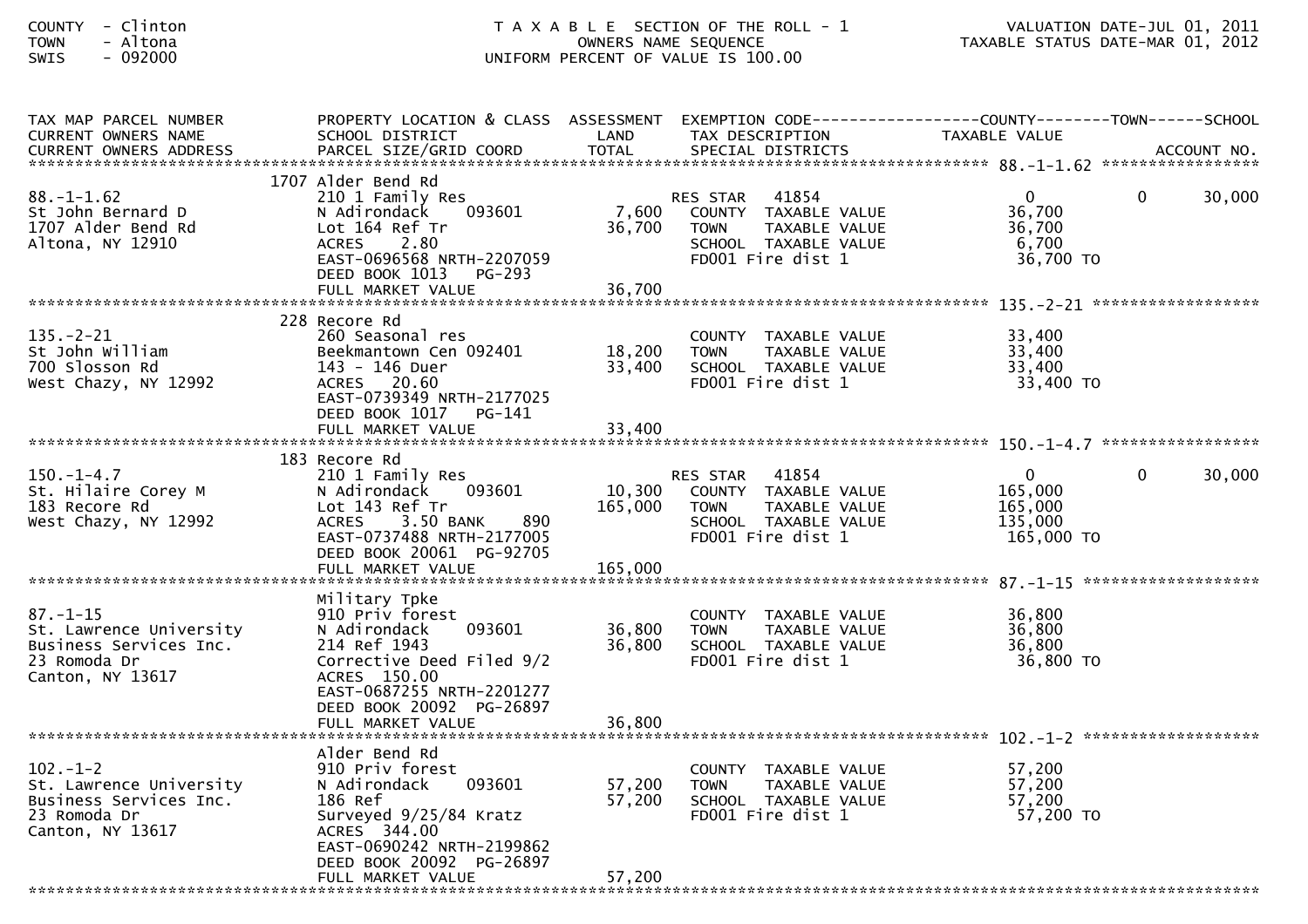COUNTY - Clinton
TOWN - Altona
SWIS - 092000

T A X A B L E SECTION OF THE ROLL - 1
OWNERS NAME SEQUENCE
UNIFORM PERCENT OF VALUE IS 100.00

VALUATION DATE-JUL 01, 2011
TAXABLE STATUS DATE-MAR 01, 2012

| TAX MAP PARCEL NUMBER / CURRENT OWNERS NAME / CURRENT OWNERS ADDRESS | PROPERTY LOCATION & CLASS / SCHOOL DISTRICT / PARCEL SIZE/GRID COORD | ASSESSMENT LAND / TOTAL | EXEMPTION CODE / TAX DESCRIPTION / SPECIAL DISTRICTS | COUNTY TAXABLE VALUE | TOWN | SCHOOL / ACCOUNT NO. |
|---|---|---|---|---|---|---|
| **88.-1-1.62** | | | | | | |
| | 1707 Alder Bend Rd | | | | | |
| 88.-1-1.62 | 210 1 Family Res | | RES STAR 41854 | 0 | 0 | 30,000 |
| St John Bernard D | N Adirondack 093601 | 7,600 | COUNTY TAXABLE VALUE | 36,700 | | |
| 1707 Alder Bend Rd | Lot 164 Ref Tr | 36,700 | TOWN TAXABLE VALUE | 36,700 | | |
| Altona, NY 12910 | ACRES 2.80 | | SCHOOL TAXABLE VALUE | 6,700 | | |
| | EAST-0696568 NRTH-2207059 | | FD001 Fire dist 1 | 36,700 TO | | |
| | DEED BOOK 1013 PG-293 | | | | | |
| | FULL MARKET VALUE | 36,700 | | | | |
| **135.-2-21** | | | | | | |
| | 228 Recore Rd | | | | | |
| 135.-2-21 | 260 Seasonal res | | COUNTY TAXABLE VALUE | 33,400 | | |
| St John William | Beekmantown Cen 092401 | 18,200 | TOWN TAXABLE VALUE | 33,400 | | |
| 700 Slosson Rd | 143 - 146 Duer | 33,400 | SCHOOL TAXABLE VALUE | 33,400 | | |
| West Chazy, NY 12992 | ACRES 20.60 | | FD001 Fire dist 1 | 33,400 TO | | |
| | EAST-0739349 NRTH-2177025 | | | | | |
| | DEED BOOK 1017 PG-141 | | | | | |
| | FULL MARKET VALUE | 33,400 | | | | |
| **150.-1-4.7** | | | | | | |
| | 183 Recore Rd | | | | | |
| 150.-1-4.7 | 210 1 Family Res | | RES STAR 41854 | 0 | 0 | 30,000 |
| St. Hilaire Corey M | N Adirondack 093601 | 10,300 | COUNTY TAXABLE VALUE | 165,000 | | |
| 183 Recore Rd | Lot 143 Ref Tr | 165,000 | TOWN TAXABLE VALUE | 165,000 | | |
| West Chazy, NY 12992 | ACRES 3.50 BANK 890 | | SCHOOL TAXABLE VALUE | 135,000 | | |
| | EAST-0737488 NRTH-2177005 | | FD001 Fire dist 1 | 165,000 TO | | |
| | DEED BOOK 20061 PG-92705 | | | | | |
| | FULL MARKET VALUE | 165,000 | | | | |
| **87.-1-15** | | | | | | |
| | Military Tpke | | | | | |
| 87.-1-15 | 910 Priv forest | | COUNTY TAXABLE VALUE | 36,800 | | |
| St. Lawrence University | N Adirondack 093601 | 36,800 | TOWN TAXABLE VALUE | 36,800 | | |
| Business Services Inc. | 214 Ref 1943 | 36,800 | SCHOOL TAXABLE VALUE | 36,800 | | |
| 23 Romoda Dr | Corrective Deed Filed 9/2 | | FD001 Fire dist 1 | 36,800 TO | | |
| Canton, NY 13617 | ACRES 150.00 | | | | | |
| | EAST-0687255 NRTH-2201277 | | | | | |
| | DEED BOOK 20092 PG-26897 | | | | | |
| | FULL MARKET VALUE | 36,800 | | | | |
| **102.-1-2** | | | | | | |
| | Alder Bend Rd | | | | | |
| 102.-1-2 | 910 Priv forest | | COUNTY TAXABLE VALUE | 57,200 | | |
| St. Lawrence University | N Adirondack 093601 | 57,200 | TOWN TAXABLE VALUE | 57,200 | | |
| Business Services Inc. | 186 Ref | 57,200 | SCHOOL TAXABLE VALUE | 57,200 | | |
| 23 Romoda Dr | Surveyed 9/25/84 Kratz | | FD001 Fire dist 1 | 57,200 TO | | |
| Canton, NY 13617 | ACRES 344.00 | | | | | |
| | EAST-0690242 NRTH-2199862 | | | | | |
| | DEED BOOK 20092 PG-26897 | | | | | |
| | FULL MARKET VALUE | 57,200 | | | | |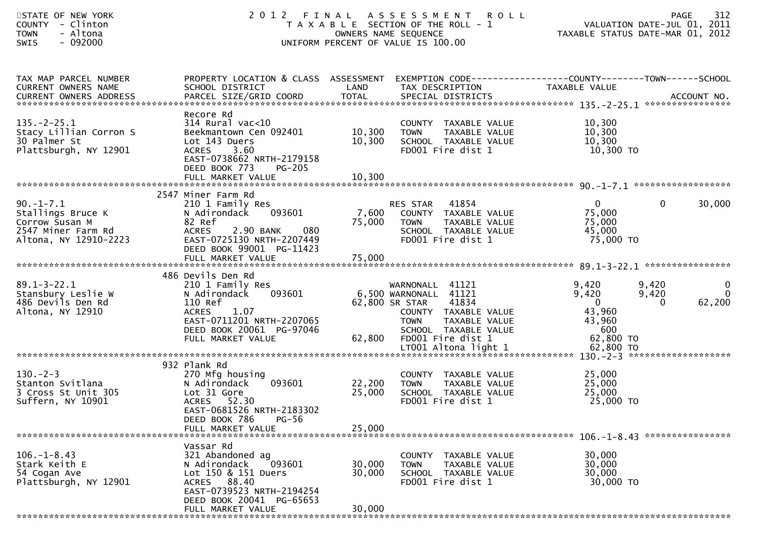| TAX MAP PARCEL NUMBER<br>CURRENT OWNERS NAME<br>CURRENT OWNERS ADDRESS | PROPERTY LOCATION & CLASS<br>SCHOOL DISTRICT<br>PARCEL SIZE/GRID COORD | ASSESSMENT<br>LAND<br>TOTAL | EXEMPTION CODE<br>TAX DESCRIPTION<br>SPECIAL DISTRICTS | COUNTY<br>TAXABLE VALUE | TOWN | SCHOOL<br>ACCOUNT NO. |
|---|---|---|---|---|---|---|
| **135.-2-25.1** | Recore Rd | | | | | |
| 135.-2-25.1 | 314 Rural vac<10 | | COUNTY TAXABLE VALUE | 10,300 | | |
| Stacy Lillian Corron S | Beekmantown Cen 092401 | 10,300 | TOWN TAXABLE VALUE | 10,300 | | |
| 30 Palmer St | Lot 143 Duers | 10,300 | SCHOOL TAXABLE VALUE | 10,300 | | |
| Plattsburgh, NY 12901 | ACRES 3.60 | | FD001 Fire dist 1 | 10,300 TO | | |
| | EAST-0738662 NRTH-2179158 | | | | | |
| | DEED BOOK 773 PG-205 | | | | | |
| | FULL MARKET VALUE | 10,300 | | | | |
| **90.-1-7.1** | 2547 Miner Farm Rd | | | | | |
| 90.-1-7.1 | 210 1 Family Res | | RES STAR 41854 | 0 | 0 | 30,000 |
| Stallings Bruce K | N Adirondack 093601 | 7,600 | COUNTY TAXABLE VALUE | 75,000 | | |
| Corrow Susan M | 82 Ref | 75,000 | TOWN TAXABLE VALUE | 75,000 | | |
| 2547 Miner Farm Rd | ACRES 2.90 BANK 080 | | SCHOOL TAXABLE VALUE | 45,000 | | |
| Altona, NY 12910-2223 | EAST-0725130 NRTH-2207449 | | FD001 Fire dist 1 | 75,000 TO | | |
| | DEED BOOK 99001 PG-11423 | | | | | |
| | FULL MARKET VALUE | 75,000 | | | | |
| **89.1-3-22.1** | 486 Devils Den Rd | | | | | |
| 89.1-3-22.1 | 210 1 Family Res | | WARNONALL 41121 | 9,420 | 9,420 | 0 |
| Stansbury Leslie W | N Adirondack 093601 | 6,500 | WARNONALL 41121 | 9,420 | 9,420 | 0 |
| 486 Devils Den Rd | 110 Ref | 62,800 | SR STAR 41834 | 0 | 0 | 62,200 |
| Altona, NY 12910 | ACRES 1.07 | | COUNTY TAXABLE VALUE | 43,960 | | |
| | EAST-0711201 NRTH-2207065 | | TOWN TAXABLE VALUE | 43,960 | | |
| | DEED BOOK 20061 PG-97046 | | SCHOOL TAXABLE VALUE | 600 | | |
| | FULL MARKET VALUE | 62,800 | FD001 Fire dist 1 | 62,800 TO | | |
| | | | LT001 Altona light 1 | 62,800 TO | | |
| **130.-2-3** | 932 Plank Rd | | | | | |
| 130.-2-3 | 270 Mfg housing | | COUNTY TAXABLE VALUE | 25,000 | | |
| Stanton Svitlana | N Adirondack 093601 | 22,200 | TOWN TAXABLE VALUE | 25,000 | | |
| 3 Cross St Unit 305 | Lot 31 Gore | 25,000 | SCHOOL TAXABLE VALUE | 25,000 | | |
| Suffern, NY 10901 | ACRES 52.30 | | FD001 Fire dist 1 | 25,000 TO | | |
| | EAST-0681526 NRTH-2183302 | | | | | |
| | DEED BOOK 786 PG-56 | | | | | |
| | FULL MARKET VALUE | 25,000 | | | | |
| **106.-1-8.43** | Vassar Rd | | | | | |
| 106.-1-8.43 | 321 Abandoned ag | | COUNTY TAXABLE VALUE | 30,000 | | |
| Stark Keith E | N Adirondack 093601 | 30,000 | TOWN TAXABLE VALUE | 30,000 | | |
| 54 Cogan Ave | Lot 150 & 151 Duers | 30,000 | SCHOOL TAXABLE VALUE | 30,000 | | |
| Plattsburgh, NY 12901 | ACRES 88.40 | | FD001 Fire dist 1 | 30,000 TO | | |
| | EAST-0739523 NRTH-2194254 | | | | | |
| | DEED BOOK 20041 PG-65653 | | | | | |
| | FULL MARKET VALUE | 30,000 | | | | |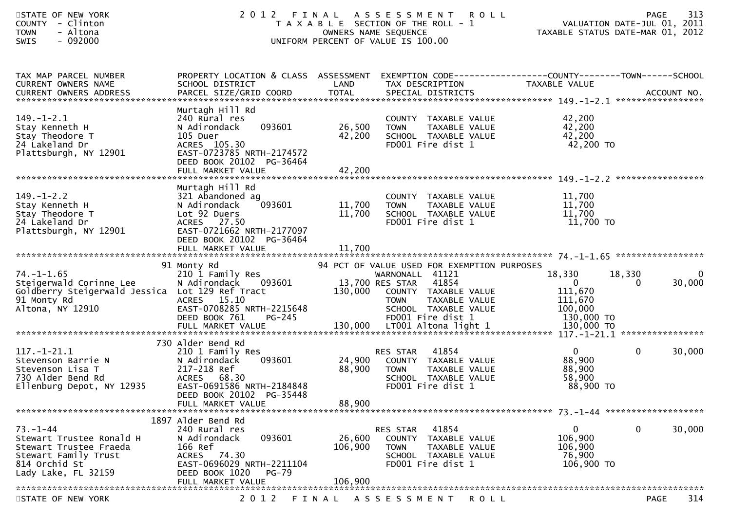STATE OF NEW YORK — 2012 FINAL ASSESSMENT ROLL — PAGE 313
COUNTY - Clinton — TAXABLE SECTION OF THE ROLL - 1 — VALUATION DATE-JUL 01, 2011
TOWN - Altona — OWNERS NAME SEQUENCE — TAXABLE STATUS DATE-MAR 01, 2012
SWIS - 092000 — UNIFORM PERCENT OF VALUE IS 100.00

| TAX MAP PARCEL NUMBER / CURRENT OWNERS NAME / CURRENT OWNERS ADDRESS | PROPERTY LOCATION & CLASS / SCHOOL DISTRICT / PARCEL SIZE/GRID COORD | ASSESSMENT LAND / TOTAL | EXEMPTION CODE / TAX DESCRIPTION / SPECIAL DISTRICTS | COUNTY TAXABLE VALUE | TOWN | SCHOOL |
|---|---|---|---|---|---|---|
| **149.-1-2.1** | Murtagh Hill Rd | | | | | |
| 149.-1-2.1 | 240 Rural res | | COUNTY TAXABLE VALUE | 42,200 | | |
| Stay Kenneth H | N Adirondack 093601 | 26,500 | TOWN TAXABLE VALUE | 42,200 | | |
| Stay Theodore T | 105 Duer | 42,200 | SCHOOL TAXABLE VALUE | 42,200 | | |
| 24 Lakeland Dr | ACRES 105.30 | | FD001 Fire dist 1 | 42,200 TO | | |
| Plattsburgh, NY 12901 | EAST-0723785 NRTH-2174572 | | | | | |
| | DEED BOOK 20102 PG-36464 | | | | | |
| | FULL MARKET VALUE | 42,200 | | | | |
| **149.-1-2.2** | Murtagh Hill Rd | | | | | |
| 149.-1-2.2 | 321 Abandoned ag | | COUNTY TAXABLE VALUE | 11,700 | | |
| Stay Kenneth H | N Adirondack 093601 | 11,700 | TOWN TAXABLE VALUE | 11,700 | | |
| Stay Theodore T | Lot 92 Duers | 11,700 | SCHOOL TAXABLE VALUE | 11,700 | | |
| 24 Lakeland Dr | ACRES 27.50 | | FD001 Fire dist 1 | 11,700 TO | | |
| Plattsburgh, NY 12901 | EAST-0721662 NRTH-2177097 | | | | | |
| | DEED BOOK 20102 PG-36464 | | | | | |
| | FULL MARKET VALUE | 11,700 | | | | |
| **74.-1-1.65** | 91 Monty Rd | | 94 PCT OF VALUE USED FOR EXEMPTION PURPOSES | | | |
| 74.-1-1.65 | 210 1 Family Res | | WARNONALL 41121 | 18,330 | 18,330 | 0 |
| Steigerwald Corinne Lee | N Adirondack 093601 | 13,700 | RES STAR 41854 | 0 | 0 | 30,000 |
| Goldberry Steigerwald Jessica | Lot 129 Ref Tract | 130,000 | COUNTY TAXABLE VALUE | 111,670 | | |
| 91 Monty Rd | ACRES 15.10 | | TOWN TAXABLE VALUE | 111,670 | | |
| Altona, NY 12910 | EAST-0708285 NRTH-2215648 | | SCHOOL TAXABLE VALUE | 100,000 | | |
| | DEED BOOK 761 PG-245 | | FD001 Fire dist 1 | 130,000 TO | | |
| | FULL MARKET VALUE | 130,000 | LT001 Altona light 1 | 130,000 TO | | |
| **117.-1-21.1** | 730 Alder Bend Rd | | | | | |
| 117.-1-21.1 | 210 1 Family Res | | RES STAR 41854 | 0 | 0 | 30,000 |
| Stevenson Barrie N | N Adirondack 093601 | 24,900 | COUNTY TAXABLE VALUE | 88,900 | | |
| Stevenson Lisa T | 217-218 Ref | 88,900 | TOWN TAXABLE VALUE | 88,900 | | |
| 730 Alder Bend Rd | ACRES 68.30 | | SCHOOL TAXABLE VALUE | 58,900 | | |
| Ellenburg Depot, NY 12935 | EAST-0691586 NRTH-2184848 | | FD001 Fire dist 1 | 88,900 TO | | |
| | DEED BOOK 20102 PG-35448 | | | | | |
| | FULL MARKET VALUE | 88,900 | | | | |
| **73.-1-44** | 1897 Alder Bend Rd | | | | | |
| 73.-1-44 | 240 Rural res | | RES STAR 41854 | 0 | 0 | 30,000 |
| Stewart Trustee Ronald H | N Adirondack 093601 | 26,600 | COUNTY TAXABLE VALUE | 106,900 | | |
| Stewart Trustee Fraeda | 166 Ref | 106,900 | TOWN TAXABLE VALUE | 106,900 | | |
| Stewart Family Trust | ACRES 74.30 | | SCHOOL TAXABLE VALUE | 76,900 | | |
| 814 Orchid St | EAST-0696029 NRTH-2211104 | | FD001 Fire dist 1 | 106,900 TO | | |
| Lady Lake, FL 32159 | DEED BOOK 1020 PG-79 | | | | | |
| | FULL MARKET VALUE | 106,900 | | | | |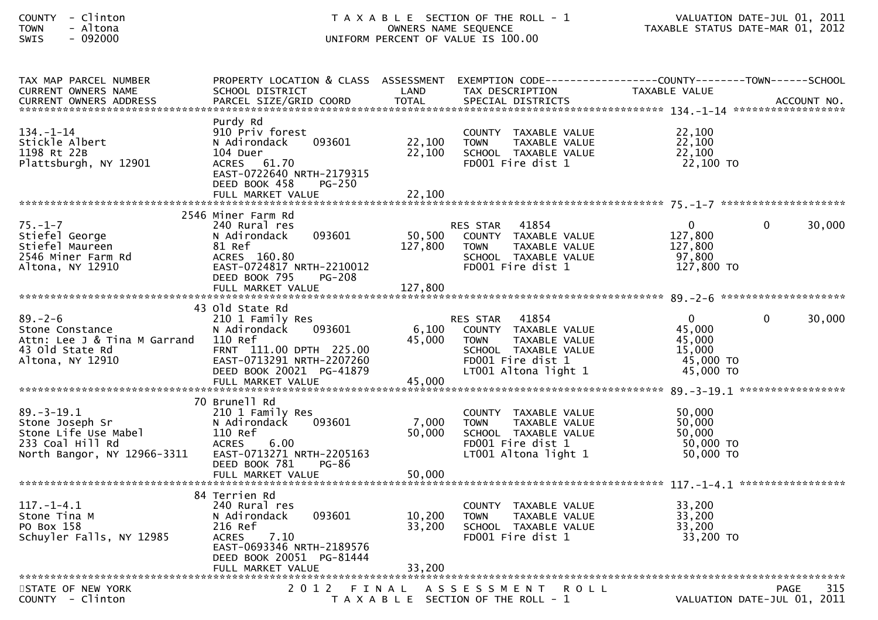COUNTY - Clinton
TOWN - Altona
SWIS - 092000

T A X A B L E SECTION OF THE ROLL - 1
OWNERS NAME SEQUENCE
UNIFORM PERCENT OF VALUE IS 100.00

VALUATION DATE-JUL 01, 2011
TAXABLE STATUS DATE-MAR 01, 2012

| TAX MAP PARCEL NUMBER / CURRENT OWNERS NAME / CURRENT OWNERS ADDRESS | PROPERTY LOCATION & CLASS / SCHOOL DISTRICT / PARCEL SIZE/GRID COORD | ASSESSMENT LAND / TOTAL | EXEMPTION CODE / TAX DESCRIPTION / SPECIAL DISTRICTS | COUNTY TAXABLE VALUE | TOWN | SCHOOL | ACCOUNT NO. |
|---|---|---|---|---|---|---|---|
| **134.-1-14** | Purdy Rd | | | | | | |
| 134.-1-14 | 910 Priv forest | | COUNTY TAXABLE VALUE | 22,100 | | | |
| Stickle Albert | N Adirondack 093601 | 22,100 | TOWN TAXABLE VALUE | 22,100 | | | |
| 1198 Rt 22B | 104 Duer | 22,100 | SCHOOL TAXABLE VALUE | 22,100 | | | |
| Plattsburgh, NY 12901 | ACRES 61.70 | | FD001 Fire dist 1 | 22,100 TO | | | |
| | EAST-0722640 NRTH-2179315 | | | | | | |
| | DEED BOOK 458 PG-250 | | | | | | |
| | FULL MARKET VALUE | 22,100 | | | | | |
| **75.-1-7** | 2546 Miner Farm Rd | | | | | | |
| 75.-1-7 | 240 Rural res | | RES STAR 41854 | 0 | 0 | 30,000 | |
| Stiefel George | N Adirondack 093601 | 50,500 | COUNTY TAXABLE VALUE | 127,800 | | | |
| Stiefel Maureen | 81 Ref | 127,800 | TOWN TAXABLE VALUE | 127,800 | | | |
| 2546 Miner Farm Rd | ACRES 160.80 | | SCHOOL TAXABLE VALUE | 97,800 | | | |
| Altona, NY 12910 | EAST-0724817 NRTH-2210012 | | FD001 Fire dist 1 | 127,800 TO | | | |
| | DEED BOOK 795 PG-208 | | | | | | |
| | FULL MARKET VALUE | 127,800 | | | | | |
| **89.-2-6** | 43 Old State Rd | | | | | | |
| 89.-2-6 | 210 1 Family Res | | RES STAR 41854 | 0 | 0 | 30,000 | |
| Stone Constance | N Adirondack 093601 | 6,100 | COUNTY TAXABLE VALUE | 45,000 | | | |
| Attn: Lee J & Tina M Garrand | 110 Ref | 45,000 | TOWN TAXABLE VALUE | 45,000 | | | |
| 43 Old State Rd | FRNT 111.00 DPTH 225.00 | | SCHOOL TAXABLE VALUE | 15,000 | | | |
| Altona, NY 12910 | EAST-0713291 NRTH-2207260 | | FD001 Fire dist 1 | 45,000 TO | | | |
| | DEED BOOK 20021 PG-41879 | | LT001 Altona light 1 | 45,000 TO | | | |
| | FULL MARKET VALUE | 45,000 | | | | | |
| **89.-3-19.1** | 70 Brunell Rd | | | | | | |
| 89.-3-19.1 | 210 1 Family Res | | COUNTY TAXABLE VALUE | 50,000 | | | |
| Stone Joseph Sr | N Adirondack 093601 | 7,000 | TOWN TAXABLE VALUE | 50,000 | | | |
| Stone Life Use Mabel | 110 Ref | 50,000 | SCHOOL TAXABLE VALUE | 50,000 | | | |
| 233 Coal Hill Rd | ACRES 6.00 | | FD001 Fire dist 1 | 50,000 TO | | | |
| North Bangor, NY 12966-3311 | EAST-0713271 NRTH-2205163 | | LT001 Altona light 1 | 50,000 TO | | | |
| | DEED BOOK 781 PG-86 | | | | | | |
| | FULL MARKET VALUE | 50,000 | | | | | |
| **117.-1-4.1** | 84 Terrien Rd | | | | | | |
| 117.-1-4.1 | 240 Rural res | | COUNTY TAXABLE VALUE | 33,200 | | | |
| Stone Tina M | N Adirondack 093601 | 10,200 | TOWN TAXABLE VALUE | 33,200 | | | |
| PO Box 158 | 216 Ref | 33,200 | SCHOOL TAXABLE VALUE | 33,200 | | | |
| Schuyler Falls, NY 12985 | ACRES 7.10 | | FD001 Fire dist 1 | 33,200 TO | | | |
| | EAST-0693346 NRTH-2189576 | | | | | | |
| | DEED BOOK 20051 PG-81444 | | | | | | |
| | FULL MARKET VALUE | 33,200 | | | | | |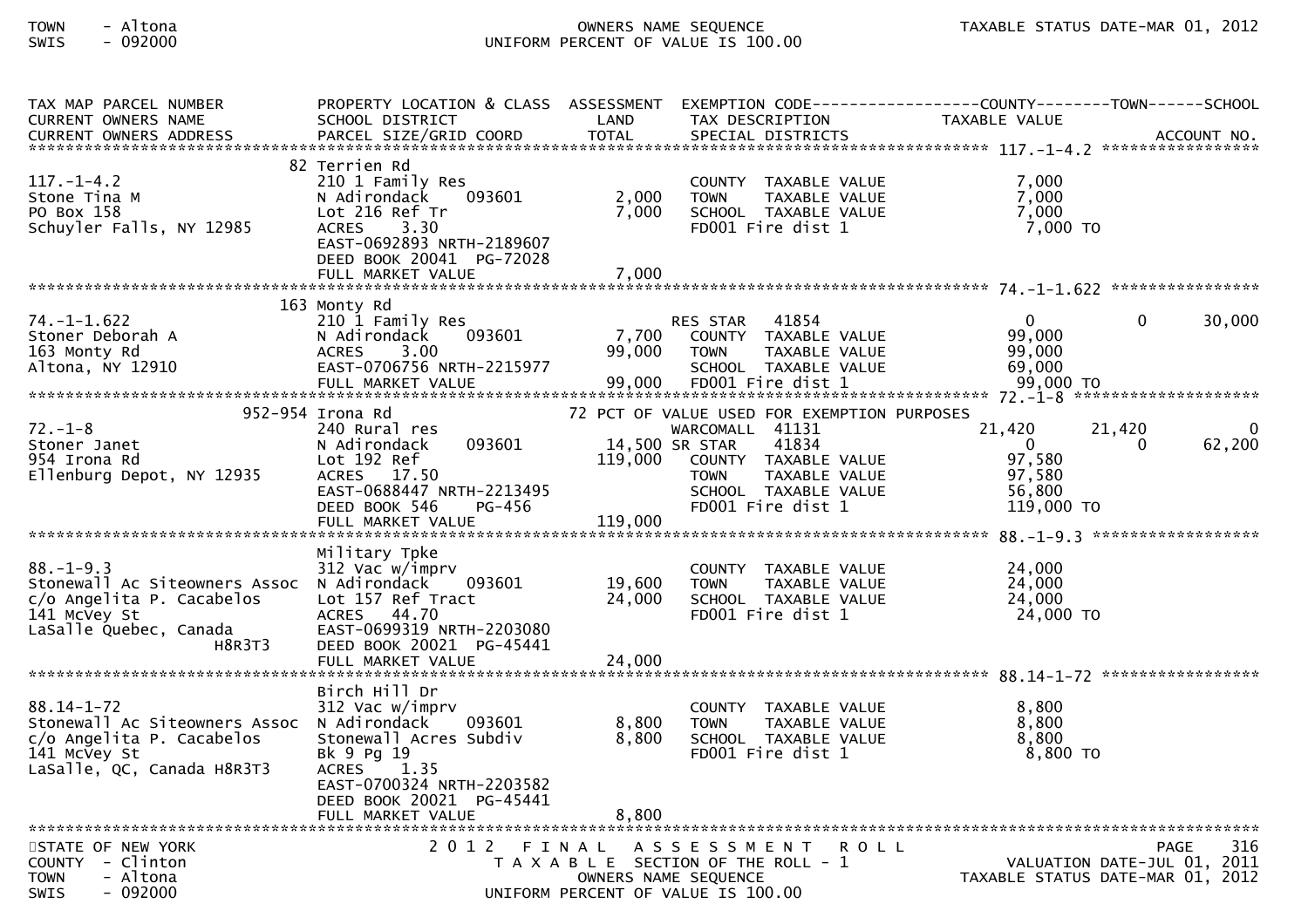| TAX MAP PARCEL NUMBER<br>CURRENT OWNERS NAME<br>CURRENT OWNERS ADDRESS | PROPERTY LOCATION & CLASS<br>SCHOOL DISTRICT<br>PARCEL SIZE/GRID COORD | ASSESSMENT<br>LAND<br>TOTAL | EXEMPTION CODE<br>TAX DESCRIPTION<br>SPECIAL DISTRICTS | COUNTY<br>TAXABLE VALUE | TOWN | SCHOOL<br>ACCOUNT NO. |
|---|---|---|---|---|---|---|
| **117.-1-4.2** | | | | | | |
| | 82 Terrien Rd | | | | | |
| 117.-1-4.2 | 210 1 Family Res | | COUNTY TAXABLE VALUE | 7,000 | | |
| Stone Tina M | N Adirondack 093601 | 2,000 | TOWN TAXABLE VALUE | 7,000 | | |
| PO Box 158 | Lot 216 Ref Tr | 7,000 | SCHOOL TAXABLE VALUE | 7,000 | | |
| Schuyler Falls, NY 12985 | ACRES 3.30 | | FD001 Fire dist 1 | 7,000 TO | | |
| | EAST-0692893 NRTH-2189607 | | | | | |
| | DEED BOOK 20041 PG-72028 | | | | | |
| | FULL MARKET VALUE | 7,000 | | | | |
| **74.-1-1.622** | | | | | | |
| | 163 Monty Rd | | | | | |
| 74.-1-1.622 | 210 1 Family Res | | RES STAR 41854 | 0 | 0 | 30,000 |
| Stoner Deborah A | N Adirondack 093601 | 7,700 | COUNTY TAXABLE VALUE | 99,000 | | |
| 163 Monty Rd | ACRES 3.00 | 99,000 | TOWN TAXABLE VALUE | 99,000 | | |
| Altona, NY 12910 | EAST-0706756 NRTH-2215977 | | SCHOOL TAXABLE VALUE | 69,000 | | |
| | FULL MARKET VALUE | 99,000 | FD001 Fire dist 1 | 99,000 TO | | |
| **72.-1-8** | | | | | | |
| | 952-954 Irona Rd | | 72 PCT OF VALUE USED FOR EXEMPTION PURPOSES | | | |
| 72.-1-8 | 240 Rural res | | WARCOMALL 41131 | 21,420 | 21,420 | 0 |
| Stoner Janet | N Adirondack 093601 | 14,500 | SR STAR 41834 | 0 | 0 | 62,200 |
| 954 Irona Rd | Lot 192 Ref | 119,000 | COUNTY TAXABLE VALUE | 97,580 | | |
| Ellenburg Depot, NY 12935 | ACRES 17.50 | | TOWN TAXABLE VALUE | 97,580 | | |
| | EAST-0688447 NRTH-2213495 | | SCHOOL TAXABLE VALUE | 56,800 | | |
| | DEED BOOK 546 PG-456 | | FD001 Fire dist 1 | 119,000 TO | | |
| | FULL MARKET VALUE | 119,000 | | | | |
| **88.-1-9.3** | | | | | | |
| | Military Tpke | | | | | |
| 88.-1-9.3 | 312 Vac w/imprv | | COUNTY TAXABLE VALUE | 24,000 | | |
| Stonewall Ac Siteowners Assoc | N Adirondack 093601 | 19,600 | TOWN TAXABLE VALUE | 24,000 | | |
| c/o Angelita P. Cacabelos | Lot 157 Ref Tract | 24,000 | SCHOOL TAXABLE VALUE | 24,000 | | |
| 141 McVey St | ACRES 44.70 | | FD001 Fire dist 1 | 24,000 TO | | |
| LaSalle Quebec, Canada H8R3T3 | EAST-0699319 NRTH-2203080 | | | | | |
| | DEED BOOK 20021 PG-45441 | | | | | |
| | FULL MARKET VALUE | 24,000 | | | | |
| **88.14-1-72** | | | | | | |
| | Birch Hill Dr | | | | | |
| 88.14-1-72 | 312 Vac w/imprv | | COUNTY TAXABLE VALUE | 8,800 | | |
| Stonewall Ac Siteowners Assoc | N Adirondack 093601 | 8,800 | TOWN TAXABLE VALUE | 8,800 | | |
| c/o Angelita P. Cacabelos | Stonewall Acres Subdiv | 8,800 | SCHOOL TAXABLE VALUE | 8,800 | | |
| 141 McVey St | Bk 9 Pg 19 | | FD001 Fire dist 1 | 8,800 TO | | |
| LaSalle, QC, Canada H8R3T3 | ACRES 1.35 | | | | | |
| | EAST-0700324 NRTH-2203582 | | | | | |
| | DEED BOOK 20021 PG-45441 | | | | | |
| | FULL MARKET VALUE | 8,800 | | | | |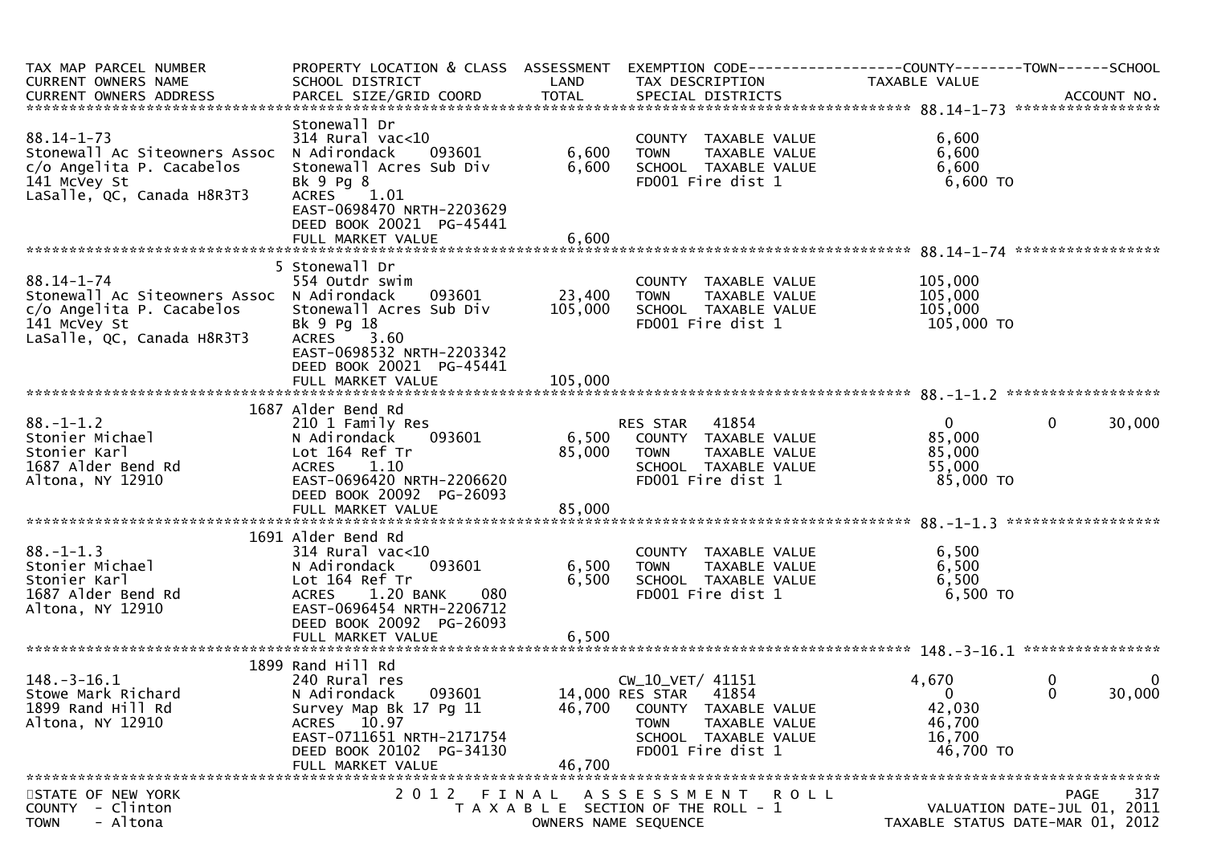| TAX MAP PARCEL NUMBER<br>CURRENT OWNERS NAME<br>CURRENT OWNERS ADDRESS | PROPERTY LOCATION & CLASS<br>SCHOOL DISTRICT<br>PARCEL SIZE/GRID COORD | ASSESSMENT<br>LAND<br>TOTAL | EXEMPTION CODE<br>TAX DESCRIPTION<br>SPECIAL DISTRICTS | COUNTY<br>TAXABLE VALUE | TOWN | SCHOOL<br>ACCOUNT NO. |
|---|---|---|---|---|---|---|
| **88.14-1-73** | | | | | | |
| | Stonewall Dr | | | | | |
| 88.14-1-73 | 314 Rural vac<10 | | COUNTY TAXABLE VALUE | 6,600 | | |
| Stonewall Ac Siteowners Assoc | N Adirondack 093601 | 6,600 | TOWN TAXABLE VALUE | 6,600 | | |
| c/o Angelita P. Cacabelos | Stonewall Acres Sub Div | 6,600 | SCHOOL TAXABLE VALUE | 6,600 | | |
| 141 McVey St | Bk 9 Pg 8 | | FD001 Fire dist 1 | 6,600 TO | | |
| LaSalle, QC, Canada H8R3T3 | ACRES 1.01 | | | | | |
| | EAST-0698470 NRTH-2203629 | | | | | |
| | DEED BOOK 20021 PG-45441 | | | | | |
| | FULL MARKET VALUE | 6,600 | | | | |
| **88.14-1-74** | | | | | | |
| | 5 Stonewall Dr | | | | | |
| 88.14-1-74 | 554 Outdr swim | | COUNTY TAXABLE VALUE | 105,000 | | |
| Stonewall Ac Siteowners Assoc | N Adirondack 093601 | 23,400 | TOWN TAXABLE VALUE | 105,000 | | |
| c/o Angelita P. Cacabelos | Stonewall Acres Sub Div | 105,000 | SCHOOL TAXABLE VALUE | 105,000 | | |
| 141 McVey St | Bk 9 Pg 18 | | FD001 Fire dist 1 | 105,000 TO | | |
| LaSalle, QC, Canada H8R3T3 | ACRES 3.60 | | | | | |
| | EAST-0698532 NRTH-2203342 | | | | | |
| | DEED BOOK 20021 PG-45441 | | | | | |
| | FULL MARKET VALUE | 105,000 | | | | |
| **88.-1-1.2** | | | | | | |
| | 1687 Alder Bend Rd | | | | | |
| 88.-1-1.2 | 210 1 Family Res | | RES STAR 41854 | 0 | 0 | 30,000 |
| Stonier Michael | N Adirondack 093601 | 6,500 | COUNTY TAXABLE VALUE | 85,000 | | |
| Stonier Karl | Lot 164 Ref Tr | 85,000 | TOWN TAXABLE VALUE | 85,000 | | |
| 1687 Alder Bend Rd | ACRES 1.10 | | SCHOOL TAXABLE VALUE | 55,000 | | |
| Altona, NY 12910 | EAST-0696420 NRTH-2206620 | | FD001 Fire dist 1 | 85,000 TO | | |
| | DEED BOOK 20092 PG-26093 | | | | | |
| | FULL MARKET VALUE | 85,000 | | | | |
| **88.-1-1.3** | | | | | | |
| | 1691 Alder Bend Rd | | | | | |
| 88.-1-1.3 | 314 Rural vac<10 | | COUNTY TAXABLE VALUE | 6,500 | | |
| Stonier Michael | N Adirondack 093601 | 6,500 | TOWN TAXABLE VALUE | 6,500 | | |
| Stonier Karl | Lot 164 Ref Tr | 6,500 | SCHOOL TAXABLE VALUE | 6,500 | | |
| 1687 Alder Bend Rd | ACRES 1.20 BANK 080 | | FD001 Fire dist 1 | 6,500 TO | | |
| Altona, NY 12910 | EAST-0696454 NRTH-2206712 | | | | | |
| | DEED BOOK 20092 PG-26093 | | | | | |
| | FULL MARKET VALUE | 6,500 | | | | |
| **148.-3-16.1** | | | | | | |
| | 1899 Rand Hill Rd | | | | | |
| 148.-3-16.1 | 240 Rural res | | CW_10_VET/ 41151 | 4,670 | 0 | 0 |
| Stowe Mark Richard | N Adirondack 093601 | 14,000 | RES STAR 41854 | 0 | 0 | 30,000 |
| 1899 Rand Hill Rd | Survey Map Bk 17 Pg 11 | 46,700 | COUNTY TAXABLE VALUE | 42,030 | | |
| Altona, NY 12910 | ACRES 10.97 | | TOWN TAXABLE VALUE | 46,700 | | |
| | EAST-0711651 NRTH-2171754 | | SCHOOL TAXABLE VALUE | 16,700 | | |
| | DEED BOOK 20102 PG-34130 | | FD001 Fire dist 1 | 46,700 TO | | |
| | FULL MARKET VALUE | 46,700 | | | | |

STATE OF NEW YORK
COUNTY - Clinton
TOWN - Altona

2012 FINAL ASSESSMENT ROLL
TAXABLE SECTION OF THE ROLL - 1
OWNERS NAME SEQUENCE

VALUATION DATE-JUL 01, 2011
TAXABLE STATUS DATE-MAR 01, 2012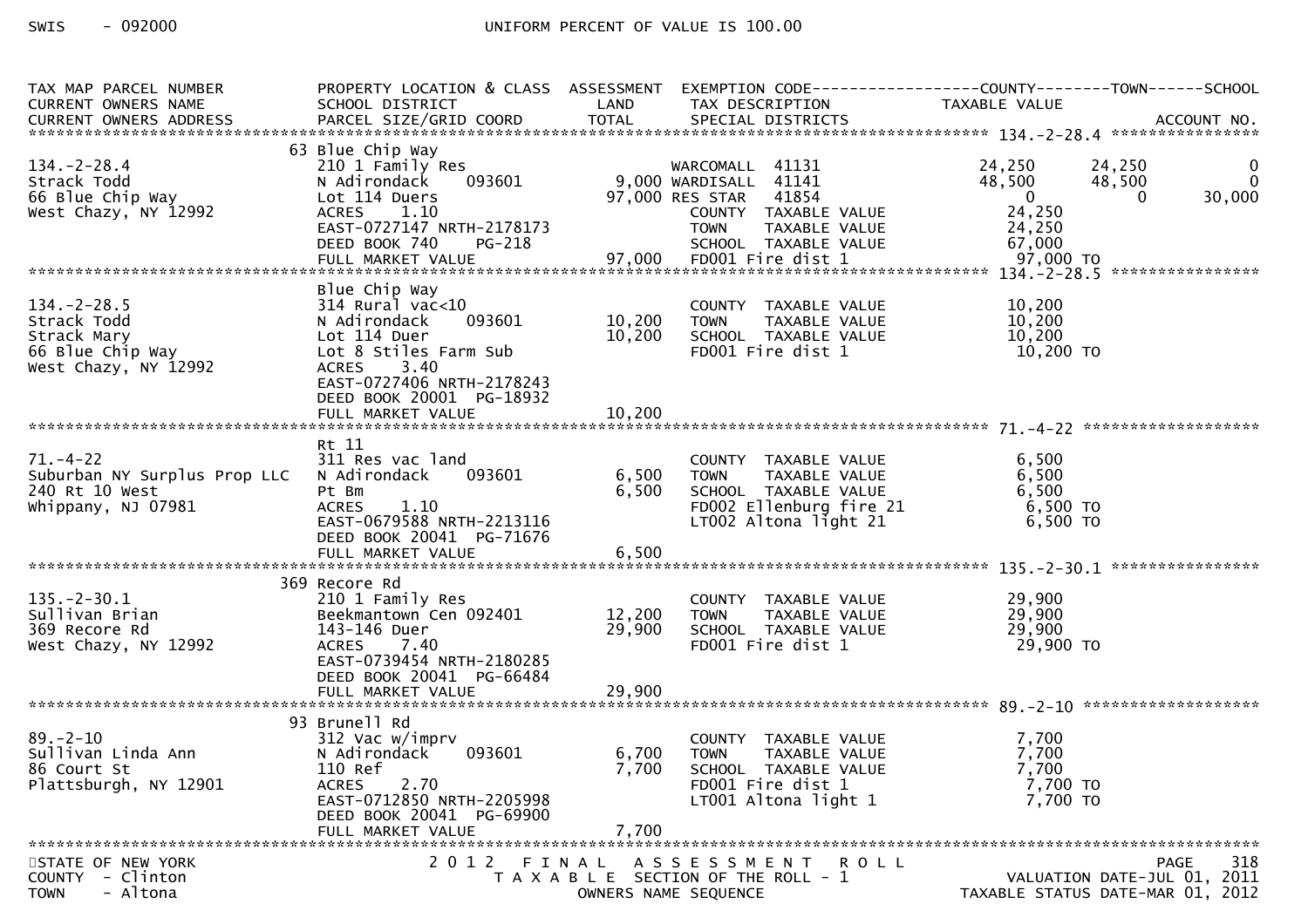SWIS - 092000 UNIFORM PERCENT OF VALUE IS 100.00

| TAX MAP PARCEL NUMBER / CURRENT OWNERS NAME / CURRENT OWNERS ADDRESS | PROPERTY LOCATION & CLASS / SCHOOL DISTRICT / PARCEL SIZE/GRID COORD | ASSESSMENT LAND | TOTAL | EXEMPTION CODE / TAX DESCRIPTION / SPECIAL DISTRICTS | COUNTY TAXABLE VALUE | TOWN | SCHOOL |
|---|---|---|---|---|---|---|---|
| **134.-2-28.4** | 63 Blue Chip Way | | | | | | |
| 134.-2-28.4 | 210 1 Family Res | | | WARCOMALL 41131 | 24,250 | 24,250 | 0 |
| Strack Todd | N Adirondack 093601 | 9,000 | | WARDISALL 41141 | 48,500 | 48,500 | 0 |
| 66 Blue Chip Way | Lot 114 Duers | | 97,000 | RES STAR 41854 | 0 | 0 | 30,000 |
| West Chazy, NY 12992 | ACRES 1.10 | | | COUNTY TAXABLE VALUE | 24,250 | | |
| | EAST-0727147 NRTH-2178173 | | | TOWN TAXABLE VALUE | 24,250 | | |
| | DEED BOOK 740 PG-218 | | | SCHOOL TAXABLE VALUE | 67,000 | | |
| | FULL MARKET VALUE | | 97,000 | FD001 Fire dist 1 | 97,000 TO | | |
| **134.-2-28.5** | Blue Chip Way | | | | | | |
| 134.-2-28.5 | 314 Rural vac<10 | | | COUNTY TAXABLE VALUE | 10,200 | | |
| Strack Todd | N Adirondack 093601 | 10,200 | | TOWN TAXABLE VALUE | 10,200 | | |
| Strack Mary | Lot 114 Duer | | 10,200 | SCHOOL TAXABLE VALUE | 10,200 | | |
| 66 Blue Chip Way | Lot 8 Stiles Farm Sub | | | FD001 Fire dist 1 | 10,200 TO | | |
| West Chazy, NY 12992 | ACRES 3.40 | | | | | | |
| | EAST-0727406 NRTH-2178243 | | | | | | |
| | DEED BOOK 20001 PG-18932 | | | | | | |
| | FULL MARKET VALUE | | 10,200 | | | | |
| **71.-4-22** | Rt 11 | | | | | | |
| 71.-4-22 | 311 Res vac land | | | COUNTY TAXABLE VALUE | 6,500 | | |
| Suburban NY Surplus Prop LLC | N Adirondack 093601 | 6,500 | | TOWN TAXABLE VALUE | 6,500 | | |
| 240 Rt 10 West | Pt Bm | | 6,500 | SCHOOL TAXABLE VALUE | 6,500 | | |
| Whippany, NJ 07981 | ACRES 1.10 | | | FD002 Ellenburg fire 21 | 6,500 TO | | |
| | EAST-0679588 NRTH-2213116 | | | LT002 Altona light 21 | 6,500 TO | | |
| | DEED BOOK 20041 PG-71676 | | | | | | |
| | FULL MARKET VALUE | | 6,500 | | | | |
| **135.-2-30.1** | 369 Recore Rd | | | | | | |
| 135.-2-30.1 | 210 1 Family Res | | | COUNTY TAXABLE VALUE | 29,900 | | |
| Sullivan Brian | Beekmantown Cen 092401 | 12,200 | | TOWN TAXABLE VALUE | 29,900 | | |
| 369 Recore Rd | 143-146 Duer | | 29,900 | SCHOOL TAXABLE VALUE | 29,900 | | |
| West Chazy, NY 12992 | ACRES 7.40 | | | FD001 Fire dist 1 | 29,900 TO | | |
| | EAST-0739454 NRTH-2180285 | | | | | | |
| | DEED BOOK 20041 PG-66484 | | | | | | |
| | FULL MARKET VALUE | | 29,900 | | | | |
| **89.-2-10** | 93 Brunell Rd | | | | | | |
| 89.-2-10 | 312 Vac w/imprv | | | COUNTY TAXABLE VALUE | 7,700 | | |
| Sullivan Linda Ann | N Adirondack 093601 | 6,700 | | TOWN TAXABLE VALUE | 7,700 | | |
| 86 Court St | 110 Ref | | 7,700 | SCHOOL TAXABLE VALUE | 7,700 | | |
| Plattsburgh, NY 12901 | ACRES 2.70 | | | FD001 Fire dist 1 | 7,700 TO | | |
| | EAST-0712850 NRTH-2205998 | | | LT001 Altona light 1 | 7,700 TO | | |
| | DEED BOOK 20041 PG-69900 | | | | | | |
| | FULL MARKET VALUE | | 7,700 | | | | |

STATE OF NEW YORK
COUNTY - Clinton
TOWN - Altona

2012 FINAL ASSESSMENT ROLL
TAXABLE SECTION OF THE ROLL - 1
OWNERS NAME SEQUENCE

VALUATION DATE-JUL 01, 2011
TAXABLE STATUS DATE-MAR 01, 2012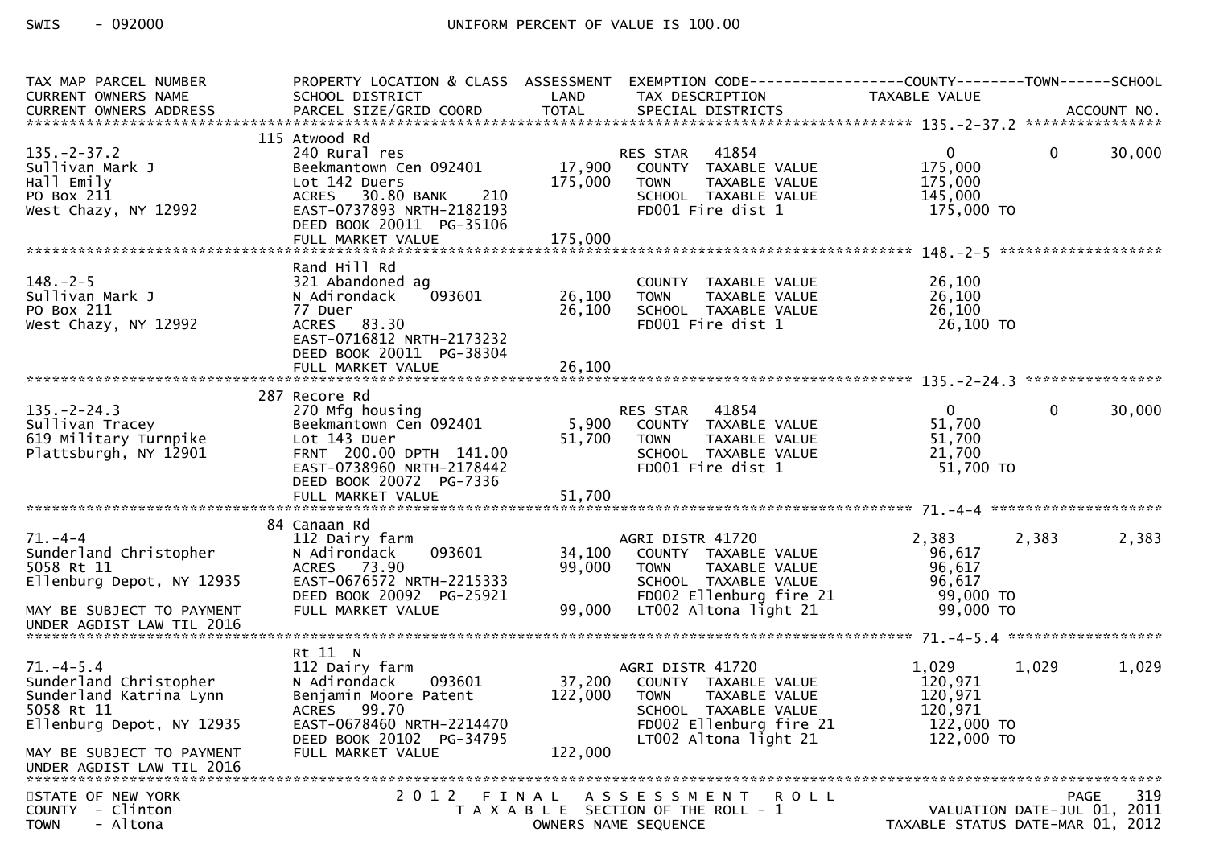SWIS - 092000 UNIFORM PERCENT OF VALUE IS 100.00

```
TAX MAP PARCEL NUMBER          PROPERTY LOCATION & CLASS  ASSESSMENT  EXEMPTION CODE-----------------COUNTY--------TOWN------SCHOOL
CURRENT OWNERS NAME            SCHOOL DISTRICT               LAND      TAX DESCRIPTION              TAXABLE VALUE
CURRENT OWNERS ADDRESS         PARCEL SIZE/GRID COORD        TOTAL     SPECIAL DISTRICTS                                     ACCOUNT NO.
******************************************************************************************************* 135.-2-37.2 ****************
                            115 Atwood Rd
135.-2-37.2                    240 Rural res                           RES STAR   41854                  0           0        30,000
Sullivan Mark J                Beekmantown Cen 092401     17,900       COUNTY  TAXABLE VALUE          175,000
Hall Emily                     Lot 142 Duers             175,000       TOWN    TAXABLE VALUE          175,000
PO Box 211                     ACRES   30.80 BANK    210               SCHOOL  TAXABLE VALUE          145,000
West Chazy, NY 12992           EAST-0737893 NRTH-2182193               FD001 Fire dist 1               175,000 TO
                               DEED BOOK 20011  PG-35106
                               FULL MARKET VALUE         175,000
******************************************************************************************************* 148.-2-5 *******************
                               Rand Hill Rd
148.-2-5                       321 Abandoned ag                        COUNTY  TAXABLE VALUE           26,100
Sullivan Mark J                N Adirondack    093601     26,100       TOWN    TAXABLE VALUE           26,100
PO Box 211                     77 Duer                    26,100       SCHOOL  TAXABLE VALUE           26,100
West Chazy, NY 12992           ACRES   83.30                           FD001 Fire dist 1                26,100 TO
                               EAST-0716812 NRTH-2173232
                               DEED BOOK 20011  PG-38304
                               FULL MARKET VALUE          26,100
******************************************************************************************************* 135.-2-24.3 ****************
                            287 Recore Rd
135.-2-24.3                    270 Mfg housing                         RES STAR   41854                  0           0        30,000
Sullivan Tracey                Beekmantown Cen 092401      5,900       COUNTY  TAXABLE VALUE           51,700
619 Military Turnpike          Lot 143 Duer               51,700       TOWN    TAXABLE VALUE           51,700
Plattsburgh, NY 12901          FRNT  200.00 DPTH 141.00                SCHOOL  TAXABLE VALUE           21,700
                               EAST-0738960 NRTH-2178442               FD001 Fire dist 1                51,700 TO
                               DEED BOOK 20072  PG-7336
                               FULL MARKET VALUE          51,700
******************************************************************************************************* 71.-4-4 ********************
                             84 Canaan Rd
71.-4-4                        112 Dairy farm                          AGRI DISTR 41720              2,383       2,383         2,383
Sunderland Christopher         N Adirondack    093601     34,100       COUNTY  TAXABLE VALUE           96,617
5058 Rt 11                     ACRES   73.90              99,000       TOWN    TAXABLE VALUE           96,617
Ellenburg Depot, NY 12935      EAST-0676572 NRTH-2215333               SCHOOL  TAXABLE VALUE           96,617
                               DEED BOOK 20092  PG-25921               FD002 Ellenburg fire 21          99,000 TO
MAY BE SUBJECT TO PAYMENT      FULL MARKET VALUE          99,000       LT002 Altona light 21            99,000 TO
UNDER AGDIST LAW TIL 2016
******************************************************************************************************* 71.-4-5.4 ******************
                               Rt 11  N
71.-4-5.4                      112 Dairy farm                          AGRI DISTR 41720              1,029       1,029         1,029
Sunderland Christopher         N Adirondack    093601     37,200       COUNTY  TAXABLE VALUE          120,971
Sunderland Katrina Lynn        Benjamin Moore Patent     122,000       TOWN    TAXABLE VALUE          120,971
5058 Rt 11                     ACRES   99.70                           SCHOOL  TAXABLE VALUE          120,971
Ellenburg Depot, NY 12935      EAST-0678460 NRTH-2214470               FD002 Ellenburg fire 21         122,000 TO
                               DEED BOOK 20102  PG-34795               LT002 Altona light 21           122,000 TO
MAY BE SUBJECT TO PAYMENT      FULL MARKET VALUE         122,000
UNDER AGDIST LAW TIL 2016
************************************************************************************************************************************
```

STATE OF NEW YORK
COUNTY - Clinton
TOWN - Altona

2 0 1 2 F I N A L A S S E S S M E N T R O L L
T A X A B L E SECTION OF THE ROLL - 1
OWNERS NAME SEQUENCE

VALUATION DATE-JUL 01, 2011
TAXABLE STATUS DATE-MAR 01, 2012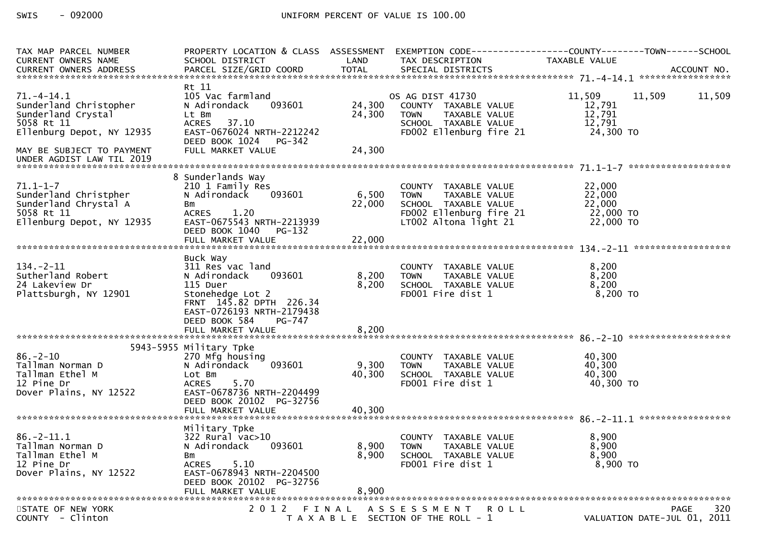SWIS - 092000 UNIFORM PERCENT OF VALUE IS 100.00

| TAX MAP PARCEL NUMBER<br>CURRENT OWNERS NAME<br>CURRENT OWNERS ADDRESS | PROPERTY LOCATION & CLASS<br>SCHOOL DISTRICT<br>PARCEL SIZE/GRID COORD | ASSESSMENT<br>LAND<br>TOTAL | EXEMPTION CODE<br>TAX DESCRIPTION<br>SPECIAL DISTRICTS | COUNTY<br>TAXABLE VALUE | TOWN | SCHOOL<br>ACCOUNT NO. |
|---|---|---|---|---|---|---|
| **71.-4-14.1** | | | | | | |
| | Rt 11 | | | | | |
| 71.-4-14.1 | 105 Vac farmland | | OS AG DIST 41730 | 11,509 | 11,509 | 11,509 |
| Sunderland Christopher | N Adirondack 093601 | 24,300 | COUNTY TAXABLE VALUE | 12,791 | | |
| Sunderland Crystal | Lt Bm | 24,300 | TOWN TAXABLE VALUE | 12,791 | | |
| 5058 Rt 11 | ACRES 37.10 | | SCHOOL TAXABLE VALUE | 12,791 | | |
| Ellenburg Depot, NY 12935 | EAST-0676024 NRTH-2212242 | | FD002 Ellenburg fire 21 | 24,300 TO | | |
| | DEED BOOK 1024 PG-342 | | | | | |
| MAY BE SUBJECT TO PAYMENT | FULL MARKET VALUE | 24,300 | | | | |
| UNDER AGDIST LAW TIL 2019 | | | | | | |
| **71.1-1-7** | | | | | | |
| | 8 Sunderlands Way | | | | | |
| 71.1-1-7 | 210 1 Family Res | | COUNTY TAXABLE VALUE | 22,000 | | |
| Sunderland Christpher | N Adirondack 093601 | 6,500 | TOWN TAXABLE VALUE | 22,000 | | |
| Sunderland Chrystal A | Bm | 22,000 | SCHOOL TAXABLE VALUE | 22,000 | | |
| 5058 Rt 11 | ACRES 1.20 | | FD002 Ellenburg fire 21 | 22,000 TO | | |
| Ellenburg Depot, NY 12935 | EAST-0675543 NRTH-2213939 | | LT002 Altona light 21 | 22,000 TO | | |
| | DEED BOOK 1040 PG-132 | | | | | |
| | FULL MARKET VALUE | 22,000 | | | | |
| **134.-2-11** | | | | | | |
| | Buck Way | | | | | |
| 134.-2-11 | 311 Res vac land | | COUNTY TAXABLE VALUE | 8,200 | | |
| Sutherland Robert | N Adirondack 093601 | 8,200 | TOWN TAXABLE VALUE | 8,200 | | |
| 24 Lakeview Dr | 115 Duer | 8,200 | SCHOOL TAXABLE VALUE | 8,200 | | |
| Plattsburgh, NY 12901 | Stonehedge Lot 2 | | FD001 Fire dist 1 | 8,200 TO | | |
| | FRNT 145.82 DPTH 226.34 | | | | | |
| | EAST-0726193 NRTH-2179438 | | | | | |
| | DEED BOOK 584 PG-747 | | | | | |
| | FULL MARKET VALUE | 8,200 | | | | |
| **86.-2-10** | | | | | | |
| | 5943-5955 Military Tpke | | | | | |
| 86.-2-10 | 270 Mfg housing | | COUNTY TAXABLE VALUE | 40,300 | | |
| Tallman Norman D | N Adirondack 093601 | 9,300 | TOWN TAXABLE VALUE | 40,300 | | |
| Tallman Ethel M | Lot Bm | 40,300 | SCHOOL TAXABLE VALUE | 40,300 | | |
| 12 Pine Dr | ACRES 5.70 | | FD001 Fire dist 1 | 40,300 TO | | |
| Dover Plains, NY 12522 | EAST-0678736 NRTH-2204499 | | | | | |
| | DEED BOOK 20102 PG-32756 | | | | | |
| | FULL MARKET VALUE | 40,300 | | | | |
| **86.-2-11.1** | | | | | | |
| | Military Tpke | | | | | |
| 86.-2-11.1 | 322 Rural vac>10 | | COUNTY TAXABLE VALUE | 8,900 | | |
| Tallman Norman D | N Adirondack 093601 | 8,900 | TOWN TAXABLE VALUE | 8,900 | | |
| Tallman Ethel M | Bm | 8,900 | SCHOOL TAXABLE VALUE | 8,900 | | |
| 12 Pine Dr | ACRES 5.10 | | FD001 Fire dist 1 | 8,900 TO | | |
| Dover Plains, NY 12522 | EAST-0678943 NRTH-2204500 | | | | | |
| | DEED BOOK 20102 PG-32756 | | | | | |
| | FULL MARKET VALUE | 8,900 | | | | |

STATE OF NEW YORK 2012 FINAL ASSESSMENT ROLL PAGE 320
COUNTY - Clinton TAXABLE SECTION OF THE ROLL - 1 VALUATION DATE-JUL 01, 2011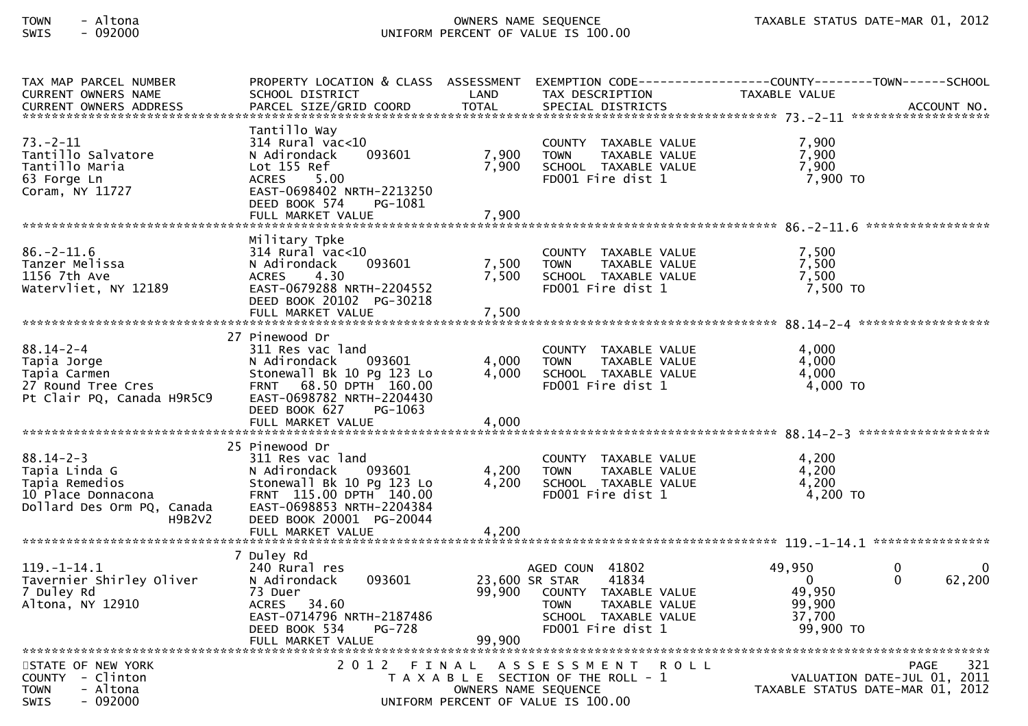| TAX MAP PARCEL NUMBER<br>CURRENT OWNERS NAME<br>CURRENT OWNERS ADDRESS | PROPERTY LOCATION & CLASS<br>SCHOOL DISTRICT<br>PARCEL SIZE/GRID COORD | ASSESSMENT<br>LAND<br>TOTAL | EXEMPTION CODE<br>TAX DESCRIPTION<br>SPECIAL DISTRICTS | COUNTY<br>TAXABLE VALUE | TOWN | SCHOOL<br>ACCOUNT NO. |
|---|---|---|---|---|---|---|
| **73.-2-11** | Tantillo Way | | | | | |
| 73.-2-11 | 314 Rural vac<10 | | COUNTY TAXABLE VALUE | 7,900 | | |
| Tantillo Salvatore | N Adirondack 093601 | 7,900 | TOWN TAXABLE VALUE | 7,900 | | |
| Tantillo Maria | Lot 155 Ref | 7,900 | SCHOOL TAXABLE VALUE | 7,900 | | |
| 63 Forge Ln | ACRES 5.00 | | FD001 Fire dist 1 | 7,900 TO | | |
| Coram, NY 11727 | EAST-0698402 NRTH-2213250 | | | | | |
| | DEED BOOK 574 PG-1081 | | | | | |
| | FULL MARKET VALUE | 7,900 | | | | |
| **86.-2-11.6** | Military Tpke | | | | | |
| 86.-2-11.6 | 314 Rural vac<10 | | COUNTY TAXABLE VALUE | 7,500 | | |
| Tanzer Melissa | N Adirondack 093601 | 7,500 | TOWN TAXABLE VALUE | 7,500 | | |
| 1156 7th Ave | ACRES 4.30 | 7,500 | SCHOOL TAXABLE VALUE | 7,500 | | |
| Watervliet, NY 12189 | EAST-0679288 NRTH-2204552 | | FD001 Fire dist 1 | 7,500 TO | | |
| | DEED BOOK 20102 PG-30218 | | | | | |
| | FULL MARKET VALUE | 7,500 | | | | |
| **88.14-2-4** | 27 Pinewood Dr | | | | | |
| 88.14-2-4 | 311 Res vac land | | COUNTY TAXABLE VALUE | 4,000 | | |
| Tapia Jorge | N Adirondack 093601 | 4,000 | TOWN TAXABLE VALUE | 4,000 | | |
| Tapia Carmen | Stonewall Bk 10 Pg 123 Lo | 4,000 | SCHOOL TAXABLE VALUE | 4,000 | | |
| 27 Round Tree Cres | FRNT 68.50 DPTH 160.00 | | FD001 Fire dist 1 | 4,000 TO | | |
| Pt Clair PQ, Canada H9R5C9 | EAST-0698782 NRTH-2204430 | | | | | |
| | DEED BOOK 627 PG-1063 | | | | | |
| | FULL MARKET VALUE | 4,000 | | | | |
| **88.14-2-3** | 25 Pinewood Dr | | | | | |
| 88.14-2-3 | 311 Res vac land | | COUNTY TAXABLE VALUE | 4,200 | | |
| Tapia Linda G | N Adirondack 093601 | 4,200 | TOWN TAXABLE VALUE | 4,200 | | |
| Tapia Remedios | Stonewall Bk 10 Pg 123 Lo | 4,200 | SCHOOL TAXABLE VALUE | 4,200 | | |
| 10 Place Donnacona | FRNT 115.00 DPTH 140.00 | | FD001 Fire dist 1 | 4,200 TO | | |
| Dollard Des Orm PQ, Canada H9B2V2 | EAST-0698853 NRTH-2204384 | | | | | |
| | DEED BOOK 20001 PG-20044 | | | | | |
| | FULL MARKET VALUE | 4,200 | | | | |
| **119.-1-14.1** | 7 Duley Rd | | | | | |
| 119.-1-14.1 | 240 Rural res | | AGED COUN 41802 | 49,950 | 0 | 0 |
| Tavernier Shirley Oliver | N Adirondack 093601 | 23,600 | SR STAR 41834 | 0 | 0 | 62,200 |
| 7 Duley Rd | 73 Duer | 99,900 | COUNTY TAXABLE VALUE | 49,950 | | |
| Altona, NY 12910 | ACRES 34.60 | | TOWN TAXABLE VALUE | 99,900 | | |
| | EAST-0714796 NRTH-2187486 | | SCHOOL TAXABLE VALUE | 37,700 | | |
| | DEED BOOK 534 PG-728 | | FD001 Fire dist 1 | 99,900 TO | | |
| | FULL MARKET VALUE | 99,900 | | | | |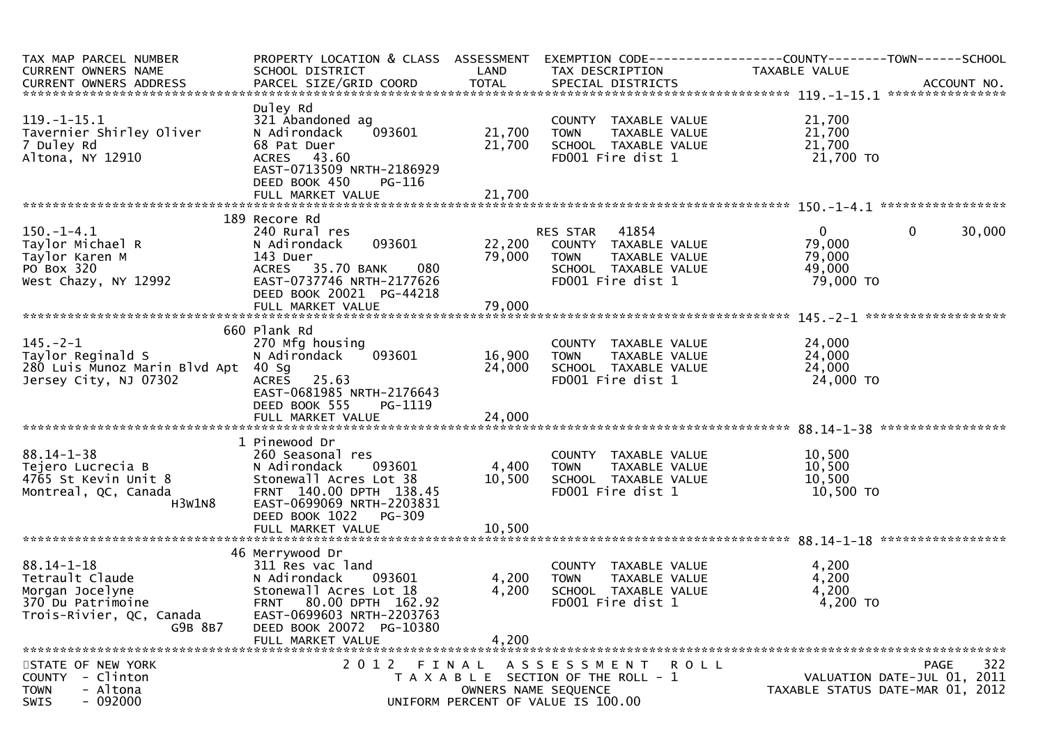| TAX MAP PARCEL NUMBER<br>CURRENT OWNERS NAME<br>CURRENT OWNERS ADDRESS | PROPERTY LOCATION & CLASS<br>SCHOOL DISTRICT<br>PARCEL SIZE/GRID COORD | ASSESSMENT<br>LAND<br>TOTAL | EXEMPTION CODE<br>TAX DESCRIPTION<br>SPECIAL DISTRICTS | COUNTY<br>TAXABLE VALUE | TOWN | SCHOOL<br>ACCOUNT NO. |
|---|---|---|---|---|---|---|
| **119.-1-15.1** | | | | | | |
| 119.-1-15.1 | Duley Rd | | | | | |
| Tavernier Shirley Oliver | 321 Abandoned ag | | COUNTY TAXABLE VALUE | 21,700 | | |
| 7 Duley Rd | N Adirondack 093601 | 21,700 | TOWN TAXABLE VALUE | 21,700 | | |
| Altona, NY 12910 | 68 Pat Duer | 21,700 | SCHOOL TAXABLE VALUE | 21,700 | | |
| | ACRES 43.60 | | FD001 Fire dist 1 | 21,700 TO | | |
| | EAST-0713509 NRTH-2186929 | | | | | |
| | DEED BOOK 450 PG-116 | | | | | |
| | FULL MARKET VALUE | 21,700 | | | | |
| **150.-1-4.1** | | | | | | |
| | 189 Recore Rd | | | | | |
| 150.-1-4.1 | 240 Rural res | | RES STAR 41854 | 0 | 0 | 30,000 |
| Taylor Michael R | N Adirondack 093601 | 22,200 | COUNTY TAXABLE VALUE | 79,000 | | |
| Taylor Karen M | 143 Duer | 79,000 | TOWN TAXABLE VALUE | 79,000 | | |
| PO Box 320 | ACRES 35.70 BANK 080 | | SCHOOL TAXABLE VALUE | 49,000 | | |
| West Chazy, NY 12992 | EAST-0737746 NRTH-2177626 | | FD001 Fire dist 1 | 79,000 TO | | |
| | DEED BOOK 20021 PG-44218 | | | | | |
| | FULL MARKET VALUE | 79,000 | | | | |
| **145.-2-1** | | | | | | |
| | 660 Plank Rd | | | | | |
| 145.-2-1 | 270 Mfg housing | | COUNTY TAXABLE VALUE | 24,000 | | |
| Taylor Reginald S | N Adirondack 093601 | 16,900 | TOWN TAXABLE VALUE | 24,000 | | |
| 280 Luis Munoz Marin Blvd Apt | 40 Sg | 24,000 | SCHOOL TAXABLE VALUE | 24,000 | | |
| Jersey City, NJ 07302 | ACRES 25.63 | | FD001 Fire dist 1 | 24,000 TO | | |
| | EAST-0681985 NRTH-2176643 | | | | | |
| | DEED BOOK 555 PG-1119 | | | | | |
| | FULL MARKET VALUE | 24,000 | | | | |
| **88.14-1-38** | | | | | | |
| | 1 Pinewood Dr | | | | | |
| 88.14-1-38 | 260 Seasonal res | | COUNTY TAXABLE VALUE | 10,500 | | |
| Tejero Lucrecia B | N Adirondack 093601 | 4,400 | TOWN TAXABLE VALUE | 10,500 | | |
| 4765 St Kevin Unit 8 | Stonewall Acres Lot 38 | 10,500 | SCHOOL TAXABLE VALUE | 10,500 | | |
| Montreal, QC, Canada | FRNT 140.00 DPTH 138.45 | | FD001 Fire dist 1 | 10,500 TO | | |
| H3W1N8 | EAST-0699069 NRTH-2203831 | | | | | |
| | DEED BOOK 1022 PG-309 | | | | | |
| | FULL MARKET VALUE | 10,500 | | | | |
| **88.14-1-18** | | | | | | |
| | 46 Merrywood Dr | | | | | |
| 88.14-1-18 | 311 Res vac land | | COUNTY TAXABLE VALUE | 4,200 | | |
| Tetrault Claude | N Adirondack 093601 | 4,200 | TOWN TAXABLE VALUE | 4,200 | | |
| Morgan Jocelyne | Stonewall Acres Lot 18 | 4,200 | SCHOOL TAXABLE VALUE | 4,200 | | |
| 370 Du Patrimoine | FRNT 80.00 DPTH 162.92 | | FD001 Fire dist 1 | 4,200 TO | | |
| Trois-Rivier, QC, Canada | EAST-0699603 NRTH-2203763 | | | | | |
| G9B 8B7 | DEED BOOK 20072 PG-10380 | | | | | |
| | FULL MARKET VALUE | 4,200 | | | | |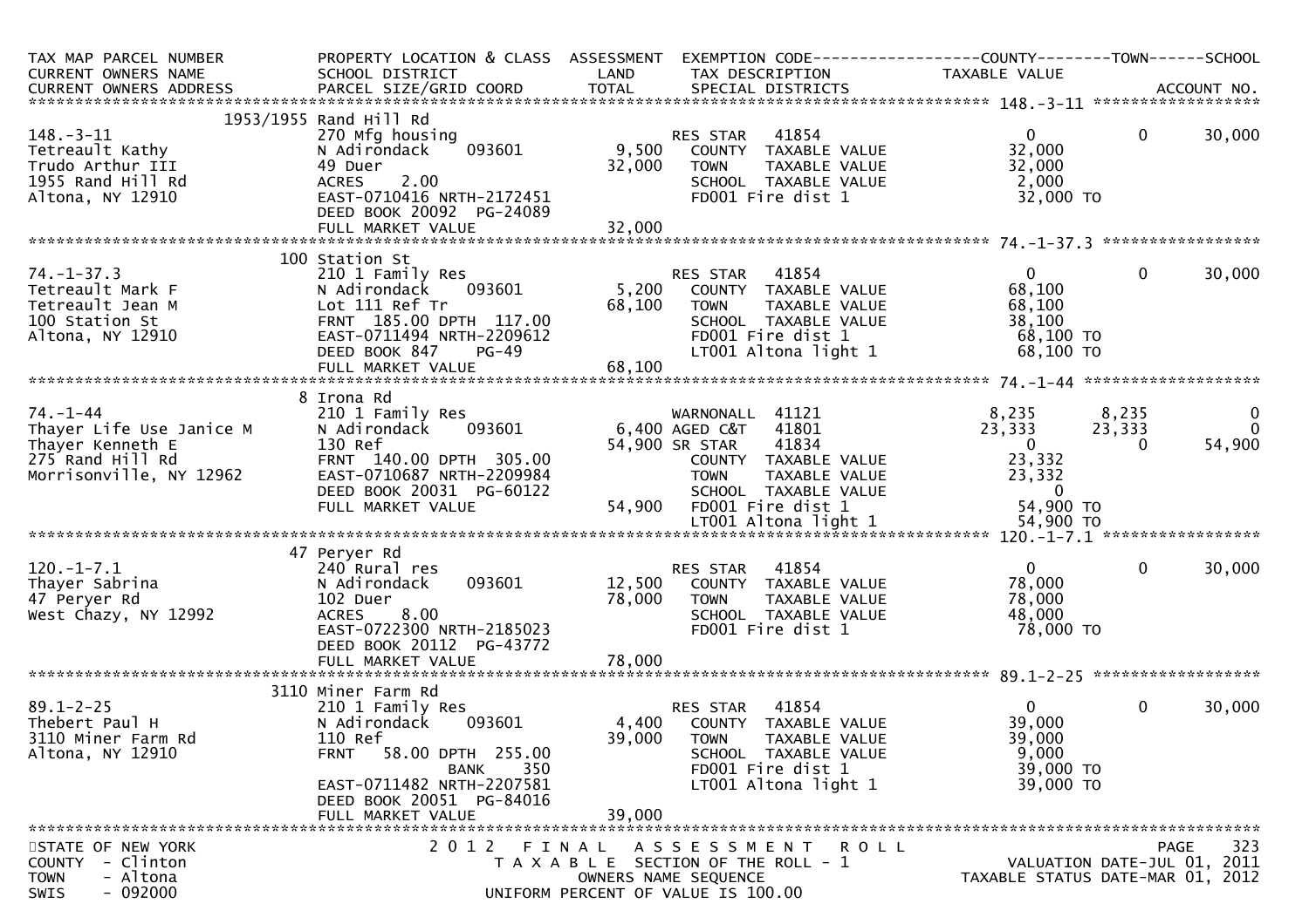| TAX MAP PARCEL NUMBER<br>CURRENT OWNERS NAME<br>CURRENT OWNERS ADDRESS | PROPERTY LOCATION & CLASS<br>SCHOOL DISTRICT<br>PARCEL SIZE/GRID COORD | ASSESSMENT<br>LAND<br>TOTAL | EXEMPTION CODE<br>TAX DESCRIPTION<br>SPECIAL DISTRICTS | COUNTY<br>TAXABLE VALUE | TOWN | SCHOOL<br>ACCOUNT NO. |
|---|---|---|---|---|---|---|
| **148.-3-11** | 1953/1955 Rand Hill Rd | | | | | |
| 148.-3-11 | 270 Mfg housing | | RES STAR 41854 | 0 | 0 | 30,000 |
| Tetreault Kathy | N Adirondack 093601 | 9,500 | COUNTY TAXABLE VALUE | 32,000 | | |
| Trudo Arthur III | 49 Duer | 32,000 | TOWN TAXABLE VALUE | 32,000 | | |
| 1955 Rand Hill Rd | ACRES 2.00 | | SCHOOL TAXABLE VALUE | 2,000 | | |
| Altona, NY 12910 | EAST-0710416 NRTH-2172451 | | FD001 Fire dist 1 | 32,000 TO | | |
| | DEED BOOK 20092 PG-24089 | | | | | |
| | FULL MARKET VALUE | 32,000 | | | | |
| **74.-1-37.3** | 100 Station St | | | | | |
| 74.-1-37.3 | 210 1 Family Res | | RES STAR 41854 | 0 | 0 | 30,000 |
| Tetreault Mark F | N Adirondack 093601 | 5,200 | COUNTY TAXABLE VALUE | 68,100 | | |
| Tetreault Jean M | Lot 111 Ref Tr | 68,100 | TOWN TAXABLE VALUE | 68,100 | | |
| 100 Station St | FRNT 185.00 DPTH 117.00 | | SCHOOL TAXABLE VALUE | 38,100 | | |
| Altona, NY 12910 | EAST-0711494 NRTH-2209612 | | FD001 Fire dist 1 | 68,100 TO | | |
| | DEED BOOK 847 PG-49 | | LT001 Altona light 1 | 68,100 TO | | |
| | FULL MARKET VALUE | 68,100 | | | | |
| **74.-1-44** | 8 Irona Rd | | | | | |
| 74.-1-44 | 210 1 Family Res | | WARNONALL 41121 | 8,235 | 8,235 | 0 |
| Thayer Life Use Janice M | N Adirondack 093601 | 6,400 | AGED C&T 41801 | 23,333 | 23,333 | 0 |
| Thayer Kenneth E | 130 Ref | 54,900 | SR STAR 41834 | 0 | 0 | 54,900 |
| 275 Rand Hill Rd | FRNT 140.00 DPTH 305.00 | | COUNTY TAXABLE VALUE | 23,332 | | |
| Morrisonville, NY 12962 | EAST-0710687 NRTH-2209984 | | TOWN TAXABLE VALUE | 23,332 | | |
| | DEED BOOK 20031 PG-60122 | | SCHOOL TAXABLE VALUE | 0 | | |
| | FULL MARKET VALUE | 54,900 | FD001 Fire dist 1 | 54,900 TO | | |
| | | | LT001 Altona light 1 | 54,900 TO | | |
| **120.-1-7.1** | 47 Peryer Rd | | | | | |
| 120.-1-7.1 | 240 Rural res | | RES STAR 41854 | 0 | 0 | 30,000 |
| Thayer Sabrina | N Adirondack 093601 | 12,500 | COUNTY TAXABLE VALUE | 78,000 | | |
| 47 Peryer Rd | 102 Duer | 78,000 | TOWN TAXABLE VALUE | 78,000 | | |
| West Chazy, NY 12992 | ACRES 8.00 | | SCHOOL TAXABLE VALUE | 48,000 | | |
| | EAST-0722300 NRTH-2185023 | | FD001 Fire dist 1 | 78,000 TO | | |
| | DEED BOOK 20112 PG-43772 | | | | | |
| | FULL MARKET VALUE | 78,000 | | | | |
| **89.1-2-25** | 3110 Miner Farm Rd | | | | | |
| 89.1-2-25 | 210 1 Family Res | | RES STAR 41854 | 0 | 0 | 30,000 |
| Thebert Paul H | N Adirondack 093601 | 4,400 | COUNTY TAXABLE VALUE | 39,000 | | |
| 3110 Miner Farm Rd | 110 Ref | 39,000 | TOWN TAXABLE VALUE | 39,000 | | |
| Altona, NY 12910 | FRNT 58.00 DPTH 255.00 | | SCHOOL TAXABLE VALUE | 9,000 | | |
| | BANK 350 | | FD001 Fire dist 1 | 39,000 TO | | |
| | EAST-0711482 NRTH-2207581 | | LT001 Altona light 1 | 39,000 TO | | |
| | DEED BOOK 20051 PG-84016 | | | | | |
| | FULL MARKET VALUE | 39,000 | | | | |

STATE OF NEW YORK
COUNTY - Clinton
TOWN - Altona
SWIS - 092000

2012 FINAL ASSESSMENT ROLL
TAXABLE SECTION OF THE ROLL - 1
OWNERS NAME SEQUENCE
UNIFORM PERCENT OF VALUE IS 100.00

VALUATION DATE-JUL 01, 2011
TAXABLE STATUS DATE-MAR 01, 2012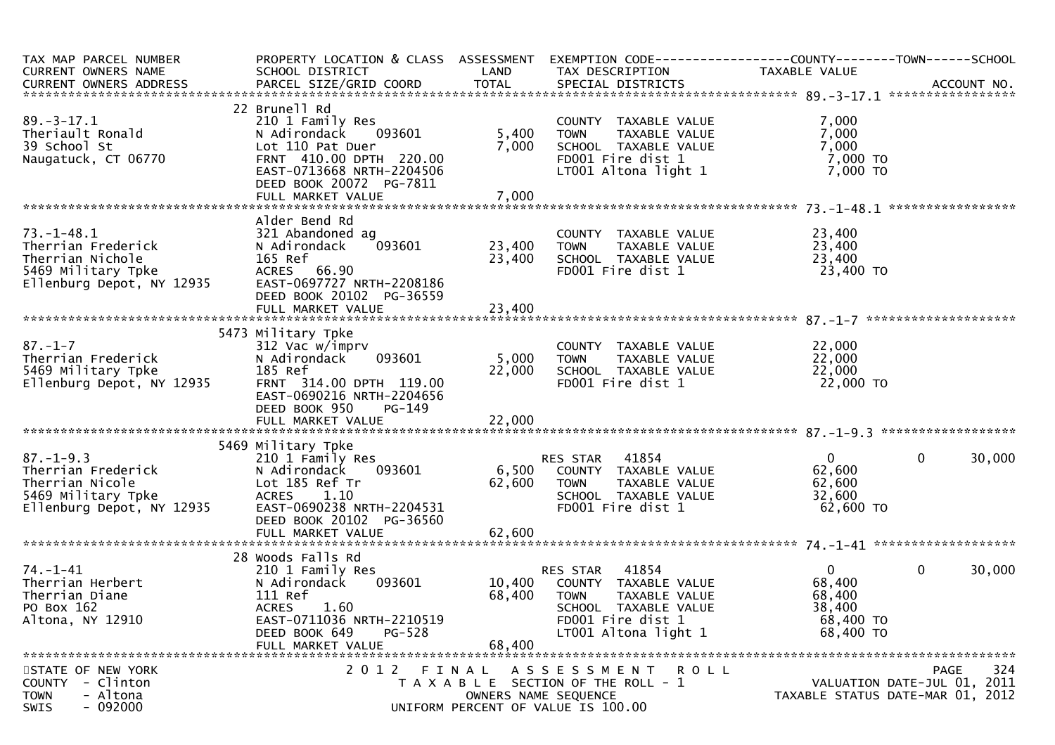| TAX MAP PARCEL NUMBER<br>CURRENT OWNERS NAME<br>CURRENT OWNERS ADDRESS | PROPERTY LOCATION & CLASS<br>SCHOOL DISTRICT<br>PARCEL SIZE/GRID COORD | ASSESSMENT<br>LAND<br>TOTAL | EXEMPTION CODE<br>TAX DESCRIPTION<br>SPECIAL DISTRICTS | COUNTY<br>TAXABLE VALUE | TOWN | SCHOOL<br>ACCOUNT NO. |
|---|---|---|---|---|---|---|
| **89.-3-17.1** | 22 Brunell Rd | | | | | |
| 89.-3-17.1 | 210 1 Family Res | | COUNTY TAXABLE VALUE | 7,000 | | |
| Theriault Ronald | N Adirondack 093601 | 5,400 | TOWN TAXABLE VALUE | 7,000 | | |
| 39 School St | Lot 110 Pat Duer | 7,000 | SCHOOL TAXABLE VALUE | 7,000 | | |
| Naugatuck, CT 06770 | FRNT 410.00 DPTH 220.00 | | FD001 Fire dist 1 | 7,000 TO | | |
| | EAST-0713668 NRTH-2204506 | | LT001 Altona light 1 | 7,000 TO | | |
| | DEED BOOK 20072 PG-7811 | | | | | |
| | FULL MARKET VALUE | 7,000 | | | | |
| **73.-1-48.1** | Alder Bend Rd | | | | | |
| 73.-1-48.1 | 321 Abandoned ag | | COUNTY TAXABLE VALUE | 23,400 | | |
| Therrian Frederick | N Adirondack 093601 | 23,400 | TOWN TAXABLE VALUE | 23,400 | | |
| Therrian Nichole | 165 Ref | 23,400 | SCHOOL TAXABLE VALUE | 23,400 | | |
| 5469 Military Tpke | ACRES 66.90 | | FD001 Fire dist 1 | 23,400 TO | | |
| Ellenburg Depot, NY 12935 | EAST-0697727 NRTH-2208186 | | | | | |
| | DEED BOOK 20102 PG-36559 | | | | | |
| | FULL MARKET VALUE | 23,400 | | | | |
| **87.-1-7** | 5473 Military Tpke | | | | | |
| 87.-1-7 | 312 Vac w/imprv | | COUNTY TAXABLE VALUE | 22,000 | | |
| Therrian Frederick | N Adirondack 093601 | 5,000 | TOWN TAXABLE VALUE | 22,000 | | |
| 5469 Military Tpke | 185 Ref | 22,000 | SCHOOL TAXABLE VALUE | 22,000 | | |
| Ellenburg Depot, NY 12935 | FRNT 314.00 DPTH 119.00 | | FD001 Fire dist 1 | 22,000 TO | | |
| | EAST-0690216 NRTH-2204656 | | | | | |
| | DEED BOOK 950 PG-149 | | | | | |
| | FULL MARKET VALUE | 22,000 | | | | |
| **87.-1-9.3** | 5469 Military Tpke | | | | | |
| 87.-1-9.3 | 210 1 Family Res | | RES STAR 41854 | 0 | 0 | 30,000 |
| Therrian Frederick | N Adirondack 093601 | 6,500 | COUNTY TAXABLE VALUE | 62,600 | | |
| Therrian Nicole | Lot 185 Ref Tr | 62,600 | TOWN TAXABLE VALUE | 62,600 | | |
| 5469 Military Tpke | ACRES 1.10 | | SCHOOL TAXABLE VALUE | 32,600 | | |
| Ellenburg Depot, NY 12935 | EAST-0690238 NRTH-2204531 | | FD001 Fire dist 1 | 62,600 TO | | |
| | DEED BOOK 20102 PG-36560 | | | | | |
| | FULL MARKET VALUE | 62,600 | | | | |
| **74.-1-41** | 28 Woods Falls Rd | | | | | |
| 74.-1-41 | 210 1 Family Res | | RES STAR 41854 | 0 | 0 | 30,000 |
| Therrian Herbert | N Adirondack 093601 | 10,400 | COUNTY TAXABLE VALUE | 68,400 | | |
| Therrian Diane | 111 Ref | 68,400 | TOWN TAXABLE VALUE | 68,400 | | |
| PO Box 162 | ACRES 1.60 | | SCHOOL TAXABLE VALUE | 38,400 | | |
| Altona, NY 12910 | EAST-0711036 NRTH-2210519 | | FD001 Fire dist 1 | 68,400 TO | | |
| | DEED BOOK 649 PG-528 | | LT001 Altona light 1 | 68,400 TO | | |
| | FULL MARKET VALUE | 68,400 | | | | |

STATE OF NEW YORK
COUNTY - Clinton
TOWN - Altona
SWIS - 092000

2012 FINAL ASSESSMENT ROLL
TAXABLE SECTION OF THE ROLL - 1
OWNERS NAME SEQUENCE
UNIFORM PERCENT OF VALUE IS 100.00

VALUATION DATE-JUL 01, 2011
TAXABLE STATUS DATE-MAR 01, 2012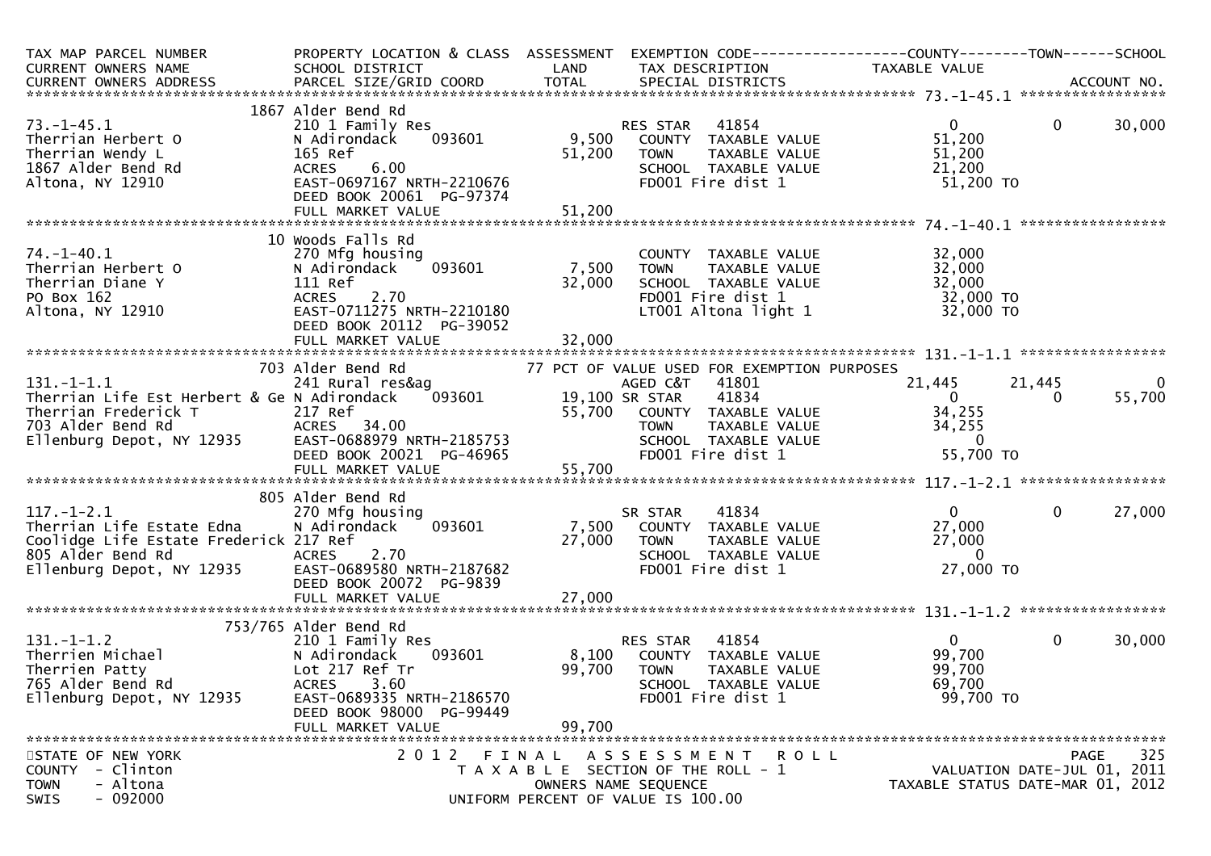| TAX MAP PARCEL NUMBER<br>CURRENT OWNERS NAME<br>CURRENT OWNERS ADDRESS | PROPERTY LOCATION & CLASS<br>SCHOOL DISTRICT<br>PARCEL SIZE/GRID COORD | ASSESSMENT<br>LAND<br>TOTAL | EXEMPTION CODE<br>TAX DESCRIPTION<br>SPECIAL DISTRICTS | COUNTY<br>TAXABLE VALUE | TOWN | SCHOOL<br>ACCOUNT NO. |
|---|---|---|---|---|---|---|
| **73.-1-45.1** | 1867 Alder Bend Rd | | | | | |
| 73.-1-45.1 | 210 1 Family Res | | RES STAR 41854 | 0 | 0 | 30,000 |
| Therrian Herbert O | N Adirondack 093601 | 9,500 | COUNTY TAXABLE VALUE | 51,200 | | |
| Therrian Wendy L | 165 Ref | 51,200 | TOWN TAXABLE VALUE | 51,200 | | |
| 1867 Alder Bend Rd | ACRES 6.00 | | SCHOOL TAXABLE VALUE | 21,200 | | |
| Altona, NY 12910 | EAST-0697167 NRTH-2210676 | | FD001 Fire dist 1 | 51,200 TO | | |
| | DEED BOOK 20061 PG-97374 | | | | | |
| | FULL MARKET VALUE | 51,200 | | | | |
| **74.-1-40.1** | 10 Woods Falls Rd | | | | | |
| 74.-1-40.1 | 270 Mfg housing | | COUNTY TAXABLE VALUE | 32,000 | | |
| Therrian Herbert O | N Adirondack 093601 | 7,500 | TOWN TAXABLE VALUE | 32,000 | | |
| Therrian Diane Y | 111 Ref | 32,000 | SCHOOL TAXABLE VALUE | 32,000 | | |
| PO Box 162 | ACRES 2.70 | | FD001 Fire dist 1 | 32,000 TO | | |
| Altona, NY 12910 | EAST-0711275 NRTH-2210180 | | LT001 Altona light 1 | 32,000 TO | | |
| | DEED BOOK 20112 PG-39052 | | | | | |
| | FULL MARKET VALUE | 32,000 | | | | |
| **131.-1-1.1** | 703 Alder Bend Rd | | 77 PCT OF VALUE USED FOR EXEMPTION PURPOSES | | | |
| 131.-1-1.1 | 241 Rural res&ag | | AGED C&T 41801 | 21,445 | 21,445 | 0 |
| Therrian Life Est Herbert & Ge | N Adirondack 093601 | 19,100 | SR STAR 41834 | 0 | 0 | 55,700 |
| Therrian Frederick T | 217 Ref | 55,700 | COUNTY TAXABLE VALUE | 34,255 | | |
| 703 Alder Bend Rd | ACRES 34.00 | | TOWN TAXABLE VALUE | 34,255 | | |
| Ellenburg Depot, NY 12935 | EAST-0688979 NRTH-2185753 | | SCHOOL TAXABLE VALUE | 0 | | |
| | DEED BOOK 20021 PG-46965 | | FD001 Fire dist 1 | 55,700 TO | | |
| | FULL MARKET VALUE | 55,700 | | | | |
| **117.-1-2.1** | 805 Alder Bend Rd | | | | | |
| 117.-1-2.1 | 270 Mfg housing | | SR STAR 41834 | 0 | 0 | 27,000 |
| Therrian Life Estate Edna | N Adirondack 093601 | 7,500 | COUNTY TAXABLE VALUE | 27,000 | | |
| Coolidge Life Estate Frederick | 217 Ref | 27,000 | TOWN TAXABLE VALUE | 27,000 | | |
| 805 Alder Bend Rd | ACRES 2.70 | | SCHOOL TAXABLE VALUE | 0 | | |
| Ellenburg Depot, NY 12935 | EAST-0689580 NRTH-2187682 | | FD001 Fire dist 1 | 27,000 TO | | |
| | DEED BOOK 20072 PG-9839 | | | | | |
| | FULL MARKET VALUE | 27,000 | | | | |
| **131.-1-1.2** | 753/765 Alder Bend Rd | | | | | |
| 131.-1-1.2 | 210 1 Family Res | | RES STAR 41854 | 0 | 0 | 30,000 |
| Therrien Michael | N Adirondack 093601 | 8,100 | COUNTY TAXABLE VALUE | 99,700 | | |
| Therrien Patty | Lot 217 Ref Tr | 99,700 | TOWN TAXABLE VALUE | 99,700 | | |
| 765 Alder Bend Rd | ACRES 3.60 | | SCHOOL TAXABLE VALUE | 69,700 | | |
| Ellenburg Depot, NY 12935 | EAST-0689335 NRTH-2186570 | | FD001 Fire dist 1 | 99,700 TO | | |
| | DEED BOOK 98000 PG-99449 | | | | | |
| | FULL MARKET VALUE | 99,700 | | | | |

STATE OF NEW YORK
COUNTY - Clinton
TOWN - Altona
SWIS - 092000

2012 FINAL ASSESSMENT ROLL
TAXABLE SECTION OF THE ROLL - 1
OWNERS NAME SEQUENCE
UNIFORM PERCENT OF VALUE IS 100.00

VALUATION DATE-JUL 01, 2011
TAXABLE STATUS DATE-MAR 01, 2012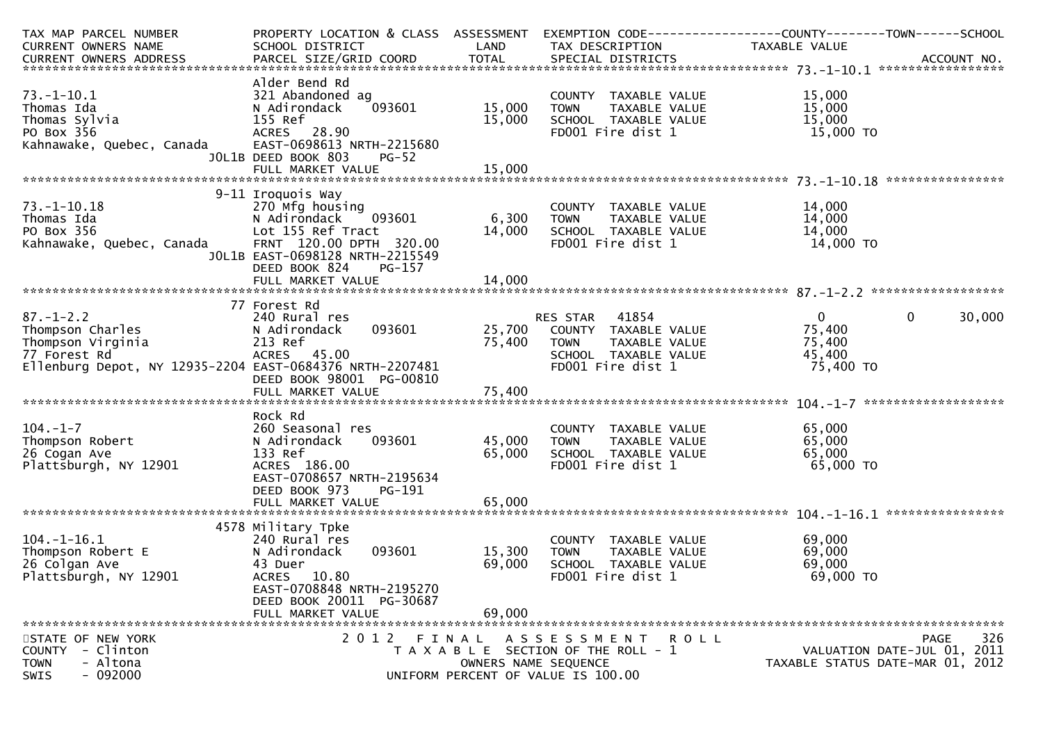| TAX MAP PARCEL NUMBER<br>CURRENT OWNERS NAME<br>CURRENT OWNERS ADDRESS | PROPERTY LOCATION & CLASS<br>SCHOOL DISTRICT<br>PARCEL SIZE/GRID COORD | ASSESSMENT<br>LAND<br>TOTAL | EXEMPTION CODE<br>TAX DESCRIPTION<br>SPECIAL DISTRICTS | COUNTY<br>TAXABLE VALUE | TOWN | SCHOOL<br><br>ACCOUNT NO. |
|---|---|---|---|---|---|---|
| 73.-1-10.1 | Alder Bend Rd | | | | | |
| 73.-1-10.1 | 321 Abandoned ag | | COUNTY TAXABLE VALUE | 15,000 | | |
| Thomas Ida | N Adirondack 093601 | 15,000 | TOWN TAXABLE VALUE | 15,000 | | |
| Thomas Sylvia | 155 Ref | 15,000 | SCHOOL TAXABLE VALUE | 15,000 | | |
| PO Box 356 | ACRES 28.90 | | FD001 Fire dist 1 | 15,000 TO | | |
| Kahnawake, Quebec, Canada | EAST-0698613 NRTH-2215680 | | | | | |
| J0L1B | DEED BOOK 803 PG-52 | | | | | |
| | FULL MARKET VALUE | 15,000 | | | | |
| 73.-1-10.18 | 9-11 Iroquois Way | | | | | |
| 73.-1-10.18 | 270 Mfg housing | | COUNTY TAXABLE VALUE | 14,000 | | |
| Thomas Ida | N Adirondack 093601 | 6,300 | TOWN TAXABLE VALUE | 14,000 | | |
| PO Box 356 | Lot 155 Ref Tract | 14,000 | SCHOOL TAXABLE VALUE | 14,000 | | |
| Kahnawake, Quebec, Canada | FRNT 120.00 DPTH 320.00 | | FD001 Fire dist 1 | 14,000 TO | | |
| J0L1B | EAST-0698128 NRTH-2215549 | | | | | |
| | DEED BOOK 824 PG-157 | | | | | |
| | FULL MARKET VALUE | 14,000 | | | | |
| 87.-1-2.2 | 77 Forest Rd | | | | | |
| 87.-1-2.2 | 240 Rural res | | RES STAR 41854 | 0 | 0 | 30,000 |
| Thompson Charles | N Adirondack 093601 | 25,700 | COUNTY TAXABLE VALUE | 75,400 | | |
| Thompson Virginia | 213 Ref | 75,400 | TOWN TAXABLE VALUE | 75,400 | | |
| 77 Forest Rd | ACRES 45.00 | | SCHOOL TAXABLE VALUE | 45,400 | | |
| Ellenburg Depot, NY 12935-2204 | EAST-0684376 NRTH-2207481 | | FD001 Fire dist 1 | 75,400 TO | | |
| | DEED BOOK 98001 PG-00810 | | | | | |
| | FULL MARKET VALUE | 75,400 | | | | |
| 104.-1-7 | Rock Rd | | | | | |
| 104.-1-7 | 260 Seasonal res | | COUNTY TAXABLE VALUE | 65,000 | | |
| Thompson Robert | N Adirondack 093601 | 45,000 | TOWN TAXABLE VALUE | 65,000 | | |
| 26 Cogan Ave | 133 Ref | 65,000 | SCHOOL TAXABLE VALUE | 65,000 | | |
| Plattsburgh, NY 12901 | ACRES 186.00 | | FD001 Fire dist 1 | 65,000 TO | | |
| | EAST-0708657 NRTH-2195634 | | | | | |
| | DEED BOOK 973 PG-191 | | | | | |
| | FULL MARKET VALUE | 65,000 | | | | |
| 104.-1-16.1 | 4578 Military Tpke | | | | | |
| 104.-1-16.1 | 240 Rural res | | COUNTY TAXABLE VALUE | 69,000 | | |
| Thompson Robert E | N Adirondack 093601 | 15,300 | TOWN TAXABLE VALUE | 69,000 | | |
| 26 Colgan Ave | 43 Duer | 69,000 | SCHOOL TAXABLE VALUE | 69,000 | | |
| Plattsburgh, NY 12901 | ACRES 10.80 | | FD001 Fire dist 1 | 69,000 TO | | |
| | EAST-0708848 NRTH-2195270 | | | | | |
| | DEED BOOK 20011 PG-30687 | | | | | |
| | FULL MARKET VALUE | 69,000 | | | | |

STATE OF NEW YORK
COUNTY - Clinton
TOWN - Altona
SWIS - 092000

2012 FINAL ASSESSMENT ROLL
TAXABLE SECTION OF THE ROLL - 1
OWNERS NAME SEQUENCE
UNIFORM PERCENT OF VALUE IS 100.00

VALUATION DATE-JUL 01, 2011
TAXABLE STATUS DATE-MAR 01, 2012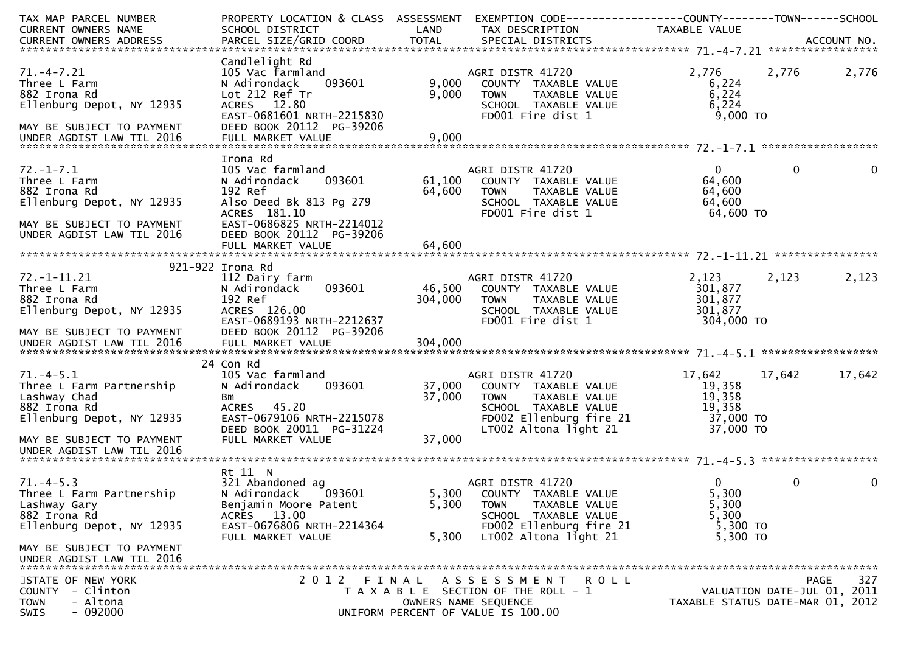```
TAX MAP PARCEL NUMBER          PROPERTY LOCATION & CLASS  ASSESSMENT  EXEMPTION CODE------------------COUNTY--------TOWN------SCHOOL
CURRENT OWNERS NAME            SCHOOL DISTRICT               LAND      TAX DESCRIPTION              TAXABLE VALUE
CURRENT OWNERS ADDRESS         PARCEL SIZE/GRID COORD        TOTAL     SPECIAL DISTRICTS                                     ACCOUNT NO.
******************************************************************************************************* 71.-4-7.21 *****************
                               Candlelight Rd
71.-4-7.21                     105 Vac farmland                       AGRI DISTR 41720             2,776      2,776        2,776
Three L Farm                   N Adirondack      093601       9,000   COUNTY  TAXABLE VALUE           6,224
882 Irona Rd                   Lot 212 Ref Tr                 9,000   TOWN    TAXABLE VALUE           6,224
Ellenburg Depot, NY 12935      ACRES   12.80                          SCHOOL  TAXABLE VALUE           6,224
                               EAST-0681601 NRTH-2215830              FD001 Fire dist 1               9,000 TO
MAY BE SUBJECT TO PAYMENT      DEED BOOK 20112  PG-39206
UNDER AGDIST LAW TIL 2016      FULL MARKET VALUE              9,000
******************************************************************************************************* 72.-1-7.1 ******************
                               Irona Rd
72.-1-7.1                      105 Vac farmland                       AGRI DISTR 41720                 0          0            0
Three L Farm                   N Adirondack      093601      61,100   COUNTY  TAXABLE VALUE          64,600
882 Irona Rd                   192 Ref                       64,600   TOWN    TAXABLE VALUE          64,600
Ellenburg Depot, NY 12935      Also Deed Bk 813 Pg 279                SCHOOL  TAXABLE VALUE          64,600
                               ACRES  181.10                          FD001 Fire dist 1              64,600 TO
MAY BE SUBJECT TO PAYMENT      EAST-0686825 NRTH-2214012
UNDER AGDIST LAW TIL 2016      DEED BOOK 20112  PG-39206
                               FULL MARKET VALUE             64,600
******************************************************************************************************* 72.-1-11.21 ****************
                     921-922 Irona Rd
72.-1-11.21                    112 Dairy farm                         AGRI DISTR 41720             2,123      2,123        2,123
Three L Farm                   N Adirondack      093601      46,500   COUNTY  TAXABLE VALUE         301,877
882 Irona Rd                   192 Ref                      304,000   TOWN    TAXABLE VALUE         301,877
Ellenburg Depot, NY 12935      ACRES  126.00                          SCHOOL  TAXABLE VALUE         301,877
                               EAST-0689193 NRTH-2212637              FD001 Fire dist 1             304,000 TO
MAY BE SUBJECT TO PAYMENT      DEED BOOK 20112  PG-39206
UNDER AGDIST LAW TIL 2016      FULL MARKET VALUE            304,000
******************************************************************************************************* 71.-4-5.1 ******************
                     24 Con Rd
71.-4-5.1                      105 Vac farmland                       AGRI DISTR 41720            17,642     17,642       17,642
Three L Farm Partnership       N Adirondack      093601      37,000   COUNTY  TAXABLE VALUE          19,358
Lashway Chad                   Bm                            37,000   TOWN    TAXABLE VALUE          19,358
882 Irona Rd                   ACRES   45.20                          SCHOOL  TAXABLE VALUE          19,358
Ellenburg Depot, NY 12935      EAST-0679106 NRTH-2215078              FD002 Ellenburg fire 21        37,000 TO
                               DEED BOOK 20011  PG-31224              LT002 Altona light 21          37,000 TO
MAY BE SUBJECT TO PAYMENT      FULL MARKET VALUE             37,000
UNDER AGDIST LAW TIL 2016
******************************************************************************************************* 71.-4-5.3 ******************
                               Rt 11  N
71.-4-5.3                      321 Abandoned ag                       AGRI DISTR 41720                 0          0            0
Three L Farm Partnership       N Adirondack      093601       5,300   COUNTY  TAXABLE VALUE           5,300
Lashway Gary                   Benjamin Moore Patent          5,300   TOWN    TAXABLE VALUE           5,300
882 Irona Rd                   ACRES   13.00                          SCHOOL  TAXABLE VALUE           5,300
Ellenburg Depot, NY 12935      EAST-0676806 NRTH-2214364              FD002 Ellenburg fire 21         5,300 TO
                               FULL MARKET VALUE              5,300   LT002 Altona light 21           5,300 TO
MAY BE SUBJECT TO PAYMENT
UNDER AGDIST LAW TIL 2016
************************************************************************************************************************************
STATE OF NEW YORK                      2 0 1 2   F I N A L   A S S E S S M E N T   R O L L                              PAGE    327
COUNTY  - Clinton                         T A X A B L E  SECTION OF THE ROLL - 1                         VALUATION DATE-JUL 01, 2011
TOWN    - Altona                                 OWNERS NAME SEQUENCE                              TAXABLE STATUS DATE-MAR 01, 2012
SWIS    - 092000                         UNIFORM PERCENT OF VALUE IS 100.00
```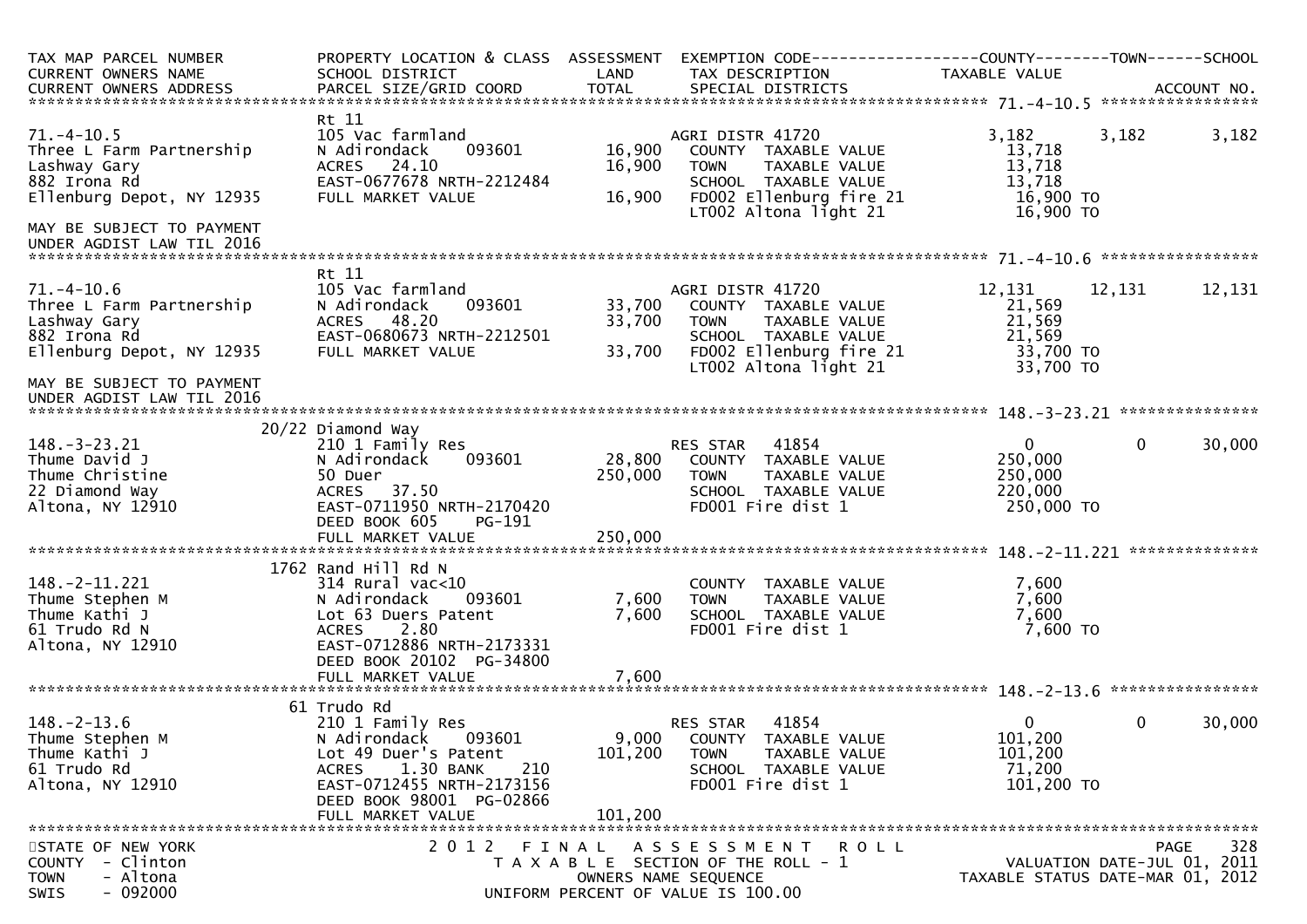| TAX MAP PARCEL NUMBER<br>CURRENT OWNERS NAME<br>CURRENT OWNERS ADDRESS | PROPERTY LOCATION & CLASS<br>SCHOOL DISTRICT<br>PARCEL SIZE/GRID COORD | ASSESSMENT<br>LAND<br>TOTAL | EXEMPTION CODE<br>TAX DESCRIPTION<br>SPECIAL DISTRICTS | COUNTY<br>TAXABLE VALUE | TOWN | SCHOOL<br>ACCOUNT NO. |
|---|---|---|---|---|---|---|
| **71.-4-10.5** | Rt 11 | | | | | |
| 71.-4-10.5 | 105 Vac farmland | | AGRI DISTR 41720 | 3,182 | 3,182 | 3,182 |
| Three L Farm Partnership | N Adirondack 093601 | 16,900 | COUNTY TAXABLE VALUE | 13,718 | | |
| Lashway Gary | ACRES 24.10 | 16,900 | TOWN TAXABLE VALUE | 13,718 | | |
| 882 Irona Rd | EAST-0677678 NRTH-2212484 | | SCHOOL TAXABLE VALUE | 13,718 | | |
| Ellenburg Depot, NY 12935 | FULL MARKET VALUE | 16,900 | FD002 Ellenburg fire 21 | 16,900 TO | | |
| | | | LT002 Altona light 21 | 16,900 TO | | |
| MAY BE SUBJECT TO PAYMENT UNDER AGDIST LAW TIL 2016 | | | | | | |
| **71.-4-10.6** | Rt 11 | | | | | |
| 71.-4-10.6 | 105 Vac farmland | | AGRI DISTR 41720 | 12,131 | 12,131 | 12,131 |
| Three L Farm Partnership | N Adirondack 093601 | 33,700 | COUNTY TAXABLE VALUE | 21,569 | | |
| Lashway Gary | ACRES 48.20 | 33,700 | TOWN TAXABLE VALUE | 21,569 | | |
| 882 Irona Rd | EAST-0680673 NRTH-2212501 | | SCHOOL TAXABLE VALUE | 21,569 | | |
| Ellenburg Depot, NY 12935 | FULL MARKET VALUE | 33,700 | FD002 Ellenburg fire 21 | 33,700 TO | | |
| | | | LT002 Altona light 21 | 33,700 TO | | |
| MAY BE SUBJECT TO PAYMENT UNDER AGDIST LAW TIL 2016 | | | | | | |
| **148.-3-23.21** | 20/22 Diamond Way | | | | | |
| 148.-3-23.21 | 210 1 Family Res | | RES STAR 41854 | 0 | 0 | 30,000 |
| Thume David J | N Adirondack 093601 | 28,800 | COUNTY TAXABLE VALUE | 250,000 | | |
| Thume Christine | 50 Duer | 250,000 | TOWN TAXABLE VALUE | 250,000 | | |
| 22 Diamond Way | ACRES 37.50 | | SCHOOL TAXABLE VALUE | 220,000 | | |
| Altona, NY 12910 | EAST-0711950 NRTH-2170420 | | FD001 Fire dist 1 | 250,000 TO | | |
| | DEED BOOK 605 PG-191 | | | | | |
| | FULL MARKET VALUE | 250,000 | | | | |
| **148.-2-11.221** | 1762 Rand Hill Rd N | | | | | |
| 148.-2-11.221 | 314 Rural vac<10 | | COUNTY TAXABLE VALUE | 7,600 | | |
| Thume Stephen M | N Adirondack 093601 | 7,600 | TOWN TAXABLE VALUE | 7,600 | | |
| Thume Kathi J | Lot 63 Duers Patent | 7,600 | SCHOOL TAXABLE VALUE | 7,600 | | |
| 61 Trudo Rd N | ACRES 2.80 | | FD001 Fire dist 1 | 7,600 TO | | |
| Altona, NY 12910 | EAST-0712886 NRTH-2173331 | | | | | |
| | DEED BOOK 20102 PG-34800 | | | | | |
| | FULL MARKET VALUE | 7,600 | | | | |
| **148.-2-13.6** | 61 Trudo Rd | | | | | |
| 148.-2-13.6 | 210 1 Family Res | | RES STAR 41854 | 0 | 0 | 30,000 |
| Thume Stephen M | N Adirondack 093601 | 9,000 | COUNTY TAXABLE VALUE | 101,200 | | |
| Thume Kathi J | Lot 49 Duer's Patent | 101,200 | TOWN TAXABLE VALUE | 101,200 | | |
| 61 Trudo Rd | ACRES 1.30 BANK 210 | | SCHOOL TAXABLE VALUE | 71,200 | | |
| Altona, NY 12910 | EAST-0712455 NRTH-2173156 | | FD001 Fire dist 1 | 101,200 TO | | |
| | DEED BOOK 98001 PG-02866 | | | | | |
| | FULL MARKET VALUE | 101,200 | | | | |

STATE OF NEW YORK
COUNTY - Clinton
TOWN - Altona
SWIS - 092000

2012 FINAL ASSESSMENT ROLL
TAXABLE SECTION OF THE ROLL - 1
OWNERS NAME SEQUENCE
UNIFORM PERCENT OF VALUE IS 100.00

VALUATION DATE-JUL 01, 2011
TAXABLE STATUS DATE-MAR 01, 2012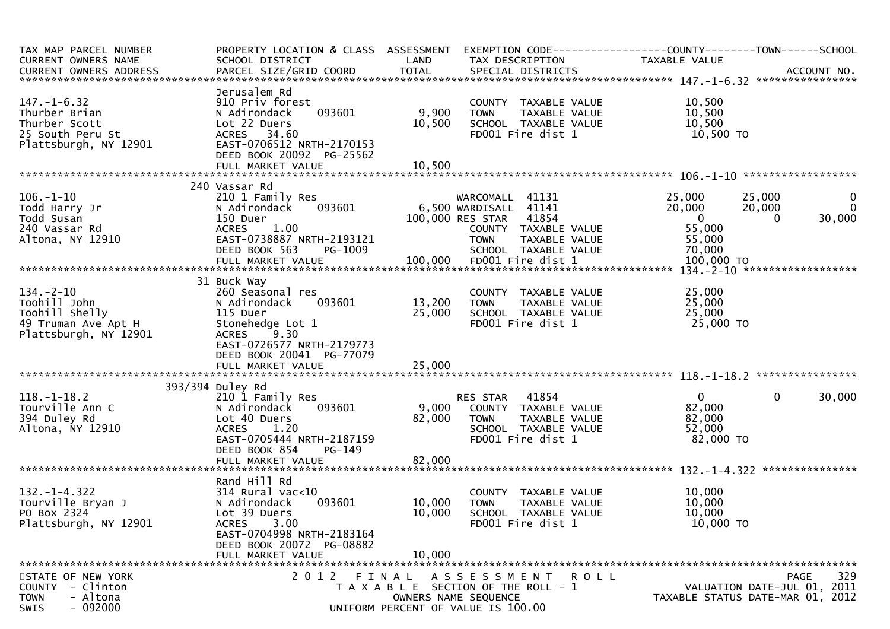| TAX MAP PARCEL NUMBER | PROPERTY LOCATION & CLASS | ASSESSMENT | EXEMPTION CODE------------------COUNTY--------TOWN------SCHOOL | |
|---|---|---|---|---|
| CURRENT OWNERS NAME | SCHOOL DISTRICT | LAND | TAX DESCRIPTION | TAXABLE VALUE |
| CURRENT OWNERS ADDRESS | PARCEL SIZE/GRID COORD | TOTAL | SPECIAL DISTRICTS | ACCOUNT NO. |

**147.-1-6.32**

| | | | | |
|---|---|---|---|---|
| | Jerusalem Rd | | | |
| 147.-1-6.32 | 910 Priv forest | | COUNTY TAXABLE VALUE | 10,500 |
| Thurber Brian | N Adirondack 093601 | 9,900 | TOWN TAXABLE VALUE | 10,500 |
| Thurber Scott | Lot 22 Duers | 10,500 | SCHOOL TAXABLE VALUE | 10,500 |
| 25 South Peru St | ACRES 34.60 | | FD001 Fire dist 1 | 10,500 TO |
| Plattsburgh, NY 12901 | EAST-0706512 NRTH-2170153 | | | |
| | DEED BOOK 20092 PG-25562 | | | |
| | FULL MARKET VALUE | 10,500 | | |

**106.-1-10**

| | | | | | | |
|---|---|---|---|---|---|---|
| | 240 Vassar Rd | | | COUNTY | TOWN | SCHOOL |
| 106.-1-10 | 210 1 Family Res | | WARCOMALL 41131 | 25,000 | 25,000 | 0 |
| Todd Harry Jr | N Adirondack 093601 | 6,500 | WARDISALL 41141 | 20,000 | 20,000 | 0 |
| Todd Susan | 150 Duer | 100,000 | RES STAR 41854 | 0 | 0 | 30,000 |
| 240 Vassar Rd | ACRES 1.00 | | COUNTY TAXABLE VALUE | 55,000 | | |
| Altona, NY 12910 | EAST-0738887 NRTH-2193121 | | TOWN TAXABLE VALUE | 55,000 | | |
| | DEED BOOK 563 PG-1009 | | SCHOOL TAXABLE VALUE | 70,000 | | |
| | FULL MARKET VALUE | 100,000 | FD001 Fire dist 1 | 100,000 TO | | |

**134.-2-10**

| | | | | |
|---|---|---|---|---|
| | 31 Buck Way | | | |
| 134.-2-10 | 260 Seasonal res | | COUNTY TAXABLE VALUE | 25,000 |
| Toohill John | N Adirondack 093601 | 13,200 | TOWN TAXABLE VALUE | 25,000 |
| Toohill Shelly | 115 Duer | 25,000 | SCHOOL TAXABLE VALUE | 25,000 |
| 49 Truman Ave Apt H | Stonehedge Lot 1 | | FD001 Fire dist 1 | 25,000 TO |
| Plattsburgh, NY 12901 | ACRES 9.30 | | | |
| | EAST-0726577 NRTH-2179773 | | | |
| | DEED BOOK 20041 PG-77079 | | | |
| | FULL MARKET VALUE | 25,000 | | |

**118.-1-18.2**

| | | | | | | |
|---|---|---|---|---|---|---|
| | 393/394 Duley Rd | | | COUNTY | TOWN | SCHOOL |
| 118.-1-18.2 | 210 1 Family Res | | RES STAR 41854 | 0 | 0 | 30,000 |
| Tourville Ann C | N Adirondack 093601 | 9,000 | COUNTY TAXABLE VALUE | 82,000 | | |
| 394 Duley Rd | Lot 40 Duers | 82,000 | TOWN TAXABLE VALUE | 82,000 | | |
| Altona, NY 12910 | ACRES 1.20 | | SCHOOL TAXABLE VALUE | 52,000 | | |
| | EAST-0705444 NRTH-2187159 | | FD001 Fire dist 1 | 82,000 TO | | |
| | DEED BOOK 854 PG-149 | | | | | |
| | FULL MARKET VALUE | 82,000 | | | | |

**132.-1-4.322**

| | | | | |
|---|---|---|---|---|
| | Rand Hill Rd | | | |
| 132.-1-4.322 | 314 Rural vac<10 | | COUNTY TAXABLE VALUE | 10,000 |
| Tourville Bryan J | N Adirondack 093601 | 10,000 | TOWN TAXABLE VALUE | 10,000 |
| PO Box 2324 | Lot 39 Duers | 10,000 | SCHOOL TAXABLE VALUE | 10,000 |
| Plattsburgh, NY 12901 | ACRES 3.00 | | FD001 Fire dist 1 | 10,000 TO |
| | EAST-0704998 NRTH-2183164 | | | |
| | DEED BOOK 20072 PG-08882 | | | |
| | FULL MARKET VALUE | 10,000 | | |

STATE OF NEW YORK — COUNTY - Clinton — TOWN - Altona — SWIS - 092000

2012 FINAL ASSESSMENT ROLL
TAXABLE SECTION OF THE ROLL - 1
OWNERS NAME SEQUENCE
UNIFORM PERCENT OF VALUE IS 100.00

VALUATION DATE-JUL 01, 2011
TAXABLE STATUS DATE-MAR 01, 2012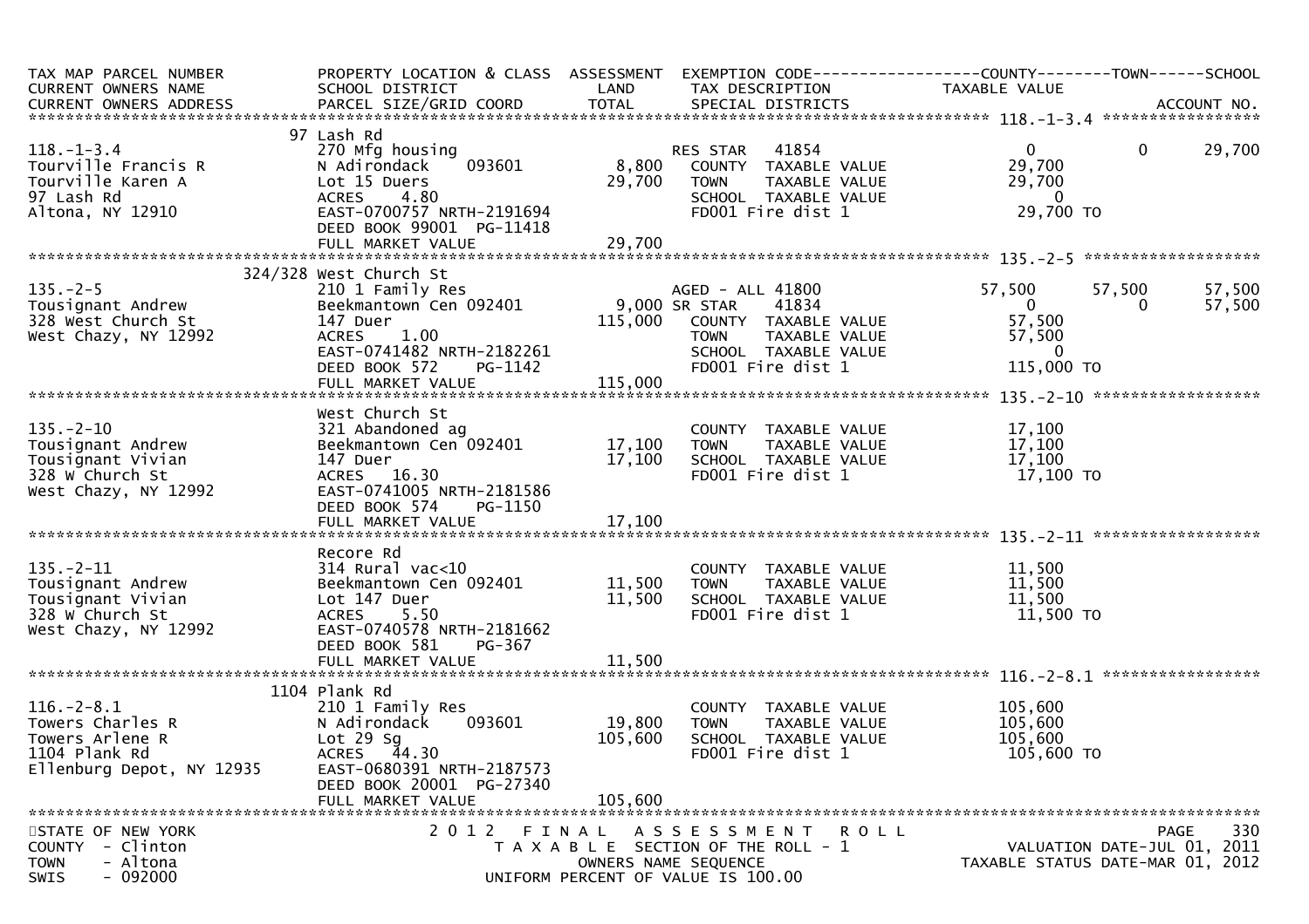| TAX MAP PARCEL NUMBER<br>CURRENT OWNERS NAME<br>CURRENT OWNERS ADDRESS | PROPERTY LOCATION & CLASS<br>SCHOOL DISTRICT<br>PARCEL SIZE/GRID COORD | ASSESSMENT<br>LAND<br>TOTAL | EXEMPTION CODE<br>TAX DESCRIPTION<br>SPECIAL DISTRICTS | COUNTY<br>TAXABLE VALUE | TOWN | SCHOOL<br>ACCOUNT NO. |
|---|---|---|---|---|---|---|
| **118.-1-3.4** | | | | | | |
| | 97 Lash Rd | | | | | |
| 118.-1-3.4 | 270 Mfg housing | | RES STAR 41854 | 0 | 0 | 29,700 |
| Tourville Francis R | N Adirondack 093601 | 8,800 | COUNTY TAXABLE VALUE | 29,700 | | |
| Tourville Karen A | Lot 15 Duers | 29,700 | TOWN TAXABLE VALUE | 29,700 | | |
| 97 Lash Rd | ACRES 4.80 | | SCHOOL TAXABLE VALUE | 0 | | |
| Altona, NY 12910 | EAST-0700757 NRTH-2191694 | | FD001 Fire dist 1 | 29,700 TO | | |
| | DEED BOOK 99001 PG-11418 | | | | | |
| | FULL MARKET VALUE | 29,700 | | | | |
| **135.-2-5** | | | | | | |
| | 324/328 West Church St | | | | | |
| 135.-2-5 | 210 1 Family Res | | AGED - ALL 41800 | 57,500 | 57,500 | 57,500 |
| Tousignant Andrew | Beekmantown Cen 092401 | 9,000 | SR STAR 41834 | 0 | 0 | 57,500 |
| 328 West Church St | 147 Duer | 115,000 | COUNTY TAXABLE VALUE | 57,500 | | |
| West Chazy, NY 12992 | ACRES 1.00 | | TOWN TAXABLE VALUE | 57,500 | | |
| | EAST-0741482 NRTH-2182261 | | SCHOOL TAXABLE VALUE | 0 | | |
| | DEED BOOK 572 PG-1142 | | FD001 Fire dist 1 | 115,000 TO | | |
| | FULL MARKET VALUE | 115,000 | | | | |
| **135.-2-10** | | | | | | |
| | West Church St | | | | | |
| 135.-2-10 | 321 Abandoned ag | | COUNTY TAXABLE VALUE | 17,100 | | |
| Tousignant Andrew | Beekmantown Cen 092401 | 17,100 | TOWN TAXABLE VALUE | 17,100 | | |
| Tousignant Vivian | 147 Duer | 17,100 | SCHOOL TAXABLE VALUE | 17,100 | | |
| 328 W Church St | ACRES 16.30 | | FD001 Fire dist 1 | 17,100 TO | | |
| West Chazy, NY 12992 | EAST-0741005 NRTH-2181586 | | | | | |
| | DEED BOOK 574 PG-1150 | | | | | |
| | FULL MARKET VALUE | 17,100 | | | | |
| **135.-2-11** | | | | | | |
| | Recore Rd | | | | | |
| 135.-2-11 | 314 Rural vac<10 | | COUNTY TAXABLE VALUE | 11,500 | | |
| Tousignant Andrew | Beekmantown Cen 092401 | 11,500 | TOWN TAXABLE VALUE | 11,500 | | |
| Tousignant Vivian | Lot 147 Duer | 11,500 | SCHOOL TAXABLE VALUE | 11,500 | | |
| 328 W Church St | ACRES 5.50 | | FD001 Fire dist 1 | 11,500 TO | | |
| West Chazy, NY 12992 | EAST-0740578 NRTH-2181662 | | | | | |
| | DEED BOOK 581 PG-367 | | | | | |
| | FULL MARKET VALUE | 11,500 | | | | |
| **116.-2-8.1** | | | | | | |
| | 1104 Plank Rd | | | | | |
| 116.-2-8.1 | 210 1 Family Res | | COUNTY TAXABLE VALUE | 105,600 | | |
| Towers Charles R | N Adirondack 093601 | 19,800 | TOWN TAXABLE VALUE | 105,600 | | |
| Towers Arlene R | Lot 29 Sg | 105,600 | SCHOOL TAXABLE VALUE | 105,600 | | |
| 1104 Plank Rd | ACRES 44.30 | | FD001 Fire dist 1 | 105,600 TO | | |
| Ellenburg Depot, NY 12935 | EAST-0680391 NRTH-2187573 | | | | | |
| | DEED BOOK 20001 PG-27340 | | | | | |
| | FULL MARKET VALUE | 105,600 | | | | |

STATE OF NEW YORK
COUNTY - Clinton
TOWN - Altona
SWIS - 092000

2012 FINAL ASSESSMENT ROLL
TAXABLE SECTION OF THE ROLL - 1
OWNERS NAME SEQUENCE
UNIFORM PERCENT OF VALUE IS 100.00

VALUATION DATE-JUL 01, 2011
TAXABLE STATUS DATE-MAR 01, 2012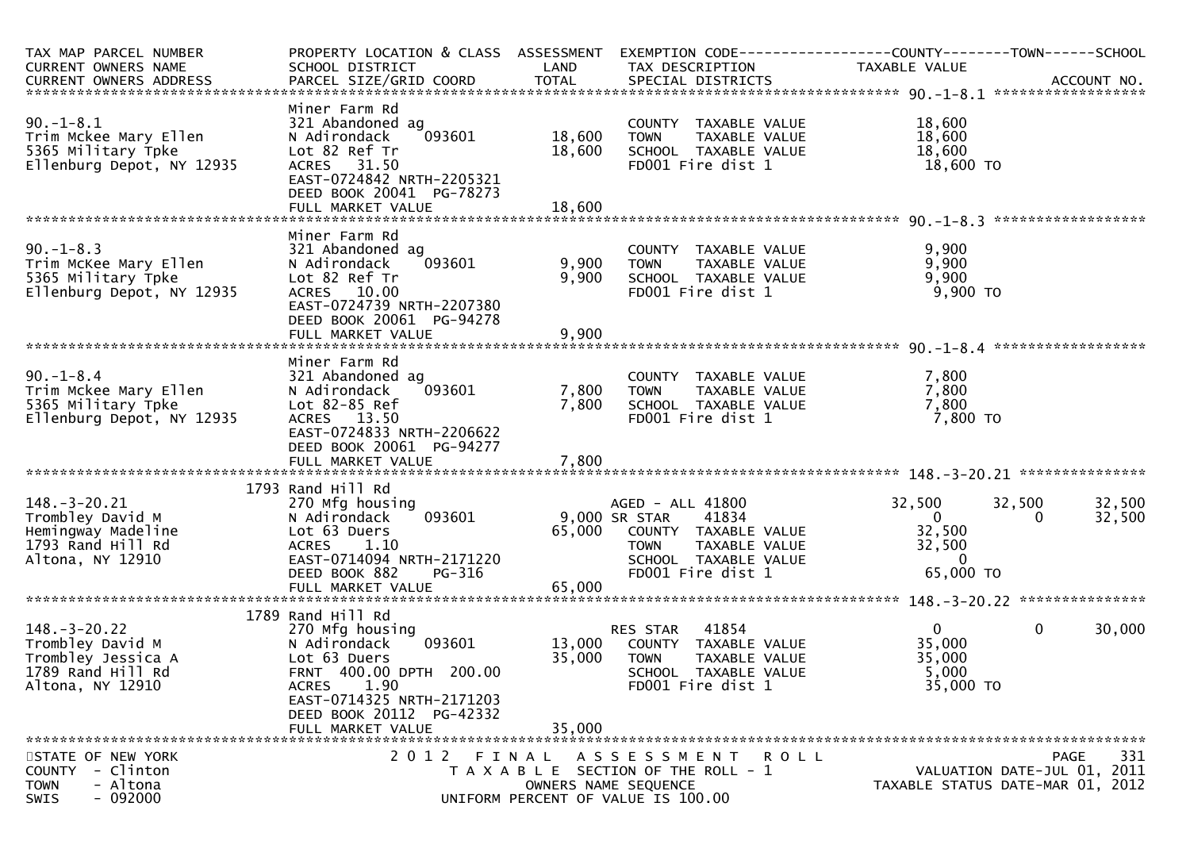| TAX MAP PARCEL NUMBER<br>CURRENT OWNERS NAME<br>CURRENT OWNERS ADDRESS | PROPERTY LOCATION & CLASS<br>SCHOOL DISTRICT<br>PARCEL SIZE/GRID COORD | ASSESSMENT<br>LAND<br>TOTAL | EXEMPTION CODE<br>TAX DESCRIPTION<br>SPECIAL DISTRICTS | COUNTY<br>TAXABLE VALUE | TOWN | SCHOOL<br>ACCOUNT NO. |
|---|---|---|---|---|---|---|
| **90.-1-8.1** | | | | | | |
| 90.-1-8.1 | Miner Farm Rd | | | | | |
| Trim Mckee Mary Ellen | 321 Abandoned ag | | COUNTY TAXABLE VALUE | 18,600 | | |
| 5365 Military Tpke | N Adirondack 093601 | 18,600 | TOWN TAXABLE VALUE | 18,600 | | |
| Ellenburg Depot, NY 12935 | Lot 82 Ref Tr | 18,600 | SCHOOL TAXABLE VALUE | 18,600 | | |
| | ACRES 31.50 | | FD001 Fire dist 1 | 18,600 TO | | |
| | EAST-0724842 NRTH-2205321 | | | | | |
| | DEED BOOK 20041 PG-78273 | | | | | |
| | FULL MARKET VALUE | 18,600 | | | | |
| **90.-1-8.3** | | | | | | |
| 90.-1-8.3 | Miner Farm Rd | | | | | |
| Trim McKee Mary Ellen | 321 Abandoned ag | | COUNTY TAXABLE VALUE | 9,900 | | |
| 5365 Military Tpke | N Adirondack 093601 | 9,900 | TOWN TAXABLE VALUE | 9,900 | | |
| Ellenburg Depot, NY 12935 | Lot 82 Ref Tr | 9,900 | SCHOOL TAXABLE VALUE | 9,900 | | |
| | ACRES 10.00 | | FD001 Fire dist 1 | 9,900 TO | | |
| | EAST-0724739 NRTH-2207380 | | | | | |
| | DEED BOOK 20061 PG-94278 | | | | | |
| | FULL MARKET VALUE | 9,900 | | | | |
| **90.-1-8.4** | | | | | | |
| 90.-1-8.4 | Miner Farm Rd | | | | | |
| Trim Mckee Mary Ellen | 321 Abandoned ag | | COUNTY TAXABLE VALUE | 7,800 | | |
| 5365 Military Tpke | N Adirondack 093601 | 7,800 | TOWN TAXABLE VALUE | 7,800 | | |
| Ellenburg Depot, NY 12935 | Lot 82-85 Ref | 7,800 | SCHOOL TAXABLE VALUE | 7,800 | | |
| | ACRES 13.50 | | FD001 Fire dist 1 | 7,800 TO | | |
| | EAST-0724833 NRTH-2206622 | | | | | |
| | DEED BOOK 20061 PG-94277 | | | | | |
| | FULL MARKET VALUE | 7,800 | | | | |
| **148.-3-20.21** | | | | | | |
| 148.-3-20.21 | 1793 Rand Hill Rd | | | | | |
| Trombley David M | 270 Mfg housing | | AGED - ALL 41800 | 32,500 | 32,500 | 32,500 |
| Hemingway Madeline | N Adirondack 093601 | 9,000 | SR STAR 41834 | 0 | 0 | 32,500 |
| 1793 Rand Hill Rd | Lot 63 Duers | 65,000 | COUNTY TAXABLE VALUE | 32,500 | | |
| Altona, NY 12910 | ACRES 1.10 | | TOWN TAXABLE VALUE | 32,500 | | |
| | EAST-0714094 NRTH-2171220 | | SCHOOL TAXABLE VALUE | 0 | | |
| | DEED BOOK 882 PG-316 | | FD001 Fire dist 1 | 65,000 TO | | |
| | FULL MARKET VALUE | 65,000 | | | | |
| **148.-3-20.22** | | | | | | |
| 148.-3-20.22 | 1789 Rand Hill Rd | | | | | |
| Trombley David M | 270 Mfg housing | | RES STAR 41854 | 0 | 0 | 30,000 |
| Trombley Jessica A | N Adirondack 093601 | 13,000 | COUNTY TAXABLE VALUE | 35,000 | | |
| 1789 Rand Hill Rd | Lot 63 Duers | 35,000 | TOWN TAXABLE VALUE | 35,000 | | |
| Altona, NY 12910 | FRNT 400.00 DPTH 200.00 | | SCHOOL TAXABLE VALUE | 5,000 | | |
| | ACRES 1.90 | | FD001 Fire dist 1 | 35,000 TO | | |
| | EAST-0714325 NRTH-2171203 | | | | | |
| | DEED BOOK 20112 PG-42332 | | | | | |
| | FULL MARKET VALUE | 35,000 | | | | |

STATE OF NEW YORK
COUNTY - Clinton
TOWN - Altona
SWIS - 092000

2012 FINAL ASSESSMENT ROLL
TAXABLE SECTION OF THE ROLL - 1
OWNERS NAME SEQUENCE
UNIFORM PERCENT OF VALUE IS 100.00

VALUATION DATE-JUL 01, 2011
TAXABLE STATUS DATE-MAR 01, 2012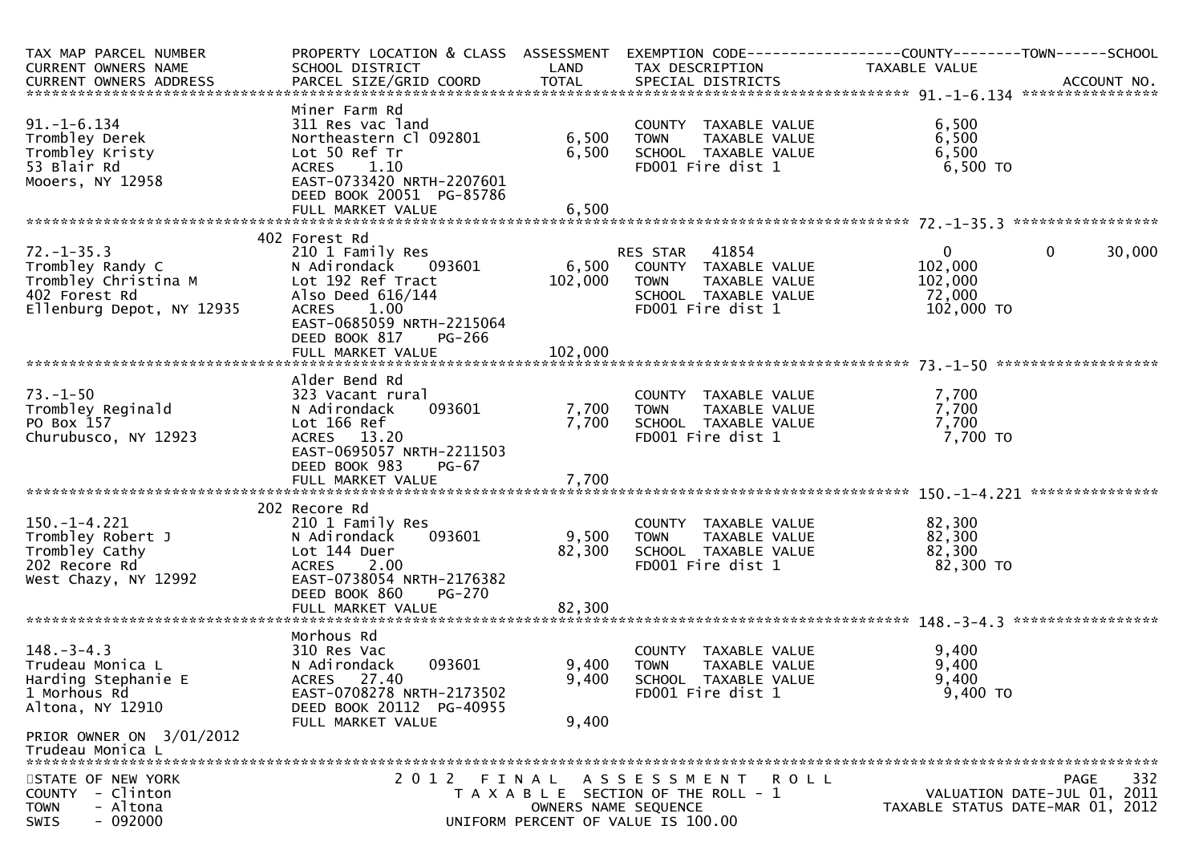| TAX MAP PARCEL NUMBER<br>CURRENT OWNERS NAME<br>CURRENT OWNERS ADDRESS | PROPERTY LOCATION & CLASS<br>SCHOOL DISTRICT<br>PARCEL SIZE/GRID COORD | ASSESSMENT<br>LAND<br>TOTAL | EXEMPTION CODE<br>TAX DESCRIPTION<br>SPECIAL DISTRICTS | COUNTY<br>TAXABLE VALUE | TOWN | SCHOOL<br>ACCOUNT NO. |
|---|---|---|---|---|---|---|
| **91.-1-6.134** | | | | | | |
| 91.-1-6.134 | Miner Farm Rd | | | | | |
| Trombley Derek | 311 Res vac land | | COUNTY TAXABLE VALUE | 6,500 | | |
| Trombley Kristy | Northeastern Cl 092801 | 6,500 | TOWN TAXABLE VALUE | 6,500 | | |
| 53 Blair Rd | Lot 50 Ref Tr | 6,500 | SCHOOL TAXABLE VALUE | 6,500 | | |
| Mooers, NY 12958 | ACRES 1.10 | | FD001 Fire dist 1 | 6,500 TO | | |
| | EAST-0733420 NRTH-2207601 | | | | | |
| | DEED BOOK 20051 PG-85786 | | | | | |
| | FULL MARKET VALUE | 6,500 | | | | |
| **72.-1-35.3** | | | | | | |
| 72.-1-35.3 | 402 Forest Rd | | | | | |
| Trombley Randy C | 210 1 Family Res | | RES STAR 41854 | 0 | 0 | 30,000 |
| Trombley Christina M | N Adirondack 093601 | 6,500 | COUNTY TAXABLE VALUE | 102,000 | | |
| 402 Forest Rd | Lot 192 Ref Tract | 102,000 | TOWN TAXABLE VALUE | 102,000 | | |
| Ellenburg Depot, NY 12935 | Also Deed 616/144 | | SCHOOL TAXABLE VALUE | 72,000 | | |
| | ACRES 1.00 | | FD001 Fire dist 1 | 102,000 TO | | |
| | EAST-0685059 NRTH-2215064 | | | | | |
| | DEED BOOK 817 PG-266 | | | | | |
| | FULL MARKET VALUE | 102,000 | | | | |
| **73.-1-50** | | | | | | |
| 73.-1-50 | Alder Bend Rd | | | | | |
| Trombley Reginald | 323 Vacant rural | | COUNTY TAXABLE VALUE | 7,700 | | |
| PO Box 157 | N Adirondack 093601 | 7,700 | TOWN TAXABLE VALUE | 7,700 | | |
| Churubusco, NY 12923 | Lot 166 Ref | 7,700 | SCHOOL TAXABLE VALUE | 7,700 | | |
| | ACRES 13.20 | | FD001 Fire dist 1 | 7,700 TO | | |
| | EAST-0695057 NRTH-2211503 | | | | | |
| | DEED BOOK 983 PG-67 | | | | | |
| | FULL MARKET VALUE | 7,700 | | | | |
| **150.-1-4.221** | | | | | | |
| 150.-1-4.221 | 202 Recore Rd | | | | | |
| Trombley Robert J | 210 1 Family Res | | COUNTY TAXABLE VALUE | 82,300 | | |
| Trombley Cathy | N Adirondack 093601 | 9,500 | TOWN TAXABLE VALUE | 82,300 | | |
| 202 Recore Rd | Lot 144 Duer | 82,300 | SCHOOL TAXABLE VALUE | 82,300 | | |
| West Chazy, NY 12992 | ACRES 2.00 | | FD001 Fire dist 1 | 82,300 TO | | |
| | EAST-0738054 NRTH-2176382 | | | | | |
| | DEED BOOK 860 PG-270 | | | | | |
| | FULL MARKET VALUE | 82,300 | | | | |
| **148.-3-4.3** | | | | | | |
| 148.-3-4.3 | Morhous Rd | | | | | |
| Trudeau Monica L | 310 Res Vac | | COUNTY TAXABLE VALUE | 9,400 | | |
| Harding Stephanie E | N Adirondack 093601 | 9,400 | TOWN TAXABLE VALUE | 9,400 | | |
| 1 Morhous Rd | ACRES 27.40 | 9,400 | SCHOOL TAXABLE VALUE | 9,400 | | |
| Altona, NY 12910 | EAST-0708278 NRTH-2173502 | | FD001 Fire dist 1 | 9,400 TO | | |
| | DEED BOOK 20112 PG-40955 | | | | | |
| | FULL MARKET VALUE | 9,400 | | | | |
| PRIOR OWNER ON 3/01/2012 | | | | | | |
| Trudeau Monica L | | | | | | |

STATE OF NEW YORK
COUNTY - Clinton
TOWN - Altona
SWIS - 092000

2012 FINAL ASSESSMENT ROLL
TAXABLE SECTION OF THE ROLL - 1
OWNERS NAME SEQUENCE
UNIFORM PERCENT OF VALUE IS 100.00

VALUATION DATE-JUL 01, 2011
TAXABLE STATUS DATE-MAR 01, 2012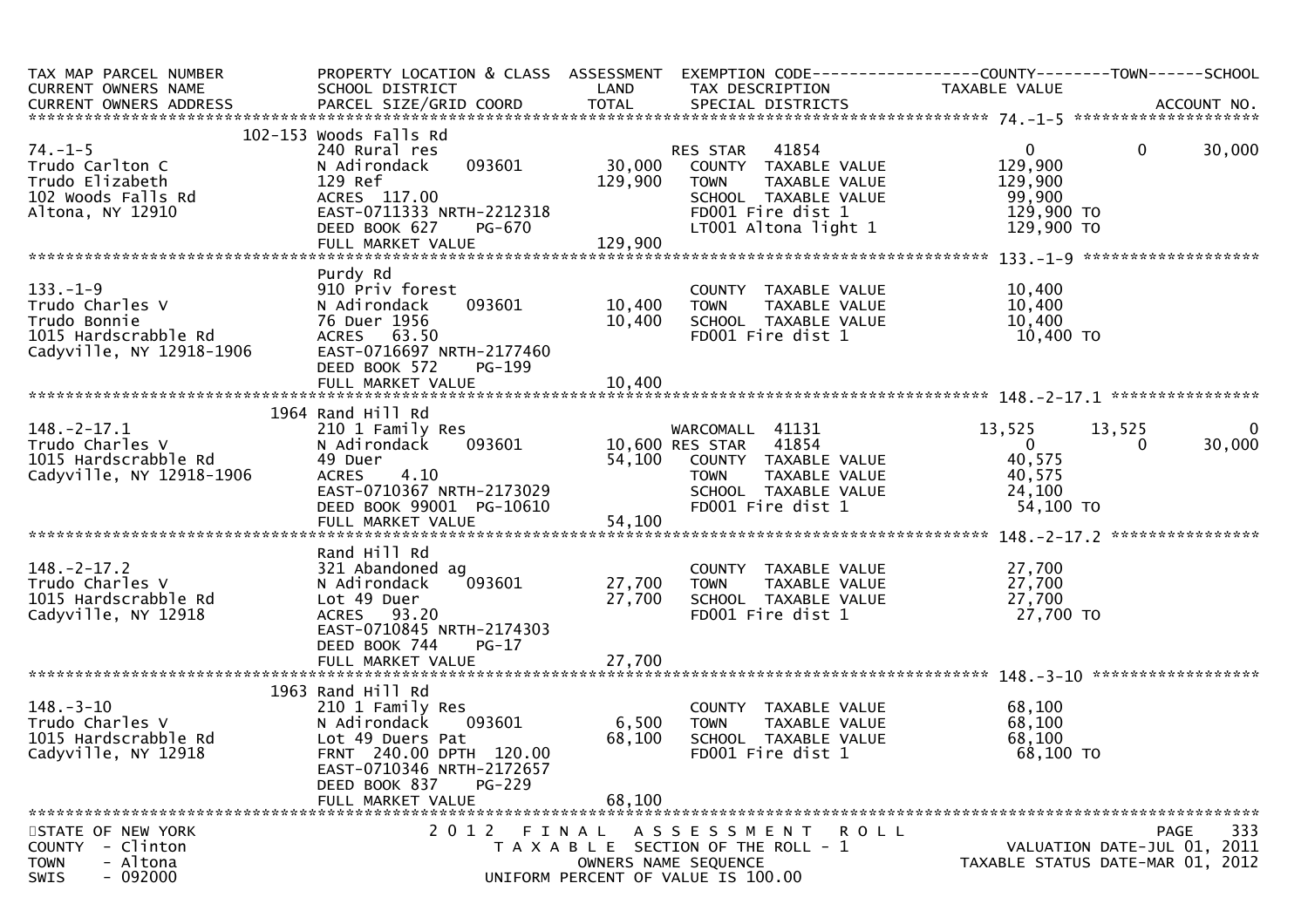| TAX MAP PARCEL NUMBER<br>CURRENT OWNERS NAME<br>CURRENT OWNERS ADDRESS | PROPERTY LOCATION & CLASS<br>SCHOOL DISTRICT<br>PARCEL SIZE/GRID COORD | ASSESSMENT<br>LAND<br>TOTAL | EXEMPTION CODE<br>TAX DESCRIPTION<br>SPECIAL DISTRICTS | COUNTY<br>TAXABLE VALUE | TOWN | SCHOOL<br><br>ACCOUNT NO. |
|---|---|---|---|---|---|---|
| **74.-1-5** | 102-153 Woods Falls Rd | | | | | |
| 74.-1-5 | 240 Rural res | | RES STAR 41854 | 0 | 0 | 30,000 |
| Trudo Carlton C | N Adirondack 093601 | 30,000 | COUNTY TAXABLE VALUE | 129,900 | | |
| Trudo Elizabeth | 129 Ref | 129,900 | TOWN TAXABLE VALUE | 129,900 | | |
| 102 Woods Falls Rd | ACRES 117.00 | | SCHOOL TAXABLE VALUE | 99,900 | | |
| Altona, NY 12910 | EAST-0711333 NRTH-2212318 | | FD001 Fire dist 1 | 129,900 TO | | |
| | DEED BOOK 627 PG-670 | | LT001 Altona light 1 | 129,900 TO | | |
| | FULL MARKET VALUE | 129,900 | | | | |
| **133.-1-9** | Purdy Rd | | | | | |
| 133.-1-9 | 910 Priv forest | | COUNTY TAXABLE VALUE | 10,400 | | |
| Trudo Charles V | N Adirondack 093601 | 10,400 | TOWN TAXABLE VALUE | 10,400 | | |
| Trudo Bonnie | 76 Duer 1956 | 10,400 | SCHOOL TAXABLE VALUE | 10,400 | | |
| 1015 Hardscrabble Rd | ACRES 63.50 | | FD001 Fire dist 1 | 10,400 TO | | |
| Cadyville, NY 12918-1906 | EAST-0716697 NRTH-2177460 | | | | | |
| | DEED BOOK 572 PG-199 | | | | | |
| | FULL MARKET VALUE | 10,400 | | | | |
| **148.-2-17.1** | 1964 Rand Hill Rd | | | | | |
| 148.-2-17.1 | 210 1 Family Res | | WARCOMALL 41131 | 13,525 | 13,525 | 0 |
| Trudo Charles V | N Adirondack 093601 | 10,600 | RES STAR 41854 | 0 | 0 | 30,000 |
| 1015 Hardscrabble Rd | 49 Duer | 54,100 | COUNTY TAXABLE VALUE | 40,575 | | |
| Cadyville, NY 12918-1906 | ACRES 4.10 | | TOWN TAXABLE VALUE | 40,575 | | |
| | EAST-0710367 NRTH-2173029 | | SCHOOL TAXABLE VALUE | 24,100 | | |
| | DEED BOOK 99001 PG-10610 | | FD001 Fire dist 1 | 54,100 TO | | |
| | FULL MARKET VALUE | 54,100 | | | | |
| **148.-2-17.2** | Rand Hill Rd | | | | | |
| 148.-2-17.2 | 321 Abandoned ag | | COUNTY TAXABLE VALUE | 27,700 | | |
| Trudo Charles V | N Adirondack 093601 | 27,700 | TOWN TAXABLE VALUE | 27,700 | | |
| 1015 Hardscrabble Rd | Lot 49 Duer | 27,700 | SCHOOL TAXABLE VALUE | 27,700 | | |
| Cadyville, NY 12918 | ACRES 93.20 | | FD001 Fire dist 1 | 27,700 TO | | |
| | EAST-0710845 NRTH-2174303 | | | | | |
| | DEED BOOK 744 PG-17 | | | | | |
| | FULL MARKET VALUE | 27,700 | | | | |
| **148.-3-10** | 1963 Rand Hill Rd | | | | | |
| 148.-3-10 | 210 1 Family Res | | COUNTY TAXABLE VALUE | 68,100 | | |
| Trudo Charles V | N Adirondack 093601 | 6,500 | TOWN TAXABLE VALUE | 68,100 | | |
| 1015 Hardscrabble Rd | Lot 49 Duers Pat | 68,100 | SCHOOL TAXABLE VALUE | 68,100 | | |
| Cadyville, NY 12918 | FRNT 240.00 DPTH 120.00 | | FD001 Fire dist 1 | 68,100 TO | | |
| | EAST-0710346 NRTH-2172657 | | | | | |
| | DEED BOOK 837 PG-229 | | | | | |
| | FULL MARKET VALUE | 68,100 | | | | |

STATE OF NEW YORK
COUNTY - Clinton
TOWN - Altona
SWIS - 092000

2012 FINAL ASSESSMENT ROLL
TAXABLE SECTION OF THE ROLL - 1
OWNERS NAME SEQUENCE
UNIFORM PERCENT OF VALUE IS 100.00

VALUATION DATE-JUL 01, 2011
TAXABLE STATUS DATE-MAR 01, 2012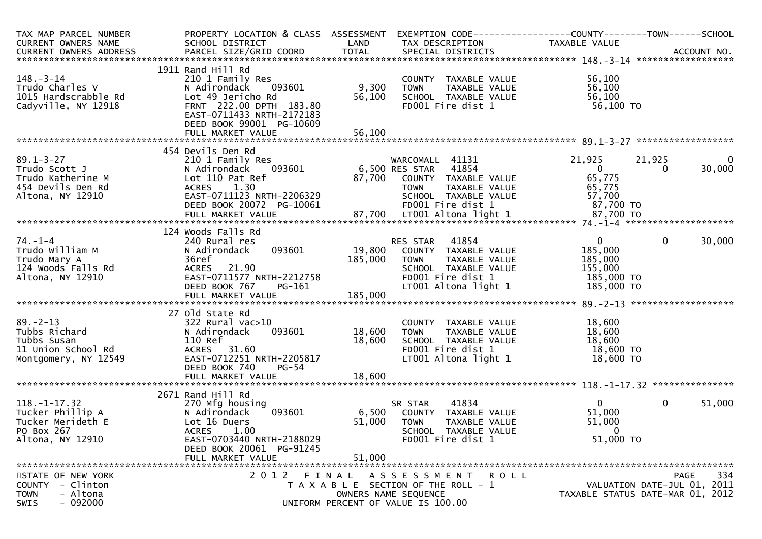| TAX MAP PARCEL NUMBER | PROPERTY LOCATION & CLASS | ASSESSMENT | EXEMPTION CODE | COUNTY | TOWN | SCHOOL |
|---|---|---|---|---|---|---|
| CURRENT OWNERS NAME | SCHOOL DISTRICT | LAND | TAX DESCRIPTION | TAXABLE VALUE | | |
| CURRENT OWNERS ADDRESS | PARCEL SIZE/GRID COORD | TOTAL | SPECIAL DISTRICTS | | | ACCOUNT NO. |

**148.-3-14**

| | | | | | | |
|---|---|---|---|---|---|---|
| | 1911 Rand Hill Rd | | | | | |
| 148.-3-14 | 210 1 Family Res | | COUNTY TAXABLE VALUE | 56,100 | | |
| Trudo Charles V | N Adirondack 093601 | 9,300 | TOWN TAXABLE VALUE | 56,100 | | |
| 1015 Hardscrabble Rd | Lot 49 Jericho Rd | 56,100 | SCHOOL TAXABLE VALUE | 56,100 | | |
| Cadyville, NY 12918 | FRNT 222.00 DPTH 183.80 | | FD001 Fire dist 1 | 56,100 TO | | |
| | EAST-0711433 NRTH-2172183 | | | | | |
| | DEED BOOK 99001 PG-10609 | | | | | |
| | FULL MARKET VALUE | 56,100 | | | | |

**89.1-3-27**

| | | | | | | |
|---|---|---|---|---|---|---|
| | 454 Devils Den Rd | | | | | |
| 89.1-3-27 | 210 1 Family Res | | WARCOMALL 41131 | 21,925 | 21,925 | 0 |
| Trudo Scott J | N Adirondack 093601 | 6,500 | RES STAR 41854 | 0 | 0 | 30,000 |
| Trudo Katherine M | Lot 110 Pat Ref | 87,700 | COUNTY TAXABLE VALUE | 65,775 | | |
| 454 Devils Den Rd | ACRES 1.30 | | TOWN TAXABLE VALUE | 65,775 | | |
| Altona, NY 12910 | EAST-0711123 NRTH-2206329 | | SCHOOL TAXABLE VALUE | 57,700 | | |
| | DEED BOOK 20072 PG-10061 | | FD001 Fire dist 1 | 87,700 TO | | |
| | FULL MARKET VALUE | 87,700 | LT001 Altona light 1 | 87,700 TO | | |

**74.-1-4**

| | | | | | | |
|---|---|---|---|---|---|---|
| | 124 Woods Falls Rd | | | | | |
| 74.-1-4 | 240 Rural res | | RES STAR 41854 | 0 | 0 | 30,000 |
| Trudo William M | N Adirondack 093601 | 19,800 | COUNTY TAXABLE VALUE | 185,000 | | |
| Trudo Mary A | 36ref | 185,000 | TOWN TAXABLE VALUE | 185,000 | | |
| 124 Woods Falls Rd | ACRES 21.90 | | SCHOOL TAXABLE VALUE | 155,000 | | |
| Altona, NY 12910 | EAST-0711577 NRTH-2212758 | | FD001 Fire dist 1 | 185,000 TO | | |
| | DEED BOOK 767 PG-161 | | LT001 Altona light 1 | 185,000 TO | | |
| | FULL MARKET VALUE | 185,000 | | | | |

**89.-2-13**

| | | | | | | |
|---|---|---|---|---|---|---|
| | 27 Old State Rd | | | | | |
| 89.-2-13 | 322 Rural vac>10 | | COUNTY TAXABLE VALUE | 18,600 | | |
| Tubbs Richard | N Adirondack 093601 | 18,600 | TOWN TAXABLE VALUE | 18,600 | | |
| Tubbs Susan | 110 Ref | 18,600 | SCHOOL TAXABLE VALUE | 18,600 | | |
| 11 Union School Rd | ACRES 31.60 | | FD001 Fire dist 1 | 18,600 TO | | |
| Montgomery, NY 12549 | EAST-0712251 NRTH-2205817 | | LT001 Altona light 1 | 18,600 TO | | |
| | DEED BOOK 740 PG-54 | | | | | |
| | FULL MARKET VALUE | 18,600 | | | | |

**118.-1-17.32**

| | | | | | | |
|---|---|---|---|---|---|---|
| | 2671 Rand Hill Rd | | | | | |
| 118.-1-17.32 | 270 Mfg housing | | SR STAR 41834 | 0 | 0 | 51,000 |
| Tucker Phillip A | N Adirondack 093601 | 6,500 | COUNTY TAXABLE VALUE | 51,000 | | |
| Tucker Merideth E | Lot 16 Duers | 51,000 | TOWN TAXABLE VALUE | 51,000 | | |
| PO Box 267 | ACRES 1.00 | | SCHOOL TAXABLE VALUE | 0 | | |
| Altona, NY 12910 | EAST-0703440 NRTH-2188029 | | FD001 Fire dist 1 | 51,000 TO | | |
| | DEED BOOK 20061 PG-91245 | | | | | |
| | FULL MARKET VALUE | 51,000 | | | | |

STATE OF NEW YORK — COUNTY - Clinton — TOWN - Altona — SWIS - 092000

2012 FINAL ASSESSMENT ROLL
TAXABLE SECTION OF THE ROLL - 1
OWNERS NAME SEQUENCE
UNIFORM PERCENT OF VALUE IS 100.00

VALUATION DATE-JUL 01, 2011
TAXABLE STATUS DATE-MAR 01, 2012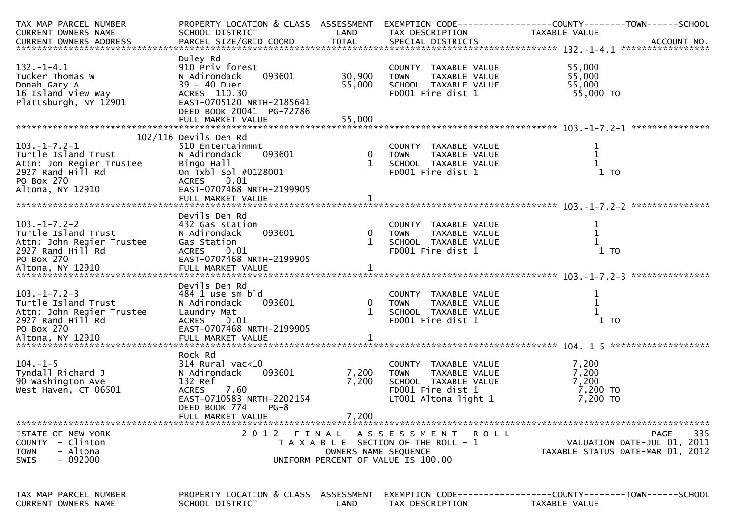| TAX MAP PARCEL NUMBER<br>CURRENT OWNERS NAME<br>CURRENT OWNERS ADDRESS | PROPERTY LOCATION & CLASS<br>SCHOOL DISTRICT<br>PARCEL SIZE/GRID COORD | ASSESSMENT<br>LAND<br>TOTAL | EXEMPTION CODE<br>TAX DESCRIPTION<br>SPECIAL DISTRICTS | COUNTY / TOWN / SCHOOL<br>TAXABLE VALUE | ACCOUNT NO. |
|---|---|---|---|---|---|
| **132.-1-4.1** | | | | | |
| 132.-1-4.1 | Duley Rd | | | | |
| Tucker Thomas W | 910 Priv forest | | COUNTY TAXABLE VALUE | 55,000 | |
| Donah Gary A | N Adirondack 093601 | 30,900 | TOWN TAXABLE VALUE | 55,000 | |
| 16 Island View Way | 39 - 40 Duer | 55,000 | SCHOOL TAXABLE VALUE | 55,000 | |
| Plattsburgh, NY 12901 | ACRES 110.30 | | FD001 Fire dist 1 | 55,000 TO | |
| | EAST-0705120 NRTH-2185641 | | | | |
| | DEED BOOK 20041 PG-72786 | | | | |
| | FULL MARKET VALUE | 55,000 | | | |
| **103.-1-7.2-1** | | | | | |
| 103.-1-7.2-1 | 102/116 Devils Den Rd | | | | |
| Turtle Island Trust | 510 Entertainmnt | | COUNTY TAXABLE VALUE | 1 | |
| Attn: Jon Regier Trustee | N Adirondack 093601 | 0 | TOWN TAXABLE VALUE | 1 | |
| 2927 Rand Hill Rd | Bingo Hall | 1 | SCHOOL TAXABLE VALUE | 1 | |
| PO Box 270 | On Txbl Sol #0128001 | | FD001 Fire dist 1 | 1 TO | |
| Altona, NY 12910 | ACRES 0.01 | | | | |
| | EAST-0707468 NRTH-2199905 | | | | |
| | FULL MARKET VALUE | 1 | | | |
| **103.-1-7.2-2** | | | | | |
| 103.-1-7.2-2 | Devils Den Rd | | | | |
| Turtle Island Trust | 432 Gas station | | COUNTY TAXABLE VALUE | 1 | |
| Attn: John Regier Trustee | N Adirondack 093601 | 0 | TOWN TAXABLE VALUE | 1 | |
| 2927 Rand Hill Rd | Gas Station | 1 | SCHOOL TAXABLE VALUE | 1 | |
| PO Box 270 | ACRES 0.01 | | FD001 Fire dist 1 | 1 TO | |
| Altona, NY 12910 | EAST-0707468 NRTH-2199905 | | | | |
| | FULL MARKET VALUE | 1 | | | |
| **103.-1-7.2-3** | | | | | |
| 103.-1-7.2-3 | Devils Den Rd | | | | |
| Turtle Island Trust | 484 1 use sm bld | | COUNTY TAXABLE VALUE | 1 | |
| Attn: John Regier Trustee | N Adirondack 093601 | 0 | TOWN TAXABLE VALUE | 1 | |
| 2927 Rand Hill Rd | Laundry Mat | 1 | SCHOOL TAXABLE VALUE | 1 | |
| PO Box 270 | ACRES 0.01 | | FD001 Fire dist 1 | 1 TO | |
| Altona, NY 12910 | EAST-0707468 NRTH-2199905 | | | | |
| | FULL MARKET VALUE | 1 | | | |
| **104.-1-5** | | | | | |
| 104.-1-5 | Rock Rd | | | | |
| Tyndall Richard J | 314 Rural vac<10 | | COUNTY TAXABLE VALUE | 7,200 | |
| 90 Washington Ave | N Adirondack 093601 | 7,200 | TOWN TAXABLE VALUE | 7,200 | |
| West Haven, CT 06501 | 132 Ref | 7,200 | SCHOOL TAXABLE VALUE | 7,200 | |
| | ACRES 7.60 | | FD001 Fire dist 1 | 7,200 TO | |
| | EAST-0710583 NRTH-2202154 | | LT001 Altona light 1 | 7,200 TO | |
| | DEED BOOK 774 PG-8 | | | | |
| | FULL MARKET VALUE | 7,200 | | | |

STATE OF NEW YORK
COUNTY - Clinton
TOWN - Altona
SWIS - 092000

2012 FINAL ASSESSMENT ROLL
TAXABLE SECTION OF THE ROLL - 1
OWNERS NAME SEQUENCE
UNIFORM PERCENT OF VALUE IS 100.00

VALUATION DATE-JUL 01, 2011
TAXABLE STATUS DATE-MAR 01, 2012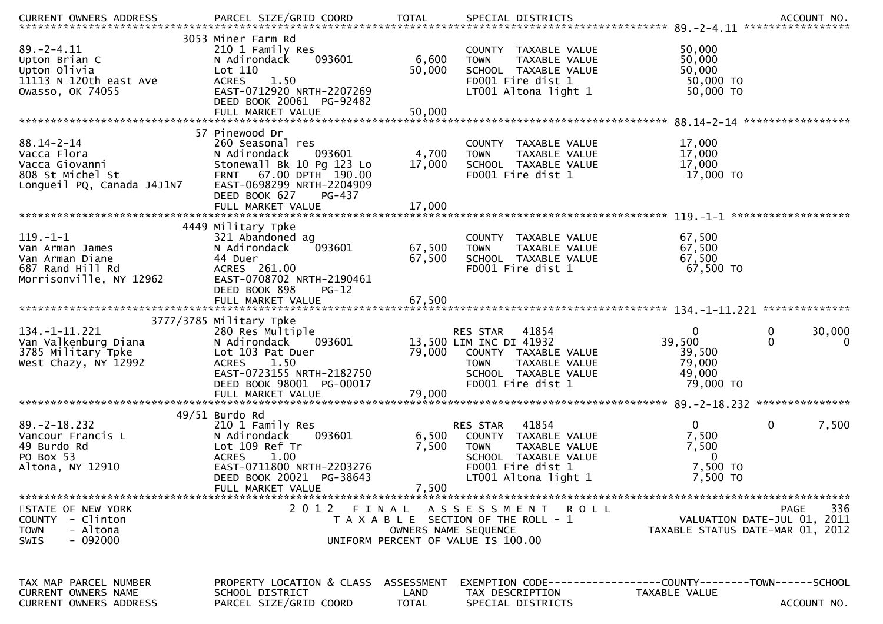| TAX MAP PARCEL NUMBER / CURRENT OWNERS NAME / CURRENT OWNERS ADDRESS | PROPERTY LOCATION & CLASS / SCHOOL DISTRICT / PARCEL SIZE/GRID COORD | ASSESSMENT LAND / TOTAL | EXEMPTION CODE / TAX DESCRIPTION / SPECIAL DISTRICTS | COUNTY TAXABLE VALUE | TOWN | SCHOOL | ACCOUNT NO. |
|---|---|---|---|---|---|---|---|
| **89.-2-4.11** | 3053 Miner Farm Rd | | | | | | |
| 89.-2-4.11 | 210 1 Family Res | | COUNTY TAXABLE VALUE | 50,000 | | | |
| Upton Brian C | N Adirondack 093601 | 6,600 | TOWN TAXABLE VALUE | 50,000 | | | |
| Upton Olivia | Lot 110 | 50,000 | SCHOOL TAXABLE VALUE | 50,000 | | | |
| 11113 N 120th east Ave | ACRES 1.50 | | FD001 Fire dist 1 | 50,000 TO | | | |
| Owasso, OK 74055 | EAST-0712920 NRTH-2207269 | | LT001 Altona light 1 | 50,000 TO | | | |
| | DEED BOOK 20061 PG-92482 | | | | | | |
| | FULL MARKET VALUE | 50,000 | | | | | |
| **88.14-2-14** | 57 Pinewood Dr | | | | | | |
| 88.14-2-14 | 260 Seasonal res | | COUNTY TAXABLE VALUE | 17,000 | | | |
| Vacca Flora | N Adirondack 093601 | 4,700 | TOWN TAXABLE VALUE | 17,000 | | | |
| Vacca Giovanni | Stonewall Bk 10 Pg 123 Lo | 17,000 | SCHOOL TAXABLE VALUE | 17,000 | | | |
| 808 St Michel St | FRNT 67.00 DPTH 190.00 | | FD001 Fire dist 1 | 17,000 TO | | | |
| Longueil PQ, Canada J4J1N7 | EAST-0698299 NRTH-2204909 | | | | | | |
| | DEED BOOK 627 PG-437 | | | | | | |
| | FULL MARKET VALUE | 17,000 | | | | | |
| **119.-1-1** | 4449 Military Tpke | | | | | | |
| 119.-1-1 | 321 Abandoned ag | | COUNTY TAXABLE VALUE | 67,500 | | | |
| Van Arman James | N Adirondack 093601 | 67,500 | TOWN TAXABLE VALUE | 67,500 | | | |
| Van Arman Diane | 44 Duer | 67,500 | SCHOOL TAXABLE VALUE | 67,500 | | | |
| 687 Rand Hill Rd | ACRES 261.00 | | FD001 Fire dist 1 | 67,500 TO | | | |
| Morrisonville, NY 12962 | EAST-0708702 NRTH-2190461 | | | | | | |
| | DEED BOOK 898 PG-12 | | | | | | |
| | FULL MARKET VALUE | 67,500 | | | | | |
| **134.-1-11.221** | 3777/3785 Military Tpke | | | | | | |
| 134.-1-11.221 | 280 Res Multiple | | RES STAR 41854 | 0 | 0 | 30,000 | |
| Van Valkenburg Diana | N Adirondack 093601 | 13,500 | LIM INC DI 41932 | 39,500 | 0 | 0 | |
| 3785 Military Tpke | Lot 103 Pat Duer | 79,000 | COUNTY TAXABLE VALUE | 39,500 | | | |
| West Chazy, NY 12992 | ACRES 1.50 | | TOWN TAXABLE VALUE | 79,000 | | | |
| | EAST-0723155 NRTH-2182750 | | SCHOOL TAXABLE VALUE | 49,000 | | | |
| | DEED BOOK 98001 PG-00017 | | FD001 Fire dist 1 | 79,000 TO | | | |
| | FULL MARKET VALUE | 79,000 | | | | | |
| **89.-2-18.232** | 49/51 Burdo Rd | | | | | | |
| 89.-2-18.232 | 210 1 Family Res | | RES STAR 41854 | 0 | 0 | 7,500 | |
| Vancour Francis L | N Adirondack 093601 | 6,500 | COUNTY TAXABLE VALUE | 7,500 | | | |
| 49 Burdo Rd | Lot 109 Ref Tr | 7,500 | TOWN TAXABLE VALUE | 7,500 | | | |
| PO Box 53 | ACRES 1.00 | | SCHOOL TAXABLE VALUE | 0 | | | |
| Altona, NY 12910 | EAST-0711800 NRTH-2203276 | | FD001 Fire dist 1 | 7,500 TO | | | |
| | DEED BOOK 20021 PG-38643 | | LT001 Altona light 1 | 7,500 TO | | | |
| | FULL MARKET VALUE | 7,500 | | | | | |

STATE OF NEW YORK
COUNTY - Clinton
TOWN - Altona
SWIS - 092000

2012 FINAL ASSESSMENT ROLL
TAXABLE SECTION OF THE ROLL - 1
OWNERS NAME SEQUENCE
UNIFORM PERCENT OF VALUE IS 100.00

PAGE 336
VALUATION DATE-JUL 01, 2011
TAXABLE STATUS DATE-MAR 01, 2012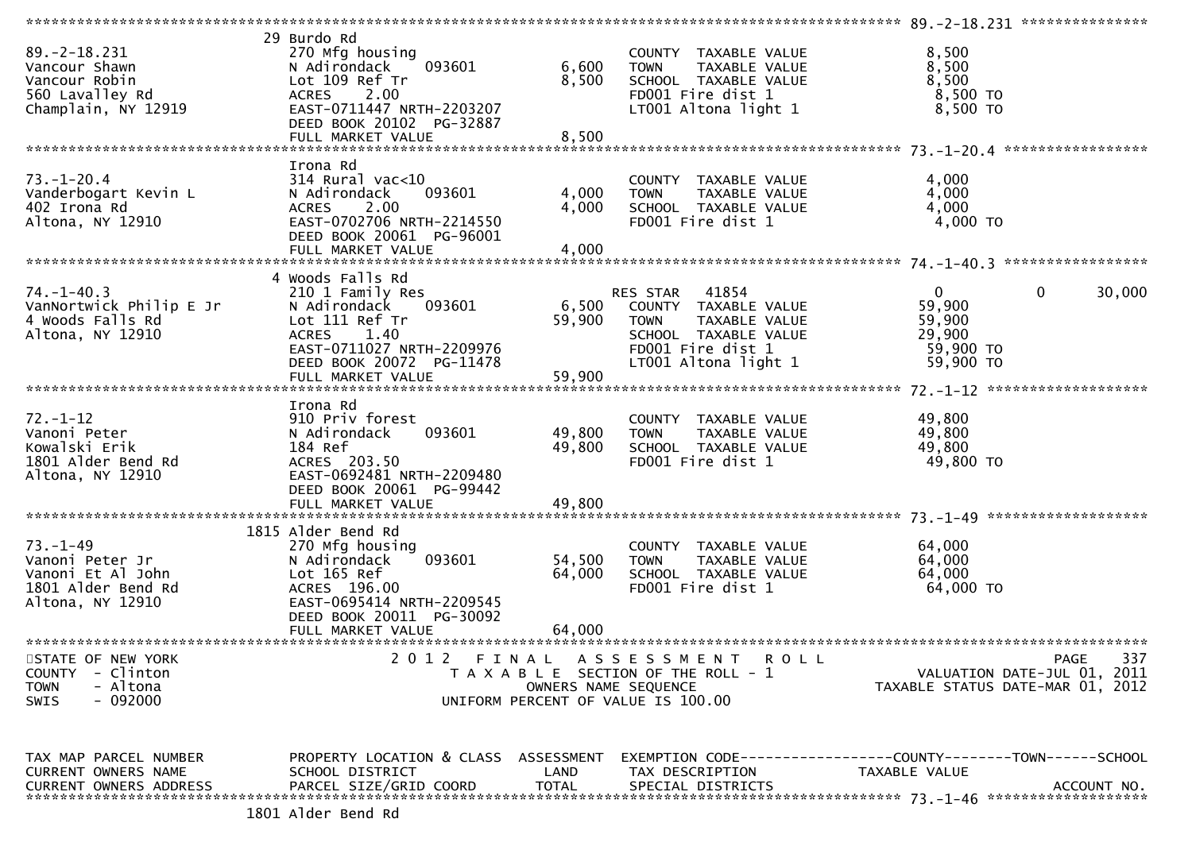```
******************************************************************************************************* 89.-2-18.231 ***************
                             29 Burdo Rd
89.-2-18.231                 270 Mfg housing                          COUNTY  TAXABLE VALUE             8,500
Vancour Shawn                N Adirondack    093601        6,600      TOWN    TAXABLE VALUE             8,500
Vancour Robin                Lot 109 Ref Tr                8,500      SCHOOL  TAXABLE VALUE             8,500
560 Lavalley Rd              ACRES     2.00                           FD001 Fire dist 1                  8,500 TO
Champlain, NY 12919          EAST-0711447 NRTH-2203207                LT001 Altona light 1               8,500 TO
                             DEED BOOK 20102  PG-32887
                             FULL MARKET VALUE             8,500
******************************************************************************************************* 73.-1-20.4 *****************
                             Irona Rd
73.-1-20.4                   314 Rural vac<10                         COUNTY  TAXABLE VALUE             4,000
Vanderbogart Kevin L         N Adirondack    093601        4,000      TOWN    TAXABLE VALUE             4,000
402 Irona Rd                 ACRES     2.00                4,000      SCHOOL  TAXABLE VALUE             4,000
Altona, NY 12910             EAST-0702706 NRTH-2214550                FD001 Fire dist 1                  4,000 TO
                             DEED BOOK 20061  PG-96001
                             FULL MARKET VALUE             4,000
******************************************************************************************************* 74.-1-40.3 *****************
                             4 Woods Falls Rd
74.-1-40.3                   210 1 Family Res                         RES STAR   41854                      0             0      30,000
VanNortwick Philip E Jr      N Adirondack    093601        6,500      COUNTY  TAXABLE VALUE            59,900
4 Woods Falls Rd             Lot 111 Ref Tr               59,900      TOWN    TAXABLE VALUE            59,900
Altona, NY 12910             ACRES     1.40                           SCHOOL  TAXABLE VALUE            29,900
                             EAST-0711027 NRTH-2209976                FD001 Fire dist 1                 59,900 TO
                             DEED BOOK 20072  PG-11478                LT001 Altona light 1              59,900 TO
                             FULL MARKET VALUE            59,900
******************************************************************************************************* 72.-1-12 *******************
                             Irona Rd
72.-1-12                     910 Priv forest                          COUNTY  TAXABLE VALUE            49,800
Vanoni Peter                 N Adirondack    093601       49,800      TOWN    TAXABLE VALUE            49,800
Kowalski Erik                184 Ref                      49,800      SCHOOL  TAXABLE VALUE            49,800
1801 Alder Bend Rd           ACRES  203.50                            FD001 Fire dist 1                 49,800 TO
Altona, NY 12910             EAST-0692481 NRTH-2209480
                             DEED BOOK 20061  PG-99442
                             FULL MARKET VALUE            49,800
******************************************************************************************************* 73.-1-49 *******************
                             1815 Alder Bend Rd
73.-1-49                     270 Mfg housing                          COUNTY  TAXABLE VALUE            64,000
Vanoni Peter Jr              N Adirondack    093601       54,500      TOWN    TAXABLE VALUE            64,000
Vanoni Et Al John            Lot 165 Ref                  64,000      SCHOOL  TAXABLE VALUE            64,000
1801 Alder Bend Rd           ACRES  196.00                            FD001 Fire dist 1                 64,000 TO
Altona, NY 12910             EAST-0695414 NRTH-2209545
                             DEED BOOK 20011  PG-30092
                             FULL MARKET VALUE            64,000
************************************************************************************************************************************
STATE OF NEW YORK                      2 0 1 2   F I N A L   A S S E S S M E N T   R O L L                                PAGE    337
COUNTY  - Clinton                          T A X A B L E  SECTION OF THE ROLL - 1                     VALUATION DATE-JUL 01, 2011
TOWN    - Altona                                   OWNERS NAME SEQUENCE                           TAXABLE STATUS DATE-MAR 01, 2012
SWIS    - 092000                           UNIFORM PERCENT OF VALUE IS 100.00


TAX MAP PARCEL NUMBER        PROPERTY LOCATION & CLASS  ASSESSMENT  EXEMPTION CODE------------------COUNTY--------TOWN------SCHOOL
CURRENT OWNERS NAME          SCHOOL DISTRICT               LAND       TAX DESCRIPTION             TAXABLE VALUE
CURRENT OWNERS ADDRESS       PARCEL SIZE/GRID COORD        TOTAL      SPECIAL DISTRICTS                                  ACCOUNT NO.
******************************************************************************************************* 73.-1-46 *******************
                             1801 Alder Bend Rd
```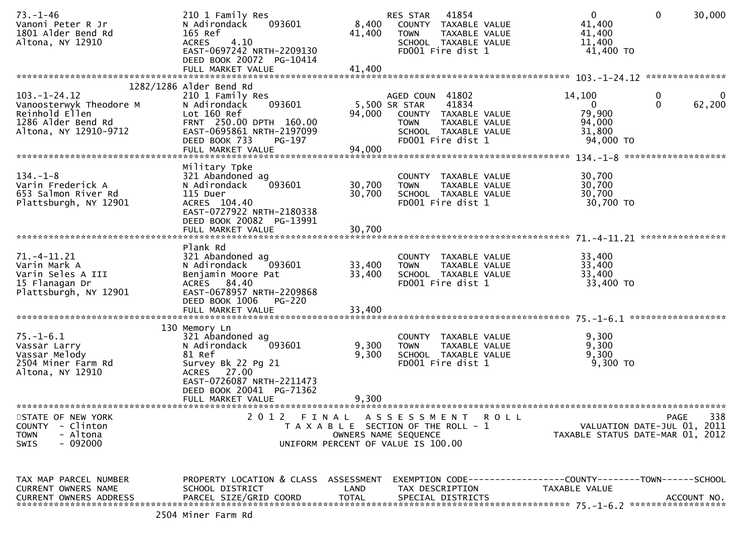```
73.-1-46                       210 1 Family Res                    RES STAR   41854                     0           0        30,000
Vanoni Peter R Jr              N Adirondack    093601       8,400    COUNTY  TAXABLE VALUE             41,400
1801 Alder Bend Rd             165 Ref                     41,400    TOWN    TAXABLE VALUE             41,400
Altona, NY 12910               ACRES    4.10                         SCHOOL  TAXABLE VALUE             11,400
                               EAST-0697242 NRTH-2209130             FD001 Fire dist 1                  41,400 TO
                               DEED BOOK 20072  PG-10414
                               FULL MARKET VALUE           41,400
******************************************************************************************************* 103.-1-24.12 ***************
                    1282/1286 Alder Bend Rd
103.-1-24.12                   210 1 Family Res                    AGED COUN  41802                14,100           0             0
Vanoosterwyk Theodore M        N Adirondack    093601       5,500 SR STAR     41834                     0           0        62,200
Reinhold Ellen                 Lot 160 Ref                 94,000    COUNTY  TAXABLE VALUE             79,900
1286 Alder Bend Rd             FRNT 250.00 DPTH 160.00               TOWN    TAXABLE VALUE             94,000
Altona, NY 12910-9712          EAST-0695861 NRTH-2197099             SCHOOL  TAXABLE VALUE             31,800
                               DEED BOOK 733    PG-197               FD001 Fire dist 1                  94,000 TO
                               FULL MARKET VALUE           94,000
******************************************************************************************************* 134.-1-8 *******************
                               Military Tpke
134.-1-8                       321 Abandoned ag                      COUNTY  TAXABLE VALUE             30,700
Varin Frederick A              N Adirondack    093601      30,700    TOWN    TAXABLE VALUE             30,700
653 Salmon River Rd            115 Duer                    30,700    SCHOOL  TAXABLE VALUE             30,700
Plattsburgh, NY 12901          ACRES  104.40                         FD001 Fire dist 1                  30,700 TO
                               EAST-0727922 NRTH-2180338
                               DEED BOOK 20082  PG-13991
                               FULL MARKET VALUE           30,700
******************************************************************************************************* 71.-4-11.21 ****************
                               Plank Rd
71.-4-11.21                    321 Abandoned ag                      COUNTY  TAXABLE VALUE             33,400
Varin Mark A                   N Adirondack    093601      33,400    TOWN    TAXABLE VALUE             33,400
Varin Seles A III              Benjamin Moore Pat          33,400    SCHOOL  TAXABLE VALUE             33,400
15 Flanagan Dr                 ACRES   84.40                         FD001 Fire dist 1                  33,400 TO
Plattsburgh, NY 12901          EAST-0678957 NRTH-2209868
                               DEED BOOK 1006   PG-220
                               FULL MARKET VALUE           33,400
******************************************************************************************************* 75.-1-6.1 ******************
                           130 Memory Ln
75.-1-6.1                      321 Abandoned ag                      COUNTY  TAXABLE VALUE              9,300
Vassar Larry                   N Adirondack    093601       9,300    TOWN    TAXABLE VALUE              9,300
Vassar Melody                  81 Ref                       9,300    SCHOOL  TAXABLE VALUE              9,300
2504 Miner Farm Rd             Survey Bk 22 Pg 21                    FD001 Fire dist 1                   9,300 TO
Altona, NY 12910               ACRES   27.00
                               EAST-0726087 NRTH-2211473
                               DEED BOOK 20041  PG-71362
                               FULL MARKET VALUE            9,300
************************************************************************************************************************************
STATE OF NEW YORK                  2 0 1 2   F I N A L   A S S E S S M E N T   R O L L                                  PAGE    338
COUNTY  - Clinton                      T A X A B L E  SECTION OF THE ROLL - 1                          VALUATION DATE-JUL 01, 2011
TOWN    - Altona                              OWNERS NAME SEQUENCE                                 TAXABLE STATUS DATE-MAR 01, 2012
SWIS    - 092000                       UNIFORM PERCENT OF VALUE IS 100.00


TAX MAP PARCEL NUMBER          PROPERTY LOCATION & CLASS  ASSESSMENT  EXEMPTION CODE------------------COUNTY--------TOWN------SCHOOL
CURRENT OWNERS NAME            SCHOOL DISTRICT               LAND      TAX DESCRIPTION               TAXABLE VALUE
CURRENT OWNERS ADDRESS         PARCEL SIZE/GRID COORD        TOTAL     SPECIAL DISTRICTS                                 ACCOUNT NO.
******************************************************************************************************* 75.-1-6.2 ******************
                          2504 Miner Farm Rd
```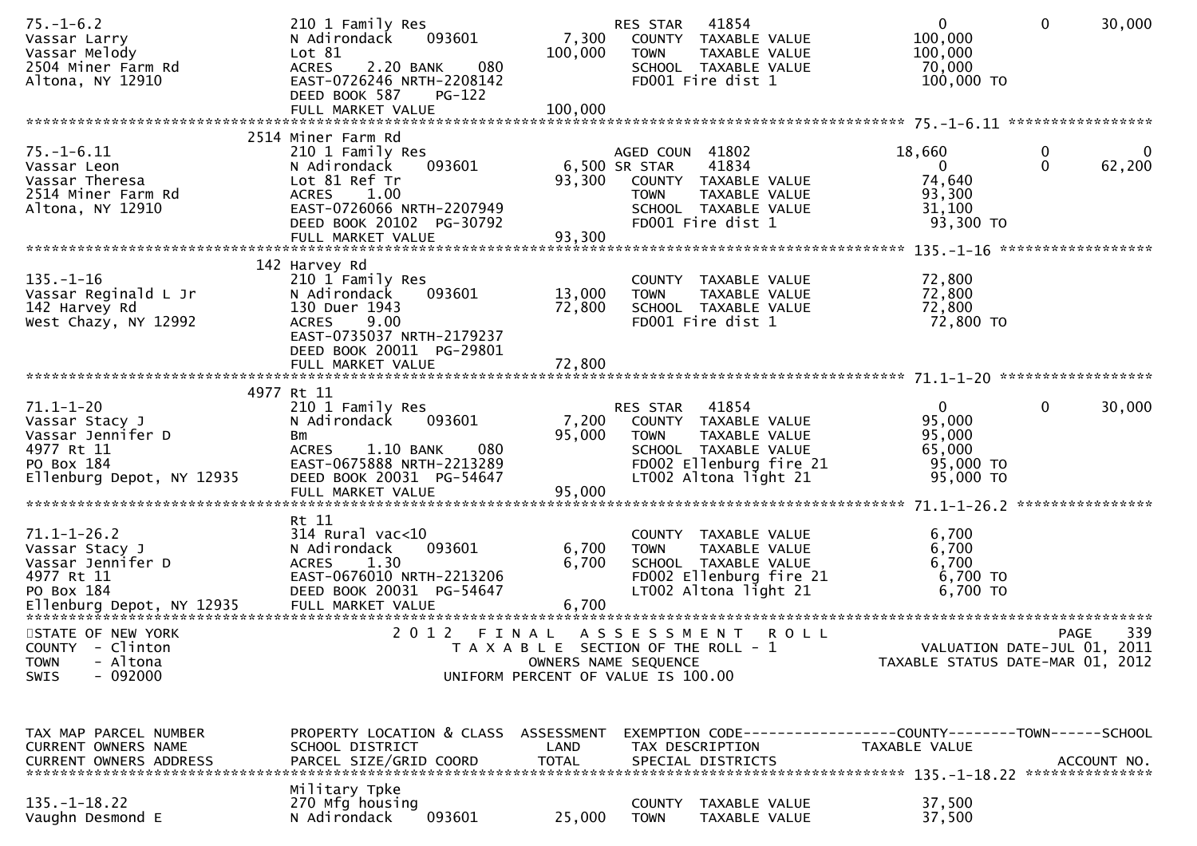```
75.-1-6.2                   210 1 Family Res                    RES STAR   41854                0           0        30,000
Vassar Larry                N Adirondack     093601      7,300   COUNTY  TAXABLE VALUE        100,000
Vassar Melody               Lot 81                     100,000   TOWN    TAXABLE VALUE        100,000
2504 Miner Farm Rd          ACRES    2.20 BANK    080            SCHOOL  TAXABLE VALUE         70,000
Altona, NY 12910            EAST-0726246 NRTH-2208142            FD001 Fire dist 1            100,000 TO
                            DEED BOOK 587    PG-122
                            FULL MARKET VALUE          100,000
******************************************************************************************************* 75.-1-6.11 *****************
                      2514 Miner Farm Rd
75.-1-6.11                  210 1 Family Res                    AGED COUN  41802           18,660           0             0
Vassar Leon                 N Adirondack     093601      6,500 SR STAR     41834                0           0        62,200
Vassar Theresa              Lot 81 Ref Tr               93,300   COUNTY  TAXABLE VALUE         74,640
2514 Miner Farm Rd          ACRES    1.00                        TOWN    TAXABLE VALUE         93,300
Altona, NY 12910            EAST-0726066 NRTH-2207949            SCHOOL  TAXABLE VALUE         31,100
                            DEED BOOK 20102  PG-30792            FD001 Fire dist 1             93,300 TO
                            FULL MARKET VALUE           93,300
******************************************************************************************************* 135.-1-16 ******************
                      142 Harvey Rd
135.-1-16                   210 1 Family Res                     COUNTY  TAXABLE VALUE         72,800
Vassar Reginald L Jr        N Adirondack     093601     13,000   TOWN    TAXABLE VALUE         72,800
142 Harvey Rd               130 Duer 1943               72,800   SCHOOL  TAXABLE VALUE         72,800
West Chazy, NY 12992        ACRES    9.00                        FD001 Fire dist 1             72,800 TO
                            EAST-0735037 NRTH-2179237
                            DEED BOOK 20011  PG-29801
                            FULL MARKET VALUE           72,800
******************************************************************************************************* 71.1-1-20 ******************
                      4977 Rt 11
71.1-1-20                   210 1 Family Res                    RES STAR   41854                0           0        30,000
Vassar Stacy J              N Adirondack     093601      7,200   COUNTY  TAXABLE VALUE         95,000
Vassar Jennifer D           Bm                          95,000   TOWN    TAXABLE VALUE         95,000
4977 Rt 11                  ACRES    1.10 BANK    080            SCHOOL  TAXABLE VALUE         65,000
PO Box 184                  EAST-0675888 NRTH-2213289            FD002 Ellenburg fire 21       95,000 TO
Ellenburg Depot, NY 12935   DEED BOOK 20031  PG-54647            LT002 Altona light 21         95,000 TO
                            FULL MARKET VALUE           95,000
******************************************************************************************************* 71.1-1-26.2 ****************
                      Rt 11
71.1-1-26.2                 314 Rural vac<10                     COUNTY  TAXABLE VALUE          6,700
Vassar Stacy J              N Adirondack     093601      6,700   TOWN    TAXABLE VALUE          6,700
Vassar Jennifer D           ACRES    1.30                6,700   SCHOOL  TAXABLE VALUE          6,700
4977 Rt 11                  EAST-0676010 NRTH-2213206            FD002 Ellenburg fire 21        6,700 TO
PO Box 184                  DEED BOOK 20031  PG-54647            LT002 Altona light 21          6,700 TO
Ellenburg Depot, NY 12935   FULL MARKET VALUE            6,700
************************************************************************************************************************************
STATE OF NEW YORK                   2 0 1 2   F I N A L   A S S E S S M E N T   R O L L                                   PAGE   339
COUNTY  - Clinton                      T A X A B L E  SECTION OF THE ROLL - 1                      VALUATION DATE-JUL 01, 2011
TOWN    - Altona                              OWNERS NAME SEQUENCE                             TAXABLE STATUS DATE-MAR 01, 2012
SWIS    - 092000                       UNIFORM PERCENT OF VALUE IS 100.00


TAX MAP PARCEL NUMBER       PROPERTY LOCATION & CLASS  ASSESSMENT  EXEMPTION CODE------------------COUNTY--------TOWN------SCHOOL
CURRENT OWNERS NAME         SCHOOL DISTRICT               LAND      TAX DESCRIPTION              TAXABLE VALUE
CURRENT OWNERS ADDRESS      PARCEL SIZE/GRID COORD       TOTAL      SPECIAL DISTRICTS                                   ACCOUNT NO.
******************************************************************************************************* 135.-1-18.22 ***************
                            Military Tpke
135.-1-18.22                270 Mfg housing                      COUNTY  TAXABLE VALUE         37,500
Vaughn Desmond E            N Adirondack     093601     25,000   TOWN    TAXABLE VALUE         37,500
```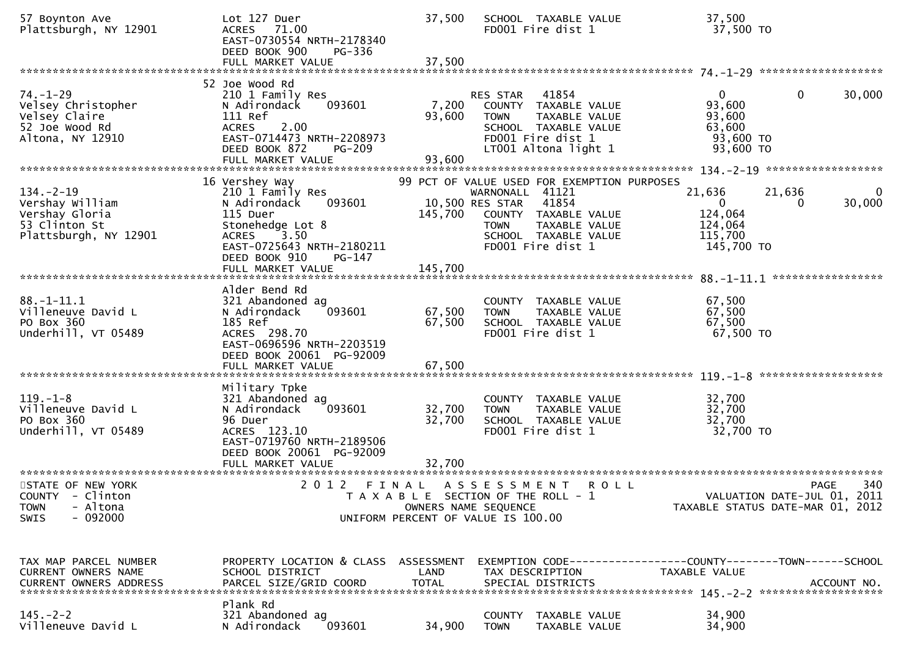```
57 Boynton Ave                  Lot 127 Duer                        37,500   SCHOOL  TAXABLE VALUE               37,500
Plattsburgh, NY 12901           ACRES   71.00                                FD001 Fire dist 1                    37,500 TO
                                EAST-0730554 NRTH-2178340
                                DEED BOOK 900    PG-336
                                FULL MARKET VALUE                   37,500
******************************************************************************************************* 74.-1-29 ******************
                                52 Joe Wood Rd
74.-1-29                        210 1 Family Res                            RES STAR   41854                    0          0     30,000
Velsey Christopher              N Adirondack     093601              7,200   COUNTY  TAXABLE VALUE               93,600
Velsey Claire                   111 Ref                             93,600   TOWN    TAXABLE VALUE               93,600
52 Joe Wood Rd                  ACRES    2.00                                SCHOOL  TAXABLE VALUE               63,600
Altona, NY 12910                EAST-0714473 NRTH-2208973                    FD001 Fire dist 1                    93,600 TO
                                DEED BOOK 872    PG-209                      LT001 Altona light 1                 93,600 TO
                                FULL MARKET VALUE                   93,600
******************************************************************************************************* 134.-2-19 *****************
                                16 Vershey Way                  99 PCT OF VALUE USED FOR EXEMPTION PURPOSES
134.-2-19                       210 1 Family Res                            WARNONALL  41121               21,636     21,636          0
Vershay William                 N Adirondack     093601             10,500 RES STAR   41854                     0          0     30,000
Vershay Gloria                  115 Duer                           145,700   COUNTY  TAXABLE VALUE              124,064
53 Clinton St                   Stonehedge Lot 8                             TOWN    TAXABLE VALUE              124,064
Plattsburgh, NY 12901           ACRES    3.50                                SCHOOL  TAXABLE VALUE              115,700
                                EAST-0725643 NRTH-2180211                    FD001 Fire dist 1                   145,700 TO
                                DEED BOOK 910    PG-147
                                FULL MARKET VALUE                  145,700
******************************************************************************************************* 88.-1-11.1 ****************
                                Alder Bend Rd
88.-1-11.1                      321 Abandoned ag                             COUNTY  TAXABLE VALUE               67,500
Villeneuve David L              N Adirondack     093601             67,500   TOWN    TAXABLE VALUE               67,500
PO Box 360                      185 Ref                             67,500   SCHOOL  TAXABLE VALUE               67,500
Underhill, VT 05489             ACRES  298.70                                FD001 Fire dist 1                    67,500 TO
                                EAST-0696596 NRTH-2203519
                                DEED BOOK 20061  PG-92009
                                FULL MARKET VALUE                   67,500
******************************************************************************************************* 119.-1-8 ******************
                                Military Tpke
119.-1-8                        321 Abandoned ag                             COUNTY  TAXABLE VALUE               32,700
Villeneuve David L              N Adirondack     093601             32,700   TOWN    TAXABLE VALUE               32,700
PO Box 360                      96 Duer                             32,700   SCHOOL  TAXABLE VALUE               32,700
Underhill, VT 05489             ACRES  123.10                                FD001 Fire dist 1                    32,700 TO
                                EAST-0719760 NRTH-2189506
                                DEED BOOK 20061  PG-92009
                                FULL MARKET VALUE                   32,700
***********************************************************************************************************************************
STATE OF NEW YORK                       2 0 1 2   F I N A L   A S S E S S M E N T   R O L L                              PAGE    340
COUNTY  - Clinton                          T A X A B L E  SECTION OF THE ROLL - 1                       VALUATION DATE-JUL 01, 2011
TOWN    - Altona                                  OWNERS NAME SEQUENCE                            TAXABLE STATUS DATE-MAR 01, 2012
SWIS    - 092000                          UNIFORM PERCENT OF VALUE IS 100.00


TAX MAP PARCEL NUMBER           PROPERTY LOCATION & CLASS  ASSESSMENT  EXEMPTION CODE------------------COUNTY--------TOWN------SCHOOL
CURRENT OWNERS NAME             SCHOOL DISTRICT               LAND      TAX DESCRIPTION             TAXABLE VALUE
CURRENT OWNERS ADDRESS          PARCEL SIZE/GRID COORD        TOTAL     SPECIAL DISTRICTS                                ACCOUNT NO.
******************************************************************************************************* 145.-2-2 ******************
                                Plank Rd
145.-2-2                        321 Abandoned ag                             COUNTY  TAXABLE VALUE               34,900
Villeneuve David L              N Adirondack     093601             34,900   TOWN    TAXABLE VALUE               34,900
```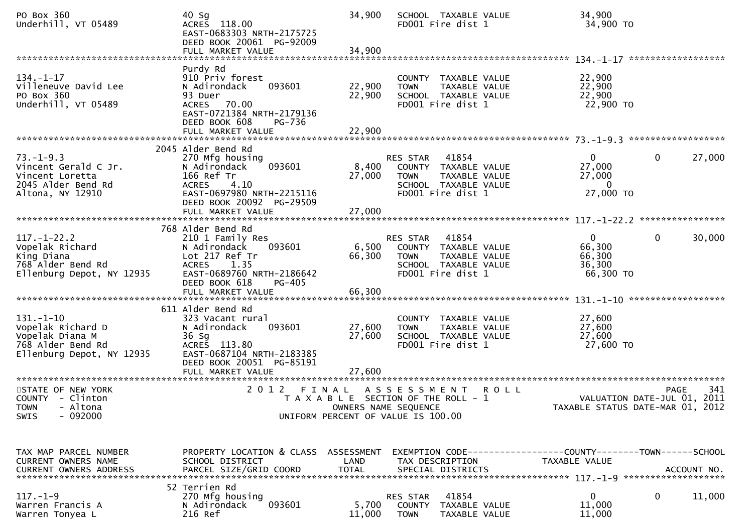```
PO Box 360                     40 Sg                              34,900   SCHOOL  TAXABLE VALUE              34,900
Underhill, VT 05489            ACRES  118.00                               FD001 Fire dist 1                   34,900 TO
                               EAST-0683303 NRTH-2175725
                               DEED BOOK 20061  PG-92009
                               FULL MARKET VALUE                  34,900
******************************************************************************************************* 134.-1-17 ******************
                               Purdy Rd
134.-1-17                      910 Priv forest                             COUNTY  TAXABLE VALUE              22,900
Villeneuve David Lee           N Adirondack     093601            22,900   TOWN    TAXABLE VALUE              22,900
PO Box 360                     93 Duer                            22,900   SCHOOL  TAXABLE VALUE              22,900
Underhill, VT 05489            ACRES   70.00                               FD001 Fire dist 1                   22,900 TO
                               EAST-0721384 NRTH-2179136
                               DEED BOOK 608     PG-736
                               FULL MARKET VALUE                  22,900
******************************************************************************************************* 73.-1-9.3 ******************
                          2045 Alder Bend Rd
73.-1-9.3                      270 Mfg housing                             RES STAR   41854                    0          0      27,000
Vincent Gerald C Jr.           N Adirondack     093601             8,400   COUNTY  TAXABLE VALUE              27,000
Vincent Loretta                166 Ref Tr                         27,000   TOWN    TAXABLE VALUE              27,000
2045 Alder Bend Rd             ACRES    4.10                               SCHOOL  TAXABLE VALUE                   0
Altona, NY 12910               EAST-0697980 NRTH-2215116                   FD001 Fire dist 1                   27,000 TO
                               DEED BOOK 20092  PG-29509
                               FULL MARKET VALUE                  27,000
******************************************************************************************************* 117.-1-22.2 ****************
                           768 Alder Bend Rd
117.-1-22.2                    210 1 Family Res                            RES STAR   41854                    0          0      30,000
Vopelak Richard                N Adirondack     093601             6,500   COUNTY  TAXABLE VALUE              66,300
King Diana                     Lot 217 Ref Tr                     66,300   TOWN    TAXABLE VALUE              66,300
768 Alder Bend Rd              ACRES    1.35                               SCHOOL  TAXABLE VALUE              36,300
Ellenburg Depot, NY 12935      EAST-0689760 NRTH-2186642                   FD001 Fire dist 1                   66,300 TO
                               DEED BOOK 618     PG-405
                               FULL MARKET VALUE                  66,300
******************************************************************************************************* 131.-1-10 ******************
                           611 Alder Bend Rd
131.-1-10                      323 Vacant rural                            COUNTY  TAXABLE VALUE              27,600
Vopelak Richard D              N Adirondack     093601            27,600   TOWN    TAXABLE VALUE              27,600
Vopelak Diana M                36 Sg                              27,600   SCHOOL  TAXABLE VALUE              27,600
768 Alder Bend Rd              ACRES  113.80                               FD001 Fire dist 1                   27,600 TO
Ellenburg Depot, NY 12935      EAST-0687104 NRTH-2183385
                               DEED BOOK 20051  PG-85191
                               FULL MARKET VALUE                  27,600
************************************************************************************************************************************
STATE OF NEW YORK                      2 0 1 2   F I N A L   A S S E S S M E N T   R O L L                                  PAGE    341
COUNTY  - Clinton                          T A X A B L E  SECTION OF THE ROLL - 1                         VALUATION DATE-JUL 01, 2011
TOWN    - Altona                                 OWNERS NAME SEQUENCE                                 TAXABLE STATUS DATE-MAR 01, 2012
SWIS    - 092000                          UNIFORM PERCENT OF VALUE IS 100.00


TAX MAP PARCEL NUMBER          PROPERTY LOCATION & CLASS  ASSESSMENT  EXEMPTION CODE------------------COUNTY--------TOWN------SCHOOL
CURRENT OWNERS NAME            SCHOOL DISTRICT               LAND      TAX DESCRIPTION              TAXABLE VALUE
CURRENT OWNERS ADDRESS         PARCEL SIZE/GRID COORD        TOTAL     SPECIAL DISTRICTS                                   ACCOUNT NO.
******************************************************************************************************* 117.-1-9 *******************
                            52 Terrien Rd
117.-1-9                       270 Mfg housing                             RES STAR   41854                    0          0      11,000
Warren Francis A               N Adirondack     093601             5,700   COUNTY  TAXABLE VALUE              11,000
Warren Tonyea L                216 Ref                            11,000   TOWN    TAXABLE VALUE              11,000
```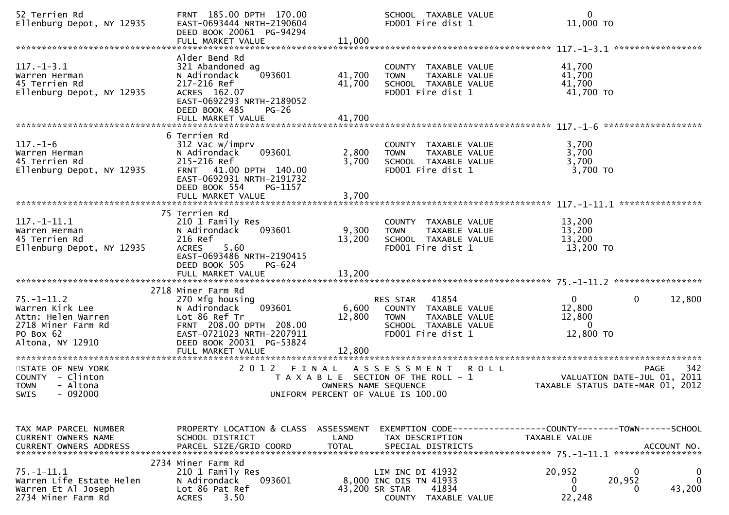```
52 Terrien Rd                 FRNT 185.00 DPTH 170.00               SCHOOL  TAXABLE VALUE                      0
Ellenburg Depot, NY 12935     EAST-0693444 NRTH-2190604             FD001 Fire dist 1                     11,000 TO
                              DEED BOOK 20061 PG-94294
                              FULL MARKET VALUE              11,000
******************************************************************************************************* 117.-1-3.1 *****************
                              Alder Bend Rd
117.-1-3.1                    321 Abandoned ag                      COUNTY  TAXABLE VALUE                 41,700
Warren Herman                 N Adirondack    093601       41,700   TOWN    TAXABLE VALUE                 41,700
45 Terrien Rd                 217-216 Ref                  41,700   SCHOOL  TAXABLE VALUE                 41,700
Ellenburg Depot, NY 12935     ACRES 162.07                          FD001 Fire dist 1                     41,700 TO
                              EAST-0692293 NRTH-2189052
                              DEED BOOK 485    PG-26
                              FULL MARKET VALUE              41,700
******************************************************************************************************* 117.-1-6 *******************
                            6 Terrien Rd
117.-1-6                      312 Vac w/imprv                       COUNTY  TAXABLE VALUE                  3,700
Warren Herman                 N Adirondack    093601        2,800   TOWN    TAXABLE VALUE                  3,700
45 Terrien Rd                 215-216 Ref                   3,700   SCHOOL  TAXABLE VALUE                  3,700
Ellenburg Depot, NY 12935     FRNT  41.00 DPTH 140.00               FD001 Fire dist 1                      3,700 TO
                              EAST-0692931 NRTH-2191732
                              DEED BOOK 554    PG-1157
                              FULL MARKET VALUE               3,700
******************************************************************************************************* 117.-1-11.1 ****************
                           75 Terrien Rd
117.-1-11.1                   210 1 Family Res                      COUNTY  TAXABLE VALUE                 13,200
Warren Herman                 N Adirondack    093601        9,300   TOWN    TAXABLE VALUE                 13,200
45 Terrien Rd                 216 Ref                      13,200   SCHOOL  TAXABLE VALUE                 13,200
Ellenburg Depot, NY 12935     ACRES    5.60                         FD001 Fire dist 1                     13,200 TO
                              EAST-0693486 NRTH-2190415
                              DEED BOOK 505    PG-624
                              FULL MARKET VALUE              13,200
******************************************************************************************************* 75.-1-11.2 *****************
                         2718 Miner Farm Rd
75.-1-11.2                    270 Mfg housing                       RES STAR   41854                       0            0       12,800
Warren Kirk Lee               N Adirondack    093601        6,600   COUNTY  TAXABLE VALUE                 12,800
Attn: Helen Warren            Lot 86 Ref Tr                12,800   TOWN    TAXABLE VALUE                 12,800
2718 Miner Farm Rd            FRNT 208.00 DPTH 208.00               SCHOOL  TAXABLE VALUE                      0
PO Box 62                     EAST-0721023 NRTH-2207911             FD001 Fire dist 1                     12,800 TO
Altona, NY 12910              DEED BOOK 20031 PG-53824
                              FULL MARKET VALUE              12,800
************************************************************************************************************************************
STATE OF NEW YORK                   2 0 1 2   F I N A L   A S S E S S M E N T   R O L L                                 PAGE   342
COUNTY  - Clinton                       T A X A B L E  SECTION OF THE ROLL - 1                        VALUATION DATE-JUL 01, 2011
TOWN    - Altona                                 OWNERS NAME SEQUENCE                                TAXABLE STATUS DATE-MAR 01, 2012
SWIS    - 092000                        UNIFORM PERCENT OF VALUE IS 100.00


TAX MAP PARCEL NUMBER         PROPERTY LOCATION & CLASS  ASSESSMENT  EXEMPTION CODE------------------COUNTY--------TOWN------SCHOOL
CURRENT OWNERS NAME           SCHOOL DISTRICT               LAND      TAX DESCRIPTION             TAXABLE VALUE
CURRENT OWNERS ADDRESS        PARCEL SIZE/GRID COORD       TOTAL      SPECIAL DISTRICTS                                 ACCOUNT NO.
******************************************************************************************************* 75.-1-11.1 *****************
                         2734 Miner Farm Rd
75.-1-11.1                    210 1 Family Res                      LIM INC DI 41932                  20,952            0            0
Warren Life Estate Helen      N Adirondack    093601        8,000 INC DIS TN 41933                         0       20,952            0
Warren Et Al Joseph           Lot 86 Pat Ref               43,200 SR STAR     41834                        0            0       43,200
2734 Miner Farm Rd            ACRES    3.50                         COUNTY  TAXABLE VALUE                 22,248
```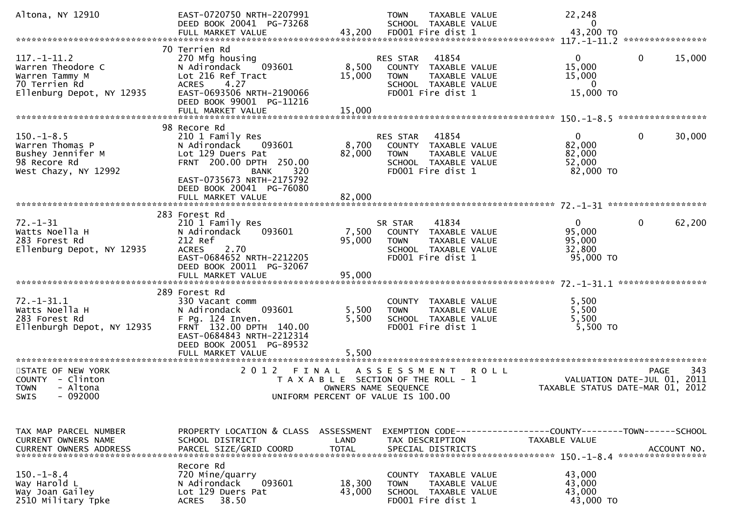```
Altona, NY 12910             EAST-0720750 NRTH-2207991              TOWN    TAXABLE VALUE             22,248
                             DEED BOOK 20041  PG-73268              SCHOOL  TAXABLE VALUE                  0
                             FULL MARKET VALUE              43,200  FD001 Fire dist 1                 43,200 TO
******************************************************************************************************* 117.-1-11.2 ****************
                          70 Terrien Rd
117.-1-11.2                  270 Mfg housing                        RES STAR   41854                       0          0     15,000
Warren Theodore C            N Adirondack    093601          8,500  COUNTY  TAXABLE VALUE             15,000
Warren Tammy M               Lot 216 Ref Tract              15,000  TOWN    TAXABLE VALUE             15,000
70 Terrien Rd                ACRES    4.27                          SCHOOL  TAXABLE VALUE                  0
Ellenburg Depot, NY 12935    EAST-0693506 NRTH-2190066              FD001 Fire dist 1                 15,000 TO
                             DEED BOOK 99001  PG-11216
                             FULL MARKET VALUE              15,000
******************************************************************************************************* 150.-1-8.5 *****************
                          98 Recore Rd
150.-1-8.5                   210 1 Family Res                       RES STAR   41854                       0          0     30,000
Warren Thomas P              N Adirondack    093601          8,700  COUNTY  TAXABLE VALUE             82,000
Bushey Jennifer M            Lot 129 Duers Pat              82,000  TOWN    TAXABLE VALUE             82,000
98 Recore Rd                 FRNT  200.00 DPTH  250.00              SCHOOL  TAXABLE VALUE             52,000
West Chazy, NY 12992                         BANK    320            FD001 Fire dist 1                 82,000 TO
                             EAST-0735673 NRTH-2175792
                             DEED BOOK 20041  PG-76080
                             FULL MARKET VALUE              82,000
******************************************************************************************************* 72.-1-31 *******************
                         283 Forest Rd
72.-1-31                     210 1 Family Res                       SR STAR    41834                       0          0     62,200
Watts Noella H               N Adirondack    093601          7,500  COUNTY  TAXABLE VALUE             95,000
283 Forest Rd                212 Ref                        95,000  TOWN    TAXABLE VALUE             95,000
Ellenburg Depot, NY 12935    ACRES    2.70                          SCHOOL  TAXABLE VALUE             32,800
                             EAST-0684652 NRTH-2212205              FD001 Fire dist 1                 95,000 TO
                             DEED BOOK 20011  PG-32067
                             FULL MARKET VALUE              95,000
******************************************************************************************************* 72.-1-31.1 *****************
                         289 Forest Rd
72.-1-31.1                   330 Vacant comm                        COUNTY  TAXABLE VALUE              5,500
Watts Noella H               N Adirondack    093601          5,500  TOWN    TAXABLE VALUE              5,500
283 Forest Rd                F Pg. 124 Inven.                5,500  SCHOOL  TAXABLE VALUE              5,500
Ellenburgh Depot, NY 12935   FRNT  132.00 DPTH  140.00              FD001 Fire dist 1                  5,500 TO
                             EAST-0684843 NRTH-2212314
                             DEED BOOK 20051  PG-89532
                             FULL MARKET VALUE               5,500
************************************************************************************************************************************
STATE OF NEW YORK                    2 0 1 2   F I N A L   A S S E S S M E N T   R O L L                                  PAGE   343
COUNTY  - Clinton                       T A X A B L E  SECTION OF THE ROLL - 1                         VALUATION DATE-JUL 01, 2011
TOWN    - Altona                              OWNERS NAME SEQUENCE                                   TAXABLE STATUS DATE-MAR 01, 2012
SWIS    - 092000                        UNIFORM PERCENT OF VALUE IS 100.00


TAX MAP PARCEL NUMBER        PROPERTY LOCATION & CLASS  ASSESSMENT  EXEMPTION CODE------------------COUNTY--------TOWN------SCHOOL
CURRENT OWNERS NAME          SCHOOL DISTRICT               LAND     TAX DESCRIPTION             TAXABLE VALUE
CURRENT OWNERS ADDRESS       PARCEL SIZE/GRID COORD        TOTAL    SPECIAL DISTRICTS                                    ACCOUNT NO.
******************************************************************************************************* 150.-1-8.4 *****************
                             Recore Rd
150.-1-8.4                   720 Mine/quarry                        COUNTY  TAXABLE VALUE             43,000
Way Harold L                 N Adirondack    093601         18,300  TOWN    TAXABLE VALUE             43,000
Way Joan Gailey              Lot 129 Duers Pat              43,000  SCHOOL  TAXABLE VALUE             43,000
2510 Military Tpke           ACRES   38.50                          FD001 Fire dist 1                 43,000 TO
```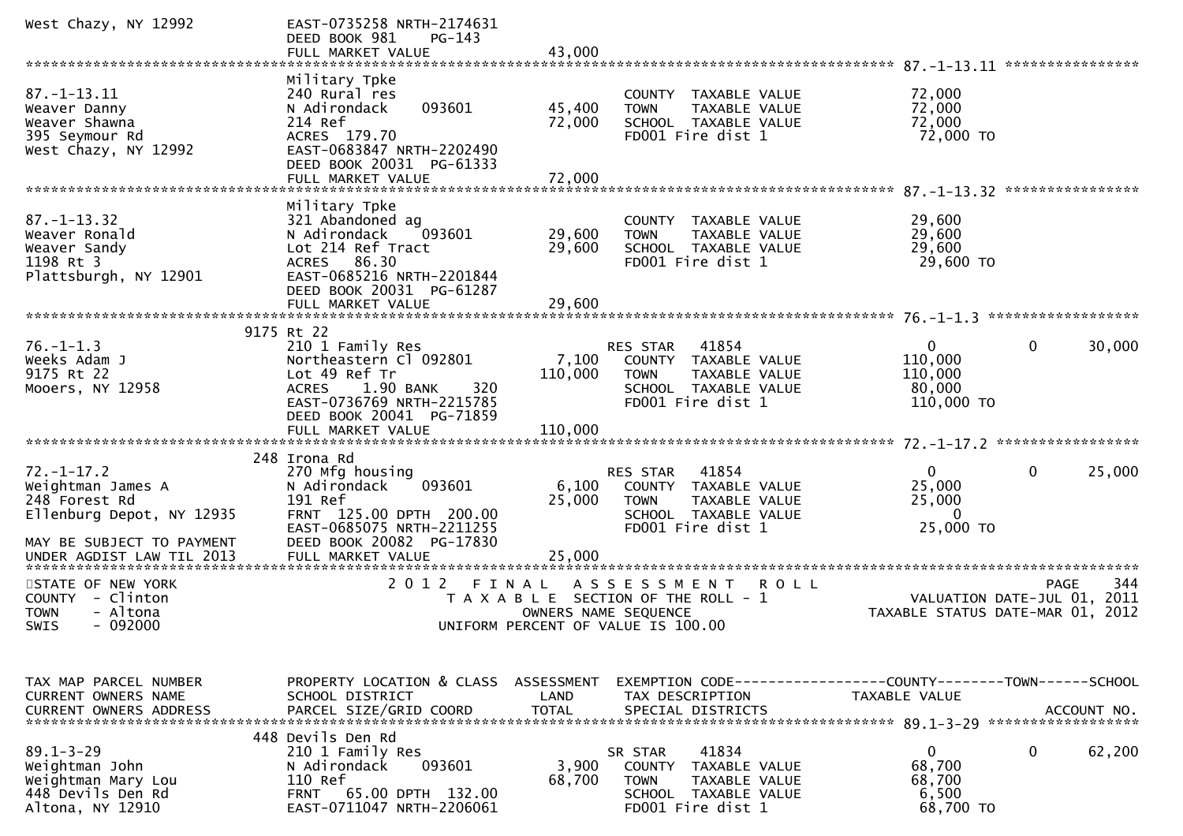```
West Chazy, NY 12992         EAST-0735258 NRTH-2174631
                             DEED BOOK 981    PG-143
                             FULL MARKET VALUE              43,000
******************************************************************************************************* 87.-1-13.11 ****************
                             Military Tpke
87.-1-13.11                  240 Rural res                         COUNTY  TAXABLE VALUE            72,000
Weaver Danny                 N Adirondack     093601      45,400   TOWN    TAXABLE VALUE            72,000
Weaver Shawna                214 Ref                      72,000   SCHOOL  TAXABLE VALUE            72,000
395 Seymour Rd               ACRES 179.70                          FD001 Fire dist 1                 72,000 TO
West Chazy, NY 12992         EAST-0683847 NRTH-2202490
                             DEED BOOK 20031  PG-61333
                             FULL MARKET VALUE              72,000
******************************************************************************************************* 87.-1-13.32 ****************
                             Military Tpke
87.-1-13.32                  321 Abandoned ag                      COUNTY  TAXABLE VALUE            29,600
Weaver Ronald                N Adirondack     093601      29,600   TOWN    TAXABLE VALUE            29,600
Weaver Sandy                 Lot 214 Ref Tract            29,600   SCHOOL  TAXABLE VALUE            29,600
1198 Rt 3                    ACRES  86.30                          FD001 Fire dist 1                 29,600 TO
Plattsburgh, NY 12901        EAST-0685216 NRTH-2201844
                             DEED BOOK 20031  PG-61287
                             FULL MARKET VALUE              29,600
******************************************************************************************************* 76.-1-1.3 ******************
                   9175 Rt 22
76.-1-1.3                    210 1 Family Res                      RES STAR    41854                   0           0       30,000
Weeks Adam J                 Northeastern Cl 092801        7,100   COUNTY  TAXABLE VALUE           110,000
9175 Rt 22                   Lot 49 Ref Tr               110,000   TOWN    TAXABLE VALUE           110,000
Mooers, NY 12958             ACRES    1.90 BANK     320            SCHOOL  TAXABLE VALUE            80,000
                             EAST-0736769 NRTH-2215785             FD001 Fire dist 1                110,000 TO
                             DEED BOOK 20041  PG-71859
                             FULL MARKET VALUE             110,000
******************************************************************************************************* 72.-1-17.2 *****************
                   248 Irona Rd
72.-1-17.2                   270 Mfg housing                       RES STAR    41854                   0           0       25,000
Weightman James A            N Adirondack     093601       6,100   COUNTY  TAXABLE VALUE            25,000
248 Forest Rd                191 Ref                      25,000   TOWN    TAXABLE VALUE            25,000
Ellenburg Depot, NY 12935    FRNT 125.00 DPTH 200.00               SCHOOL  TAXABLE VALUE                 0
                             EAST-0685075 NRTH-2211255             FD001 Fire dist 1                 25,000 TO
MAY BE SUBJECT TO PAYMENT    DEED BOOK 20082  PG-17830
UNDER AGDIST LAW TIL 2013    FULL MARKET VALUE              25,000
************************************************************************************************************************************
STATE OF NEW YORK                  2 0 1 2   F I N A L   A S S E S S M E N T   R O L L                                 PAGE    344
COUNTY  - Clinton                        T A X A B L E  SECTION OF THE ROLL - 1                   VALUATION DATE-JUL 01, 2011
TOWN    - Altona                               OWNERS NAME SEQUENCE                           TAXABLE STATUS DATE-MAR 01, 2012
SWIS    - 092000                         UNIFORM PERCENT OF VALUE IS 100.00


TAX MAP PARCEL NUMBER        PROPERTY LOCATION & CLASS  ASSESSMENT  EXEMPTION CODE------------------COUNTY--------TOWN------SCHOOL
CURRENT OWNERS NAME          SCHOOL DISTRICT               LAND      TAX DESCRIPTION               TAXABLE VALUE
CURRENT OWNERS ADDRESS       PARCEL SIZE/GRID COORD       TOTAL      SPECIAL DISTRICTS                                  ACCOUNT NO.
******************************************************************************************************* 89.1-3-29 ******************
                   448 Devils Den Rd
89.1-3-29                    210 1 Family Res                      SR STAR     41834                   0           0       62,200
Weightman John               N Adirondack     093601       3,900   COUNTY  TAXABLE VALUE            68,700
Weightman Mary Lou           110 Ref                      68,700   TOWN    TAXABLE VALUE            68,700
448 Devils Den Rd            FRNT  65.00 DPTH 132.00               SCHOOL  TAXABLE VALUE             6,500
Altona, NY 12910             EAST-0711047 NRTH-2206061             FD001 Fire dist 1                 68,700 TO
```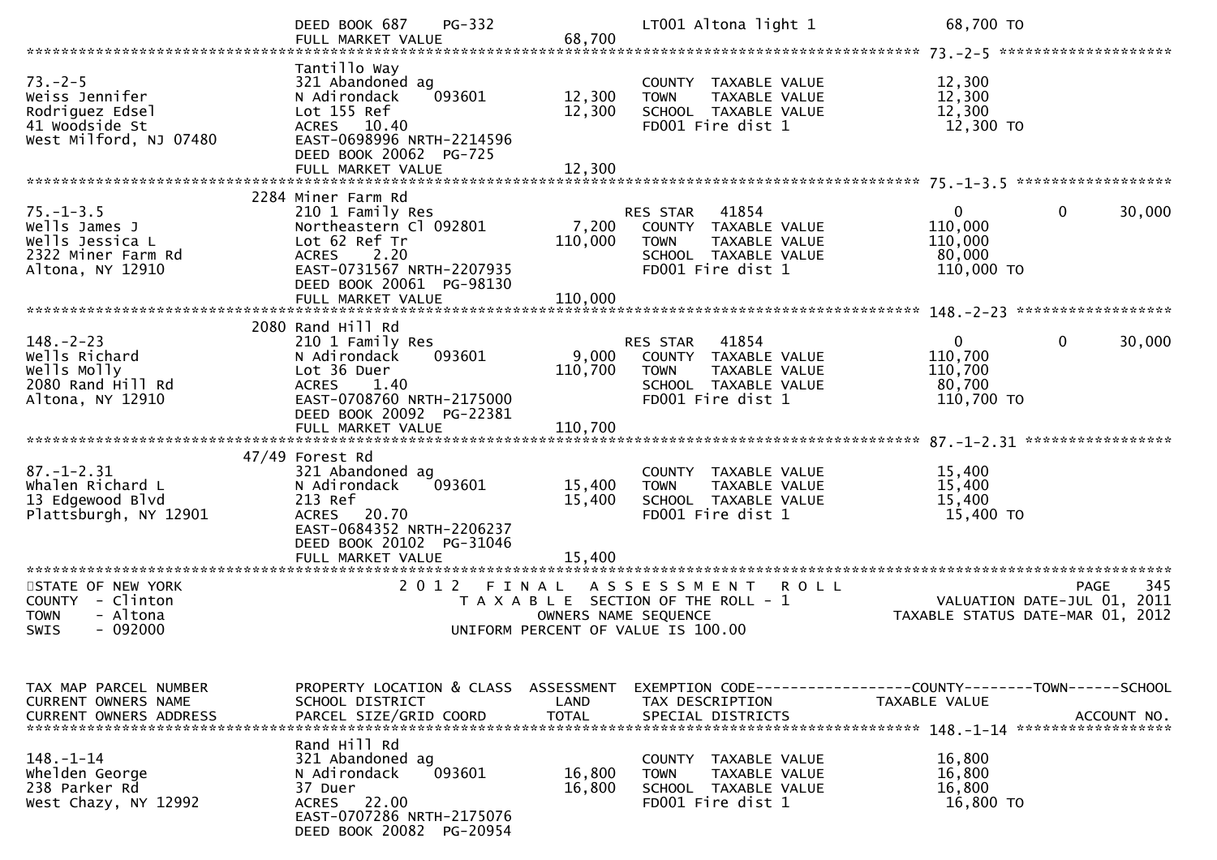```
                          DEED BOOK 687    PG-332                     LT001 Altona light 1                 68,700 TO
                          FULL MARKET VALUE                  68,700
******************************************************************************************************* 73.-2-5 ********************
                          Tantillo Way
73.-2-5                   321 Abandoned ag                            COUNTY  TAXABLE VALUE                 12,300
Weiss Jennifer            N Adirondack     093601          12,300     TOWN    TAXABLE VALUE                 12,300
Rodriguez Edsel           Lot 155 Ref                      12,300     SCHOOL  TAXABLE VALUE                 12,300
41 Woodside St            ACRES   10.40                               FD001 Fire dist 1                     12,300 TO
West Milford, NJ 07480    EAST-0698996 NRTH-2214596
                          DEED BOOK 20062  PG-725
                          FULL MARKET VALUE                  12,300
******************************************************************************************************* 75.-1-3.5 ******************
                     2284 Miner Farm Rd
75.-1-3.5                 210 1 Family Res                            RES STAR    41854                      0            0      30,000
Wells James J             Northeastern Cl 092801            7,200     COUNTY  TAXABLE VALUE                110,000
Wells Jessica L           Lot 62 Ref Tr                   110,000     TOWN    TAXABLE VALUE                110,000
2322 Miner Farm Rd        ACRES    2.20                               SCHOOL  TAXABLE VALUE                 80,000
Altona, NY 12910          EAST-0731567 NRTH-2207935                   FD001 Fire dist 1                    110,000 TO
                          DEED BOOK 20061  PG-98130
                          FULL MARKET VALUE                 110,000
******************************************************************************************************* 148.-2-23 ******************
                     2080 Rand Hill Rd
148.-2-23                 210 1 Family Res                            RES STAR    41854                      0            0      30,000
Wells Richard             N Adirondack     093601           9,000     COUNTY  TAXABLE VALUE                110,700
Wells Molly               Lot 36 Duer                     110,700     TOWN    TAXABLE VALUE                110,700
2080 Rand Hill Rd         ACRES    1.40                               SCHOOL  TAXABLE VALUE                 80,700
Altona, NY 12910          EAST-0708760 NRTH-2175000                   FD001 Fire dist 1                    110,700 TO
                          DEED BOOK 20092  PG-22381
                          FULL MARKET VALUE                 110,700
******************************************************************************************************* 87.-1-2.31 *****************
                    47/49 Forest Rd
87.-1-2.31                321 Abandoned ag                            COUNTY  TAXABLE VALUE                 15,400
Whalen Richard L          N Adirondack     093601          15,400     TOWN    TAXABLE VALUE                 15,400
13 Edgewood Blvd          213 Ref                          15,400     SCHOOL  TAXABLE VALUE                 15,400
Plattsburgh, NY 12901     ACRES   20.70                               FD001 Fire dist 1                     15,400 TO
                          EAST-0684352 NRTH-2206237
                          DEED BOOK 20102  PG-31046
                          FULL MARKET VALUE                  15,400
************************************************************************************************************************************
STATE OF NEW YORK                    2 0 1 2   F I N A L   A S S E S S M E N T   R O L L                                  PAGE    345
COUNTY  - Clinton                       T A X A B L E  SECTION OF THE ROLL - 1                         VALUATION DATE-JUL 01, 2011
TOWN    - Altona                                  OWNERS NAME SEQUENCE                               TAXABLE STATUS DATE-MAR 01, 2012
SWIS    - 092000                           UNIFORM PERCENT OF VALUE IS 100.00


TAX MAP PARCEL NUMBER     PROPERTY LOCATION & CLASS  ASSESSMENT  EXEMPTION CODE------------------COUNTY--------TOWN------SCHOOL
CURRENT OWNERS NAME       SCHOOL DISTRICT               LAND      TAX DESCRIPTION            TAXABLE VALUE
CURRENT OWNERS ADDRESS    PARCEL SIZE/GRID COORD       TOTAL      SPECIAL DISTRICTS                                     ACCOUNT NO.
******************************************************************************************************* 148.-1-14 ******************
                          Rand Hill Rd
148.-1-14                 321 Abandoned ag                            COUNTY  TAXABLE VALUE                 16,800
Whelden George            N Adirondack     093601          16,800     TOWN    TAXABLE VALUE                 16,800
238 Parker Rd             37 Duer                          16,800     SCHOOL  TAXABLE VALUE                 16,800
West Chazy, NY 12992      ACRES   22.00                               FD001 Fire dist 1                     16,800 TO
                          EAST-0707286 NRTH-2175076
                          DEED BOOK 20082  PG-20954
```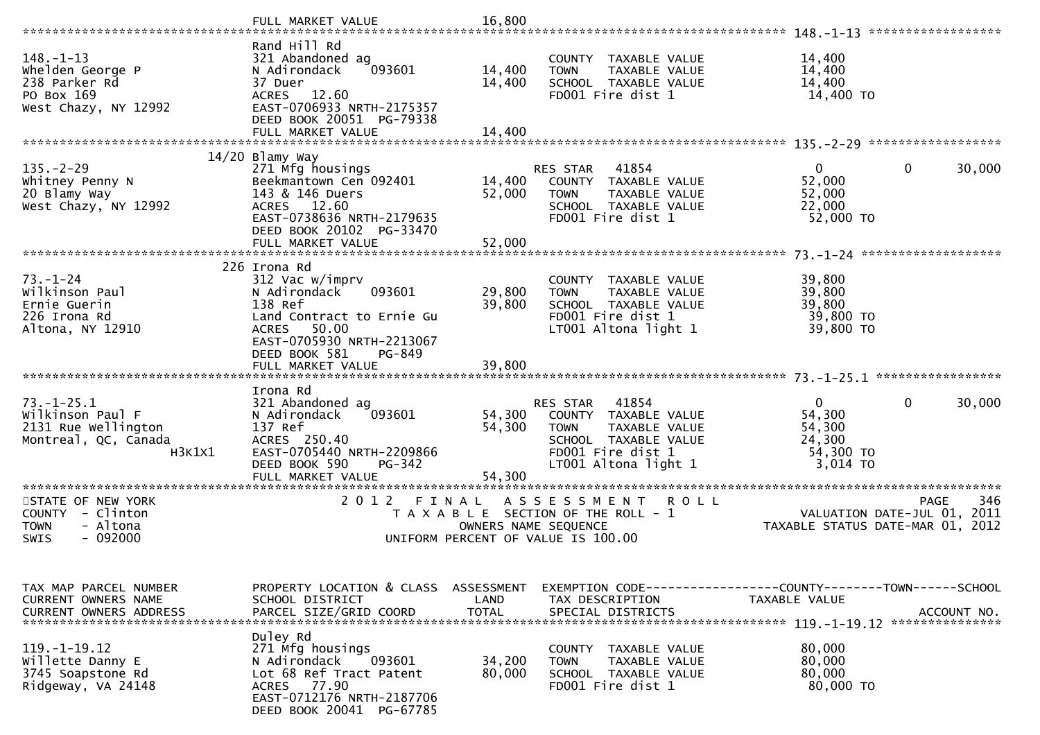| | FULL MARKET VALUE | 16,800 | | |
|---|---|---|---|---|

******************************************************************************************************* 148.-1-13 ******************

| | Rand Hill Rd | | | |
|---|---|---|---|---|
| 148.-1-13 | 321 Abandoned ag | | COUNTY TAXABLE VALUE | 14,400 |
| Whelden George P | N Adirondack 093601 | 14,400 | TOWN TAXABLE VALUE | 14,400 |
| 238 Parker Rd | 37 Duer | 14,400 | SCHOOL TAXABLE VALUE | 14,400 |
| PO Box 169 | ACRES 12.60 | | FD001 Fire dist 1 | 14,400 TO |
| West Chazy, NY 12992 | EAST-0706933 NRTH-2175357 | | | |
| | DEED BOOK 20051 PG-79338 | | | |
| | FULL MARKET VALUE | 14,400 | | |

******************************************************************************************************* 135.-2-29 ******************

| | 14/20 Blamy Way | | | | | |
|---|---|---|---|---|---|---|
| 135.-2-29 | 271 Mfg housings | | RES STAR 41854 | 0 | 0 | 30,000 |
| Whitney Penny N | Beekmantown Cen 092401 | 14,400 | COUNTY TAXABLE VALUE | 52,000 | | |
| 20 Blamy Way | 143 & 146 Duers | 52,000 | TOWN TAXABLE VALUE | 52,000 | | |
| West Chazy, NY 12992 | ACRES 12.60 | | SCHOOL TAXABLE VALUE | 22,000 | | |
| | EAST-0738636 NRTH-2179635 | | FD001 Fire dist 1 | 52,000 TO | | |
| | DEED BOOK 20102 PG-33470 | | | | | |
| | FULL MARKET VALUE | 52,000 | | | | |

******************************************************************************************************* 73.-1-24 ******************

| | 226 Irona Rd | | | |
|---|---|---|---|---|
| 73.-1-24 | 312 Vac w/imprv | | COUNTY TAXABLE VALUE | 39,800 |
| Wilkinson Paul | N Adirondack 093601 | 29,800 | TOWN TAXABLE VALUE | 39,800 |
| Ernie Guerin | 138 Ref | 39,800 | SCHOOL TAXABLE VALUE | 39,800 |
| 226 Irona Rd | Land Contract to Ernie Gu | | FD001 Fire dist 1 | 39,800 TO |
| Altona, NY 12910 | ACRES 50.00 | | LT001 Altona light 1 | 39,800 TO |
| | EAST-0705930 NRTH-2213067 | | | |
| | DEED BOOK 581 PG-849 | | | |
| | FULL MARKET VALUE | 39,800 | | |

******************************************************************************************************* 73.-1-25.1 ******************

| | Irona Rd | | | | | |
|---|---|---|---|---|---|---|
| 73.-1-25.1 | 321 Abandoned ag | | RES STAR 41854 | 0 | 0 | 30,000 |
| Wilkinson Paul F | N Adirondack 093601 | 54,300 | COUNTY TAXABLE VALUE | 54,300 | | |
| 2131 Rue Wellington | 137 Ref | 54,300 | TOWN TAXABLE VALUE | 54,300 | | |
| Montreal, QC, Canada | ACRES 250.40 | | SCHOOL TAXABLE VALUE | 24,300 | | |
| H3K1X1 | EAST-0705440 NRTH-2209866 | | FD001 Fire dist 1 | 54,300 TO | | |
| | DEED BOOK 590 PG-342 | | LT001 Altona light 1 | 3,014 TO | | |
| | FULL MARKET VALUE | 54,300 | | | | |

STATE OF NEW YORK — 2012 FINAL ASSESSMENT ROLL — PAGE 346
COUNTY - Clinton — TAXABLE SECTION OF THE ROLL - 1 — VALUATION DATE-JUL 01, 2011
TOWN - Altona — OWNERS NAME SEQUENCE — TAXABLE STATUS DATE-MAR 01, 2012
SWIS - 092000 — UNIFORM PERCENT OF VALUE IS 100.00

| TAX MAP PARCEL NUMBER / CURRENT OWNERS NAME / CURRENT OWNERS ADDRESS | PROPERTY LOCATION & CLASS / SCHOOL DISTRICT / PARCEL SIZE/GRID COORD | ASSESSMENT LAND / TOTAL | EXEMPTION CODE / TAX DESCRIPTION / SPECIAL DISTRICTS | COUNTY / TAXABLE VALUE | TOWN | SCHOOL / ACCOUNT NO. |
|---|---|---|---|---|---|---|

******************************************************************************************************* 119.-1-19.12 ****************

| | Duley Rd | | | |
|---|---|---|---|---|
| 119.-1-19.12 | 271 Mfg housings | | COUNTY TAXABLE VALUE | 80,000 |
| Willette Danny E | N Adirondack 093601 | 34,200 | TOWN TAXABLE VALUE | 80,000 |
| 3745 Soapstone Rd | Lot 68 Ref Tract Patent | 80,000 | SCHOOL TAXABLE VALUE | 80,000 |
| Ridgeway, VA 24148 | ACRES 77.90 | | FD001 Fire dist 1 | 80,000 TO |
| | EAST-0712176 NRTH-2187706 | | | |
| | DEED BOOK 20041 PG-67785 | | | |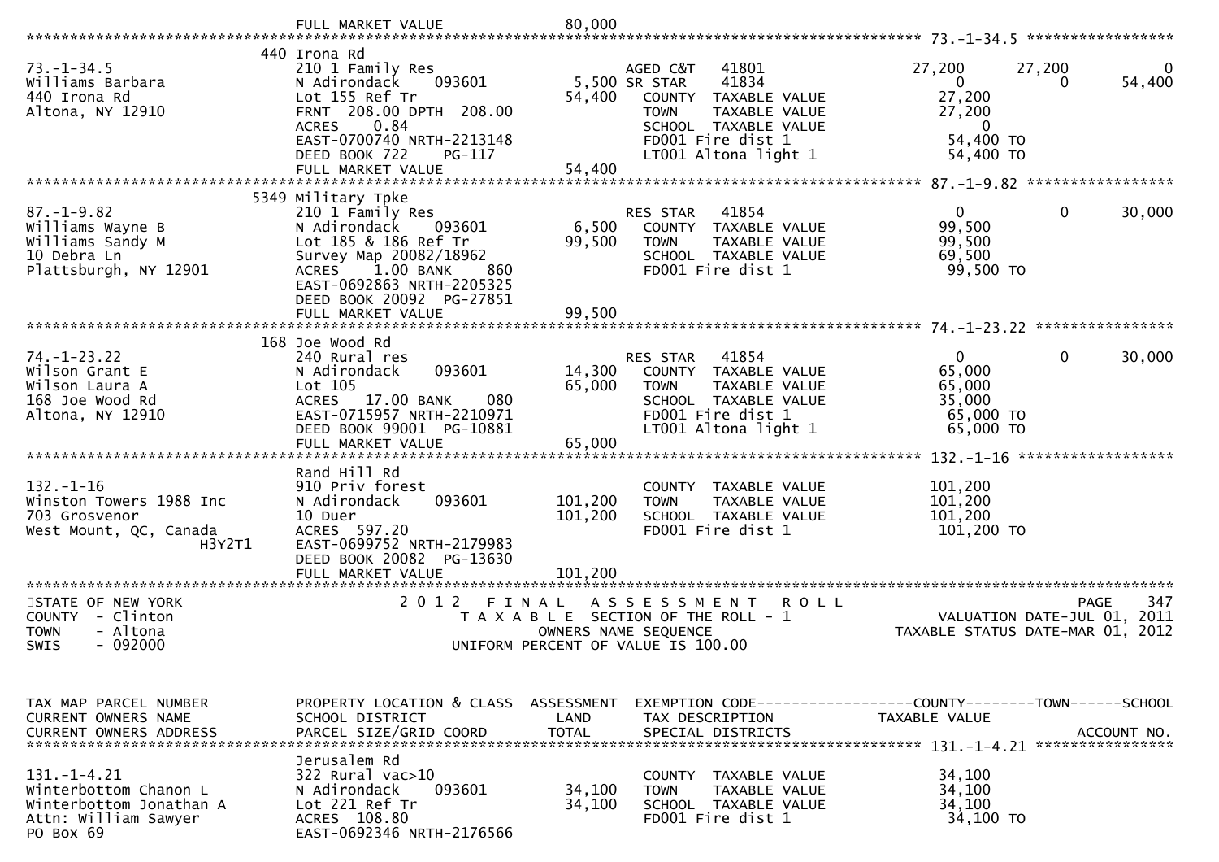```
                              FULL MARKET VALUE                80,000
******************************************************************************************************* 73.-1-34.5 *****************
                           440 Irona Rd
73.-1-34.5                 210 1 Family Res                     AGED C&T   41801                27,200      27,200           0
Williams Barbara           N Adirondack    093601        5,500 SR STAR     41834                     0           0      54,400
440 Irona Rd               Lot 155 Ref Tr               54,400   COUNTY  TAXABLE VALUE            27,200
Altona, NY 12910           FRNT 208.00 DPTH 208.00               TOWN    TAXABLE VALUE            27,200
                           ACRES    0.84                         SCHOOL  TAXABLE VALUE                 0
                           EAST-0700740 NRTH-2213148             FD001 Fire dist 1                54,400 TO
                           DEED BOOK 722     PG-117              LT001 Altona light 1             54,400 TO
                           FULL MARKET VALUE            54,400
******************************************************************************************************* 87.-1-9.82 *****************
                           5349 Military Tpke
87.-1-9.82                 210 1 Family Res                     RES STAR   41854                     0           0      30,000
Williams Wayne B           N Adirondack    093601        6,500   COUNTY  TAXABLE VALUE            99,500
Williams Sandy M           Lot 185 & 186 Ref Tr         99,500   TOWN    TAXABLE VALUE            99,500
10 Debra Ln                Survey Map 20082/18962                SCHOOL  TAXABLE VALUE            69,500
Plattsburgh, NY 12901      ACRES    1.00 BANK     860            FD001 Fire dist 1                99,500 TO
                           EAST-0692863 NRTH-2205325
                           DEED BOOK 20092  PG-27851
                           FULL MARKET VALUE            99,500
******************************************************************************************************* 74.-1-23.22 ****************
                           168 Joe Wood Rd
74.-1-23.22                240 Rural res                        RES STAR   41854                     0           0      30,000
Wilson Grant E             N Adirondack    093601       14,300   COUNTY  TAXABLE VALUE            65,000
Wilson Laura A             Lot 105                      65,000   TOWN    TAXABLE VALUE            65,000
168 Joe Wood Rd            ACRES   17.00 BANK     080            SCHOOL  TAXABLE VALUE            35,000
Altona, NY 12910           EAST-0715957 NRTH-2210971             FD001 Fire dist 1                65,000 TO
                           DEED BOOK 99001  PG-10881             LT001 Altona light 1             65,000 TO
                           FULL MARKET VALUE            65,000
******************************************************************************************************* 132.-1-16 ******************
                           Rand Hill Rd
132.-1-16                  910 Priv forest                       COUNTY  TAXABLE VALUE           101,200
Winston Towers 1988 Inc    N Adirondack    093601      101,200   TOWN    TAXABLE VALUE           101,200
703 Grosvenor              10 Duer                     101,200   SCHOOL  TAXABLE VALUE           101,200
West Mount, QC, Canada     ACRES  597.20                         FD001 Fire dist 1               101,200 TO
                  H3Y2T1   EAST-0699752 NRTH-2179983
                           DEED BOOK 20082  PG-13630
                           FULL MARKET VALUE           101,200
************************************************************************************************************************************
STATE OF NEW YORK                         2 0 1 2   F I N A L   A S S E S S M E N T   R O L L                              PAGE    347
COUNTY  - Clinton                            T A X A B L E  SECTION OF THE ROLL - 1                       VALUATION DATE-JUL 01, 2011
TOWN    - Altona                                  OWNERS NAME SEQUENCE                              TAXABLE STATUS DATE-MAR 01, 2012
SWIS    - 092000                           UNIFORM PERCENT OF VALUE IS 100.00


TAX MAP PARCEL NUMBER      PROPERTY LOCATION & CLASS  ASSESSMENT  EXEMPTION CODE------------------COUNTY--------TOWN------SCHOOL
CURRENT OWNERS NAME        SCHOOL DISTRICT               LAND      TAX DESCRIPTION              TAXABLE VALUE
CURRENT OWNERS ADDRESS     PARCEL SIZE/GRID COORD        TOTAL     SPECIAL DISTRICTS                                  ACCOUNT NO.
******************************************************************************************************* 131.-1-4.21 ****************
                           Jerusalem Rd
131.-1-4.21                322 Rural vac>10                      COUNTY  TAXABLE VALUE            34,100
Winterbottom Chanon L      N Adirondack    093601       34,100   TOWN    TAXABLE VALUE            34,100
Winterbottom Jonathan A    Lot 221 Ref Tr               34,100   SCHOOL  TAXABLE VALUE            34,100
Attn: William Sawyer       ACRES  108.80                         FD001 Fire dist 1                34,100 TO
PO Box 69                  EAST-0692346 NRTH-2176566
```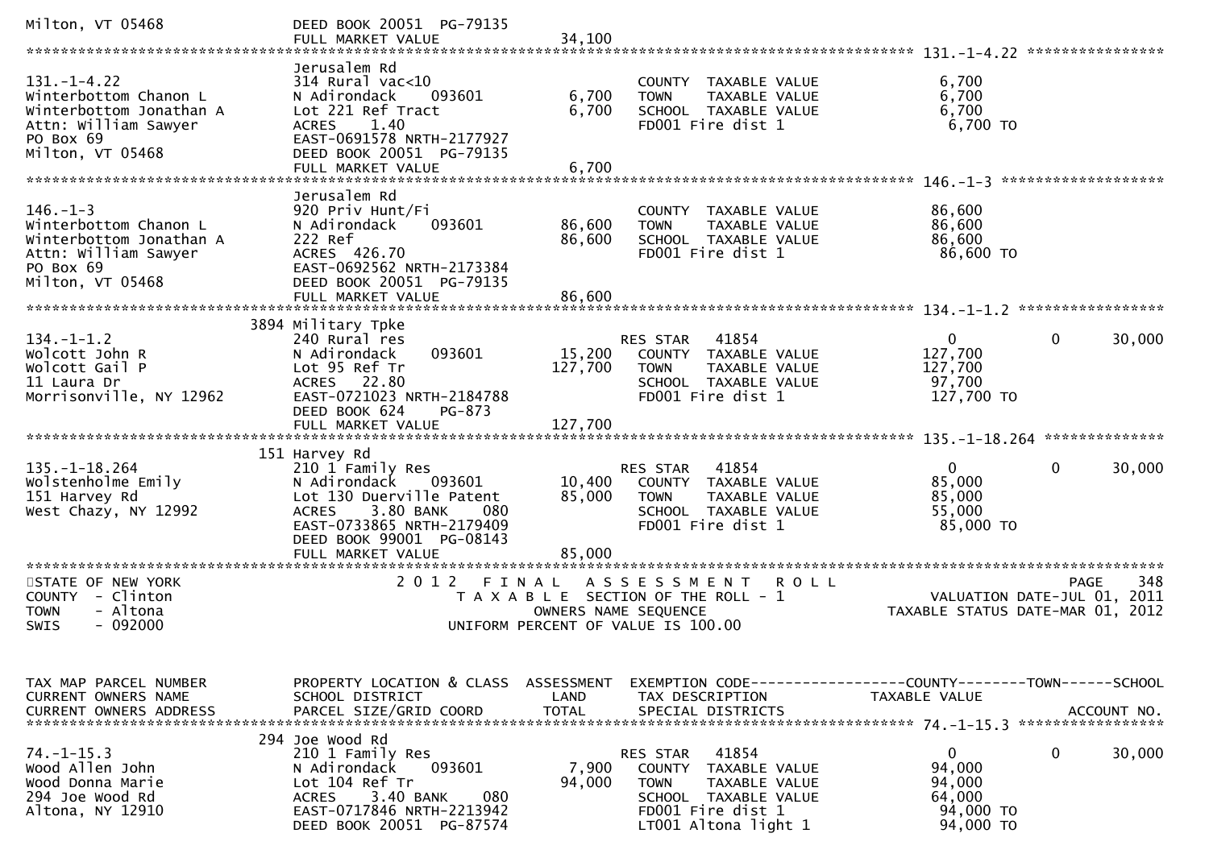```
Milton, VT 05468             DEED BOOK 20051  PG-79135
                             FULL MARKET VALUE              34,100
******************************************************************************************************* 131.-1-4.22 ****************
                             Jerusalem Rd
131.-1-4.22                  314 Rural vac<10                      COUNTY  TAXABLE VALUE             6,700
Winterbottom Chanon L        N Adirondack     093601     6,700     TOWN    TAXABLE VALUE             6,700
Winterbottom Jonathan A      Lot 221 Ref Tract           6,700     SCHOOL  TAXABLE VALUE             6,700
Attn: William Sawyer         ACRES    1.40                         FD001 Fire dist 1                 6,700 TO
PO Box 69                    EAST-0691578 NRTH-2177927
Milton, VT 05468             DEED BOOK 20051  PG-79135
                             FULL MARKET VALUE               6,700
******************************************************************************************************* 146.-1-3 *******************
                             Jerusalem Rd
146.-1-3                     920 Priv Hunt/Fi                      COUNTY  TAXABLE VALUE            86,600
Winterbottom Chanon L        N Adirondack     093601    86,600     TOWN    TAXABLE VALUE            86,600
Winterbottom Jonathan A      222 Ref                    86,600     SCHOOL  TAXABLE VALUE            86,600
Attn: William Sawyer         ACRES  426.70                         FD001 Fire dist 1                86,600 TO
PO Box 69                    EAST-0692562 NRTH-2173384
Milton, VT 05468             DEED BOOK 20051  PG-79135
                             FULL MARKET VALUE              86,600
******************************************************************************************************* 134.-1-1.2 *****************
                        3894 Military Tpke
134.-1-1.2                   240 Rural res                         RES STAR    41854                     0          0      30,000
Wolcott John R               N Adirondack     093601    15,200     COUNTY  TAXABLE VALUE           127,700
Wolcott Gail P               Lot 95 Ref Tr             127,700     TOWN    TAXABLE VALUE           127,700
11 Laura Dr                  ACRES   22.80                         SCHOOL  TAXABLE VALUE            97,700
Morrisonville, NY 12962      EAST-0721023 NRTH-2184788             FD001 Fire dist 1               127,700 TO
                             DEED BOOK 624     PG-873
                             FULL MARKET VALUE             127,700
******************************************************************************************************* 135.-1-18.264 **************
                         151 Harvey Rd
135.-1-18.264                210 1 Family Res                      RES STAR    41854                     0          0      30,000
Wolstenholme Emily           N Adirondack     093601    10,400     COUNTY  TAXABLE VALUE            85,000
151 Harvey Rd                Lot 130 Duerville Patent   85,000     TOWN    TAXABLE VALUE            85,000
West Chazy, NY 12992         ACRES    3.80 BANK     080            SCHOOL  TAXABLE VALUE            55,000
                             EAST-0733865 NRTH-2179409             FD001 Fire dist 1                85,000 TO
                             DEED BOOK 99001  PG-08143
                             FULL MARKET VALUE              85,000
************************************************************************************************************************************
STATE OF NEW YORK                   2 0 1 2   F I N A L   A S S E S S M E N T   R O L L                              PAGE    348
COUNTY  - Clinton                      T A X A B L E  SECTION OF THE ROLL - 1                          VALUATION DATE-JUL 01, 2011
TOWN    - Altona                               OWNERS NAME SEQUENCE                                 TAXABLE STATUS DATE-MAR 01, 2012
SWIS    - 092000                        UNIFORM PERCENT OF VALUE IS 100.00


TAX MAP PARCEL NUMBER        PROPERTY LOCATION & CLASS  ASSESSMENT  EXEMPTION CODE------------------COUNTY--------TOWN------SCHOOL
CURRENT OWNERS NAME          SCHOOL DISTRICT               LAND      TAX DESCRIPTION              TAXABLE VALUE
CURRENT OWNERS ADDRESS       PARCEL SIZE/GRID COORD        TOTAL     SPECIAL DISTRICTS                                    ACCOUNT NO.
******************************************************************************************************* 74.-1-15.3 *****************
                         294 Joe Wood Rd
74.-1-15.3                   210 1 Family Res                      RES STAR    41854                     0          0      30,000
Wood Allen John              N Adirondack     093601     7,900     COUNTY  TAXABLE VALUE            94,000
Wood Donna Marie             Lot 104 Ref Tr             94,000     TOWN    TAXABLE VALUE            94,000
294 Joe Wood Rd              ACRES    3.40 BANK     080            SCHOOL  TAXABLE VALUE            64,000
Altona, NY 12910             EAST-0717846 NRTH-2213942             FD001 Fire dist 1                94,000 TO
                             DEED BOOK 20051  PG-87574             LT001 Altona light 1             94,000 TO
```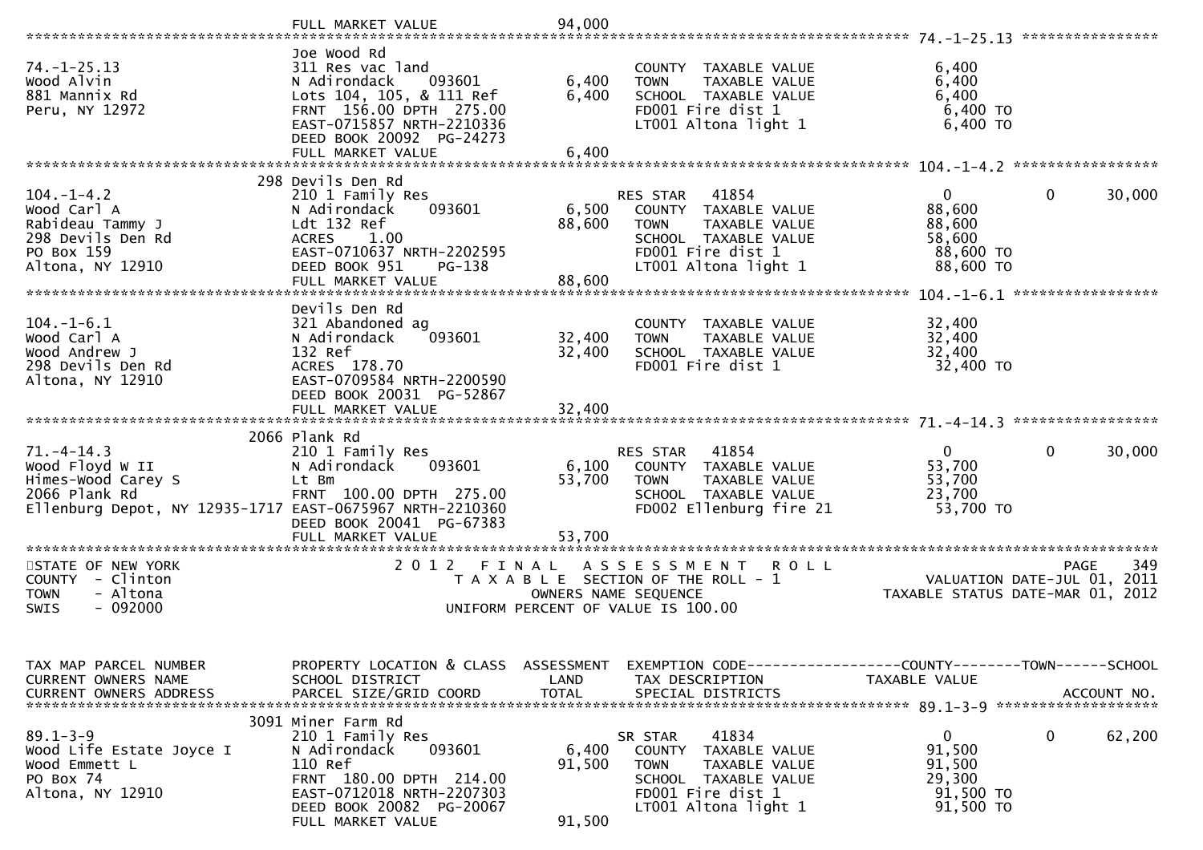```
                                     FULL MARKET VALUE               94,000
******************************************************************************************************* 74.-1-25.13 ****************
                                     Joe Wood Rd
74.-1-25.13                          311 Res vac land                          COUNTY  TAXABLE VALUE              6,400
Wood Alvin                           N Adirondack     093601         6,400     TOWN    TAXABLE VALUE              6,400
881 Mannix Rd                        Lots 104, 105, & 111 Ref        6,400     SCHOOL  TAXABLE VALUE              6,400
Peru, NY 12972                       FRNT 156.00 DPTH 275.00                   FD001 Fire dist 1                  6,400 TO
                                     EAST-0715857 NRTH-2210336                 LT001 Altona light 1               6,400 TO
                                     DEED BOOK 20092  PG-24273
                                     FULL MARKET VALUE               6,400
******************************************************************************************************* 104.-1-4.2 *****************
                                 298 Devils Den Rd
104.-1-4.2                           210 1 Family Res                          RES STAR    41854               0              0        30,000
Wood Carl A                          N Adirondack     093601         6,500     COUNTY  TAXABLE VALUE             88,600
Rabideau Tammy J                     Ldt 132 Ref                    88,600     TOWN    TAXABLE VALUE             88,600
298 Devils Den Rd                    ACRES    1.00                             SCHOOL  TAXABLE VALUE             58,600
PO Box 159                           EAST-0710637 NRTH-2202595                 FD001 Fire dist 1                 88,600 TO
Altona, NY 12910                     DEED BOOK 951    PG-138                   LT001 Altona light 1              88,600 TO
                                     FULL MARKET VALUE              88,600
******************************************************************************************************* 104.-1-6.1 *****************
                                     Devils Den Rd
104.-1-6.1                           321 Abandoned ag                          COUNTY  TAXABLE VALUE             32,400
Wood Carl A                          N Adirondack     093601        32,400     TOWN    TAXABLE VALUE             32,400
Wood Andrew J                        132 Ref                        32,400     SCHOOL  TAXABLE VALUE             32,400
298 Devils Den Rd                    ACRES  178.70                             FD001 Fire dist 1                 32,400 TO
Altona, NY 12910                     EAST-0709584 NRTH-2200590
                                     DEED BOOK 20031  PG-52867
                                     FULL MARKET VALUE              32,400
******************************************************************************************************* 71.-4-14.3 *****************
                                2066 Plank Rd
71.-4-14.3                           210 1 Family Res                          RES STAR    41854               0              0        30,000
Wood Floyd W II                      N Adirondack     093601         6,100     COUNTY  TAXABLE VALUE             53,700
Himes-Wood Carey S                   Lt Bm                          53,700     TOWN    TAXABLE VALUE             53,700
2066 Plank Rd                        FRNT 100.00 DPTH 275.00                   SCHOOL  TAXABLE VALUE             23,700
Ellenburg Depot, NY 12935-1717 EAST-0675967 NRTH-2210360                       FD002 Ellenburg fire 21           53,700 TO
                                     DEED BOOK 20041  PG-67383
                                     FULL MARKET VALUE              53,700
************************************************************************************************************************************
STATE OF NEW YORK                      2 0 1 2   F I N A L   A S S E S S M E N T   R O L L                                PAGE    349
COUNTY  - Clinton                          T A X A B L E  SECTION OF THE ROLL - 1                         VALUATION DATE-JUL 01, 2011
TOWN    - Altona                                   OWNERS NAME SEQUENCE                               TAXABLE STATUS DATE-MAR 01, 2012
SWIS    - 092000                              UNIFORM PERCENT OF VALUE IS 100.00


TAX MAP PARCEL NUMBER              PROPERTY LOCATION & CLASS  ASSESSMENT  EXEMPTION CODE------------------COUNTY--------TOWN------SCHOOL
CURRENT OWNERS NAME                SCHOOL DISTRICT               LAND      TAX DESCRIPTION              TAXABLE VALUE
CURRENT OWNERS ADDRESS             PARCEL SIZE/GRID COORD        TOTAL     SPECIAL DISTRICTS                                 ACCOUNT NO.
******************************************************************************************************* 89.1-3-9 *******************
                                3091 Miner Farm Rd
89.1-3-9                             210 1 Family Res                          SR STAR     41834               0              0        62,200
Wood Life Estate Joyce I             N Adirondack     093601         6,400     COUNTY  TAXABLE VALUE             91,500
Wood Emmett L                        110 Ref                        91,500     TOWN    TAXABLE VALUE             91,500
PO Box 74                            FRNT 180.00 DPTH 214.00                   SCHOOL  TAXABLE VALUE             29,300
Altona, NY 12910                     EAST-0712018 NRTH-2207303                 FD001 Fire dist 1                 91,500 TO
                                     DEED BOOK 20082  PG-20067                 LT001 Altona light 1              91,500 TO
                                     FULL MARKET VALUE              91,500
```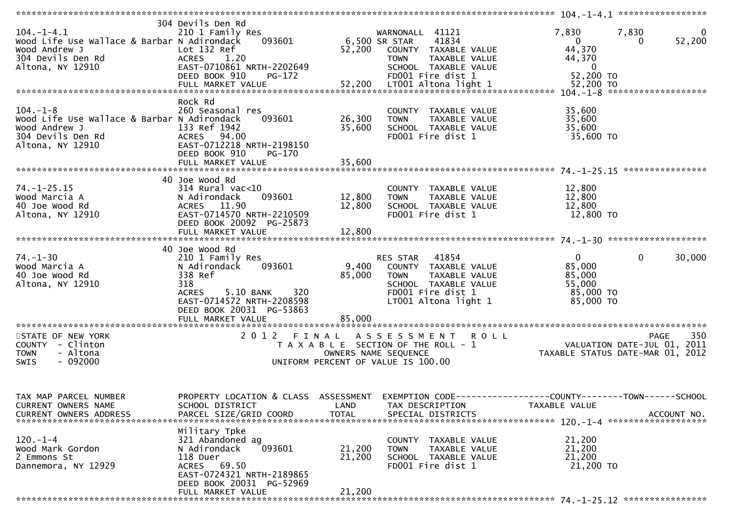```
******************************************************************************************************* 104.-1-4.1 *****************
                                304 Devils Den Rd
104.-1-4.1                      210 1 Family Res                     WARNONALL  41121              7,830        7,830            0
Wood Life Use Wallace & Barbar  N Adirondack    093601        6,500 SR STAR     41834                  0            0       52,200
Wood Andrew J                   Lot 132 Ref                  52,200    COUNTY  TAXABLE VALUE        44,370
304 Devils Den Rd               ACRES    1.20                          TOWN    TAXABLE VALUE        44,370
Altona, NY 12910                EAST-0710861 NRTH-2202649              SCHOOL  TAXABLE VALUE             0
                                DEED BOOK 910    PG-172                FD001 Fire dist 1            52,200 TO
                                FULL MARKET VALUE            52,200    LT001 Altona light 1         52,200 TO
******************************************************************************************************* 104.-1-8 *******************
                                Rock Rd
104.-1-8                        260 Seasonal res                       COUNTY  TAXABLE VALUE        35,600
Wood Life Use Wallace & Barbar  N Adirondack    093601       26,300    TOWN    TAXABLE VALUE        35,600
Wood Andrew J                   133 Ref 1942                 35,600    SCHOOL  TAXABLE VALUE        35,600
304 Devils Den Rd               ACRES   94.00                          FD001 Fire dist 1            35,600 TO
Altona, NY 12910                EAST-0712218 NRTH-2198150
                                DEED BOOK 910    PG-170
                                FULL MARKET VALUE            35,600
******************************************************************************************************* 74.-1-25.15 ****************
                                40 Joe Wood Rd
74.-1-25.15                     314 Rural vac<10                       COUNTY  TAXABLE VALUE        12,800
Wood Marcia A                   N Adirondack    093601       12,800    TOWN    TAXABLE VALUE        12,800
40 Joe Wood Rd                  ACRES   11.90                12,800    SCHOOL  TAXABLE VALUE        12,800
Altona, NY 12910                EAST-0714570 NRTH-2210509              FD001 Fire dist 1            12,800 TO
                                DEED BOOK 20092  PG-25873
                                FULL MARKET VALUE            12,800
******************************************************************************************************* 74.-1-30 *******************
                                40 Joe Wood Rd
74.-1-30                        210 1 Family Res                     RES STAR   41854                  0            0       30,000
Wood Marcia A                   N Adirondack    093601        9,400    COUNTY  TAXABLE VALUE        85,000
40 Joe Wood Rd                  338 Ref                      85,000    TOWN    TAXABLE VALUE        85,000
Altona, NY 12910                318                                    SCHOOL  TAXABLE VALUE        55,000
                                ACRES    5.10 BANK     320             FD001 Fire dist 1            85,000 TO
                                EAST-0714572 NRTH-2208598              LT001 Altona light 1         85,000 TO
                                DEED BOOK 20031  PG-53863
                                FULL MARKET VALUE            85,000
************************************************************************************************************************************
STATE OF NEW YORK                        2 0 1 2   F I N A L   A S S E S S M E N T   R O L L                                PAGE    350
COUNTY  - Clinton                              T A X A B L E  SECTION OF THE ROLL - 1                      VALUATION DATE-JUL 01, 2011
TOWN    - Altona                                       OWNERS NAME SEQUENCE                           TAXABLE STATUS DATE-MAR 01, 2012
SWIS    - 092000                                UNIFORM PERCENT OF VALUE IS 100.00


TAX MAP PARCEL NUMBER           PROPERTY LOCATION & CLASS  ASSESSMENT  EXEMPTION CODE------------------COUNTY--------TOWN------SCHOOL
CURRENT OWNERS NAME             SCHOOL DISTRICT               LAND      TAX DESCRIPTION              TAXABLE VALUE
CURRENT OWNERS ADDRESS          PARCEL SIZE/GRID COORD        TOTAL     SPECIAL DISTRICTS                                  ACCOUNT NO.
******************************************************************************************************* 120.-1-4 *******************
                                Military Tpke
120.-1-4                        321 Abandoned ag                       COUNTY  TAXABLE VALUE        21,200
Wood Mark Gordon                N Adirondack    093601       21,200    TOWN    TAXABLE VALUE        21,200
2 Emmons St                     118 Duer                     21,200    SCHOOL  TAXABLE VALUE        21,200
Dannemora, NY 12929             ACRES   69.50                          FD001 Fire dist 1            21,200 TO
                                EAST-0724321 NRTH-2189865
                                DEED BOOK 20031  PG-52969
                                FULL MARKET VALUE            21,200
******************************************************************************************************* 74.-1-25.12 ****************
```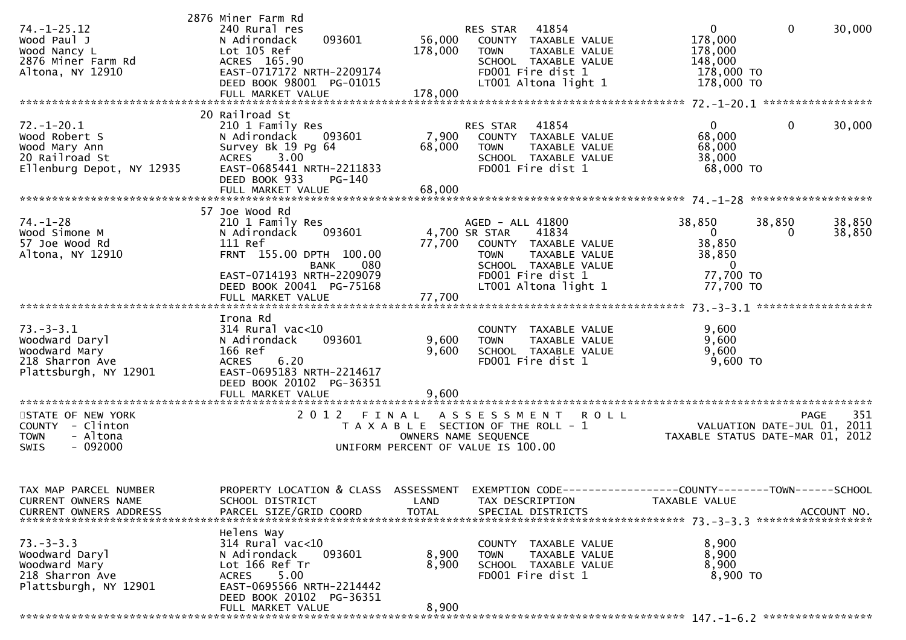```
                                    2876 Miner Farm Rd
74.-1-25.12                         240 Rural res                          RES STAR    41854                      0            0        30,000
Wood Paul J                         N Adirondack      093601     56,000   COUNTY  TAXABLE VALUE              178,000
Wood Nancy L                        Lot 105 Ref                 178,000   TOWN    TAXABLE VALUE              178,000
2876 Miner Farm Rd                  ACRES  165.90                          SCHOOL  TAXABLE VALUE              148,000
Altona, NY 12910                    EAST-0717172 NRTH-2209174              FD001 Fire dist 1                   178,000 TO
                                    DEED BOOK 98001  PG-01015              LT001 Altona light 1                178,000 TO
                                    FULL MARKET VALUE           178,000
******************************************************************************************************* 72.-1-20.1 *****************
                                    20 Railroad St
72.-1-20.1                          210 1 Family Res                       RES STAR    41854                      0            0        30,000
Wood Robert S                       N Adirondack      093601      7,900   COUNTY  TAXABLE VALUE               68,000
Wood Mary Ann                       Survey Bk 19 Pg 64           68,000   TOWN    TAXABLE VALUE               68,000
20 Railroad St                      ACRES    3.00                          SCHOOL  TAXABLE VALUE               38,000
Ellenburg Depot, NY 12935           EAST-0685441 NRTH-2211833              FD001 Fire dist 1                    68,000 TO
                                    DEED BOOK 933     PG-140
                                    FULL MARKET VALUE            68,000
******************************************************************************************************* 74.-1-28 *******************
                                    57 Joe Wood Rd
74.-1-28                            210 1 Family Res                       AGED - ALL 41800                  38,850       38,850        38,850
Wood Simone M                       N Adirondack      093601      4,700 SR STAR     41834                      0            0        38,850
57 Joe Wood Rd                      111 Ref                      77,700   COUNTY  TAXABLE VALUE               38,850
Altona, NY 12910                    FRNT  155.00 DPTH  100.00              TOWN    TAXABLE VALUE               38,850
                                                   BANK    080             SCHOOL  TAXABLE VALUE                    0
                                    EAST-0714193 NRTH-2209079              FD001 Fire dist 1                    77,700 TO
                                    DEED BOOK 20041  PG-75168              LT001 Altona light 1                 77,700 TO
                                    FULL MARKET VALUE            77,700
******************************************************************************************************* 73.-3-3.1 ******************
                                    Irona Rd
73.-3-3.1                           314 Rural vac<10                       COUNTY  TAXABLE VALUE                9,600
Woodward Daryl                      N Adirondack      093601      9,600   TOWN    TAXABLE VALUE                9,600
Woodward Mary                       166 Ref                       9,600   SCHOOL  TAXABLE VALUE                9,600
218 Sharron Ave                     ACRES    6.20                          FD001 Fire dist 1                     9,600 TO
Plattsburgh, NY 12901               EAST-0695183 NRTH-2214617
                                    DEED BOOK 20102  PG-36351
                                    FULL MARKET VALUE             9,600
************************************************************************************************************************************
STATE OF NEW YORK                      2 0 1 2   F I N A L   A S S E S S M E N T   R O L L                                 PAGE   351
COUNTY  - Clinton                         T A X A B L E  SECTION OF THE ROLL - 1                          VALUATION DATE-JUL 01, 2011
TOWN    - Altona                                  OWNERS NAME SEQUENCE                              TAXABLE STATUS DATE-MAR 01, 2012
SWIS    - 092000                          UNIFORM PERCENT OF VALUE IS 100.00


TAX MAP PARCEL NUMBER               PROPERTY LOCATION & CLASS  ASSESSMENT  EXEMPTION CODE------------------COUNTY--------TOWN------SCHOOL
CURRENT OWNERS NAME                 SCHOOL DISTRICT               LAND     TAX DESCRIPTION              TAXABLE VALUE
CURRENT OWNERS ADDRESS              PARCEL SIZE/GRID COORD        TOTAL    SPECIAL DISTRICTS                                  ACCOUNT NO.
******************************************************************************************************* 73.-3-3.3 ******************
                                    Helens Way
73.-3-3.3                           314 Rural vac<10                       COUNTY  TAXABLE VALUE                8,900
Woodward Daryl                      N Adirondack      093601      8,900   TOWN    TAXABLE VALUE                8,900
Woodward Mary                       Lot 166 Ref Tr                8,900   SCHOOL  TAXABLE VALUE                8,900
218 Sharron Ave                     ACRES    5.00                          FD001 Fire dist 1                     8,900 TO
Plattsburgh, NY 12901               EAST-0695566 NRTH-2214442
                                    DEED BOOK 20102  PG-36351
                                    FULL MARKET VALUE             8,900
******************************************************************************************************* 147.-1-6.2 *****************
```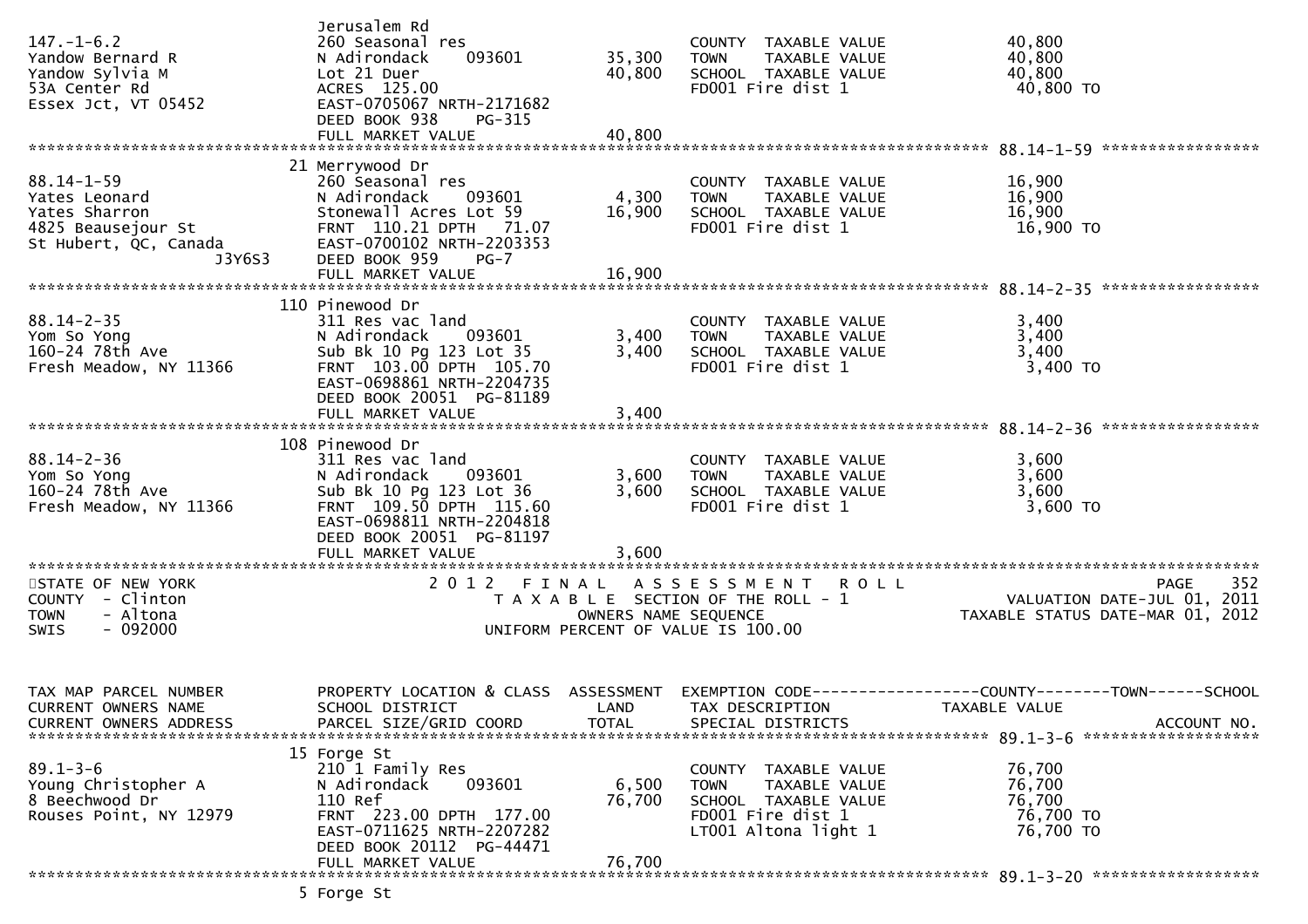| | Jerusalem Rd | | | |
|---|---|---|---|---|
| 147.-1-6.2 | 260 Seasonal res | | COUNTY TAXABLE VALUE | 40,800 |
| Yandow Bernard R | N Adirondack 093601 | 35,300 | TOWN TAXABLE VALUE | 40,800 |
| Yandow Sylvia M | Lot 21 Duer | 40,800 | SCHOOL TAXABLE VALUE | 40,800 |
| 53A Center Rd | ACRES 125.00 | | FD001 Fire dist 1 | 40,800 TO |
| Essex Jct, VT 05452 | EAST-0705067 NRTH-2171682 | | | |
| | DEED BOOK 938 PG-315 | | | |
| | FULL MARKET VALUE | 40,800 | | |

************************************************************************************************** 88.14-1-59 *****************

| | 21 Merrywood Dr | | | |
|---|---|---|---|---|
| 88.14-1-59 | 260 Seasonal res | | COUNTY TAXABLE VALUE | 16,900 |
| Yates Leonard | N Adirondack 093601 | 4,300 | TOWN TAXABLE VALUE | 16,900 |
| Yates Sharron | Stonewall Acres Lot 59 | 16,900 | SCHOOL TAXABLE VALUE | 16,900 |
| 4825 Beausejour St | FRNT 110.21 DPTH 71.07 | | FD001 Fire dist 1 | 16,900 TO |
| St Hubert, QC, Canada | EAST-0700102 NRTH-2203353 | | | |
| J3Y6S3 | DEED BOOK 959 PG-7 | | | |
| | FULL MARKET VALUE | 16,900 | | |

************************************************************************************************** 88.14-2-35 *****************

| | 110 Pinewood Dr | | | |
|---|---|---|---|---|
| 88.14-2-35 | 311 Res vac land | | COUNTY TAXABLE VALUE | 3,400 |
| Yom So Yong | N Adirondack 093601 | 3,400 | TOWN TAXABLE VALUE | 3,400 |
| 160-24 78th Ave | Sub Bk 10 Pg 123 Lot 35 | 3,400 | SCHOOL TAXABLE VALUE | 3,400 |
| Fresh Meadow, NY 11366 | FRNT 103.00 DPTH 105.70 | | FD001 Fire dist 1 | 3,400 TO |
| | EAST-0698861 NRTH-2204735 | | | |
| | DEED BOOK 20051 PG-81189 | | | |
| | FULL MARKET VALUE | 3,400 | | |

************************************************************************************************** 88.14-2-36 *****************

| | 108 Pinewood Dr | | | |
|---|---|---|---|---|
| 88.14-2-36 | 311 Res vac land | | COUNTY TAXABLE VALUE | 3,600 |
| Yom So Yong | N Adirondack 093601 | 3,600 | TOWN TAXABLE VALUE | 3,600 |
| 160-24 78th Ave | Sub Bk 10 Pg 123 Lot 36 | 3,600 | SCHOOL TAXABLE VALUE | 3,600 |
| Fresh Meadow, NY 11366 | FRNT 109.50 DPTH 115.60 | | FD001 Fire dist 1 | 3,600 TO |
| | EAST-0698811 NRTH-2204818 | | | |
| | DEED BOOK 20051 PG-81197 | | | |
| | FULL MARKET VALUE | 3,600 | | |

STATE OF NEW YORK
COUNTY - Clinton
TOWN - Altona
SWIS - 092000

2 0 1 2 F I N A L A S S E S S M E N T R O L L
T A X A B L E SECTION OF THE ROLL - 1
OWNERS NAME SEQUENCE
UNIFORM PERCENT OF VALUE IS 100.00

PAGE 352
VALUATION DATE-JUL 01, 2011
TAXABLE STATUS DATE-MAR 01, 2012

| TAX MAP PARCEL NUMBER<br>CURRENT OWNERS NAME<br>CURRENT OWNERS ADDRESS | PROPERTY LOCATION & CLASS<br>SCHOOL DISTRICT<br>PARCEL SIZE/GRID COORD | ASSESSMENT<br>LAND<br>TOTAL | EXEMPTION CODE------------------COUNTY--------TOWN------SCHOOL<br>TAX DESCRIPTION<br>SPECIAL DISTRICTS | TAXABLE VALUE<br><br>ACCOUNT NO. |
|---|---|---|---|---|
| | 15 Forge St | | | |
| 89.1-3-6 | 210 1 Family Res | | COUNTY TAXABLE VALUE | 76,700 |
| Young Christopher A | N Adirondack 093601 | 6,500 | TOWN TAXABLE VALUE | 76,700 |
| 8 Beechwood Dr | 110 Ref | 76,700 | SCHOOL TAXABLE VALUE | 76,700 |
| Rouses Point, NY 12979 | FRNT 223.00 DPTH 177.00 | | FD001 Fire dist 1 | 76,700 TO |
| | EAST-0711625 NRTH-2207282 | | LT001 Altona light 1 | 76,700 TO |
| | DEED BOOK 20112 PG-44471 | | | |
| | FULL MARKET VALUE | 76,700 | | |

************************************************************************************************** 89.1-3-20 *****************

5 Forge St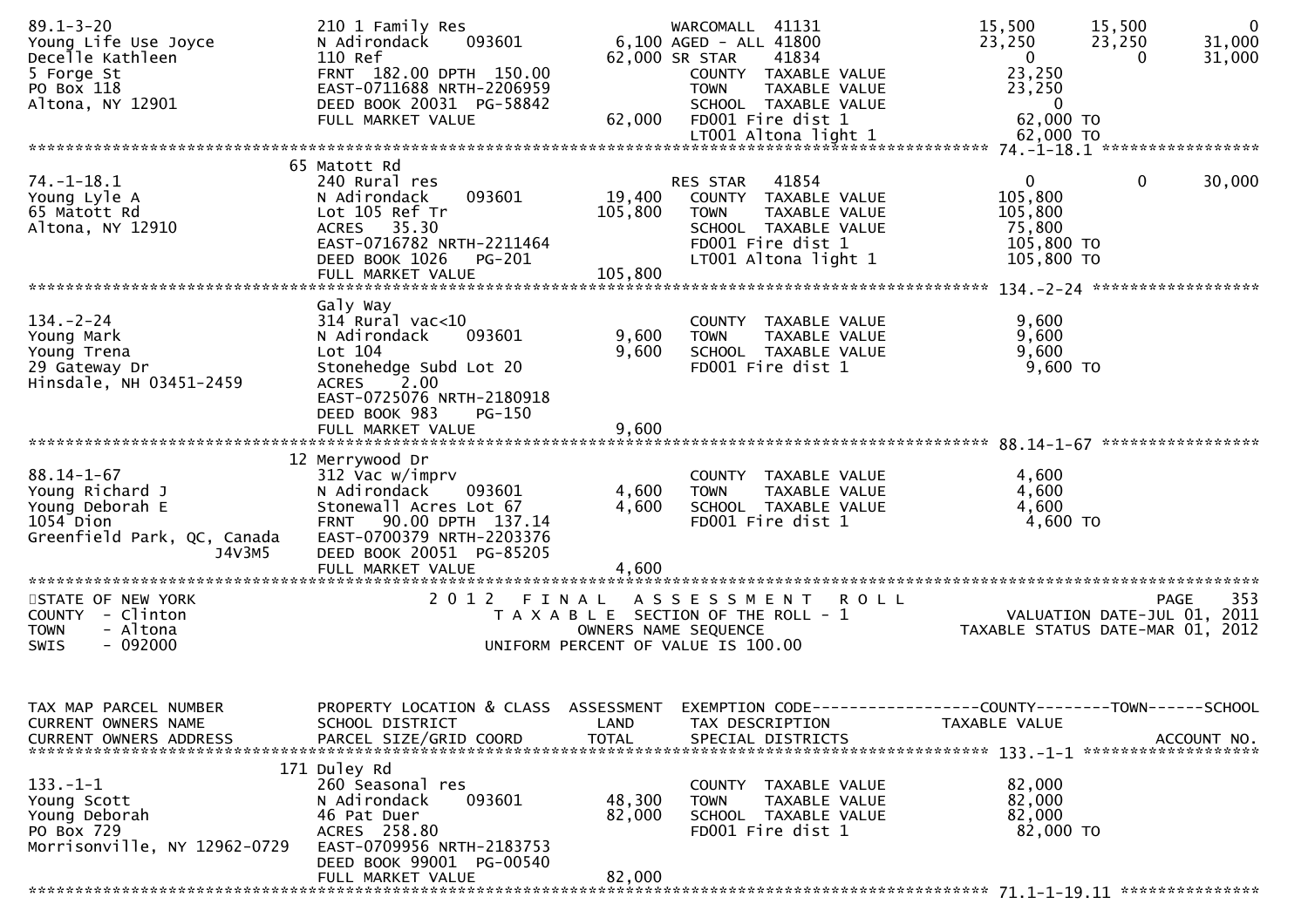```
89.1-3-20                      210 1 Family Res                    WARCOMALL  41131              15,500      15,500          0
Young Life Use Joyce           N Adirondack     093601       6,100 AGED - ALL 41800              23,250      23,250     31,000
Decelle Kathleen               110 Ref                      62,000 SR STAR    41834                   0           0     31,000
5 Forge St                     FRNT 182.00 DPTH 150.00             COUNTY   TAXABLE VALUE         23,250
PO Box 118                     EAST-0711688 NRTH-2206959           TOWN     TAXABLE VALUE         23,250
Altona, NY 12901               DEED BOOK 20031  PG-58842           SCHOOL   TAXABLE VALUE              0
                               FULL MARKET VALUE            62,000 FD001 Fire dist 1              62,000 TO
                                                                   LT001 Altona light 1           62,000 TO
******************************************************************************************************* 74.-1-18.1 ****************
                               65 Matott Rd
74.-1-18.1                     240 Rural res                       RES STAR   41854                   0           0     30,000
Young Lyle A                   N Adirondack     093601      19,400 COUNTY   TAXABLE VALUE        105,800
65 Matott Rd                   Lot 105 Ref Tr              105,800 TOWN     TAXABLE VALUE        105,800
Altona, NY 12910               ACRES  35.30                        SCHOOL   TAXABLE VALUE         75,800
                               EAST-0716782 NRTH-2211464           FD001 Fire dist 1             105,800 TO
                               DEED BOOK 1026   PG-201             LT001 Altona light 1          105,800 TO
                               FULL MARKET VALUE           105,800
******************************************************************************************************* 134.-2-24 *****************
                               Galy Way
134.-2-24                      314 Rural vac<10                    COUNTY   TAXABLE VALUE          9,600
Young Mark                     N Adirondack     093601       9,600 TOWN     TAXABLE VALUE          9,600
Young Trena                    Lot 104                       9,600 SCHOOL   TAXABLE VALUE          9,600
29 Gateway Dr                  Stonehedge Subd Lot 20              FD001 Fire dist 1               9,600 TO
Hinsdale, NH 03451-2459        ACRES   2.00
                               EAST-0725076 NRTH-2180918
                               DEED BOOK 983    PG-150
                               FULL MARKET VALUE             9,600
******************************************************************************************************* 88.14-1-67 ****************
                               12 Merrywood Dr
88.14-1-67                     312 Vac w/imprv                     COUNTY   TAXABLE VALUE          4,600
Young Richard J                N Adirondack     093601       4,600 TOWN     TAXABLE VALUE          4,600
Young Deborah E                Stonewall Acres Lot 67        4,600 SCHOOL   TAXABLE VALUE          4,600
1054 Dion                      FRNT  90.00 DPTH 137.14             FD001 Fire dist 1               4,600 TO
Greenfield Park, QC, Canada    EAST-0700379 NRTH-2203376
                     J4V3M5    DEED BOOK 20051  PG-85205
                               FULL MARKET VALUE             4,600
************************************************************************************************************************************
STATE OF NEW YORK                        2 0 1 2   F I N A L   A S S E S S M E N T   R O L L                              PAGE   353
COUNTY  - Clinton                            T A X A B L E  SECTION OF THE ROLL - 1                        VALUATION DATE-JUL 01, 2011
TOWN    - Altona                                    OWNERS NAME SEQUENCE                              TAXABLE STATUS DATE-MAR 01, 2012
SWIS    - 092000                             UNIFORM PERCENT OF VALUE IS 100.00


TAX MAP PARCEL NUMBER          PROPERTY LOCATION & CLASS  ASSESSMENT  EXEMPTION CODE------------------COUNTY--------TOWN------SCHOOL
CURRENT OWNERS NAME            SCHOOL DISTRICT               LAND     TAX DESCRIPTION              TAXABLE VALUE
CURRENT OWNERS ADDRESS         PARCEL SIZE/GRID COORD       TOTAL     SPECIAL DISTRICTS                                  ACCOUNT NO.
******************************************************************************************************* 133.-1-1 ******************
                               171 Duley Rd
133.-1-1                       260 Seasonal res                    COUNTY   TAXABLE VALUE         82,000
Young Scott                    N Adirondack     093601      48,300 TOWN     TAXABLE VALUE         82,000
Young Deborah                  46 Pat Duer                  82,000 SCHOOL   TAXABLE VALUE         82,000
PO Box 729                     ACRES 258.80                        FD001 Fire dist 1              82,000 TO
Morrisonville, NY 12962-0729   EAST-0709956 NRTH-2183753
                               DEED BOOK 99001  PG-00540
                               FULL MARKET VALUE            82,000
******************************************************************************************************* 71.1-1-19.11 **************
```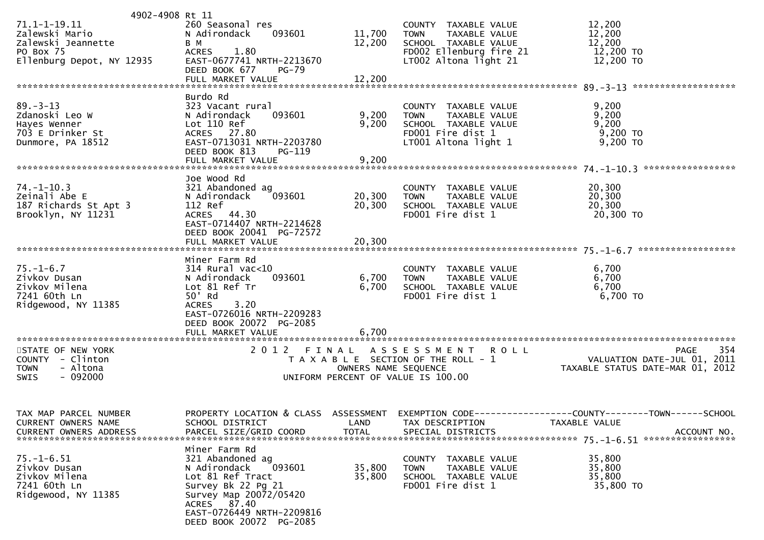```
                    4902-4908 Rt 11
71.1-1-19.11                  260 Seasonal res                        COUNTY  TAXABLE VALUE              12,200
Zalewski Mario                N Adirondack    093601       11,700     TOWN    TAXABLE VALUE              12,200
Zalewski Jeannette            B M                          12,200     SCHOOL  TAXABLE VALUE              12,200
PO Box 75                     ACRES    1.80                           FD002 Ellenburg fire 21             12,200 TO
Ellenburg Depot, NY 12935     EAST-0677741 NRTH-2213670               LT002 Altona light 21               12,200 TO
                              DEED BOOK 677     PG-79
                              FULL MARKET VALUE            12,200
******************************************************************************************************* 89.-3-13 *******************
                              Burdo Rd
89.-3-13                      323 Vacant rural                        COUNTY  TAXABLE VALUE               9,200
Zdanoski Leo W                N Adirondack    093601        9,200     TOWN    TAXABLE VALUE               9,200
Hayes Wenner                  Lot 110 Ref                   9,200     SCHOOL  TAXABLE VALUE               9,200
703 E Drinker St              ACRES   27.80                           FD001 Fire dist 1                    9,200 TO
Dunmore, PA 18512             EAST-0713031 NRTH-2203780               LT001 Altona light 1                 9,200 TO
                              DEED BOOK 813     PG-119
                              FULL MARKET VALUE             9,200
******************************************************************************************************* 74.-1-10.3 *****************
                              Joe Wood Rd
74.-1-10.3                    321 Abandoned ag                        COUNTY  TAXABLE VALUE              20,300
Zeinali Abe E                 N Adirondack    093601       20,300     TOWN    TAXABLE VALUE              20,300
187 Richards St Apt 3         112 Ref                      20,300     SCHOOL  TAXABLE VALUE              20,300
Brooklyn, NY 11231            ACRES   44.30                           FD001 Fire dist 1                   20,300 TO
                              EAST-0714407 NRTH-2214628
                              DEED BOOK 20041  PG-72572
                              FULL MARKET VALUE            20,300
******************************************************************************************************* 75.-1-6.7 ******************
                              Miner Farm Rd
75.-1-6.7                     314 Rural vac<10                        COUNTY  TAXABLE VALUE               6,700
Zivkov Dusan                  N Adirondack    093601        6,700     TOWN    TAXABLE VALUE               6,700
Zivkov Milena                 Lot 81 Ref Tr                 6,700     SCHOOL  TAXABLE VALUE               6,700
7241 60th Ln                  50' Rd                                  FD001 Fire dist 1                    6,700 TO
Ridgewood, NY 11385           ACRES    3.20
                              EAST-0726016 NRTH-2209283
                              DEED BOOK 20072  PG-2085
                              FULL MARKET VALUE             6,700
************************************************************************************************************************************
STATE OF NEW YORK                  2 0 1 2   F I N A L   A S S E S S M E N T   R O L L                                  PAGE   354
COUNTY  - Clinton                        T A X A B L E  SECTION OF THE ROLL - 1                      VALUATION DATE-JUL 01, 2011
TOWN    - Altona                                 OWNERS NAME SEQUENCE                           TAXABLE STATUS DATE-MAR 01, 2012
SWIS    - 092000                          UNIFORM PERCENT OF VALUE IS 100.00


TAX MAP PARCEL NUMBER         PROPERTY LOCATION & CLASS  ASSESSMENT  EXEMPTION CODE------------------COUNTY--------TOWN------SCHOOL
CURRENT OWNERS NAME           SCHOOL DISTRICT               LAND      TAX DESCRIPTION              TAXABLE VALUE
CURRENT OWNERS ADDRESS        PARCEL SIZE/GRID COORD       TOTAL      SPECIAL DISTRICTS                                  ACCOUNT NO.
******************************************************************************************************* 75.-1-6.51 *****************
                              Miner Farm Rd
75.-1-6.51                    321 Abandoned ag                        COUNTY  TAXABLE VALUE              35,800
Zivkov Dusan                  N Adirondack    093601       35,800     TOWN    TAXABLE VALUE              35,800
Zivkov Milena                 Lot 81 Ref Tract             35,800     SCHOOL  TAXABLE VALUE              35,800
7241 60th Ln                  Survey Bk 22 Pg 21                      FD001 Fire dist 1                   35,800 TO
Ridgewood, NY 11385           Survey Map 20072/05420
                              ACRES   87.40
                              EAST-0726449 NRTH-2209816
                              DEED BOOK 20072  PG-2085
```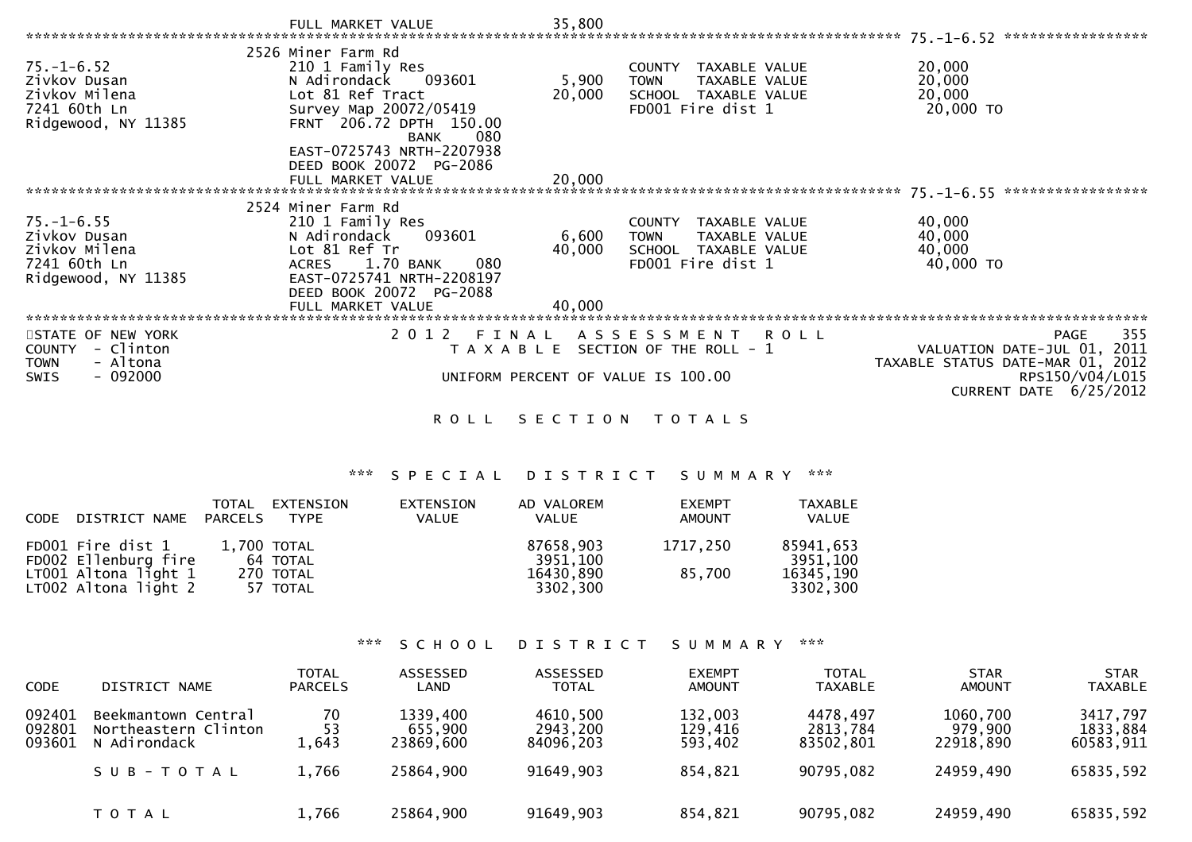FULL MARKET VALUE 35,800

************************************************************************************************ 75.-1-6.52 *****************

| | | | | |
|---|---|---|---|---|
| 75.-1-6.52<br>Zivkov Dusan<br>Zivkov Milena<br>7241 60th Ln<br>Ridgewood, NY 11385 | 2526 Miner Farm Rd<br>210 1 Family Res<br>N Adirondack 093601<br>Lot 81 Ref Tract<br>Survey Map 20072/05419<br>FRNT 206.72 DPTH 150.00<br>BANK 080<br>EAST-0725743 NRTH-2207938<br>DEED BOOK 20072 PG-2086<br>FULL MARKET VALUE | 5,900<br>20,000<br><br><br><br><br><br><br>20,000 | COUNTY TAXABLE VALUE<br>TOWN TAXABLE VALUE<br>SCHOOL TAXABLE VALUE<br>FD001 Fire dist 1 | 20,000<br>20,000<br>20,000<br>20,000 TO |

************************************************************************************************ 75.-1-6.55 *****************

| | | | | |
|---|---|---|---|---|
| 75.-1-6.55<br>Zivkov Dusan<br>Zivkov Milena<br>7241 60th Ln<br>Ridgewood, NY 11385 | 2524 Miner Farm Rd<br>210 1 Family Res<br>N Adirondack 093601<br>Lot 81 Ref Tr<br>ACRES 1.70 BANK 080<br>EAST-0725741 NRTH-2208197<br>DEED BOOK 20072 PG-2088<br>FULL MARKET VALUE | 6,600<br>40,000<br><br><br><br><br>40,000 | COUNTY TAXABLE VALUE<br>TOWN TAXABLE VALUE<br>SCHOOL TAXABLE VALUE<br>FD001 Fire dist 1 | 40,000<br>40,000<br>40,000<br>40,000 TO |

************************************************************************************************************************************

STATE OF NEW YORK — 2012 FINAL ASSESSMENT ROLL — PAGE 355
COUNTY - Clinton — TAXABLE SECTION OF THE ROLL - 1 — VALUATION DATE-JUL 01, 2011
TOWN - Altona — TAXABLE STATUS DATE-MAR 01, 2012
SWIS - 092000 — UNIFORM PERCENT OF VALUE IS 100.00 — RPS150/V04/L015
CURRENT DATE 6/25/2012

## ROLL SECTION TOTALS

### *** SPECIAL DISTRICT SUMMARY ***

| CODE | DISTRICT NAME | TOTAL PARCELS | EXTENSION TYPE | EXTENSION VALUE | AD VALOREM VALUE | EXEMPT AMOUNT | TAXABLE VALUE |
|---|---|---|---|---|---|---|---|
| FD001 | Fire dist 1 | 1,700 | TOTAL | | 87658,903 | 1717,250 | 85941,653 |
| FD002 | Ellenburg fire | 64 | TOTAL | | 3951,100 | | 3951,100 |
| LT001 | Altona light 1 | 270 | TOTAL | | 16430,890 | 85,700 | 16345,190 |
| LT002 | Altona light 2 | 57 | TOTAL | | 3302,300 | | 3302,300 |

### *** SCHOOL DISTRICT SUMMARY ***

| CODE | DISTRICT NAME | TOTAL PARCELS | ASSESSED LAND | ASSESSED TOTAL | EXEMPT AMOUNT | TOTAL TAXABLE | STAR AMOUNT | STAR TAXABLE |
|---|---|---|---|---|---|---|---|---|
| 092401 | Beekmantown Central | 70 | 1339,400 | 4610,500 | 132,003 | 4478,497 | 1060,700 | 3417,797 |
| 092801 | Northeastern Clinton | 53 | 655,900 | 2943,200 | 129,416 | 2813,784 | 979,900 | 1833,884 |
| 093601 | N Adirondack | 1,643 | 23869,600 | 84096,203 | 593,402 | 83502,801 | 22918,890 | 60583,911 |
| | SUB-TOTAL | 1,766 | 25864,900 | 91649,903 | 854,821 | 90795,082 | 24959,490 | 65835,592 |
| | TOTAL | 1,766 | 25864,900 | 91649,903 | 854,821 | 90795,082 | 24959,490 | 65835,592 |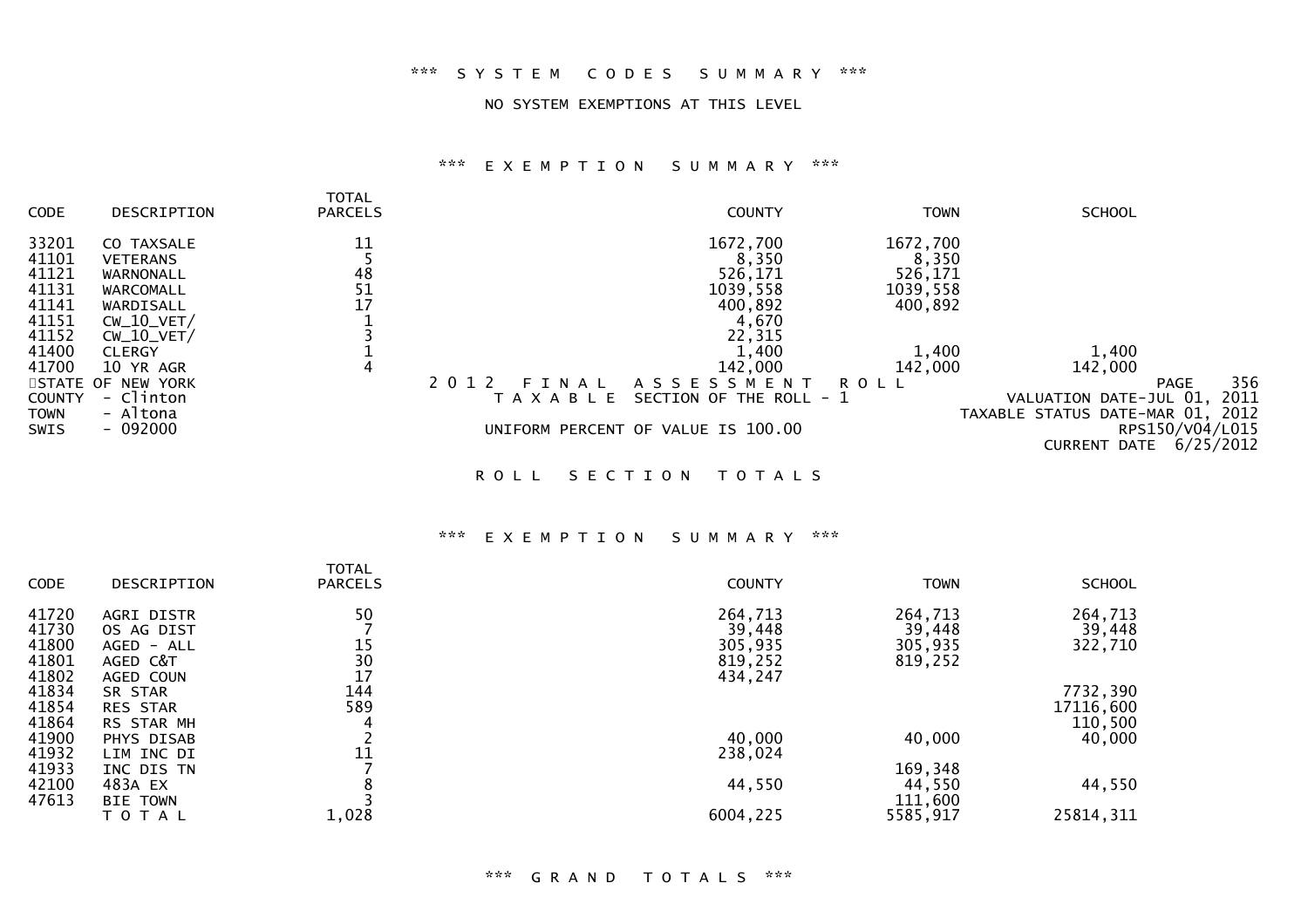*** SYSTEM CODES SUMMARY ***

NO SYSTEM EXEMPTIONS AT THIS LEVEL

*** EXEMPTION SUMMARY ***

| CODE | DESCRIPTION | TOTAL PARCELS | COUNTY | TOWN | SCHOOL |
|---|---|---|---|---|---|
| 33201 | CO TAXSALE | 11 | 1672,700 | 1672,700 | |
| 41101 | VETERANS | 5 | 8,350 | 8,350 | |
| 41121 | WARNONALL | 48 | 526,171 | 526,171 | |
| 41131 | WARCOMALL | 51 | 1039,558 | 1039,558 | |
| 41141 | WARDISALL | 17 | 400,892 | 400,892 | |
| 41151 | CW_10_VET/ | 1 | 4,670 | | |
| 41152 | CW_10_VET/ | 3 | 22,315 | | |
| 41400 | CLERGY | 1 | 1,400 | 1,400 | 1,400 |
| 41700 | 10 YR AGR | 4 | 142,000 | 142,000 | 142,000 |

STATE OF NEW YORK
COUNTY - Clinton
TOWN - Altona
SWIS - 092000

2012 FINAL ASSESSMENT ROLL
TAXABLE SECTION OF THE ROLL - 1

UNIFORM PERCENT OF VALUE IS 100.00

VALUATION DATE-JUL 01, 2011
TAXABLE STATUS DATE-MAR 01, 2012
RPS150/V04/L015
CURRENT DATE 6/25/2012

ROLL SECTION TOTALS

*** EXEMPTION SUMMARY ***

| CODE | DESCRIPTION | TOTAL PARCELS | COUNTY | TOWN | SCHOOL |
|---|---|---|---|---|---|
| 41720 | AGRI DISTR | 50 | 264,713 | 264,713 | 264,713 |
| 41730 | OS AG DIST | 7 | 39,448 | 39,448 | 39,448 |
| 41800 | AGED - ALL | 15 | 305,935 | 305,935 | 322,710 |
| 41801 | AGED C&T | 30 | 819,252 | 819,252 | |
| 41802 | AGED COUN | 17 | 434,247 | | |
| 41834 | SR STAR | 144 | | | 7732,390 |
| 41854 | RES STAR | 589 | | | 17116,600 |
| 41864 | RS STAR MH | 4 | | | 110,500 |
| 41900 | PHYS DISAB | 2 | 40,000 | 40,000 | 40,000 |
| 41932 | LIM INC DI | 11 | 238,024 | | |
| 41933 | INC DIS TN | 7 | | 169,348 | |
| 42100 | 483A EX | 8 | 44,550 | 44,550 | 44,550 |
| 47613 | BIE TOWN | 3 | | 111,600 | |
| | TOTAL | 1,028 | 6004,225 | 5585,917 | 25814,311 |

*** GRAND TOTALS ***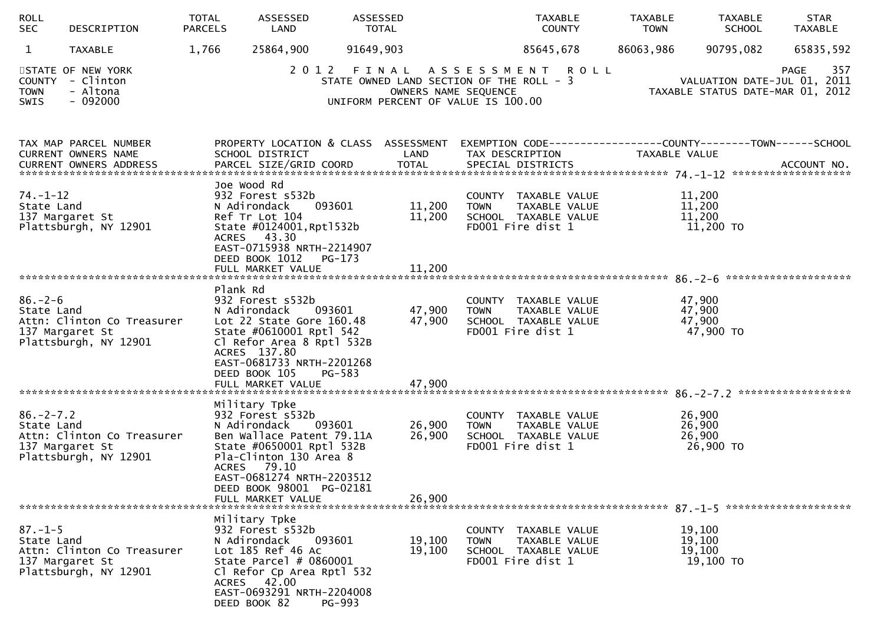| ROLL SEC | DESCRIPTION | TOTAL PARCELS | ASSESSED LAND | ASSESSED TOTAL | TAXABLE COUNTY | TAXABLE TOWN | TAXABLE SCHOOL | STAR TAXABLE |
|---|---|---|---|---|---|---|---|---|
| 1 | TAXABLE | 1,766 | 25864,900 | 91649,903 | 85645,678 | 86063,986 | 90795,082 | 65835,592 |

STATE OF NEW YORK
COUNTY - Clinton
TOWN - Altona
SWIS - 092000

2 0 1 2 F I N A L A S S E S S M E N T R O L L
STATE OWNED LAND SECTION OF THE ROLL - 3
OWNERS NAME SEQUENCE
UNIFORM PERCENT OF VALUE IS 100.00

PAGE 357
VALUATION DATE-JUL 01, 2011
TAXABLE STATUS DATE-MAR 01, 2012

| TAX MAP PARCEL NUMBER / CURRENT OWNERS NAME / CURRENT OWNERS ADDRESS | PROPERTY LOCATION & CLASS / SCHOOL DISTRICT / PARCEL SIZE/GRID COORD | ASSESSMENT LAND / TOTAL | EXEMPTION CODE / TAX DESCRIPTION / SPECIAL DISTRICTS | TAXABLE VALUE | ACCOUNT NO. |
|---|---|---|---|---|---|
| **74.-1-12** | Joe Wood Rd | | | | |
| 74.-1-12 | 932 Forest s532b | | COUNTY TAXABLE VALUE | 11,200 | |
| State Land | N Adirondack 093601 | 11,200 | TOWN TAXABLE VALUE | 11,200 | |
| 137 Margaret St | Ref Tr Lot 104 | 11,200 | SCHOOL TAXABLE VALUE | 11,200 | |
| Plattsburgh, NY 12901 | State #0124001,Rptl532b | | FD001 Fire dist 1 | 11,200 TO | |
| | ACRES 43.30 | | | | |
| | EAST-0715938 NRTH-2214907 | | | | |
| | DEED BOOK 1012 PG-173 | | | | |
| | FULL MARKET VALUE | 11,200 | | | |
| **86.-2-6** | Plank Rd | | | | |
| 86.-2-6 | 932 Forest s532b | | COUNTY TAXABLE VALUE | 47,900 | |
| State Land | N Adirondack 093601 | 47,900 | TOWN TAXABLE VALUE | 47,900 | |
| Attn: Clinton Co Treasurer | Lot 22 State Gore 160.48 | 47,900 | SCHOOL TAXABLE VALUE | 47,900 | |
| 137 Margaret St | State #0610001 Rptl 542 | | FD001 Fire dist 1 | 47,900 TO | |
| Plattsburgh, NY 12901 | Cl Refor Area 8 Rptl 532B | | | | |
| | ACRES 137.80 | | | | |
| | EAST-0681733 NRTH-2201268 | | | | |
| | DEED BOOK 105 PG-583 | | | | |
| | FULL MARKET VALUE | 47,900 | | | |
| **86.-2-7.2** | Military Tpke | | | | |
| 86.-2-7.2 | 932 Forest s532b | | COUNTY TAXABLE VALUE | 26,900 | |
| State Land | N Adirondack 093601 | 26,900 | TOWN TAXABLE VALUE | 26,900 | |
| Attn: Clinton Co Treasurer | Ben Wallace Patent 79.11A | 26,900 | SCHOOL TAXABLE VALUE | 26,900 | |
| 137 Margaret St | State #0650001 Rptl 532B | | FD001 Fire dist 1 | 26,900 TO | |
| Plattsburgh, NY 12901 | Pla-Clinton 130 Area 8 | | | | |
| | ACRES 79.10 | | | | |
| | EAST-0681274 NRTH-2203512 | | | | |
| | DEED BOOK 98001 PG-02181 | | | | |
| | FULL MARKET VALUE | 26,900 | | | |
| **87.-1-5** | Military Tpke | | | | |
| 87.-1-5 | 932 Forest s532b | | COUNTY TAXABLE VALUE | 19,100 | |
| State Land | N Adirondack 093601 | 19,100 | TOWN TAXABLE VALUE | 19,100 | |
| Attn: Clinton Co Treasurer | Lot 185 Ref 46 Ac | 19,100 | SCHOOL TAXABLE VALUE | 19,100 | |
| 137 Margaret St | State Parcel # 0860001 | | FD001 Fire dist 1 | 19,100 TO | |
| Plattsburgh, NY 12901 | Cl Refor Cp Area Rptl 532 | | | | |
| | ACRES 42.00 | | | | |
| | EAST-0693291 NRTH-2204008 | | | | |
| | DEED BOOK 82 PG-993 | | | | |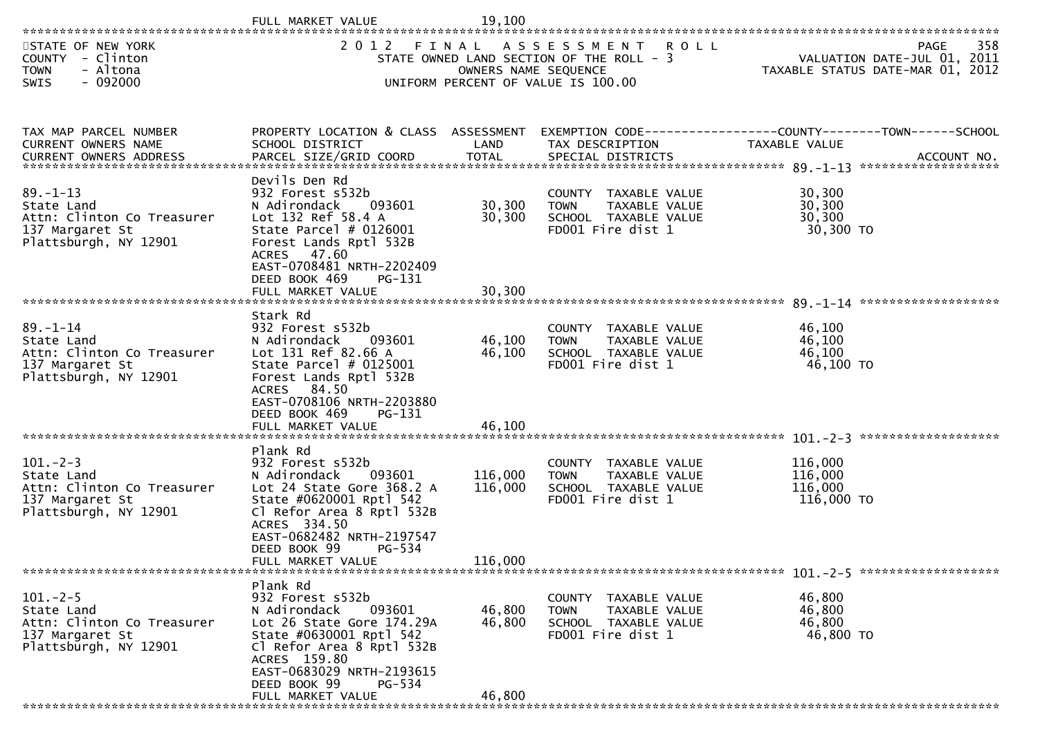FULL MARKET VALUE 19,100

STATE OF NEW YORK
COUNTY - Clinton
TOWN - Altona
SWIS - 092000

2 0 1 2 F I N A L A S S E S S M E N T R O L L
STATE OWNED LAND SECTION OF THE ROLL - 3
OWNERS NAME SEQUENCE
UNIFORM PERCENT OF VALUE IS 100.00

PAGE 358
VALUATION DATE-JUL 01, 2011
TAXABLE STATUS DATE-MAR 01, 2012

| TAX MAP PARCEL NUMBER<br>CURRENT OWNERS NAME<br>CURRENT OWNERS ADDRESS | PROPERTY LOCATION & CLASS<br>SCHOOL DISTRICT<br>PARCEL SIZE/GRID COORD | ASSESSMENT<br>LAND<br>TOTAL | EXEMPTION CODE------------------COUNTY--------TOWN------SCHOOL<br>TAX DESCRIPTION<br>SPECIAL DISTRICTS | TAXABLE VALUE<br><br>ACCOUNT NO. |
|---|---|---|---|---|
| 89.-1-13 | Devils Den Rd | | | |
| 89.-1-13 | 932 Forest s532b | | COUNTY TAXABLE VALUE | 30,300 |
| State Land | N Adirondack 093601 | 30,300 | TOWN TAXABLE VALUE | 30,300 |
| Attn: Clinton Co Treasurer | Lot 132 Ref 58.4 A | 30,300 | SCHOOL TAXABLE VALUE | 30,300 |
| 137 Margaret St | State Parcel # 0126001 | | FD001 Fire dist 1 | 30,300 TO |
| Plattsburgh, NY 12901 | Forest Lands Rptl 532B | | | |
| | ACRES 47.60 | | | |
| | EAST-0708481 NRTH-2202409 | | | |
| | DEED BOOK 469 PG-131 | | | |
| | FULL MARKET VALUE | 30,300 | | |
| 89.-1-14 | Stark Rd | | | |
| 89.-1-14 | 932 Forest s532b | | COUNTY TAXABLE VALUE | 46,100 |
| State Land | N Adirondack 093601 | 46,100 | TOWN TAXABLE VALUE | 46,100 |
| Attn: Clinton Co Treasurer | Lot 131 Ref 82.66 A | 46,100 | SCHOOL TAXABLE VALUE | 46,100 |
| 137 Margaret St | State Parcel # 0125001 | | FD001 Fire dist 1 | 46,100 TO |
| Plattsburgh, NY 12901 | Forest Lands Rptl 532B | | | |
| | ACRES 84.50 | | | |
| | EAST-0708106 NRTH-2203880 | | | |
| | DEED BOOK 469 PG-131 | | | |
| | FULL MARKET VALUE | 46,100 | | |
| 101.-2-3 | Plank Rd | | | |
| 101.-2-3 | 932 Forest s532b | | COUNTY TAXABLE VALUE | 116,000 |
| State Land | N Adirondack 093601 | 116,000 | TOWN TAXABLE VALUE | 116,000 |
| Attn: Clinton Co Treasurer | Lot 24 State Gore 368.2 A | 116,000 | SCHOOL TAXABLE VALUE | 116,000 |
| 137 Margaret St | State #0620001 Rptl 542 | | FD001 Fire dist 1 | 116,000 TO |
| Plattsburgh, NY 12901 | Cl Refor Area 8 Rptl 532B | | | |
| | ACRES 334.50 | | | |
| | EAST-0682482 NRTH-2197547 | | | |
| | DEED BOOK 99 PG-534 | | | |
| | FULL MARKET VALUE | 116,000 | | |
| 101.-2-5 | Plank Rd | | | |
| 101.-2-5 | 932 Forest s532b | | COUNTY TAXABLE VALUE | 46,800 |
| State Land | N Adirondack 093601 | 46,800 | TOWN TAXABLE VALUE | 46,800 |
| Attn: Clinton Co Treasurer | Lot 26 State Gore 174.29A | 46,800 | SCHOOL TAXABLE VALUE | 46,800 |
| 137 Margaret St | State #0630001 Rptl 542 | | FD001 Fire dist 1 | 46,800 TO |
| Plattsburgh, NY 12901 | Cl Refor Area 8 Rptl 532B | | | |
| | ACRES 159.80 | | | |
| | EAST-0683029 NRTH-2193615 | | | |
| | DEED BOOK 99 PG-534 | | | |
| | FULL MARKET VALUE | 46,800 | | |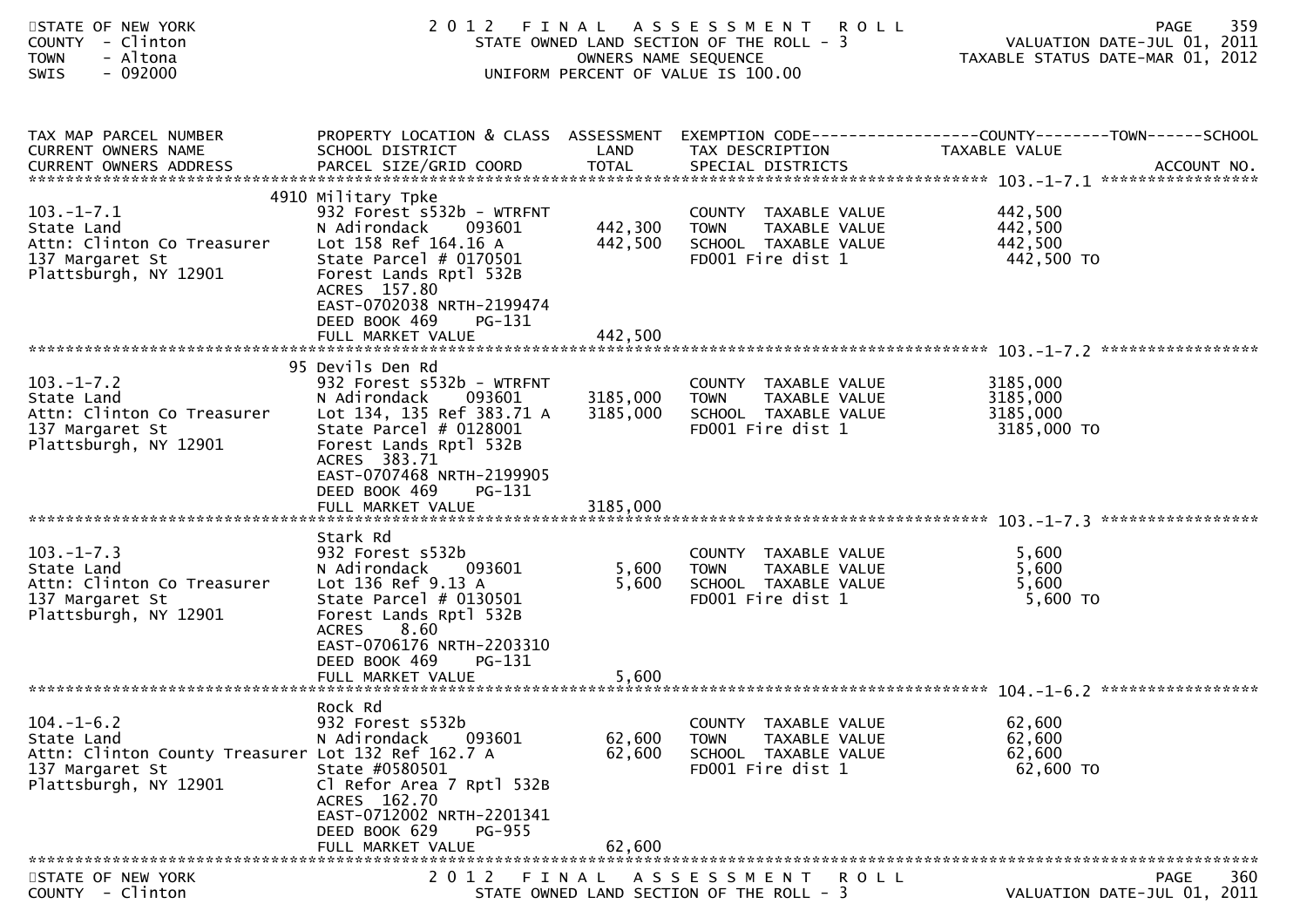STATE OF NEW YORK
COUNTY - Clinton
TOWN - Altona
SWIS - 092000

2012 FINAL ASSESSMENT ROLL
STATE OWNED LAND SECTION OF THE ROLL - 3
OWNERS NAME SEQUENCE
UNIFORM PERCENT OF VALUE IS 100.00

VALUATION DATE-JUL 01, 2011
TAXABLE STATUS DATE-MAR 01, 2012

| TAX MAP PARCEL NUMBER / CURRENT OWNERS NAME / CURRENT OWNERS ADDRESS | PROPERTY LOCATION & CLASS / SCHOOL DISTRICT / PARCEL SIZE/GRID COORD | ASSESSMENT LAND / TOTAL | EXEMPTION CODE / TAX DESCRIPTION / SPECIAL DISTRICTS | COUNTY / TOWN / SCHOOL TAXABLE VALUE | ACCOUNT NO. |
|---|---|---|---|---|---|
| **103.-1-7.1** | 4910 Military Tpke | | | | |
| 103.-1-7.1 | 932 Forest s532b - WTRFNT | | COUNTY TAXABLE VALUE | 442,500 | |
| State Land | N Adirondack 093601 | 442,300 | TOWN TAXABLE VALUE | 442,500 | |
| Attn: Clinton Co Treasurer | Lot 158 Ref 164.16 A | 442,500 | SCHOOL TAXABLE VALUE | 442,500 | |
| 137 Margaret St | State Parcel # 0170501 | | FD001 Fire dist 1 | 442,500 TO | |
| Plattsburgh, NY 12901 | Forest Lands Rptl 532B | | | | |
| | ACRES 157.80 | | | | |
| | EAST-0702038 NRTH-2199474 | | | | |
| | DEED BOOK 469 PG-131 | | | | |
| | FULL MARKET VALUE | 442,500 | | | |
| **103.-1-7.2** | 95 Devils Den Rd | | | | |
| 103.-1-7.2 | 932 Forest s532b - WTRFNT | | COUNTY TAXABLE VALUE | 3185,000 | |
| State Land | N Adirondack 093601 | 3185,000 | TOWN TAXABLE VALUE | 3185,000 | |
| Attn: Clinton Co Treasurer | Lot 134, 135 Ref 383.71 A | 3185,000 | SCHOOL TAXABLE VALUE | 3185,000 | |
| 137 Margaret St | State Parcel # 0128001 | | FD001 Fire dist 1 | 3185,000 TO | |
| Plattsburgh, NY 12901 | Forest Lands Rptl 532B | | | | |
| | ACRES 383.71 | | | | |
| | EAST-0707468 NRTH-2199905 | | | | |
| | DEED BOOK 469 PG-131 | | | | |
| | FULL MARKET VALUE | 3185,000 | | | |
| **103.-1-7.3** | Stark Rd | | | | |
| 103.-1-7.3 | 932 Forest s532b | | COUNTY TAXABLE VALUE | 5,600 | |
| State Land | N Adirondack 093601 | 5,600 | TOWN TAXABLE VALUE | 5,600 | |
| Attn: Clinton Co Treasurer | Lot 136 Ref 9.13 A | 5,600 | SCHOOL TAXABLE VALUE | 5,600 | |
| 137 Margaret St | State Parcel # 0130501 | | FD001 Fire dist 1 | 5,600 TO | |
| Plattsburgh, NY 12901 | Forest Lands Rptl 532B | | | | |
| | ACRES 8.60 | | | | |
| | EAST-0706176 NRTH-2203310 | | | | |
| | DEED BOOK 469 PG-131 | | | | |
| | FULL MARKET VALUE | 5,600 | | | |
| **104.-1-6.2** | Rock Rd | | | | |
| 104.-1-6.2 | 932 Forest s532b | | COUNTY TAXABLE VALUE | 62,600 | |
| State Land | N Adirondack 093601 | 62,600 | TOWN TAXABLE VALUE | 62,600 | |
| Attn: Clinton County Treasurer | Lot 132 Ref 162.7 A | 62,600 | SCHOOL TAXABLE VALUE | 62,600 | |
| 137 Margaret St | State #0580501 | | FD001 Fire dist 1 | 62,600 TO | |
| Plattsburgh, NY 12901 | Cl Refor Area 7 Rptl 532B | | | | |
| | ACRES 162.70 | | | | |
| | EAST-0712002 NRTH-2201341 | | | | |
| | DEED BOOK 629 PG-955 | | | | |
| | FULL MARKET VALUE | 62,600 | | | |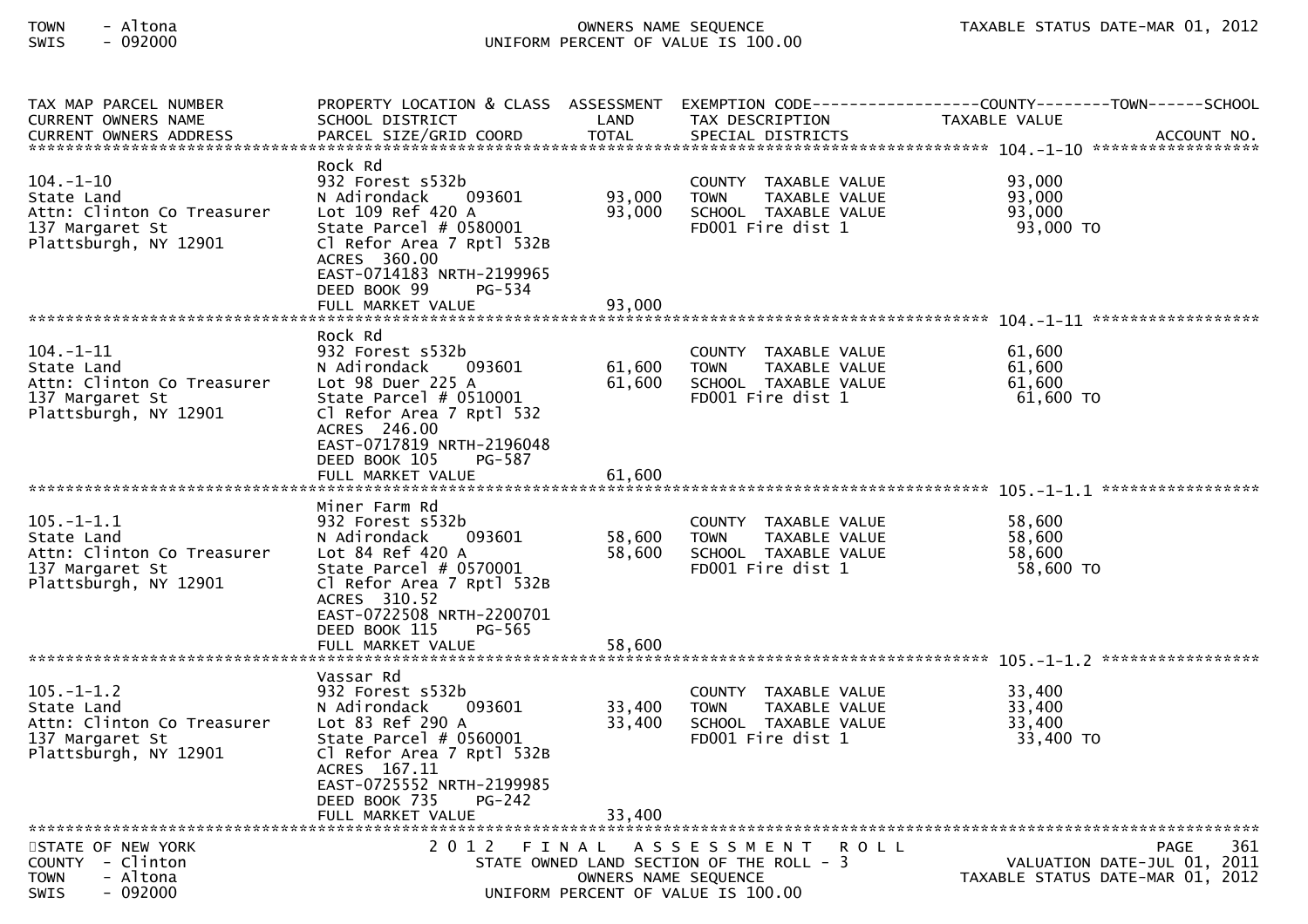| TAX MAP PARCEL NUMBER<br>CURRENT OWNERS NAME<br>CURRENT OWNERS ADDRESS | PROPERTY LOCATION & CLASS<br>SCHOOL DISTRICT<br>PARCEL SIZE/GRID COORD | ASSESSMENT<br>LAND<br>TOTAL | EXEMPTION CODE<br>TAX DESCRIPTION<br>SPECIAL DISTRICTS | COUNTY--------TOWN------SCHOOL<br>TAXABLE VALUE<br>ACCOUNT NO. |
|---|---|---|---|---|
| **104.-1-10** | | | | |
| 104.-1-10 | Rock Rd | | | |
| State Land | 932 Forest s532b | | COUNTY TAXABLE VALUE | 93,000 |
| Attn: Clinton Co Treasurer | N Adirondack 093601 | 93,000 | TOWN TAXABLE VALUE | 93,000 |
| 137 Margaret St | Lot 109 Ref 420 A | 93,000 | SCHOOL TAXABLE VALUE | 93,000 |
| Plattsburgh, NY 12901 | State Parcel # 0580001 | | FD001 Fire dist 1 | 93,000 TO |
| | Cl Refor Area 7 Rptl 532B | | | |
| | ACRES 360.00 | | | |
| | EAST-0714183 NRTH-2199965 | | | |
| | DEED BOOK 99 PG-534 | | | |
| | FULL MARKET VALUE | 93,000 | | |
| **104.-1-11** | | | | |
| 104.-1-11 | Rock Rd | | | |
| State Land | 932 Forest s532b | | COUNTY TAXABLE VALUE | 61,600 |
| Attn: Clinton Co Treasurer | N Adirondack 093601 | 61,600 | TOWN TAXABLE VALUE | 61,600 |
| 137 Margaret St | Lot 98 Duer 225 A | 61,600 | SCHOOL TAXABLE VALUE | 61,600 |
| Plattsburgh, NY 12901 | State Parcel # 0510001 | | FD001 Fire dist 1 | 61,600 TO |
| | Cl Refor Area 7 Rptl 532 | | | |
| | ACRES 246.00 | | | |
| | EAST-0717819 NRTH-2196048 | | | |
| | DEED BOOK 105 PG-587 | | | |
| | FULL MARKET VALUE | 61,600 | | |
| **105.-1-1.1** | | | | |
| 105.-1-1.1 | Miner Farm Rd | | | |
| State Land | 932 Forest s532b | | COUNTY TAXABLE VALUE | 58,600 |
| Attn: Clinton Co Treasurer | N Adirondack 093601 | 58,600 | TOWN TAXABLE VALUE | 58,600 |
| 137 Margaret St | Lot 84 Ref 420 A | 58,600 | SCHOOL TAXABLE VALUE | 58,600 |
| Plattsburgh, NY 12901 | State Parcel # 0570001 | | FD001 Fire dist 1 | 58,600 TO |
| | Cl Refor Area 7 Rptl 532B | | | |
| | ACRES 310.52 | | | |
| | EAST-0722508 NRTH-2200701 | | | |
| | DEED BOOK 115 PG-565 | | | |
| | FULL MARKET VALUE | 58,600 | | |
| **105.-1-1.2** | | | | |
| 105.-1-1.2 | Vassar Rd | | | |
| State Land | 932 Forest s532b | | COUNTY TAXABLE VALUE | 33,400 |
| Attn: Clinton Co Treasurer | N Adirondack 093601 | 33,400 | TOWN TAXABLE VALUE | 33,400 |
| 137 Margaret St | Lot 83 Ref 290 A | 33,400 | SCHOOL TAXABLE VALUE | 33,400 |
| Plattsburgh, NY 12901 | State Parcel # 0560001 | | FD001 Fire dist 1 | 33,400 TO |
| | Cl Refor Area 7 Rptl 532B | | | |
| | ACRES 167.11 | | | |
| | EAST-0725552 NRTH-2199985 | | | |
| | DEED BOOK 735 PG-242 | | | |
| | FULL MARKET VALUE | 33,400 | | |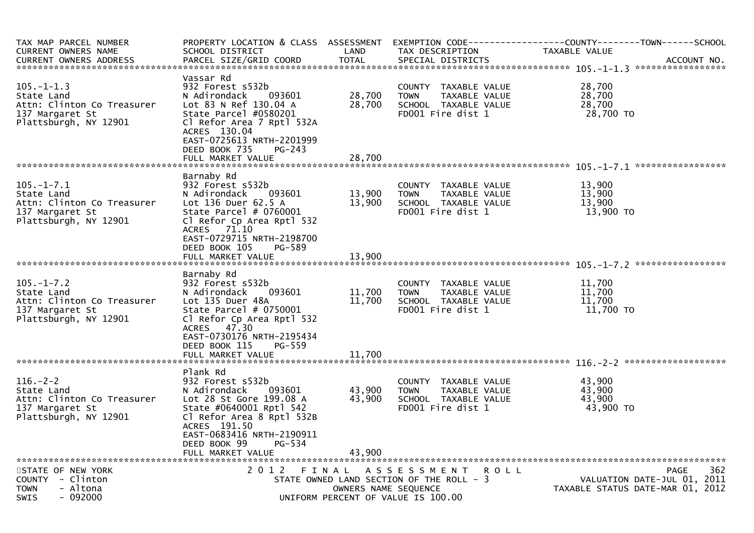| TAX MAP PARCEL NUMBER<br>CURRENT OWNERS NAME<br>CURRENT OWNERS ADDRESS | PROPERTY LOCATION & CLASS<br>SCHOOL DISTRICT<br>PARCEL SIZE/GRID COORD | ASSESSMENT<br>LAND<br>TOTAL | EXEMPTION CODE------------------COUNTY--------TOWN------SCHOOL<br>TAX DESCRIPTION<br>SPECIAL DISTRICTS | TAXABLE VALUE | ACCOUNT NO. |
|---|---|---|---|---|---|
| **105.-1-1.3** | | | | | |
| 105.-1-1.3 | Vassar Rd | | | | |
| State Land | 932 Forest s532b | | COUNTY TAXABLE VALUE | 28,700 | |
| Attn: Clinton Co Treasurer | N Adirondack 093601 | 28,700 | TOWN TAXABLE VALUE | 28,700 | |
| 137 Margaret St | Lot 83 N Ref 130.04 A | 28,700 | SCHOOL TAXABLE VALUE | 28,700 | |
| Plattsburgh, NY 12901 | State Parcel #0580201 | | FD001 Fire dist 1 | 28,700 TO | |
| | Cl Refor Area 7 Rptl 532A | | | | |
| | ACRES 130.04 | | | | |
| | EAST-0725613 NRTH-2201999 | | | | |
| | DEED BOOK 735 PG-243 | | | | |
| | FULL MARKET VALUE | 28,700 | | | |
| **105.-1-7.1** | | | | | |
| 105.-1-7.1 | Barnaby Rd | | | | |
| State Land | 932 Forest s532b | | COUNTY TAXABLE VALUE | 13,900 | |
| Attn: Clinton Co Treasurer | N Adirondack 093601 | 13,900 | TOWN TAXABLE VALUE | 13,900 | |
| 137 Margaret St | Lot 136 Duer 62.5 A | 13,900 | SCHOOL TAXABLE VALUE | 13,900 | |
| Plattsburgh, NY 12901 | State Parcel # 0760001 | | FD001 Fire dist 1 | 13,900 TO | |
| | Cl Refor Cp Area Rptl 532 | | | | |
| | ACRES 71.10 | | | | |
| | EAST-0729715 NRTH-2198700 | | | | |
| | DEED BOOK 105 PG-589 | | | | |
| | FULL MARKET VALUE | 13,900 | | | |
| **105.-1-7.2** | | | | | |
| 105.-1-7.2 | Barnaby Rd | | | | |
| State Land | 932 Forest s532b | | COUNTY TAXABLE VALUE | 11,700 | |
| Attn: Clinton Co Treasurer | N Adirondack 093601 | 11,700 | TOWN TAXABLE VALUE | 11,700 | |
| 137 Margaret St | Lot 135 Duer 48A | 11,700 | SCHOOL TAXABLE VALUE | 11,700 | |
| Plattsburgh, NY 12901 | State Parcel # 0750001 | | FD001 Fire dist 1 | 11,700 TO | |
| | Cl Refor Cp Area Rptl 532 | | | | |
| | ACRES 47.30 | | | | |
| | EAST-0730176 NRTH-2195434 | | | | |
| | DEED BOOK 115 PG-559 | | | | |
| | FULL MARKET VALUE | 11,700 | | | |
| **116.-2-2** | | | | | |
| 116.-2-2 | Plank Rd | | | | |
| State Land | 932 Forest s532b | | COUNTY TAXABLE VALUE | 43,900 | |
| Attn: Clinton Co Treasurer | N Adirondack 093601 | 43,900 | TOWN TAXABLE VALUE | 43,900 | |
| 137 Margaret St | Lot 28 St Gore 199.08 A | 43,900 | SCHOOL TAXABLE VALUE | 43,900 | |
| Plattsburgh, NY 12901 | State #0640001 Rptl 542 | | FD001 Fire dist 1 | 43,900 TO | |
| | Cl Refor Area 8 Rptl 532B | | | | |
| | ACRES 191.50 | | | | |
| | EAST-0683416 NRTH-2190911 | | | | |
| | DEED BOOK 99 PG-534 | | | | |
| | FULL MARKET VALUE | 43,900 | | | |

STATE OF NEW YORK
COUNTY - Clinton
TOWN - Altona
SWIS - 092000

2012 FINAL ASSESSMENT ROLL
STATE OWNED LAND SECTION OF THE ROLL - 3
OWNERS NAME SEQUENCE
UNIFORM PERCENT OF VALUE IS 100.00

VALUATION DATE-JUL 01, 2011
TAXABLE STATUS DATE-MAR 01, 2012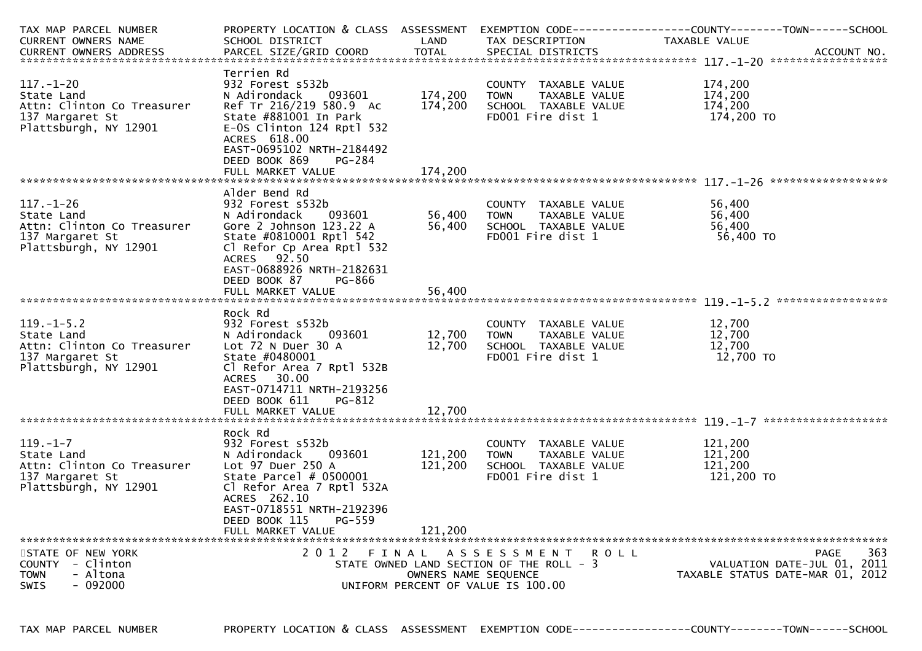| TAX MAP PARCEL NUMBER<br>CURRENT OWNERS NAME<br>CURRENT OWNERS ADDRESS | PROPERTY LOCATION & CLASS<br>SCHOOL DISTRICT<br>PARCEL SIZE/GRID COORD | ASSESSMENT<br>LAND<br>TOTAL | EXEMPTION CODE------------------COUNTY--------TOWN------SCHOOL<br>TAX DESCRIPTION<br>SPECIAL DISTRICTS | TAXABLE VALUE<br><br>ACCOUNT NO. |
|---|---|---|---|---|
| **117.-1-20** | | | | |
| 117.-1-20<br>State Land<br>Attn: Clinton Co Treasurer<br>137 Margaret St<br>Plattsburgh, NY 12901 | Terrien Rd<br>932 Forest s532b<br>N Adirondack 093601<br>Ref Tr 216/219 580.9 Ac<br>State #881001 In Park<br>E-OS Clinton 124 Rptl 532<br>ACRES 618.00<br>EAST-0695102 NRTH-2184492<br>DEED BOOK 869 PG-284<br>FULL MARKET VALUE | <br><br>174,200<br>174,200<br><br><br><br><br><br>174,200 | COUNTY TAXABLE VALUE<br>TOWN TAXABLE VALUE<br>SCHOOL TAXABLE VALUE<br>FD001 Fire dist 1 | 174,200<br>174,200<br>174,200<br>174,200 TO |
| **117.-1-26** | | | | |
| 117.-1-26<br>State Land<br>Attn: Clinton Co Treasurer<br>137 Margaret St<br>Plattsburgh, NY 12901 | Alder Bend Rd<br>932 Forest s532b<br>N Adirondack 093601<br>Gore 2 Johnson 123.22 A<br>State #0810001 Rptl 542<br>Cl Refor Cp Area Rptl 532<br>ACRES 92.50<br>EAST-0688926 NRTH-2182631<br>DEED BOOK 87 PG-866<br>FULL MARKET VALUE | <br><br>56,400<br>56,400<br><br><br><br><br><br>56,400 | COUNTY TAXABLE VALUE<br>TOWN TAXABLE VALUE<br>SCHOOL TAXABLE VALUE<br>FD001 Fire dist 1 | 56,400<br>56,400<br>56,400<br>56,400 TO |
| **119.-1-5.2** | | | | |
| 119.-1-5.2<br>State Land<br>Attn: Clinton Co Treasurer<br>137 Margaret St<br>Plattsburgh, NY 12901 | Rock Rd<br>932 Forest s532b<br>N Adirondack 093601<br>Lot 72 N Duer 30 A<br>State #0480001<br>Cl Refor Area 7 Rptl 532B<br>ACRES 30.00<br>EAST-0714711 NRTH-2193256<br>DEED BOOK 611 PG-812<br>FULL MARKET VALUE | <br><br>12,700<br>12,700<br><br><br><br><br><br>12,700 | COUNTY TAXABLE VALUE<br>TOWN TAXABLE VALUE<br>SCHOOL TAXABLE VALUE<br>FD001 Fire dist 1 | 12,700<br>12,700<br>12,700<br>12,700 TO |
| **119.-1-7** | | | | |
| 119.-1-7<br>State Land<br>Attn: Clinton Co Treasurer<br>137 Margaret St<br>Plattsburgh, NY 12901 | Rock Rd<br>932 Forest s532b<br>N Adirondack 093601<br>Lot 97 Duer 250 A<br>State Parcel # 0500001<br>Cl Refor Area 7 Rptl 532A<br>ACRES 262.10<br>EAST-0718551 NRTH-2192396<br>DEED BOOK 115 PG-559<br>FULL MARKET VALUE | <br><br>121,200<br>121,200<br><br><br><br><br><br>121,200 | COUNTY TAXABLE VALUE<br>TOWN TAXABLE VALUE<br>SCHOOL TAXABLE VALUE<br>FD001 Fire dist 1 | 121,200<br>121,200<br>121,200<br>121,200 TO |

STATE OF NEW YORK
COUNTY - Clinton
TOWN - Altona
SWIS - 092000

2012 FINAL ASSESSMENT ROLL
STATE OWNED LAND SECTION OF THE ROLL - 3
OWNERS NAME SEQUENCE
UNIFORM PERCENT OF VALUE IS 100.00

PAGE 363
VALUATION DATE-JUL 01, 2011
TAXABLE STATUS DATE-MAR 01, 2012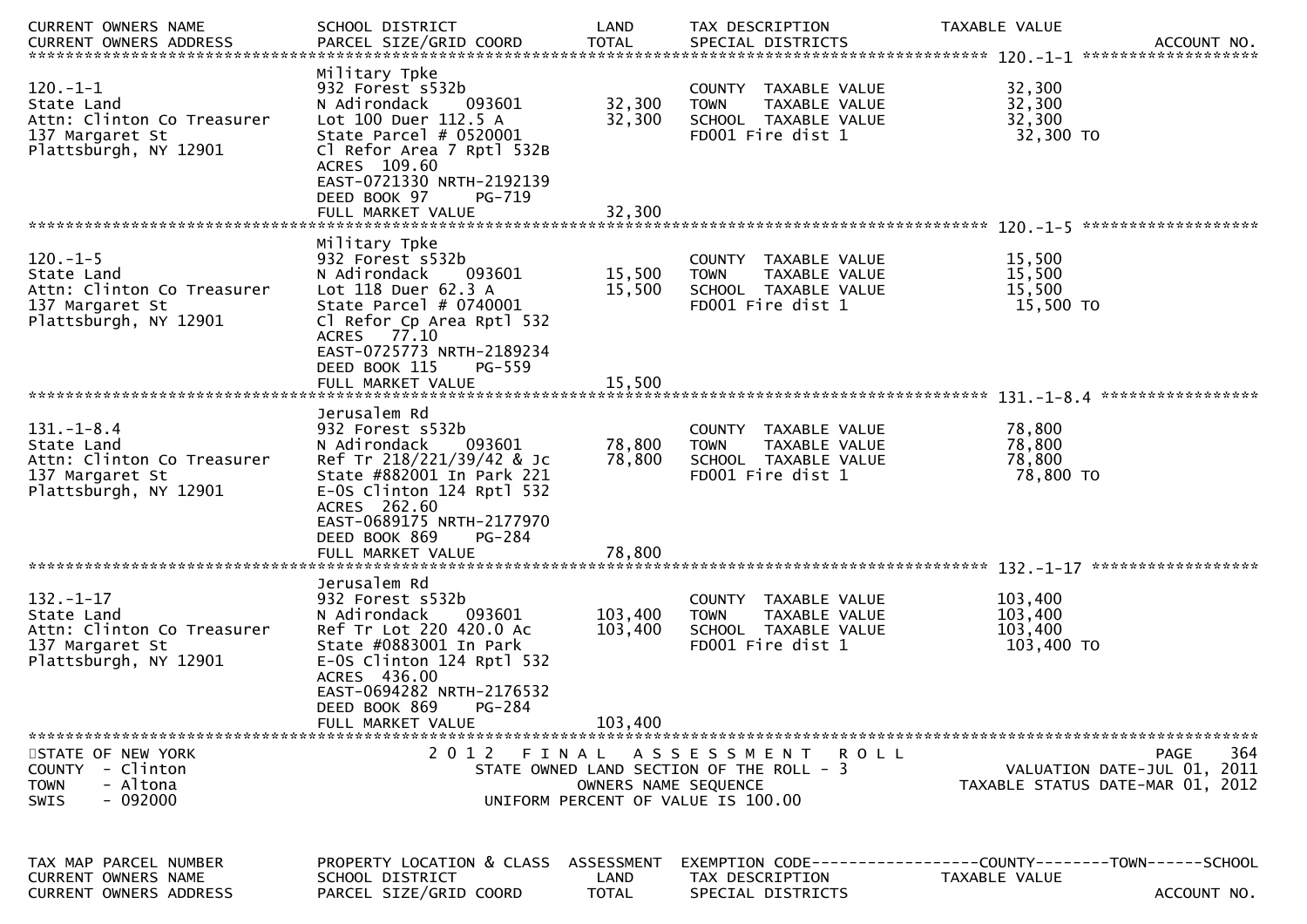| CURRENT OWNERS NAME<br>CURRENT OWNERS ADDRESS | SCHOOL DISTRICT<br>PARCEL SIZE/GRID COORD | LAND<br>TOTAL | TAX DESCRIPTION<br>SPECIAL DISTRICTS | TAXABLE VALUE | ACCOUNT NO. |
|---|---|---|---|---|---|
| **120.-1-1** | | | | | |
| 120.-1-1<br>State Land<br>Attn: Clinton Co Treasurer<br>137 Margaret St<br>Plattsburgh, NY 12901 | Military Tpke<br>932 Forest s532b<br>N Adirondack 093601<br>Lot 100 Duer 112.5 A<br>State Parcel # 0520001<br>Cl Refor Area 7 Rptl 532B<br>ACRES 109.60<br>EAST-0721330 NRTH-2192139<br>DEED BOOK 97 PG-719<br>FULL MARKET VALUE | <br><br>32,300<br>32,300<br><br><br><br><br><br>32,300 | COUNTY TAXABLE VALUE<br>TOWN TAXABLE VALUE<br>SCHOOL TAXABLE VALUE<br>FD001 Fire dist 1 | 32,300<br>32,300<br>32,300<br>32,300 TO | |
| **120.-1-5** | | | | | |
| 120.-1-5<br>State Land<br>Attn: Clinton Co Treasurer<br>137 Margaret St<br>Plattsburgh, NY 12901 | Military Tpke<br>932 Forest s532b<br>N Adirondack 093601<br>Lot 118 Duer 62.3 A<br>State Parcel # 0740001<br>Cl Refor Cp Area Rptl 532<br>ACRES 77.10<br>EAST-0725773 NRTH-2189234<br>DEED BOOK 115 PG-559<br>FULL MARKET VALUE | <br><br>15,500<br>15,500<br><br><br><br><br><br>15,500 | COUNTY TAXABLE VALUE<br>TOWN TAXABLE VALUE<br>SCHOOL TAXABLE VALUE<br>FD001 Fire dist 1 | 15,500<br>15,500<br>15,500<br>15,500 TO | |
| **131.-1-8.4** | | | | | |
| 131.-1-8.4<br>State Land<br>Attn: Clinton Co Treasurer<br>137 Margaret St<br>Plattsburgh, NY 12901 | Jerusalem Rd<br>932 Forest s532b<br>N Adirondack 093601<br>Ref Tr 218/221/39/42 & Jc<br>State #882001 In Park 221<br>E-OS Clinton 124 Rptl 532<br>ACRES 262.60<br>EAST-0689175 NRTH-2177970<br>DEED BOOK 869 PG-284<br>FULL MARKET VALUE | <br><br>78,800<br>78,800<br><br><br><br><br><br>78,800 | COUNTY TAXABLE VALUE<br>TOWN TAXABLE VALUE<br>SCHOOL TAXABLE VALUE<br>FD001 Fire dist 1 | 78,800<br>78,800<br>78,800<br>78,800 TO | |
| **132.-1-17** | | | | | |
| 132.-1-17<br>State Land<br>Attn: Clinton Co Treasurer<br>137 Margaret St<br>Plattsburgh, NY 12901 | Jerusalem Rd<br>932 Forest s532b<br>N Adirondack 093601<br>Ref Tr Lot 220 420.0 Ac<br>State #0883001 In Park<br>E-OS Clinton 124 Rptl 532<br>ACRES 436.00<br>EAST-0694282 NRTH-2176532<br>DEED BOOK 869 PG-284<br>FULL MARKET VALUE | <br><br>103,400<br>103,400<br><br><br><br><br><br>103,400 | COUNTY TAXABLE VALUE<br>TOWN TAXABLE VALUE<br>SCHOOL TAXABLE VALUE<br>FD001 Fire dist 1 | 103,400<br>103,400<br>103,400<br>103,400 TO | |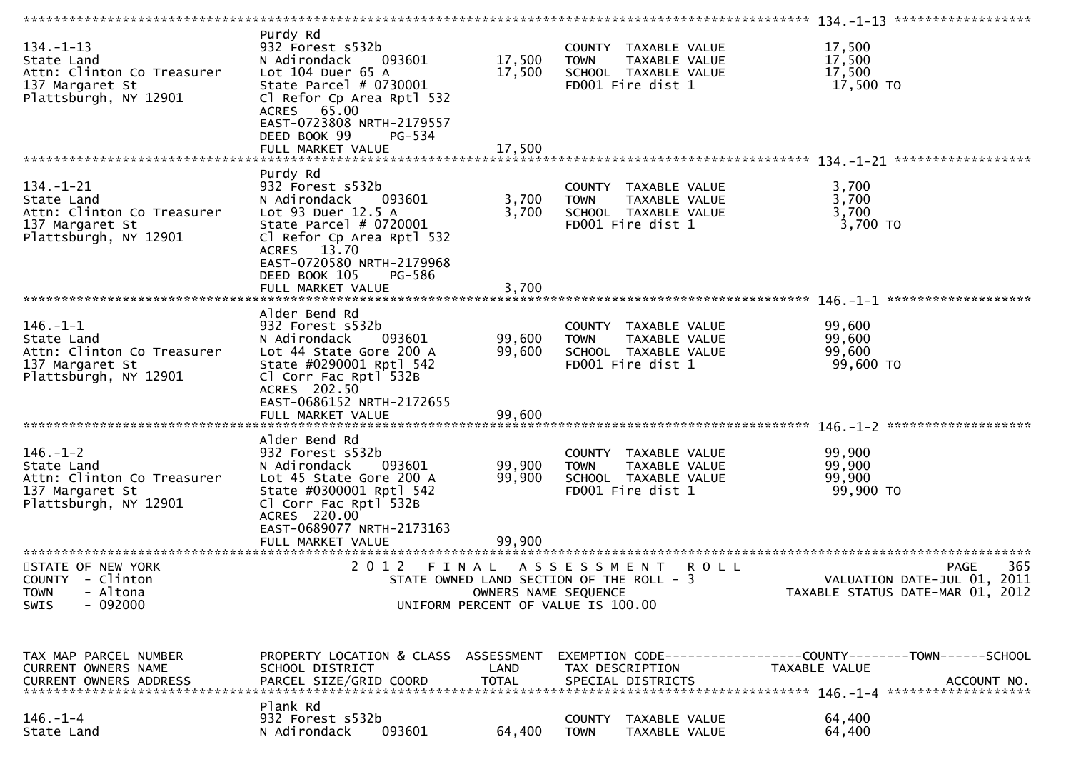```
****************************************************************************************************** 134.-1-13 ******************
                              Purdy Rd
134.-1-13                     932 Forest s532b                          COUNTY  TAXABLE VALUE              17,500
State Land                    N Adirondack    093601       17,500      TOWN    TAXABLE VALUE              17,500
Attn: Clinton Co Treasurer    Lot 104 Duer 65 A            17,500      SCHOOL  TAXABLE VALUE              17,500
137 Margaret St               State Parcel # 0730001                   FD001 Fire dist 1                   17,500 TO
Plattsburgh, NY 12901         Cl Refor Cp Area Rptl 532
                              ACRES   65.00
                              EAST-0723808 NRTH-2179557
                              DEED BOOK 99      PG-534
                              FULL MARKET VALUE            17,500
****************************************************************************************************** 134.-1-21 ******************
                              Purdy Rd
134.-1-21                     932 Forest s532b                          COUNTY  TAXABLE VALUE               3,700
State Land                    N Adirondack    093601        3,700      TOWN    TAXABLE VALUE               3,700
Attn: Clinton Co Treasurer    Lot 93 Duer 12.5 A            3,700      SCHOOL  TAXABLE VALUE               3,700
137 Margaret St               State Parcel # 0720001                   FD001 Fire dist 1                    3,700 TO
Plattsburgh, NY 12901         Cl Refor Cp Area Rptl 532
                              ACRES   13.70
                              EAST-0720580 NRTH-2179968
                              DEED BOOK 105     PG-586
                              FULL MARKET VALUE             3,700
****************************************************************************************************** 146.-1-1 *******************
                              Alder Bend Rd
146.-1-1                      932 Forest s532b                          COUNTY  TAXABLE VALUE              99,600
State Land                    N Adirondack    093601       99,600      TOWN    TAXABLE VALUE              99,600
Attn: Clinton Co Treasurer    Lot 44 State Gore 200 A      99,600      SCHOOL  TAXABLE VALUE              99,600
137 Margaret St               State #0290001 Rptl 542                  FD001 Fire dist 1                   99,600 TO
Plattsburgh, NY 12901         Cl Corr Fac Rptl 532B
                              ACRES  202.50
                              EAST-0686152 NRTH-2172655
                              FULL MARKET VALUE            99,600
****************************************************************************************************** 146.-1-2 *******************
                              Alder Bend Rd
146.-1-2                      932 Forest s532b                          COUNTY  TAXABLE VALUE              99,900
State Land                    N Adirondack    093601       99,900      TOWN    TAXABLE VALUE              99,900
Attn: Clinton Co Treasurer    Lot 45 State Gore 200 A      99,900      SCHOOL  TAXABLE VALUE              99,900
137 Margaret St               State #0300001 Rptl 542                  FD001 Fire dist 1                   99,900 TO
Plattsburgh, NY 12901         Cl Corr Fac Rptl 532B
                              ACRES  220.00
                              EAST-0689077 NRTH-2173163
                              FULL MARKET VALUE            99,900
************************************************************************************************************************************
STATE OF NEW YORK                    2 0 1 2   F I N A L   A S S E S S M E N T   R O L L                                  PAGE    365
COUNTY  - Clinton                       STATE OWNED LAND SECTION OF THE ROLL - 3                        VALUATION DATE-JUL 01, 2011
TOWN    - Altona                                  OWNERS NAME SEQUENCE                               TAXABLE STATUS DATE-MAR 01, 2012
SWIS    - 092000                          UNIFORM PERCENT OF VALUE IS 100.00


TAX MAP PARCEL NUMBER         PROPERTY LOCATION & CLASS  ASSESSMENT  EXEMPTION CODE------------------COUNTY--------TOWN------SCHOOL
CURRENT OWNERS NAME           SCHOOL DISTRICT               LAND      TAX DESCRIPTION             TAXABLE VALUE
CURRENT OWNERS ADDRESS        PARCEL SIZE/GRID COORD        TOTAL     SPECIAL DISTRICTS                                    ACCOUNT NO.
****************************************************************************************************** 146.-1-4 *******************
                              Plank Rd
146.-1-4                      932 Forest s532b                          COUNTY  TAXABLE VALUE              64,400
State Land                    N Adirondack    093601       64,400      TOWN    TAXABLE VALUE              64,400
```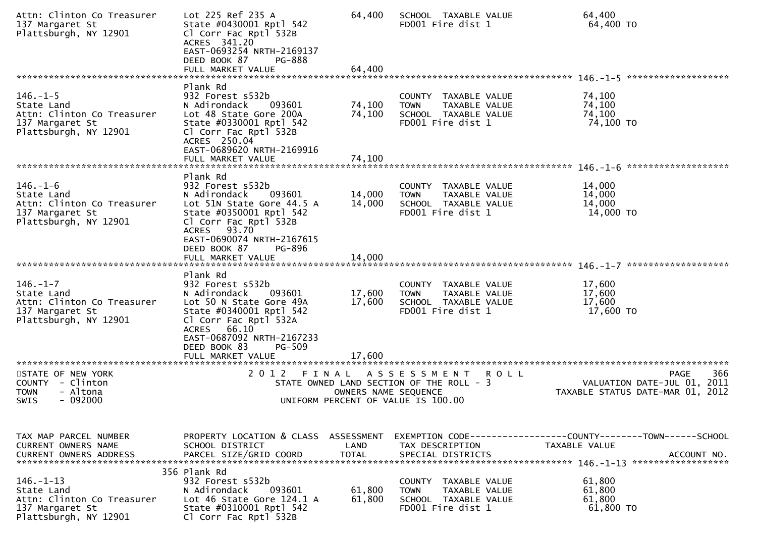```
Attn: Clinton Co Treasurer     Lot 225 Ref 235 A              64,400   SCHOOL  TAXABLE VALUE            64,400
137 Margaret St                State #0430001 Rptl 542                 FD001 Fire dist 1                 64,400 TO
Plattsburgh, NY 12901          Cl Corr Fac Rptl 532B
                               ACRES  341.20
                               EAST-0693254 NRTH-2169137
                               DEED BOOK 87      PG-888
                               FULL MARKET VALUE              64,400
*********************************************************************************************** 146.-1-5 ******************
                               Plank Rd
146.-1-5                       932 Forest s532b                        COUNTY  TAXABLE VALUE            74,100
State Land                     N Adirondack     093601        74,100   TOWN    TAXABLE VALUE            74,100
Attn: Clinton Co Treasurer     Lot 48 State Gore 200A         74,100   SCHOOL  TAXABLE VALUE            74,100
137 Margaret St                State #0330001 Rptl 542                 FD001 Fire dist 1                 74,100 TO
Plattsburgh, NY 12901          Cl Corr Fac Rptl 532B
                               ACRES  250.04
                               EAST-0689620 NRTH-2169916
                               FULL MARKET VALUE              74,100
*********************************************************************************************** 146.-1-6 ******************
                               Plank Rd
146.-1-6                       932 Forest s532b                        COUNTY  TAXABLE VALUE            14,000
State Land                     N Adirondack     093601        14,000   TOWN    TAXABLE VALUE            14,000
Attn: Clinton Co Treasurer     Lot 51N State Gore 44.5 A      14,000   SCHOOL  TAXABLE VALUE            14,000
137 Margaret St                State #0350001 Rptl 542                 FD001 Fire dist 1                 14,000 TO
Plattsburgh, NY 12901          Cl Corr Fac Rptl 532B
                               ACRES   93.70
                               EAST-0690074 NRTH-2167615
                               DEED BOOK 87      PG-896
                               FULL MARKET VALUE              14,000
*********************************************************************************************** 146.-1-7 ******************
                               Plank Rd
146.-1-7                       932 Forest s532b                        COUNTY  TAXABLE VALUE            17,600
State Land                     N Adirondack     093601        17,600   TOWN    TAXABLE VALUE            17,600
Attn: Clinton Co Treasurer     Lot 50 N State Gore 49A        17,600   SCHOOL  TAXABLE VALUE            17,600
137 Margaret St                State #0340001 Rptl 542                 FD001 Fire dist 1                 17,600 TO
Plattsburgh, NY 12901          Cl Corr Fac Rptl 532A
                               ACRES   66.10
                               EAST-0687092 NRTH-2167233
                               DEED BOOK 83      PG-509
                               FULL MARKET VALUE              17,600
***************************************************************************************************************************
STATE OF NEW YORK                  2 0 1 2   F I N A L   A S S E S S M E N T   R O L L                        PAGE    366
COUNTY  - Clinton                       STATE OWNED LAND SECTION OF THE ROLL - 3                  VALUATION DATE-JUL 01, 2011
TOWN    - Altona                              OWNERS NAME SEQUENCE                            TAXABLE STATUS DATE-MAR 01, 2012
SWIS    - 092000                        UNIFORM PERCENT OF VALUE IS 100.00


TAX MAP PARCEL NUMBER          PROPERTY LOCATION & CLASS  ASSESSMENT  EXEMPTION CODE------------------COUNTY--------TOWN------SCHOOL
CURRENT OWNERS NAME            SCHOOL DISTRICT               LAND      TAX DESCRIPTION            TAXABLE VALUE
CURRENT OWNERS ADDRESS         PARCEL SIZE/GRID COORD       TOTAL      SPECIAL DISTRICTS                                  ACCOUNT NO.
*********************************************************************************************** 146.-1-13 *****************
                           356 Plank Rd
146.-1-13                      932 Forest s532b                        COUNTY  TAXABLE VALUE            61,800
State Land                     N Adirondack     093601        61,800   TOWN    TAXABLE VALUE            61,800
Attn: Clinton Co Treasurer     Lot 46 State Gore 124.1 A      61,800   SCHOOL  TAXABLE VALUE            61,800
137 Margaret St                State #0310001 Rptl 542                 FD001 Fire dist 1                 61,800 TO
Plattsburgh, NY 12901          Cl Corr Fac Rptl 532B
```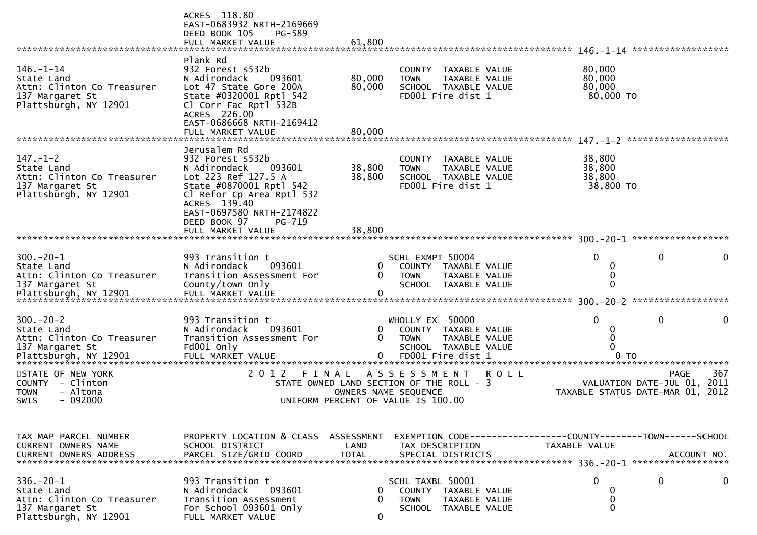```
                              ACRES 118.80
                              EAST-0683932 NRTH-2169669
                              DEED BOOK 105    PG-589
                              FULL MARKET VALUE              61,800
******************************************************************************************************* 146.-1-14 ******************
                              Plank Rd
146.-1-14                     932 Forest s532b                       COUNTY  TAXABLE VALUE             80,000
State Land                    N Adirondack     093601       80,000   TOWN    TAXABLE VALUE             80,000
Attn: Clinton Co Treasurer    Lot 47 State Gore 200A        80,000   SCHOOL  TAXABLE VALUE             80,000
137 Margaret St               State #0320001 Rptl 542                FD001 Fire dist 1                  80,000 TO
Plattsburgh, NY 12901         Cl Corr Fac Rptl 532B
                              ACRES 226.00
                              EAST-0686668 NRTH-2169412
                              FULL MARKET VALUE              80,000
******************************************************************************************************* 147.-1-2 *******************
                              Jerusalem Rd
147.-1-2                      932 Forest s532b                       COUNTY  TAXABLE VALUE             38,800
State Land                    N Adirondack     093601       38,800   TOWN    TAXABLE VALUE             38,800
Attn: Clinton Co Treasurer    Lot 223 Ref 127.5 A           38,800   SCHOOL  TAXABLE VALUE             38,800
137 Margaret St               State #0870001 Rptl 542                FD001 Fire dist 1                  38,800 TO
Plattsburgh, NY 12901         Cl Refor Cp Area Rptl 532
                              ACRES 139.40
                              EAST-0697580 NRTH-2174822
                              DEED BOOK 97     PG-719
                              FULL MARKET VALUE              38,800
******************************************************************************************************* 300.-20-1 ******************

300.-20-1                     993 Transition t                      SCHL EXMPT 50004                   0           0            0
State Land                    N Adirondack     093601            0   COUNTY  TAXABLE VALUE              0
Attn: Clinton Co Treasurer    Transition Assessment For          0   TOWN    TAXABLE VALUE              0
137 Margaret St               County/town Only                       SCHOOL  TAXABLE VALUE              0
Plattsburgh, NY 12901         FULL MARKET VALUE                   0
******************************************************************************************************* 300.-20-2 ******************

300.-20-2                     993 Transition t                      WHOLLY EX  50000                   0           0            0
State Land                    N Adirondack     093601            0   COUNTY  TAXABLE VALUE              0
Attn: Clinton Co Treasurer    Transition Assessment For          0   TOWN    TAXABLE VALUE              0
137 Margaret St               Fd001 Only                             SCHOOL  TAXABLE VALUE              0
Plattsburgh, NY 12901         FULL MARKET VALUE                   0  FD001 Fire dist 1                   0 TO
************************************************************************************************************************************
STATE OF NEW YORK                2 0 1 2   F I N A L   A S S E S S M E N T   R O L L                                    PAGE   367
COUNTY  - Clinton                     STATE OWNED LAND SECTION OF THE ROLL - 3                     VALUATION DATE-JUL 01, 2011
TOWN    - Altona                             OWNERS NAME SEQUENCE                              TAXABLE STATUS DATE-MAR 01, 2012
SWIS    - 092000                      UNIFORM PERCENT OF VALUE IS 100.00


TAX MAP PARCEL NUMBER         PROPERTY LOCATION & CLASS  ASSESSMENT  EXEMPTION CODE------------------COUNTY--------TOWN------SCHOOL
CURRENT OWNERS NAME           SCHOOL DISTRICT               LAND      TAX DESCRIPTION            TAXABLE VALUE
CURRENT OWNERS ADDRESS        PARCEL SIZE/GRID COORD       TOTAL      SPECIAL DISTRICTS                                  ACCOUNT NO.
******************************************************************************************************* 336.-20-1 ******************

336.-20-1                     993 Transition t                      SCHL TAXBL 50001                   0           0            0
State Land                    N Adirondack     093601            0   COUNTY  TAXABLE VALUE              0
Attn: Clinton Co Treasurer    Transition Assessment              0   TOWN    TAXABLE VALUE              0
137 Margaret St               For School 093601 Only                 SCHOOL  TAXABLE VALUE              0
Plattsburgh, NY 12901         FULL MARKET VALUE                   0
```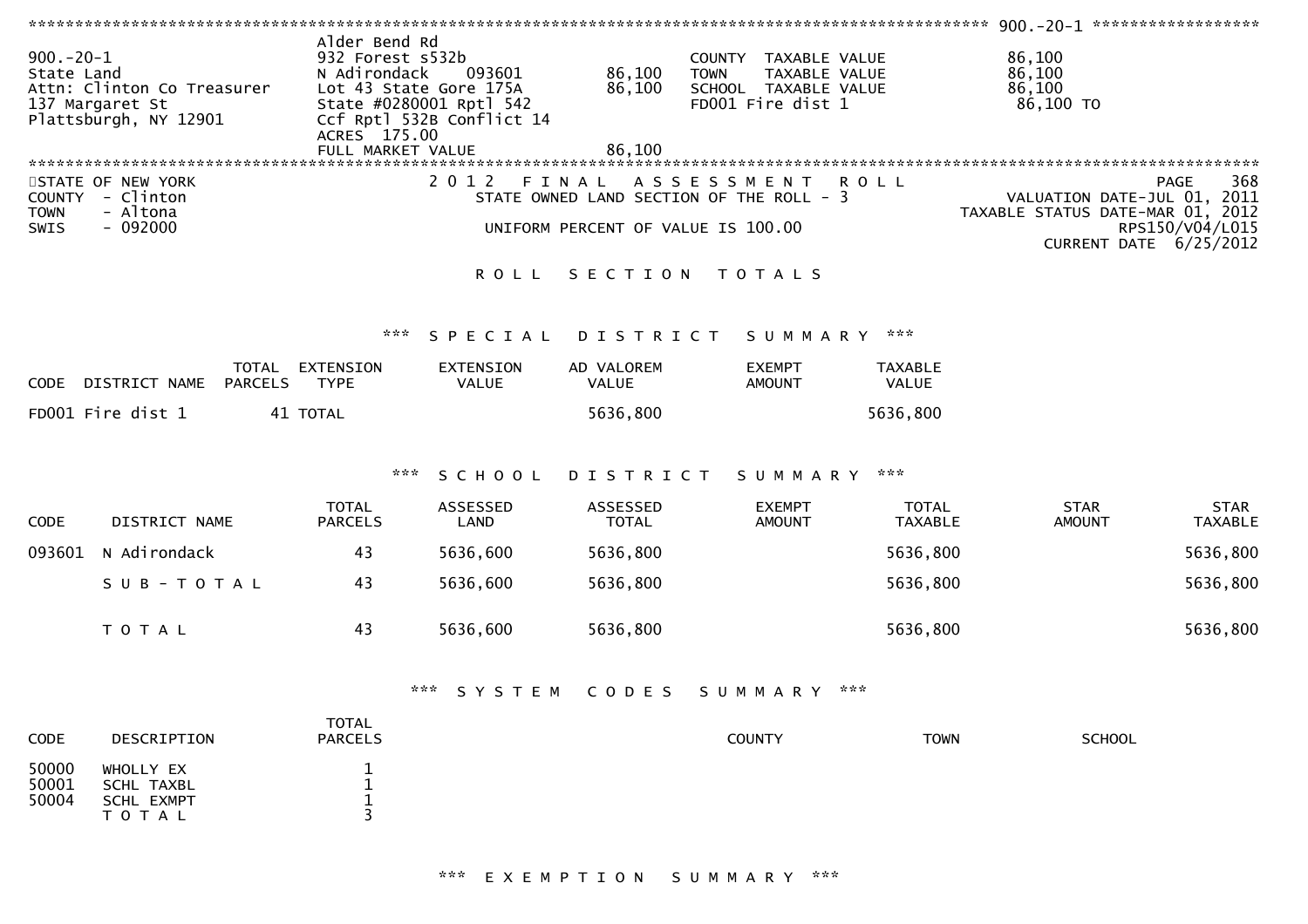****************************************************************************************** 900.-20-1 ******************

| | | | | |
|---|---|---|---|---|
| 900.-20-1 | Alder Bend Rd | | | |
| State Land | 932 Forest s532b | | COUNTY TAXABLE VALUE | 86,100 |
| Attn: Clinton Co Treasurer | N Adirondack 093601 | 86,100 | TOWN TAXABLE VALUE | 86,100 |
| 137 Margaret St | Lot 43 State Gore 175A | 86,100 | SCHOOL TAXABLE VALUE | 86,100 |
| Plattsburgh, NY 12901 | State #0280001 Rptl 542 | | FD001 Fire dist 1 | 86,100 TO |
| | Ccf Rptl 532B Conflict 14 | | | |
| | ACRES 175.00 | | | |
| | FULL MARKET VALUE | 86,100 | | |

STATE OF NEW YORK — 2012 FINAL ASSESSMENT ROLL
COUNTY - Clinton — STATE OWNED LAND SECTION OF THE ROLL - 3 — VALUATION DATE-JUL 01, 2011
TOWN - Altona — TAXABLE STATUS DATE-MAR 01, 2012
SWIS - 092000 — UNIFORM PERCENT OF VALUE IS 100.00 — RPS150/V04/L015
CURRENT DATE 6/25/2012

## ROLL SECTION TOTALS

### *** SPECIAL DISTRICT SUMMARY ***

| CODE | DISTRICT NAME | TOTAL PARCELS | EXTENSION TYPE | EXTENSION VALUE | AD VALOREM VALUE | EXEMPT AMOUNT | TAXABLE VALUE |
|---|---|---|---|---|---|---|---|
| FD001 | Fire dist 1 | 41 | TOTAL | | 5636,800 | | 5636,800 |

### *** SCHOOL DISTRICT SUMMARY ***

| CODE | DISTRICT NAME | TOTAL PARCELS | ASSESSED LAND | ASSESSED TOTAL | EXEMPT AMOUNT | TOTAL TAXABLE | STAR AMOUNT | STAR TAXABLE |
|---|---|---|---|---|---|---|---|---|
| 093601 | N Adirondack | 43 | 5636,600 | 5636,800 | | 5636,800 | | 5636,800 |
| | S U B - T O T A L | 43 | 5636,600 | 5636,800 | | 5636,800 | | 5636,800 |
| | T O T A L | 43 | 5636,600 | 5636,800 | | 5636,800 | | 5636,800 |

### *** SYSTEM CODES SUMMARY ***

| CODE | DESCRIPTION | TOTAL PARCELS | COUNTY | TOWN | SCHOOL |
|---|---|---|---|---|---|
| 50000 | WHOLLY EX | 1 | | | |
| 50001 | SCHL TAXBL | 1 | | | |
| 50004 | SCHL EXMPT | 1 | | | |
| | T O T A L | 3 | | | |

### *** EXEMPTION SUMMARY ***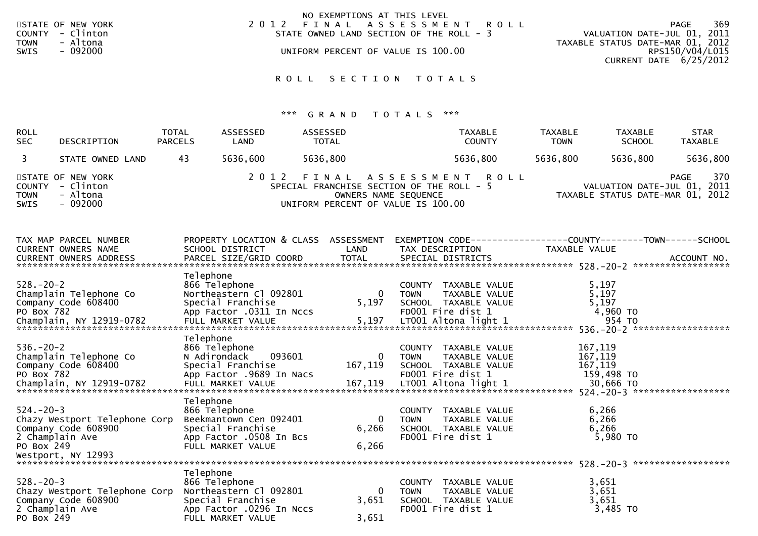NO EXEMPTIONS AT THIS LEVEL

STATE OF NEW YORK
COUNTY - Clinton
TOWN - Altona
SWIS - 092000

2012 FINAL ASSESSMENT ROLL
STATE OWNED LAND SECTION OF THE ROLL - 3

UNIFORM PERCENT OF VALUE IS 100.00

VALUATION DATE-JUL 01, 2011
TAXABLE STATUS DATE-MAR 01, 2012
RPS150/V04/L015
CURRENT DATE 6/25/2012

# ROLL SECTION TOTALS

## *** GRAND TOTALS ***

| ROLL SEC | DESCRIPTION | TOTAL PARCELS | ASSESSED LAND | ASSESSED TOTAL | TAXABLE COUNTY | TAXABLE TOWN | TAXABLE SCHOOL | STAR TAXABLE |
|---|---|---|---|---|---|---|---|---|
| 3 | STATE OWNED LAND | 43 | 5636,600 | 5636,800 | 5636,800 | 5636,800 | 5636,800 | 5636,800 |

STATE OF NEW YORK
COUNTY - Clinton
TOWN - Altona
SWIS - 092000

2012 FINAL ASSESSMENT ROLL
SPECIAL FRANCHISE SECTION OF THE ROLL - 5
OWNERS NAME SEQUENCE
UNIFORM PERCENT OF VALUE IS 100.00

VALUATION DATE-JUL 01, 2011
TAXABLE STATUS DATE-MAR 01, 2012

| TAX MAP PARCEL NUMBER / CURRENT OWNERS NAME / CURRENT OWNERS ADDRESS | PROPERTY LOCATION & CLASS / SCHOOL DISTRICT / PARCEL SIZE/GRID COORD | ASSESSMENT LAND / TOTAL | EXEMPTION CODE / TAX DESCRIPTION / SPECIAL DISTRICTS | TAXABLE VALUE (COUNTY / TOWN / SCHOOL) | ACCOUNT NO. |
|---|---|---|---|---|---|
| **528.-20-2** | Telephone | | | | |
| 528.-20-2 | 866 Telephone | | COUNTY TAXABLE VALUE | 5,197 | |
| Champlain Telephone Co | Northeastern Cl 092801 | 0 | TOWN TAXABLE VALUE | 5,197 | |
| Company Code 608400 | Special Franchise | 5,197 | SCHOOL TAXABLE VALUE | 5,197 | |
| PO Box 782 | App Factor .0311 In Nccs | | FD001 Fire dist 1 | 4,960 TO | |
| Champlain, NY 12919-0782 | FULL MARKET VALUE | 5,197 | LT001 Altona light 1 | 954 TO | |
| **536.-20-2** | Telephone | | | | |
| 536.-20-2 | 866 Telephone | | COUNTY TAXABLE VALUE | 167,119 | |
| Champlain Telephone Co | N Adirondack 093601 | 0 | TOWN TAXABLE VALUE | 167,119 | |
| Company Code 608400 | Special Franchise | 167,119 | SCHOOL TAXABLE VALUE | 167,119 | |
| PO Box 782 | App Factor .9689 In Nacs | | FD001 Fire dist 1 | 159,498 TO | |
| Champlain, NY 12919-0782 | FULL MARKET VALUE | 167,119 | LT001 Altona light 1 | 30,666 TO | |
| **524.-20-3** | Telephone | | | | |
| 524.-20-3 | 866 Telephone | | COUNTY TAXABLE VALUE | 6,266 | |
| Chazy Westport Telephone Corp | Beekmantown Cen 092401 | 0 | TOWN TAXABLE VALUE | 6,266 | |
| Company Code 608900 | Special Franchise | 6,266 | SCHOOL TAXABLE VALUE | 6,266 | |
| 2 Champlain Ave | App Factor .0508 In Bcs | | FD001 Fire dist 1 | 5,980 TO | |
| PO Box 249 | FULL MARKET VALUE | 6,266 | | | |
| Westport, NY 12993 | | | | | |
| **528.-20-3** | Telephone | | | | |
| 528.-20-3 | 866 Telephone | | COUNTY TAXABLE VALUE | 3,651 | |
| Chazy Westport Telephone Corp | Northeastern Cl 092801 | 0 | TOWN TAXABLE VALUE | 3,651 | |
| Company Code 608900 | Special Franchise | 3,651 | SCHOOL TAXABLE VALUE | 3,651 | |
| 2 Champlain Ave | App Factor .0296 In Nccs | | FD001 Fire dist 1 | 3,485 TO | |
| PO Box 249 | FULL MARKET VALUE | 3,651 | | | |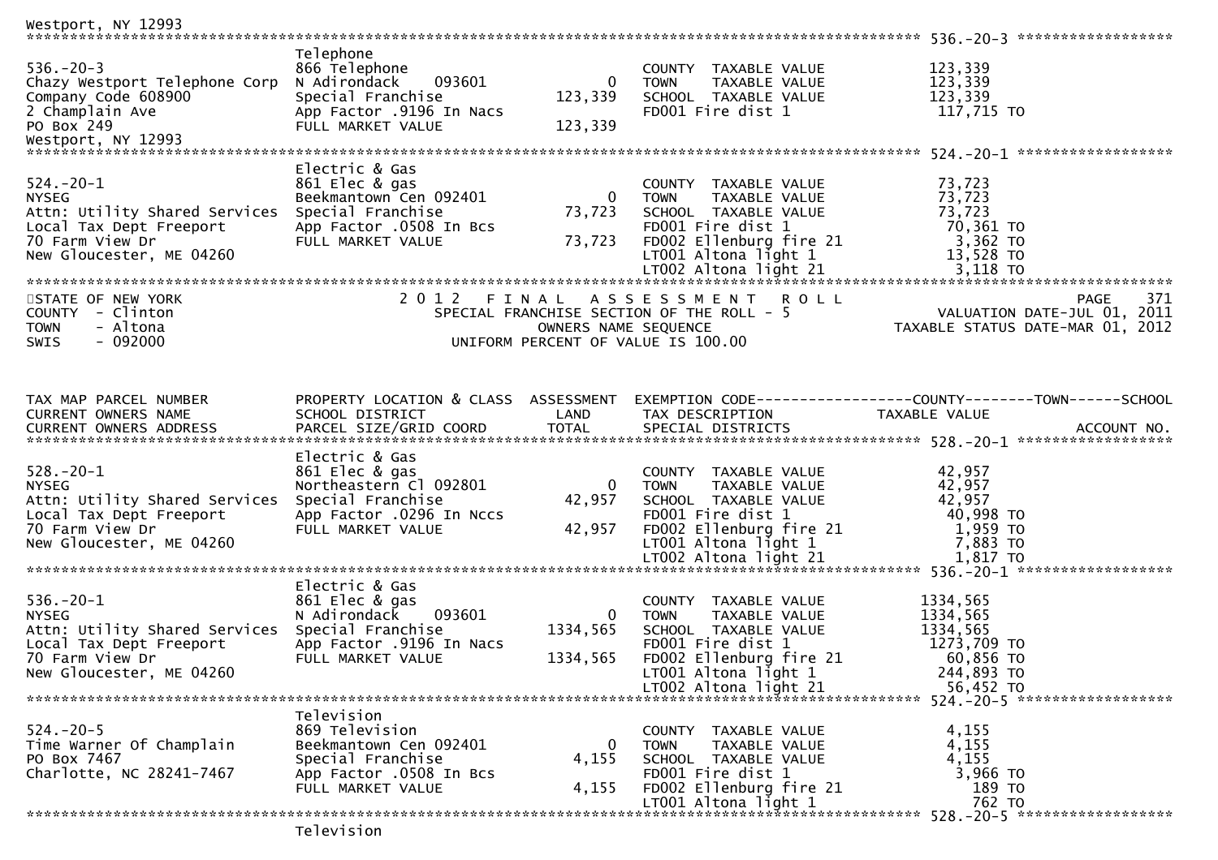Westport, NY 12993

```
******************************************************************************************************* 536.-20-3 *****************
                               Telephone
536.-20-3                      866 Telephone                              COUNTY  TAXABLE VALUE          123,339
Chazy Westport Telephone Corp  N Adirondack    093601          0          TOWN    TAXABLE VALUE          123,339
Company Code 608900            Special Franchise           123,339        SCHOOL  TAXABLE VALUE          123,339
2 Champlain Ave                App Factor .9196 In Nacs                   FD001 Fire dist 1               117,715 TO
PO Box 249                     FULL MARKET VALUE           123,339
Westport, NY 12993
******************************************************************************************************* 524.-20-1 *****************
                               Electric & Gas
524.-20-1                      861 Elec & gas                             COUNTY  TAXABLE VALUE           73,723
NYSEG                          Beekmantown Cen 092401          0          TOWN    TAXABLE VALUE           73,723
Attn: Utility Shared Services  Special Franchise            73,723        SCHOOL  TAXABLE VALUE           73,723
Local Tax Dept Freeport        App Factor .0508 In Bcs                    FD001 Fire dist 1                70,361 TO
70 Farm View Dr                FULL MARKET VALUE            73,723        FD002 Ellenburg fire 21           3,362 TO
New Gloucester, ME 04260                                                  LT001 Altona light 1             13,528 TO
                                                                          LT002 Altona light 21             3,118 TO
*************************************************************************************************************************************
```

STATE OF NEW YORK
COUNTY - Clinton
TOWN - Altona
SWIS - 092000

2 0 1 2 F I N A L A S S E S S M E N T R O L L
SPECIAL FRANCHISE SECTION OF THE ROLL - 5
OWNERS NAME SEQUENCE
UNIFORM PERCENT OF VALUE IS 100.00

PAGE 371
VALUATION DATE-JUL 01, 2011
TAXABLE STATUS DATE-MAR 01, 2012

```
TAX MAP PARCEL NUMBER          PROPERTY LOCATION & CLASS  ASSESSMENT  EXEMPTION CODE------------------COUNTY--------TOWN------SCHOOL
CURRENT OWNERS NAME            SCHOOL DISTRICT               LAND      TAX DESCRIPTION            TAXABLE VALUE
CURRENT OWNERS ADDRESS         PARCEL SIZE/GRID COORD       TOTAL      SPECIAL DISTRICTS                                   ACCOUNT NO.
******************************************************************************************************* 528.-20-1 *****************
                               Electric & Gas
528.-20-1                      861 Elec & gas                             COUNTY  TAXABLE VALUE           42,957
NYSEG                          Northeastern Cl 092801          0          TOWN    TAXABLE VALUE           42,957
Attn: Utility Shared Services  Special Franchise            42,957        SCHOOL  TAXABLE VALUE           42,957
Local Tax Dept Freeport        App Factor .0296 In Nccs                   FD001 Fire dist 1                40,998 TO
70 Farm View Dr                FULL MARKET VALUE            42,957        FD002 Ellenburg fire 21           1,959 TO
New Gloucester, ME 04260                                                  LT001 Altona light 1              7,883 TO
                                                                          LT002 Altona light 21             1,817 TO
******************************************************************************************************* 536.-20-1 *****************
                               Electric & Gas
536.-20-1                      861 Elec & gas                             COUNTY  TAXABLE VALUE         1334,565
NYSEG                          N Adirondack    093601          0          TOWN    TAXABLE VALUE         1334,565
Attn: Utility Shared Services  Special Franchise          1334,565        SCHOOL  TAXABLE VALUE         1334,565
Local Tax Dept Freeport        App Factor .9196 In Nacs                   FD001 Fire dist 1              1273,709 TO
70 Farm View Dr                FULL MARKET VALUE          1334,565        FD002 Ellenburg fire 21          60,856 TO
New Gloucester, ME 04260                                                  LT001 Altona light 1            244,893 TO
                                                                          LT002 Altona light 21            56,452 TO
******************************************************************************************************* 524.-20-5 *****************
                               Television
524.-20-5                      869 Television                             COUNTY  TAXABLE VALUE            4,155
Time Warner Of Champlain       Beekmantown Cen 092401          0          TOWN    TAXABLE VALUE            4,155
PO Box 7467                    Special Franchise             4,155        SCHOOL  TAXABLE VALUE            4,155
Charlotte, NC 28241-7467       App Factor .0508 In Bcs                    FD001 Fire dist 1                 3,966 TO
                               FULL MARKET VALUE             4,155        FD002 Ellenburg fire 21             189 TO
                                                                          LT001 Altona light 1                762 TO
******************************************************************************************************* 528.-20-5 *****************
                               Television
```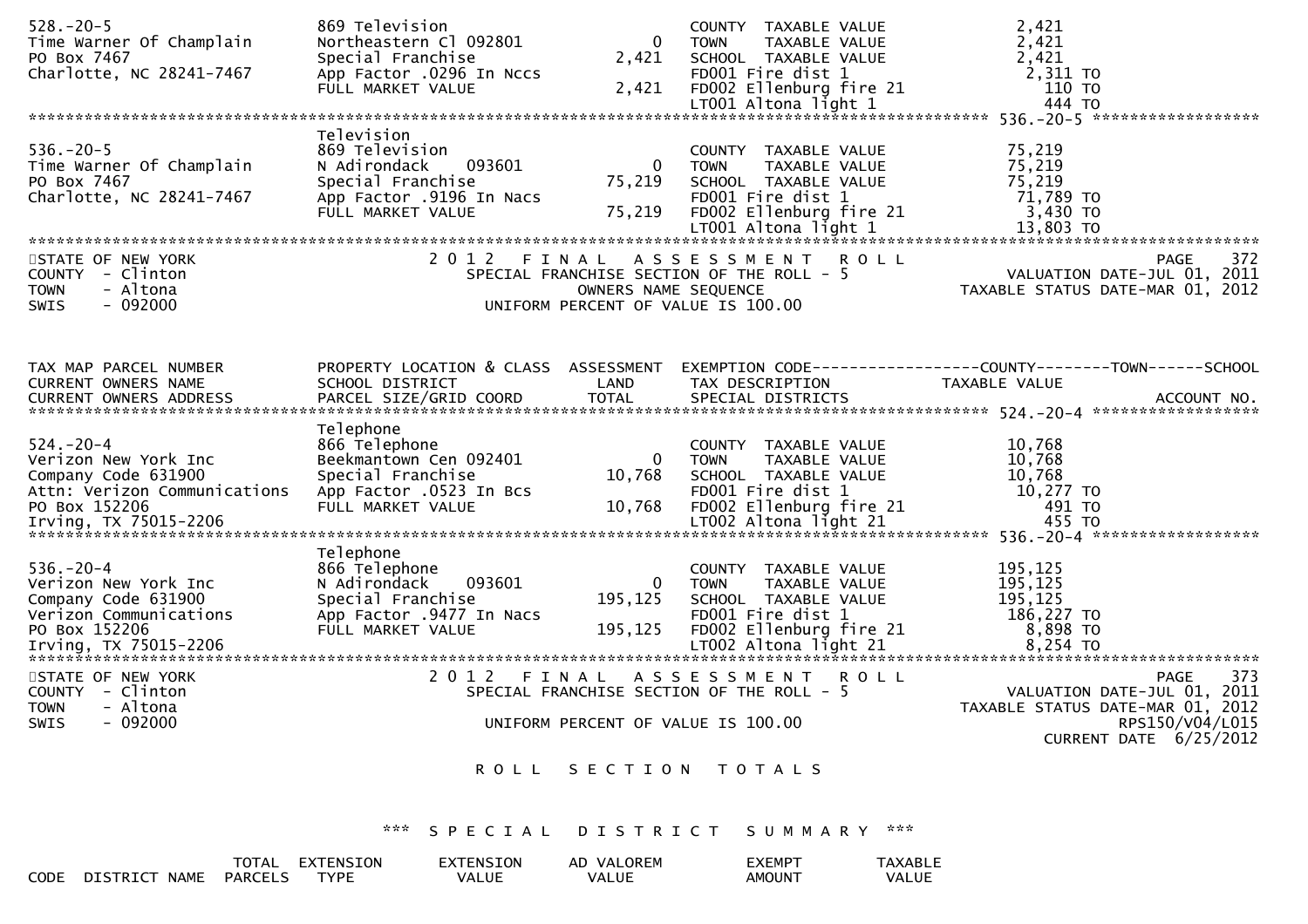```
528.-20-5                      869 Television                            COUNTY  TAXABLE VALUE          2,421
Time Warner Of Champlain       Northeastern Cl 092801        0           TOWN    TAXABLE VALUE          2,421
PO Box 7467                    Special Franchise         2,421           SCHOOL  TAXABLE VALUE          2,421
Charlotte, NC 28241-7467       App Factor .0296 In Nccs                  FD001 Fire dist 1               2,311 TO
                               FULL MARKET VALUE         2,421           FD002 Ellenburg fire 21           110 TO
                                                                         LT001 Altona light 1              444 TO
******************************************************************************************************* 536.-20-5 ******************
                               Television
536.-20-5                      869 Television                            COUNTY  TAXABLE VALUE         75,219
Time Warner Of Champlain       N Adirondack    093601        0           TOWN    TAXABLE VALUE         75,219
PO Box 7467                    Special Franchise        75,219           SCHOOL  TAXABLE VALUE         75,219
Charlotte, NC 28241-7467       App Factor .9196 In Nacs                  FD001 Fire dist 1              71,789 TO
                               FULL MARKET VALUE        75,219           FD002 Ellenburg fire 21         3,430 TO
                                                                         LT001 Altona light 1           13,803 TO
**************************************************************************************************************************************
```

STATE OF NEW YORK
COUNTY - Clinton
TOWN - Altona
SWIS - 092000

2 0 1 2 F I N A L A S S E S S M E N T R O L L
SPECIAL FRANCHISE SECTION OF THE ROLL - 5
OWNERS NAME SEQUENCE
UNIFORM PERCENT OF VALUE IS 100.00

PAGE 372
VALUATION DATE-JUL 01, 2011
TAXABLE STATUS DATE-MAR 01, 2012

```
TAX MAP PARCEL NUMBER          PROPERTY LOCATION & CLASS  ASSESSMENT  EXEMPTION CODE------------------COUNTY--------TOWN------SCHOOL
CURRENT OWNERS NAME            SCHOOL DISTRICT               LAND     TAX DESCRIPTION            TAXABLE VALUE
CURRENT OWNERS ADDRESS         PARCEL SIZE/GRID COORD       TOTAL     SPECIAL DISTRICTS                                  ACCOUNT NO.
******************************************************************************************************* 524.-20-4 ******************
                               Telephone
524.-20-4                      866 Telephone                             COUNTY  TAXABLE VALUE         10,768
Verizon New York Inc           Beekmantown Cen 092401        0           TOWN    TAXABLE VALUE         10,768
Company Code 631900            Special Franchise        10,768           SCHOOL  TAXABLE VALUE         10,768
Attn: Verizon Communications   App Factor .0523 In Bcs                   FD001 Fire dist 1              10,277 TO
PO Box 152206                  FULL MARKET VALUE        10,768           FD002 Ellenburg fire 21           491 TO
Irving, TX 75015-2206                                                    LT002 Altona light 21             455 TO
******************************************************************************************************* 536.-20-4 ******************
                               Telephone
536.-20-4                      866 Telephone                             COUNTY  TAXABLE VALUE        195,125
Verizon New York Inc           N Adirondack    093601        0           TOWN    TAXABLE VALUE        195,125
Company Code 631900            Special Franchise       195,125           SCHOOL  TAXABLE VALUE        195,125
Verizon Communications         App Factor .9477 In Nacs                  FD001 Fire dist 1             186,227 TO
PO Box 152206                  FULL MARKET VALUE       195,125           FD002 Ellenburg fire 21         8,898 TO
Irving, TX 75015-2206                                                    LT002 Altona light 21           8,254 TO
**************************************************************************************************************************************
```

STATE OF NEW YORK
COUNTY - Clinton
TOWN - Altona
SWIS - 092000

2 0 1 2 F I N A L A S S E S S M E N T R O L L
SPECIAL FRANCHISE SECTION OF THE ROLL - 5
UNIFORM PERCENT OF VALUE IS 100.00

PAGE 373
VALUATION DATE-JUL 01, 2011
TAXABLE STATUS DATE-MAR 01, 2012
RPS150/V04/L015
CURRENT DATE 6/25/2012

R O L L S E C T I O N T O T A L S

*** S P E C I A L D I S T R I C T S U M M A R Y ***

| CODE | DISTRICT NAME | TOTAL PARCELS | EXTENSION TYPE | EXTENSION VALUE | AD VALOREM VALUE | EXEMPT AMOUNT | TAXABLE VALUE |
|---|---|---|---|---|---|---|---|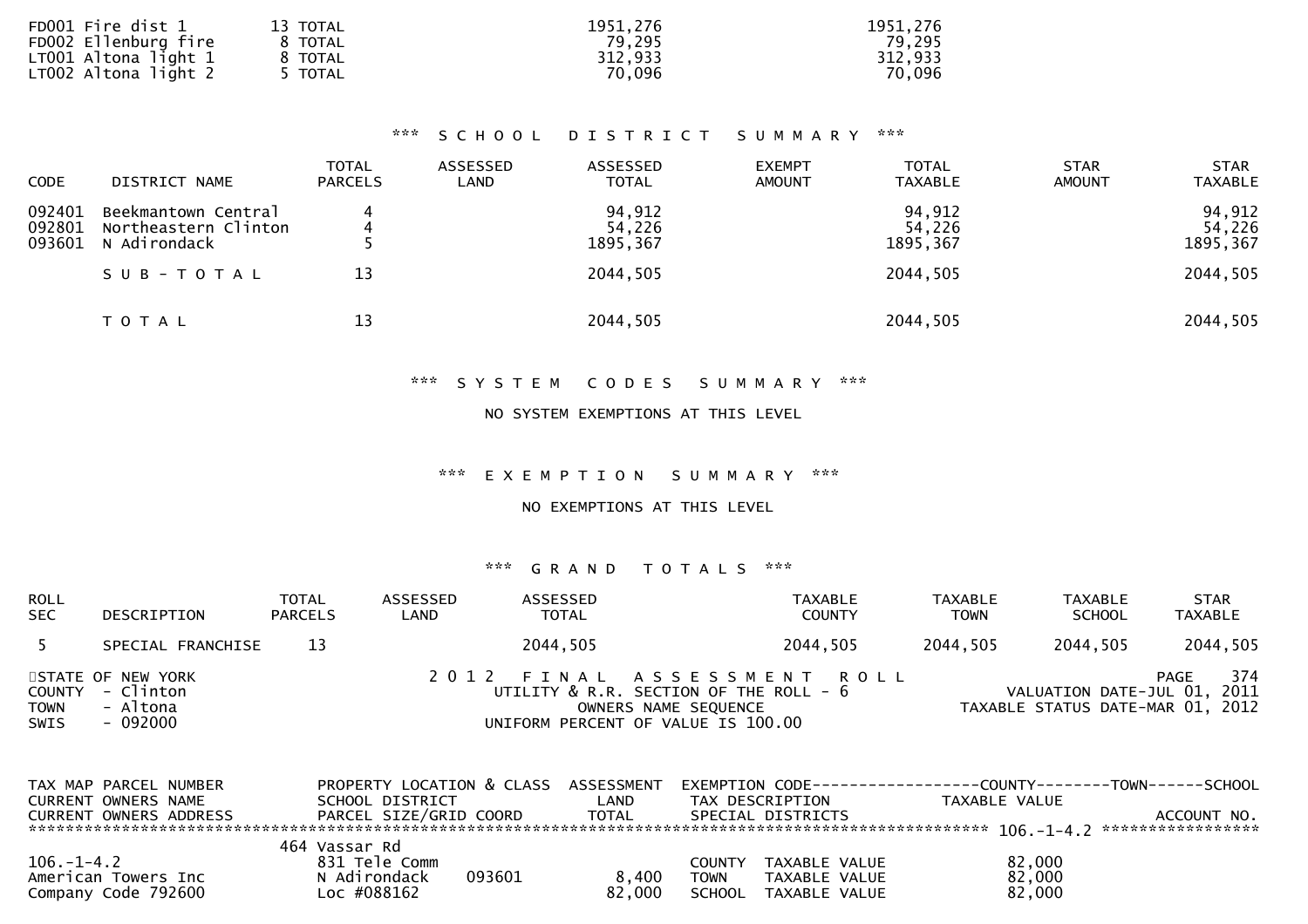| | | | |
|---|---|---|---|
| FD001 Fire dist 1 | 13 TOTAL | 1951,276 | 1951,276 |
| FD002 Ellenburg fire | 8 TOTAL | 79,295 | 79,295 |
| LT001 Altona light 1 | 8 TOTAL | 312,933 | 312,933 |
| LT002 Altona light 2 | 5 TOTAL | 70,096 | 70,096 |

### *** SCHOOL DISTRICT SUMMARY ***

| CODE | DISTRICT NAME | TOTAL PARCELS | ASSESSED LAND | ASSESSED TOTAL | EXEMPT AMOUNT | TOTAL TAXABLE | STAR AMOUNT | STAR TAXABLE |
|---|---|---|---|---|---|---|---|---|
| 092401 | Beekmantown Central | 4 | | 94,912 | | 94,912 | | 94,912 |
| 092801 | Northeastern Clinton | 4 | | 54,226 | | 54,226 | | 54,226 |
| 093601 | N Adirondack | 5 | | 1895,367 | | 1895,367 | | 1895,367 |
| | S U B - T O T A L | 13 | | 2044,505 | | 2044,505 | | 2044,505 |
| | T O T A L | 13 | | 2044,505 | | 2044,505 | | 2044,505 |

### *** SYSTEM CODES SUMMARY ***

NO SYSTEM EXEMPTIONS AT THIS LEVEL

### *** EXEMPTION SUMMARY ***

NO EXEMPTIONS AT THIS LEVEL

### *** GRAND TOTALS ***

| ROLL SEC | DESCRIPTION | TOTAL PARCELS | ASSESSED LAND | ASSESSED TOTAL | TAXABLE COUNTY | TAXABLE TOWN | TAXABLE SCHOOL | STAR TAXABLE |
|---|---|---|---|---|---|---|---|---|
| 5 | SPECIAL FRANCHISE | 13 | | 2044,505 | 2044,505 | 2044,505 | 2044,505 | 2044,505 |

STATE OF NEW YORK
COUNTY - Clinton
TOWN - Altona
SWIS - 092000

2 0 1 2 F I N A L A S S E S S M E N T R O L L
UTILITY & R.R. SECTION OF THE ROLL - 6
OWNERS NAME SEQUENCE
UNIFORM PERCENT OF VALUE IS 100.00

PAGE 374
VALUATION DATE-JUL 01, 2011
TAXABLE STATUS DATE-MAR 01, 2012

| TAX MAP PARCEL NUMBER / CURRENT OWNERS NAME / CURRENT OWNERS ADDRESS | PROPERTY LOCATION & CLASS / SCHOOL DISTRICT / PARCEL SIZE/GRID COORD | ASSESSMENT LAND / TOTAL | EXEMPTION CODE / TAX DESCRIPTION / SPECIAL DISTRICTS | COUNTY / TOWN / SCHOOL TAXABLE VALUE | ACCOUNT NO. |
|---|---|---|---|---|---|
| ******** 106.-1-4.2 ******** | | | | | |
| | 464 Vassar Rd | | | | |
| 106.-1-4.2 | 831 Tele Comm | | COUNTY TAXABLE VALUE | 82,000 | |
| American Towers Inc | N Adirondack 093601 | 8,400 | TOWN TAXABLE VALUE | 82,000 | |
| Company Code 792600 | Loc #088162 | 82,000 | SCHOOL TAXABLE VALUE | 82,000 | |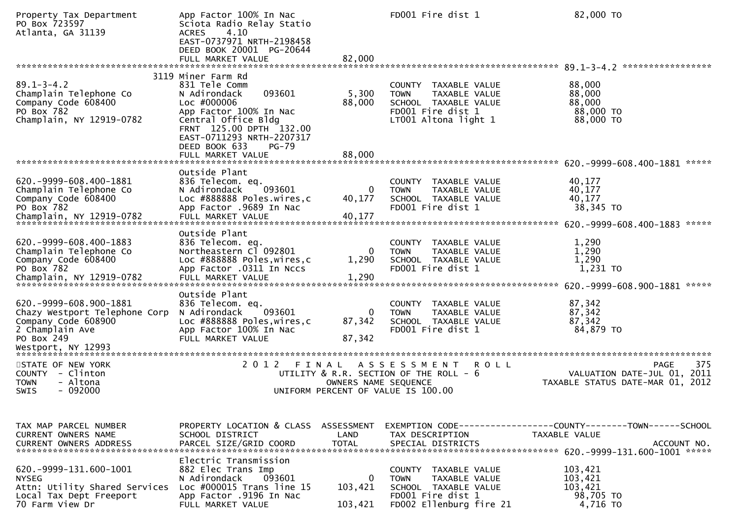Property Tax Department | App Factor 100% In Nac | | FD001 Fire dist 1 | 82,000 TO
PO Box 723597 | Sciota Radio Relay Statio
Atlanta, GA 31139 | ACRES 4.10
EAST-0737971 NRTH-2198458
DEED BOOK 20001 PG-20644
FULL MARKET VALUE 82,000

******** 89.1-3-4.2 ********

| TAX MAP PARCEL NUMBER / CURRENT OWNERS NAME / CURRENT OWNERS ADDRESS | PROPERTY LOCATION & CLASS / SCHOOL DISTRICT / PARCEL SIZE/GRID COORD | ASSESSMENT LAND / TOTAL | EXEMPTION CODE / TAX DESCRIPTION / SPECIAL DISTRICTS | TAXABLE VALUE |
|---|---|---|---|---|
| 89.1-3-4.2 | 3119 Miner Farm Rd | | | |
| Champlain Telephone Co | 831 Tele Comm | | COUNTY TAXABLE VALUE | 88,000 |
| Company Code 608400 | N Adirondack 093601 | 5,300 | TOWN TAXABLE VALUE | 88,000 |
| PO Box 782 | Loc #000006 | 88,000 | SCHOOL TAXABLE VALUE | 88,000 |
| Champlain, NY 12919-0782 | App Factor 100% In Nac | | FD001 Fire dist 1 | 88,000 TO |
| | Central Office Bldg | | LT001 Altona light 1 | 88,000 TO |
| | FRNT 125.00 DPTH 132.00 | | | |
| | EAST-0711293 NRTH-2207317 | | | |
| | DEED BOOK 633 PG-79 | | | |
| | FULL MARKET VALUE | 88,000 | | |
| **620.-9999-608.400-1881** | | | | |
| 620.-9999-608.400-1881 | Outside Plant | | | |
| Champlain Telephone Co | 836 Telecom. eq. | | COUNTY TAXABLE VALUE | 40,177 |
| Company Code 608400 | N Adirondack 093601 | 0 | TOWN TAXABLE VALUE | 40,177 |
| PO Box 782 | Loc #888888 Poles.wires,c | 40,177 | SCHOOL TAXABLE VALUE | 40,177 |
| Champlain, NY 12919-0782 | App Factor .9689 In Nac | | FD001 Fire dist 1 | 38,345 TO |
| | FULL MARKET VALUE | 40,177 | | |
| **620.-9999-608.400-1883** | | | | |
| 620.-9999-608.400-1883 | Outside Plant | | | |
| Champlain Telephone Co | 836 Telecom. eq. | | COUNTY TAXABLE VALUE | 1,290 |
| Company Code 608400 | Northeastern Cl 092801 | 0 | TOWN TAXABLE VALUE | 1,290 |
| PO Box 782 | Loc #888888 Poles,wires,c | 1,290 | SCHOOL TAXABLE VALUE | 1,290 |
| Champlain, NY 12919-0782 | App Factor .0311 In Nccs | | FD001 Fire dist 1 | 1,231 TO |
| | FULL MARKET VALUE | 1,290 | | |
| **620.-9999-608.900-1881** | | | | |
| 620.-9999-608.900-1881 | Outside Plant | | | |
| Chazy Westport Telephone Corp | 836 Telecom. eq. | | COUNTY TAXABLE VALUE | 87,342 |
| Company Code 608900 | N Adirondack 093601 | 0 | TOWN TAXABLE VALUE | 87,342 |
| 2 Champlain Ave | Loc #888888 Poles,wires,c | 87,342 | SCHOOL TAXABLE VALUE | 87,342 |
| PO Box 249 | App Factor 100% In Nac | | FD001 Fire dist 1 | 84,879 TO |
| Westport, NY 12993 | FULL MARKET VALUE | 87,342 | | |

STATE OF NEW YORK
COUNTY - Clinton
TOWN - Altona
SWIS - 092000

2 0 1 2 F I N A L A S S E S S M E N T R O L L
UTILITY & R.R. SECTION OF THE ROLL - 6
OWNERS NAME SEQUENCE
UNIFORM PERCENT OF VALUE IS 100.00

PAGE 375
VALUATION DATE-JUL 01, 2011
TAXABLE STATUS DATE-MAR 01, 2012

| TAX MAP PARCEL NUMBER / CURRENT OWNERS NAME / CURRENT OWNERS ADDRESS | PROPERTY LOCATION & CLASS / SCHOOL DISTRICT / PARCEL SIZE/GRID COORD | ASSESSMENT LAND / TOTAL | EXEMPTION CODE------COUNTY------TOWN------SCHOOL / TAX DESCRIPTION / SPECIAL DISTRICTS | TAXABLE VALUE / ACCOUNT NO. |
|---|---|---|---|---|
| **620.-9999-131.600-1001** | | | | |
| 620.-9999-131.600-1001 | Electric Transmission | | | |
| NYSEG | 882 Elec Trans Imp | | COUNTY TAXABLE VALUE | 103,421 |
| Attn: Utility Shared Services | N Adirondack 093601 | 0 | TOWN TAXABLE VALUE | 103,421 |
| Local Tax Dept Freeport | Loc #000015 Trans line 15 | 103,421 | SCHOOL TAXABLE VALUE | 103,421 |
| 70 Farm View Dr | App Factor .9196 In Nac | | FD001 Fire dist 1 | 98,705 TO |
| | FULL MARKET VALUE | 103,421 | FD002 Ellenburg fire 21 | 4,716 TO |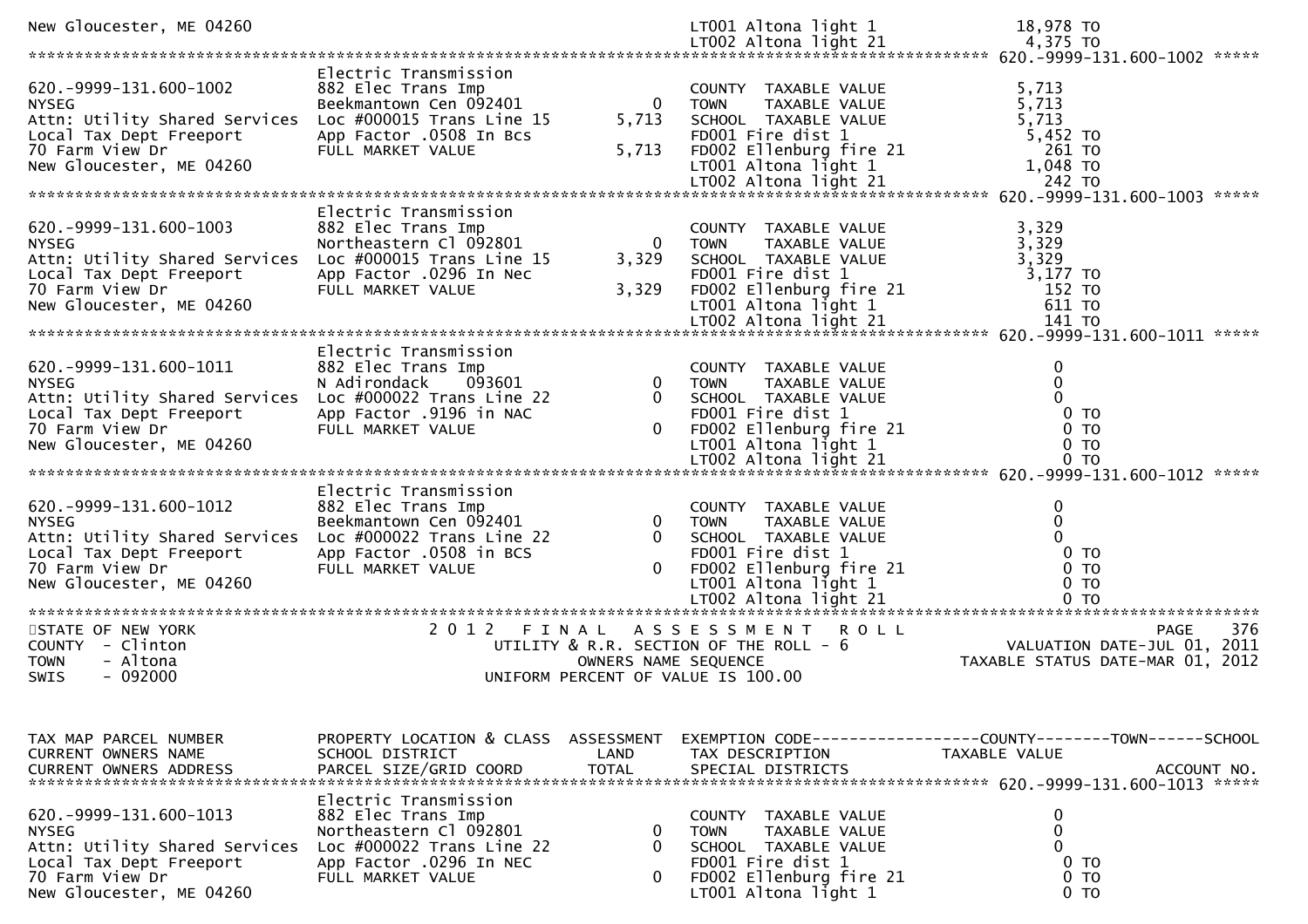```
New Gloucester, ME 04260                                                           LT001 Altona light 1           18,978 TO
                                                                                   LT002 Altona light 21           4,375 TO
******************************************************************************************************* 620.-9999-131.600-1002 *****
                               Electric Transmission
620.-9999-131.600-1002         882 Elec Trans Imp                                  COUNTY  TAXABLE VALUE           5,713
NYSEG                          Beekmantown Cen 092401              0               TOWN    TAXABLE VALUE           5,713
Attn: Utility Shared Services  Loc #000015 Trans Line 15       5,713               SCHOOL  TAXABLE VALUE           5,713
Local Tax Dept Freeport        App Factor .0508 In Bcs                             FD001 Fire dist 1               5,452 TO
70 Farm View Dr                FULL MARKET VALUE               5,713               FD002 Ellenburg fire 21           261 TO
New Gloucester, ME 04260                                                           LT001 Altona light 1            1,048 TO
                                                                                   LT002 Altona light 21             242 TO
******************************************************************************************************* 620.-9999-131.600-1003 *****
                               Electric Transmission
620.-9999-131.600-1003         882 Elec Trans Imp                                  COUNTY  TAXABLE VALUE           3,329
NYSEG                          Northeastern Cl 092801              0               TOWN    TAXABLE VALUE           3,329
Attn: Utility Shared Services  Loc #000015 Trans Line 15       3,329               SCHOOL  TAXABLE VALUE           3,329
Local Tax Dept Freeport        App Factor .0296 In Nec                             FD001 Fire dist 1               3,177 TO
70 Farm View Dr                FULL MARKET VALUE               3,329               FD002 Ellenburg fire 21           152 TO
New Gloucester, ME 04260                                                           LT001 Altona light 1              611 TO
                                                                                   LT002 Altona light 21             141 TO
******************************************************************************************************* 620.-9999-131.600-1011 *****
                               Electric Transmission
620.-9999-131.600-1011         882 Elec Trans Imp                                  COUNTY  TAXABLE VALUE               0
NYSEG                          N Adirondack    093601              0               TOWN    TAXABLE VALUE               0
Attn: Utility Shared Services  Loc #000022 Trans Line 22           0               SCHOOL  TAXABLE VALUE               0
Local Tax Dept Freeport        App Factor .9196 in NAC                             FD001 Fire dist 1                   0 TO
70 Farm View Dr                FULL MARKET VALUE                   0               FD002 Ellenburg fire 21             0 TO
New Gloucester, ME 04260                                                           LT001 Altona light 1                0 TO
                                                                                   LT002 Altona light 21               0 TO
******************************************************************************************************* 620.-9999-131.600-1012 *****
                               Electric Transmission
620.-9999-131.600-1012         882 Elec Trans Imp                                  COUNTY  TAXABLE VALUE               0
NYSEG                          Beekmantown Cen 092401              0               TOWN    TAXABLE VALUE               0
Attn: Utility Shared Services  Loc #000022 Trans Line 22           0               SCHOOL  TAXABLE VALUE               0
Local Tax Dept Freeport        App Factor .0508 in BCS                             FD001 Fire dist 1                   0 TO
70 Farm View Dr                FULL MARKET VALUE                   0               FD002 Ellenburg fire 21             0 TO
New Gloucester, ME 04260                                                           LT001 Altona light 1                0 TO
                                                                                   LT002 Altona light 21               0 TO
************************************************************************************************************************************
STATE OF NEW YORK                        2 0 1 2   F I N A L   A S S E S S M E N T   R O L L                          PAGE    376
COUNTY  - Clinton                          UTILITY & R.R. SECTION OF THE ROLL - 6                    VALUATION DATE-JUL 01, 2011
TOWN    - Altona                                  OWNERS NAME SEQUENCE                           TAXABLE STATUS DATE-MAR 01, 2012
SWIS    - 092000                            UNIFORM PERCENT OF VALUE IS 100.00


TAX MAP PARCEL NUMBER          PROPERTY LOCATION & CLASS  ASSESSMENT  EXEMPTION CODE------------------COUNTY--------TOWN------SCHOOL
CURRENT OWNERS NAME            SCHOOL DISTRICT               LAND      TAX DESCRIPTION            TAXABLE VALUE
CURRENT OWNERS ADDRESS         PARCEL SIZE/GRID COORD       TOTAL      SPECIAL DISTRICTS                                 ACCOUNT NO.
******************************************************************************************************* 620.-9999-131.600-1013 *****
                               Electric Transmission
620.-9999-131.600-1013         882 Elec Trans Imp                                  COUNTY  TAXABLE VALUE               0
NYSEG                          Northeastern Cl 092801              0               TOWN    TAXABLE VALUE               0
Attn: Utility Shared Services  Loc #000022 Trans Line 22           0               SCHOOL  TAXABLE VALUE               0
Local Tax Dept Freeport        App Factor .0296 In NEC                             FD001 Fire dist 1                   0 TO
70 Farm View Dr                FULL MARKET VALUE                   0               FD002 Ellenburg fire 21             0 TO
New Gloucester, ME 04260                                                           LT001 Altona light 1                0 TO
```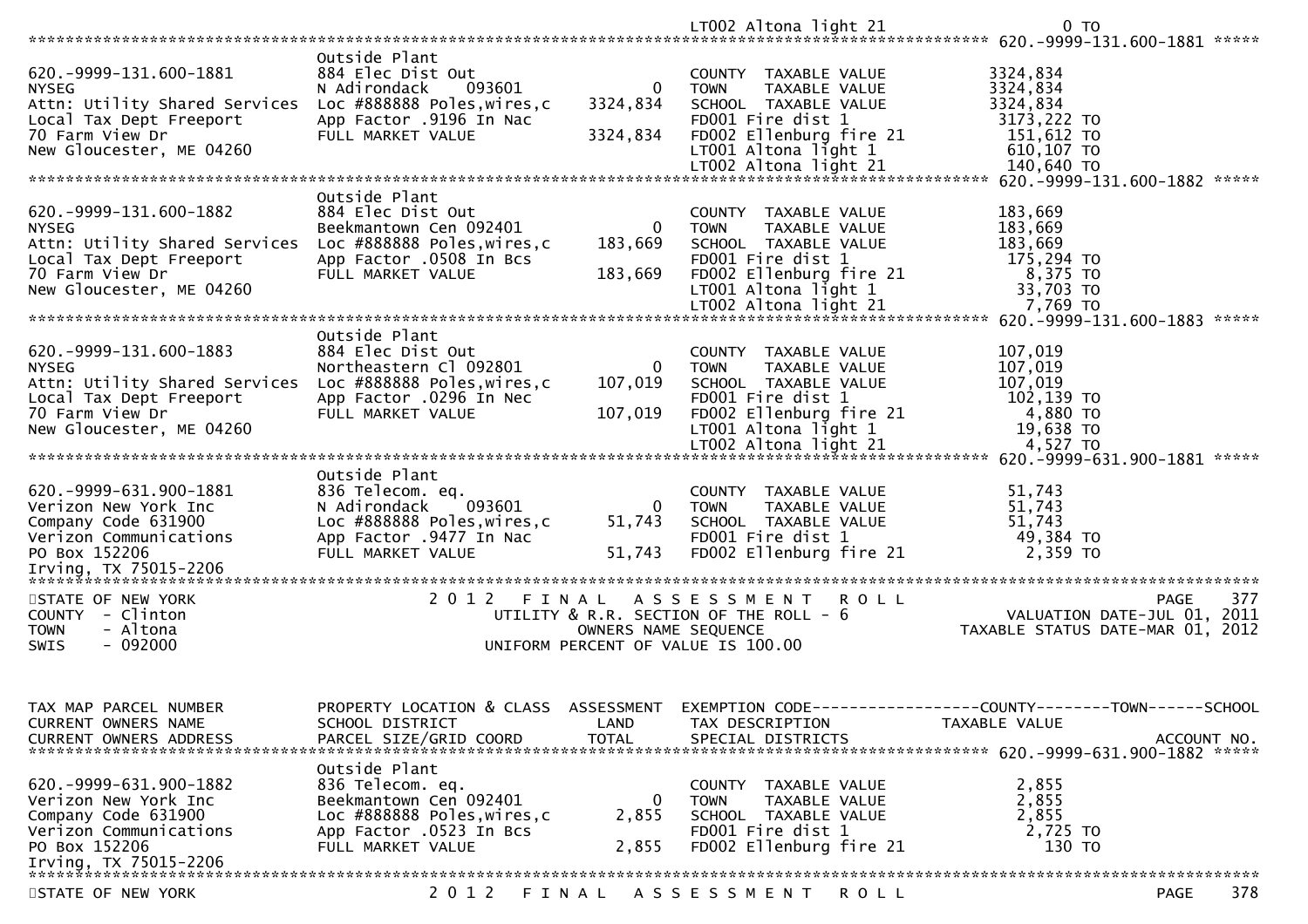| | | | LT002 Altona light 21 | 0 TO |
|---|---|---|---|---|

******************************************************************************************************* 620.-9999-131.600-1881 *****

| | | | | |
|---|---|---|---|---|
| | Outside Plant | | | |
| 620.-9999-131.600-1881 | 884 Elec Dist Out | | COUNTY TAXABLE VALUE | 3324,834 |
| NYSEG | N Adirondack 093601 | 0 | TOWN TAXABLE VALUE | 3324,834 |
| Attn: Utility Shared Services | Loc #888888 Poles,wires,c | 3324,834 | SCHOOL TAXABLE VALUE | 3324,834 |
| Local Tax Dept Freeport | App Factor .9196 In Nac | | FD001 Fire dist 1 | 3173,222 TO |
| 70 Farm View Dr | FULL MARKET VALUE | 3324,834 | FD002 Ellenburg fire 21 | 151,612 TO |
| New Gloucester, ME 04260 | | | LT001 Altona light 1 | 610,107 TO |
| | | | LT002 Altona light 21 | 140,640 TO |

******************************************************************************************************* 620.-9999-131.600-1882 *****

| | | | | |
|---|---|---|---|---|
| | Outside Plant | | | |
| 620.-9999-131.600-1882 | 884 Elec Dist Out | | COUNTY TAXABLE VALUE | 183,669 |
| NYSEG | Beekmantown Cen 092401 | 0 | TOWN TAXABLE VALUE | 183,669 |
| Attn: Utility Shared Services | Loc #888888 Poles,wires,c | 183,669 | SCHOOL TAXABLE VALUE | 183,669 |
| Local Tax Dept Freeport | App Factor .0508 In Bcs | | FD001 Fire dist 1 | 175,294 TO |
| 70 Farm View Dr | FULL MARKET VALUE | 183,669 | FD002 Ellenburg fire 21 | 8,375 TO |
| New Gloucester, ME 04260 | | | LT001 Altona light 1 | 33,703 TO |
| | | | LT002 Altona light 21 | 7,769 TO |

******************************************************************************************************* 620.-9999-131.600-1883 *****

| | | | | |
|---|---|---|---|---|
| | Outside Plant | | | |
| 620.-9999-131.600-1883 | 884 Elec Dist Out | | COUNTY TAXABLE VALUE | 107,019 |
| NYSEG | Northeastern Cl 092801 | 0 | TOWN TAXABLE VALUE | 107,019 |
| Attn: Utility Shared Services | Loc #888888 Poles,wires,c | 107,019 | SCHOOL TAXABLE VALUE | 107,019 |
| Local Tax Dept Freeport | App Factor .0296 In Nec | | FD001 Fire dist 1 | 102,139 TO |
| 70 Farm View Dr | FULL MARKET VALUE | 107,019 | FD002 Ellenburg fire 21 | 4,880 TO |
| New Gloucester, ME 04260 | | | LT001 Altona light 1 | 19,638 TO |
| | | | LT002 Altona light 21 | 4,527 TO |

******************************************************************************************************* 620.-9999-631.900-1881 *****

| | | | | |
|---|---|---|---|---|
| | Outside Plant | | | |
| 620.-9999-631.900-1881 | 836 Telecom. eq. | | COUNTY TAXABLE VALUE | 51,743 |
| Verizon New York Inc | N Adirondack 093601 | 0 | TOWN TAXABLE VALUE | 51,743 |
| Company Code 631900 | Loc #888888 Poles,wires,c | 51,743 | SCHOOL TAXABLE VALUE | 51,743 |
| Verizon Communications | App Factor .9477 In Nac | | FD001 Fire dist 1 | 49,384 TO |
| PO Box 152206 | FULL MARKET VALUE | 51,743 | FD002 Ellenburg fire 21 | 2,359 TO |
| Irving, TX 75015-2206 | | | | |

*******************************************************************************************************

STATE OF NEW YORK — 2012 FINAL ASSESSMENT ROLL — PAGE 377
COUNTY - Clinton — UTILITY & R.R. SECTION OF THE ROLL - 6 — VALUATION DATE-JUL 01, 2011
TOWN - Altona — OWNERS NAME SEQUENCE — TAXABLE STATUS DATE-MAR 01, 2012
SWIS - 092000 — UNIFORM PERCENT OF VALUE IS 100.00

| TAX MAP PARCEL NUMBER / CURRENT OWNERS NAME / CURRENT OWNERS ADDRESS | PROPERTY LOCATION & CLASS / SCHOOL DISTRICT / PARCEL SIZE/GRID COORD | ASSESSMENT LAND / TOTAL | EXEMPTION CODE / TAX DESCRIPTION / SPECIAL DISTRICTS | COUNTY--------TOWN------SCHOOL TAXABLE VALUE / ACCOUNT NO. |
|---|---|---|---|---|

******************************************************************************************************* 620.-9999-631.900-1882 *****

| | | | | |
|---|---|---|---|---|
| | Outside Plant | | | |
| 620.-9999-631.900-1882 | 836 Telecom. eq. | | COUNTY TAXABLE VALUE | 2,855 |
| Verizon New York Inc | Beekmantown Cen 092401 | 0 | TOWN TAXABLE VALUE | 2,855 |
| Company Code 631900 | Loc #888888 Poles,wires,c | 2,855 | SCHOOL TAXABLE VALUE | 2,855 |
| Verizon Communications | App Factor .0523 In Bcs | | FD001 Fire dist 1 | 2,725 TO |
| PO Box 152206 | FULL MARKET VALUE | 2,855 | FD002 Ellenburg fire 21 | 130 TO |
| Irving, TX 75015-2206 | | | | |

*******************************************************************************************************

STATE OF NEW YORK — 2012 FINAL ASSESSMENT ROLL — PAGE 378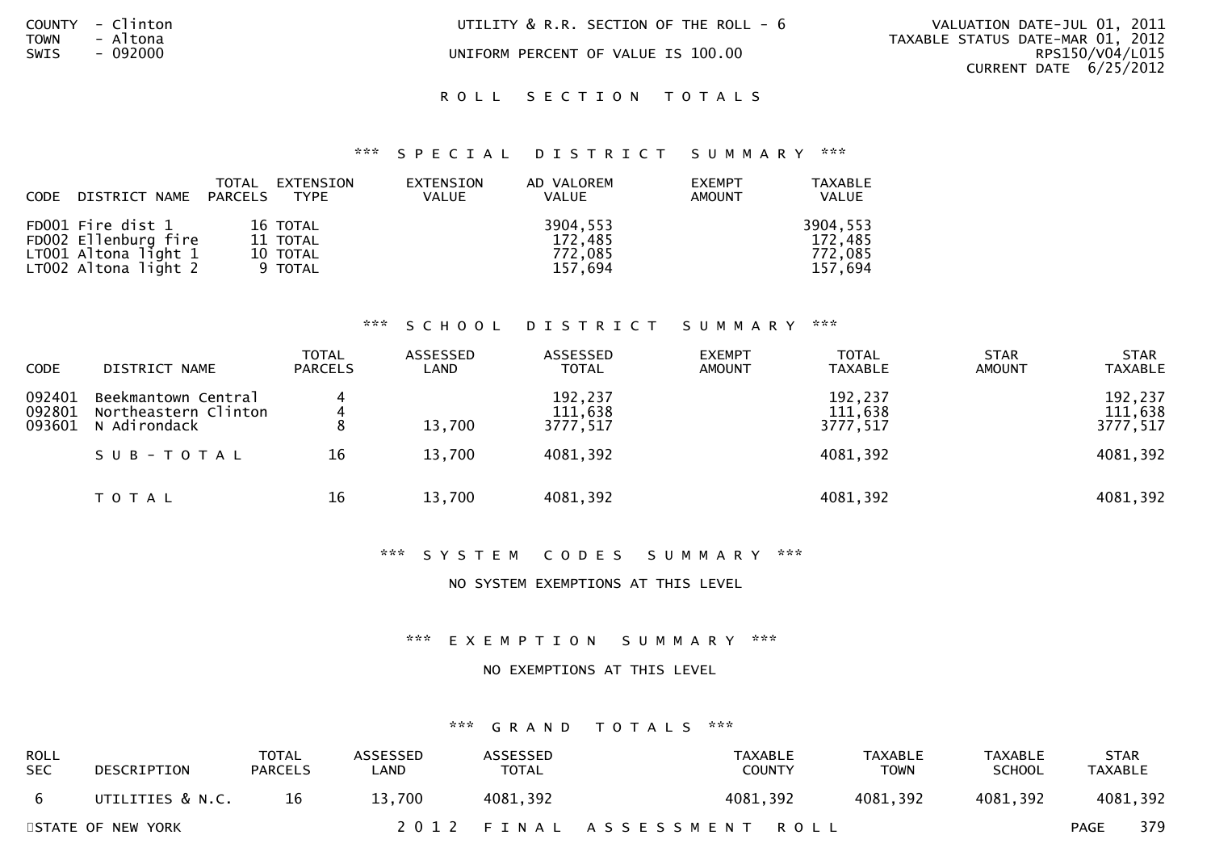COUNTY - Clinton
TOWN - Altona
SWIS - 092000

UTILITY & R.R. SECTION OF THE ROLL - 6

UNIFORM PERCENT OF VALUE IS 100.00

VALUATION DATE-JUL 01, 2011
TAXABLE STATUS DATE-MAR 01, 2012
RPS150/V04/L015
CURRENT DATE 6/25/2012

## R O L L S E C T I O N T O T A L S

### *** S P E C I A L D I S T R I C T S U M M A R Y ***

| CODE | DISTRICT NAME | TOTAL PARCELS | EXTENSION TYPE | EXTENSION VALUE | AD VALOREM VALUE | EXEMPT AMOUNT | TAXABLE VALUE |
|---|---|---|---|---|---|---|---|
| FD001 | Fire dist 1 | 16 | TOTAL | | 3904,553 | | 3904,553 |
| FD002 | Ellenburg fire | 11 | TOTAL | | 172,485 | | 172,485 |
| LT001 | Altona light 1 | 10 | TOTAL | | 772,085 | | 772,085 |
| LT002 | Altona light 2 | 9 | TOTAL | | 157,694 | | 157,694 |

### *** S C H O O L D I S T R I C T S U M M A R Y ***

| CODE | DISTRICT NAME | TOTAL PARCELS | ASSESSED LAND | ASSESSED TOTAL | EXEMPT AMOUNT | TOTAL TAXABLE | STAR AMOUNT | STAR TAXABLE |
|---|---|---|---|---|---|---|---|---|
| 092401 | Beekmantown Central | 4 | | 192,237 | | 192,237 | | 192,237 |
| 092801 | Northeastern Clinton | 4 | | 111,638 | | 111,638 | | 111,638 |
| 093601 | N Adirondack | 8 | 13,700 | 3777,517 | | 3777,517 | | 3777,517 |
| | S U B - T O T A L | 16 | 13,700 | 4081,392 | | 4081,392 | | 4081,392 |
| | T O T A L | 16 | 13,700 | 4081,392 | | 4081,392 | | 4081,392 |

### *** S Y S T E M C O D E S S U M M A R Y ***

NO SYSTEM EXEMPTIONS AT THIS LEVEL

### *** E X E M P T I O N S U M M A R Y ***

NO EXEMPTIONS AT THIS LEVEL

### *** G R A N D T O T A L S ***

| ROLL SEC | DESCRIPTION | TOTAL PARCELS | ASSESSED LAND | ASSESSED TOTAL | TAXABLE COUNTY | TAXABLE TOWN | TAXABLE SCHOOL | STAR TAXABLE |
|---|---|---|---|---|---|---|---|---|
| 6 | UTILITIES & N.C. | 16 | 13,700 | 4081,392 | 4081,392 | 4081,392 | 4081,392 | 4081,392 |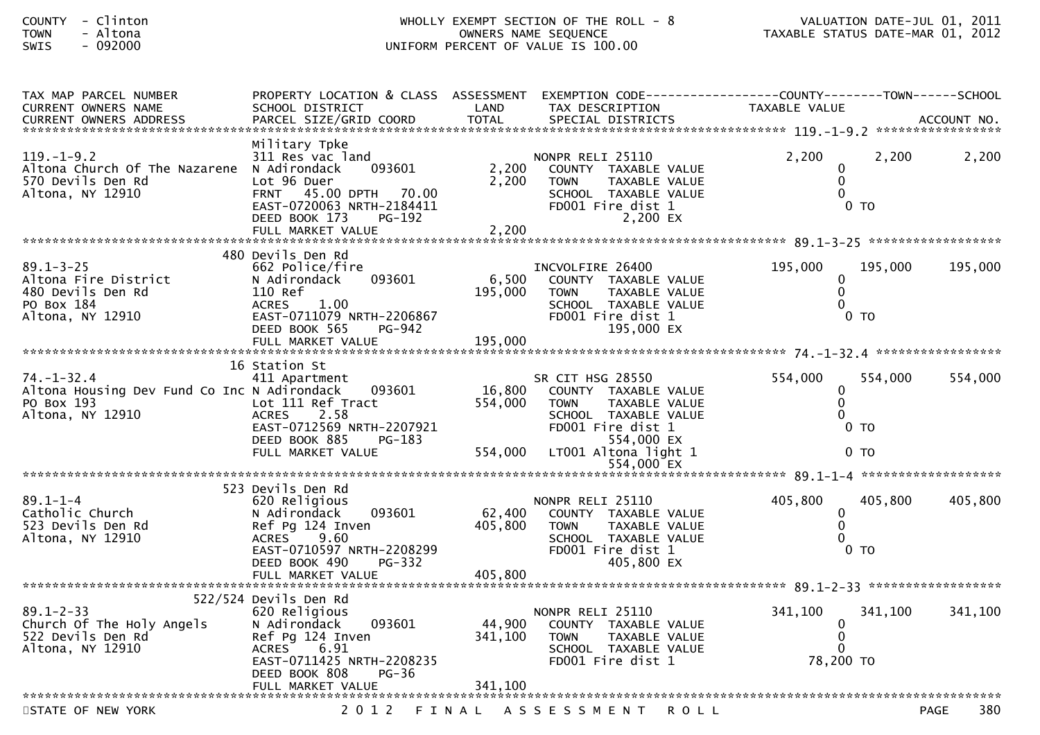COUNTY - Clinton
TOWN - Altona
SWIS - 092000

WHOLLY EXEMPT SECTION OF THE ROLL - 8
OWNERS NAME SEQUENCE
UNIFORM PERCENT OF VALUE IS 100.00

VALUATION DATE-JUL 01, 2011
TAXABLE STATUS DATE-MAR 01, 2012

| TAX MAP PARCEL NUMBER / CURRENT OWNERS NAME / CURRENT OWNERS ADDRESS | PROPERTY LOCATION & CLASS / SCHOOL DISTRICT / PARCEL SIZE/GRID COORD | ASSESSMENT LAND / TOTAL | EXEMPTION CODE / TAX DESCRIPTION / SPECIAL DISTRICTS | COUNTY TAXABLE VALUE | TOWN | SCHOOL / ACCOUNT NO. |
|---|---|---|---|---|---|---|
| **119.-1-9.2** | Military Tpke | | | | | |
| 119.-1-9.2 | 311 Res vac land | | NONPR RELI 25110 | 2,200 | 2,200 | 2,200 |
| Altona Church Of The Nazarene | N Adirondack 093601 | 2,200 | COUNTY TAXABLE VALUE | 0 | | |
| 570 Devils Den Rd | Lot 96 Duer | 2,200 | TOWN TAXABLE VALUE | 0 | | |
| Altona, NY 12910 | FRNT 45.00 DPTH 70.00 | | SCHOOL TAXABLE VALUE | 0 | | |
| | EAST-0720063 NRTH-2184411 | | FD001 Fire dist 1 | 0 TO | | |
| | DEED BOOK 173 PG-192 | | 2,200 EX | | | |
| | FULL MARKET VALUE | 2,200 | | | | |
| **89.1-3-25** | 480 Devils Den Rd | | | | | |
| 89.1-3-25 | 662 Police/fire | | INCVOLFIRE 26400 | 195,000 | 195,000 | 195,000 |
| Altona Fire District | N Adirondack 093601 | 6,500 | COUNTY TAXABLE VALUE | 0 | | |
| 480 Devils Den Rd | 110 Ref | 195,000 | TOWN TAXABLE VALUE | 0 | | |
| PO Box 184 | ACRES 1.00 | | SCHOOL TAXABLE VALUE | 0 | | |
| Altona, NY 12910 | EAST-0711079 NRTH-2206867 | | FD001 Fire dist 1 | 0 TO | | |
| | DEED BOOK 565 PG-942 | | 195,000 EX | | | |
| | FULL MARKET VALUE | 195,000 | | | | |
| **74.-1-32.4** | 16 Station St | | | | | |
| 74.-1-32.4 | 411 Apartment | | SR CIT HSG 28550 | 554,000 | 554,000 | 554,000 |
| Altona Housing Dev Fund Co Inc | N Adirondack 093601 | 16,800 | COUNTY TAXABLE VALUE | 0 | | |
| PO Box 193 | Lot 111 Ref Tract | 554,000 | TOWN TAXABLE VALUE | 0 | | |
| Altona, NY 12910 | ACRES 2.58 | | SCHOOL TAXABLE VALUE | 0 | | |
| | EAST-0712569 NRTH-2207921 | | FD001 Fire dist 1 | 0 TO | | |
| | DEED BOOK 885 PG-183 | | 554,000 EX | | | |
| | FULL MARKET VALUE | 554,000 | LT001 Altona light 1 | 0 TO | | |
| | | | 554,000 EX | | | |
| **89.1-1-4** | 523 Devils Den Rd | | | | | |
| 89.1-1-4 | 620 Religious | | NONPR RELI 25110 | 405,800 | 405,800 | 405,800 |
| Catholic Church | N Adirondack 093601 | 62,400 | COUNTY TAXABLE VALUE | 0 | | |
| 523 Devils Den Rd | Ref Pg 124 Inven | 405,800 | TOWN TAXABLE VALUE | 0 | | |
| Altona, NY 12910 | ACRES 9.60 | | SCHOOL TAXABLE VALUE | 0 | | |
| | EAST-0710597 NRTH-2208299 | | FD001 Fire dist 1 | 0 TO | | |
| | DEED BOOK 490 PG-332 | | 405,800 EX | | | |
| | FULL MARKET VALUE | 405,800 | | | | |
| **89.1-2-33** | 522/524 Devils Den Rd | | | | | |
| 89.1-2-33 | 620 Religious | | NONPR RELI 25110 | 341,100 | 341,100 | 341,100 |
| Church Of The Holy Angels | N Adirondack 093601 | 44,900 | COUNTY TAXABLE VALUE | 0 | | |
| 522 Devils Den Rd | Ref Pg 124 Inven | 341,100 | TOWN TAXABLE VALUE | 0 | | |
| Altona, NY 12910 | ACRES 6.91 | | SCHOOL TAXABLE VALUE | 0 | | |
| | EAST-0711425 NRTH-2208235 | | FD001 Fire dist 1 | 78,200 TO | | |
| | DEED BOOK 808 PG-36 | | | | | |
| | FULL MARKET VALUE | 341,100 | | | | |

STATE OF NEW YORK — 2012 FINAL ASSESSMENT ROLL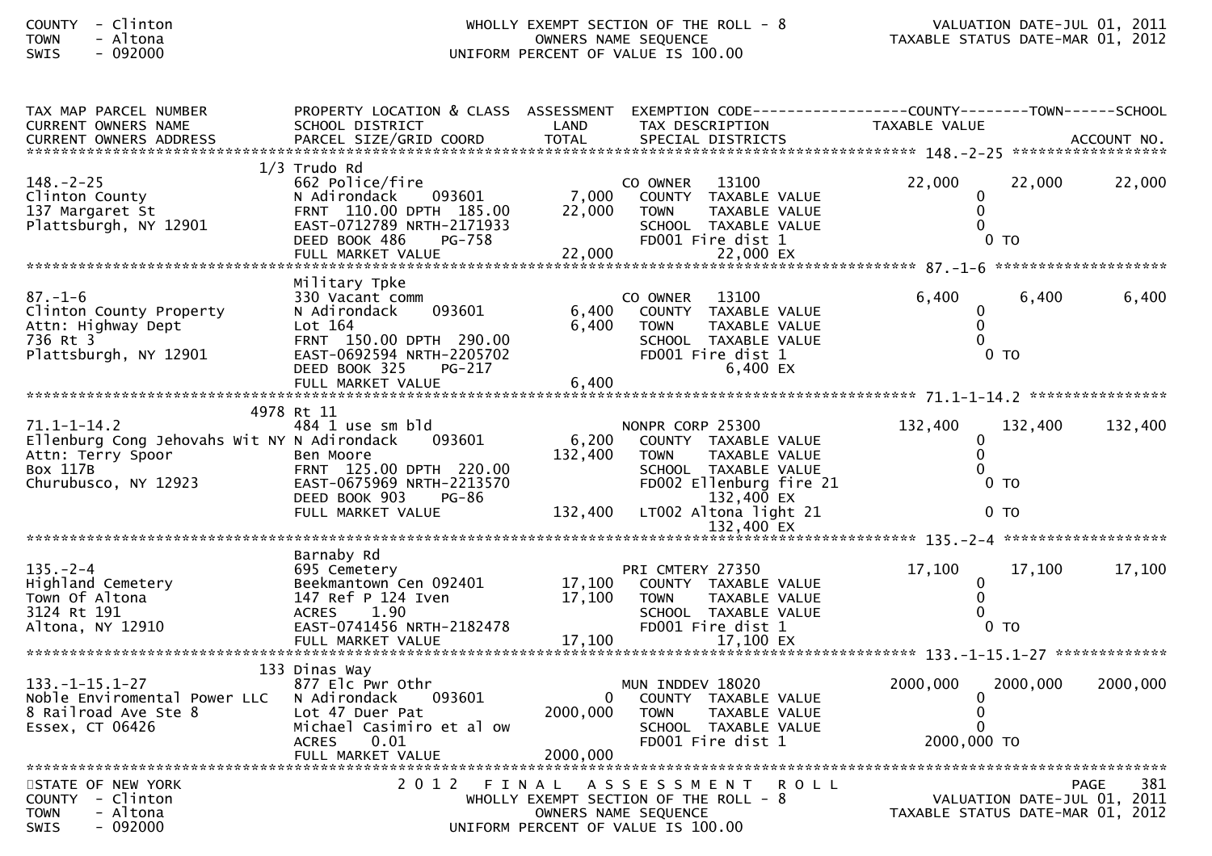| TAX MAP PARCEL NUMBER<br>CURRENT OWNERS NAME<br>CURRENT OWNERS ADDRESS | PROPERTY LOCATION & CLASS<br>SCHOOL DISTRICT<br>PARCEL SIZE/GRID COORD | ASSESSMENT<br>LAND<br>TOTAL | EXEMPTION CODE<br>TAX DESCRIPTION<br>SPECIAL DISTRICTS | COUNTY<br>TAXABLE VALUE | TOWN | SCHOOL<br>ACCOUNT NO. |
|---|---|---|---|---|---|---|
| **148.-2-25** | 1/3 Trudo Rd | | | | | |
| 148.-2-25 | 662 Police/fire | | CO OWNER 13100 | 22,000 | 22,000 | 22,000 |
| Clinton County | N Adirondack 093601 | 7,000 | COUNTY TAXABLE VALUE | 0 | | |
| 137 Margaret St | FRNT 110.00 DPTH 185.00 | 22,000 | TOWN TAXABLE VALUE | 0 | | |
| Plattsburgh, NY 12901 | EAST-0712789 NRTH-2171933 | | SCHOOL TAXABLE VALUE | 0 | | |
| | DEED BOOK 486 PG-758 | | FD001 Fire dist 1 | 0 TO | | |
| | FULL MARKET VALUE | 22,000 | 22,000 EX | | | |
| **87.-1-6** | Military Tpke | | | | | |
| 87.-1-6 | 330 Vacant comm | | CO OWNER 13100 | 6,400 | 6,400 | 6,400 |
| Clinton County Property | N Adirondack 093601 | 6,400 | COUNTY TAXABLE VALUE | 0 | | |
| Attn: Highway Dept | Lot 164 | 6,400 | TOWN TAXABLE VALUE | 0 | | |
| 736 Rt 3 | FRNT 150.00 DPTH 290.00 | | SCHOOL TAXABLE VALUE | 0 | | |
| Plattsburgh, NY 12901 | EAST-0692594 NRTH-2205702 | | FD001 Fire dist 1 | 0 TO | | |
| | DEED BOOK 325 PG-217 | | 6,400 EX | | | |
| | FULL MARKET VALUE | 6,400 | | | | |
| **71.1-1-14.2** | 4978 Rt 11 | | | | | |
| 71.1-1-14.2 | 484 1 use sm bld | | NONPR CORP 25300 | 132,400 | 132,400 | 132,400 |
| Ellenburg Cong Jehovahs Wit NY | N Adirondack 093601 | 6,200 | COUNTY TAXABLE VALUE | 0 | | |
| Attn: Terry Spoor | Ben Moore | 132,400 | TOWN TAXABLE VALUE | 0 | | |
| Box 117B | FRNT 125.00 DPTH 220.00 | | SCHOOL TAXABLE VALUE | 0 | | |
| Churubusco, NY 12923 | EAST-0675969 NRTH-2213570 | | FD002 Ellenburg fire 21 | 0 TO | | |
| | DEED BOOK 903 PG-86 | | 132,400 EX | | | |
| | FULL MARKET VALUE | 132,400 | LT002 Altona light 21 | 0 TO | | |
| | | | 132,400 EX | | | |
| **135.-2-4** | Barnaby Rd | | | | | |
| 135.-2-4 | 695 Cemetery | | PRI CMTERY 27350 | 17,100 | 17,100 | 17,100 |
| Highland Cemetery | Beekmantown Cen 092401 | 17,100 | COUNTY TAXABLE VALUE | 0 | | |
| Town Of Altona | 147 Ref P 124 Iven | 17,100 | TOWN TAXABLE VALUE | 0 | | |
| 3124 Rt 191 | ACRES 1.90 | | SCHOOL TAXABLE VALUE | 0 | | |
| Altona, NY 12910 | EAST-0741456 NRTH-2182478 | | FD001 Fire dist 1 | 0 TO | | |
| | FULL MARKET VALUE | 17,100 | 17,100 EX | | | |
| **133.-1-15.1-27** | 133 Dinas Way | | | | | |
| 133.-1-15.1-27 | 877 Elc Pwr Othr | | MUN INDDEV 18020 | 2000,000 | 2000,000 | 2000,000 |
| Noble Enviromental Power LLC | N Adirondack 093601 | 0 | COUNTY TAXABLE VALUE | 0 | | |
| 8 Railroad Ave Ste 8 | Lot 47 Duer Pat | 2000,000 | TOWN TAXABLE VALUE | 0 | | |
| Essex, CT 06426 | Michael Casimiro et al ow | | SCHOOL TAXABLE VALUE | 0 | | |
| | ACRES 0.01 | | FD001 Fire dist 1 | 2000,000 TO | | |
| | FULL MARKET VALUE | 2000,000 | | | | |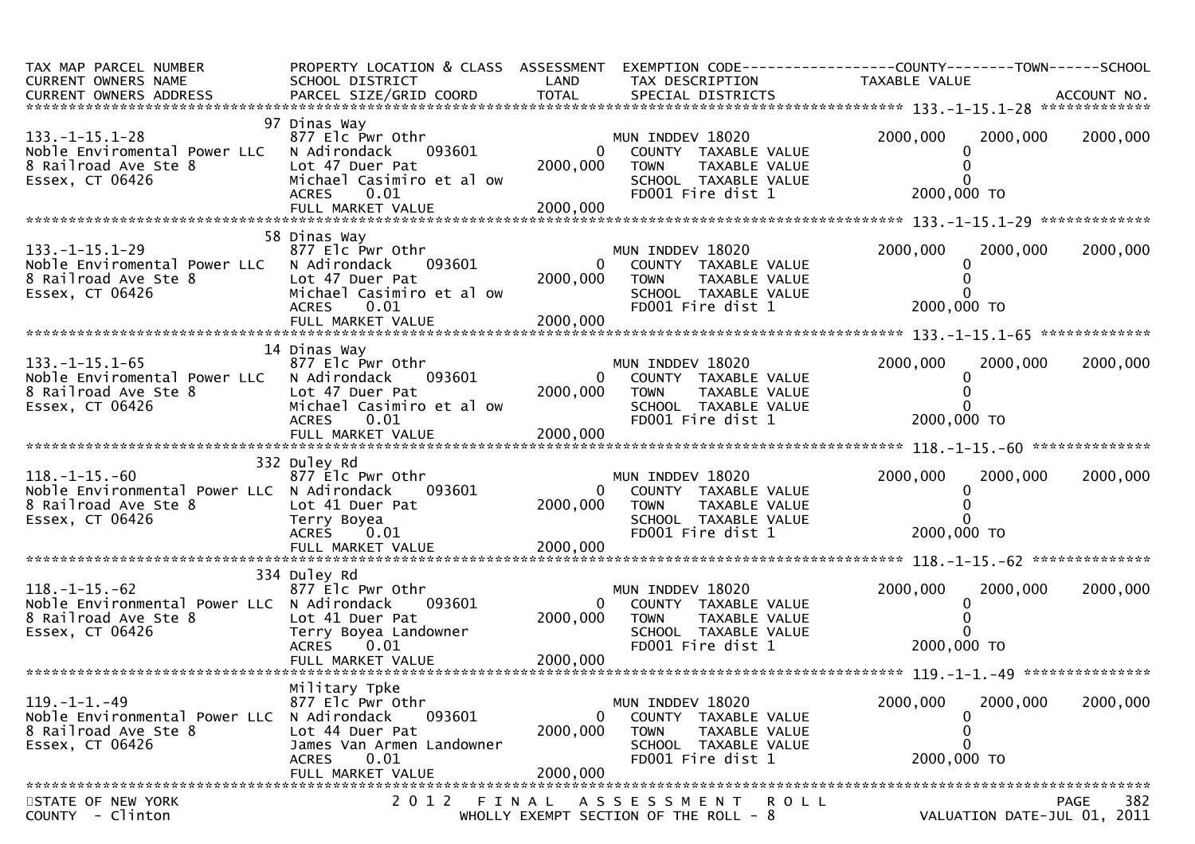| TAX MAP PARCEL NUMBER<br>CURRENT OWNERS NAME<br>CURRENT OWNERS ADDRESS | PROPERTY LOCATION & CLASS<br>SCHOOL DISTRICT<br>PARCEL SIZE/GRID COORD | ASSESSMENT<br>LAND<br>TOTAL | EXEMPTION CODE<br>TAX DESCRIPTION<br>SPECIAL DISTRICTS | COUNTY<br>TAXABLE VALUE | TOWN | SCHOOL<br>ACCOUNT NO. |
|---|---|---|---|---|---|---|
| 133.-1-15.1-28 | 97 Dinas Way | | | | | |
| 133.-1-15.1-28 | 877 Elc Pwr Othr | | MUN INDDEV 18020 | 2000,000 | 2000,000 | 2000,000 |
| Noble Enviromental Power LLC | N Adirondack 093601 | 0 | COUNTY TAXABLE VALUE | 0 | | |
| 8 Railroad Ave Ste 8 | Lot 47 Duer Pat | 2000,000 | TOWN TAXABLE VALUE | 0 | | |
| Essex, CT 06426 | Michael Casimiro et al ow | | SCHOOL TAXABLE VALUE | 0 | | |
| | ACRES 0.01 | | FD001 Fire dist 1 | 2000,000 TO | | |
| | FULL MARKET VALUE | 2000,000 | | | | |
| 133.-1-15.1-29 | 58 Dinas Way | | | | | |
| 133.-1-15.1-29 | 877 Elc Pwr Othr | | MUN INDDEV 18020 | 2000,000 | 2000,000 | 2000,000 |
| Noble Enviromental Power LLC | N Adirondack 093601 | 0 | COUNTY TAXABLE VALUE | 0 | | |
| 8 Railroad Ave Ste 8 | Lot 47 Duer Pat | 2000,000 | TOWN TAXABLE VALUE | 0 | | |
| Essex, CT 06426 | Michael Casimiro et al ow | | SCHOOL TAXABLE VALUE | 0 | | |
| | ACRES 0.01 | | FD001 Fire dist 1 | 2000,000 TO | | |
| | FULL MARKET VALUE | 2000,000 | | | | |
| 133.-1-15.1-65 | 14 Dinas Way | | | | | |
| 133.-1-15.1-65 | 877 Elc Pwr Othr | | MUN INDDEV 18020 | 2000,000 | 2000,000 | 2000,000 |
| Noble Enviromental Power LLC | N Adirondack 093601 | 0 | COUNTY TAXABLE VALUE | 0 | | |
| 8 Railroad Ave Ste 8 | Lot 47 Duer Pat | 2000,000 | TOWN TAXABLE VALUE | 0 | | |
| Essex, CT 06426 | Michael Casimiro et al ow | | SCHOOL TAXABLE VALUE | 0 | | |
| | ACRES 0.01 | | FD001 Fire dist 1 | 2000,000 TO | | |
| | FULL MARKET VALUE | 2000,000 | | | | |
| 118.-1-15.-60 | 332 Duley Rd | | | | | |
| 118.-1-15.-60 | 877 Elc Pwr Othr | | MUN INDDEV 18020 | 2000,000 | 2000,000 | 2000,000 |
| Noble Environmental Power LLC | N Adirondack 093601 | 0 | COUNTY TAXABLE VALUE | 0 | | |
| 8 Railroad Ave Ste 8 | Lot 41 Duer Pat | 2000,000 | TOWN TAXABLE VALUE | 0 | | |
| Essex, CT 06426 | Terry Boyea | | SCHOOL TAXABLE VALUE | 0 | | |
| | ACRES 0.01 | | FD001 Fire dist 1 | 2000,000 TO | | |
| | FULL MARKET VALUE | 2000,000 | | | | |
| 118.-1-15.-62 | 334 Duley Rd | | | | | |
| 118.-1-15.-62 | 877 Elc Pwr Othr | | MUN INDDEV 18020 | 2000,000 | 2000,000 | 2000,000 |
| Noble Environmental Power LLC | N Adirondack 093601 | 0 | COUNTY TAXABLE VALUE | 0 | | |
| 8 Railroad Ave Ste 8 | Lot 41 Duer Pat | 2000,000 | TOWN TAXABLE VALUE | 0 | | |
| Essex, CT 06426 | Terry Boyea Landowner | | SCHOOL TAXABLE VALUE | 0 | | |
| | ACRES 0.01 | | FD001 Fire dist 1 | 2000,000 TO | | |
| | FULL MARKET VALUE | 2000,000 | | | | |
| 119.-1-1.-49 | Military Tpke | | | | | |
| 119.-1-1.-49 | 877 Elc Pwr Othr | | MUN INDDEV 18020 | 2000,000 | 2000,000 | 2000,000 |
| Noble Environmental Power LLC | N Adirondack 093601 | 0 | COUNTY TAXABLE VALUE | 0 | | |
| 8 Railroad Ave Ste 8 | Lot 44 Duer Pat | 2000,000 | TOWN TAXABLE VALUE | 0 | | |
| Essex, CT 06426 | James Van Armen Landowner | | SCHOOL TAXABLE VALUE | 0 | | |
| | ACRES 0.01 | | FD001 Fire dist 1 | 2000,000 TO | | |
| | FULL MARKET VALUE | 2000,000 | | | | |

STATE OF NEW YORK — 2012 FINAL ASSESSMENT ROLL — PAGE 382
COUNTY - Clinton — WHOLLY EXEMPT SECTION OF THE ROLL - 8 — VALUATION DATE-JUL 01, 2011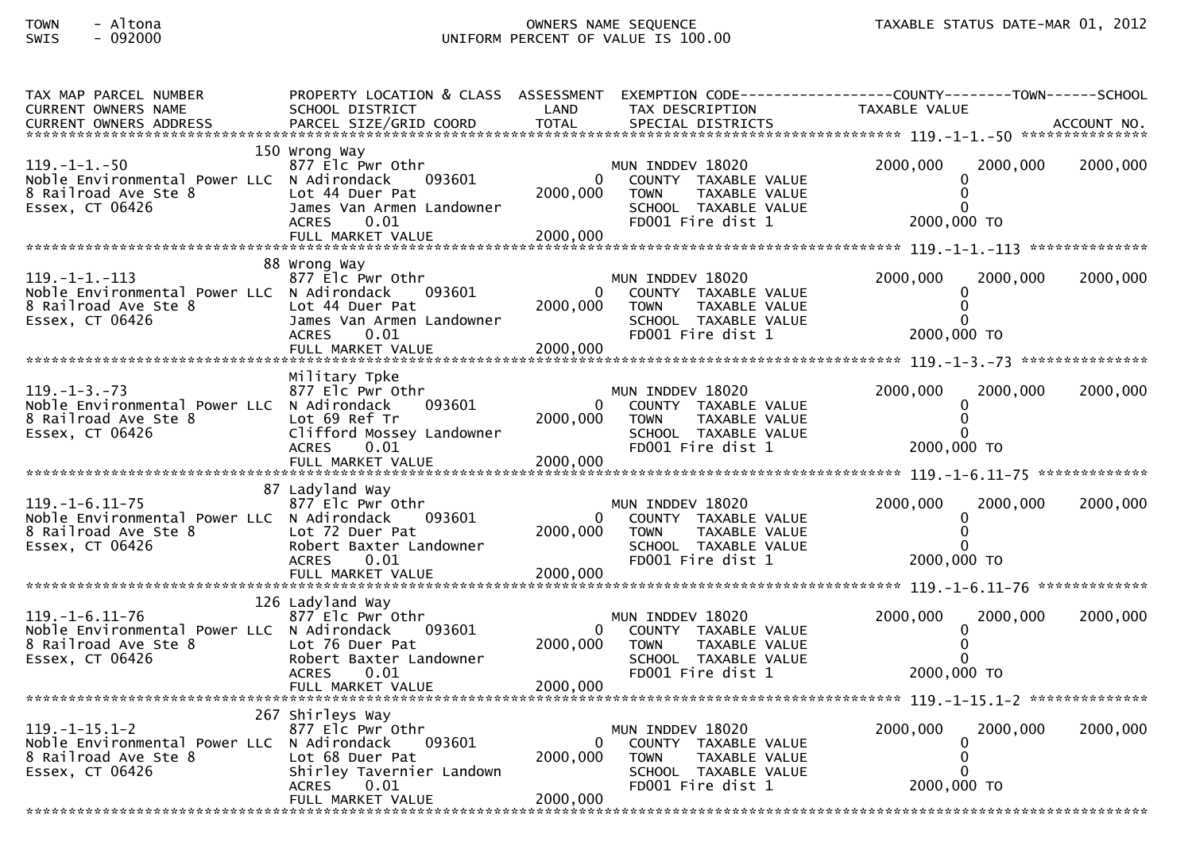TOWN - Altona
SWIS - 092000

OWNERS NAME SEQUENCE
UNIFORM PERCENT OF VALUE IS 100.00

TAXABLE STATUS DATE-MAR 01, 2012

| TAX MAP PARCEL NUMBER / CURRENT OWNERS NAME / CURRENT OWNERS ADDRESS | PROPERTY LOCATION & CLASS / SCHOOL DISTRICT / PARCEL SIZE/GRID COORD | ASSESSMENT LAND / TOTAL | EXEMPTION CODE / TAX DESCRIPTION / SPECIAL DISTRICTS | COUNTY TAXABLE VALUE | TOWN | SCHOOL / ACCOUNT NO. |
|---|---|---|---|---|---|---|
| **119.-1-1.-50** | 150 Wrong Way | | | | | |
| 119.-1-1.-50 | 877 Elc Pwr Othr | | MUN INDDEV 18020 | 2000,000 | 2000,000 | 2000,000 |
| Noble Environmental Power LLC | N Adirondack 093601 | 0 | COUNTY TAXABLE VALUE | 0 | | |
| 8 Railroad Ave Ste 8 | Lot 44 Duer Pat | 2000,000 | TOWN TAXABLE VALUE | 0 | | |
| Essex, CT 06426 | James Van Armen Landowner | | SCHOOL TAXABLE VALUE | 0 | | |
| | ACRES 0.01 | | FD001 Fire dist 1 | 2000,000 TO | | |
| | FULL MARKET VALUE | 2000,000 | | | | |
| **119.-1-1.-113** | 88 Wrong Way | | | | | |
| 119.-1-1.-113 | 877 Elc Pwr Othr | | MUN INDDEV 18020 | 2000,000 | 2000,000 | 2000,000 |
| Noble Environmental Power LLC | N Adirondack 093601 | 0 | COUNTY TAXABLE VALUE | 0 | | |
| 8 Railroad Ave Ste 8 | Lot 44 Duer Pat | 2000,000 | TOWN TAXABLE VALUE | 0 | | |
| Essex, CT 06426 | James Van Armen Landowner | | SCHOOL TAXABLE VALUE | 0 | | |
| | ACRES 0.01 | | FD001 Fire dist 1 | 2000,000 TO | | |
| | FULL MARKET VALUE | 2000,000 | | | | |
| **119.-1-3.-73** | Military Tpke | | | | | |
| 119.-1-3.-73 | 877 Elc Pwr Othr | | MUN INDDEV 18020 | 2000,000 | 2000,000 | 2000,000 |
| Noble Environmental Power LLC | N Adirondack 093601 | 0 | COUNTY TAXABLE VALUE | 0 | | |
| 8 Railroad Ave Ste 8 | Lot 69 Ref Tr | 2000,000 | TOWN TAXABLE VALUE | 0 | | |
| Essex, CT 06426 | Clifford Mossey Landowner | | SCHOOL TAXABLE VALUE | 0 | | |
| | ACRES 0.01 | | FD001 Fire dist 1 | 2000,000 TO | | |
| | FULL MARKET VALUE | 2000,000 | | | | |
| **119.-1-6.11-75** | 87 Ladyland Way | | | | | |
| 119.-1-6.11-75 | 877 Elc Pwr Othr | | MUN INDDEV 18020 | 2000,000 | 2000,000 | 2000,000 |
| Noble Environmental Power LLC | N Adirondack 093601 | 0 | COUNTY TAXABLE VALUE | 0 | | |
| 8 Railroad Ave Ste 8 | Lot 72 Duer Pat | 2000,000 | TOWN TAXABLE VALUE | 0 | | |
| Essex, CT 06426 | Robert Baxter Landowner | | SCHOOL TAXABLE VALUE | 0 | | |
| | ACRES 0.01 | | FD001 Fire dist 1 | 2000,000 TO | | |
| | FULL MARKET VALUE | 2000,000 | | | | |
| **119.-1-6.11-76** | 126 Ladyland Way | | | | | |
| 119.-1-6.11-76 | 877 Elc Pwr Othr | | MUN INDDEV 18020 | 2000,000 | 2000,000 | 2000,000 |
| Noble Environmental Power LLC | N Adirondack 093601 | 0 | COUNTY TAXABLE VALUE | 0 | | |
| 8 Railroad Ave Ste 8 | Lot 76 Duer Pat | 2000,000 | TOWN TAXABLE VALUE | 0 | | |
| Essex, CT 06426 | Robert Baxter Landowner | | SCHOOL TAXABLE VALUE | 0 | | |
| | ACRES 0.01 | | FD001 Fire dist 1 | 2000,000 TO | | |
| | FULL MARKET VALUE | 2000,000 | | | | |
| **119.-1-15.1-2** | 267 Shirleys Way | | | | | |
| 119.-1-15.1-2 | 877 Elc Pwr Othr | | MUN INDDEV 18020 | 2000,000 | 2000,000 | 2000,000 |
| Noble Environmental Power LLC | N Adirondack 093601 | 0 | COUNTY TAXABLE VALUE | 0 | | |
| 8 Railroad Ave Ste 8 | Lot 68 Duer Pat | 2000,000 | TOWN TAXABLE VALUE | 0 | | |
| Essex, CT 06426 | Shirley Tavernier Landown | | SCHOOL TAXABLE VALUE | 0 | | |
| | ACRES 0.01 | | FD001 Fire dist 1 | 2000,000 TO | | |
| | FULL MARKET VALUE | 2000,000 | | | | |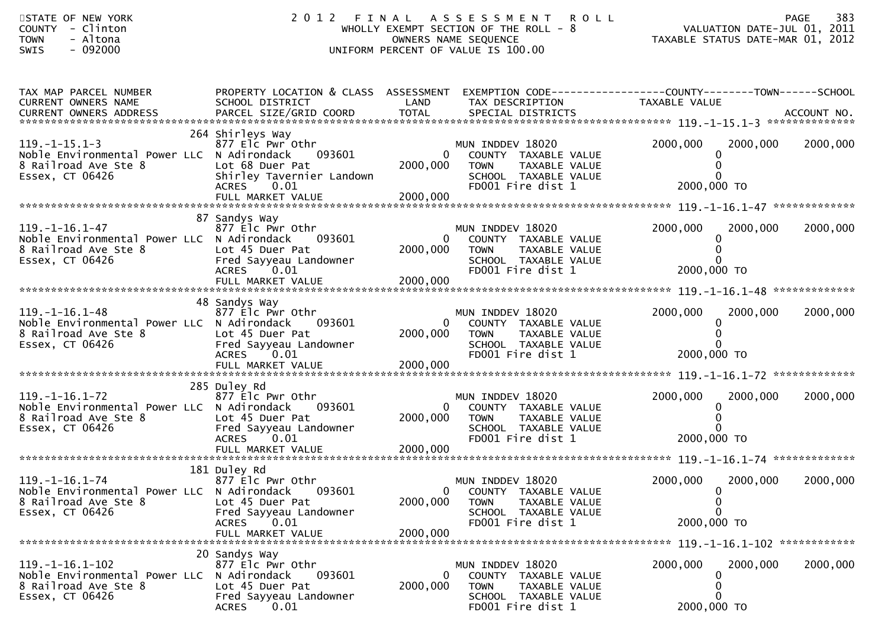STATE OF NEW YORK
COUNTY - Clinton
TOWN - Altona
SWIS - 092000

# 2012 FINAL ASSESSMENT ROLL

WHOLLY EXEMPT SECTION OF THE ROLL - 8
OWNERS NAME SEQUENCE
UNIFORM PERCENT OF VALUE IS 100.00

VALUATION DATE-JUL 01, 2011
TAXABLE STATUS DATE-MAR 01, 2012

| TAX MAP PARCEL NUMBER / CURRENT OWNERS NAME / CURRENT OWNERS ADDRESS | PROPERTY LOCATION & CLASS / SCHOOL DISTRICT / PARCEL SIZE/GRID COORD | ASSESSMENT LAND / TOTAL | EXEMPTION CODE / TAX DESCRIPTION / SPECIAL DISTRICTS | COUNTY TAXABLE VALUE | TOWN | SCHOOL ACCOUNT NO. |
|---|---|---|---|---|---|---|
| **119.-1-15.1-3** | 264 Shirleys Way | | | | | |
| 119.-1-15.1-3 | 877 Elc Pwr Othr | | MUN INDDEV 18020 | 2000,000 | 2000,000 | 2000,000 |
| Noble Environmental Power LLC | N Adirondack 093601 | 0 | COUNTY TAXABLE VALUE | 0 | | |
| 8 Railroad Ave Ste 8 | Lot 68 Duer Pat | 2000,000 | TOWN TAXABLE VALUE | 0 | | |
| Essex, CT 06426 | Shirley Tavernier Landown | | SCHOOL TAXABLE VALUE | 0 | | |
| | ACRES 0.01 | | FD001 Fire dist 1 | 2000,000 TO | | |
| | FULL MARKET VALUE | 2000,000 | | | | |
| **119.-1-16.1-47** | 87 Sandys Way | | | | | |
| 119.-1-16.1-47 | 877 Elc Pwr Othr | | MUN INDDEV 18020 | 2000,000 | 2000,000 | 2000,000 |
| Noble Environmental Power LLC | N Adirondack 093601 | 0 | COUNTY TAXABLE VALUE | 0 | | |
| 8 Railroad Ave Ste 8 | Lot 45 Duer Pat | 2000,000 | TOWN TAXABLE VALUE | 0 | | |
| Essex, CT 06426 | Fred Sayyeau Landowner | | SCHOOL TAXABLE VALUE | 0 | | |
| | ACRES 0.01 | | FD001 Fire dist 1 | 2000,000 TO | | |
| | FULL MARKET VALUE | 2000,000 | | | | |
| **119.-1-16.1-48** | 48 Sandys Way | | | | | |
| 119.-1-16.1-48 | 877 Elc Pwr Othr | | MUN INDDEV 18020 | 2000,000 | 2000,000 | 2000,000 |
| Noble Environmental Power LLC | N Adirondack 093601 | 0 | COUNTY TAXABLE VALUE | 0 | | |
| 8 Railroad Ave Ste 8 | Lot 45 Duer Pat | 2000,000 | TOWN TAXABLE VALUE | 0 | | |
| Essex, CT 06426 | Fred Sayyeau Landowner | | SCHOOL TAXABLE VALUE | 0 | | |
| | ACRES 0.01 | | FD001 Fire dist 1 | 2000,000 TO | | |
| | FULL MARKET VALUE | 2000,000 | | | | |
| **119.-1-16.1-72** | 285 Duley Rd | | | | | |
| 119.-1-16.1-72 | 877 Elc Pwr Othr | | MUN INDDEV 18020 | 2000,000 | 2000,000 | 2000,000 |
| Noble Environmental Power LLC | N Adirondack 093601 | 0 | COUNTY TAXABLE VALUE | 0 | | |
| 8 Railroad Ave Ste 8 | Lot 45 Duer Pat | 2000,000 | TOWN TAXABLE VALUE | 0 | | |
| Essex, CT 06426 | Fred Sayyeau Landowner | | SCHOOL TAXABLE VALUE | 0 | | |
| | ACRES 0.01 | | FD001 Fire dist 1 | 2000,000 TO | | |
| | FULL MARKET VALUE | 2000,000 | | | | |
| **119.-1-16.1-74** | 181 Duley Rd | | | | | |
| 119.-1-16.1-74 | 877 Elc Pwr Othr | | MUN INDDEV 18020 | 2000,000 | 2000,000 | 2000,000 |
| Noble Environmental Power LLC | N Adirondack 093601 | 0 | COUNTY TAXABLE VALUE | 0 | | |
| 8 Railroad Ave Ste 8 | Lot 45 Duer Pat | 2000,000 | TOWN TAXABLE VALUE | 0 | | |
| Essex, CT 06426 | Fred Sayyeau Landowner | | SCHOOL TAXABLE VALUE | 0 | | |
| | ACRES 0.01 | | FD001 Fire dist 1 | 2000,000 TO | | |
| | FULL MARKET VALUE | 2000,000 | | | | |
| **119.-1-16.1-102** | 20 Sandys Way | | | | | |
| 119.-1-16.1-102 | 877 Elc Pwr Othr | | MUN INDDEV 18020 | 2000,000 | 2000,000 | 2000,000 |
| Noble Environmental Power LLC | N Adirondack 093601 | 0 | COUNTY TAXABLE VALUE | 0 | | |
| 8 Railroad Ave Ste 8 | Lot 45 Duer Pat | 2000,000 | TOWN TAXABLE VALUE | 0 | | |
| Essex, CT 06426 | Fred Sayyeau Landowner | | SCHOOL TAXABLE VALUE | 0 | | |
| | ACRES 0.01 | | FD001 Fire dist 1 | 2000,000 TO | | |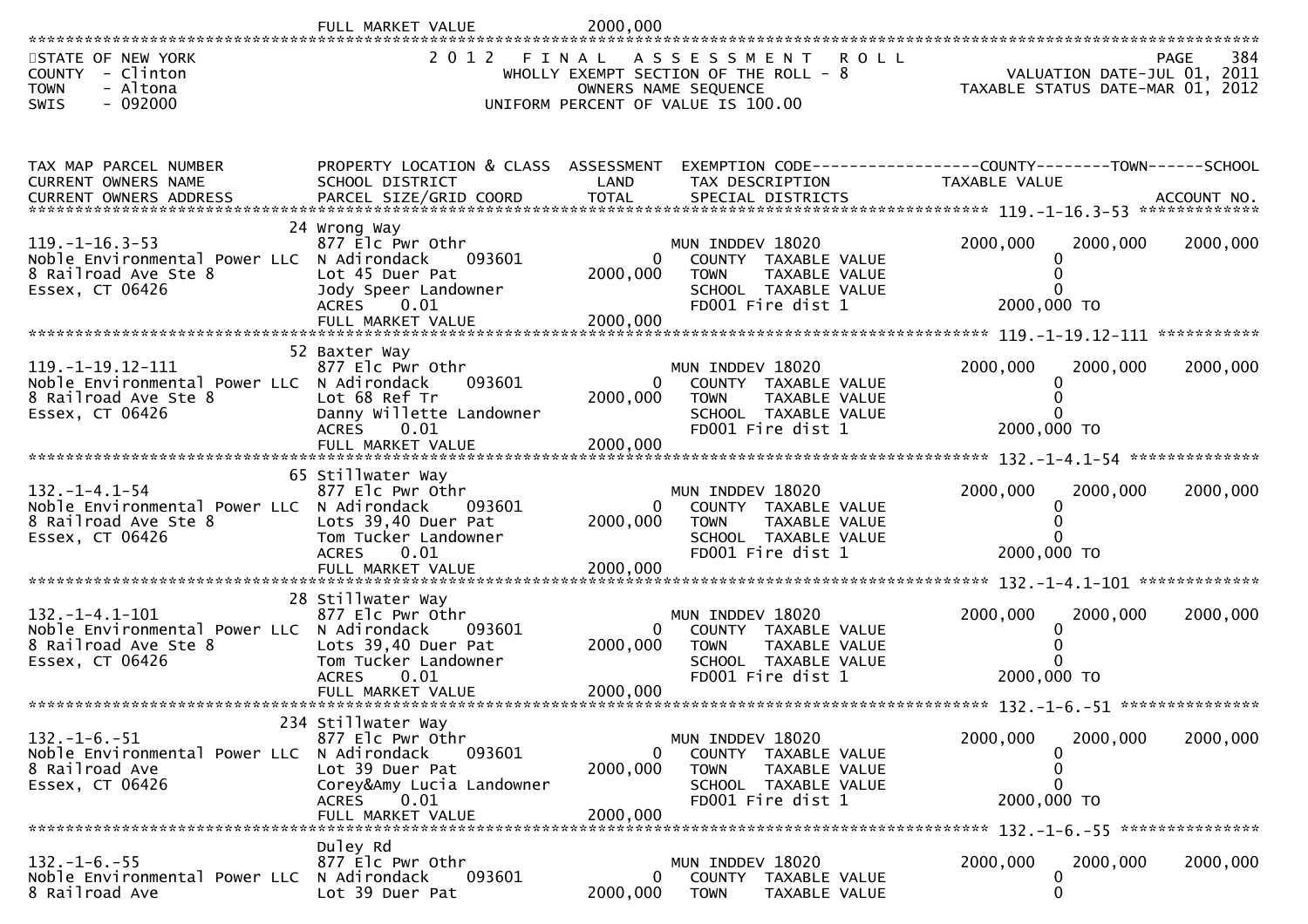FULL MARKET VALUE 2000,000

STATE OF NEW YORK
COUNTY - Clinton
TOWN - Altona
SWIS - 092000

2012 FINAL ASSESSMENT ROLL
WHOLLY EXEMPT SECTION OF THE ROLL - 8
OWNERS NAME SEQUENCE
UNIFORM PERCENT OF VALUE IS 100.00

VALUATION DATE-JUL 01, 2011
TAXABLE STATUS DATE-MAR 01, 2012

| TAX MAP PARCEL NUMBER / CURRENT OWNERS NAME / CURRENT OWNERS ADDRESS | PROPERTY LOCATION & CLASS / SCHOOL DISTRICT / PARCEL SIZE/GRID COORD | ASSESSMENT LAND / TOTAL | EXEMPTION CODE / TAX DESCRIPTION / SPECIAL DISTRICTS | COUNTY TAXABLE VALUE | TOWN | SCHOOL ACCOUNT NO. |
|---|---|---|---|---|---|---|
| 119.-1-16.3-53 | 24 Wrong Way | | | | | |
| 119.-1-16.3-53 | 877 Elc Pwr Othr | | MUN INDDEV 18020 | 2000,000 | 2000,000 | 2000,000 |
| Noble Environmental Power LLC | N Adirondack 093601 | 0 | COUNTY TAXABLE VALUE | 0 | | |
| 8 Railroad Ave Ste 8 | Lot 45 Duer Pat | 2000,000 | TOWN TAXABLE VALUE | 0 | | |
| Essex, CT 06426 | Jody Speer Landowner | | SCHOOL TAXABLE VALUE | 0 | | |
| | ACRES 0.01 | | FD001 Fire dist 1 | 2000,000 TO | | |
| | FULL MARKET VALUE | 2000,000 | | | | |
| 119.-1-19.12-111 | 52 Baxter Way | | | | | |
| 119.-1-19.12-111 | 877 Elc Pwr Othr | | MUN INDDEV 18020 | 2000,000 | 2000,000 | 2000,000 |
| Noble Environmental Power LLC | N Adirondack 093601 | 0 | COUNTY TAXABLE VALUE | 0 | | |
| 8 Railroad Ave Ste 8 | Lot 68 Ref Tr | 2000,000 | TOWN TAXABLE VALUE | 0 | | |
| Essex, CT 06426 | Danny Willette Landowner | | SCHOOL TAXABLE VALUE | 0 | | |
| | ACRES 0.01 | | FD001 Fire dist 1 | 2000,000 TO | | |
| | FULL MARKET VALUE | 2000,000 | | | | |
| 132.-1-4.1-54 | 65 Stillwater Way | | | | | |
| 132.-1-4.1-54 | 877 Elc Pwr Othr | | MUN INDDEV 18020 | 2000,000 | 2000,000 | 2000,000 |
| Noble Environmental Power LLC | N Adirondack 093601 | 0 | COUNTY TAXABLE VALUE | 0 | | |
| 8 Railroad Ave Ste 8 | Lots 39,40 Duer Pat | 2000,000 | TOWN TAXABLE VALUE | 0 | | |
| Essex, CT 06426 | Tom Tucker Landowner | | SCHOOL TAXABLE VALUE | 0 | | |
| | ACRES 0.01 | | FD001 Fire dist 1 | 2000,000 TO | | |
| | FULL MARKET VALUE | 2000,000 | | | | |
| 132.-1-4.1-101 | 28 Stillwater Way | | | | | |
| 132.-1-4.1-101 | 877 Elc Pwr Othr | | MUN INDDEV 18020 | 2000,000 | 2000,000 | 2000,000 |
| Noble Environmental Power LLC | N Adirondack 093601 | 0 | COUNTY TAXABLE VALUE | 0 | | |
| 8 Railroad Ave Ste 8 | Lots 39,40 Duer Pat | 2000,000 | TOWN TAXABLE VALUE | 0 | | |
| Essex, CT 06426 | Tom Tucker Landowner | | SCHOOL TAXABLE VALUE | 0 | | |
| | ACRES 0.01 | | FD001 Fire dist 1 | 2000,000 TO | | |
| | FULL MARKET VALUE | 2000,000 | | | | |
| 132.-1-6.-51 | 234 Stillwater Way | | | | | |
| 132.-1-6.-51 | 877 Elc Pwr Othr | | MUN INDDEV 18020 | 2000,000 | 2000,000 | 2000,000 |
| Noble Environmental Power LLC | N Adirondack 093601 | 0 | COUNTY TAXABLE VALUE | 0 | | |
| 8 Railroad Ave | Lot 39 Duer Pat | 2000,000 | TOWN TAXABLE VALUE | 0 | | |
| Essex, CT 06426 | Corey&Amy Lucia Landowner | | SCHOOL TAXABLE VALUE | 0 | | |
| | ACRES 0.01 | | FD001 Fire dist 1 | 2000,000 TO | | |
| | FULL MARKET VALUE | 2000,000 | | | | |
| 132.-1-6.-55 | Duley Rd | | | | | |
| 132.-1-6.-55 | 877 Elc Pwr Othr | | MUN INDDEV 18020 | 2000,000 | 2000,000 | 2000,000 |
| Noble Environmental Power LLC | N Adirondack 093601 | 0 | COUNTY TAXABLE VALUE | 0 | | |
| 8 Railroad Ave | Lot 39 Duer Pat | 2000,000 | TOWN TAXABLE VALUE | 0 | | |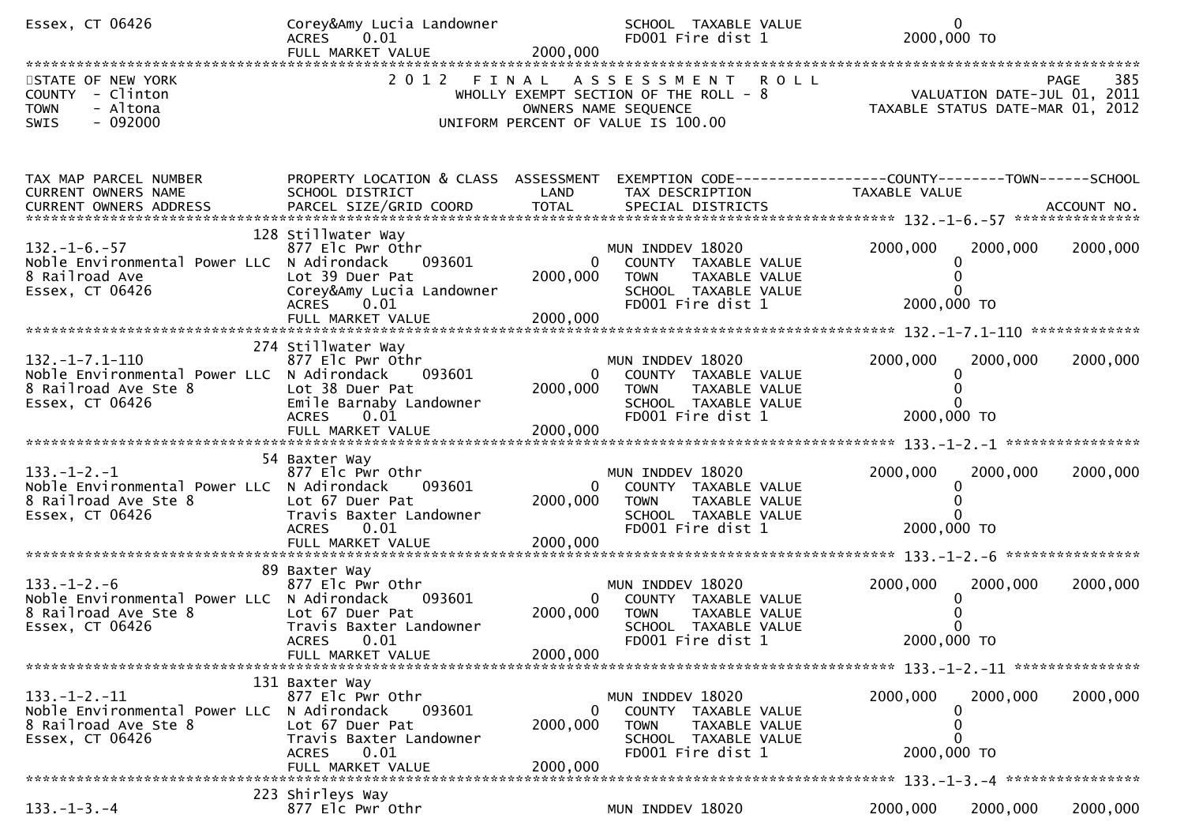```
Essex, CT 06426               Corey&Amy Lucia Landowner              SCHOOL  TAXABLE VALUE                   0
                              ACRES    0.01                          FD001 Fire dist 1                2000,000 TO
                              FULL MARKET VALUE           2000,000
******************************************************************************************************************************************
STATE OF NEW YORK                  2 0 1 2   F I N A L   A S S E S S M E N T   R O L L                                   PAGE    385
COUNTY  - Clinton                      WHOLLY EXEMPT SECTION OF THE ROLL - 8                          VALUATION DATE-JUL 01, 2011
TOWN    - Altona                              OWNERS NAME SEQUENCE                                  TAXABLE STATUS DATE-MAR 01, 2012
SWIS    - 092000                        UNIFORM PERCENT OF VALUE IS 100.00


TAX MAP PARCEL NUMBER          PROPERTY LOCATION & CLASS  ASSESSMENT  EXEMPTION CODE------------------COUNTY--------TOWN------SCHOOL
CURRENT OWNERS NAME            SCHOOL DISTRICT               LAND      TAX DESCRIPTION              TAXABLE VALUE
CURRENT OWNERS ADDRESS         PARCEL SIZE/GRID COORD        TOTAL     SPECIAL DISTRICTS                                      ACCOUNT NO.
******************************************************************************************************* 132.-1-6.-57 ***************
                             128 Stillwater Way
132.-1-6.-57                   877 Elc Pwr Othr                         MUN INDDEV 18020              2000,000    2000,000    2000,000
Noble Environmental Power LLC  N Adirondack     093601          0        COUNTY  TAXABLE VALUE                 0
8 Railroad Ave                 Lot 39 Duer Pat             2000,000      TOWN    TAXABLE VALUE                 0
Essex, CT 06426                Corey&Amy Lucia Landowner                 SCHOOL  TAXABLE VALUE                 0
                               ACRES    0.01                             FD001 Fire dist 1              2000,000 TO
                               FULL MARKET VALUE           2000,000
******************************************************************************************************* 132.-1-7.1-110 *************
                             274 Stillwater Way
132.-1-7.1-110                 877 Elc Pwr Othr                         MUN INDDEV 18020              2000,000    2000,000    2000,000
Noble Environmental Power LLC  N Adirondack     093601          0        COUNTY  TAXABLE VALUE                 0
8 Railroad Ave Ste 8           Lot 38 Duer Pat             2000,000      TOWN    TAXABLE VALUE                 0
Essex, CT 06426                Emile Barnaby Landowner                   SCHOOL  TAXABLE VALUE                 0
                               ACRES    0.01                             FD001 Fire dist 1              2000,000 TO
                               FULL MARKET VALUE           2000,000
******************************************************************************************************* 133.-1-2.-1 ****************
                             54 Baxter Way
133.-1-2.-1                    877 Elc Pwr Othr                         MUN INDDEV 18020              2000,000    2000,000    2000,000
Noble Environmental Power LLC  N Adirondack     093601          0        COUNTY  TAXABLE VALUE                 0
8 Railroad Ave Ste 8           Lot 67 Duer Pat             2000,000      TOWN    TAXABLE VALUE                 0
Essex, CT 06426                Travis Baxter Landowner                   SCHOOL  TAXABLE VALUE                 0
                               ACRES    0.01                             FD001 Fire dist 1              2000,000 TO
                               FULL MARKET VALUE           2000,000
******************************************************************************************************* 133.-1-2.-6 ****************
                             89 Baxter Way
133.-1-2.-6                    877 Elc Pwr Othr                         MUN INDDEV 18020              2000,000    2000,000    2000,000
Noble Environmental Power LLC  N Adirondack     093601          0        COUNTY  TAXABLE VALUE                 0
8 Railroad Ave Ste 8           Lot 67 Duer Pat             2000,000      TOWN    TAXABLE VALUE                 0
Essex, CT 06426                Travis Baxter Landowner                   SCHOOL  TAXABLE VALUE                 0
                               ACRES    0.01                             FD001 Fire dist 1              2000,000 TO
                               FULL MARKET VALUE           2000,000
******************************************************************************************************* 133.-1-2.-11 ***************
                             131 Baxter Way
133.-1-2.-11                   877 Elc Pwr Othr                         MUN INDDEV 18020              2000,000    2000,000    2000,000
Noble Environmental Power LLC  N Adirondack     093601          0        COUNTY  TAXABLE VALUE                 0
8 Railroad Ave Ste 8           Lot 67 Duer Pat             2000,000      TOWN    TAXABLE VALUE                 0
Essex, CT 06426                Travis Baxter Landowner                   SCHOOL  TAXABLE VALUE                 0
                               ACRES    0.01                             FD001 Fire dist 1              2000,000 TO
                               FULL MARKET VALUE           2000,000
******************************************************************************************************* 133.-1-3.-4 ****************
                             223 Shirleys Way
133.-1-3.-4                    877 Elc Pwr Othr                         MUN INDDEV 18020              2000,000    2000,000    2000,000
```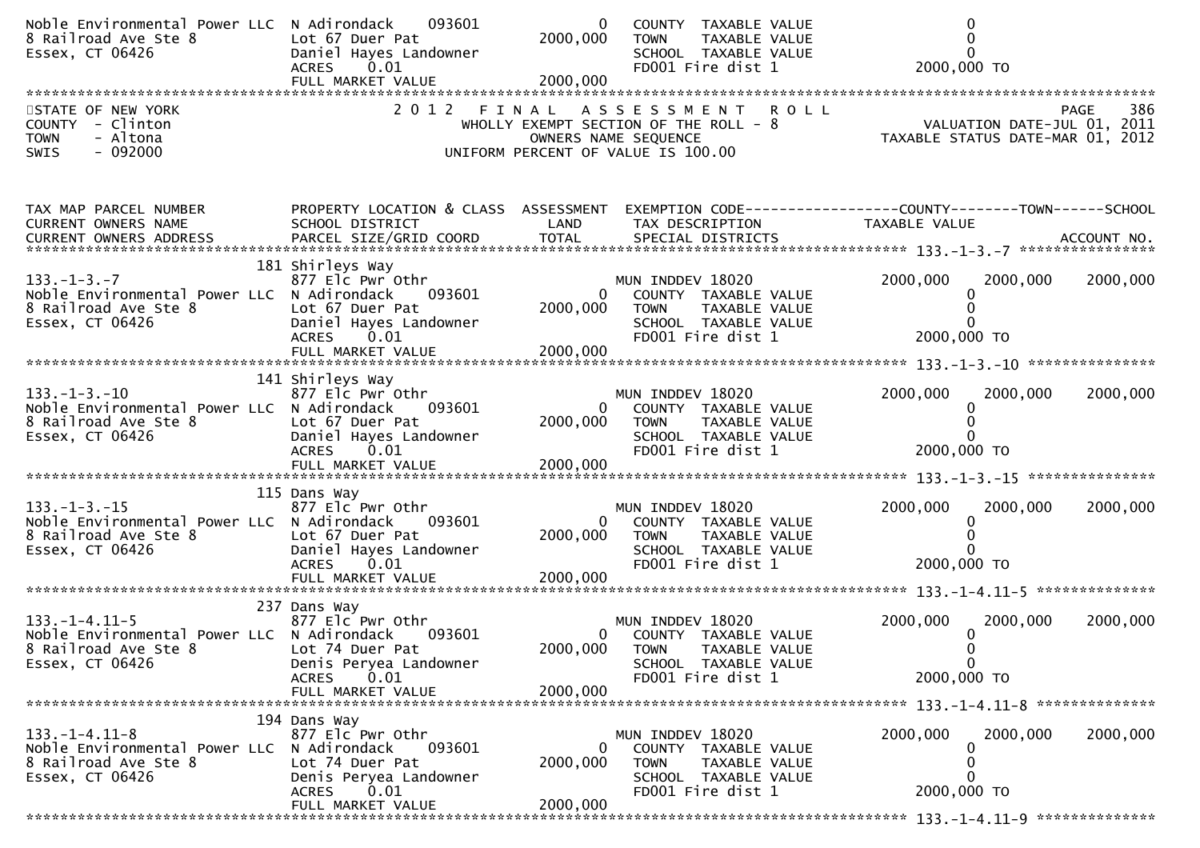| | | | | |
|---|---|---|---|---|
| Noble Environmental Power LLC | N Adirondack 093601 | 0 | COUNTY TAXABLE VALUE | 0 |
| 8 Railroad Ave Ste 8 | Lot 67 Duer Pat | 2000,000 | TOWN TAXABLE VALUE | 0 |
| Essex, CT 06426 | Daniel Hayes Landowner | | SCHOOL TAXABLE VALUE | 0 |
| | ACRES 0.01 | | FD001 Fire dist 1 | 2000,000 TO |
| | FULL MARKET VALUE | 2000,000 | | |

STATE OF NEW YORK
COUNTY - Clinton
TOWN - Altona
SWIS - 092000

2 0 1 2 F I N A L A S S E S S M E N T R O L L
WHOLLY EXEMPT SECTION OF THE ROLL - 8
OWNERS NAME SEQUENCE
UNIFORM PERCENT OF VALUE IS 100.00

PAGE 386
VALUATION DATE-JUL 01, 2011
TAXABLE STATUS DATE-MAR 01, 2012

| TAX MAP PARCEL NUMBER / CURRENT OWNERS NAME / CURRENT OWNERS ADDRESS | PROPERTY LOCATION & CLASS / SCHOOL DISTRICT / PARCEL SIZE/GRID COORD | ASSESSMENT LAND / TOTAL | EXEMPTION CODE / TAX DESCRIPTION / SPECIAL DISTRICTS | COUNTY TAXABLE VALUE | TOWN | SCHOOL ACCOUNT NO. |
|---|---|---|---|---|---|---|
| **133.-1-3.-7** | 181 Shirleys Way | | | | | |
| 133.-1-3.-7 | 877 Elc Pwr Othr | | MUN INDDEV 18020 | 2000,000 | 2000,000 | 2000,000 |
| Noble Environmental Power LLC | N Adirondack 093601 | 0 | COUNTY TAXABLE VALUE | 0 | | |
| 8 Railroad Ave Ste 8 | Lot 67 Duer Pat | 2000,000 | TOWN TAXABLE VALUE | 0 | | |
| Essex, CT 06426 | Daniel Hayes Landowner | | SCHOOL TAXABLE VALUE | 0 | | |
| | ACRES 0.01 | | FD001 Fire dist 1 | 2000,000 TO | | |
| | FULL MARKET VALUE | 2000,000 | | | | |
| **133.-1-3.-10** | 141 Shirleys Way | | | | | |
| 133.-1-3.-10 | 877 Elc Pwr Othr | | MUN INDDEV 18020 | 2000,000 | 2000,000 | 2000,000 |
| Noble Environmental Power LLC | N Adirondack 093601 | 0 | COUNTY TAXABLE VALUE | 0 | | |
| 8 Railroad Ave Ste 8 | Lot 67 Duer Pat | 2000,000 | TOWN TAXABLE VALUE | 0 | | |
| Essex, CT 06426 | Daniel Hayes Landowner | | SCHOOL TAXABLE VALUE | 0 | | |
| | ACRES 0.01 | | FD001 Fire dist 1 | 2000,000 TO | | |
| | FULL MARKET VALUE | 2000,000 | | | | |
| **133.-1-3.-15** | 115 Dans Way | | | | | |
| 133.-1-3.-15 | 877 Elc Pwr Othr | | MUN INDDEV 18020 | 2000,000 | 2000,000 | 2000,000 |
| Noble Environmental Power LLC | N Adirondack 093601 | 0 | COUNTY TAXABLE VALUE | 0 | | |
| 8 Railroad Ave Ste 8 | Lot 67 Duer Pat | 2000,000 | TOWN TAXABLE VALUE | 0 | | |
| Essex, CT 06426 | Daniel Hayes Landowner | | SCHOOL TAXABLE VALUE | 0 | | |
| | ACRES 0.01 | | FD001 Fire dist 1 | 2000,000 TO | | |
| | FULL MARKET VALUE | 2000,000 | | | | |
| **133.-1-4.11-5** | 237 Dans Way | | | | | |
| 133.-1-4.11-5 | 877 Elc Pwr Othr | | MUN INDDEV 18020 | 2000,000 | 2000,000 | 2000,000 |
| Noble Environmental Power LLC | N Adirondack 093601 | 0 | COUNTY TAXABLE VALUE | 0 | | |
| 8 Railroad Ave Ste 8 | Lot 74 Duer Pat | 2000,000 | TOWN TAXABLE VALUE | 0 | | |
| Essex, CT 06426 | Denis Peryea Landowner | | SCHOOL TAXABLE VALUE | 0 | | |
| | ACRES 0.01 | | FD001 Fire dist 1 | 2000,000 TO | | |
| | FULL MARKET VALUE | 2000,000 | | | | |
| **133.-1-4.11-8** | 194 Dans Way | | | | | |
| 133.-1-4.11-8 | 877 Elc Pwr Othr | | MUN INDDEV 18020 | 2000,000 | 2000,000 | 2000,000 |
| Noble Environmental Power LLC | N Adirondack 093601 | 0 | COUNTY TAXABLE VALUE | 0 | | |
| 8 Railroad Ave Ste 8 | Lot 74 Duer Pat | 2000,000 | TOWN TAXABLE VALUE | 0 | | |
| Essex, CT 06426 | Denis Peryea Landowner | | SCHOOL TAXABLE VALUE | 0 | | |
| | ACRES 0.01 | | FD001 Fire dist 1 | 2000,000 TO | | |
| | FULL MARKET VALUE | 2000,000 | | | | |
| **133.-1-4.11-9** | | | | | | |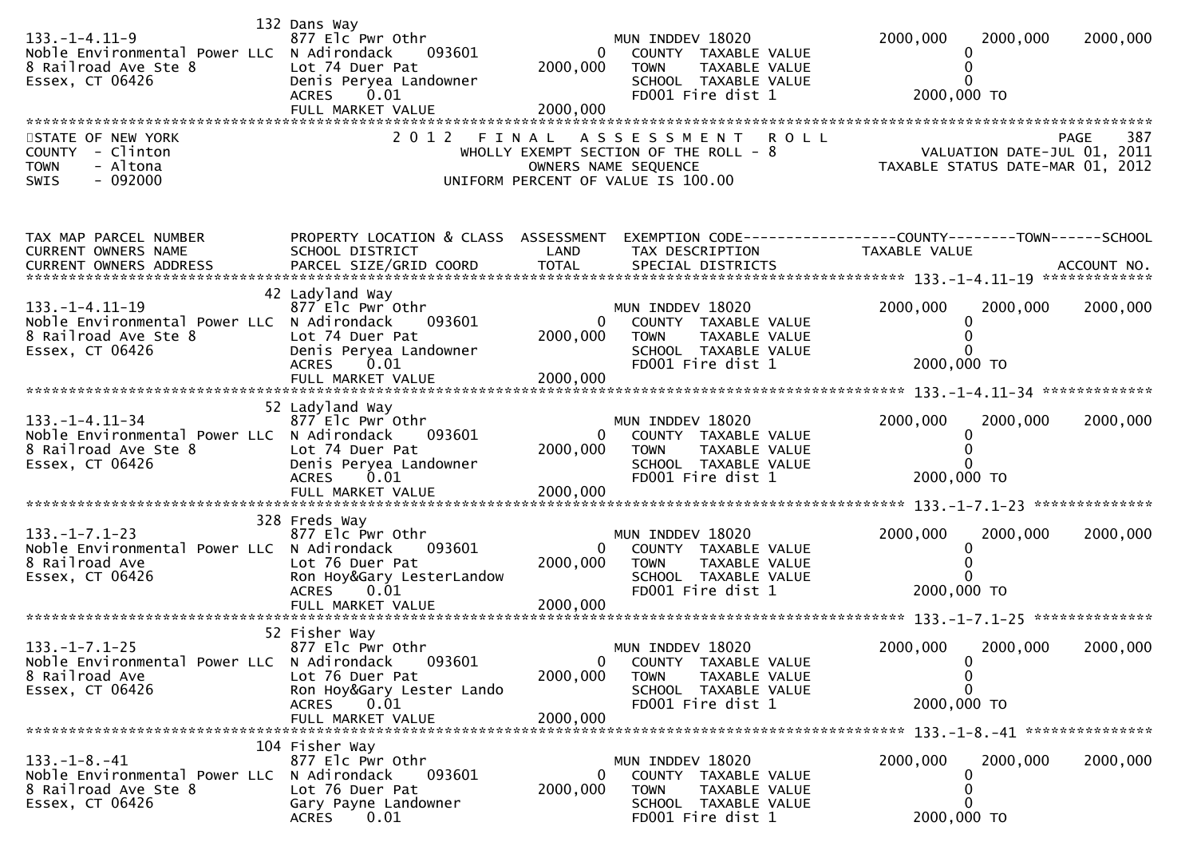```
                               132 Dans Way
133.-1-4.11-9                 877 Elc Pwr Othr                    MUN INDDEV 18020              2000,000     2000,000     2000,000
Noble Environmental Power LLC N Adirondack    093601          0    COUNTY  TAXABLE VALUE                0
8 Railroad Ave Ste 8          Lot 74 Duer Pat              2000,000   TOWN    TAXABLE VALUE                0
Essex, CT 06426               Denis Peryea Landowner               SCHOOL  TAXABLE VALUE                0
                              ACRES     0.01                       FD001 Fire dist 1              2000,000 TO
                              FULL MARKET VALUE            2000,000
************************************************************************************************************************************
STATE OF NEW YORK                  2 0 1 2   F I N A L   A S S E S S M E N T   R O L L                             PAGE    387
COUNTY  - Clinton                     WHOLLY EXEMPT SECTION OF THE ROLL - 8                      VALUATION DATE-JUL 01, 2011
TOWN    - Altona                              OWNERS NAME SEQUENCE                              TAXABLE STATUS DATE-MAR 01, 2012
SWIS    - 092000                     UNIFORM PERCENT OF VALUE IS 100.00


TAX MAP PARCEL NUMBER         PROPERTY LOCATION & CLASS  ASSESSMENT  EXEMPTION CODE------------------COUNTY--------TOWN------SCHOOL
CURRENT OWNERS NAME           SCHOOL DISTRICT               LAND      TAX DESCRIPTION              TAXABLE VALUE
CURRENT OWNERS ADDRESS        PARCEL SIZE/GRID COORD        TOTAL     SPECIAL DISTRICTS                                     ACCOUNT NO.
******************************************************************************************************* 133.-1-4.11-19 *************
                               42 Ladyland Way
133.-1-4.11-19                877 Elc Pwr Othr                    MUN INDDEV 18020              2000,000     2000,000     2000,000
Noble Environmental Power LLC N Adirondack    093601          0    COUNTY  TAXABLE VALUE                0
8 Railroad Ave Ste 8          Lot 74 Duer Pat              2000,000   TOWN    TAXABLE VALUE                0
Essex, CT 06426               Denis Peryea Landowner               SCHOOL  TAXABLE VALUE                0
                              ACRES     0.01                       FD001 Fire dist 1              2000,000 TO
                              FULL MARKET VALUE            2000,000
******************************************************************************************************* 133.-1-4.11-34 *************
                               52 Ladyland Way
133.-1-4.11-34                877 Elc Pwr Othr                    MUN INDDEV 18020              2000,000     2000,000     2000,000
Noble Environmental Power LLC N Adirondack    093601          0    COUNTY  TAXABLE VALUE                0
8 Railroad Ave Ste 8          Lot 74 Duer Pat              2000,000   TOWN    TAXABLE VALUE                0
Essex, CT 06426               Denis Peryea Landowner               SCHOOL  TAXABLE VALUE                0
                              ACRES     0.01                       FD001 Fire dist 1              2000,000 TO
                              FULL MARKET VALUE            2000,000
******************************************************************************************************* 133.-1-7.1-23 **************
                              328 Freds Way
133.-1-7.1-23                 877 Elc Pwr Othr                    MUN INDDEV 18020              2000,000     2000,000     2000,000
Noble Environmental Power LLC N Adirondack    093601          0    COUNTY  TAXABLE VALUE                0
8 Railroad Ave                Lot 76 Duer Pat              2000,000   TOWN    TAXABLE VALUE                0
Essex, CT 06426               Ron Hoy&Gary LesterLandow            SCHOOL  TAXABLE VALUE                0
                              ACRES     0.01                       FD001 Fire dist 1              2000,000 TO
                              FULL MARKET VALUE            2000,000
******************************************************************************************************* 133.-1-7.1-25 **************
                               52 Fisher Way
133.-1-7.1-25                 877 Elc Pwr Othr                    MUN INDDEV 18020              2000,000     2000,000     2000,000
Noble Environmental Power LLC N Adirondack    093601          0    COUNTY  TAXABLE VALUE                0
8 Railroad Ave                Lot 76 Duer Pat              2000,000   TOWN    TAXABLE VALUE                0
Essex, CT 06426               Ron Hoy&Gary Lester Lando            SCHOOL  TAXABLE VALUE                0
                              ACRES     0.01                       FD001 Fire dist 1              2000,000 TO
                              FULL MARKET VALUE            2000,000
******************************************************************************************************* 133.-1-8.-41 ***************
                              104 Fisher Way
133.-1-8.-41                  877 Elc Pwr Othr                    MUN INDDEV 18020              2000,000     2000,000     2000,000
Noble Environmental Power LLC N Adirondack    093601          0    COUNTY  TAXABLE VALUE                0
8 Railroad Ave Ste 8          Lot 76 Duer Pat              2000,000   TOWN    TAXABLE VALUE                0
Essex, CT 06426               Gary Payne Landowner                 SCHOOL  TAXABLE VALUE                0
                              ACRES     0.01                       FD001 Fire dist 1              2000,000 TO
```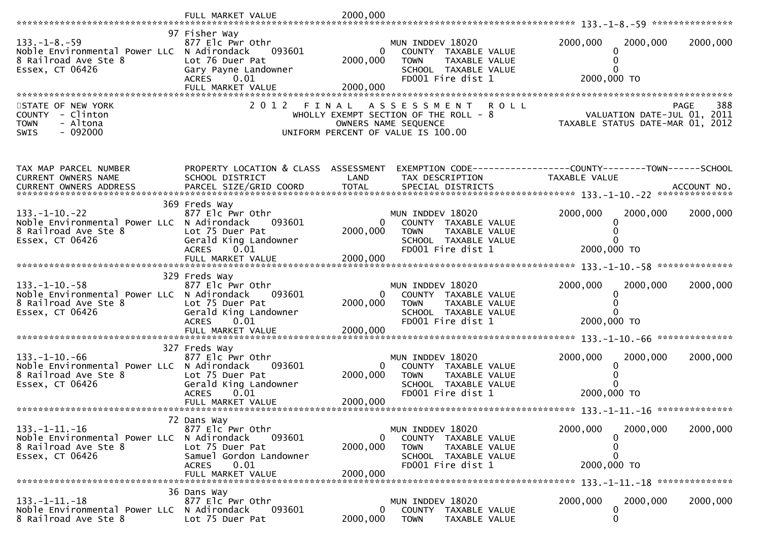```
                               FULL MARKET VALUE            2000,000
******************************************************************************************************* 133.-1-8.-59 ***************
                            97 Fisher Way
133.-1-8.-59                   877 Elc Pwr Othr                      MUN INDDEV 18020             2000,000     2000,000     2000,000
Noble Environmental Power LLC  N Adirondack      093601          0     COUNTY  TAXABLE VALUE                   0
8 Railroad Ave Ste 8           Lot 76 Duer Pat              2000,000     TOWN    TAXABLE VALUE                   0
Essex, CT 06426                Gary Payne Landowner                    SCHOOL  TAXABLE VALUE                   0
                               ACRES     0.01                          FD001 Fire dist 1               2000,000 TO
                               FULL MARKET VALUE            2000,000
************************************************************************************************************************************
```

```
STATE OF NEW YORK                  2 0 1 2   F I N A L   A S S E S S M E N T   R O L L                                 PAGE     388
COUNTY  - Clinton                       WHOLLY EXEMPT SECTION OF THE ROLL - 8                      VALUATION DATE-JUL 01, 2011
TOWN    - Altona                               OWNERS NAME SEQUENCE                               TAXABLE STATUS DATE-MAR 01, 2012
SWIS    - 092000                         UNIFORM PERCENT OF VALUE IS 100.00



TAX MAP PARCEL NUMBER          PROPERTY LOCATION & CLASS  ASSESSMENT  EXEMPTION CODE------------------COUNTY--------TOWN------SCHOOL
CURRENT OWNERS NAME            SCHOOL DISTRICT               LAND      TAX DESCRIPTION             TAXABLE VALUE
CURRENT OWNERS ADDRESS         PARCEL SIZE/GRID COORD        TOTAL     SPECIAL DISTRICTS                                    ACCOUNT NO.
******************************************************************************************************* 133.-1-10.-22 **************
                           369 Freds Way
133.-1-10.-22                  877 Elc Pwr Othr                      MUN INDDEV 18020             2000,000     2000,000     2000,000
Noble Environmental Power LLC  N Adirondack      093601          0     COUNTY  TAXABLE VALUE                   0
8 Railroad Ave Ste 8           Lot 75 Duer Pat              2000,000     TOWN    TAXABLE VALUE                   0
Essex, CT 06426                Gerald King Landowner                   SCHOOL  TAXABLE VALUE                   0
                               ACRES     0.01                          FD001 Fire dist 1               2000,000 TO
                               FULL MARKET VALUE            2000,000
******************************************************************************************************* 133.-1-10.-58 **************
                           329 Freds Way
133.-1-10.-58                  877 Elc Pwr Othr                      MUN INDDEV 18020             2000,000     2000,000     2000,000
Noble Environmental Power LLC  N Adirondack      093601          0     COUNTY  TAXABLE VALUE                   0
8 Railroad Ave Ste 8           Lot 75 Duer Pat              2000,000     TOWN    TAXABLE VALUE                   0
Essex, CT 06426                Gerald King Landowner                   SCHOOL  TAXABLE VALUE                   0
                               ACRES     0.01                          FD001 Fire dist 1               2000,000 TO
                               FULL MARKET VALUE            2000,000
******************************************************************************************************* 133.-1-10.-66 **************
                           327 Freds Way
133.-1-10.-66                  877 Elc Pwr Othr                      MUN INDDEV 18020             2000,000     2000,000     2000,000
Noble Environmental Power LLC  N Adirondack      093601          0     COUNTY  TAXABLE VALUE                   0
8 Railroad Ave Ste 8           Lot 75 Duer Pat              2000,000     TOWN    TAXABLE VALUE                   0
Essex, CT 06426                Gerald King Landowner                   SCHOOL  TAXABLE VALUE                   0
                               ACRES     0.01                          FD001 Fire dist 1               2000,000 TO
                               FULL MARKET VALUE            2000,000
******************************************************************************************************* 133.-1-11.-16 **************
                            72 Dans Way
133.-1-11.-16                  877 Elc Pwr Othr                      MUN INDDEV 18020             2000,000     2000,000     2000,000
Noble Environmental Power LLC  N Adirondack      093601          0     COUNTY  TAXABLE VALUE                   0
8 Railroad Ave Ste 8           Lot 75 Duer Pat              2000,000     TOWN    TAXABLE VALUE                   0
Essex, CT 06426                Samuel Gordon Landowner                 SCHOOL  TAXABLE VALUE                   0
                               ACRES     0.01                          FD001 Fire dist 1               2000,000 TO
                               FULL MARKET VALUE            2000,000
******************************************************************************************************* 133.-1-11.-18 **************
                            36 Dans Way
133.-1-11.-18                  877 Elc Pwr Othr                      MUN INDDEV 18020             2000,000     2000,000     2000,000
Noble Environmental Power LLC  N Adirondack      093601          0     COUNTY  TAXABLE VALUE                   0
8 Railroad Ave Ste 8           Lot 75 Duer Pat              2000,000     TOWN    TAXABLE VALUE                   0
```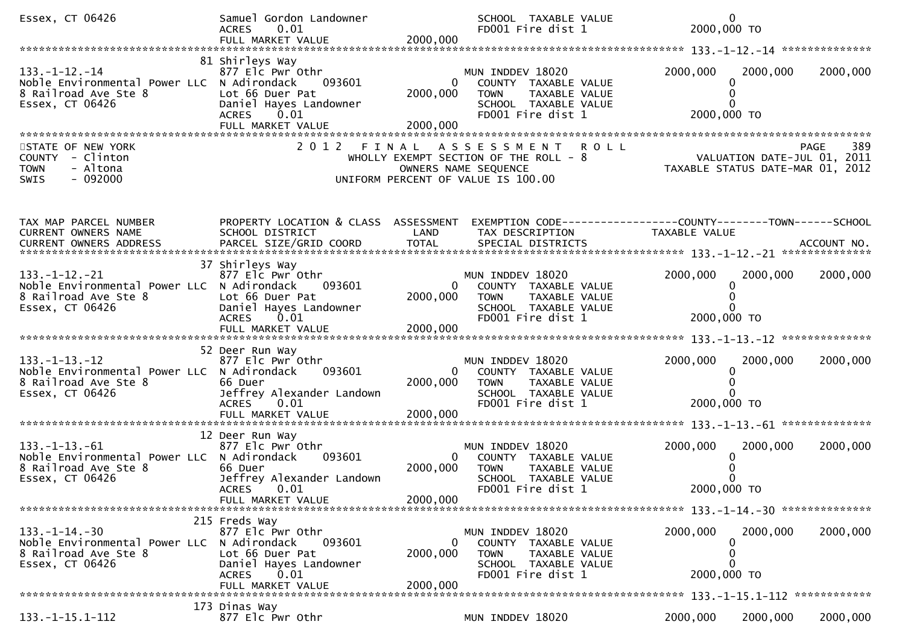```
Essex, CT 06426                Samuel Gordon Landowner                       SCHOOL  TAXABLE VALUE                     0
                               ACRES    0.01                                 FD001 Fire dist 1                  2000,000 TO
                               FULL MARKET VALUE              2000,000
****************************************************************************************************** 133.-1-12.-14 **************
                            81 Shirleys Way
133.-1-12.-14                  877 Elc Pwr Othr                              MUN INDDEV 18020                  2000,000    2000,000    2000,000
Noble Environmental Power LLC  N Adirondack     093601              0        COUNTY  TAXABLE VALUE                     0
8 Railroad Ave Ste 8           Lot 66 Duer Pat                   2000,000    TOWN    TAXABLE VALUE                     0
Essex, CT 06426                Daniel Hayes Landowner                        SCHOOL  TAXABLE VALUE                     0
                               ACRES    0.01                                 FD001 Fire dist 1                  2000,000 TO
                               FULL MARKET VALUE              2000,000
************************************************************************************************************************************
STATE OF NEW YORK                         2 0 1 2   F I N A L   A S S E S S M E N T   R O L L                                 PAGE    389
COUNTY  - Clinton                              WHOLLY EXEMPT SECTION OF THE ROLL - 8                          VALUATION DATE-JUL 01, 2011
TOWN    - Altona                                      OWNERS NAME SEQUENCE                                   TAXABLE STATUS DATE-MAR 01, 2012
SWIS    - 092000                                 UNIFORM PERCENT OF VALUE IS 100.00



TAX MAP PARCEL NUMBER          PROPERTY LOCATION & CLASS  ASSESSMENT  EXEMPTION CODE------------------COUNTY--------TOWN------SCHOOL
CURRENT OWNERS NAME            SCHOOL DISTRICT               LAND     TAX DESCRIPTION                  TAXABLE VALUE
CURRENT OWNERS ADDRESS         PARCEL SIZE/GRID COORD        TOTAL    SPECIAL DISTRICTS                                        ACCOUNT NO.
****************************************************************************************************** 133.-1-12.-21 **************
                            37 Shirleys Way
133.-1-12.-21                  877 Elc Pwr Othr                              MUN INDDEV 18020                  2000,000    2000,000    2000,000
Noble Environmental Power LLC  N Adirondack     093601              0        COUNTY  TAXABLE VALUE                     0
8 Railroad Ave Ste 8           Lot 66 Duer Pat                   2000,000    TOWN    TAXABLE VALUE                     0
Essex, CT 06426                Daniel Hayes Landowner                        SCHOOL  TAXABLE VALUE                     0
                               ACRES    0.01                                 FD001 Fire dist 1                  2000,000 TO
                               FULL MARKET VALUE              2000,000
****************************************************************************************************** 133.-1-13.-12 **************
                            52 Deer Run Way
133.-1-13.-12                  877 Elc Pwr Othr                              MUN INDDEV 18020                  2000,000    2000,000    2000,000
Noble Environmental Power LLC  N Adirondack     093601              0        COUNTY  TAXABLE VALUE                     0
8 Railroad Ave Ste 8           66 Duer                           2000,000    TOWN    TAXABLE VALUE                     0
Essex, CT 06426                Jeffrey Alexander Landown                     SCHOOL  TAXABLE VALUE                     0
                               ACRES    0.01                                 FD001 Fire dist 1                  2000,000 TO
                               FULL MARKET VALUE              2000,000
****************************************************************************************************** 133.-1-13.-61 **************
                            12 Deer Run Way
133.-1-13.-61                  877 Elc Pwr Othr                              MUN INDDEV 18020                  2000,000    2000,000    2000,000
Noble Environmental Power LLC  N Adirondack     093601              0        COUNTY  TAXABLE VALUE                     0
8 Railroad Ave Ste 8           66 Duer                           2000,000    TOWN    TAXABLE VALUE                     0
Essex, CT 06426                Jeffrey Alexander Landown                     SCHOOL  TAXABLE VALUE                     0
                               ACRES    0.01                                 FD001 Fire dist 1                  2000,000 TO
                               FULL MARKET VALUE              2000,000
****************************************************************************************************** 133.-1-14.-30 **************
                           215 Freds Way
133.-1-14.-30                  877 Elc Pwr Othr                              MUN INDDEV 18020                  2000,000    2000,000    2000,000
Noble Environmental Power LLC  N Adirondack     093601              0        COUNTY  TAXABLE VALUE                     0
8 Railroad Ave Ste 8           Lot 66 Duer Pat                   2000,000    TOWN    TAXABLE VALUE                     0
Essex, CT 06426                Daniel Hayes Landowner                        SCHOOL  TAXABLE VALUE                     0
                               ACRES    0.01                                 FD001 Fire dist 1                  2000,000 TO
                               FULL MARKET VALUE              2000,000
****************************************************************************************************** 133.-1-15.1-112 ************
                           173 Dinas Way
133.-1-15.1-112                877 Elc Pwr Othr                              MUN INDDEV 18020                  2000,000    2000,000    2000,000
```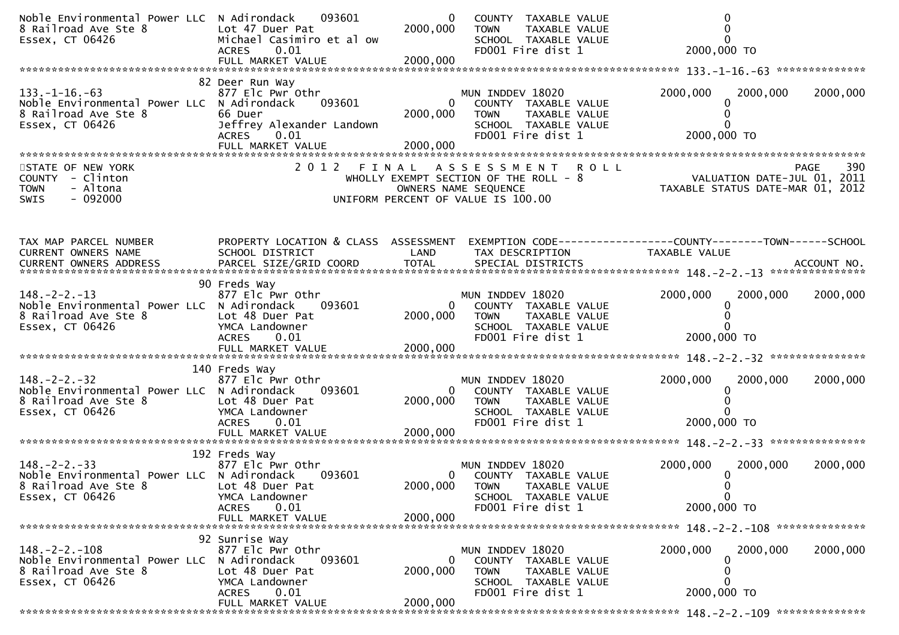```
Noble Environmental Power LLC  N Adirondack     093601              0    COUNTY  TAXABLE VALUE                   0
8 Railroad Ave Ste 8           Lot 47 Duer Pat                2000,000   TOWN    TAXABLE VALUE                   0
Essex, CT 06426                Michael Casimiro et al ow                 SCHOOL  TAXABLE VALUE                   0
                               ACRES     0.01                            FD001 Fire dist 1                2000,000 TO
                               FULL MARKET VALUE              2000,000
******************************************************************************************************* 133.-1-16.-63 **************
                            82 Deer Run Way
133.-1-16.-63                  877 Elc Pwr Othr                          MUN INDDEV 18020                2000,000     2000,000     2000,000
Noble Environmental Power LLC  N Adirondack     093601              0    COUNTY  TAXABLE VALUE                   0
8 Railroad Ave Ste 8           66 Duer                        2000,000   TOWN    TAXABLE VALUE                   0
Essex, CT 06426                Jeffrey Alexander Landown                 SCHOOL  TAXABLE VALUE                   0
                               ACRES     0.01                            FD001 Fire dist 1                2000,000 TO
                               FULL MARKET VALUE              2000,000
************************************************************************************************************************************
STATE OF NEW YORK                         2 0 1 2   F I N A L   A S S E S S M E N T   R O L L                              PAGE   390
COUNTY  - Clinton                              WHOLLY EXEMPT SECTION OF THE ROLL - 8                          VALUATION DATE-JUL 01, 2011
TOWN    - Altona                                     OWNERS NAME SEQUENCE                                  TAXABLE STATUS DATE-MAR 01, 2012
SWIS    - 092000                               UNIFORM PERCENT OF VALUE IS 100.00


TAX MAP PARCEL NUMBER          PROPERTY LOCATION & CLASS  ASSESSMENT  EXEMPTION CODE------------------COUNTY--------TOWN------SCHOOL
CURRENT OWNERS NAME            SCHOOL DISTRICT               LAND      TAX DESCRIPTION              TAXABLE VALUE
CURRENT OWNERS ADDRESS         PARCEL SIZE/GRID COORD        TOTAL     SPECIAL DISTRICTS                                    ACCOUNT NO.
******************************************************************************************************* 148.-2-2.-13 ***************
                            90 Freds Way
148.-2-2.-13                   877 Elc Pwr Othr                          MUN INDDEV 18020                2000,000     2000,000     2000,000
Noble Environmental Power LLC  N Adirondack     093601              0    COUNTY  TAXABLE VALUE                   0
8 Railroad Ave Ste 8           Lot 48 Duer Pat                2000,000   TOWN    TAXABLE VALUE                   0
Essex, CT 06426                YMCA Landowner                            SCHOOL  TAXABLE VALUE                   0
                               ACRES     0.01                            FD001 Fire dist 1                2000,000 TO
                               FULL MARKET VALUE              2000,000
******************************************************************************************************* 148.-2-2.-32 ***************
                           140 Freds Way
148.-2-2.-32                   877 Elc Pwr Othr                          MUN INDDEV 18020                2000,000     2000,000     2000,000
Noble Environmental Power LLC  N Adirondack     093601              0    COUNTY  TAXABLE VALUE                   0
8 Railroad Ave Ste 8           Lot 48 Duer Pat                2000,000   TOWN    TAXABLE VALUE                   0
Essex, CT 06426                YMCA Landowner                            SCHOOL  TAXABLE VALUE                   0
                               ACRES     0.01                            FD001 Fire dist 1                2000,000 TO
                               FULL MARKET VALUE              2000,000
******************************************************************************************************* 148.-2-2.-33 ***************
                           192 Freds Way
148.-2-2.-33                   877 Elc Pwr Othr                          MUN INDDEV 18020                2000,000     2000,000     2000,000
Noble Environmental Power LLC  N Adirondack     093601              0    COUNTY  TAXABLE VALUE                   0
8 Railroad Ave Ste 8           Lot 48 Duer Pat                2000,000   TOWN    TAXABLE VALUE                   0
Essex, CT 06426                YMCA Landowner                            SCHOOL  TAXABLE VALUE                   0
                               ACRES     0.01                            FD001 Fire dist 1                2000,000 TO
                               FULL MARKET VALUE              2000,000
******************************************************************************************************* 148.-2-2.-108 **************
                            92 Sunrise Way
148.-2-2.-108                  877 Elc Pwr Othr                          MUN INDDEV 18020                2000,000     2000,000     2000,000
Noble Environmental Power LLC  N Adirondack     093601              0    COUNTY  TAXABLE VALUE                   0
8 Railroad Ave Ste 8           Lot 48 Duer Pat                2000,000   TOWN    TAXABLE VALUE                   0
Essex, CT 06426                YMCA Landowner                            SCHOOL  TAXABLE VALUE                   0
                               ACRES     0.01                            FD001 Fire dist 1                2000,000 TO
                               FULL MARKET VALUE              2000,000
******************************************************************************************************* 148.-2-2.-109 **************
```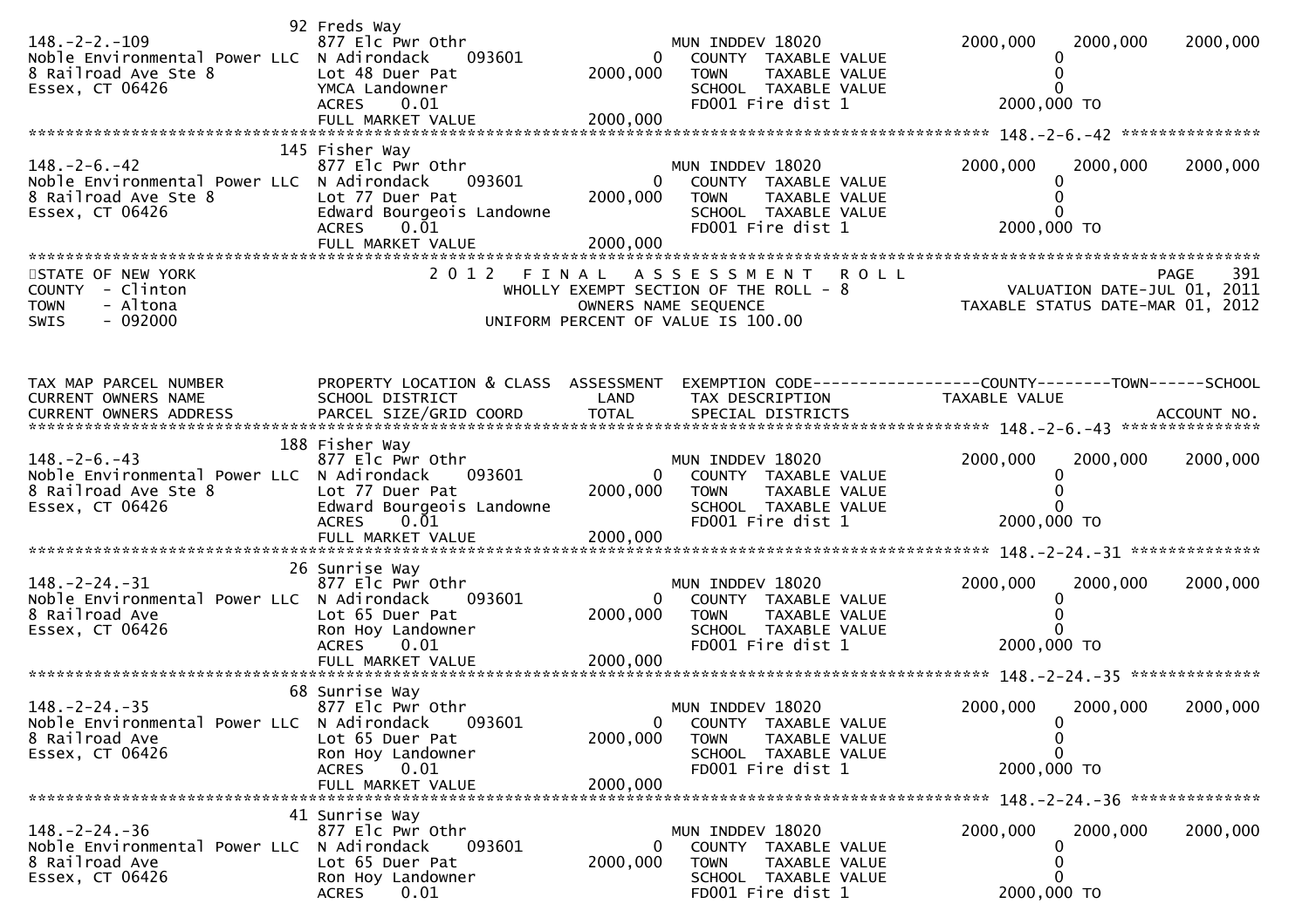```
                                92 Freds Way
148.-2-2.-109                   877 Elc Pwr Othr                    MUN INDDEV 18020             2000,000    2000,000    2000,000
Noble Environmental Power LLC   N Adirondack     093601          0   COUNTY  TAXABLE VALUE              0
8 Railroad Ave Ste 8            Lot 48 Duer Pat           2000,000   TOWN    TAXABLE VALUE              0
Essex, CT 06426                 YMCA Landowner                       SCHOOL  TAXABLE VALUE              0
                                ACRES     0.01                       FD001 Fire dist 1            2000,000 TO
                                FULL MARKET VALUE         2000,000
******************************************************************************************************* 148.-2-6.-42 ***************
                                145 Fisher Way
148.-2-6.-42                    877 Elc Pwr Othr                    MUN INDDEV 18020             2000,000    2000,000    2000,000
Noble Environmental Power LLC   N Adirondack     093601          0   COUNTY  TAXABLE VALUE              0
8 Railroad Ave Ste 8            Lot 77 Duer Pat           2000,000   TOWN    TAXABLE VALUE              0
Essex, CT 06426                 Edward Bourgeois Landowne            SCHOOL  TAXABLE VALUE              0
                                ACRES     0.01                       FD001 Fire dist 1            2000,000 TO
                                FULL MARKET VALUE         2000,000
************************************************************************************************************************************
STATE OF NEW YORK                     2 0 1 2   F I N A L   A S S E S S M E N T   R O L L                              PAGE    391
COUNTY  - Clinton                           WHOLLY EXEMPT SECTION OF THE ROLL - 8                    VALUATION DATE-JUL 01, 2011
TOWN    - Altona                                   OWNERS NAME SEQUENCE                          TAXABLE STATUS DATE-MAR 01, 2012
SWIS    - 092000                              UNIFORM PERCENT OF VALUE IS 100.00


TAX MAP PARCEL NUMBER           PROPERTY LOCATION & CLASS  ASSESSMENT  EXEMPTION CODE------------------COUNTY--------TOWN------SCHOOL
CURRENT OWNERS NAME             SCHOOL DISTRICT               LAND      TAX DESCRIPTION              TAXABLE VALUE
CURRENT OWNERS ADDRESS          PARCEL SIZE/GRID COORD        TOTAL     SPECIAL DISTRICTS                                ACCOUNT NO.
******************************************************************************************************* 148.-2-6.-43 ***************
                                188 Fisher Way
148.-2-6.-43                    877 Elc Pwr Othr                    MUN INDDEV 18020             2000,000    2000,000    2000,000
Noble Environmental Power LLC   N Adirondack     093601          0   COUNTY  TAXABLE VALUE              0
8 Railroad Ave Ste 8            Lot 77 Duer Pat           2000,000   TOWN    TAXABLE VALUE              0
Essex, CT 06426                 Edward Bourgeois Landowne            SCHOOL  TAXABLE VALUE              0
                                ACRES     0.01                       FD001 Fire dist 1            2000,000 TO
                                FULL MARKET VALUE         2000,000
******************************************************************************************************* 148.-2-24.-31 **************
                                26 Sunrise Way
148.-2-24.-31                   877 Elc Pwr Othr                    MUN INDDEV 18020             2000,000    2000,000    2000,000
Noble Environmental Power LLC   N Adirondack     093601          0   COUNTY  TAXABLE VALUE              0
8 Railroad Ave                  Lot 65 Duer Pat           2000,000   TOWN    TAXABLE VALUE              0
Essex, CT 06426                 Ron Hoy Landowner                    SCHOOL  TAXABLE VALUE              0
                                ACRES     0.01                       FD001 Fire dist 1            2000,000 TO
                                FULL MARKET VALUE         2000,000
******************************************************************************************************* 148.-2-24.-35 **************
                                68 Sunrise Way
148.-2-24.-35                   877 Elc Pwr Othr                    MUN INDDEV 18020             2000,000    2000,000    2000,000
Noble Environmental Power LLC   N Adirondack     093601          0   COUNTY  TAXABLE VALUE              0
8 Railroad Ave                  Lot 65 Duer Pat           2000,000   TOWN    TAXABLE VALUE              0
Essex, CT 06426                 Ron Hoy Landowner                    SCHOOL  TAXABLE VALUE              0
                                ACRES     0.01                       FD001 Fire dist 1            2000,000 TO
                                FULL MARKET VALUE         2000,000
******************************************************************************************************* 148.-2-24.-36 **************
                                41 Sunrise Way
148.-2-24.-36                   877 Elc Pwr Othr                    MUN INDDEV 18020             2000,000    2000,000    2000,000
Noble Environmental Power LLC   N Adirondack     093601          0   COUNTY  TAXABLE VALUE              0
8 Railroad Ave                  Lot 65 Duer Pat           2000,000   TOWN    TAXABLE VALUE              0
Essex, CT 06426                 Ron Hoy Landowner                    SCHOOL  TAXABLE VALUE              0
                                ACRES     0.01                       FD001 Fire dist 1            2000,000 TO
```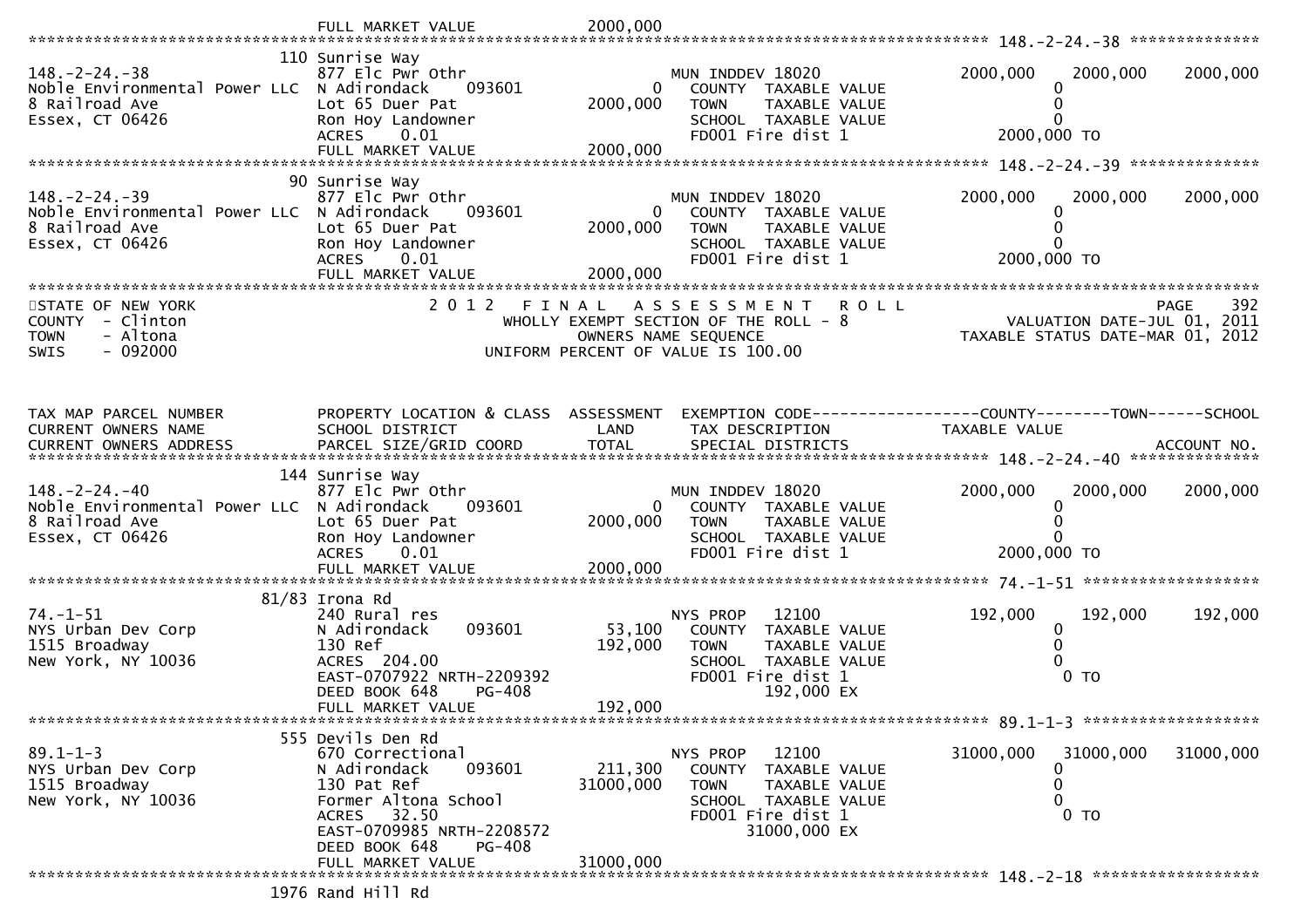```
                                  FULL MARKET VALUE           2000,000
******************************************************************************************************* 148.-2-24.-38 ***************
                              110 Sunrise Way
148.-2-24.-38                     877 Elc Pwr Othr                      MUN INDDEV 18020               2000,000    2000,000    2000,000
Noble Environmental Power LLC  N Adirondack      093601            0    COUNTY  TAXABLE VALUE                  0
8 Railroad Ave                    Lot 65 Duer Pat               2000,000    TOWN    TAXABLE VALUE                  0
Essex, CT 06426                   Ron Hoy Landowner                      SCHOOL  TAXABLE VALUE                  0
                                  ACRES    0.01                           FD001 Fire dist 1                2000,000 TO
                                  FULL MARKET VALUE           2000,000
******************************************************************************************************* 148.-2-24.-39 ***************
                               90 Sunrise Way
148.-2-24.-39                     877 Elc Pwr Othr                      MUN INDDEV 18020               2000,000    2000,000    2000,000
Noble Environmental Power LLC  N Adirondack      093601            0    COUNTY  TAXABLE VALUE                  0
8 Railroad Ave                    Lot 65 Duer Pat               2000,000    TOWN    TAXABLE VALUE                  0
Essex, CT 06426                   Ron Hoy Landowner                      SCHOOL  TAXABLE VALUE                  0
                                  ACRES    0.01                           FD001 Fire dist 1                2000,000 TO
                                  FULL MARKET VALUE           2000,000
*************************************************************************************************************************************
STATE OF NEW YORK                         2 0 1 2   F I N A L   A S S E S S M E N T   R O L L                                 PAGE   392
COUNTY  - Clinton                            WHOLLY EXEMPT SECTION OF THE ROLL - 8                        VALUATION DATE-JUL 01, 2011
TOWN    - Altona                                      OWNERS NAME SEQUENCE                             TAXABLE STATUS DATE-MAR 01, 2012
SWIS    - 092000                               UNIFORM PERCENT OF VALUE IS 100.00



TAX MAP PARCEL NUMBER          PROPERTY LOCATION & CLASS  ASSESSMENT  EXEMPTION CODE------------------COUNTY--------TOWN------SCHOOL
CURRENT OWNERS NAME            SCHOOL DISTRICT               LAND      TAX DESCRIPTION              TAXABLE VALUE
CURRENT OWNERS ADDRESS         PARCEL SIZE/GRID COORD        TOTAL     SPECIAL DISTRICTS                                    ACCOUNT NO.
******************************************************************************************************* 148.-2-24.-40 ***************
                              144 Sunrise Way
148.-2-24.-40                     877 Elc Pwr Othr                      MUN INDDEV 18020               2000,000    2000,000    2000,000
Noble Environmental Power LLC  N Adirondack      093601            0    COUNTY  TAXABLE VALUE                  0
8 Railroad Ave                    Lot 65 Duer Pat               2000,000    TOWN    TAXABLE VALUE                  0
Essex, CT 06426                   Ron Hoy Landowner                      SCHOOL  TAXABLE VALUE                  0
                                  ACRES    0.01                           FD001 Fire dist 1                2000,000 TO
                                  FULL MARKET VALUE           2000,000
******************************************************************************************************* 74.-1-51 *******************
                            81/83 Irona Rd
74.-1-51                          240 Rural res                         NYS PROP   12100                192,000     192,000     192,000
NYS Urban Dev Corp                N Adirondack      093601        53,100    COUNTY  TAXABLE VALUE                  0
1515 Broadway                     130 Ref                        192,000    TOWN    TAXABLE VALUE                  0
New York, NY 10036                ACRES  204.00                           SCHOOL  TAXABLE VALUE                  0
                                  EAST-0707922 NRTH-2209392               FD001 Fire dist 1                       0 TO
                                  DEED BOOK 648     PG-408                       192,000 EX
                                  FULL MARKET VALUE            192,000
******************************************************************************************************* 89.1-1-3 *******************
                              555 Devils Den Rd
89.1-1-3                          670 Correctional                      NYS PROP   12100              31000,000   31000,000   31000,000
NYS Urban Dev Corp                N Adirondack      093601       211,300    COUNTY  TAXABLE VALUE                  0
1515 Broadway                     130 Pat Ref                  31000,000    TOWN    TAXABLE VALUE                  0
New York, NY 10036                Former Altona School                    SCHOOL  TAXABLE VALUE                  0
                                  ACRES   32.50                           FD001 Fire dist 1                       0 TO
                                  EAST-0709985 NRTH-2208572                      31000,000 EX
                                  DEED BOOK 648     PG-408
                                  FULL MARKET VALUE          31000,000
******************************************************************************************************* 148.-2-18 ******************
                             1976 Rand Hill Rd
```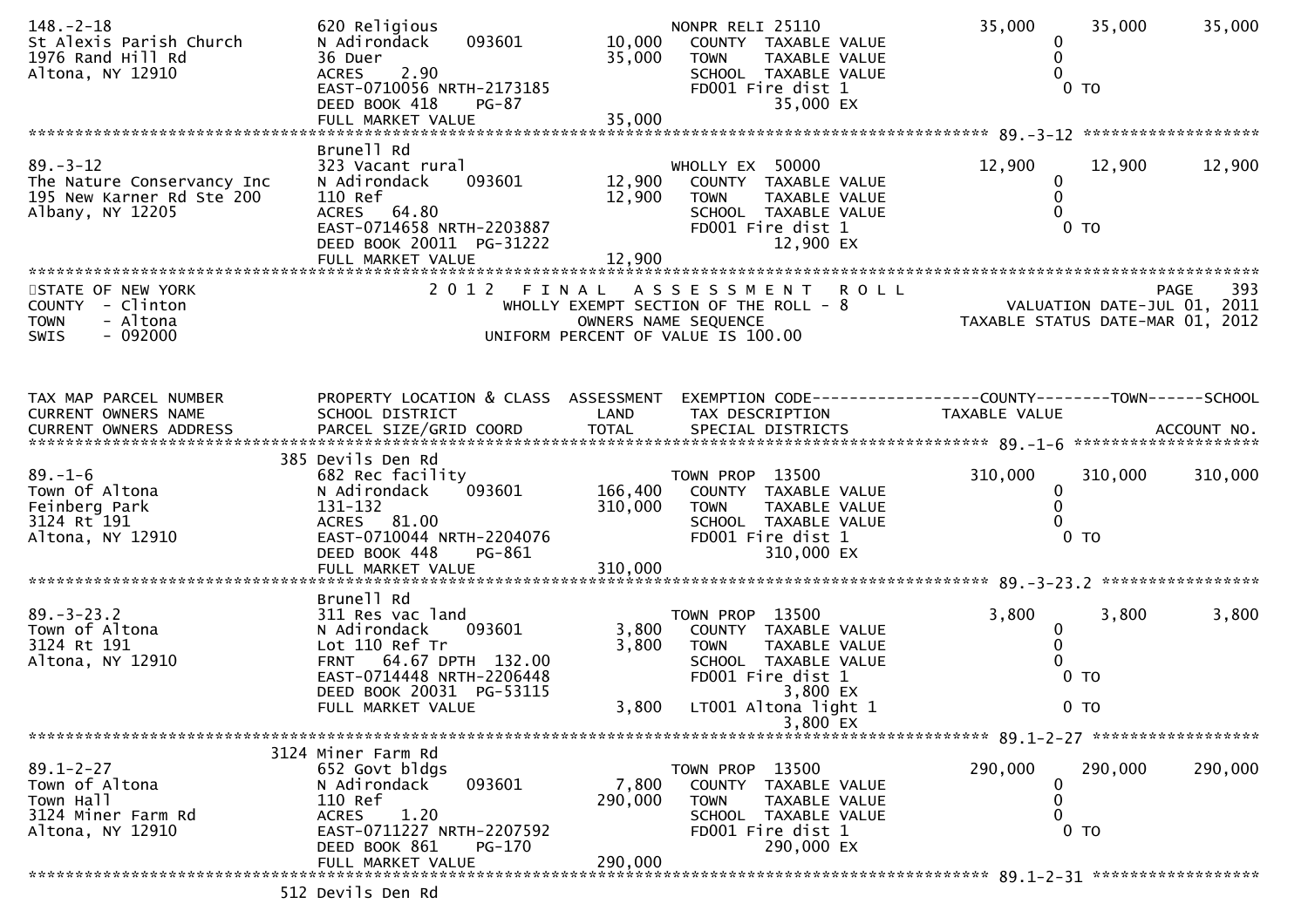```
148.-2-18                      620 Religious                         NONPR RELI 25110                 35,000      35,000      35,000
St Alexis Parish Church        N Adirondack      093601     10,000     COUNTY  TAXABLE VALUE                 0
1976 Rand Hill Rd              36 Duer                       35,000     TOWN    TAXABLE VALUE                 0
Altona, NY 12910               ACRES    2.90                            SCHOOL  TAXABLE VALUE                 0
                               EAST-0710056 NRTH-2173185                FD001 Fire dist 1                     0 TO
                               DEED BOOK 418     PG-87                        35,000 EX
                               FULL MARKET VALUE             35,000
******************************************************************************************************* 89.-3-12 ******************
                               Brunell Rd
89.-3-12                       323 Vacant rural                      WHOLLY EX  50000                 12,900      12,900      12,900
The Nature Conservancy Inc     N Adirondack      093601     12,900     COUNTY  TAXABLE VALUE                 0
195 New Karner Rd Ste 200      110 Ref                       12,900     TOWN    TAXABLE VALUE                 0
Albany, NY 12205               ACRES   64.80                            SCHOOL  TAXABLE VALUE                 0
                               EAST-0714658 NRTH-2203887                FD001 Fire dist 1                     0 TO
                               DEED BOOK 20011  PG-31222                      12,900 EX
                               FULL MARKET VALUE             12,900
*************************************************************************************************************************************
STATE OF NEW YORK                2 0 1 2   F I N A L   A S S E S S M E N T   R O L L                                    PAGE    393
COUNTY  - Clinton                         WHOLLY EXEMPT SECTION OF THE ROLL - 8                          VALUATION DATE-JUL 01, 2011
TOWN    - Altona                                  OWNERS NAME SEQUENCE                                TAXABLE STATUS DATE-MAR 01, 2012
SWIS    - 092000                          UNIFORM PERCENT OF VALUE IS 100.00


TAX MAP PARCEL NUMBER          PROPERTY LOCATION & CLASS  ASSESSMENT  EXEMPTION CODE------------------COUNTY--------TOWN------SCHOOL
CURRENT OWNERS NAME            SCHOOL DISTRICT               LAND      TAX DESCRIPTION                TAXABLE VALUE
CURRENT OWNERS ADDRESS         PARCEL SIZE/GRID COORD       TOTAL      SPECIAL DISTRICTS                                  ACCOUNT NO.
******************************************************************************************************* 89.-1-6 *******************
                           385 Devils Den Rd
89.-1-6                        682 Rec facility                      TOWN PROP  13500                310,000     310,000     310,000
Town Of Altona                 N Adirondack      093601    166,400     COUNTY  TAXABLE VALUE                 0
Feinberg Park                  131-132                      310,000     TOWN    TAXABLE VALUE                 0
3124 Rt 191                    ACRES   81.00                            SCHOOL  TAXABLE VALUE                 0
Altona, NY 12910               EAST-0710044 NRTH-2204076                FD001 Fire dist 1                     0 TO
                               DEED BOOK 448     PG-861                      310,000 EX
                               FULL MARKET VALUE            310,000
******************************************************************************************************* 89.-3-23.2 ****************
                               Brunell Rd
89.-3-23.2                     311 Res vac land                      TOWN PROP  13500                  3,800       3,800       3,800
Town of Altona                 N Adirondack      093601      3,800     COUNTY  TAXABLE VALUE                 0
3124 Rt 191                    Lot 110 Ref Tr                 3,800     TOWN    TAXABLE VALUE                 0
Altona, NY 12910               FRNT   64.67 DPTH  132.00                SCHOOL  TAXABLE VALUE                 0
                               EAST-0714448 NRTH-2206448                FD001 Fire dist 1                     0 TO
                               DEED BOOK 20031  PG-53115                       3,800 EX
                               FULL MARKET VALUE              3,800     LT001 Altona light 1                  0 TO
                                                                               3,800 EX
******************************************************************************************************* 89.1-2-27 *****************
                          3124 Miner Farm Rd
89.1-2-27                      652 Govt bldgs                        TOWN PROP  13500                290,000     290,000     290,000
Town of Altona                 N Adirondack      093601      7,800     COUNTY  TAXABLE VALUE                 0
Town Hall                      110 Ref                      290,000     TOWN    TAXABLE VALUE                 0
3124 Miner Farm Rd             ACRES    1.20                            SCHOOL  TAXABLE VALUE                 0
Altona, NY 12910               EAST-0711227 NRTH-2207592                FD001 Fire dist 1                     0 TO
                               DEED BOOK 861     PG-170                      290,000 EX
                               FULL MARKET VALUE            290,000
******************************************************************************************************* 89.1-2-31 *****************
                           512 Devils Den Rd
```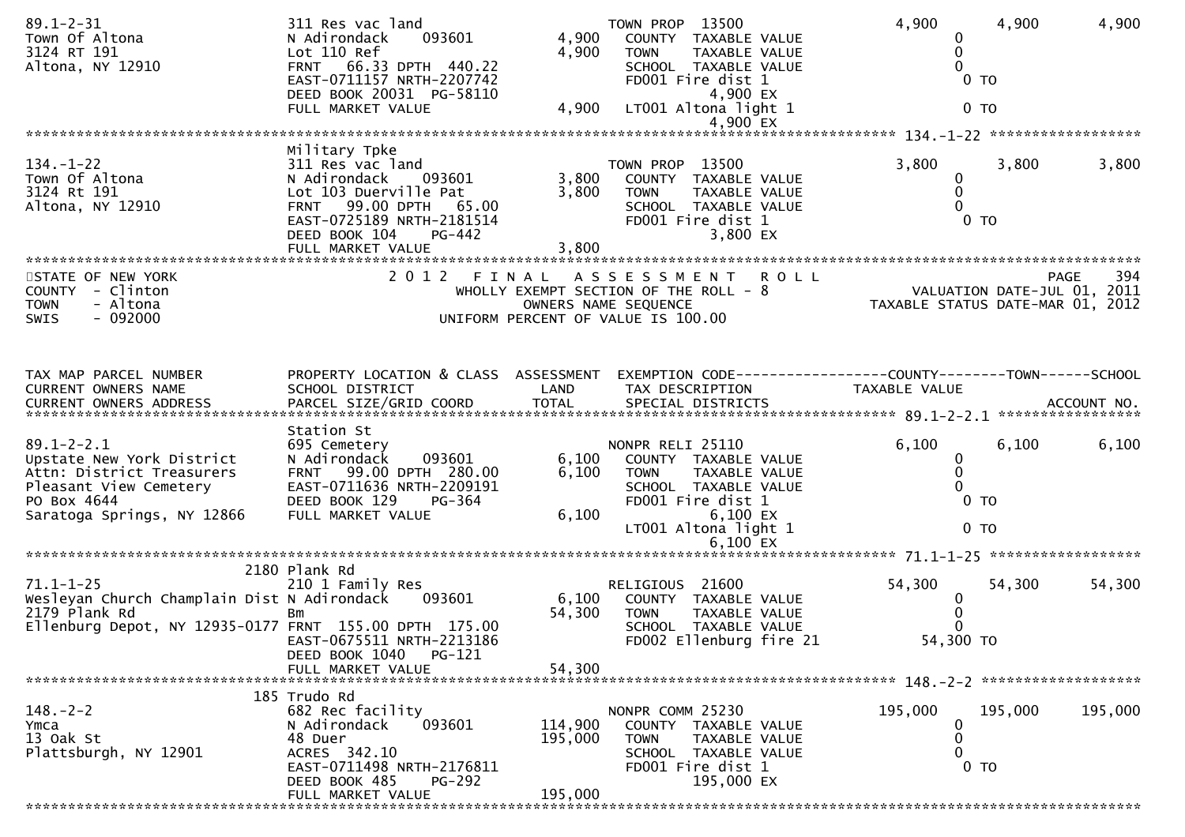```
89.1-2-31                      311 Res vac land                    TOWN PROP  13500               4,900       4,900       4,900
Town Of Altona                 N Adirondack     093601      4,900    COUNTY  TAXABLE VALUE              0
3124 RT 191                    Lot 110 Ref                  4,900    TOWN    TAXABLE VALUE              0
Altona, NY 12910               FRNT   66.33 DPTH  440.22             SCHOOL  TAXABLE VALUE              0
                               EAST-0711157 NRTH-2207742             FD001 Fire dist 1                   0 TO
                               DEED BOOK 20031  PG-58110                       4,900 EX
                               FULL MARKET VALUE            4,900    LT001 Altona light 1                0 TO
                                                                               4,900 EX
******************************************************************************************************* 134.-1-22 ******************
                               Military Tpke
134.-1-22                      311 Res vac land                    TOWN PROP  13500               3,800       3,800       3,800
Town Of Altona                 N Adirondack     093601      3,800    COUNTY  TAXABLE VALUE              0
3124 Rt 191                    Lot 103 Duerville Pat        3,800    TOWN    TAXABLE VALUE              0
Altona, NY 12910               FRNT   99.00 DPTH   65.00             SCHOOL  TAXABLE VALUE              0
                               EAST-0725189 NRTH-2181514             FD001 Fire dist 1                   0 TO
                               DEED BOOK 104    PG-442                         3,800 EX
                               FULL MARKET VALUE            3,800
************************************************************************************************************************************
STATE OF NEW YORK                   2 0 1 2   F I N A L   A S S E S S M E N T   R O L L                              PAGE    394
COUNTY  - Clinton                       WHOLLY EXEMPT SECTION OF THE ROLL - 8                     VALUATION DATE-JUL 01, 2011
TOWN    - Altona                               OWNERS NAME SEQUENCE                          TAXABLE STATUS DATE-MAR 01, 2012
SWIS    - 092000                         UNIFORM PERCENT OF VALUE IS 100.00


TAX MAP PARCEL NUMBER          PROPERTY LOCATION & CLASS  ASSESSMENT  EXEMPTION CODE------------------COUNTY--------TOWN------SCHOOL
CURRENT OWNERS NAME            SCHOOL DISTRICT               LAND      TAX DESCRIPTION             TAXABLE VALUE
CURRENT OWNERS ADDRESS         PARCEL SIZE/GRID COORD        TOTAL     SPECIAL DISTRICTS                                   ACCOUNT NO.
******************************************************************************************************* 89.1-2-2.1 *****************
                               Station St
89.1-2-2.1                     695 Cemetery                        NONPR RELI 25110               6,100       6,100       6,100
Upstate New York District      N Adirondack     093601      6,100    COUNTY  TAXABLE VALUE              0
Attn: District Treasurers      FRNT   99.00 DPTH  280.00    6,100    TOWN    TAXABLE VALUE              0
Pleasant View Cemetery         EAST-0711636 NRTH-2209191             SCHOOL  TAXABLE VALUE              0
PO Box 4644                    DEED BOOK 129    PG-364               FD001 Fire dist 1                   0 TO
Saratoga Springs, NY 12866     FULL MARKET VALUE            6,100              6,100 EX
                                                                     LT001 Altona light 1                0 TO
                                                                               6,100 EX
******************************************************************************************************* 71.1-1-25 ******************
                          2180 Plank Rd
71.1-1-25                      210 1 Family Res                    RELIGIOUS  21600              54,300      54,300      54,300
Wesleyan Church Champlain Dist N Adirondack     093601      6,100    COUNTY  TAXABLE VALUE              0
2179 Plank Rd                  Bm                          54,300    TOWN    TAXABLE VALUE              0
Ellenburg Depot, NY 12935-0177 FRNT  155.00 DPTH  175.00             SCHOOL  TAXABLE VALUE              0
                               EAST-0675511 NRTH-2213186             FD002 Ellenburg fire 21        54,300 TO
                               DEED BOOK 1040   PG-121
                               FULL MARKET VALUE           54,300
******************************************************************************************************* 148.-2-2 *******************
                           185 Trudo Rd
148.-2-2                       682 Rec facility                    NONPR COMM 25230             195,000     195,000     195,000
Ymca                           N Adirondack     093601    114,900    COUNTY  TAXABLE VALUE              0
13 Oak St                      48 Duer                    195,000    TOWN    TAXABLE VALUE              0
Plattsburgh, NY 12901          ACRES  342.10                         SCHOOL  TAXABLE VALUE              0
                               EAST-0711498 NRTH-2176811             FD001 Fire dist 1                   0 TO
                               DEED BOOK 485    PG-292                       195,000 EX
                               FULL MARKET VALUE          195,000
************************************************************************************************************************************
```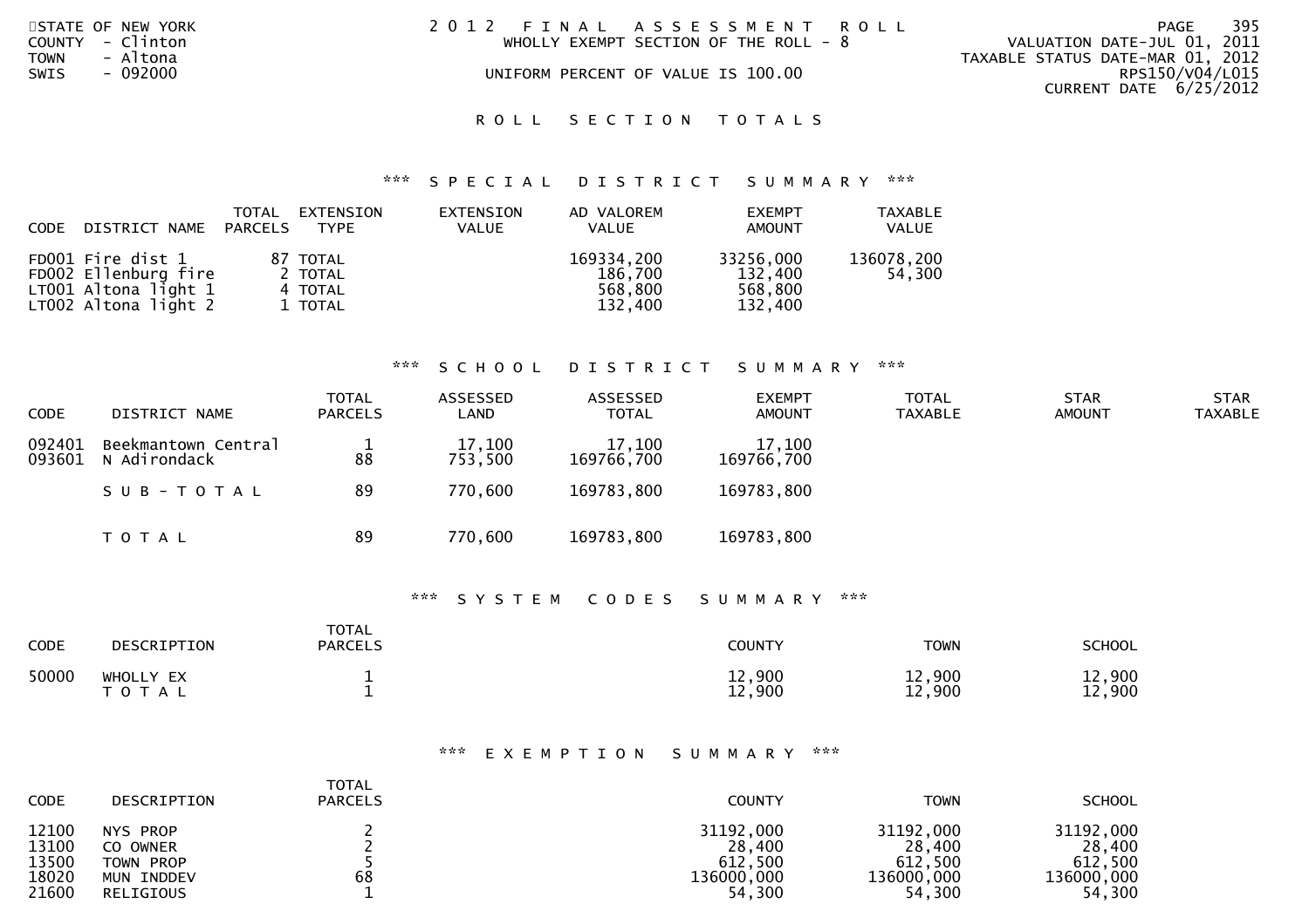STATE OF NEW YORK
COUNTY - Clinton
TOWN - Altona
SWIS - 092000

# 2012 FINAL ASSESSMENT ROLL

WHOLLY EXEMPT SECTION OF THE ROLL - 8

UNIFORM PERCENT OF VALUE IS 100.00

VALUATION DATE-JUL 01, 2011
TAXABLE STATUS DATE-MAR 01, 2012
RPS150/V04/L015
CURRENT DATE 6/25/2012

## ROLL SECTION TOTALS

### *** SPECIAL DISTRICT SUMMARY ***

| CODE | DISTRICT NAME | TOTAL PARCELS | EXTENSION TYPE | EXTENSION VALUE | AD VALOREM VALUE | EXEMPT AMOUNT | TAXABLE VALUE |
|---|---|---|---|---|---|---|---|
| FD001 | Fire dist 1 | 87 | TOTAL | | 169334,200 | 33256,000 | 136078,200 |
| FD002 | Ellenburg fire | 2 | TOTAL | | 186,700 | 132,400 | 54,300 |
| LT001 | Altona light 1 | 4 | TOTAL | | 568,800 | 568,800 | |
| LT002 | Altona light 2 | 1 | TOTAL | | 132,400 | 132,400 | |

### *** SCHOOL DISTRICT SUMMARY ***

| CODE | DISTRICT NAME | TOTAL PARCELS | ASSESSED LAND | ASSESSED TOTAL | EXEMPT AMOUNT | TOTAL TAXABLE | STAR AMOUNT | STAR TAXABLE |
|---|---|---|---|---|---|---|---|---|
| 092401 | Beekmantown Central | 1 | 17,100 | 17,100 | 17,100 | | | |
| 093601 | N Adirondack | 88 | 753,500 | 169766,700 | 169766,700 | | | |
| | SUB-TOTAL | 89 | 770,600 | 169783,800 | 169783,800 | | | |
| | TOTAL | 89 | 770,600 | 169783,800 | 169783,800 | | | |

### *** SYSTEM CODES SUMMARY ***

| CODE | DESCRIPTION | TOTAL PARCELS | COUNTY | TOWN | SCHOOL |
|---|---|---|---|---|---|
| 50000 | WHOLLY EX | 1 | 12,900 | 12,900 | 12,900 |
| | TOTAL | 1 | 12,900 | 12,900 | 12,900 |

### *** EXEMPTION SUMMARY ***

| CODE | DESCRIPTION | TOTAL PARCELS | COUNTY | TOWN | SCHOOL |
|---|---|---|---|---|---|
| 12100 | NYS PROP | 2 | 31192,000 | 31192,000 | 31192,000 |
| 13100 | CO OWNER | 2 | 28,400 | 28,400 | 28,400 |
| 13500 | TOWN PROP | 5 | 612,500 | 612,500 | 612,500 |
| 18020 | MUN INDDEV | 68 | 136000,000 | 136000,000 | 136000,000 |
| 21600 | RELIGIOUS | 1 | 54,300 | 54,300 | 54,300 |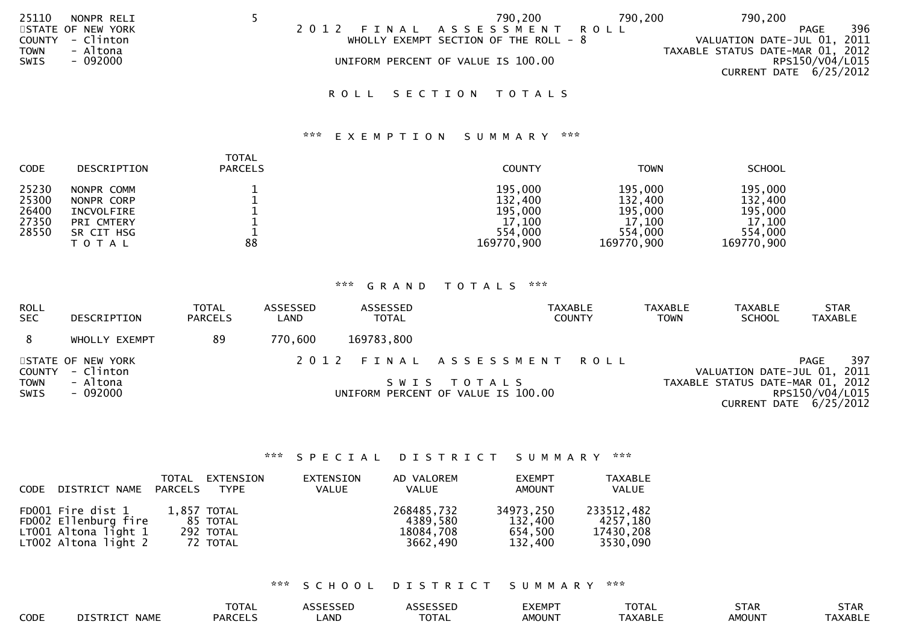| CODE | DESCRIPTION | TOTAL PARCELS | COUNTY | TOWN | SCHOOL |
|---|---|---|---|---|---|
| 25110 | NONPR RELI | 5 | 790,200 | 790,200 | 790,200 |

STATE OF NEW YORK
COUNTY - Clinton
TOWN - Altona
SWIS - 092000

2 0 1 2 F I N A L A S S E S S M E N T R O L L
WHOLLY EXEMPT SECTION OF THE ROLL - 8
UNIFORM PERCENT OF VALUE IS 100.00

PAGE 396
VALUATION DATE-JUL 01, 2011
TAXABLE STATUS DATE-MAR 01, 2012
RPS150/V04/L015
CURRENT DATE 6/25/2012

## R O L L S E C T I O N T O T A L S

### \*\*\* E X E M P T I O N S U M M A R Y \*\*\*

| CODE | DESCRIPTION | TOTAL PARCELS | COUNTY | TOWN | SCHOOL |
|---|---|---|---|---|---|
| 25230 | NONPR COMM | 1 | 195,000 | 195,000 | 195,000 |
| 25300 | NONPR CORP | 1 | 132,400 | 132,400 | 132,400 |
| 26400 | INCVOLFIRE | 1 | 195,000 | 195,000 | 195,000 |
| 27350 | PRI CMTERY | 1 | 17,100 | 17,100 | 17,100 |
| 28550 | SR CIT HSG | 1 | 554,000 | 554,000 | 554,000 |
| | T O T A L | 88 | 169770,900 | 169770,900 | 169770,900 |

### \*\*\* G R A N D T O T A L S \*\*\*

| ROLL SEC | DESCRIPTION | TOTAL PARCELS | ASSESSED LAND | ASSESSED TOTAL | TAXABLE COUNTY | TAXABLE TOWN | TAXABLE SCHOOL | STAR TAXABLE |
|---|---|---|---|---|---|---|---|---|
| 8 | WHOLLY EXEMPT | 89 | 770,600 | 169783,800 | | | | |

STATE OF NEW YORK
COUNTY - Clinton
TOWN - Altona
SWIS - 092000

2 0 1 2 F I N A L A S S E S S M E N T R O L L
S W I S T O T A L S
UNIFORM PERCENT OF VALUE IS 100.00

PAGE 397
VALUATION DATE-JUL 01, 2011
TAXABLE STATUS DATE-MAR 01, 2012
RPS150/V04/L015
CURRENT DATE 6/25/2012

### \*\*\* S P E C I A L D I S T R I C T S U M M A R Y \*\*\*

| CODE | DISTRICT NAME | TOTAL PARCELS | EXTENSION TYPE | EXTENSION VALUE | AD VALOREM VALUE | EXEMPT AMOUNT | TAXABLE VALUE |
|---|---|---|---|---|---|---|---|
| FD001 | Fire dist 1 | 1,857 | TOTAL | | 268485,732 | 34973,250 | 233512,482 |
| FD002 | Ellenburg fire | 85 | TOTAL | | 4389,580 | 132,400 | 4257,180 |
| LT001 | Altona light 1 | 292 | TOTAL | | 18084,708 | 654,500 | 17430,208 |
| LT002 | Altona light 2 | 72 | TOTAL | | 3662,490 | 132,400 | 3530,090 |

### \*\*\* S C H O O L D I S T R I C T S U M M A R Y \*\*\*

| CODE | DISTRICT NAME | TOTAL PARCELS | ASSESSED LAND | ASSESSED TOTAL | EXEMPT AMOUNT | TOTAL TAXABLE | STAR AMOUNT | STAR TAXABLE |
|---|---|---|---|---|---|---|---|---|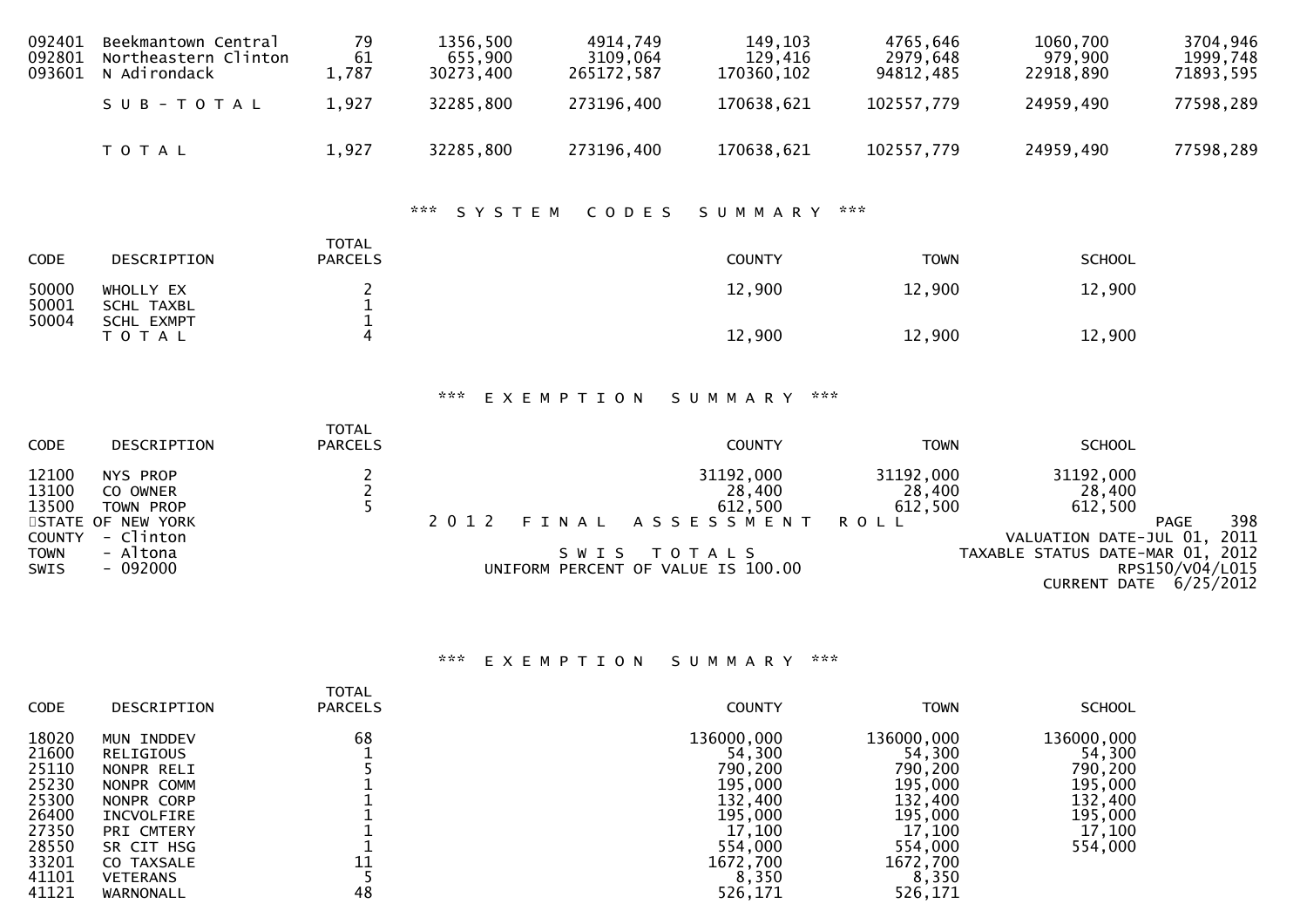| | | | | | | | | |
|---|---|---|---|---|---|---|---|---|
| 092401 | Beekmantown Central | 79 | 1356,500 | 4914,749 | 149,103 | 4765,646 | 1060,700 | 3704,946 |
| 092801 | Northeastern Clinton | 61 | 655,900 | 3109,064 | 129,416 | 2979,648 | 979,900 | 1999,748 |
| 093601 | N Adirondack | 1,787 | 30273,400 | 265172,587 | 170360,102 | 94812,485 | 22918,890 | 71893,595 |
| | S U B - T O T A L | 1,927 | 32285,800 | 273196,400 | 170638,621 | 102557,779 | 24959,490 | 77598,289 |
| | T O T A L | 1,927 | 32285,800 | 273196,400 | 170638,621 | 102557,779 | 24959,490 | 77598,289 |

*** S Y S T E M C O D E S S U M M A R Y ***

| CODE | DESCRIPTION | TOTAL PARCELS | COUNTY | TOWN | SCHOOL |
|---|---|---|---|---|---|
| 50000 | WHOLLY EX | 2 | 12,900 | 12,900 | 12,900 |
| 50001 | SCHL TAXBL | 1 | | | |
| 50004 | SCHL EXMPT | 1 | | | |
| | T O T A L | 4 | 12,900 | 12,900 | 12,900 |

*** E X E M P T I O N S U M M A R Y ***

| CODE | DESCRIPTION | TOTAL PARCELS | COUNTY | TOWN | SCHOOL |
|---|---|---|---|---|---|
| 12100 | NYS PROP | 2 | 31192,000 | 31192,000 | 31192,000 |
| 13100 | CO OWNER | 2 | 28,400 | 28,400 | 28,400 |
| 13500 | TOWN PROP | 5 | 612,500 | 612,500 | 612,500 |

STATE OF NEW YORK
COUNTY - Clinton
TOWN - Altona
SWIS - 092000

2 0 1 2 F I N A L A S S E S S M E N T R O L L

S W I S T O T A L S

UNIFORM PERCENT OF VALUE IS 100.00

PAGE 398
VALUATION DATE-JUL 01, 2011
TAXABLE STATUS DATE-MAR 01, 2012
RPS150/V04/L015
CURRENT DATE 6/25/2012

*** E X E M P T I O N S U M M A R Y ***

| CODE | DESCRIPTION | TOTAL PARCELS | COUNTY | TOWN | SCHOOL |
|---|---|---|---|---|---|
| 18020 | MUN INDDEV | 68 | 136000,000 | 136000,000 | 136000,000 |
| 21600 | RELIGIOUS | 1 | 54,300 | 54,300 | 54,300 |
| 25110 | NONPR RELI | 5 | 790,200 | 790,200 | 790,200 |
| 25230 | NONPR COMM | 1 | 195,000 | 195,000 | 195,000 |
| 25300 | NONPR CORP | 1 | 132,400 | 132,400 | 132,400 |
| 26400 | INCVOLFIRE | 1 | 195,000 | 195,000 | 195,000 |
| 27350 | PRI CMTERY | 1 | 17,100 | 17,100 | 17,100 |
| 28550 | SR CIT HSG | 1 | 554,000 | 554,000 | 554,000 |
| 33201 | CO TAXSALE | 11 | 1672,700 | 1672,700 | |
| 41101 | VETERANS | 5 | 8,350 | 8,350 | |
| 41121 | WARNONALL | 48 | 526,171 | 526,171 | |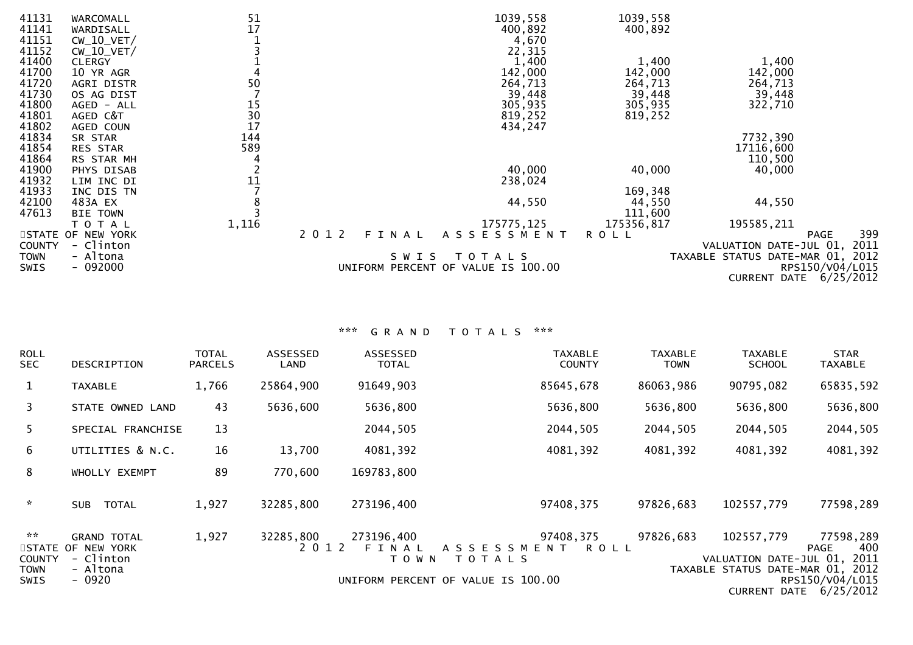| | | | | | |
|---|---|---|---|---|---|
| 41131 | WARCOMALL | 51 | 1039,558 | 1039,558 | |
| 41141 | WARDISALL | 17 | 400,892 | 400,892 | |
| 41151 | CW_10_VET/ | 1 | 4,670 | | |
| 41152 | CW_10_VET/ | 3 | 22,315 | | |
| 41400 | CLERGY | 1 | 1,400 | 1,400 | 1,400 |
| 41700 | 10 YR AGR | 4 | 142,000 | 142,000 | 142,000 |
| 41720 | AGRI DISTR | 50 | 264,713 | 264,713 | 264,713 |
| 41730 | OS AG DIST | 7 | 39,448 | 39,448 | 39,448 |
| 41800 | AGED - ALL | 15 | 305,935 | 305,935 | 322,710 |
| 41801 | AGED C&T | 30 | 819,252 | 819,252 | |
| 41802 | AGED COUN | 17 | 434,247 | | |
| 41834 | SR STAR | 144 | | | 7732,390 |
| 41854 | RES STAR | 589 | | | 17116,600 |
| 41864 | RS STAR MH | 4 | | | 110,500 |
| 41900 | PHYS DISAB | 2 | 40,000 | 40,000 | 40,000 |
| 41932 | LIM INC DI | 11 | 238,024 | | |
| 41933 | INC DIS TN | 7 | | 169,348 | |
| 42100 | 483A EX | 8 | 44,550 | 44,550 | 44,550 |
| 47613 | BIE TOWN | 3 | | 111,600 | |
| | T O T A L | 1,116 | 175775,125 | 175356,817 | 195585,211 |

STATE OF NEW YORK — 2012 FINAL ASSESSMENT ROLL — PAGE 399
COUNTY - Clinton — VALUATION DATE-JUL 01, 2011
TOWN - Altona — SWIS TOTALS — TAXABLE STATUS DATE-MAR 01, 2012
SWIS - 092000 — UNIFORM PERCENT OF VALUE IS 100.00 — RPS150/V04/L015
CURRENT DATE 6/25/2012

### *** GRAND TOTALS ***

| ROLL SEC | DESCRIPTION | TOTAL PARCELS | ASSESSED LAND | ASSESSED TOTAL | TAXABLE COUNTY | TAXABLE TOWN | TAXABLE SCHOOL | STAR TAXABLE |
|---|---|---|---|---|---|---|---|---|
| 1 | TAXABLE | 1,766 | 25864,900 | 91649,903 | 85645,678 | 86063,986 | 90795,082 | 65835,592 |
| 3 | STATE OWNED LAND | 43 | 5636,600 | 5636,800 | 5636,800 | 5636,800 | 5636,800 | 5636,800 |
| 5 | SPECIAL FRANCHISE | 13 | | 2044,505 | 2044,505 | 2044,505 | 2044,505 | 2044,505 |
| 6 | UTILITIES & N.C. | 16 | 13,700 | 4081,392 | 4081,392 | 4081,392 | 4081,392 | 4081,392 |
| 8 | WHOLLY EXEMPT | 89 | 770,600 | 169783,800 | | | | |
| * | SUB TOTAL | 1,927 | 32285,800 | 273196,400 | 97408,375 | 97826,683 | 102557,779 | 77598,289 |
| ** | GRAND TOTAL | 1,927 | 32285,800 | 273196,400 | 97408,375 | 97826,683 | 102557,779 | 77598,289 |

STATE OF NEW YORK — 2012 FINAL ASSESSMENT ROLL — PAGE 400
COUNTY - Clinton — TOWN TOTALS — VALUATION DATE-JUL 01, 2011
TOWN - Altona — TAXABLE STATUS DATE-MAR 01, 2012
SWIS - 0920 — UNIFORM PERCENT OF VALUE IS 100.00 — RPS150/V04/L015
CURRENT DATE 6/25/2012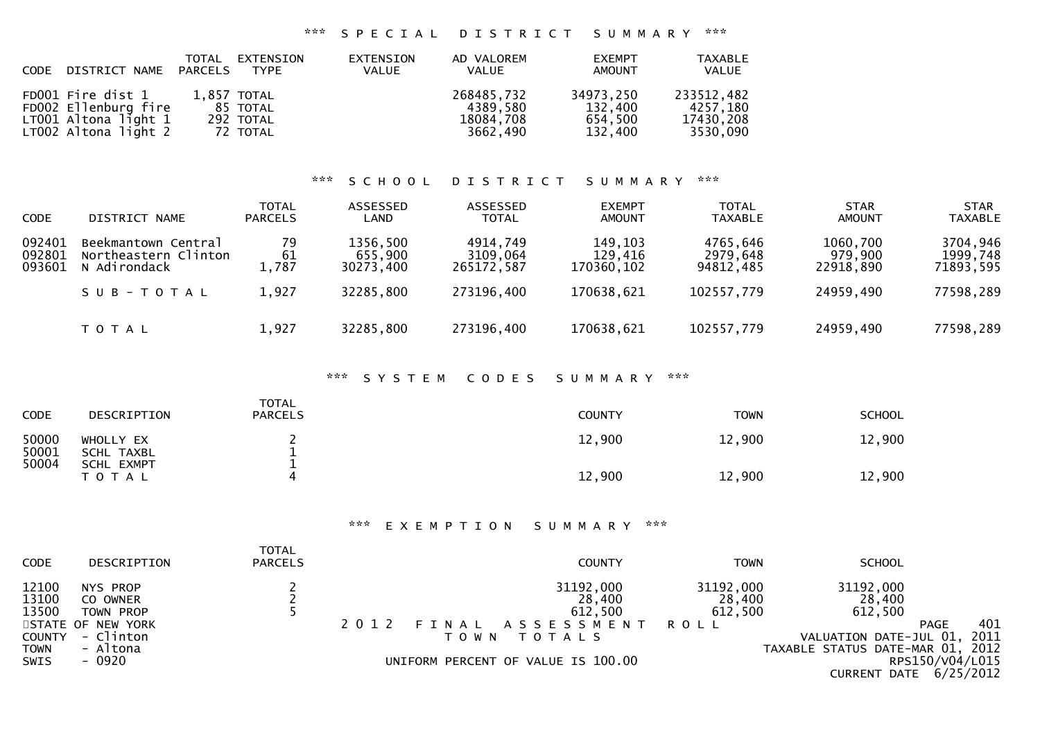### *** SPECIAL DISTRICT SUMMARY ***

| CODE | DISTRICT NAME | TOTAL PARCELS | EXTENSION TYPE | EXTENSION VALUE | AD VALOREM VALUE | EXEMPT AMOUNT | TAXABLE VALUE |
|---|---|---|---|---|---|---|---|
| FD001 | Fire dist 1 | 1,857 | TOTAL | | 268485,732 | 34973,250 | 233512,482 |
| FD002 | Ellenburg fire | 85 | TOTAL | | 4389,580 | 132,400 | 4257,180 |
| LT001 | Altona light 1 | 292 | TOTAL | | 18084,708 | 654,500 | 17430,208 |
| LT002 | Altona light 2 | 72 | TOTAL | | 3662,490 | 132,400 | 3530,090 |

### *** SCHOOL DISTRICT SUMMARY ***

| CODE | DISTRICT NAME | TOTAL PARCELS | ASSESSED LAND | ASSESSED TOTAL | EXEMPT AMOUNT | TOTAL TAXABLE | STAR AMOUNT | STAR TAXABLE |
|---|---|---|---|---|---|---|---|---|
| 092401 | Beekmantown Central | 79 | 1356,500 | 4914,749 | 149,103 | 4765,646 | 1060,700 | 3704,946 |
| 092801 | Northeastern Clinton | 61 | 655,900 | 3109,064 | 129,416 | 2979,648 | 979,900 | 1999,748 |
| 093601 | N Adirondack | 1,787 | 30273,400 | 265172,587 | 170360,102 | 94812,485 | 22918,890 | 71893,595 |
| | S U B - T O T A L | 1,927 | 32285,800 | 273196,400 | 170638,621 | 102557,779 | 24959,490 | 77598,289 |
| | T O T A L | 1,927 | 32285,800 | 273196,400 | 170638,621 | 102557,779 | 24959,490 | 77598,289 |

### *** SYSTEM CODES SUMMARY ***

| CODE | DESCRIPTION | TOTAL PARCELS | COUNTY | TOWN | SCHOOL |
|---|---|---|---|---|---|
| 50000 | WHOLLY EX | 2 | 12,900 | 12,900 | 12,900 |
| 50001 | SCHL TAXBL | 1 | | | |
| 50004 | SCHL EXMPT | 1 | | | |
| | T O T A L | 4 | 12,900 | 12,900 | 12,900 |

### *** EXEMPTION SUMMARY ***

| CODE | DESCRIPTION | TOTAL PARCELS | COUNTY | TOWN | SCHOOL |
|---|---|---|---|---|---|
| 12100 | NYS PROP | 2 | 31192,000 | 31192,000 | 31192,000 |
| 13100 | CO OWNER | 2 | 28,400 | 28,400 | 28,400 |
| 13500 | TOWN PROP | 5 | 612,500 | 612,500 | 612,500 |

STATE OF NEW YORK
COUNTY - Clinton
TOWN - Altona
SWIS - 0920

2012 FINAL ASSESSMENT ROLL
TOWN TOTALS
UNIFORM PERCENT OF VALUE IS 100.00

PAGE 401
VALUATION DATE-JUL 01, 2011
TAXABLE STATUS DATE-MAR 01, 2012
RPS150/V04/L015
CURRENT DATE 6/25/2012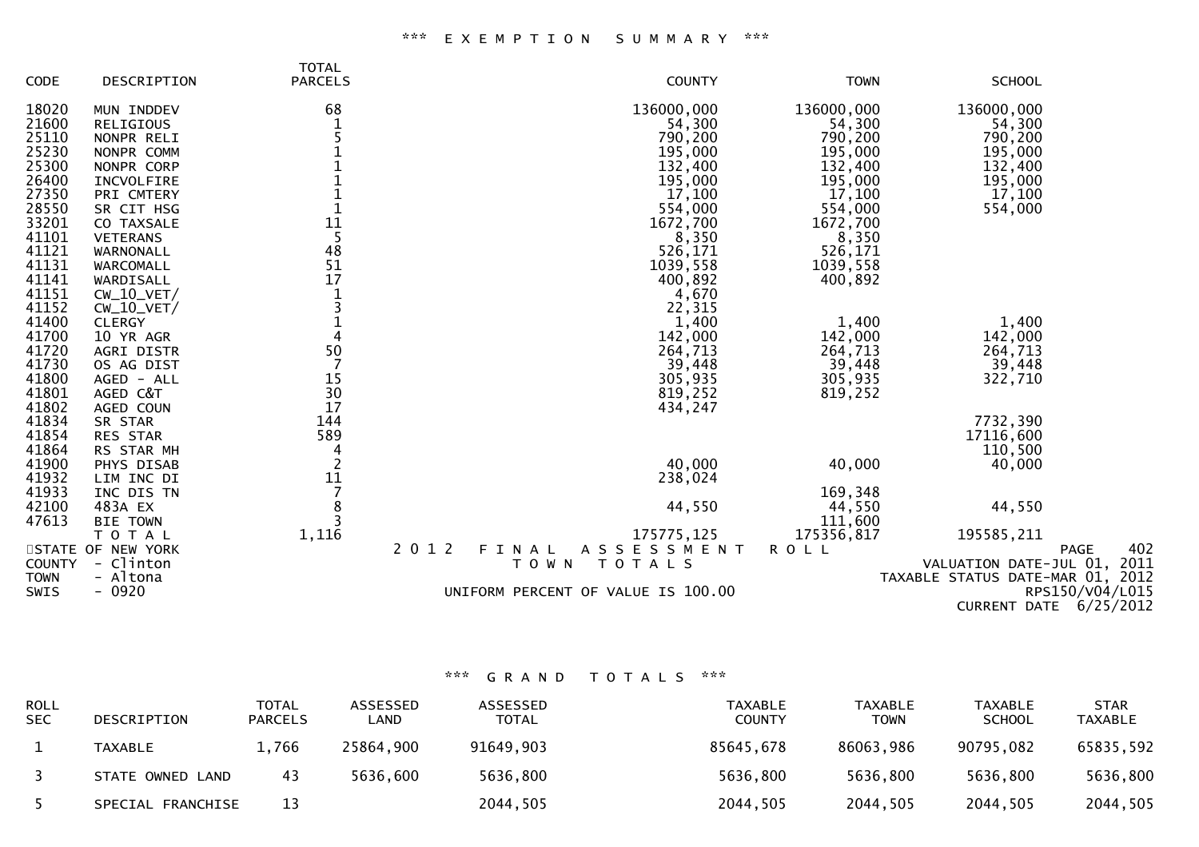## *** EXEMPTION SUMMARY ***

| CODE | DESCRIPTION | TOTAL PARCELS | COUNTY | TOWN | SCHOOL |
|---|---|---|---|---|---|
| 18020 | MUN INDDEV | 68 | 136000,000 | 136000,000 | 136000,000 |
| 21600 | RELIGIOUS | 1 | 54,300 | 54,300 | 54,300 |
| 25110 | NONPR RELI | 5 | 790,200 | 790,200 | 790,200 |
| 25230 | NONPR COMM | 1 | 195,000 | 195,000 | 195,000 |
| 25300 | NONPR CORP | 1 | 132,400 | 132,400 | 132,400 |
| 26400 | INCVOLFIRE | 1 | 195,000 | 195,000 | 195,000 |
| 27350 | PRI CMTERY | 1 | 17,100 | 17,100 | 17,100 |
| 28550 | SR CIT HSG | 1 | 554,000 | 554,000 | 554,000 |
| 33201 | CO TAXSALE | 11 | 1672,700 | 1672,700 | |
| 41101 | VETERANS | 5 | 8,350 | 8,350 | |
| 41121 | WARNONALL | 48 | 526,171 | 526,171 | |
| 41131 | WARCOMALL | 51 | 1039,558 | 1039,558 | |
| 41141 | WARDISALL | 17 | 400,892 | 400,892 | |
| 41151 | CW_10_VET/ | 1 | 4,670 | | |
| 41152 | CW_10_VET/ | 3 | 22,315 | | |
| 41400 | CLERGY | 1 | 1,400 | 1,400 | 1,400 |
| 41700 | 10 YR AGR | 4 | 142,000 | 142,000 | 142,000 |
| 41720 | AGRI DISTR | 50 | 264,713 | 264,713 | 264,713 |
| 41730 | OS AG DIST | 7 | 39,448 | 39,448 | 39,448 |
| 41800 | AGED - ALL | 15 | 305,935 | 305,935 | 322,710 |
| 41801 | AGED C&T | 30 | 819,252 | 819,252 | |
| 41802 | AGED COUN | 17 | 434,247 | | |
| 41834 | SR STAR | 144 | | | 7732,390 |
| 41854 | RES STAR | 589 | | | 17116,600 |
| 41864 | RS STAR MH | 4 | | | 110,500 |
| 41900 | PHYS DISAB | 2 | 40,000 | 40,000 | 40,000 |
| 41932 | LIM INC DI | 11 | 238,024 | | |
| 41933 | INC DIS TN | 7 | | 169,348 | |
| 42100 | 483A EX | 8 | 44,550 | 44,550 | 44,550 |
| 47613 | BIE TOWN | 3 | | 111,600 | |
| | TOTAL | 1,116 | 175775,125 | 175356,817 | 195585,211 |

STATE OF NEW YORK — 2012 FINAL ASSESSMENT ROLL — TOWN TOTALS
COUNTY - Clinton
TOWN - Altona
SWIS - 0920
UNIFORM PERCENT OF VALUE IS 100.00
VALUATION DATE-JUL 01, 2011
TAXABLE STATUS DATE-MAR 01, 2012
RPS150/V04/L015
CURRENT DATE 6/25/2012

## *** GRAND TOTALS ***

| ROLL SEC | DESCRIPTION | TOTAL PARCELS | ASSESSED LAND | ASSESSED TOTAL | TAXABLE COUNTY | TAXABLE TOWN | TAXABLE SCHOOL | STAR TAXABLE |
|---|---|---|---|---|---|---|---|---|
| 1 | TAXABLE | 1,766 | 25864,900 | 91649,903 | 85645,678 | 86063,986 | 90795,082 | 65835,592 |
| 3 | STATE OWNED LAND | 43 | 5636,600 | 5636,800 | 5636,800 | 5636,800 | 5636,800 | 5636,800 |
| 5 | SPECIAL FRANCHISE | 13 | | 2044,505 | 2044,505 | 2044,505 | 2044,505 | 2044,505 |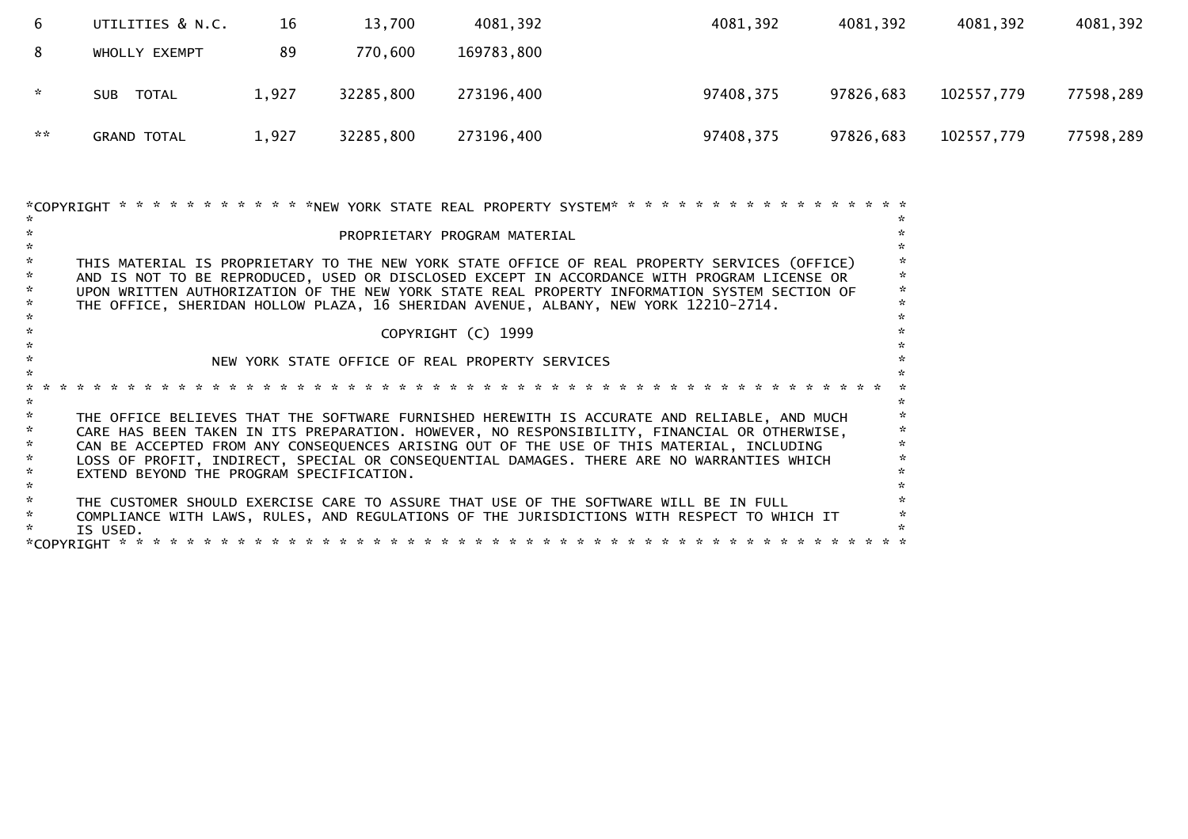| | | | | | | | | |
|---|---|---|---|---|---|---|---|---|
| 6 | UTILITIES & N.C. | 16 | 13,700 | 4081,392 | 4081,392 | 4081,392 | 4081,392 | 4081,392 |
| 8 | WHOLLY EXEMPT | 89 | 770,600 | 169783,800 | | | | |
| * | SUB TOTAL | 1,927 | 32285,800 | 273196,400 | 97408,375 | 97826,683 | 102557,779 | 77598,289 |
| ** | GRAND TOTAL | 1,927 | 32285,800 | 273196,400 | 97408,375 | 97826,683 | 102557,779 | 77598,289 |

*COPYRIGHT * * * * * * * * * * * *NEW YORK STATE REAL PROPERTY SYSTEM* * * * * * * * * * * * * * * * * * *

PROPRIETARY PROGRAM MATERIAL

THIS MATERIAL IS PROPRIETARY TO THE NEW YORK STATE OFFICE OF REAL PROPERTY SERVICES (OFFICE) AND IS NOT TO BE REPRODUCED, USED OR DISCLOSED EXCEPT IN ACCORDANCE WITH PROGRAM LICENSE OR UPON WRITTEN AUTHORIZATION OF THE NEW YORK STATE REAL PROPERTY INFORMATION SYSTEM SECTION OF THE OFFICE, SHERIDAN HOLLOW PLAZA, 16 SHERIDAN AVENUE, ALBANY, NEW YORK 12210-2714.

COPYRIGHT (C) 1999

NEW YORK STATE OFFICE OF REAL PROPERTY SERVICES

THE OFFICE BELIEVES THAT THE SOFTWARE FURNISHED HEREWITH IS ACCURATE AND RELIABLE, AND MUCH CARE HAS BEEN TAKEN IN ITS PREPARATION. HOWEVER, NO RESPONSIBILITY, FINANCIAL OR OTHERWISE, CAN BE ACCEPTED FROM ANY CONSEQUENCES ARISING OUT OF THE USE OF THIS MATERIAL, INCLUDING LOSS OF PROFIT, INDIRECT, SPECIAL OR CONSEQUENTIAL DAMAGES. THERE ARE NO WARRANTIES WHICH EXTEND BEYOND THE PROGRAM SPECIFICATION.

THE CUSTOMER SHOULD EXERCISE CARE TO ASSURE THAT USE OF THE SOFTWARE WILL BE IN FULL COMPLIANCE WITH LAWS, RULES, AND REGULATIONS OF THE JURISDICTIONS WITH RESPECT TO WHICH IT IS USED.

*COPYRIGHT * * * * * * * * * * * * * * * * * * * * * * * * * * * * * * * * * * * * * * * * * * * * * * *